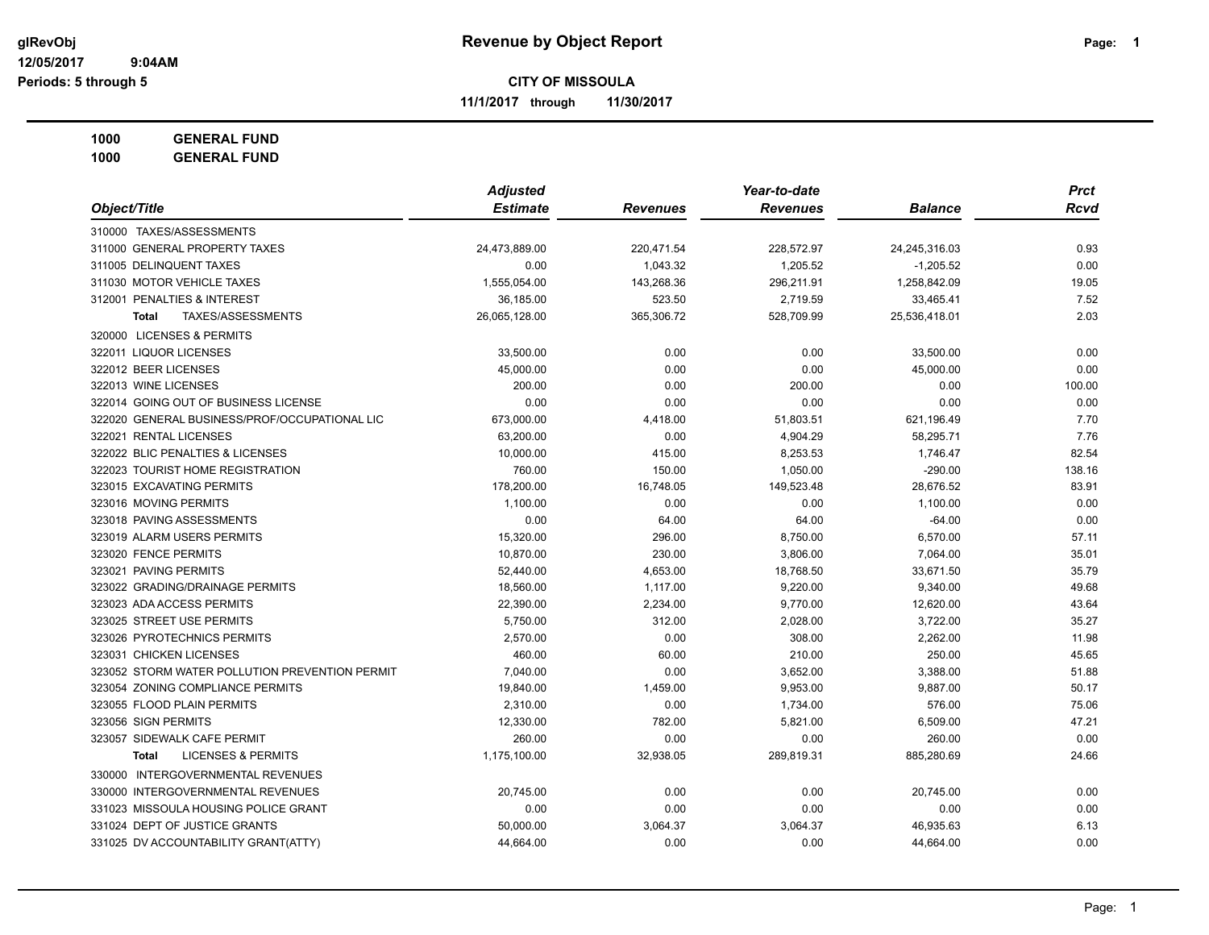# Revenue by Object Report

glRevObj
12/05/2017 9:04AM
Periods: 5 through 5

**CITY OF MISSOULA**

**11/1/2017 through 11/30/2017**

**1000 GENERAL FUND**
**1000 GENERAL FUND**

| Object/Title | Adjusted Estimate | Revenues | Year-to-date Revenues | Balance | Prct Rcvd |
|---|---|---|---|---|---|
| 310000 TAXES/ASSESSMENTS | | | | | |
| 311000 GENERAL PROPERTY TAXES | 24,473,889.00 | 220,471.54 | 228,572.97 | 24,245,316.03 | 0.93 |
| 311005 DELINQUENT TAXES | 0.00 | 1,043.32 | 1,205.52 | -1,205.52 | 0.00 |
| 311030 MOTOR VEHICLE TAXES | 1,555,054.00 | 143,268.36 | 296,211.91 | 1,258,842.09 | 19.05 |
| 312001 PENALTIES & INTEREST | 36,185.00 | 523.50 | 2,719.59 | 33,465.41 | 7.52 |
| **Total** TAXES/ASSESSMENTS | 26,065,128.00 | 365,306.72 | 528,709.99 | 25,536,418.01 | 2.03 |
| 320000 LICENSES & PERMITS | | | | | |
| 322011 LIQUOR LICENSES | 33,500.00 | 0.00 | 0.00 | 33,500.00 | 0.00 |
| 322012 BEER LICENSES | 45,000.00 | 0.00 | 0.00 | 45,000.00 | 0.00 |
| 322013 WINE LICENSES | 200.00 | 0.00 | 200.00 | 0.00 | 100.00 |
| 322014 GOING OUT OF BUSINESS LICENSE | 0.00 | 0.00 | 0.00 | 0.00 | 0.00 |
| 322020 GENERAL BUSINESS/PROF/OCCUPATIONAL LIC | 673,000.00 | 4,418.00 | 51,803.51 | 621,196.49 | 7.70 |
| 322021 RENTAL LICENSES | 63,200.00 | 0.00 | 4,904.29 | 58,295.71 | 7.76 |
| 322022 BLIC PENALTIES & LICENSES | 10,000.00 | 415.00 | 8,253.53 | 1,746.47 | 82.54 |
| 322023 TOURIST HOME REGISTRATION | 760.00 | 150.00 | 1,050.00 | -290.00 | 138.16 |
| 323015 EXCAVATING PERMITS | 178,200.00 | 16,748.05 | 149,523.48 | 28,676.52 | 83.91 |
| 323016 MOVING PERMITS | 1,100.00 | 0.00 | 0.00 | 1,100.00 | 0.00 |
| 323018 PAVING ASSESSMENTS | 0.00 | 64.00 | 64.00 | -64.00 | 0.00 |
| 323019 ALARM USERS PERMITS | 15,320.00 | 296.00 | 8,750.00 | 6,570.00 | 57.11 |
| 323020 FENCE PERMITS | 10,870.00 | 230.00 | 3,806.00 | 7,064.00 | 35.01 |
| 323021 PAVING PERMITS | 52,440.00 | 4,653.00 | 18,768.50 | 33,671.50 | 35.79 |
| 323022 GRADING/DRAINAGE PERMITS | 18,560.00 | 1,117.00 | 9,220.00 | 9,340.00 | 49.68 |
| 323023 ADA ACCESS PERMITS | 22,390.00 | 2,234.00 | 9,770.00 | 12,620.00 | 43.64 |
| 323025 STREET USE PERMITS | 5,750.00 | 312.00 | 2,028.00 | 3,722.00 | 35.27 |
| 323026 PYROTECHNICS PERMITS | 2,570.00 | 0.00 | 308.00 | 2,262.00 | 11.98 |
| 323031 CHICKEN LICENSES | 460.00 | 60.00 | 210.00 | 250.00 | 45.65 |
| 323052 STORM WATER POLLUTION PREVENTION PERMIT | 7,040.00 | 0.00 | 3,652.00 | 3,388.00 | 51.88 |
| 323054 ZONING COMPLIANCE PERMITS | 19,840.00 | 1,459.00 | 9,953.00 | 9,887.00 | 50.17 |
| 323055 FLOOD PLAIN PERMITS | 2,310.00 | 0.00 | 1,734.00 | 576.00 | 75.06 |
| 323056 SIGN PERMITS | 12,330.00 | 782.00 | 5,821.00 | 6,509.00 | 47.21 |
| 323057 SIDEWALK CAFE PERMIT | 260.00 | 0.00 | 0.00 | 260.00 | 0.00 |
| **Total** LICENSES & PERMITS | 1,175,100.00 | 32,938.05 | 289,819.31 | 885,280.69 | 24.66 |
| 330000 INTERGOVERNMENTAL REVENUES | | | | | |
| 330000 INTERGOVERNMENTAL REVENUES | 20,745.00 | 0.00 | 0.00 | 20,745.00 | 0.00 |
| 331023 MISSOULA HOUSING POLICE GRANT | 0.00 | 0.00 | 0.00 | 0.00 | 0.00 |
| 331024 DEPT OF JUSTICE GRANTS | 50,000.00 | 3,064.37 | 3,064.37 | 46,935.63 | 6.13 |
| 331025 DV ACCOUNTABILITY GRANT(ATTY) | 44,664.00 | 0.00 | 0.00 | 44,664.00 | 0.00 |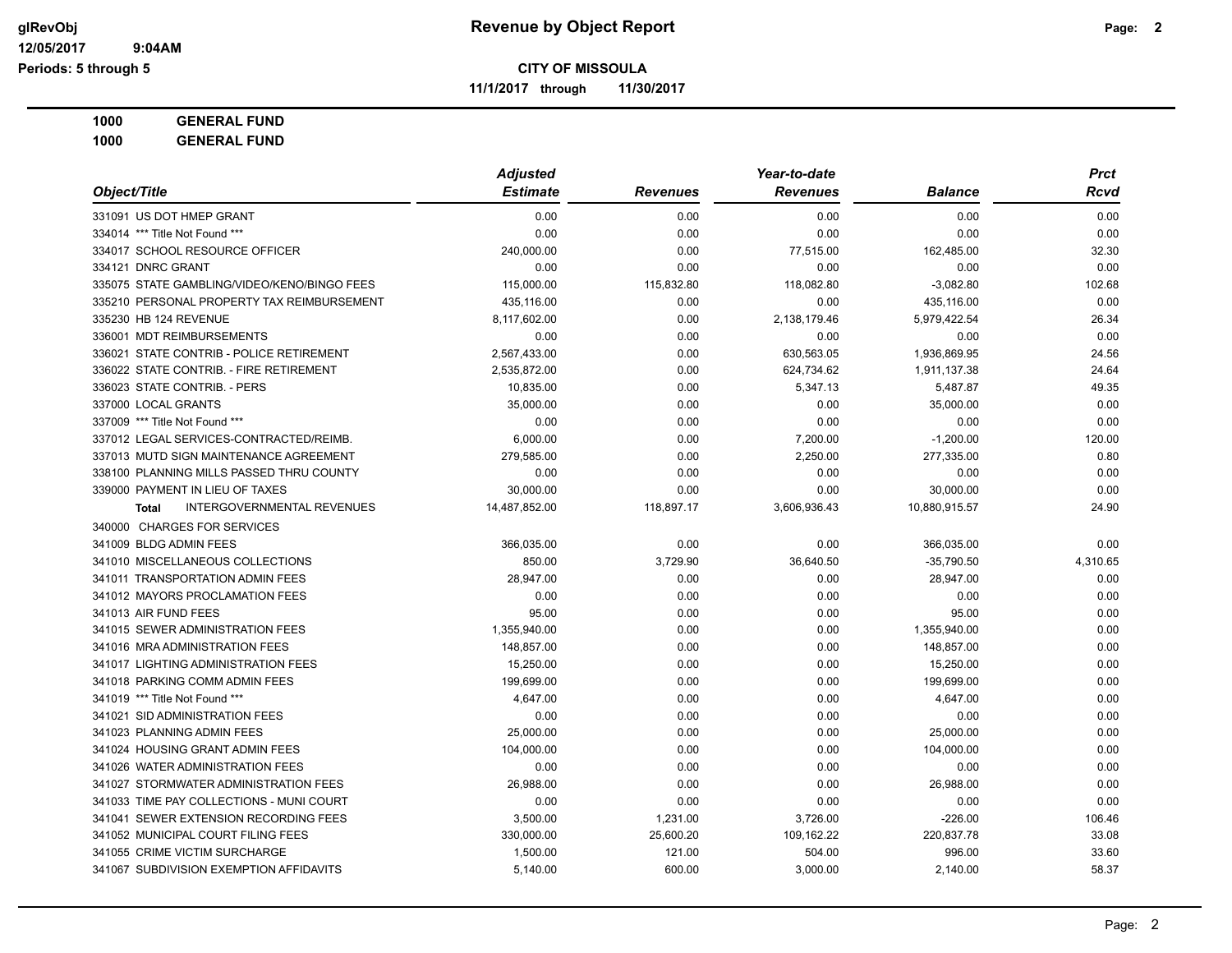# Revenue by Object Report

glRevObj
12/05/2017 9:04AM
Periods: 5 through 5

**CITY OF MISSOULA**

**11/1/2017 through 11/30/2017**

**1000 GENERAL FUND**
**1000 GENERAL FUND**

| Object/Title | Adjusted Estimate | Revenues | Year-to-date Revenues | Balance | Prct Rcvd |
|---|---|---|---|---|---|
| 331091 US DOT HMEP GRANT | 0.00 | 0.00 | 0.00 | 0.00 | 0.00 |
| 334014 *** Title Not Found *** | 0.00 | 0.00 | 0.00 | 0.00 | 0.00 |
| 334017 SCHOOL RESOURCE OFFICER | 240,000.00 | 0.00 | 77,515.00 | 162,485.00 | 32.30 |
| 334121 DNRC GRANT | 0.00 | 0.00 | 0.00 | 0.00 | 0.00 |
| 335075 STATE GAMBLING/VIDEO/KENO/BINGO FEES | 115,000.00 | 115,832.80 | 118,082.80 | -3,082.80 | 102.68 |
| 335210 PERSONAL PROPERTY TAX REIMBURSEMENT | 435,116.00 | 0.00 | 0.00 | 435,116.00 | 0.00 |
| 335230 HB 124 REVENUE | 8,117,602.00 | 0.00 | 2,138,179.46 | 5,979,422.54 | 26.34 |
| 336001 MDT REIMBURSEMENTS | 0.00 | 0.00 | 0.00 | 0.00 | 0.00 |
| 336021 STATE CONTRIB - POLICE RETIREMENT | 2,567,433.00 | 0.00 | 630,563.05 | 1,936,869.95 | 24.56 |
| 336022 STATE CONTRIB. - FIRE RETIREMENT | 2,535,872.00 | 0.00 | 624,734.62 | 1,911,137.38 | 24.64 |
| 336023 STATE CONTRIB. - PERS | 10,835.00 | 0.00 | 5,347.13 | 5,487.87 | 49.35 |
| 337000 LOCAL GRANTS | 35,000.00 | 0.00 | 0.00 | 35,000.00 | 0.00 |
| 337009 *** Title Not Found *** | 0.00 | 0.00 | 0.00 | 0.00 | 0.00 |
| 337012 LEGAL SERVICES-CONTRACTED/REIMB. | 6,000.00 | 0.00 | 7,200.00 | -1,200.00 | 120.00 |
| 337013 MUTD SIGN MAINTENANCE AGREEMENT | 279,585.00 | 0.00 | 2,250.00 | 277,335.00 | 0.80 |
| 338100 PLANNING MILLS PASSED THRU COUNTY | 0.00 | 0.00 | 0.00 | 0.00 | 0.00 |
| 339000 PAYMENT IN LIEU OF TAXES | 30,000.00 | 0.00 | 0.00 | 30,000.00 | 0.00 |
| **Total** INTERGOVERNMENTAL REVENUES | 14,487,852.00 | 118,897.17 | 3,606,936.43 | 10,880,915.57 | 24.90 |
| 340000 CHARGES FOR SERVICES | | | | | |
| 341009 BLDG ADMIN FEES | 366,035.00 | 0.00 | 0.00 | 366,035.00 | 0.00 |
| 341010 MISCELLANEOUS COLLECTIONS | 850.00 | 3,729.90 | 36,640.50 | -35,790.50 | 4,310.65 |
| 341011 TRANSPORTATION ADMIN FEES | 28,947.00 | 0.00 | 0.00 | 28,947.00 | 0.00 |
| 341012 MAYORS PROCLAMATION FEES | 0.00 | 0.00 | 0.00 | 0.00 | 0.00 |
| 341013 AIR FUND FEES | 95.00 | 0.00 | 0.00 | 95.00 | 0.00 |
| 341015 SEWER ADMINISTRATION FEES | 1,355,940.00 | 0.00 | 0.00 | 1,355,940.00 | 0.00 |
| 341016 MRA ADMINISTRATION FEES | 148,857.00 | 0.00 | 0.00 | 148,857.00 | 0.00 |
| 341017 LIGHTING ADMINISTRATION FEES | 15,250.00 | 0.00 | 0.00 | 15,250.00 | 0.00 |
| 341018 PARKING COMM ADMIN FEES | 199,699.00 | 0.00 | 0.00 | 199,699.00 | 0.00 |
| 341019 *** Title Not Found *** | 4,647.00 | 0.00 | 0.00 | 4,647.00 | 0.00 |
| 341021 SID ADMINISTRATION FEES | 0.00 | 0.00 | 0.00 | 0.00 | 0.00 |
| 341023 PLANNING ADMIN FEES | 25,000.00 | 0.00 | 0.00 | 25,000.00 | 0.00 |
| 341024 HOUSING GRANT ADMIN FEES | 104,000.00 | 0.00 | 0.00 | 104,000.00 | 0.00 |
| 341026 WATER ADMINISTRATION FEES | 0.00 | 0.00 | 0.00 | 0.00 | 0.00 |
| 341027 STORMWATER ADMINISTRATION FEES | 26,988.00 | 0.00 | 0.00 | 26,988.00 | 0.00 |
| 341033 TIME PAY COLLECTIONS - MUNI COURT | 0.00 | 0.00 | 0.00 | 0.00 | 0.00 |
| 341041 SEWER EXTENSION RECORDING FEES | 3,500.00 | 1,231.00 | 3,726.00 | -226.00 | 106.46 |
| 341052 MUNICIPAL COURT FILING FEES | 330,000.00 | 25,600.20 | 109,162.22 | 220,837.78 | 33.08 |
| 341055 CRIME VICTIM SURCHARGE | 1,500.00 | 121.00 | 504.00 | 996.00 | 33.60 |
| 341067 SUBDIVISION EXEMPTION AFFIDAVITS | 5,140.00 | 600.00 | 3,000.00 | 2,140.00 | 58.37 |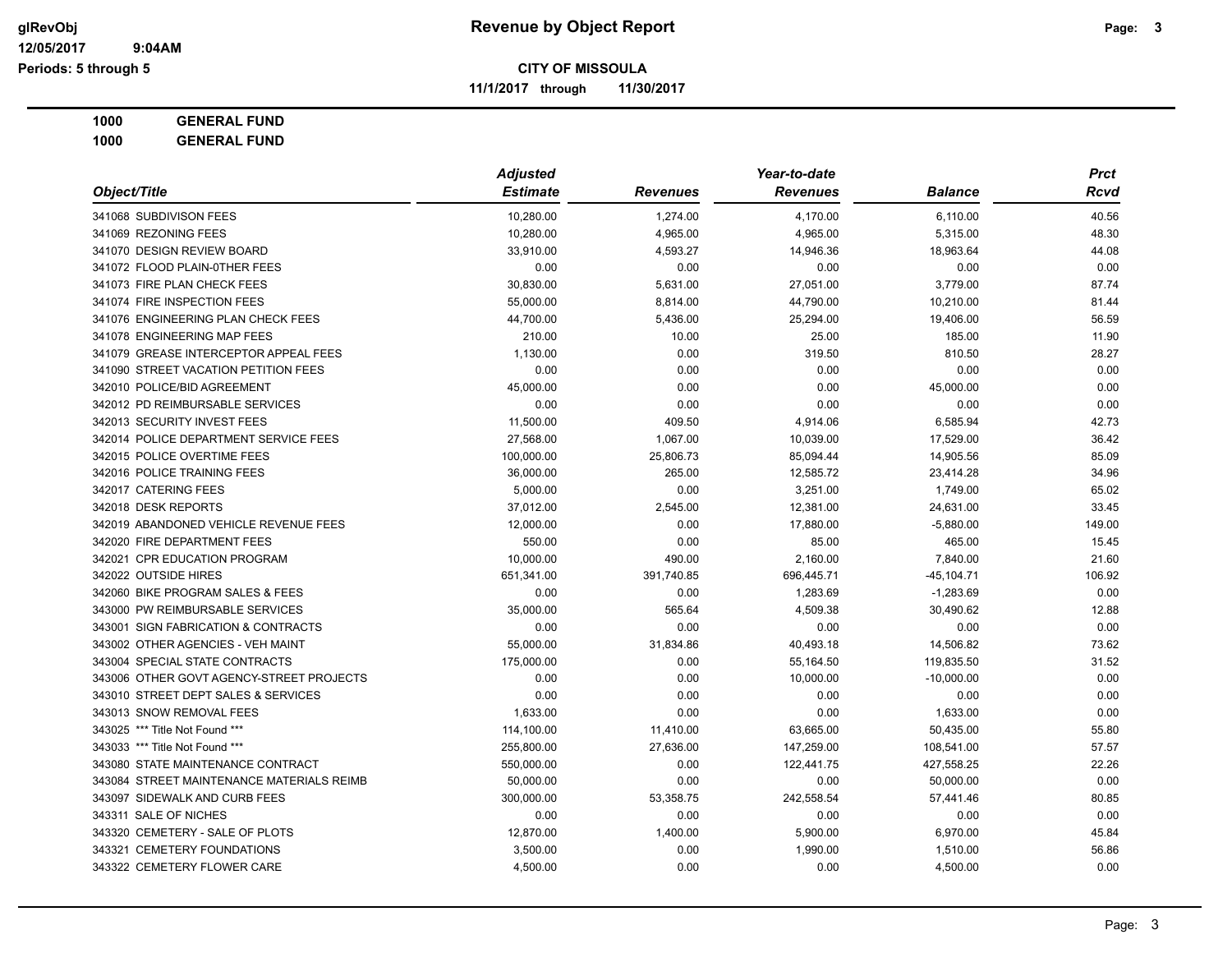# Revenue by Object Report

**CITY OF MISSOULA**

**11/1/2017 through 11/30/2017**

glRevObj
12/05/2017 9:04AM
Periods: 5 through 5

**1000 GENERAL FUND**

**1000 GENERAL FUND**

| Object/Title | Adjusted Estimate | Revenues | Year-to-date Revenues | Balance | Prct Rcvd |
|---|---|---|---|---|---|
| 341068 SUBDIVISON FEES | 10,280.00 | 1,274.00 | 4,170.00 | 6,110.00 | 40.56 |
| 341069 REZONING FEES | 10,280.00 | 4,965.00 | 4,965.00 | 5,315.00 | 48.30 |
| 341070 DESIGN REVIEW BOARD | 33,910.00 | 4,593.27 | 14,946.36 | 18,963.64 | 44.08 |
| 341072 FLOOD PLAIN-0THER FEES | 0.00 | 0.00 | 0.00 | 0.00 | 0.00 |
| 341073 FIRE PLAN CHECK FEES | 30,830.00 | 5,631.00 | 27,051.00 | 3,779.00 | 87.74 |
| 341074 FIRE INSPECTION FEES | 55,000.00 | 8,814.00 | 44,790.00 | 10,210.00 | 81.44 |
| 341076 ENGINEERING PLAN CHECK FEES | 44,700.00 | 5,436.00 | 25,294.00 | 19,406.00 | 56.59 |
| 341078 ENGINEERING MAP FEES | 210.00 | 10.00 | 25.00 | 185.00 | 11.90 |
| 341079 GREASE INTERCEPTOR APPEAL FEES | 1,130.00 | 0.00 | 319.50 | 810.50 | 28.27 |
| 341090 STREET VACATION PETITION FEES | 0.00 | 0.00 | 0.00 | 0.00 | 0.00 |
| 342010 POLICE/BID AGREEMENT | 45,000.00 | 0.00 | 0.00 | 45,000.00 | 0.00 |
| 342012 PD REIMBURSABLE SERVICES | 0.00 | 0.00 | 0.00 | 0.00 | 0.00 |
| 342013 SECURITY INVEST FEES | 11,500.00 | 409.50 | 4,914.06 | 6,585.94 | 42.73 |
| 342014 POLICE DEPARTMENT SERVICE FEES | 27,568.00 | 1,067.00 | 10,039.00 | 17,529.00 | 36.42 |
| 342015 POLICE OVERTIME FEES | 100,000.00 | 25,806.73 | 85,094.44 | 14,905.56 | 85.09 |
| 342016 POLICE TRAINING FEES | 36,000.00 | 265.00 | 12,585.72 | 23,414.28 | 34.96 |
| 342017 CATERING FEES | 5,000.00 | 0.00 | 3,251.00 | 1,749.00 | 65.02 |
| 342018 DESK REPORTS | 37,012.00 | 2,545.00 | 12,381.00 | 24,631.00 | 33.45 |
| 342019 ABANDONED VEHICLE REVENUE FEES | 12,000.00 | 0.00 | 17,880.00 | -5,880.00 | 149.00 |
| 342020 FIRE DEPARTMENT FEES | 550.00 | 0.00 | 85.00 | 465.00 | 15.45 |
| 342021 CPR EDUCATION PROGRAM | 10,000.00 | 490.00 | 2,160.00 | 7,840.00 | 21.60 |
| 342022 OUTSIDE HIRES | 651,341.00 | 391,740.85 | 696,445.71 | -45,104.71 | 106.92 |
| 342060 BIKE PROGRAM SALES & FEES | 0.00 | 0.00 | 1,283.69 | -1,283.69 | 0.00 |
| 343000 PW REIMBURSABLE SERVICES | 35,000.00 | 565.64 | 4,509.38 | 30,490.62 | 12.88 |
| 343001 SIGN FABRICATION & CONTRACTS | 0.00 | 0.00 | 0.00 | 0.00 | 0.00 |
| 343002 OTHER AGENCIES - VEH MAINT | 55,000.00 | 31,834.86 | 40,493.18 | 14,506.82 | 73.62 |
| 343004 SPECIAL STATE CONTRACTS | 175,000.00 | 0.00 | 55,164.50 | 119,835.50 | 31.52 |
| 343006 OTHER GOVT AGENCY-STREET PROJECTS | 0.00 | 0.00 | 10,000.00 | -10,000.00 | 0.00 |
| 343010 STREET DEPT SALES & SERVICES | 0.00 | 0.00 | 0.00 | 0.00 | 0.00 |
| 343013 SNOW REMOVAL FEES | 1,633.00 | 0.00 | 0.00 | 1,633.00 | 0.00 |
| 343025 *** Title Not Found *** | 114,100.00 | 11,410.00 | 63,665.00 | 50,435.00 | 55.80 |
| 343033 *** Title Not Found *** | 255,800.00 | 27,636.00 | 147,259.00 | 108,541.00 | 57.57 |
| 343080 STATE MAINTENANCE CONTRACT | 550,000.00 | 0.00 | 122,441.75 | 427,558.25 | 22.26 |
| 343084 STREET MAINTENANCE MATERIALS REIMB | 50,000.00 | 0.00 | 0.00 | 50,000.00 | 0.00 |
| 343097 SIDEWALK AND CURB FEES | 300,000.00 | 53,358.75 | 242,558.54 | 57,441.46 | 80.85 |
| 343311 SALE OF NICHES | 0.00 | 0.00 | 0.00 | 0.00 | 0.00 |
| 343320 CEMETERY - SALE OF PLOTS | 12,870.00 | 1,400.00 | 5,900.00 | 6,970.00 | 45.84 |
| 343321 CEMETERY FOUNDATIONS | 3,500.00 | 0.00 | 1,990.00 | 1,510.00 | 56.86 |
| 343322 CEMETERY FLOWER CARE | 4,500.00 | 0.00 | 0.00 | 4,500.00 | 0.00 |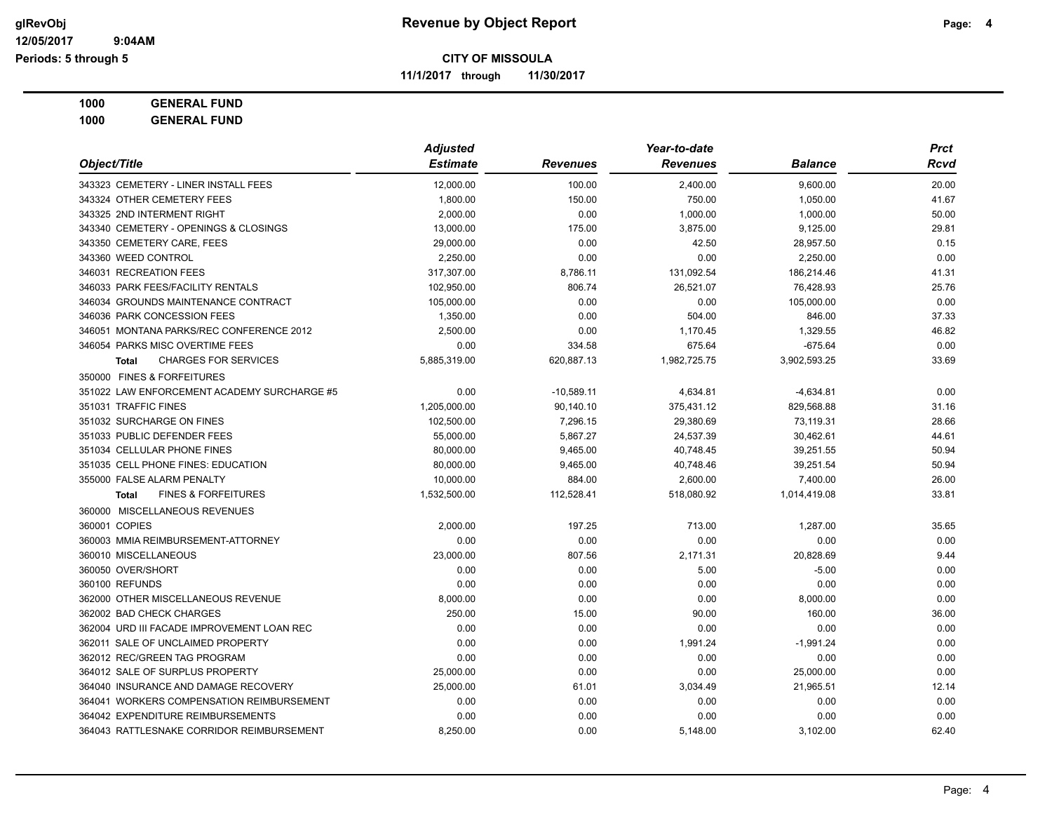**CITY OF MISSOULA**

**11/1/2017 through 11/30/2017**

**1000 GENERAL FUND**

**1000 GENERAL FUND**

| Object/Title | Adjusted Estimate | Revenues | Year-to-date Revenues | Balance | Prct Rcvd |
|---|---|---|---|---|---|
| 343323 CEMETERY - LINER INSTALL FEES | 12,000.00 | 100.00 | 2,400.00 | 9,600.00 | 20.00 |
| 343324 OTHER CEMETERY FEES | 1,800.00 | 150.00 | 750.00 | 1,050.00 | 41.67 |
| 343325 2ND INTERMENT RIGHT | 2,000.00 | 0.00 | 1,000.00 | 1,000.00 | 50.00 |
| 343340 CEMETERY - OPENINGS & CLOSINGS | 13,000.00 | 175.00 | 3,875.00 | 9,125.00 | 29.81 |
| 343350 CEMETERY CARE, FEES | 29,000.00 | 0.00 | 42.50 | 28,957.50 | 0.15 |
| 343360 WEED CONTROL | 2,250.00 | 0.00 | 0.00 | 2,250.00 | 0.00 |
| 346031 RECREATION FEES | 317,307.00 | 8,786.11 | 131,092.54 | 186,214.46 | 41.31 |
| 346033 PARK FEES/FACILITY RENTALS | 102,950.00 | 806.74 | 26,521.07 | 76,428.93 | 25.76 |
| 346034 GROUNDS MAINTENANCE CONTRACT | 105,000.00 | 0.00 | 0.00 | 105,000.00 | 0.00 |
| 346036 PARK CONCESSION FEES | 1,350.00 | 0.00 | 504.00 | 846.00 | 37.33 |
| 346051 MONTANA PARKS/REC CONFERENCE 2012 | 2,500.00 | 0.00 | 1,170.45 | 1,329.55 | 46.82 |
| 346054 PARKS MISC OVERTIME FEES | 0.00 | 334.58 | 675.64 | -675.64 | 0.00 |
| **Total** CHARGES FOR SERVICES | 5,885,319.00 | 620,887.13 | 1,982,725.75 | 3,902,593.25 | 33.69 |
| 350000 FINES & FORFEITURES | | | | | |
| 351022 LAW ENFORCEMENT ACADEMY SURCHARGE #5 | 0.00 | -10,589.11 | 4,634.81 | -4,634.81 | 0.00 |
| 351031 TRAFFIC FINES | 1,205,000.00 | 90,140.10 | 375,431.12 | 829,568.88 | 31.16 |
| 351032 SURCHARGE ON FINES | 102,500.00 | 7,296.15 | 29,380.69 | 73,119.31 | 28.66 |
| 351033 PUBLIC DEFENDER FEES | 55,000.00 | 5,867.27 | 24,537.39 | 30,462.61 | 44.61 |
| 351034 CELLULAR PHONE FINES | 80,000.00 | 9,465.00 | 40,748.45 | 39,251.55 | 50.94 |
| 351035 CELL PHONE FINES: EDUCATION | 80,000.00 | 9,465.00 | 40,748.46 | 39,251.54 | 50.94 |
| 355000 FALSE ALARM PENALTY | 10,000.00 | 884.00 | 2,600.00 | 7,400.00 | 26.00 |
| **Total** FINES & FORFEITURES | 1,532,500.00 | 112,528.41 | 518,080.92 | 1,014,419.08 | 33.81 |
| 360000 MISCELLANEOUS REVENUES | | | | | |
| 360001 COPIES | 2,000.00 | 197.25 | 713.00 | 1,287.00 | 35.65 |
| 360003 MMIA REIMBURSEMENT-ATTORNEY | 0.00 | 0.00 | 0.00 | 0.00 | 0.00 |
| 360010 MISCELLANEOUS | 23,000.00 | 807.56 | 2,171.31 | 20,828.69 | 9.44 |
| 360050 OVER/SHORT | 0.00 | 0.00 | 5.00 | -5.00 | 0.00 |
| 360100 REFUNDS | 0.00 | 0.00 | 0.00 | 0.00 | 0.00 |
| 362000 OTHER MISCELLANEOUS REVENUE | 8,000.00 | 0.00 | 0.00 | 8,000.00 | 0.00 |
| 362002 BAD CHECK CHARGES | 250.00 | 15.00 | 90.00 | 160.00 | 36.00 |
| 362004 URD III FACADE IMPROVEMENT LOAN REC | 0.00 | 0.00 | 0.00 | 0.00 | 0.00 |
| 362011 SALE OF UNCLAIMED PROPERTY | 0.00 | 0.00 | 1,991.24 | -1,991.24 | 0.00 |
| 362012 REC/GREEN TAG PROGRAM | 0.00 | 0.00 | 0.00 | 0.00 | 0.00 |
| 364012 SALE OF SURPLUS PROPERTY | 25,000.00 | 0.00 | 0.00 | 25,000.00 | 0.00 |
| 364040 INSURANCE AND DAMAGE RECOVERY | 25,000.00 | 61.01 | 3,034.49 | 21,965.51 | 12.14 |
| 364041 WORKERS COMPENSATION REIMBURSEMENT | 0.00 | 0.00 | 0.00 | 0.00 | 0.00 |
| 364042 EXPENDITURE REIMBURSEMENTS | 0.00 | 0.00 | 0.00 | 0.00 | 0.00 |
| 364043 RATTLESNAKE CORRIDOR REIMBURSEMENT | 8,250.00 | 0.00 | 5,148.00 | 3,102.00 | 62.40 |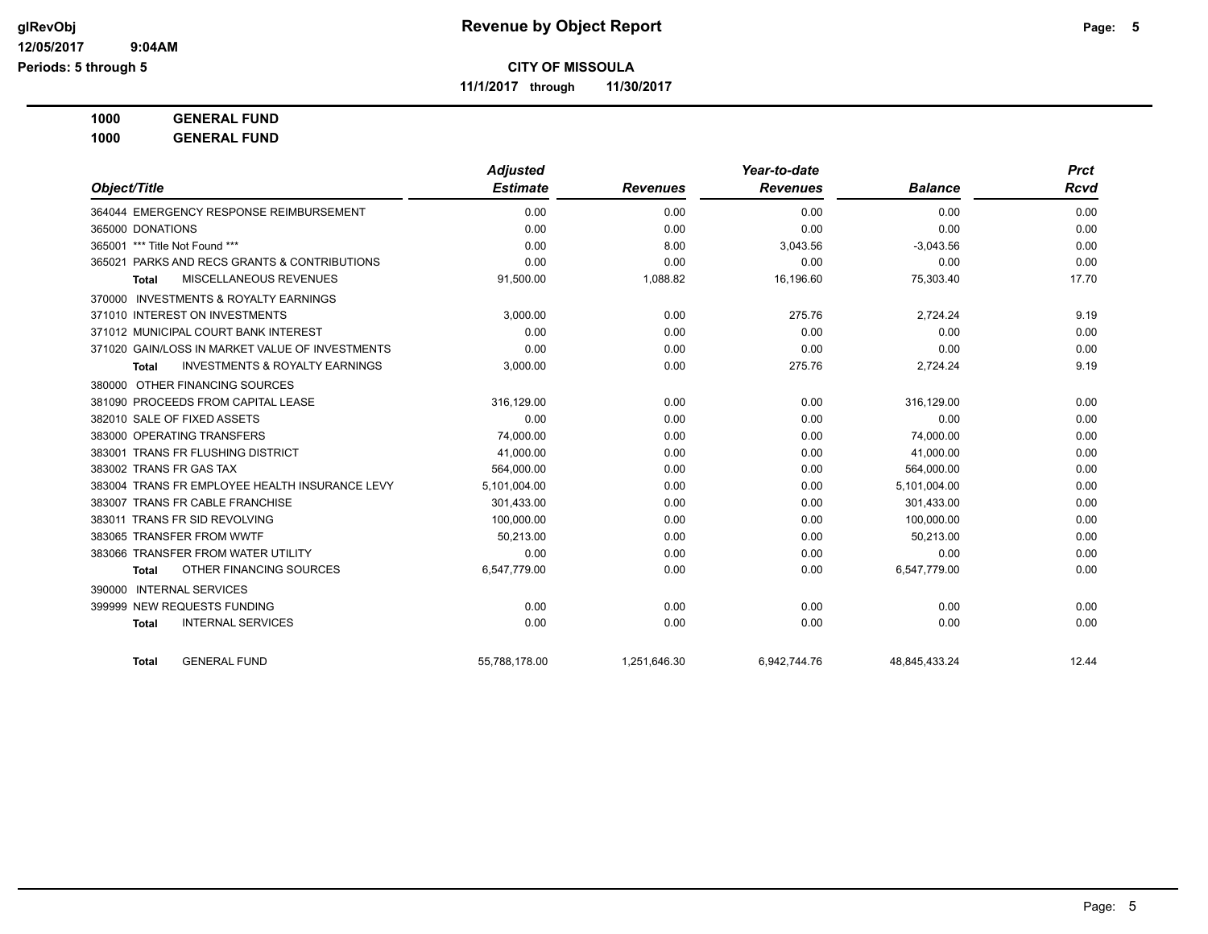**Revenue by Object Report**

**CITY OF MISSOULA**

**11/1/2017 through 11/30/2017**

glRevObj
12/05/2017 9:04AM
Periods: 5 through 5

**1000 GENERAL FUND**

**1000 GENERAL FUND**

| Object/Title | Adjusted Estimate | Revenues | Year-to-date Revenues | Balance | Prct Rcvd |
|---|---|---|---|---|---|
| 364044 EMERGENCY RESPONSE REIMBURSEMENT | 0.00 | 0.00 | 0.00 | 0.00 | 0.00 |
| 365000 DONATIONS | 0.00 | 0.00 | 0.00 | 0.00 | 0.00 |
| 365001 *** Title Not Found *** | 0.00 | 8.00 | 3,043.56 | -3,043.56 | 0.00 |
| 365021 PARKS AND RECS GRANTS & CONTRIBUTIONS | 0.00 | 0.00 | 0.00 | 0.00 | 0.00 |
| **Total** MISCELLANEOUS REVENUES | 91,500.00 | 1,088.82 | 16,196.60 | 75,303.40 | 17.70 |
| 370000 INVESTMENTS & ROYALTY EARNINGS | | | | | |
| 371010 INTEREST ON INVESTMENTS | 3,000.00 | 0.00 | 275.76 | 2,724.24 | 9.19 |
| 371012 MUNICIPAL COURT BANK INTEREST | 0.00 | 0.00 | 0.00 | 0.00 | 0.00 |
| 371020 GAIN/LOSS IN MARKET VALUE OF INVESTMENTS | 0.00 | 0.00 | 0.00 | 0.00 | 0.00 |
| **Total** INVESTMENTS & ROYALTY EARNINGS | 3,000.00 | 0.00 | 275.76 | 2,724.24 | 9.19 |
| 380000 OTHER FINANCING SOURCES | | | | | |
| 381090 PROCEEDS FROM CAPITAL LEASE | 316,129.00 | 0.00 | 0.00 | 316,129.00 | 0.00 |
| 382010 SALE OF FIXED ASSETS | 0.00 | 0.00 | 0.00 | 0.00 | 0.00 |
| 383000 OPERATING TRANSFERS | 74,000.00 | 0.00 | 0.00 | 74,000.00 | 0.00 |
| 383001 TRANS FR FLUSHING DISTRICT | 41,000.00 | 0.00 | 0.00 | 41,000.00 | 0.00 |
| 383002 TRANS FR GAS TAX | 564,000.00 | 0.00 | 0.00 | 564,000.00 | 0.00 |
| 383004 TRANS FR EMPLOYEE HEALTH INSURANCE LEVY | 5,101,004.00 | 0.00 | 0.00 | 5,101,004.00 | 0.00 |
| 383007 TRANS FR CABLE FRANCHISE | 301,433.00 | 0.00 | 0.00 | 301,433.00 | 0.00 |
| 383011 TRANS FR SID REVOLVING | 100,000.00 | 0.00 | 0.00 | 100,000.00 | 0.00 |
| 383065 TRANSFER FROM WWTF | 50,213.00 | 0.00 | 0.00 | 50,213.00 | 0.00 |
| 383066 TRANSFER FROM WATER UTILITY | 0.00 | 0.00 | 0.00 | 0.00 | 0.00 |
| **Total** OTHER FINANCING SOURCES | 6,547,779.00 | 0.00 | 0.00 | 6,547,779.00 | 0.00 |
| 390000 INTERNAL SERVICES | | | | | |
| 399999 NEW REQUESTS FUNDING | 0.00 | 0.00 | 0.00 | 0.00 | 0.00 |
| **Total** INTERNAL SERVICES | 0.00 | 0.00 | 0.00 | 0.00 | 0.00 |
| **Total** GENERAL FUND | 55,788,178.00 | 1,251,646.30 | 6,942,744.76 | 48,845,433.24 | 12.44 |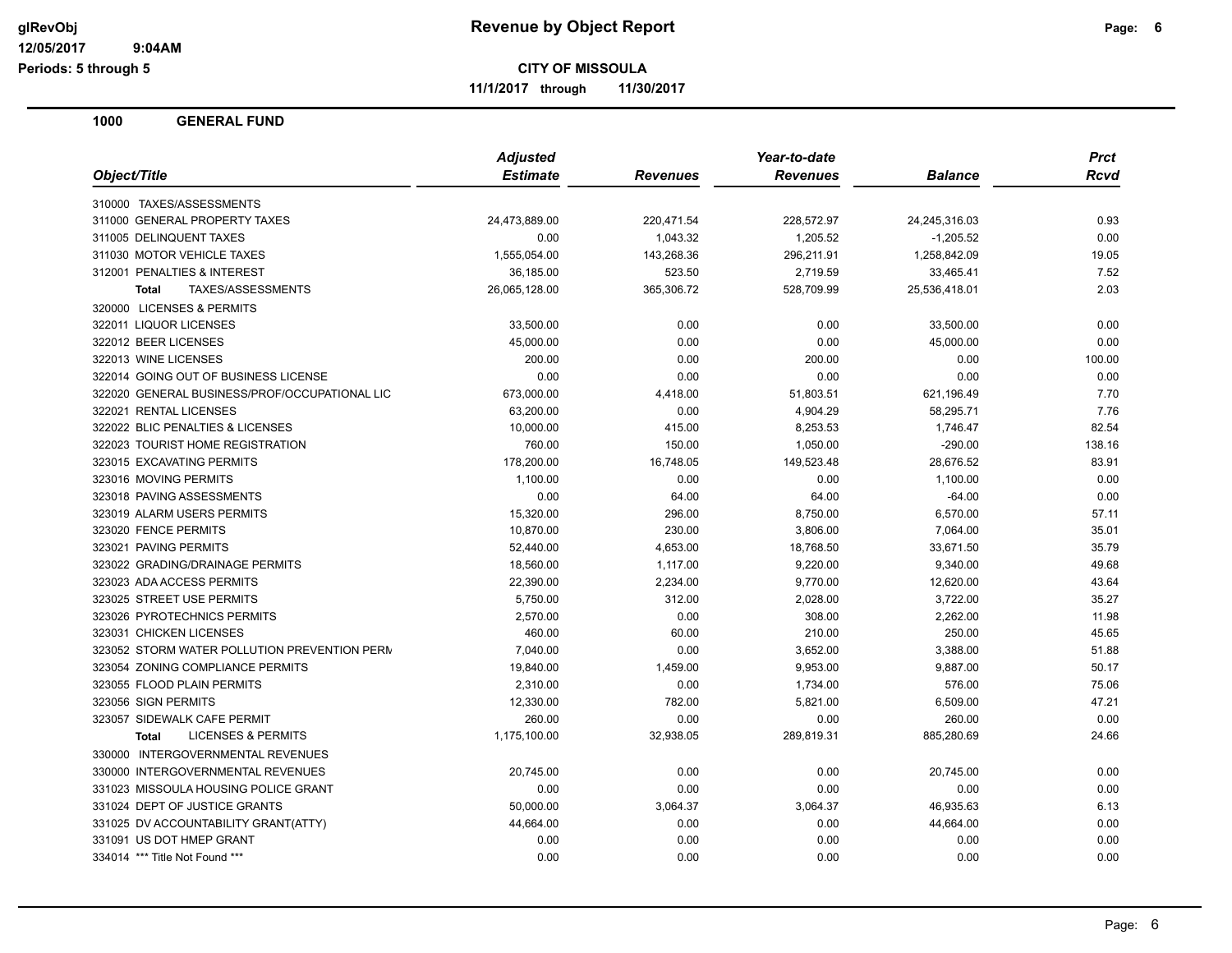# Revenue by Object Report

**CITY OF MISSOULA**

11/1/2017 through 11/30/2017

Periods: 5 through 5

## 1000 GENERAL FUND

| Object/Title | Adjusted Estimate | Revenues | Year-to-date Revenues | Balance | Prct Rcvd |
|---|---|---|---|---|---|
| 310000 TAXES/ASSESSMENTS | | | | | |
| 311000 GENERAL PROPERTY TAXES | 24,473,889.00 | 220,471.54 | 228,572.97 | 24,245,316.03 | 0.93 |
| 311005 DELINQUENT TAXES | 0.00 | 1,043.32 | 1,205.52 | -1,205.52 | 0.00 |
| 311030 MOTOR VEHICLE TAXES | 1,555,054.00 | 143,268.36 | 296,211.91 | 1,258,842.09 | 19.05 |
| 312001 PENALTIES & INTEREST | 36,185.00 | 523.50 | 2,719.59 | 33,465.41 | 7.52 |
| **Total** TAXES/ASSESSMENTS | 26,065,128.00 | 365,306.72 | 528,709.99 | 25,536,418.01 | 2.03 |
| 320000 LICENSES & PERMITS | | | | | |
| 322011 LIQUOR LICENSES | 33,500.00 | 0.00 | 0.00 | 33,500.00 | 0.00 |
| 322012 BEER LICENSES | 45,000.00 | 0.00 | 0.00 | 45,000.00 | 0.00 |
| 322013 WINE LICENSES | 200.00 | 0.00 | 200.00 | 0.00 | 100.00 |
| 322014 GOING OUT OF BUSINESS LICENSE | 0.00 | 0.00 | 0.00 | 0.00 | 0.00 |
| 322020 GENERAL BUSINESS/PROF/OCCUPATIONAL LIC | 673,000.00 | 4,418.00 | 51,803.51 | 621,196.49 | 7.70 |
| 322021 RENTAL LICENSES | 63,200.00 | 0.00 | 4,904.29 | 58,295.71 | 7.76 |
| 322022 BLIC PENALTIES & LICENSES | 10,000.00 | 415.00 | 8,253.53 | 1,746.47 | 82.54 |
| 322023 TOURIST HOME REGISTRATION | 760.00 | 150.00 | 1,050.00 | -290.00 | 138.16 |
| 323015 EXCAVATING PERMITS | 178,200.00 | 16,748.05 | 149,523.48 | 28,676.52 | 83.91 |
| 323016 MOVING PERMITS | 1,100.00 | 0.00 | 0.00 | 1,100.00 | 0.00 |
| 323018 PAVING ASSESSMENTS | 0.00 | 64.00 | 64.00 | -64.00 | 0.00 |
| 323019 ALARM USERS PERMITS | 15,320.00 | 296.00 | 8,750.00 | 6,570.00 | 57.11 |
| 323020 FENCE PERMITS | 10,870.00 | 230.00 | 3,806.00 | 7,064.00 | 35.01 |
| 323021 PAVING PERMITS | 52,440.00 | 4,653.00 | 18,768.50 | 33,671.50 | 35.79 |
| 323022 GRADING/DRAINAGE PERMITS | 18,560.00 | 1,117.00 | 9,220.00 | 9,340.00 | 49.68 |
| 323023 ADA ACCESS PERMITS | 22,390.00 | 2,234.00 | 9,770.00 | 12,620.00 | 43.64 |
| 323025 STREET USE PERMITS | 5,750.00 | 312.00 | 2,028.00 | 3,722.00 | 35.27 |
| 323026 PYROTECHNICS PERMITS | 2,570.00 | 0.00 | 308.00 | 2,262.00 | 11.98 |
| 323031 CHICKEN LICENSES | 460.00 | 60.00 | 210.00 | 250.00 | 45.65 |
| 323052 STORM WATER POLLUTION PREVENTION PERM | 7,040.00 | 0.00 | 3,652.00 | 3,388.00 | 51.88 |
| 323054 ZONING COMPLIANCE PERMITS | 19,840.00 | 1,459.00 | 9,953.00 | 9,887.00 | 50.17 |
| 323055 FLOOD PLAIN PERMITS | 2,310.00 | 0.00 | 1,734.00 | 576.00 | 75.06 |
| 323056 SIGN PERMITS | 12,330.00 | 782.00 | 5,821.00 | 6,509.00 | 47.21 |
| 323057 SIDEWALK CAFE PERMIT | 260.00 | 0.00 | 0.00 | 260.00 | 0.00 |
| **Total** LICENSES & PERMITS | 1,175,100.00 | 32,938.05 | 289,819.31 | 885,280.69 | 24.66 |
| 330000 INTERGOVERNMENTAL REVENUES | | | | | |
| 330000 INTERGOVERNMENTAL REVENUES | 20,745.00 | 0.00 | 0.00 | 20,745.00 | 0.00 |
| 331023 MISSOULA HOUSING POLICE GRANT | 0.00 | 0.00 | 0.00 | 0.00 | 0.00 |
| 331024 DEPT OF JUSTICE GRANTS | 50,000.00 | 3,064.37 | 3,064.37 | 46,935.63 | 6.13 |
| 331025 DV ACCOUNTABILITY GRANT(ATTY) | 44,664.00 | 0.00 | 0.00 | 44,664.00 | 0.00 |
| 331091 US DOT HMEP GRANT | 0.00 | 0.00 | 0.00 | 0.00 | 0.00 |
| 334014 *** Title Not Found *** | 0.00 | 0.00 | 0.00 | 0.00 | 0.00 |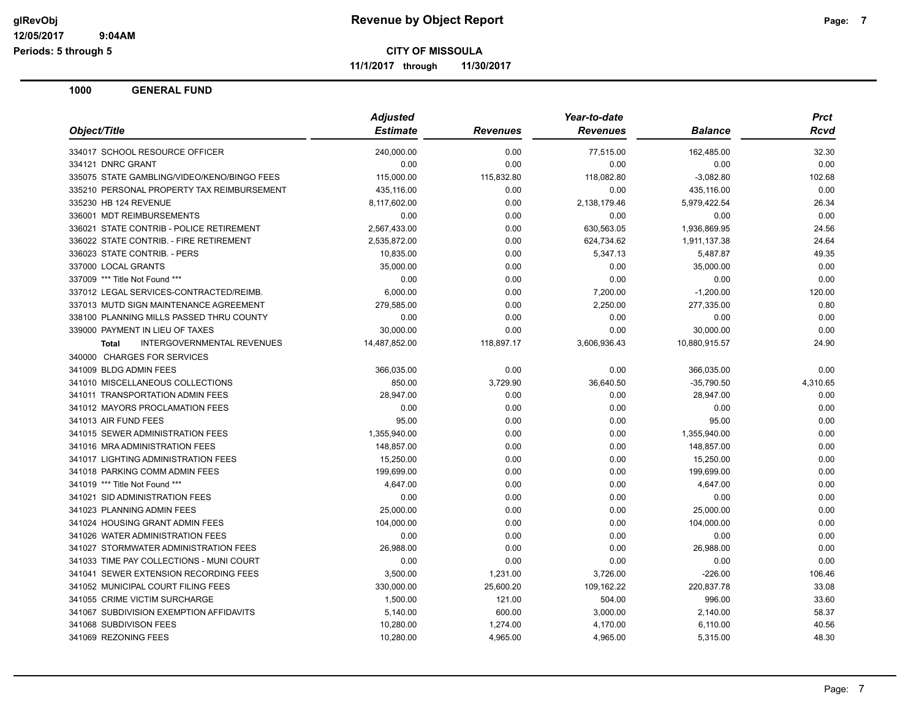# Revenue by Object Report

**CITY OF MISSOULA**

**11/1/2017 through 11/30/2017**

glRevObj
12/05/2017 9:04AM
Periods: 5 through 5

## 1000 GENERAL FUND

| Object/Title | Adjusted Estimate | Revenues | Year-to-date Revenues | Balance | Prct Rcvd |
|---|---|---|---|---|---|
| 334017 SCHOOL RESOURCE OFFICER | 240,000.00 | 0.00 | 77,515.00 | 162,485.00 | 32.30 |
| 334121 DNRC GRANT | 0.00 | 0.00 | 0.00 | 0.00 | 0.00 |
| 335075 STATE GAMBLING/VIDEO/KENO/BINGO FEES | 115,000.00 | 115,832.80 | 118,082.80 | -3,082.80 | 102.68 |
| 335210 PERSONAL PROPERTY TAX REIMBURSEMENT | 435,116.00 | 0.00 | 0.00 | 435,116.00 | 0.00 |
| 335230 HB 124 REVENUE | 8,117,602.00 | 0.00 | 2,138,179.46 | 5,979,422.54 | 26.34 |
| 336001 MDT REIMBURSEMENTS | 0.00 | 0.00 | 0.00 | 0.00 | 0.00 |
| 336021 STATE CONTRIB - POLICE RETIREMENT | 2,567,433.00 | 0.00 | 630,563.05 | 1,936,869.95 | 24.56 |
| 336022 STATE CONTRIB. - FIRE RETIREMENT | 2,535,872.00 | 0.00 | 624,734.62 | 1,911,137.38 | 24.64 |
| 336023 STATE CONTRIB. - PERS | 10,835.00 | 0.00 | 5,347.13 | 5,487.87 | 49.35 |
| 337000 LOCAL GRANTS | 35,000.00 | 0.00 | 0.00 | 35,000.00 | 0.00 |
| 337009 *** Title Not Found *** | 0.00 | 0.00 | 0.00 | 0.00 | 0.00 |
| 337012 LEGAL SERVICES-CONTRACTED/REIMB. | 6,000.00 | 0.00 | 7,200.00 | -1,200.00 | 120.00 |
| 337013 MUTD SIGN MAINTENANCE AGREEMENT | 279,585.00 | 0.00 | 2,250.00 | 277,335.00 | 0.80 |
| 338100 PLANNING MILLS PASSED THRU COUNTY | 0.00 | 0.00 | 0.00 | 0.00 | 0.00 |
| 339000 PAYMENT IN LIEU OF TAXES | 30,000.00 | 0.00 | 0.00 | 30,000.00 | 0.00 |
| **Total** INTERGOVERNMENTAL REVENUES | 14,487,852.00 | 118,897.17 | 3,606,936.43 | 10,880,915.57 | 24.90 |
| 340000 CHARGES FOR SERVICES | | | | | |
| 341009 BLDG ADMIN FEES | 366,035.00 | 0.00 | 0.00 | 366,035.00 | 0.00 |
| 341010 MISCELLANEOUS COLLECTIONS | 850.00 | 3,729.90 | 36,640.50 | -35,790.50 | 4,310.65 |
| 341011 TRANSPORTATION ADMIN FEES | 28,947.00 | 0.00 | 0.00 | 28,947.00 | 0.00 |
| 341012 MAYORS PROCLAMATION FEES | 0.00 | 0.00 | 0.00 | 0.00 | 0.00 |
| 341013 AIR FUND FEES | 95.00 | 0.00 | 0.00 | 95.00 | 0.00 |
| 341015 SEWER ADMINISTRATION FEES | 1,355,940.00 | 0.00 | 0.00 | 1,355,940.00 | 0.00 |
| 341016 MRA ADMINISTRATION FEES | 148,857.00 | 0.00 | 0.00 | 148,857.00 | 0.00 |
| 341017 LIGHTING ADMINISTRATION FEES | 15,250.00 | 0.00 | 0.00 | 15,250.00 | 0.00 |
| 341018 PARKING COMM ADMIN FEES | 199,699.00 | 0.00 | 0.00 | 199,699.00 | 0.00 |
| 341019 *** Title Not Found *** | 4,647.00 | 0.00 | 0.00 | 4,647.00 | 0.00 |
| 341021 SID ADMINISTRATION FEES | 0.00 | 0.00 | 0.00 | 0.00 | 0.00 |
| 341023 PLANNING ADMIN FEES | 25,000.00 | 0.00 | 0.00 | 25,000.00 | 0.00 |
| 341024 HOUSING GRANT ADMIN FEES | 104,000.00 | 0.00 | 0.00 | 104,000.00 | 0.00 |
| 341026 WATER ADMINISTRATION FEES | 0.00 | 0.00 | 0.00 | 0.00 | 0.00 |
| 341027 STORMWATER ADMINISTRATION FEES | 26,988.00 | 0.00 | 0.00 | 26,988.00 | 0.00 |
| 341033 TIME PAY COLLECTIONS - MUNI COURT | 0.00 | 0.00 | 0.00 | 0.00 | 0.00 |
| 341041 SEWER EXTENSION RECORDING FEES | 3,500.00 | 1,231.00 | 3,726.00 | -226.00 | 106.46 |
| 341052 MUNICIPAL COURT FILING FEES | 330,000.00 | 25,600.20 | 109,162.22 | 220,837.78 | 33.08 |
| 341055 CRIME VICTIM SURCHARGE | 1,500.00 | 121.00 | 504.00 | 996.00 | 33.60 |
| 341067 SUBDIVISION EXEMPTION AFFIDAVITS | 5,140.00 | 600.00 | 3,000.00 | 2,140.00 | 58.37 |
| 341068 SUBDIVISON FEES | 10,280.00 | 1,274.00 | 4,170.00 | 6,110.00 | 40.56 |
| 341069 REZONING FEES | 10,280.00 | 4,965.00 | 4,965.00 | 5,315.00 | 48.30 |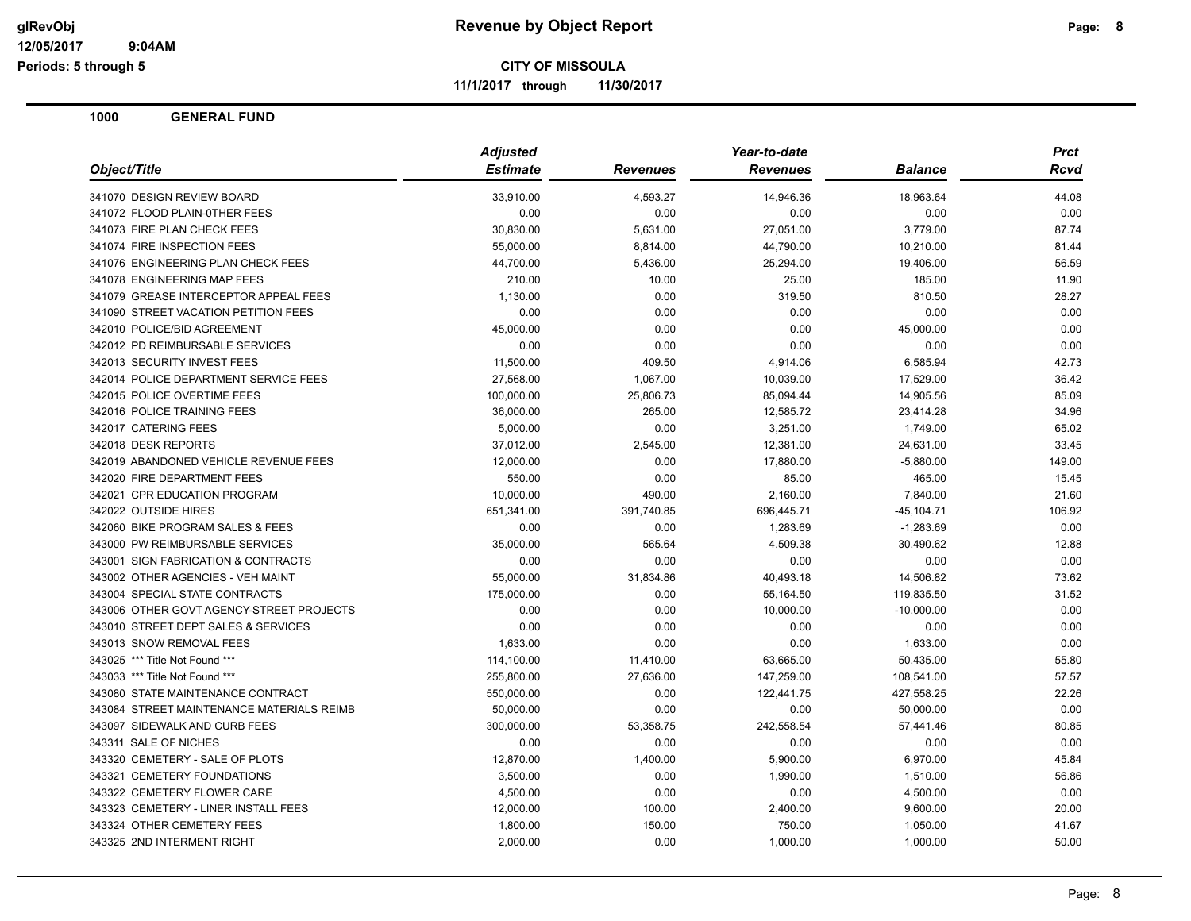# Revenue by Object Report

**CITY OF MISSOULA**

**11/1/2017 through 11/30/2017**

glRevObj
12/05/2017 9:04AM
Periods: 5 through 5

## 1000 GENERAL FUND

| Object/Title | Adjusted Estimate | Revenues | Year-to-date Revenues | Balance | Prct Rcvd |
|---|---|---|---|---|---|
| 341070 DESIGN REVIEW BOARD | 33,910.00 | 4,593.27 | 14,946.36 | 18,963.64 | 44.08 |
| 341072 FLOOD PLAIN-0THER FEES | 0.00 | 0.00 | 0.00 | 0.00 | 0.00 |
| 341073 FIRE PLAN CHECK FEES | 30,830.00 | 5,631.00 | 27,051.00 | 3,779.00 | 87.74 |
| 341074 FIRE INSPECTION FEES | 55,000.00 | 8,814.00 | 44,790.00 | 10,210.00 | 81.44 |
| 341076 ENGINEERING PLAN CHECK FEES | 44,700.00 | 5,436.00 | 25,294.00 | 19,406.00 | 56.59 |
| 341078 ENGINEERING MAP FEES | 210.00 | 10.00 | 25.00 | 185.00 | 11.90 |
| 341079 GREASE INTERCEPTOR APPEAL FEES | 1,130.00 | 0.00 | 319.50 | 810.50 | 28.27 |
| 341090 STREET VACATION PETITION FEES | 0.00 | 0.00 | 0.00 | 0.00 | 0.00 |
| 342010 POLICE/BID AGREEMENT | 45,000.00 | 0.00 | 0.00 | 45,000.00 | 0.00 |
| 342012 PD REIMBURSABLE SERVICES | 0.00 | 0.00 | 0.00 | 0.00 | 0.00 |
| 342013 SECURITY INVEST FEES | 11,500.00 | 409.50 | 4,914.06 | 6,585.94 | 42.73 |
| 342014 POLICE DEPARTMENT SERVICE FEES | 27,568.00 | 1,067.00 | 10,039.00 | 17,529.00 | 36.42 |
| 342015 POLICE OVERTIME FEES | 100,000.00 | 25,806.73 | 85,094.44 | 14,905.56 | 85.09 |
| 342016 POLICE TRAINING FEES | 36,000.00 | 265.00 | 12,585.72 | 23,414.28 | 34.96 |
| 342017 CATERING FEES | 5,000.00 | 0.00 | 3,251.00 | 1,749.00 | 65.02 |
| 342018 DESK REPORTS | 37,012.00 | 2,545.00 | 12,381.00 | 24,631.00 | 33.45 |
| 342019 ABANDONED VEHICLE REVENUE FEES | 12,000.00 | 0.00 | 17,880.00 | -5,880.00 | 149.00 |
| 342020 FIRE DEPARTMENT FEES | 550.00 | 0.00 | 85.00 | 465.00 | 15.45 |
| 342021 CPR EDUCATION PROGRAM | 10,000.00 | 490.00 | 2,160.00 | 7,840.00 | 21.60 |
| 342022 OUTSIDE HIRES | 651,341.00 | 391,740.85 | 696,445.71 | -45,104.71 | 106.92 |
| 342060 BIKE PROGRAM SALES & FEES | 0.00 | 0.00 | 1,283.69 | -1,283.69 | 0.00 |
| 343000 PW REIMBURSABLE SERVICES | 35,000.00 | 565.64 | 4,509.38 | 30,490.62 | 12.88 |
| 343001 SIGN FABRICATION & CONTRACTS | 0.00 | 0.00 | 0.00 | 0.00 | 0.00 |
| 343002 OTHER AGENCIES - VEH MAINT | 55,000.00 | 31,834.86 | 40,493.18 | 14,506.82 | 73.62 |
| 343004 SPECIAL STATE CONTRACTS | 175,000.00 | 0.00 | 55,164.50 | 119,835.50 | 31.52 |
| 343006 OTHER GOVT AGENCY-STREET PROJECTS | 0.00 | 0.00 | 10,000.00 | -10,000.00 | 0.00 |
| 343010 STREET DEPT SALES & SERVICES | 0.00 | 0.00 | 0.00 | 0.00 | 0.00 |
| 343013 SNOW REMOVAL FEES | 1,633.00 | 0.00 | 0.00 | 1,633.00 | 0.00 |
| 343025 *** Title Not Found *** | 114,100.00 | 11,410.00 | 63,665.00 | 50,435.00 | 55.80 |
| 343033 *** Title Not Found *** | 255,800.00 | 27,636.00 | 147,259.00 | 108,541.00 | 57.57 |
| 343080 STATE MAINTENANCE CONTRACT | 550,000.00 | 0.00 | 122,441.75 | 427,558.25 | 22.26 |
| 343084 STREET MAINTENANCE MATERIALS REIMB | 50,000.00 | 0.00 | 0.00 | 50,000.00 | 0.00 |
| 343097 SIDEWALK AND CURB FEES | 300,000.00 | 53,358.75 | 242,558.54 | 57,441.46 | 80.85 |
| 343311 SALE OF NICHES | 0.00 | 0.00 | 0.00 | 0.00 | 0.00 |
| 343320 CEMETERY - SALE OF PLOTS | 12,870.00 | 1,400.00 | 5,900.00 | 6,970.00 | 45.84 |
| 343321 CEMETERY FOUNDATIONS | 3,500.00 | 0.00 | 1,990.00 | 1,510.00 | 56.86 |
| 343322 CEMETERY FLOWER CARE | 4,500.00 | 0.00 | 0.00 | 4,500.00 | 0.00 |
| 343323 CEMETERY - LINER INSTALL FEES | 12,000.00 | 100.00 | 2,400.00 | 9,600.00 | 20.00 |
| 343324 OTHER CEMETERY FEES | 1,800.00 | 150.00 | 750.00 | 1,050.00 | 41.67 |
| 343325 2ND INTERMENT RIGHT | 2,000.00 | 0.00 | 1,000.00 | 1,000.00 | 50.00 |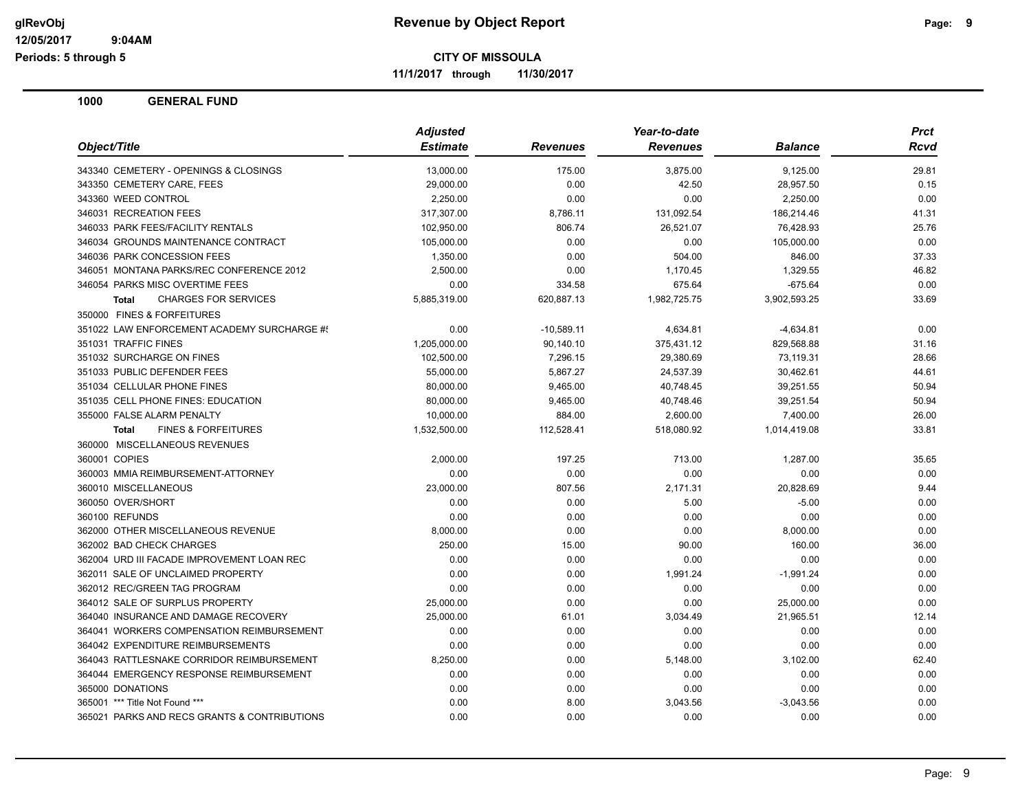**Revenue by Object Report**

**CITY OF MISSOULA**

**11/1/2017 through 11/30/2017**

glRevObj
12/05/2017 9:04AM
Periods: 5 through 5

## 1000 GENERAL FUND

| Object/Title | Adjusted Estimate | Revenues | Year-to-date Revenues | Balance | Prct Rcvd |
|---|---|---|---|---|---|
| 343340 CEMETERY - OPENINGS & CLOSINGS | 13,000.00 | 175.00 | 3,875.00 | 9,125.00 | 29.81 |
| 343350 CEMETERY CARE, FEES | 29,000.00 | 0.00 | 42.50 | 28,957.50 | 0.15 |
| 343360 WEED CONTROL | 2,250.00 | 0.00 | 0.00 | 2,250.00 | 0.00 |
| 346031 RECREATION FEES | 317,307.00 | 8,786.11 | 131,092.54 | 186,214.46 | 41.31 |
| 346033 PARK FEES/FACILITY RENTALS | 102,950.00 | 806.74 | 26,521.07 | 76,428.93 | 25.76 |
| 346034 GROUNDS MAINTENANCE CONTRACT | 105,000.00 | 0.00 | 0.00 | 105,000.00 | 0.00 |
| 346036 PARK CONCESSION FEES | 1,350.00 | 0.00 | 504.00 | 846.00 | 37.33 |
| 346051 MONTANA PARKS/REC CONFERENCE 2012 | 2,500.00 | 0.00 | 1,170.45 | 1,329.55 | 46.82 |
| 346054 PARKS MISC OVERTIME FEES | 0.00 | 334.58 | 675.64 | -675.64 | 0.00 |
| **Total** CHARGES FOR SERVICES | 5,885,319.00 | 620,887.13 | 1,982,725.75 | 3,902,593.25 | 33.69 |
| 350000 FINES & FORFEITURES | | | | | |
| 351022 LAW ENFORCEMENT ACADEMY SURCHARGE #! | 0.00 | -10,589.11 | 4,634.81 | -4,634.81 | 0.00 |
| 351031 TRAFFIC FINES | 1,205,000.00 | 90,140.10 | 375,431.12 | 829,568.88 | 31.16 |
| 351032 SURCHARGE ON FINES | 102,500.00 | 7,296.15 | 29,380.69 | 73,119.31 | 28.66 |
| 351033 PUBLIC DEFENDER FEES | 55,000.00 | 5,867.27 | 24,537.39 | 30,462.61 | 44.61 |
| 351034 CELLULAR PHONE FINES | 80,000.00 | 9,465.00 | 40,748.45 | 39,251.55 | 50.94 |
| 351035 CELL PHONE FINES: EDUCATION | 80,000.00 | 9,465.00 | 40,748.46 | 39,251.54 | 50.94 |
| 355000 FALSE ALARM PENALTY | 10,000.00 | 884.00 | 2,600.00 | 7,400.00 | 26.00 |
| **Total** FINES & FORFEITURES | 1,532,500.00 | 112,528.41 | 518,080.92 | 1,014,419.08 | 33.81 |
| 360000 MISCELLANEOUS REVENUES | | | | | |
| 360001 COPIES | 2,000.00 | 197.25 | 713.00 | 1,287.00 | 35.65 |
| 360003 MMIA REIMBURSEMENT-ATTORNEY | 0.00 | 0.00 | 0.00 | 0.00 | 0.00 |
| 360010 MISCELLANEOUS | 23,000.00 | 807.56 | 2,171.31 | 20,828.69 | 9.44 |
| 360050 OVER/SHORT | 0.00 | 0.00 | 5.00 | -5.00 | 0.00 |
| 360100 REFUNDS | 0.00 | 0.00 | 0.00 | 0.00 | 0.00 |
| 362000 OTHER MISCELLANEOUS REVENUE | 8,000.00 | 0.00 | 0.00 | 8,000.00 | 0.00 |
| 362002 BAD CHECK CHARGES | 250.00 | 15.00 | 90.00 | 160.00 | 36.00 |
| 362004 URD III FACADE IMPROVEMENT LOAN REC | 0.00 | 0.00 | 0.00 | 0.00 | 0.00 |
| 362011 SALE OF UNCLAIMED PROPERTY | 0.00 | 0.00 | 1,991.24 | -1,991.24 | 0.00 |
| 362012 REC/GREEN TAG PROGRAM | 0.00 | 0.00 | 0.00 | 0.00 | 0.00 |
| 364012 SALE OF SURPLUS PROPERTY | 25,000.00 | 0.00 | 0.00 | 25,000.00 | 0.00 |
| 364040 INSURANCE AND DAMAGE RECOVERY | 25,000.00 | 61.01 | 3,034.49 | 21,965.51 | 12.14 |
| 364041 WORKERS COMPENSATION REIMBURSEMENT | 0.00 | 0.00 | 0.00 | 0.00 | 0.00 |
| 364042 EXPENDITURE REIMBURSEMENTS | 0.00 | 0.00 | 0.00 | 0.00 | 0.00 |
| 364043 RATTLESNAKE CORRIDOR REIMBURSEMENT | 8,250.00 | 0.00 | 5,148.00 | 3,102.00 | 62.40 |
| 364044 EMERGENCY RESPONSE REIMBURSEMENT | 0.00 | 0.00 | 0.00 | 0.00 | 0.00 |
| 365000 DONATIONS | 0.00 | 0.00 | 0.00 | 0.00 | 0.00 |
| 365001 *** Title Not Found *** | 0.00 | 8.00 | 3,043.56 | -3,043.56 | 0.00 |
| 365021 PARKS AND RECS GRANTS & CONTRIBUTIONS | 0.00 | 0.00 | 0.00 | 0.00 | 0.00 |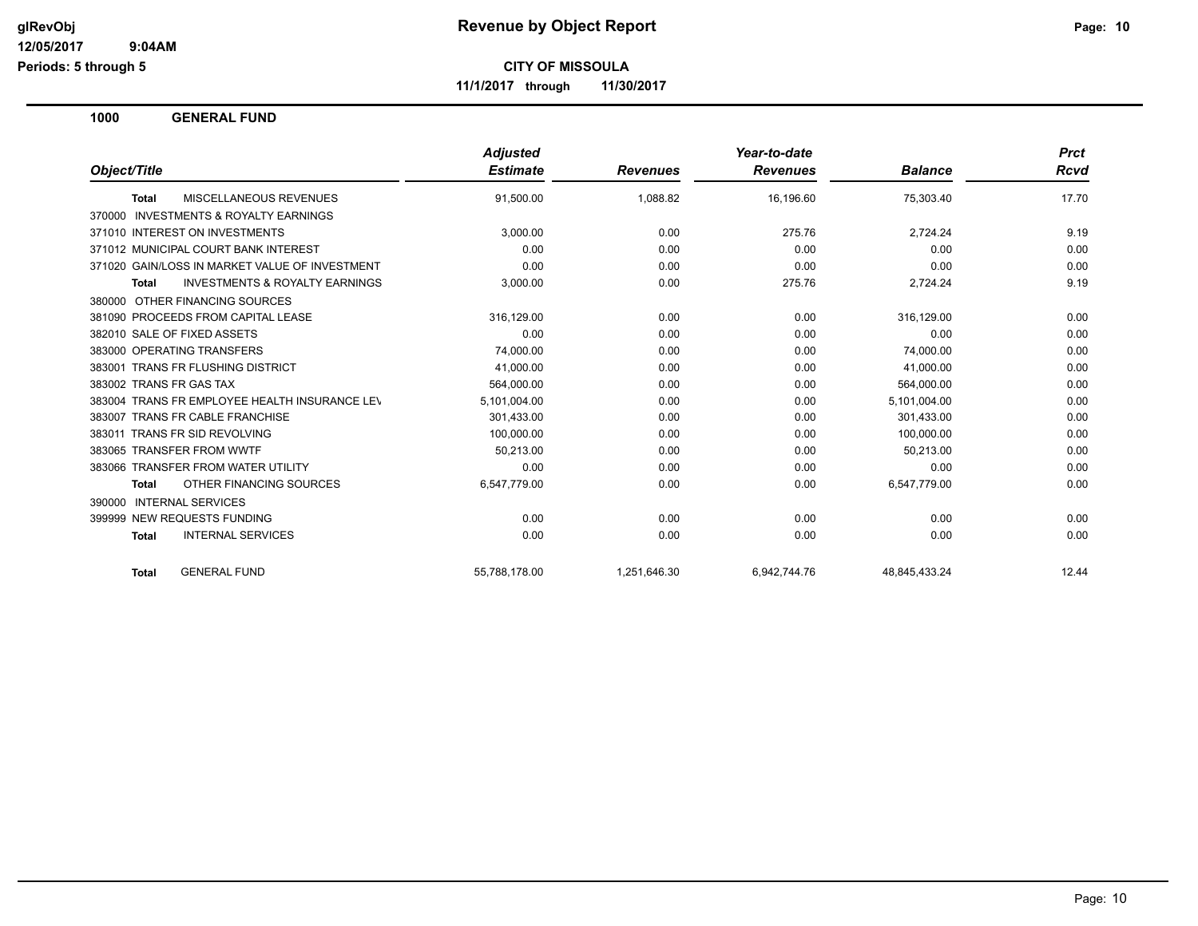# Revenue by Object Report

**CITY OF MISSOULA**

**11/1/2017 through 11/30/2017**

glRevObj
12/05/2017 9:04AM
Periods: 5 through 5

## 1000 GENERAL FUND

| Object/Title | Adjusted Estimate | Revenues | Year-to-date Revenues | Balance | Prct Rcvd |
|---|---|---|---|---|---|
| **Total** MISCELLANEOUS REVENUES | 91,500.00 | 1,088.82 | 16,196.60 | 75,303.40 | 17.70 |
| 370000 INVESTMENTS & ROYALTY EARNINGS | | | | | |
| 371010 INTEREST ON INVESTMENTS | 3,000.00 | 0.00 | 275.76 | 2,724.24 | 9.19 |
| 371012 MUNICIPAL COURT BANK INTEREST | 0.00 | 0.00 | 0.00 | 0.00 | 0.00 |
| 371020 GAIN/LOSS IN MARKET VALUE OF INVESTMENT | 0.00 | 0.00 | 0.00 | 0.00 | 0.00 |
| **Total** INVESTMENTS & ROYALTY EARNINGS | 3,000.00 | 0.00 | 275.76 | 2,724.24 | 9.19 |
| 380000 OTHER FINANCING SOURCES | | | | | |
| 381090 PROCEEDS FROM CAPITAL LEASE | 316,129.00 | 0.00 | 0.00 | 316,129.00 | 0.00 |
| 382010 SALE OF FIXED ASSETS | 0.00 | 0.00 | 0.00 | 0.00 | 0.00 |
| 383000 OPERATING TRANSFERS | 74,000.00 | 0.00 | 0.00 | 74,000.00 | 0.00 |
| 383001 TRANS FR FLUSHING DISTRICT | 41,000.00 | 0.00 | 0.00 | 41,000.00 | 0.00 |
| 383002 TRANS FR GAS TAX | 564,000.00 | 0.00 | 0.00 | 564,000.00 | 0.00 |
| 383004 TRANS FR EMPLOYEE HEALTH INSURANCE LEV | 5,101,004.00 | 0.00 | 0.00 | 5,101,004.00 | 0.00 |
| 383007 TRANS FR CABLE FRANCHISE | 301,433.00 | 0.00 | 0.00 | 301,433.00 | 0.00 |
| 383011 TRANS FR SID REVOLVING | 100,000.00 | 0.00 | 0.00 | 100,000.00 | 0.00 |
| 383065 TRANSFER FROM WWTF | 50,213.00 | 0.00 | 0.00 | 50,213.00 | 0.00 |
| 383066 TRANSFER FROM WATER UTILITY | 0.00 | 0.00 | 0.00 | 0.00 | 0.00 |
| **Total** OTHER FINANCING SOURCES | 6,547,779.00 | 0.00 | 0.00 | 6,547,779.00 | 0.00 |
| 390000 INTERNAL SERVICES | | | | | |
| 399999 NEW REQUESTS FUNDING | 0.00 | 0.00 | 0.00 | 0.00 | 0.00 |
| **Total** INTERNAL SERVICES | 0.00 | 0.00 | 0.00 | 0.00 | 0.00 |
| **Total** GENERAL FUND | 55,788,178.00 | 1,251,646.30 | 6,942,744.76 | 48,845,433.24 | 12.44 |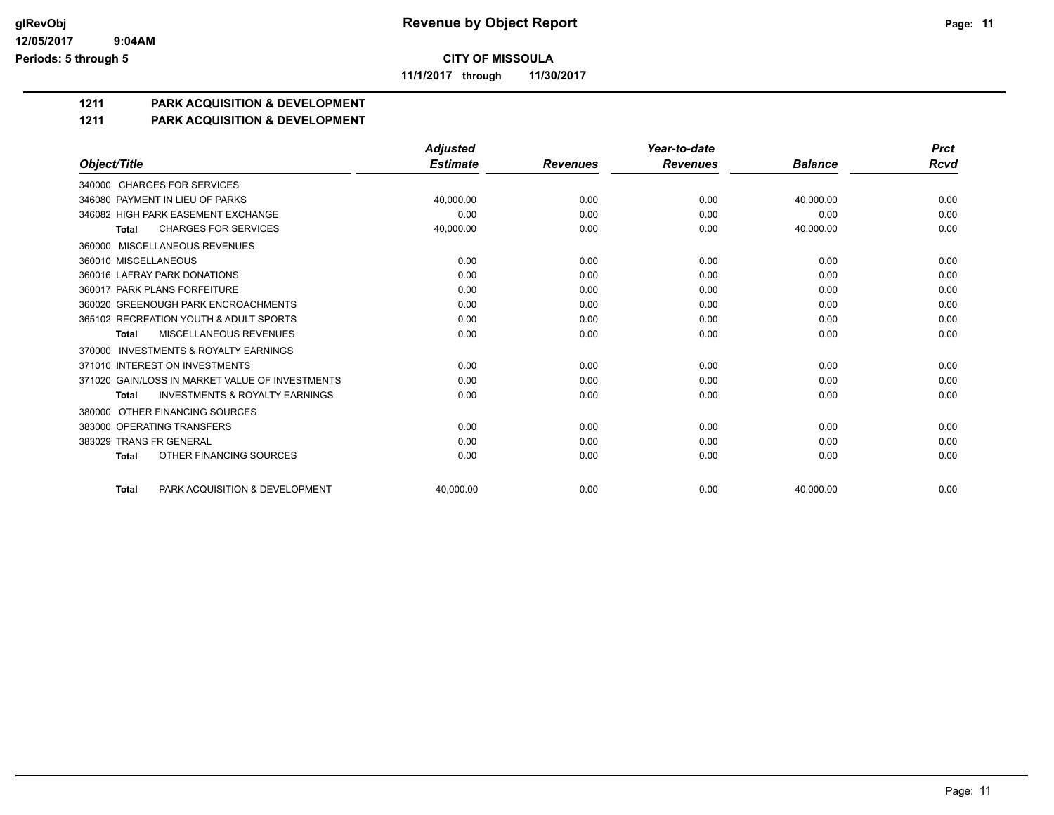**CITY OF MISSOULA**

**11/1/2017 through 11/30/2017**

**glRevObj** **Revenue by Object Report**

12/05/2017 9:04AM

Periods: 5 through 5

## 1211 PARK ACQUISITION & DEVELOPMENT

## 1211 PARK ACQUISITION & DEVELOPMENT

| Object/Title | Adjusted Estimate | Revenues | Year-to-date Revenues | Balance | Prct Rcvd |
|---|---|---|---|---|---|
| 340000 CHARGES FOR SERVICES | | | | | |
| 346080 PAYMENT IN LIEU OF PARKS | 40,000.00 | 0.00 | 0.00 | 40,000.00 | 0.00 |
| 346082 HIGH PARK EASEMENT EXCHANGE | 0.00 | 0.00 | 0.00 | 0.00 | 0.00 |
| **Total** CHARGES FOR SERVICES | 40,000.00 | 0.00 | 0.00 | 40,000.00 | 0.00 |
| 360000 MISCELLANEOUS REVENUES | | | | | |
| 360010 MISCELLANEOUS | 0.00 | 0.00 | 0.00 | 0.00 | 0.00 |
| 360016 LAFRAY PARK DONATIONS | 0.00 | 0.00 | 0.00 | 0.00 | 0.00 |
| 360017 PARK PLANS FORFEITURE | 0.00 | 0.00 | 0.00 | 0.00 | 0.00 |
| 360020 GREENOUGH PARK ENCROACHMENTS | 0.00 | 0.00 | 0.00 | 0.00 | 0.00 |
| 365102 RECREATION YOUTH & ADULT SPORTS | 0.00 | 0.00 | 0.00 | 0.00 | 0.00 |
| **Total** MISCELLANEOUS REVENUES | 0.00 | 0.00 | 0.00 | 0.00 | 0.00 |
| 370000 INVESTMENTS & ROYALTY EARNINGS | | | | | |
| 371010 INTEREST ON INVESTMENTS | 0.00 | 0.00 | 0.00 | 0.00 | 0.00 |
| 371020 GAIN/LOSS IN MARKET VALUE OF INVESTMENTS | 0.00 | 0.00 | 0.00 | 0.00 | 0.00 |
| **Total** INVESTMENTS & ROYALTY EARNINGS | 0.00 | 0.00 | 0.00 | 0.00 | 0.00 |
| 380000 OTHER FINANCING SOURCES | | | | | |
| 383000 OPERATING TRANSFERS | 0.00 | 0.00 | 0.00 | 0.00 | 0.00 |
| 383029 TRANS FR GENERAL | 0.00 | 0.00 | 0.00 | 0.00 | 0.00 |
| **Total** OTHER FINANCING SOURCES | 0.00 | 0.00 | 0.00 | 0.00 | 0.00 |
| **Total** PARK ACQUISITION & DEVELOPMENT | 40,000.00 | 0.00 | 0.00 | 40,000.00 | 0.00 |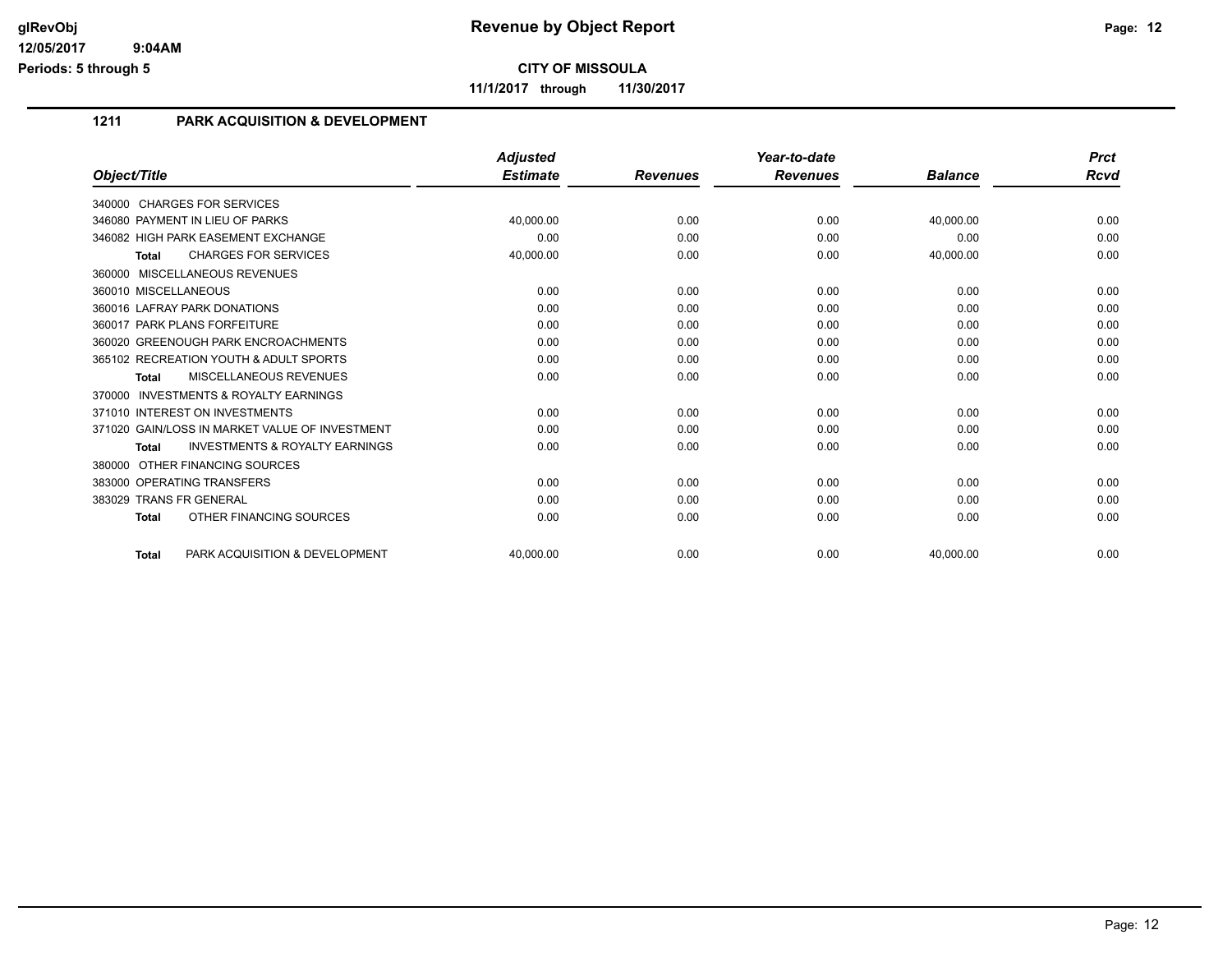# Revenue by Object Report

**CITY OF MISSOULA**

**11/1/2017 through 11/30/2017**

glRevObj
12/05/2017 9:04AM
Periods: 5 through 5

## 1211 PARK ACQUISITION & DEVELOPMENT

| Object/Title | Adjusted Estimate | Revenues | Year-to-date Revenues | Balance | Prct Rcvd |
|---|---|---|---|---|---|
| 340000 CHARGES FOR SERVICES | | | | | |
| 346080 PAYMENT IN LIEU OF PARKS | 40,000.00 | 0.00 | 0.00 | 40,000.00 | 0.00 |
| 346082 HIGH PARK EASEMENT EXCHANGE | 0.00 | 0.00 | 0.00 | 0.00 | 0.00 |
| **Total** CHARGES FOR SERVICES | 40,000.00 | 0.00 | 0.00 | 40,000.00 | 0.00 |
| 360000 MISCELLANEOUS REVENUES | | | | | |
| 360010 MISCELLANEOUS | 0.00 | 0.00 | 0.00 | 0.00 | 0.00 |
| 360016 LAFRAY PARK DONATIONS | 0.00 | 0.00 | 0.00 | 0.00 | 0.00 |
| 360017 PARK PLANS FORFEITURE | 0.00 | 0.00 | 0.00 | 0.00 | 0.00 |
| 360020 GREENOUGH PARK ENCROACHMENTS | 0.00 | 0.00 | 0.00 | 0.00 | 0.00 |
| 365102 RECREATION YOUTH & ADULT SPORTS | 0.00 | 0.00 | 0.00 | 0.00 | 0.00 |
| **Total** MISCELLANEOUS REVENUES | 0.00 | 0.00 | 0.00 | 0.00 | 0.00 |
| 370000 INVESTMENTS & ROYALTY EARNINGS | | | | | |
| 371010 INTEREST ON INVESTMENTS | 0.00 | 0.00 | 0.00 | 0.00 | 0.00 |
| 371020 GAIN/LOSS IN MARKET VALUE OF INVESTMENT | 0.00 | 0.00 | 0.00 | 0.00 | 0.00 |
| **Total** INVESTMENTS & ROYALTY EARNINGS | 0.00 | 0.00 | 0.00 | 0.00 | 0.00 |
| 380000 OTHER FINANCING SOURCES | | | | | |
| 383000 OPERATING TRANSFERS | 0.00 | 0.00 | 0.00 | 0.00 | 0.00 |
| 383029 TRANS FR GENERAL | 0.00 | 0.00 | 0.00 | 0.00 | 0.00 |
| **Total** OTHER FINANCING SOURCES | 0.00 | 0.00 | 0.00 | 0.00 | 0.00 |
| **Total** PARK ACQUISITION & DEVELOPMENT | 40,000.00 | 0.00 | 0.00 | 40,000.00 | 0.00 |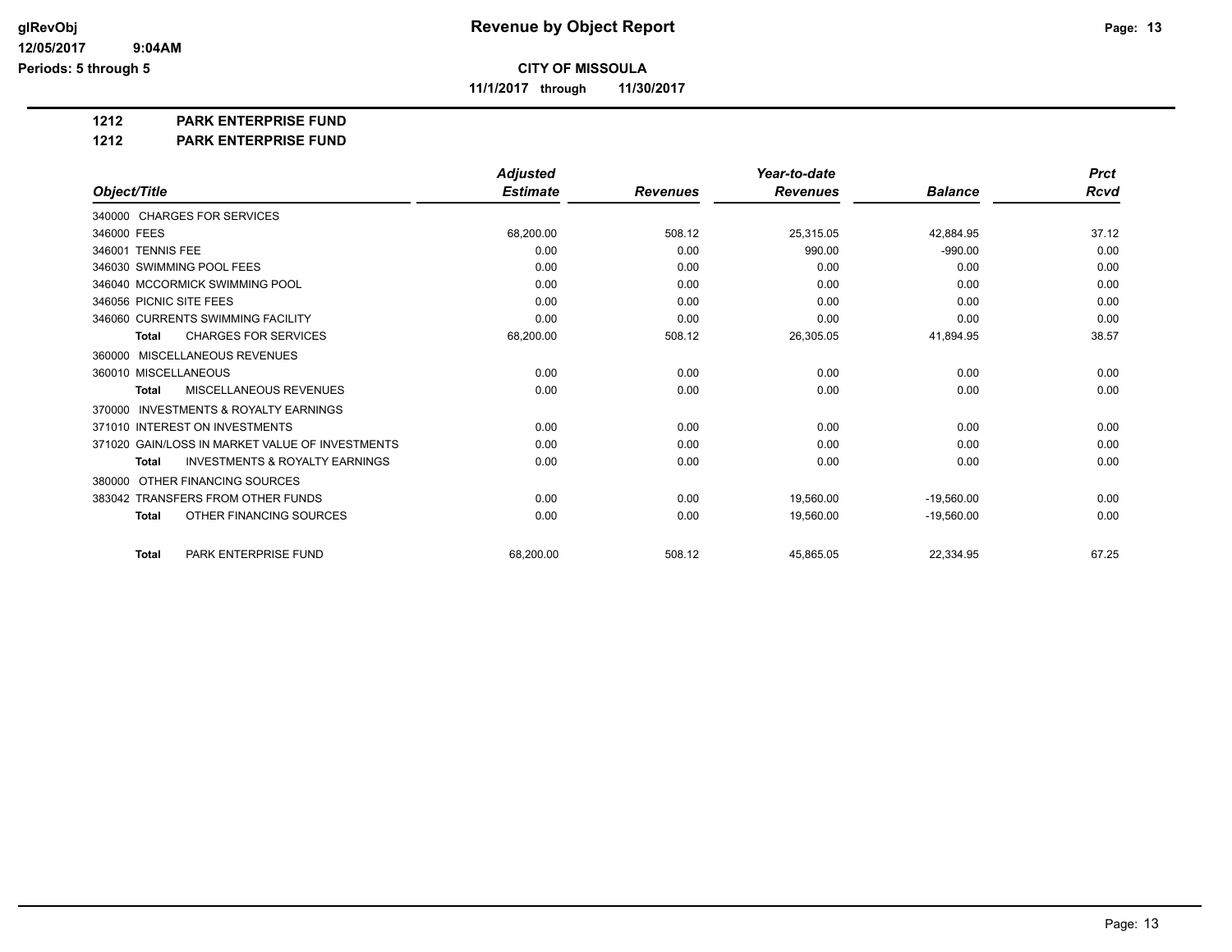**CITY OF MISSOULA**

**11/1/2017 through 11/30/2017**

**1212 PARK ENTERPRISE FUND**

**1212 PARK ENTERPRISE FUND**

| Object/Title | Adjusted Estimate | Revenues | Year-to-date Revenues | Balance | Prct Rcvd |
|---|---|---|---|---|---|
| 340000 CHARGES FOR SERVICES | | | | | |
| 346000 FEES | 68,200.00 | 508.12 | 25,315.05 | 42,884.95 | 37.12 |
| 346001 TENNIS FEE | 0.00 | 0.00 | 990.00 | -990.00 | 0.00 |
| 346030 SWIMMING POOL FEES | 0.00 | 0.00 | 0.00 | 0.00 | 0.00 |
| 346040 MCCORMICK SWIMMING POOL | 0.00 | 0.00 | 0.00 | 0.00 | 0.00 |
| 346056 PICNIC SITE FEES | 0.00 | 0.00 | 0.00 | 0.00 | 0.00 |
| 346060 CURRENTS SWIMMING FACILITY | 0.00 | 0.00 | 0.00 | 0.00 | 0.00 |
| **Total** CHARGES FOR SERVICES | 68,200.00 | 508.12 | 26,305.05 | 41,894.95 | 38.57 |
| 360000 MISCELLANEOUS REVENUES | | | | | |
| 360010 MISCELLANEOUS | 0.00 | 0.00 | 0.00 | 0.00 | 0.00 |
| **Total** MISCELLANEOUS REVENUES | 0.00 | 0.00 | 0.00 | 0.00 | 0.00 |
| 370000 INVESTMENTS & ROYALTY EARNINGS | | | | | |
| 371010 INTEREST ON INVESTMENTS | 0.00 | 0.00 | 0.00 | 0.00 | 0.00 |
| 371020 GAIN/LOSS IN MARKET VALUE OF INVESTMENTS | 0.00 | 0.00 | 0.00 | 0.00 | 0.00 |
| **Total** INVESTMENTS & ROYALTY EARNINGS | 0.00 | 0.00 | 0.00 | 0.00 | 0.00 |
| 380000 OTHER FINANCING SOURCES | | | | | |
| 383042 TRANSFERS FROM OTHER FUNDS | 0.00 | 0.00 | 19,560.00 | -19,560.00 | 0.00 |
| **Total** OTHER FINANCING SOURCES | 0.00 | 0.00 | 19,560.00 | -19,560.00 | 0.00 |
| **Total** PARK ENTERPRISE FUND | 68,200.00 | 508.12 | 45,865.05 | 22,334.95 | 67.25 |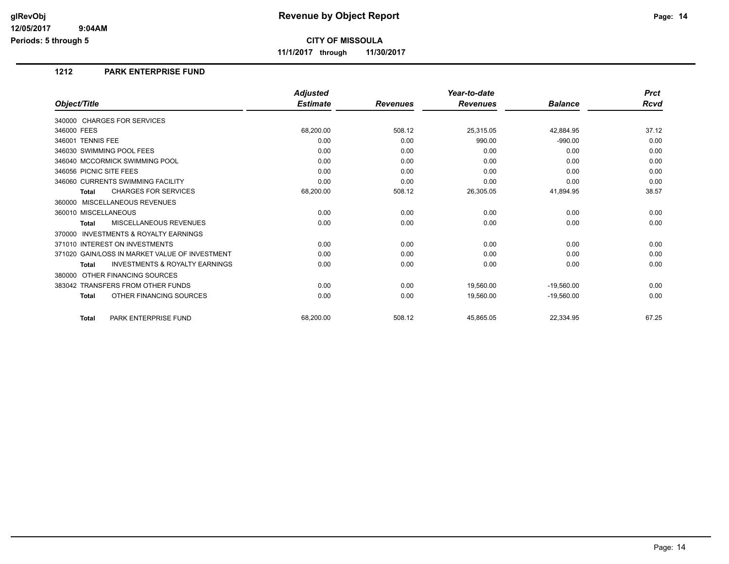# Revenue by Object Report

**CITY OF MISSOULA**

**11/1/2017 through 11/30/2017**

glRevObj
12/05/2017 9:04AM
Periods: 5 through 5

## 1212 PARK ENTERPRISE FUND

| Object/Title | Adjusted Estimate | Revenues | Year-to-date Revenues | Balance | Prct Rcvd |
|---|---|---|---|---|---|
| 340000 CHARGES FOR SERVICES | | | | | |
| 346000 FEES | 68,200.00 | 508.12 | 25,315.05 | 42,884.95 | 37.12 |
| 346001 TENNIS FEE | 0.00 | 0.00 | 990.00 | -990.00 | 0.00 |
| 346030 SWIMMING POOL FEES | 0.00 | 0.00 | 0.00 | 0.00 | 0.00 |
| 346040 MCCORMICK SWIMMING POOL | 0.00 | 0.00 | 0.00 | 0.00 | 0.00 |
| 346056 PICNIC SITE FEES | 0.00 | 0.00 | 0.00 | 0.00 | 0.00 |
| 346060 CURRENTS SWIMMING FACILITY | 0.00 | 0.00 | 0.00 | 0.00 | 0.00 |
| **Total** CHARGES FOR SERVICES | 68,200.00 | 508.12 | 26,305.05 | 41,894.95 | 38.57 |
| 360000 MISCELLANEOUS REVENUES | | | | | |
| 360010 MISCELLANEOUS | 0.00 | 0.00 | 0.00 | 0.00 | 0.00 |
| **Total** MISCELLANEOUS REVENUES | 0.00 | 0.00 | 0.00 | 0.00 | 0.00 |
| 370000 INVESTMENTS & ROYALTY EARNINGS | | | | | |
| 371010 INTEREST ON INVESTMENTS | 0.00 | 0.00 | 0.00 | 0.00 | 0.00 |
| 371020 GAIN/LOSS IN MARKET VALUE OF INVESTMENT | 0.00 | 0.00 | 0.00 | 0.00 | 0.00 |
| **Total** INVESTMENTS & ROYALTY EARNINGS | 0.00 | 0.00 | 0.00 | 0.00 | 0.00 |
| 380000 OTHER FINANCING SOURCES | | | | | |
| 383042 TRANSFERS FROM OTHER FUNDS | 0.00 | 0.00 | 19,560.00 | -19,560.00 | 0.00 |
| **Total** OTHER FINANCING SOURCES | 0.00 | 0.00 | 19,560.00 | -19,560.00 | 0.00 |
| **Total** PARK ENTERPRISE FUND | 68,200.00 | 508.12 | 45,865.05 | 22,334.95 | 67.25 |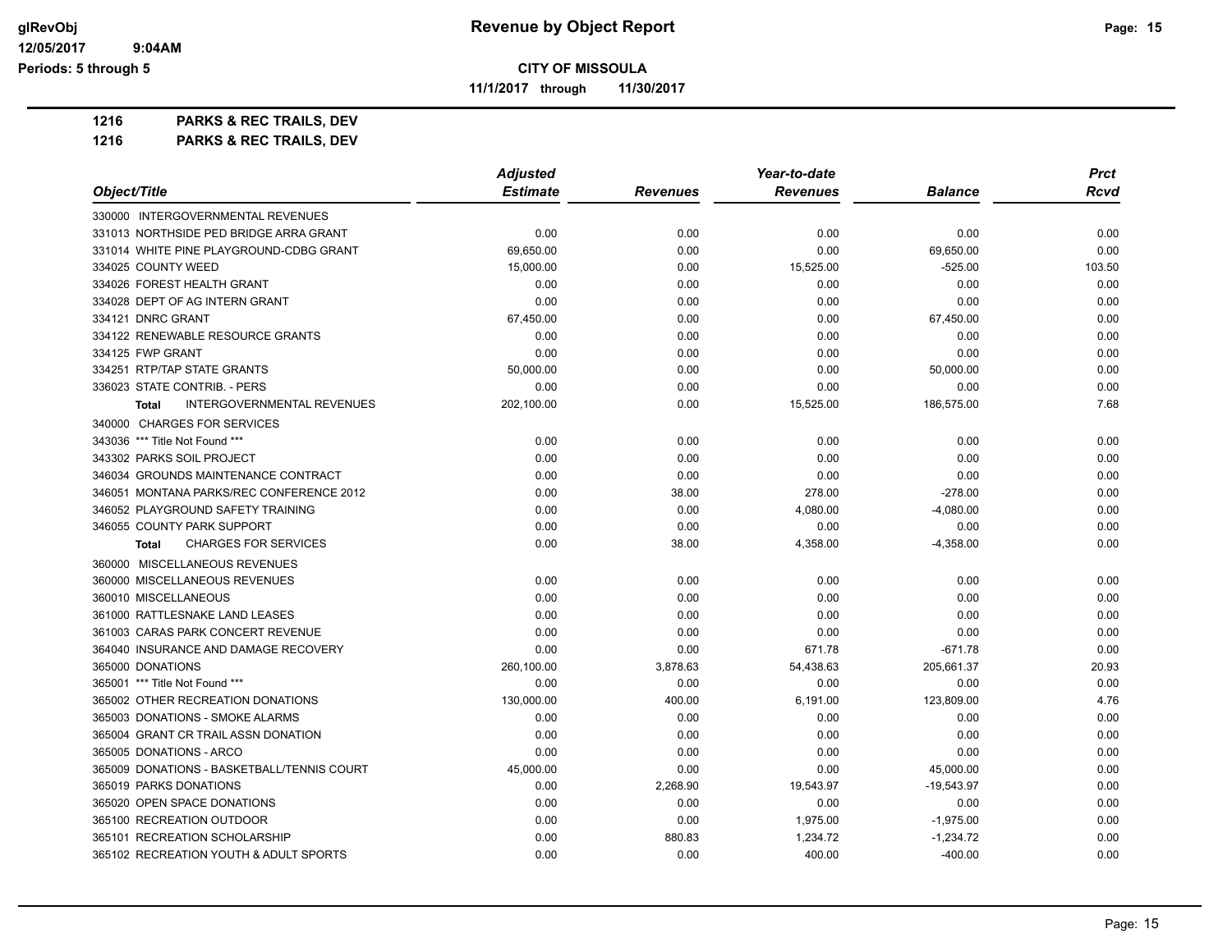# Revenue by Object Report

**CITY OF MISSOULA**

11/1/2017 through 11/30/2017

glRevObj
12/05/2017 9:04AM
Periods: 5 through 5

## 1216 PARKS & REC TRAILS, DEV
## 1216 PARKS & REC TRAILS, DEV

| Object/Title | Adjusted Estimate | Revenues | Year-to-date Revenues | Balance | Prct Rcvd |
|---|---|---|---|---|---|
| 330000 INTERGOVERNMENTAL REVENUES | | | | | |
| 331013 NORTHSIDE PED BRIDGE ARRA GRANT | 0.00 | 0.00 | 0.00 | 0.00 | 0.00 |
| 331014 WHITE PINE PLAYGROUND-CDBG GRANT | 69,650.00 | 0.00 | 0.00 | 69,650.00 | 0.00 |
| 334025 COUNTY WEED | 15,000.00 | 0.00 | 15,525.00 | -525.00 | 103.50 |
| 334026 FOREST HEALTH GRANT | 0.00 | 0.00 | 0.00 | 0.00 | 0.00 |
| 334028 DEPT OF AG INTERN GRANT | 0.00 | 0.00 | 0.00 | 0.00 | 0.00 |
| 334121 DNRC GRANT | 67,450.00 | 0.00 | 0.00 | 67,450.00 | 0.00 |
| 334122 RENEWABLE RESOURCE GRANTS | 0.00 | 0.00 | 0.00 | 0.00 | 0.00 |
| 334125 FWP GRANT | 0.00 | 0.00 | 0.00 | 0.00 | 0.00 |
| 334251 RTP/TAP STATE GRANTS | 50,000.00 | 0.00 | 0.00 | 50,000.00 | 0.00 |
| 336023 STATE CONTRIB. - PERS | 0.00 | 0.00 | 0.00 | 0.00 | 0.00 |
| **Total** INTERGOVERNMENTAL REVENUES | 202,100.00 | 0.00 | 15,525.00 | 186,575.00 | 7.68 |
| 340000 CHARGES FOR SERVICES | | | | | |
| 343036 *** Title Not Found *** | 0.00 | 0.00 | 0.00 | 0.00 | 0.00 |
| 343302 PARKS SOIL PROJECT | 0.00 | 0.00 | 0.00 | 0.00 | 0.00 |
| 346034 GROUNDS MAINTENANCE CONTRACT | 0.00 | 0.00 | 0.00 | 0.00 | 0.00 |
| 346051 MONTANA PARKS/REC CONFERENCE 2012 | 0.00 | 38.00 | 278.00 | -278.00 | 0.00 |
| 346052 PLAYGROUND SAFETY TRAINING | 0.00 | 0.00 | 4,080.00 | -4,080.00 | 0.00 |
| 346055 COUNTY PARK SUPPORT | 0.00 | 0.00 | 0.00 | 0.00 | 0.00 |
| **Total** CHARGES FOR SERVICES | 0.00 | 38.00 | 4,358.00 | -4,358.00 | 0.00 |
| 360000 MISCELLANEOUS REVENUES | | | | | |
| 360000 MISCELLANEOUS REVENUES | 0.00 | 0.00 | 0.00 | 0.00 | 0.00 |
| 360010 MISCELLANEOUS | 0.00 | 0.00 | 0.00 | 0.00 | 0.00 |
| 361000 RATTLESNAKE LAND LEASES | 0.00 | 0.00 | 0.00 | 0.00 | 0.00 |
| 361003 CARAS PARK CONCERT REVENUE | 0.00 | 0.00 | 0.00 | 0.00 | 0.00 |
| 364040 INSURANCE AND DAMAGE RECOVERY | 0.00 | 0.00 | 671.78 | -671.78 | 0.00 |
| 365000 DONATIONS | 260,100.00 | 3,878.63 | 54,438.63 | 205,661.37 | 20.93 |
| 365001 *** Title Not Found *** | 0.00 | 0.00 | 0.00 | 0.00 | 0.00 |
| 365002 OTHER RECREATION DONATIONS | 130,000.00 | 400.00 | 6,191.00 | 123,809.00 | 4.76 |
| 365003 DONATIONS - SMOKE ALARMS | 0.00 | 0.00 | 0.00 | 0.00 | 0.00 |
| 365004 GRANT CR TRAIL ASSN DONATION | 0.00 | 0.00 | 0.00 | 0.00 | 0.00 |
| 365005 DONATIONS - ARCO | 0.00 | 0.00 | 0.00 | 0.00 | 0.00 |
| 365009 DONATIONS - BASKETBALL/TENNIS COURT | 45,000.00 | 0.00 | 0.00 | 45,000.00 | 0.00 |
| 365019 PARKS DONATIONS | 0.00 | 2,268.90 | 19,543.97 | -19,543.97 | 0.00 |
| 365020 OPEN SPACE DONATIONS | 0.00 | 0.00 | 0.00 | 0.00 | 0.00 |
| 365100 RECREATION OUTDOOR | 0.00 | 0.00 | 1,975.00 | -1,975.00 | 0.00 |
| 365101 RECREATION SCHOLARSHIP | 0.00 | 880.83 | 1,234.72 | -1,234.72 | 0.00 |
| 365102 RECREATION YOUTH & ADULT SPORTS | 0.00 | 0.00 | 400.00 | -400.00 | 0.00 |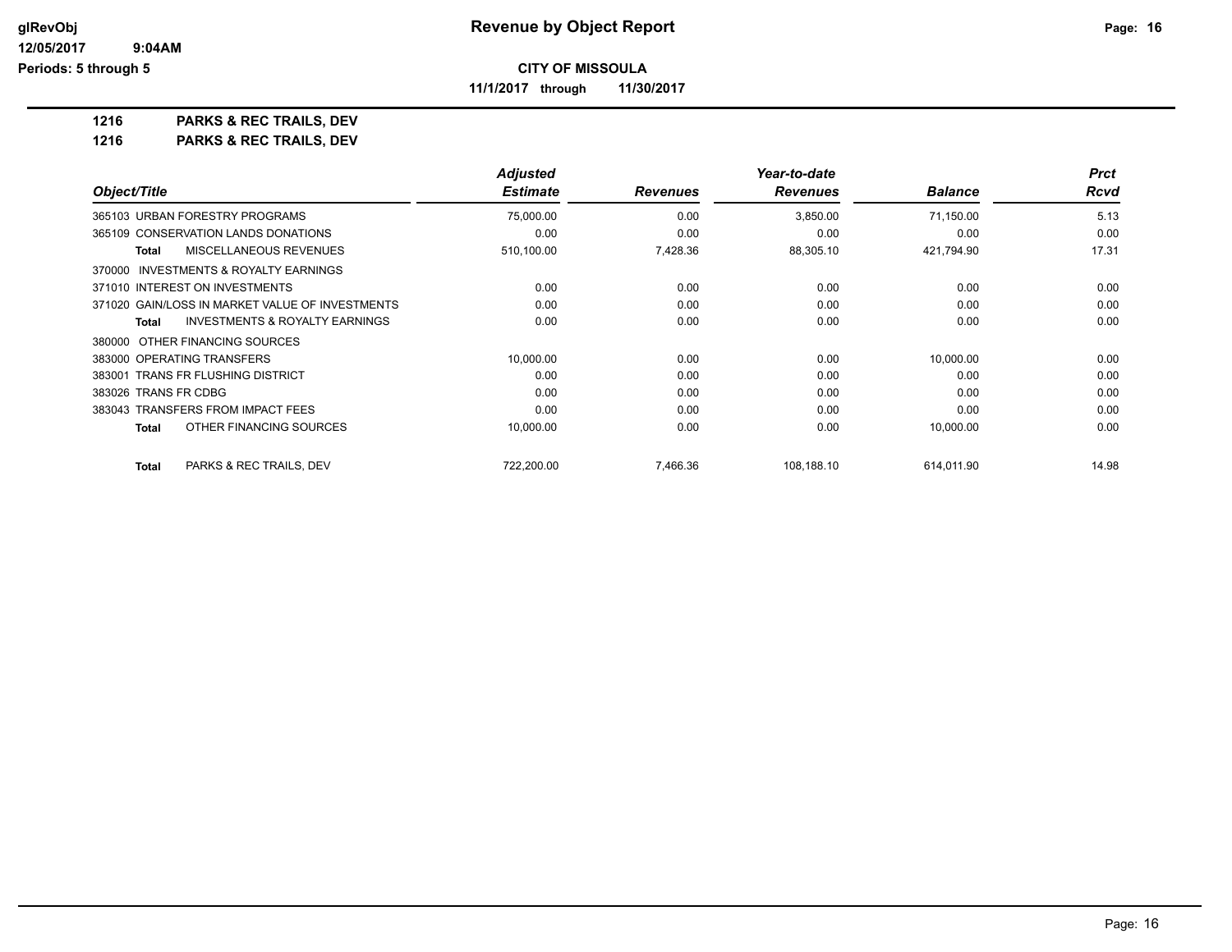glRevObj
12/05/2017 9:04AM
Periods: 5 through 5

# Revenue by Object Report

**CITY OF MISSOULA**

**11/1/2017 through 11/30/2017**

**1216 PARKS & REC TRAILS, DEV**

**1216 PARKS & REC TRAILS, DEV**

| Object/Title | Adjusted Estimate | Revenues | Year-to-date Revenues | Balance | Prct Rcvd |
|---|---|---|---|---|---|
| 365103 URBAN FORESTRY PROGRAMS | 75,000.00 | 0.00 | 3,850.00 | 71,150.00 | 5.13 |
| 365109 CONSERVATION LANDS DONATIONS | 0.00 | 0.00 | 0.00 | 0.00 | 0.00 |
| **Total** MISCELLANEOUS REVENUES | 510,100.00 | 7,428.36 | 88,305.10 | 421,794.90 | 17.31 |
| 370000 INVESTMENTS & ROYALTY EARNINGS | | | | | |
| 371010 INTEREST ON INVESTMENTS | 0.00 | 0.00 | 0.00 | 0.00 | 0.00 |
| 371020 GAIN/LOSS IN MARKET VALUE OF INVESTMENTS | 0.00 | 0.00 | 0.00 | 0.00 | 0.00 |
| **Total** INVESTMENTS & ROYALTY EARNINGS | 0.00 | 0.00 | 0.00 | 0.00 | 0.00 |
| 380000 OTHER FINANCING SOURCES | | | | | |
| 383000 OPERATING TRANSFERS | 10,000.00 | 0.00 | 0.00 | 10,000.00 | 0.00 |
| 383001 TRANS FR FLUSHING DISTRICT | 0.00 | 0.00 | 0.00 | 0.00 | 0.00 |
| 383026 TRANS FR CDBG | 0.00 | 0.00 | 0.00 | 0.00 | 0.00 |
| 383043 TRANSFERS FROM IMPACT FEES | 0.00 | 0.00 | 0.00 | 0.00 | 0.00 |
| **Total** OTHER FINANCING SOURCES | 10,000.00 | 0.00 | 0.00 | 10,000.00 | 0.00 |
| **Total** PARKS & REC TRAILS, DEV | 722,200.00 | 7,466.36 | 108,188.10 | 614,011.90 | 14.98 |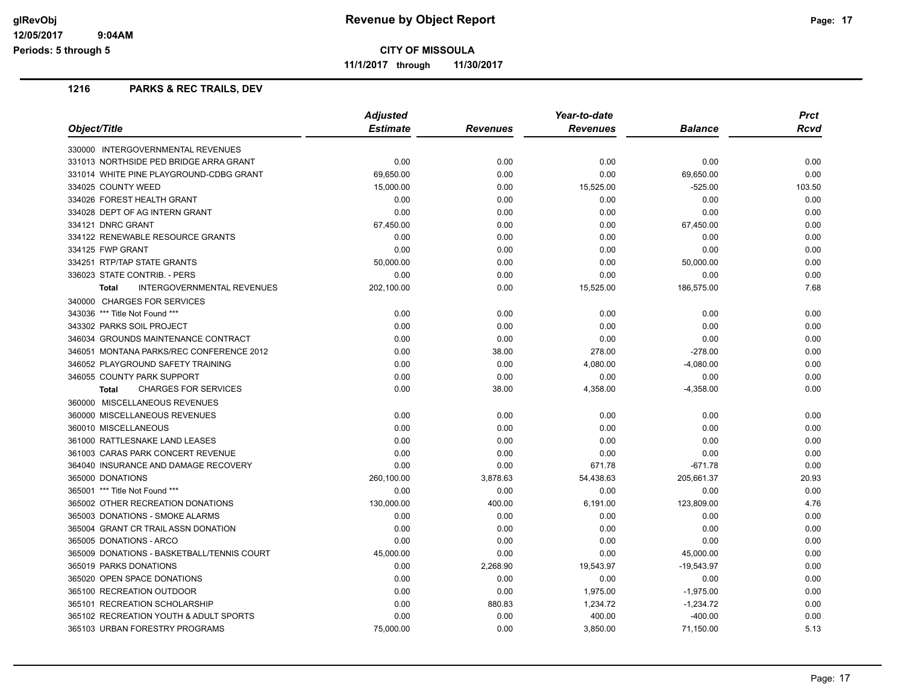# Revenue by Object Report

glRevObj
12/05/2017 9:04AM
Periods: 5 through 5

**CITY OF MISSOULA**

11/1/2017 through 11/30/2017

## 1216 PARKS & REC TRAILS, DEV

| Object/Title | Adjusted Estimate | Revenues | Year-to-date Revenues | Balance | Prct Rcvd |
|---|---|---|---|---|---|
| 330000 INTERGOVERNMENTAL REVENUES | | | | | |
| 331013 NORTHSIDE PED BRIDGE ARRA GRANT | 0.00 | 0.00 | 0.00 | 0.00 | 0.00 |
| 331014 WHITE PINE PLAYGROUND-CDBG GRANT | 69,650.00 | 0.00 | 0.00 | 69,650.00 | 0.00 |
| 334025 COUNTY WEED | 15,000.00 | 0.00 | 15,525.00 | -525.00 | 103.50 |
| 334026 FOREST HEALTH GRANT | 0.00 | 0.00 | 0.00 | 0.00 | 0.00 |
| 334028 DEPT OF AG INTERN GRANT | 0.00 | 0.00 | 0.00 | 0.00 | 0.00 |
| 334121 DNRC GRANT | 67,450.00 | 0.00 | 0.00 | 67,450.00 | 0.00 |
| 334122 RENEWABLE RESOURCE GRANTS | 0.00 | 0.00 | 0.00 | 0.00 | 0.00 |
| 334125 FWP GRANT | 0.00 | 0.00 | 0.00 | 0.00 | 0.00 |
| 334251 RTP/TAP STATE GRANTS | 50,000.00 | 0.00 | 0.00 | 50,000.00 | 0.00 |
| 336023 STATE CONTRIB. - PERS | 0.00 | 0.00 | 0.00 | 0.00 | 0.00 |
| **Total** INTERGOVERNMENTAL REVENUES | 202,100.00 | 0.00 | 15,525.00 | 186,575.00 | 7.68 |
| 340000 CHARGES FOR SERVICES | | | | | |
| 343036 *** Title Not Found *** | 0.00 | 0.00 | 0.00 | 0.00 | 0.00 |
| 343302 PARKS SOIL PROJECT | 0.00 | 0.00 | 0.00 | 0.00 | 0.00 |
| 346034 GROUNDS MAINTENANCE CONTRACT | 0.00 | 0.00 | 0.00 | 0.00 | 0.00 |
| 346051 MONTANA PARKS/REC CONFERENCE 2012 | 0.00 | 38.00 | 278.00 | -278.00 | 0.00 |
| 346052 PLAYGROUND SAFETY TRAINING | 0.00 | 0.00 | 4,080.00 | -4,080.00 | 0.00 |
| 346055 COUNTY PARK SUPPORT | 0.00 | 0.00 | 0.00 | 0.00 | 0.00 |
| **Total** CHARGES FOR SERVICES | 0.00 | 38.00 | 4,358.00 | -4,358.00 | 0.00 |
| 360000 MISCELLANEOUS REVENUES | | | | | |
| 360000 MISCELLANEOUS REVENUES | 0.00 | 0.00 | 0.00 | 0.00 | 0.00 |
| 360010 MISCELLANEOUS | 0.00 | 0.00 | 0.00 | 0.00 | 0.00 |
| 361000 RATTLESNAKE LAND LEASES | 0.00 | 0.00 | 0.00 | 0.00 | 0.00 |
| 361003 CARAS PARK CONCERT REVENUE | 0.00 | 0.00 | 0.00 | 0.00 | 0.00 |
| 364040 INSURANCE AND DAMAGE RECOVERY | 0.00 | 0.00 | 671.78 | -671.78 | 0.00 |
| 365000 DONATIONS | 260,100.00 | 3,878.63 | 54,438.63 | 205,661.37 | 20.93 |
| 365001 *** Title Not Found *** | 0.00 | 0.00 | 0.00 | 0.00 | 0.00 |
| 365002 OTHER RECREATION DONATIONS | 130,000.00 | 400.00 | 6,191.00 | 123,809.00 | 4.76 |
| 365003 DONATIONS - SMOKE ALARMS | 0.00 | 0.00 | 0.00 | 0.00 | 0.00 |
| 365004 GRANT CR TRAIL ASSN DONATION | 0.00 | 0.00 | 0.00 | 0.00 | 0.00 |
| 365005 DONATIONS - ARCO | 0.00 | 0.00 | 0.00 | 0.00 | 0.00 |
| 365009 DONATIONS - BASKETBALL/TENNIS COURT | 45,000.00 | 0.00 | 0.00 | 45,000.00 | 0.00 |
| 365019 PARKS DONATIONS | 0.00 | 2,268.90 | 19,543.97 | -19,543.97 | 0.00 |
| 365020 OPEN SPACE DONATIONS | 0.00 | 0.00 | 0.00 | 0.00 | 0.00 |
| 365100 RECREATION OUTDOOR | 0.00 | 0.00 | 1,975.00 | -1,975.00 | 0.00 |
| 365101 RECREATION SCHOLARSHIP | 0.00 | 880.83 | 1,234.72 | -1,234.72 | 0.00 |
| 365102 RECREATION YOUTH & ADULT SPORTS | 0.00 | 0.00 | 400.00 | -400.00 | 0.00 |
| 365103 URBAN FORESTRY PROGRAMS | 75,000.00 | 0.00 | 3,850.00 | 71,150.00 | 5.13 |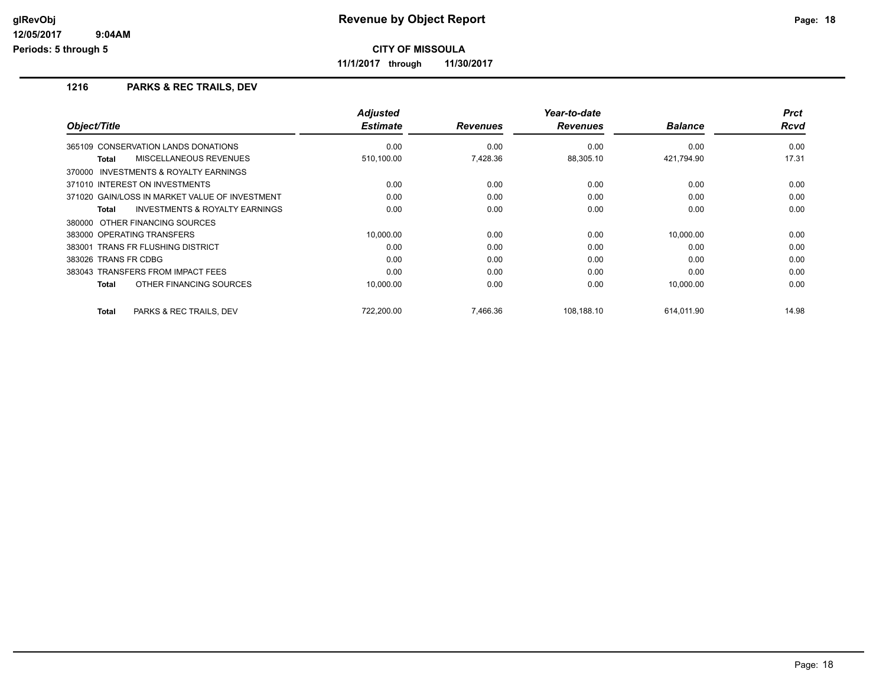# Revenue by Object Report

**CITY OF MISSOULA**

**11/1/2017 through 11/30/2017**

glRevObj
12/05/2017 9:04AM
Periods: 5 through 5

## 1216 PARKS & REC TRAILS, DEV

| Object/Title | Adjusted Estimate | Revenues | Year-to-date Revenues | Balance | Prct Rcvd |
|---|---|---|---|---|---|
| 365109 CONSERVATION LANDS DONATIONS | 0.00 | 0.00 | 0.00 | 0.00 | 0.00 |
| **Total** MISCELLANEOUS REVENUES | 510,100.00 | 7,428.36 | 88,305.10 | 421,794.90 | 17.31 |
| 370000 INVESTMENTS & ROYALTY EARNINGS | | | | | |
| 371010 INTEREST ON INVESTMENTS | 0.00 | 0.00 | 0.00 | 0.00 | 0.00 |
| 371020 GAIN/LOSS IN MARKET VALUE OF INVESTMENT | 0.00 | 0.00 | 0.00 | 0.00 | 0.00 |
| **Total** INVESTMENTS & ROYALTY EARNINGS | 0.00 | 0.00 | 0.00 | 0.00 | 0.00 |
| 380000 OTHER FINANCING SOURCES | | | | | |
| 383000 OPERATING TRANSFERS | 10,000.00 | 0.00 | 0.00 | 10,000.00 | 0.00 |
| 383001 TRANS FR FLUSHING DISTRICT | 0.00 | 0.00 | 0.00 | 0.00 | 0.00 |
| 383026 TRANS FR CDBG | 0.00 | 0.00 | 0.00 | 0.00 | 0.00 |
| 383043 TRANSFERS FROM IMPACT FEES | 0.00 | 0.00 | 0.00 | 0.00 | 0.00 |
| **Total** OTHER FINANCING SOURCES | 10,000.00 | 0.00 | 0.00 | 10,000.00 | 0.00 |
| **Total** PARKS & REC TRAILS, DEV | 722,200.00 | 7,466.36 | 108,188.10 | 614,011.90 | 14.98 |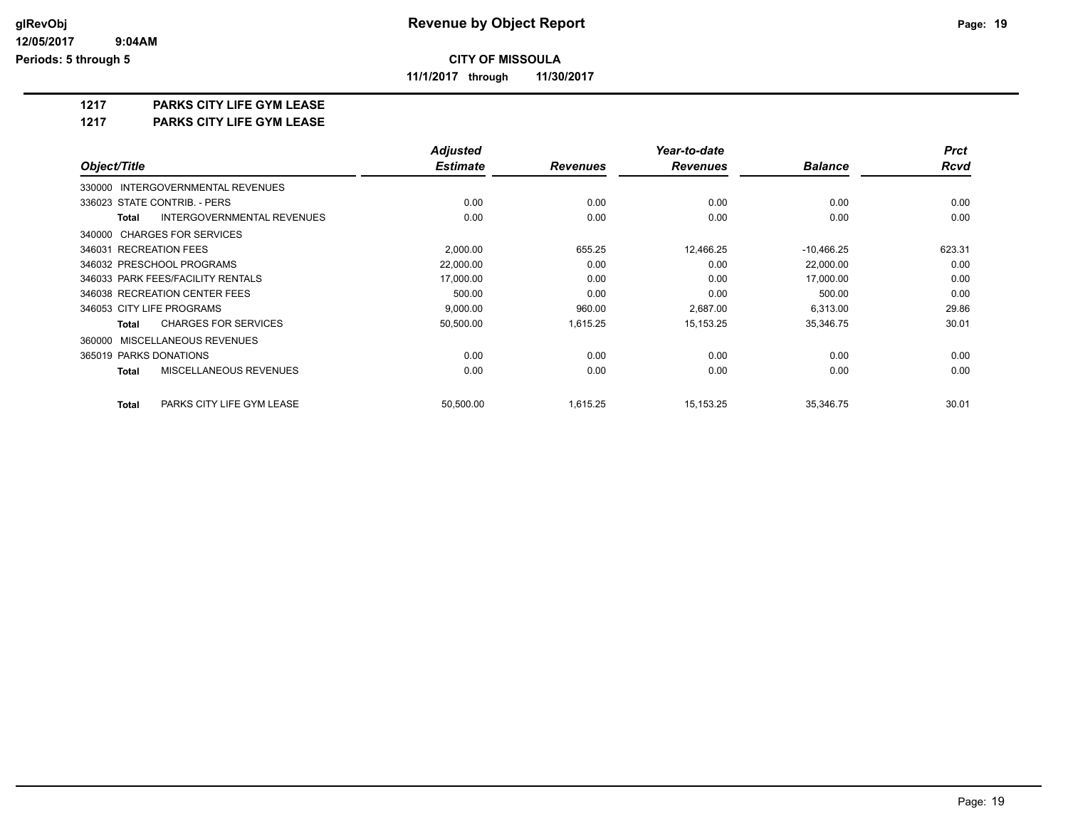**Revenue by Object Report**

**CITY OF MISSOULA**

**11/1/2017 through 11/30/2017**

glRevObj
12/05/2017 9:04AM
Periods: 5 through 5

## 1217 PARKS CITY LIFE GYM LEASE
## 1217 PARKS CITY LIFE GYM LEASE

| Object/Title | Adjusted Estimate | Revenues | Year-to-date Revenues | Balance | Prct Rcvd |
|---|---|---|---|---|---|
| 330000 INTERGOVERNMENTAL REVENUES | | | | | |
| 336023 STATE CONTRIB. - PERS | 0.00 | 0.00 | 0.00 | 0.00 | 0.00 |
| **Total** INTERGOVERNMENTAL REVENUES | 0.00 | 0.00 | 0.00 | 0.00 | 0.00 |
| 340000 CHARGES FOR SERVICES | | | | | |
| 346031 RECREATION FEES | 2,000.00 | 655.25 | 12,466.25 | -10,466.25 | 623.31 |
| 346032 PRESCHOOL PROGRAMS | 22,000.00 | 0.00 | 0.00 | 22,000.00 | 0.00 |
| 346033 PARK FEES/FACILITY RENTALS | 17,000.00 | 0.00 | 0.00 | 17,000.00 | 0.00 |
| 346038 RECREATION CENTER FEES | 500.00 | 0.00 | 0.00 | 500.00 | 0.00 |
| 346053 CITY LIFE PROGRAMS | 9,000.00 | 960.00 | 2,687.00 | 6,313.00 | 29.86 |
| **Total** CHARGES FOR SERVICES | 50,500.00 | 1,615.25 | 15,153.25 | 35,346.75 | 30.01 |
| 360000 MISCELLANEOUS REVENUES | | | | | |
| 365019 PARKS DONATIONS | 0.00 | 0.00 | 0.00 | 0.00 | 0.00 |
| **Total** MISCELLANEOUS REVENUES | 0.00 | 0.00 | 0.00 | 0.00 | 0.00 |
| **Total** PARKS CITY LIFE GYM LEASE | 50,500.00 | 1,615.25 | 15,153.25 | 35,346.75 | 30.01 |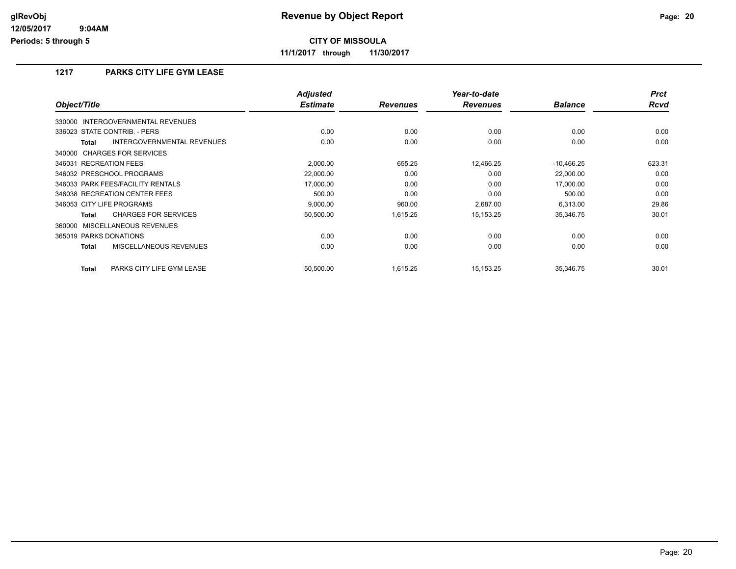# Revenue by Object Report

**CITY OF MISSOULA**

**11/1/2017 through 11/30/2017**

glRevObj
12/05/2017 9:04AM
Periods: 5 through 5

## 1217 PARKS CITY LIFE GYM LEASE

| Object/Title | Adjusted Estimate | Revenues | Year-to-date Revenues | Balance | Prct Rcvd |
|---|---|---|---|---|---|
| 330000 INTERGOVERNMENTAL REVENUES | | | | | |
| 336023 STATE CONTRIB. - PERS | 0.00 | 0.00 | 0.00 | 0.00 | 0.00 |
| **Total** INTERGOVERNMENTAL REVENUES | 0.00 | 0.00 | 0.00 | 0.00 | 0.00 |
| 340000 CHARGES FOR SERVICES | | | | | |
| 346031 RECREATION FEES | 2,000.00 | 655.25 | 12,466.25 | -10,466.25 | 623.31 |
| 346032 PRESCHOOL PROGRAMS | 22,000.00 | 0.00 | 0.00 | 22,000.00 | 0.00 |
| 346033 PARK FEES/FACILITY RENTALS | 17,000.00 | 0.00 | 0.00 | 17,000.00 | 0.00 |
| 346038 RECREATION CENTER FEES | 500.00 | 0.00 | 0.00 | 500.00 | 0.00 |
| 346053 CITY LIFE PROGRAMS | 9,000.00 | 960.00 | 2,687.00 | 6,313.00 | 29.86 |
| **Total** CHARGES FOR SERVICES | 50,500.00 | 1,615.25 | 15,153.25 | 35,346.75 | 30.01 |
| 360000 MISCELLANEOUS REVENUES | | | | | |
| 365019 PARKS DONATIONS | 0.00 | 0.00 | 0.00 | 0.00 | 0.00 |
| **Total** MISCELLANEOUS REVENUES | 0.00 | 0.00 | 0.00 | 0.00 | 0.00 |
| **Total** PARKS CITY LIFE GYM LEASE | 50,500.00 | 1,615.25 | 15,153.25 | 35,346.75 | 30.01 |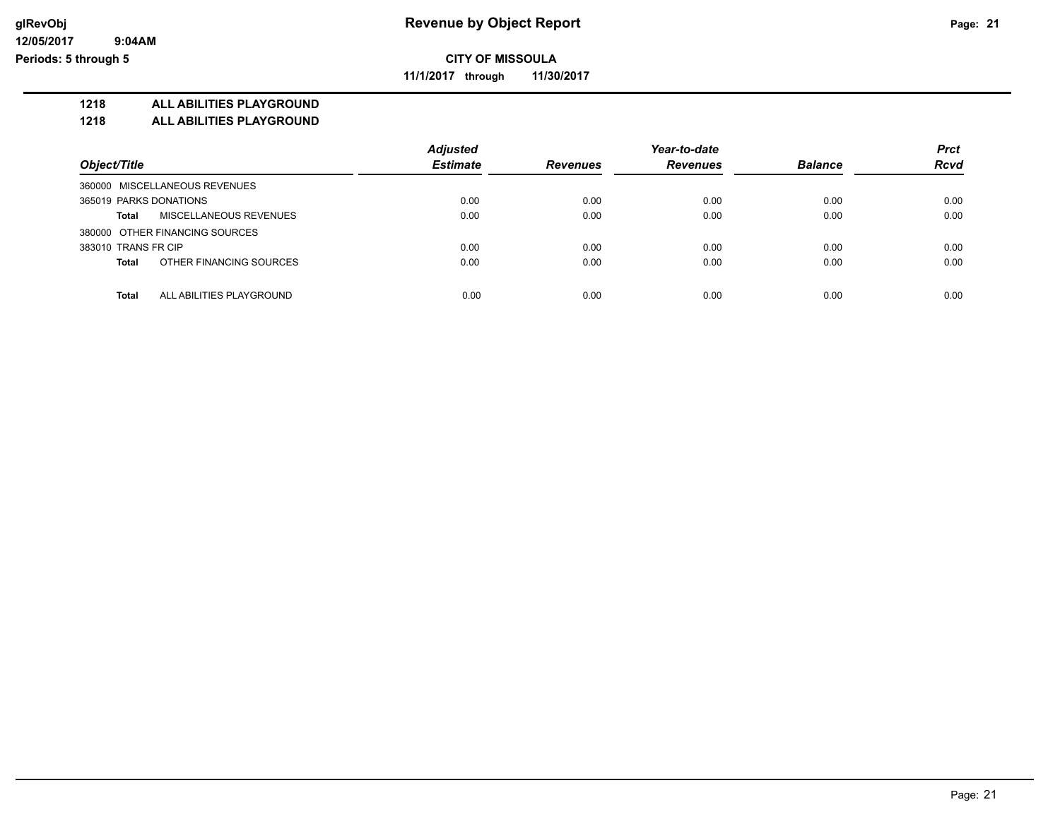# Revenue by Object Report

glRevObj
12/05/2017 9:04AM
Periods: 5 through 5

**CITY OF MISSOULA**

**11/1/2017 through 11/30/2017**

**1218 ALL ABILITIES PLAYGROUND**

**1218 ALL ABILITIES PLAYGROUND**

| Object/Title | Adjusted Estimate | Revenues | Year-to-date Revenues | Balance | Prct Rcvd |
|---|---|---|---|---|---|
| 360000 MISCELLANEOUS REVENUES | | | | | |
| 365019 PARKS DONATIONS | 0.00 | 0.00 | 0.00 | 0.00 | 0.00 |
| **Total** MISCELLANEOUS REVENUES | 0.00 | 0.00 | 0.00 | 0.00 | 0.00 |
| 380000 OTHER FINANCING SOURCES | | | | | |
| 383010 TRANS FR CIP | 0.00 | 0.00 | 0.00 | 0.00 | 0.00 |
| **Total** OTHER FINANCING SOURCES | 0.00 | 0.00 | 0.00 | 0.00 | 0.00 |
| **Total** ALL ABILITIES PLAYGROUND | 0.00 | 0.00 | 0.00 | 0.00 | 0.00 |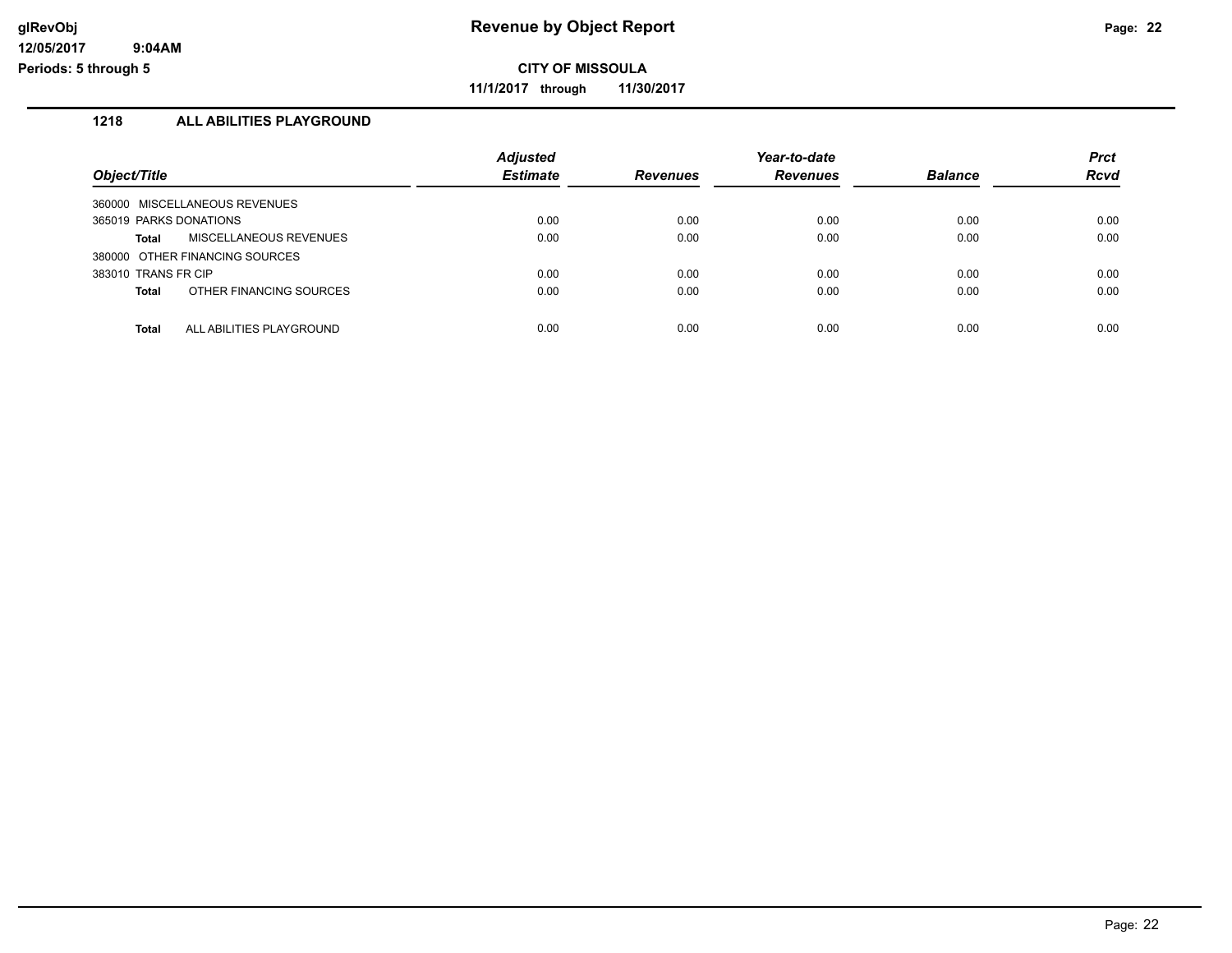## 1218 ALL ABILITIES PLAYGROUND

| Object/Title | Adjusted Estimate | Revenues | Year-to-date Revenues | Balance | Prct Rcvd |
|---|---|---|---|---|---|
| 360000 MISCELLANEOUS REVENUES | | | | | |
| 365019 PARKS DONATIONS | 0.00 | 0.00 | 0.00 | 0.00 | 0.00 |
| **Total** MISCELLANEOUS REVENUES | 0.00 | 0.00 | 0.00 | 0.00 | 0.00 |
| 380000 OTHER FINANCING SOURCES | | | | | |
| 383010 TRANS FR CIP | 0.00 | 0.00 | 0.00 | 0.00 | 0.00 |
| **Total** OTHER FINANCING SOURCES | 0.00 | 0.00 | 0.00 | 0.00 | 0.00 |
| **Total** ALL ABILITIES PLAYGROUND | 0.00 | 0.00 | 0.00 | 0.00 | 0.00 |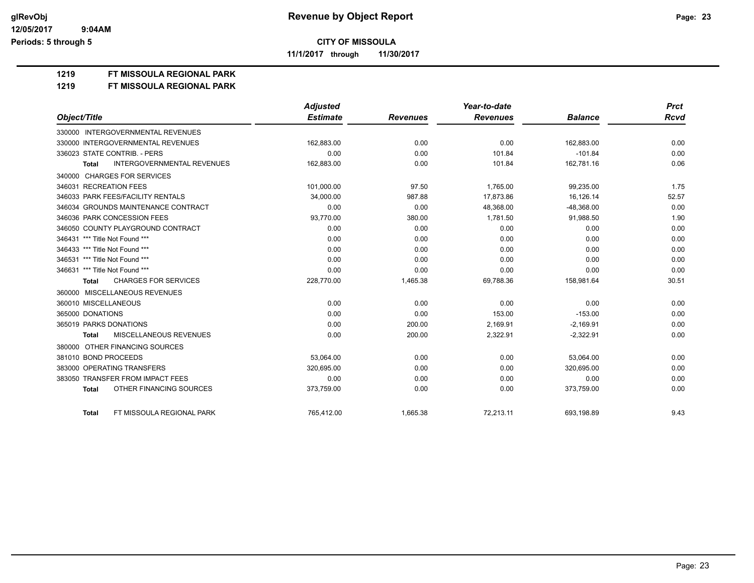**CITY OF MISSOULA**

**11/1/2017 through 11/30/2017**

# 1219 FT MISSOULA REGIONAL PARK

## 1219 FT MISSOULA REGIONAL PARK

| Object/Title | Adjusted Estimate | Revenues | Year-to-date Revenues | Balance | Prct Rcvd |
|---|---|---|---|---|---|
| 330000 INTERGOVERNMENTAL REVENUES | | | | | |
| 330000 INTERGOVERNMENTAL REVENUES | 162,883.00 | 0.00 | 0.00 | 162,883.00 | 0.00 |
| 336023 STATE CONTRIB. - PERS | 0.00 | 0.00 | 101.84 | -101.84 | 0.00 |
| **Total** INTERGOVERNMENTAL REVENUES | 162,883.00 | 0.00 | 101.84 | 162,781.16 | 0.06 |
| 340000 CHARGES FOR SERVICES | | | | | |
| 346031 RECREATION FEES | 101,000.00 | 97.50 | 1,765.00 | 99,235.00 | 1.75 |
| 346033 PARK FEES/FACILITY RENTALS | 34,000.00 | 987.88 | 17,873.86 | 16,126.14 | 52.57 |
| 346034 GROUNDS MAINTENANCE CONTRACT | 0.00 | 0.00 | 48,368.00 | -48,368.00 | 0.00 |
| 346036 PARK CONCESSION FEES | 93,770.00 | 380.00 | 1,781.50 | 91,988.50 | 1.90 |
| 346050 COUNTY PLAYGROUND CONTRACT | 0.00 | 0.00 | 0.00 | 0.00 | 0.00 |
| 346431 *** Title Not Found *** | 0.00 | 0.00 | 0.00 | 0.00 | 0.00 |
| 346433 *** Title Not Found *** | 0.00 | 0.00 | 0.00 | 0.00 | 0.00 |
| 346531 *** Title Not Found *** | 0.00 | 0.00 | 0.00 | 0.00 | 0.00 |
| 346631 *** Title Not Found *** | 0.00 | 0.00 | 0.00 | 0.00 | 0.00 |
| **Total** CHARGES FOR SERVICES | 228,770.00 | 1,465.38 | 69,788.36 | 158,981.64 | 30.51 |
| 360000 MISCELLANEOUS REVENUES | | | | | |
| 360010 MISCELLANEOUS | 0.00 | 0.00 | 0.00 | 0.00 | 0.00 |
| 365000 DONATIONS | 0.00 | 0.00 | 153.00 | -153.00 | 0.00 |
| 365019 PARKS DONATIONS | 0.00 | 200.00 | 2,169.91 | -2,169.91 | 0.00 |
| **Total** MISCELLANEOUS REVENUES | 0.00 | 200.00 | 2,322.91 | -2,322.91 | 0.00 |
| 380000 OTHER FINANCING SOURCES | | | | | |
| 381010 BOND PROCEEDS | 53,064.00 | 0.00 | 0.00 | 53,064.00 | 0.00 |
| 383000 OPERATING TRANSFERS | 320,695.00 | 0.00 | 0.00 | 320,695.00 | 0.00 |
| 383050 TRANSFER FROM IMPACT FEES | 0.00 | 0.00 | 0.00 | 0.00 | 0.00 |
| **Total** OTHER FINANCING SOURCES | 373,759.00 | 0.00 | 0.00 | 373,759.00 | 0.00 |
| **Total** FT MISSOULA REGIONAL PARK | 765,412.00 | 1,665.38 | 72,213.11 | 693,198.89 | 9.43 |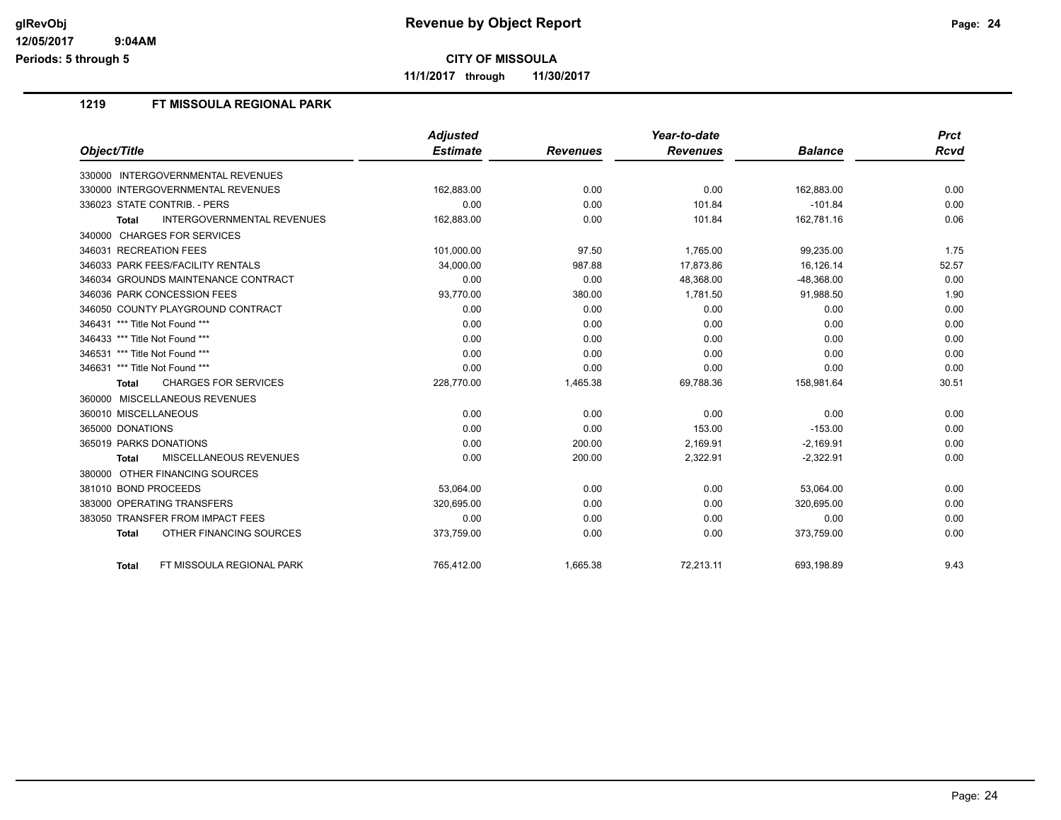# Revenue by Object Report

**CITY OF MISSOULA**

**11/1/2017 through 11/30/2017**

glRevObj
12/05/2017 9:04AM
Periods: 5 through 5

## 1219 FT MISSOULA REGIONAL PARK

| Object/Title | Adjusted Estimate | Revenues | Year-to-date Revenues | Balance | Prct Rcvd |
|---|---|---|---|---|---|
| 330000 INTERGOVERNMENTAL REVENUES | | | | | |
| 330000 INTERGOVERNMENTAL REVENUES | 162,883.00 | 0.00 | 0.00 | 162,883.00 | 0.00 |
| 336023 STATE CONTRIB. - PERS | 0.00 | 0.00 | 101.84 | -101.84 | 0.00 |
| **Total** INTERGOVERNMENTAL REVENUES | 162,883.00 | 0.00 | 101.84 | 162,781.16 | 0.06 |
| 340000 CHARGES FOR SERVICES | | | | | |
| 346031 RECREATION FEES | 101,000.00 | 97.50 | 1,765.00 | 99,235.00 | 1.75 |
| 346033 PARK FEES/FACILITY RENTALS | 34,000.00 | 987.88 | 17,873.86 | 16,126.14 | 52.57 |
| 346034 GROUNDS MAINTENANCE CONTRACT | 0.00 | 0.00 | 48,368.00 | -48,368.00 | 0.00 |
| 346036 PARK CONCESSION FEES | 93,770.00 | 380.00 | 1,781.50 | 91,988.50 | 1.90 |
| 346050 COUNTY PLAYGROUND CONTRACT | 0.00 | 0.00 | 0.00 | 0.00 | 0.00 |
| 346431 *** Title Not Found *** | 0.00 | 0.00 | 0.00 | 0.00 | 0.00 |
| 346433 *** Title Not Found *** | 0.00 | 0.00 | 0.00 | 0.00 | 0.00 |
| 346531 *** Title Not Found *** | 0.00 | 0.00 | 0.00 | 0.00 | 0.00 |
| 346631 *** Title Not Found *** | 0.00 | 0.00 | 0.00 | 0.00 | 0.00 |
| **Total** CHARGES FOR SERVICES | 228,770.00 | 1,465.38 | 69,788.36 | 158,981.64 | 30.51 |
| 360000 MISCELLANEOUS REVENUES | | | | | |
| 360010 MISCELLANEOUS | 0.00 | 0.00 | 0.00 | 0.00 | 0.00 |
| 365000 DONATIONS | 0.00 | 0.00 | 153.00 | -153.00 | 0.00 |
| 365019 PARKS DONATIONS | 0.00 | 200.00 | 2,169.91 | -2,169.91 | 0.00 |
| **Total** MISCELLANEOUS REVENUES | 0.00 | 200.00 | 2,322.91 | -2,322.91 | 0.00 |
| 380000 OTHER FINANCING SOURCES | | | | | |
| 381010 BOND PROCEEDS | 53,064.00 | 0.00 | 0.00 | 53,064.00 | 0.00 |
| 383000 OPERATING TRANSFERS | 320,695.00 | 0.00 | 0.00 | 320,695.00 | 0.00 |
| 383050 TRANSFER FROM IMPACT FEES | 0.00 | 0.00 | 0.00 | 0.00 | 0.00 |
| **Total** OTHER FINANCING SOURCES | 373,759.00 | 0.00 | 0.00 | 373,759.00 | 0.00 |
| **Total** FT MISSOULA REGIONAL PARK | 765,412.00 | 1,665.38 | 72,213.11 | 693,198.89 | 9.43 |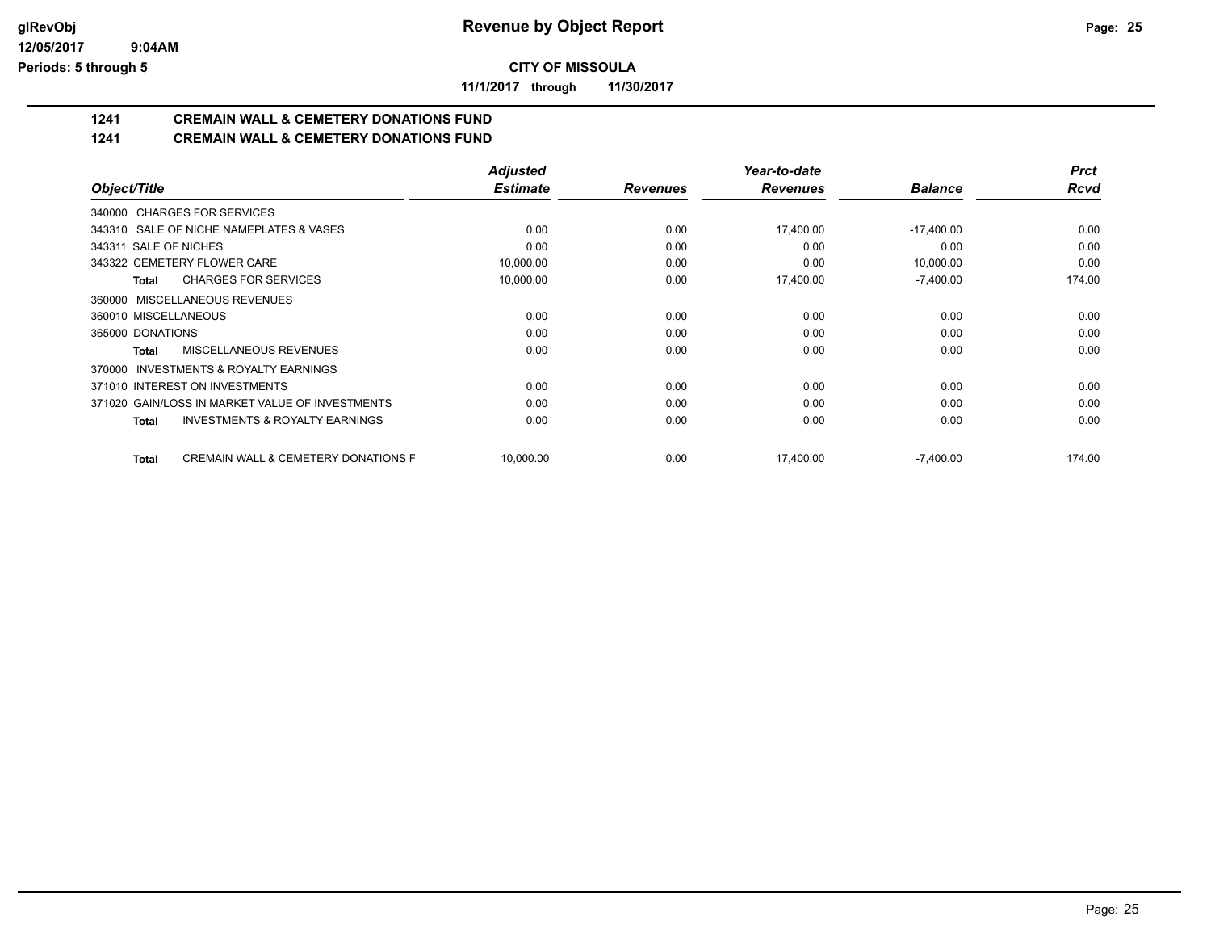# Revenue by Object Report

**CITY OF MISSOULA**

**11/1/2017 through 11/30/2017**

glRevObj
12/05/2017 9:04AM
Periods: 5 through 5

## 1241 CREMAIN WALL & CEMETERY DONATIONS FUND
## 1241 CREMAIN WALL & CEMETERY DONATIONS FUND

| Object/Title | Adjusted Estimate | Revenues | Year-to-date Revenues | Balance | Prct Rcvd |
|---|---|---|---|---|---|
| 340000 CHARGES FOR SERVICES | | | | | |
| 343310 SALE OF NICHE NAMEPLATES & VASES | 0.00 | 0.00 | 17,400.00 | -17,400.00 | 0.00 |
| 343311 SALE OF NICHES | 0.00 | 0.00 | 0.00 | 0.00 | 0.00 |
| 343322 CEMETERY FLOWER CARE | 10,000.00 | 0.00 | 0.00 | 10,000.00 | 0.00 |
| **Total** CHARGES FOR SERVICES | 10,000.00 | 0.00 | 17,400.00 | -7,400.00 | 174.00 |
| 360000 MISCELLANEOUS REVENUES | | | | | |
| 360010 MISCELLANEOUS | 0.00 | 0.00 | 0.00 | 0.00 | 0.00 |
| 365000 DONATIONS | 0.00 | 0.00 | 0.00 | 0.00 | 0.00 |
| **Total** MISCELLANEOUS REVENUES | 0.00 | 0.00 | 0.00 | 0.00 | 0.00 |
| 370000 INVESTMENTS & ROYALTY EARNINGS | | | | | |
| 371010 INTEREST ON INVESTMENTS | 0.00 | 0.00 | 0.00 | 0.00 | 0.00 |
| 371020 GAIN/LOSS IN MARKET VALUE OF INVESTMENTS | 0.00 | 0.00 | 0.00 | 0.00 | 0.00 |
| **Total** INVESTMENTS & ROYALTY EARNINGS | 0.00 | 0.00 | 0.00 | 0.00 | 0.00 |
| **Total** CREMAIN WALL & CEMETERY DONATIONS F | 10,000.00 | 0.00 | 17,400.00 | -7,400.00 | 174.00 |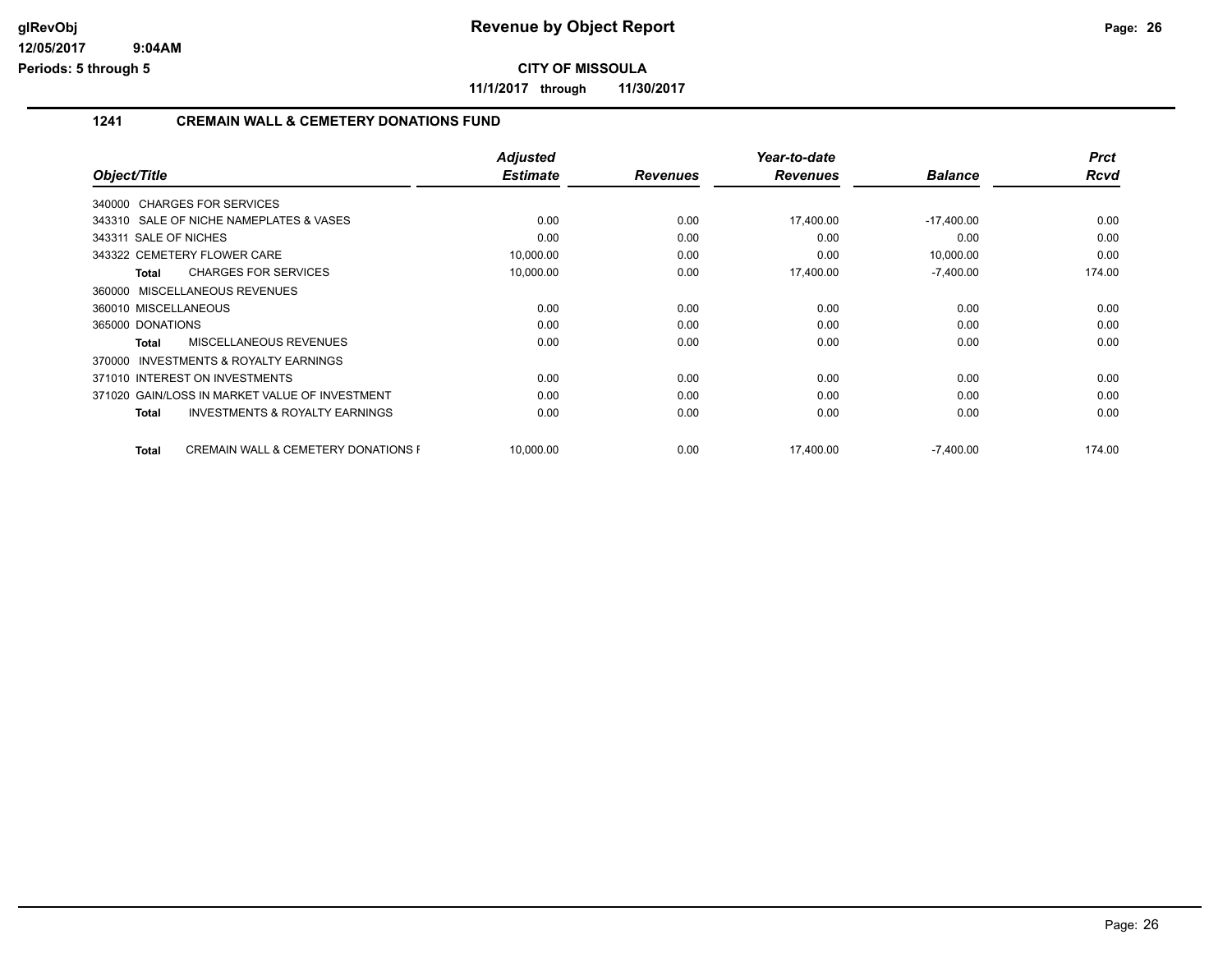**CITY OF MISSOULA**

**11/1/2017 through 11/30/2017**

## 1241 CREMAIN WALL & CEMETERY DONATIONS FUND

| Object/Title | Adjusted Estimate | Revenues | Year-to-date Revenues | Balance | Prct Rcvd |
|---|---|---|---|---|---|
| 340000 CHARGES FOR SERVICES | | | | | |
| 343310 SALE OF NICHE NAMEPLATES & VASES | 0.00 | 0.00 | 17,400.00 | -17,400.00 | 0.00 |
| 343311 SALE OF NICHES | 0.00 | 0.00 | 0.00 | 0.00 | 0.00 |
| 343322 CEMETERY FLOWER CARE | 10,000.00 | 0.00 | 0.00 | 10,000.00 | 0.00 |
| **Total** CHARGES FOR SERVICES | 10,000.00 | 0.00 | 17,400.00 | -7,400.00 | 174.00 |
| 360000 MISCELLANEOUS REVENUES | | | | | |
| 360010 MISCELLANEOUS | 0.00 | 0.00 | 0.00 | 0.00 | 0.00 |
| 365000 DONATIONS | 0.00 | 0.00 | 0.00 | 0.00 | 0.00 |
| **Total** MISCELLANEOUS REVENUES | 0.00 | 0.00 | 0.00 | 0.00 | 0.00 |
| 370000 INVESTMENTS & ROYALTY EARNINGS | | | | | |
| 371010 INTEREST ON INVESTMENTS | 0.00 | 0.00 | 0.00 | 0.00 | 0.00 |
| 371020 GAIN/LOSS IN MARKET VALUE OF INVESTMENT | 0.00 | 0.00 | 0.00 | 0.00 | 0.00 |
| **Total** INVESTMENTS & ROYALTY EARNINGS | 0.00 | 0.00 | 0.00 | 0.00 | 0.00 |
| **Total** CREMAIN WALL & CEMETERY DONATIONS F | 10,000.00 | 0.00 | 17,400.00 | -7,400.00 | 174.00 |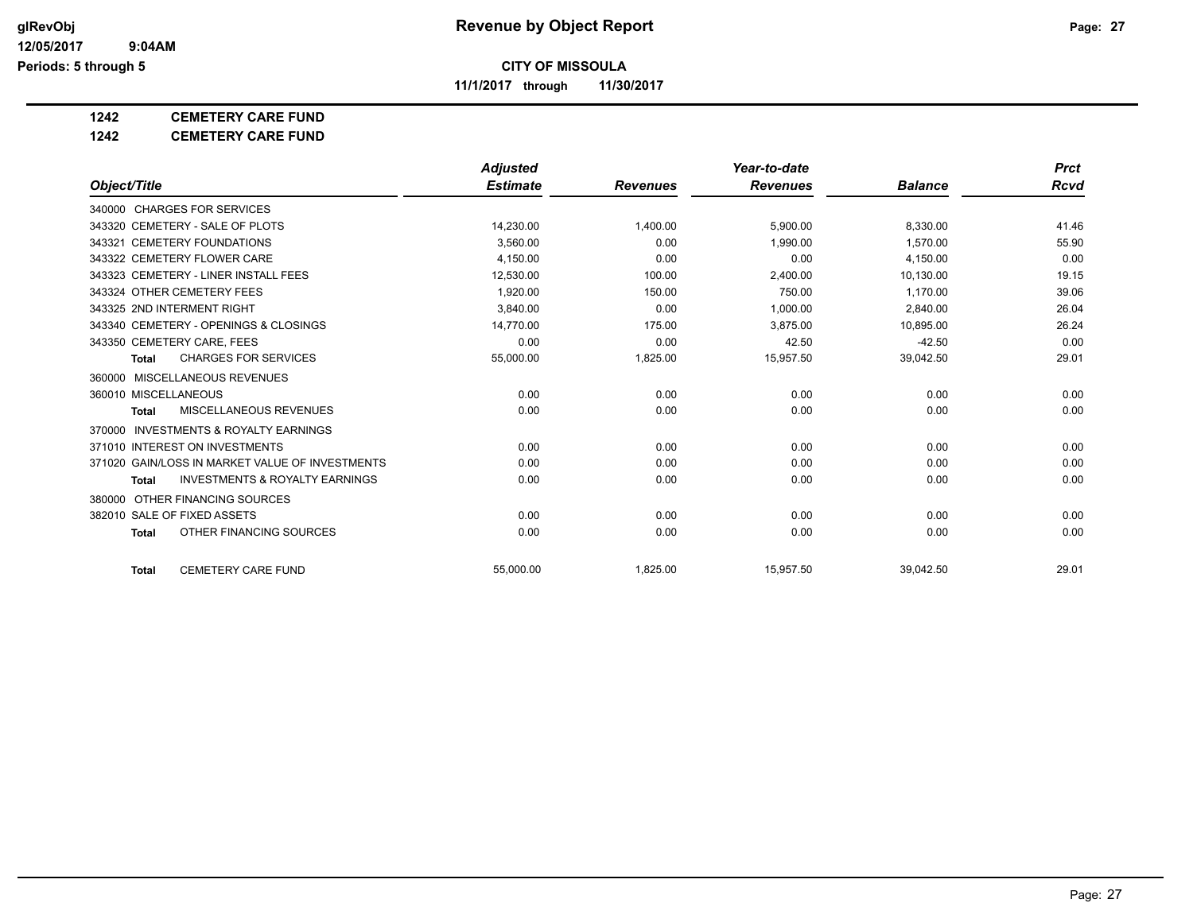# Revenue by Object Report

**CITY OF MISSOULA**

**11/1/2017 through 11/30/2017**

glRevObj
12/05/2017 9:04AM
Periods: 5 through 5

**1242 CEMETERY CARE FUND**

**1242 CEMETERY CARE FUND**

| Object/Title | Adjusted Estimate | Revenues | Year-to-date Revenues | Balance | Prct Rcvd |
|---|---|---|---|---|---|
| 340000 CHARGES FOR SERVICES | | | | | |
| 343320 CEMETERY - SALE OF PLOTS | 14,230.00 | 1,400.00 | 5,900.00 | 8,330.00 | 41.46 |
| 343321 CEMETERY FOUNDATIONS | 3,560.00 | 0.00 | 1,990.00 | 1,570.00 | 55.90 |
| 343322 CEMETERY FLOWER CARE | 4,150.00 | 0.00 | 0.00 | 4,150.00 | 0.00 |
| 343323 CEMETERY - LINER INSTALL FEES | 12,530.00 | 100.00 | 2,400.00 | 10,130.00 | 19.15 |
| 343324 OTHER CEMETERY FEES | 1,920.00 | 150.00 | 750.00 | 1,170.00 | 39.06 |
| 343325 2ND INTERMENT RIGHT | 3,840.00 | 0.00 | 1,000.00 | 2,840.00 | 26.04 |
| 343340 CEMETERY - OPENINGS & CLOSINGS | 14,770.00 | 175.00 | 3,875.00 | 10,895.00 | 26.24 |
| 343350 CEMETERY CARE, FEES | 0.00 | 0.00 | 42.50 | -42.50 | 0.00 |
| **Total** CHARGES FOR SERVICES | 55,000.00 | 1,825.00 | 15,957.50 | 39,042.50 | 29.01 |
| 360000 MISCELLANEOUS REVENUES | | | | | |
| 360010 MISCELLANEOUS | 0.00 | 0.00 | 0.00 | 0.00 | 0.00 |
| **Total** MISCELLANEOUS REVENUES | 0.00 | 0.00 | 0.00 | 0.00 | 0.00 |
| 370000 INVESTMENTS & ROYALTY EARNINGS | | | | | |
| 371010 INTEREST ON INVESTMENTS | 0.00 | 0.00 | 0.00 | 0.00 | 0.00 |
| 371020 GAIN/LOSS IN MARKET VALUE OF INVESTMENTS | 0.00 | 0.00 | 0.00 | 0.00 | 0.00 |
| **Total** INVESTMENTS & ROYALTY EARNINGS | 0.00 | 0.00 | 0.00 | 0.00 | 0.00 |
| 380000 OTHER FINANCING SOURCES | | | | | |
| 382010 SALE OF FIXED ASSETS | 0.00 | 0.00 | 0.00 | 0.00 | 0.00 |
| **Total** OTHER FINANCING SOURCES | 0.00 | 0.00 | 0.00 | 0.00 | 0.00 |
| **Total** CEMETERY CARE FUND | 55,000.00 | 1,825.00 | 15,957.50 | 39,042.50 | 29.01 |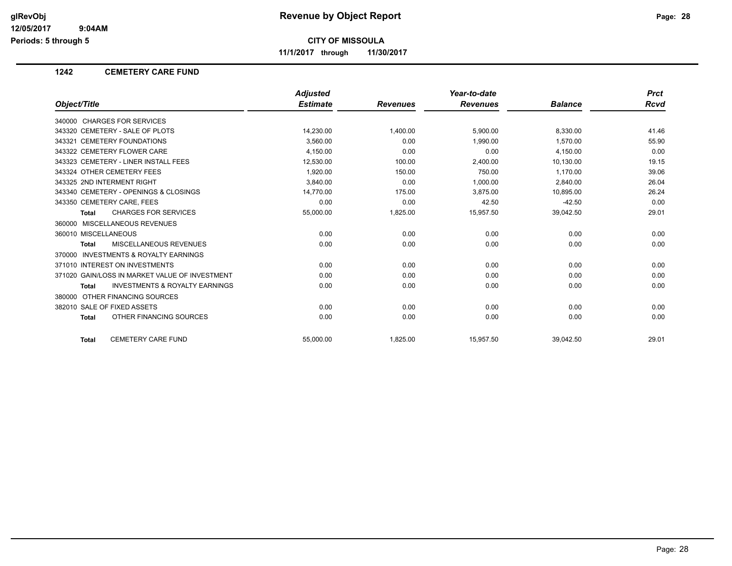# Revenue by Object Report

glRevObj
12/05/2017 9:04AM
Periods: 5 through 5

**CITY OF MISSOULA**

11/1/2017 through 11/30/2017

## 1242 CEMETERY CARE FUND

| Object/Title | Adjusted Estimate | Revenues | Year-to-date Revenues | Balance | Prct Rcvd |
|---|---|---|---|---|---|
| 340000 CHARGES FOR SERVICES | | | | | |
| 343320 CEMETERY - SALE OF PLOTS | 14,230.00 | 1,400.00 | 5,900.00 | 8,330.00 | 41.46 |
| 343321 CEMETERY FOUNDATIONS | 3,560.00 | 0.00 | 1,990.00 | 1,570.00 | 55.90 |
| 343322 CEMETERY FLOWER CARE | 4,150.00 | 0.00 | 0.00 | 4,150.00 | 0.00 |
| 343323 CEMETERY - LINER INSTALL FEES | 12,530.00 | 100.00 | 2,400.00 | 10,130.00 | 19.15 |
| 343324 OTHER CEMETERY FEES | 1,920.00 | 150.00 | 750.00 | 1,170.00 | 39.06 |
| 343325 2ND INTERMENT RIGHT | 3,840.00 | 0.00 | 1,000.00 | 2,840.00 | 26.04 |
| 343340 CEMETERY - OPENINGS & CLOSINGS | 14,770.00 | 175.00 | 3,875.00 | 10,895.00 | 26.24 |
| 343350 CEMETERY CARE, FEES | 0.00 | 0.00 | 42.50 | -42.50 | 0.00 |
| **Total** CHARGES FOR SERVICES | 55,000.00 | 1,825.00 | 15,957.50 | 39,042.50 | 29.01 |
| 360000 MISCELLANEOUS REVENUES | | | | | |
| 360010 MISCELLANEOUS | 0.00 | 0.00 | 0.00 | 0.00 | 0.00 |
| **Total** MISCELLANEOUS REVENUES | 0.00 | 0.00 | 0.00 | 0.00 | 0.00 |
| 370000 INVESTMENTS & ROYALTY EARNINGS | | | | | |
| 371010 INTEREST ON INVESTMENTS | 0.00 | 0.00 | 0.00 | 0.00 | 0.00 |
| 371020 GAIN/LOSS IN MARKET VALUE OF INVESTMENT | 0.00 | 0.00 | 0.00 | 0.00 | 0.00 |
| **Total** INVESTMENTS & ROYALTY EARNINGS | 0.00 | 0.00 | 0.00 | 0.00 | 0.00 |
| 380000 OTHER FINANCING SOURCES | | | | | |
| 382010 SALE OF FIXED ASSETS | 0.00 | 0.00 | 0.00 | 0.00 | 0.00 |
| **Total** OTHER FINANCING SOURCES | 0.00 | 0.00 | 0.00 | 0.00 | 0.00 |
| **Total** CEMETERY CARE FUND | 55,000.00 | 1,825.00 | 15,957.50 | 39,042.50 | 29.01 |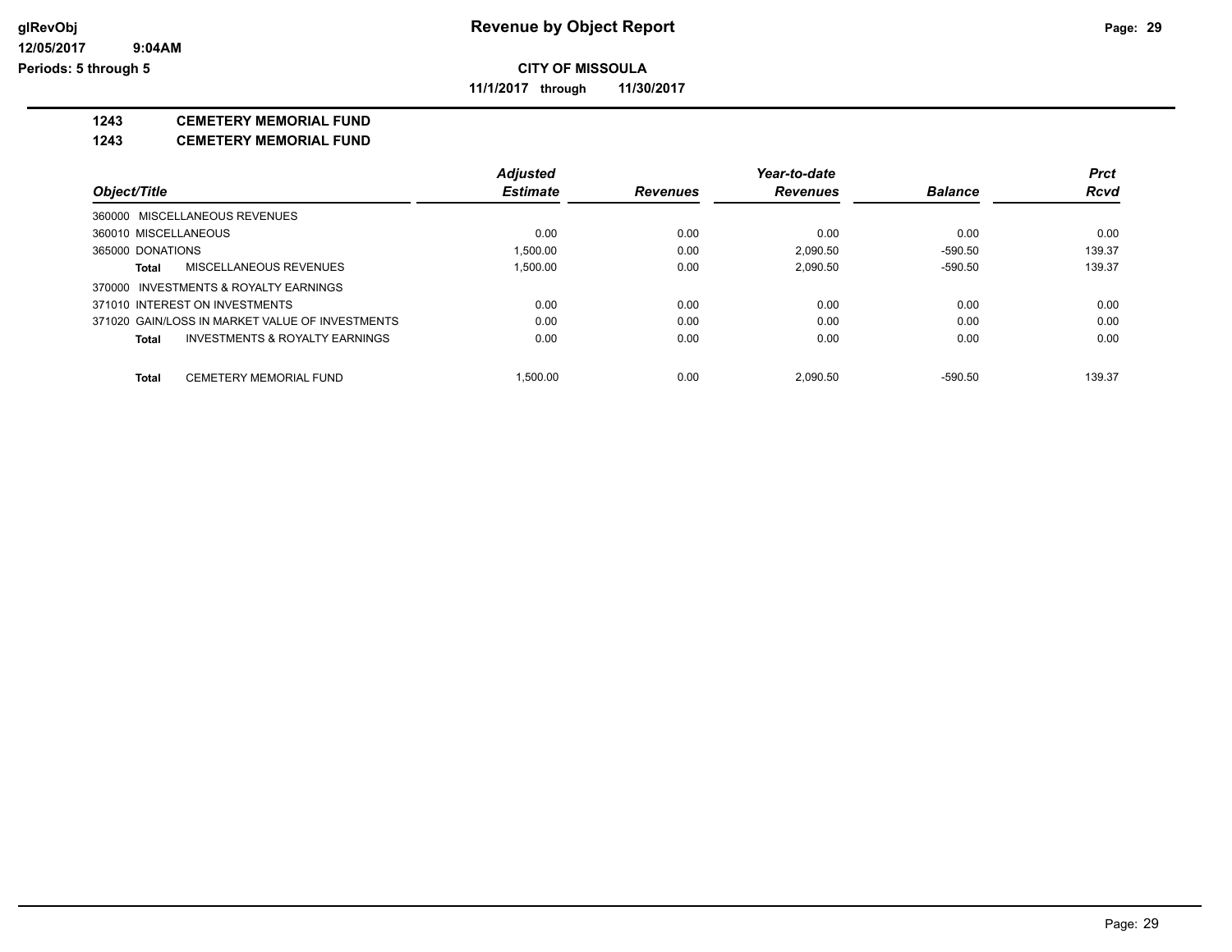**CITY OF MISSOULA**

**11/1/2017 through 11/30/2017**

# 1243 CEMETERY MEMORIAL FUND

## 1243 CEMETERY MEMORIAL FUND

| Object/Title | Adjusted Estimate | Revenues | Year-to-date Revenues | Balance | Prct Rcvd |
|---|---|---|---|---|---|
| 360000 MISCELLANEOUS REVENUES | | | | | |
| 360010 MISCELLANEOUS | 0.00 | 0.00 | 0.00 | 0.00 | 0.00 |
| 365000 DONATIONS | 1,500.00 | 0.00 | 2,090.50 | -590.50 | 139.37 |
| **Total** MISCELLANEOUS REVENUES | 1,500.00 | 0.00 | 2,090.50 | -590.50 | 139.37 |
| 370000 INVESTMENTS & ROYALTY EARNINGS | | | | | |
| 371010 INTEREST ON INVESTMENTS | 0.00 | 0.00 | 0.00 | 0.00 | 0.00 |
| 371020 GAIN/LOSS IN MARKET VALUE OF INVESTMENTS | 0.00 | 0.00 | 0.00 | 0.00 | 0.00 |
| **Total** INVESTMENTS & ROYALTY EARNINGS | 0.00 | 0.00 | 0.00 | 0.00 | 0.00 |
| **Total** CEMETERY MEMORIAL FUND | 1,500.00 | 0.00 | 2,090.50 | -590.50 | 139.37 |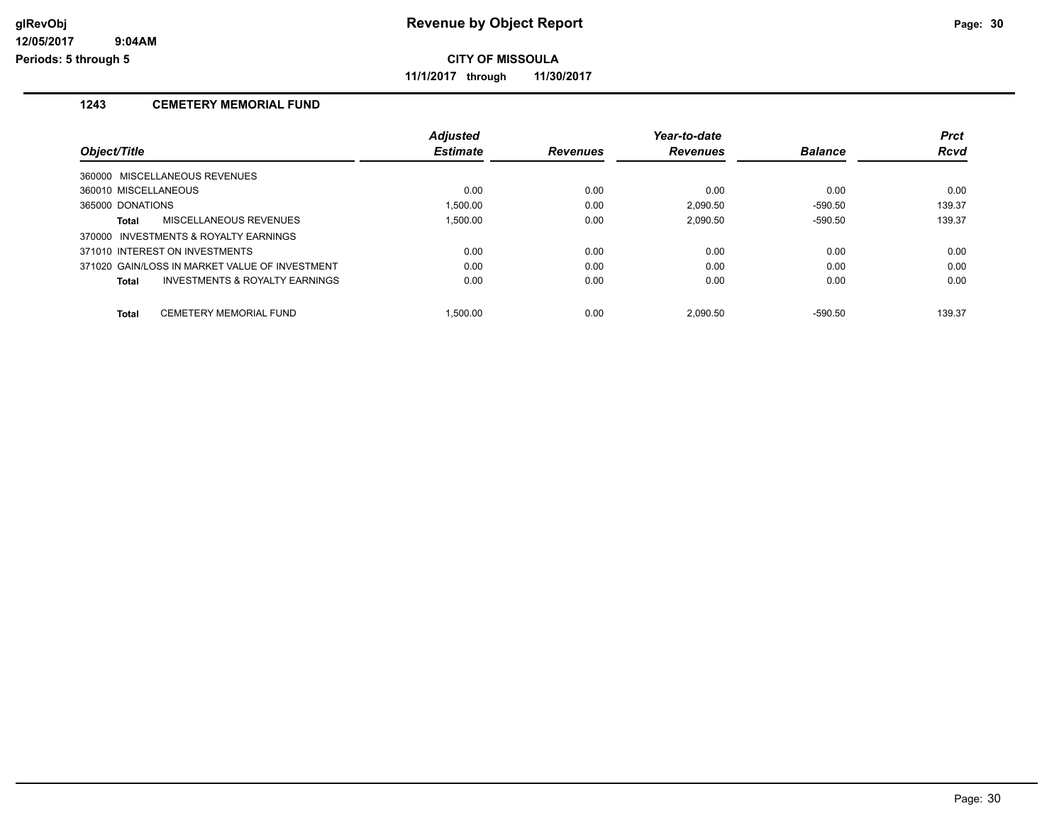# Revenue by Object Report

**CITY OF MISSOULA**

**11/1/2017 through 11/30/2017**

## 1243 CEMETERY MEMORIAL FUND

| Object/Title | Adjusted Estimate | Revenues | Year-to-date Revenues | Balance | Prct Rcvd |
|---|---|---|---|---|---|
| 360000 MISCELLANEOUS REVENUES | | | | | |
| 360010 MISCELLANEOUS | 0.00 | 0.00 | 0.00 | 0.00 | 0.00 |
| 365000 DONATIONS | 1,500.00 | 0.00 | 2,090.50 | -590.50 | 139.37 |
| **Total** MISCELLANEOUS REVENUES | 1,500.00 | 0.00 | 2,090.50 | -590.50 | 139.37 |
| 370000 INVESTMENTS & ROYALTY EARNINGS | | | | | |
| 371010 INTEREST ON INVESTMENTS | 0.00 | 0.00 | 0.00 | 0.00 | 0.00 |
| 371020 GAIN/LOSS IN MARKET VALUE OF INVESTMENT | 0.00 | 0.00 | 0.00 | 0.00 | 0.00 |
| **Total** INVESTMENTS & ROYALTY EARNINGS | 0.00 | 0.00 | 0.00 | 0.00 | 0.00 |
| **Total** CEMETERY MEMORIAL FUND | 1,500.00 | 0.00 | 2,090.50 | -590.50 | 139.37 |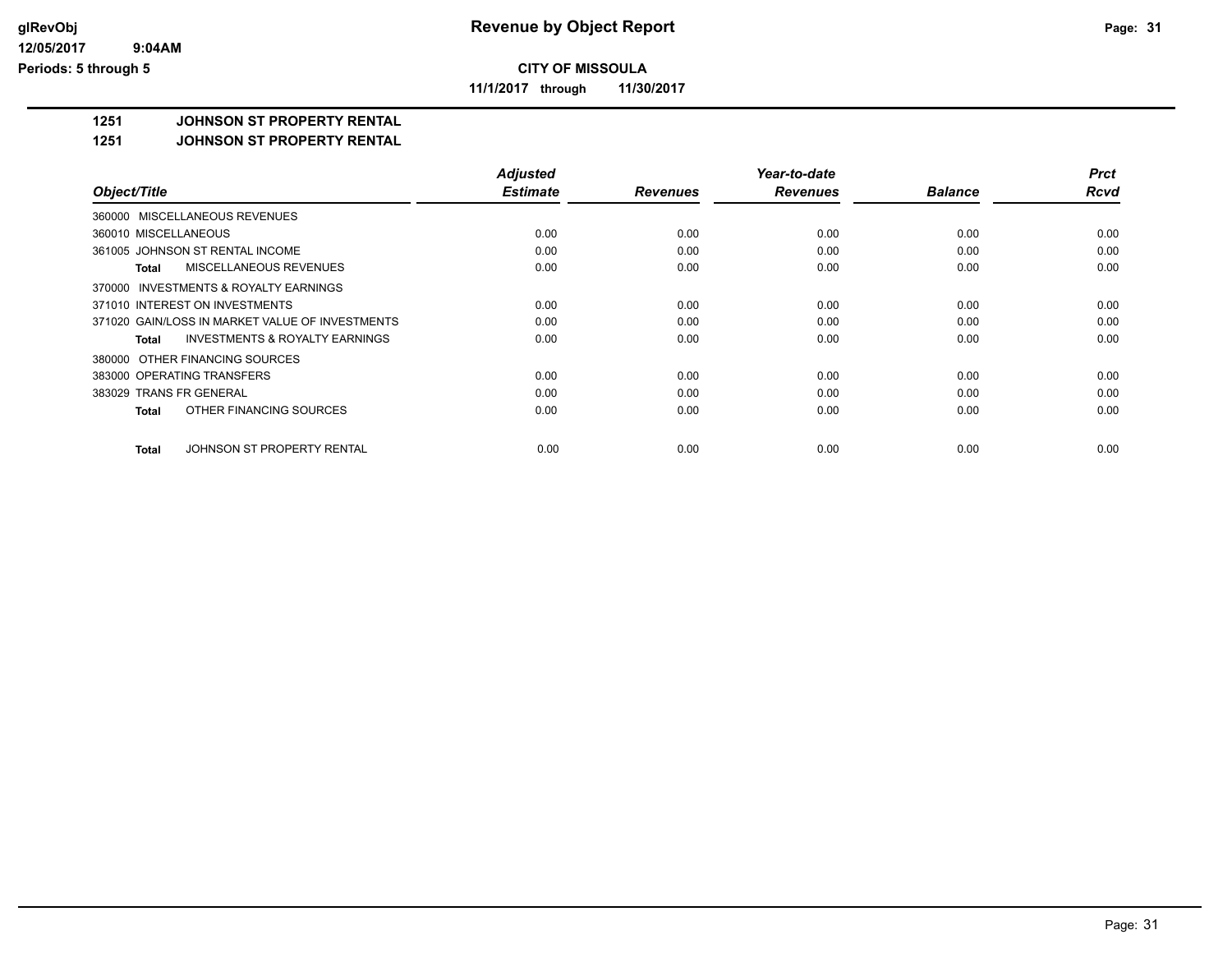# Revenue by Object Report

glRevObj
12/05/2017 9:04AM
Periods: 5 through 5

**CITY OF MISSOULA**

**11/1/2017 through 11/30/2017**

**1251 JOHNSON ST PROPERTY RENTAL**

**1251 JOHNSON ST PROPERTY RENTAL**

| Object/Title | Adjusted Estimate | Revenues | Year-to-date Revenues | Balance | Prct Rcvd |
|---|---|---|---|---|---|
| 360000 MISCELLANEOUS REVENUES | | | | | |
| 360010 MISCELLANEOUS | 0.00 | 0.00 | 0.00 | 0.00 | 0.00 |
| 361005 JOHNSON ST RENTAL INCOME | 0.00 | 0.00 | 0.00 | 0.00 | 0.00 |
| **Total** MISCELLANEOUS REVENUES | 0.00 | 0.00 | 0.00 | 0.00 | 0.00 |
| 370000 INVESTMENTS & ROYALTY EARNINGS | | | | | |
| 371010 INTEREST ON INVESTMENTS | 0.00 | 0.00 | 0.00 | 0.00 | 0.00 |
| 371020 GAIN/LOSS IN MARKET VALUE OF INVESTMENTS | 0.00 | 0.00 | 0.00 | 0.00 | 0.00 |
| **Total** INVESTMENTS & ROYALTY EARNINGS | 0.00 | 0.00 | 0.00 | 0.00 | 0.00 |
| 380000 OTHER FINANCING SOURCES | | | | | |
| 383000 OPERATING TRANSFERS | 0.00 | 0.00 | 0.00 | 0.00 | 0.00 |
| 383029 TRANS FR GENERAL | 0.00 | 0.00 | 0.00 | 0.00 | 0.00 |
| **Total** OTHER FINANCING SOURCES | 0.00 | 0.00 | 0.00 | 0.00 | 0.00 |
| **Total** JOHNSON ST PROPERTY RENTAL | 0.00 | 0.00 | 0.00 | 0.00 | 0.00 |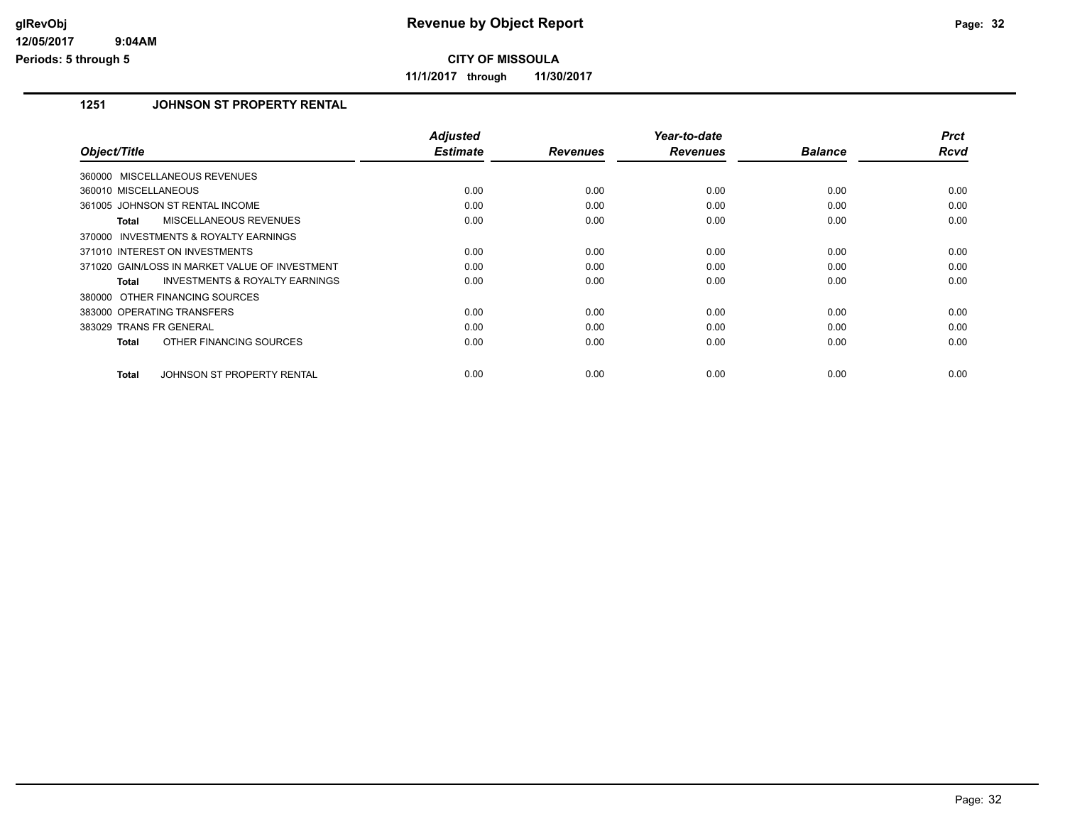# Revenue by Object Report

**CITY OF MISSOULA**

**11/1/2017 through 11/30/2017**

glRevObj
12/05/2017 9:04AM
Periods: 5 through 5

## 1251 JOHNSON ST PROPERTY RENTAL

| Object/Title | Adjusted Estimate | Revenues | Year-to-date Revenues | Balance | Prct Rcvd |
|---|---|---|---|---|---|
| 360000 MISCELLANEOUS REVENUES | | | | | |
| 360010 MISCELLANEOUS | 0.00 | 0.00 | 0.00 | 0.00 | 0.00 |
| 361005 JOHNSON ST RENTAL INCOME | 0.00 | 0.00 | 0.00 | 0.00 | 0.00 |
| **Total** MISCELLANEOUS REVENUES | 0.00 | 0.00 | 0.00 | 0.00 | 0.00 |
| 370000 INVESTMENTS & ROYALTY EARNINGS | | | | | |
| 371010 INTEREST ON INVESTMENTS | 0.00 | 0.00 | 0.00 | 0.00 | 0.00 |
| 371020 GAIN/LOSS IN MARKET VALUE OF INVESTMENT | 0.00 | 0.00 | 0.00 | 0.00 | 0.00 |
| **Total** INVESTMENTS & ROYALTY EARNINGS | 0.00 | 0.00 | 0.00 | 0.00 | 0.00 |
| 380000 OTHER FINANCING SOURCES | | | | | |
| 383000 OPERATING TRANSFERS | 0.00 | 0.00 | 0.00 | 0.00 | 0.00 |
| 383029 TRANS FR GENERAL | 0.00 | 0.00 | 0.00 | 0.00 | 0.00 |
| **Total** OTHER FINANCING SOURCES | 0.00 | 0.00 | 0.00 | 0.00 | 0.00 |
| **Total** JOHNSON ST PROPERTY RENTAL | 0.00 | 0.00 | 0.00 | 0.00 | 0.00 |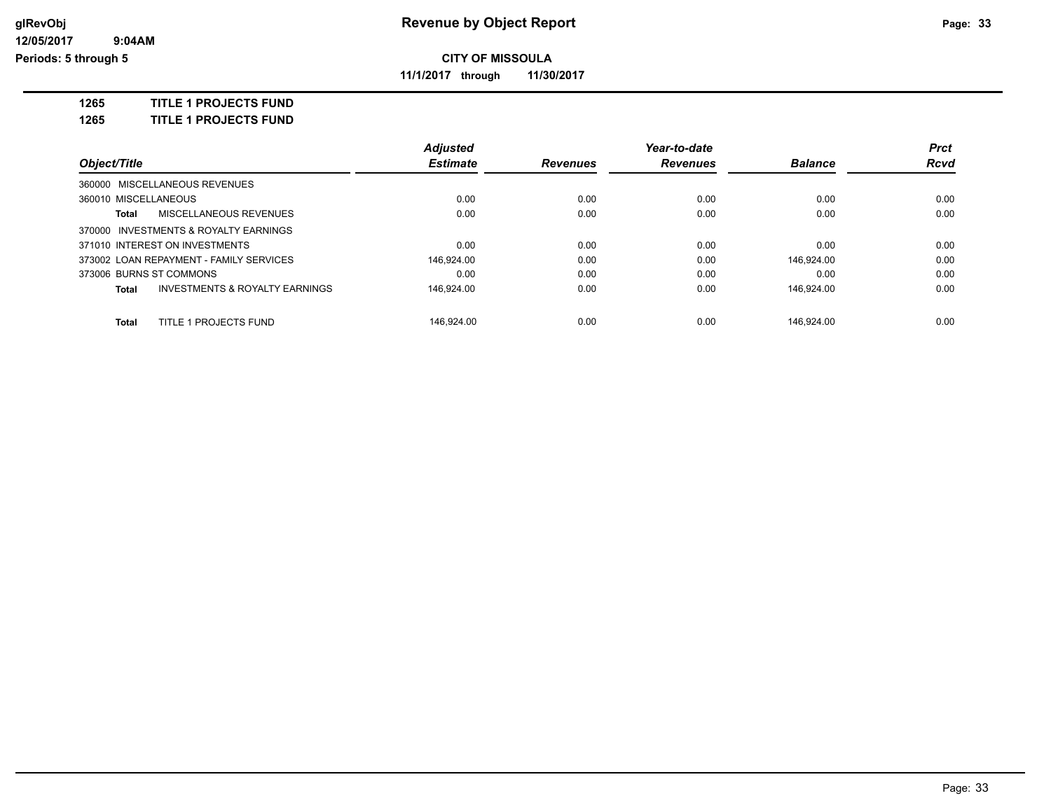# CITY OF MISSOULA

**11/1/2017 through 11/30/2017**

**1265 TITLE 1 PROJECTS FUND**

**1265 TITLE 1 PROJECTS FUND**

| Object/Title | Adjusted Estimate | Revenues | Year-to-date Revenues | Balance | Prct Rcvd |
|---|---|---|---|---|---|
| 360000 MISCELLANEOUS REVENUES | | | | | |
| 360010 MISCELLANEOUS | 0.00 | 0.00 | 0.00 | 0.00 | 0.00 |
| **Total** MISCELLANEOUS REVENUES | 0.00 | 0.00 | 0.00 | 0.00 | 0.00 |
| 370000 INVESTMENTS & ROYALTY EARNINGS | | | | | |
| 371010 INTEREST ON INVESTMENTS | 0.00 | 0.00 | 0.00 | 0.00 | 0.00 |
| 373002 LOAN REPAYMENT - FAMILY SERVICES | 146,924.00 | 0.00 | 0.00 | 146,924.00 | 0.00 |
| 373006 BURNS ST COMMONS | 0.00 | 0.00 | 0.00 | 0.00 | 0.00 |
| **Total** INVESTMENTS & ROYALTY EARNINGS | 146,924.00 | 0.00 | 0.00 | 146,924.00 | 0.00 |
| **Total** TITLE 1 PROJECTS FUND | 146,924.00 | 0.00 | 0.00 | 146,924.00 | 0.00 |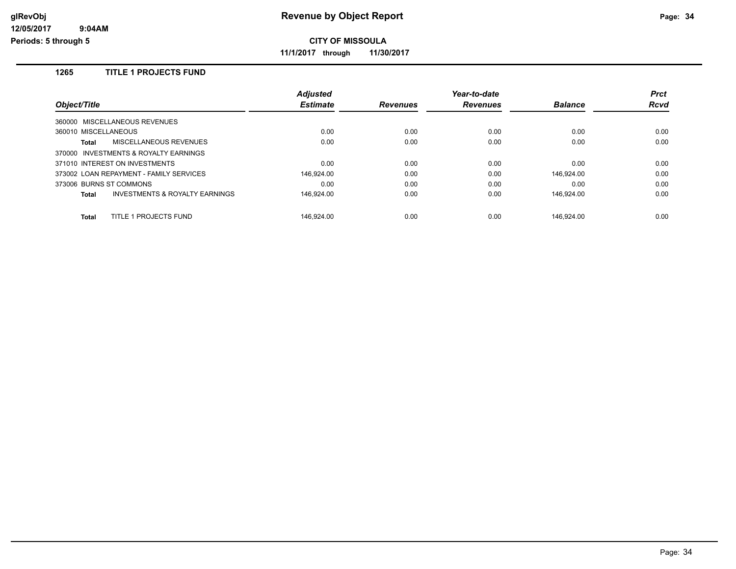# Revenue by Object Report

**CITY OF MISSOULA**

**11/1/2017 through 11/30/2017**

glRevObj
12/05/2017 9:04AM
Periods: 5 through 5

## 1265 TITLE 1 PROJECTS FUND

| Object/Title | Adjusted Estimate | Revenues | Year-to-date Revenues | Balance | Prct Rcvd |
|---|---|---|---|---|---|
| 360000 MISCELLANEOUS REVENUES | | | | | |
| 360010 MISCELLANEOUS | 0.00 | 0.00 | 0.00 | 0.00 | 0.00 |
| **Total** MISCELLANEOUS REVENUES | 0.00 | 0.00 | 0.00 | 0.00 | 0.00 |
| 370000 INVESTMENTS & ROYALTY EARNINGS | | | | | |
| 371010 INTEREST ON INVESTMENTS | 0.00 | 0.00 | 0.00 | 0.00 | 0.00 |
| 373002 LOAN REPAYMENT - FAMILY SERVICES | 146,924.00 | 0.00 | 0.00 | 146,924.00 | 0.00 |
| 373006 BURNS ST COMMONS | 0.00 | 0.00 | 0.00 | 0.00 | 0.00 |
| **Total** INVESTMENTS & ROYALTY EARNINGS | 146,924.00 | 0.00 | 0.00 | 146,924.00 | 0.00 |
| **Total** TITLE 1 PROJECTS FUND | 146,924.00 | 0.00 | 0.00 | 146,924.00 | 0.00 |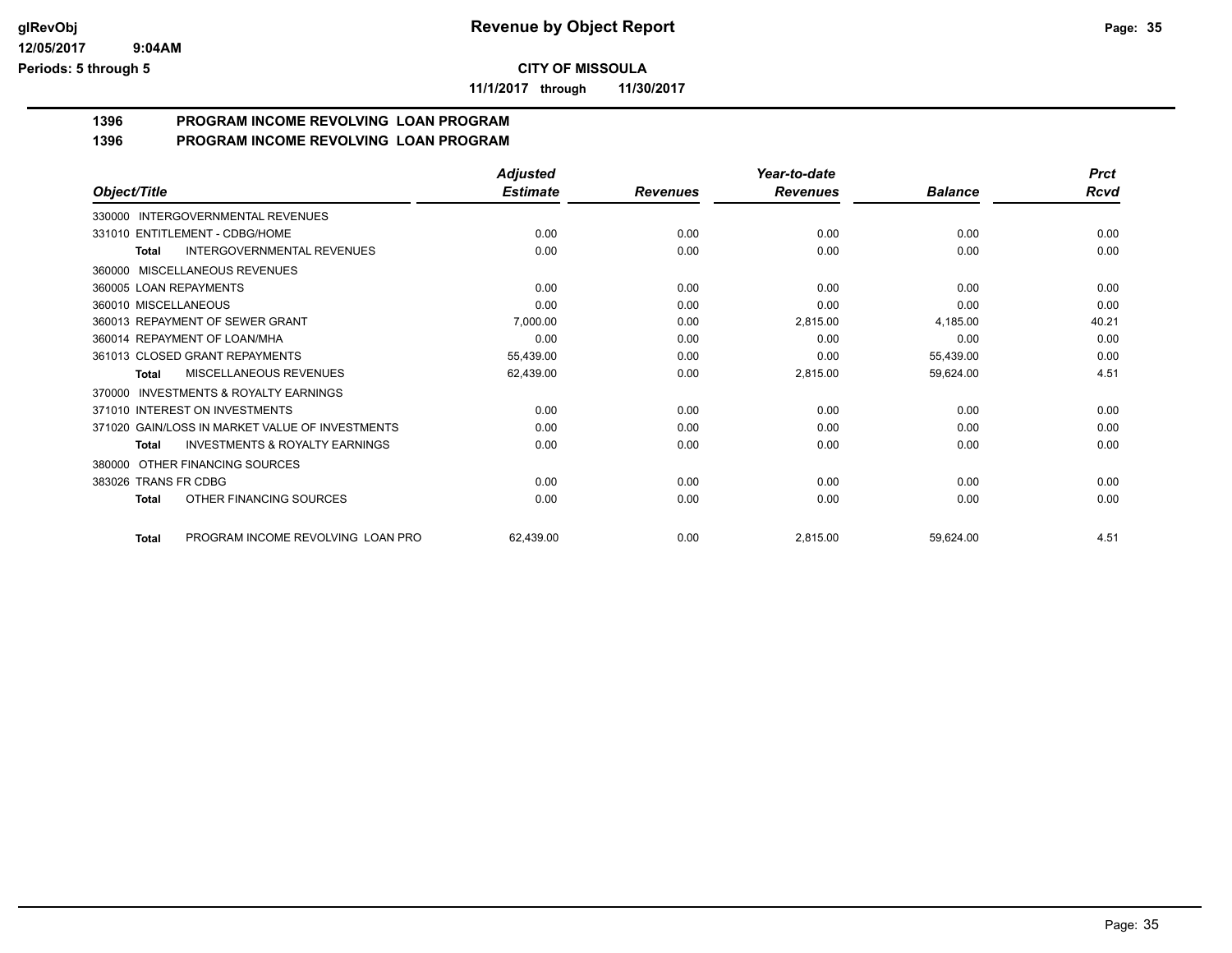**CITY OF MISSOULA**

**11/1/2017 through 11/30/2017**

## 1396 PROGRAM INCOME REVOLVING LOAN PROGRAM

## 1396 PROGRAM INCOME REVOLVING LOAN PROGRAM

| Object/Title | Adjusted Estimate | Revenues | Year-to-date Revenues | Balance | Prct Rcvd |
|---|---|---|---|---|---|
| 330000 INTERGOVERNMENTAL REVENUES | | | | | |
| 331010 ENTITLEMENT - CDBG/HOME | 0.00 | 0.00 | 0.00 | 0.00 | 0.00 |
| **Total** INTERGOVERNMENTAL REVENUES | 0.00 | 0.00 | 0.00 | 0.00 | 0.00 |
| 360000 MISCELLANEOUS REVENUES | | | | | |
| 360005 LOAN REPAYMENTS | 0.00 | 0.00 | 0.00 | 0.00 | 0.00 |
| 360010 MISCELLANEOUS | 0.00 | 0.00 | 0.00 | 0.00 | 0.00 |
| 360013 REPAYMENT OF SEWER GRANT | 7,000.00 | 0.00 | 2,815.00 | 4,185.00 | 40.21 |
| 360014 REPAYMENT OF LOAN/MHA | 0.00 | 0.00 | 0.00 | 0.00 | 0.00 |
| 361013 CLOSED GRANT REPAYMENTS | 55,439.00 | 0.00 | 0.00 | 55,439.00 | 0.00 |
| **Total** MISCELLANEOUS REVENUES | 62,439.00 | 0.00 | 2,815.00 | 59,624.00 | 4.51 |
| 370000 INVESTMENTS & ROYALTY EARNINGS | | | | | |
| 371010 INTEREST ON INVESTMENTS | 0.00 | 0.00 | 0.00 | 0.00 | 0.00 |
| 371020 GAIN/LOSS IN MARKET VALUE OF INVESTMENTS | 0.00 | 0.00 | 0.00 | 0.00 | 0.00 |
| **Total** INVESTMENTS & ROYALTY EARNINGS | 0.00 | 0.00 | 0.00 | 0.00 | 0.00 |
| 380000 OTHER FINANCING SOURCES | | | | | |
| 383026 TRANS FR CDBG | 0.00 | 0.00 | 0.00 | 0.00 | 0.00 |
| **Total** OTHER FINANCING SOURCES | 0.00 | 0.00 | 0.00 | 0.00 | 0.00 |
| **Total** PROGRAM INCOME REVOLVING LOAN PRO | 62,439.00 | 0.00 | 2,815.00 | 59,624.00 | 4.51 |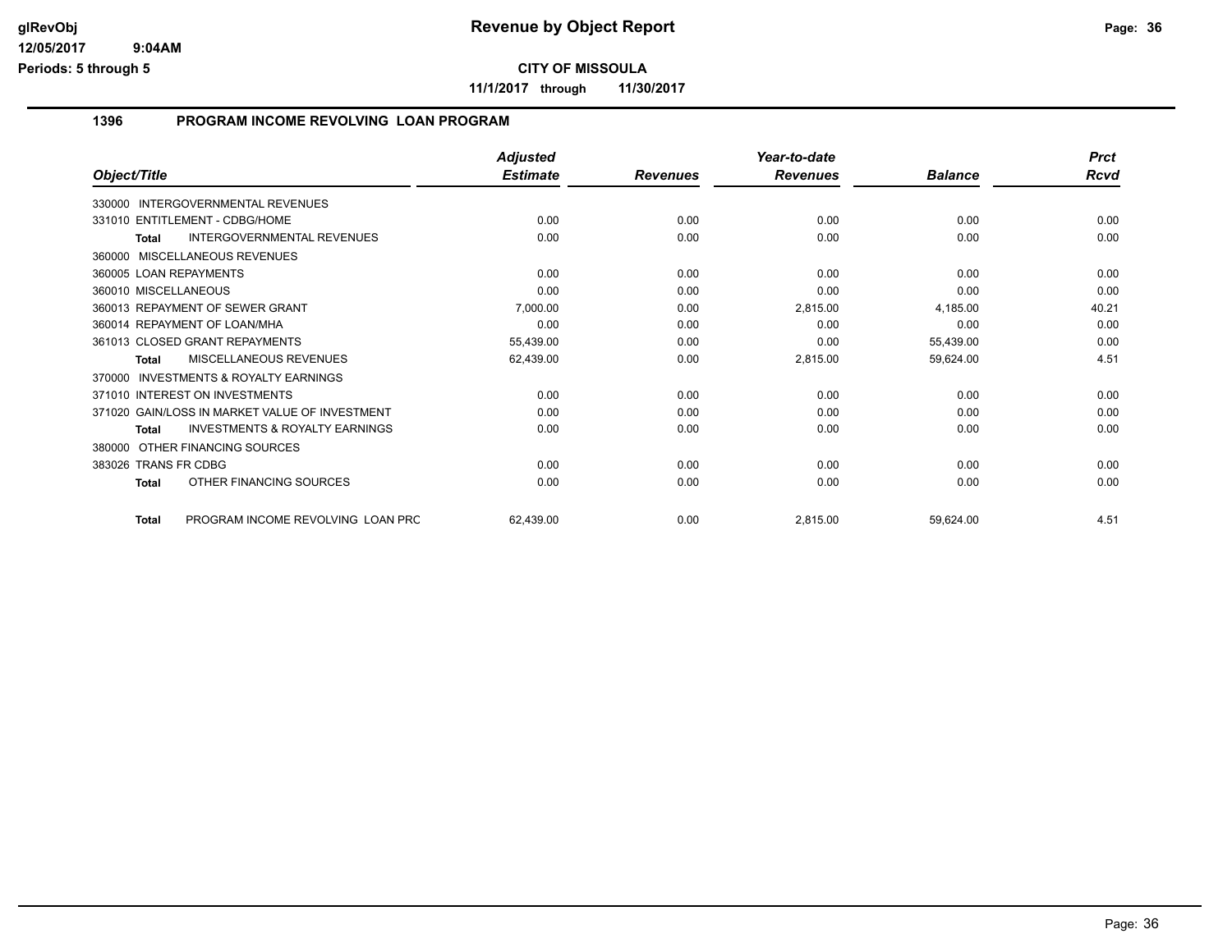**Revenue by Object Report**

**CITY OF MISSOULA**

**11/1/2017 through 11/30/2017**

glRevObj
12/05/2017 9:04AM
Periods: 5 through 5

## 1396 PROGRAM INCOME REVOLVING LOAN PROGRAM

| Object/Title | Adjusted Estimate | Revenues | Year-to-date Revenues | Balance | Prct Rcvd |
|---|---|---|---|---|---|
| 330000 INTERGOVERNMENTAL REVENUES | | | | | |
| 331010 ENTITLEMENT - CDBG/HOME | 0.00 | 0.00 | 0.00 | 0.00 | 0.00 |
| **Total** INTERGOVERNMENTAL REVENUES | 0.00 | 0.00 | 0.00 | 0.00 | 0.00 |
| 360000 MISCELLANEOUS REVENUES | | | | | |
| 360005 LOAN REPAYMENTS | 0.00 | 0.00 | 0.00 | 0.00 | 0.00 |
| 360010 MISCELLANEOUS | 0.00 | 0.00 | 0.00 | 0.00 | 0.00 |
| 360013 REPAYMENT OF SEWER GRANT | 7,000.00 | 0.00 | 2,815.00 | 4,185.00 | 40.21 |
| 360014 REPAYMENT OF LOAN/MHA | 0.00 | 0.00 | 0.00 | 0.00 | 0.00 |
| 361013 CLOSED GRANT REPAYMENTS | 55,439.00 | 0.00 | 0.00 | 55,439.00 | 0.00 |
| **Total** MISCELLANEOUS REVENUES | 62,439.00 | 0.00 | 2,815.00 | 59,624.00 | 4.51 |
| 370000 INVESTMENTS & ROYALTY EARNINGS | | | | | |
| 371010 INTEREST ON INVESTMENTS | 0.00 | 0.00 | 0.00 | 0.00 | 0.00 |
| 371020 GAIN/LOSS IN MARKET VALUE OF INVESTMENT | 0.00 | 0.00 | 0.00 | 0.00 | 0.00 |
| **Total** INVESTMENTS & ROYALTY EARNINGS | 0.00 | 0.00 | 0.00 | 0.00 | 0.00 |
| 380000 OTHER FINANCING SOURCES | | | | | |
| 383026 TRANS FR CDBG | 0.00 | 0.00 | 0.00 | 0.00 | 0.00 |
| **Total** OTHER FINANCING SOURCES | 0.00 | 0.00 | 0.00 | 0.00 | 0.00 |
| **Total** PROGRAM INCOME REVOLVING LOAN PRC | 62,439.00 | 0.00 | 2,815.00 | 59,624.00 | 4.51 |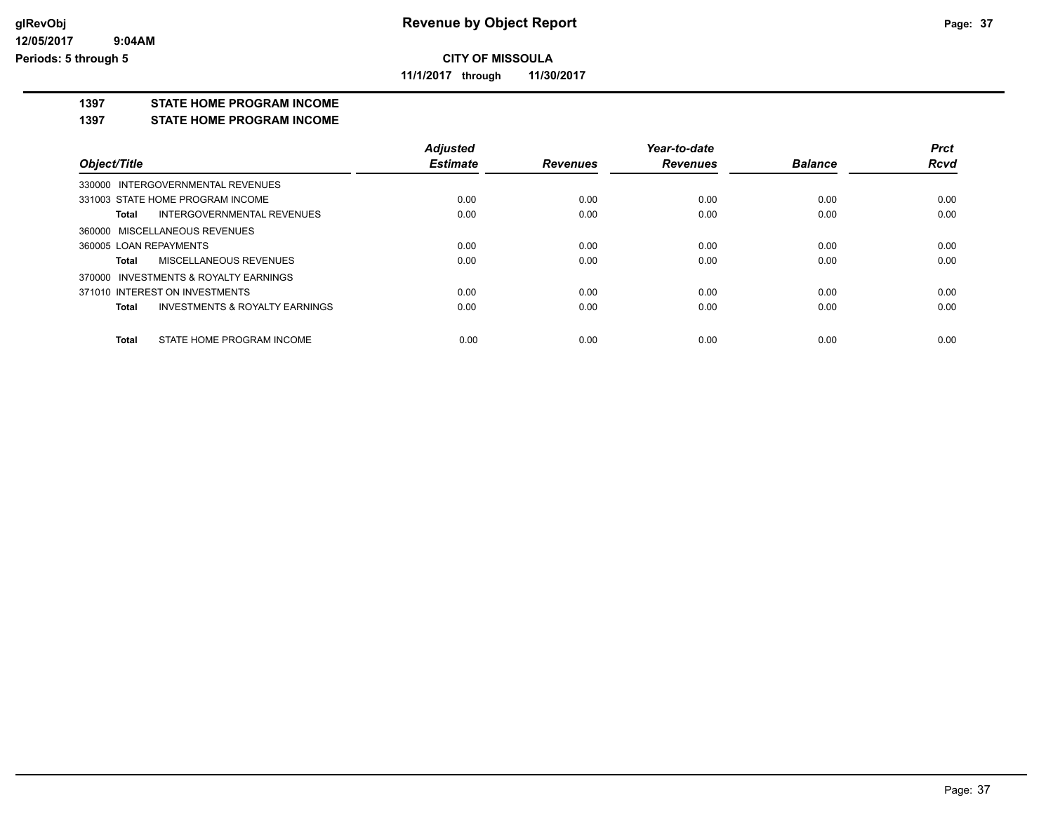**glRevObj**
**12/05/2017 9:04AM**
**Periods: 5 through 5**

# Revenue by Object Report

**CITY OF MISSOULA**

**11/1/2017 through 11/30/2017**

**1397 STATE HOME PROGRAM INCOME**

**1397 STATE HOME PROGRAM INCOME**

| Object/Title | Adjusted Estimate | Revenues | Year-to-date Revenues | Balance | Prct Rcvd |
|---|---|---|---|---|---|
| 330000 INTERGOVERNMENTAL REVENUES | | | | | |
| 331003 STATE HOME PROGRAM INCOME | 0.00 | 0.00 | 0.00 | 0.00 | 0.00 |
| **Total** INTERGOVERNMENTAL REVENUES | 0.00 | 0.00 | 0.00 | 0.00 | 0.00 |
| 360000 MISCELLANEOUS REVENUES | | | | | |
| 360005 LOAN REPAYMENTS | 0.00 | 0.00 | 0.00 | 0.00 | 0.00 |
| **Total** MISCELLANEOUS REVENUES | 0.00 | 0.00 | 0.00 | 0.00 | 0.00 |
| 370000 INVESTMENTS & ROYALTY EARNINGS | | | | | |
| 371010 INTEREST ON INVESTMENTS | 0.00 | 0.00 | 0.00 | 0.00 | 0.00 |
| **Total** INVESTMENTS & ROYALTY EARNINGS | 0.00 | 0.00 | 0.00 | 0.00 | 0.00 |
| **Total** STATE HOME PROGRAM INCOME | 0.00 | 0.00 | 0.00 | 0.00 | 0.00 |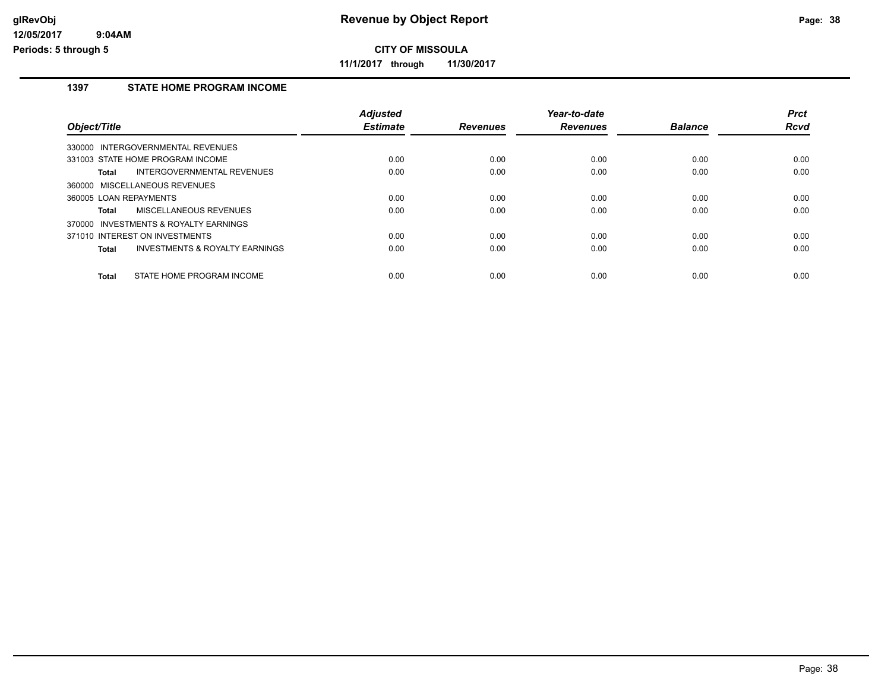**Revenue by Object Report**

**CITY OF MISSOULA**

**11/1/2017 through 11/30/2017**

glRevObj
12/05/2017 9:04AM
Periods: 5 through 5

## 1397 STATE HOME PROGRAM INCOME

| Object/Title | Adjusted Estimate | Revenues | Year-to-date Revenues | Balance | Prct Rcvd |
|---|---|---|---|---|---|
| 330000 INTERGOVERNMENTAL REVENUES | | | | | |
| 331003 STATE HOME PROGRAM INCOME | 0.00 | 0.00 | 0.00 | 0.00 | 0.00 |
| **Total** INTERGOVERNMENTAL REVENUES | 0.00 | 0.00 | 0.00 | 0.00 | 0.00 |
| 360000 MISCELLANEOUS REVENUES | | | | | |
| 360005 LOAN REPAYMENTS | 0.00 | 0.00 | 0.00 | 0.00 | 0.00 |
| **Total** MISCELLANEOUS REVENUES | 0.00 | 0.00 | 0.00 | 0.00 | 0.00 |
| 370000 INVESTMENTS & ROYALTY EARNINGS | | | | | |
| 371010 INTEREST ON INVESTMENTS | 0.00 | 0.00 | 0.00 | 0.00 | 0.00 |
| **Total** INVESTMENTS & ROYALTY EARNINGS | 0.00 | 0.00 | 0.00 | 0.00 | 0.00 |
| **Total** STATE HOME PROGRAM INCOME | 0.00 | 0.00 | 0.00 | 0.00 | 0.00 |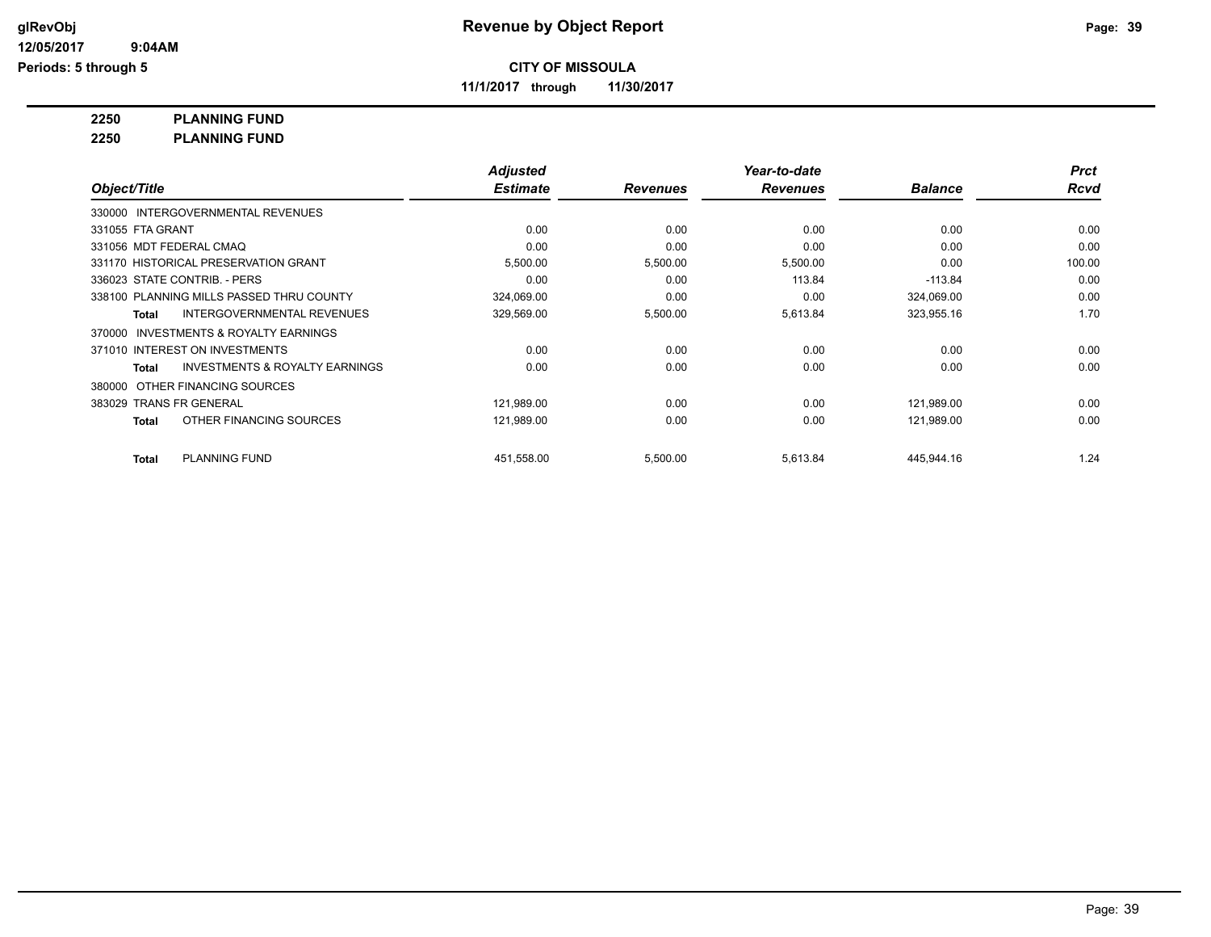# Revenue by Object Report

**CITY OF MISSOULA**

**11/1/2017 through 11/30/2017**

glRevObj
12/05/2017 9:04AM
Periods: 5 through 5

**2250 PLANNING FUND**

**2250 PLANNING FUND**

| Object/Title | Adjusted Estimate | Revenues | Year-to-date Revenues | Balance | Prct Rcvd |
|---|---|---|---|---|---|
| 330000 INTERGOVERNMENTAL REVENUES | | | | | |
| 331055 FTA GRANT | 0.00 | 0.00 | 0.00 | 0.00 | 0.00 |
| 331056 MDT FEDERAL CMAQ | 0.00 | 0.00 | 0.00 | 0.00 | 0.00 |
| 331170 HISTORICAL PRESERVATION GRANT | 5,500.00 | 5,500.00 | 5,500.00 | 0.00 | 100.00 |
| 336023 STATE CONTRIB. - PERS | 0.00 | 0.00 | 113.84 | -113.84 | 0.00 |
| 338100 PLANNING MILLS PASSED THRU COUNTY | 324,069.00 | 0.00 | 0.00 | 324,069.00 | 0.00 |
| **Total** INTERGOVERNMENTAL REVENUES | 329,569.00 | 5,500.00 | 5,613.84 | 323,955.16 | 1.70 |
| 370000 INVESTMENTS & ROYALTY EARNINGS | | | | | |
| 371010 INTEREST ON INVESTMENTS | 0.00 | 0.00 | 0.00 | 0.00 | 0.00 |
| **Total** INVESTMENTS & ROYALTY EARNINGS | 0.00 | 0.00 | 0.00 | 0.00 | 0.00 |
| 380000 OTHER FINANCING SOURCES | | | | | |
| 383029 TRANS FR GENERAL | 121,989.00 | 0.00 | 0.00 | 121,989.00 | 0.00 |
| **Total** OTHER FINANCING SOURCES | 121,989.00 | 0.00 | 0.00 | 121,989.00 | 0.00 |
| **Total** PLANNING FUND | 451,558.00 | 5,500.00 | 5,613.84 | 445,944.16 | 1.24 |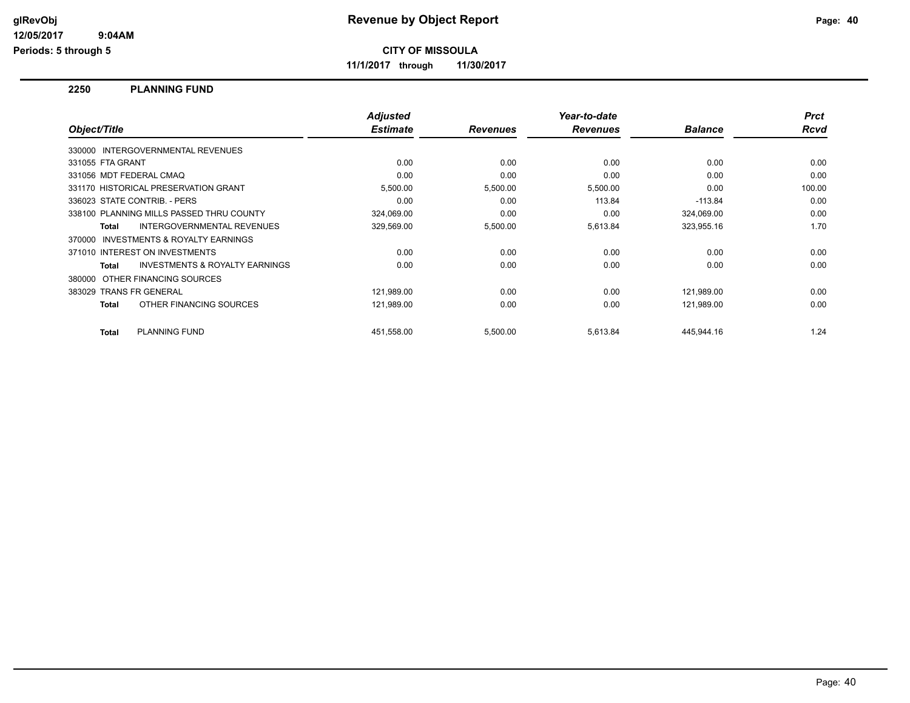# Revenue by Object Report

glRevObj
12/05/2017 9:04AM
Periods: 5 through 5

**CITY OF MISSOULA**

**11/1/2017 through 11/30/2017**

## 2250 PLANNING FUND

| Object/Title | Adjusted Estimate | Revenues | Year-to-date Revenues | Balance | Prct Rcvd |
|---|---|---|---|---|---|
| 330000 INTERGOVERNMENTAL REVENUES | | | | | |
| 331055 FTA GRANT | 0.00 | 0.00 | 0.00 | 0.00 | 0.00 |
| 331056 MDT FEDERAL CMAQ | 0.00 | 0.00 | 0.00 | 0.00 | 0.00 |
| 331170 HISTORICAL PRESERVATION GRANT | 5,500.00 | 5,500.00 | 5,500.00 | 0.00 | 100.00 |
| 336023 STATE CONTRIB. - PERS | 0.00 | 0.00 | 113.84 | -113.84 | 0.00 |
| 338100 PLANNING MILLS PASSED THRU COUNTY | 324,069.00 | 0.00 | 0.00 | 324,069.00 | 0.00 |
| **Total** INTERGOVERNMENTAL REVENUES | 329,569.00 | 5,500.00 | 5,613.84 | 323,955.16 | 1.70 |
| 370000 INVESTMENTS & ROYALTY EARNINGS | | | | | |
| 371010 INTEREST ON INVESTMENTS | 0.00 | 0.00 | 0.00 | 0.00 | 0.00 |
| **Total** INVESTMENTS & ROYALTY EARNINGS | 0.00 | 0.00 | 0.00 | 0.00 | 0.00 |
| 380000 OTHER FINANCING SOURCES | | | | | |
| 383029 TRANS FR GENERAL | 121,989.00 | 0.00 | 0.00 | 121,989.00 | 0.00 |
| **Total** OTHER FINANCING SOURCES | 121,989.00 | 0.00 | 0.00 | 121,989.00 | 0.00 |
| **Total** PLANNING FUND | 451,558.00 | 5,500.00 | 5,613.84 | 445,944.16 | 1.24 |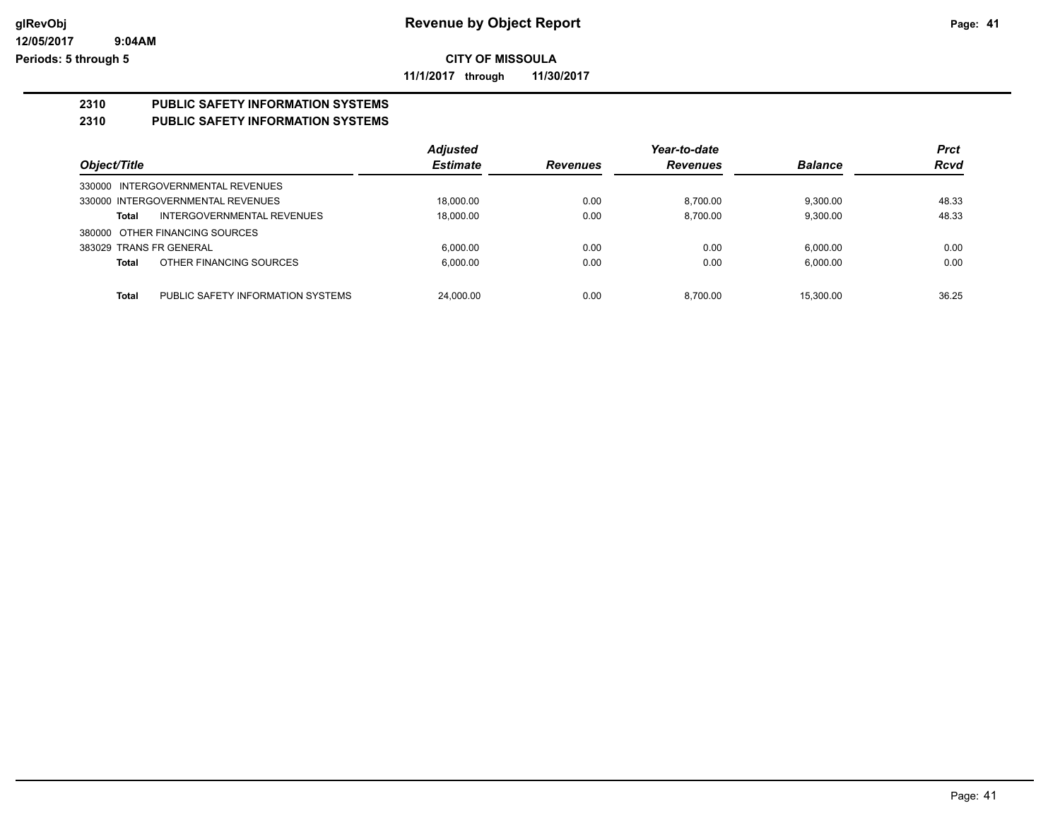# Revenue by Object Report

**glRevObj**
**12/05/2017 9:04AM**
**Periods: 5 through 5**

**CITY OF MISSOULA**

**11/1/2017 through 11/30/2017**

## 2310 PUBLIC SAFETY INFORMATION SYSTEMS

## 2310 PUBLIC SAFETY INFORMATION SYSTEMS

| Object/Title | | Adjusted Estimate | Revenues | Year-to-date Revenues | Balance | Prct Rcvd |
|---|---|---|---|---|---|---|
| 330000 INTERGOVERNMENTAL REVENUES | | | | | | |
| 330000 INTERGOVERNMENTAL REVENUES | | 18,000.00 | 0.00 | 8,700.00 | 9,300.00 | 48.33 |
| **Total** | INTERGOVERNMENTAL REVENUES | 18,000.00 | 0.00 | 8,700.00 | 9,300.00 | 48.33 |
| 380000 OTHER FINANCING SOURCES | | | | | | |
| 383029 TRANS FR GENERAL | | 6,000.00 | 0.00 | 0.00 | 6,000.00 | 0.00 |
| **Total** | OTHER FINANCING SOURCES | 6,000.00 | 0.00 | 0.00 | 6,000.00 | 0.00 |
| **Total** | PUBLIC SAFETY INFORMATION SYSTEMS | 24,000.00 | 0.00 | 8,700.00 | 15,300.00 | 36.25 |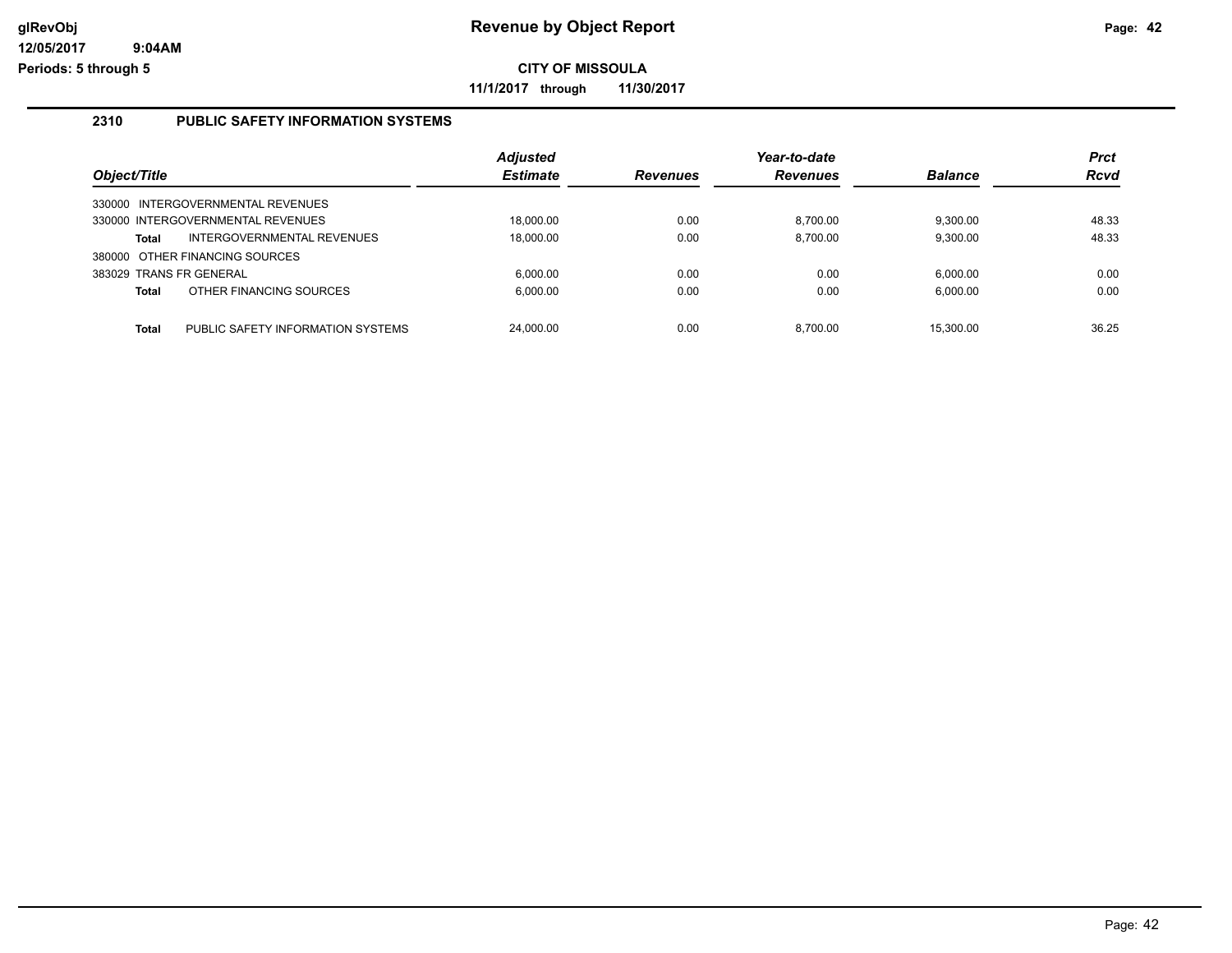# Revenue by Object Report

glRevObj
12/05/2017 9:04AM
Periods: 5 through 5

**CITY OF MISSOULA**

**11/1/2017 through 11/30/2017**

## 2310 PUBLIC SAFETY INFORMATION SYSTEMS

| Object/Title | | Adjusted Estimate | Revenues | Year-to-date Revenues | Balance | Prct Rcvd |
|---|---|---|---|---|---|---|
| 330000 INTERGOVERNMENTAL REVENUES | | | | | | |
| 330000 INTERGOVERNMENTAL REVENUES | | 18,000.00 | 0.00 | 8,700.00 | 9,300.00 | 48.33 |
| **Total** | INTERGOVERNMENTAL REVENUES | 18,000.00 | 0.00 | 8,700.00 | 9,300.00 | 48.33 |
| 380000 OTHER FINANCING SOURCES | | | | | | |
| 383029 TRANS FR GENERAL | | 6,000.00 | 0.00 | 0.00 | 6,000.00 | 0.00 |
| **Total** | OTHER FINANCING SOURCES | 6,000.00 | 0.00 | 0.00 | 6,000.00 | 0.00 |
| **Total** | PUBLIC SAFETY INFORMATION SYSTEMS | 24,000.00 | 0.00 | 8,700.00 | 15,300.00 | 36.25 |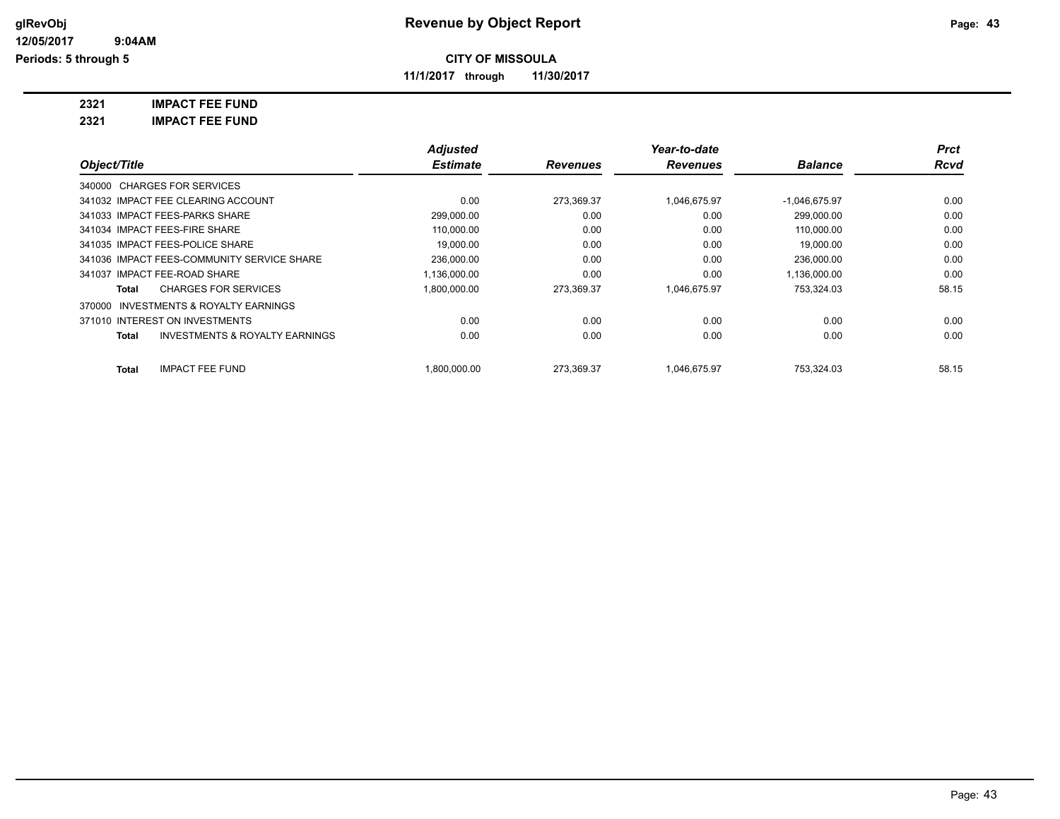# Revenue by Object Report

**CITY OF MISSOULA**

**11/1/2017 through 11/30/2017**

glRevObj
12/05/2017 9:04AM
Periods: 5 through 5

**2321 IMPACT FEE FUND**

**2321 IMPACT FEE FUND**

| Object/Title | | Adjusted Estimate | Revenues | Year-to-date Revenues | Balance | Prct Rcvd |
|---|---|---|---|---|---|---|
| 340000 CHARGES FOR SERVICES | | | | | | |
| 341032 IMPACT FEE CLEARING ACCOUNT | | 0.00 | 273,369.37 | 1,046,675.97 | -1,046,675.97 | 0.00 |
| 341033 IMPACT FEES-PARKS SHARE | | 299,000.00 | 0.00 | 0.00 | 299,000.00 | 0.00 |
| 341034 IMPACT FEES-FIRE SHARE | | 110,000.00 | 0.00 | 0.00 | 110,000.00 | 0.00 |
| 341035 IMPACT FEES-POLICE SHARE | | 19,000.00 | 0.00 | 0.00 | 19,000.00 | 0.00 |
| 341036 IMPACT FEES-COMMUNITY SERVICE SHARE | | 236,000.00 | 0.00 | 0.00 | 236,000.00 | 0.00 |
| 341037 IMPACT FEE-ROAD SHARE | | 1,136,000.00 | 0.00 | 0.00 | 1,136,000.00 | 0.00 |
| Total | CHARGES FOR SERVICES | 1,800,000.00 | 273,369.37 | 1,046,675.97 | 753,324.03 | 58.15 |
| 370000 INVESTMENTS & ROYALTY EARNINGS | | | | | | |
| 371010 INTEREST ON INVESTMENTS | | 0.00 | 0.00 | 0.00 | 0.00 | 0.00 |
| Total | INVESTMENTS & ROYALTY EARNINGS | 0.00 | 0.00 | 0.00 | 0.00 | 0.00 |
| Total | IMPACT FEE FUND | 1,800,000.00 | 273,369.37 | 1,046,675.97 | 753,324.03 | 58.15 |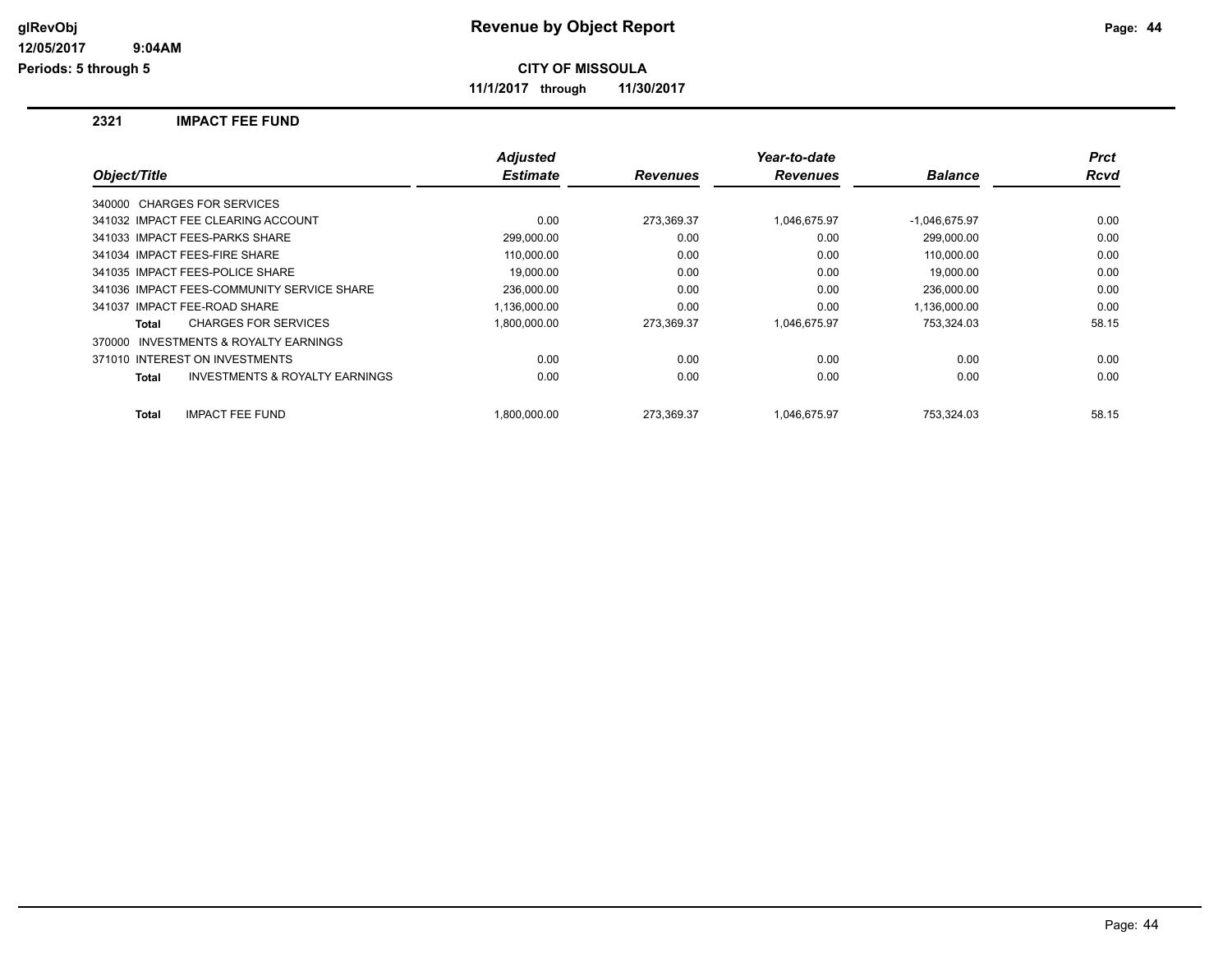# Revenue by Object Report

**CITY OF MISSOULA**

**11/1/2017 through 11/30/2017**

glRevObj
12/05/2017 9:04AM
Periods: 5 through 5

## 2321 IMPACT FEE FUND

| Object/Title | Adjusted Estimate | Revenues | Year-to-date Revenues | Balance | Prct Rcvd |
|---|---|---|---|---|---|
| 340000 CHARGES FOR SERVICES | | | | | |
| 341032 IMPACT FEE CLEARING ACCOUNT | 0.00 | 273,369.37 | 1,046,675.97 | -1,046,675.97 | 0.00 |
| 341033 IMPACT FEES-PARKS SHARE | 299,000.00 | 0.00 | 0.00 | 299,000.00 | 0.00 |
| 341034 IMPACT FEES-FIRE SHARE | 110,000.00 | 0.00 | 0.00 | 110,000.00 | 0.00 |
| 341035 IMPACT FEES-POLICE SHARE | 19,000.00 | 0.00 | 0.00 | 19,000.00 | 0.00 |
| 341036 IMPACT FEES-COMMUNITY SERVICE SHARE | 236,000.00 | 0.00 | 0.00 | 236,000.00 | 0.00 |
| 341037 IMPACT FEE-ROAD SHARE | 1,136,000.00 | 0.00 | 0.00 | 1,136,000.00 | 0.00 |
| **Total** CHARGES FOR SERVICES | 1,800,000.00 | 273,369.37 | 1,046,675.97 | 753,324.03 | 58.15 |
| 370000 INVESTMENTS & ROYALTY EARNINGS | | | | | |
| 371010 INTEREST ON INVESTMENTS | 0.00 | 0.00 | 0.00 | 0.00 | 0.00 |
| **Total** INVESTMENTS & ROYALTY EARNINGS | 0.00 | 0.00 | 0.00 | 0.00 | 0.00 |
| **Total** IMPACT FEE FUND | 1,800,000.00 | 273,369.37 | 1,046,675.97 | 753,324.03 | 58.15 |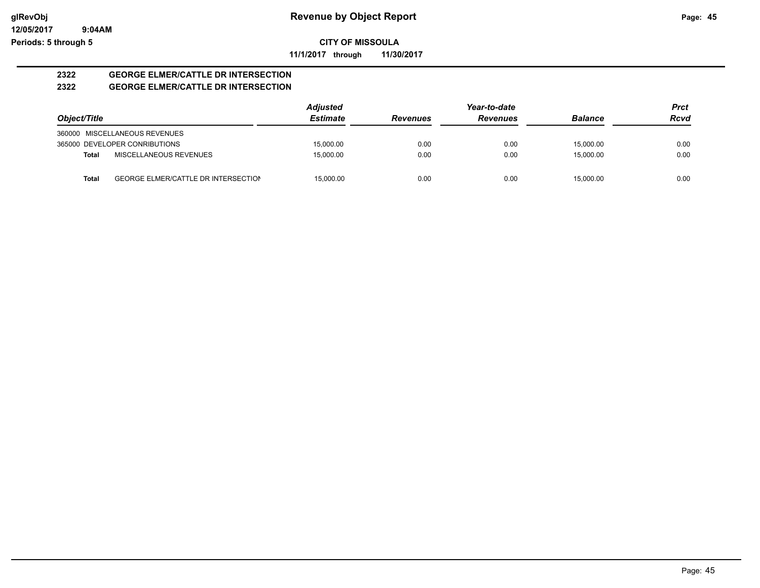glRevObj
12/05/2017 9:04AM
Periods: 5 through 5

# Revenue by Object Report

**CITY OF MISSOULA**

**11/1/2017 through 11/30/2017**

## 2322 GEORGE ELMER/CATTLE DR INTERSECTION
## 2322 GEORGE ELMER/CATTLE DR INTERSECTION

| Object/Title | | Adjusted Estimate | Revenues | Year-to-date Revenues | Balance | Prct Rcvd |
|---|---|---|---|---|---|---|
| 360000 MISCELLANEOUS REVENUES | | | | | | |
| 365000 DEVELOPER CONRIBUTIONS | | 15,000.00 | 0.00 | 0.00 | 15,000.00 | 0.00 |
| **Total** | MISCELLANEOUS REVENUES | 15,000.00 | 0.00 | 0.00 | 15,000.00 | 0.00 |
| **Total** | GEORGE ELMER/CATTLE DR INTERSECTION | 15,000.00 | 0.00 | 0.00 | 15,000.00 | 0.00 |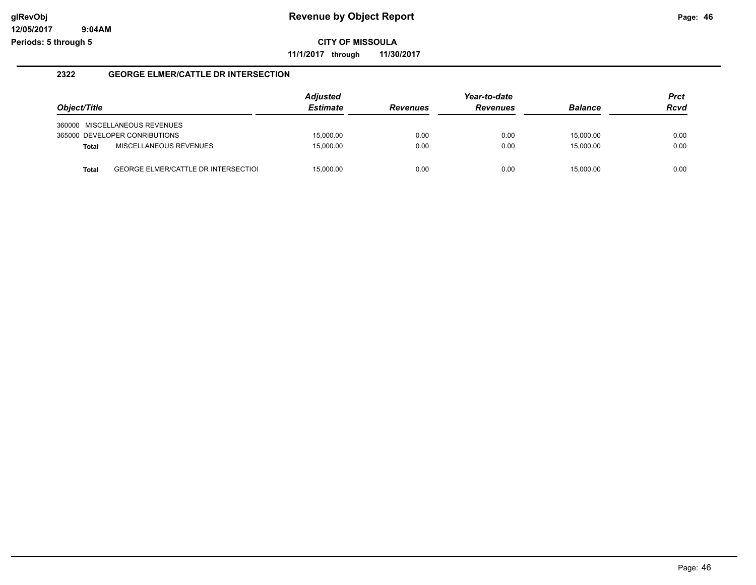# Revenue by Object Report

**CITY OF MISSOULA**

**11/1/2017 through 11/30/2017**

### 2322 GEORGE ELMER/CATTLE DR INTERSECTION

| Object/Title | Adjusted Estimate | Revenues | Year-to-date Revenues | Balance | Prct Rcvd |
|---|---|---|---|---|---|
| 360000 MISCELLANEOUS REVENUES | | | | | |
| 365000 DEVELOPER CONRIBUTIONS | 15,000.00 | 0.00 | 0.00 | 15,000.00 | 0.00 |
| **Total** MISCELLANEOUS REVENUES | 15,000.00 | 0.00 | 0.00 | 15,000.00 | 0.00 |
| **Total** GEORGE ELMER/CATTLE DR INTERSECTIOI | 15,000.00 | 0.00 | 0.00 | 15,000.00 | 0.00 |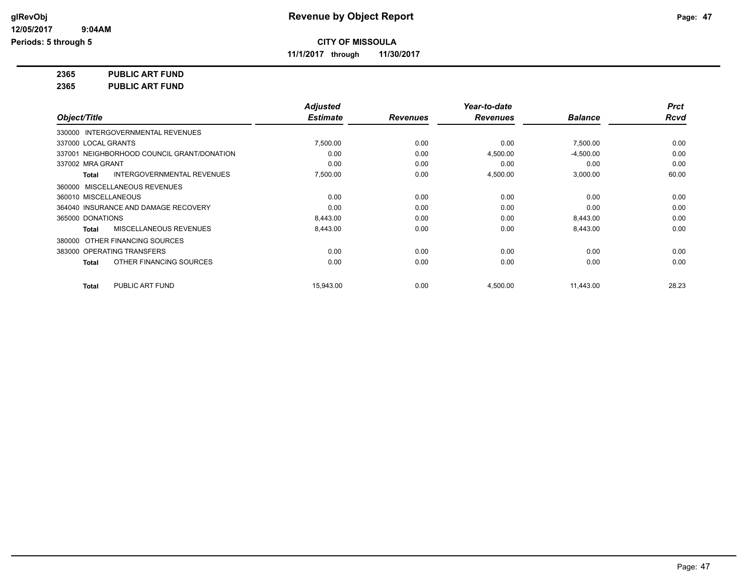# Revenue by Object Report

glRevObj
12/05/2017 9:04AM
Periods: 5 through 5

**CITY OF MISSOULA**

**11/1/2017 through 11/30/2017**

**2365 PUBLIC ART FUND**
**2365 PUBLIC ART FUND**

| Object/Title | Adjusted Estimate | Revenues | Year-to-date Revenues | Balance | Prct Rcvd |
|---|---|---|---|---|---|
| 330000 INTERGOVERNMENTAL REVENUES | | | | | |
| 337000 LOCAL GRANTS | 7,500.00 | 0.00 | 0.00 | 7,500.00 | 0.00 |
| 337001 NEIGHBORHOOD COUNCIL GRANT/DONATION | 0.00 | 0.00 | 4,500.00 | -4,500.00 | 0.00 |
| 337002 MRA GRANT | 0.00 | 0.00 | 0.00 | 0.00 | 0.00 |
| **Total** INTERGOVERNMENTAL REVENUES | 7,500.00 | 0.00 | 4,500.00 | 3,000.00 | 60.00 |
| 360000 MISCELLANEOUS REVENUES | | | | | |
| 360010 MISCELLANEOUS | 0.00 | 0.00 | 0.00 | 0.00 | 0.00 |
| 364040 INSURANCE AND DAMAGE RECOVERY | 0.00 | 0.00 | 0.00 | 0.00 | 0.00 |
| 365000 DONATIONS | 8,443.00 | 0.00 | 0.00 | 8,443.00 | 0.00 |
| **Total** MISCELLANEOUS REVENUES | 8,443.00 | 0.00 | 0.00 | 8,443.00 | 0.00 |
| 380000 OTHER FINANCING SOURCES | | | | | |
| 383000 OPERATING TRANSFERS | 0.00 | 0.00 | 0.00 | 0.00 | 0.00 |
| **Total** OTHER FINANCING SOURCES | 0.00 | 0.00 | 0.00 | 0.00 | 0.00 |
| **Total** PUBLIC ART FUND | 15,943.00 | 0.00 | 4,500.00 | 11,443.00 | 28.23 |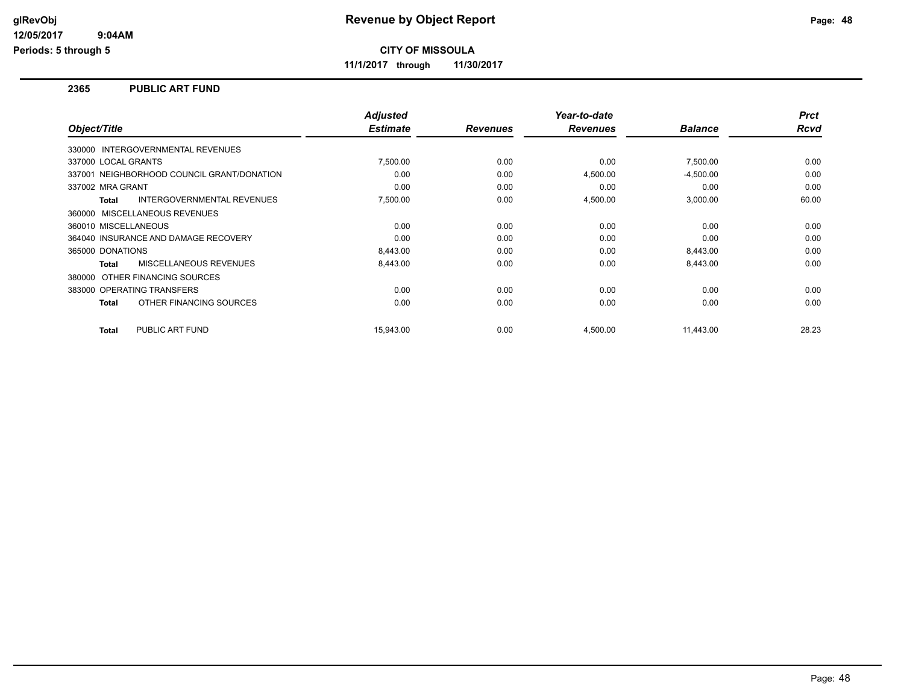**glRevObj** — **Revenue by Object Report**

**12/05/2017 9:04AM**

**Periods: 5 through 5**

**CITY OF MISSOULA**

**11/1/2017 through 11/30/2017**

## 2365 PUBLIC ART FUND

| Object/Title | Adjusted Estimate | Revenues | Year-to-date Revenues | Balance | Prct Rcvd |
|---|---|---|---|---|---|
| 330000 INTERGOVERNMENTAL REVENUES | | | | | |
| 337000 LOCAL GRANTS | 7,500.00 | 0.00 | 0.00 | 7,500.00 | 0.00 |
| 337001 NEIGHBORHOOD COUNCIL GRANT/DONATION | 0.00 | 0.00 | 4,500.00 | -4,500.00 | 0.00 |
| 337002 MRA GRANT | 0.00 | 0.00 | 0.00 | 0.00 | 0.00 |
| **Total** INTERGOVERNMENTAL REVENUES | 7,500.00 | 0.00 | 4,500.00 | 3,000.00 | 60.00 |
| 360000 MISCELLANEOUS REVENUES | | | | | |
| 360010 MISCELLANEOUS | 0.00 | 0.00 | 0.00 | 0.00 | 0.00 |
| 364040 INSURANCE AND DAMAGE RECOVERY | 0.00 | 0.00 | 0.00 | 0.00 | 0.00 |
| 365000 DONATIONS | 8,443.00 | 0.00 | 0.00 | 8,443.00 | 0.00 |
| **Total** MISCELLANEOUS REVENUES | 8,443.00 | 0.00 | 0.00 | 8,443.00 | 0.00 |
| 380000 OTHER FINANCING SOURCES | | | | | |
| 383000 OPERATING TRANSFERS | 0.00 | 0.00 | 0.00 | 0.00 | 0.00 |
| **Total** OTHER FINANCING SOURCES | 0.00 | 0.00 | 0.00 | 0.00 | 0.00 |
| **Total** PUBLIC ART FUND | 15,943.00 | 0.00 | 4,500.00 | 11,443.00 | 28.23 |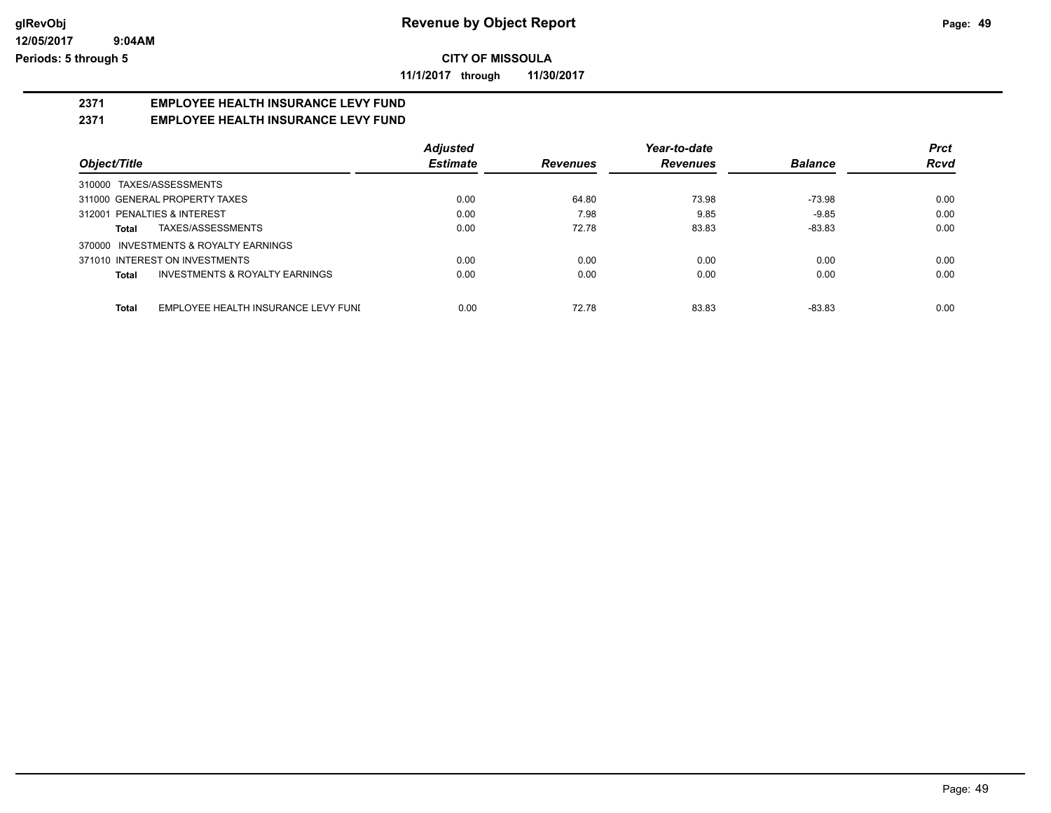glRevObj
12/05/2017 9:04AM
Periods: 5 through 5

# Revenue by Object Report

**CITY OF MISSOULA**

**11/1/2017 through 11/30/2017**

## 2371 EMPLOYEE HEALTH INSURANCE LEVY FUND
## 2371 EMPLOYEE HEALTH INSURANCE LEVY FUND

| Object/Title | Adjusted Estimate | Revenues | Year-to-date Revenues | Balance | Prct Rcvd |
|---|---|---|---|---|---|
| 310000 TAXES/ASSESSMENTS | | | | | |
| 311000 GENERAL PROPERTY TAXES | 0.00 | 64.80 | 73.98 | -73.98 | 0.00 |
| 312001 PENALTIES & INTEREST | 0.00 | 7.98 | 9.85 | -9.85 | 0.00 |
| **Total** TAXES/ASSESSMENTS | 0.00 | 72.78 | 83.83 | -83.83 | 0.00 |
| 370000 INVESTMENTS & ROYALTY EARNINGS | | | | | |
| 371010 INTEREST ON INVESTMENTS | 0.00 | 0.00 | 0.00 | 0.00 | 0.00 |
| **Total** INVESTMENTS & ROYALTY EARNINGS | 0.00 | 0.00 | 0.00 | 0.00 | 0.00 |
| **Total** EMPLOYEE HEALTH INSURANCE LEVY FUNI | 0.00 | 72.78 | 83.83 | -83.83 | 0.00 |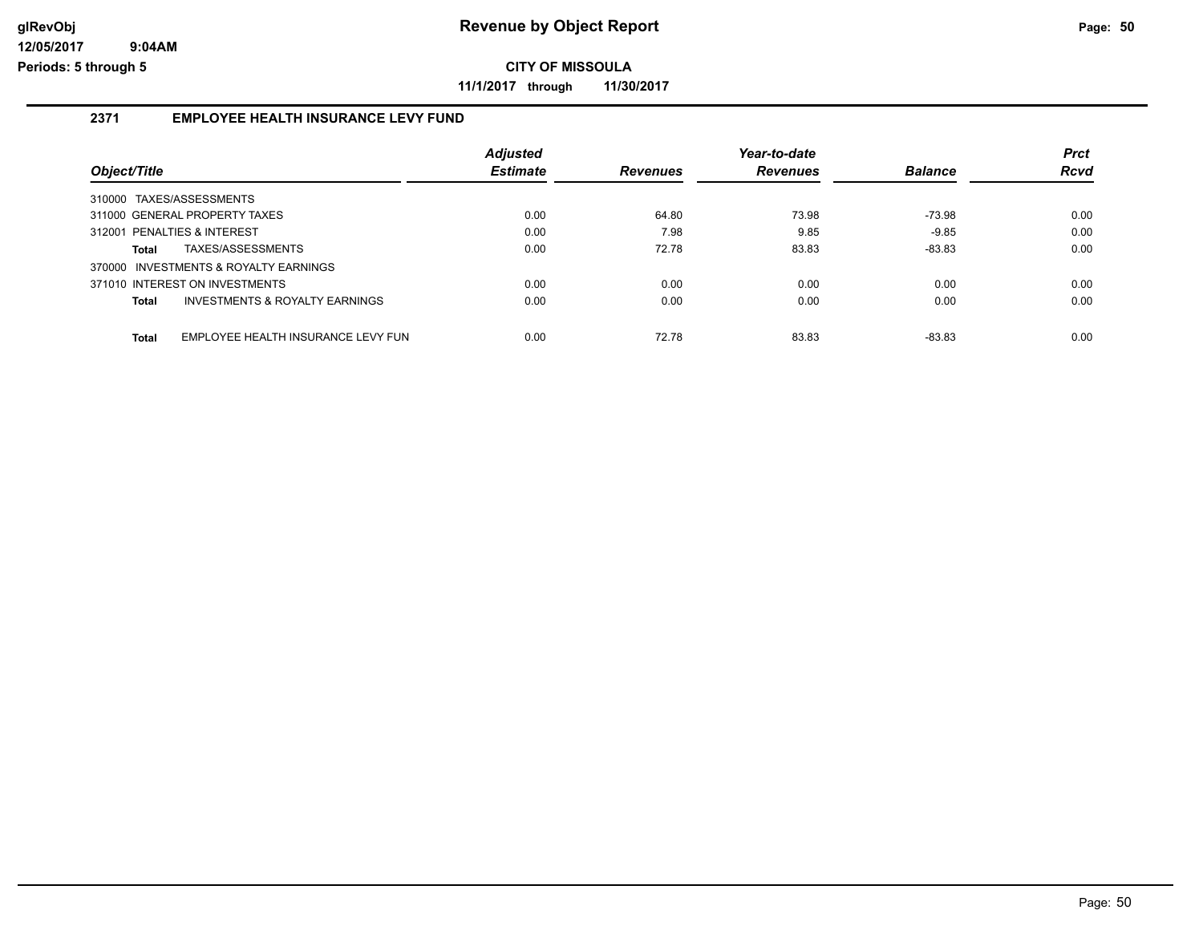**glRevObj**
**12/05/2017 9:04AM**
**Periods: 5 through 5**

# Revenue by Object Report

**CITY OF MISSOULA**

**11/1/2017 through 11/30/2017**

## 2371 EMPLOYEE HEALTH INSURANCE LEVY FUND

| Object/Title | Adjusted Estimate | Revenues | Year-to-date Revenues | Balance | Prct Rcvd |
|---|---|---|---|---|---|
| 310000 TAXES/ASSESSMENTS | | | | | |
| 311000 GENERAL PROPERTY TAXES | 0.00 | 64.80 | 73.98 | -73.98 | 0.00 |
| 312001 PENALTIES & INTEREST | 0.00 | 7.98 | 9.85 | -9.85 | 0.00 |
| **Total** TAXES/ASSESSMENTS | 0.00 | 72.78 | 83.83 | -83.83 | 0.00 |
| 370000 INVESTMENTS & ROYALTY EARNINGS | | | | | |
| 371010 INTEREST ON INVESTMENTS | 0.00 | 0.00 | 0.00 | 0.00 | 0.00 |
| **Total** INVESTMENTS & ROYALTY EARNINGS | 0.00 | 0.00 | 0.00 | 0.00 | 0.00 |
| **Total** EMPLOYEE HEALTH INSURANCE LEVY FUN | 0.00 | 72.78 | 83.83 | -83.83 | 0.00 |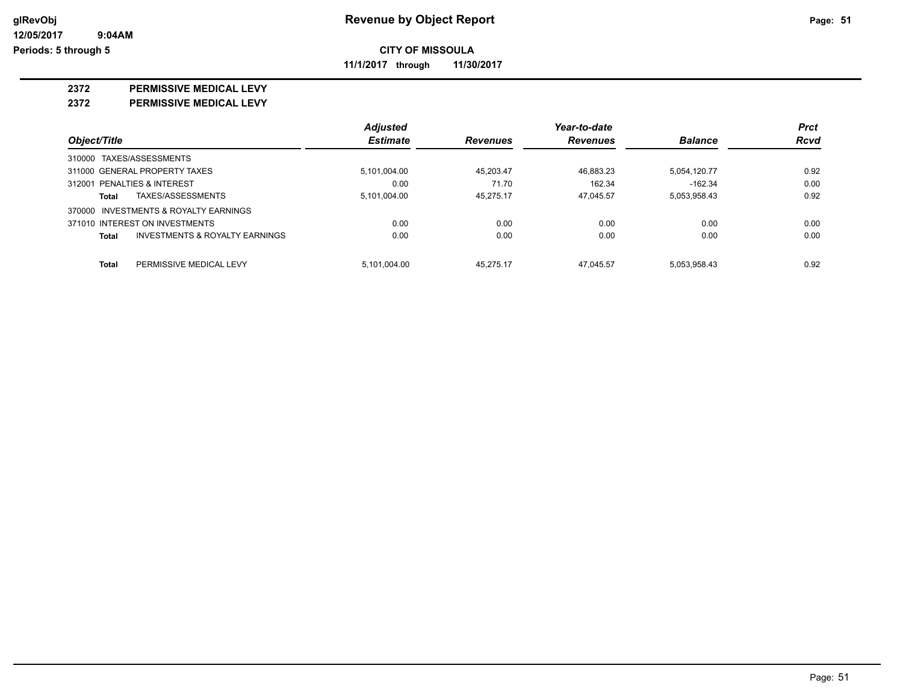**glRevObj**
**12/05/2017 9:04AM**
**Periods: 5 through 5**

# Revenue by Object Report

**CITY OF MISSOULA**

**11/1/2017 through 11/30/2017**

## 2372 PERMISSIVE MEDICAL LEVY
## 2372 PERMISSIVE MEDICAL LEVY

| Object/Title | Adjusted Estimate | Revenues | Year-to-date Revenues | Balance | Prct Rcvd |
|---|---|---|---|---|---|
| 310000 TAXES/ASSESSMENTS | | | | | |
| 311000 GENERAL PROPERTY TAXES | 5,101,004.00 | 45,203.47 | 46,883.23 | 5,054,120.77 | 0.92 |
| 312001 PENALTIES & INTEREST | 0.00 | 71.70 | 162.34 | -162.34 | 0.00 |
| **Total** TAXES/ASSESSMENTS | 5,101,004.00 | 45,275.17 | 47,045.57 | 5,053,958.43 | 0.92 |
| 370000 INVESTMENTS & ROYALTY EARNINGS | | | | | |
| 371010 INTEREST ON INVESTMENTS | 0.00 | 0.00 | 0.00 | 0.00 | 0.00 |
| **Total** INVESTMENTS & ROYALTY EARNINGS | 0.00 | 0.00 | 0.00 | 0.00 | 0.00 |
| **Total** PERMISSIVE MEDICAL LEVY | 5,101,004.00 | 45,275.17 | 47,045.57 | 5,053,958.43 | 0.92 |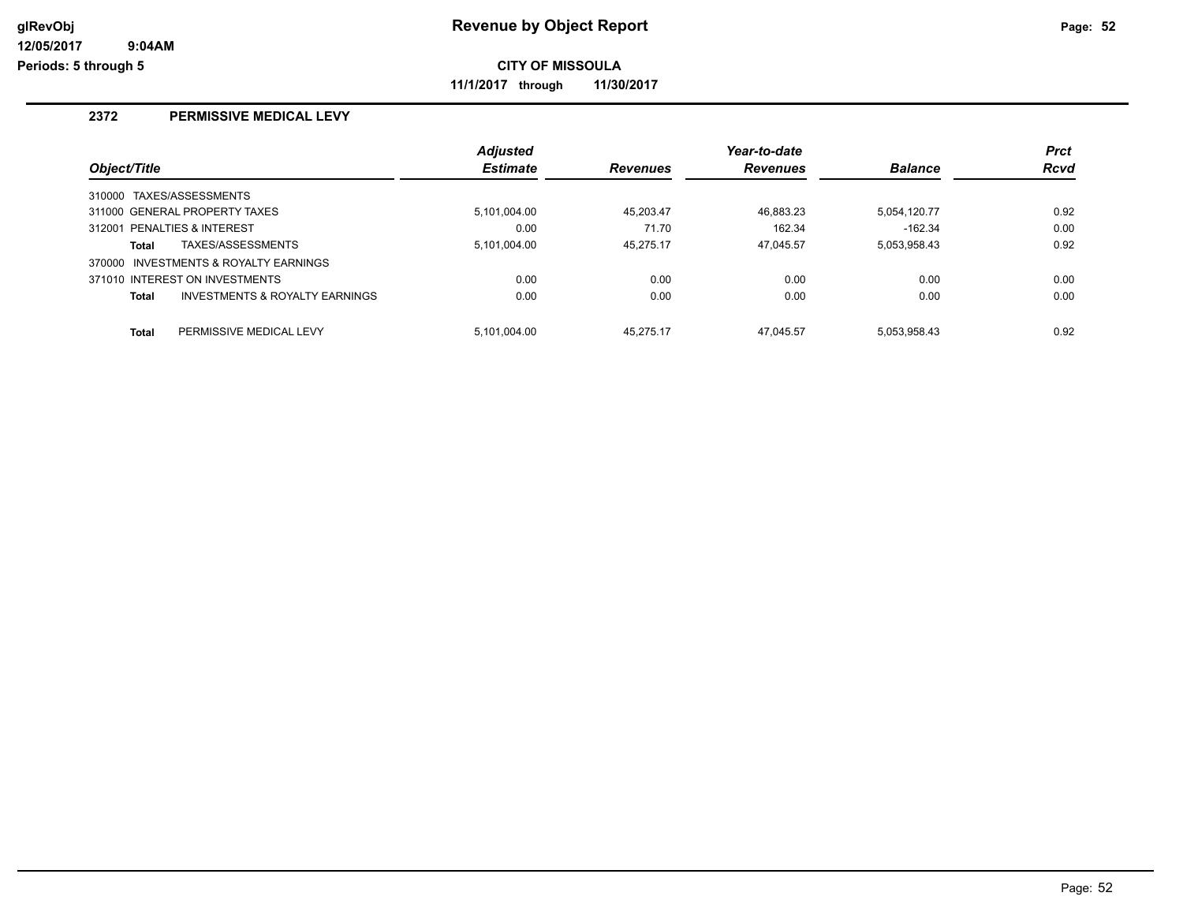# Revenue by Object Report

glRevObj
12/05/2017 9:04AM
Periods: 5 through 5

**CITY OF MISSOULA**

**11/1/2017 through 11/30/2017**

## 2372 PERMISSIVE MEDICAL LEVY

| Object/Title | Adjusted Estimate | Revenues | Year-to-date Revenues | Balance | Prct Rcvd |
|---|---|---|---|---|---|
| 310000 TAXES/ASSESSMENTS | | | | | |
| 311000 GENERAL PROPERTY TAXES | 5,101,004.00 | 45,203.47 | 46,883.23 | 5,054,120.77 | 0.92 |
| 312001 PENALTIES & INTEREST | 0.00 | 71.70 | 162.34 | -162.34 | 0.00 |
| **Total** TAXES/ASSESSMENTS | 5,101,004.00 | 45,275.17 | 47,045.57 | 5,053,958.43 | 0.92 |
| 370000 INVESTMENTS & ROYALTY EARNINGS | | | | | |
| 371010 INTEREST ON INVESTMENTS | 0.00 | 0.00 | 0.00 | 0.00 | 0.00 |
| **Total** INVESTMENTS & ROYALTY EARNINGS | 0.00 | 0.00 | 0.00 | 0.00 | 0.00 |
| **Total** PERMISSIVE MEDICAL LEVY | 5,101,004.00 | 45,275.17 | 47,045.57 | 5,053,958.43 | 0.92 |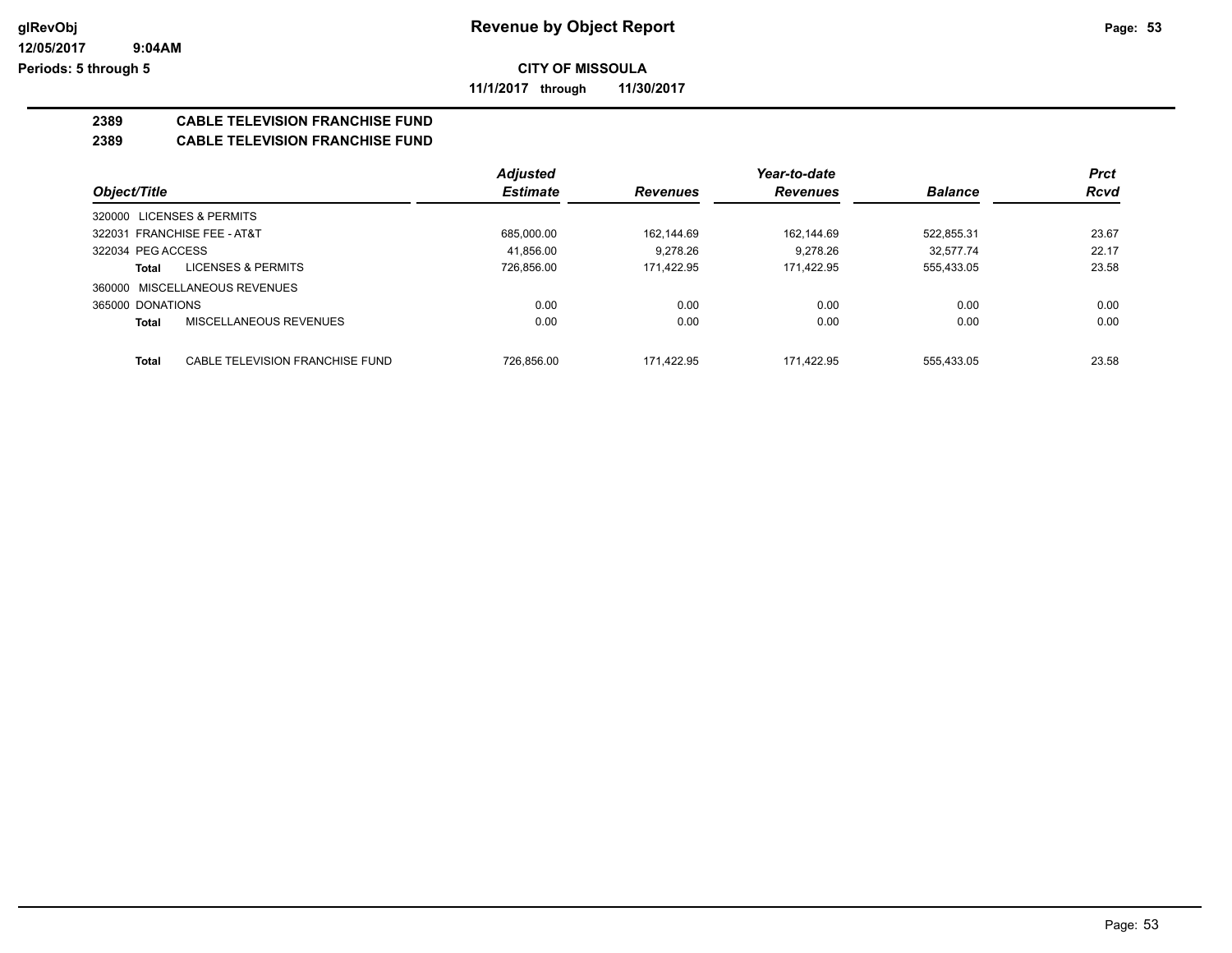**Revenue by Object Report**

**CITY OF MISSOULA**

**11/1/2017 through 11/30/2017**

glRevObj
12/05/2017 9:04AM
Periods: 5 through 5

## 2389 CABLE TELEVISION FRANCHISE FUND
## 2389 CABLE TELEVISION FRANCHISE FUND

| Object/Title | Adjusted Estimate | Revenues | Year-to-date Revenues | Balance | Prct Rcvd |
|---|---|---|---|---|---|
| 320000 LICENSES & PERMITS | | | | | |
| 322031 FRANCHISE FEE - AT&T | 685,000.00 | 162,144.69 | 162,144.69 | 522,855.31 | 23.67 |
| 322034 PEG ACCESS | 41,856.00 | 9,278.26 | 9,278.26 | 32,577.74 | 22.17 |
| **Total** LICENSES & PERMITS | 726,856.00 | 171,422.95 | 171,422.95 | 555,433.05 | 23.58 |
| 360000 MISCELLANEOUS REVENUES | | | | | |
| 365000 DONATIONS | 0.00 | 0.00 | 0.00 | 0.00 | 0.00 |
| **Total** MISCELLANEOUS REVENUES | 0.00 | 0.00 | 0.00 | 0.00 | 0.00 |
| **Total** CABLE TELEVISION FRANCHISE FUND | 726,856.00 | 171,422.95 | 171,422.95 | 555,433.05 | 23.58 |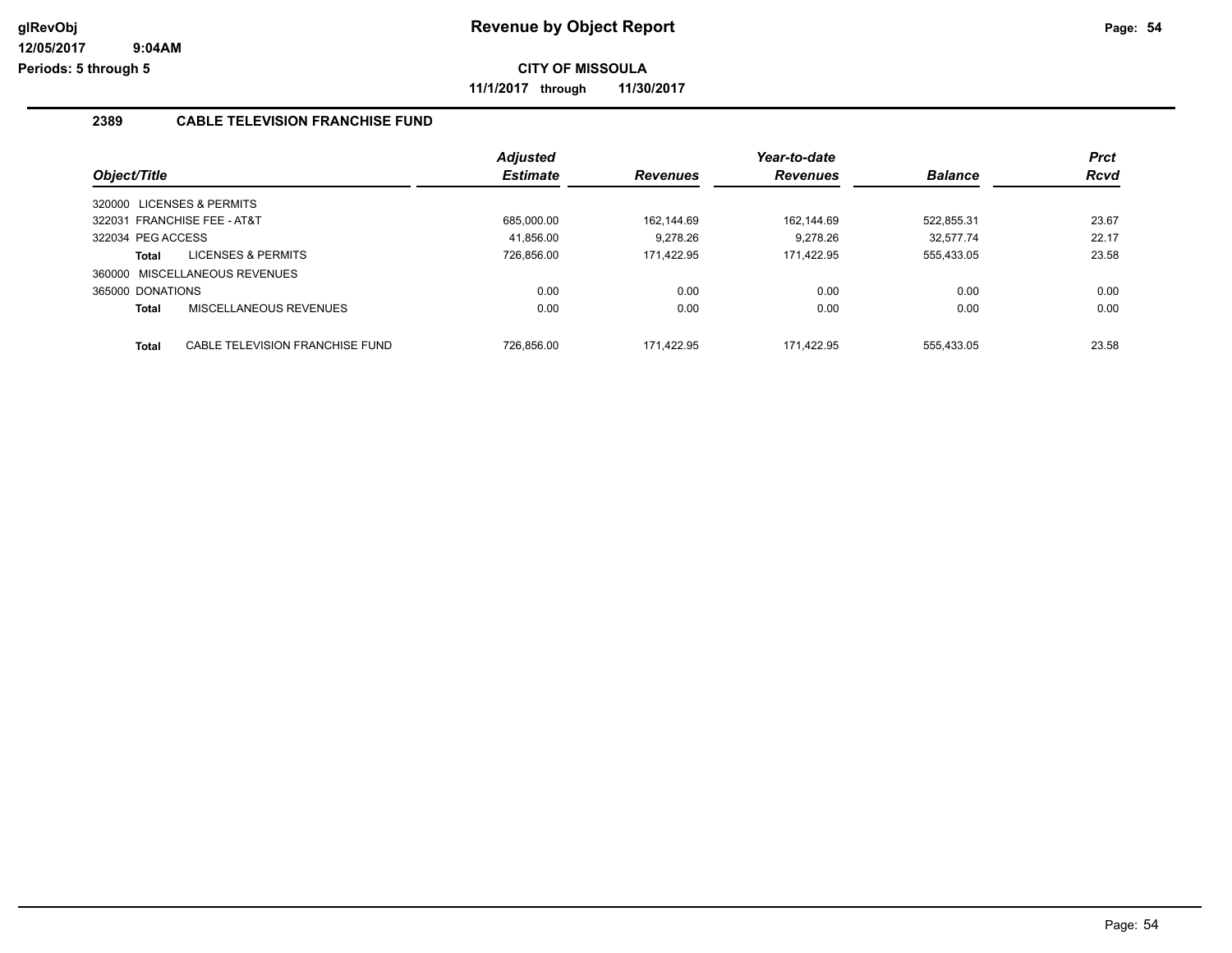# Revenue by Object Report

**CITY OF MISSOULA**

**11/1/2017 through 11/30/2017**

glRevObj
12/05/2017 9:04AM
Periods: 5 through 5

## 2389 CABLE TELEVISION FRANCHISE FUND

| Object/Title | Adjusted Estimate | Revenues | Year-to-date Revenues | Balance | Prct Rcvd |
|---|---|---|---|---|---|
| 320000 LICENSES & PERMITS | | | | | |
| 322031 FRANCHISE FEE - AT&T | 685,000.00 | 162,144.69 | 162,144.69 | 522,855.31 | 23.67 |
| 322034 PEG ACCESS | 41,856.00 | 9,278.26 | 9,278.26 | 32,577.74 | 22.17 |
| **Total** LICENSES & PERMITS | 726,856.00 | 171,422.95 | 171,422.95 | 555,433.05 | 23.58 |
| 360000 MISCELLANEOUS REVENUES | | | | | |
| 365000 DONATIONS | 0.00 | 0.00 | 0.00 | 0.00 | 0.00 |
| **Total** MISCELLANEOUS REVENUES | 0.00 | 0.00 | 0.00 | 0.00 | 0.00 |
| **Total** CABLE TELEVISION FRANCHISE FUND | 726,856.00 | 171,422.95 | 171,422.95 | 555,433.05 | 23.58 |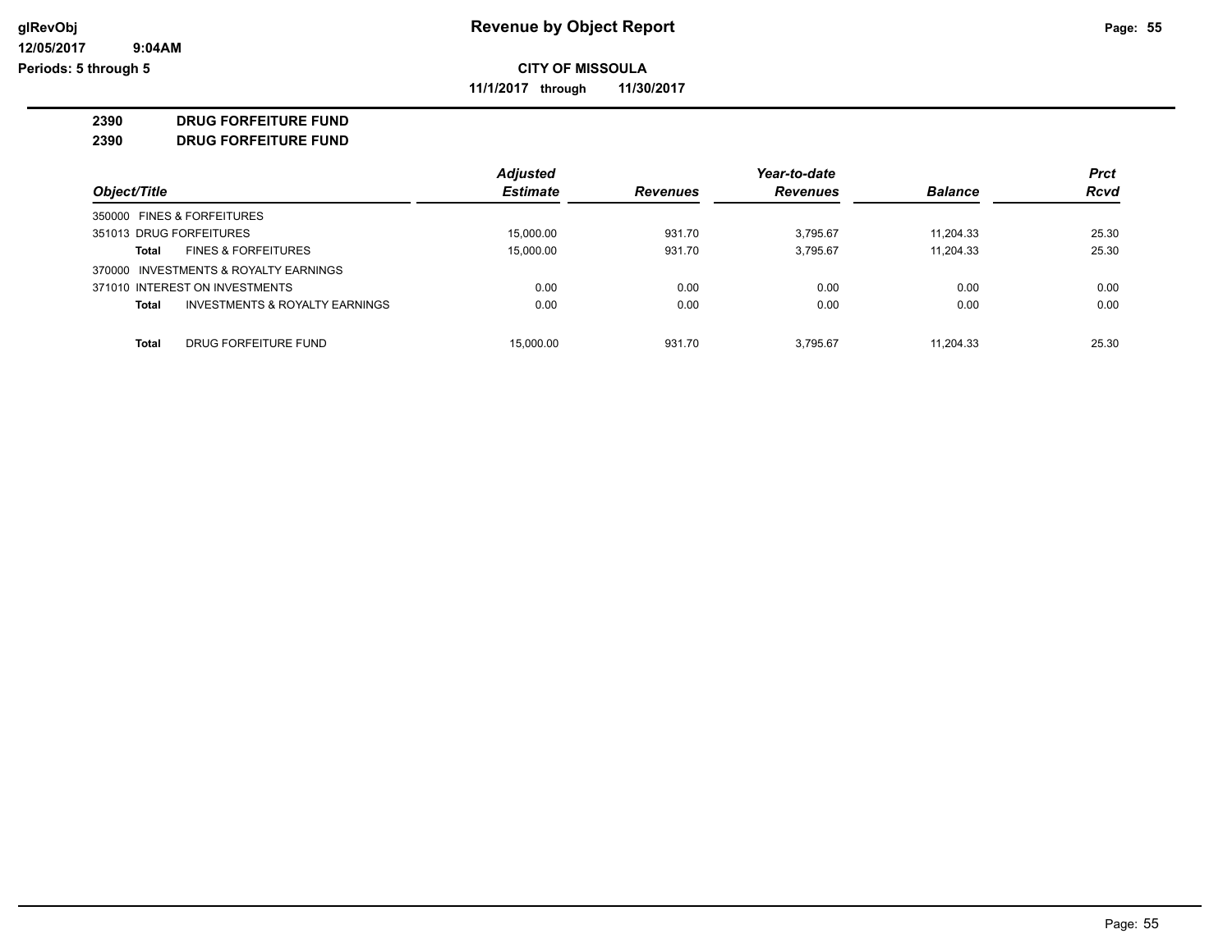# Revenue by Object Report

glRevObj
12/05/2017 9:04AM
Periods: 5 through 5

**CITY OF MISSOULA**

**11/1/2017 through 11/30/2017**

**2390 DRUG FORFEITURE FUND**

**2390 DRUG FORFEITURE FUND**

| Object/Title | | Adjusted Estimate | Revenues | Year-to-date Revenues | Balance | Prct Rcvd |
|---|---|---|---|---|---|---|
| 350000 FINES & FORFEITURES | | | | | | |
| 351013 DRUG FORFEITURES | | 15,000.00 | 931.70 | 3,795.67 | 11,204.33 | 25.30 |
| **Total** | FINES & FORFEITURES | 15,000.00 | 931.70 | 3,795.67 | 11,204.33 | 25.30 |
| 370000 INVESTMENTS & ROYALTY EARNINGS | | | | | | |
| 371010 INTEREST ON INVESTMENTS | | 0.00 | 0.00 | 0.00 | 0.00 | 0.00 |
| **Total** | INVESTMENTS & ROYALTY EARNINGS | 0.00 | 0.00 | 0.00 | 0.00 | 0.00 |
| **Total** | DRUG FORFEITURE FUND | 15,000.00 | 931.70 | 3,795.67 | 11,204.33 | 25.30 |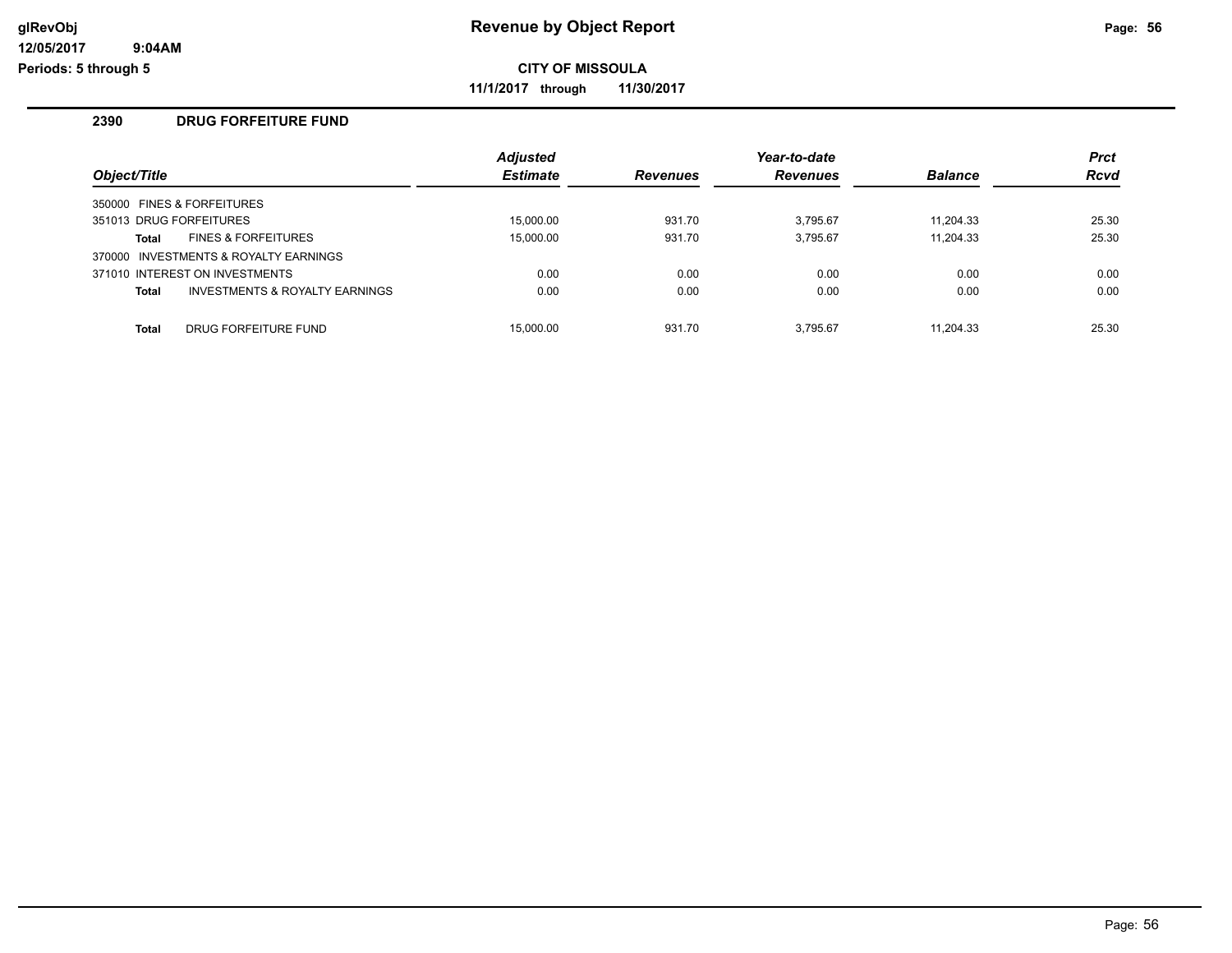# Revenue by Object Report

**CITY OF MISSOULA**

**11/1/2017 through 11/30/2017**

glRevObj
12/05/2017 9:04AM
Periods: 5 through 5

## 2390 DRUG FORFEITURE FUND

| Object/Title | | Adjusted Estimate | Revenues | Year-to-date Revenues | Balance | Prct Rcvd |
|---|---|---|---|---|---|---|
| 350000 FINES & FORFEITURES | | | | | | |
| 351013 DRUG FORFEITURES | | 15,000.00 | 931.70 | 3,795.67 | 11,204.33 | 25.30 |
| **Total** | FINES & FORFEITURES | 15,000.00 | 931.70 | 3,795.67 | 11,204.33 | 25.30 |
| 370000 INVESTMENTS & ROYALTY EARNINGS | | | | | | |
| 371010 INTEREST ON INVESTMENTS | | 0.00 | 0.00 | 0.00 | 0.00 | 0.00 |
| **Total** | INVESTMENTS & ROYALTY EARNINGS | 0.00 | 0.00 | 0.00 | 0.00 | 0.00 |
| **Total** | DRUG FORFEITURE FUND | 15,000.00 | 931.70 | 3,795.67 | 11,204.33 | 25.30 |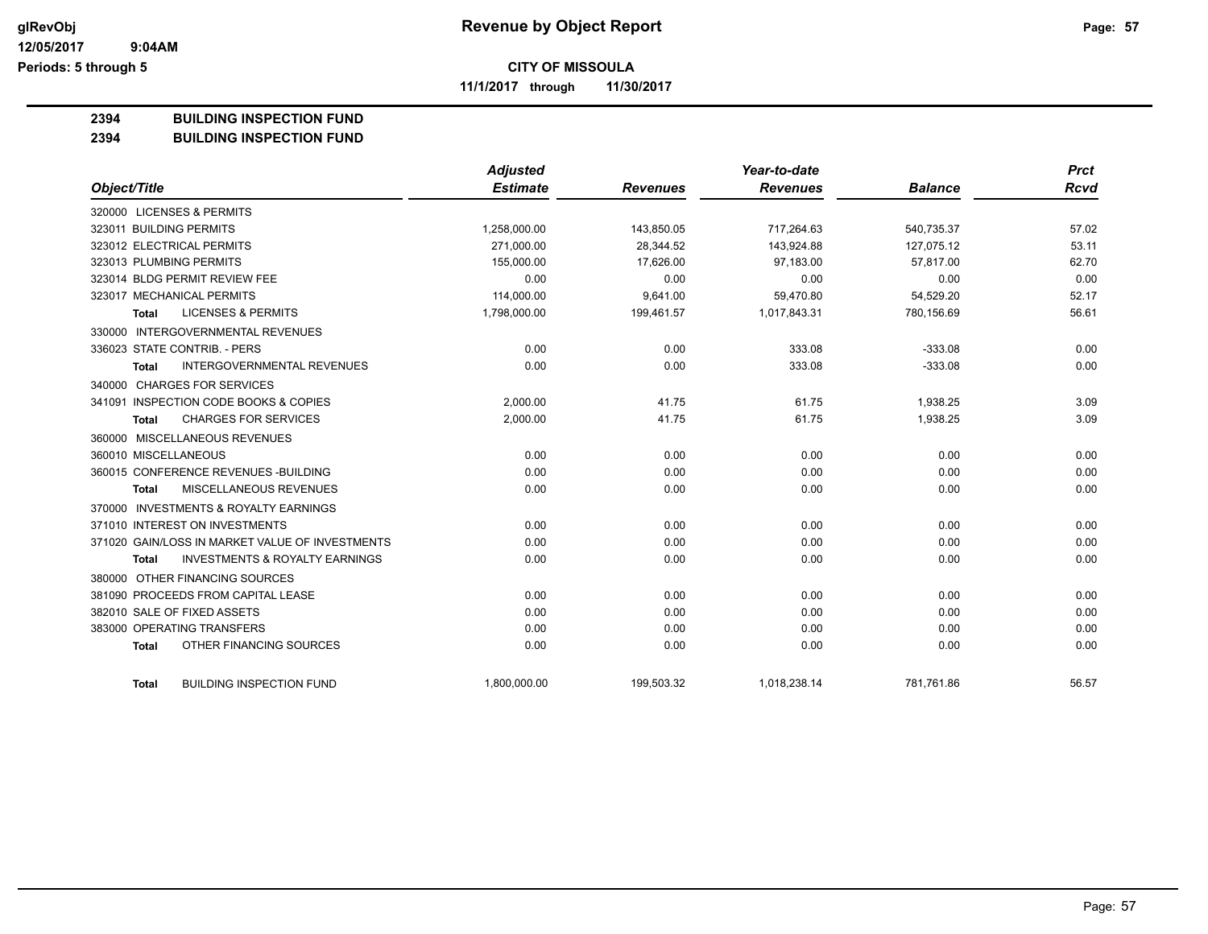**CITY OF MISSOULA**

**11/1/2017 through 11/30/2017**

# 2394 BUILDING INSPECTION FUND

## 2394 BUILDING INSPECTION FUND

| Object/Title | Adjusted Estimate | Revenues | Year-to-date Revenues | Balance | Prct Rcvd |
|---|---|---|---|---|---|
| 320000 LICENSES & PERMITS | | | | | |
| 323011 BUILDING PERMITS | 1,258,000.00 | 143,850.05 | 717,264.63 | 540,735.37 | 57.02 |
| 323012 ELECTRICAL PERMITS | 271,000.00 | 28,344.52 | 143,924.88 | 127,075.12 | 53.11 |
| 323013 PLUMBING PERMITS | 155,000.00 | 17,626.00 | 97,183.00 | 57,817.00 | 62.70 |
| 323014 BLDG PERMIT REVIEW FEE | 0.00 | 0.00 | 0.00 | 0.00 | 0.00 |
| 323017 MECHANICAL PERMITS | 114,000.00 | 9,641.00 | 59,470.80 | 54,529.20 | 52.17 |
| **Total** LICENSES & PERMITS | 1,798,000.00 | 199,461.57 | 1,017,843.31 | 780,156.69 | 56.61 |
| 330000 INTERGOVERNMENTAL REVENUES | | | | | |
| 336023 STATE CONTRIB. - PERS | 0.00 | 0.00 | 333.08 | -333.08 | 0.00 |
| **Total** INTERGOVERNMENTAL REVENUES | 0.00 | 0.00 | 333.08 | -333.08 | 0.00 |
| 340000 CHARGES FOR SERVICES | | | | | |
| 341091 INSPECTION CODE BOOKS & COPIES | 2,000.00 | 41.75 | 61.75 | 1,938.25 | 3.09 |
| **Total** CHARGES FOR SERVICES | 2,000.00 | 41.75 | 61.75 | 1,938.25 | 3.09 |
| 360000 MISCELLANEOUS REVENUES | | | | | |
| 360010 MISCELLANEOUS | 0.00 | 0.00 | 0.00 | 0.00 | 0.00 |
| 360015 CONFERENCE REVENUES -BUILDING | 0.00 | 0.00 | 0.00 | 0.00 | 0.00 |
| **Total** MISCELLANEOUS REVENUES | 0.00 | 0.00 | 0.00 | 0.00 | 0.00 |
| 370000 INVESTMENTS & ROYALTY EARNINGS | | | | | |
| 371010 INTEREST ON INVESTMENTS | 0.00 | 0.00 | 0.00 | 0.00 | 0.00 |
| 371020 GAIN/LOSS IN MARKET VALUE OF INVESTMENTS | 0.00 | 0.00 | 0.00 | 0.00 | 0.00 |
| **Total** INVESTMENTS & ROYALTY EARNINGS | 0.00 | 0.00 | 0.00 | 0.00 | 0.00 |
| 380000 OTHER FINANCING SOURCES | | | | | |
| 381090 PROCEEDS FROM CAPITAL LEASE | 0.00 | 0.00 | 0.00 | 0.00 | 0.00 |
| 382010 SALE OF FIXED ASSETS | 0.00 | 0.00 | 0.00 | 0.00 | 0.00 |
| 383000 OPERATING TRANSFERS | 0.00 | 0.00 | 0.00 | 0.00 | 0.00 |
| **Total** OTHER FINANCING SOURCES | 0.00 | 0.00 | 0.00 | 0.00 | 0.00 |
| **Total** BUILDING INSPECTION FUND | 1,800,000.00 | 199,503.32 | 1,018,238.14 | 781,761.86 | 56.57 |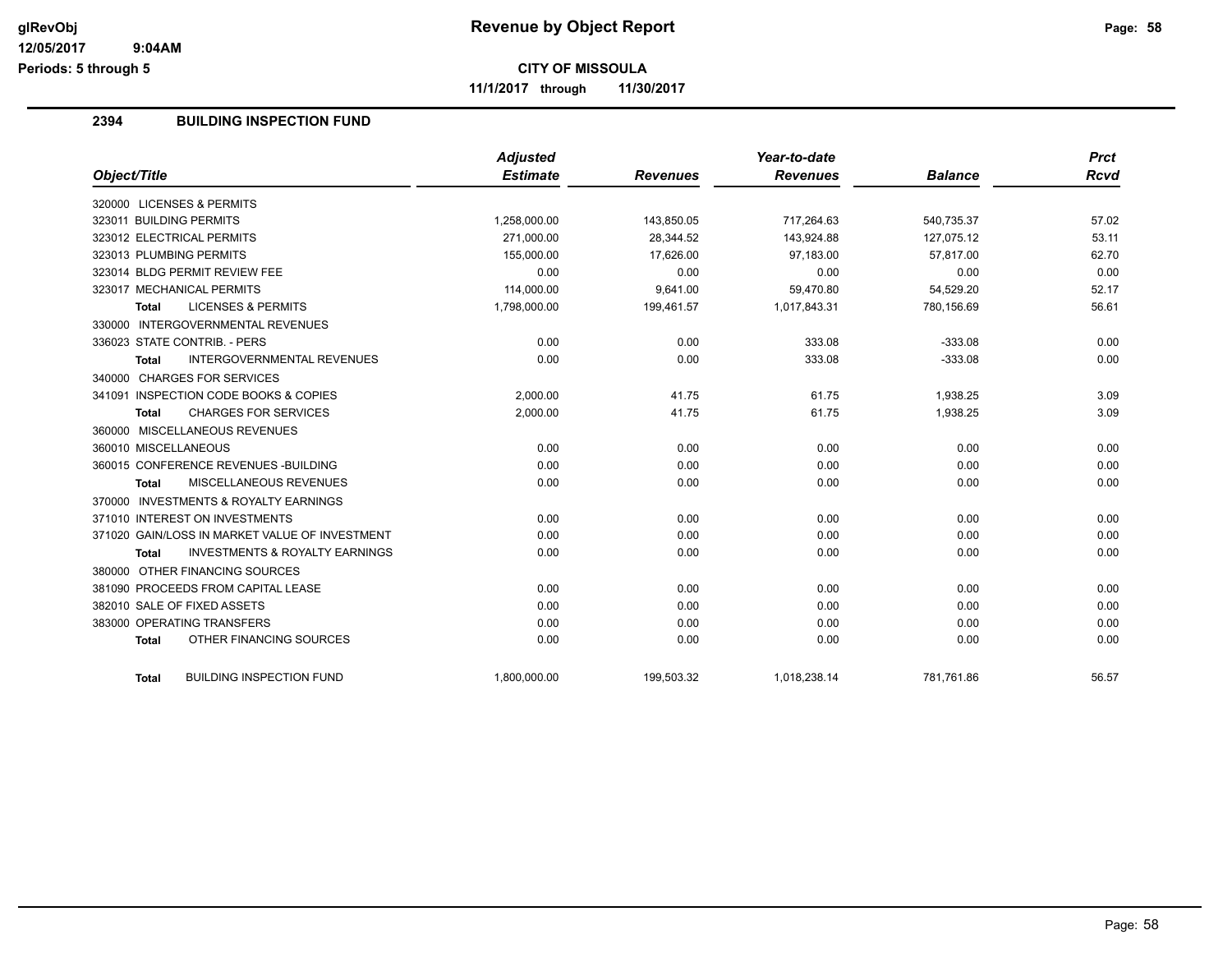**glRevObj** | **Revenue by Object Report**

12/05/2017 9:04AM

Periods: 5 through 5

**CITY OF MISSOULA**

**11/1/2017 through 11/30/2017**

## 2394 BUILDING INSPECTION FUND

| Object/Title | Adjusted Estimate | Revenues | Year-to-date Revenues | Balance | Prct Rcvd |
|---|---|---|---|---|---|
| 320000 LICENSES & PERMITS | | | | | |
| 323011 BUILDING PERMITS | 1,258,000.00 | 143,850.05 | 717,264.63 | 540,735.37 | 57.02 |
| 323012 ELECTRICAL PERMITS | 271,000.00 | 28,344.52 | 143,924.88 | 127,075.12 | 53.11 |
| 323013 PLUMBING PERMITS | 155,000.00 | 17,626.00 | 97,183.00 | 57,817.00 | 62.70 |
| 323014 BLDG PERMIT REVIEW FEE | 0.00 | 0.00 | 0.00 | 0.00 | 0.00 |
| 323017 MECHANICAL PERMITS | 114,000.00 | 9,641.00 | 59,470.80 | 54,529.20 | 52.17 |
| **Total** LICENSES & PERMITS | 1,798,000.00 | 199,461.57 | 1,017,843.31 | 780,156.69 | 56.61 |
| 330000 INTERGOVERNMENTAL REVENUES | | | | | |
| 336023 STATE CONTRIB. - PERS | 0.00 | 0.00 | 333.08 | -333.08 | 0.00 |
| **Total** INTERGOVERNMENTAL REVENUES | 0.00 | 0.00 | 333.08 | -333.08 | 0.00 |
| 340000 CHARGES FOR SERVICES | | | | | |
| 341091 INSPECTION CODE BOOKS & COPIES | 2,000.00 | 41.75 | 61.75 | 1,938.25 | 3.09 |
| **Total** CHARGES FOR SERVICES | 2,000.00 | 41.75 | 61.75 | 1,938.25 | 3.09 |
| 360000 MISCELLANEOUS REVENUES | | | | | |
| 360010 MISCELLANEOUS | 0.00 | 0.00 | 0.00 | 0.00 | 0.00 |
| 360015 CONFERENCE REVENUES -BUILDING | 0.00 | 0.00 | 0.00 | 0.00 | 0.00 |
| **Total** MISCELLANEOUS REVENUES | 0.00 | 0.00 | 0.00 | 0.00 | 0.00 |
| 370000 INVESTMENTS & ROYALTY EARNINGS | | | | | |
| 371010 INTEREST ON INVESTMENTS | 0.00 | 0.00 | 0.00 | 0.00 | 0.00 |
| 371020 GAIN/LOSS IN MARKET VALUE OF INVESTMENT | 0.00 | 0.00 | 0.00 | 0.00 | 0.00 |
| **Total** INVESTMENTS & ROYALTY EARNINGS | 0.00 | 0.00 | 0.00 | 0.00 | 0.00 |
| 380000 OTHER FINANCING SOURCES | | | | | |
| 381090 PROCEEDS FROM CAPITAL LEASE | 0.00 | 0.00 | 0.00 | 0.00 | 0.00 |
| 382010 SALE OF FIXED ASSETS | 0.00 | 0.00 | 0.00 | 0.00 | 0.00 |
| 383000 OPERATING TRANSFERS | 0.00 | 0.00 | 0.00 | 0.00 | 0.00 |
| **Total** OTHER FINANCING SOURCES | 0.00 | 0.00 | 0.00 | 0.00 | 0.00 |
| **Total** BUILDING INSPECTION FUND | 1,800,000.00 | 199,503.32 | 1,018,238.14 | 781,761.86 | 56.57 |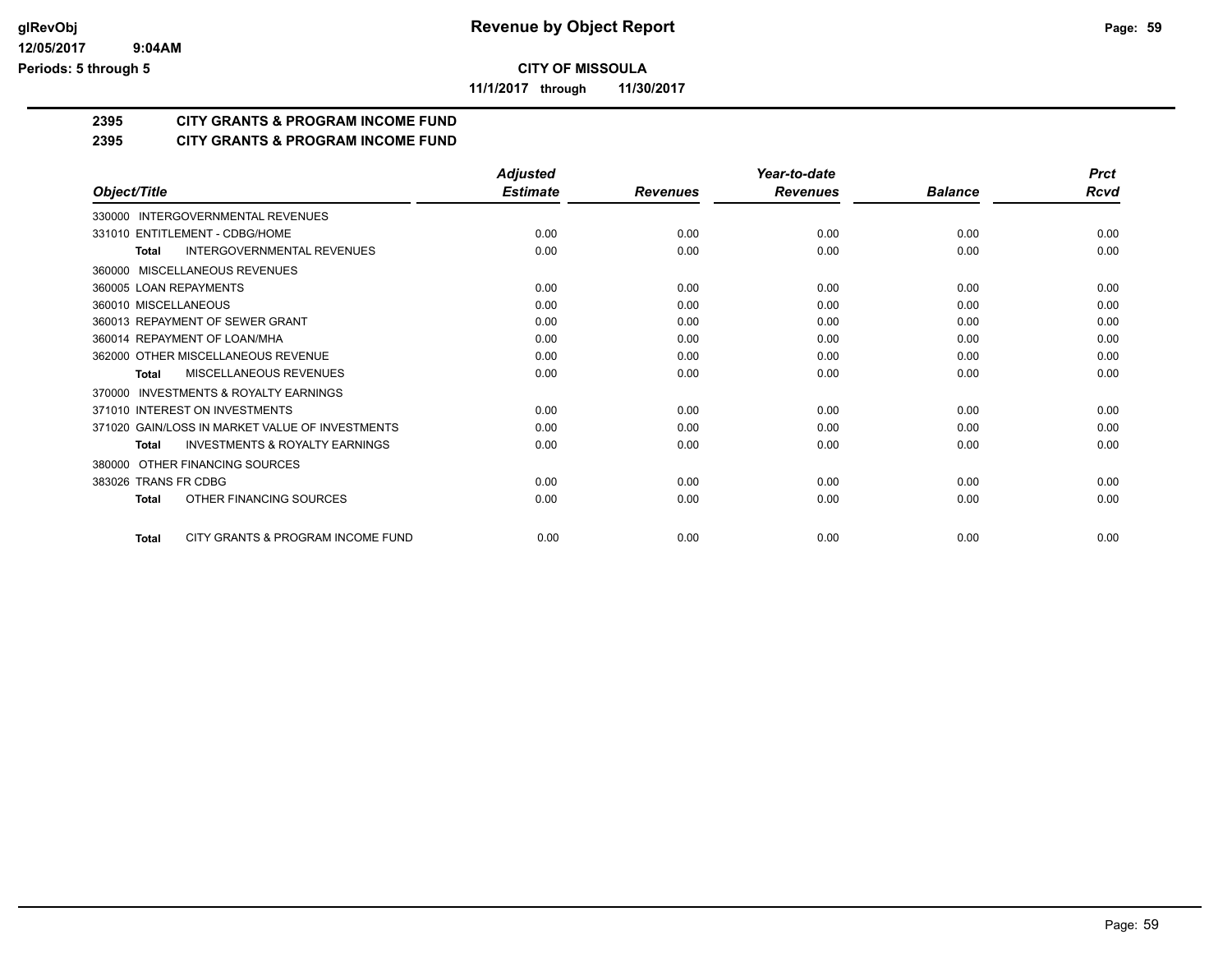**CITY OF MISSOULA**

**11/1/2017 through 11/30/2017**

## 2395 CITY GRANTS & PROGRAM INCOME FUND

## 2395 CITY GRANTS & PROGRAM INCOME FUND

| Object/Title | Adjusted Estimate | Revenues | Year-to-date Revenues | Balance | Prct Rcvd |
|---|---|---|---|---|---|
| 330000 INTERGOVERNMENTAL REVENUES | | | | | |
| 331010 ENTITLEMENT - CDBG/HOME | 0.00 | 0.00 | 0.00 | 0.00 | 0.00 |
| **Total** INTERGOVERNMENTAL REVENUES | 0.00 | 0.00 | 0.00 | 0.00 | 0.00 |
| 360000 MISCELLANEOUS REVENUES | | | | | |
| 360005 LOAN REPAYMENTS | 0.00 | 0.00 | 0.00 | 0.00 | 0.00 |
| 360010 MISCELLANEOUS | 0.00 | 0.00 | 0.00 | 0.00 | 0.00 |
| 360013 REPAYMENT OF SEWER GRANT | 0.00 | 0.00 | 0.00 | 0.00 | 0.00 |
| 360014 REPAYMENT OF LOAN/MHA | 0.00 | 0.00 | 0.00 | 0.00 | 0.00 |
| 362000 OTHER MISCELLANEOUS REVENUE | 0.00 | 0.00 | 0.00 | 0.00 | 0.00 |
| **Total** MISCELLANEOUS REVENUES | 0.00 | 0.00 | 0.00 | 0.00 | 0.00 |
| 370000 INVESTMENTS & ROYALTY EARNINGS | | | | | |
| 371010 INTEREST ON INVESTMENTS | 0.00 | 0.00 | 0.00 | 0.00 | 0.00 |
| 371020 GAIN/LOSS IN MARKET VALUE OF INVESTMENTS | 0.00 | 0.00 | 0.00 | 0.00 | 0.00 |
| **Total** INVESTMENTS & ROYALTY EARNINGS | 0.00 | 0.00 | 0.00 | 0.00 | 0.00 |
| 380000 OTHER FINANCING SOURCES | | | | | |
| 383026 TRANS FR CDBG | 0.00 | 0.00 | 0.00 | 0.00 | 0.00 |
| **Total** OTHER FINANCING SOURCES | 0.00 | 0.00 | 0.00 | 0.00 | 0.00 |
| **Total** CITY GRANTS & PROGRAM INCOME FUND | 0.00 | 0.00 | 0.00 | 0.00 | 0.00 |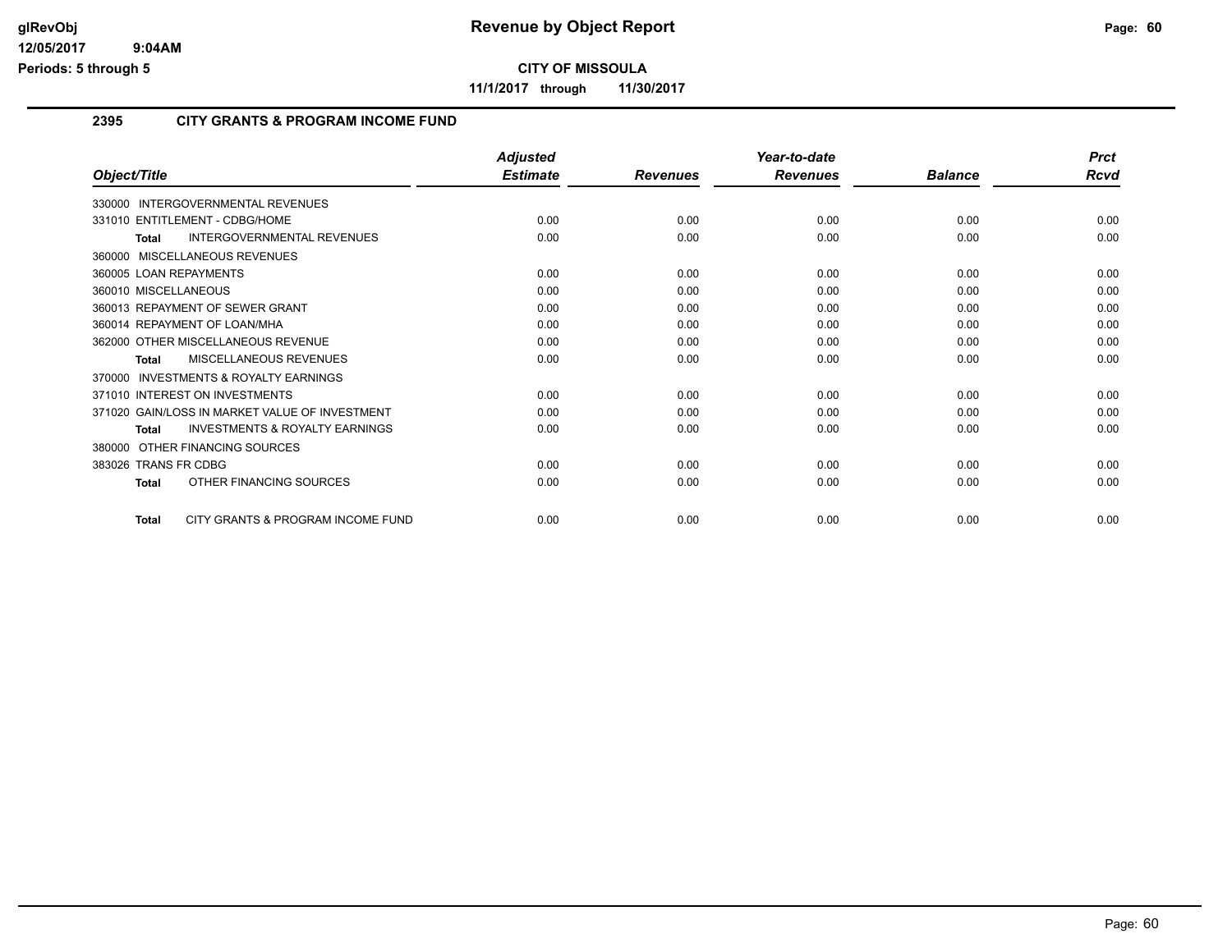# Revenue by Object Report

## CITY OF MISSOULA

**11/1/2017 through 11/30/2017**

glRevObj
12/05/2017 9:04AM
Periods: 5 through 5

### 2395 CITY GRANTS & PROGRAM INCOME FUND

| Object/Title | Adjusted Estimate | Revenues | Year-to-date Revenues | Balance | Prct Rcvd |
|---|---|---|---|---|---|
| 330000 INTERGOVERNMENTAL REVENUES | | | | | |
| 331010 ENTITLEMENT - CDBG/HOME | 0.00 | 0.00 | 0.00 | 0.00 | 0.00 |
| **Total** INTERGOVERNMENTAL REVENUES | 0.00 | 0.00 | 0.00 | 0.00 | 0.00 |
| 360000 MISCELLANEOUS REVENUES | | | | | |
| 360005 LOAN REPAYMENTS | 0.00 | 0.00 | 0.00 | 0.00 | 0.00 |
| 360010 MISCELLANEOUS | 0.00 | 0.00 | 0.00 | 0.00 | 0.00 |
| 360013 REPAYMENT OF SEWER GRANT | 0.00 | 0.00 | 0.00 | 0.00 | 0.00 |
| 360014 REPAYMENT OF LOAN/MHA | 0.00 | 0.00 | 0.00 | 0.00 | 0.00 |
| 362000 OTHER MISCELLANEOUS REVENUE | 0.00 | 0.00 | 0.00 | 0.00 | 0.00 |
| **Total** MISCELLANEOUS REVENUES | 0.00 | 0.00 | 0.00 | 0.00 | 0.00 |
| 370000 INVESTMENTS & ROYALTY EARNINGS | | | | | |
| 371010 INTEREST ON INVESTMENTS | 0.00 | 0.00 | 0.00 | 0.00 | 0.00 |
| 371020 GAIN/LOSS IN MARKET VALUE OF INVESTMENT | 0.00 | 0.00 | 0.00 | 0.00 | 0.00 |
| **Total** INVESTMENTS & ROYALTY EARNINGS | 0.00 | 0.00 | 0.00 | 0.00 | 0.00 |
| 380000 OTHER FINANCING SOURCES | | | | | |
| 383026 TRANS FR CDBG | 0.00 | 0.00 | 0.00 | 0.00 | 0.00 |
| **Total** OTHER FINANCING SOURCES | 0.00 | 0.00 | 0.00 | 0.00 | 0.00 |
| **Total** CITY GRANTS & PROGRAM INCOME FUND | 0.00 | 0.00 | 0.00 | 0.00 | 0.00 |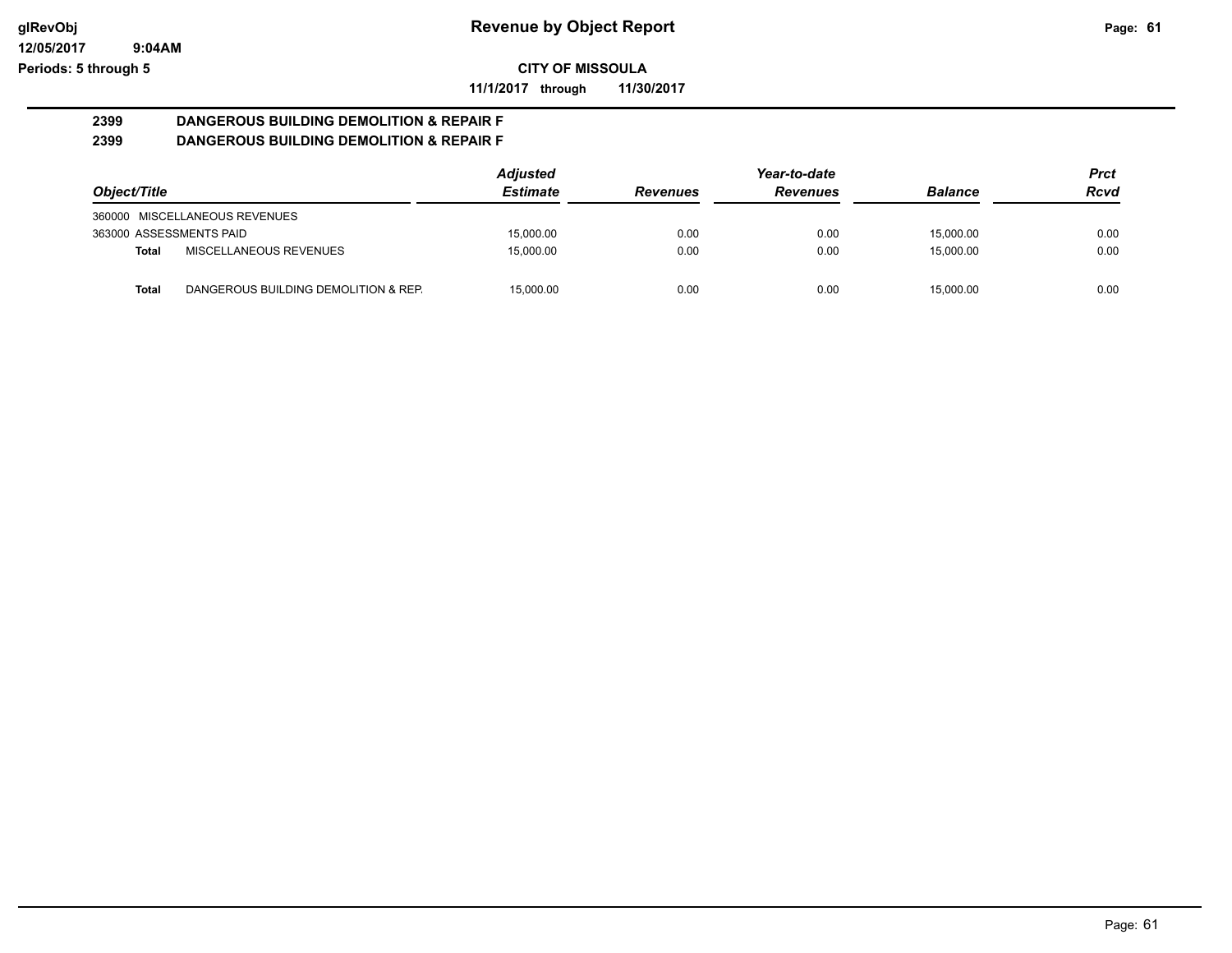**Revenue by Object Report**

**CITY OF MISSOULA**

**11/1/2017 through 11/30/2017**

glRevObj
12/05/2017 9:04AM
Periods: 5 through 5

## 2399 DANGEROUS BUILDING DEMOLITION & REPAIR F
## 2399 DANGEROUS BUILDING DEMOLITION & REPAIR F

| Object/Title | | Adjusted Estimate | Revenues | Year-to-date Revenues | Balance | Prct Rcvd |
|---|---|---|---|---|---|---|
| 360000 MISCELLANEOUS REVENUES | | | | | | |
| 363000 ASSESSMENTS PAID | | 15,000.00 | 0.00 | 0.00 | 15,000.00 | 0.00 |
| **Total** | MISCELLANEOUS REVENUES | 15,000.00 | 0.00 | 0.00 | 15,000.00 | 0.00 |
| **Total** | DANGEROUS BUILDING DEMOLITION & REP. | 15,000.00 | 0.00 | 0.00 | 15,000.00 | 0.00 |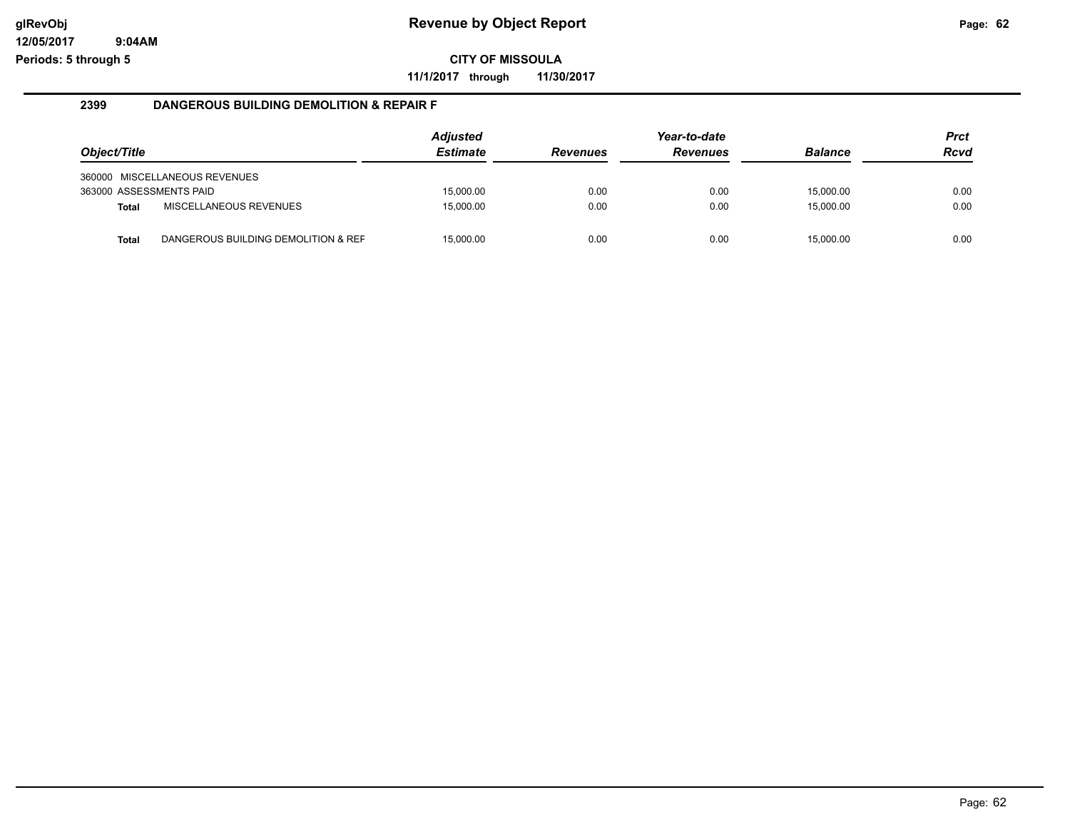**Revenue by Object Report**

**CITY OF MISSOULA**

**11/1/2017 through 11/30/2017**

glRevObj
12/05/2017 9:04AM
Periods: 5 through 5

## 2399 DANGEROUS BUILDING DEMOLITION & REPAIR F

| Object/Title | Adjusted Estimate | Revenues | Year-to-date Revenues | Balance | Prct Rcvd |
|---|---|---|---|---|---|
| 360000 MISCELLANEOUS REVENUES | | | | | |
| 363000 ASSESSMENTS PAID | 15,000.00 | 0.00 | 0.00 | 15,000.00 | 0.00 |
| **Total** MISCELLANEOUS REVENUES | 15,000.00 | 0.00 | 0.00 | 15,000.00 | 0.00 |
| **Total** DANGEROUS BUILDING DEMOLITION & REF | 15,000.00 | 0.00 | 0.00 | 15,000.00 | 0.00 |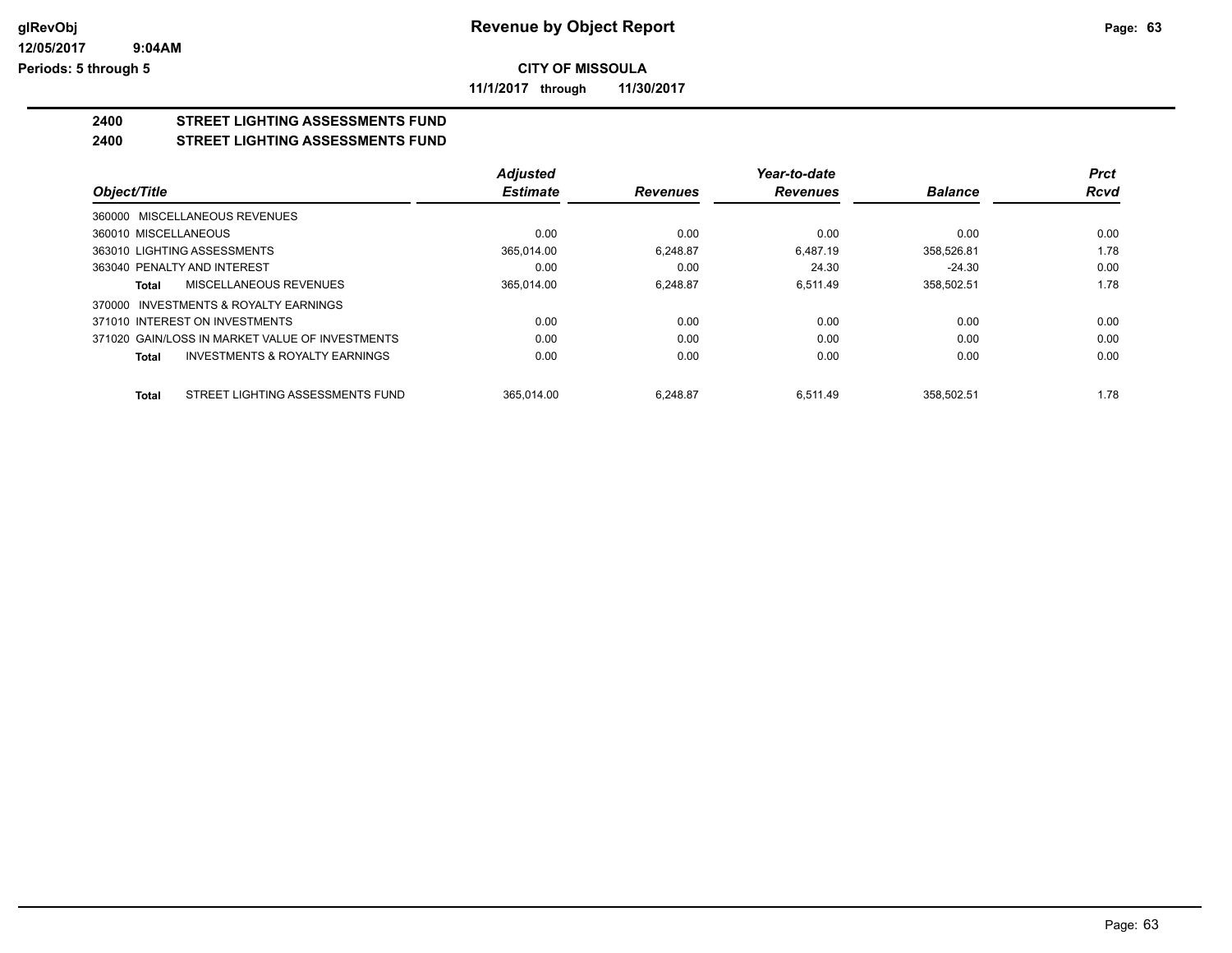**Revenue by Object Report**

**CITY OF MISSOULA**

**11/1/2017 through 11/30/2017**

glRevObj
12/05/2017 9:04AM
Periods: 5 through 5

## 2400 STREET LIGHTING ASSESSMENTS FUND

## 2400 STREET LIGHTING ASSESSMENTS FUND

| Object/Title | Adjusted Estimate | Revenues | Year-to-date Revenues | Balance | Prct Rcvd |
|---|---|---|---|---|---|
| 360000 MISCELLANEOUS REVENUES | | | | | |
| 360010 MISCELLANEOUS | 0.00 | 0.00 | 0.00 | 0.00 | 0.00 |
| 363010 LIGHTING ASSESSMENTS | 365,014.00 | 6,248.87 | 6,487.19 | 358,526.81 | 1.78 |
| 363040 PENALTY AND INTEREST | 0.00 | 0.00 | 24.30 | -24.30 | 0.00 |
| **Total** MISCELLANEOUS REVENUES | 365,014.00 | 6,248.87 | 6,511.49 | 358,502.51 | 1.78 |
| 370000 INVESTMENTS & ROYALTY EARNINGS | | | | | |
| 371010 INTEREST ON INVESTMENTS | 0.00 | 0.00 | 0.00 | 0.00 | 0.00 |
| 371020 GAIN/LOSS IN MARKET VALUE OF INVESTMENTS | 0.00 | 0.00 | 0.00 | 0.00 | 0.00 |
| **Total** INVESTMENTS & ROYALTY EARNINGS | 0.00 | 0.00 | 0.00 | 0.00 | 0.00 |
| **Total** STREET LIGHTING ASSESSMENTS FUND | 365,014.00 | 6,248.87 | 6,511.49 | 358,502.51 | 1.78 |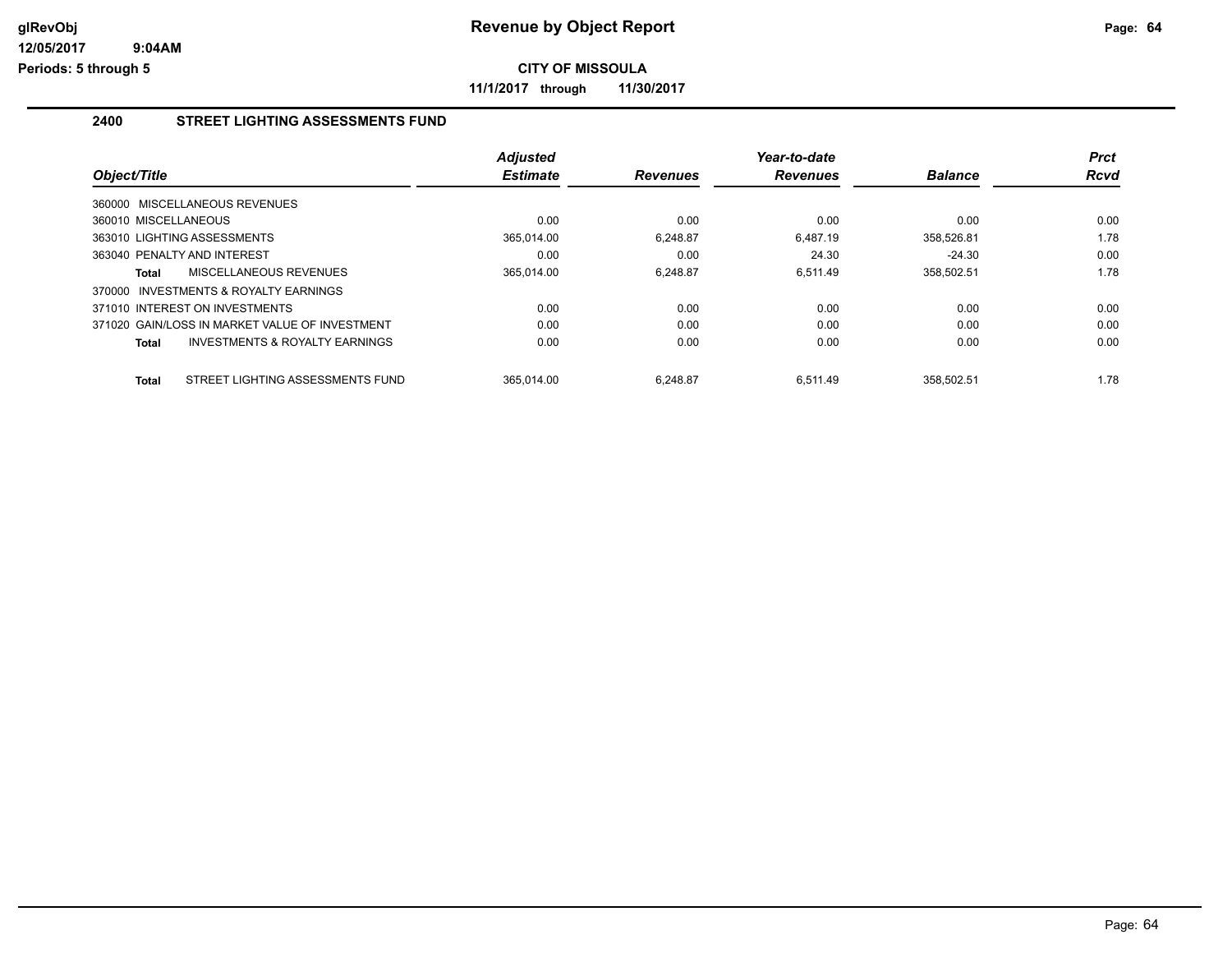**Revenue by Object Report**

**CITY OF MISSOULA**

**11/1/2017 through 11/30/2017**

## 2400 STREET LIGHTING ASSESSMENTS FUND

| Object/Title | | Adjusted Estimate | Revenues | Year-to-date Revenues | Balance | Prct Rcvd |
|---|---|---|---|---|---|---|
| 360000 MISCELLANEOUS REVENUES | | | | | | |
| 360010 MISCELLANEOUS | | 0.00 | 0.00 | 0.00 | 0.00 | 0.00 |
| 363010 LIGHTING ASSESSMENTS | | 365,014.00 | 6,248.87 | 6,487.19 | 358,526.81 | 1.78 |
| 363040 PENALTY AND INTEREST | | 0.00 | 0.00 | 24.30 | -24.30 | 0.00 |
| **Total** | MISCELLANEOUS REVENUES | 365,014.00 | 6,248.87 | 6,511.49 | 358,502.51 | 1.78 |
| 370000 INVESTMENTS & ROYALTY EARNINGS | | | | | | |
| 371010 INTEREST ON INVESTMENTS | | 0.00 | 0.00 | 0.00 | 0.00 | 0.00 |
| 371020 GAIN/LOSS IN MARKET VALUE OF INVESTMENT | | 0.00 | 0.00 | 0.00 | 0.00 | 0.00 |
| **Total** | INVESTMENTS & ROYALTY EARNINGS | 0.00 | 0.00 | 0.00 | 0.00 | 0.00 |
| **Total** | STREET LIGHTING ASSESSMENTS FUND | 365,014.00 | 6,248.87 | 6,511.49 | 358,502.51 | 1.78 |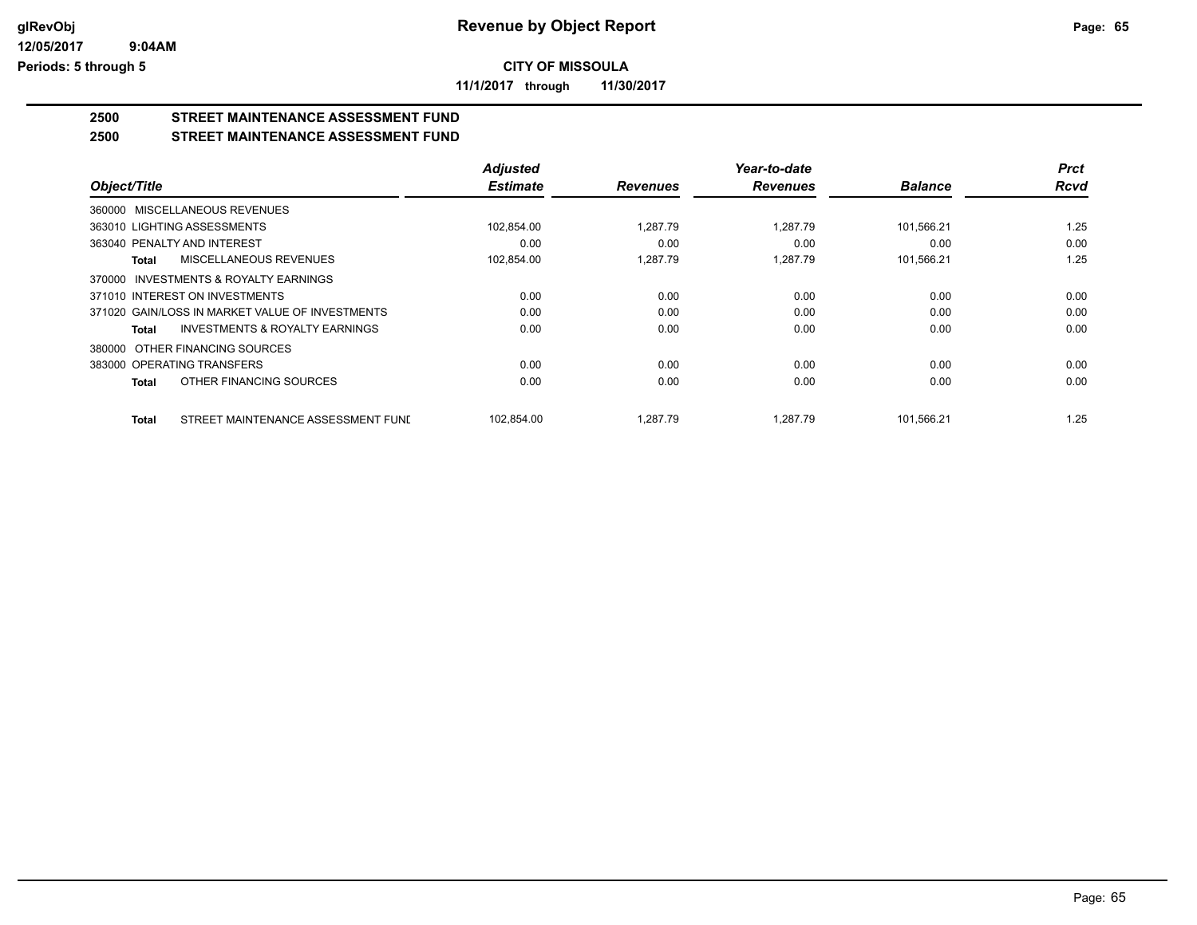**CITY OF MISSOULA**

**11/1/2017 through 11/30/2017**

## 2500 STREET MAINTENANCE ASSESSMENT FUND

## 2500 STREET MAINTENANCE ASSESSMENT FUND

| Object/Title | Adjusted Estimate | Revenues | Year-to-date Revenues | Balance | Prct Rcvd |
|---|---|---|---|---|---|
| 360000 MISCELLANEOUS REVENUES | | | | | |
| 363010 LIGHTING ASSESSMENTS | 102,854.00 | 1,287.79 | 1,287.79 | 101,566.21 | 1.25 |
| 363040 PENALTY AND INTEREST | 0.00 | 0.00 | 0.00 | 0.00 | 0.00 |
| **Total** MISCELLANEOUS REVENUES | 102,854.00 | 1,287.79 | 1,287.79 | 101,566.21 | 1.25 |
| 370000 INVESTMENTS & ROYALTY EARNINGS | | | | | |
| 371010 INTEREST ON INVESTMENTS | 0.00 | 0.00 | 0.00 | 0.00 | 0.00 |
| 371020 GAIN/LOSS IN MARKET VALUE OF INVESTMENTS | 0.00 | 0.00 | 0.00 | 0.00 | 0.00 |
| **Total** INVESTMENTS & ROYALTY EARNINGS | 0.00 | 0.00 | 0.00 | 0.00 | 0.00 |
| 380000 OTHER FINANCING SOURCES | | | | | |
| 383000 OPERATING TRANSFERS | 0.00 | 0.00 | 0.00 | 0.00 | 0.00 |
| **Total** OTHER FINANCING SOURCES | 0.00 | 0.00 | 0.00 | 0.00 | 0.00 |
| **Total** STREET MAINTENANCE ASSESSMENT FUND | 102,854.00 | 1,287.79 | 1,287.79 | 101,566.21 | 1.25 |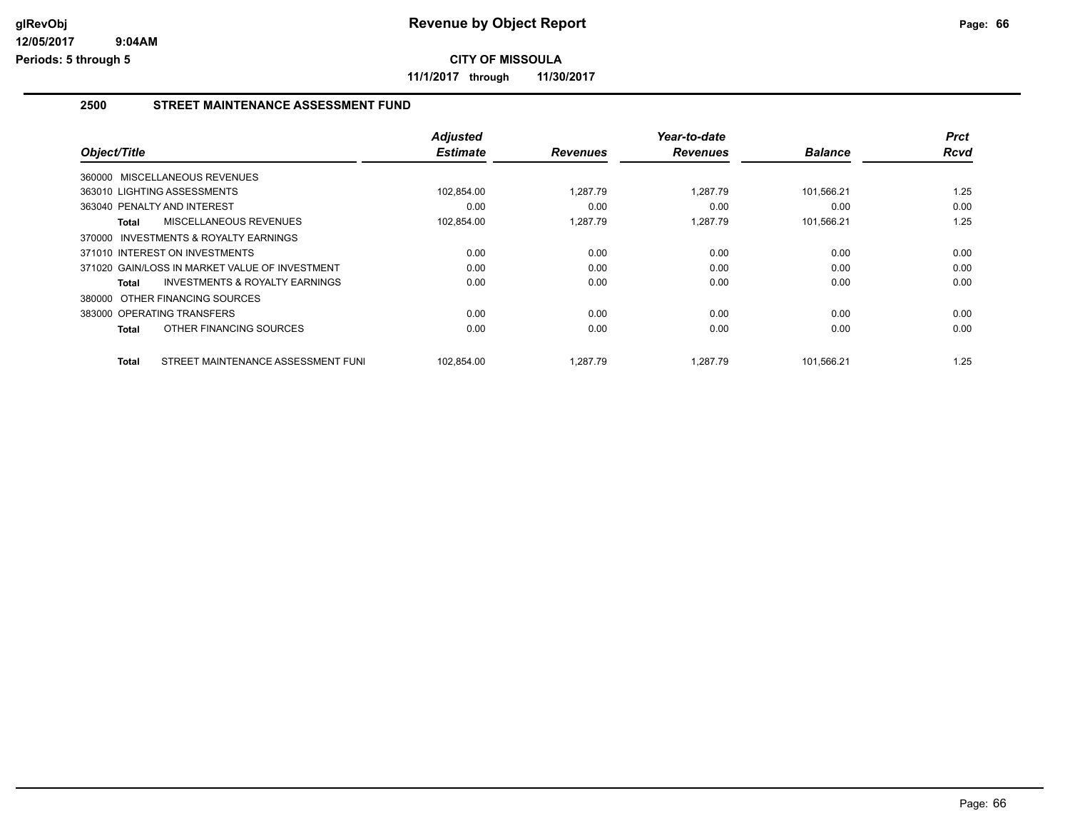# Revenue by Object Report

glRevObj
12/05/2017 9:04AM
Periods: 5 through 5

**CITY OF MISSOULA**

**11/1/2017 through 11/30/2017**

## 2500 STREET MAINTENANCE ASSESSMENT FUND

| Object/Title | Adjusted Estimate | Revenues | Year-to-date Revenues | Balance | Prct Rcvd |
|---|---|---|---|---|---|
| 360000 MISCELLANEOUS REVENUES | | | | | |
| 363010 LIGHTING ASSESSMENTS | 102,854.00 | 1,287.79 | 1,287.79 | 101,566.21 | 1.25 |
| 363040 PENALTY AND INTEREST | 0.00 | 0.00 | 0.00 | 0.00 | 0.00 |
| **Total** MISCELLANEOUS REVENUES | 102,854.00 | 1,287.79 | 1,287.79 | 101,566.21 | 1.25 |
| 370000 INVESTMENTS & ROYALTY EARNINGS | | | | | |
| 371010 INTEREST ON INVESTMENTS | 0.00 | 0.00 | 0.00 | 0.00 | 0.00 |
| 371020 GAIN/LOSS IN MARKET VALUE OF INVESTMENT | 0.00 | 0.00 | 0.00 | 0.00 | 0.00 |
| **Total** INVESTMENTS & ROYALTY EARNINGS | 0.00 | 0.00 | 0.00 | 0.00 | 0.00 |
| 380000 OTHER FINANCING SOURCES | | | | | |
| 383000 OPERATING TRANSFERS | 0.00 | 0.00 | 0.00 | 0.00 | 0.00 |
| **Total** OTHER FINANCING SOURCES | 0.00 | 0.00 | 0.00 | 0.00 | 0.00 |
| **Total** STREET MAINTENANCE ASSESSMENT FUNI | 102,854.00 | 1,287.79 | 1,287.79 | 101,566.21 | 1.25 |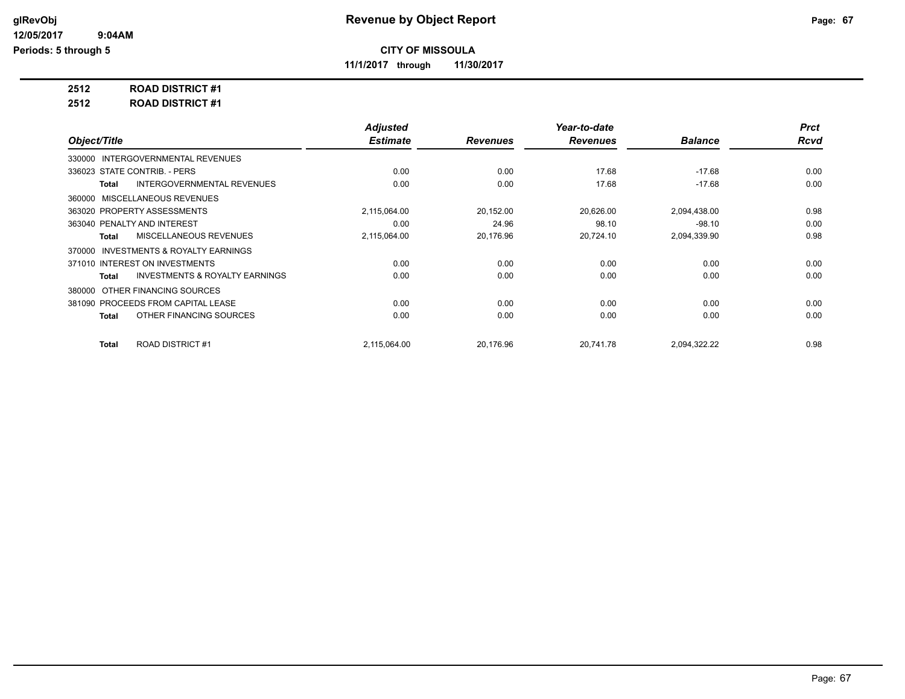glRevObj
12/05/2017 9:04AM
Periods: 5 through 5

# Revenue by Object Report

**CITY OF MISSOULA**

**11/1/2017 through 11/30/2017**

**2512 ROAD DISTRICT #1**

**2512 ROAD DISTRICT #1**

| Object/Title | Adjusted Estimate | Revenues | Year-to-date Revenues | Balance | Prct Rcvd |
|---|---|---|---|---|---|
| 330000 INTERGOVERNMENTAL REVENUES | | | | | |
| 336023 STATE CONTRIB. - PERS | 0.00 | 0.00 | 17.68 | -17.68 | 0.00 |
| **Total** INTERGOVERNMENTAL REVENUES | 0.00 | 0.00 | 17.68 | -17.68 | 0.00 |
| 360000 MISCELLANEOUS REVENUES | | | | | |
| 363020 PROPERTY ASSESSMENTS | 2,115,064.00 | 20,152.00 | 20,626.00 | 2,094,438.00 | 0.98 |
| 363040 PENALTY AND INTEREST | 0.00 | 24.96 | 98.10 | -98.10 | 0.00 |
| **Total** MISCELLANEOUS REVENUES | 2,115,064.00 | 20,176.96 | 20,724.10 | 2,094,339.90 | 0.98 |
| 370000 INVESTMENTS & ROYALTY EARNINGS | | | | | |
| 371010 INTEREST ON INVESTMENTS | 0.00 | 0.00 | 0.00 | 0.00 | 0.00 |
| **Total** INVESTMENTS & ROYALTY EARNINGS | 0.00 | 0.00 | 0.00 | 0.00 | 0.00 |
| 380000 OTHER FINANCING SOURCES | | | | | |
| 381090 PROCEEDS FROM CAPITAL LEASE | 0.00 | 0.00 | 0.00 | 0.00 | 0.00 |
| **Total** OTHER FINANCING SOURCES | 0.00 | 0.00 | 0.00 | 0.00 | 0.00 |
| **Total** ROAD DISTRICT #1 | 2,115,064.00 | 20,176.96 | 20,741.78 | 2,094,322.22 | 0.98 |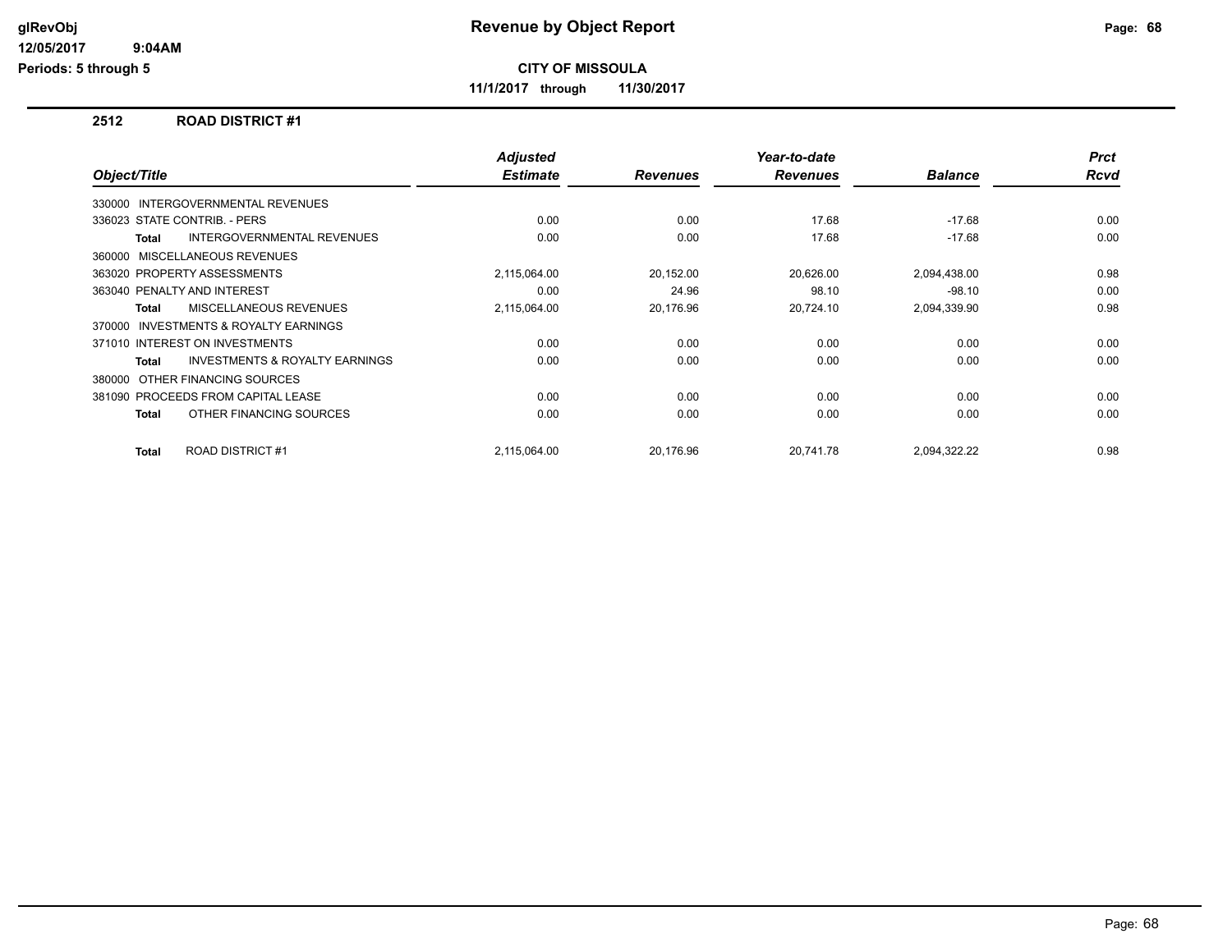# Revenue by Object Report

glRevObj
12/05/2017 9:04AM
Periods: 5 through 5

**CITY OF MISSOULA**

**11/1/2017 through 11/30/2017**

## 2512 ROAD DISTRICT #1

| Object/Title | Adjusted Estimate | Revenues | Year-to-date Revenues | Balance | Prct Rcvd |
|---|---|---|---|---|---|
| 330000 INTERGOVERNMENTAL REVENUES | | | | | |
| 336023 STATE CONTRIB. - PERS | 0.00 | 0.00 | 17.68 | -17.68 | 0.00 |
| **Total** INTERGOVERNMENTAL REVENUES | 0.00 | 0.00 | 17.68 | -17.68 | 0.00 |
| 360000 MISCELLANEOUS REVENUES | | | | | |
| 363020 PROPERTY ASSESSMENTS | 2,115,064.00 | 20,152.00 | 20,626.00 | 2,094,438.00 | 0.98 |
| 363040 PENALTY AND INTEREST | 0.00 | 24.96 | 98.10 | -98.10 | 0.00 |
| **Total** MISCELLANEOUS REVENUES | 2,115,064.00 | 20,176.96 | 20,724.10 | 2,094,339.90 | 0.98 |
| 370000 INVESTMENTS & ROYALTY EARNINGS | | | | | |
| 371010 INTEREST ON INVESTMENTS | 0.00 | 0.00 | 0.00 | 0.00 | 0.00 |
| **Total** INVESTMENTS & ROYALTY EARNINGS | 0.00 | 0.00 | 0.00 | 0.00 | 0.00 |
| 380000 OTHER FINANCING SOURCES | | | | | |
| 381090 PROCEEDS FROM CAPITAL LEASE | 0.00 | 0.00 | 0.00 | 0.00 | 0.00 |
| **Total** OTHER FINANCING SOURCES | 0.00 | 0.00 | 0.00 | 0.00 | 0.00 |
| **Total** ROAD DISTRICT #1 | 2,115,064.00 | 20,176.96 | 20,741.78 | 2,094,322.22 | 0.98 |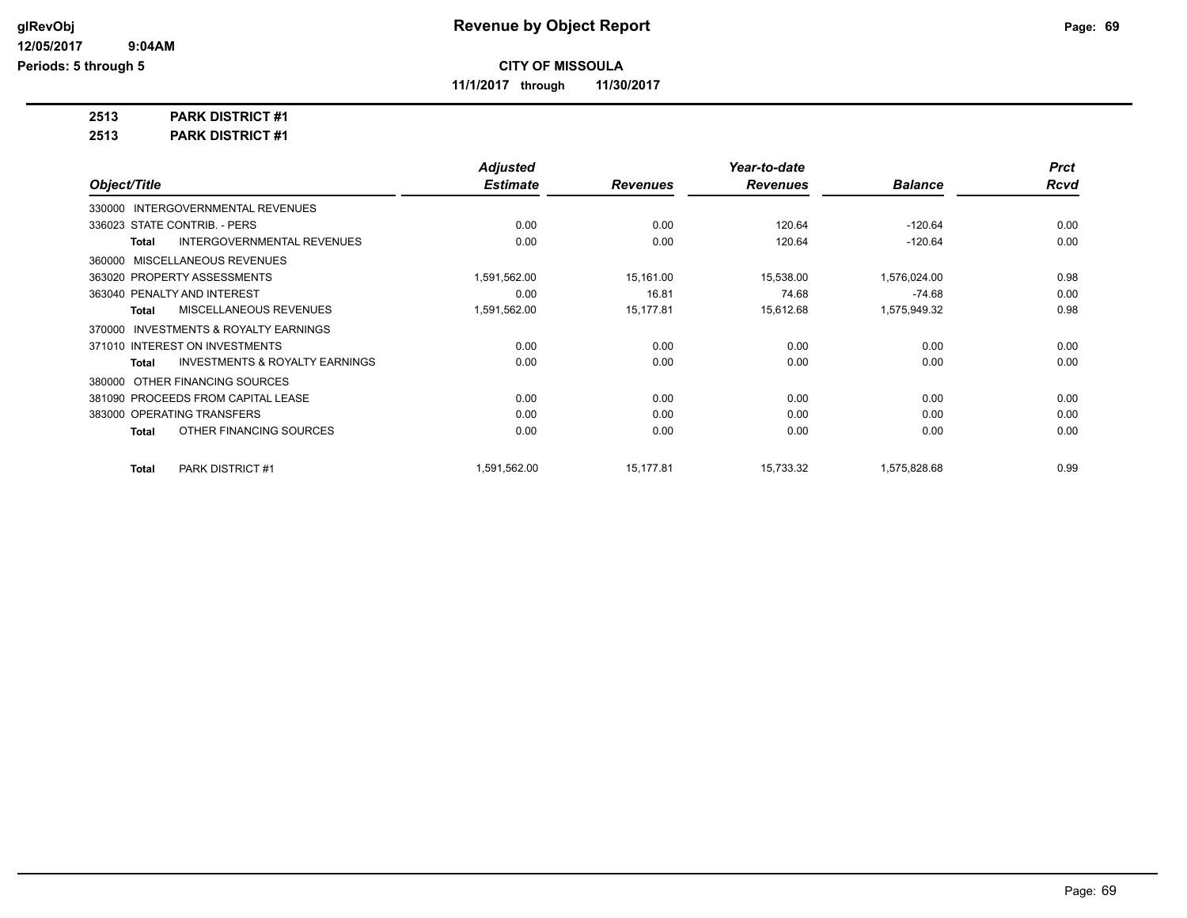**Revenue by Object Report**

**CITY OF MISSOULA**

**11/1/2017 through 11/30/2017**

**2513 PARK DISTRICT #1**

**2513 PARK DISTRICT #1**

| Object/Title | Adjusted Estimate | Revenues | Year-to-date Revenues | Balance | Prct Rcvd |
|---|---|---|---|---|---|
| 330000 INTERGOVERNMENTAL REVENUES | | | | | |
| 336023 STATE CONTRIB. - PERS | 0.00 | 0.00 | 120.64 | -120.64 | 0.00 |
| **Total** INTERGOVERNMENTAL REVENUES | 0.00 | 0.00 | 120.64 | -120.64 | 0.00 |
| 360000 MISCELLANEOUS REVENUES | | | | | |
| 363020 PROPERTY ASSESSMENTS | 1,591,562.00 | 15,161.00 | 15,538.00 | 1,576,024.00 | 0.98 |
| 363040 PENALTY AND INTEREST | 0.00 | 16.81 | 74.68 | -74.68 | 0.00 |
| **Total** MISCELLANEOUS REVENUES | 1,591,562.00 | 15,177.81 | 15,612.68 | 1,575,949.32 | 0.98 |
| 370000 INVESTMENTS & ROYALTY EARNINGS | | | | | |
| 371010 INTEREST ON INVESTMENTS | 0.00 | 0.00 | 0.00 | 0.00 | 0.00 |
| **Total** INVESTMENTS & ROYALTY EARNINGS | 0.00 | 0.00 | 0.00 | 0.00 | 0.00 |
| 380000 OTHER FINANCING SOURCES | | | | | |
| 381090 PROCEEDS FROM CAPITAL LEASE | 0.00 | 0.00 | 0.00 | 0.00 | 0.00 |
| 383000 OPERATING TRANSFERS | 0.00 | 0.00 | 0.00 | 0.00 | 0.00 |
| **Total** OTHER FINANCING SOURCES | 0.00 | 0.00 | 0.00 | 0.00 | 0.00 |
| **Total** PARK DISTRICT #1 | 1,591,562.00 | 15,177.81 | 15,733.32 | 1,575,828.68 | 0.99 |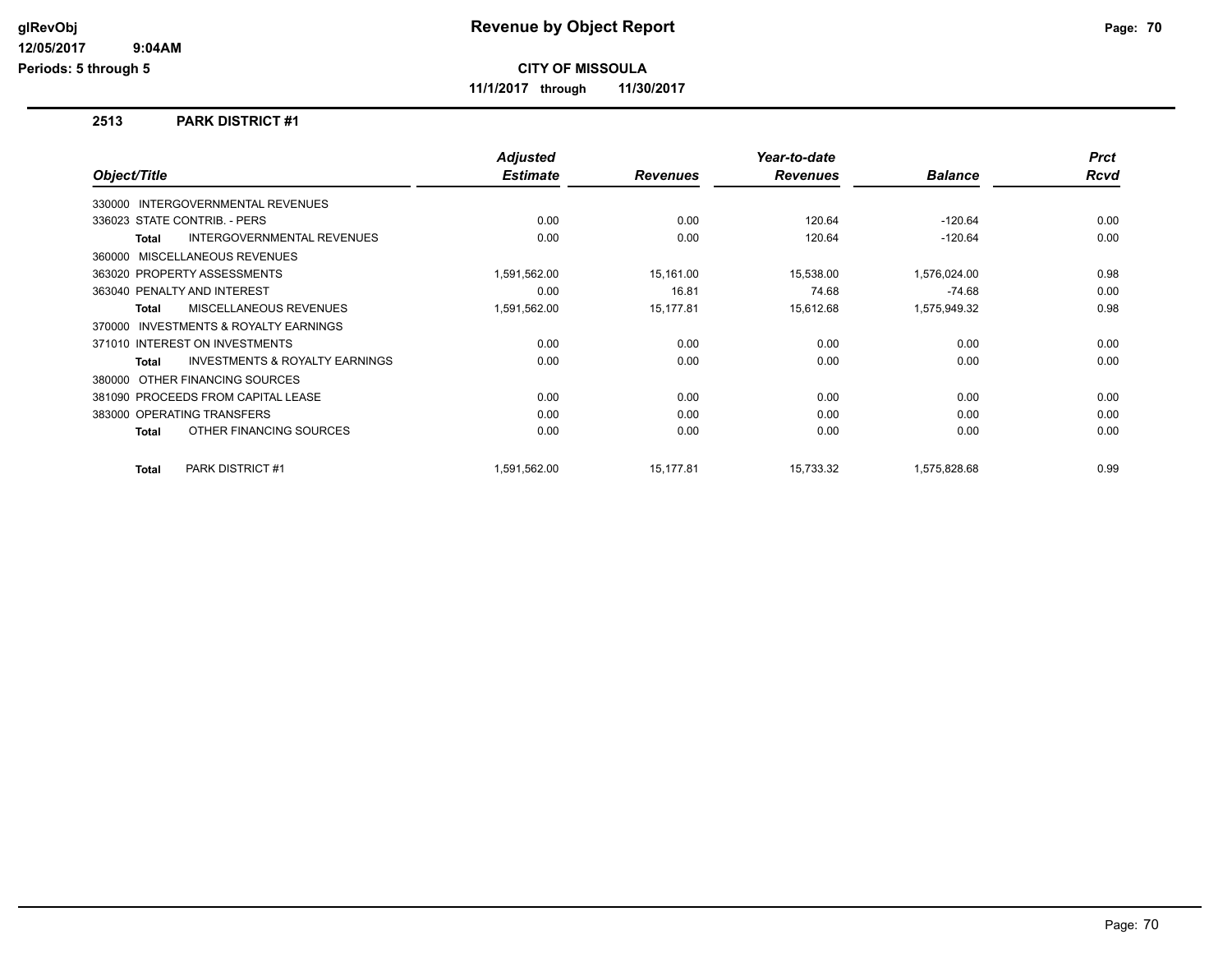# Revenue by Object Report

**CITY OF MISSOULA**

**11/1/2017 through 11/30/2017**

glRevObj
12/05/2017 9:04AM
Periods: 5 through 5

## 2513 PARK DISTRICT #1

| Object/Title | Adjusted Estimate | Revenues | Year-to-date Revenues | Balance | Prct Rcvd |
|---|---|---|---|---|---|
| 330000 INTERGOVERNMENTAL REVENUES | | | | | |
| 336023 STATE CONTRIB. - PERS | 0.00 | 0.00 | 120.64 | -120.64 | 0.00 |
| **Total** INTERGOVERNMENTAL REVENUES | 0.00 | 0.00 | 120.64 | -120.64 | 0.00 |
| 360000 MISCELLANEOUS REVENUES | | | | | |
| 363020 PROPERTY ASSESSMENTS | 1,591,562.00 | 15,161.00 | 15,538.00 | 1,576,024.00 | 0.98 |
| 363040 PENALTY AND INTEREST | 0.00 | 16.81 | 74.68 | -74.68 | 0.00 |
| **Total** MISCELLANEOUS REVENUES | 1,591,562.00 | 15,177.81 | 15,612.68 | 1,575,949.32 | 0.98 |
| 370000 INVESTMENTS & ROYALTY EARNINGS | | | | | |
| 371010 INTEREST ON INVESTMENTS | 0.00 | 0.00 | 0.00 | 0.00 | 0.00 |
| **Total** INVESTMENTS & ROYALTY EARNINGS | 0.00 | 0.00 | 0.00 | 0.00 | 0.00 |
| 380000 OTHER FINANCING SOURCES | | | | | |
| 381090 PROCEEDS FROM CAPITAL LEASE | 0.00 | 0.00 | 0.00 | 0.00 | 0.00 |
| 383000 OPERATING TRANSFERS | 0.00 | 0.00 | 0.00 | 0.00 | 0.00 |
| **Total** OTHER FINANCING SOURCES | 0.00 | 0.00 | 0.00 | 0.00 | 0.00 |
| **Total** PARK DISTRICT #1 | 1,591,562.00 | 15,177.81 | 15,733.32 | 1,575,828.68 | 0.99 |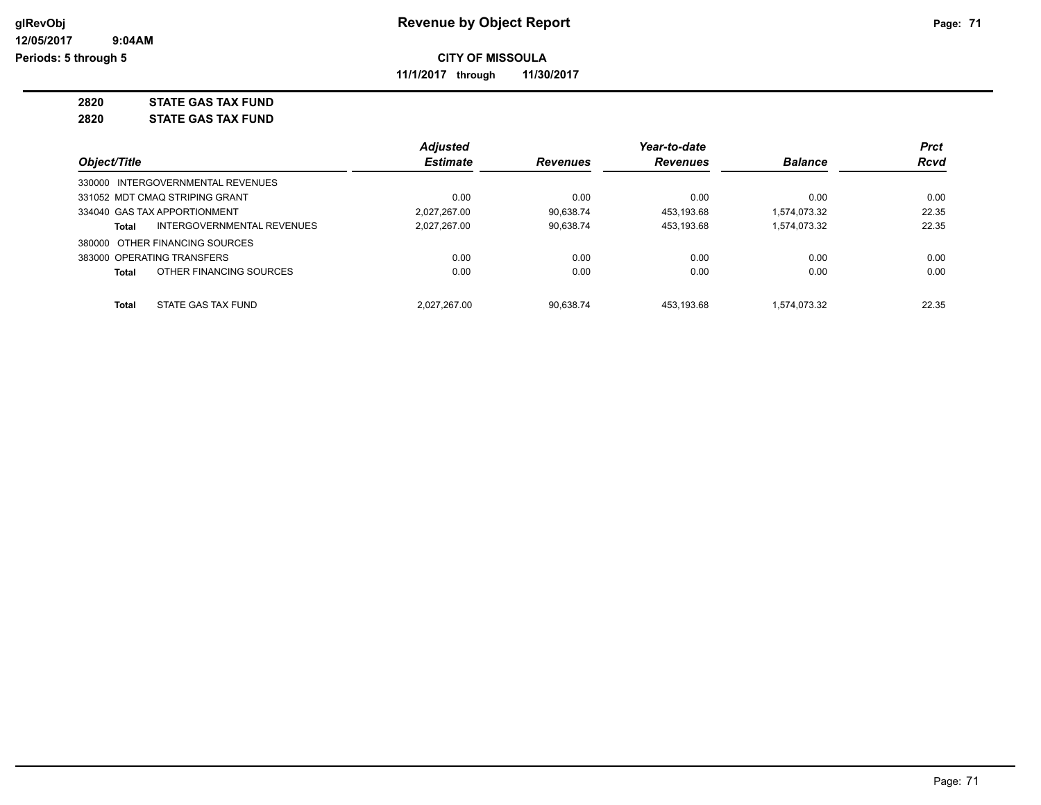**CITY OF MISSOULA**

**11/1/2017 through 11/30/2017**

**2820 STATE GAS TAX FUND**

**2820 STATE GAS TAX FUND**

| Object/Title | | Adjusted Estimate | Revenues | Year-to-date Revenues | Balance | Prct Rcvd |
|---|---|---|---|---|---|---|
| 330000 INTERGOVERNMENTAL REVENUES | | | | | | |
| 331052 MDT CMAQ STRIPING GRANT | | 0.00 | 0.00 | 0.00 | 0.00 | 0.00 |
| 334040 GAS TAX APPORTIONMENT | | 2,027,267.00 | 90,638.74 | 453,193.68 | 1,574,073.32 | 22.35 |
| Total | INTERGOVERNMENTAL REVENUES | 2,027,267.00 | 90,638.74 | 453,193.68 | 1,574,073.32 | 22.35 |
| 380000 OTHER FINANCING SOURCES | | | | | | |
| 383000 OPERATING TRANSFERS | | 0.00 | 0.00 | 0.00 | 0.00 | 0.00 |
| Total | OTHER FINANCING SOURCES | 0.00 | 0.00 | 0.00 | 0.00 | 0.00 |
| Total | STATE GAS TAX FUND | 2,027,267.00 | 90,638.74 | 453,193.68 | 1,574,073.32 | 22.35 |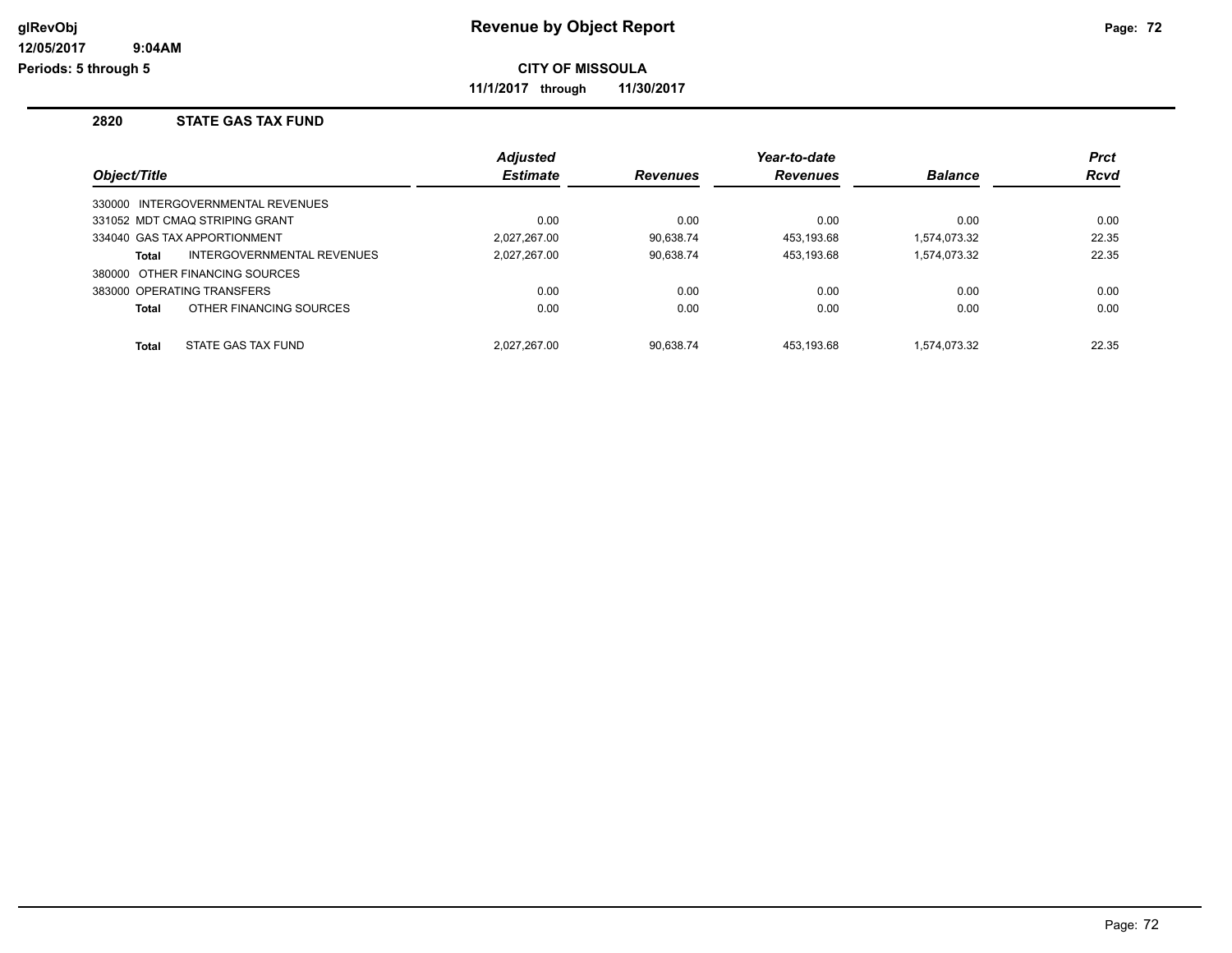**CITY OF MISSOULA**

**11/1/2017 through 11/30/2017**

## 2820 STATE GAS TAX FUND

| Object/Title | Adjusted Estimate | Revenues | Year-to-date Revenues | Balance | Prct Rcvd |
|---|---|---|---|---|---|
| 330000 INTERGOVERNMENTAL REVENUES | | | | | |
| 331052 MDT CMAQ STRIPING GRANT | 0.00 | 0.00 | 0.00 | 0.00 | 0.00 |
| 334040 GAS TAX APPORTIONMENT | 2,027,267.00 | 90,638.74 | 453,193.68 | 1,574,073.32 | 22.35 |
| **Total** INTERGOVERNMENTAL REVENUES | 2,027,267.00 | 90,638.74 | 453,193.68 | 1,574,073.32 | 22.35 |
| 380000 OTHER FINANCING SOURCES | | | | | |
| 383000 OPERATING TRANSFERS | 0.00 | 0.00 | 0.00 | 0.00 | 0.00 |
| **Total** OTHER FINANCING SOURCES | 0.00 | 0.00 | 0.00 | 0.00 | 0.00 |
| **Total** STATE GAS TAX FUND | 2,027,267.00 | 90,638.74 | 453,193.68 | 1,574,073.32 | 22.35 |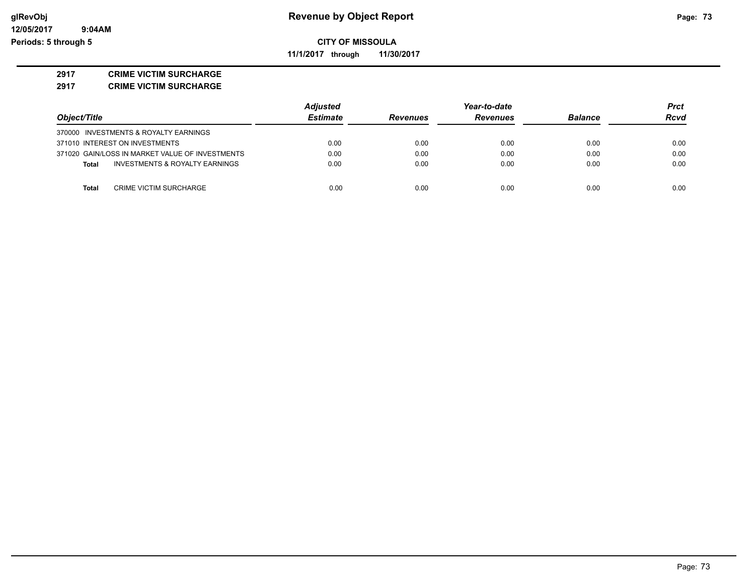**CITY OF MISSOULA**

**11/1/2017 through 11/30/2017**

**2917 CRIME VICTIM SURCHARGE**

**2917 CRIME VICTIM SURCHARGE**

| Object/Title | Adjusted Estimate | Revenues | Year-to-date Revenues | Balance | Prct Rcvd |
|---|---|---|---|---|---|
| 370000 INVESTMENTS & ROYALTY EARNINGS | | | | | |
| 371010 INTEREST ON INVESTMENTS | 0.00 | 0.00 | 0.00 | 0.00 | 0.00 |
| 371020 GAIN/LOSS IN MARKET VALUE OF INVESTMENTS | 0.00 | 0.00 | 0.00 | 0.00 | 0.00 |
| **Total** INVESTMENTS & ROYALTY EARNINGS | 0.00 | 0.00 | 0.00 | 0.00 | 0.00 |
| **Total** CRIME VICTIM SURCHARGE | 0.00 | 0.00 | 0.00 | 0.00 | 0.00 |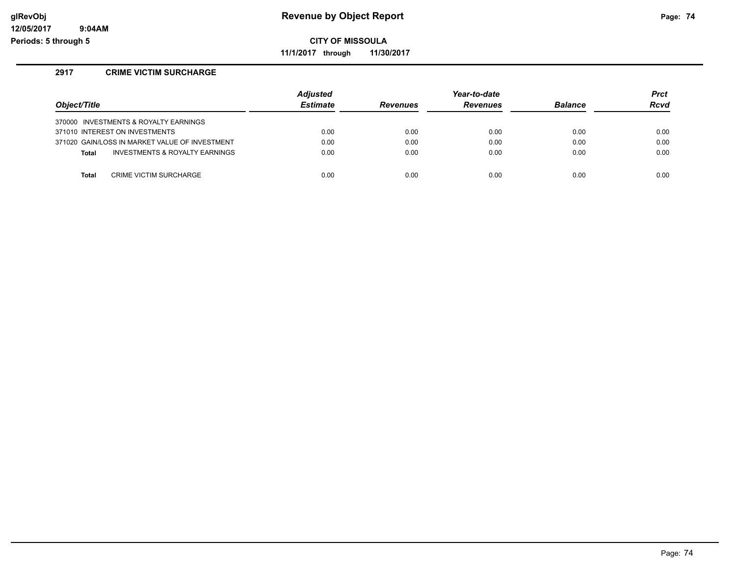# Revenue by Object Report

**CITY OF MISSOULA**

**11/1/2017 through 11/30/2017**

glRevObj
12/05/2017 9:04AM
Periods: 5 through 5

## 2917 CRIME VICTIM SURCHARGE

| Object/Title | Adjusted Estimate | Revenues | Year-to-date Revenues | Balance | Prct Rcvd |
|---|---|---|---|---|---|
| 370000 INVESTMENTS & ROYALTY EARNINGS | | | | | |
| 371010 INTEREST ON INVESTMENTS | 0.00 | 0.00 | 0.00 | 0.00 | 0.00 |
| 371020 GAIN/LOSS IN MARKET VALUE OF INVESTMENT | 0.00 | 0.00 | 0.00 | 0.00 | 0.00 |
| **Total** INVESTMENTS & ROYALTY EARNINGS | 0.00 | 0.00 | 0.00 | 0.00 | 0.00 |
| **Total** CRIME VICTIM SURCHARGE | 0.00 | 0.00 | 0.00 | 0.00 | 0.00 |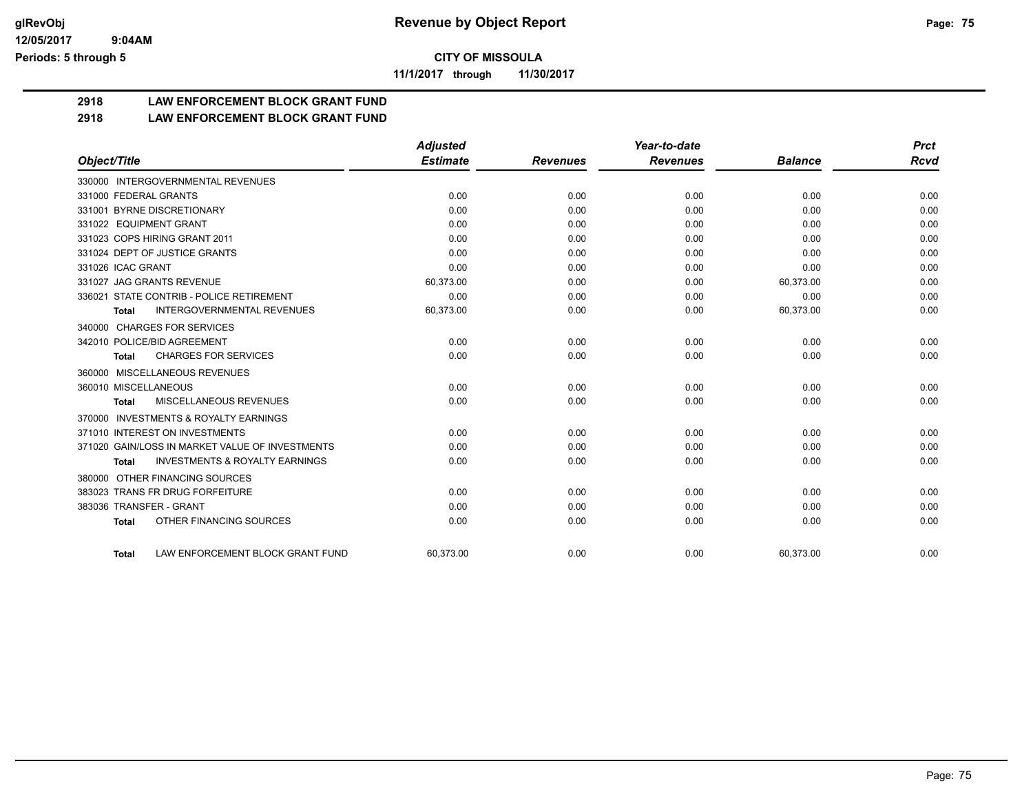**CITY OF MISSOULA**

**11/1/2017 through 11/30/2017**

## 2918 LAW ENFORCEMENT BLOCK GRANT FUND

## 2918 LAW ENFORCEMENT BLOCK GRANT FUND

| Object/Title | Adjusted Estimate | Revenues | Year-to-date Revenues | Balance | Prct Rcvd |
|---|---|---|---|---|---|
| 330000 INTERGOVERNMENTAL REVENUES | | | | | |
| 331000 FEDERAL GRANTS | 0.00 | 0.00 | 0.00 | 0.00 | 0.00 |
| 331001 BYRNE DISCRETIONARY | 0.00 | 0.00 | 0.00 | 0.00 | 0.00 |
| 331022 EQUIPMENT GRANT | 0.00 | 0.00 | 0.00 | 0.00 | 0.00 |
| 331023 COPS HIRING GRANT 2011 | 0.00 | 0.00 | 0.00 | 0.00 | 0.00 |
| 331024 DEPT OF JUSTICE GRANTS | 0.00 | 0.00 | 0.00 | 0.00 | 0.00 |
| 331026 ICAC GRANT | 0.00 | 0.00 | 0.00 | 0.00 | 0.00 |
| 331027 JAG GRANTS REVENUE | 60,373.00 | 0.00 | 0.00 | 60,373.00 | 0.00 |
| 336021 STATE CONTRIB - POLICE RETIREMENT | 0.00 | 0.00 | 0.00 | 0.00 | 0.00 |
| **Total** INTERGOVERNMENTAL REVENUES | 60,373.00 | 0.00 | 0.00 | 60,373.00 | 0.00 |
| 340000 CHARGES FOR SERVICES | | | | | |
| 342010 POLICE/BID AGREEMENT | 0.00 | 0.00 | 0.00 | 0.00 | 0.00 |
| **Total** CHARGES FOR SERVICES | 0.00 | 0.00 | 0.00 | 0.00 | 0.00 |
| 360000 MISCELLANEOUS REVENUES | | | | | |
| 360010 MISCELLANEOUS | 0.00 | 0.00 | 0.00 | 0.00 | 0.00 |
| **Total** MISCELLANEOUS REVENUES | 0.00 | 0.00 | 0.00 | 0.00 | 0.00 |
| 370000 INVESTMENTS & ROYALTY EARNINGS | | | | | |
| 371010 INTEREST ON INVESTMENTS | 0.00 | 0.00 | 0.00 | 0.00 | 0.00 |
| 371020 GAIN/LOSS IN MARKET VALUE OF INVESTMENTS | 0.00 | 0.00 | 0.00 | 0.00 | 0.00 |
| **Total** INVESTMENTS & ROYALTY EARNINGS | 0.00 | 0.00 | 0.00 | 0.00 | 0.00 |
| 380000 OTHER FINANCING SOURCES | | | | | |
| 383023 TRANS FR DRUG FORFEITURE | 0.00 | 0.00 | 0.00 | 0.00 | 0.00 |
| 383036 TRANSFER - GRANT | 0.00 | 0.00 | 0.00 | 0.00 | 0.00 |
| **Total** OTHER FINANCING SOURCES | 0.00 | 0.00 | 0.00 | 0.00 | 0.00 |
| **Total** LAW ENFORCEMENT BLOCK GRANT FUND | 60,373.00 | 0.00 | 0.00 | 60,373.00 | 0.00 |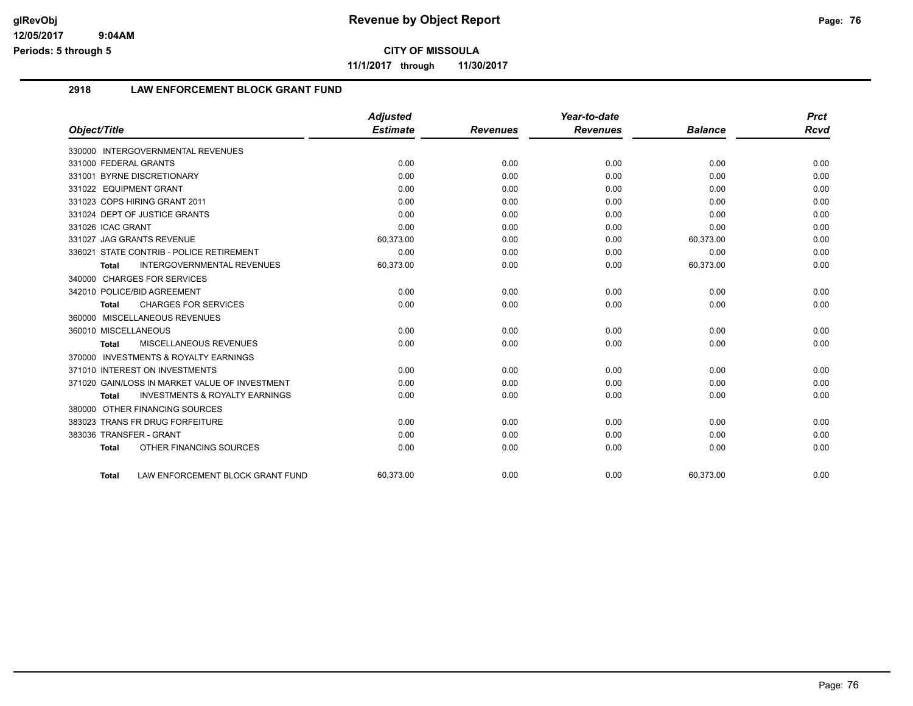# Revenue by Object Report

**CITY OF MISSOULA**

**11/1/2017 through 11/30/2017**

glRevObj
12/05/2017 9:04AM
Periods: 5 through 5

## 2918 LAW ENFORCEMENT BLOCK GRANT FUND

| Object/Title | Adjusted Estimate | Revenues | Year-to-date Revenues | Balance | Prct Rcvd |
|---|---|---|---|---|---|
| 330000 INTERGOVERNMENTAL REVENUES | | | | | |
| 331000 FEDERAL GRANTS | 0.00 | 0.00 | 0.00 | 0.00 | 0.00 |
| 331001 BYRNE DISCRETIONARY | 0.00 | 0.00 | 0.00 | 0.00 | 0.00 |
| 331022 EQUIPMENT GRANT | 0.00 | 0.00 | 0.00 | 0.00 | 0.00 |
| 331023 COPS HIRING GRANT 2011 | 0.00 | 0.00 | 0.00 | 0.00 | 0.00 |
| 331024 DEPT OF JUSTICE GRANTS | 0.00 | 0.00 | 0.00 | 0.00 | 0.00 |
| 331026 ICAC GRANT | 0.00 | 0.00 | 0.00 | 0.00 | 0.00 |
| 331027 JAG GRANTS REVENUE | 60,373.00 | 0.00 | 0.00 | 60,373.00 | 0.00 |
| 336021 STATE CONTRIB - POLICE RETIREMENT | 0.00 | 0.00 | 0.00 | 0.00 | 0.00 |
| **Total** INTERGOVERNMENTAL REVENUES | 60,373.00 | 0.00 | 0.00 | 60,373.00 | 0.00 |
| 340000 CHARGES FOR SERVICES | | | | | |
| 342010 POLICE/BID AGREEMENT | 0.00 | 0.00 | 0.00 | 0.00 | 0.00 |
| **Total** CHARGES FOR SERVICES | 0.00 | 0.00 | 0.00 | 0.00 | 0.00 |
| 360000 MISCELLANEOUS REVENUES | | | | | |
| 360010 MISCELLANEOUS | 0.00 | 0.00 | 0.00 | 0.00 | 0.00 |
| **Total** MISCELLANEOUS REVENUES | 0.00 | 0.00 | 0.00 | 0.00 | 0.00 |
| 370000 INVESTMENTS & ROYALTY EARNINGS | | | | | |
| 371010 INTEREST ON INVESTMENTS | 0.00 | 0.00 | 0.00 | 0.00 | 0.00 |
| 371020 GAIN/LOSS IN MARKET VALUE OF INVESTMENT | 0.00 | 0.00 | 0.00 | 0.00 | 0.00 |
| **Total** INVESTMENTS & ROYALTY EARNINGS | 0.00 | 0.00 | 0.00 | 0.00 | 0.00 |
| 380000 OTHER FINANCING SOURCES | | | | | |
| 383023 TRANS FR DRUG FORFEITURE | 0.00 | 0.00 | 0.00 | 0.00 | 0.00 |
| 383036 TRANSFER - GRANT | 0.00 | 0.00 | 0.00 | 0.00 | 0.00 |
| **Total** OTHER FINANCING SOURCES | 0.00 | 0.00 | 0.00 | 0.00 | 0.00 |
| **Total** LAW ENFORCEMENT BLOCK GRANT FUND | 60,373.00 | 0.00 | 0.00 | 60,373.00 | 0.00 |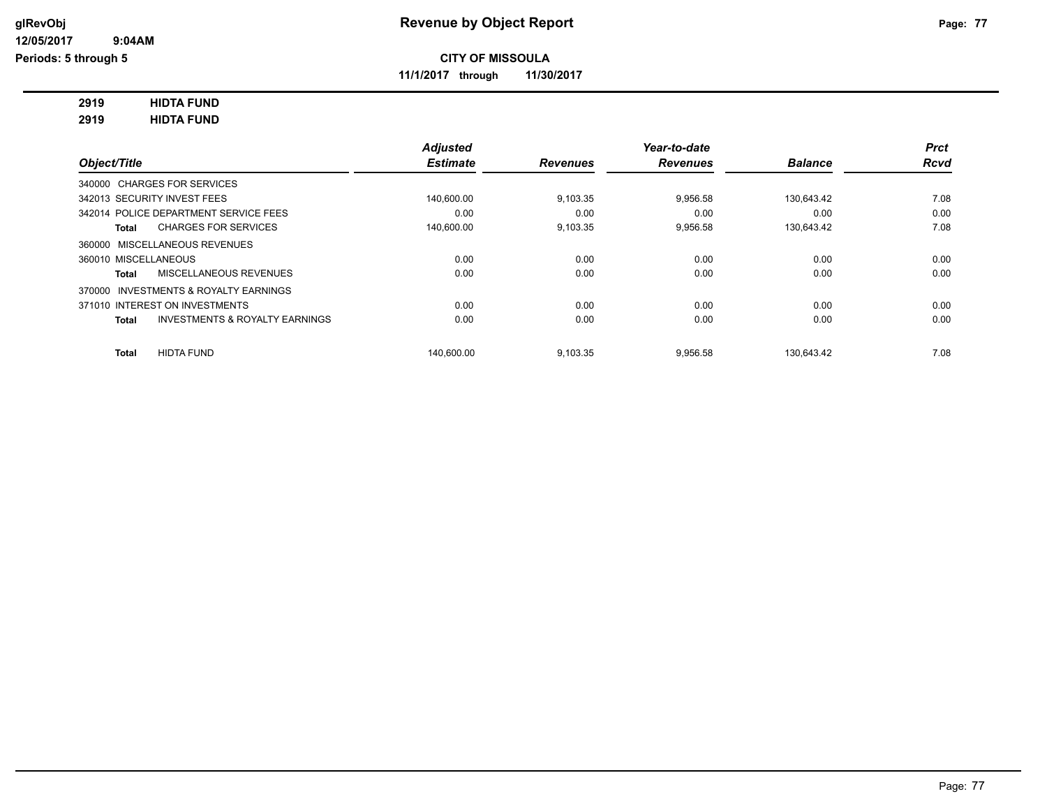**CITY OF MISSOULA**

**11/1/2017 through 11/30/2017**

**2919 HIDTA FUND**

**2919 HIDTA FUND**

| Object/Title | Adjusted Estimate | Revenues | Year-to-date Revenues | Balance | Prct Rcvd |
|---|---|---|---|---|---|
| 340000 CHARGES FOR SERVICES | | | | | |
| 342013 SECURITY INVEST FEES | 140,600.00 | 9,103.35 | 9,956.58 | 130,643.42 | 7.08 |
| 342014 POLICE DEPARTMENT SERVICE FEES | 0.00 | 0.00 | 0.00 | 0.00 | 0.00 |
| **Total** CHARGES FOR SERVICES | 140,600.00 | 9,103.35 | 9,956.58 | 130,643.42 | 7.08 |
| 360000 MISCELLANEOUS REVENUES | | | | | |
| 360010 MISCELLANEOUS | 0.00 | 0.00 | 0.00 | 0.00 | 0.00 |
| **Total** MISCELLANEOUS REVENUES | 0.00 | 0.00 | 0.00 | 0.00 | 0.00 |
| 370000 INVESTMENTS & ROYALTY EARNINGS | | | | | |
| 371010 INTEREST ON INVESTMENTS | 0.00 | 0.00 | 0.00 | 0.00 | 0.00 |
| **Total** INVESTMENTS & ROYALTY EARNINGS | 0.00 | 0.00 | 0.00 | 0.00 | 0.00 |
| **Total** HIDTA FUND | 140,600.00 | 9,103.35 | 9,956.58 | 130,643.42 | 7.08 |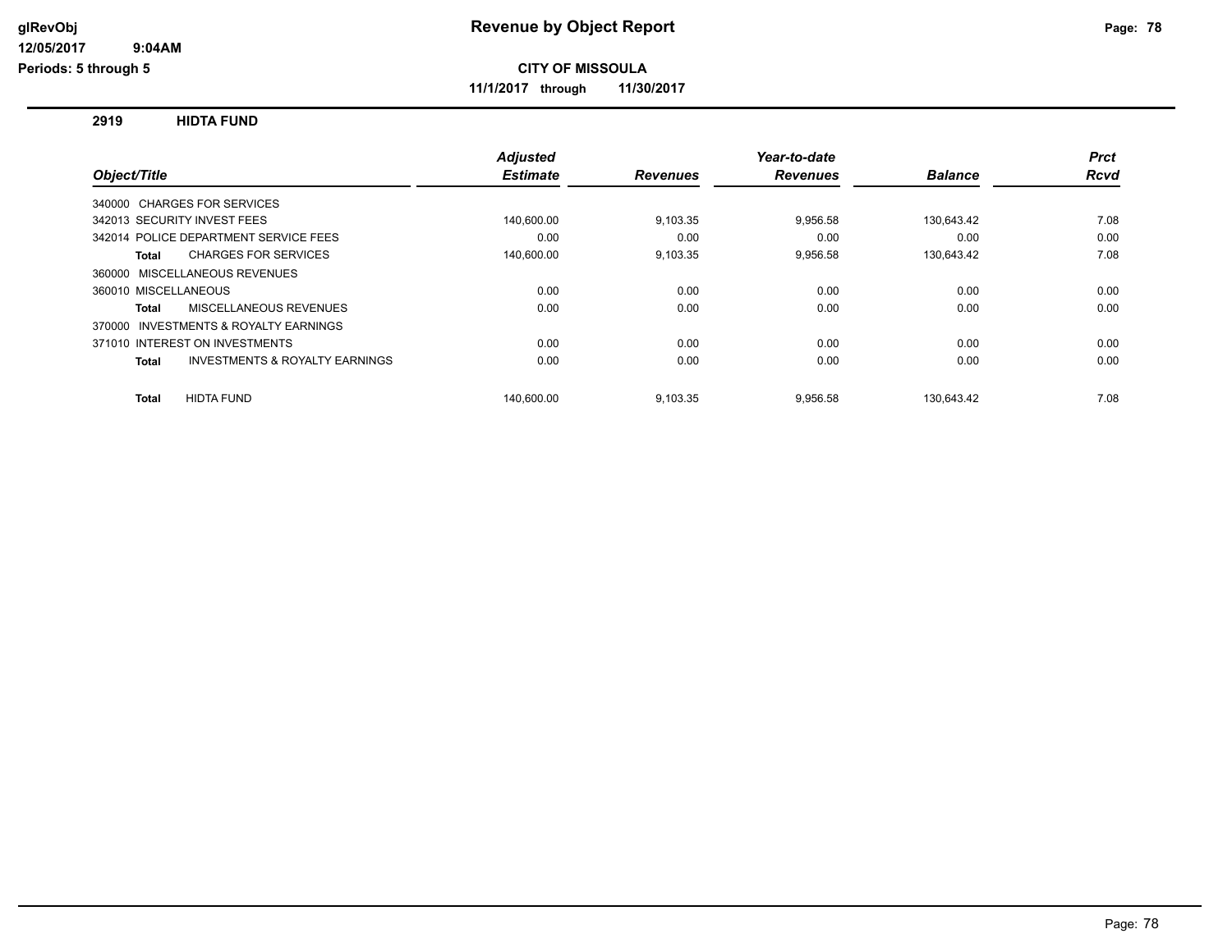# Revenue by Object Report

**CITY OF MISSOULA**

**11/1/2017 through 11/30/2017**

## 2919 HIDTA FUND

| Object/Title | Adjusted Estimate | Revenues | Year-to-date Revenues | Balance | Prct Rcvd |
|---|---|---|---|---|---|
| 340000 CHARGES FOR SERVICES | | | | | |
| 342013 SECURITY INVEST FEES | 140,600.00 | 9,103.35 | 9,956.58 | 130,643.42 | 7.08 |
| 342014 POLICE DEPARTMENT SERVICE FEES | 0.00 | 0.00 | 0.00 | 0.00 | 0.00 |
| **Total** CHARGES FOR SERVICES | 140,600.00 | 9,103.35 | 9,956.58 | 130,643.42 | 7.08 |
| 360000 MISCELLANEOUS REVENUES | | | | | |
| 360010 MISCELLANEOUS | 0.00 | 0.00 | 0.00 | 0.00 | 0.00 |
| **Total** MISCELLANEOUS REVENUES | 0.00 | 0.00 | 0.00 | 0.00 | 0.00 |
| 370000 INVESTMENTS & ROYALTY EARNINGS | | | | | |
| 371010 INTEREST ON INVESTMENTS | 0.00 | 0.00 | 0.00 | 0.00 | 0.00 |
| **Total** INVESTMENTS & ROYALTY EARNINGS | 0.00 | 0.00 | 0.00 | 0.00 | 0.00 |
| **Total** HIDTA FUND | 140,600.00 | 9,103.35 | 9,956.58 | 130,643.42 | 7.08 |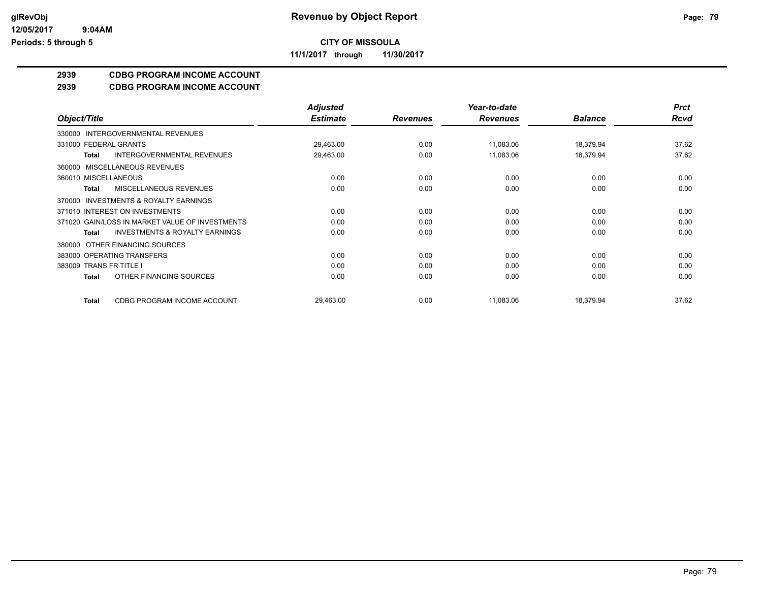# CITY OF MISSOULA

**11/1/2017 through 11/30/2017**

## 2939 CDBG PROGRAM INCOME ACCOUNT
## 2939 CDBG PROGRAM INCOME ACCOUNT

| Object/Title | | Adjusted Estimate | Revenues | Year-to-date Revenues | Balance | Prct Rcvd |
|---|---|---|---|---|---|---|
| 330000 INTERGOVERNMENTAL REVENUES | | | | | | |
| 331000 FEDERAL GRANTS | | 29,463.00 | 0.00 | 11,083.06 | 18,379.94 | 37.62 |
| Total | INTERGOVERNMENTAL REVENUES | 29,463.00 | 0.00 | 11,083.06 | 18,379.94 | 37.62 |
| 360000 MISCELLANEOUS REVENUES | | | | | | |
| 360010 MISCELLANEOUS | | 0.00 | 0.00 | 0.00 | 0.00 | 0.00 |
| Total | MISCELLANEOUS REVENUES | 0.00 | 0.00 | 0.00 | 0.00 | 0.00 |
| 370000 INVESTMENTS & ROYALTY EARNINGS | | | | | | |
| 371010 INTEREST ON INVESTMENTS | | 0.00 | 0.00 | 0.00 | 0.00 | 0.00 |
| 371020 GAIN/LOSS IN MARKET VALUE OF INVESTMENTS | | 0.00 | 0.00 | 0.00 | 0.00 | 0.00 |
| Total | INVESTMENTS & ROYALTY EARNINGS | 0.00 | 0.00 | 0.00 | 0.00 | 0.00 |
| 380000 OTHER FINANCING SOURCES | | | | | | |
| 383000 OPERATING TRANSFERS | | 0.00 | 0.00 | 0.00 | 0.00 | 0.00 |
| 383009 TRANS FR TITLE I | | 0.00 | 0.00 | 0.00 | 0.00 | 0.00 |
| Total | OTHER FINANCING SOURCES | 0.00 | 0.00 | 0.00 | 0.00 | 0.00 |
| Total | CDBG PROGRAM INCOME ACCOUNT | 29,463.00 | 0.00 | 11,083.06 | 18,379.94 | 37.62 |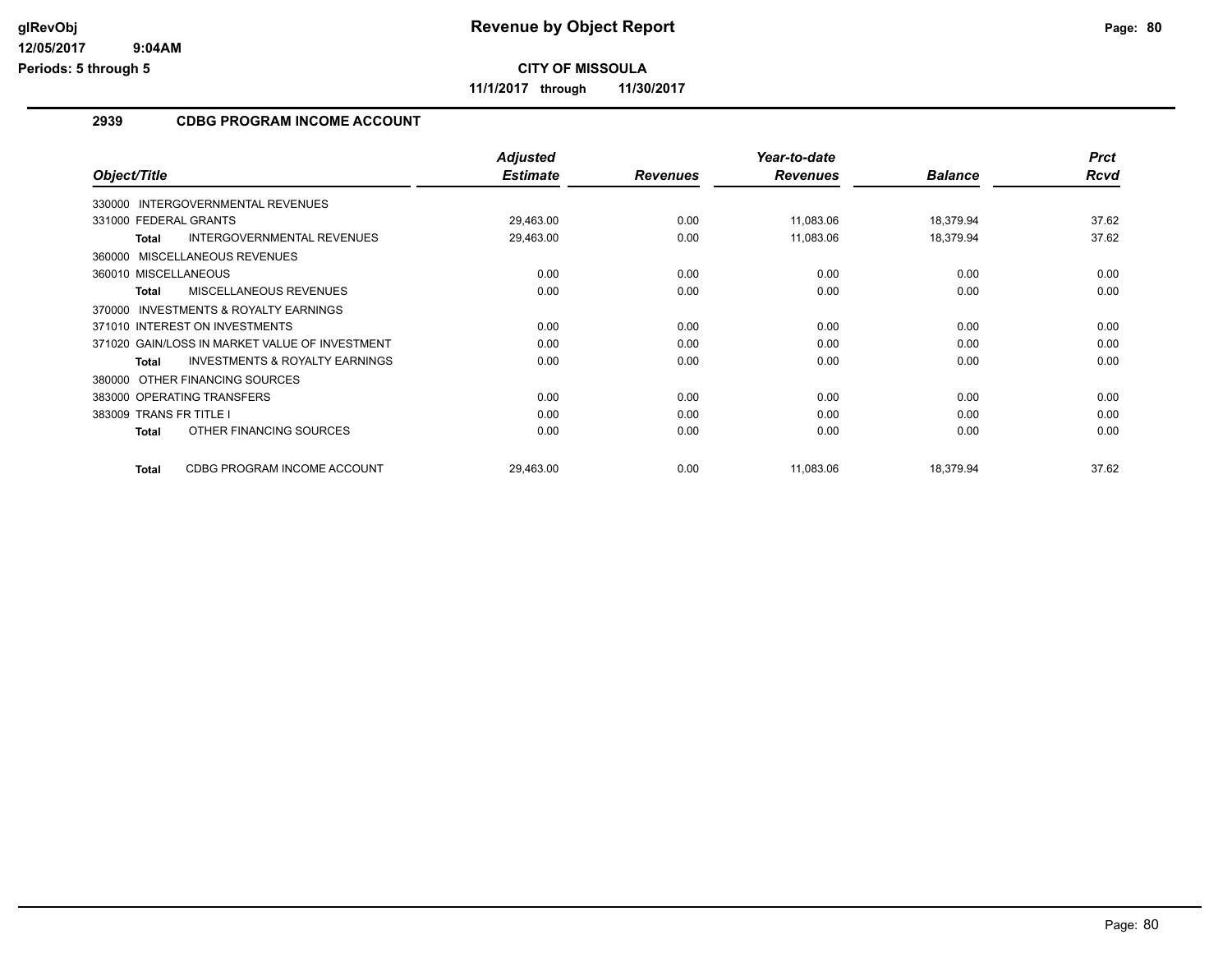# Revenue by Object Report

**CITY OF MISSOULA**

**11/1/2017 through 11/30/2017**

glRevObj
12/05/2017 9:04AM
Periods: 5 through 5

## 2939 CDBG PROGRAM INCOME ACCOUNT

| Object/Title | Adjusted Estimate | Revenues | Year-to-date Revenues | Balance | Prct Rcvd |
|---|---|---|---|---|---|
| 330000 INTERGOVERNMENTAL REVENUES | | | | | |
| 331000 FEDERAL GRANTS | 29,463.00 | 0.00 | 11,083.06 | 18,379.94 | 37.62 |
| **Total** INTERGOVERNMENTAL REVENUES | 29,463.00 | 0.00 | 11,083.06 | 18,379.94 | 37.62 |
| 360000 MISCELLANEOUS REVENUES | | | | | |
| 360010 MISCELLANEOUS | 0.00 | 0.00 | 0.00 | 0.00 | 0.00 |
| **Total** MISCELLANEOUS REVENUES | 0.00 | 0.00 | 0.00 | 0.00 | 0.00 |
| 370000 INVESTMENTS & ROYALTY EARNINGS | | | | | |
| 371010 INTEREST ON INVESTMENTS | 0.00 | 0.00 | 0.00 | 0.00 | 0.00 |
| 371020 GAIN/LOSS IN MARKET VALUE OF INVESTMENT | 0.00 | 0.00 | 0.00 | 0.00 | 0.00 |
| **Total** INVESTMENTS & ROYALTY EARNINGS | 0.00 | 0.00 | 0.00 | 0.00 | 0.00 |
| 380000 OTHER FINANCING SOURCES | | | | | |
| 383000 OPERATING TRANSFERS | 0.00 | 0.00 | 0.00 | 0.00 | 0.00 |
| 383009 TRANS FR TITLE I | 0.00 | 0.00 | 0.00 | 0.00 | 0.00 |
| **Total** OTHER FINANCING SOURCES | 0.00 | 0.00 | 0.00 | 0.00 | 0.00 |
| **Total** CDBG PROGRAM INCOME ACCOUNT | 29,463.00 | 0.00 | 11,083.06 | 18,379.94 | 37.62 |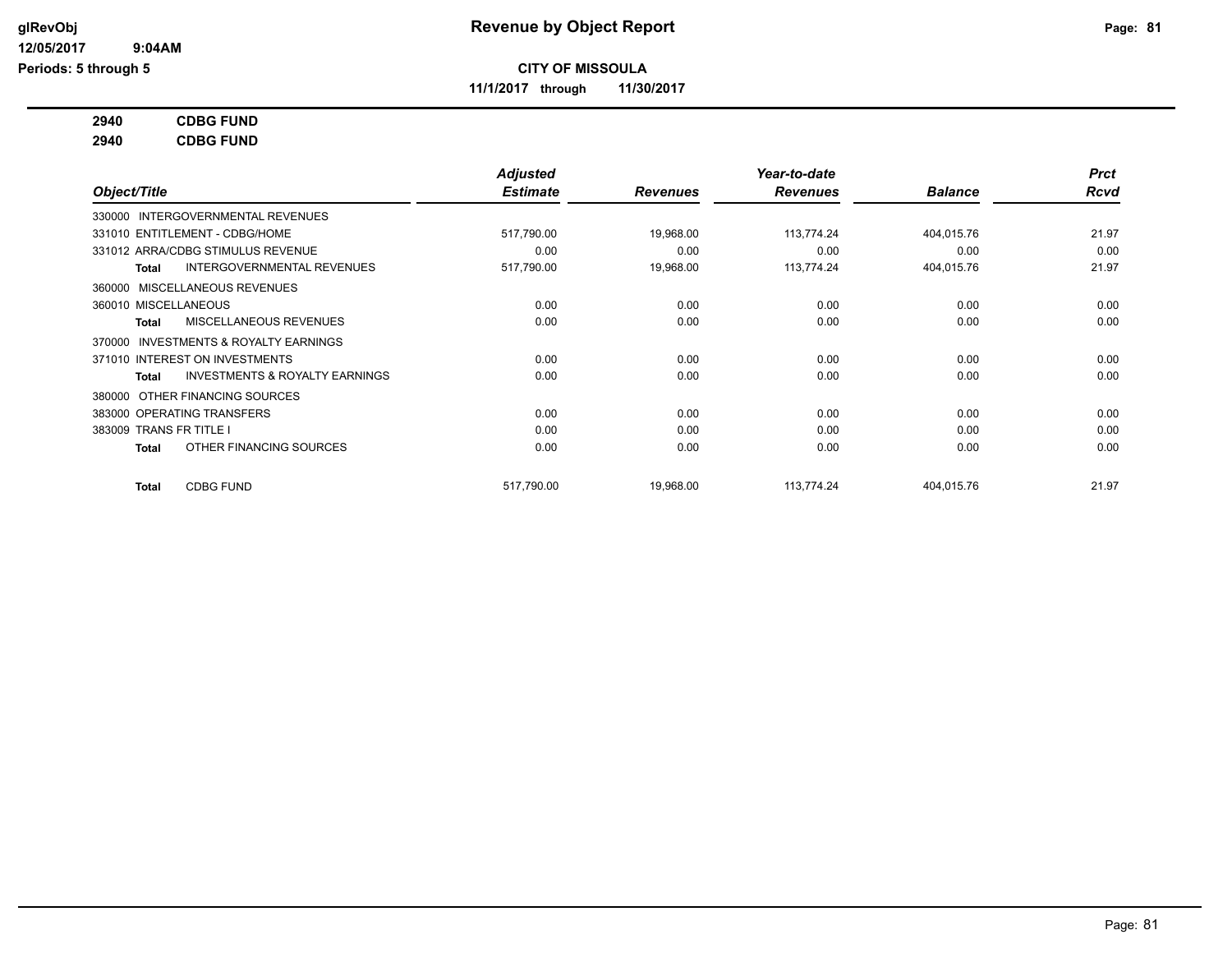# Revenue by Object Report

glRevObj
12/05/2017 9:04AM
Periods: 5 through 5

**CITY OF MISSOULA**

**11/1/2017 through 11/30/2017**

**2940 CDBG FUND**

**2940 CDBG FUND**

| Object/Title | Adjusted Estimate | Revenues | Year-to-date Revenues | Balance | Prct Rcvd |
|---|---|---|---|---|---|
| 330000 INTERGOVERNMENTAL REVENUES | | | | | |
| 331010 ENTITLEMENT - CDBG/HOME | 517,790.00 | 19,968.00 | 113,774.24 | 404,015.76 | 21.97 |
| 331012 ARRA/CDBG STIMULUS REVENUE | 0.00 | 0.00 | 0.00 | 0.00 | 0.00 |
| **Total** INTERGOVERNMENTAL REVENUES | 517,790.00 | 19,968.00 | 113,774.24 | 404,015.76 | 21.97 |
| 360000 MISCELLANEOUS REVENUES | | | | | |
| 360010 MISCELLANEOUS | 0.00 | 0.00 | 0.00 | 0.00 | 0.00 |
| **Total** MISCELLANEOUS REVENUES | 0.00 | 0.00 | 0.00 | 0.00 | 0.00 |
| 370000 INVESTMENTS & ROYALTY EARNINGS | | | | | |
| 371010 INTEREST ON INVESTMENTS | 0.00 | 0.00 | 0.00 | 0.00 | 0.00 |
| **Total** INVESTMENTS & ROYALTY EARNINGS | 0.00 | 0.00 | 0.00 | 0.00 | 0.00 |
| 380000 OTHER FINANCING SOURCES | | | | | |
| 383000 OPERATING TRANSFERS | 0.00 | 0.00 | 0.00 | 0.00 | 0.00 |
| 383009 TRANS FR TITLE I | 0.00 | 0.00 | 0.00 | 0.00 | 0.00 |
| **Total** OTHER FINANCING SOURCES | 0.00 | 0.00 | 0.00 | 0.00 | 0.00 |
| **Total** CDBG FUND | 517,790.00 | 19,968.00 | 113,774.24 | 404,015.76 | 21.97 |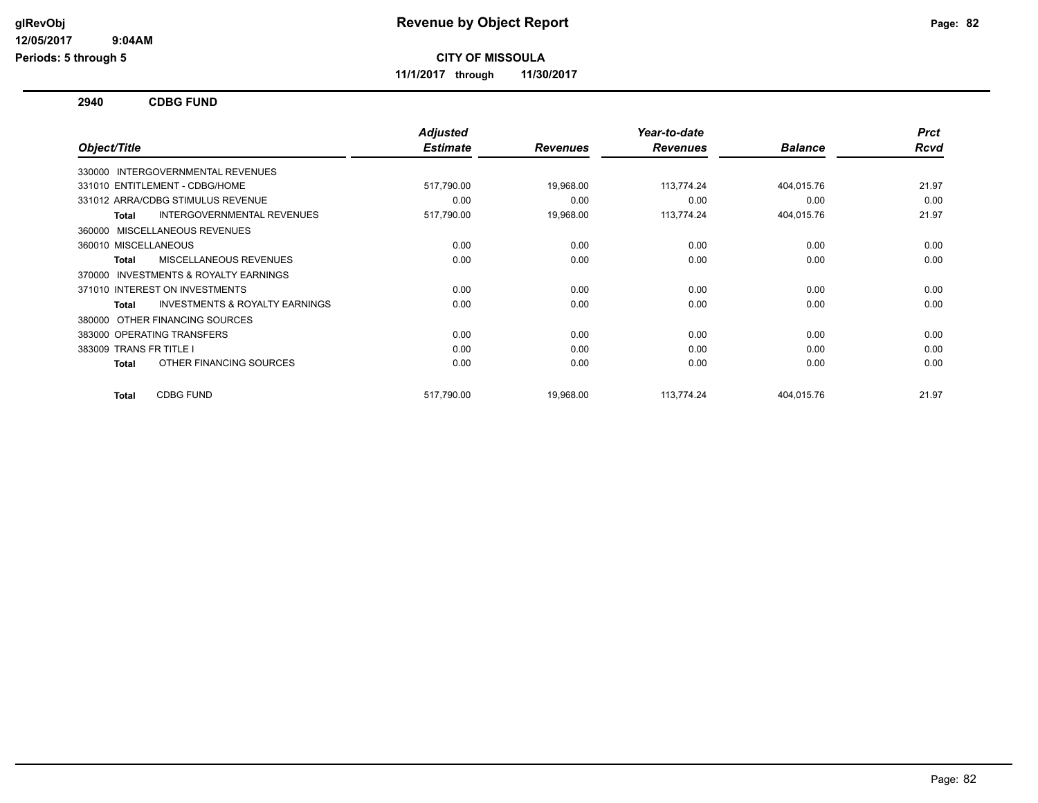# CITY OF MISSOULA

**11/1/2017 through 11/30/2017**

## 2940 CDBG FUND

| Object/Title | Adjusted Estimate | Revenues | Year-to-date Revenues | Balance | Prct Rcvd |
|---|---|---|---|---|---|
| 330000 INTERGOVERNMENTAL REVENUES | | | | | |
| 331010 ENTITLEMENT - CDBG/HOME | 517,790.00 | 19,968.00 | 113,774.24 | 404,015.76 | 21.97 |
| 331012 ARRA/CDBG STIMULUS REVENUE | 0.00 | 0.00 | 0.00 | 0.00 | 0.00 |
| **Total** INTERGOVERNMENTAL REVENUES | 517,790.00 | 19,968.00 | 113,774.24 | 404,015.76 | 21.97 |
| 360000 MISCELLANEOUS REVENUES | | | | | |
| 360010 MISCELLANEOUS | 0.00 | 0.00 | 0.00 | 0.00 | 0.00 |
| **Total** MISCELLANEOUS REVENUES | 0.00 | 0.00 | 0.00 | 0.00 | 0.00 |
| 370000 INVESTMENTS & ROYALTY EARNINGS | | | | | |
| 371010 INTEREST ON INVESTMENTS | 0.00 | 0.00 | 0.00 | 0.00 | 0.00 |
| **Total** INVESTMENTS & ROYALTY EARNINGS | 0.00 | 0.00 | 0.00 | 0.00 | 0.00 |
| 380000 OTHER FINANCING SOURCES | | | | | |
| 383000 OPERATING TRANSFERS | 0.00 | 0.00 | 0.00 | 0.00 | 0.00 |
| 383009 TRANS FR TITLE I | 0.00 | 0.00 | 0.00 | 0.00 | 0.00 |
| **Total** OTHER FINANCING SOURCES | 0.00 | 0.00 | 0.00 | 0.00 | 0.00 |
| **Total** CDBG FUND | 517,790.00 | 19,968.00 | 113,774.24 | 404,015.76 | 21.97 |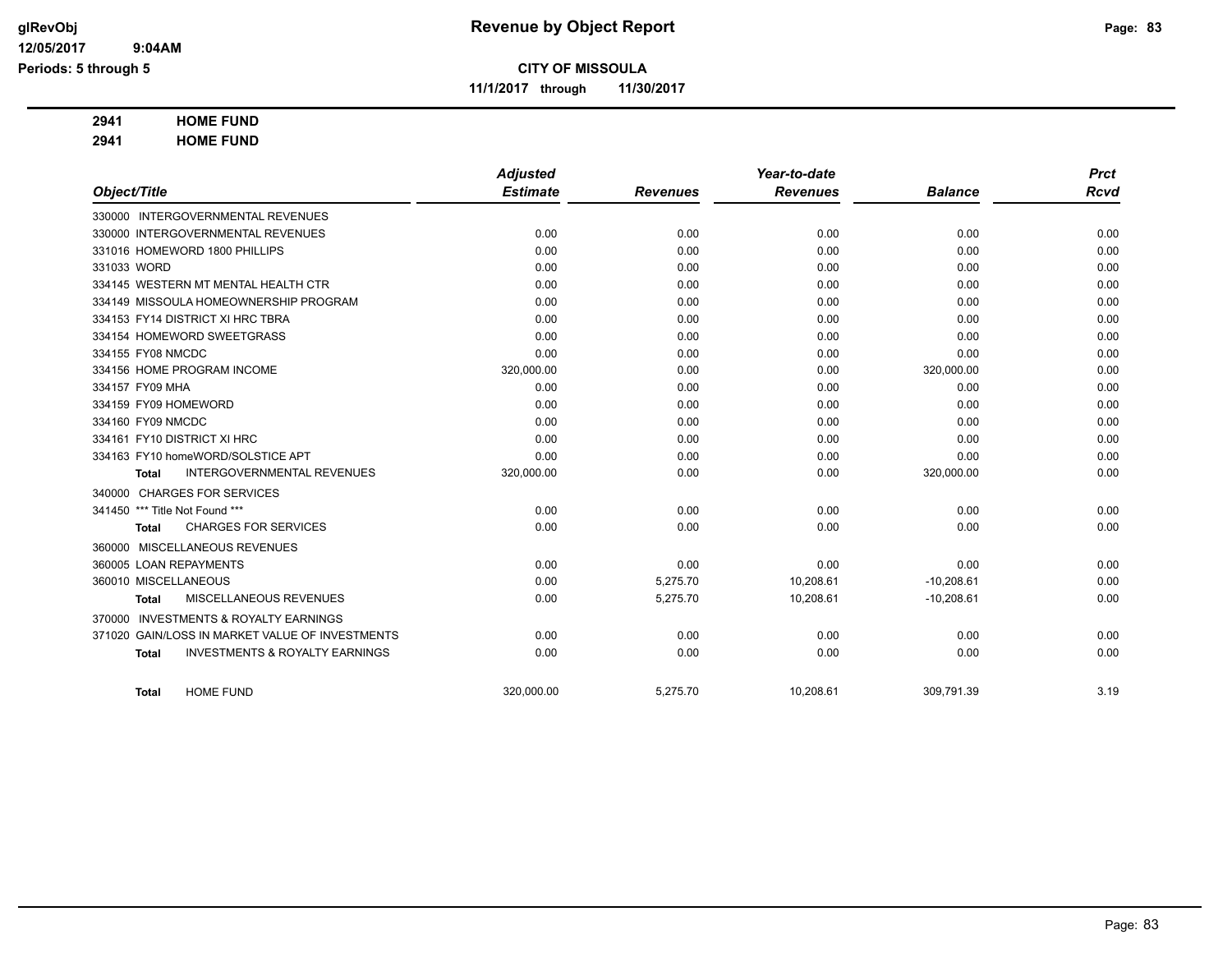# Revenue by Object Report

**CITY OF MISSOULA**

**11/1/2017 through 11/30/2017**

glRevObj
12/05/2017 9:04AM
Periods: 5 through 5

**2941 HOME FUND**

**2941 HOME FUND**

| Object/Title | Adjusted Estimate | Revenues | Year-to-date Revenues | Balance | Prct Rcvd |
|---|---|---|---|---|---|
| 330000 INTERGOVERNMENTAL REVENUES | | | | | |
| 330000 INTERGOVERNMENTAL REVENUES | 0.00 | 0.00 | 0.00 | 0.00 | 0.00 |
| 331016 HOMEWORD 1800 PHILLIPS | 0.00 | 0.00 | 0.00 | 0.00 | 0.00 |
| 331033 WORD | 0.00 | 0.00 | 0.00 | 0.00 | 0.00 |
| 334145 WESTERN MT MENTAL HEALTH CTR | 0.00 | 0.00 | 0.00 | 0.00 | 0.00 |
| 334149 MISSOULA HOMEOWNERSHIP PROGRAM | 0.00 | 0.00 | 0.00 | 0.00 | 0.00 |
| 334153 FY14 DISTRICT XI HRC TBRA | 0.00 | 0.00 | 0.00 | 0.00 | 0.00 |
| 334154 HOMEWORD SWEETGRASS | 0.00 | 0.00 | 0.00 | 0.00 | 0.00 |
| 334155 FY08 NMCDC | 0.00 | 0.00 | 0.00 | 0.00 | 0.00 |
| 334156 HOME PROGRAM INCOME | 320,000.00 | 0.00 | 0.00 | 320,000.00 | 0.00 |
| 334157 FY09 MHA | 0.00 | 0.00 | 0.00 | 0.00 | 0.00 |
| 334159 FY09 HOMEWORD | 0.00 | 0.00 | 0.00 | 0.00 | 0.00 |
| 334160 FY09 NMCDC | 0.00 | 0.00 | 0.00 | 0.00 | 0.00 |
| 334161 FY10 DISTRICT XI HRC | 0.00 | 0.00 | 0.00 | 0.00 | 0.00 |
| 334163 FY10 homeWORD/SOLSTICE APT | 0.00 | 0.00 | 0.00 | 0.00 | 0.00 |
| **Total** INTERGOVERNMENTAL REVENUES | 320,000.00 | 0.00 | 0.00 | 320,000.00 | 0.00 |
| 340000 CHARGES FOR SERVICES | | | | | |
| 341450 *** Title Not Found *** | 0.00 | 0.00 | 0.00 | 0.00 | 0.00 |
| **Total** CHARGES FOR SERVICES | 0.00 | 0.00 | 0.00 | 0.00 | 0.00 |
| 360000 MISCELLANEOUS REVENUES | | | | | |
| 360005 LOAN REPAYMENTS | 0.00 | 0.00 | 0.00 | 0.00 | 0.00 |
| 360010 MISCELLANEOUS | 0.00 | 5,275.70 | 10,208.61 | -10,208.61 | 0.00 |
| **Total** MISCELLANEOUS REVENUES | 0.00 | 5,275.70 | 10,208.61 | -10,208.61 | 0.00 |
| 370000 INVESTMENTS & ROYALTY EARNINGS | | | | | |
| 371020 GAIN/LOSS IN MARKET VALUE OF INVESTMENTS | 0.00 | 0.00 | 0.00 | 0.00 | 0.00 |
| **Total** INVESTMENTS & ROYALTY EARNINGS | 0.00 | 0.00 | 0.00 | 0.00 | 0.00 |
| **Total** HOME FUND | 320,000.00 | 5,275.70 | 10,208.61 | 309,791.39 | 3.19 |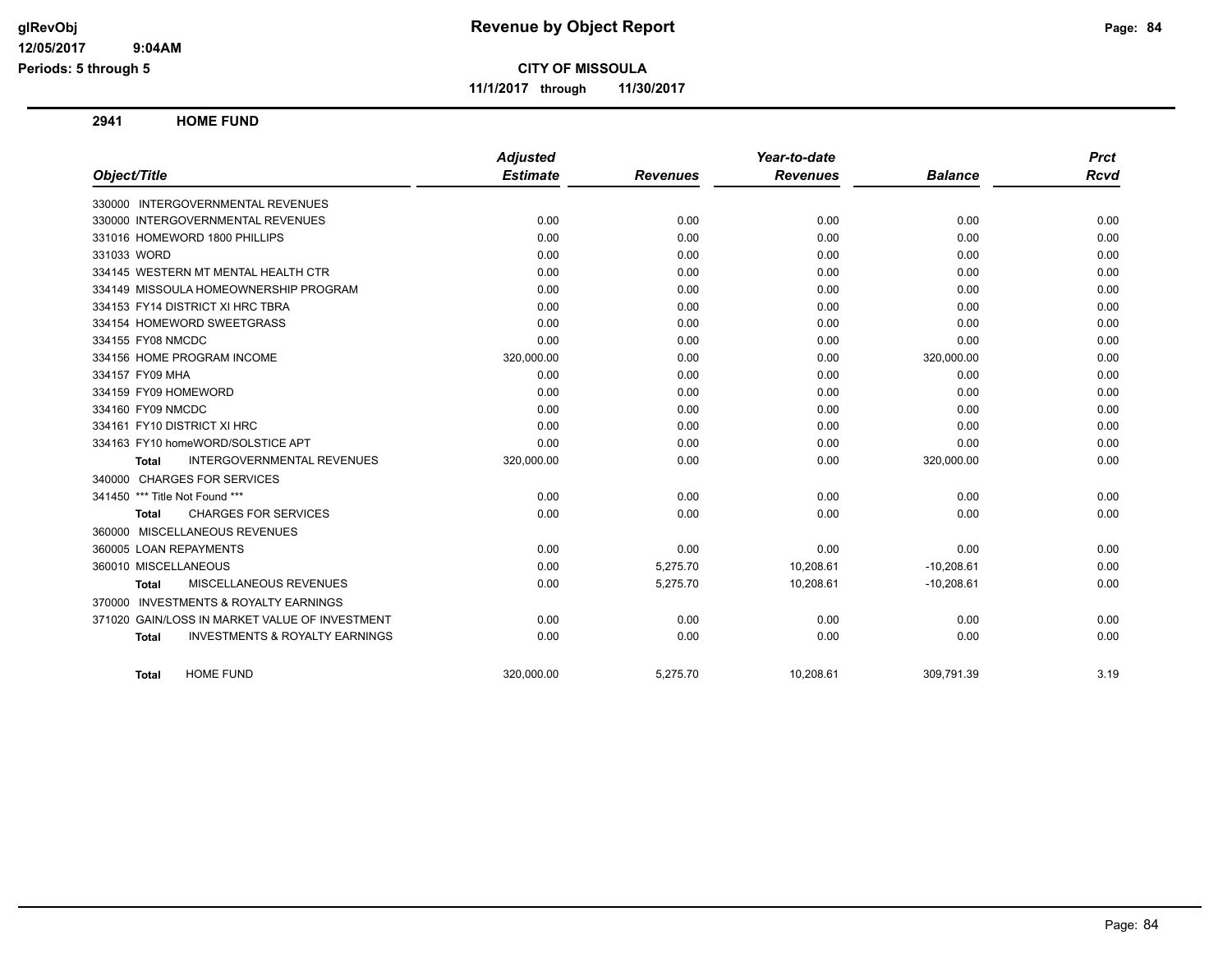**Revenue by Object Report**

**CITY OF MISSOULA**

**11/1/2017 through 11/30/2017**

glRevObj
12/05/2017 9:04AM
Periods: 5 through 5

## 2941 HOME FUND

| Object/Title | Adjusted Estimate | Revenues | Year-to-date Revenues | Balance | Prct Rcvd |
|---|---|---|---|---|---|
| 330000 INTERGOVERNMENTAL REVENUES | | | | | |
| 330000 INTERGOVERNMENTAL REVENUES | 0.00 | 0.00 | 0.00 | 0.00 | 0.00 |
| 331016 HOMEWORD 1800 PHILLIPS | 0.00 | 0.00 | 0.00 | 0.00 | 0.00 |
| 331033 WORD | 0.00 | 0.00 | 0.00 | 0.00 | 0.00 |
| 334145 WESTERN MT MENTAL HEALTH CTR | 0.00 | 0.00 | 0.00 | 0.00 | 0.00 |
| 334149 MISSOULA HOMEOWNERSHIP PROGRAM | 0.00 | 0.00 | 0.00 | 0.00 | 0.00 |
| 334153 FY14 DISTRICT XI HRC TBRA | 0.00 | 0.00 | 0.00 | 0.00 | 0.00 |
| 334154 HOMEWORD SWEETGRASS | 0.00 | 0.00 | 0.00 | 0.00 | 0.00 |
| 334155 FY08 NMCDC | 0.00 | 0.00 | 0.00 | 0.00 | 0.00 |
| 334156 HOME PROGRAM INCOME | 320,000.00 | 0.00 | 0.00 | 320,000.00 | 0.00 |
| 334157 FY09 MHA | 0.00 | 0.00 | 0.00 | 0.00 | 0.00 |
| 334159 FY09 HOMEWORD | 0.00 | 0.00 | 0.00 | 0.00 | 0.00 |
| 334160 FY09 NMCDC | 0.00 | 0.00 | 0.00 | 0.00 | 0.00 |
| 334161 FY10 DISTRICT XI HRC | 0.00 | 0.00 | 0.00 | 0.00 | 0.00 |
| 334163 FY10 homeWORD/SOLSTICE APT | 0.00 | 0.00 | 0.00 | 0.00 | 0.00 |
| **Total** INTERGOVERNMENTAL REVENUES | 320,000.00 | 0.00 | 0.00 | 320,000.00 | 0.00 |
| 340000 CHARGES FOR SERVICES | | | | | |
| 341450 *** Title Not Found *** | 0.00 | 0.00 | 0.00 | 0.00 | 0.00 |
| **Total** CHARGES FOR SERVICES | 0.00 | 0.00 | 0.00 | 0.00 | 0.00 |
| 360000 MISCELLANEOUS REVENUES | | | | | |
| 360005 LOAN REPAYMENTS | 0.00 | 0.00 | 0.00 | 0.00 | 0.00 |
| 360010 MISCELLANEOUS | 0.00 | 5,275.70 | 10,208.61 | -10,208.61 | 0.00 |
| **Total** MISCELLANEOUS REVENUES | 0.00 | 5,275.70 | 10,208.61 | -10,208.61 | 0.00 |
| 370000 INVESTMENTS & ROYALTY EARNINGS | | | | | |
| 371020 GAIN/LOSS IN MARKET VALUE OF INVESTMENT | 0.00 | 0.00 | 0.00 | 0.00 | 0.00 |
| **Total** INVESTMENTS & ROYALTY EARNINGS | 0.00 | 0.00 | 0.00 | 0.00 | 0.00 |
| **Total** HOME FUND | 320,000.00 | 5,275.70 | 10,208.61 | 309,791.39 | 3.19 |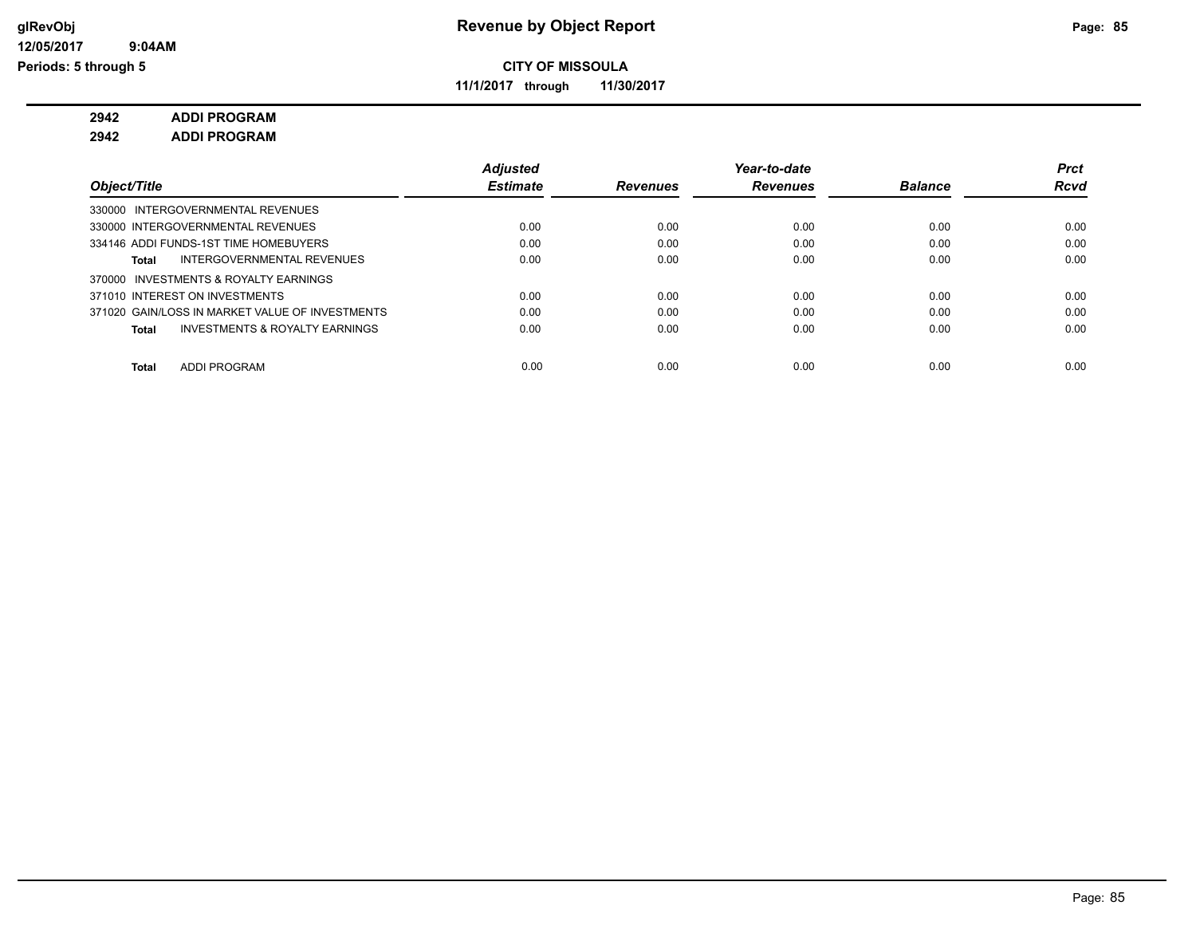**Revenue by Object Report**

**CITY OF MISSOULA**

**11/1/2017 through 11/30/2017**

glRevObj
12/05/2017 9:04AM
Periods: 5 through 5

**2942 ADDI PROGRAM**

**2942 ADDI PROGRAM**

| Object/Title | Adjusted Estimate | Revenues | Year-to-date Revenues | Balance | Prct Rcvd |
|---|---|---|---|---|---|
| 330000 INTERGOVERNMENTAL REVENUES | | | | | |
| 330000 INTERGOVERNMENTAL REVENUES | 0.00 | 0.00 | 0.00 | 0.00 | 0.00 |
| 334146 ADDI FUNDS-1ST TIME HOMEBUYERS | 0.00 | 0.00 | 0.00 | 0.00 | 0.00 |
| **Total** INTERGOVERNMENTAL REVENUES | 0.00 | 0.00 | 0.00 | 0.00 | 0.00 |
| 370000 INVESTMENTS & ROYALTY EARNINGS | | | | | |
| 371010 INTEREST ON INVESTMENTS | 0.00 | 0.00 | 0.00 | 0.00 | 0.00 |
| 371020 GAIN/LOSS IN MARKET VALUE OF INVESTMENTS | 0.00 | 0.00 | 0.00 | 0.00 | 0.00 |
| **Total** INVESTMENTS & ROYALTY EARNINGS | 0.00 | 0.00 | 0.00 | 0.00 | 0.00 |
| **Total** ADDI PROGRAM | 0.00 | 0.00 | 0.00 | 0.00 | 0.00 |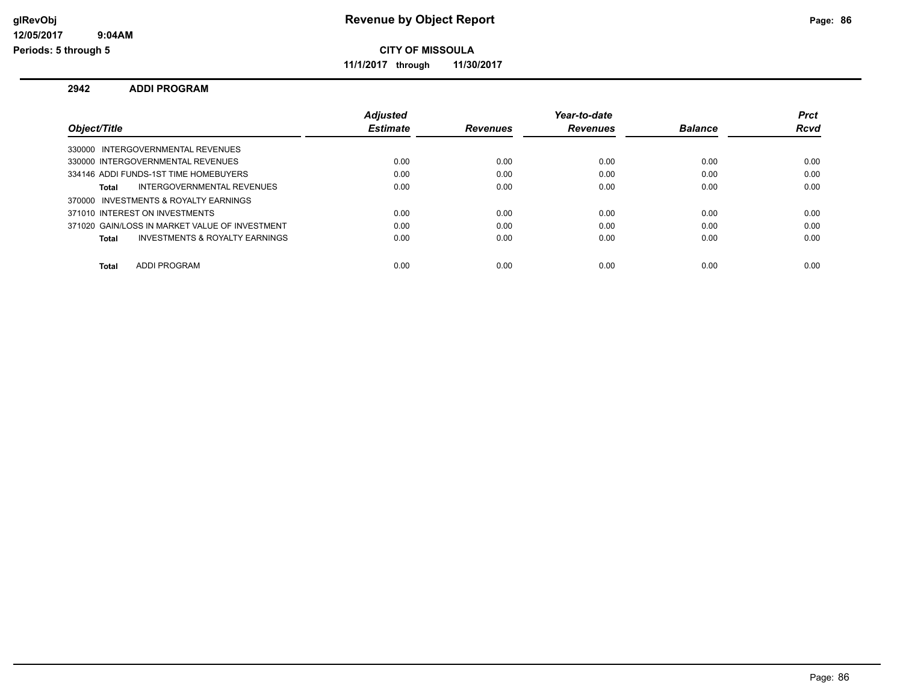# Revenue by Object Report

glRevObj
12/05/2017 9:04AM
Periods: 5 through 5

**CITY OF MISSOULA**

**11/1/2017 through 11/30/2017**

## 2942 ADDI PROGRAM

| Object/Title | Adjusted Estimate | Revenues | Year-to-date Revenues | Balance | Prct Rcvd |
|---|---|---|---|---|---|
| 330000 INTERGOVERNMENTAL REVENUES | | | | | |
| 330000 INTERGOVERNMENTAL REVENUES | 0.00 | 0.00 | 0.00 | 0.00 | 0.00 |
| 334146 ADDI FUNDS-1ST TIME HOMEBUYERS | 0.00 | 0.00 | 0.00 | 0.00 | 0.00 |
| **Total** INTERGOVERNMENTAL REVENUES | 0.00 | 0.00 | 0.00 | 0.00 | 0.00 |
| 370000 INVESTMENTS & ROYALTY EARNINGS | | | | | |
| 371010 INTEREST ON INVESTMENTS | 0.00 | 0.00 | 0.00 | 0.00 | 0.00 |
| 371020 GAIN/LOSS IN MARKET VALUE OF INVESTMENT | 0.00 | 0.00 | 0.00 | 0.00 | 0.00 |
| **Total** INVESTMENTS & ROYALTY EARNINGS | 0.00 | 0.00 | 0.00 | 0.00 | 0.00 |
| **Total** ADDI PROGRAM | 0.00 | 0.00 | 0.00 | 0.00 | 0.00 |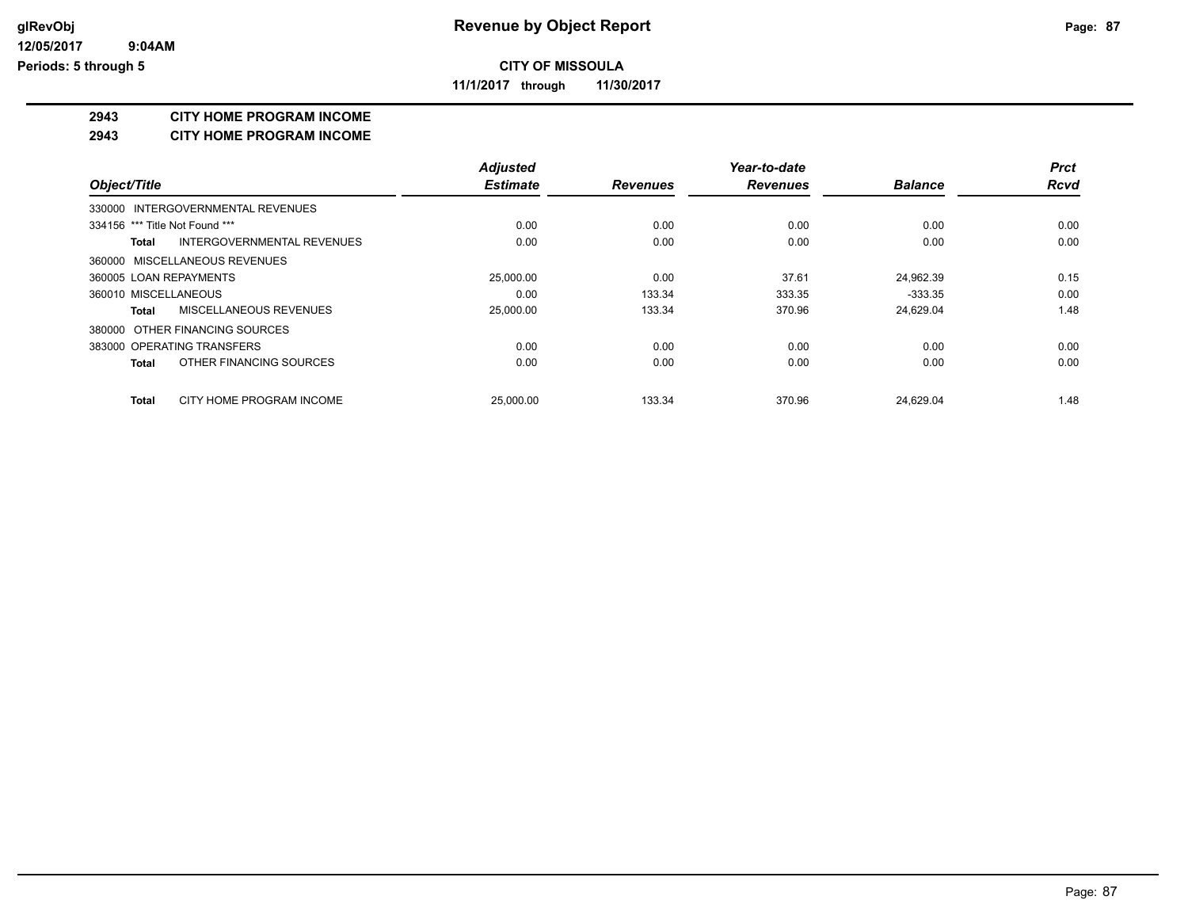# CITY OF MISSOULA

**11/1/2017 through 11/30/2017**

## 2943 CITY HOME PROGRAM INCOME

## 2943 CITY HOME PROGRAM INCOME

| Object/Title | Adjusted Estimate | Revenues | Year-to-date Revenues | Balance | Prct Rcvd |
|---|---|---|---|---|---|
| 330000 INTERGOVERNMENTAL REVENUES | | | | | |
| 334156 *** Title Not Found *** | 0.00 | 0.00 | 0.00 | 0.00 | 0.00 |
| **Total** INTERGOVERNMENTAL REVENUES | 0.00 | 0.00 | 0.00 | 0.00 | 0.00 |
| 360000 MISCELLANEOUS REVENUES | | | | | |
| 360005 LOAN REPAYMENTS | 25,000.00 | 0.00 | 37.61 | 24,962.39 | 0.15 |
| 360010 MISCELLANEOUS | 0.00 | 133.34 | 333.35 | -333.35 | 0.00 |
| **Total** MISCELLANEOUS REVENUES | 25,000.00 | 133.34 | 370.96 | 24,629.04 | 1.48 |
| 380000 OTHER FINANCING SOURCES | | | | | |
| 383000 OPERATING TRANSFERS | 0.00 | 0.00 | 0.00 | 0.00 | 0.00 |
| **Total** OTHER FINANCING SOURCES | 0.00 | 0.00 | 0.00 | 0.00 | 0.00 |
| **Total** CITY HOME PROGRAM INCOME | 25,000.00 | 133.34 | 370.96 | 24,629.04 | 1.48 |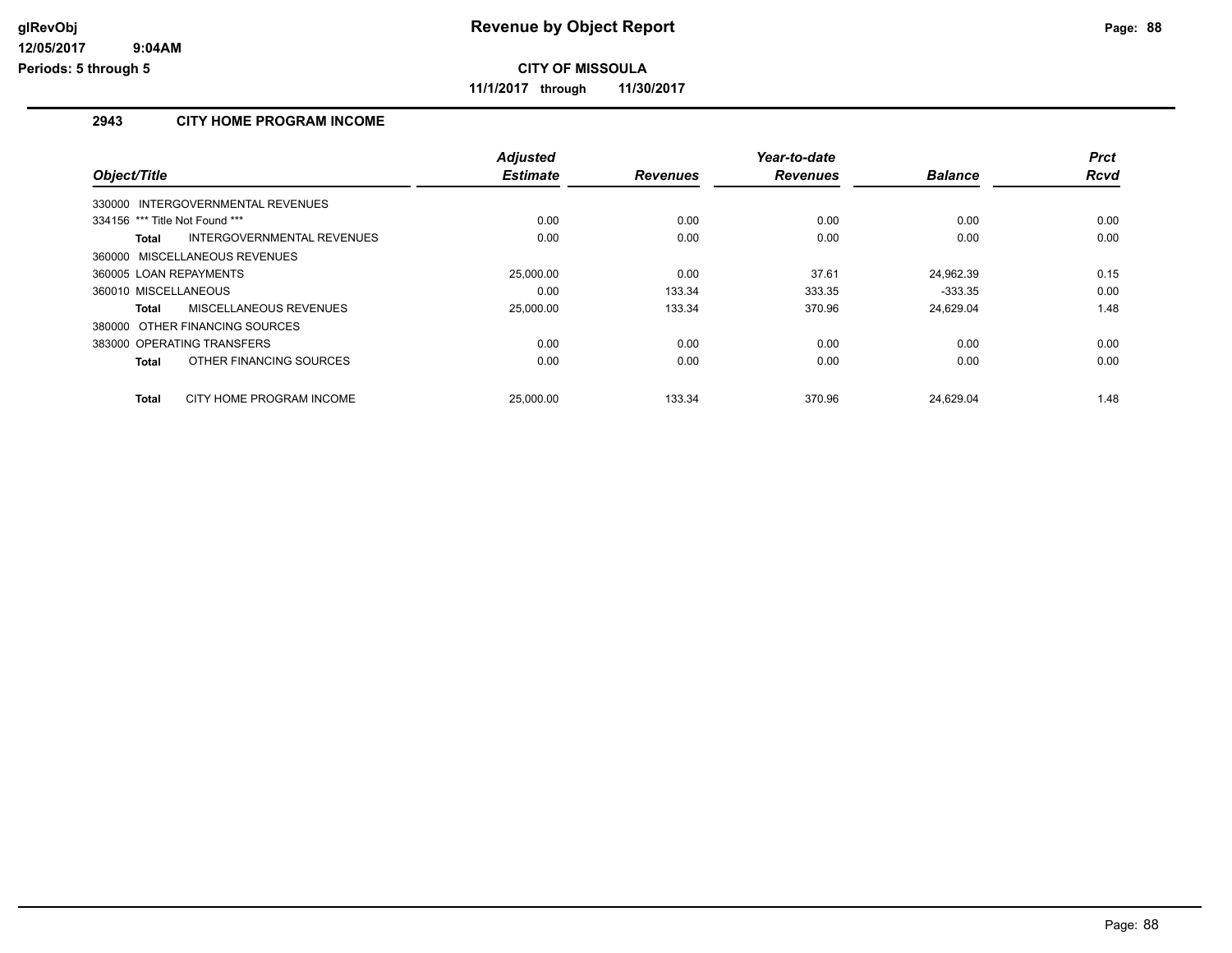**CITY OF MISSOULA**

**11/1/2017 through 11/30/2017**

## 2943 CITY HOME PROGRAM INCOME

| Object/Title | Adjusted Estimate | Revenues | Year-to-date Revenues | Balance | Prct Rcvd |
|---|---|---|---|---|---|
| 330000 INTERGOVERNMENTAL REVENUES | | | | | |
| 334156 *** Title Not Found *** | 0.00 | 0.00 | 0.00 | 0.00 | 0.00 |
| **Total** INTERGOVERNMENTAL REVENUES | 0.00 | 0.00 | 0.00 | 0.00 | 0.00 |
| 360000 MISCELLANEOUS REVENUES | | | | | |
| 360005 LOAN REPAYMENTS | 25,000.00 | 0.00 | 37.61 | 24,962.39 | 0.15 |
| 360010 MISCELLANEOUS | 0.00 | 133.34 | 333.35 | -333.35 | 0.00 |
| **Total** MISCELLANEOUS REVENUES | 25,000.00 | 133.34 | 370.96 | 24,629.04 | 1.48 |
| 380000 OTHER FINANCING SOURCES | | | | | |
| 383000 OPERATING TRANSFERS | 0.00 | 0.00 | 0.00 | 0.00 | 0.00 |
| **Total** OTHER FINANCING SOURCES | 0.00 | 0.00 | 0.00 | 0.00 | 0.00 |
| **Total** CITY HOME PROGRAM INCOME | 25,000.00 | 133.34 | 370.96 | 24,629.04 | 1.48 |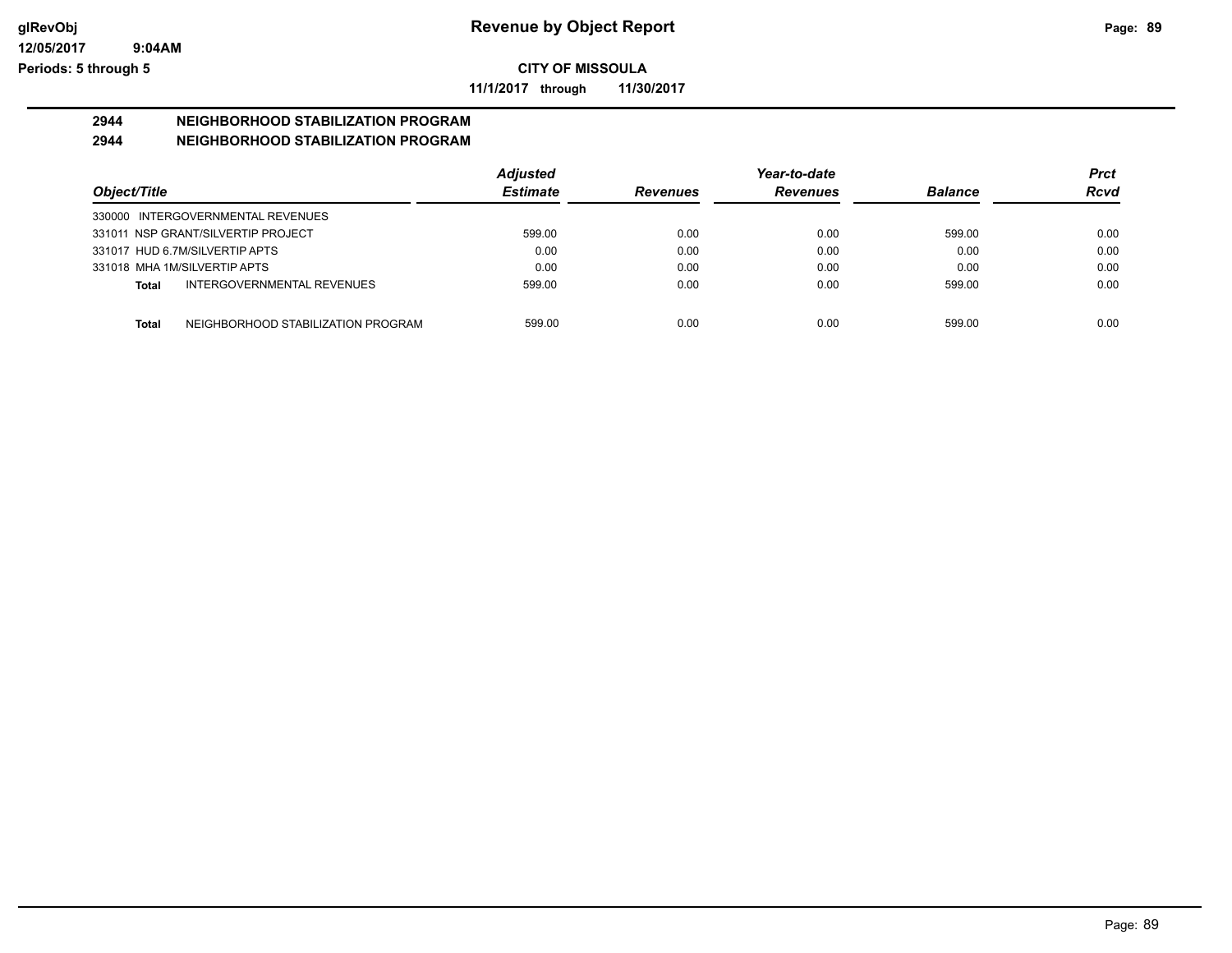**CITY OF MISSOULA**

**11/1/2017 through 11/30/2017**

## 2944 NEIGHBORHOOD STABILIZATION PROGRAM

## 2944 NEIGHBORHOOD STABILIZATION PROGRAM

| Object/Title | Adjusted Estimate | Revenues | Year-to-date Revenues | Balance | Prct Rcvd |
|---|---|---|---|---|---|
| 330000 INTERGOVERNMENTAL REVENUES | | | | | |
| 331011 NSP GRANT/SILVERTIP PROJECT | 599.00 | 0.00 | 0.00 | 599.00 | 0.00 |
| 331017 HUD 6.7M/SILVERTIP APTS | 0.00 | 0.00 | 0.00 | 0.00 | 0.00 |
| 331018 MHA 1M/SILVERTIP APTS | 0.00 | 0.00 | 0.00 | 0.00 | 0.00 |
| **Total** INTERGOVERNMENTAL REVENUES | 599.00 | 0.00 | 0.00 | 599.00 | 0.00 |
| **Total** NEIGHBORHOOD STABILIZATION PROGRAM | 599.00 | 0.00 | 0.00 | 599.00 | 0.00 |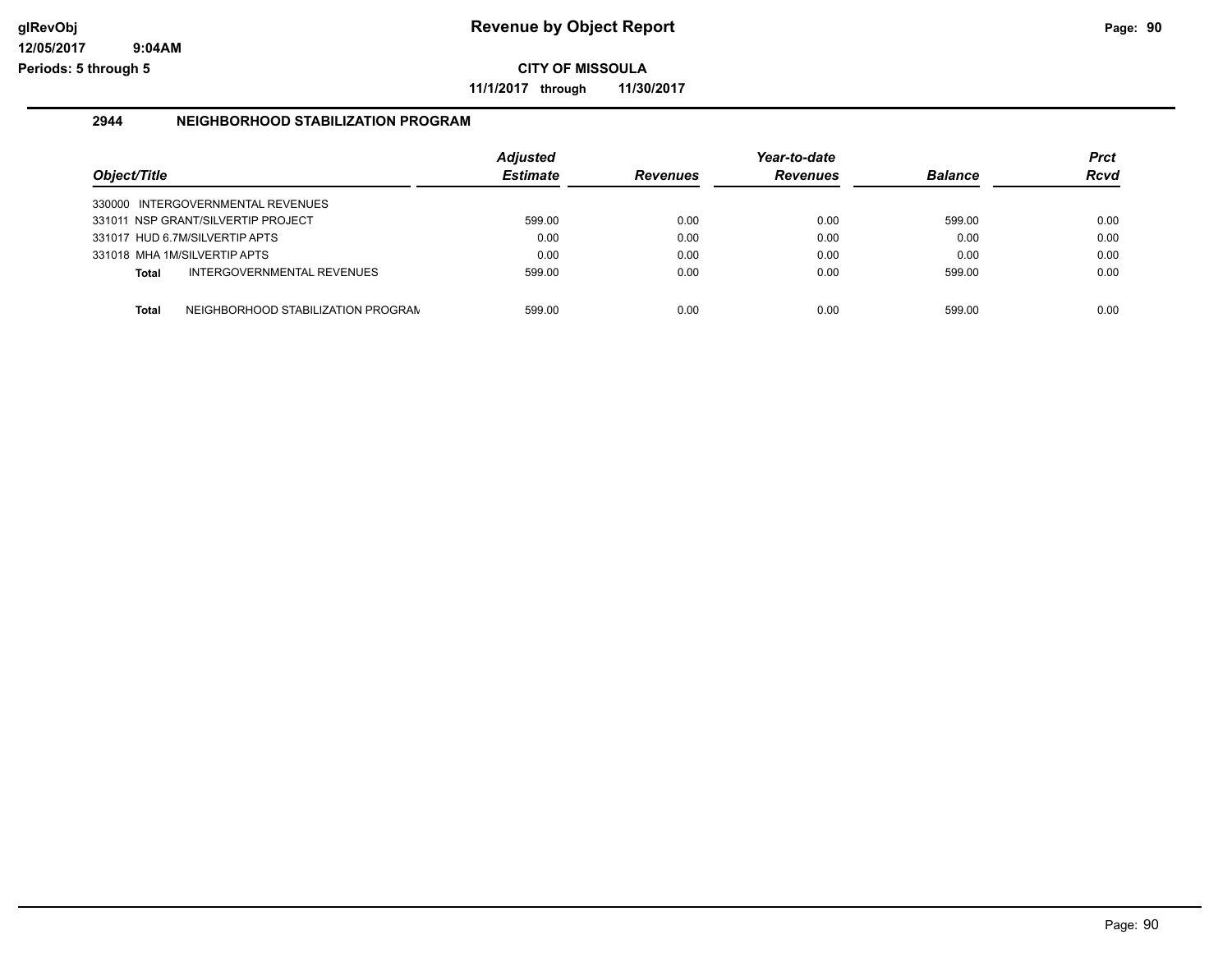# Revenue by Object Report

**CITY OF MISSOULA**

**11/1/2017 through 11/30/2017**

### 2944 NEIGHBORHOOD STABILIZATION PROGRAM

| Object/Title | Adjusted Estimate | Revenues | Year-to-date Revenues | Balance | Prct Rcvd |
|---|---|---|---|---|---|
| 330000 INTERGOVERNMENTAL REVENUES | | | | | |
| 331011 NSP GRANT/SILVERTIP PROJECT | 599.00 | 0.00 | 0.00 | 599.00 | 0.00 |
| 331017 HUD 6.7M/SILVERTIP APTS | 0.00 | 0.00 | 0.00 | 0.00 | 0.00 |
| 331018 MHA 1M/SILVERTIP APTS | 0.00 | 0.00 | 0.00 | 0.00 | 0.00 |
| **Total** INTERGOVERNMENTAL REVENUES | 599.00 | 0.00 | 0.00 | 599.00 | 0.00 |
| **Total** NEIGHBORHOOD STABILIZATION PROGRAM | 599.00 | 0.00 | 0.00 | 599.00 | 0.00 |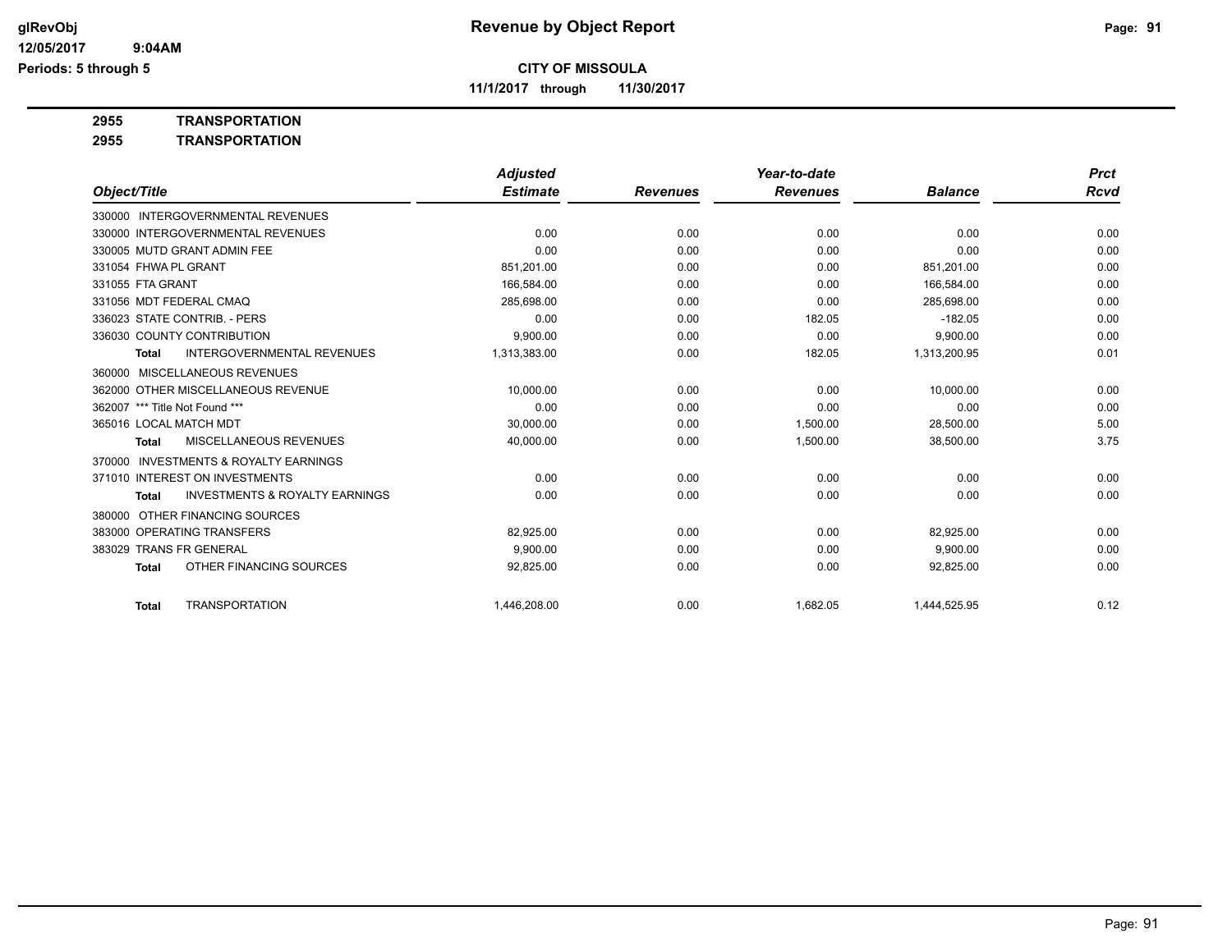**glRevObj**
**12/05/2017 9:04AM**
**Periods: 5 through 5**

# Revenue by Object Report

**CITY OF MISSOULA**

**11/1/2017 through 11/30/2017**

**2955 TRANSPORTATION**

**2955 TRANSPORTATION**

| Object/Title | Adjusted Estimate | Revenues | Year-to-date Revenues | Balance | Prct Rcvd |
|---|---|---|---|---|---|
| 330000 INTERGOVERNMENTAL REVENUES | | | | | |
| 330000 INTERGOVERNMENTAL REVENUES | 0.00 | 0.00 | 0.00 | 0.00 | 0.00 |
| 330005 MUTD GRANT ADMIN FEE | 0.00 | 0.00 | 0.00 | 0.00 | 0.00 |
| 331054 FHWA PL GRANT | 851,201.00 | 0.00 | 0.00 | 851,201.00 | 0.00 |
| 331055 FTA GRANT | 166,584.00 | 0.00 | 0.00 | 166,584.00 | 0.00 |
| 331056 MDT FEDERAL CMAQ | 285,698.00 | 0.00 | 0.00 | 285,698.00 | 0.00 |
| 336023 STATE CONTRIB. - PERS | 0.00 | 0.00 | 182.05 | -182.05 | 0.00 |
| 336030 COUNTY CONTRIBUTION | 9,900.00 | 0.00 | 0.00 | 9,900.00 | 0.00 |
| **Total** INTERGOVERNMENTAL REVENUES | 1,313,383.00 | 0.00 | 182.05 | 1,313,200.95 | 0.01 |
| 360000 MISCELLANEOUS REVENUES | | | | | |
| 362000 OTHER MISCELLANEOUS REVENUE | 10,000.00 | 0.00 | 0.00 | 10,000.00 | 0.00 |
| 362007 *** Title Not Found *** | 0.00 | 0.00 | 0.00 | 0.00 | 0.00 |
| 365016 LOCAL MATCH MDT | 30,000.00 | 0.00 | 1,500.00 | 28,500.00 | 5.00 |
| **Total** MISCELLANEOUS REVENUES | 40,000.00 | 0.00 | 1,500.00 | 38,500.00 | 3.75 |
| 370000 INVESTMENTS & ROYALTY EARNINGS | | | | | |
| 371010 INTEREST ON INVESTMENTS | 0.00 | 0.00 | 0.00 | 0.00 | 0.00 |
| **Total** INVESTMENTS & ROYALTY EARNINGS | 0.00 | 0.00 | 0.00 | 0.00 | 0.00 |
| 380000 OTHER FINANCING SOURCES | | | | | |
| 383000 OPERATING TRANSFERS | 82,925.00 | 0.00 | 0.00 | 82,925.00 | 0.00 |
| 383029 TRANS FR GENERAL | 9,900.00 | 0.00 | 0.00 | 9,900.00 | 0.00 |
| **Total** OTHER FINANCING SOURCES | 92,825.00 | 0.00 | 0.00 | 92,825.00 | 0.00 |
| **Total** TRANSPORTATION | 1,446,208.00 | 0.00 | 1,682.05 | 1,444,525.95 | 0.12 |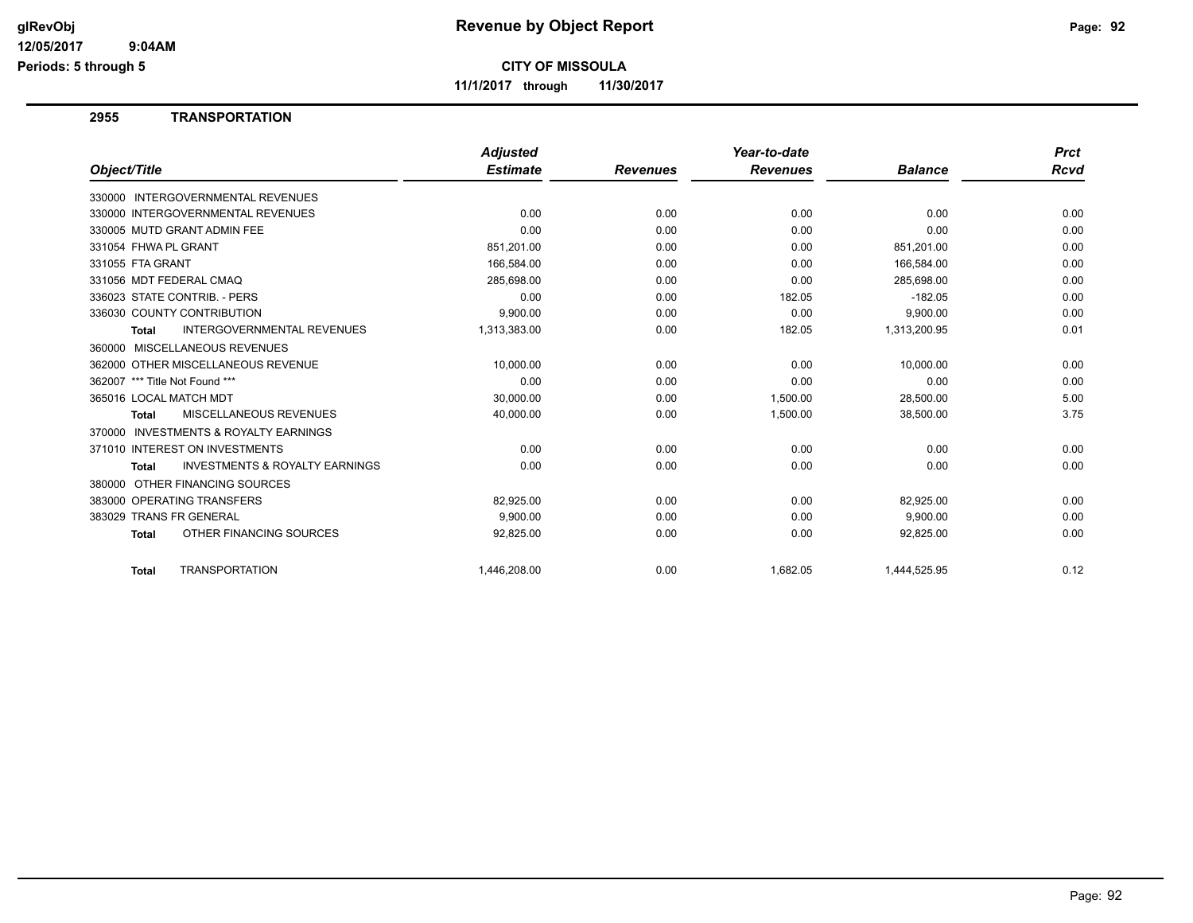# Revenue by Object Report

**CITY OF MISSOULA**

**11/1/2017 through 11/30/2017**

glRevObj
12/05/2017 9:04AM
Periods: 5 through 5

## 2955 TRANSPORTATION

| Object/Title | Adjusted Estimate | Revenues | Year-to-date Revenues | Balance | Prct Rcvd |
|---|---|---|---|---|---|
| 330000 INTERGOVERNMENTAL REVENUES | | | | | |
| 330000 INTERGOVERNMENTAL REVENUES | 0.00 | 0.00 | 0.00 | 0.00 | 0.00 |
| 330005 MUTD GRANT ADMIN FEE | 0.00 | 0.00 | 0.00 | 0.00 | 0.00 |
| 331054 FHWA PL GRANT | 851,201.00 | 0.00 | 0.00 | 851,201.00 | 0.00 |
| 331055 FTA GRANT | 166,584.00 | 0.00 | 0.00 | 166,584.00 | 0.00 |
| 331056 MDT FEDERAL CMAQ | 285,698.00 | 0.00 | 0.00 | 285,698.00 | 0.00 |
| 336023 STATE CONTRIB. - PERS | 0.00 | 0.00 | 182.05 | -182.05 | 0.00 |
| 336030 COUNTY CONTRIBUTION | 9,900.00 | 0.00 | 0.00 | 9,900.00 | 0.00 |
| **Total** INTERGOVERNMENTAL REVENUES | 1,313,383.00 | 0.00 | 182.05 | 1,313,200.95 | 0.01 |
| 360000 MISCELLANEOUS REVENUES | | | | | |
| 362000 OTHER MISCELLANEOUS REVENUE | 10,000.00 | 0.00 | 0.00 | 10,000.00 | 0.00 |
| 362007 *** Title Not Found *** | 0.00 | 0.00 | 0.00 | 0.00 | 0.00 |
| 365016 LOCAL MATCH MDT | 30,000.00 | 0.00 | 1,500.00 | 28,500.00 | 5.00 |
| **Total** MISCELLANEOUS REVENUES | 40,000.00 | 0.00 | 1,500.00 | 38,500.00 | 3.75 |
| 370000 INVESTMENTS & ROYALTY EARNINGS | | | | | |
| 371010 INTEREST ON INVESTMENTS | 0.00 | 0.00 | 0.00 | 0.00 | 0.00 |
| **Total** INVESTMENTS & ROYALTY EARNINGS | 0.00 | 0.00 | 0.00 | 0.00 | 0.00 |
| 380000 OTHER FINANCING SOURCES | | | | | |
| 383000 OPERATING TRANSFERS | 82,925.00 | 0.00 | 0.00 | 82,925.00 | 0.00 |
| 383029 TRANS FR GENERAL | 9,900.00 | 0.00 | 0.00 | 9,900.00 | 0.00 |
| **Total** OTHER FINANCING SOURCES | 92,825.00 | 0.00 | 0.00 | 92,825.00 | 0.00 |
| **Total** TRANSPORTATION | 1,446,208.00 | 0.00 | 1,682.05 | 1,444,525.95 | 0.12 |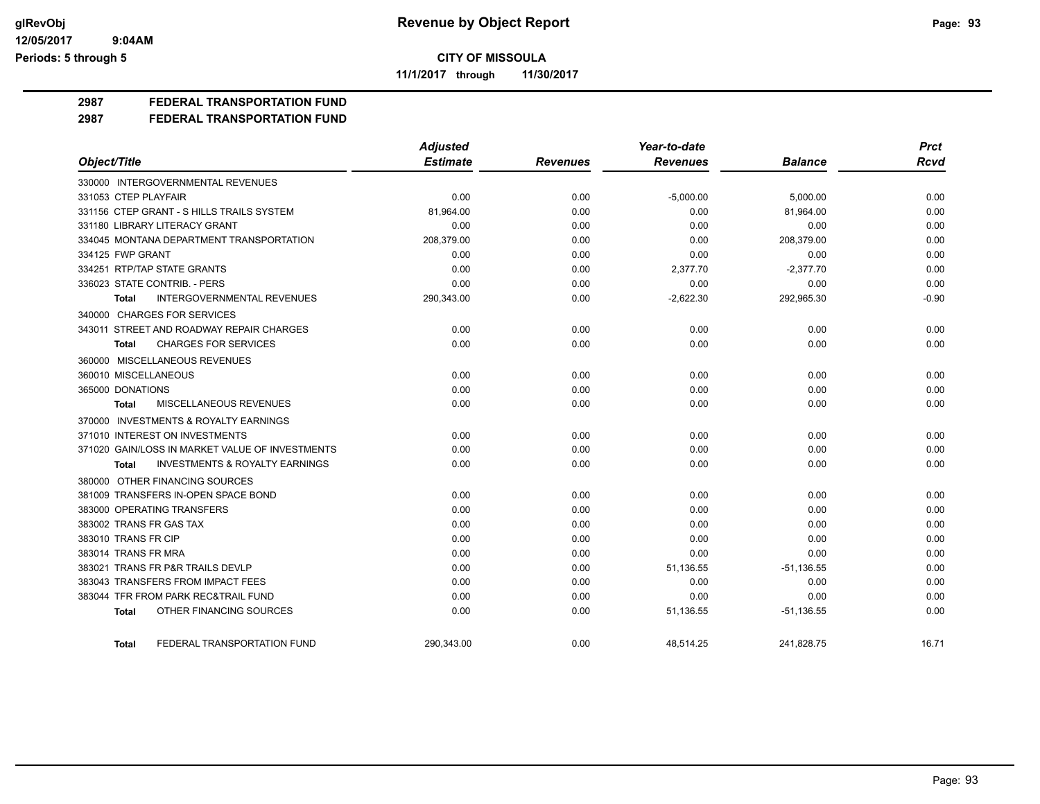**CITY OF MISSOULA**

**11/1/2017 through 11/30/2017**

glRevObj
12/05/2017 9:04AM
Periods: 5 through 5

# Revenue by Object Report

## 2987 FEDERAL TRANSPORTATION FUND
## 2987 FEDERAL TRANSPORTATION FUND

| Object/Title | Adjusted Estimate | Revenues | Year-to-date Revenues | Balance | Prct Rcvd |
|---|---|---|---|---|---|
| 330000 INTERGOVERNMENTAL REVENUES | | | | | |
| 331053 CTEP PLAYFAIR | 0.00 | 0.00 | -5,000.00 | 5,000.00 | 0.00 |
| 331156 CTEP GRANT - S HILLS TRAILS SYSTEM | 81,964.00 | 0.00 | 0.00 | 81,964.00 | 0.00 |
| 331180 LIBRARY LITERACY GRANT | 0.00 | 0.00 | 0.00 | 0.00 | 0.00 |
| 334045 MONTANA DEPARTMENT TRANSPORTATION | 208,379.00 | 0.00 | 0.00 | 208,379.00 | 0.00 |
| 334125 FWP GRANT | 0.00 | 0.00 | 0.00 | 0.00 | 0.00 |
| 334251 RTP/TAP STATE GRANTS | 0.00 | 0.00 | 2,377.70 | -2,377.70 | 0.00 |
| 336023 STATE CONTRIB. - PERS | 0.00 | 0.00 | 0.00 | 0.00 | 0.00 |
| **Total** INTERGOVERNMENTAL REVENUES | 290,343.00 | 0.00 | -2,622.30 | 292,965.30 | -0.90 |
| 340000 CHARGES FOR SERVICES | | | | | |
| 343011 STREET AND ROADWAY REPAIR CHARGES | 0.00 | 0.00 | 0.00 | 0.00 | 0.00 |
| **Total** CHARGES FOR SERVICES | 0.00 | 0.00 | 0.00 | 0.00 | 0.00 |
| 360000 MISCELLANEOUS REVENUES | | | | | |
| 360010 MISCELLANEOUS | 0.00 | 0.00 | 0.00 | 0.00 | 0.00 |
| 365000 DONATIONS | 0.00 | 0.00 | 0.00 | 0.00 | 0.00 |
| **Total** MISCELLANEOUS REVENUES | 0.00 | 0.00 | 0.00 | 0.00 | 0.00 |
| 370000 INVESTMENTS & ROYALTY EARNINGS | | | | | |
| 371010 INTEREST ON INVESTMENTS | 0.00 | 0.00 | 0.00 | 0.00 | 0.00 |
| 371020 GAIN/LOSS IN MARKET VALUE OF INVESTMENTS | 0.00 | 0.00 | 0.00 | 0.00 | 0.00 |
| **Total** INVESTMENTS & ROYALTY EARNINGS | 0.00 | 0.00 | 0.00 | 0.00 | 0.00 |
| 380000 OTHER FINANCING SOURCES | | | | | |
| 381009 TRANSFERS IN-OPEN SPACE BOND | 0.00 | 0.00 | 0.00 | 0.00 | 0.00 |
| 383000 OPERATING TRANSFERS | 0.00 | 0.00 | 0.00 | 0.00 | 0.00 |
| 383002 TRANS FR GAS TAX | 0.00 | 0.00 | 0.00 | 0.00 | 0.00 |
| 383010 TRANS FR CIP | 0.00 | 0.00 | 0.00 | 0.00 | 0.00 |
| 383014 TRANS FR MRA | 0.00 | 0.00 | 0.00 | 0.00 | 0.00 |
| 383021 TRANS FR P&R TRAILS DEVLP | 0.00 | 0.00 | 51,136.55 | -51,136.55 | 0.00 |
| 383043 TRANSFERS FROM IMPACT FEES | 0.00 | 0.00 | 0.00 | 0.00 | 0.00 |
| 383044 TFR FROM PARK REC&TRAIL FUND | 0.00 | 0.00 | 0.00 | 0.00 | 0.00 |
| **Total** OTHER FINANCING SOURCES | 0.00 | 0.00 | 51,136.55 | -51,136.55 | 0.00 |
| **Total** FEDERAL TRANSPORTATION FUND | 290,343.00 | 0.00 | 48,514.25 | 241,828.75 | 16.71 |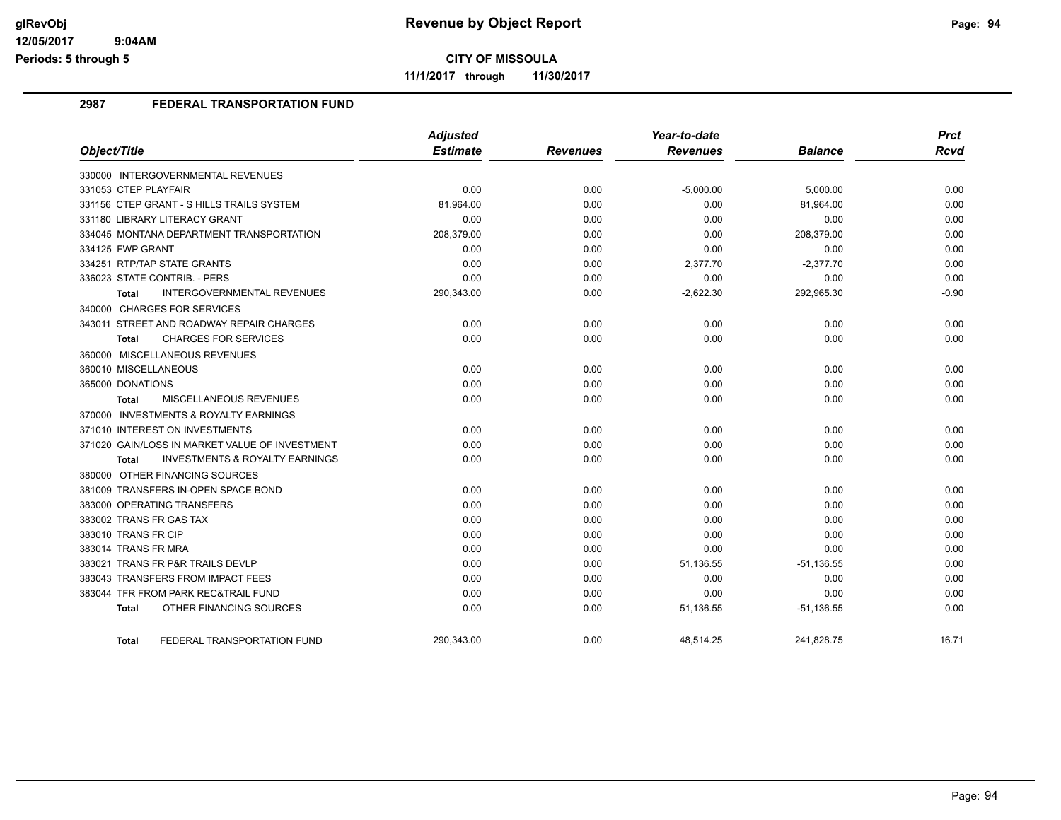**glRevObj**
**12/05/2017 9:04AM**
**Periods: 5 through 5**

# Revenue by Object Report

**CITY OF MISSOULA**

**11/1/2017 through 11/30/2017**

## 2987 FEDERAL TRANSPORTATION FUND

| Object/Title | Adjusted Estimate | Revenues | Year-to-date Revenues | Balance | Prct Rcvd |
|---|---|---|---|---|---|
| 330000 INTERGOVERNMENTAL REVENUES | | | | | |
| 331053 CTEP PLAYFAIR | 0.00 | 0.00 | -5,000.00 | 5,000.00 | 0.00 |
| 331156 CTEP GRANT - S HILLS TRAILS SYSTEM | 81,964.00 | 0.00 | 0.00 | 81,964.00 | 0.00 |
| 331180 LIBRARY LITERACY GRANT | 0.00 | 0.00 | 0.00 | 0.00 | 0.00 |
| 334045 MONTANA DEPARTMENT TRANSPORTATION | 208,379.00 | 0.00 | 0.00 | 208,379.00 | 0.00 |
| 334125 FWP GRANT | 0.00 | 0.00 | 0.00 | 0.00 | 0.00 |
| 334251 RTP/TAP STATE GRANTS | 0.00 | 0.00 | 2,377.70 | -2,377.70 | 0.00 |
| 336023 STATE CONTRIB. - PERS | 0.00 | 0.00 | 0.00 | 0.00 | 0.00 |
| **Total** INTERGOVERNMENTAL REVENUES | 290,343.00 | 0.00 | -2,622.30 | 292,965.30 | -0.90 |
| 340000 CHARGES FOR SERVICES | | | | | |
| 343011 STREET AND ROADWAY REPAIR CHARGES | 0.00 | 0.00 | 0.00 | 0.00 | 0.00 |
| **Total** CHARGES FOR SERVICES | 0.00 | 0.00 | 0.00 | 0.00 | 0.00 |
| 360000 MISCELLANEOUS REVENUES | | | | | |
| 360010 MISCELLANEOUS | 0.00 | 0.00 | 0.00 | 0.00 | 0.00 |
| 365000 DONATIONS | 0.00 | 0.00 | 0.00 | 0.00 | 0.00 |
| **Total** MISCELLANEOUS REVENUES | 0.00 | 0.00 | 0.00 | 0.00 | 0.00 |
| 370000 INVESTMENTS & ROYALTY EARNINGS | | | | | |
| 371010 INTEREST ON INVESTMENTS | 0.00 | 0.00 | 0.00 | 0.00 | 0.00 |
| 371020 GAIN/LOSS IN MARKET VALUE OF INVESTMENT | 0.00 | 0.00 | 0.00 | 0.00 | 0.00 |
| **Total** INVESTMENTS & ROYALTY EARNINGS | 0.00 | 0.00 | 0.00 | 0.00 | 0.00 |
| 380000 OTHER FINANCING SOURCES | | | | | |
| 381009 TRANSFERS IN-OPEN SPACE BOND | 0.00 | 0.00 | 0.00 | 0.00 | 0.00 |
| 383000 OPERATING TRANSFERS | 0.00 | 0.00 | 0.00 | 0.00 | 0.00 |
| 383002 TRANS FR GAS TAX | 0.00 | 0.00 | 0.00 | 0.00 | 0.00 |
| 383010 TRANS FR CIP | 0.00 | 0.00 | 0.00 | 0.00 | 0.00 |
| 383014 TRANS FR MRA | 0.00 | 0.00 | 0.00 | 0.00 | 0.00 |
| 383021 TRANS FR P&R TRAILS DEVLP | 0.00 | 0.00 | 51,136.55 | -51,136.55 | 0.00 |
| 383043 TRANSFERS FROM IMPACT FEES | 0.00 | 0.00 | 0.00 | 0.00 | 0.00 |
| 383044 TFR FROM PARK REC&TRAIL FUND | 0.00 | 0.00 | 0.00 | 0.00 | 0.00 |
| **Total** OTHER FINANCING SOURCES | 0.00 | 0.00 | 51,136.55 | -51,136.55 | 0.00 |
| **Total** FEDERAL TRANSPORTATION FUND | 290,343.00 | 0.00 | 48,514.25 | 241,828.75 | 16.71 |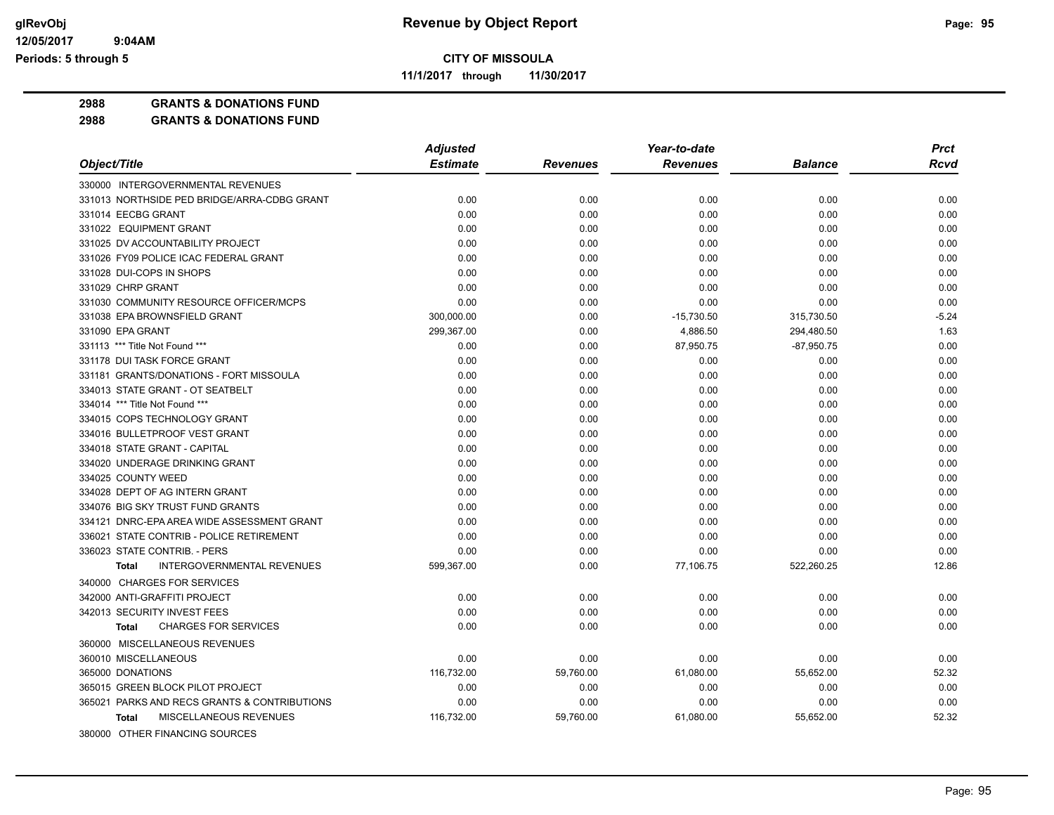**CITY OF MISSOULA**

**11/1/2017 through 11/30/2017**

**2988 GRANTS & DONATIONS FUND**

**2988 GRANTS & DONATIONS FUND**

| Object/Title | Adjusted Estimate | Revenues | Year-to-date Revenues | Balance | Prct Rcvd |
|---|---|---|---|---|---|
| 330000 INTERGOVERNMENTAL REVENUES | | | | | |
| 331013 NORTHSIDE PED BRIDGE/ARRA-CDBG GRANT | 0.00 | 0.00 | 0.00 | 0.00 | 0.00 |
| 331014 EECBG GRANT | 0.00 | 0.00 | 0.00 | 0.00 | 0.00 |
| 331022 EQUIPMENT GRANT | 0.00 | 0.00 | 0.00 | 0.00 | 0.00 |
| 331025 DV ACCOUNTABILITY PROJECT | 0.00 | 0.00 | 0.00 | 0.00 | 0.00 |
| 331026 FY09 POLICE ICAC FEDERAL GRANT | 0.00 | 0.00 | 0.00 | 0.00 | 0.00 |
| 331028 DUI-COPS IN SHOPS | 0.00 | 0.00 | 0.00 | 0.00 | 0.00 |
| 331029 CHRP GRANT | 0.00 | 0.00 | 0.00 | 0.00 | 0.00 |
| 331030 COMMUNITY RESOURCE OFFICER/MCPS | 0.00 | 0.00 | 0.00 | 0.00 | 0.00 |
| 331038 EPA BROWNSFIELD GRANT | 300,000.00 | 0.00 | -15,730.50 | 315,730.50 | -5.24 |
| 331090 EPA GRANT | 299,367.00 | 0.00 | 4,886.50 | 294,480.50 | 1.63 |
| 331113 *** Title Not Found *** | 0.00 | 0.00 | 87,950.75 | -87,950.75 | 0.00 |
| 331178 DUI TASK FORCE GRANT | 0.00 | 0.00 | 0.00 | 0.00 | 0.00 |
| 331181 GRANTS/DONATIONS - FORT MISSOULA | 0.00 | 0.00 | 0.00 | 0.00 | 0.00 |
| 334013 STATE GRANT - OT SEATBELT | 0.00 | 0.00 | 0.00 | 0.00 | 0.00 |
| 334014 *** Title Not Found *** | 0.00 | 0.00 | 0.00 | 0.00 | 0.00 |
| 334015 COPS TECHNOLOGY GRANT | 0.00 | 0.00 | 0.00 | 0.00 | 0.00 |
| 334016 BULLETPROOF VEST GRANT | 0.00 | 0.00 | 0.00 | 0.00 | 0.00 |
| 334018 STATE GRANT - CAPITAL | 0.00 | 0.00 | 0.00 | 0.00 | 0.00 |
| 334020 UNDERAGE DRINKING GRANT | 0.00 | 0.00 | 0.00 | 0.00 | 0.00 |
| 334025 COUNTY WEED | 0.00 | 0.00 | 0.00 | 0.00 | 0.00 |
| 334028 DEPT OF AG INTERN GRANT | 0.00 | 0.00 | 0.00 | 0.00 | 0.00 |
| 334076 BIG SKY TRUST FUND GRANTS | 0.00 | 0.00 | 0.00 | 0.00 | 0.00 |
| 334121 DNRC-EPA AREA WIDE ASSESSMENT GRANT | 0.00 | 0.00 | 0.00 | 0.00 | 0.00 |
| 336021 STATE CONTRIB - POLICE RETIREMENT | 0.00 | 0.00 | 0.00 | 0.00 | 0.00 |
| 336023 STATE CONTRIB. - PERS | 0.00 | 0.00 | 0.00 | 0.00 | 0.00 |
| **Total** INTERGOVERNMENTAL REVENUES | 599,367.00 | 0.00 | 77,106.75 | 522,260.25 | 12.86 |
| 340000 CHARGES FOR SERVICES | | | | | |
| 342000 ANTI-GRAFFITI PROJECT | 0.00 | 0.00 | 0.00 | 0.00 | 0.00 |
| 342013 SECURITY INVEST FEES | 0.00 | 0.00 | 0.00 | 0.00 | 0.00 |
| **Total** CHARGES FOR SERVICES | 0.00 | 0.00 | 0.00 | 0.00 | 0.00 |
| 360000 MISCELLANEOUS REVENUES | | | | | |
| 360010 MISCELLANEOUS | 0.00 | 0.00 | 0.00 | 0.00 | 0.00 |
| 365000 DONATIONS | 116,732.00 | 59,760.00 | 61,080.00 | 55,652.00 | 52.32 |
| 365015 GREEN BLOCK PILOT PROJECT | 0.00 | 0.00 | 0.00 | 0.00 | 0.00 |
| 365021 PARKS AND RECS GRANTS & CONTRIBUTIONS | 0.00 | 0.00 | 0.00 | 0.00 | 0.00 |
| **Total** MISCELLANEOUS REVENUES | 116,732.00 | 59,760.00 | 61,080.00 | 55,652.00 | 52.32 |
| 380000 OTHER FINANCING SOURCES | | | | | |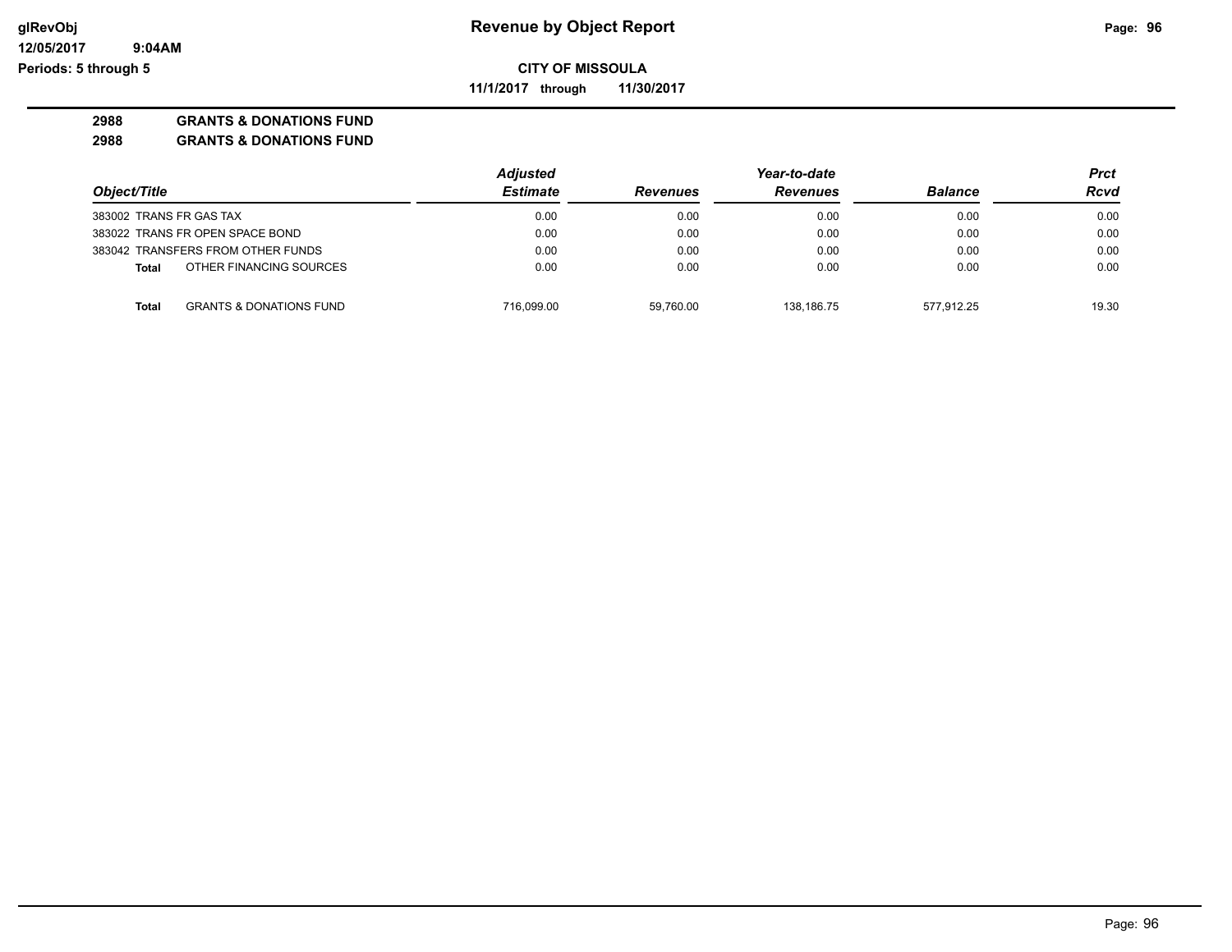# Revenue by Object Report

**CITY OF MISSOULA**

**11/1/2017 through 11/30/2017**

glRevObj
12/05/2017 9:04AM
Periods: 5 through 5

**2988 GRANTS & DONATIONS FUND**

**2988 GRANTS & DONATIONS FUND**

| Object/Title | Adjusted Estimate | Revenues | Year-to-date Revenues | Balance | Prct Rcvd |
|---|---|---|---|---|---|
| 383002 TRANS FR GAS TAX | 0.00 | 0.00 | 0.00 | 0.00 | 0.00 |
| 383022 TRANS FR OPEN SPACE BOND | 0.00 | 0.00 | 0.00 | 0.00 | 0.00 |
| 383042 TRANSFERS FROM OTHER FUNDS | 0.00 | 0.00 | 0.00 | 0.00 | 0.00 |
| **Total** OTHER FINANCING SOURCES | 0.00 | 0.00 | 0.00 | 0.00 | 0.00 |
| **Total** GRANTS & DONATIONS FUND | 716,099.00 | 59,760.00 | 138,186.75 | 577,912.25 | 19.30 |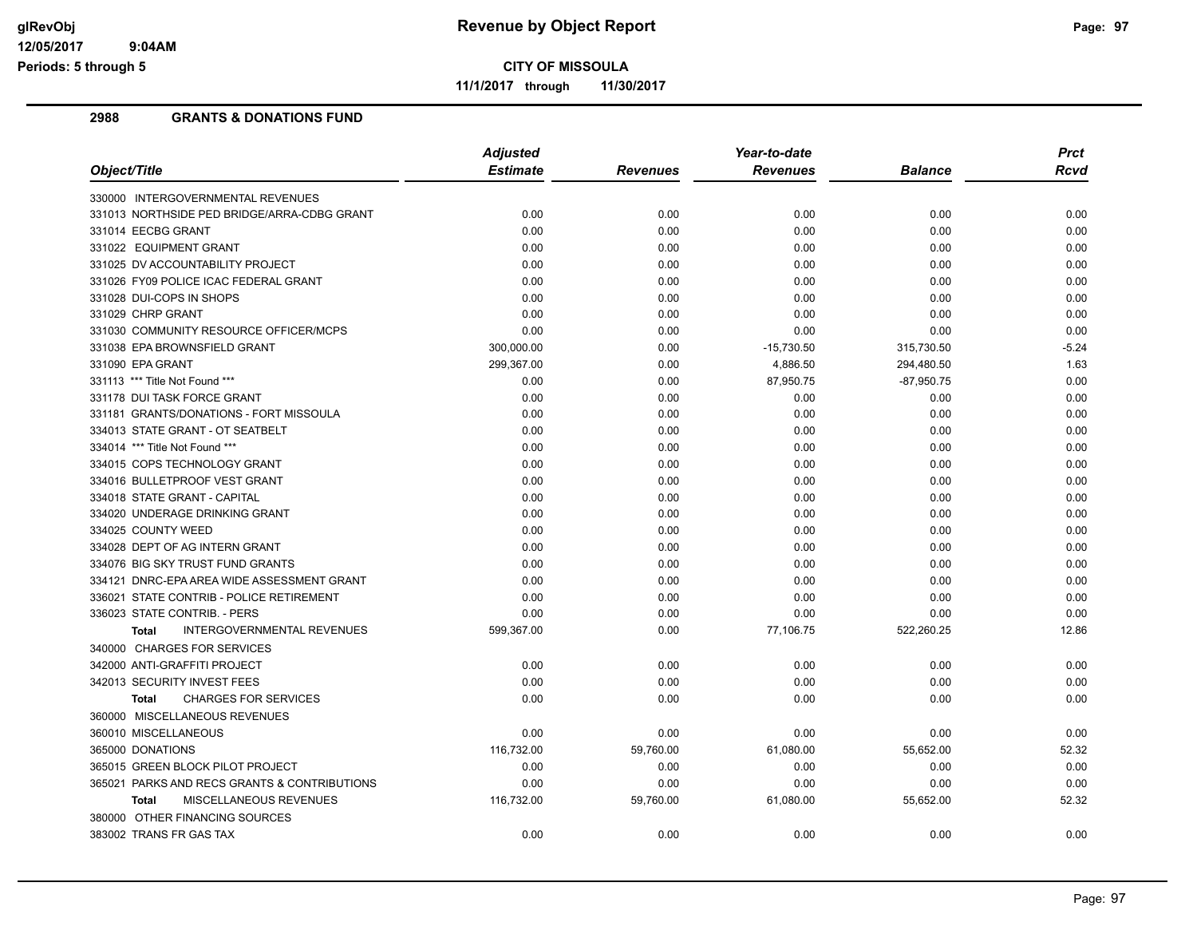**Revenue by Object Report**

**CITY OF MISSOULA**

**11/1/2017 through 11/30/2017**

glRevObj
12/05/2017 9:04AM
Periods: 5 through 5

## 2988 GRANTS & DONATIONS FUND

| Object/Title | Adjusted Estimate | Revenues | Year-to-date Revenues | Balance | Prct Rcvd |
|---|---|---|---|---|---|
| 330000 INTERGOVERNMENTAL REVENUES | | | | | |
| 331013 NORTHSIDE PED BRIDGE/ARRA-CDBG GRANT | 0.00 | 0.00 | 0.00 | 0.00 | 0.00 |
| 331014 EECBG GRANT | 0.00 | 0.00 | 0.00 | 0.00 | 0.00 |
| 331022 EQUIPMENT GRANT | 0.00 | 0.00 | 0.00 | 0.00 | 0.00 |
| 331025 DV ACCOUNTABILITY PROJECT | 0.00 | 0.00 | 0.00 | 0.00 | 0.00 |
| 331026 FY09 POLICE ICAC FEDERAL GRANT | 0.00 | 0.00 | 0.00 | 0.00 | 0.00 |
| 331028 DUI-COPS IN SHOPS | 0.00 | 0.00 | 0.00 | 0.00 | 0.00 |
| 331029 CHRP GRANT | 0.00 | 0.00 | 0.00 | 0.00 | 0.00 |
| 331030 COMMUNITY RESOURCE OFFICER/MCPS | 0.00 | 0.00 | 0.00 | 0.00 | 0.00 |
| 331038 EPA BROWNSFIELD GRANT | 300,000.00 | 0.00 | -15,730.50 | 315,730.50 | -5.24 |
| 331090 EPA GRANT | 299,367.00 | 0.00 | 4,886.50 | 294,480.50 | 1.63 |
| 331113 *** Title Not Found *** | 0.00 | 0.00 | 87,950.75 | -87,950.75 | 0.00 |
| 331178 DUI TASK FORCE GRANT | 0.00 | 0.00 | 0.00 | 0.00 | 0.00 |
| 331181 GRANTS/DONATIONS - FORT MISSOULA | 0.00 | 0.00 | 0.00 | 0.00 | 0.00 |
| 334013 STATE GRANT - OT SEATBELT | 0.00 | 0.00 | 0.00 | 0.00 | 0.00 |
| 334014 *** Title Not Found *** | 0.00 | 0.00 | 0.00 | 0.00 | 0.00 |
| 334015 COPS TECHNOLOGY GRANT | 0.00 | 0.00 | 0.00 | 0.00 | 0.00 |
| 334016 BULLETPROOF VEST GRANT | 0.00 | 0.00 | 0.00 | 0.00 | 0.00 |
| 334018 STATE GRANT - CAPITAL | 0.00 | 0.00 | 0.00 | 0.00 | 0.00 |
| 334020 UNDERAGE DRINKING GRANT | 0.00 | 0.00 | 0.00 | 0.00 | 0.00 |
| 334025 COUNTY WEED | 0.00 | 0.00 | 0.00 | 0.00 | 0.00 |
| 334028 DEPT OF AG INTERN GRANT | 0.00 | 0.00 | 0.00 | 0.00 | 0.00 |
| 334076 BIG SKY TRUST FUND GRANTS | 0.00 | 0.00 | 0.00 | 0.00 | 0.00 |
| 334121 DNRC-EPA AREA WIDE ASSESSMENT GRANT | 0.00 | 0.00 | 0.00 | 0.00 | 0.00 |
| 336021 STATE CONTRIB - POLICE RETIREMENT | 0.00 | 0.00 | 0.00 | 0.00 | 0.00 |
| 336023 STATE CONTRIB. - PERS | 0.00 | 0.00 | 0.00 | 0.00 | 0.00 |
| **Total** INTERGOVERNMENTAL REVENUES | 599,367.00 | 0.00 | 77,106.75 | 522,260.25 | 12.86 |
| 340000 CHARGES FOR SERVICES | | | | | |
| 342000 ANTI-GRAFFITI PROJECT | 0.00 | 0.00 | 0.00 | 0.00 | 0.00 |
| 342013 SECURITY INVEST FEES | 0.00 | 0.00 | 0.00 | 0.00 | 0.00 |
| **Total** CHARGES FOR SERVICES | 0.00 | 0.00 | 0.00 | 0.00 | 0.00 |
| 360000 MISCELLANEOUS REVENUES | | | | | |
| 360010 MISCELLANEOUS | 0.00 | 0.00 | 0.00 | 0.00 | 0.00 |
| 365000 DONATIONS | 116,732.00 | 59,760.00 | 61,080.00 | 55,652.00 | 52.32 |
| 365015 GREEN BLOCK PILOT PROJECT | 0.00 | 0.00 | 0.00 | 0.00 | 0.00 |
| 365021 PARKS AND RECS GRANTS & CONTRIBUTIONS | 0.00 | 0.00 | 0.00 | 0.00 | 0.00 |
| **Total** MISCELLANEOUS REVENUES | 116,732.00 | 59,760.00 | 61,080.00 | 55,652.00 | 52.32 |
| 380000 OTHER FINANCING SOURCES | | | | | |
| 383002 TRANS FR GAS TAX | 0.00 | 0.00 | 0.00 | 0.00 | 0.00 |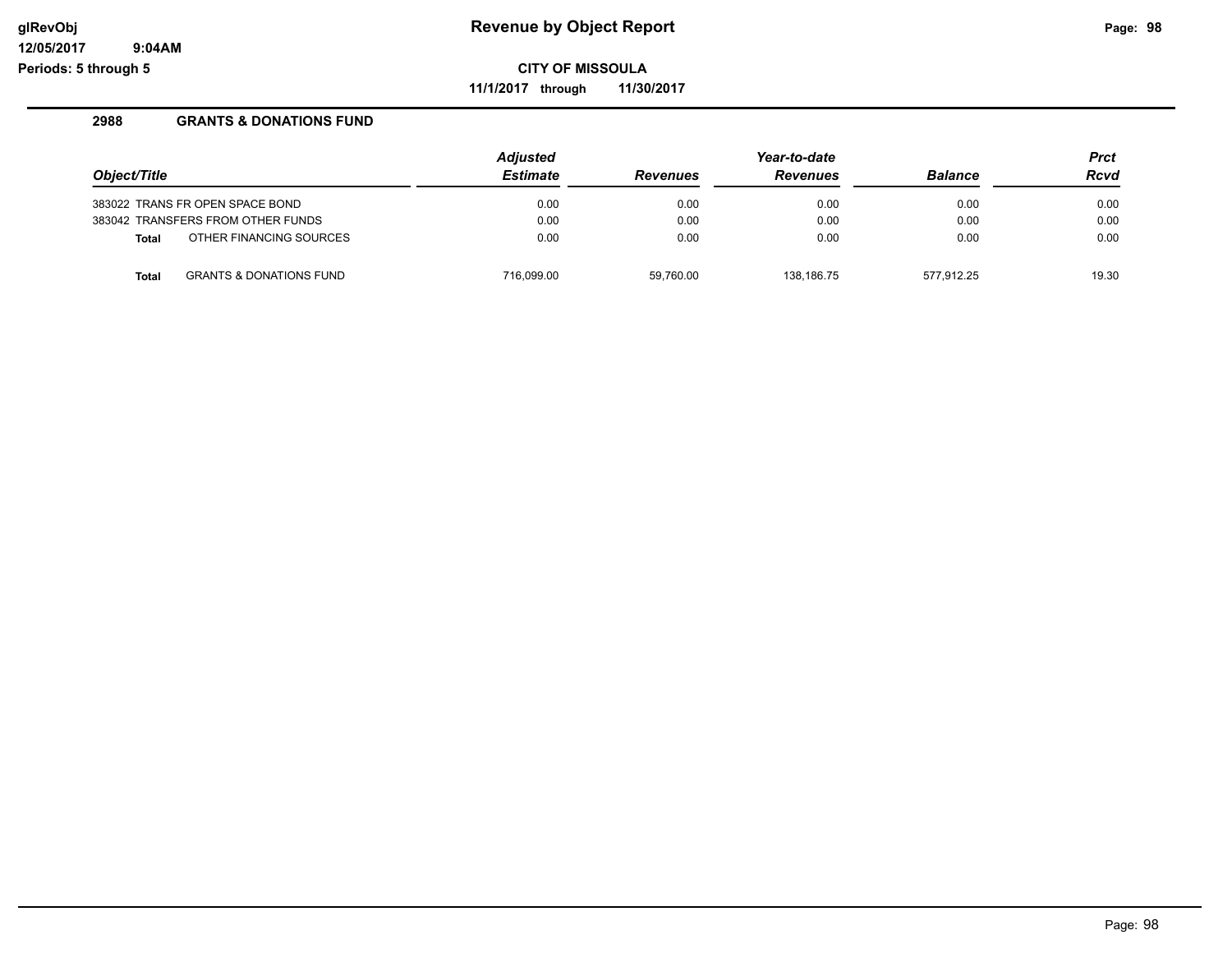## Revenue by Object Report

**CITY OF MISSOULA**

**11/1/2017 through 11/30/2017**

### 2988 GRANTS & DONATIONS FUND

| Object/Title | | Adjusted Estimate | Revenues | Year-to-date Revenues | Balance | Prct Rcvd |
|---|---|---|---|---|---|---|
| 383022 | TRANS FR OPEN SPACE BOND | 0.00 | 0.00 | 0.00 | 0.00 | 0.00 |
| 383042 | TRANSFERS FROM OTHER FUNDS | 0.00 | 0.00 | 0.00 | 0.00 | 0.00 |
| **Total** | OTHER FINANCING SOURCES | 0.00 | 0.00 | 0.00 | 0.00 | 0.00 |
| **Total** | GRANTS & DONATIONS FUND | 716,099.00 | 59,760.00 | 138,186.75 | 577,912.25 | 19.30 |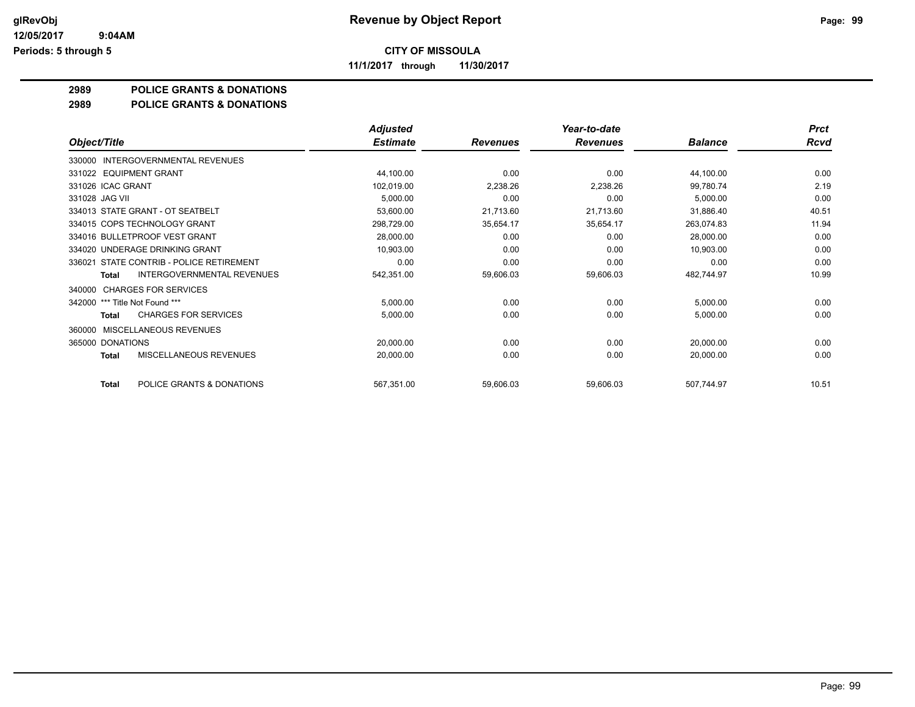# Revenue by Object Report

glRevObj
12/05/2017 9:04AM
Periods: 5 through 5

**CITY OF MISSOULA**

**11/1/2017 through 11/30/2017**

**2989 POLICE GRANTS & DONATIONS**

**2989 POLICE GRANTS & DONATIONS**

| Object/Title | Adjusted Estimate | Revenues | Year-to-date Revenues | Balance | Prct Rcvd |
|---|---|---|---|---|---|
| 330000 INTERGOVERNMENTAL REVENUES | | | | | |
| 331022 EQUIPMENT GRANT | 44,100.00 | 0.00 | 0.00 | 44,100.00 | 0.00 |
| 331026 ICAC GRANT | 102,019.00 | 2,238.26 | 2,238.26 | 99,780.74 | 2.19 |
| 331028 JAG VII | 5,000.00 | 0.00 | 0.00 | 5,000.00 | 0.00 |
| 334013 STATE GRANT - OT SEATBELT | 53,600.00 | 21,713.60 | 21,713.60 | 31,886.40 | 40.51 |
| 334015 COPS TECHNOLOGY GRANT | 298,729.00 | 35,654.17 | 35,654.17 | 263,074.83 | 11.94 |
| 334016 BULLETPROOF VEST GRANT | 28,000.00 | 0.00 | 0.00 | 28,000.00 | 0.00 |
| 334020 UNDERAGE DRINKING GRANT | 10,903.00 | 0.00 | 0.00 | 10,903.00 | 0.00 |
| 336021 STATE CONTRIB - POLICE RETIREMENT | 0.00 | 0.00 | 0.00 | 0.00 | 0.00 |
| **Total** INTERGOVERNMENTAL REVENUES | 542,351.00 | 59,606.03 | 59,606.03 | 482,744.97 | 10.99 |
| 340000 CHARGES FOR SERVICES | | | | | |
| 342000 *** Title Not Found *** | 5,000.00 | 0.00 | 0.00 | 5,000.00 | 0.00 |
| **Total** CHARGES FOR SERVICES | 5,000.00 | 0.00 | 0.00 | 5,000.00 | 0.00 |
| 360000 MISCELLANEOUS REVENUES | | | | | |
| 365000 DONATIONS | 20,000.00 | 0.00 | 0.00 | 20,000.00 | 0.00 |
| **Total** MISCELLANEOUS REVENUES | 20,000.00 | 0.00 | 0.00 | 20,000.00 | 0.00 |
| **Total** POLICE GRANTS & DONATIONS | 567,351.00 | 59,606.03 | 59,606.03 | 507,744.97 | 10.51 |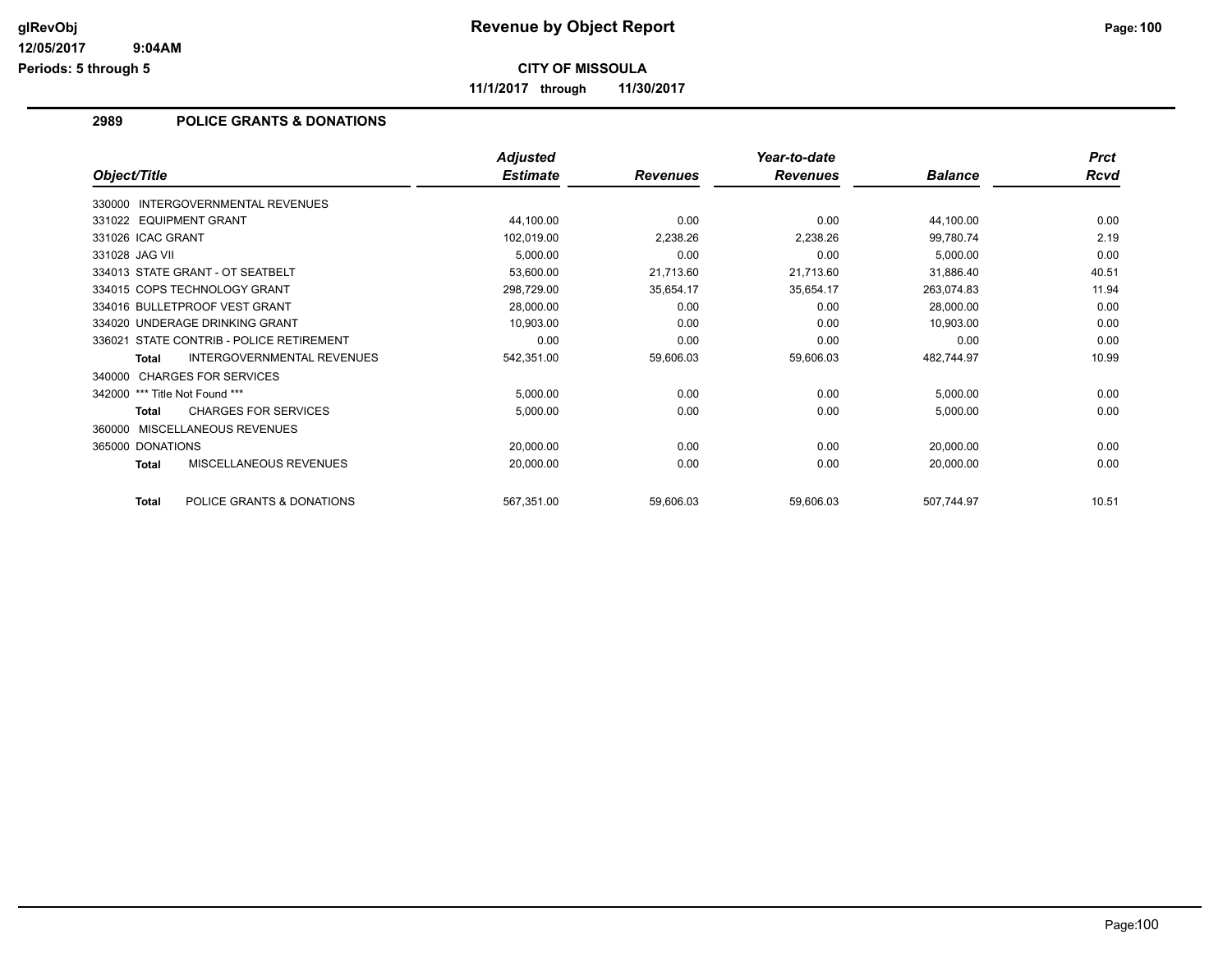# Revenue by Object Report

## CITY OF MISSOULA

11/1/2017 through 11/30/2017

### 2989 POLICE GRANTS & DONATIONS

| Object/Title | Adjusted Estimate | Revenues | Year-to-date Revenues | Balance | Prct Rcvd |
|---|---|---|---|---|---|
| 330000 INTERGOVERNMENTAL REVENUES | | | | | |
| 331022 EQUIPMENT GRANT | 44,100.00 | 0.00 | 0.00 | 44,100.00 | 0.00 |
| 331026 ICAC GRANT | 102,019.00 | 2,238.26 | 2,238.26 | 99,780.74 | 2.19 |
| 331028 JAG VII | 5,000.00 | 0.00 | 0.00 | 5,000.00 | 0.00 |
| 334013 STATE GRANT - OT SEATBELT | 53,600.00 | 21,713.60 | 21,713.60 | 31,886.40 | 40.51 |
| 334015 COPS TECHNOLOGY GRANT | 298,729.00 | 35,654.17 | 35,654.17 | 263,074.83 | 11.94 |
| 334016 BULLETPROOF VEST GRANT | 28,000.00 | 0.00 | 0.00 | 28,000.00 | 0.00 |
| 334020 UNDERAGE DRINKING GRANT | 10,903.00 | 0.00 | 0.00 | 10,903.00 | 0.00 |
| 336021 STATE CONTRIB - POLICE RETIREMENT | 0.00 | 0.00 | 0.00 | 0.00 | 0.00 |
| **Total** INTERGOVERNMENTAL REVENUES | 542,351.00 | 59,606.03 | 59,606.03 | 482,744.97 | 10.99 |
| 340000 CHARGES FOR SERVICES | | | | | |
| 342000 *** Title Not Found *** | 5,000.00 | 0.00 | 0.00 | 5,000.00 | 0.00 |
| **Total** CHARGES FOR SERVICES | 5,000.00 | 0.00 | 0.00 | 5,000.00 | 0.00 |
| 360000 MISCELLANEOUS REVENUES | | | | | |
| 365000 DONATIONS | 20,000.00 | 0.00 | 0.00 | 20,000.00 | 0.00 |
| **Total** MISCELLANEOUS REVENUES | 20,000.00 | 0.00 | 0.00 | 20,000.00 | 0.00 |
| **Total** POLICE GRANTS & DONATIONS | 567,351.00 | 59,606.03 | 59,606.03 | 507,744.97 | 10.51 |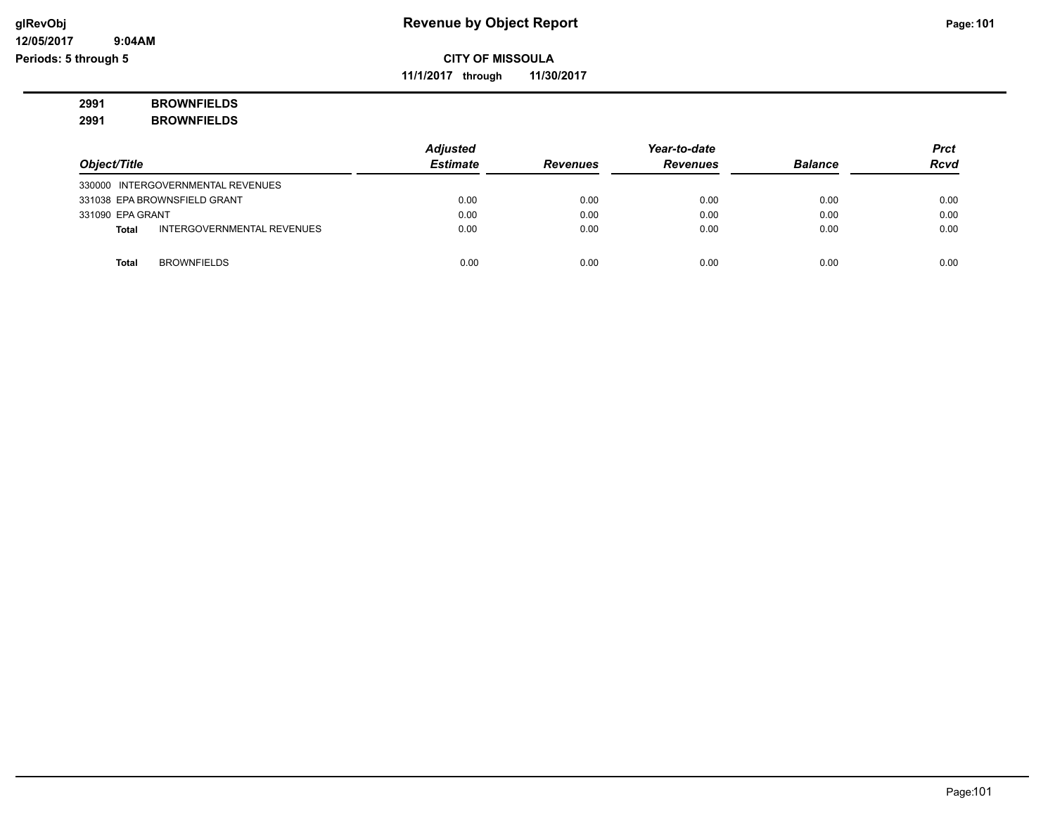# Revenue by Object Report

**CITY OF MISSOULA**

**11/1/2017 through 11/30/2017**

glRevObj
12/05/2017 9:04AM
Periods: 5 through 5

**2991 BROWNFIELDS**
**2991 BROWNFIELDS**

| Object/Title | | Adjusted Estimate | Revenues | Year-to-date Revenues | Balance | Prct Rcvd |
|---|---|---|---|---|---|---|
| 330000 INTERGOVERNMENTAL REVENUES | | | | | | |
| 331038 EPA BROWNSFIELD GRANT | | 0.00 | 0.00 | 0.00 | 0.00 | 0.00 |
| 331090 EPA GRANT | | 0.00 | 0.00 | 0.00 | 0.00 | 0.00 |
| **Total** | INTERGOVERNMENTAL REVENUES | 0.00 | 0.00 | 0.00 | 0.00 | 0.00 |
| **Total** | BROWNFIELDS | 0.00 | 0.00 | 0.00 | 0.00 | 0.00 |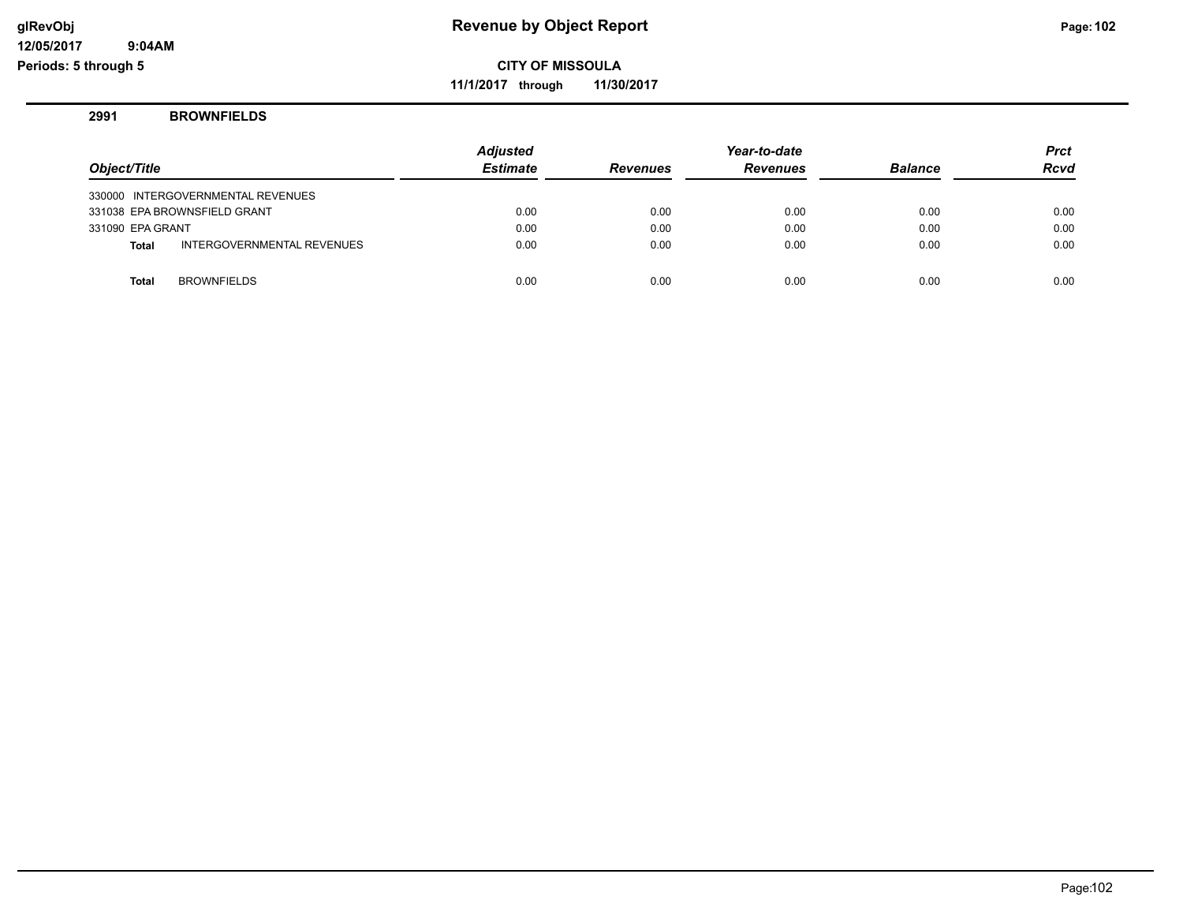# Revenue by Object Report

**CITY OF MISSOULA**

**11/1/2017 through 11/30/2017**

glRevObj
12/05/2017 9:04AM
Periods: 5 through 5

**2991 BROWNFIELDS**

| Object/Title | | Adjusted Estimate | Revenues | Year-to-date Revenues | Balance | Prct Rcvd |
|---|---|---|---|---|---|---|
| 330000 INTERGOVERNMENTAL REVENUES | | | | | | |
| 331038 EPA BROWNSFIELD GRANT | | 0.00 | 0.00 | 0.00 | 0.00 | 0.00 |
| 331090 EPA GRANT | | 0.00 | 0.00 | 0.00 | 0.00 | 0.00 |
| **Total** | INTERGOVERNMENTAL REVENUES | 0.00 | 0.00 | 0.00 | 0.00 | 0.00 |
| **Total** | BROWNFIELDS | 0.00 | 0.00 | 0.00 | 0.00 | 0.00 |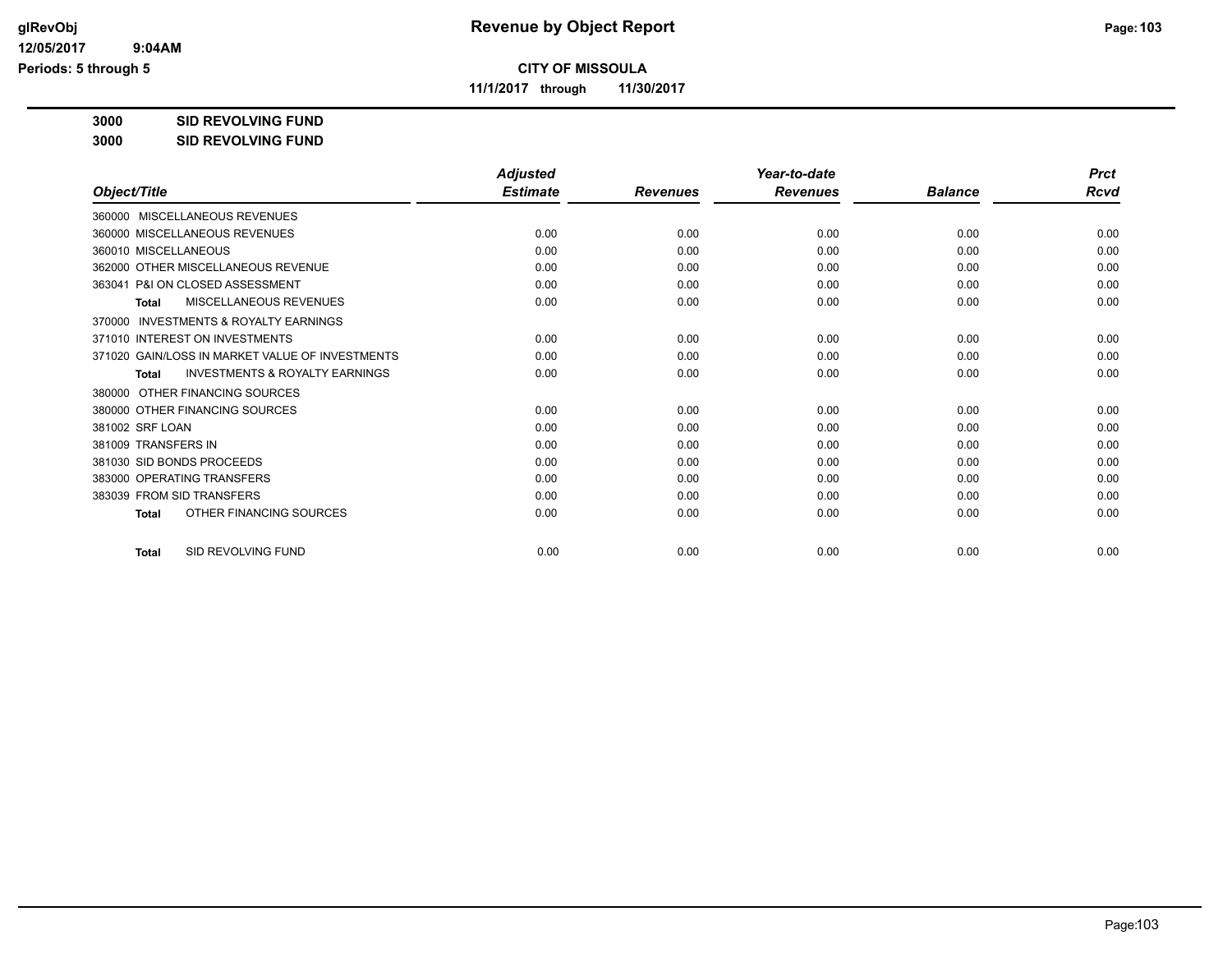**Revenue by Object Report**

glRevObj
12/05/2017 9:04AM
Periods: 5 through 5

**CITY OF MISSOULA**

11/1/2017 through 11/30/2017

**3000 SID REVOLVING FUND**

**3000 SID REVOLVING FUND**

| Object/Title | Adjusted Estimate | Revenues | Year-to-date Revenues | Balance | Prct Rcvd |
|---|---|---|---|---|---|
| 360000 MISCELLANEOUS REVENUES | | | | | |
| 360000 MISCELLANEOUS REVENUES | 0.00 | 0.00 | 0.00 | 0.00 | 0.00 |
| 360010 MISCELLANEOUS | 0.00 | 0.00 | 0.00 | 0.00 | 0.00 |
| 362000 OTHER MISCELLANEOUS REVENUE | 0.00 | 0.00 | 0.00 | 0.00 | 0.00 |
| 363041 P&I ON CLOSED ASSESSMENT | 0.00 | 0.00 | 0.00 | 0.00 | 0.00 |
| **Total** MISCELLANEOUS REVENUES | 0.00 | 0.00 | 0.00 | 0.00 | 0.00 |
| 370000 INVESTMENTS & ROYALTY EARNINGS | | | | | |
| 371010 INTEREST ON INVESTMENTS | 0.00 | 0.00 | 0.00 | 0.00 | 0.00 |
| 371020 GAIN/LOSS IN MARKET VALUE OF INVESTMENTS | 0.00 | 0.00 | 0.00 | 0.00 | 0.00 |
| **Total** INVESTMENTS & ROYALTY EARNINGS | 0.00 | 0.00 | 0.00 | 0.00 | 0.00 |
| 380000 OTHER FINANCING SOURCES | | | | | |
| 380000 OTHER FINANCING SOURCES | 0.00 | 0.00 | 0.00 | 0.00 | 0.00 |
| 381002 SRF LOAN | 0.00 | 0.00 | 0.00 | 0.00 | 0.00 |
| 381009 TRANSFERS IN | 0.00 | 0.00 | 0.00 | 0.00 | 0.00 |
| 381030 SID BONDS PROCEEDS | 0.00 | 0.00 | 0.00 | 0.00 | 0.00 |
| 383000 OPERATING TRANSFERS | 0.00 | 0.00 | 0.00 | 0.00 | 0.00 |
| 383039 FROM SID TRANSFERS | 0.00 | 0.00 | 0.00 | 0.00 | 0.00 |
| **Total** OTHER FINANCING SOURCES | 0.00 | 0.00 | 0.00 | 0.00 | 0.00 |
| **Total** SID REVOLVING FUND | 0.00 | 0.00 | 0.00 | 0.00 | 0.00 |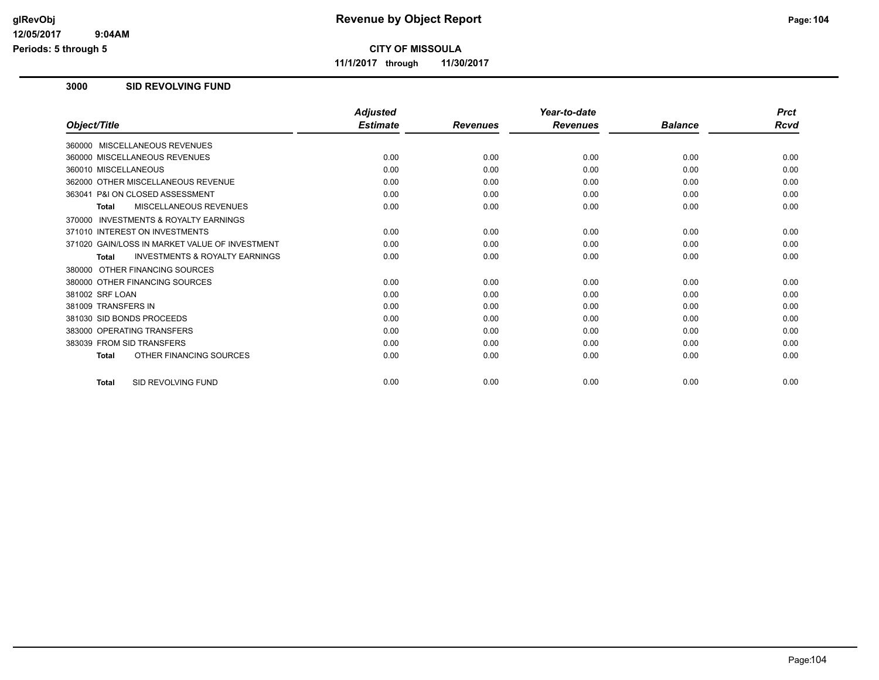# Revenue by Object Report

glRevObj
12/05/2017 9:04AM
Periods: 5 through 5

**CITY OF MISSOULA**

**11/1/2017 through 11/30/2017**

## 3000 SID REVOLVING FUND

| Object/Title | Adjusted Estimate | Revenues | Year-to-date Revenues | Balance | Prct Rcvd |
|---|---|---|---|---|---|
| 360000 MISCELLANEOUS REVENUES | | | | | |
| 360000 MISCELLANEOUS REVENUES | 0.00 | 0.00 | 0.00 | 0.00 | 0.00 |
| 360010 MISCELLANEOUS | 0.00 | 0.00 | 0.00 | 0.00 | 0.00 |
| 362000 OTHER MISCELLANEOUS REVENUE | 0.00 | 0.00 | 0.00 | 0.00 | 0.00 |
| 363041 P&I ON CLOSED ASSESSMENT | 0.00 | 0.00 | 0.00 | 0.00 | 0.00 |
| **Total** MISCELLANEOUS REVENUES | 0.00 | 0.00 | 0.00 | 0.00 | 0.00 |
| 370000 INVESTMENTS & ROYALTY EARNINGS | | | | | |
| 371010 INTEREST ON INVESTMENTS | 0.00 | 0.00 | 0.00 | 0.00 | 0.00 |
| 371020 GAIN/LOSS IN MARKET VALUE OF INVESTMENT | 0.00 | 0.00 | 0.00 | 0.00 | 0.00 |
| **Total** INVESTMENTS & ROYALTY EARNINGS | 0.00 | 0.00 | 0.00 | 0.00 | 0.00 |
| 380000 OTHER FINANCING SOURCES | | | | | |
| 380000 OTHER FINANCING SOURCES | 0.00 | 0.00 | 0.00 | 0.00 | 0.00 |
| 381002 SRF LOAN | 0.00 | 0.00 | 0.00 | 0.00 | 0.00 |
| 381009 TRANSFERS IN | 0.00 | 0.00 | 0.00 | 0.00 | 0.00 |
| 381030 SID BONDS PROCEEDS | 0.00 | 0.00 | 0.00 | 0.00 | 0.00 |
| 383000 OPERATING TRANSFERS | 0.00 | 0.00 | 0.00 | 0.00 | 0.00 |
| 383039 FROM SID TRANSFERS | 0.00 | 0.00 | 0.00 | 0.00 | 0.00 |
| **Total** OTHER FINANCING SOURCES | 0.00 | 0.00 | 0.00 | 0.00 | 0.00 |
| **Total** SID REVOLVING FUND | 0.00 | 0.00 | 0.00 | 0.00 | 0.00 |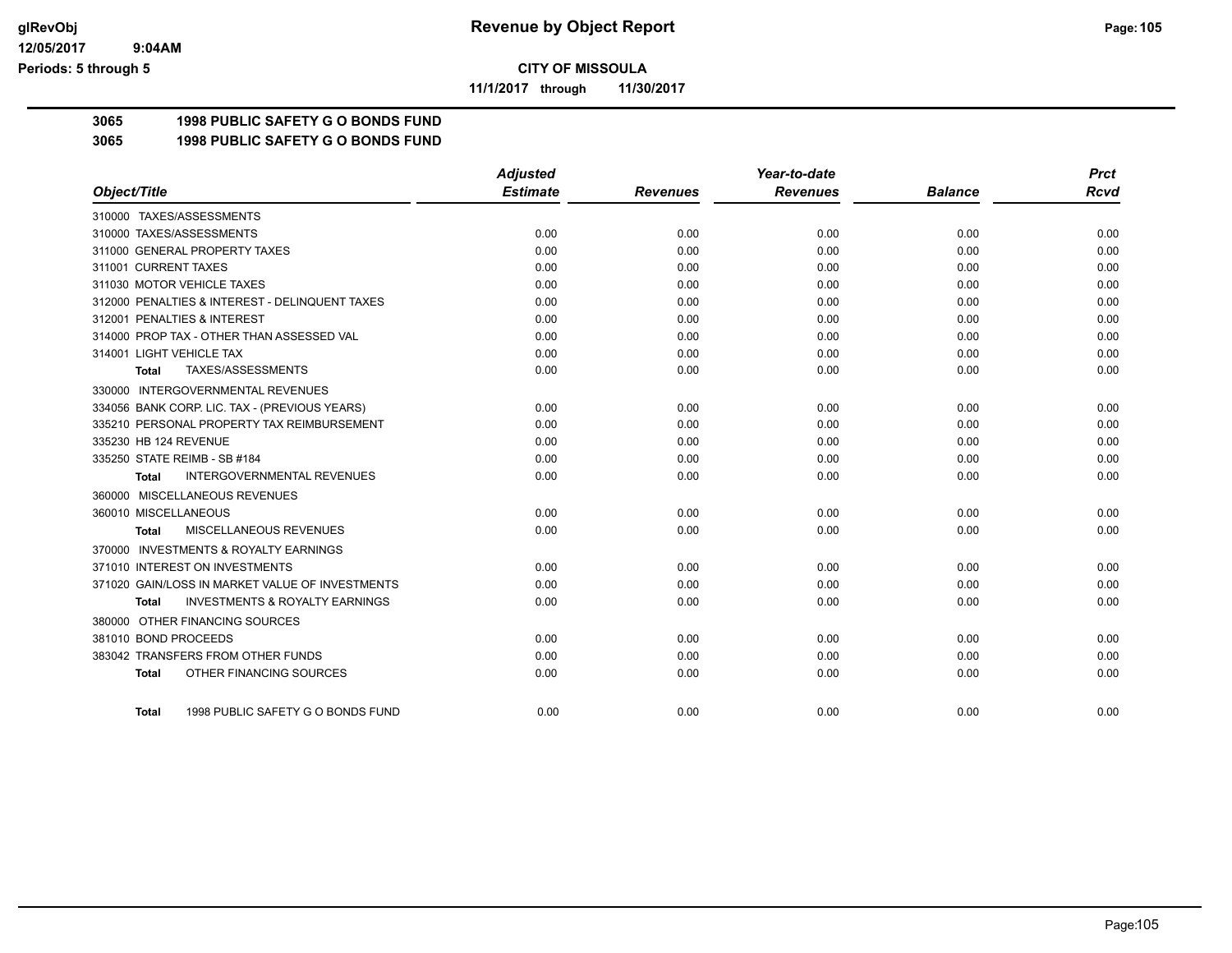**Revenue by Object Report**

**CITY OF MISSOULA**

**11/1/2017 through 11/30/2017**

glRevObj
12/05/2017 9:04AM
Periods: 5 through 5

## 3065 1998 PUBLIC SAFETY G O BONDS FUND

## 3065 1998 PUBLIC SAFETY G O BONDS FUND

| Object/Title | Adjusted Estimate | Revenues | Year-to-date Revenues | Balance | Prct Rcvd |
|---|---|---|---|---|---|
| 310000 TAXES/ASSESSMENTS | | | | | |
| 310000 TAXES/ASSESSMENTS | 0.00 | 0.00 | 0.00 | 0.00 | 0.00 |
| 311000 GENERAL PROPERTY TAXES | 0.00 | 0.00 | 0.00 | 0.00 | 0.00 |
| 311001 CURRENT TAXES | 0.00 | 0.00 | 0.00 | 0.00 | 0.00 |
| 311030 MOTOR VEHICLE TAXES | 0.00 | 0.00 | 0.00 | 0.00 | 0.00 |
| 312000 PENALTIES & INTEREST - DELINQUENT TAXES | 0.00 | 0.00 | 0.00 | 0.00 | 0.00 |
| 312001 PENALTIES & INTEREST | 0.00 | 0.00 | 0.00 | 0.00 | 0.00 |
| 314000 PROP TAX - OTHER THAN ASSESSED VAL | 0.00 | 0.00 | 0.00 | 0.00 | 0.00 |
| 314001 LIGHT VEHICLE TAX | 0.00 | 0.00 | 0.00 | 0.00 | 0.00 |
| **Total** TAXES/ASSESSMENTS | 0.00 | 0.00 | 0.00 | 0.00 | 0.00 |
| 330000 INTERGOVERNMENTAL REVENUES | | | | | |
| 334056 BANK CORP. LIC. TAX - (PREVIOUS YEARS) | 0.00 | 0.00 | 0.00 | 0.00 | 0.00 |
| 335210 PERSONAL PROPERTY TAX REIMBURSEMENT | 0.00 | 0.00 | 0.00 | 0.00 | 0.00 |
| 335230 HB 124 REVENUE | 0.00 | 0.00 | 0.00 | 0.00 | 0.00 |
| 335250 STATE REIMB - SB #184 | 0.00 | 0.00 | 0.00 | 0.00 | 0.00 |
| **Total** INTERGOVERNMENTAL REVENUES | 0.00 | 0.00 | 0.00 | 0.00 | 0.00 |
| 360000 MISCELLANEOUS REVENUES | | | | | |
| 360010 MISCELLANEOUS | 0.00 | 0.00 | 0.00 | 0.00 | 0.00 |
| **Total** MISCELLANEOUS REVENUES | 0.00 | 0.00 | 0.00 | 0.00 | 0.00 |
| 370000 INVESTMENTS & ROYALTY EARNINGS | | | | | |
| 371010 INTEREST ON INVESTMENTS | 0.00 | 0.00 | 0.00 | 0.00 | 0.00 |
| 371020 GAIN/LOSS IN MARKET VALUE OF INVESTMENTS | 0.00 | 0.00 | 0.00 | 0.00 | 0.00 |
| **Total** INVESTMENTS & ROYALTY EARNINGS | 0.00 | 0.00 | 0.00 | 0.00 | 0.00 |
| 380000 OTHER FINANCING SOURCES | | | | | |
| 381010 BOND PROCEEDS | 0.00 | 0.00 | 0.00 | 0.00 | 0.00 |
| 383042 TRANSFERS FROM OTHER FUNDS | 0.00 | 0.00 | 0.00 | 0.00 | 0.00 |
| **Total** OTHER FINANCING SOURCES | 0.00 | 0.00 | 0.00 | 0.00 | 0.00 |
| **Total** 1998 PUBLIC SAFETY G O BONDS FUND | 0.00 | 0.00 | 0.00 | 0.00 | 0.00 |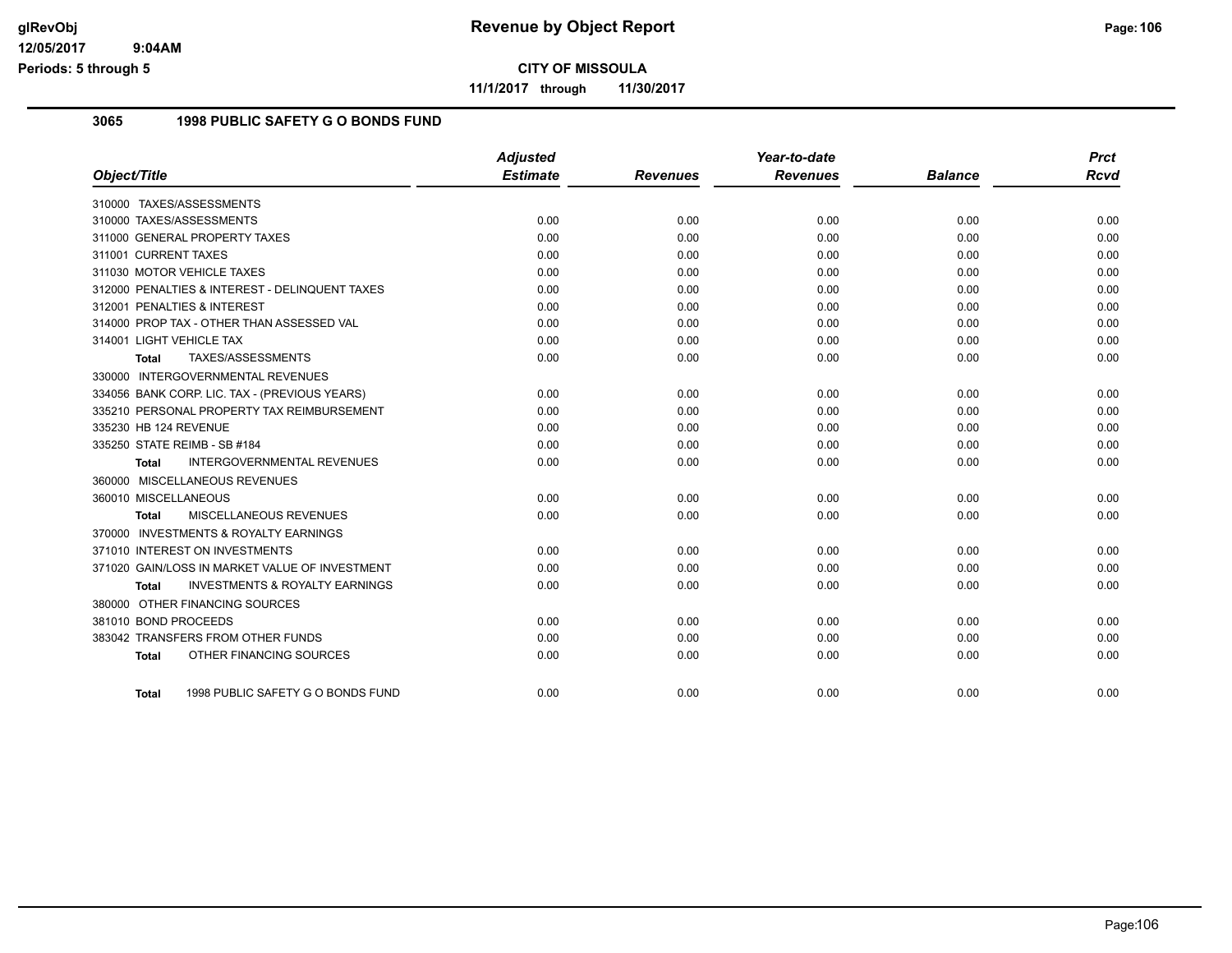# Revenue by Object Report

**CITY OF MISSOULA**

**11/1/2017 through 11/30/2017**

glRevObj
12/05/2017 9:04AM
Periods: 5 through 5

### 3065 1998 PUBLIC SAFETY G O BONDS FUND

| Object/Title | Adjusted Estimate | Revenues | Year-to-date Revenues | Balance | Prct Rcvd |
|---|---|---|---|---|---|
| 310000 TAXES/ASSESSMENTS | | | | | |
| 310000 TAXES/ASSESSMENTS | 0.00 | 0.00 | 0.00 | 0.00 | 0.00 |
| 311000 GENERAL PROPERTY TAXES | 0.00 | 0.00 | 0.00 | 0.00 | 0.00 |
| 311001 CURRENT TAXES | 0.00 | 0.00 | 0.00 | 0.00 | 0.00 |
| 311030 MOTOR VEHICLE TAXES | 0.00 | 0.00 | 0.00 | 0.00 | 0.00 |
| 312000 PENALTIES & INTEREST - DELINQUENT TAXES | 0.00 | 0.00 | 0.00 | 0.00 | 0.00 |
| 312001 PENALTIES & INTEREST | 0.00 | 0.00 | 0.00 | 0.00 | 0.00 |
| 314000 PROP TAX - OTHER THAN ASSESSED VAL | 0.00 | 0.00 | 0.00 | 0.00 | 0.00 |
| 314001 LIGHT VEHICLE TAX | 0.00 | 0.00 | 0.00 | 0.00 | 0.00 |
| **Total** TAXES/ASSESSMENTS | 0.00 | 0.00 | 0.00 | 0.00 | 0.00 |
| 330000 INTERGOVERNMENTAL REVENUES | | | | | |
| 334056 BANK CORP. LIC. TAX - (PREVIOUS YEARS) | 0.00 | 0.00 | 0.00 | 0.00 | 0.00 |
| 335210 PERSONAL PROPERTY TAX REIMBURSEMENT | 0.00 | 0.00 | 0.00 | 0.00 | 0.00 |
| 335230 HB 124 REVENUE | 0.00 | 0.00 | 0.00 | 0.00 | 0.00 |
| 335250 STATE REIMB - SB #184 | 0.00 | 0.00 | 0.00 | 0.00 | 0.00 |
| **Total** INTERGOVERNMENTAL REVENUES | 0.00 | 0.00 | 0.00 | 0.00 | 0.00 |
| 360000 MISCELLANEOUS REVENUES | | | | | |
| 360010 MISCELLANEOUS | 0.00 | 0.00 | 0.00 | 0.00 | 0.00 |
| **Total** MISCELLANEOUS REVENUES | 0.00 | 0.00 | 0.00 | 0.00 | 0.00 |
| 370000 INVESTMENTS & ROYALTY EARNINGS | | | | | |
| 371010 INTEREST ON INVESTMENTS | 0.00 | 0.00 | 0.00 | 0.00 | 0.00 |
| 371020 GAIN/LOSS IN MARKET VALUE OF INVESTMENT | 0.00 | 0.00 | 0.00 | 0.00 | 0.00 |
| **Total** INVESTMENTS & ROYALTY EARNINGS | 0.00 | 0.00 | 0.00 | 0.00 | 0.00 |
| 380000 OTHER FINANCING SOURCES | | | | | |
| 381010 BOND PROCEEDS | 0.00 | 0.00 | 0.00 | 0.00 | 0.00 |
| 383042 TRANSFERS FROM OTHER FUNDS | 0.00 | 0.00 | 0.00 | 0.00 | 0.00 |
| **Total** OTHER FINANCING SOURCES | 0.00 | 0.00 | 0.00 | 0.00 | 0.00 |
| **Total** 1998 PUBLIC SAFETY G O BONDS FUND | 0.00 | 0.00 | 0.00 | 0.00 | 0.00 |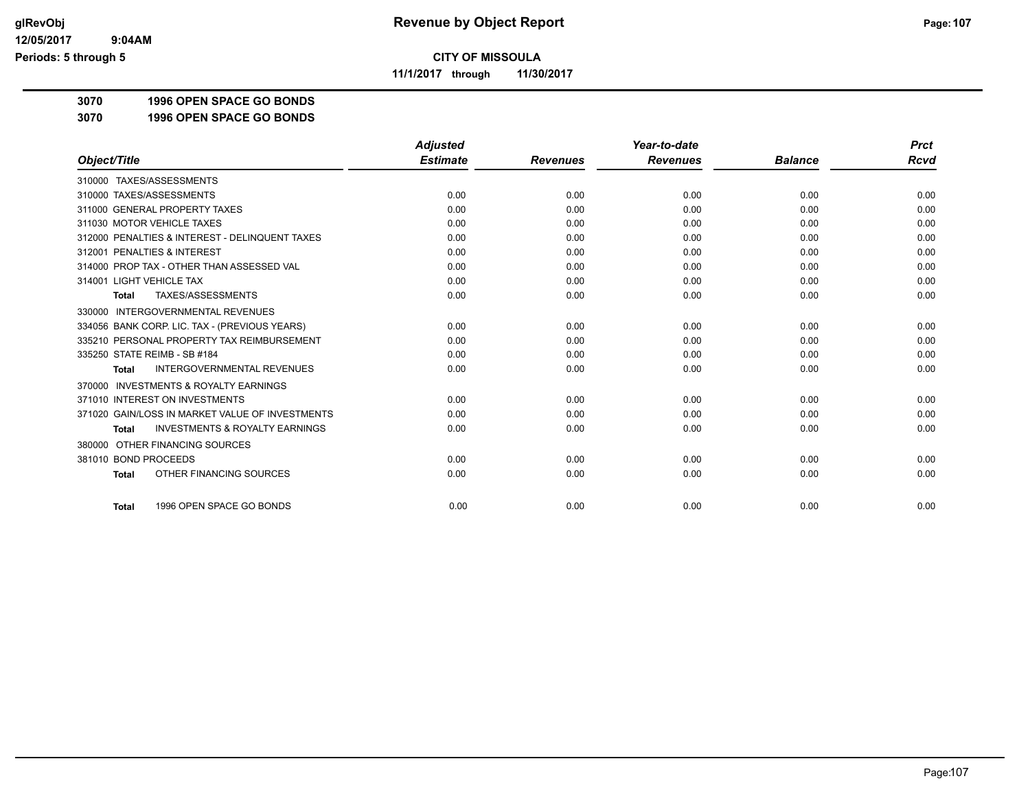**CITY OF MISSOULA**

**11/1/2017 through 11/30/2017**

**3070 1996 OPEN SPACE GO BONDS**

**3070 1996 OPEN SPACE GO BONDS**

| Object/Title | Adjusted Estimate | Revenues | Year-to-date Revenues | Balance | Prct Rcvd |
|---|---|---|---|---|---|
| 310000 TAXES/ASSESSMENTS | | | | | |
| 310000 TAXES/ASSESSMENTS | 0.00 | 0.00 | 0.00 | 0.00 | 0.00 |
| 311000 GENERAL PROPERTY TAXES | 0.00 | 0.00 | 0.00 | 0.00 | 0.00 |
| 311030 MOTOR VEHICLE TAXES | 0.00 | 0.00 | 0.00 | 0.00 | 0.00 |
| 312000 PENALTIES & INTEREST - DELINQUENT TAXES | 0.00 | 0.00 | 0.00 | 0.00 | 0.00 |
| 312001 PENALTIES & INTEREST | 0.00 | 0.00 | 0.00 | 0.00 | 0.00 |
| 314000 PROP TAX - OTHER THAN ASSESSED VAL | 0.00 | 0.00 | 0.00 | 0.00 | 0.00 |
| 314001 LIGHT VEHICLE TAX | 0.00 | 0.00 | 0.00 | 0.00 | 0.00 |
| **Total** TAXES/ASSESSMENTS | 0.00 | 0.00 | 0.00 | 0.00 | 0.00 |
| 330000 INTERGOVERNMENTAL REVENUES | | | | | |
| 334056 BANK CORP. LIC. TAX - (PREVIOUS YEARS) | 0.00 | 0.00 | 0.00 | 0.00 | 0.00 |
| 335210 PERSONAL PROPERTY TAX REIMBURSEMENT | 0.00 | 0.00 | 0.00 | 0.00 | 0.00 |
| 335250 STATE REIMB - SB #184 | 0.00 | 0.00 | 0.00 | 0.00 | 0.00 |
| **Total** INTERGOVERNMENTAL REVENUES | 0.00 | 0.00 | 0.00 | 0.00 | 0.00 |
| 370000 INVESTMENTS & ROYALTY EARNINGS | | | | | |
| 371010 INTEREST ON INVESTMENTS | 0.00 | 0.00 | 0.00 | 0.00 | 0.00 |
| 371020 GAIN/LOSS IN MARKET VALUE OF INVESTMENTS | 0.00 | 0.00 | 0.00 | 0.00 | 0.00 |
| **Total** INVESTMENTS & ROYALTY EARNINGS | 0.00 | 0.00 | 0.00 | 0.00 | 0.00 |
| 380000 OTHER FINANCING SOURCES | | | | | |
| 381010 BOND PROCEEDS | 0.00 | 0.00 | 0.00 | 0.00 | 0.00 |
| **Total** OTHER FINANCING SOURCES | 0.00 | 0.00 | 0.00 | 0.00 | 0.00 |
| **Total** 1996 OPEN SPACE GO BONDS | 0.00 | 0.00 | 0.00 | 0.00 | 0.00 |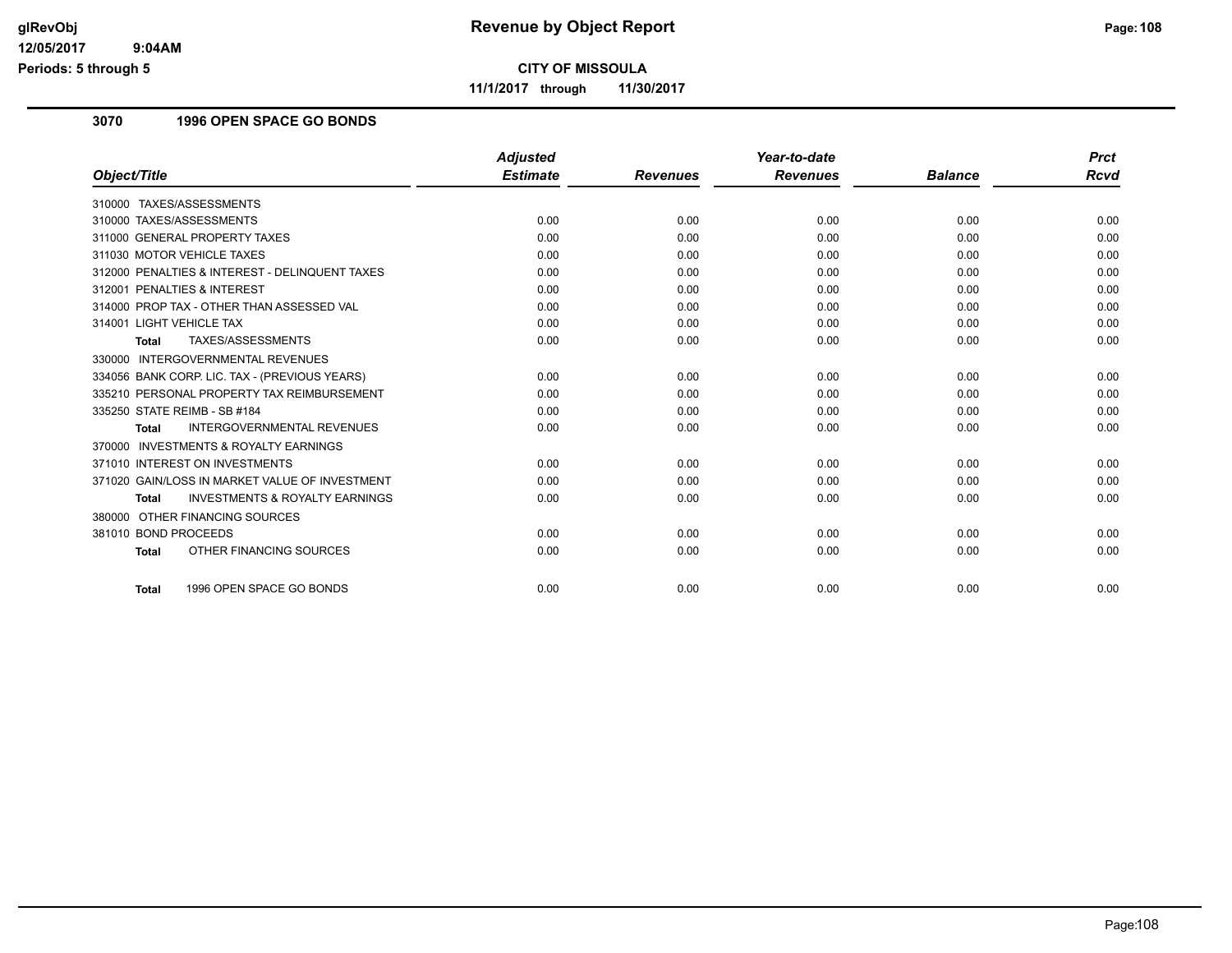# Revenue by Object Report

**CITY OF MISSOULA**

**11/1/2017 through 11/30/2017**

glRevObj
12/05/2017 9:04AM
Periods: 5 through 5

### 3070 1996 OPEN SPACE GO BONDS

| Object/Title | Adjusted Estimate | Revenues | Year-to-date Revenues | Balance | Prct Rcvd |
|---|---|---|---|---|---|
| 310000 TAXES/ASSESSMENTS | | | | | |
| 310000 TAXES/ASSESSMENTS | 0.00 | 0.00 | 0.00 | 0.00 | 0.00 |
| 311000 GENERAL PROPERTY TAXES | 0.00 | 0.00 | 0.00 | 0.00 | 0.00 |
| 311030 MOTOR VEHICLE TAXES | 0.00 | 0.00 | 0.00 | 0.00 | 0.00 |
| 312000 PENALTIES & INTEREST - DELINQUENT TAXES | 0.00 | 0.00 | 0.00 | 0.00 | 0.00 |
| 312001 PENALTIES & INTEREST | 0.00 | 0.00 | 0.00 | 0.00 | 0.00 |
| 314000 PROP TAX - OTHER THAN ASSESSED VAL | 0.00 | 0.00 | 0.00 | 0.00 | 0.00 |
| 314001 LIGHT VEHICLE TAX | 0.00 | 0.00 | 0.00 | 0.00 | 0.00 |
| **Total** TAXES/ASSESSMENTS | 0.00 | 0.00 | 0.00 | 0.00 | 0.00 |
| 330000 INTERGOVERNMENTAL REVENUES | | | | | |
| 334056 BANK CORP. LIC. TAX - (PREVIOUS YEARS) | 0.00 | 0.00 | 0.00 | 0.00 | 0.00 |
| 335210 PERSONAL PROPERTY TAX REIMBURSEMENT | 0.00 | 0.00 | 0.00 | 0.00 | 0.00 |
| 335250 STATE REIMB - SB #184 | 0.00 | 0.00 | 0.00 | 0.00 | 0.00 |
| **Total** INTERGOVERNMENTAL REVENUES | 0.00 | 0.00 | 0.00 | 0.00 | 0.00 |
| 370000 INVESTMENTS & ROYALTY EARNINGS | | | | | |
| 371010 INTEREST ON INVESTMENTS | 0.00 | 0.00 | 0.00 | 0.00 | 0.00 |
| 371020 GAIN/LOSS IN MARKET VALUE OF INVESTMENT | 0.00 | 0.00 | 0.00 | 0.00 | 0.00 |
| **Total** INVESTMENTS & ROYALTY EARNINGS | 0.00 | 0.00 | 0.00 | 0.00 | 0.00 |
| 380000 OTHER FINANCING SOURCES | | | | | |
| 381010 BOND PROCEEDS | 0.00 | 0.00 | 0.00 | 0.00 | 0.00 |
| **Total** OTHER FINANCING SOURCES | 0.00 | 0.00 | 0.00 | 0.00 | 0.00 |
| **Total** 1996 OPEN SPACE GO BONDS | 0.00 | 0.00 | 0.00 | 0.00 | 0.00 |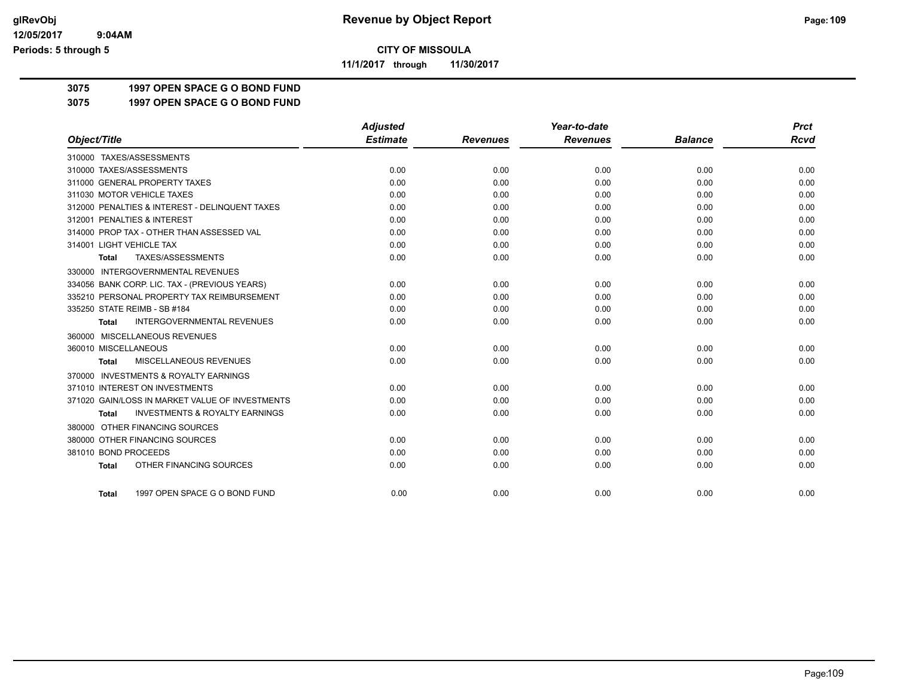**CITY OF MISSOULA**

**11/1/2017 through 11/30/2017**

**Revenue by Object Report**

**3075 1997 OPEN SPACE G O BOND FUND**

**3075 1997 OPEN SPACE G O BOND FUND**

| Object/Title | Adjusted Estimate | Revenues | Year-to-date Revenues | Balance | Prct Rcvd |
|---|---|---|---|---|---|
| 310000 TAXES/ASSESSMENTS | | | | | |
| 310000 TAXES/ASSESSMENTS | 0.00 | 0.00 | 0.00 | 0.00 | 0.00 |
| 311000 GENERAL PROPERTY TAXES | 0.00 | 0.00 | 0.00 | 0.00 | 0.00 |
| 311030 MOTOR VEHICLE TAXES | 0.00 | 0.00 | 0.00 | 0.00 | 0.00 |
| 312000 PENALTIES & INTEREST - DELINQUENT TAXES | 0.00 | 0.00 | 0.00 | 0.00 | 0.00 |
| 312001 PENALTIES & INTEREST | 0.00 | 0.00 | 0.00 | 0.00 | 0.00 |
| 314000 PROP TAX - OTHER THAN ASSESSED VAL | 0.00 | 0.00 | 0.00 | 0.00 | 0.00 |
| 314001 LIGHT VEHICLE TAX | 0.00 | 0.00 | 0.00 | 0.00 | 0.00 |
| **Total** TAXES/ASSESSMENTS | 0.00 | 0.00 | 0.00 | 0.00 | 0.00 |
| 330000 INTERGOVERNMENTAL REVENUES | | | | | |
| 334056 BANK CORP. LIC. TAX - (PREVIOUS YEARS) | 0.00 | 0.00 | 0.00 | 0.00 | 0.00 |
| 335210 PERSONAL PROPERTY TAX REIMBURSEMENT | 0.00 | 0.00 | 0.00 | 0.00 | 0.00 |
| 335250 STATE REIMB - SB #184 | 0.00 | 0.00 | 0.00 | 0.00 | 0.00 |
| **Total** INTERGOVERNMENTAL REVENUES | 0.00 | 0.00 | 0.00 | 0.00 | 0.00 |
| 360000 MISCELLANEOUS REVENUES | | | | | |
| 360010 MISCELLANEOUS | 0.00 | 0.00 | 0.00 | 0.00 | 0.00 |
| **Total** MISCELLANEOUS REVENUES | 0.00 | 0.00 | 0.00 | 0.00 | 0.00 |
| 370000 INVESTMENTS & ROYALTY EARNINGS | | | | | |
| 371010 INTEREST ON INVESTMENTS | 0.00 | 0.00 | 0.00 | 0.00 | 0.00 |
| 371020 GAIN/LOSS IN MARKET VALUE OF INVESTMENTS | 0.00 | 0.00 | 0.00 | 0.00 | 0.00 |
| **Total** INVESTMENTS & ROYALTY EARNINGS | 0.00 | 0.00 | 0.00 | 0.00 | 0.00 |
| 380000 OTHER FINANCING SOURCES | | | | | |
| 380000 OTHER FINANCING SOURCES | 0.00 | 0.00 | 0.00 | 0.00 | 0.00 |
| 381010 BOND PROCEEDS | 0.00 | 0.00 | 0.00 | 0.00 | 0.00 |
| **Total** OTHER FINANCING SOURCES | 0.00 | 0.00 | 0.00 | 0.00 | 0.00 |
| **Total** 1997 OPEN SPACE G O BOND FUND | 0.00 | 0.00 | 0.00 | 0.00 | 0.00 |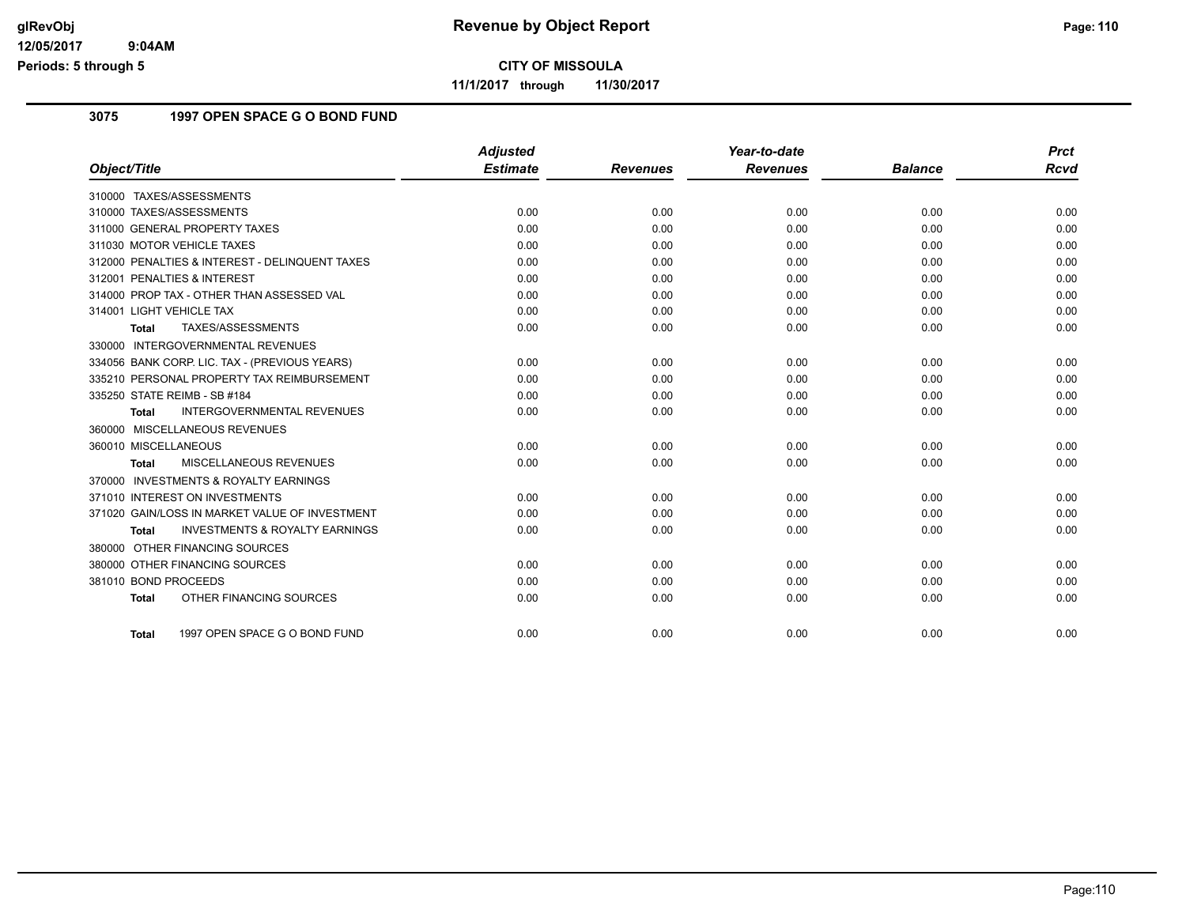# Revenue by Object Report

## CITY OF MISSOULA

**11/1/2017 through 11/30/2017**

### 3075 1997 OPEN SPACE G O BOND FUND

| Object/Title | Adjusted Estimate | Revenues | Year-to-date Revenues | Balance | Prct Rcvd |
|---|---|---|---|---|---|
| 310000 TAXES/ASSESSMENTS | | | | | |
| 310000 TAXES/ASSESSMENTS | 0.00 | 0.00 | 0.00 | 0.00 | 0.00 |
| 311000 GENERAL PROPERTY TAXES | 0.00 | 0.00 | 0.00 | 0.00 | 0.00 |
| 311030 MOTOR VEHICLE TAXES | 0.00 | 0.00 | 0.00 | 0.00 | 0.00 |
| 312000 PENALTIES & INTEREST - DELINQUENT TAXES | 0.00 | 0.00 | 0.00 | 0.00 | 0.00 |
| 312001 PENALTIES & INTEREST | 0.00 | 0.00 | 0.00 | 0.00 | 0.00 |
| 314000 PROP TAX - OTHER THAN ASSESSED VAL | 0.00 | 0.00 | 0.00 | 0.00 | 0.00 |
| 314001 LIGHT VEHICLE TAX | 0.00 | 0.00 | 0.00 | 0.00 | 0.00 |
| **Total** TAXES/ASSESSMENTS | 0.00 | 0.00 | 0.00 | 0.00 | 0.00 |
| 330000 INTERGOVERNMENTAL REVENUES | | | | | |
| 334056 BANK CORP. LIC. TAX - (PREVIOUS YEARS) | 0.00 | 0.00 | 0.00 | 0.00 | 0.00 |
| 335210 PERSONAL PROPERTY TAX REIMBURSEMENT | 0.00 | 0.00 | 0.00 | 0.00 | 0.00 |
| 335250 STATE REIMB - SB #184 | 0.00 | 0.00 | 0.00 | 0.00 | 0.00 |
| **Total** INTERGOVERNMENTAL REVENUES | 0.00 | 0.00 | 0.00 | 0.00 | 0.00 |
| 360000 MISCELLANEOUS REVENUES | | | | | |
| 360010 MISCELLANEOUS | 0.00 | 0.00 | 0.00 | 0.00 | 0.00 |
| **Total** MISCELLANEOUS REVENUES | 0.00 | 0.00 | 0.00 | 0.00 | 0.00 |
| 370000 INVESTMENTS & ROYALTY EARNINGS | | | | | |
| 371010 INTEREST ON INVESTMENTS | 0.00 | 0.00 | 0.00 | 0.00 | 0.00 |
| 371020 GAIN/LOSS IN MARKET VALUE OF INVESTMENT | 0.00 | 0.00 | 0.00 | 0.00 | 0.00 |
| **Total** INVESTMENTS & ROYALTY EARNINGS | 0.00 | 0.00 | 0.00 | 0.00 | 0.00 |
| 380000 OTHER FINANCING SOURCES | | | | | |
| 380000 OTHER FINANCING SOURCES | 0.00 | 0.00 | 0.00 | 0.00 | 0.00 |
| 381010 BOND PROCEEDS | 0.00 | 0.00 | 0.00 | 0.00 | 0.00 |
| **Total** OTHER FINANCING SOURCES | 0.00 | 0.00 | 0.00 | 0.00 | 0.00 |
| **Total** 1997 OPEN SPACE G O BOND FUND | 0.00 | 0.00 | 0.00 | 0.00 | 0.00 |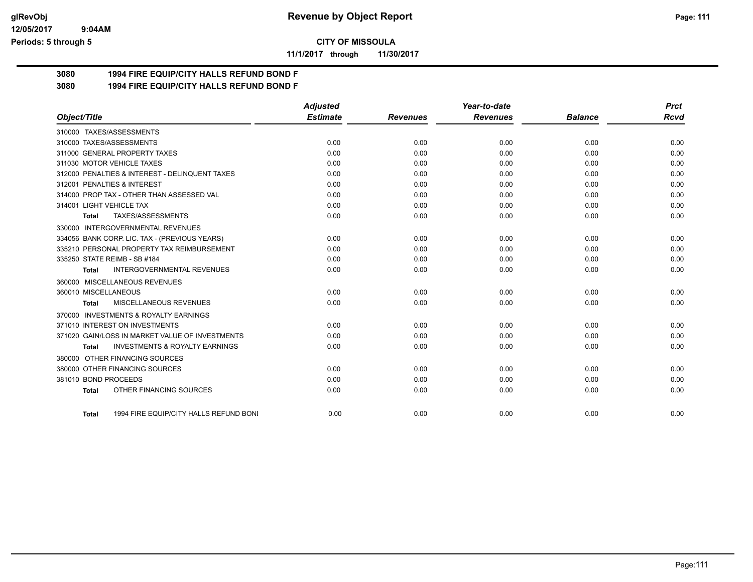**CITY OF MISSOULA**

**11/1/2017 through 11/30/2017**

# 3080 1994 FIRE EQUIP/CITY HALLS REFUND BOND F

## 3080 1994 FIRE EQUIP/CITY HALLS REFUND BOND F

| Object/Title | Adjusted Estimate | Revenues | Year-to-date Revenues | Balance | Prct Rcvd |
|---|---|---|---|---|---|
| 310000 TAXES/ASSESSMENTS | | | | | |
| 310000 TAXES/ASSESSMENTS | 0.00 | 0.00 | 0.00 | 0.00 | 0.00 |
| 311000 GENERAL PROPERTY TAXES | 0.00 | 0.00 | 0.00 | 0.00 | 0.00 |
| 311030 MOTOR VEHICLE TAXES | 0.00 | 0.00 | 0.00 | 0.00 | 0.00 |
| 312000 PENALTIES & INTEREST - DELINQUENT TAXES | 0.00 | 0.00 | 0.00 | 0.00 | 0.00 |
| 312001 PENALTIES & INTEREST | 0.00 | 0.00 | 0.00 | 0.00 | 0.00 |
| 314000 PROP TAX - OTHER THAN ASSESSED VAL | 0.00 | 0.00 | 0.00 | 0.00 | 0.00 |
| 314001 LIGHT VEHICLE TAX | 0.00 | 0.00 | 0.00 | 0.00 | 0.00 |
| **Total** TAXES/ASSESSMENTS | 0.00 | 0.00 | 0.00 | 0.00 | 0.00 |
| 330000 INTERGOVERNMENTAL REVENUES | | | | | |
| 334056 BANK CORP. LIC. TAX - (PREVIOUS YEARS) | 0.00 | 0.00 | 0.00 | 0.00 | 0.00 |
| 335210 PERSONAL PROPERTY TAX REIMBURSEMENT | 0.00 | 0.00 | 0.00 | 0.00 | 0.00 |
| 335250 STATE REIMB - SB #184 | 0.00 | 0.00 | 0.00 | 0.00 | 0.00 |
| **Total** INTERGOVERNMENTAL REVENUES | 0.00 | 0.00 | 0.00 | 0.00 | 0.00 |
| 360000 MISCELLANEOUS REVENUES | | | | | |
| 360010 MISCELLANEOUS | 0.00 | 0.00 | 0.00 | 0.00 | 0.00 |
| **Total** MISCELLANEOUS REVENUES | 0.00 | 0.00 | 0.00 | 0.00 | 0.00 |
| 370000 INVESTMENTS & ROYALTY EARNINGS | | | | | |
| 371010 INTEREST ON INVESTMENTS | 0.00 | 0.00 | 0.00 | 0.00 | 0.00 |
| 371020 GAIN/LOSS IN MARKET VALUE OF INVESTMENTS | 0.00 | 0.00 | 0.00 | 0.00 | 0.00 |
| **Total** INVESTMENTS & ROYALTY EARNINGS | 0.00 | 0.00 | 0.00 | 0.00 | 0.00 |
| 380000 OTHER FINANCING SOURCES | | | | | |
| 380000 OTHER FINANCING SOURCES | 0.00 | 0.00 | 0.00 | 0.00 | 0.00 |
| 381010 BOND PROCEEDS | 0.00 | 0.00 | 0.00 | 0.00 | 0.00 |
| **Total** OTHER FINANCING SOURCES | 0.00 | 0.00 | 0.00 | 0.00 | 0.00 |
| **Total** 1994 FIRE EQUIP/CITY HALLS REFUND BONI | 0.00 | 0.00 | 0.00 | 0.00 | 0.00 |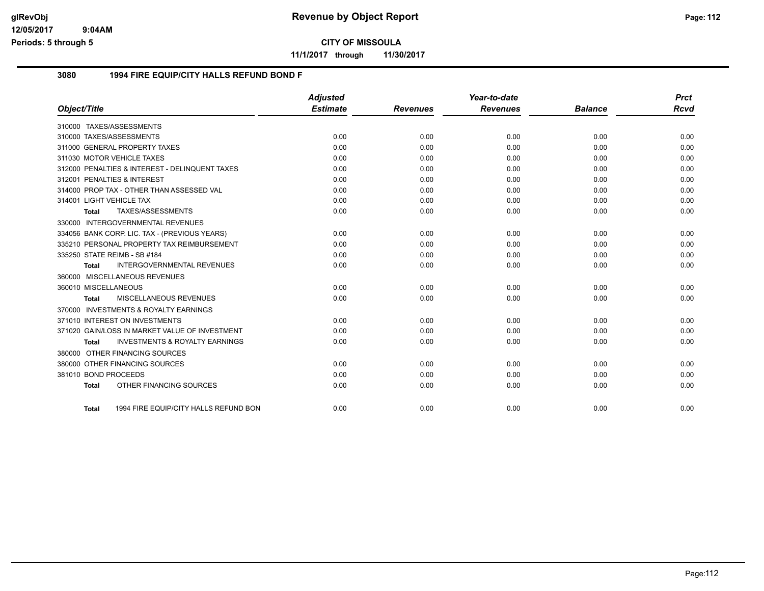# Revenue by Object Report

**CITY OF MISSOULA**

**11/1/2017 through 11/30/2017**

glRevObj
12/05/2017 9:04AM
Periods: 5 through 5

## 3080 1994 FIRE EQUIP/CITY HALLS REFUND BOND F

| Object/Title | Adjusted Estimate | Revenues | Year-to-date Revenues | Balance | Prct Rcvd |
|---|---|---|---|---|---|
| 310000 TAXES/ASSESSMENTS | | | | | |
| 310000 TAXES/ASSESSMENTS | 0.00 | 0.00 | 0.00 | 0.00 | 0.00 |
| 311000 GENERAL PROPERTY TAXES | 0.00 | 0.00 | 0.00 | 0.00 | 0.00 |
| 311030 MOTOR VEHICLE TAXES | 0.00 | 0.00 | 0.00 | 0.00 | 0.00 |
| 312000 PENALTIES & INTEREST - DELINQUENT TAXES | 0.00 | 0.00 | 0.00 | 0.00 | 0.00 |
| 312001 PENALTIES & INTEREST | 0.00 | 0.00 | 0.00 | 0.00 | 0.00 |
| 314000 PROP TAX - OTHER THAN ASSESSED VAL | 0.00 | 0.00 | 0.00 | 0.00 | 0.00 |
| 314001 LIGHT VEHICLE TAX | 0.00 | 0.00 | 0.00 | 0.00 | 0.00 |
| **Total** TAXES/ASSESSMENTS | 0.00 | 0.00 | 0.00 | 0.00 | 0.00 |
| 330000 INTERGOVERNMENTAL REVENUES | | | | | |
| 334056 BANK CORP. LIC. TAX - (PREVIOUS YEARS) | 0.00 | 0.00 | 0.00 | 0.00 | 0.00 |
| 335210 PERSONAL PROPERTY TAX REIMBURSEMENT | 0.00 | 0.00 | 0.00 | 0.00 | 0.00 |
| 335250 STATE REIMB - SB #184 | 0.00 | 0.00 | 0.00 | 0.00 | 0.00 |
| **Total** INTERGOVERNMENTAL REVENUES | 0.00 | 0.00 | 0.00 | 0.00 | 0.00 |
| 360000 MISCELLANEOUS REVENUES | | | | | |
| 360010 MISCELLANEOUS | 0.00 | 0.00 | 0.00 | 0.00 | 0.00 |
| **Total** MISCELLANEOUS REVENUES | 0.00 | 0.00 | 0.00 | 0.00 | 0.00 |
| 370000 INVESTMENTS & ROYALTY EARNINGS | | | | | |
| 371010 INTEREST ON INVESTMENTS | 0.00 | 0.00 | 0.00 | 0.00 | 0.00 |
| 371020 GAIN/LOSS IN MARKET VALUE OF INVESTMENT | 0.00 | 0.00 | 0.00 | 0.00 | 0.00 |
| **Total** INVESTMENTS & ROYALTY EARNINGS | 0.00 | 0.00 | 0.00 | 0.00 | 0.00 |
| 380000 OTHER FINANCING SOURCES | | | | | |
| 380000 OTHER FINANCING SOURCES | 0.00 | 0.00 | 0.00 | 0.00 | 0.00 |
| 381010 BOND PROCEEDS | 0.00 | 0.00 | 0.00 | 0.00 | 0.00 |
| **Total** OTHER FINANCING SOURCES | 0.00 | 0.00 | 0.00 | 0.00 | 0.00 |
| **Total** 1994 FIRE EQUIP/CITY HALLS REFUND BON | 0.00 | 0.00 | 0.00 | 0.00 | 0.00 |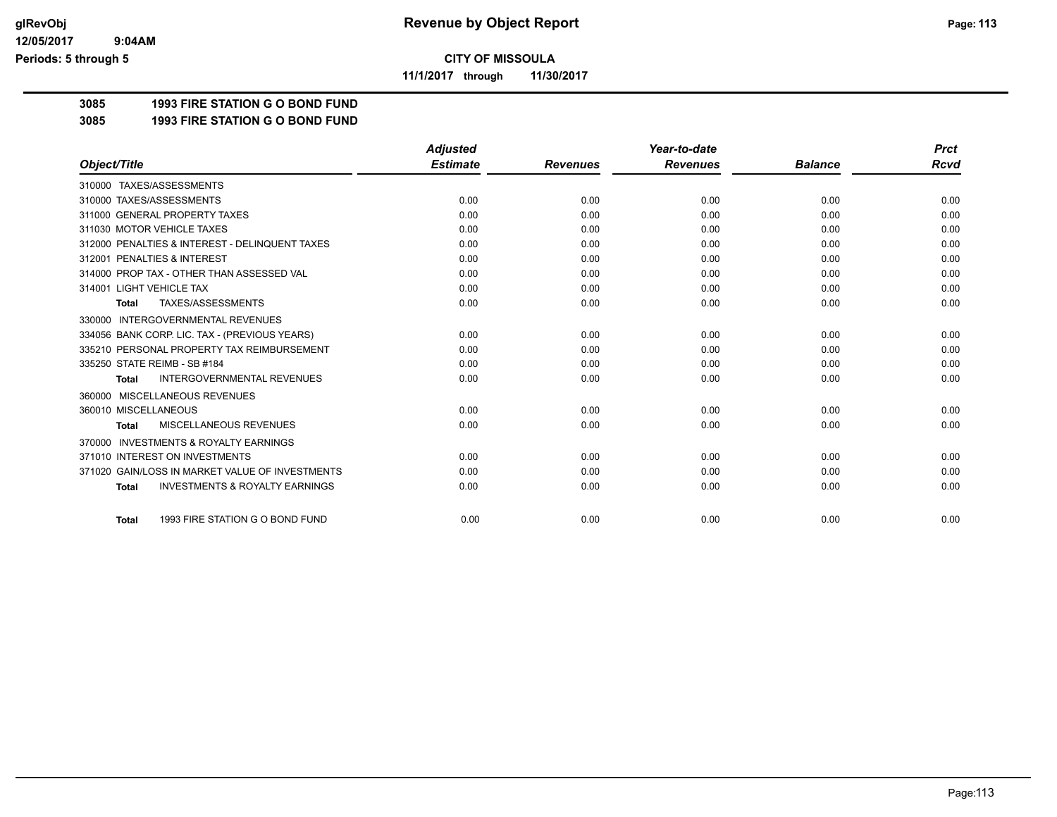**CITY OF MISSOULA**

**11/1/2017 through 11/30/2017**

**3085 1993 FIRE STATION G O BOND FUND**

**3085 1993 FIRE STATION G O BOND FUND**

| Object/Title | Adjusted Estimate | Revenues | Year-to-date Revenues | Balance | Prct Rcvd |
|---|---|---|---|---|---|
| 310000 TAXES/ASSESSMENTS | | | | | |
| 310000 TAXES/ASSESSMENTS | 0.00 | 0.00 | 0.00 | 0.00 | 0.00 |
| 311000 GENERAL PROPERTY TAXES | 0.00 | 0.00 | 0.00 | 0.00 | 0.00 |
| 311030 MOTOR VEHICLE TAXES | 0.00 | 0.00 | 0.00 | 0.00 | 0.00 |
| 312000 PENALTIES & INTEREST - DELINQUENT TAXES | 0.00 | 0.00 | 0.00 | 0.00 | 0.00 |
| 312001 PENALTIES & INTEREST | 0.00 | 0.00 | 0.00 | 0.00 | 0.00 |
| 314000 PROP TAX - OTHER THAN ASSESSED VAL | 0.00 | 0.00 | 0.00 | 0.00 | 0.00 |
| 314001 LIGHT VEHICLE TAX | 0.00 | 0.00 | 0.00 | 0.00 | 0.00 |
| **Total** TAXES/ASSESSMENTS | 0.00 | 0.00 | 0.00 | 0.00 | 0.00 |
| 330000 INTERGOVERNMENTAL REVENUES | | | | | |
| 334056 BANK CORP. LIC. TAX - (PREVIOUS YEARS) | 0.00 | 0.00 | 0.00 | 0.00 | 0.00 |
| 335210 PERSONAL PROPERTY TAX REIMBURSEMENT | 0.00 | 0.00 | 0.00 | 0.00 | 0.00 |
| 335250 STATE REIMB - SB #184 | 0.00 | 0.00 | 0.00 | 0.00 | 0.00 |
| **Total** INTERGOVERNMENTAL REVENUES | 0.00 | 0.00 | 0.00 | 0.00 | 0.00 |
| 360000 MISCELLANEOUS REVENUES | | | | | |
| 360010 MISCELLANEOUS | 0.00 | 0.00 | 0.00 | 0.00 | 0.00 |
| **Total** MISCELLANEOUS REVENUES | 0.00 | 0.00 | 0.00 | 0.00 | 0.00 |
| 370000 INVESTMENTS & ROYALTY EARNINGS | | | | | |
| 371010 INTEREST ON INVESTMENTS | 0.00 | 0.00 | 0.00 | 0.00 | 0.00 |
| 371020 GAIN/LOSS IN MARKET VALUE OF INVESTMENTS | 0.00 | 0.00 | 0.00 | 0.00 | 0.00 |
| **Total** INVESTMENTS & ROYALTY EARNINGS | 0.00 | 0.00 | 0.00 | 0.00 | 0.00 |
| **Total** 1993 FIRE STATION G O BOND FUND | 0.00 | 0.00 | 0.00 | 0.00 | 0.00 |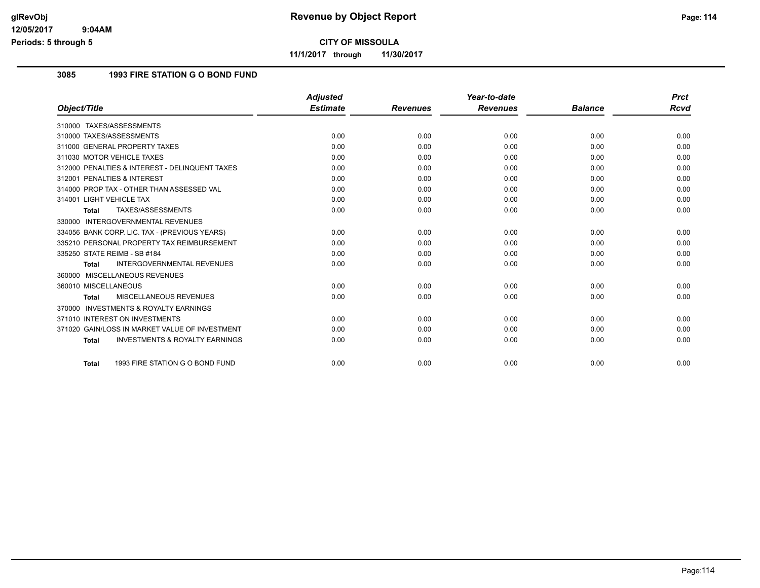# CITY OF MISSOULA

**11/1/2017 through 11/30/2017**

## 3085 1993 FIRE STATION G O BOND FUND

| Object/Title | Adjusted Estimate | Revenues | Year-to-date Revenues | Balance | Prct Rcvd |
|---|---|---|---|---|---|
| 310000 TAXES/ASSESSMENTS | | | | | |
| 310000 TAXES/ASSESSMENTS | 0.00 | 0.00 | 0.00 | 0.00 | 0.00 |
| 311000 GENERAL PROPERTY TAXES | 0.00 | 0.00 | 0.00 | 0.00 | 0.00 |
| 311030 MOTOR VEHICLE TAXES | 0.00 | 0.00 | 0.00 | 0.00 | 0.00 |
| 312000 PENALTIES & INTEREST - DELINQUENT TAXES | 0.00 | 0.00 | 0.00 | 0.00 | 0.00 |
| 312001 PENALTIES & INTEREST | 0.00 | 0.00 | 0.00 | 0.00 | 0.00 |
| 314000 PROP TAX - OTHER THAN ASSESSED VAL | 0.00 | 0.00 | 0.00 | 0.00 | 0.00 |
| 314001 LIGHT VEHICLE TAX | 0.00 | 0.00 | 0.00 | 0.00 | 0.00 |
| **Total** TAXES/ASSESSMENTS | 0.00 | 0.00 | 0.00 | 0.00 | 0.00 |
| 330000 INTERGOVERNMENTAL REVENUES | | | | | |
| 334056 BANK CORP. LIC. TAX - (PREVIOUS YEARS) | 0.00 | 0.00 | 0.00 | 0.00 | 0.00 |
| 335210 PERSONAL PROPERTY TAX REIMBURSEMENT | 0.00 | 0.00 | 0.00 | 0.00 | 0.00 |
| 335250 STATE REIMB - SB #184 | 0.00 | 0.00 | 0.00 | 0.00 | 0.00 |
| **Total** INTERGOVERNMENTAL REVENUES | 0.00 | 0.00 | 0.00 | 0.00 | 0.00 |
| 360000 MISCELLANEOUS REVENUES | | | | | |
| 360010 MISCELLANEOUS | 0.00 | 0.00 | 0.00 | 0.00 | 0.00 |
| **Total** MISCELLANEOUS REVENUES | 0.00 | 0.00 | 0.00 | 0.00 | 0.00 |
| 370000 INVESTMENTS & ROYALTY EARNINGS | | | | | |
| 371010 INTEREST ON INVESTMENTS | 0.00 | 0.00 | 0.00 | 0.00 | 0.00 |
| 371020 GAIN/LOSS IN MARKET VALUE OF INVESTMENT | 0.00 | 0.00 | 0.00 | 0.00 | 0.00 |
| **Total** INVESTMENTS & ROYALTY EARNINGS | 0.00 | 0.00 | 0.00 | 0.00 | 0.00 |
| **Total** 1993 FIRE STATION G O BOND FUND | 0.00 | 0.00 | 0.00 | 0.00 | 0.00 |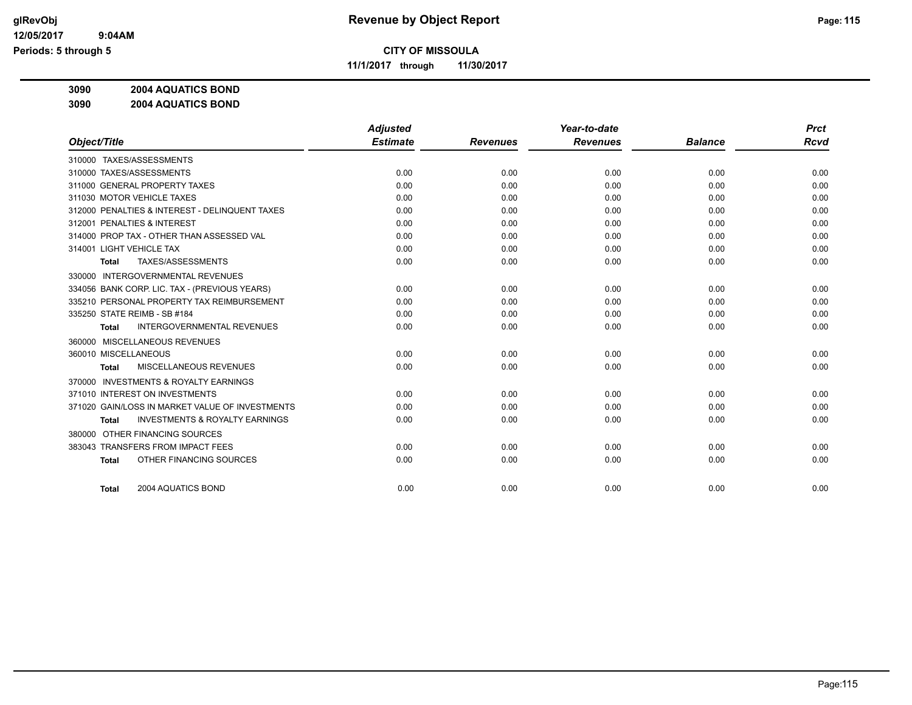# CITY OF MISSOULA

**11/1/2017 through 11/30/2017**

## 3090 2004 AQUATICS BOND

## 3090 2004 AQUATICS BOND

| Object/Title | Adjusted Estimate | Revenues | Year-to-date Revenues | Balance | Prct Rcvd |
|---|---|---|---|---|---|
| 310000 TAXES/ASSESSMENTS | | | | | |
| 310000 TAXES/ASSESSMENTS | 0.00 | 0.00 | 0.00 | 0.00 | 0.00 |
| 311000 GENERAL PROPERTY TAXES | 0.00 | 0.00 | 0.00 | 0.00 | 0.00 |
| 311030 MOTOR VEHICLE TAXES | 0.00 | 0.00 | 0.00 | 0.00 | 0.00 |
| 312000 PENALTIES & INTEREST - DELINQUENT TAXES | 0.00 | 0.00 | 0.00 | 0.00 | 0.00 |
| 312001 PENALTIES & INTEREST | 0.00 | 0.00 | 0.00 | 0.00 | 0.00 |
| 314000 PROP TAX - OTHER THAN ASSESSED VAL | 0.00 | 0.00 | 0.00 | 0.00 | 0.00 |
| 314001 LIGHT VEHICLE TAX | 0.00 | 0.00 | 0.00 | 0.00 | 0.00 |
| **Total** TAXES/ASSESSMENTS | 0.00 | 0.00 | 0.00 | 0.00 | 0.00 |
| 330000 INTERGOVERNMENTAL REVENUES | | | | | |
| 334056 BANK CORP. LIC. TAX - (PREVIOUS YEARS) | 0.00 | 0.00 | 0.00 | 0.00 | 0.00 |
| 335210 PERSONAL PROPERTY TAX REIMBURSEMENT | 0.00 | 0.00 | 0.00 | 0.00 | 0.00 |
| 335250 STATE REIMB - SB #184 | 0.00 | 0.00 | 0.00 | 0.00 | 0.00 |
| **Total** INTERGOVERNMENTAL REVENUES | 0.00 | 0.00 | 0.00 | 0.00 | 0.00 |
| 360000 MISCELLANEOUS REVENUES | | | | | |
| 360010 MISCELLANEOUS | 0.00 | 0.00 | 0.00 | 0.00 | 0.00 |
| **Total** MISCELLANEOUS REVENUES | 0.00 | 0.00 | 0.00 | 0.00 | 0.00 |
| 370000 INVESTMENTS & ROYALTY EARNINGS | | | | | |
| 371010 INTEREST ON INVESTMENTS | 0.00 | 0.00 | 0.00 | 0.00 | 0.00 |
| 371020 GAIN/LOSS IN MARKET VALUE OF INVESTMENTS | 0.00 | 0.00 | 0.00 | 0.00 | 0.00 |
| **Total** INVESTMENTS & ROYALTY EARNINGS | 0.00 | 0.00 | 0.00 | 0.00 | 0.00 |
| 380000 OTHER FINANCING SOURCES | | | | | |
| 383043 TRANSFERS FROM IMPACT FEES | 0.00 | 0.00 | 0.00 | 0.00 | 0.00 |
| **Total** OTHER FINANCING SOURCES | 0.00 | 0.00 | 0.00 | 0.00 | 0.00 |
| **Total** 2004 AQUATICS BOND | 0.00 | 0.00 | 0.00 | 0.00 | 0.00 |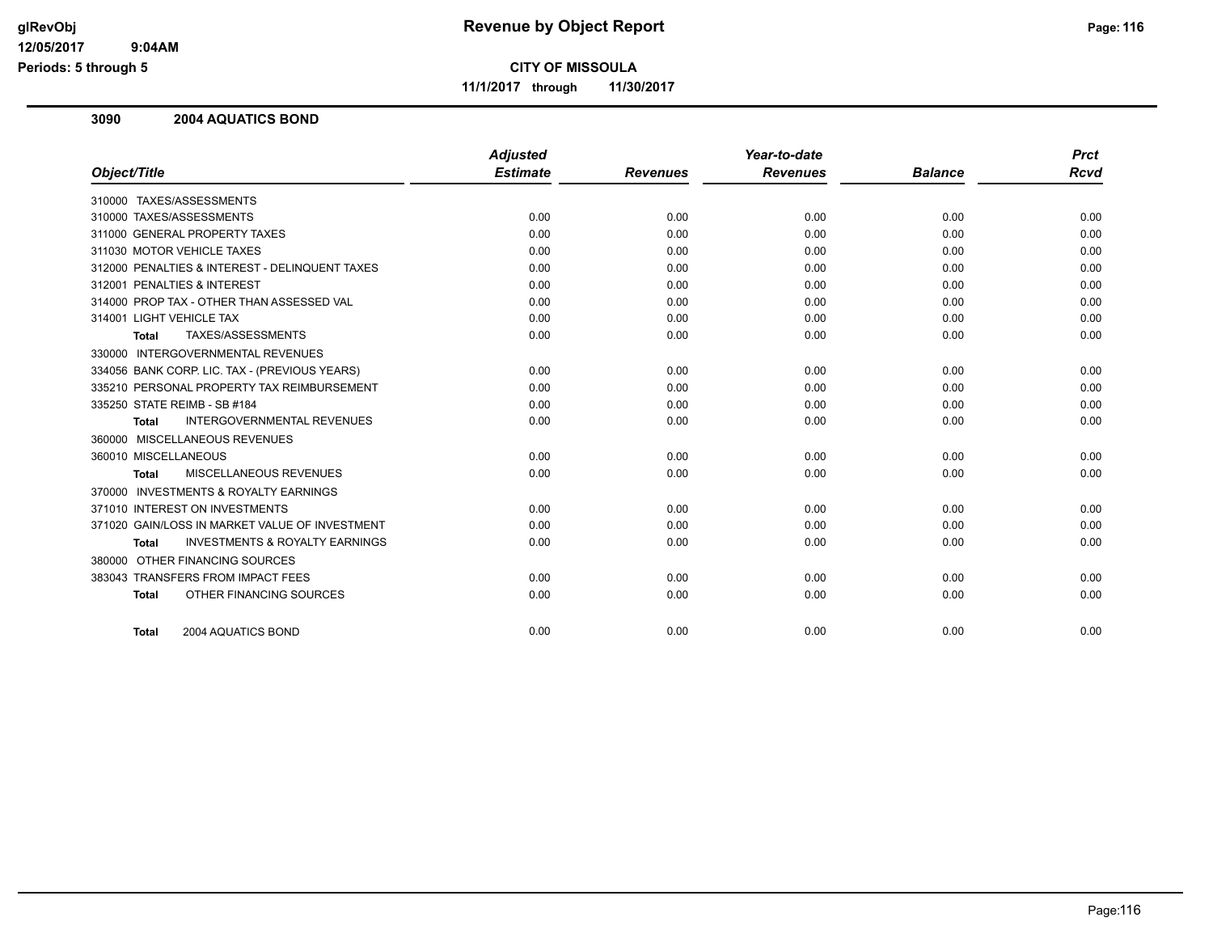# Revenue by Object Report

glRevObj
12/05/2017 9:04AM
Periods: 5 through 5

**CITY OF MISSOULA**

**11/1/2017 through 11/30/2017**

## 3090 2004 AQUATICS BOND

| Object/Title | Adjusted Estimate | Revenues | Year-to-date Revenues | Balance | Prct Rcvd |
|---|---|---|---|---|---|
| 310000 TAXES/ASSESSMENTS | | | | | |
| 310000 TAXES/ASSESSMENTS | 0.00 | 0.00 | 0.00 | 0.00 | 0.00 |
| 311000 GENERAL PROPERTY TAXES | 0.00 | 0.00 | 0.00 | 0.00 | 0.00 |
| 311030 MOTOR VEHICLE TAXES | 0.00 | 0.00 | 0.00 | 0.00 | 0.00 |
| 312000 PENALTIES & INTEREST - DELINQUENT TAXES | 0.00 | 0.00 | 0.00 | 0.00 | 0.00 |
| 312001 PENALTIES & INTEREST | 0.00 | 0.00 | 0.00 | 0.00 | 0.00 |
| 314000 PROP TAX - OTHER THAN ASSESSED VAL | 0.00 | 0.00 | 0.00 | 0.00 | 0.00 |
| 314001 LIGHT VEHICLE TAX | 0.00 | 0.00 | 0.00 | 0.00 | 0.00 |
| **Total** TAXES/ASSESSMENTS | 0.00 | 0.00 | 0.00 | 0.00 | 0.00 |
| 330000 INTERGOVERNMENTAL REVENUES | | | | | |
| 334056 BANK CORP. LIC. TAX - (PREVIOUS YEARS) | 0.00 | 0.00 | 0.00 | 0.00 | 0.00 |
| 335210 PERSONAL PROPERTY TAX REIMBURSEMENT | 0.00 | 0.00 | 0.00 | 0.00 | 0.00 |
| 335250 STATE REIMB - SB #184 | 0.00 | 0.00 | 0.00 | 0.00 | 0.00 |
| **Total** INTERGOVERNMENTAL REVENUES | 0.00 | 0.00 | 0.00 | 0.00 | 0.00 |
| 360000 MISCELLANEOUS REVENUES | | | | | |
| 360010 MISCELLANEOUS | 0.00 | 0.00 | 0.00 | 0.00 | 0.00 |
| **Total** MISCELLANEOUS REVENUES | 0.00 | 0.00 | 0.00 | 0.00 | 0.00 |
| 370000 INVESTMENTS & ROYALTY EARNINGS | | | | | |
| 371010 INTEREST ON INVESTMENTS | 0.00 | 0.00 | 0.00 | 0.00 | 0.00 |
| 371020 GAIN/LOSS IN MARKET VALUE OF INVESTMENT | 0.00 | 0.00 | 0.00 | 0.00 | 0.00 |
| **Total** INVESTMENTS & ROYALTY EARNINGS | 0.00 | 0.00 | 0.00 | 0.00 | 0.00 |
| 380000 OTHER FINANCING SOURCES | | | | | |
| 383043 TRANSFERS FROM IMPACT FEES | 0.00 | 0.00 | 0.00 | 0.00 | 0.00 |
| **Total** OTHER FINANCING SOURCES | 0.00 | 0.00 | 0.00 | 0.00 | 0.00 |
| **Total** 2004 AQUATICS BOND | 0.00 | 0.00 | 0.00 | 0.00 | 0.00 |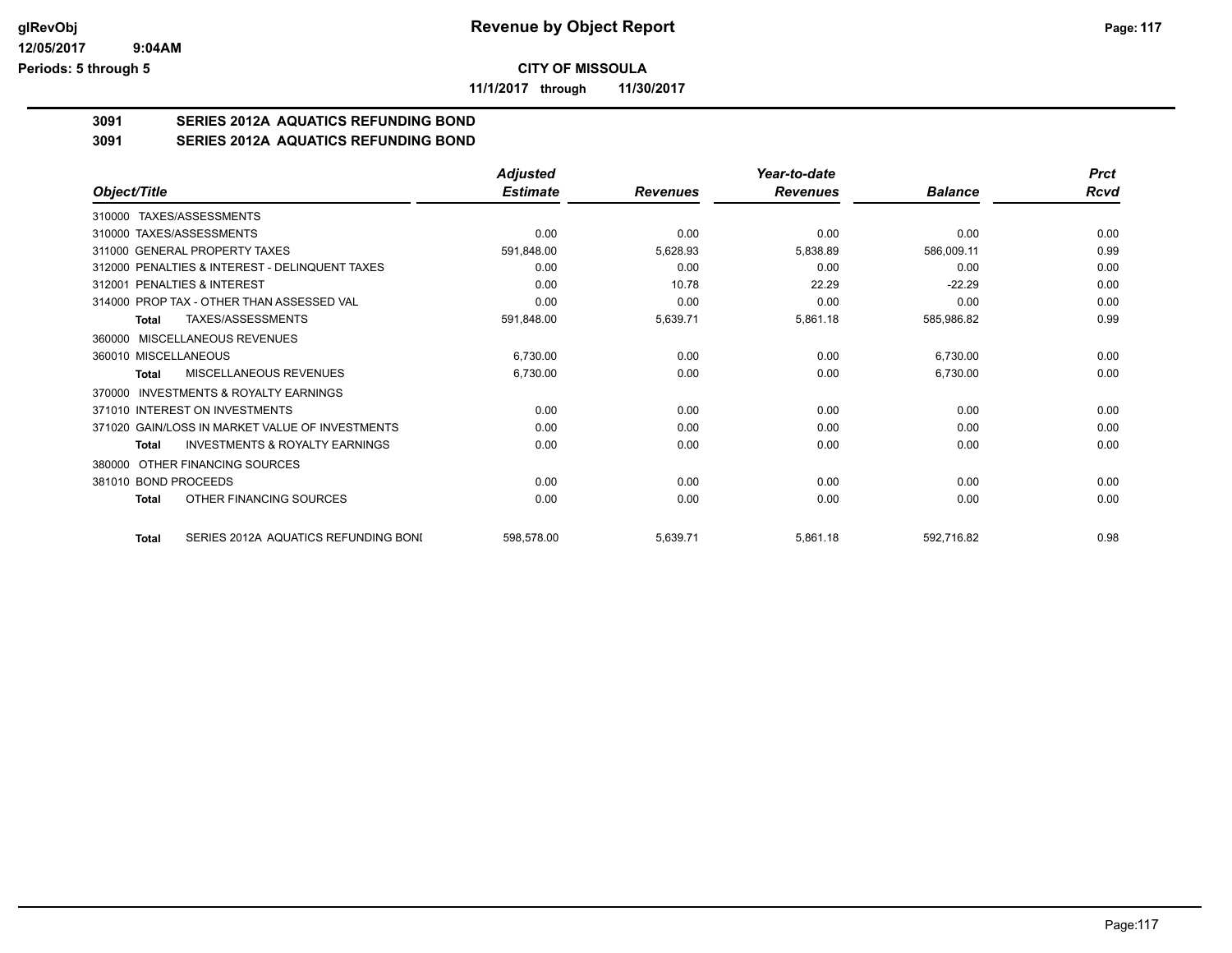# Revenue by Object Report

glRevObj
12/05/2017 9:04AM
Periods: 5 through 5

**CITY OF MISSOULA**

**11/1/2017 through 11/30/2017**

## 3091 SERIES 2012A AQUATICS REFUNDING BOND

## 3091 SERIES 2012A AQUATICS REFUNDING BOND

| Object/Title | Adjusted Estimate | Revenues | Year-to-date Revenues | Balance | Prct Rcvd |
|---|---|---|---|---|---|
| 310000 TAXES/ASSESSMENTS | | | | | |
| 310000 TAXES/ASSESSMENTS | 0.00 | 0.00 | 0.00 | 0.00 | 0.00 |
| 311000 GENERAL PROPERTY TAXES | 591,848.00 | 5,628.93 | 5,838.89 | 586,009.11 | 0.99 |
| 312000 PENALTIES & INTEREST - DELINQUENT TAXES | 0.00 | 0.00 | 0.00 | 0.00 | 0.00 |
| 312001 PENALTIES & INTEREST | 0.00 | 10.78 | 22.29 | -22.29 | 0.00 |
| 314000 PROP TAX - OTHER THAN ASSESSED VAL | 0.00 | 0.00 | 0.00 | 0.00 | 0.00 |
| **Total** TAXES/ASSESSMENTS | 591,848.00 | 5,639.71 | 5,861.18 | 585,986.82 | 0.99 |
| 360000 MISCELLANEOUS REVENUES | | | | | |
| 360010 MISCELLANEOUS | 6,730.00 | 0.00 | 0.00 | 6,730.00 | 0.00 |
| **Total** MISCELLANEOUS REVENUES | 6,730.00 | 0.00 | 0.00 | 6,730.00 | 0.00 |
| 370000 INVESTMENTS & ROYALTY EARNINGS | | | | | |
| 371010 INTEREST ON INVESTMENTS | 0.00 | 0.00 | 0.00 | 0.00 | 0.00 |
| 371020 GAIN/LOSS IN MARKET VALUE OF INVESTMENTS | 0.00 | 0.00 | 0.00 | 0.00 | 0.00 |
| **Total** INVESTMENTS & ROYALTY EARNINGS | 0.00 | 0.00 | 0.00 | 0.00 | 0.00 |
| 380000 OTHER FINANCING SOURCES | | | | | |
| 381010 BOND PROCEEDS | 0.00 | 0.00 | 0.00 | 0.00 | 0.00 |
| **Total** OTHER FINANCING SOURCES | 0.00 | 0.00 | 0.00 | 0.00 | 0.00 |
| **Total** SERIES 2012A AQUATICS REFUNDING BONI | 598,578.00 | 5,639.71 | 5,861.18 | 592,716.82 | 0.98 |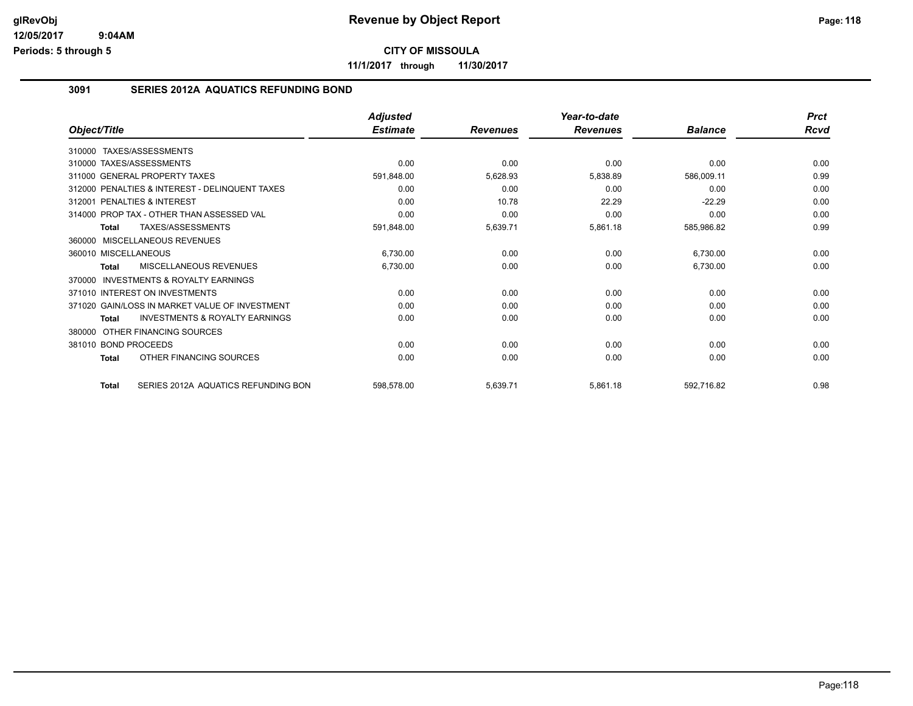# Revenue by Object Report

**CITY OF MISSOULA**

**11/1/2017 through 11/30/2017**

## 3091 SERIES 2012A AQUATICS REFUNDING BOND

| Object/Title | Adjusted Estimate | Revenues | Year-to-date Revenues | Balance | Prct Rcvd |
|---|---|---|---|---|---|
| 310000 TAXES/ASSESSMENTS | | | | | |
| 310000 TAXES/ASSESSMENTS | 0.00 | 0.00 | 0.00 | 0.00 | 0.00 |
| 311000 GENERAL PROPERTY TAXES | 591,848.00 | 5,628.93 | 5,838.89 | 586,009.11 | 0.99 |
| 312000 PENALTIES & INTEREST - DELINQUENT TAXES | 0.00 | 0.00 | 0.00 | 0.00 | 0.00 |
| 312001 PENALTIES & INTEREST | 0.00 | 10.78 | 22.29 | -22.29 | 0.00 |
| 314000 PROP TAX - OTHER THAN ASSESSED VAL | 0.00 | 0.00 | 0.00 | 0.00 | 0.00 |
| **Total** TAXES/ASSESSMENTS | 591,848.00 | 5,639.71 | 5,861.18 | 585,986.82 | 0.99 |
| 360000 MISCELLANEOUS REVENUES | | | | | |
| 360010 MISCELLANEOUS | 6,730.00 | 0.00 | 0.00 | 6,730.00 | 0.00 |
| **Total** MISCELLANEOUS REVENUES | 6,730.00 | 0.00 | 0.00 | 6,730.00 | 0.00 |
| 370000 INVESTMENTS & ROYALTY EARNINGS | | | | | |
| 371010 INTEREST ON INVESTMENTS | 0.00 | 0.00 | 0.00 | 0.00 | 0.00 |
| 371020 GAIN/LOSS IN MARKET VALUE OF INVESTMENT | 0.00 | 0.00 | 0.00 | 0.00 | 0.00 |
| **Total** INVESTMENTS & ROYALTY EARNINGS | 0.00 | 0.00 | 0.00 | 0.00 | 0.00 |
| 380000 OTHER FINANCING SOURCES | | | | | |
| 381010 BOND PROCEEDS | 0.00 | 0.00 | 0.00 | 0.00 | 0.00 |
| **Total** OTHER FINANCING SOURCES | 0.00 | 0.00 | 0.00 | 0.00 | 0.00 |
| **Total** SERIES 2012A AQUATICS REFUNDING BON | 598,578.00 | 5,639.71 | 5,861.18 | 592,716.82 | 0.98 |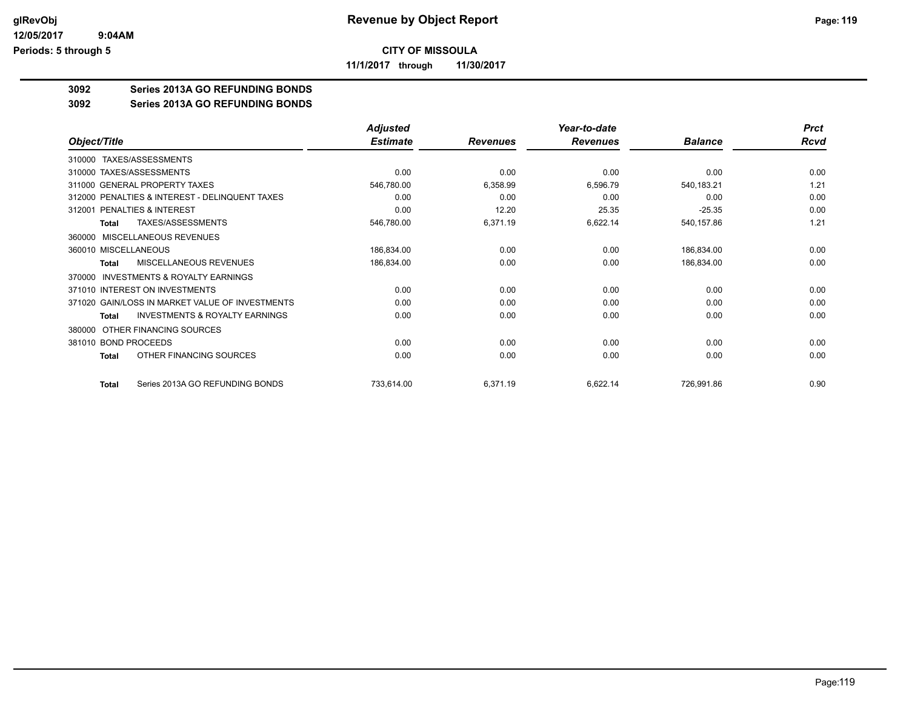**CITY OF MISSOULA**

**11/1/2017 through 11/30/2017**

**3092 Series 2013A GO REFUNDING BONDS**

**3092 Series 2013A GO REFUNDING BONDS**

| Object/Title | Adjusted Estimate | Revenues | Year-to-date Revenues | Balance | Prct Rcvd |
|---|---|---|---|---|---|
| 310000 TAXES/ASSESSMENTS | | | | | |
| 310000 TAXES/ASSESSMENTS | 0.00 | 0.00 | 0.00 | 0.00 | 0.00 |
| 311000 GENERAL PROPERTY TAXES | 546,780.00 | 6,358.99 | 6,596.79 | 540,183.21 | 1.21 |
| 312000 PENALTIES & INTEREST - DELINQUENT TAXES | 0.00 | 0.00 | 0.00 | 0.00 | 0.00 |
| 312001 PENALTIES & INTEREST | 0.00 | 12.20 | 25.35 | -25.35 | 0.00 |
| **Total** TAXES/ASSESSMENTS | 546,780.00 | 6,371.19 | 6,622.14 | 540,157.86 | 1.21 |
| 360000 MISCELLANEOUS REVENUES | | | | | |
| 360010 MISCELLANEOUS | 186,834.00 | 0.00 | 0.00 | 186,834.00 | 0.00 |
| **Total** MISCELLANEOUS REVENUES | 186,834.00 | 0.00 | 0.00 | 186,834.00 | 0.00 |
| 370000 INVESTMENTS & ROYALTY EARNINGS | | | | | |
| 371010 INTEREST ON INVESTMENTS | 0.00 | 0.00 | 0.00 | 0.00 | 0.00 |
| 371020 GAIN/LOSS IN MARKET VALUE OF INVESTMENTS | 0.00 | 0.00 | 0.00 | 0.00 | 0.00 |
| **Total** INVESTMENTS & ROYALTY EARNINGS | 0.00 | 0.00 | 0.00 | 0.00 | 0.00 |
| 380000 OTHER FINANCING SOURCES | | | | | |
| 381010 BOND PROCEEDS | 0.00 | 0.00 | 0.00 | 0.00 | 0.00 |
| **Total** OTHER FINANCING SOURCES | 0.00 | 0.00 | 0.00 | 0.00 | 0.00 |
| **Total** Series 2013A GO REFUNDING BONDS | 733,614.00 | 6,371.19 | 6,622.14 | 726,991.86 | 0.90 |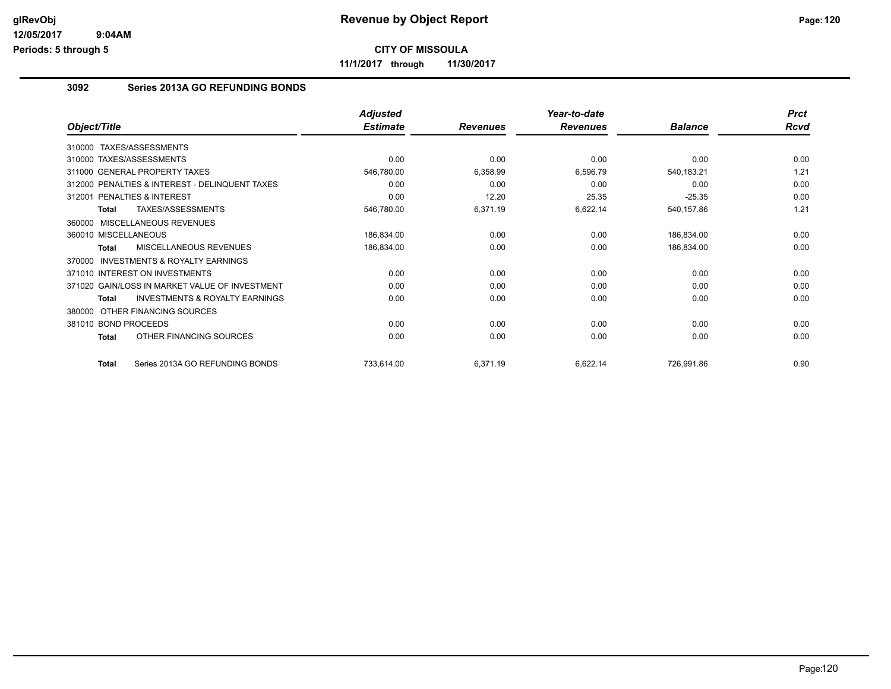**Revenue by Object Report**

**CITY OF MISSOULA**

**11/1/2017 through 11/30/2017**

## 3092 Series 2013A GO REFUNDING BONDS

| Object/Title | Adjusted Estimate | Revenues | Year-to-date Revenues | Balance | Prct Rcvd |
|---|---|---|---|---|---|
| 310000 TAXES/ASSESSMENTS | | | | | |
| 310000 TAXES/ASSESSMENTS | 0.00 | 0.00 | 0.00 | 0.00 | 0.00 |
| 311000 GENERAL PROPERTY TAXES | 546,780.00 | 6,358.99 | 6,596.79 | 540,183.21 | 1.21 |
| 312000 PENALTIES & INTEREST - DELINQUENT TAXES | 0.00 | 0.00 | 0.00 | 0.00 | 0.00 |
| 312001 PENALTIES & INTEREST | 0.00 | 12.20 | 25.35 | -25.35 | 0.00 |
| **Total** TAXES/ASSESSMENTS | 546,780.00 | 6,371.19 | 6,622.14 | 540,157.86 | 1.21 |
| 360000 MISCELLANEOUS REVENUES | | | | | |
| 360010 MISCELLANEOUS | 186,834.00 | 0.00 | 0.00 | 186,834.00 | 0.00 |
| **Total** MISCELLANEOUS REVENUES | 186,834.00 | 0.00 | 0.00 | 186,834.00 | 0.00 |
| 370000 INVESTMENTS & ROYALTY EARNINGS | | | | | |
| 371010 INTEREST ON INVESTMENTS | 0.00 | 0.00 | 0.00 | 0.00 | 0.00 |
| 371020 GAIN/LOSS IN MARKET VALUE OF INVESTMENT | 0.00 | 0.00 | 0.00 | 0.00 | 0.00 |
| **Total** INVESTMENTS & ROYALTY EARNINGS | 0.00 | 0.00 | 0.00 | 0.00 | 0.00 |
| 380000 OTHER FINANCING SOURCES | | | | | |
| 381010 BOND PROCEEDS | 0.00 | 0.00 | 0.00 | 0.00 | 0.00 |
| **Total** OTHER FINANCING SOURCES | 0.00 | 0.00 | 0.00 | 0.00 | 0.00 |
| **Total** Series 2013A GO REFUNDING BONDS | 733,614.00 | 6,371.19 | 6,622.14 | 726,991.86 | 0.90 |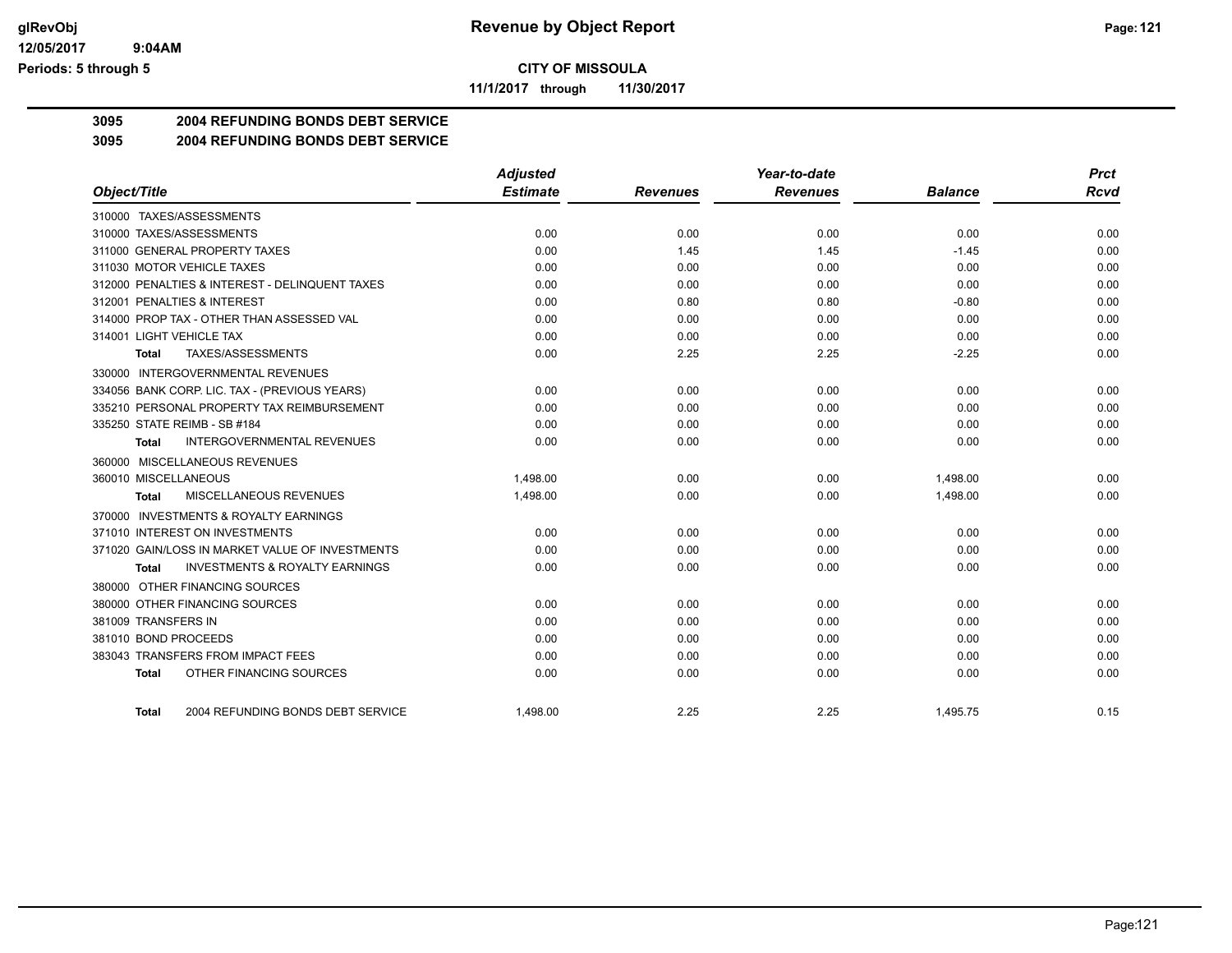# Revenue by Object Report

**CITY OF MISSOULA**

**11/1/2017 through 11/30/2017**

glRevObj
12/05/2017 9:04AM
Periods: 5 through 5

## 3095 2004 REFUNDING BONDS DEBT SERVICE

### 3095 2004 REFUNDING BONDS DEBT SERVICE

| Object/Title | Adjusted Estimate | Revenues | Year-to-date Revenues | Balance | Prct Rcvd |
|---|---|---|---|---|---|
| 310000 TAXES/ASSESSMENTS | | | | | |
| 310000 TAXES/ASSESSMENTS | 0.00 | 0.00 | 0.00 | 0.00 | 0.00 |
| 311000 GENERAL PROPERTY TAXES | 0.00 | 1.45 | 1.45 | -1.45 | 0.00 |
| 311030 MOTOR VEHICLE TAXES | 0.00 | 0.00 | 0.00 | 0.00 | 0.00 |
| 312000 PENALTIES & INTEREST - DELINQUENT TAXES | 0.00 | 0.00 | 0.00 | 0.00 | 0.00 |
| 312001 PENALTIES & INTEREST | 0.00 | 0.80 | 0.80 | -0.80 | 0.00 |
| 314000 PROP TAX - OTHER THAN ASSESSED VAL | 0.00 | 0.00 | 0.00 | 0.00 | 0.00 |
| 314001 LIGHT VEHICLE TAX | 0.00 | 0.00 | 0.00 | 0.00 | 0.00 |
| **Total** TAXES/ASSESSMENTS | 0.00 | 2.25 | 2.25 | -2.25 | 0.00 |
| 330000 INTERGOVERNMENTAL REVENUES | | | | | |
| 334056 BANK CORP. LIC. TAX - (PREVIOUS YEARS) | 0.00 | 0.00 | 0.00 | 0.00 | 0.00 |
| 335210 PERSONAL PROPERTY TAX REIMBURSEMENT | 0.00 | 0.00 | 0.00 | 0.00 | 0.00 |
| 335250 STATE REIMB - SB #184 | 0.00 | 0.00 | 0.00 | 0.00 | 0.00 |
| **Total** INTERGOVERNMENTAL REVENUES | 0.00 | 0.00 | 0.00 | 0.00 | 0.00 |
| 360000 MISCELLANEOUS REVENUES | | | | | |
| 360010 MISCELLANEOUS | 1,498.00 | 0.00 | 0.00 | 1,498.00 | 0.00 |
| **Total** MISCELLANEOUS REVENUES | 1,498.00 | 0.00 | 0.00 | 1,498.00 | 0.00 |
| 370000 INVESTMENTS & ROYALTY EARNINGS | | | | | |
| 371010 INTEREST ON INVESTMENTS | 0.00 | 0.00 | 0.00 | 0.00 | 0.00 |
| 371020 GAIN/LOSS IN MARKET VALUE OF INVESTMENTS | 0.00 | 0.00 | 0.00 | 0.00 | 0.00 |
| **Total** INVESTMENTS & ROYALTY EARNINGS | 0.00 | 0.00 | 0.00 | 0.00 | 0.00 |
| 380000 OTHER FINANCING SOURCES | | | | | |
| 380000 OTHER FINANCING SOURCES | 0.00 | 0.00 | 0.00 | 0.00 | 0.00 |
| 381009 TRANSFERS IN | 0.00 | 0.00 | 0.00 | 0.00 | 0.00 |
| 381010 BOND PROCEEDS | 0.00 | 0.00 | 0.00 | 0.00 | 0.00 |
| 383043 TRANSFERS FROM IMPACT FEES | 0.00 | 0.00 | 0.00 | 0.00 | 0.00 |
| **Total** OTHER FINANCING SOURCES | 0.00 | 0.00 | 0.00 | 0.00 | 0.00 |
| **Total** 2004 REFUNDING BONDS DEBT SERVICE | 1,498.00 | 2.25 | 2.25 | 1,495.75 | 0.15 |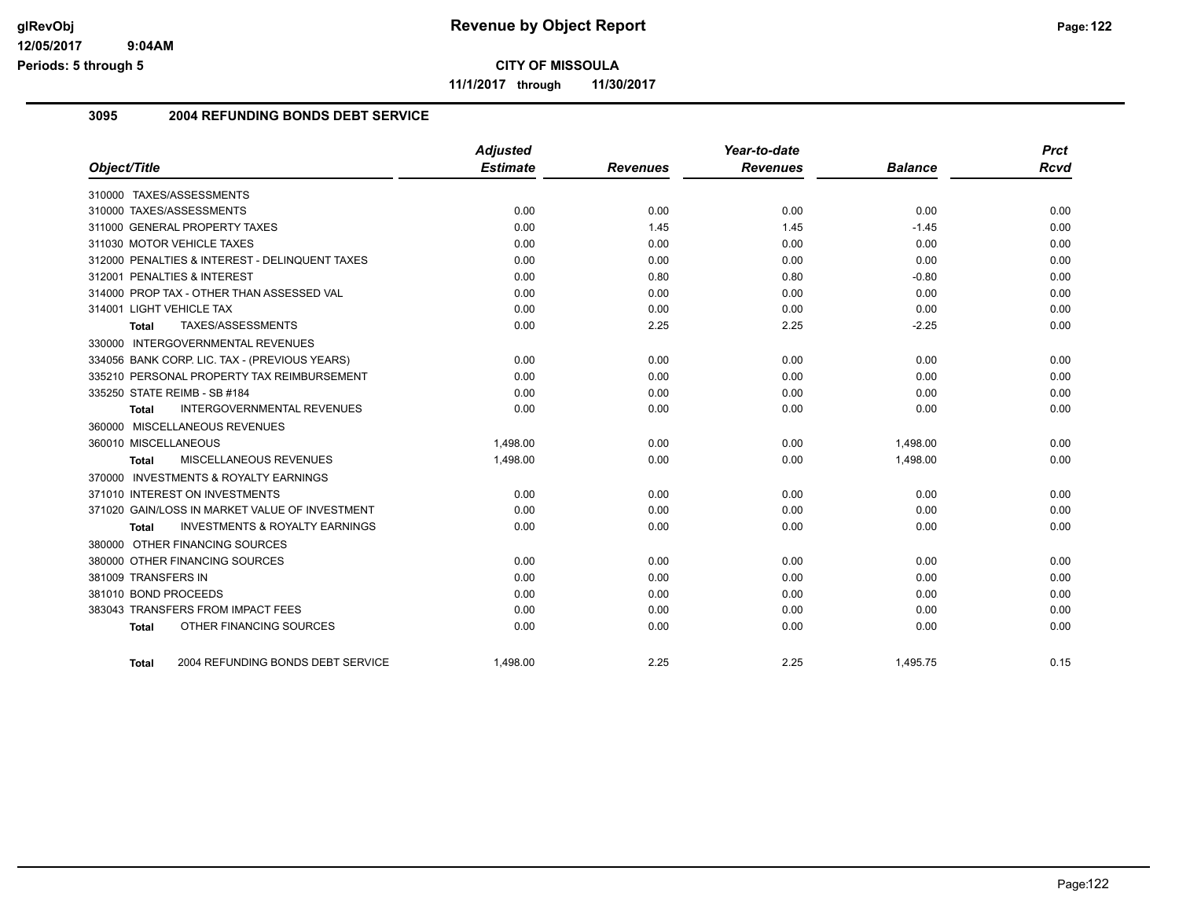# Revenue by Object Report

**CITY OF MISSOULA**

**11/1/2017 through 11/30/2017**

glRevObj
12/05/2017 9:04AM
Periods: 5 through 5

## 3095 2004 REFUNDING BONDS DEBT SERVICE

| Object/Title | Adjusted Estimate | Revenues | Year-to-date Revenues | Balance | Prct Rcvd |
|---|---|---|---|---|---|
| 310000 TAXES/ASSESSMENTS | | | | | |
| 310000 TAXES/ASSESSMENTS | 0.00 | 0.00 | 0.00 | 0.00 | 0.00 |
| 311000 GENERAL PROPERTY TAXES | 0.00 | 1.45 | 1.45 | -1.45 | 0.00 |
| 311030 MOTOR VEHICLE TAXES | 0.00 | 0.00 | 0.00 | 0.00 | 0.00 |
| 312000 PENALTIES & INTEREST - DELINQUENT TAXES | 0.00 | 0.00 | 0.00 | 0.00 | 0.00 |
| 312001 PENALTIES & INTEREST | 0.00 | 0.80 | 0.80 | -0.80 | 0.00 |
| 314000 PROP TAX - OTHER THAN ASSESSED VAL | 0.00 | 0.00 | 0.00 | 0.00 | 0.00 |
| 314001 LIGHT VEHICLE TAX | 0.00 | 0.00 | 0.00 | 0.00 | 0.00 |
| **Total** TAXES/ASSESSMENTS | 0.00 | 2.25 | 2.25 | -2.25 | 0.00 |
| 330000 INTERGOVERNMENTAL REVENUES | | | | | |
| 334056 BANK CORP. LIC. TAX - (PREVIOUS YEARS) | 0.00 | 0.00 | 0.00 | 0.00 | 0.00 |
| 335210 PERSONAL PROPERTY TAX REIMBURSEMENT | 0.00 | 0.00 | 0.00 | 0.00 | 0.00 |
| 335250 STATE REIMB - SB #184 | 0.00 | 0.00 | 0.00 | 0.00 | 0.00 |
| **Total** INTERGOVERNMENTAL REVENUES | 0.00 | 0.00 | 0.00 | 0.00 | 0.00 |
| 360000 MISCELLANEOUS REVENUES | | | | | |
| 360010 MISCELLANEOUS | 1,498.00 | 0.00 | 0.00 | 1,498.00 | 0.00 |
| **Total** MISCELLANEOUS REVENUES | 1,498.00 | 0.00 | 0.00 | 1,498.00 | 0.00 |
| 370000 INVESTMENTS & ROYALTY EARNINGS | | | | | |
| 371010 INTEREST ON INVESTMENTS | 0.00 | 0.00 | 0.00 | 0.00 | 0.00 |
| 371020 GAIN/LOSS IN MARKET VALUE OF INVESTMENT | 0.00 | 0.00 | 0.00 | 0.00 | 0.00 |
| **Total** INVESTMENTS & ROYALTY EARNINGS | 0.00 | 0.00 | 0.00 | 0.00 | 0.00 |
| 380000 OTHER FINANCING SOURCES | | | | | |
| 380000 OTHER FINANCING SOURCES | 0.00 | 0.00 | 0.00 | 0.00 | 0.00 |
| 381009 TRANSFERS IN | 0.00 | 0.00 | 0.00 | 0.00 | 0.00 |
| 381010 BOND PROCEEDS | 0.00 | 0.00 | 0.00 | 0.00 | 0.00 |
| 383043 TRANSFERS FROM IMPACT FEES | 0.00 | 0.00 | 0.00 | 0.00 | 0.00 |
| **Total** OTHER FINANCING SOURCES | 0.00 | 0.00 | 0.00 | 0.00 | 0.00 |
| **Total** 2004 REFUNDING BONDS DEBT SERVICE | 1,498.00 | 2.25 | 2.25 | 1,495.75 | 0.15 |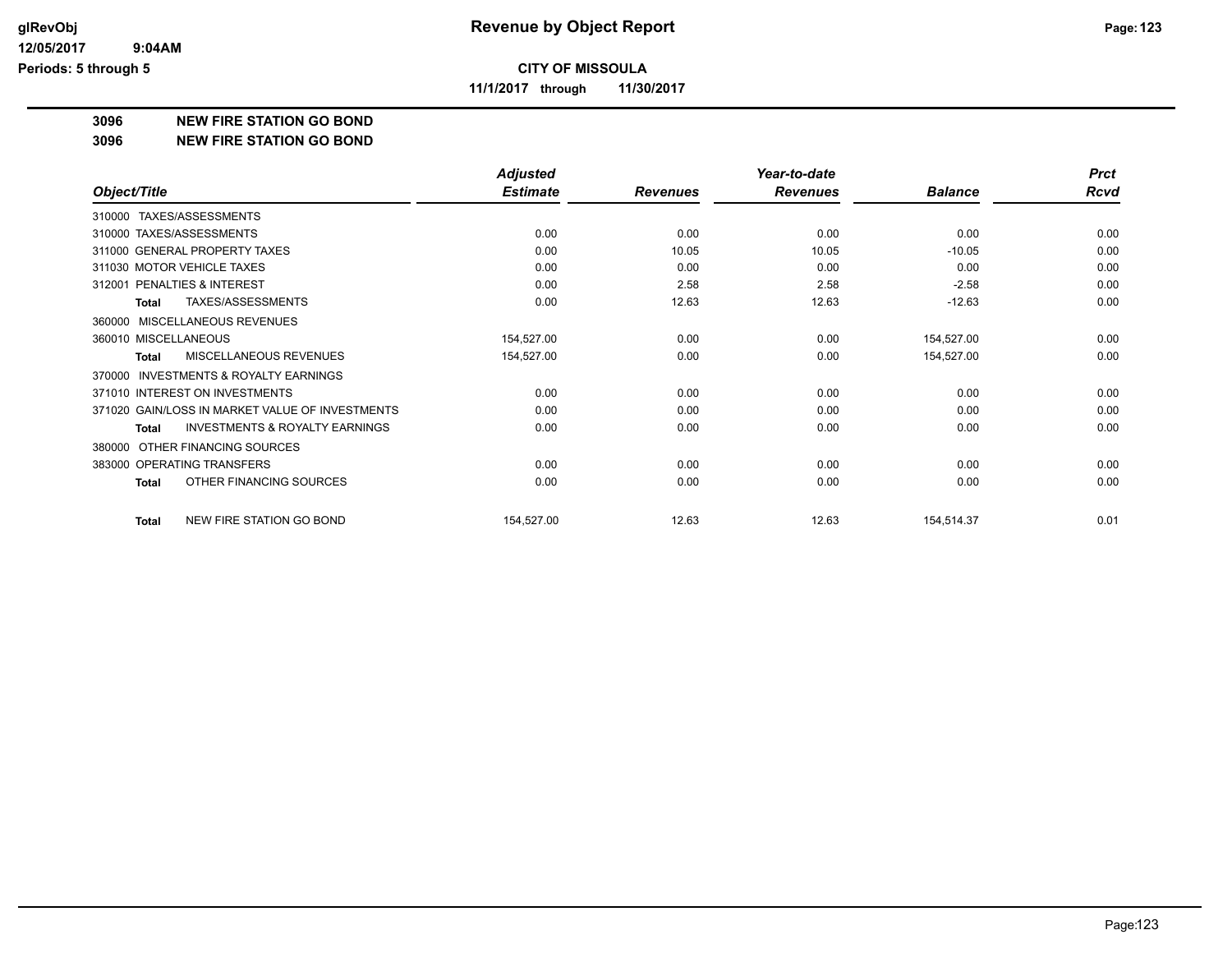**Revenue by Object Report**

**CITY OF MISSOULA**

**11/1/2017 through 11/30/2017**

glRevObj
12/05/2017 9:04AM
Periods: 5 through 5

## 3096 NEW FIRE STATION GO BOND
## 3096 NEW FIRE STATION GO BOND

| Object/Title | Adjusted Estimate | Revenues | Year-to-date Revenues | Balance | Prct Rcvd |
|---|---|---|---|---|---|
| 310000 TAXES/ASSESSMENTS | | | | | |
| 310000 TAXES/ASSESSMENTS | 0.00 | 0.00 | 0.00 | 0.00 | 0.00 |
| 311000 GENERAL PROPERTY TAXES | 0.00 | 10.05 | 10.05 | -10.05 | 0.00 |
| 311030 MOTOR VEHICLE TAXES | 0.00 | 0.00 | 0.00 | 0.00 | 0.00 |
| 312001 PENALTIES & INTEREST | 0.00 | 2.58 | 2.58 | -2.58 | 0.00 |
| **Total** TAXES/ASSESSMENTS | 0.00 | 12.63 | 12.63 | -12.63 | 0.00 |
| 360000 MISCELLANEOUS REVENUES | | | | | |
| 360010 MISCELLANEOUS | 154,527.00 | 0.00 | 0.00 | 154,527.00 | 0.00 |
| **Total** MISCELLANEOUS REVENUES | 154,527.00 | 0.00 | 0.00 | 154,527.00 | 0.00 |
| 370000 INVESTMENTS & ROYALTY EARNINGS | | | | | |
| 371010 INTEREST ON INVESTMENTS | 0.00 | 0.00 | 0.00 | 0.00 | 0.00 |
| 371020 GAIN/LOSS IN MARKET VALUE OF INVESTMENTS | 0.00 | 0.00 | 0.00 | 0.00 | 0.00 |
| **Total** INVESTMENTS & ROYALTY EARNINGS | 0.00 | 0.00 | 0.00 | 0.00 | 0.00 |
| 380000 OTHER FINANCING SOURCES | | | | | |
| 383000 OPERATING TRANSFERS | 0.00 | 0.00 | 0.00 | 0.00 | 0.00 |
| **Total** OTHER FINANCING SOURCES | 0.00 | 0.00 | 0.00 | 0.00 | 0.00 |
| **Total** NEW FIRE STATION GO BOND | 154,527.00 | 12.63 | 12.63 | 154,514.37 | 0.01 |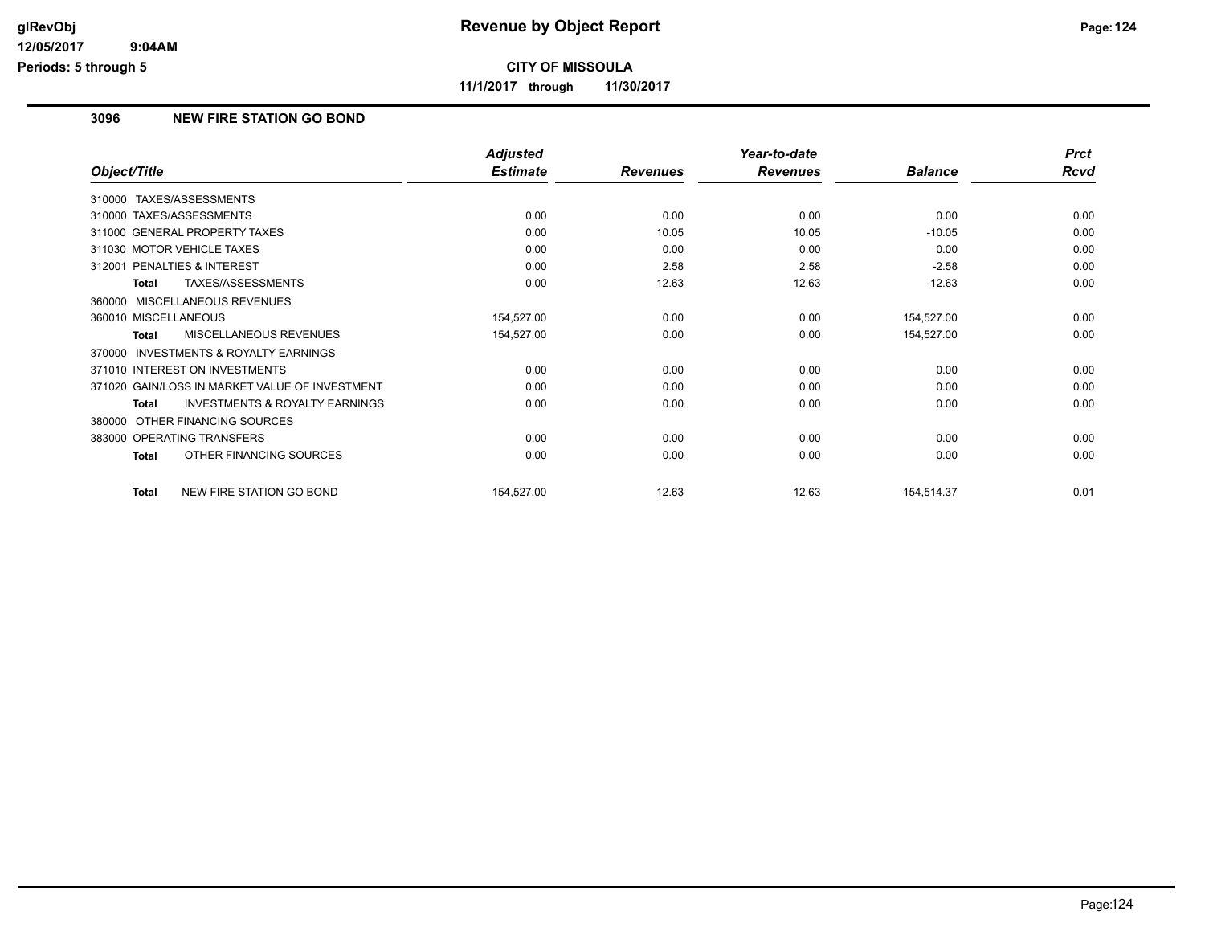# Revenue by Object Report

**CITY OF MISSOULA**

**11/1/2017 through 11/30/2017**

glRevObj
12/05/2017 9:04AM
Periods: 5 through 5

## 3096 NEW FIRE STATION GO BOND

| Object/Title | Adjusted Estimate | Revenues | Year-to-date Revenues | Balance | Prct Rcvd |
|---|---|---|---|---|---|
| 310000 TAXES/ASSESSMENTS | | | | | |
| 310000 TAXES/ASSESSMENTS | 0.00 | 0.00 | 0.00 | 0.00 | 0.00 |
| 311000 GENERAL PROPERTY TAXES | 0.00 | 10.05 | 10.05 | -10.05 | 0.00 |
| 311030 MOTOR VEHICLE TAXES | 0.00 | 0.00 | 0.00 | 0.00 | 0.00 |
| 312001 PENALTIES & INTEREST | 0.00 | 2.58 | 2.58 | -2.58 | 0.00 |
| **Total** TAXES/ASSESSMENTS | 0.00 | 12.63 | 12.63 | -12.63 | 0.00 |
| 360000 MISCELLANEOUS REVENUES | | | | | |
| 360010 MISCELLANEOUS | 154,527.00 | 0.00 | 0.00 | 154,527.00 | 0.00 |
| **Total** MISCELLANEOUS REVENUES | 154,527.00 | 0.00 | 0.00 | 154,527.00 | 0.00 |
| 370000 INVESTMENTS & ROYALTY EARNINGS | | | | | |
| 371010 INTEREST ON INVESTMENTS | 0.00 | 0.00 | 0.00 | 0.00 | 0.00 |
| 371020 GAIN/LOSS IN MARKET VALUE OF INVESTMENT | 0.00 | 0.00 | 0.00 | 0.00 | 0.00 |
| **Total** INVESTMENTS & ROYALTY EARNINGS | 0.00 | 0.00 | 0.00 | 0.00 | 0.00 |
| 380000 OTHER FINANCING SOURCES | | | | | |
| 383000 OPERATING TRANSFERS | 0.00 | 0.00 | 0.00 | 0.00 | 0.00 |
| **Total** OTHER FINANCING SOURCES | 0.00 | 0.00 | 0.00 | 0.00 | 0.00 |
| **Total** NEW FIRE STATION GO BOND | 154,527.00 | 12.63 | 12.63 | 154,514.37 | 0.01 |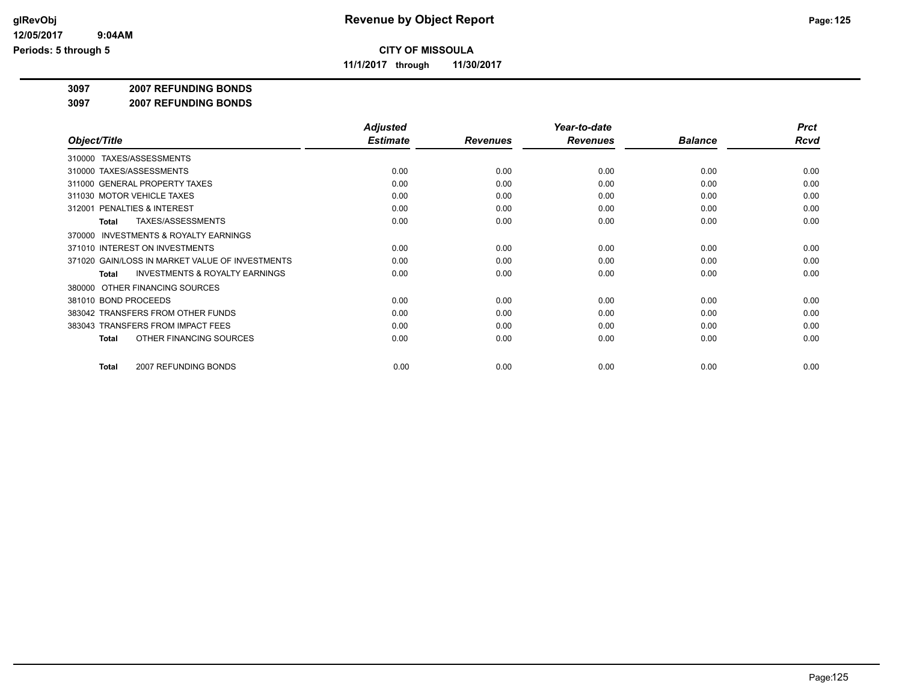# Revenue by Object Report

**CITY OF MISSOULA**

**11/1/2017 through 11/30/2017**

**3097 2007 REFUNDING BONDS**

**3097 2007 REFUNDING BONDS**

| Object/Title | Adjusted Estimate | Revenues | Year-to-date Revenues | Balance | Prct Rcvd |
|---|---|---|---|---|---|
| 310000 TAXES/ASSESSMENTS | | | | | |
| 310000 TAXES/ASSESSMENTS | 0.00 | 0.00 | 0.00 | 0.00 | 0.00 |
| 311000 GENERAL PROPERTY TAXES | 0.00 | 0.00 | 0.00 | 0.00 | 0.00 |
| 311030 MOTOR VEHICLE TAXES | 0.00 | 0.00 | 0.00 | 0.00 | 0.00 |
| 312001 PENALTIES & INTEREST | 0.00 | 0.00 | 0.00 | 0.00 | 0.00 |
| **Total** TAXES/ASSESSMENTS | 0.00 | 0.00 | 0.00 | 0.00 | 0.00 |
| 370000 INVESTMENTS & ROYALTY EARNINGS | | | | | |
| 371010 INTEREST ON INVESTMENTS | 0.00 | 0.00 | 0.00 | 0.00 | 0.00 |
| 371020 GAIN/LOSS IN MARKET VALUE OF INVESTMENTS | 0.00 | 0.00 | 0.00 | 0.00 | 0.00 |
| **Total** INVESTMENTS & ROYALTY EARNINGS | 0.00 | 0.00 | 0.00 | 0.00 | 0.00 |
| 380000 OTHER FINANCING SOURCES | | | | | |
| 381010 BOND PROCEEDS | 0.00 | 0.00 | 0.00 | 0.00 | 0.00 |
| 383042 TRANSFERS FROM OTHER FUNDS | 0.00 | 0.00 | 0.00 | 0.00 | 0.00 |
| 383043 TRANSFERS FROM IMPACT FEES | 0.00 | 0.00 | 0.00 | 0.00 | 0.00 |
| **Total** OTHER FINANCING SOURCES | 0.00 | 0.00 | 0.00 | 0.00 | 0.00 |
| **Total** 2007 REFUNDING BONDS | 0.00 | 0.00 | 0.00 | 0.00 | 0.00 |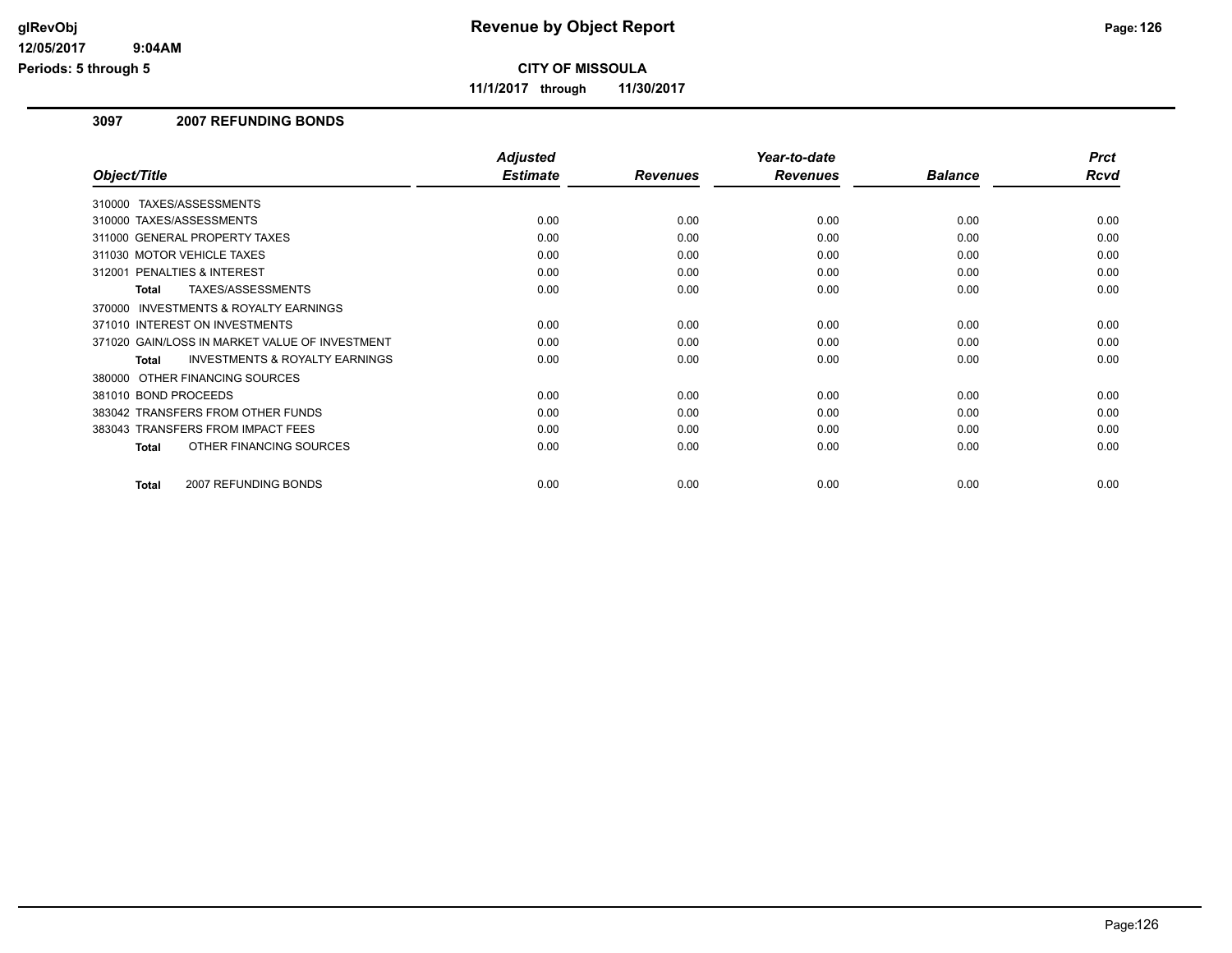# Revenue by Object Report

**CITY OF MISSOULA**

**11/1/2017 through 11/30/2017**

glRevObj
12/05/2017 9:04AM
Periods: 5 through 5

## 3097 2007 REFUNDING BONDS

| Object/Title | Adjusted Estimate | Revenues | Year-to-date Revenues | Balance | Prct Rcvd |
|---|---|---|---|---|---|
| 310000 TAXES/ASSESSMENTS | | | | | |
| 310000 TAXES/ASSESSMENTS | 0.00 | 0.00 | 0.00 | 0.00 | 0.00 |
| 311000 GENERAL PROPERTY TAXES | 0.00 | 0.00 | 0.00 | 0.00 | 0.00 |
| 311030 MOTOR VEHICLE TAXES | 0.00 | 0.00 | 0.00 | 0.00 | 0.00 |
| 312001 PENALTIES & INTEREST | 0.00 | 0.00 | 0.00 | 0.00 | 0.00 |
| **Total** TAXES/ASSESSMENTS | 0.00 | 0.00 | 0.00 | 0.00 | 0.00 |
| 370000 INVESTMENTS & ROYALTY EARNINGS | | | | | |
| 371010 INTEREST ON INVESTMENTS | 0.00 | 0.00 | 0.00 | 0.00 | 0.00 |
| 371020 GAIN/LOSS IN MARKET VALUE OF INVESTMENT | 0.00 | 0.00 | 0.00 | 0.00 | 0.00 |
| **Total** INVESTMENTS & ROYALTY EARNINGS | 0.00 | 0.00 | 0.00 | 0.00 | 0.00 |
| 380000 OTHER FINANCING SOURCES | | | | | |
| 381010 BOND PROCEEDS | 0.00 | 0.00 | 0.00 | 0.00 | 0.00 |
| 383042 TRANSFERS FROM OTHER FUNDS | 0.00 | 0.00 | 0.00 | 0.00 | 0.00 |
| 383043 TRANSFERS FROM IMPACT FEES | 0.00 | 0.00 | 0.00 | 0.00 | 0.00 |
| **Total** OTHER FINANCING SOURCES | 0.00 | 0.00 | 0.00 | 0.00 | 0.00 |
| **Total** 2007 REFUNDING BONDS | 0.00 | 0.00 | 0.00 | 0.00 | 0.00 |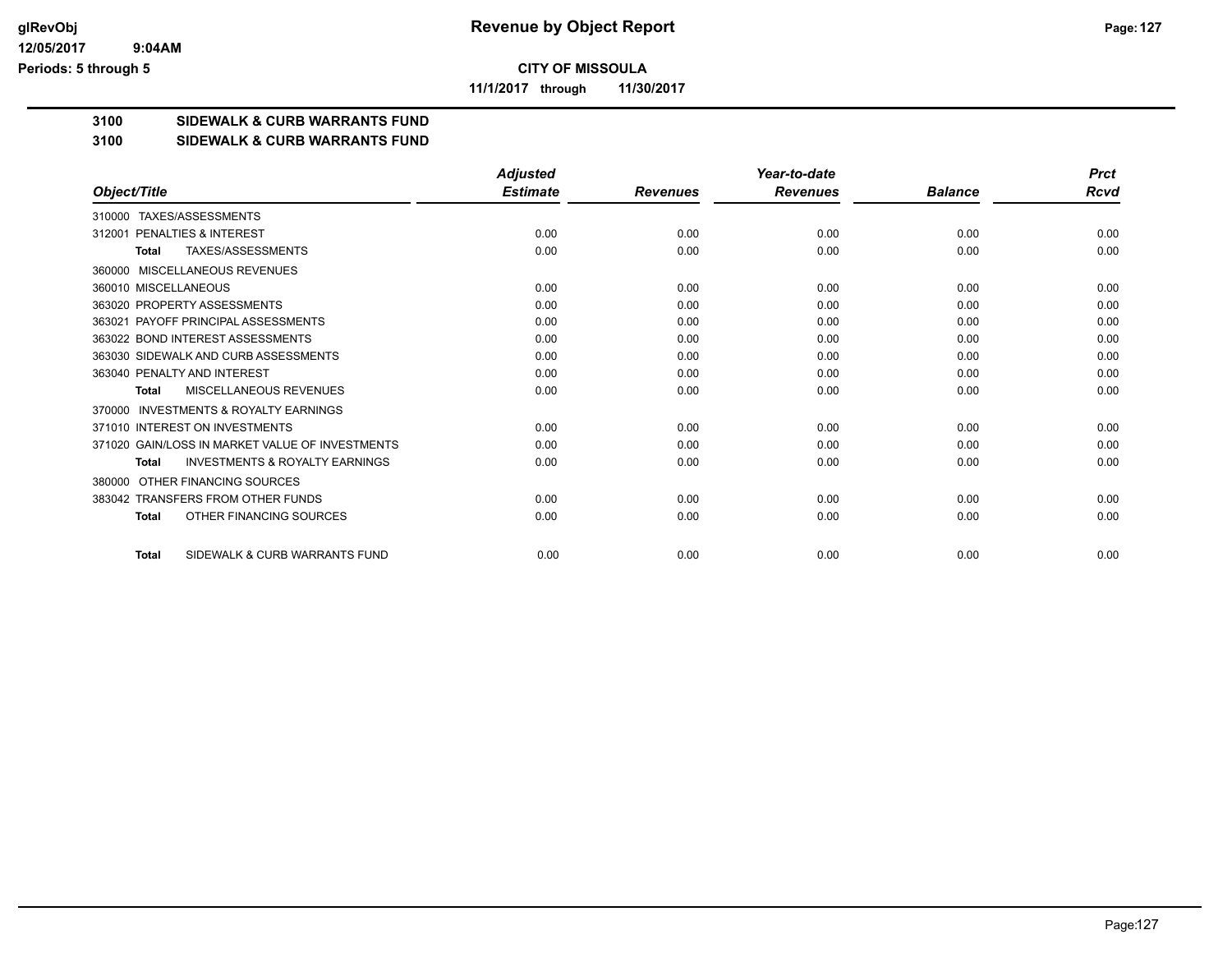glRevObj
12/05/2017 9:04AM
Periods: 5 through 5

# Revenue by Object Report

**CITY OF MISSOULA**

**11/1/2017 through 11/30/2017**

**3100 SIDEWALK & CURB WARRANTS FUND**

**3100 SIDEWALK & CURB WARRANTS FUND**

| Object/Title | Adjusted Estimate | Revenues | Year-to-date Revenues | Balance | Prct Rcvd |
|---|---|---|---|---|---|
| 310000 TAXES/ASSESSMENTS | | | | | |
| 312001 PENALTIES & INTEREST | 0.00 | 0.00 | 0.00 | 0.00 | 0.00 |
| **Total** TAXES/ASSESSMENTS | 0.00 | 0.00 | 0.00 | 0.00 | 0.00 |
| 360000 MISCELLANEOUS REVENUES | | | | | |
| 360010 MISCELLANEOUS | 0.00 | 0.00 | 0.00 | 0.00 | 0.00 |
| 363020 PROPERTY ASSESSMENTS | 0.00 | 0.00 | 0.00 | 0.00 | 0.00 |
| 363021 PAYOFF PRINCIPAL ASSESSMENTS | 0.00 | 0.00 | 0.00 | 0.00 | 0.00 |
| 363022 BOND INTEREST ASSESSMENTS | 0.00 | 0.00 | 0.00 | 0.00 | 0.00 |
| 363030 SIDEWALK AND CURB ASSESSMENTS | 0.00 | 0.00 | 0.00 | 0.00 | 0.00 |
| 363040 PENALTY AND INTEREST | 0.00 | 0.00 | 0.00 | 0.00 | 0.00 |
| **Total** MISCELLANEOUS REVENUES | 0.00 | 0.00 | 0.00 | 0.00 | 0.00 |
| 370000 INVESTMENTS & ROYALTY EARNINGS | | | | | |
| 371010 INTEREST ON INVESTMENTS | 0.00 | 0.00 | 0.00 | 0.00 | 0.00 |
| 371020 GAIN/LOSS IN MARKET VALUE OF INVESTMENTS | 0.00 | 0.00 | 0.00 | 0.00 | 0.00 |
| **Total** INVESTMENTS & ROYALTY EARNINGS | 0.00 | 0.00 | 0.00 | 0.00 | 0.00 |
| 380000 OTHER FINANCING SOURCES | | | | | |
| 383042 TRANSFERS FROM OTHER FUNDS | 0.00 | 0.00 | 0.00 | 0.00 | 0.00 |
| **Total** OTHER FINANCING SOURCES | 0.00 | 0.00 | 0.00 | 0.00 | 0.00 |
| **Total** SIDEWALK & CURB WARRANTS FUND | 0.00 | 0.00 | 0.00 | 0.00 | 0.00 |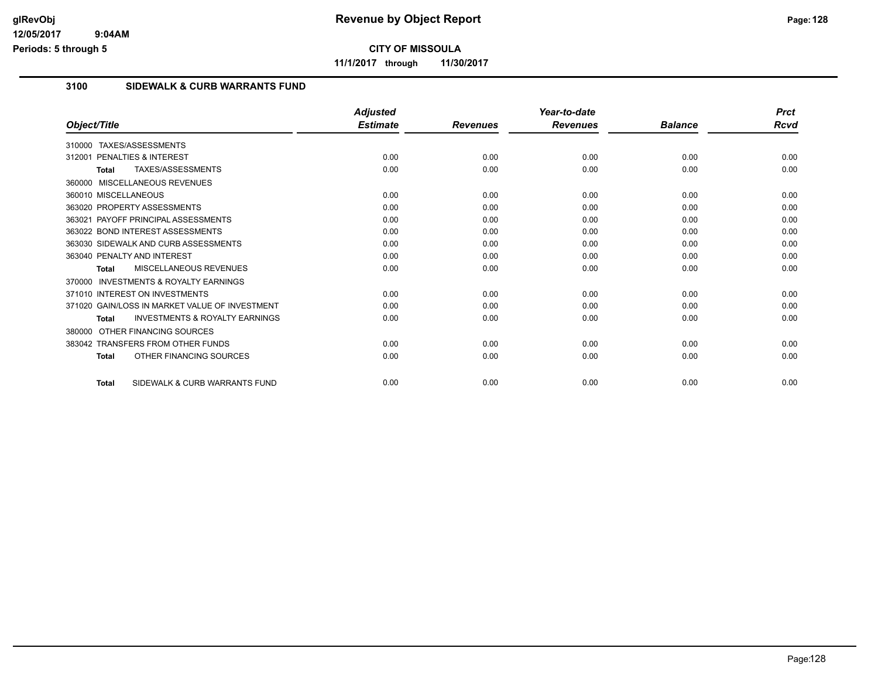**CITY OF MISSOULA**

**11/1/2017 through 11/30/2017**

## 3100 SIDEWALK & CURB WARRANTS FUND

| Object/Title | Adjusted Estimate | Revenues | Year-to-date Revenues | Balance | Prct Rcvd |
|---|---|---|---|---|---|
| 310000 TAXES/ASSESSMENTS | | | | | |
| 312001 PENALTIES & INTEREST | 0.00 | 0.00 | 0.00 | 0.00 | 0.00 |
| **Total** TAXES/ASSESSMENTS | 0.00 | 0.00 | 0.00 | 0.00 | 0.00 |
| 360000 MISCELLANEOUS REVENUES | | | | | |
| 360010 MISCELLANEOUS | 0.00 | 0.00 | 0.00 | 0.00 | 0.00 |
| 363020 PROPERTY ASSESSMENTS | 0.00 | 0.00 | 0.00 | 0.00 | 0.00 |
| 363021 PAYOFF PRINCIPAL ASSESSMENTS | 0.00 | 0.00 | 0.00 | 0.00 | 0.00 |
| 363022 BOND INTEREST ASSESSMENTS | 0.00 | 0.00 | 0.00 | 0.00 | 0.00 |
| 363030 SIDEWALK AND CURB ASSESSMENTS | 0.00 | 0.00 | 0.00 | 0.00 | 0.00 |
| 363040 PENALTY AND INTEREST | 0.00 | 0.00 | 0.00 | 0.00 | 0.00 |
| **Total** MISCELLANEOUS REVENUES | 0.00 | 0.00 | 0.00 | 0.00 | 0.00 |
| 370000 INVESTMENTS & ROYALTY EARNINGS | | | | | |
| 371010 INTEREST ON INVESTMENTS | 0.00 | 0.00 | 0.00 | 0.00 | 0.00 |
| 371020 GAIN/LOSS IN MARKET VALUE OF INVESTMENT | 0.00 | 0.00 | 0.00 | 0.00 | 0.00 |
| **Total** INVESTMENTS & ROYALTY EARNINGS | 0.00 | 0.00 | 0.00 | 0.00 | 0.00 |
| 380000 OTHER FINANCING SOURCES | | | | | |
| 383042 TRANSFERS FROM OTHER FUNDS | 0.00 | 0.00 | 0.00 | 0.00 | 0.00 |
| **Total** OTHER FINANCING SOURCES | 0.00 | 0.00 | 0.00 | 0.00 | 0.00 |
| **Total** SIDEWALK & CURB WARRANTS FUND | 0.00 | 0.00 | 0.00 | 0.00 | 0.00 |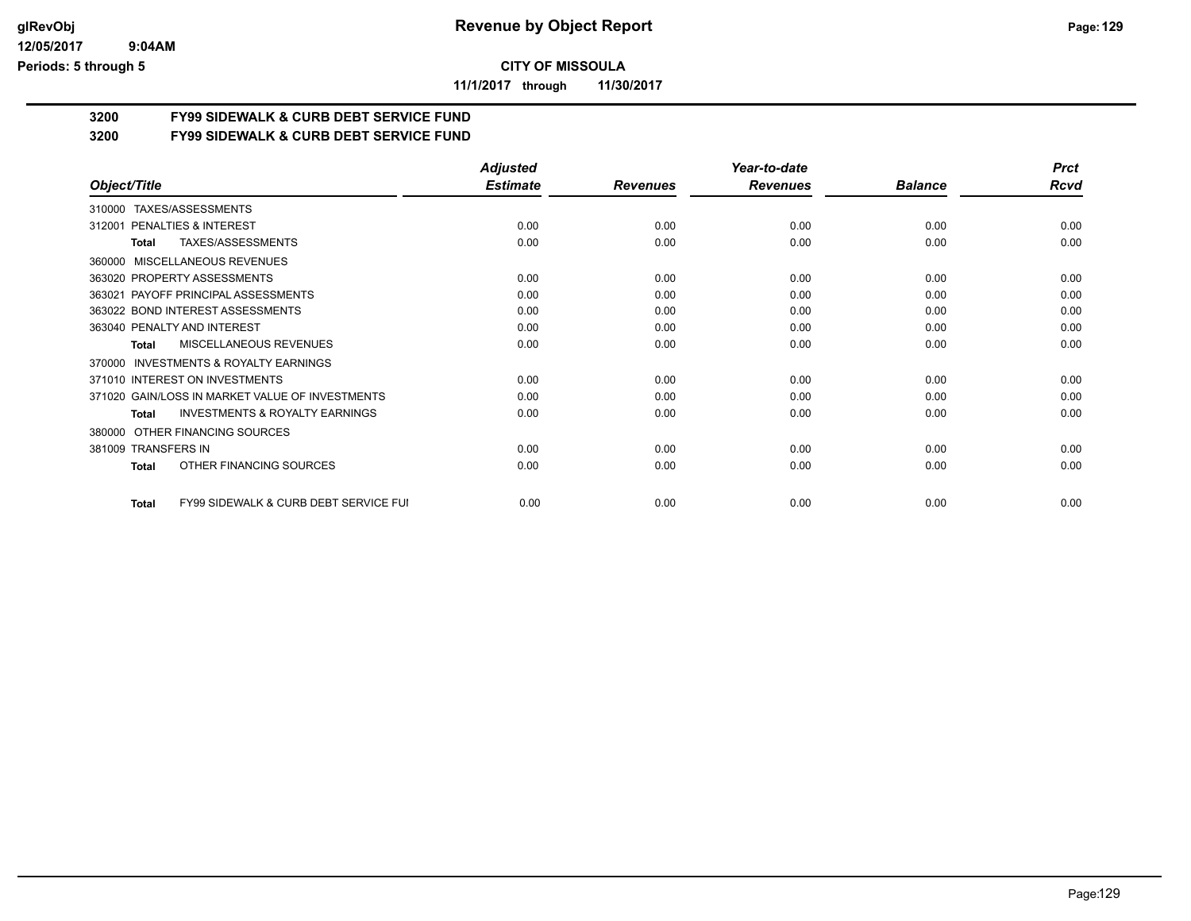# CITY OF MISSOULA

**11/1/2017 through 11/30/2017**

## 3200 FY99 SIDEWALK & CURB DEBT SERVICE FUND

## 3200 FY99 SIDEWALK & CURB DEBT SERVICE FUND

| Object/Title | Adjusted Estimate | Revenues | Year-to-date Revenues | Balance | Prct Rcvd |
|---|---|---|---|---|---|
| 310000 TAXES/ASSESSMENTS | | | | | |
| 312001 PENALTIES & INTEREST | 0.00 | 0.00 | 0.00 | 0.00 | 0.00 |
| **Total** TAXES/ASSESSMENTS | 0.00 | 0.00 | 0.00 | 0.00 | 0.00 |
| 360000 MISCELLANEOUS REVENUES | | | | | |
| 363020 PROPERTY ASSESSMENTS | 0.00 | 0.00 | 0.00 | 0.00 | 0.00 |
| 363021 PAYOFF PRINCIPAL ASSESSMENTS | 0.00 | 0.00 | 0.00 | 0.00 | 0.00 |
| 363022 BOND INTEREST ASSESSMENTS | 0.00 | 0.00 | 0.00 | 0.00 | 0.00 |
| 363040 PENALTY AND INTEREST | 0.00 | 0.00 | 0.00 | 0.00 | 0.00 |
| **Total** MISCELLANEOUS REVENUES | 0.00 | 0.00 | 0.00 | 0.00 | 0.00 |
| 370000 INVESTMENTS & ROYALTY EARNINGS | | | | | |
| 371010 INTEREST ON INVESTMENTS | 0.00 | 0.00 | 0.00 | 0.00 | 0.00 |
| 371020 GAIN/LOSS IN MARKET VALUE OF INVESTMENTS | 0.00 | 0.00 | 0.00 | 0.00 | 0.00 |
| **Total** INVESTMENTS & ROYALTY EARNINGS | 0.00 | 0.00 | 0.00 | 0.00 | 0.00 |
| 380000 OTHER FINANCING SOURCES | | | | | |
| 381009 TRANSFERS IN | 0.00 | 0.00 | 0.00 | 0.00 | 0.00 |
| **Total** OTHER FINANCING SOURCES | 0.00 | 0.00 | 0.00 | 0.00 | 0.00 |
| **Total** FY99 SIDEWALK & CURB DEBT SERVICE FUI | 0.00 | 0.00 | 0.00 | 0.00 | 0.00 |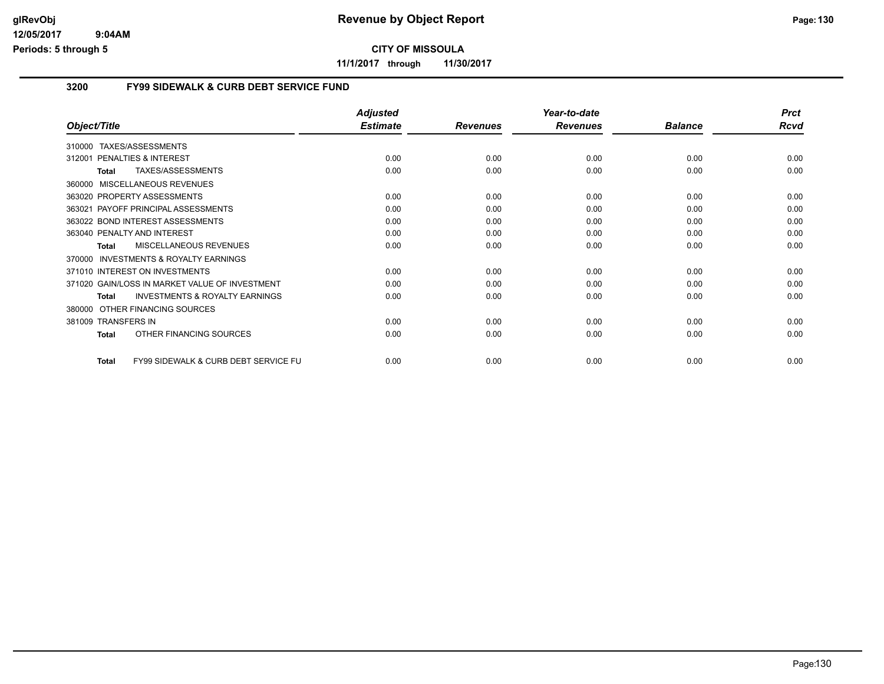# Revenue by Object Report

**CITY OF MISSOULA**

**11/1/2017 through 11/30/2017**

glRevObj
12/05/2017 9:04AM
Periods: 5 through 5

## 3200 FY99 SIDEWALK & CURB DEBT SERVICE FUND

| Object/Title | Adjusted Estimate | Revenues | Year-to-date Revenues | Balance | Prct Rcvd |
|---|---|---|---|---|---|
| 310000 TAXES/ASSESSMENTS | | | | | |
| 312001 PENALTIES & INTEREST | 0.00 | 0.00 | 0.00 | 0.00 | 0.00 |
| **Total** TAXES/ASSESSMENTS | 0.00 | 0.00 | 0.00 | 0.00 | 0.00 |
| 360000 MISCELLANEOUS REVENUES | | | | | |
| 363020 PROPERTY ASSESSMENTS | 0.00 | 0.00 | 0.00 | 0.00 | 0.00 |
| 363021 PAYOFF PRINCIPAL ASSESSMENTS | 0.00 | 0.00 | 0.00 | 0.00 | 0.00 |
| 363022 BOND INTEREST ASSESSMENTS | 0.00 | 0.00 | 0.00 | 0.00 | 0.00 |
| 363040 PENALTY AND INTEREST | 0.00 | 0.00 | 0.00 | 0.00 | 0.00 |
| **Total** MISCELLANEOUS REVENUES | 0.00 | 0.00 | 0.00 | 0.00 | 0.00 |
| 370000 INVESTMENTS & ROYALTY EARNINGS | | | | | |
| 371010 INTEREST ON INVESTMENTS | 0.00 | 0.00 | 0.00 | 0.00 | 0.00 |
| 371020 GAIN/LOSS IN MARKET VALUE OF INVESTMENT | 0.00 | 0.00 | 0.00 | 0.00 | 0.00 |
| **Total** INVESTMENTS & ROYALTY EARNINGS | 0.00 | 0.00 | 0.00 | 0.00 | 0.00 |
| 380000 OTHER FINANCING SOURCES | | | | | |
| 381009 TRANSFERS IN | 0.00 | 0.00 | 0.00 | 0.00 | 0.00 |
| **Total** OTHER FINANCING SOURCES | 0.00 | 0.00 | 0.00 | 0.00 | 0.00 |
| **Total** FY99 SIDEWALK & CURB DEBT SERVICE FU | 0.00 | 0.00 | 0.00 | 0.00 | 0.00 |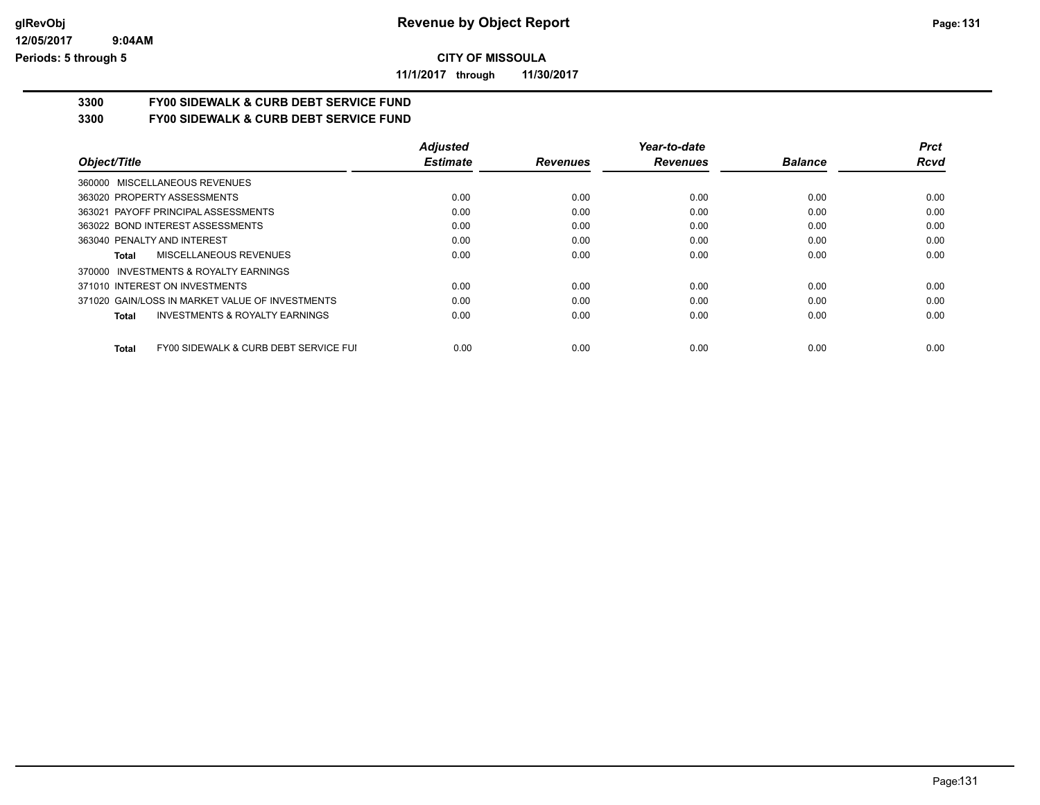**CITY OF MISSOULA**

**11/1/2017 through 11/30/2017**

**Revenue by Object Report**

glRevObj
12/05/2017 9:04AM
Periods: 5 through 5

## 3300 FY00 SIDEWALK & CURB DEBT SERVICE FUND

### 3300 FY00 SIDEWALK & CURB DEBT SERVICE FUND

| Object/Title | Adjusted Estimate | Revenues | Year-to-date Revenues | Balance | Prct Rcvd |
|---|---|---|---|---|---|
| 360000 MISCELLANEOUS REVENUES | | | | | |
| 363020 PROPERTY ASSESSMENTS | 0.00 | 0.00 | 0.00 | 0.00 | 0.00 |
| 363021 PAYOFF PRINCIPAL ASSESSMENTS | 0.00 | 0.00 | 0.00 | 0.00 | 0.00 |
| 363022 BOND INTEREST ASSESSMENTS | 0.00 | 0.00 | 0.00 | 0.00 | 0.00 |
| 363040 PENALTY AND INTEREST | 0.00 | 0.00 | 0.00 | 0.00 | 0.00 |
| **Total** MISCELLANEOUS REVENUES | 0.00 | 0.00 | 0.00 | 0.00 | 0.00 |
| 370000 INVESTMENTS & ROYALTY EARNINGS | | | | | |
| 371010 INTEREST ON INVESTMENTS | 0.00 | 0.00 | 0.00 | 0.00 | 0.00 |
| 371020 GAIN/LOSS IN MARKET VALUE OF INVESTMENTS | 0.00 | 0.00 | 0.00 | 0.00 | 0.00 |
| **Total** INVESTMENTS & ROYALTY EARNINGS | 0.00 | 0.00 | 0.00 | 0.00 | 0.00 |
| **Total** FY00 SIDEWALK & CURB DEBT SERVICE FUI | 0.00 | 0.00 | 0.00 | 0.00 | 0.00 |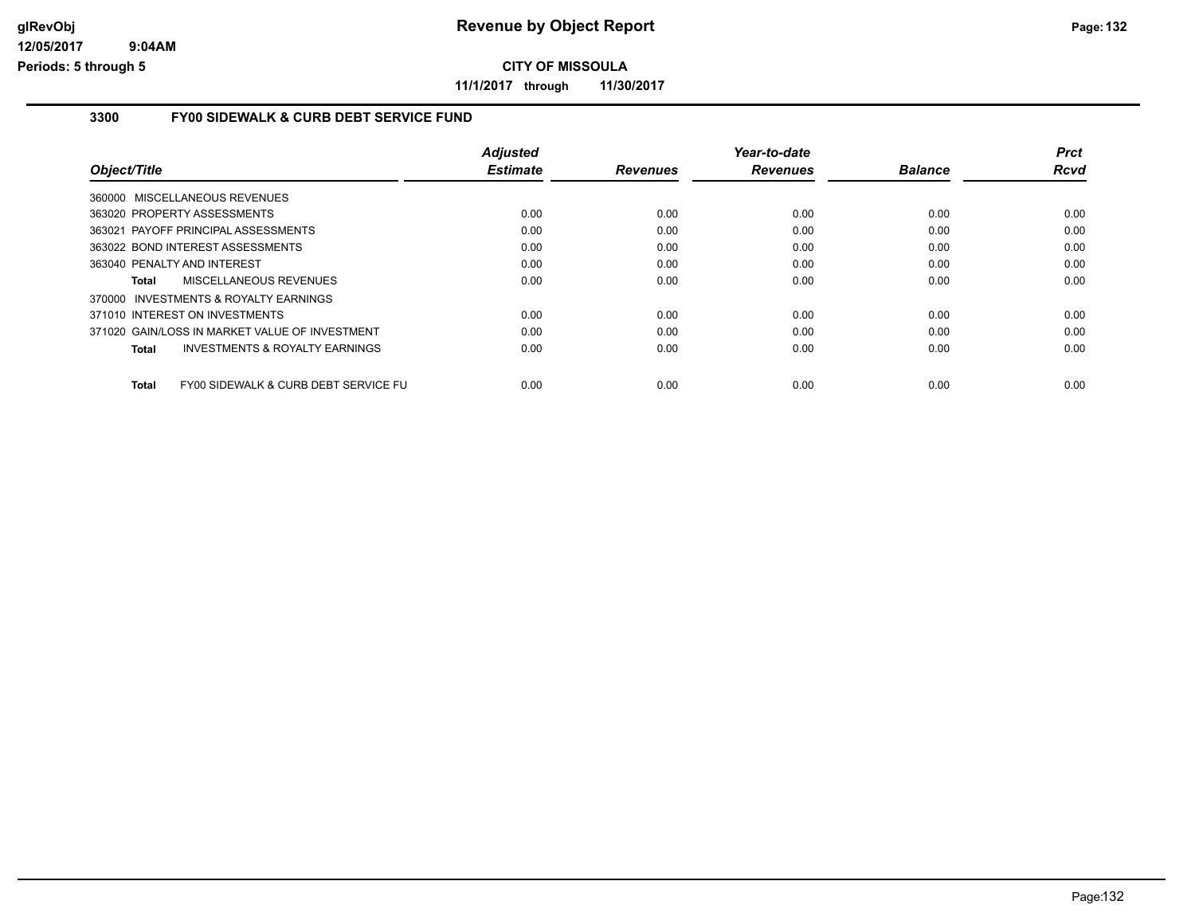# Revenue by Object Report

**CITY OF MISSOULA**

**11/1/2017 through 11/30/2017**

glRevObj
12/05/2017 9:04AM
Periods: 5 through 5

## 3300 FY00 SIDEWALK & CURB DEBT SERVICE FUND

| Object/Title | Adjusted Estimate | Revenues | Year-to-date Revenues | Balance | Prct Rcvd |
|---|---|---|---|---|---|
| 360000 MISCELLANEOUS REVENUES | | | | | |
| 363020 PROPERTY ASSESSMENTS | 0.00 | 0.00 | 0.00 | 0.00 | 0.00 |
| 363021 PAYOFF PRINCIPAL ASSESSMENTS | 0.00 | 0.00 | 0.00 | 0.00 | 0.00 |
| 363022 BOND INTEREST ASSESSMENTS | 0.00 | 0.00 | 0.00 | 0.00 | 0.00 |
| 363040 PENALTY AND INTEREST | 0.00 | 0.00 | 0.00 | 0.00 | 0.00 |
| **Total** MISCELLANEOUS REVENUES | 0.00 | 0.00 | 0.00 | 0.00 | 0.00 |
| 370000 INVESTMENTS & ROYALTY EARNINGS | | | | | |
| 371010 INTEREST ON INVESTMENTS | 0.00 | 0.00 | 0.00 | 0.00 | 0.00 |
| 371020 GAIN/LOSS IN MARKET VALUE OF INVESTMENT | 0.00 | 0.00 | 0.00 | 0.00 | 0.00 |
| **Total** INVESTMENTS & ROYALTY EARNINGS | 0.00 | 0.00 | 0.00 | 0.00 | 0.00 |
| **Total** FY00 SIDEWALK & CURB DEBT SERVICE FU | 0.00 | 0.00 | 0.00 | 0.00 | 0.00 |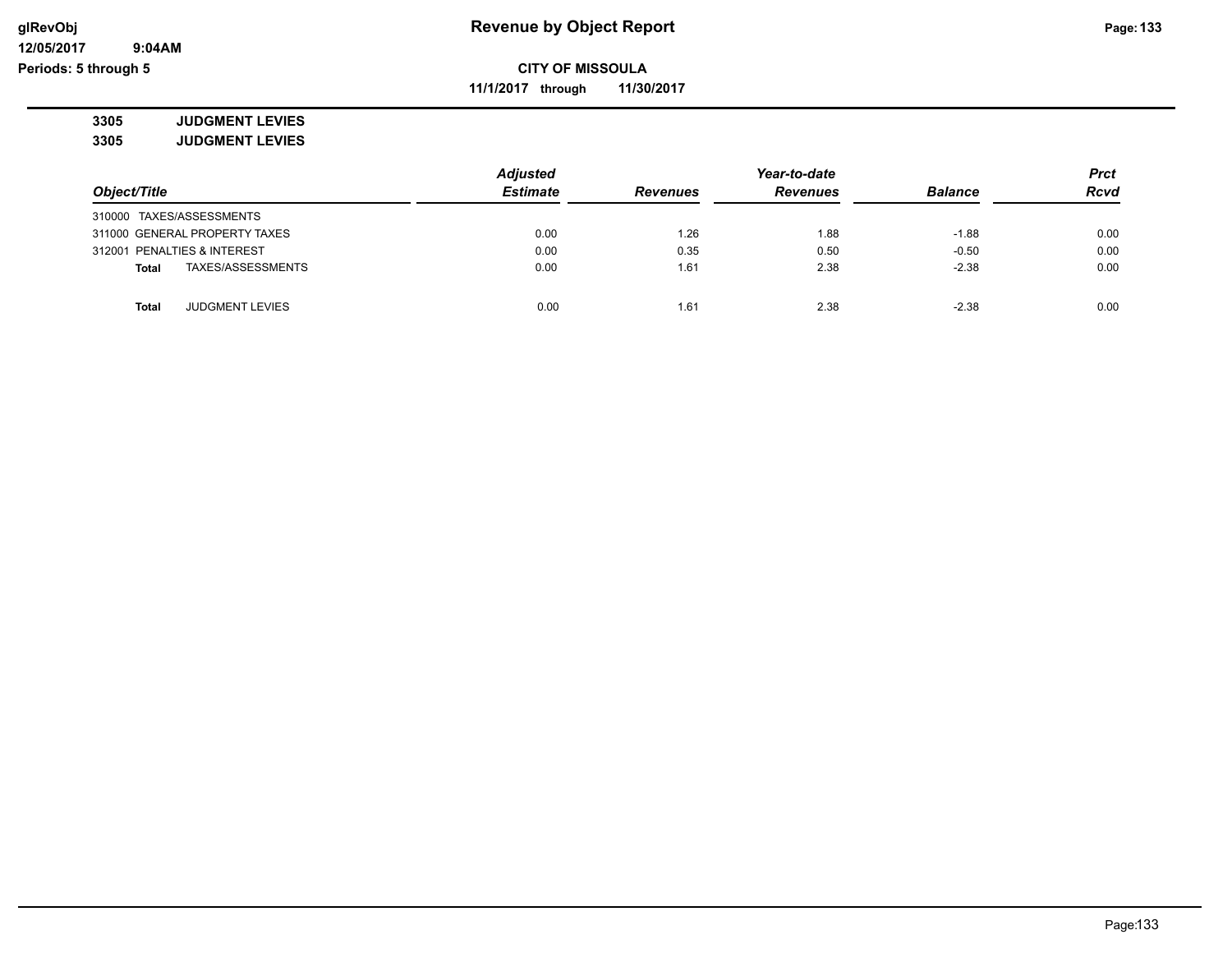## CITY OF MISSOULA

**11/1/2017 through 11/30/2017**

**3305 JUDGMENT LEVIES**

**3305 JUDGMENT LEVIES**

| Object/Title | Adjusted Estimate | Revenues | Year-to-date Revenues | Balance | Prct Rcvd |
|---|---|---|---|---|---|
| 310000 TAXES/ASSESSMENTS | | | | | |
| 311000 GENERAL PROPERTY TAXES | 0.00 | 1.26 | 1.88 | -1.88 | 0.00 |
| 312001 PENALTIES & INTEREST | 0.00 | 0.35 | 0.50 | -0.50 | 0.00 |
| **Total** TAXES/ASSESSMENTS | 0.00 | 1.61 | 2.38 | -2.38 | 0.00 |
| **Total** JUDGMENT LEVIES | 0.00 | 1.61 | 2.38 | -2.38 | 0.00 |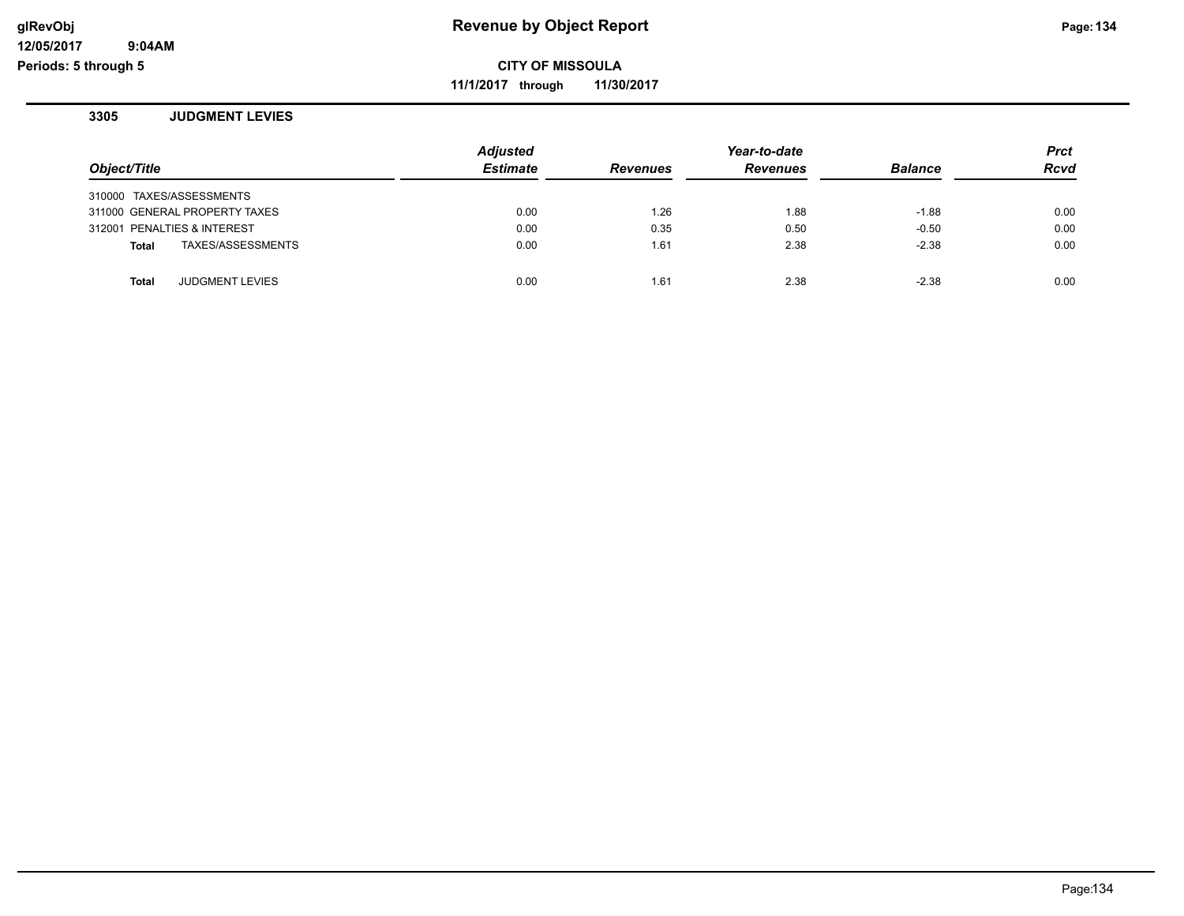# Revenue by Object Report

**CITY OF MISSOULA**

**11/1/2017 through 11/30/2017**

glRevObj
12/05/2017 9:04AM
Periods: 5 through 5

## 3305 JUDGMENT LEVIES

| Object/Title | Adjusted Estimate | Revenues | Year-to-date Revenues | Balance | Prct Rcvd |
|---|---|---|---|---|---|
| 310000 TAXES/ASSESSMENTS | | | | | |
| 311000 GENERAL PROPERTY TAXES | 0.00 | 1.26 | 1.88 | -1.88 | 0.00 |
| 312001 PENALTIES & INTEREST | 0.00 | 0.35 | 0.50 | -0.50 | 0.00 |
| **Total** TAXES/ASSESSMENTS | 0.00 | 1.61 | 2.38 | -2.38 | 0.00 |
| | | | | | |
| **Total** JUDGMENT LEVIES | 0.00 | 1.61 | 2.38 | -2.38 | 0.00 |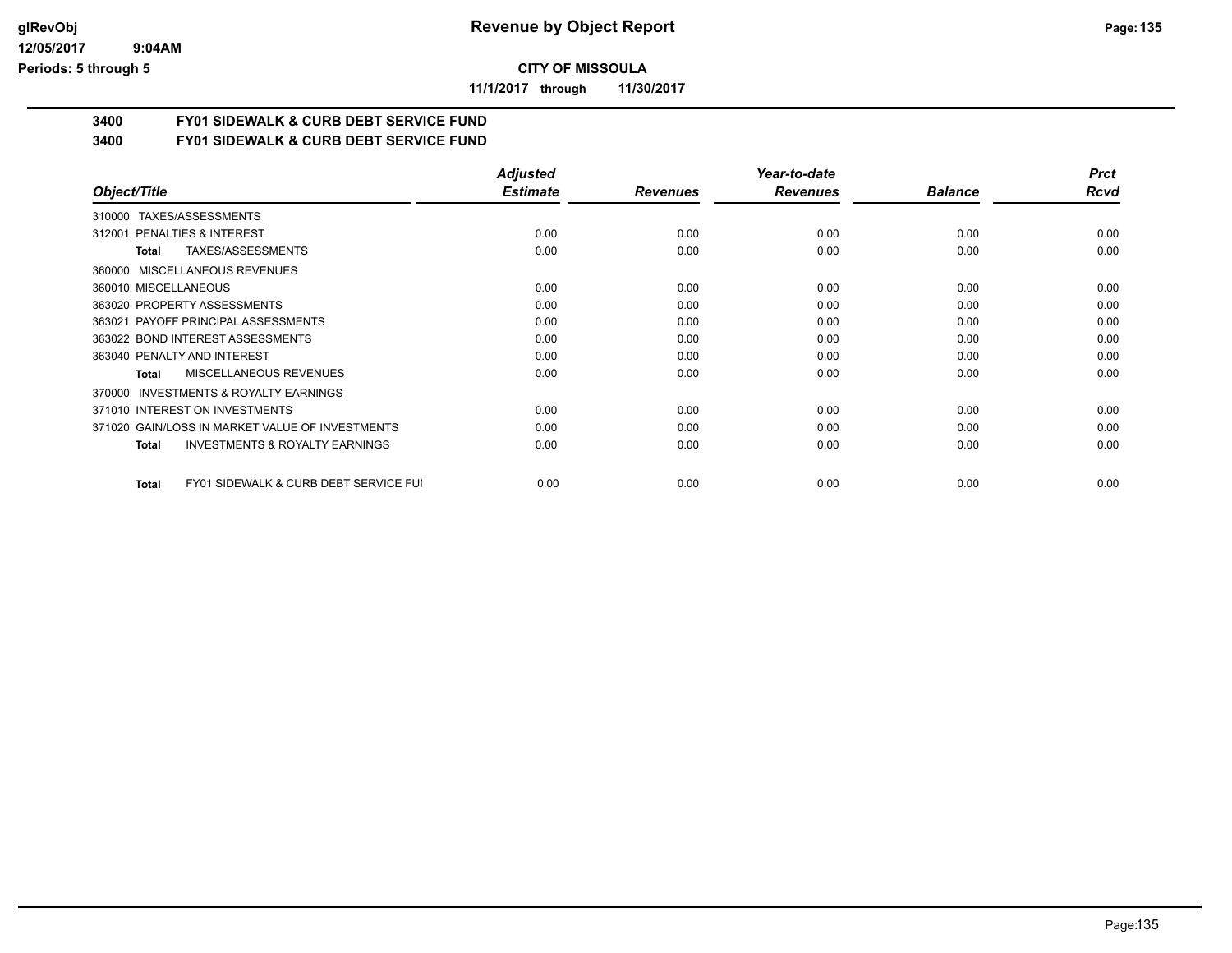# Revenue by Object Report

**CITY OF MISSOULA**

**11/1/2017 through 11/30/2017**

glRevObj
12/05/2017 9:04AM
Periods: 5 through 5

## 3400 FY01 SIDEWALK & CURB DEBT SERVICE FUND
## 3400 FY01 SIDEWALK & CURB DEBT SERVICE FUND

| Object/Title | Adjusted Estimate | Revenues | Year-to-date Revenues | Balance | Prct Rcvd |
|---|---|---|---|---|---|
| 310000 TAXES/ASSESSMENTS | | | | | |
| 312001 PENALTIES & INTEREST | 0.00 | 0.00 | 0.00 | 0.00 | 0.00 |
| **Total** TAXES/ASSESSMENTS | 0.00 | 0.00 | 0.00 | 0.00 | 0.00 |
| 360000 MISCELLANEOUS REVENUES | | | | | |
| 360010 MISCELLANEOUS | 0.00 | 0.00 | 0.00 | 0.00 | 0.00 |
| 363020 PROPERTY ASSESSMENTS | 0.00 | 0.00 | 0.00 | 0.00 | 0.00 |
| 363021 PAYOFF PRINCIPAL ASSESSMENTS | 0.00 | 0.00 | 0.00 | 0.00 | 0.00 |
| 363022 BOND INTEREST ASSESSMENTS | 0.00 | 0.00 | 0.00 | 0.00 | 0.00 |
| 363040 PENALTY AND INTEREST | 0.00 | 0.00 | 0.00 | 0.00 | 0.00 |
| **Total** MISCELLANEOUS REVENUES | 0.00 | 0.00 | 0.00 | 0.00 | 0.00 |
| 370000 INVESTMENTS & ROYALTY EARNINGS | | | | | |
| 371010 INTEREST ON INVESTMENTS | 0.00 | 0.00 | 0.00 | 0.00 | 0.00 |
| 371020 GAIN/LOSS IN MARKET VALUE OF INVESTMENTS | 0.00 | 0.00 | 0.00 | 0.00 | 0.00 |
| **Total** INVESTMENTS & ROYALTY EARNINGS | 0.00 | 0.00 | 0.00 | 0.00 | 0.00 |
| **Total** FY01 SIDEWALK & CURB DEBT SERVICE FUI | 0.00 | 0.00 | 0.00 | 0.00 | 0.00 |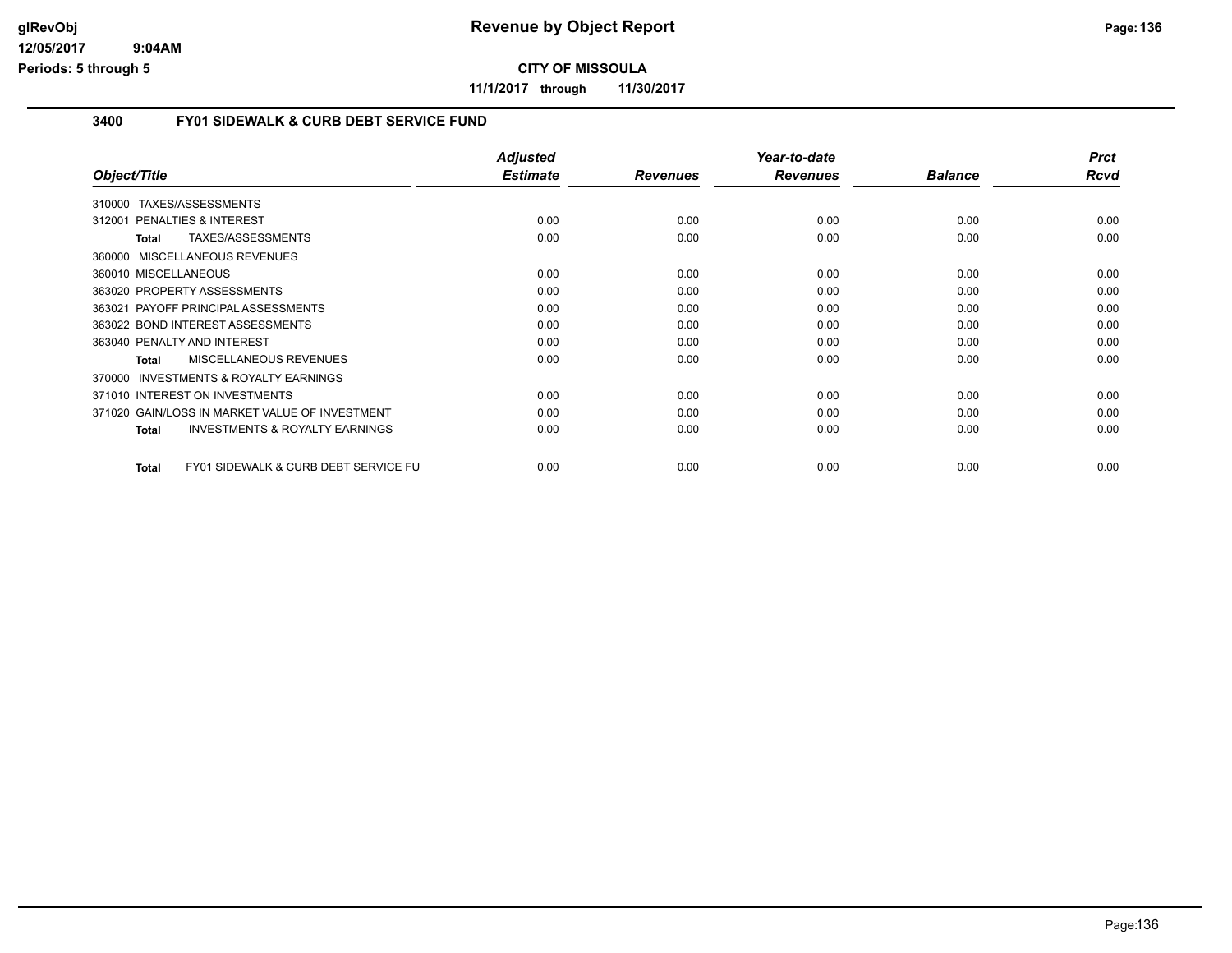**CITY OF MISSOULA**

**11/1/2017 through 11/30/2017**

## 3400 FY01 SIDEWALK & CURB DEBT SERVICE FUND

| Object/Title | Adjusted Estimate | Revenues | Year-to-date Revenues | Balance | Prct Rcvd |
|---|---|---|---|---|---|
| 310000 TAXES/ASSESSMENTS | | | | | |
| 312001 PENALTIES & INTEREST | 0.00 | 0.00 | 0.00 | 0.00 | 0.00 |
| **Total** TAXES/ASSESSMENTS | 0.00 | 0.00 | 0.00 | 0.00 | 0.00 |
| 360000 MISCELLANEOUS REVENUES | | | | | |
| 360010 MISCELLANEOUS | 0.00 | 0.00 | 0.00 | 0.00 | 0.00 |
| 363020 PROPERTY ASSESSMENTS | 0.00 | 0.00 | 0.00 | 0.00 | 0.00 |
| 363021 PAYOFF PRINCIPAL ASSESSMENTS | 0.00 | 0.00 | 0.00 | 0.00 | 0.00 |
| 363022 BOND INTEREST ASSESSMENTS | 0.00 | 0.00 | 0.00 | 0.00 | 0.00 |
| 363040 PENALTY AND INTEREST | 0.00 | 0.00 | 0.00 | 0.00 | 0.00 |
| **Total** MISCELLANEOUS REVENUES | 0.00 | 0.00 | 0.00 | 0.00 | 0.00 |
| 370000 INVESTMENTS & ROYALTY EARNINGS | | | | | |
| 371010 INTEREST ON INVESTMENTS | 0.00 | 0.00 | 0.00 | 0.00 | 0.00 |
| 371020 GAIN/LOSS IN MARKET VALUE OF INVESTMENT | 0.00 | 0.00 | 0.00 | 0.00 | 0.00 |
| **Total** INVESTMENTS & ROYALTY EARNINGS | 0.00 | 0.00 | 0.00 | 0.00 | 0.00 |
| **Total** FY01 SIDEWALK & CURB DEBT SERVICE FU | 0.00 | 0.00 | 0.00 | 0.00 | 0.00 |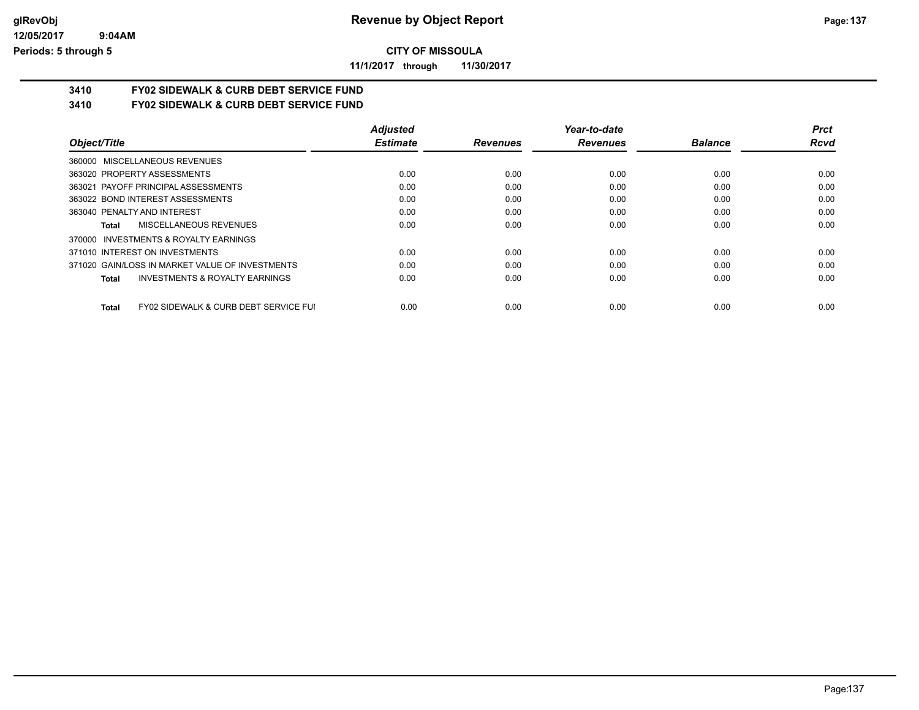**CITY OF MISSOULA**

**11/1/2017 through 11/30/2017**

## 3410 FY02 SIDEWALK & CURB DEBT SERVICE FUND

## 3410 FY02 SIDEWALK & CURB DEBT SERVICE FUND

| Object/Title | Adjusted Estimate | Revenues | Year-to-date Revenues | Balance | Prct Rcvd |
|---|---|---|---|---|---|
| 360000 MISCELLANEOUS REVENUES | | | | | |
| 363020 PROPERTY ASSESSMENTS | 0.00 | 0.00 | 0.00 | 0.00 | 0.00 |
| 363021 PAYOFF PRINCIPAL ASSESSMENTS | 0.00 | 0.00 | 0.00 | 0.00 | 0.00 |
| 363022 BOND INTEREST ASSESSMENTS | 0.00 | 0.00 | 0.00 | 0.00 | 0.00 |
| 363040 PENALTY AND INTEREST | 0.00 | 0.00 | 0.00 | 0.00 | 0.00 |
| **Total** MISCELLANEOUS REVENUES | 0.00 | 0.00 | 0.00 | 0.00 | 0.00 |
| 370000 INVESTMENTS & ROYALTY EARNINGS | | | | | |
| 371010 INTEREST ON INVESTMENTS | 0.00 | 0.00 | 0.00 | 0.00 | 0.00 |
| 371020 GAIN/LOSS IN MARKET VALUE OF INVESTMENTS | 0.00 | 0.00 | 0.00 | 0.00 | 0.00 |
| **Total** INVESTMENTS & ROYALTY EARNINGS | 0.00 | 0.00 | 0.00 | 0.00 | 0.00 |
| **Total** FY02 SIDEWALK & CURB DEBT SERVICE FUI | 0.00 | 0.00 | 0.00 | 0.00 | 0.00 |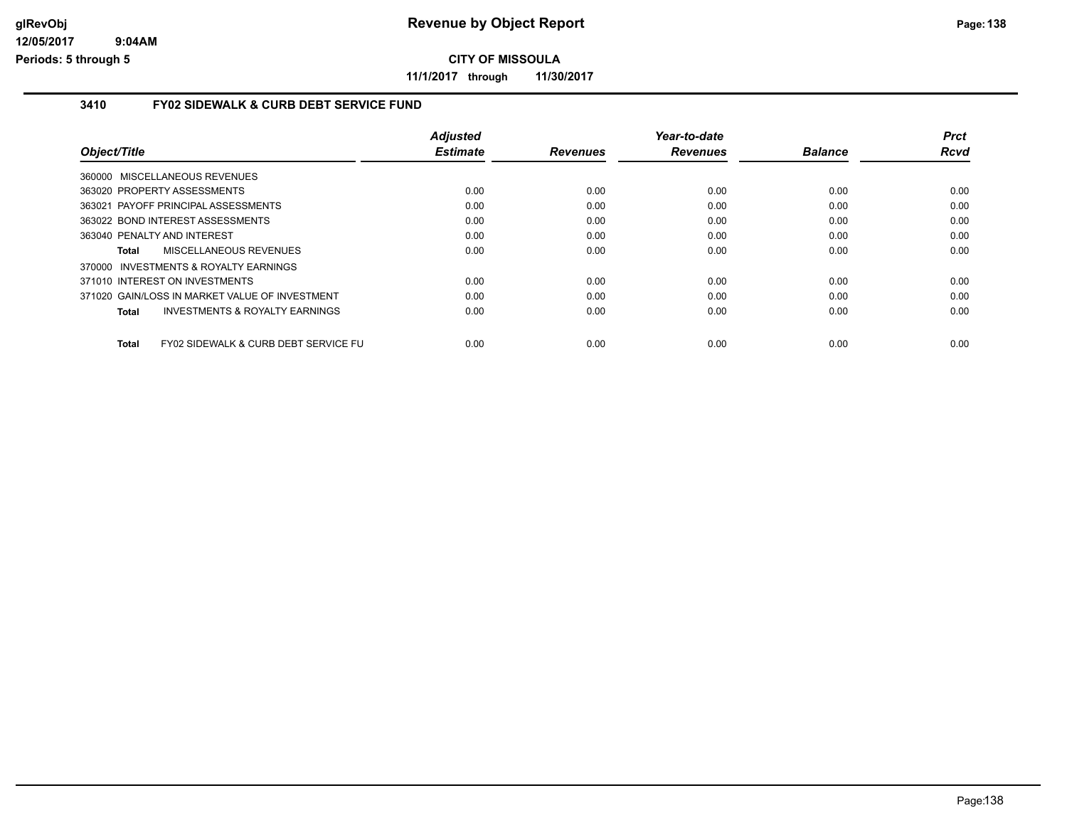**Revenue by Object Report**

**CITY OF MISSOULA**

**11/1/2017 through 11/30/2017**

## 3410 FY02 SIDEWALK & CURB DEBT SERVICE FUND

| Object/Title | Adjusted Estimate | Revenues | Year-to-date Revenues | Balance | Prct Rcvd |
|---|---|---|---|---|---|
| 360000 MISCELLANEOUS REVENUES | | | | | |
| 363020 PROPERTY ASSESSMENTS | 0.00 | 0.00 | 0.00 | 0.00 | 0.00 |
| 363021 PAYOFF PRINCIPAL ASSESSMENTS | 0.00 | 0.00 | 0.00 | 0.00 | 0.00 |
| 363022 BOND INTEREST ASSESSMENTS | 0.00 | 0.00 | 0.00 | 0.00 | 0.00 |
| 363040 PENALTY AND INTEREST | 0.00 | 0.00 | 0.00 | 0.00 | 0.00 |
| **Total** MISCELLANEOUS REVENUES | 0.00 | 0.00 | 0.00 | 0.00 | 0.00 |
| 370000 INVESTMENTS & ROYALTY EARNINGS | | | | | |
| 371010 INTEREST ON INVESTMENTS | 0.00 | 0.00 | 0.00 | 0.00 | 0.00 |
| 371020 GAIN/LOSS IN MARKET VALUE OF INVESTMENT | 0.00 | 0.00 | 0.00 | 0.00 | 0.00 |
| **Total** INVESTMENTS & ROYALTY EARNINGS | 0.00 | 0.00 | 0.00 | 0.00 | 0.00 |
| **Total** FY02 SIDEWALK & CURB DEBT SERVICE FU | 0.00 | 0.00 | 0.00 | 0.00 | 0.00 |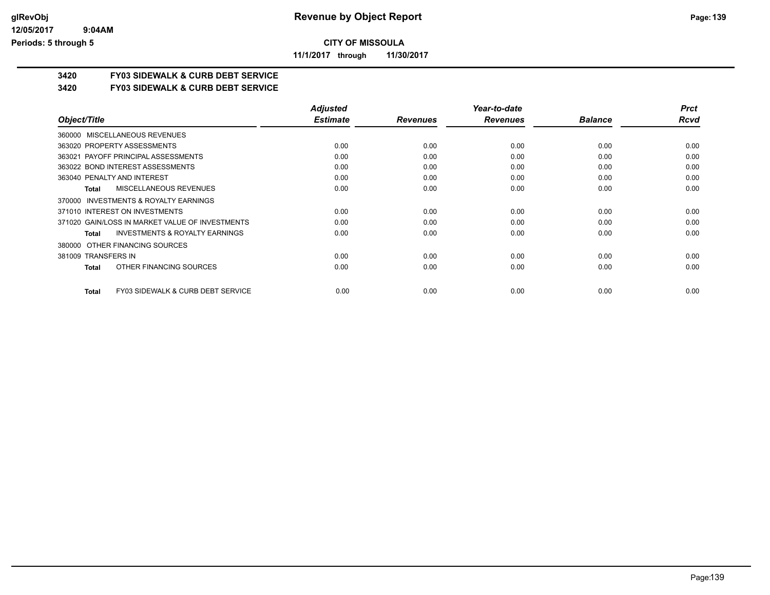**CITY OF MISSOULA**

**11/1/2017 through 11/30/2017**

## 3420 FY03 SIDEWALK & CURB DEBT SERVICE

## 3420 FY03 SIDEWALK & CURB DEBT SERVICE

| Object/Title | Adjusted Estimate | Revenues | Year-to-date Revenues | Balance | Prct Rcvd |
|---|---|---|---|---|---|
| 360000 MISCELLANEOUS REVENUES | | | | | |
| 363020 PROPERTY ASSESSMENTS | 0.00 | 0.00 | 0.00 | 0.00 | 0.00 |
| 363021 PAYOFF PRINCIPAL ASSESSMENTS | 0.00 | 0.00 | 0.00 | 0.00 | 0.00 |
| 363022 BOND INTEREST ASSESSMENTS | 0.00 | 0.00 | 0.00 | 0.00 | 0.00 |
| 363040 PENALTY AND INTEREST | 0.00 | 0.00 | 0.00 | 0.00 | 0.00 |
| **Total** MISCELLANEOUS REVENUES | 0.00 | 0.00 | 0.00 | 0.00 | 0.00 |
| 370000 INVESTMENTS & ROYALTY EARNINGS | | | | | |
| 371010 INTEREST ON INVESTMENTS | 0.00 | 0.00 | 0.00 | 0.00 | 0.00 |
| 371020 GAIN/LOSS IN MARKET VALUE OF INVESTMENTS | 0.00 | 0.00 | 0.00 | 0.00 | 0.00 |
| **Total** INVESTMENTS & ROYALTY EARNINGS | 0.00 | 0.00 | 0.00 | 0.00 | 0.00 |
| 380000 OTHER FINANCING SOURCES | | | | | |
| 381009 TRANSFERS IN | 0.00 | 0.00 | 0.00 | 0.00 | 0.00 |
| **Total** OTHER FINANCING SOURCES | 0.00 | 0.00 | 0.00 | 0.00 | 0.00 |
| **Total** FY03 SIDEWALK & CURB DEBT SERVICE | 0.00 | 0.00 | 0.00 | 0.00 | 0.00 |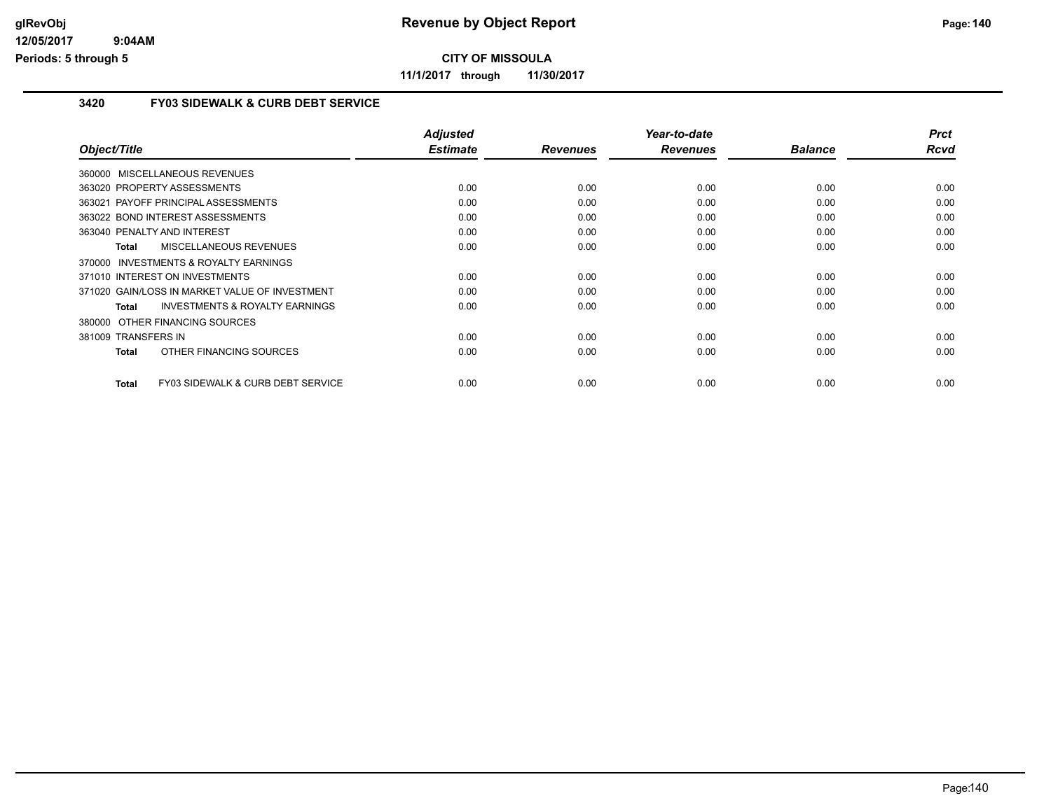**CITY OF MISSOULA**

**11/1/2017 through 11/30/2017**

### 3420 FY03 SIDEWALK & CURB DEBT SERVICE

| Object/Title | Adjusted Estimate | Revenues | Year-to-date Revenues | Balance | Prct Rcvd |
|---|---|---|---|---|---|
| 360000 MISCELLANEOUS REVENUES | | | | | |
| 363020 PROPERTY ASSESSMENTS | 0.00 | 0.00 | 0.00 | 0.00 | 0.00 |
| 363021 PAYOFF PRINCIPAL ASSESSMENTS | 0.00 | 0.00 | 0.00 | 0.00 | 0.00 |
| 363022 BOND INTEREST ASSESSMENTS | 0.00 | 0.00 | 0.00 | 0.00 | 0.00 |
| 363040 PENALTY AND INTEREST | 0.00 | 0.00 | 0.00 | 0.00 | 0.00 |
| **Total** MISCELLANEOUS REVENUES | 0.00 | 0.00 | 0.00 | 0.00 | 0.00 |
| 370000 INVESTMENTS & ROYALTY EARNINGS | | | | | |
| 371010 INTEREST ON INVESTMENTS | 0.00 | 0.00 | 0.00 | 0.00 | 0.00 |
| 371020 GAIN/LOSS IN MARKET VALUE OF INVESTMENT | 0.00 | 0.00 | 0.00 | 0.00 | 0.00 |
| **Total** INVESTMENTS & ROYALTY EARNINGS | 0.00 | 0.00 | 0.00 | 0.00 | 0.00 |
| 380000 OTHER FINANCING SOURCES | | | | | |
| 381009 TRANSFERS IN | 0.00 | 0.00 | 0.00 | 0.00 | 0.00 |
| **Total** OTHER FINANCING SOURCES | 0.00 | 0.00 | 0.00 | 0.00 | 0.00 |
| **Total** FY03 SIDEWALK & CURB DEBT SERVICE | 0.00 | 0.00 | 0.00 | 0.00 | 0.00 |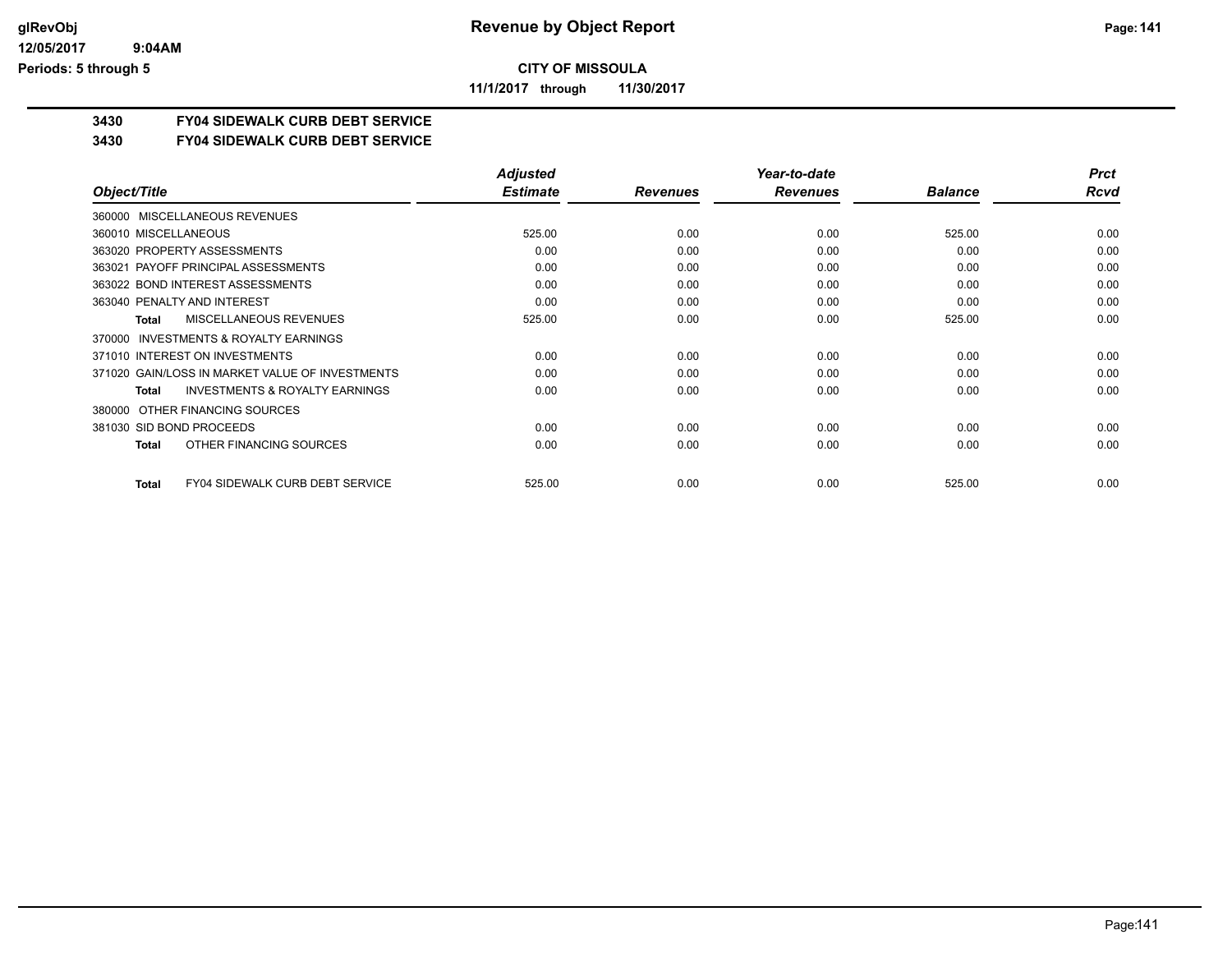# Revenue by Object Report

**CITY OF MISSOULA**

**11/1/2017 through 11/30/2017**

glRevObj
12/05/2017 9:04AM
Periods: 5 through 5

## 3430 FY04 SIDEWALK CURB DEBT SERVICE

### 3430 FY04 SIDEWALK CURB DEBT SERVICE

| Object/Title | Adjusted Estimate | Revenues | Year-to-date Revenues | Balance | Prct Rcvd |
|---|---|---|---|---|---|
| 360000 MISCELLANEOUS REVENUES | | | | | |
| 360010 MISCELLANEOUS | 525.00 | 0.00 | 0.00 | 525.00 | 0.00 |
| 363020 PROPERTY ASSESSMENTS | 0.00 | 0.00 | 0.00 | 0.00 | 0.00 |
| 363021 PAYOFF PRINCIPAL ASSESSMENTS | 0.00 | 0.00 | 0.00 | 0.00 | 0.00 |
| 363022 BOND INTEREST ASSESSMENTS | 0.00 | 0.00 | 0.00 | 0.00 | 0.00 |
| 363040 PENALTY AND INTEREST | 0.00 | 0.00 | 0.00 | 0.00 | 0.00 |
| **Total** MISCELLANEOUS REVENUES | 525.00 | 0.00 | 0.00 | 525.00 | 0.00 |
| 370000 INVESTMENTS & ROYALTY EARNINGS | | | | | |
| 371010 INTEREST ON INVESTMENTS | 0.00 | 0.00 | 0.00 | 0.00 | 0.00 |
| 371020 GAIN/LOSS IN MARKET VALUE OF INVESTMENTS | 0.00 | 0.00 | 0.00 | 0.00 | 0.00 |
| **Total** INVESTMENTS & ROYALTY EARNINGS | 0.00 | 0.00 | 0.00 | 0.00 | 0.00 |
| 380000 OTHER FINANCING SOURCES | | | | | |
| 381030 SID BOND PROCEEDS | 0.00 | 0.00 | 0.00 | 0.00 | 0.00 |
| **Total** OTHER FINANCING SOURCES | 0.00 | 0.00 | 0.00 | 0.00 | 0.00 |
| **Total** FY04 SIDEWALK CURB DEBT SERVICE | 525.00 | 0.00 | 0.00 | 525.00 | 0.00 |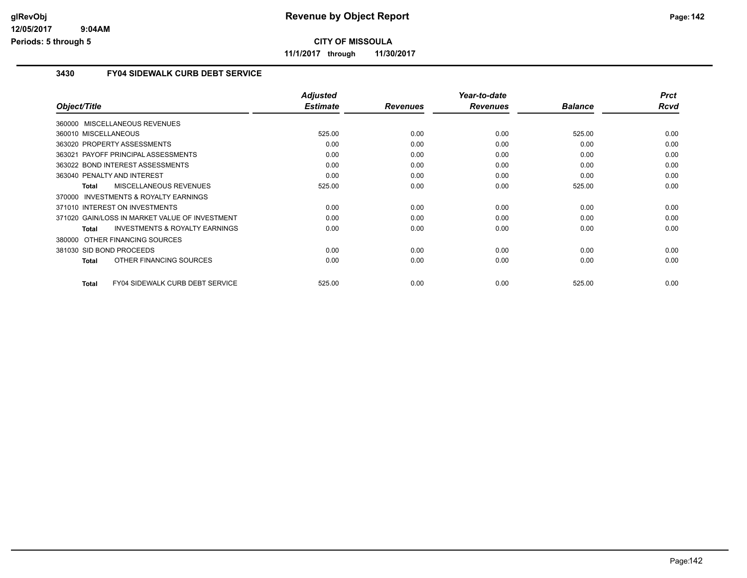**Revenue by Object Report**

**CITY OF MISSOULA**

**11/1/2017 through 11/30/2017**

### 3430 FY04 SIDEWALK CURB DEBT SERVICE

| Object/Title | Adjusted Estimate | Revenues | Year-to-date Revenues | Balance | Prct Rcvd |
|---|---|---|---|---|---|
| 360000 MISCELLANEOUS REVENUES | | | | | |
| 360010 MISCELLANEOUS | 525.00 | 0.00 | 0.00 | 525.00 | 0.00 |
| 363020 PROPERTY ASSESSMENTS | 0.00 | 0.00 | 0.00 | 0.00 | 0.00 |
| 363021 PAYOFF PRINCIPAL ASSESSMENTS | 0.00 | 0.00 | 0.00 | 0.00 | 0.00 |
| 363022 BOND INTEREST ASSESSMENTS | 0.00 | 0.00 | 0.00 | 0.00 | 0.00 |
| 363040 PENALTY AND INTEREST | 0.00 | 0.00 | 0.00 | 0.00 | 0.00 |
| **Total** MISCELLANEOUS REVENUES | 525.00 | 0.00 | 0.00 | 525.00 | 0.00 |
| 370000 INVESTMENTS & ROYALTY EARNINGS | | | | | |
| 371010 INTEREST ON INVESTMENTS | 0.00 | 0.00 | 0.00 | 0.00 | 0.00 |
| 371020 GAIN/LOSS IN MARKET VALUE OF INVESTMENT | 0.00 | 0.00 | 0.00 | 0.00 | 0.00 |
| **Total** INVESTMENTS & ROYALTY EARNINGS | 0.00 | 0.00 | 0.00 | 0.00 | 0.00 |
| 380000 OTHER FINANCING SOURCES | | | | | |
| 381030 SID BOND PROCEEDS | 0.00 | 0.00 | 0.00 | 0.00 | 0.00 |
| **Total** OTHER FINANCING SOURCES | 0.00 | 0.00 | 0.00 | 0.00 | 0.00 |
| **Total** FY04 SIDEWALK CURB DEBT SERVICE | 525.00 | 0.00 | 0.00 | 525.00 | 0.00 |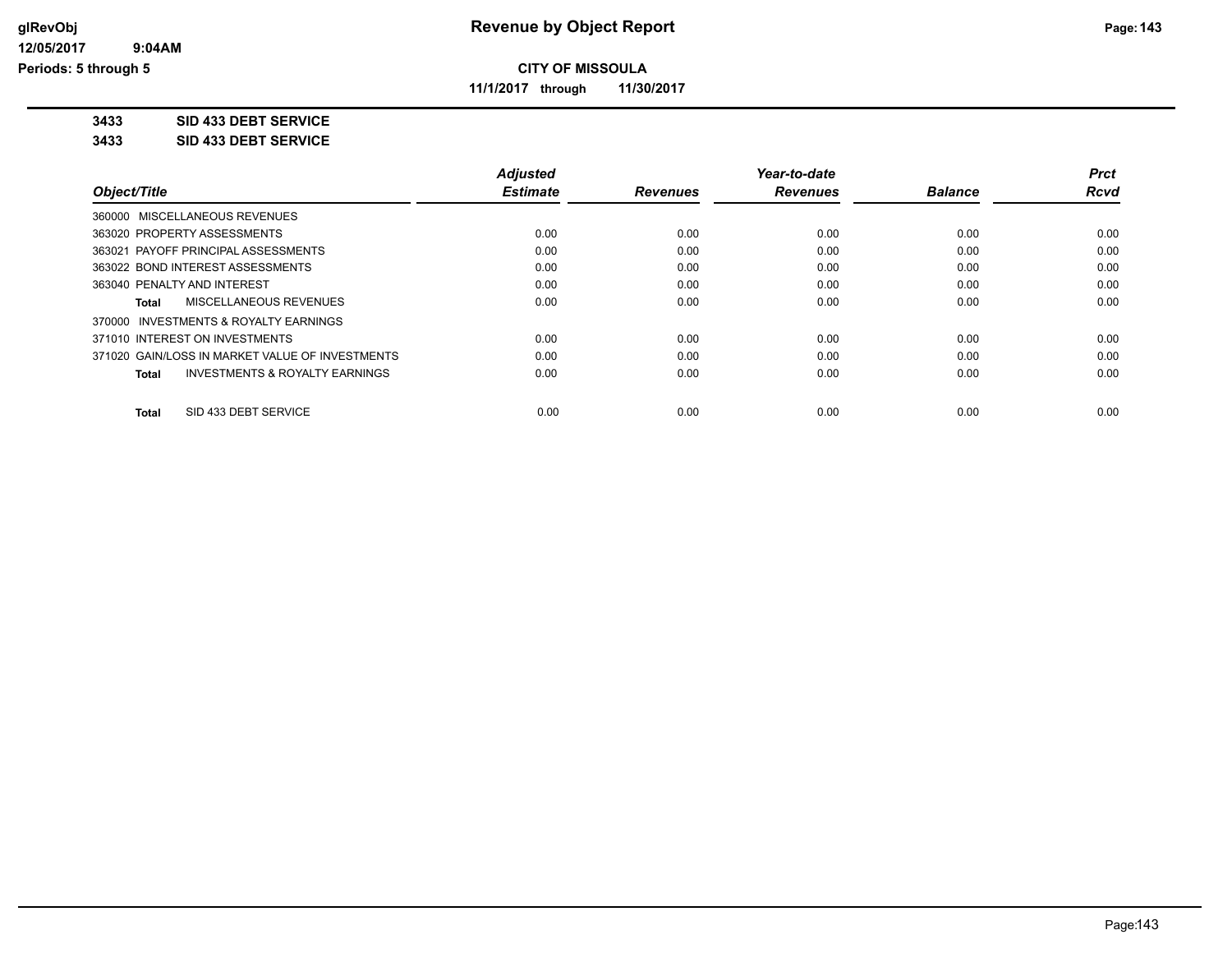**CITY OF MISSOULA**

**11/1/2017 through 11/30/2017**

**3433 SID 433 DEBT SERVICE**

**3433 SID 433 DEBT SERVICE**

| Object/Title | Adjusted Estimate | Revenues | Year-to-date Revenues | Balance | Prct Rcvd |
|---|---|---|---|---|---|
| 360000 MISCELLANEOUS REVENUES | | | | | |
| 363020 PROPERTY ASSESSMENTS | 0.00 | 0.00 | 0.00 | 0.00 | 0.00 |
| 363021 PAYOFF PRINCIPAL ASSESSMENTS | 0.00 | 0.00 | 0.00 | 0.00 | 0.00 |
| 363022 BOND INTEREST ASSESSMENTS | 0.00 | 0.00 | 0.00 | 0.00 | 0.00 |
| 363040 PENALTY AND INTEREST | 0.00 | 0.00 | 0.00 | 0.00 | 0.00 |
| **Total** MISCELLANEOUS REVENUES | 0.00 | 0.00 | 0.00 | 0.00 | 0.00 |
| 370000 INVESTMENTS & ROYALTY EARNINGS | | | | | |
| 371010 INTEREST ON INVESTMENTS | 0.00 | 0.00 | 0.00 | 0.00 | 0.00 |
| 371020 GAIN/LOSS IN MARKET VALUE OF INVESTMENTS | 0.00 | 0.00 | 0.00 | 0.00 | 0.00 |
| **Total** INVESTMENTS & ROYALTY EARNINGS | 0.00 | 0.00 | 0.00 | 0.00 | 0.00 |
| **Total** SID 433 DEBT SERVICE | 0.00 | 0.00 | 0.00 | 0.00 | 0.00 |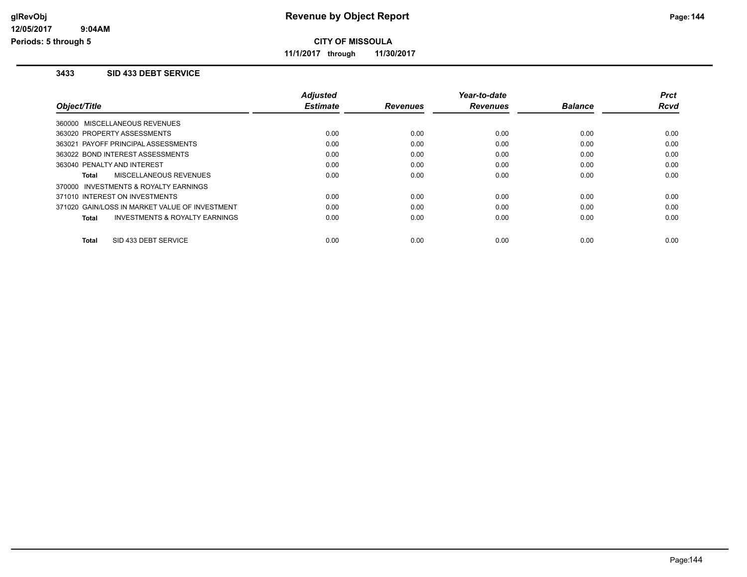# Revenue by Object Report

glRevObj
12/05/2017 9:04AM
Periods: 5 through 5

**CITY OF MISSOULA**

**11/1/2017 through 11/30/2017**

## 3433 SID 433 DEBT SERVICE

| Object/Title | Adjusted Estimate | Revenues | Year-to-date Revenues | Balance | Prct Rcvd |
|---|---|---|---|---|---|
| 360000 MISCELLANEOUS REVENUES | | | | | |
| 363020 PROPERTY ASSESSMENTS | 0.00 | 0.00 | 0.00 | 0.00 | 0.00 |
| 363021 PAYOFF PRINCIPAL ASSESSMENTS | 0.00 | 0.00 | 0.00 | 0.00 | 0.00 |
| 363022 BOND INTEREST ASSESSMENTS | 0.00 | 0.00 | 0.00 | 0.00 | 0.00 |
| 363040 PENALTY AND INTEREST | 0.00 | 0.00 | 0.00 | 0.00 | 0.00 |
| **Total** MISCELLANEOUS REVENUES | 0.00 | 0.00 | 0.00 | 0.00 | 0.00 |
| 370000 INVESTMENTS & ROYALTY EARNINGS | | | | | |
| 371010 INTEREST ON INVESTMENTS | 0.00 | 0.00 | 0.00 | 0.00 | 0.00 |
| 371020 GAIN/LOSS IN MARKET VALUE OF INVESTMENT | 0.00 | 0.00 | 0.00 | 0.00 | 0.00 |
| **Total** INVESTMENTS & ROYALTY EARNINGS | 0.00 | 0.00 | 0.00 | 0.00 | 0.00 |
| **Total** SID 433 DEBT SERVICE | 0.00 | 0.00 | 0.00 | 0.00 | 0.00 |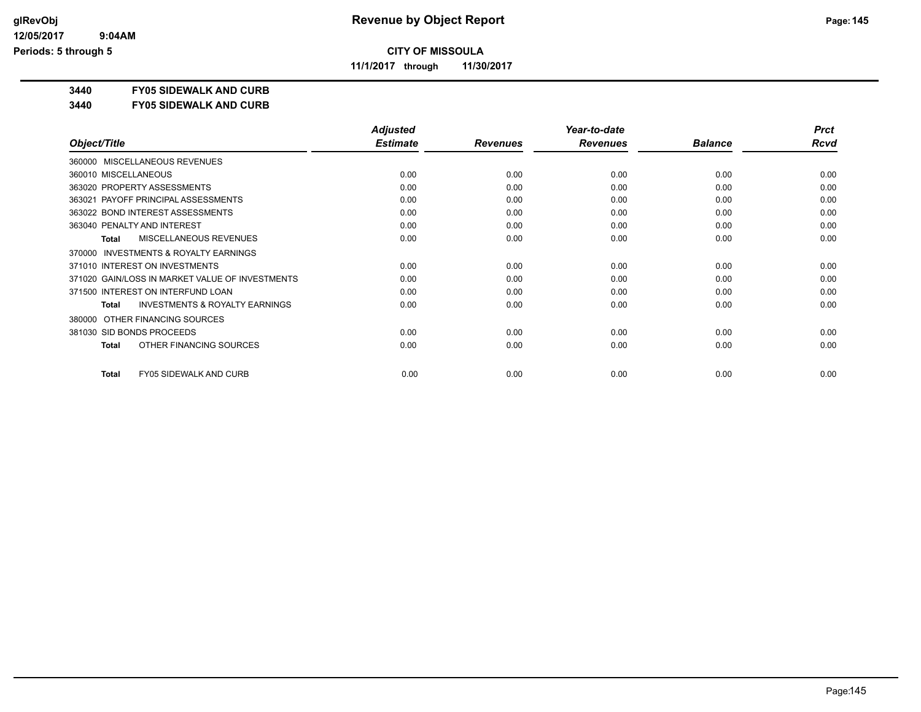# Revenue by Object Report

**CITY OF MISSOULA**

**11/1/2017 through 11/30/2017**

glRevObj
12/05/2017 9:04AM
Periods: 5 through 5

**3440 FY05 SIDEWALK AND CURB**

**3440 FY05 SIDEWALK AND CURB**

| Object/Title | Adjusted Estimate | Revenues | Year-to-date Revenues | Balance | Prct Rcvd |
|---|---|---|---|---|---|
| 360000 MISCELLANEOUS REVENUES | | | | | |
| 360010 MISCELLANEOUS | 0.00 | 0.00 | 0.00 | 0.00 | 0.00 |
| 363020 PROPERTY ASSESSMENTS | 0.00 | 0.00 | 0.00 | 0.00 | 0.00 |
| 363021 PAYOFF PRINCIPAL ASSESSMENTS | 0.00 | 0.00 | 0.00 | 0.00 | 0.00 |
| 363022 BOND INTEREST ASSESSMENTS | 0.00 | 0.00 | 0.00 | 0.00 | 0.00 |
| 363040 PENALTY AND INTEREST | 0.00 | 0.00 | 0.00 | 0.00 | 0.00 |
| **Total** MISCELLANEOUS REVENUES | 0.00 | 0.00 | 0.00 | 0.00 | 0.00 |
| 370000 INVESTMENTS & ROYALTY EARNINGS | | | | | |
| 371010 INTEREST ON INVESTMENTS | 0.00 | 0.00 | 0.00 | 0.00 | 0.00 |
| 371020 GAIN/LOSS IN MARKET VALUE OF INVESTMENTS | 0.00 | 0.00 | 0.00 | 0.00 | 0.00 |
| 371500 INTEREST ON INTERFUND LOAN | 0.00 | 0.00 | 0.00 | 0.00 | 0.00 |
| **Total** INVESTMENTS & ROYALTY EARNINGS | 0.00 | 0.00 | 0.00 | 0.00 | 0.00 |
| 380000 OTHER FINANCING SOURCES | | | | | |
| 381030 SID BONDS PROCEEDS | 0.00 | 0.00 | 0.00 | 0.00 | 0.00 |
| **Total** OTHER FINANCING SOURCES | 0.00 | 0.00 | 0.00 | 0.00 | 0.00 |
| **Total** FY05 SIDEWALK AND CURB | 0.00 | 0.00 | 0.00 | 0.00 | 0.00 |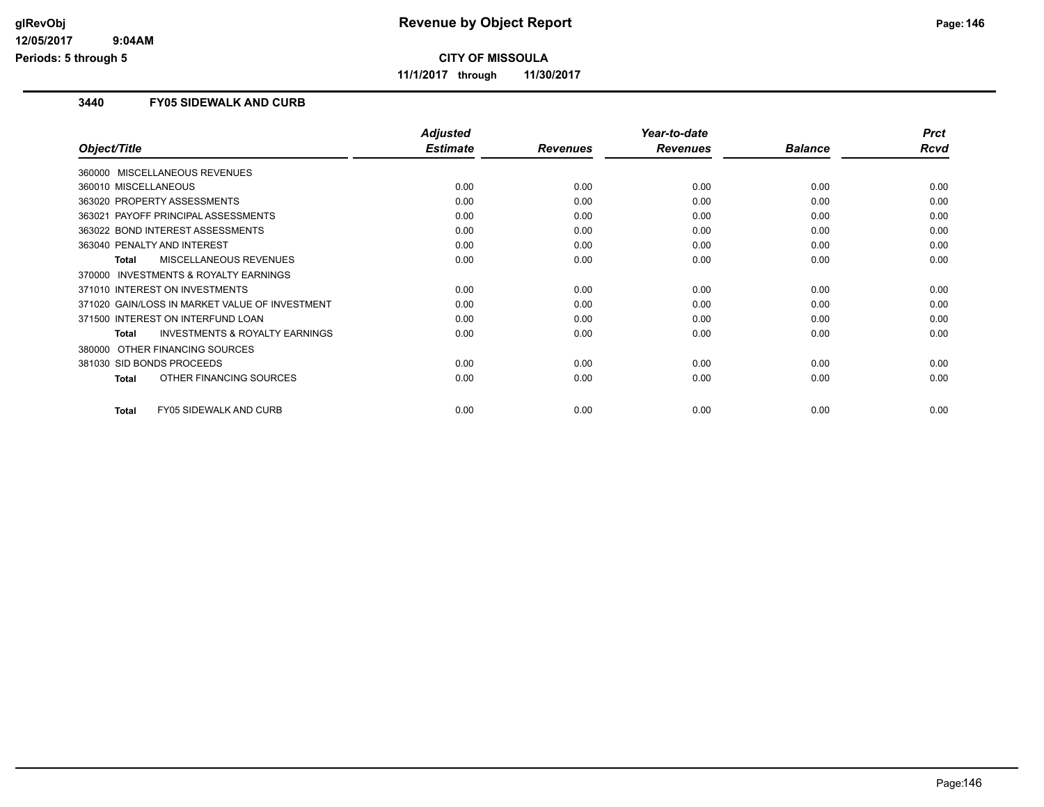# Revenue by Object Report

**CITY OF MISSOULA**

**11/1/2017 through 11/30/2017**

glRevObj
12/05/2017 9:04AM
Periods: 5 through 5

### 3440 FY05 SIDEWALK AND CURB

| Object/Title | Adjusted Estimate | Revenues | Year-to-date Revenues | Balance | Prct Rcvd |
|---|---|---|---|---|---|
| 360000 MISCELLANEOUS REVENUES | | | | | |
| 360010 MISCELLANEOUS | 0.00 | 0.00 | 0.00 | 0.00 | 0.00 |
| 363020 PROPERTY ASSESSMENTS | 0.00 | 0.00 | 0.00 | 0.00 | 0.00 |
| 363021 PAYOFF PRINCIPAL ASSESSMENTS | 0.00 | 0.00 | 0.00 | 0.00 | 0.00 |
| 363022 BOND INTEREST ASSESSMENTS | 0.00 | 0.00 | 0.00 | 0.00 | 0.00 |
| 363040 PENALTY AND INTEREST | 0.00 | 0.00 | 0.00 | 0.00 | 0.00 |
| **Total** MISCELLANEOUS REVENUES | 0.00 | 0.00 | 0.00 | 0.00 | 0.00 |
| 370000 INVESTMENTS & ROYALTY EARNINGS | | | | | |
| 371010 INTEREST ON INVESTMENTS | 0.00 | 0.00 | 0.00 | 0.00 | 0.00 |
| 371020 GAIN/LOSS IN MARKET VALUE OF INVESTMENT | 0.00 | 0.00 | 0.00 | 0.00 | 0.00 |
| 371500 INTEREST ON INTERFUND LOAN | 0.00 | 0.00 | 0.00 | 0.00 | 0.00 |
| **Total** INVESTMENTS & ROYALTY EARNINGS | 0.00 | 0.00 | 0.00 | 0.00 | 0.00 |
| 380000 OTHER FINANCING SOURCES | | | | | |
| 381030 SID BONDS PROCEEDS | 0.00 | 0.00 | 0.00 | 0.00 | 0.00 |
| **Total** OTHER FINANCING SOURCES | 0.00 | 0.00 | 0.00 | 0.00 | 0.00 |
| **Total** FY05 SIDEWALK AND CURB | 0.00 | 0.00 | 0.00 | 0.00 | 0.00 |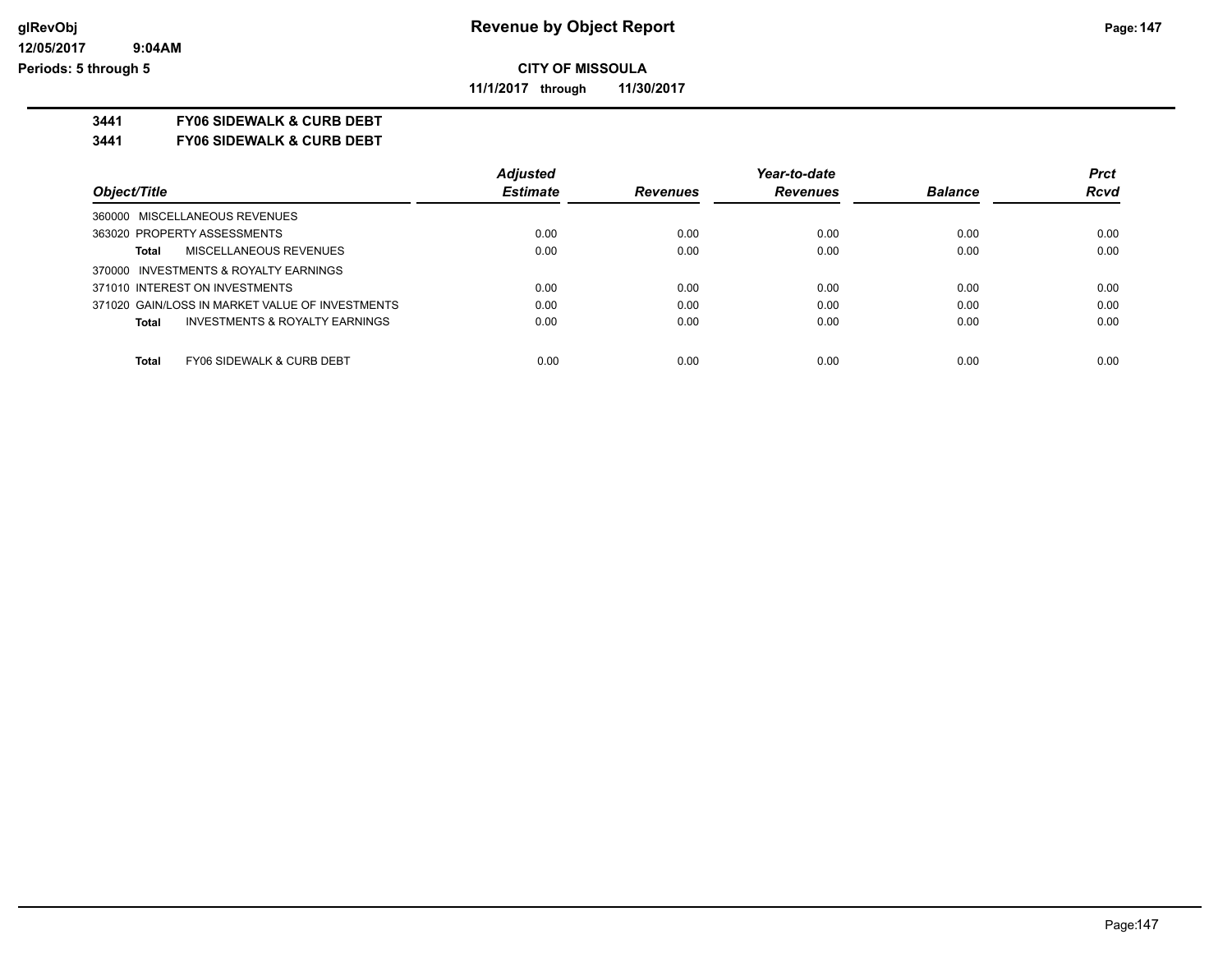**glRevObj** — **Revenue by Object Report**

**12/05/2017 9:04AM**

**Periods: 5 through 5**

**CITY OF MISSOULA**

**11/1/2017 through 11/30/2017**

## 3441 FY06 SIDEWALK & CURB DEBT

## 3441 FY06 SIDEWALK & CURB DEBT

| Object/Title | Adjusted Estimate | Revenues | Year-to-date Revenues | Balance | Prct Rcvd |
|---|---|---|---|---|---|
| 360000 MISCELLANEOUS REVENUES | | | | | |
| 363020 PROPERTY ASSESSMENTS | 0.00 | 0.00 | 0.00 | 0.00 | 0.00 |
| **Total** MISCELLANEOUS REVENUES | 0.00 | 0.00 | 0.00 | 0.00 | 0.00 |
| 370000 INVESTMENTS & ROYALTY EARNINGS | | | | | |
| 371010 INTEREST ON INVESTMENTS | 0.00 | 0.00 | 0.00 | 0.00 | 0.00 |
| 371020 GAIN/LOSS IN MARKET VALUE OF INVESTMENTS | 0.00 | 0.00 | 0.00 | 0.00 | 0.00 |
| **Total** INVESTMENTS & ROYALTY EARNINGS | 0.00 | 0.00 | 0.00 | 0.00 | 0.00 |
| **Total** FY06 SIDEWALK & CURB DEBT | 0.00 | 0.00 | 0.00 | 0.00 | 0.00 |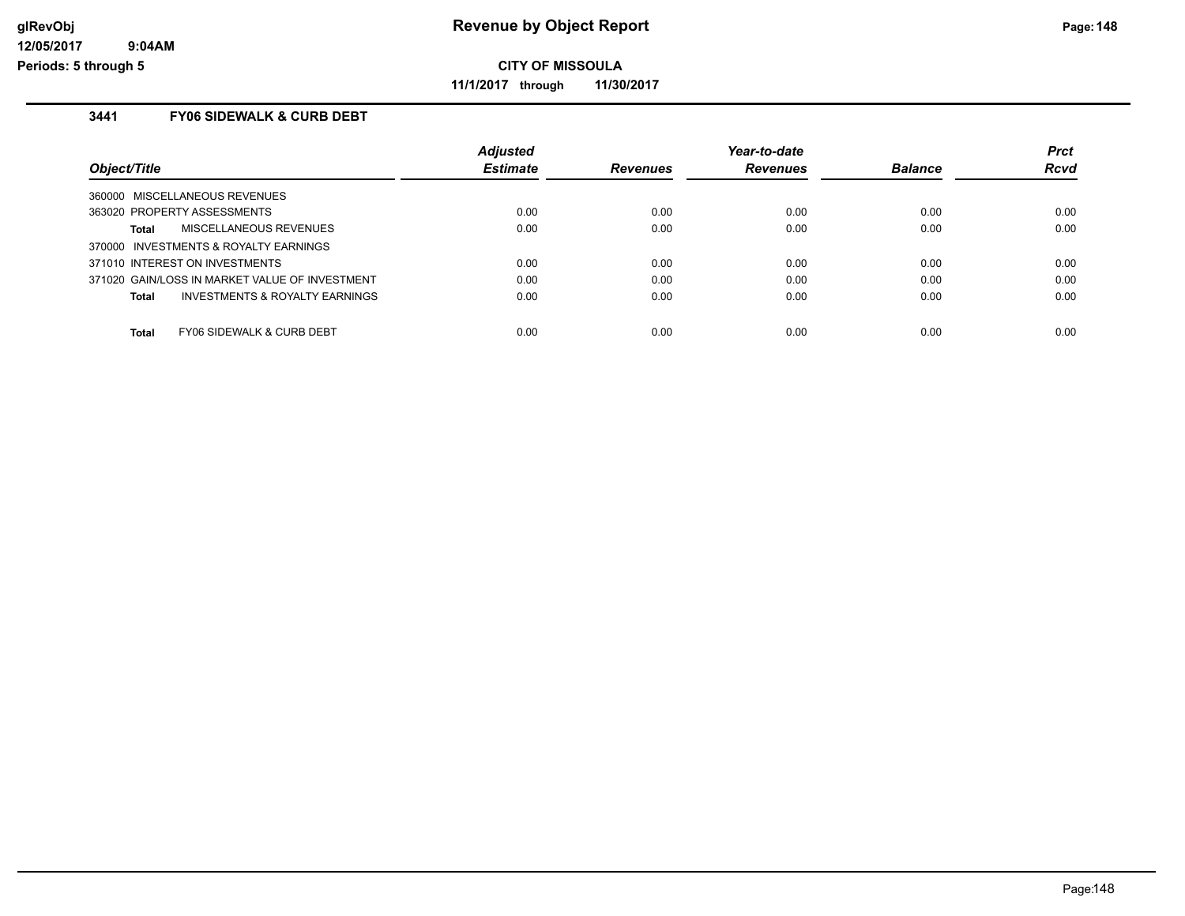**CITY OF MISSOULA**

**11/1/2017 through 11/30/2017**

## 3441 FY06 SIDEWALK & CURB DEBT

| Object/Title | Adjusted Estimate | Revenues | Year-to-date Revenues | Balance | Prct Rcvd |
|---|---|---|---|---|---|
| 360000 MISCELLANEOUS REVENUES | | | | | |
| 363020 PROPERTY ASSESSMENTS | 0.00 | 0.00 | 0.00 | 0.00 | 0.00 |
| **Total** MISCELLANEOUS REVENUES | 0.00 | 0.00 | 0.00 | 0.00 | 0.00 |
| 370000 INVESTMENTS & ROYALTY EARNINGS | | | | | |
| 371010 INTEREST ON INVESTMENTS | 0.00 | 0.00 | 0.00 | 0.00 | 0.00 |
| 371020 GAIN/LOSS IN MARKET VALUE OF INVESTMENT | 0.00 | 0.00 | 0.00 | 0.00 | 0.00 |
| **Total** INVESTMENTS & ROYALTY EARNINGS | 0.00 | 0.00 | 0.00 | 0.00 | 0.00 |
| **Total** FY06 SIDEWALK & CURB DEBT | 0.00 | 0.00 | 0.00 | 0.00 | 0.00 |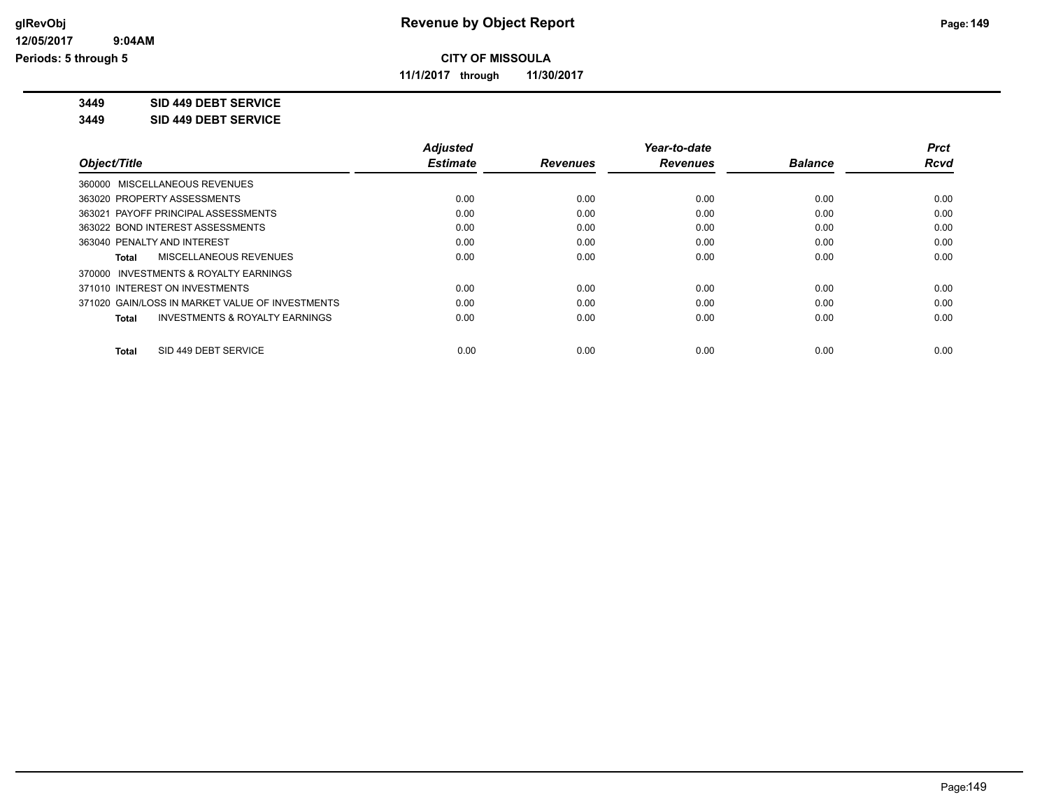# Revenue by Object Report

**CITY OF MISSOULA**

**11/1/2017 through 11/30/2017**

glRevObj
12/05/2017 9:04AM
Periods: 5 through 5

**3449 SID 449 DEBT SERVICE**

**3449 SID 449 DEBT SERVICE**

| Object/Title | Adjusted Estimate | Revenues | Year-to-date Revenues | Balance | Prct Rcvd |
|---|---|---|---|---|---|
| 360000 MISCELLANEOUS REVENUES | | | | | |
| 363020 PROPERTY ASSESSMENTS | 0.00 | 0.00 | 0.00 | 0.00 | 0.00 |
| 363021 PAYOFF PRINCIPAL ASSESSMENTS | 0.00 | 0.00 | 0.00 | 0.00 | 0.00 |
| 363022 BOND INTEREST ASSESSMENTS | 0.00 | 0.00 | 0.00 | 0.00 | 0.00 |
| 363040 PENALTY AND INTEREST | 0.00 | 0.00 | 0.00 | 0.00 | 0.00 |
| **Total** MISCELLANEOUS REVENUES | 0.00 | 0.00 | 0.00 | 0.00 | 0.00 |
| 370000 INVESTMENTS & ROYALTY EARNINGS | | | | | |
| 371010 INTEREST ON INVESTMENTS | 0.00 | 0.00 | 0.00 | 0.00 | 0.00 |
| 371020 GAIN/LOSS IN MARKET VALUE OF INVESTMENTS | 0.00 | 0.00 | 0.00 | 0.00 | 0.00 |
| **Total** INVESTMENTS & ROYALTY EARNINGS | 0.00 | 0.00 | 0.00 | 0.00 | 0.00 |
| **Total** SID 449 DEBT SERVICE | 0.00 | 0.00 | 0.00 | 0.00 | 0.00 |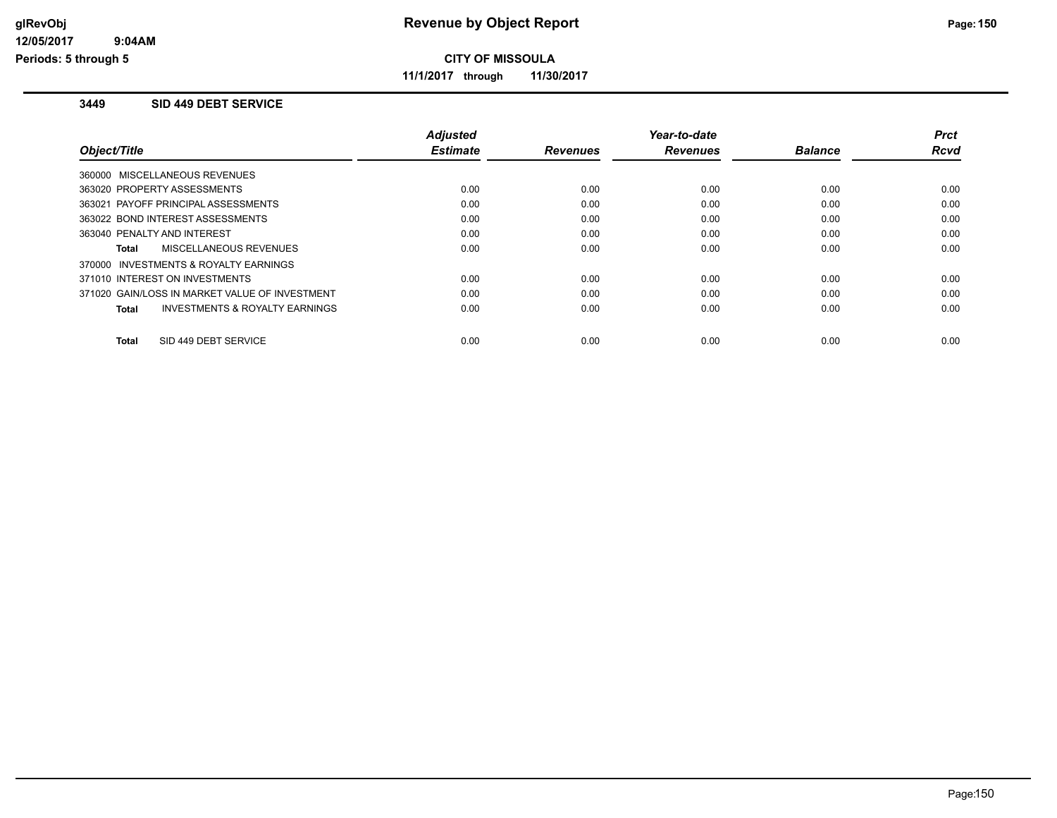# Revenue by Object Report

**CITY OF MISSOULA**

**11/1/2017 through 11/30/2017**

glRevObj
12/05/2017 9:04AM
Periods: 5 through 5

## 3449 SID 449 DEBT SERVICE

| Object/Title | Adjusted Estimate | Revenues | Year-to-date Revenues | Balance | Prct Rcvd |
|---|---|---|---|---|---|
| 360000 MISCELLANEOUS REVENUES | | | | | |
| 363020 PROPERTY ASSESSMENTS | 0.00 | 0.00 | 0.00 | 0.00 | 0.00 |
| 363021 PAYOFF PRINCIPAL ASSESSMENTS | 0.00 | 0.00 | 0.00 | 0.00 | 0.00 |
| 363022 BOND INTEREST ASSESSMENTS | 0.00 | 0.00 | 0.00 | 0.00 | 0.00 |
| 363040 PENALTY AND INTEREST | 0.00 | 0.00 | 0.00 | 0.00 | 0.00 |
| **Total** MISCELLANEOUS REVENUES | 0.00 | 0.00 | 0.00 | 0.00 | 0.00 |
| 370000 INVESTMENTS & ROYALTY EARNINGS | | | | | |
| 371010 INTEREST ON INVESTMENTS | 0.00 | 0.00 | 0.00 | 0.00 | 0.00 |
| 371020 GAIN/LOSS IN MARKET VALUE OF INVESTMENT | 0.00 | 0.00 | 0.00 | 0.00 | 0.00 |
| **Total** INVESTMENTS & ROYALTY EARNINGS | 0.00 | 0.00 | 0.00 | 0.00 | 0.00 |
| **Total** SID 449 DEBT SERVICE | 0.00 | 0.00 | 0.00 | 0.00 | 0.00 |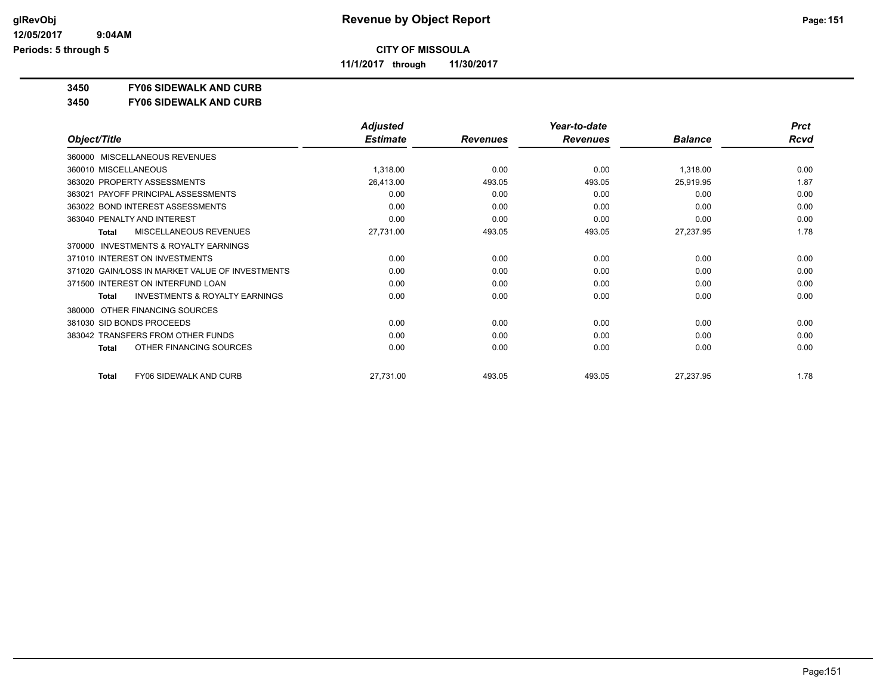# Revenue by Object Report

**CITY OF MISSOULA**

**11/1/2017 through 11/30/2017**

**3450 FY06 SIDEWALK AND CURB**

**3450 FY06 SIDEWALK AND CURB**

| Object/Title | Adjusted Estimate | Revenues | Year-to-date Revenues | Balance | Prct Rcvd |
|---|---|---|---|---|---|
| 360000 MISCELLANEOUS REVENUES | | | | | |
| 360010 MISCELLANEOUS | 1,318.00 | 0.00 | 0.00 | 1,318.00 | 0.00 |
| 363020 PROPERTY ASSESSMENTS | 26,413.00 | 493.05 | 493.05 | 25,919.95 | 1.87 |
| 363021 PAYOFF PRINCIPAL ASSESSMENTS | 0.00 | 0.00 | 0.00 | 0.00 | 0.00 |
| 363022 BOND INTEREST ASSESSMENTS | 0.00 | 0.00 | 0.00 | 0.00 | 0.00 |
| 363040 PENALTY AND INTEREST | 0.00 | 0.00 | 0.00 | 0.00 | 0.00 |
| **Total** MISCELLANEOUS REVENUES | 27,731.00 | 493.05 | 493.05 | 27,237.95 | 1.78 |
| 370000 INVESTMENTS & ROYALTY EARNINGS | | | | | |
| 371010 INTEREST ON INVESTMENTS | 0.00 | 0.00 | 0.00 | 0.00 | 0.00 |
| 371020 GAIN/LOSS IN MARKET VALUE OF INVESTMENTS | 0.00 | 0.00 | 0.00 | 0.00 | 0.00 |
| 371500 INTEREST ON INTERFUND LOAN | 0.00 | 0.00 | 0.00 | 0.00 | 0.00 |
| **Total** INVESTMENTS & ROYALTY EARNINGS | 0.00 | 0.00 | 0.00 | 0.00 | 0.00 |
| 380000 OTHER FINANCING SOURCES | | | | | |
| 381030 SID BONDS PROCEEDS | 0.00 | 0.00 | 0.00 | 0.00 | 0.00 |
| 383042 TRANSFERS FROM OTHER FUNDS | 0.00 | 0.00 | 0.00 | 0.00 | 0.00 |
| **Total** OTHER FINANCING SOURCES | 0.00 | 0.00 | 0.00 | 0.00 | 0.00 |
| **Total** FY06 SIDEWALK AND CURB | 27,731.00 | 493.05 | 493.05 | 27,237.95 | 1.78 |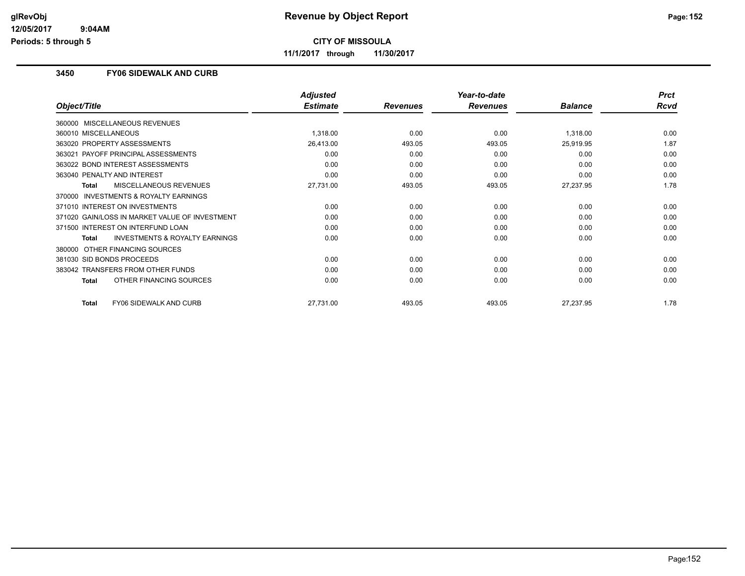**Revenue by Object Report**

**CITY OF MISSOULA**

**11/1/2017 through 11/30/2017**

glRevObj
12/05/2017 9:04AM
Periods: 5 through 5

### 3450 FY06 SIDEWALK AND CURB

| Object/Title | Adjusted Estimate | Revenues | Year-to-date Revenues | Balance | Prct Rcvd |
|---|---|---|---|---|---|
| 360000 MISCELLANEOUS REVENUES | | | | | |
| 360010 MISCELLANEOUS | 1,318.00 | 0.00 | 0.00 | 1,318.00 | 0.00 |
| 363020 PROPERTY ASSESSMENTS | 26,413.00 | 493.05 | 493.05 | 25,919.95 | 1.87 |
| 363021 PAYOFF PRINCIPAL ASSESSMENTS | 0.00 | 0.00 | 0.00 | 0.00 | 0.00 |
| 363022 BOND INTEREST ASSESSMENTS | 0.00 | 0.00 | 0.00 | 0.00 | 0.00 |
| 363040 PENALTY AND INTEREST | 0.00 | 0.00 | 0.00 | 0.00 | 0.00 |
| **Total** MISCELLANEOUS REVENUES | 27,731.00 | 493.05 | 493.05 | 27,237.95 | 1.78 |
| 370000 INVESTMENTS & ROYALTY EARNINGS | | | | | |
| 371010 INTEREST ON INVESTMENTS | 0.00 | 0.00 | 0.00 | 0.00 | 0.00 |
| 371020 GAIN/LOSS IN MARKET VALUE OF INVESTMENT | 0.00 | 0.00 | 0.00 | 0.00 | 0.00 |
| 371500 INTEREST ON INTERFUND LOAN | 0.00 | 0.00 | 0.00 | 0.00 | 0.00 |
| **Total** INVESTMENTS & ROYALTY EARNINGS | 0.00 | 0.00 | 0.00 | 0.00 | 0.00 |
| 380000 OTHER FINANCING SOURCES | | | | | |
| 381030 SID BONDS PROCEEDS | 0.00 | 0.00 | 0.00 | 0.00 | 0.00 |
| 383042 TRANSFERS FROM OTHER FUNDS | 0.00 | 0.00 | 0.00 | 0.00 | 0.00 |
| **Total** OTHER FINANCING SOURCES | 0.00 | 0.00 | 0.00 | 0.00 | 0.00 |
| **Total** FY06 SIDEWALK AND CURB | 27,731.00 | 493.05 | 493.05 | 27,237.95 | 1.78 |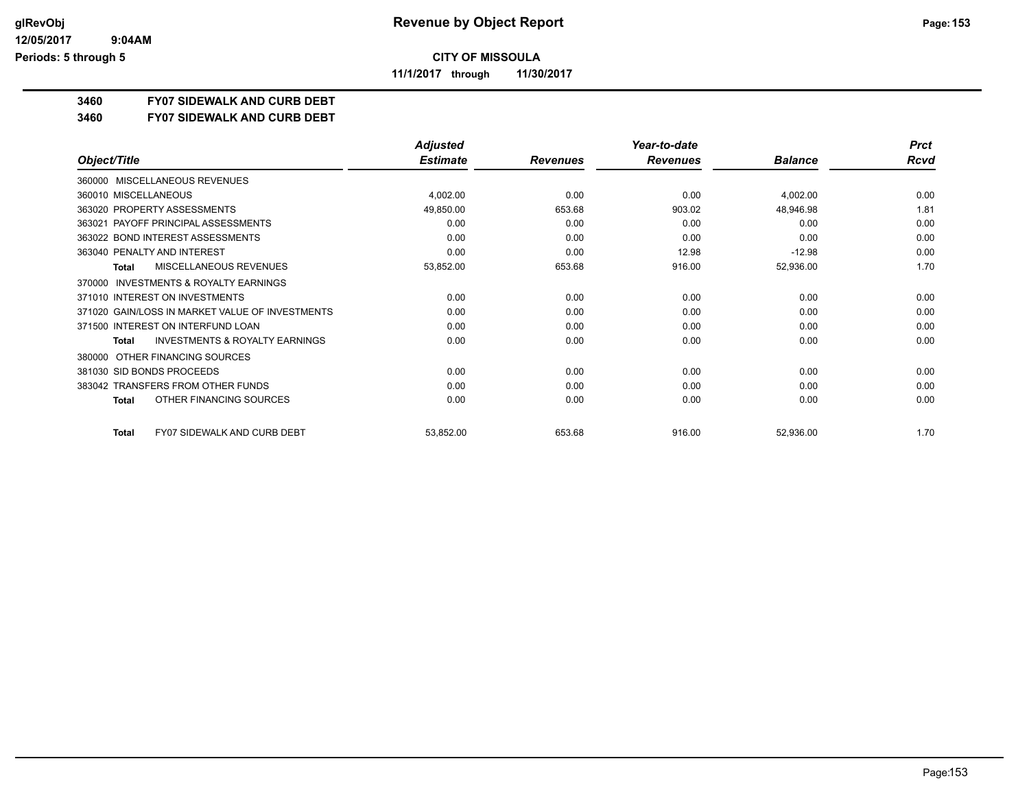**CITY OF MISSOULA**

**11/1/2017 through 11/30/2017**

**3460 FY07 SIDEWALK AND CURB DEBT**

**3460 FY07 SIDEWALK AND CURB DEBT**

| Object/Title | Adjusted Estimate | Revenues | Year-to-date Revenues | Balance | Prct Rcvd |
|---|---|---|---|---|---|
| 360000 MISCELLANEOUS REVENUES | | | | | |
| 360010 MISCELLANEOUS | 4,002.00 | 0.00 | 0.00 | 4,002.00 | 0.00 |
| 363020 PROPERTY ASSESSMENTS | 49,850.00 | 653.68 | 903.02 | 48,946.98 | 1.81 |
| 363021 PAYOFF PRINCIPAL ASSESSMENTS | 0.00 | 0.00 | 0.00 | 0.00 | 0.00 |
| 363022 BOND INTEREST ASSESSMENTS | 0.00 | 0.00 | 0.00 | 0.00 | 0.00 |
| 363040 PENALTY AND INTEREST | 0.00 | 0.00 | 12.98 | -12.98 | 0.00 |
| **Total** MISCELLANEOUS REVENUES | 53,852.00 | 653.68 | 916.00 | 52,936.00 | 1.70 |
| 370000 INVESTMENTS & ROYALTY EARNINGS | | | | | |
| 371010 INTEREST ON INVESTMENTS | 0.00 | 0.00 | 0.00 | 0.00 | 0.00 |
| 371020 GAIN/LOSS IN MARKET VALUE OF INVESTMENTS | 0.00 | 0.00 | 0.00 | 0.00 | 0.00 |
| 371500 INTEREST ON INTERFUND LOAN | 0.00 | 0.00 | 0.00 | 0.00 | 0.00 |
| **Total** INVESTMENTS & ROYALTY EARNINGS | 0.00 | 0.00 | 0.00 | 0.00 | 0.00 |
| 380000 OTHER FINANCING SOURCES | | | | | |
| 381030 SID BONDS PROCEEDS | 0.00 | 0.00 | 0.00 | 0.00 | 0.00 |
| 383042 TRANSFERS FROM OTHER FUNDS | 0.00 | 0.00 | 0.00 | 0.00 | 0.00 |
| **Total** OTHER FINANCING SOURCES | 0.00 | 0.00 | 0.00 | 0.00 | 0.00 |
| **Total** FY07 SIDEWALK AND CURB DEBT | 53,852.00 | 653.68 | 916.00 | 52,936.00 | 1.70 |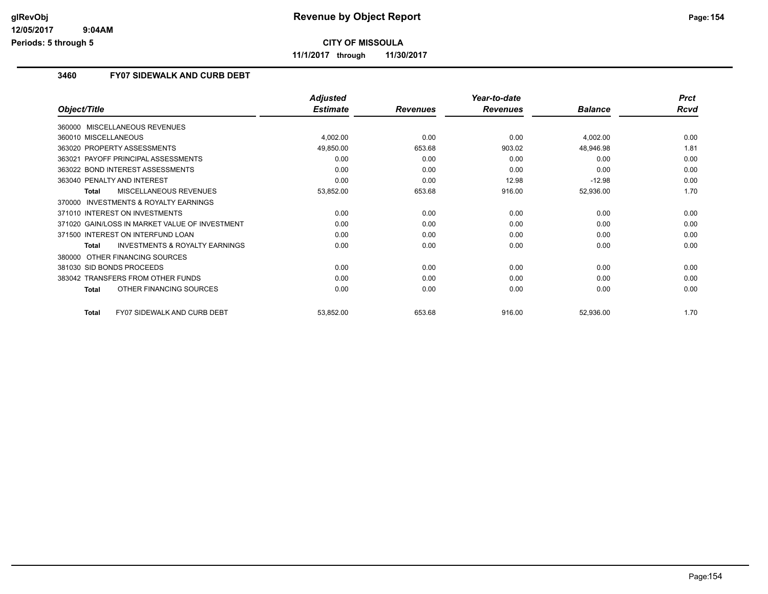# Revenue by Object Report

**CITY OF MISSOULA**

**11/1/2017 through 11/30/2017**

glRevObj
12/05/2017 9:04AM
Periods: 5 through 5

## 3460 FY07 SIDEWALK AND CURB DEBT

| Object/Title | Adjusted Estimate | Revenues | Year-to-date Revenues | Balance | Prct Rcvd |
|---|---|---|---|---|---|
| 360000 MISCELLANEOUS REVENUES | | | | | |
| 360010 MISCELLANEOUS | 4,002.00 | 0.00 | 0.00 | 4,002.00 | 0.00 |
| 363020 PROPERTY ASSESSMENTS | 49,850.00 | 653.68 | 903.02 | 48,946.98 | 1.81 |
| 363021 PAYOFF PRINCIPAL ASSESSMENTS | 0.00 | 0.00 | 0.00 | 0.00 | 0.00 |
| 363022 BOND INTEREST ASSESSMENTS | 0.00 | 0.00 | 0.00 | 0.00 | 0.00 |
| 363040 PENALTY AND INTEREST | 0.00 | 0.00 | 12.98 | -12.98 | 0.00 |
| **Total** MISCELLANEOUS REVENUES | 53,852.00 | 653.68 | 916.00 | 52,936.00 | 1.70 |
| 370000 INVESTMENTS & ROYALTY EARNINGS | | | | | |
| 371010 INTEREST ON INVESTMENTS | 0.00 | 0.00 | 0.00 | 0.00 | 0.00 |
| 371020 GAIN/LOSS IN MARKET VALUE OF INVESTMENT | 0.00 | 0.00 | 0.00 | 0.00 | 0.00 |
| 371500 INTEREST ON INTERFUND LOAN | 0.00 | 0.00 | 0.00 | 0.00 | 0.00 |
| **Total** INVESTMENTS & ROYALTY EARNINGS | 0.00 | 0.00 | 0.00 | 0.00 | 0.00 |
| 380000 OTHER FINANCING SOURCES | | | | | |
| 381030 SID BONDS PROCEEDS | 0.00 | 0.00 | 0.00 | 0.00 | 0.00 |
| 383042 TRANSFERS FROM OTHER FUNDS | 0.00 | 0.00 | 0.00 | 0.00 | 0.00 |
| **Total** OTHER FINANCING SOURCES | 0.00 | 0.00 | 0.00 | 0.00 | 0.00 |
| **Total** FY07 SIDEWALK AND CURB DEBT | 53,852.00 | 653.68 | 916.00 | 52,936.00 | 1.70 |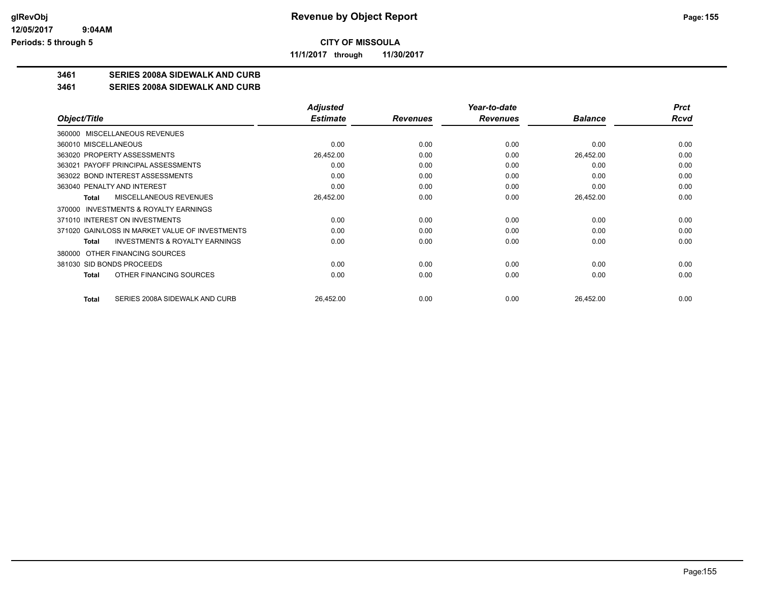**CITY OF MISSOULA**

**11/1/2017 through 11/30/2017**

# Revenue by Object Report

**3461 SERIES 2008A SIDEWALK AND CURB**

**3461 SERIES 2008A SIDEWALK AND CURB**

| Object/Title | Adjusted Estimate | Revenues | Year-to-date Revenues | Balance | Prct Rcvd |
|---|---|---|---|---|---|
| 360000 MISCELLANEOUS REVENUES | | | | | |
| 360010 MISCELLANEOUS | 0.00 | 0.00 | 0.00 | 0.00 | 0.00 |
| 363020 PROPERTY ASSESSMENTS | 26,452.00 | 0.00 | 0.00 | 26,452.00 | 0.00 |
| 363021 PAYOFF PRINCIPAL ASSESSMENTS | 0.00 | 0.00 | 0.00 | 0.00 | 0.00 |
| 363022 BOND INTEREST ASSESSMENTS | 0.00 | 0.00 | 0.00 | 0.00 | 0.00 |
| 363040 PENALTY AND INTEREST | 0.00 | 0.00 | 0.00 | 0.00 | 0.00 |
| **Total** MISCELLANEOUS REVENUES | 26,452.00 | 0.00 | 0.00 | 26,452.00 | 0.00 |
| 370000 INVESTMENTS & ROYALTY EARNINGS | | | | | |
| 371010 INTEREST ON INVESTMENTS | 0.00 | 0.00 | 0.00 | 0.00 | 0.00 |
| 371020 GAIN/LOSS IN MARKET VALUE OF INVESTMENTS | 0.00 | 0.00 | 0.00 | 0.00 | 0.00 |
| **Total** INVESTMENTS & ROYALTY EARNINGS | 0.00 | 0.00 | 0.00 | 0.00 | 0.00 |
| 380000 OTHER FINANCING SOURCES | | | | | |
| 381030 SID BONDS PROCEEDS | 0.00 | 0.00 | 0.00 | 0.00 | 0.00 |
| **Total** OTHER FINANCING SOURCES | 0.00 | 0.00 | 0.00 | 0.00 | 0.00 |
| **Total** SERIES 2008A SIDEWALK AND CURB | 26,452.00 | 0.00 | 0.00 | 26,452.00 | 0.00 |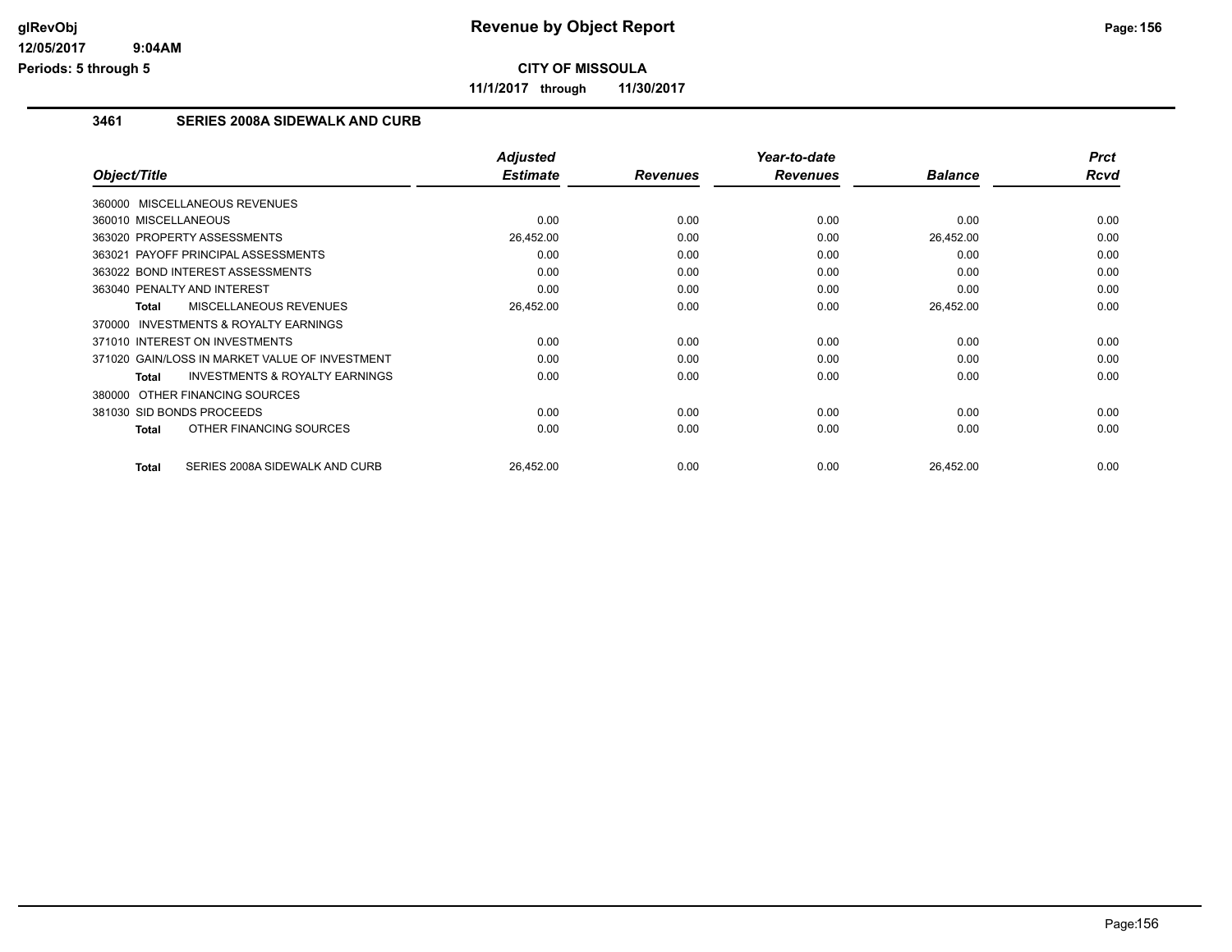**CITY OF MISSOULA**

**11/1/2017 through 11/30/2017**

### 3461 SERIES 2008A SIDEWALK AND CURB

| Object/Title | Adjusted Estimate | Revenues | Year-to-date Revenues | Balance | Prct Rcvd |
|---|---|---|---|---|---|
| 360000 MISCELLANEOUS REVENUES | | | | | |
| 360010 MISCELLANEOUS | 0.00 | 0.00 | 0.00 | 0.00 | 0.00 |
| 363020 PROPERTY ASSESSMENTS | 26,452.00 | 0.00 | 0.00 | 26,452.00 | 0.00 |
| 363021 PAYOFF PRINCIPAL ASSESSMENTS | 0.00 | 0.00 | 0.00 | 0.00 | 0.00 |
| 363022 BOND INTEREST ASSESSMENTS | 0.00 | 0.00 | 0.00 | 0.00 | 0.00 |
| 363040 PENALTY AND INTEREST | 0.00 | 0.00 | 0.00 | 0.00 | 0.00 |
| **Total** MISCELLANEOUS REVENUES | 26,452.00 | 0.00 | 0.00 | 26,452.00 | 0.00 |
| 370000 INVESTMENTS & ROYALTY EARNINGS | | | | | |
| 371010 INTEREST ON INVESTMENTS | 0.00 | 0.00 | 0.00 | 0.00 | 0.00 |
| 371020 GAIN/LOSS IN MARKET VALUE OF INVESTMENT | 0.00 | 0.00 | 0.00 | 0.00 | 0.00 |
| **Total** INVESTMENTS & ROYALTY EARNINGS | 0.00 | 0.00 | 0.00 | 0.00 | 0.00 |
| 380000 OTHER FINANCING SOURCES | | | | | |
| 381030 SID BONDS PROCEEDS | 0.00 | 0.00 | 0.00 | 0.00 | 0.00 |
| **Total** OTHER FINANCING SOURCES | 0.00 | 0.00 | 0.00 | 0.00 | 0.00 |
| **Total** SERIES 2008A SIDEWALK AND CURB | 26,452.00 | 0.00 | 0.00 | 26,452.00 | 0.00 |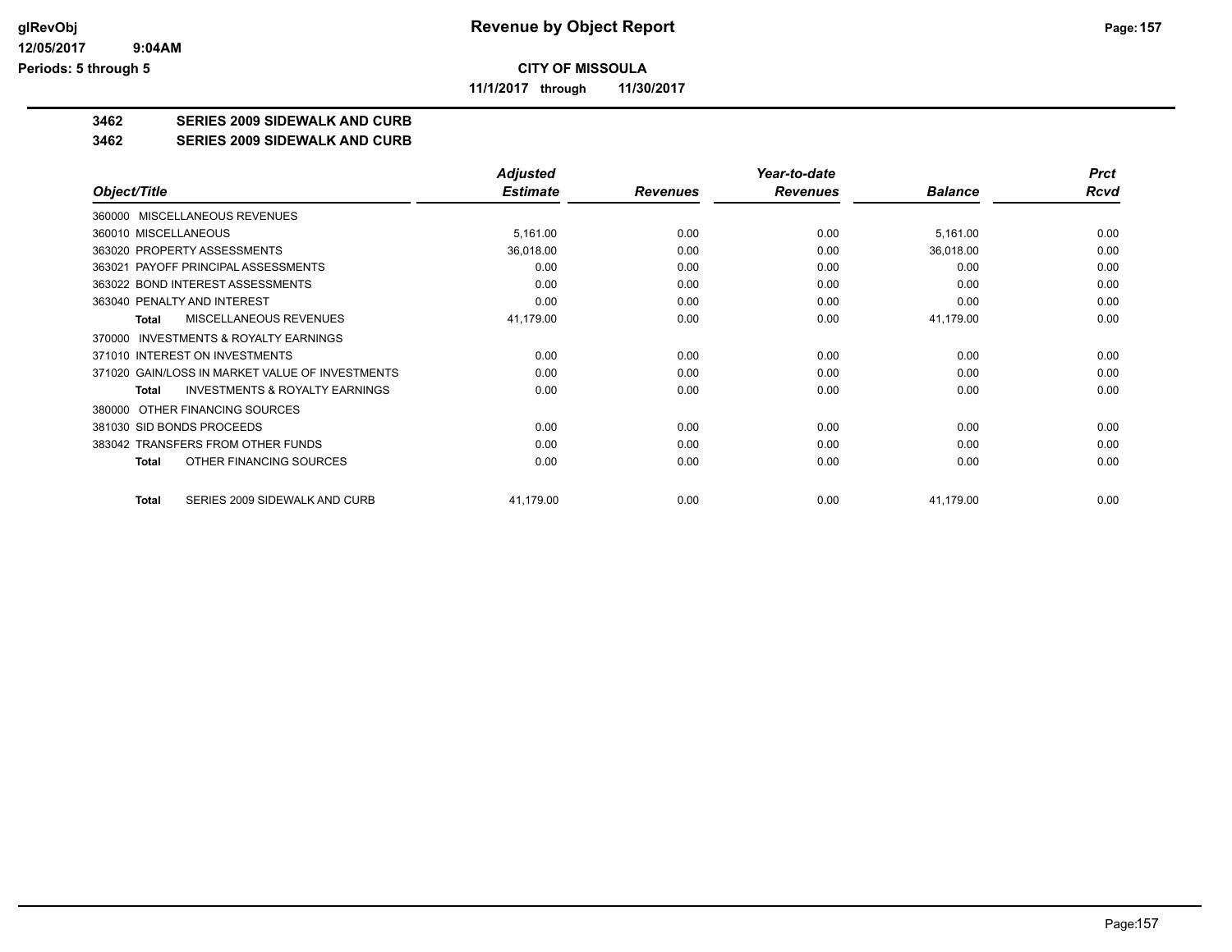**CITY OF MISSOULA**

**11/1/2017 through 11/30/2017**

## 3462 SERIES 2009 SIDEWALK AND CURB

## 3462 SERIES 2009 SIDEWALK AND CURB

| Object/Title | Adjusted Estimate | Revenues | Year-to-date Revenues | Balance | Prct Rcvd |
|---|---|---|---|---|---|
| 360000 MISCELLANEOUS REVENUES | | | | | |
| 360010 MISCELLANEOUS | 5,161.00 | 0.00 | 0.00 | 5,161.00 | 0.00 |
| 363020 PROPERTY ASSESSMENTS | 36,018.00 | 0.00 | 0.00 | 36,018.00 | 0.00 |
| 363021 PAYOFF PRINCIPAL ASSESSMENTS | 0.00 | 0.00 | 0.00 | 0.00 | 0.00 |
| 363022 BOND INTEREST ASSESSMENTS | 0.00 | 0.00 | 0.00 | 0.00 | 0.00 |
| 363040 PENALTY AND INTEREST | 0.00 | 0.00 | 0.00 | 0.00 | 0.00 |
| **Total** MISCELLANEOUS REVENUES | 41,179.00 | 0.00 | 0.00 | 41,179.00 | 0.00 |
| 370000 INVESTMENTS & ROYALTY EARNINGS | | | | | |
| 371010 INTEREST ON INVESTMENTS | 0.00 | 0.00 | 0.00 | 0.00 | 0.00 |
| 371020 GAIN/LOSS IN MARKET VALUE OF INVESTMENTS | 0.00 | 0.00 | 0.00 | 0.00 | 0.00 |
| **Total** INVESTMENTS & ROYALTY EARNINGS | 0.00 | 0.00 | 0.00 | 0.00 | 0.00 |
| 380000 OTHER FINANCING SOURCES | | | | | |
| 381030 SID BONDS PROCEEDS | 0.00 | 0.00 | 0.00 | 0.00 | 0.00 |
| 383042 TRANSFERS FROM OTHER FUNDS | 0.00 | 0.00 | 0.00 | 0.00 | 0.00 |
| **Total** OTHER FINANCING SOURCES | 0.00 | 0.00 | 0.00 | 0.00 | 0.00 |
| **Total** SERIES 2009 SIDEWALK AND CURB | 41,179.00 | 0.00 | 0.00 | 41,179.00 | 0.00 |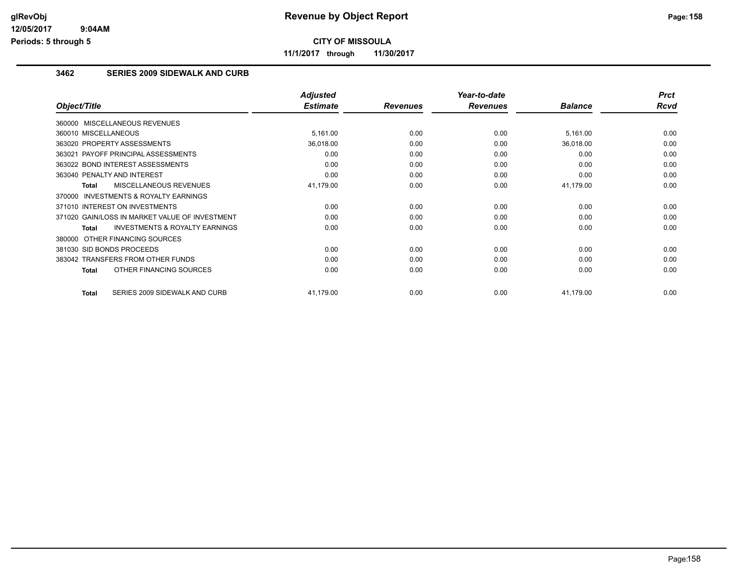**glRevObj**
**12/05/2017 9:04AM**
**Periods: 5 through 5**

# Revenue by Object Report

**CITY OF MISSOULA**

**11/1/2017 through 11/30/2017**

## 3462 SERIES 2009 SIDEWALK AND CURB

| Object/Title | Adjusted Estimate | Revenues | Year-to-date Revenues | Balance | Prct Rcvd |
|---|---|---|---|---|---|
| 360000 MISCELLANEOUS REVENUES | | | | | |
| 360010 MISCELLANEOUS | 5,161.00 | 0.00 | 0.00 | 5,161.00 | 0.00 |
| 363020 PROPERTY ASSESSMENTS | 36,018.00 | 0.00 | 0.00 | 36,018.00 | 0.00 |
| 363021 PAYOFF PRINCIPAL ASSESSMENTS | 0.00 | 0.00 | 0.00 | 0.00 | 0.00 |
| 363022 BOND INTEREST ASSESSMENTS | 0.00 | 0.00 | 0.00 | 0.00 | 0.00 |
| 363040 PENALTY AND INTEREST | 0.00 | 0.00 | 0.00 | 0.00 | 0.00 |
| **Total** MISCELLANEOUS REVENUES | 41,179.00 | 0.00 | 0.00 | 41,179.00 | 0.00 |
| 370000 INVESTMENTS & ROYALTY EARNINGS | | | | | |
| 371010 INTEREST ON INVESTMENTS | 0.00 | 0.00 | 0.00 | 0.00 | 0.00 |
| 371020 GAIN/LOSS IN MARKET VALUE OF INVESTMENT | 0.00 | 0.00 | 0.00 | 0.00 | 0.00 |
| **Total** INVESTMENTS & ROYALTY EARNINGS | 0.00 | 0.00 | 0.00 | 0.00 | 0.00 |
| 380000 OTHER FINANCING SOURCES | | | | | |
| 381030 SID BONDS PROCEEDS | 0.00 | 0.00 | 0.00 | 0.00 | 0.00 |
| 383042 TRANSFERS FROM OTHER FUNDS | 0.00 | 0.00 | 0.00 | 0.00 | 0.00 |
| **Total** OTHER FINANCING SOURCES | 0.00 | 0.00 | 0.00 | 0.00 | 0.00 |
| **Total** SERIES 2009 SIDEWALK AND CURB | 41,179.00 | 0.00 | 0.00 | 41,179.00 | 0.00 |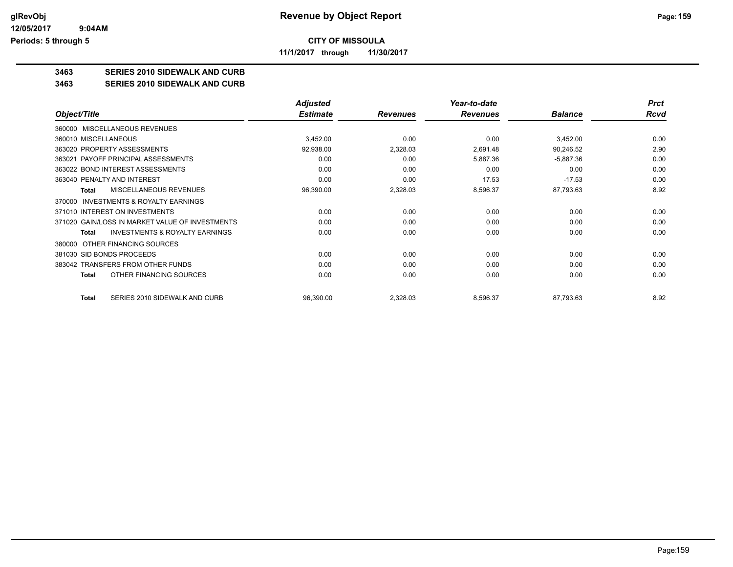**CITY OF MISSOULA**

**11/1/2017 through 11/30/2017**

**3463 SERIES 2010 SIDEWALK AND CURB**

**3463 SERIES 2010 SIDEWALK AND CURB**

| Object/Title | Adjusted Estimate | Revenues | Year-to-date Revenues | Balance | Prct Rcvd |
|---|---|---|---|---|---|
| 360000 MISCELLANEOUS REVENUES | | | | | |
| 360010 MISCELLANEOUS | 3,452.00 | 0.00 | 0.00 | 3,452.00 | 0.00 |
| 363020 PROPERTY ASSESSMENTS | 92,938.00 | 2,328.03 | 2,691.48 | 90,246.52 | 2.90 |
| 363021 PAYOFF PRINCIPAL ASSESSMENTS | 0.00 | 0.00 | 5,887.36 | -5,887.36 | 0.00 |
| 363022 BOND INTEREST ASSESSMENTS | 0.00 | 0.00 | 0.00 | 0.00 | 0.00 |
| 363040 PENALTY AND INTEREST | 0.00 | 0.00 | 17.53 | -17.53 | 0.00 |
| **Total** MISCELLANEOUS REVENUES | 96,390.00 | 2,328.03 | 8,596.37 | 87,793.63 | 8.92 |
| 370000 INVESTMENTS & ROYALTY EARNINGS | | | | | |
| 371010 INTEREST ON INVESTMENTS | 0.00 | 0.00 | 0.00 | 0.00 | 0.00 |
| 371020 GAIN/LOSS IN MARKET VALUE OF INVESTMENTS | 0.00 | 0.00 | 0.00 | 0.00 | 0.00 |
| **Total** INVESTMENTS & ROYALTY EARNINGS | 0.00 | 0.00 | 0.00 | 0.00 | 0.00 |
| 380000 OTHER FINANCING SOURCES | | | | | |
| 381030 SID BONDS PROCEEDS | 0.00 | 0.00 | 0.00 | 0.00 | 0.00 |
| 383042 TRANSFERS FROM OTHER FUNDS | 0.00 | 0.00 | 0.00 | 0.00 | 0.00 |
| **Total** OTHER FINANCING SOURCES | 0.00 | 0.00 | 0.00 | 0.00 | 0.00 |
| **Total** SERIES 2010 SIDEWALK AND CURB | 96,390.00 | 2,328.03 | 8,596.37 | 87,793.63 | 8.92 |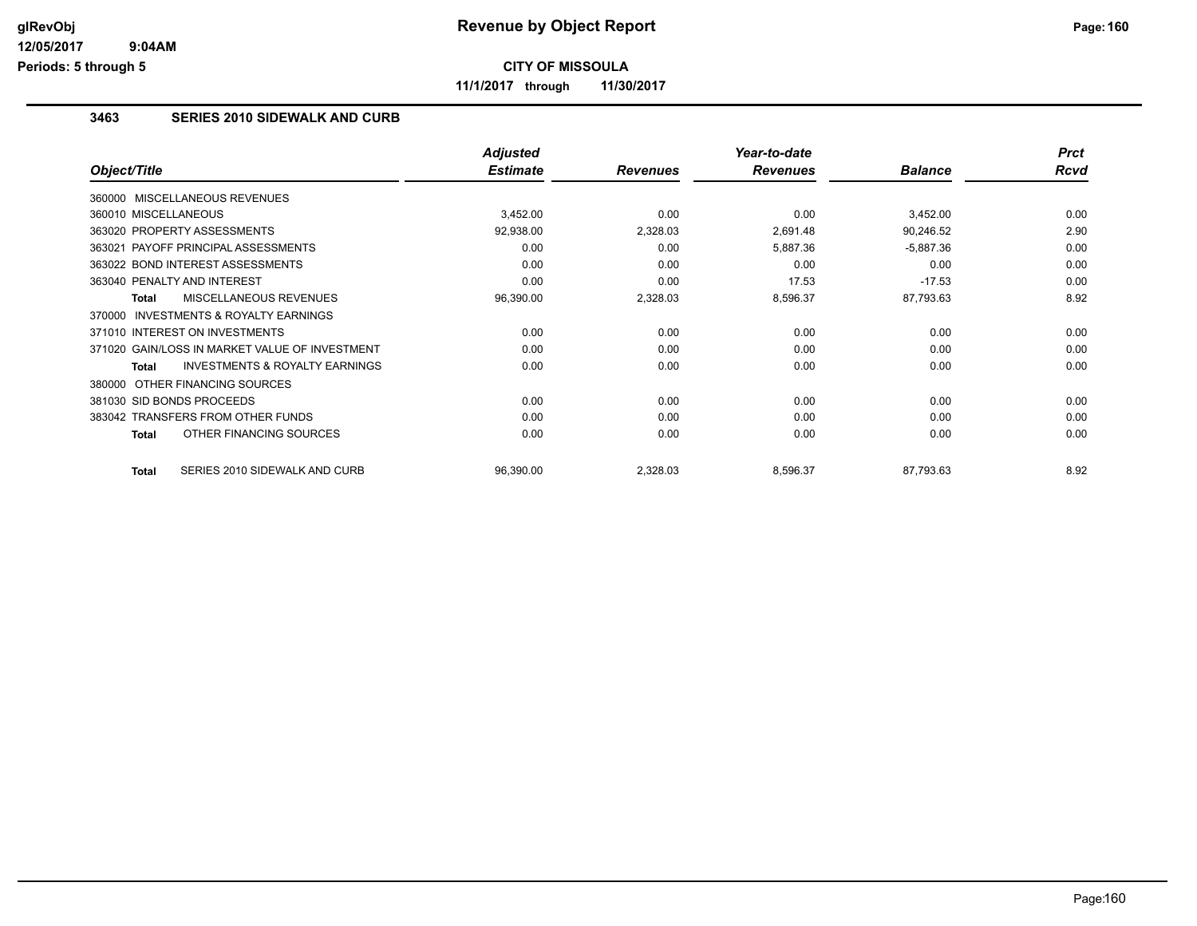**CITY OF MISSOULA**

**11/1/2017 through 11/30/2017**

### 3463 SERIES 2010 SIDEWALK AND CURB

| Object/Title | Adjusted Estimate | Revenues | Year-to-date Revenues | Balance | Prct Rcvd |
|---|---|---|---|---|---|
| 360000 MISCELLANEOUS REVENUES | | | | | |
| 360010 MISCELLANEOUS | 3,452.00 | 0.00 | 0.00 | 3,452.00 | 0.00 |
| 363020 PROPERTY ASSESSMENTS | 92,938.00 | 2,328.03 | 2,691.48 | 90,246.52 | 2.90 |
| 363021 PAYOFF PRINCIPAL ASSESSMENTS | 0.00 | 0.00 | 5,887.36 | -5,887.36 | 0.00 |
| 363022 BOND INTEREST ASSESSMENTS | 0.00 | 0.00 | 0.00 | 0.00 | 0.00 |
| 363040 PENALTY AND INTEREST | 0.00 | 0.00 | 17.53 | -17.53 | 0.00 |
| **Total** MISCELLANEOUS REVENUES | 96,390.00 | 2,328.03 | 8,596.37 | 87,793.63 | 8.92 |
| 370000 INVESTMENTS & ROYALTY EARNINGS | | | | | |
| 371010 INTEREST ON INVESTMENTS | 0.00 | 0.00 | 0.00 | 0.00 | 0.00 |
| 371020 GAIN/LOSS IN MARKET VALUE OF INVESTMENT | 0.00 | 0.00 | 0.00 | 0.00 | 0.00 |
| **Total** INVESTMENTS & ROYALTY EARNINGS | 0.00 | 0.00 | 0.00 | 0.00 | 0.00 |
| 380000 OTHER FINANCING SOURCES | | | | | |
| 381030 SID BONDS PROCEEDS | 0.00 | 0.00 | 0.00 | 0.00 | 0.00 |
| 383042 TRANSFERS FROM OTHER FUNDS | 0.00 | 0.00 | 0.00 | 0.00 | 0.00 |
| **Total** OTHER FINANCING SOURCES | 0.00 | 0.00 | 0.00 | 0.00 | 0.00 |
| **Total** SERIES 2010 SIDEWALK AND CURB | 96,390.00 | 2,328.03 | 8,596.37 | 87,793.63 | 8.92 |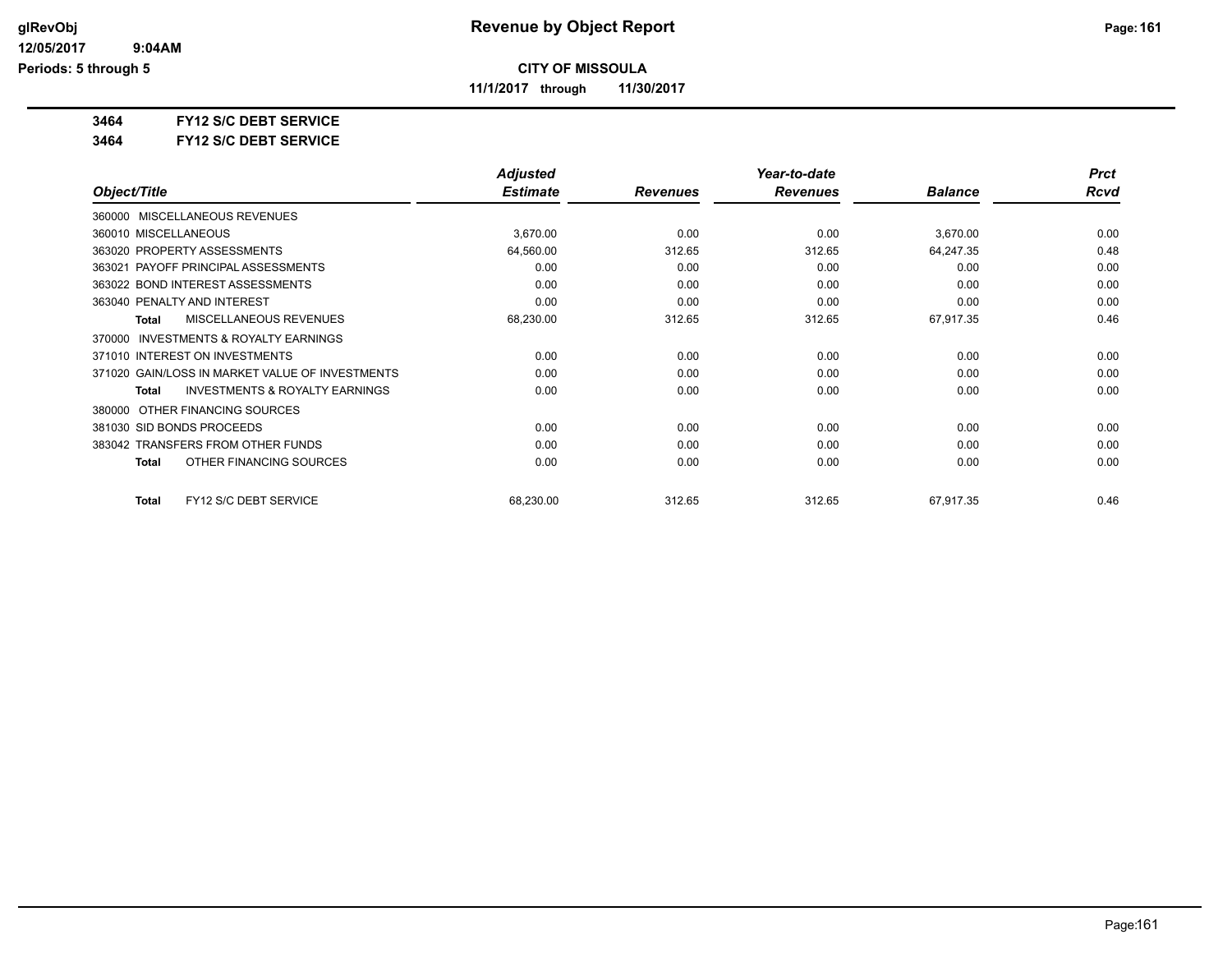**CITY OF MISSOULA**

**11/1/2017 through 11/30/2017**

**3464 FY12 S/C DEBT SERVICE**

**3464 FY12 S/C DEBT SERVICE**

| Object/Title | Adjusted Estimate | Revenues | Year-to-date Revenues | Balance | Prct Rcvd |
|---|---|---|---|---|---|
| 360000 MISCELLANEOUS REVENUES | | | | | |
| 360010 MISCELLANEOUS | 3,670.00 | 0.00 | 0.00 | 3,670.00 | 0.00 |
| 363020 PROPERTY ASSESSMENTS | 64,560.00 | 312.65 | 312.65 | 64,247.35 | 0.48 |
| 363021 PAYOFF PRINCIPAL ASSESSMENTS | 0.00 | 0.00 | 0.00 | 0.00 | 0.00 |
| 363022 BOND INTEREST ASSESSMENTS | 0.00 | 0.00 | 0.00 | 0.00 | 0.00 |
| 363040 PENALTY AND INTEREST | 0.00 | 0.00 | 0.00 | 0.00 | 0.00 |
| **Total** MISCELLANEOUS REVENUES | 68,230.00 | 312.65 | 312.65 | 67,917.35 | 0.46 |
| 370000 INVESTMENTS & ROYALTY EARNINGS | | | | | |
| 371010 INTEREST ON INVESTMENTS | 0.00 | 0.00 | 0.00 | 0.00 | 0.00 |
| 371020 GAIN/LOSS IN MARKET VALUE OF INVESTMENTS | 0.00 | 0.00 | 0.00 | 0.00 | 0.00 |
| **Total** INVESTMENTS & ROYALTY EARNINGS | 0.00 | 0.00 | 0.00 | 0.00 | 0.00 |
| 380000 OTHER FINANCING SOURCES | | | | | |
| 381030 SID BONDS PROCEEDS | 0.00 | 0.00 | 0.00 | 0.00 | 0.00 |
| 383042 TRANSFERS FROM OTHER FUNDS | 0.00 | 0.00 | 0.00 | 0.00 | 0.00 |
| **Total** OTHER FINANCING SOURCES | 0.00 | 0.00 | 0.00 | 0.00 | 0.00 |
| **Total** FY12 S/C DEBT SERVICE | 68,230.00 | 312.65 | 312.65 | 67,917.35 | 0.46 |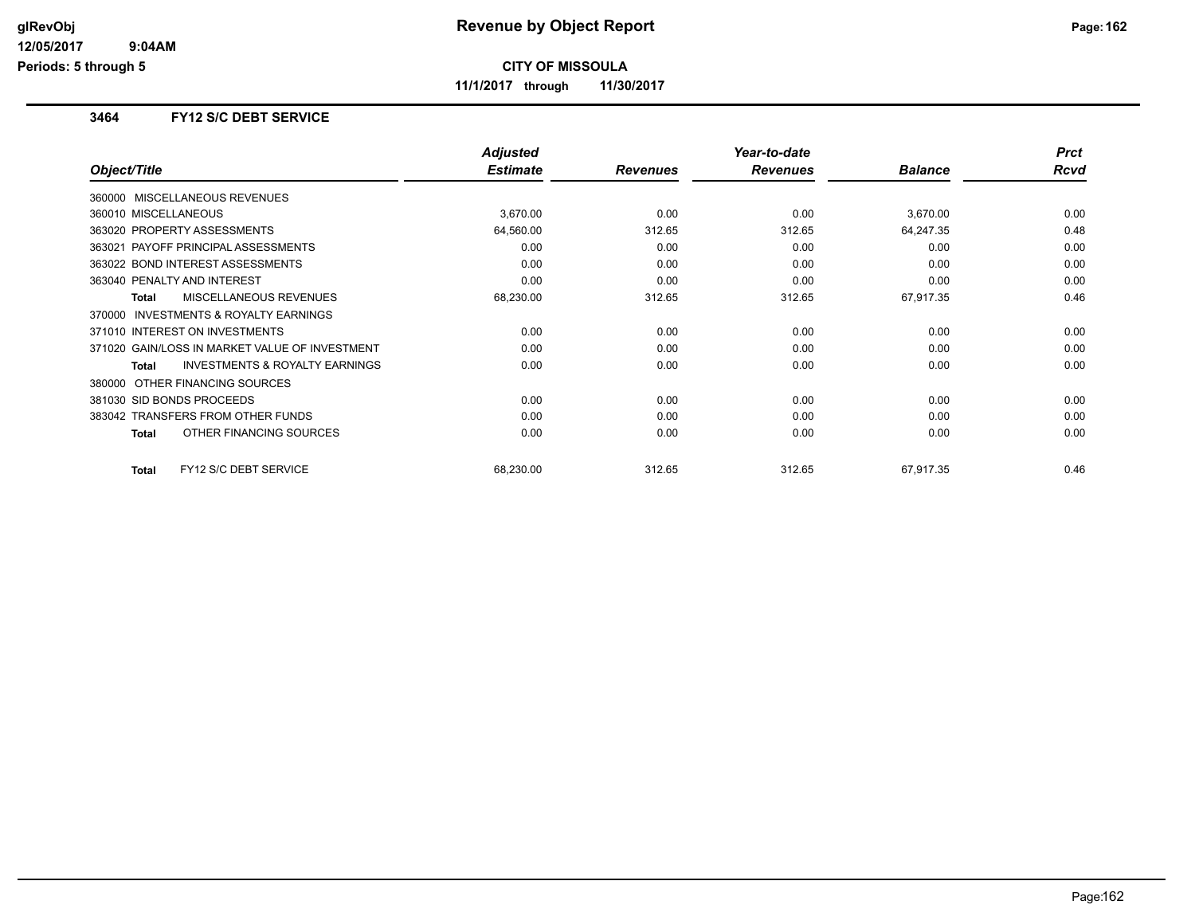# Revenue by Object Report

**CITY OF MISSOULA**

**11/1/2017 through 11/30/2017**

glRevObj
12/05/2017 9:04AM
Periods: 5 through 5

### 3464 FY12 S/C DEBT SERVICE

| Object/Title | Adjusted Estimate | Revenues | Year-to-date Revenues | Balance | Prct Rcvd |
|---|---|---|---|---|---|
| 360000 MISCELLANEOUS REVENUES | | | | | |
| 360010 MISCELLANEOUS | 3,670.00 | 0.00 | 0.00 | 3,670.00 | 0.00 |
| 363020 PROPERTY ASSESSMENTS | 64,560.00 | 312.65 | 312.65 | 64,247.35 | 0.48 |
| 363021 PAYOFF PRINCIPAL ASSESSMENTS | 0.00 | 0.00 | 0.00 | 0.00 | 0.00 |
| 363022 BOND INTEREST ASSESSMENTS | 0.00 | 0.00 | 0.00 | 0.00 | 0.00 |
| 363040 PENALTY AND INTEREST | 0.00 | 0.00 | 0.00 | 0.00 | 0.00 |
| **Total** MISCELLANEOUS REVENUES | 68,230.00 | 312.65 | 312.65 | 67,917.35 | 0.46 |
| 370000 INVESTMENTS & ROYALTY EARNINGS | | | | | |
| 371010 INTEREST ON INVESTMENTS | 0.00 | 0.00 | 0.00 | 0.00 | 0.00 |
| 371020 GAIN/LOSS IN MARKET VALUE OF INVESTMENT | 0.00 | 0.00 | 0.00 | 0.00 | 0.00 |
| **Total** INVESTMENTS & ROYALTY EARNINGS | 0.00 | 0.00 | 0.00 | 0.00 | 0.00 |
| 380000 OTHER FINANCING SOURCES | | | | | |
| 381030 SID BONDS PROCEEDS | 0.00 | 0.00 | 0.00 | 0.00 | 0.00 |
| 383042 TRANSFERS FROM OTHER FUNDS | 0.00 | 0.00 | 0.00 | 0.00 | 0.00 |
| **Total** OTHER FINANCING SOURCES | 0.00 | 0.00 | 0.00 | 0.00 | 0.00 |
| **Total** FY12 S/C DEBT SERVICE | 68,230.00 | 312.65 | 312.65 | 67,917.35 | 0.46 |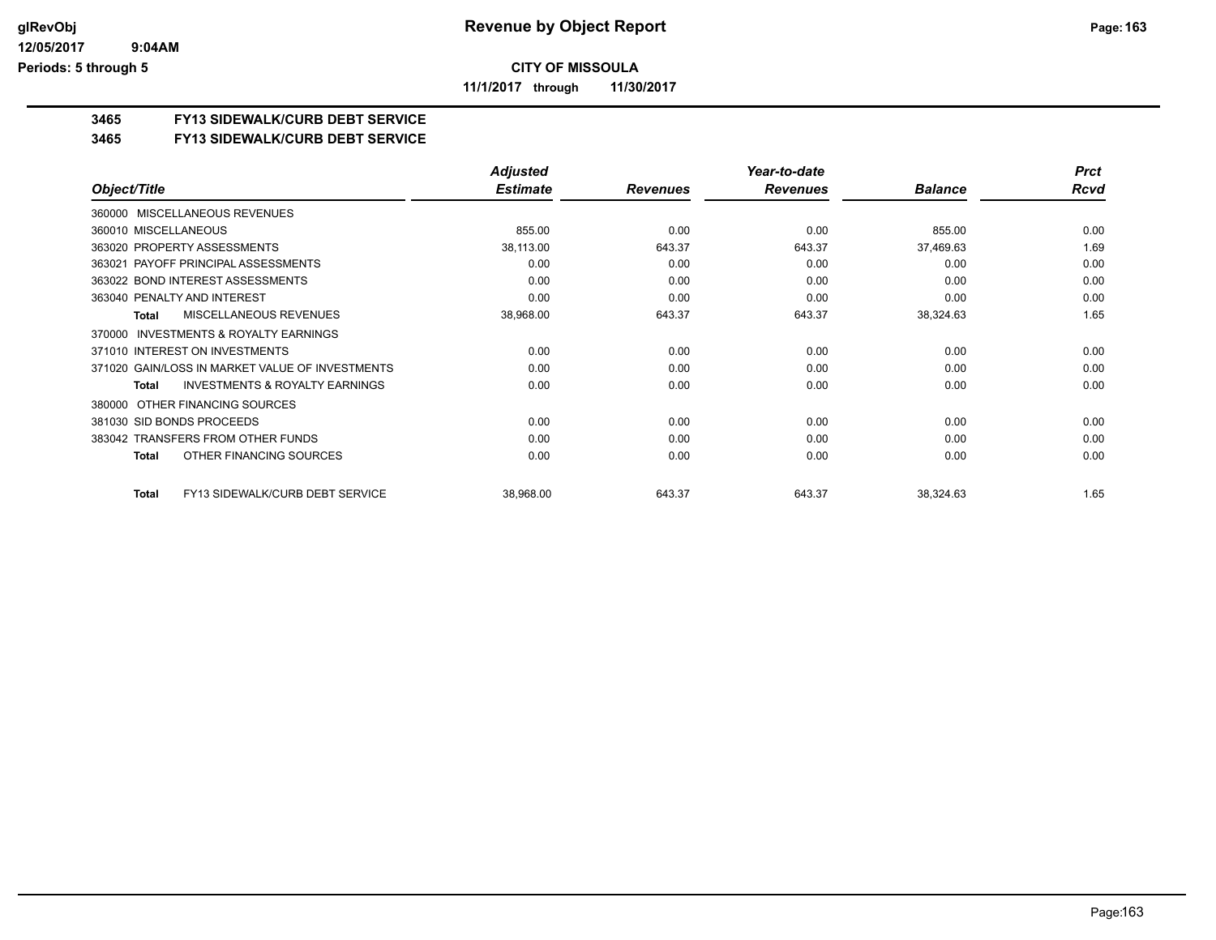**CITY OF MISSOULA**

**11/1/2017 through 11/30/2017**

## 3465 FY13 SIDEWALK/CURB DEBT SERVICE

## 3465 FY13 SIDEWALK/CURB DEBT SERVICE

| Object/Title | Adjusted Estimate | Revenues | Year-to-date Revenues | Balance | Prct Rcvd |
|---|---|---|---|---|---|
| 360000 MISCELLANEOUS REVENUES | | | | | |
| 360010 MISCELLANEOUS | 855.00 | 0.00 | 0.00 | 855.00 | 0.00 |
| 363020 PROPERTY ASSESSMENTS | 38,113.00 | 643.37 | 643.37 | 37,469.63 | 1.69 |
| 363021 PAYOFF PRINCIPAL ASSESSMENTS | 0.00 | 0.00 | 0.00 | 0.00 | 0.00 |
| 363022 BOND INTEREST ASSESSMENTS | 0.00 | 0.00 | 0.00 | 0.00 | 0.00 |
| 363040 PENALTY AND INTEREST | 0.00 | 0.00 | 0.00 | 0.00 | 0.00 |
| **Total** MISCELLANEOUS REVENUES | 38,968.00 | 643.37 | 643.37 | 38,324.63 | 1.65 |
| 370000 INVESTMENTS & ROYALTY EARNINGS | | | | | |
| 371010 INTEREST ON INVESTMENTS | 0.00 | 0.00 | 0.00 | 0.00 | 0.00 |
| 371020 GAIN/LOSS IN MARKET VALUE OF INVESTMENTS | 0.00 | 0.00 | 0.00 | 0.00 | 0.00 |
| **Total** INVESTMENTS & ROYALTY EARNINGS | 0.00 | 0.00 | 0.00 | 0.00 | 0.00 |
| 380000 OTHER FINANCING SOURCES | | | | | |
| 381030 SID BONDS PROCEEDS | 0.00 | 0.00 | 0.00 | 0.00 | 0.00 |
| 383042 TRANSFERS FROM OTHER FUNDS | 0.00 | 0.00 | 0.00 | 0.00 | 0.00 |
| **Total** OTHER FINANCING SOURCES | 0.00 | 0.00 | 0.00 | 0.00 | 0.00 |
| **Total** FY13 SIDEWALK/CURB DEBT SERVICE | 38,968.00 | 643.37 | 643.37 | 38,324.63 | 1.65 |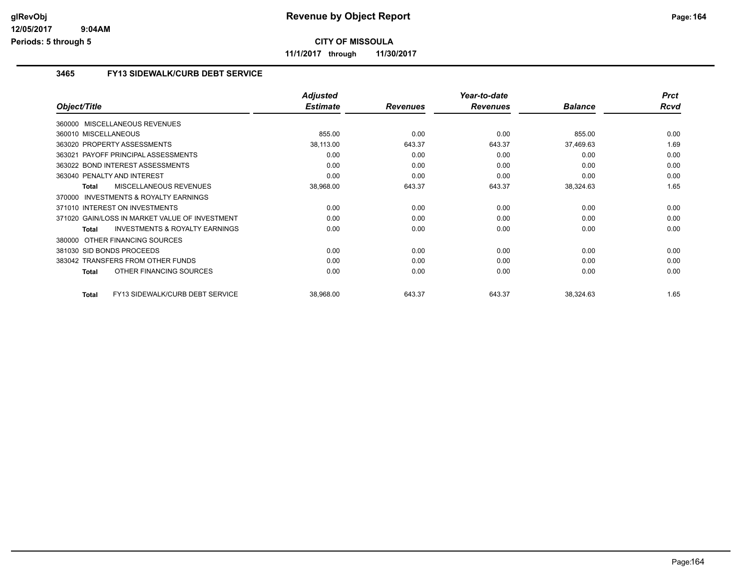# Revenue by Object Report

**CITY OF MISSOULA**

**11/1/2017 through 11/30/2017**

glRevObj
12/05/2017 9:04AM
Periods: 5 through 5

## 3465 FY13 SIDEWALK/CURB DEBT SERVICE

| Object/Title | Adjusted Estimate | Revenues | Year-to-date Revenues | Balance | Prct Rcvd |
|---|---|---|---|---|---|
| 360000 MISCELLANEOUS REVENUES | | | | | |
| 360010 MISCELLANEOUS | 855.00 | 0.00 | 0.00 | 855.00 | 0.00 |
| 363020 PROPERTY ASSESSMENTS | 38,113.00 | 643.37 | 643.37 | 37,469.63 | 1.69 |
| 363021 PAYOFF PRINCIPAL ASSESSMENTS | 0.00 | 0.00 | 0.00 | 0.00 | 0.00 |
| 363022 BOND INTEREST ASSESSMENTS | 0.00 | 0.00 | 0.00 | 0.00 | 0.00 |
| 363040 PENALTY AND INTEREST | 0.00 | 0.00 | 0.00 | 0.00 | 0.00 |
| **Total** MISCELLANEOUS REVENUES | 38,968.00 | 643.37 | 643.37 | 38,324.63 | 1.65 |
| 370000 INVESTMENTS & ROYALTY EARNINGS | | | | | |
| 371010 INTEREST ON INVESTMENTS | 0.00 | 0.00 | 0.00 | 0.00 | 0.00 |
| 371020 GAIN/LOSS IN MARKET VALUE OF INVESTMENT | 0.00 | 0.00 | 0.00 | 0.00 | 0.00 |
| **Total** INVESTMENTS & ROYALTY EARNINGS | 0.00 | 0.00 | 0.00 | 0.00 | 0.00 |
| 380000 OTHER FINANCING SOURCES | | | | | |
| 381030 SID BONDS PROCEEDS | 0.00 | 0.00 | 0.00 | 0.00 | 0.00 |
| 383042 TRANSFERS FROM OTHER FUNDS | 0.00 | 0.00 | 0.00 | 0.00 | 0.00 |
| **Total** OTHER FINANCING SOURCES | 0.00 | 0.00 | 0.00 | 0.00 | 0.00 |
| **Total** FY13 SIDEWALK/CURB DEBT SERVICE | 38,968.00 | 643.37 | 643.37 | 38,324.63 | 1.65 |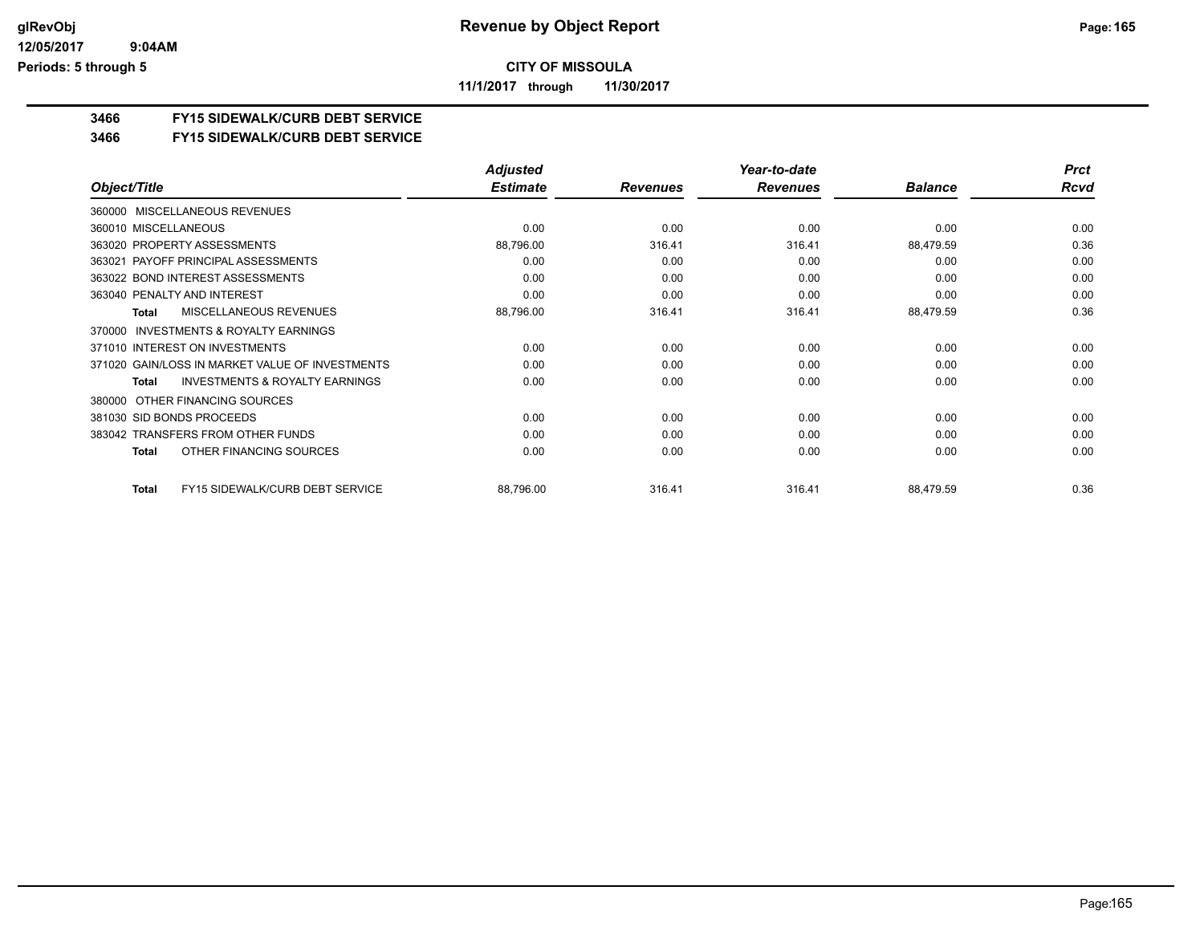**glRevObj**
**12/05/2017 9:04AM**
**Periods: 5 through 5**

# Revenue by Object Report

**CITY OF MISSOULA**

**11/1/2017 through 11/30/2017**

## 3466 FY15 SIDEWALK/CURB DEBT SERVICE
## 3466 FY15 SIDEWALK/CURB DEBT SERVICE

| Object/Title | Adjusted Estimate | Revenues | Year-to-date Revenues | Balance | Prct Rcvd |
|---|---|---|---|---|---|
| 360000 MISCELLANEOUS REVENUES | | | | | |
| 360010 MISCELLANEOUS | 0.00 | 0.00 | 0.00 | 0.00 | 0.00 |
| 363020 PROPERTY ASSESSMENTS | 88,796.00 | 316.41 | 316.41 | 88,479.59 | 0.36 |
| 363021 PAYOFF PRINCIPAL ASSESSMENTS | 0.00 | 0.00 | 0.00 | 0.00 | 0.00 |
| 363022 BOND INTEREST ASSESSMENTS | 0.00 | 0.00 | 0.00 | 0.00 | 0.00 |
| 363040 PENALTY AND INTEREST | 0.00 | 0.00 | 0.00 | 0.00 | 0.00 |
| **Total** MISCELLANEOUS REVENUES | 88,796.00 | 316.41 | 316.41 | 88,479.59 | 0.36 |
| 370000 INVESTMENTS & ROYALTY EARNINGS | | | | | |
| 371010 INTEREST ON INVESTMENTS | 0.00 | 0.00 | 0.00 | 0.00 | 0.00 |
| 371020 GAIN/LOSS IN MARKET VALUE OF INVESTMENTS | 0.00 | 0.00 | 0.00 | 0.00 | 0.00 |
| **Total** INVESTMENTS & ROYALTY EARNINGS | 0.00 | 0.00 | 0.00 | 0.00 | 0.00 |
| 380000 OTHER FINANCING SOURCES | | | | | |
| 381030 SID BONDS PROCEEDS | 0.00 | 0.00 | 0.00 | 0.00 | 0.00 |
| 383042 TRANSFERS FROM OTHER FUNDS | 0.00 | 0.00 | 0.00 | 0.00 | 0.00 |
| **Total** OTHER FINANCING SOURCES | 0.00 | 0.00 | 0.00 | 0.00 | 0.00 |
| **Total** FY15 SIDEWALK/CURB DEBT SERVICE | 88,796.00 | 316.41 | 316.41 | 88,479.59 | 0.36 |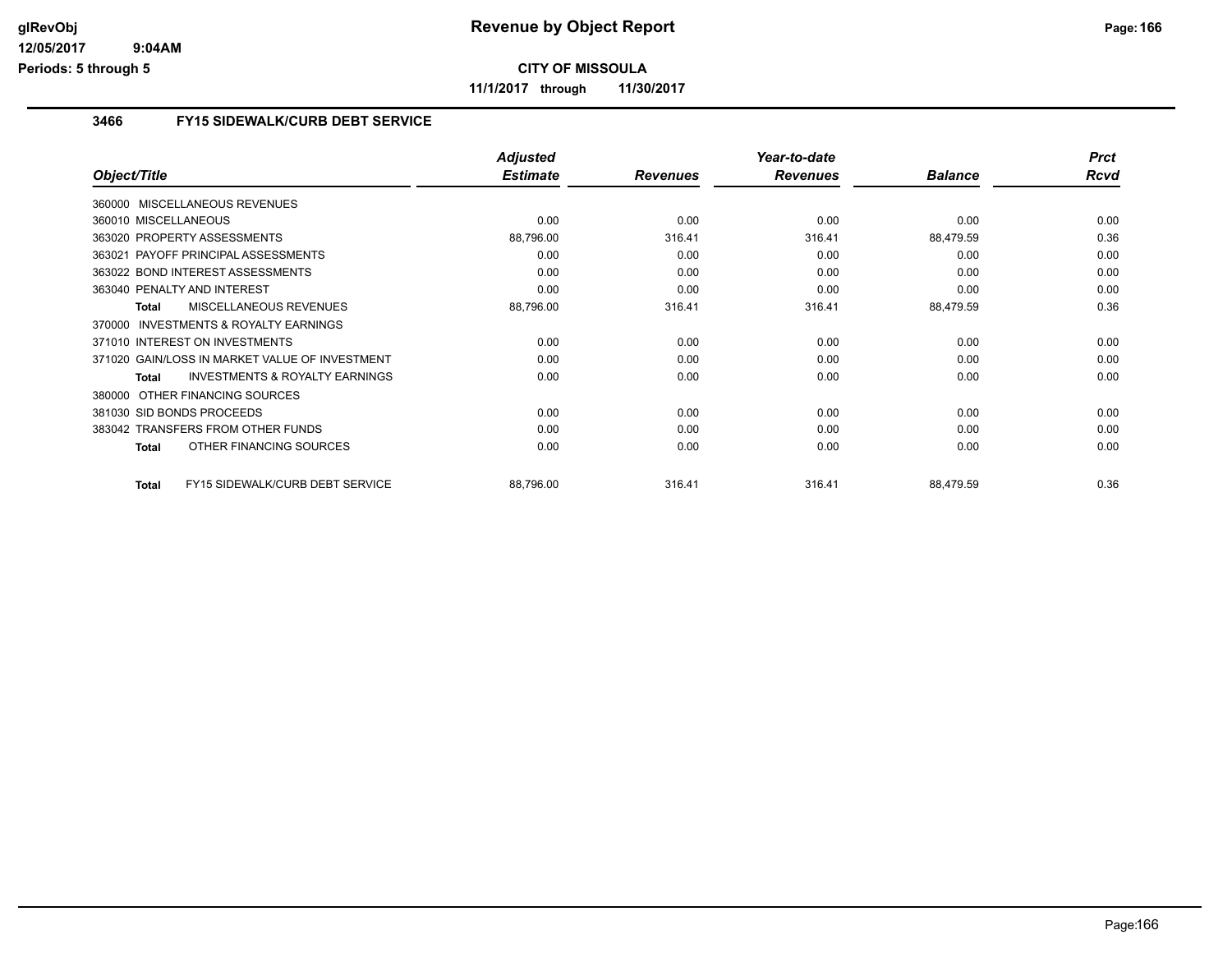# Revenue by Object Report

**CITY OF MISSOULA**

**11/1/2017 through 11/30/2017**

glRevObj
12/05/2017 9:04AM
Periods: 5 through 5

### 3466 FY15 SIDEWALK/CURB DEBT SERVICE

| Object/Title | Adjusted Estimate | Revenues | Year-to-date Revenues | Balance | Prct Rcvd |
|---|---|---|---|---|---|
| 360000 MISCELLANEOUS REVENUES | | | | | |
| 360010 MISCELLANEOUS | 0.00 | 0.00 | 0.00 | 0.00 | 0.00 |
| 363020 PROPERTY ASSESSMENTS | 88,796.00 | 316.41 | 316.41 | 88,479.59 | 0.36 |
| 363021 PAYOFF PRINCIPAL ASSESSMENTS | 0.00 | 0.00 | 0.00 | 0.00 | 0.00 |
| 363022 BOND INTEREST ASSESSMENTS | 0.00 | 0.00 | 0.00 | 0.00 | 0.00 |
| 363040 PENALTY AND INTEREST | 0.00 | 0.00 | 0.00 | 0.00 | 0.00 |
| **Total** MISCELLANEOUS REVENUES | 88,796.00 | 316.41 | 316.41 | 88,479.59 | 0.36 |
| 370000 INVESTMENTS & ROYALTY EARNINGS | | | | | |
| 371010 INTEREST ON INVESTMENTS | 0.00 | 0.00 | 0.00 | 0.00 | 0.00 |
| 371020 GAIN/LOSS IN MARKET VALUE OF INVESTMENT | 0.00 | 0.00 | 0.00 | 0.00 | 0.00 |
| **Total** INVESTMENTS & ROYALTY EARNINGS | 0.00 | 0.00 | 0.00 | 0.00 | 0.00 |
| 380000 OTHER FINANCING SOURCES | | | | | |
| 381030 SID BONDS PROCEEDS | 0.00 | 0.00 | 0.00 | 0.00 | 0.00 |
| 383042 TRANSFERS FROM OTHER FUNDS | 0.00 | 0.00 | 0.00 | 0.00 | 0.00 |
| **Total** OTHER FINANCING SOURCES | 0.00 | 0.00 | 0.00 | 0.00 | 0.00 |
| **Total** FY15 SIDEWALK/CURB DEBT SERVICE | 88,796.00 | 316.41 | 316.41 | 88,479.59 | 0.36 |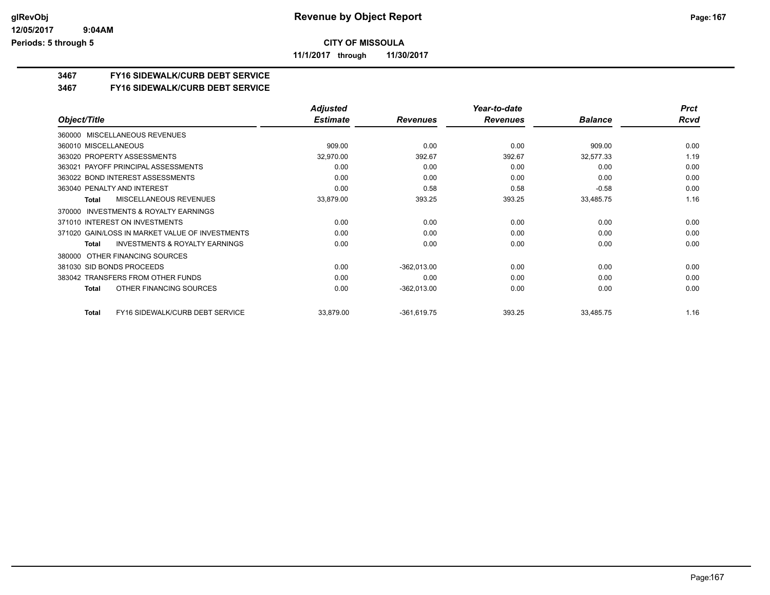# CITY OF MISSOULA

**11/1/2017 through 11/30/2017**

## 3467 FY16 SIDEWALK/CURB DEBT SERVICE

## 3467 FY16 SIDEWALK/CURB DEBT SERVICE

| Object/Title | Adjusted Estimate | Revenues | Year-to-date Revenues | Balance | Prct Rcvd |
|---|---|---|---|---|---|
| 360000 MISCELLANEOUS REVENUES | | | | | |
| 360010 MISCELLANEOUS | 909.00 | 0.00 | 0.00 | 909.00 | 0.00 |
| 363020 PROPERTY ASSESSMENTS | 32,970.00 | 392.67 | 392.67 | 32,577.33 | 1.19 |
| 363021 PAYOFF PRINCIPAL ASSESSMENTS | 0.00 | 0.00 | 0.00 | 0.00 | 0.00 |
| 363022 BOND INTEREST ASSESSMENTS | 0.00 | 0.00 | 0.00 | 0.00 | 0.00 |
| 363040 PENALTY AND INTEREST | 0.00 | 0.58 | 0.58 | -0.58 | 0.00 |
| **Total** MISCELLANEOUS REVENUES | 33,879.00 | 393.25 | 393.25 | 33,485.75 | 1.16 |
| 370000 INVESTMENTS & ROYALTY EARNINGS | | | | | |
| 371010 INTEREST ON INVESTMENTS | 0.00 | 0.00 | 0.00 | 0.00 | 0.00 |
| 371020 GAIN/LOSS IN MARKET VALUE OF INVESTMENTS | 0.00 | 0.00 | 0.00 | 0.00 | 0.00 |
| **Total** INVESTMENTS & ROYALTY EARNINGS | 0.00 | 0.00 | 0.00 | 0.00 | 0.00 |
| 380000 OTHER FINANCING SOURCES | | | | | |
| 381030 SID BONDS PROCEEDS | 0.00 | -362,013.00 | 0.00 | 0.00 | 0.00 |
| 383042 TRANSFERS FROM OTHER FUNDS | 0.00 | 0.00 | 0.00 | 0.00 | 0.00 |
| **Total** OTHER FINANCING SOURCES | 0.00 | -362,013.00 | 0.00 | 0.00 | 0.00 |
| **Total** FY16 SIDEWALK/CURB DEBT SERVICE | 33,879.00 | -361,619.75 | 393.25 | 33,485.75 | 1.16 |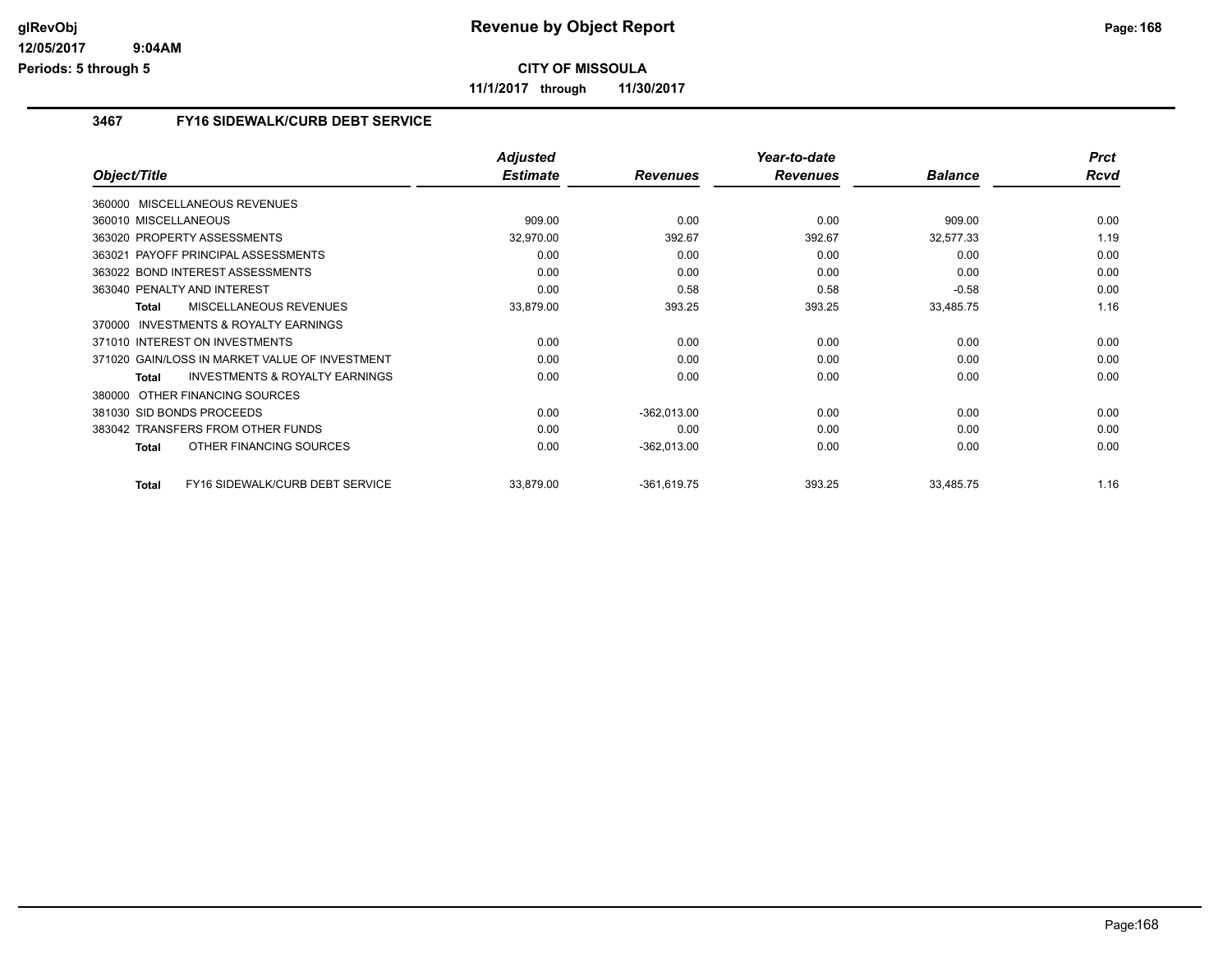**CITY OF MISSOULA**

**11/1/2017 through 11/30/2017**

### 3467 FY16 SIDEWALK/CURB DEBT SERVICE

| Object/Title | Adjusted Estimate | Revenues | Year-to-date Revenues | Balance | Prct Rcvd |
|---|---|---|---|---|---|
| 360000 MISCELLANEOUS REVENUES | | | | | |
| 360010 MISCELLANEOUS | 909.00 | 0.00 | 0.00 | 909.00 | 0.00 |
| 363020 PROPERTY ASSESSMENTS | 32,970.00 | 392.67 | 392.67 | 32,577.33 | 1.19 |
| 363021 PAYOFF PRINCIPAL ASSESSMENTS | 0.00 | 0.00 | 0.00 | 0.00 | 0.00 |
| 363022 BOND INTEREST ASSESSMENTS | 0.00 | 0.00 | 0.00 | 0.00 | 0.00 |
| 363040 PENALTY AND INTEREST | 0.00 | 0.58 | 0.58 | -0.58 | 0.00 |
| **Total** MISCELLANEOUS REVENUES | 33,879.00 | 393.25 | 393.25 | 33,485.75 | 1.16 |
| 370000 INVESTMENTS & ROYALTY EARNINGS | | | | | |
| 371010 INTEREST ON INVESTMENTS | 0.00 | 0.00 | 0.00 | 0.00 | 0.00 |
| 371020 GAIN/LOSS IN MARKET VALUE OF INVESTMENT | 0.00 | 0.00 | 0.00 | 0.00 | 0.00 |
| **Total** INVESTMENTS & ROYALTY EARNINGS | 0.00 | 0.00 | 0.00 | 0.00 | 0.00 |
| 380000 OTHER FINANCING SOURCES | | | | | |
| 381030 SID BONDS PROCEEDS | 0.00 | -362,013.00 | 0.00 | 0.00 | 0.00 |
| 383042 TRANSFERS FROM OTHER FUNDS | 0.00 | 0.00 | 0.00 | 0.00 | 0.00 |
| **Total** OTHER FINANCING SOURCES | 0.00 | -362,013.00 | 0.00 | 0.00 | 0.00 |
| **Total** FY16 SIDEWALK/CURB DEBT SERVICE | 33,879.00 | -361,619.75 | 393.25 | 33,485.75 | 1.16 |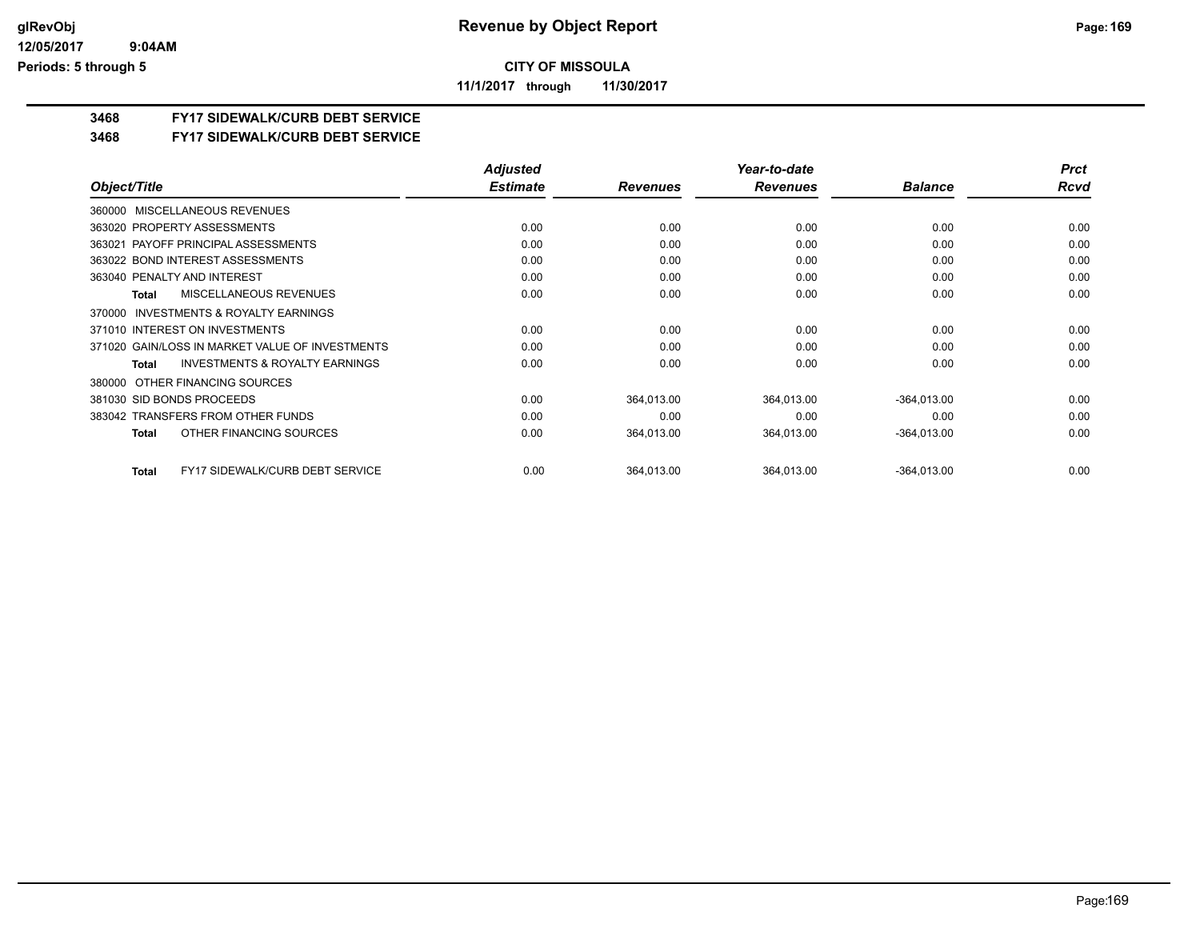**CITY OF MISSOULA**

**11/1/2017 through 11/30/2017**

**3468 FY17 SIDEWALK/CURB DEBT SERVICE**

**3468 FY17 SIDEWALK/CURB DEBT SERVICE**

| Object/Title | Adjusted Estimate | Revenues | Year-to-date Revenues | Balance | Prct Rcvd |
|---|---|---|---|---|---|
| 360000 MISCELLANEOUS REVENUES | | | | | |
| 363020 PROPERTY ASSESSMENTS | 0.00 | 0.00 | 0.00 | 0.00 | 0.00 |
| 363021 PAYOFF PRINCIPAL ASSESSMENTS | 0.00 | 0.00 | 0.00 | 0.00 | 0.00 |
| 363022 BOND INTEREST ASSESSMENTS | 0.00 | 0.00 | 0.00 | 0.00 | 0.00 |
| 363040 PENALTY AND INTEREST | 0.00 | 0.00 | 0.00 | 0.00 | 0.00 |
| **Total** MISCELLANEOUS REVENUES | 0.00 | 0.00 | 0.00 | 0.00 | 0.00 |
| 370000 INVESTMENTS & ROYALTY EARNINGS | | | | | |
| 371010 INTEREST ON INVESTMENTS | 0.00 | 0.00 | 0.00 | 0.00 | 0.00 |
| 371020 GAIN/LOSS IN MARKET VALUE OF INVESTMENTS | 0.00 | 0.00 | 0.00 | 0.00 | 0.00 |
| **Total** INVESTMENTS & ROYALTY EARNINGS | 0.00 | 0.00 | 0.00 | 0.00 | 0.00 |
| 380000 OTHER FINANCING SOURCES | | | | | |
| 381030 SID BONDS PROCEEDS | 0.00 | 364,013.00 | 364,013.00 | -364,013.00 | 0.00 |
| 383042 TRANSFERS FROM OTHER FUNDS | 0.00 | 0.00 | 0.00 | 0.00 | 0.00 |
| **Total** OTHER FINANCING SOURCES | 0.00 | 364,013.00 | 364,013.00 | -364,013.00 | 0.00 |
| **Total** FY17 SIDEWALK/CURB DEBT SERVICE | 0.00 | 364,013.00 | 364,013.00 | -364,013.00 | 0.00 |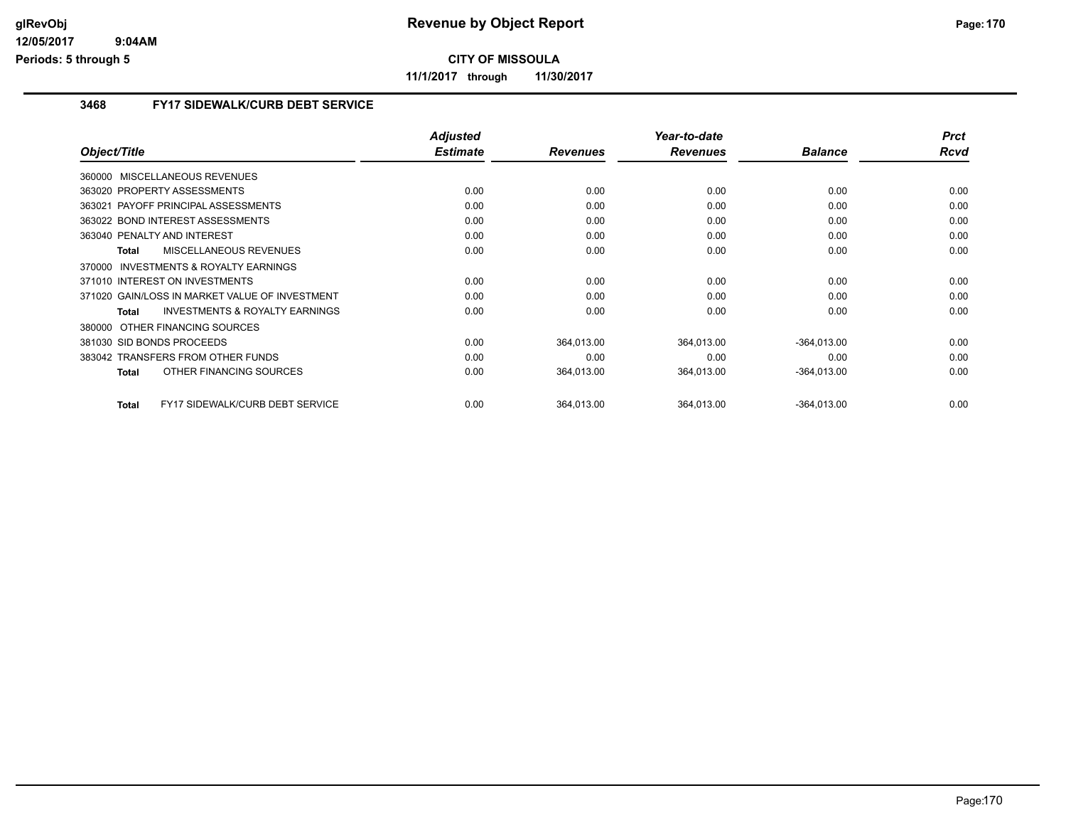# Revenue by Object Report

**CITY OF MISSOULA**

**11/1/2017 through 11/30/2017**

## 3468 FY17 SIDEWALK/CURB DEBT SERVICE

| Object/Title | Adjusted Estimate | Revenues | Year-to-date Revenues | Balance | Prct Rcvd |
|---|---|---|---|---|---|
| 360000 MISCELLANEOUS REVENUES | | | | | |
| 363020 PROPERTY ASSESSMENTS | 0.00 | 0.00 | 0.00 | 0.00 | 0.00 |
| 363021 PAYOFF PRINCIPAL ASSESSMENTS | 0.00 | 0.00 | 0.00 | 0.00 | 0.00 |
| 363022 BOND INTEREST ASSESSMENTS | 0.00 | 0.00 | 0.00 | 0.00 | 0.00 |
| 363040 PENALTY AND INTEREST | 0.00 | 0.00 | 0.00 | 0.00 | 0.00 |
| **Total** MISCELLANEOUS REVENUES | 0.00 | 0.00 | 0.00 | 0.00 | 0.00 |
| 370000 INVESTMENTS & ROYALTY EARNINGS | | | | | |
| 371010 INTEREST ON INVESTMENTS | 0.00 | 0.00 | 0.00 | 0.00 | 0.00 |
| 371020 GAIN/LOSS IN MARKET VALUE OF INVESTMENT | 0.00 | 0.00 | 0.00 | 0.00 | 0.00 |
| **Total** INVESTMENTS & ROYALTY EARNINGS | 0.00 | 0.00 | 0.00 | 0.00 | 0.00 |
| 380000 OTHER FINANCING SOURCES | | | | | |
| 381030 SID BONDS PROCEEDS | 0.00 | 364,013.00 | 364,013.00 | -364,013.00 | 0.00 |
| 383042 TRANSFERS FROM OTHER FUNDS | 0.00 | 0.00 | 0.00 | 0.00 | 0.00 |
| **Total** OTHER FINANCING SOURCES | 0.00 | 364,013.00 | 364,013.00 | -364,013.00 | 0.00 |
| **Total** FY17 SIDEWALK/CURB DEBT SERVICE | 0.00 | 364,013.00 | 364,013.00 | -364,013.00 | 0.00 |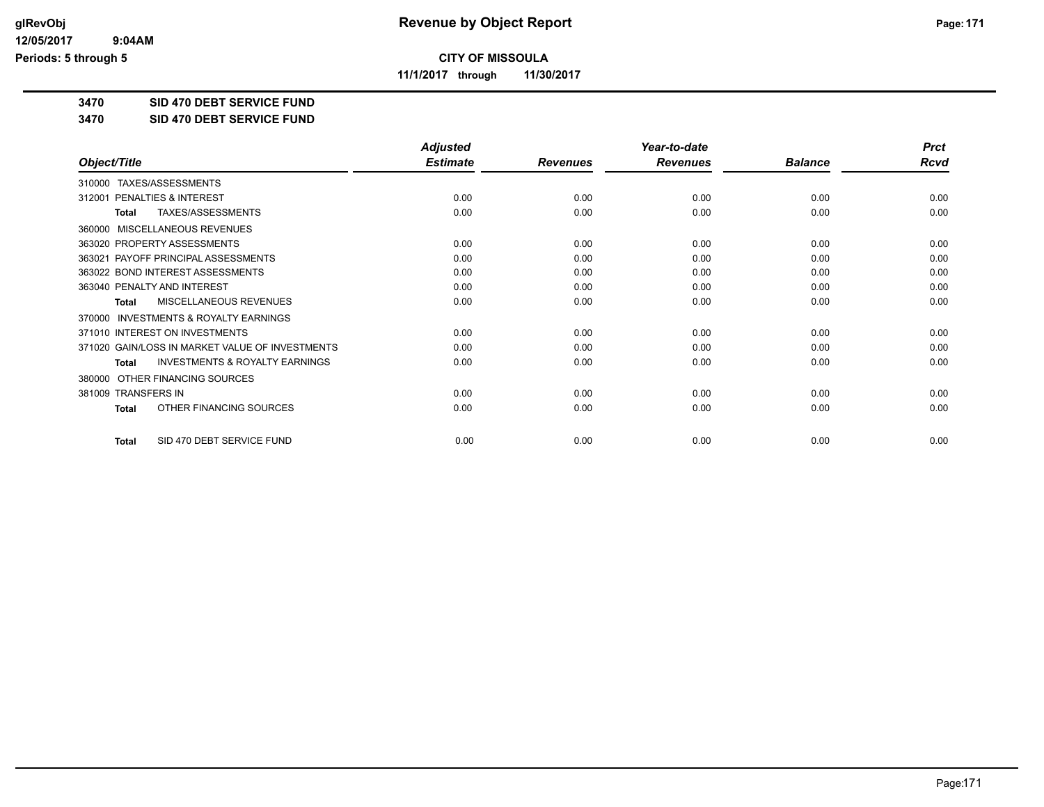glRevObj
12/05/2017 9:04AM
Periods: 5 through 5

# Revenue by Object Report

**CITY OF MISSOULA**

**11/1/2017 through 11/30/2017**

**3470 SID 470 DEBT SERVICE FUND**

**3470 SID 470 DEBT SERVICE FUND**

| Object/Title | Adjusted Estimate | Revenues | Year-to-date Revenues | Balance | Prct Rcvd |
|---|---|---|---|---|---|
| 310000 TAXES/ASSESSMENTS | | | | | |
| 312001 PENALTIES & INTEREST | 0.00 | 0.00 | 0.00 | 0.00 | 0.00 |
| **Total** TAXES/ASSESSMENTS | 0.00 | 0.00 | 0.00 | 0.00 | 0.00 |
| 360000 MISCELLANEOUS REVENUES | | | | | |
| 363020 PROPERTY ASSESSMENTS | 0.00 | 0.00 | 0.00 | 0.00 | 0.00 |
| 363021 PAYOFF PRINCIPAL ASSESSMENTS | 0.00 | 0.00 | 0.00 | 0.00 | 0.00 |
| 363022 BOND INTEREST ASSESSMENTS | 0.00 | 0.00 | 0.00 | 0.00 | 0.00 |
| 363040 PENALTY AND INTEREST | 0.00 | 0.00 | 0.00 | 0.00 | 0.00 |
| **Total** MISCELLANEOUS REVENUES | 0.00 | 0.00 | 0.00 | 0.00 | 0.00 |
| 370000 INVESTMENTS & ROYALTY EARNINGS | | | | | |
| 371010 INTEREST ON INVESTMENTS | 0.00 | 0.00 | 0.00 | 0.00 | 0.00 |
| 371020 GAIN/LOSS IN MARKET VALUE OF INVESTMENTS | 0.00 | 0.00 | 0.00 | 0.00 | 0.00 |
| **Total** INVESTMENTS & ROYALTY EARNINGS | 0.00 | 0.00 | 0.00 | 0.00 | 0.00 |
| 380000 OTHER FINANCING SOURCES | | | | | |
| 381009 TRANSFERS IN | 0.00 | 0.00 | 0.00 | 0.00 | 0.00 |
| **Total** OTHER FINANCING SOURCES | 0.00 | 0.00 | 0.00 | 0.00 | 0.00 |
| **Total** SID 470 DEBT SERVICE FUND | 0.00 | 0.00 | 0.00 | 0.00 | 0.00 |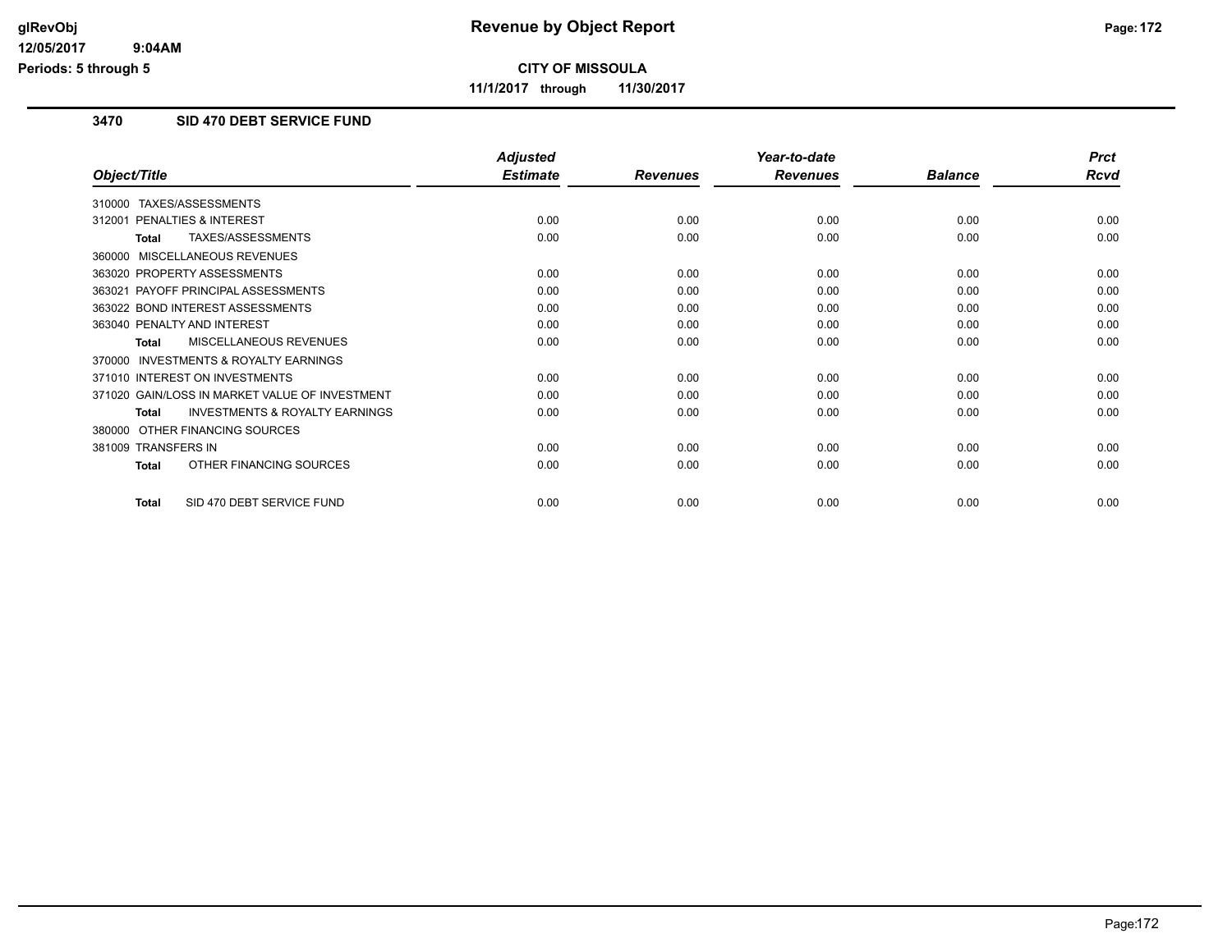**glRevObj**
**12/05/2017 9:04AM**
**Periods: 5 through 5**

# Revenue by Object Report

**CITY OF MISSOULA**

**11/1/2017 through 11/30/2017**

## 3470 SID 470 DEBT SERVICE FUND

| Object/Title | Adjusted Estimate | Revenues | Year-to-date Revenues | Balance | Prct Rcvd |
|---|---|---|---|---|---|
| 310000 TAXES/ASSESSMENTS | | | | | |
| 312001 PENALTIES & INTEREST | 0.00 | 0.00 | 0.00 | 0.00 | 0.00 |
| **Total** TAXES/ASSESSMENTS | 0.00 | 0.00 | 0.00 | 0.00 | 0.00 |
| 360000 MISCELLANEOUS REVENUES | | | | | |
| 363020 PROPERTY ASSESSMENTS | 0.00 | 0.00 | 0.00 | 0.00 | 0.00 |
| 363021 PAYOFF PRINCIPAL ASSESSMENTS | 0.00 | 0.00 | 0.00 | 0.00 | 0.00 |
| 363022 BOND INTEREST ASSESSMENTS | 0.00 | 0.00 | 0.00 | 0.00 | 0.00 |
| 363040 PENALTY AND INTEREST | 0.00 | 0.00 | 0.00 | 0.00 | 0.00 |
| **Total** MISCELLANEOUS REVENUES | 0.00 | 0.00 | 0.00 | 0.00 | 0.00 |
| 370000 INVESTMENTS & ROYALTY EARNINGS | | | | | |
| 371010 INTEREST ON INVESTMENTS | 0.00 | 0.00 | 0.00 | 0.00 | 0.00 |
| 371020 GAIN/LOSS IN MARKET VALUE OF INVESTMENT | 0.00 | 0.00 | 0.00 | 0.00 | 0.00 |
| **Total** INVESTMENTS & ROYALTY EARNINGS | 0.00 | 0.00 | 0.00 | 0.00 | 0.00 |
| 380000 OTHER FINANCING SOURCES | | | | | |
| 381009 TRANSFERS IN | 0.00 | 0.00 | 0.00 | 0.00 | 0.00 |
| **Total** OTHER FINANCING SOURCES | 0.00 | 0.00 | 0.00 | 0.00 | 0.00 |
| **Total** SID 470 DEBT SERVICE FUND | 0.00 | 0.00 | 0.00 | 0.00 | 0.00 |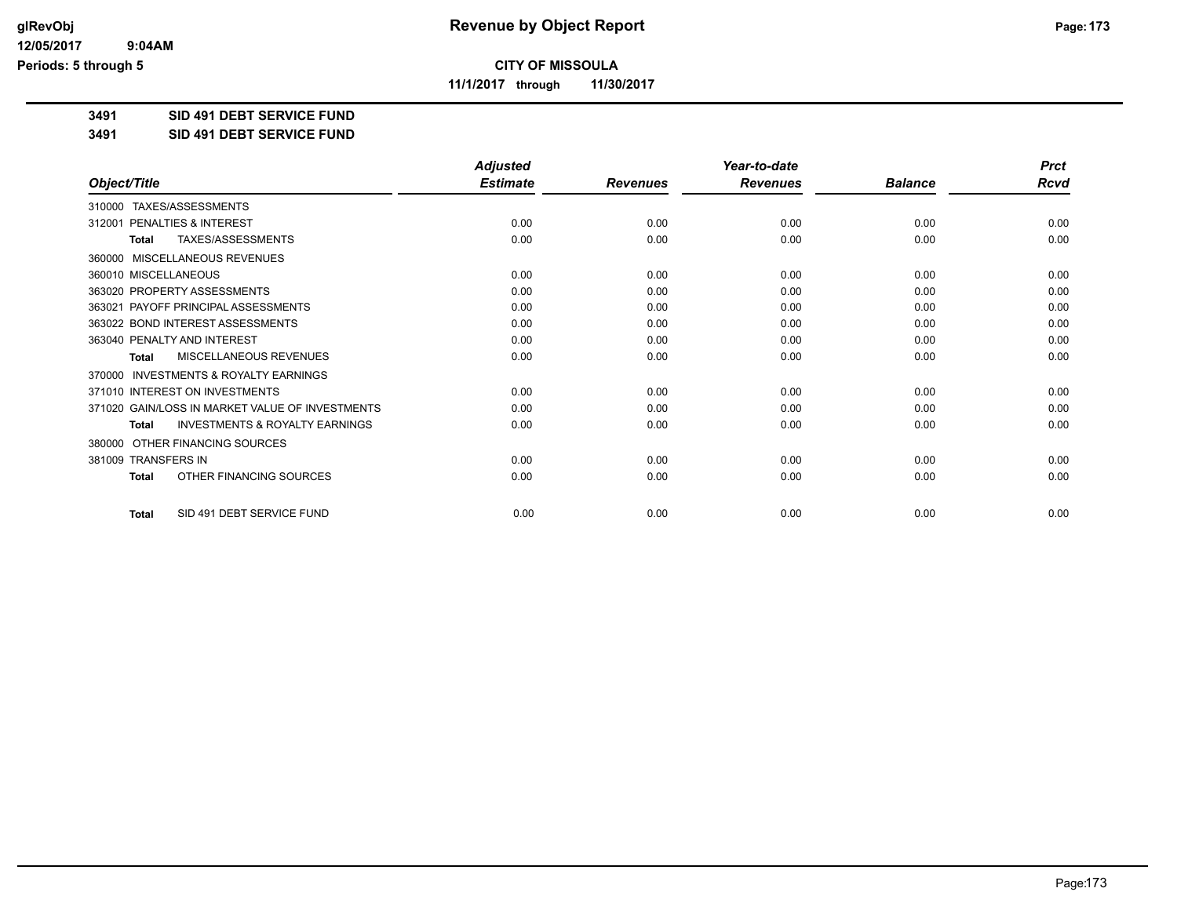# Revenue by Object Report

**CITY OF MISSOULA**

**11/1/2017 through 11/30/2017**

**3491 SID 491 DEBT SERVICE FUND**

**3491 SID 491 DEBT SERVICE FUND**

| Object/Title | Adjusted Estimate | Revenues | Year-to-date Revenues | Balance | Prct Rcvd |
|---|---|---|---|---|---|
| 310000 TAXES/ASSESSMENTS | | | | | |
| 312001 PENALTIES & INTEREST | 0.00 | 0.00 | 0.00 | 0.00 | 0.00 |
| **Total** TAXES/ASSESSMENTS | 0.00 | 0.00 | 0.00 | 0.00 | 0.00 |
| 360000 MISCELLANEOUS REVENUES | | | | | |
| 360010 MISCELLANEOUS | 0.00 | 0.00 | 0.00 | 0.00 | 0.00 |
| 363020 PROPERTY ASSESSMENTS | 0.00 | 0.00 | 0.00 | 0.00 | 0.00 |
| 363021 PAYOFF PRINCIPAL ASSESSMENTS | 0.00 | 0.00 | 0.00 | 0.00 | 0.00 |
| 363022 BOND INTEREST ASSESSMENTS | 0.00 | 0.00 | 0.00 | 0.00 | 0.00 |
| 363040 PENALTY AND INTEREST | 0.00 | 0.00 | 0.00 | 0.00 | 0.00 |
| **Total** MISCELLANEOUS REVENUES | 0.00 | 0.00 | 0.00 | 0.00 | 0.00 |
| 370000 INVESTMENTS & ROYALTY EARNINGS | | | | | |
| 371010 INTEREST ON INVESTMENTS | 0.00 | 0.00 | 0.00 | 0.00 | 0.00 |
| 371020 GAIN/LOSS IN MARKET VALUE OF INVESTMENTS | 0.00 | 0.00 | 0.00 | 0.00 | 0.00 |
| **Total** INVESTMENTS & ROYALTY EARNINGS | 0.00 | 0.00 | 0.00 | 0.00 | 0.00 |
| 380000 OTHER FINANCING SOURCES | | | | | |
| 381009 TRANSFERS IN | 0.00 | 0.00 | 0.00 | 0.00 | 0.00 |
| **Total** OTHER FINANCING SOURCES | 0.00 | 0.00 | 0.00 | 0.00 | 0.00 |
| **Total** SID 491 DEBT SERVICE FUND | 0.00 | 0.00 | 0.00 | 0.00 | 0.00 |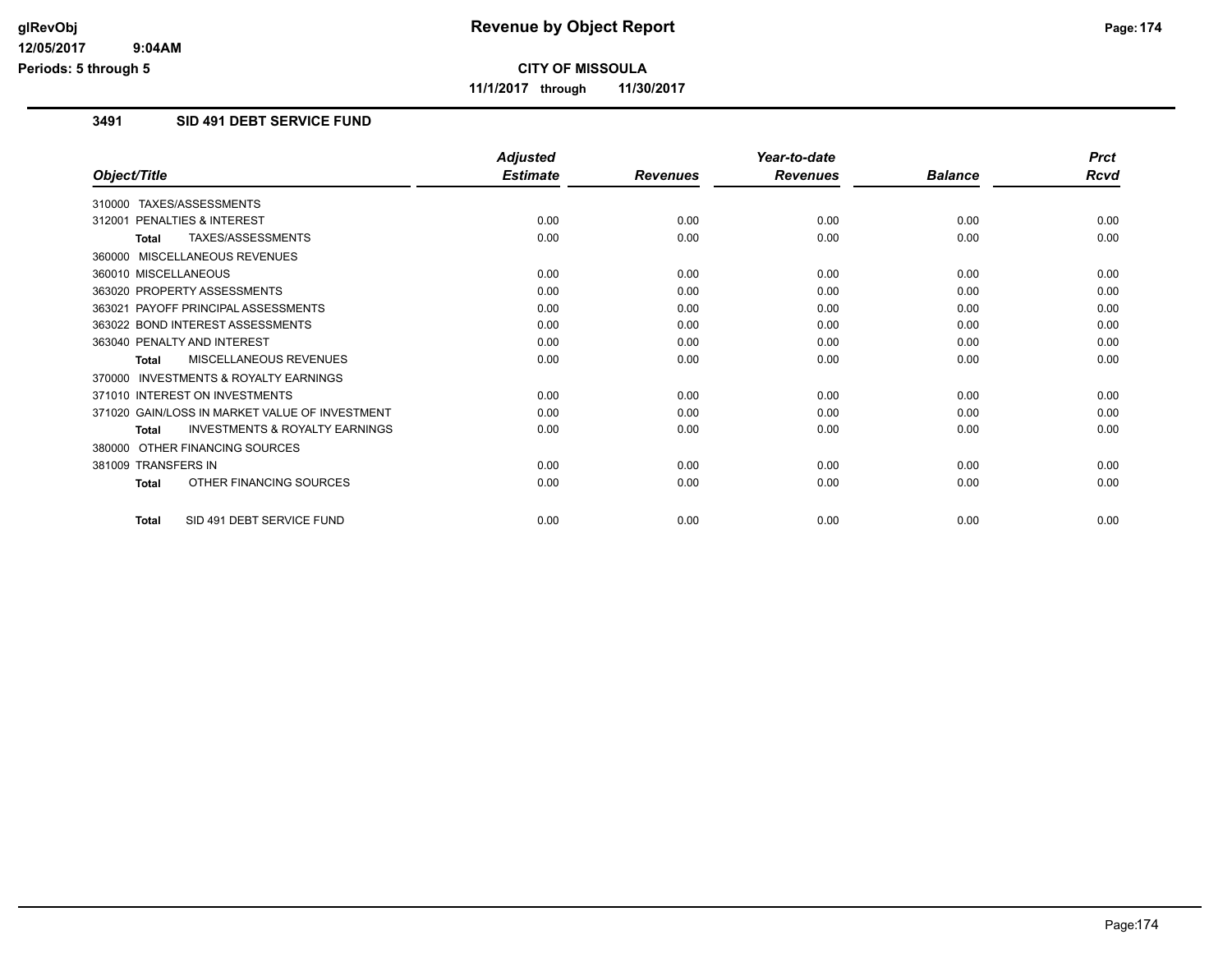**CITY OF MISSOULA**

**11/1/2017 through 11/30/2017**

## 3491 SID 491 DEBT SERVICE FUND

| Object/Title | Adjusted Estimate | Revenues | Year-to-date Revenues | Balance | Prct Rcvd |
|---|---|---|---|---|---|
| 310000 TAXES/ASSESSMENTS | | | | | |
| 312001 PENALTIES & INTEREST | 0.00 | 0.00 | 0.00 | 0.00 | 0.00 |
| **Total** TAXES/ASSESSMENTS | 0.00 | 0.00 | 0.00 | 0.00 | 0.00 |
| 360000 MISCELLANEOUS REVENUES | | | | | |
| 360010 MISCELLANEOUS | 0.00 | 0.00 | 0.00 | 0.00 | 0.00 |
| 363020 PROPERTY ASSESSMENTS | 0.00 | 0.00 | 0.00 | 0.00 | 0.00 |
| 363021 PAYOFF PRINCIPAL ASSESSMENTS | 0.00 | 0.00 | 0.00 | 0.00 | 0.00 |
| 363022 BOND INTEREST ASSESSMENTS | 0.00 | 0.00 | 0.00 | 0.00 | 0.00 |
| 363040 PENALTY AND INTEREST | 0.00 | 0.00 | 0.00 | 0.00 | 0.00 |
| **Total** MISCELLANEOUS REVENUES | 0.00 | 0.00 | 0.00 | 0.00 | 0.00 |
| 370000 INVESTMENTS & ROYALTY EARNINGS | | | | | |
| 371010 INTEREST ON INVESTMENTS | 0.00 | 0.00 | 0.00 | 0.00 | 0.00 |
| 371020 GAIN/LOSS IN MARKET VALUE OF INVESTMENT | 0.00 | 0.00 | 0.00 | 0.00 | 0.00 |
| **Total** INVESTMENTS & ROYALTY EARNINGS | 0.00 | 0.00 | 0.00 | 0.00 | 0.00 |
| 380000 OTHER FINANCING SOURCES | | | | | |
| 381009 TRANSFERS IN | 0.00 | 0.00 | 0.00 | 0.00 | 0.00 |
| **Total** OTHER FINANCING SOURCES | 0.00 | 0.00 | 0.00 | 0.00 | 0.00 |
| **Total** SID 491 DEBT SERVICE FUND | 0.00 | 0.00 | 0.00 | 0.00 | 0.00 |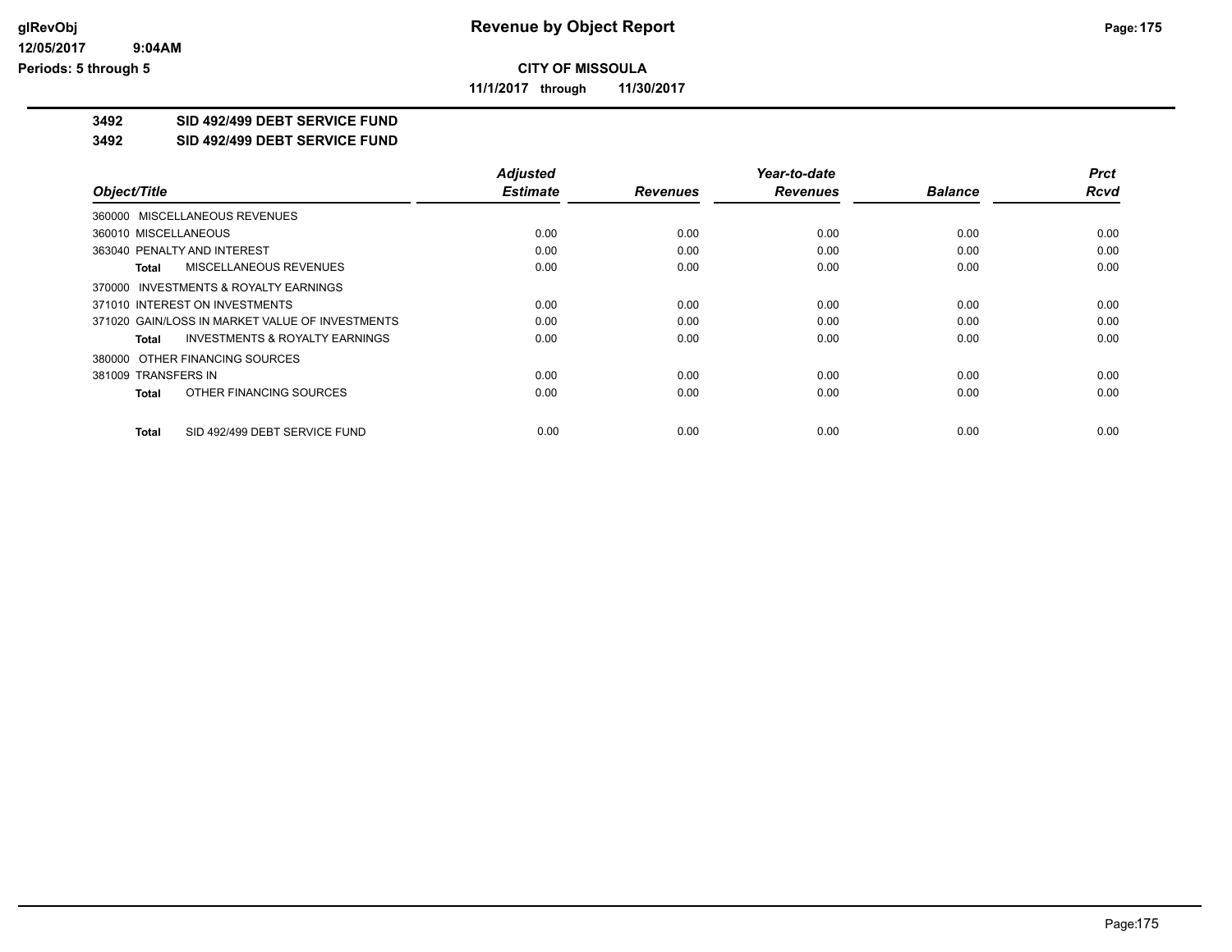**CITY OF MISSOULA**

**11/1/2017 through 11/30/2017**

**3492 SID 492/499 DEBT SERVICE FUND**

**3492 SID 492/499 DEBT SERVICE FUND**

| Object/Title | Adjusted Estimate | Revenues | Year-to-date Revenues | Balance | Prct Rcvd |
|---|---|---|---|---|---|
| 360000 MISCELLANEOUS REVENUES | | | | | |
| 360010 MISCELLANEOUS | 0.00 | 0.00 | 0.00 | 0.00 | 0.00 |
| 363040 PENALTY AND INTEREST | 0.00 | 0.00 | 0.00 | 0.00 | 0.00 |
| **Total** MISCELLANEOUS REVENUES | 0.00 | 0.00 | 0.00 | 0.00 | 0.00 |
| 370000 INVESTMENTS & ROYALTY EARNINGS | | | | | |
| 371010 INTEREST ON INVESTMENTS | 0.00 | 0.00 | 0.00 | 0.00 | 0.00 |
| 371020 GAIN/LOSS IN MARKET VALUE OF INVESTMENTS | 0.00 | 0.00 | 0.00 | 0.00 | 0.00 |
| **Total** INVESTMENTS & ROYALTY EARNINGS | 0.00 | 0.00 | 0.00 | 0.00 | 0.00 |
| 380000 OTHER FINANCING SOURCES | | | | | |
| 381009 TRANSFERS IN | 0.00 | 0.00 | 0.00 | 0.00 | 0.00 |
| **Total** OTHER FINANCING SOURCES | 0.00 | 0.00 | 0.00 | 0.00 | 0.00 |
| **Total** SID 492/499 DEBT SERVICE FUND | 0.00 | 0.00 | 0.00 | 0.00 | 0.00 |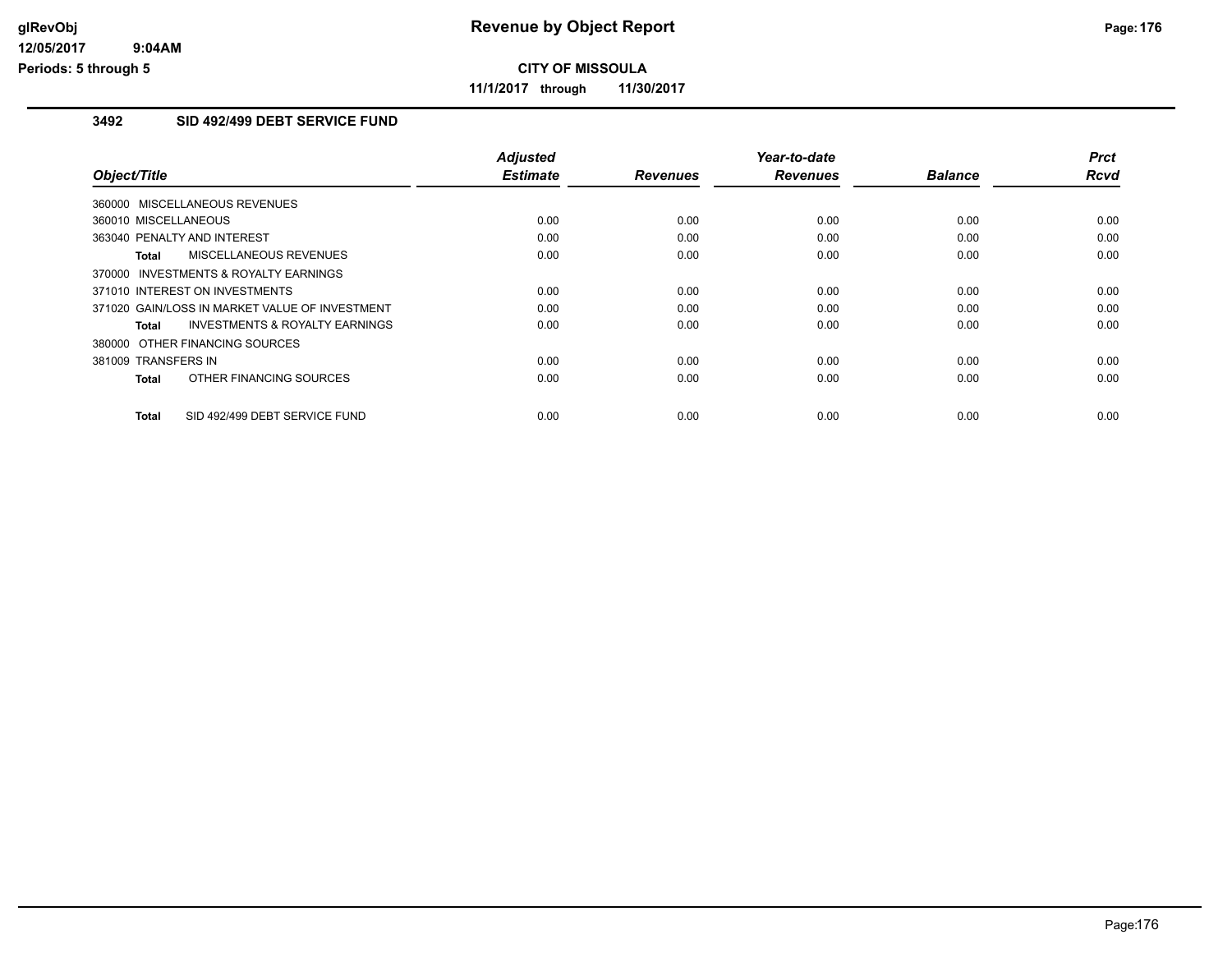## Revenue by Object Report

**CITY OF MISSOULA**

**11/1/2017 through 11/30/2017**

### 3492 SID 492/499 DEBT SERVICE FUND

| Object/Title | Adjusted Estimate | Revenues | Year-to-date Revenues | Balance | Prct Rcvd |
|---|---|---|---|---|---|
| 360000 MISCELLANEOUS REVENUES | | | | | |
| 360010 MISCELLANEOUS | 0.00 | 0.00 | 0.00 | 0.00 | 0.00 |
| 363040 PENALTY AND INTEREST | 0.00 | 0.00 | 0.00 | 0.00 | 0.00 |
| **Total** MISCELLANEOUS REVENUES | 0.00 | 0.00 | 0.00 | 0.00 | 0.00 |
| 370000 INVESTMENTS & ROYALTY EARNINGS | | | | | |
| 371010 INTEREST ON INVESTMENTS | 0.00 | 0.00 | 0.00 | 0.00 | 0.00 |
| 371020 GAIN/LOSS IN MARKET VALUE OF INVESTMENT | 0.00 | 0.00 | 0.00 | 0.00 | 0.00 |
| **Total** INVESTMENTS & ROYALTY EARNINGS | 0.00 | 0.00 | 0.00 | 0.00 | 0.00 |
| 380000 OTHER FINANCING SOURCES | | | | | |
| 381009 TRANSFERS IN | 0.00 | 0.00 | 0.00 | 0.00 | 0.00 |
| **Total** OTHER FINANCING SOURCES | 0.00 | 0.00 | 0.00 | 0.00 | 0.00 |
| **Total** SID 492/499 DEBT SERVICE FUND | 0.00 | 0.00 | 0.00 | 0.00 | 0.00 |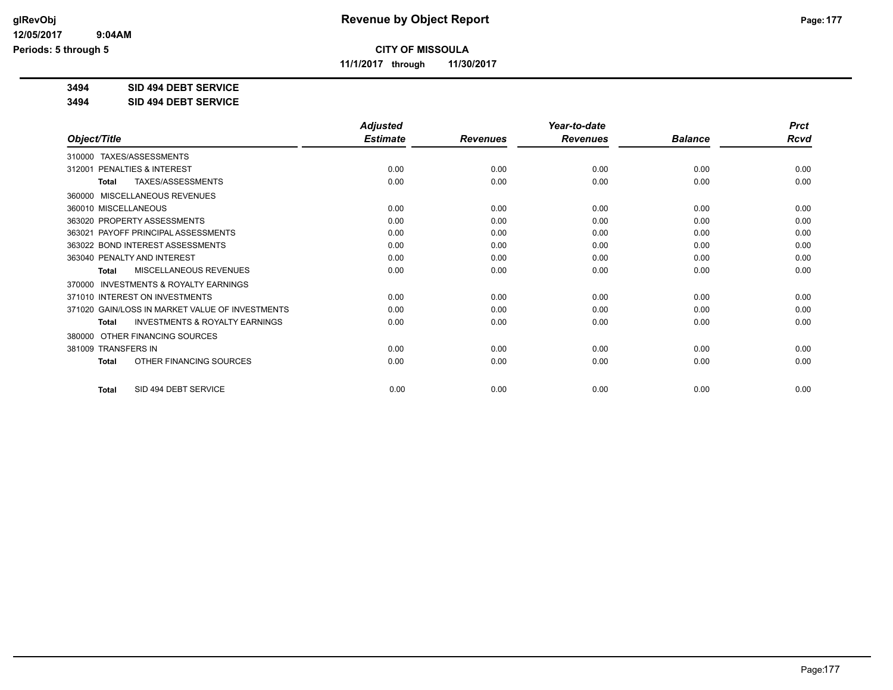# Revenue by Object Report

**CITY OF MISSOULA**

**11/1/2017 through 11/30/2017**

glRevObj
12/05/2017 9:04AM
Periods: 5 through 5

**3494 SID 494 DEBT SERVICE**

**3494 SID 494 DEBT SERVICE**

| Object/Title | Adjusted Estimate | Revenues | Year-to-date Revenues | Balance | Prct Rcvd |
|---|---|---|---|---|---|
| 310000 TAXES/ASSESSMENTS | | | | | |
| 312001 PENALTIES & INTEREST | 0.00 | 0.00 | 0.00 | 0.00 | 0.00 |
| **Total** TAXES/ASSESSMENTS | 0.00 | 0.00 | 0.00 | 0.00 | 0.00 |
| 360000 MISCELLANEOUS REVENUES | | | | | |
| 360010 MISCELLANEOUS | 0.00 | 0.00 | 0.00 | 0.00 | 0.00 |
| 363020 PROPERTY ASSESSMENTS | 0.00 | 0.00 | 0.00 | 0.00 | 0.00 |
| 363021 PAYOFF PRINCIPAL ASSESSMENTS | 0.00 | 0.00 | 0.00 | 0.00 | 0.00 |
| 363022 BOND INTEREST ASSESSMENTS | 0.00 | 0.00 | 0.00 | 0.00 | 0.00 |
| 363040 PENALTY AND INTEREST | 0.00 | 0.00 | 0.00 | 0.00 | 0.00 |
| **Total** MISCELLANEOUS REVENUES | 0.00 | 0.00 | 0.00 | 0.00 | 0.00 |
| 370000 INVESTMENTS & ROYALTY EARNINGS | | | | | |
| 371010 INTEREST ON INVESTMENTS | 0.00 | 0.00 | 0.00 | 0.00 | 0.00 |
| 371020 GAIN/LOSS IN MARKET VALUE OF INVESTMENTS | 0.00 | 0.00 | 0.00 | 0.00 | 0.00 |
| **Total** INVESTMENTS & ROYALTY EARNINGS | 0.00 | 0.00 | 0.00 | 0.00 | 0.00 |
| 380000 OTHER FINANCING SOURCES | | | | | |
| 381009 TRANSFERS IN | 0.00 | 0.00 | 0.00 | 0.00 | 0.00 |
| **Total** OTHER FINANCING SOURCES | 0.00 | 0.00 | 0.00 | 0.00 | 0.00 |
| **Total** SID 494 DEBT SERVICE | 0.00 | 0.00 | 0.00 | 0.00 | 0.00 |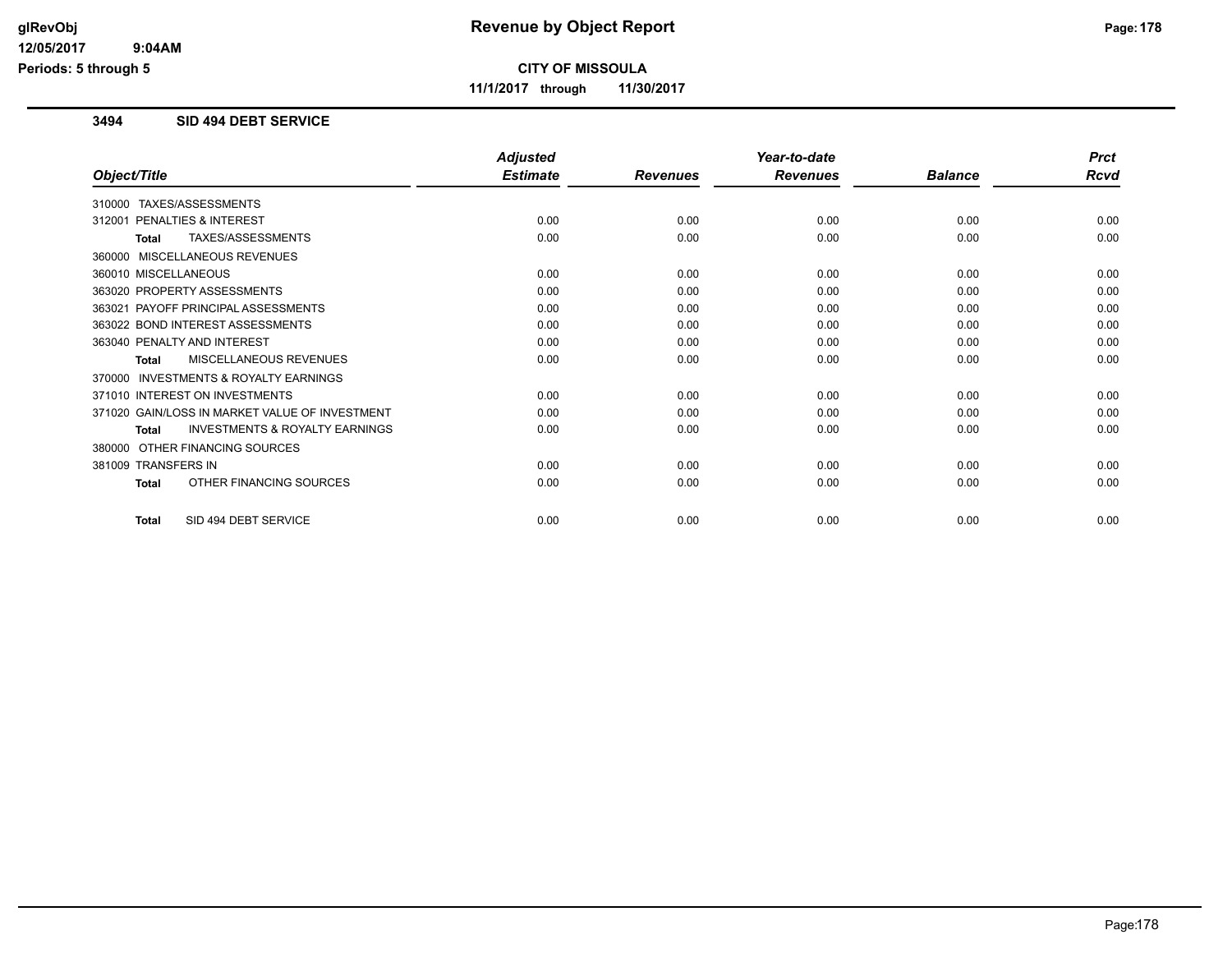glRevObj
12/05/2017 9:04AM
Periods: 5 through 5

# Revenue by Object Report

**CITY OF MISSOULA**

**11/1/2017 through 11/30/2017**

## 3494 SID 494 DEBT SERVICE

| Object/Title | Adjusted Estimate | Revenues | Year-to-date Revenues | Balance | Prct Rcvd |
|---|---|---|---|---|---|
| 310000 TAXES/ASSESSMENTS | | | | | |
| 312001 PENALTIES & INTEREST | 0.00 | 0.00 | 0.00 | 0.00 | 0.00 |
| **Total** TAXES/ASSESSMENTS | 0.00 | 0.00 | 0.00 | 0.00 | 0.00 |
| 360000 MISCELLANEOUS REVENUES | | | | | |
| 360010 MISCELLANEOUS | 0.00 | 0.00 | 0.00 | 0.00 | 0.00 |
| 363020 PROPERTY ASSESSMENTS | 0.00 | 0.00 | 0.00 | 0.00 | 0.00 |
| 363021 PAYOFF PRINCIPAL ASSESSMENTS | 0.00 | 0.00 | 0.00 | 0.00 | 0.00 |
| 363022 BOND INTEREST ASSESSMENTS | 0.00 | 0.00 | 0.00 | 0.00 | 0.00 |
| 363040 PENALTY AND INTEREST | 0.00 | 0.00 | 0.00 | 0.00 | 0.00 |
| **Total** MISCELLANEOUS REVENUES | 0.00 | 0.00 | 0.00 | 0.00 | 0.00 |
| 370000 INVESTMENTS & ROYALTY EARNINGS | | | | | |
| 371010 INTEREST ON INVESTMENTS | 0.00 | 0.00 | 0.00 | 0.00 | 0.00 |
| 371020 GAIN/LOSS IN MARKET VALUE OF INVESTMENT | 0.00 | 0.00 | 0.00 | 0.00 | 0.00 |
| **Total** INVESTMENTS & ROYALTY EARNINGS | 0.00 | 0.00 | 0.00 | 0.00 | 0.00 |
| 380000 OTHER FINANCING SOURCES | | | | | |
| 381009 TRANSFERS IN | 0.00 | 0.00 | 0.00 | 0.00 | 0.00 |
| **Total** OTHER FINANCING SOURCES | 0.00 | 0.00 | 0.00 | 0.00 | 0.00 |
| **Total** SID 494 DEBT SERVICE | 0.00 | 0.00 | 0.00 | 0.00 | 0.00 |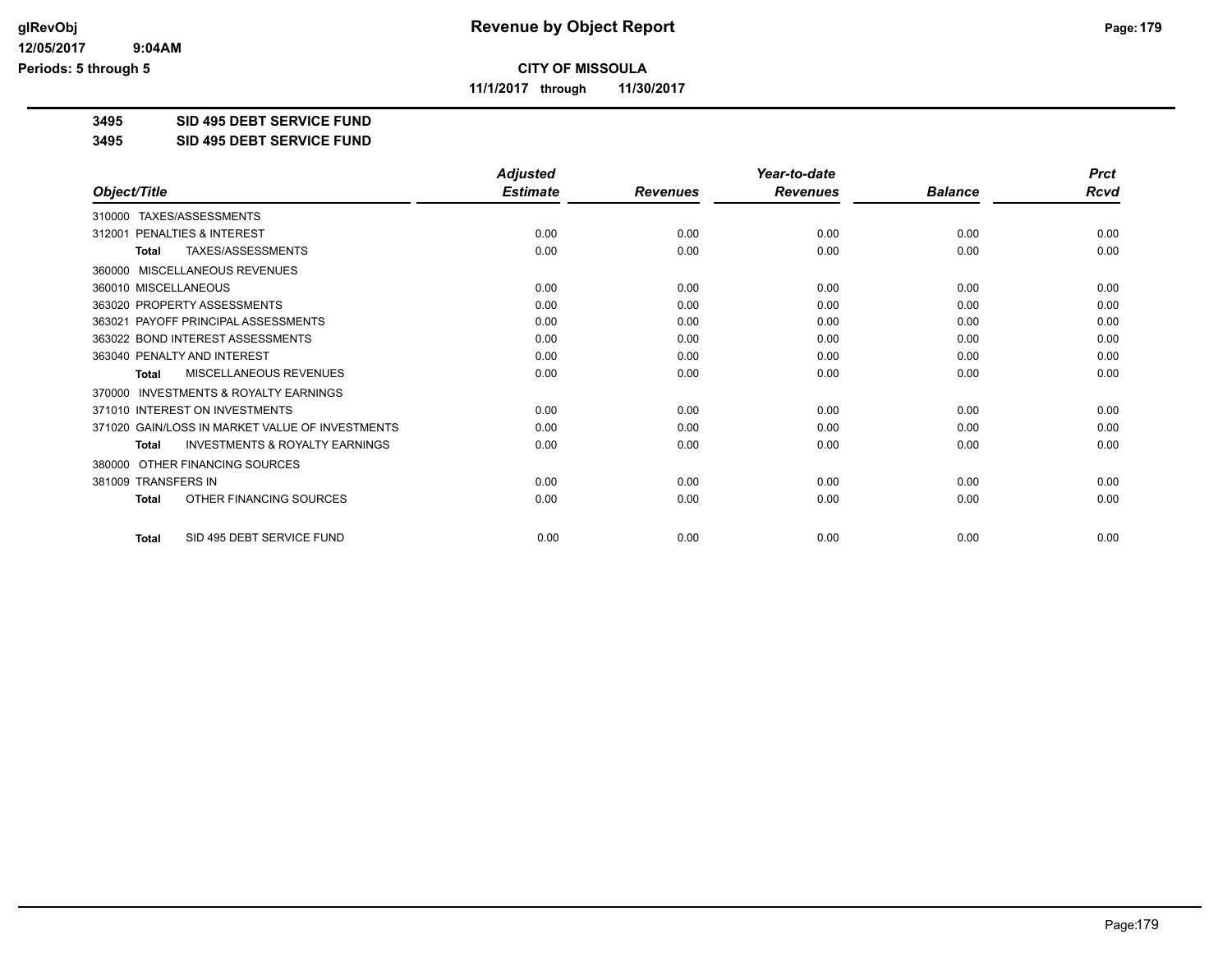## CITY OF MISSOULA

**11/1/2017 through 11/30/2017**

**3495 SID 495 DEBT SERVICE FUND**

**3495 SID 495 DEBT SERVICE FUND**

| Object/Title | Adjusted Estimate | Revenues | Year-to-date Revenues | Balance | Prct Rcvd |
|---|---|---|---|---|---|
| 310000 TAXES/ASSESSMENTS | | | | | |
| 312001 PENALTIES & INTEREST | 0.00 | 0.00 | 0.00 | 0.00 | 0.00 |
| **Total** TAXES/ASSESSMENTS | 0.00 | 0.00 | 0.00 | 0.00 | 0.00 |
| 360000 MISCELLANEOUS REVENUES | | | | | |
| 360010 MISCELLANEOUS | 0.00 | 0.00 | 0.00 | 0.00 | 0.00 |
| 363020 PROPERTY ASSESSMENTS | 0.00 | 0.00 | 0.00 | 0.00 | 0.00 |
| 363021 PAYOFF PRINCIPAL ASSESSMENTS | 0.00 | 0.00 | 0.00 | 0.00 | 0.00 |
| 363022 BOND INTEREST ASSESSMENTS | 0.00 | 0.00 | 0.00 | 0.00 | 0.00 |
| 363040 PENALTY AND INTEREST | 0.00 | 0.00 | 0.00 | 0.00 | 0.00 |
| **Total** MISCELLANEOUS REVENUES | 0.00 | 0.00 | 0.00 | 0.00 | 0.00 |
| 370000 INVESTMENTS & ROYALTY EARNINGS | | | | | |
| 371010 INTEREST ON INVESTMENTS | 0.00 | 0.00 | 0.00 | 0.00 | 0.00 |
| 371020 GAIN/LOSS IN MARKET VALUE OF INVESTMENTS | 0.00 | 0.00 | 0.00 | 0.00 | 0.00 |
| **Total** INVESTMENTS & ROYALTY EARNINGS | 0.00 | 0.00 | 0.00 | 0.00 | 0.00 |
| 380000 OTHER FINANCING SOURCES | | | | | |
| 381009 TRANSFERS IN | 0.00 | 0.00 | 0.00 | 0.00 | 0.00 |
| **Total** OTHER FINANCING SOURCES | 0.00 | 0.00 | 0.00 | 0.00 | 0.00 |
| **Total** SID 495 DEBT SERVICE FUND | 0.00 | 0.00 | 0.00 | 0.00 | 0.00 |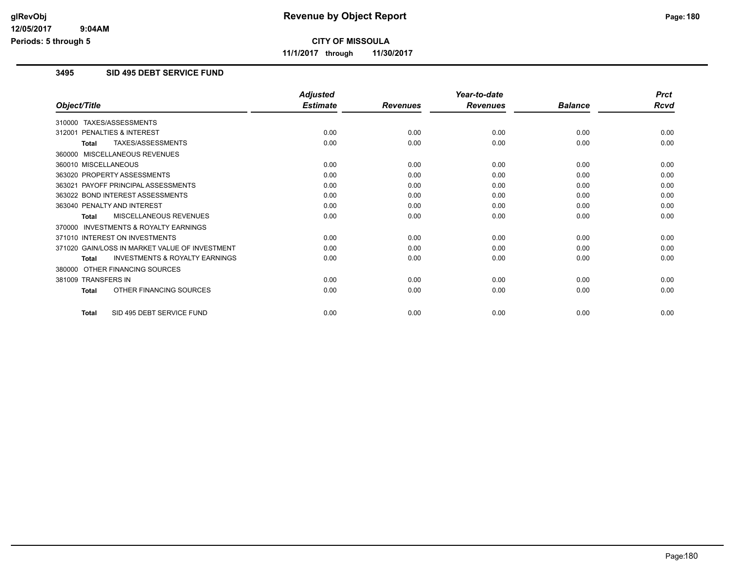# Revenue by Object Report

**CITY OF MISSOULA**

**11/1/2017 through 11/30/2017**

### 3495 SID 495 DEBT SERVICE FUND

| Object/Title | Adjusted Estimate | Revenues | Year-to-date Revenues | Balance | Prct Rcvd |
|---|---|---|---|---|---|
| 310000 TAXES/ASSESSMENTS | | | | | |
| 312001 PENALTIES & INTEREST | 0.00 | 0.00 | 0.00 | 0.00 | 0.00 |
| **Total** TAXES/ASSESSMENTS | 0.00 | 0.00 | 0.00 | 0.00 | 0.00 |
| 360000 MISCELLANEOUS REVENUES | | | | | |
| 360010 MISCELLANEOUS | 0.00 | 0.00 | 0.00 | 0.00 | 0.00 |
| 363020 PROPERTY ASSESSMENTS | 0.00 | 0.00 | 0.00 | 0.00 | 0.00 |
| 363021 PAYOFF PRINCIPAL ASSESSMENTS | 0.00 | 0.00 | 0.00 | 0.00 | 0.00 |
| 363022 BOND INTEREST ASSESSMENTS | 0.00 | 0.00 | 0.00 | 0.00 | 0.00 |
| 363040 PENALTY AND INTEREST | 0.00 | 0.00 | 0.00 | 0.00 | 0.00 |
| **Total** MISCELLANEOUS REVENUES | 0.00 | 0.00 | 0.00 | 0.00 | 0.00 |
| 370000 INVESTMENTS & ROYALTY EARNINGS | | | | | |
| 371010 INTEREST ON INVESTMENTS | 0.00 | 0.00 | 0.00 | 0.00 | 0.00 |
| 371020 GAIN/LOSS IN MARKET VALUE OF INVESTMENT | 0.00 | 0.00 | 0.00 | 0.00 | 0.00 |
| **Total** INVESTMENTS & ROYALTY EARNINGS | 0.00 | 0.00 | 0.00 | 0.00 | 0.00 |
| 380000 OTHER FINANCING SOURCES | | | | | |
| 381009 TRANSFERS IN | 0.00 | 0.00 | 0.00 | 0.00 | 0.00 |
| **Total** OTHER FINANCING SOURCES | 0.00 | 0.00 | 0.00 | 0.00 | 0.00 |
| **Total** SID 495 DEBT SERVICE FUND | 0.00 | 0.00 | 0.00 | 0.00 | 0.00 |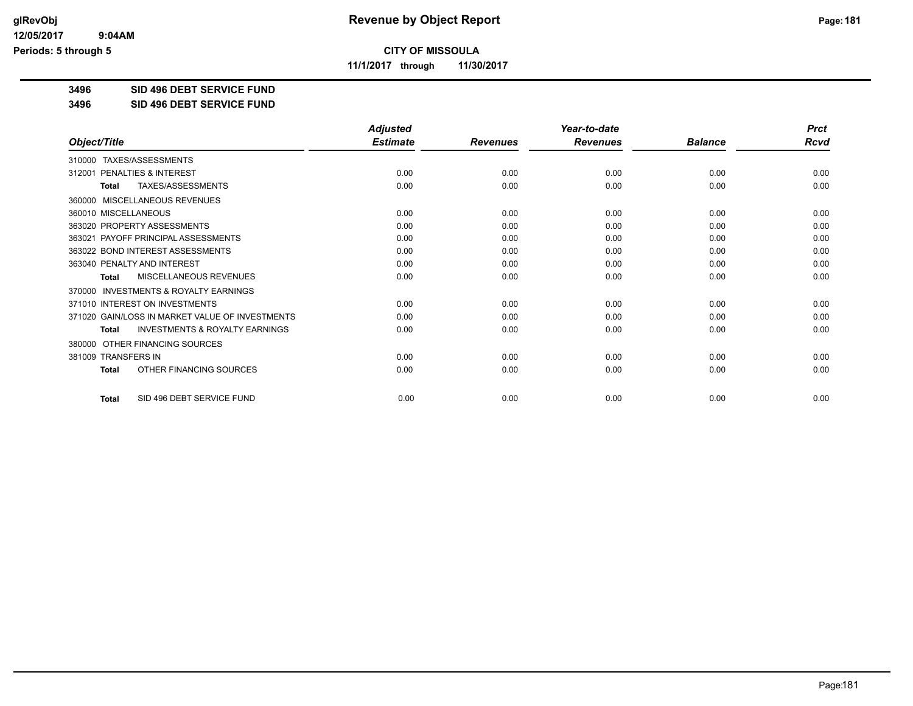# Revenue by Object Report

**CITY OF MISSOULA**

**11/1/2017 through 11/30/2017**

**3496 SID 496 DEBT SERVICE FUND**

**3496 SID 496 DEBT SERVICE FUND**

| Object/Title | Adjusted Estimate | Revenues | Year-to-date Revenues | Balance | Prct Rcvd |
|---|---|---|---|---|---|
| 310000 TAXES/ASSESSMENTS | | | | | |
| 312001 PENALTIES & INTEREST | 0.00 | 0.00 | 0.00 | 0.00 | 0.00 |
| **Total** TAXES/ASSESSMENTS | 0.00 | 0.00 | 0.00 | 0.00 | 0.00 |
| 360000 MISCELLANEOUS REVENUES | | | | | |
| 360010 MISCELLANEOUS | 0.00 | 0.00 | 0.00 | 0.00 | 0.00 |
| 363020 PROPERTY ASSESSMENTS | 0.00 | 0.00 | 0.00 | 0.00 | 0.00 |
| 363021 PAYOFF PRINCIPAL ASSESSMENTS | 0.00 | 0.00 | 0.00 | 0.00 | 0.00 |
| 363022 BOND INTEREST ASSESSMENTS | 0.00 | 0.00 | 0.00 | 0.00 | 0.00 |
| 363040 PENALTY AND INTEREST | 0.00 | 0.00 | 0.00 | 0.00 | 0.00 |
| **Total** MISCELLANEOUS REVENUES | 0.00 | 0.00 | 0.00 | 0.00 | 0.00 |
| 370000 INVESTMENTS & ROYALTY EARNINGS | | | | | |
| 371010 INTEREST ON INVESTMENTS | 0.00 | 0.00 | 0.00 | 0.00 | 0.00 |
| 371020 GAIN/LOSS IN MARKET VALUE OF INVESTMENTS | 0.00 | 0.00 | 0.00 | 0.00 | 0.00 |
| **Total** INVESTMENTS & ROYALTY EARNINGS | 0.00 | 0.00 | 0.00 | 0.00 | 0.00 |
| 380000 OTHER FINANCING SOURCES | | | | | |
| 381009 TRANSFERS IN | 0.00 | 0.00 | 0.00 | 0.00 | 0.00 |
| **Total** OTHER FINANCING SOURCES | 0.00 | 0.00 | 0.00 | 0.00 | 0.00 |
| **Total** SID 496 DEBT SERVICE FUND | 0.00 | 0.00 | 0.00 | 0.00 | 0.00 |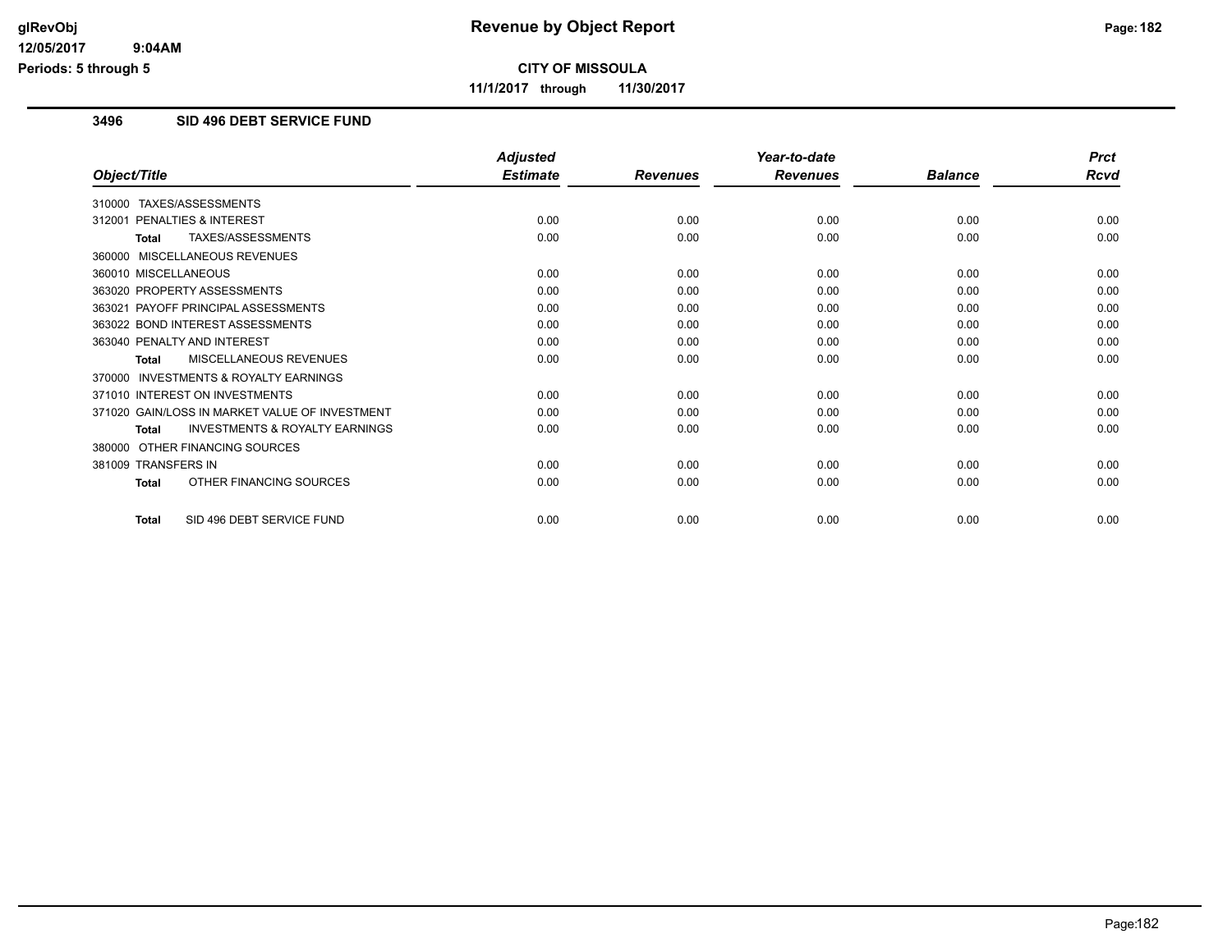# Revenue by Object Report

**CITY OF MISSOULA**

**11/1/2017 through 11/30/2017**

glRevObj
12/05/2017 9:04AM
Periods: 5 through 5

## 3496 SID 496 DEBT SERVICE FUND

| Object/Title | Adjusted Estimate | Revenues | Year-to-date Revenues | Balance | Prct Rcvd |
|---|---|---|---|---|---|
| 310000 TAXES/ASSESSMENTS | | | | | |
| 312001 PENALTIES & INTEREST | 0.00 | 0.00 | 0.00 | 0.00 | 0.00 |
| **Total** TAXES/ASSESSMENTS | 0.00 | 0.00 | 0.00 | 0.00 | 0.00 |
| 360000 MISCELLANEOUS REVENUES | | | | | |
| 360010 MISCELLANEOUS | 0.00 | 0.00 | 0.00 | 0.00 | 0.00 |
| 363020 PROPERTY ASSESSMENTS | 0.00 | 0.00 | 0.00 | 0.00 | 0.00 |
| 363021 PAYOFF PRINCIPAL ASSESSMENTS | 0.00 | 0.00 | 0.00 | 0.00 | 0.00 |
| 363022 BOND INTEREST ASSESSMENTS | 0.00 | 0.00 | 0.00 | 0.00 | 0.00 |
| 363040 PENALTY AND INTEREST | 0.00 | 0.00 | 0.00 | 0.00 | 0.00 |
| **Total** MISCELLANEOUS REVENUES | 0.00 | 0.00 | 0.00 | 0.00 | 0.00 |
| 370000 INVESTMENTS & ROYALTY EARNINGS | | | | | |
| 371010 INTEREST ON INVESTMENTS | 0.00 | 0.00 | 0.00 | 0.00 | 0.00 |
| 371020 GAIN/LOSS IN MARKET VALUE OF INVESTMENT | 0.00 | 0.00 | 0.00 | 0.00 | 0.00 |
| **Total** INVESTMENTS & ROYALTY EARNINGS | 0.00 | 0.00 | 0.00 | 0.00 | 0.00 |
| 380000 OTHER FINANCING SOURCES | | | | | |
| 381009 TRANSFERS IN | 0.00 | 0.00 | 0.00 | 0.00 | 0.00 |
| **Total** OTHER FINANCING SOURCES | 0.00 | 0.00 | 0.00 | 0.00 | 0.00 |
| **Total** SID 496 DEBT SERVICE FUND | 0.00 | 0.00 | 0.00 | 0.00 | 0.00 |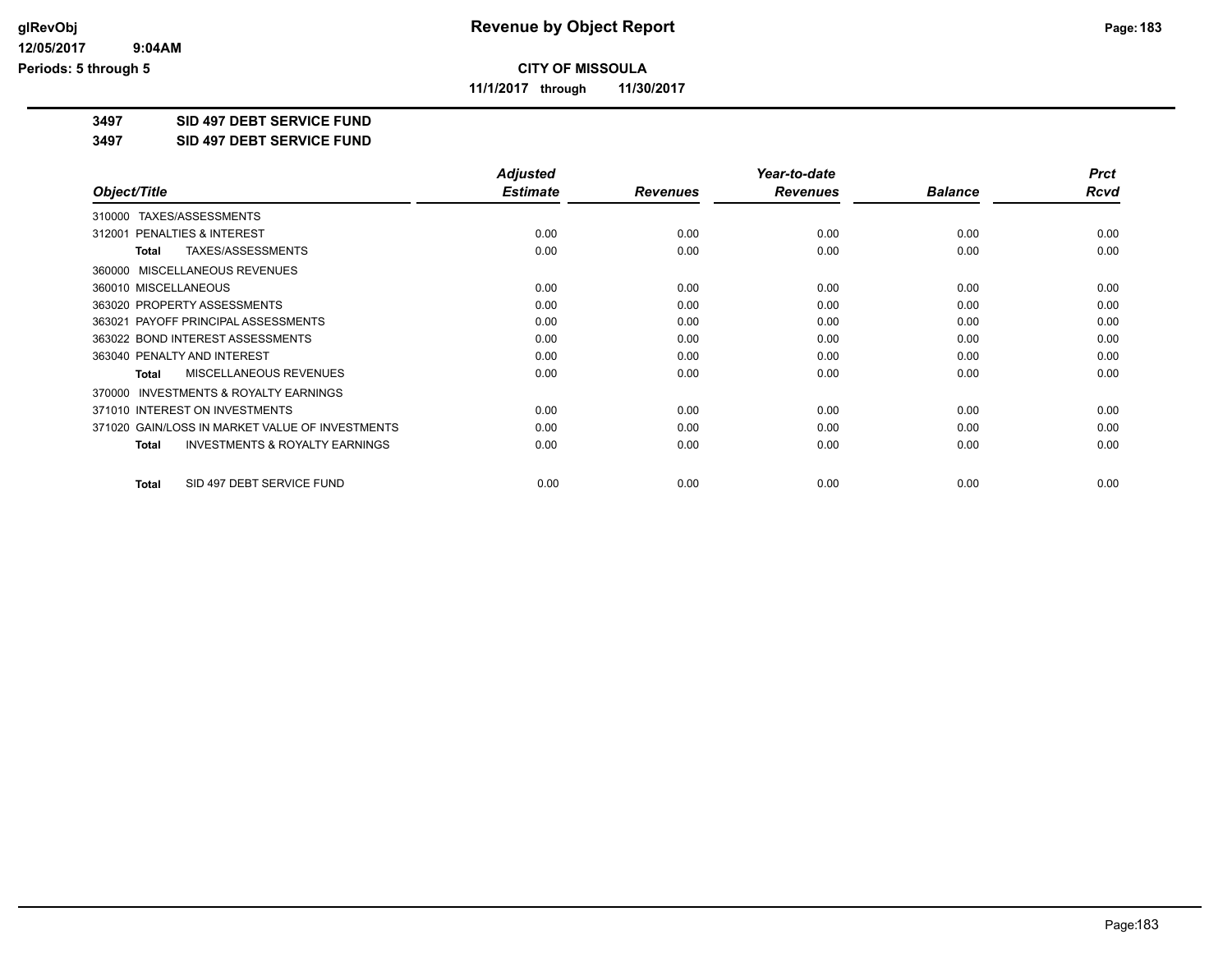**CITY OF MISSOULA**

**11/1/2017 through 11/30/2017**

**3497 SID 497 DEBT SERVICE FUND**

**3497 SID 497 DEBT SERVICE FUND**

| *Object/Title* | *Adjusted Estimate* | *Revenues* | *Year-to-date Revenues* | *Balance* | *Prct Rcvd* |
|---|---|---|---|---|---|
| 310000 TAXES/ASSESSMENTS | | | | | |
| 312001 PENALTIES & INTEREST | 0.00 | 0.00 | 0.00 | 0.00 | 0.00 |
| **Total** TAXES/ASSESSMENTS | 0.00 | 0.00 | 0.00 | 0.00 | 0.00 |
| 360000 MISCELLANEOUS REVENUES | | | | | |
| 360010 MISCELLANEOUS | 0.00 | 0.00 | 0.00 | 0.00 | 0.00 |
| 363020 PROPERTY ASSESSMENTS | 0.00 | 0.00 | 0.00 | 0.00 | 0.00 |
| 363021 PAYOFF PRINCIPAL ASSESSMENTS | 0.00 | 0.00 | 0.00 | 0.00 | 0.00 |
| 363022 BOND INTEREST ASSESSMENTS | 0.00 | 0.00 | 0.00 | 0.00 | 0.00 |
| 363040 PENALTY AND INTEREST | 0.00 | 0.00 | 0.00 | 0.00 | 0.00 |
| **Total** MISCELLANEOUS REVENUES | 0.00 | 0.00 | 0.00 | 0.00 | 0.00 |
| 370000 INVESTMENTS & ROYALTY EARNINGS | | | | | |
| 371010 INTEREST ON INVESTMENTS | 0.00 | 0.00 | 0.00 | 0.00 | 0.00 |
| 371020 GAIN/LOSS IN MARKET VALUE OF INVESTMENTS | 0.00 | 0.00 | 0.00 | 0.00 | 0.00 |
| **Total** INVESTMENTS & ROYALTY EARNINGS | 0.00 | 0.00 | 0.00 | 0.00 | 0.00 |
| **Total** SID 497 DEBT SERVICE FUND | 0.00 | 0.00 | 0.00 | 0.00 | 0.00 |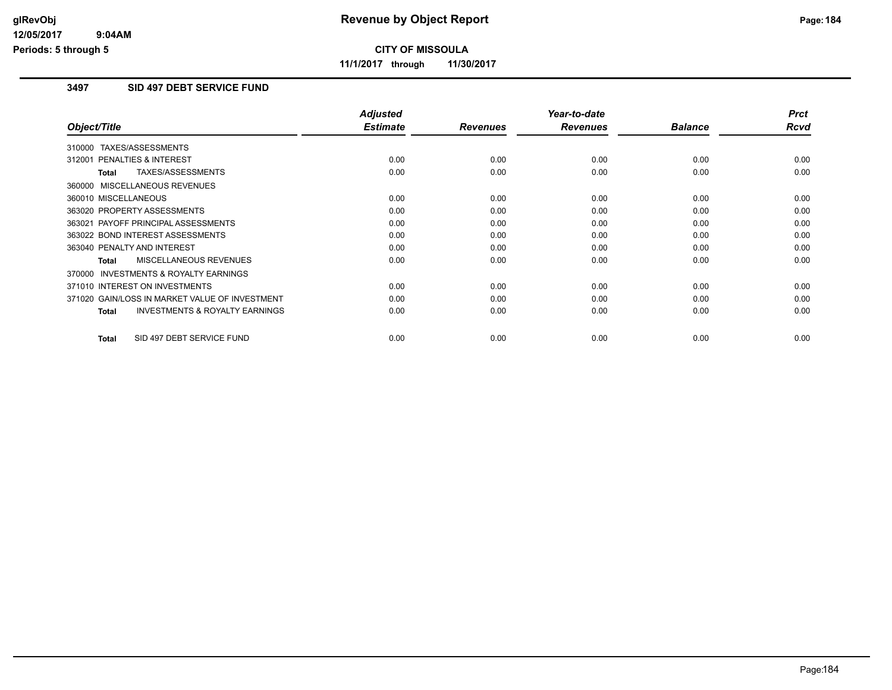**CITY OF MISSOULA**

**11/1/2017 through 11/30/2017**

### 3497 SID 497 DEBT SERVICE FUND

| Object/Title | Adjusted Estimate | Revenues | Year-to-date Revenues | Balance | Prct Rcvd |
|---|---|---|---|---|---|
| 310000 TAXES/ASSESSMENTS | | | | | |
| 312001 PENALTIES & INTEREST | 0.00 | 0.00 | 0.00 | 0.00 | 0.00 |
| **Total** TAXES/ASSESSMENTS | 0.00 | 0.00 | 0.00 | 0.00 | 0.00 |
| 360000 MISCELLANEOUS REVENUES | | | | | |
| 360010 MISCELLANEOUS | 0.00 | 0.00 | 0.00 | 0.00 | 0.00 |
| 363020 PROPERTY ASSESSMENTS | 0.00 | 0.00 | 0.00 | 0.00 | 0.00 |
| 363021 PAYOFF PRINCIPAL ASSESSMENTS | 0.00 | 0.00 | 0.00 | 0.00 | 0.00 |
| 363022 BOND INTEREST ASSESSMENTS | 0.00 | 0.00 | 0.00 | 0.00 | 0.00 |
| 363040 PENALTY AND INTEREST | 0.00 | 0.00 | 0.00 | 0.00 | 0.00 |
| **Total** MISCELLANEOUS REVENUES | 0.00 | 0.00 | 0.00 | 0.00 | 0.00 |
| 370000 INVESTMENTS & ROYALTY EARNINGS | | | | | |
| 371010 INTEREST ON INVESTMENTS | 0.00 | 0.00 | 0.00 | 0.00 | 0.00 |
| 371020 GAIN/LOSS IN MARKET VALUE OF INVESTMENT | 0.00 | 0.00 | 0.00 | 0.00 | 0.00 |
| **Total** INVESTMENTS & ROYALTY EARNINGS | 0.00 | 0.00 | 0.00 | 0.00 | 0.00 |
| **Total** SID 497 DEBT SERVICE FUND | 0.00 | 0.00 | 0.00 | 0.00 | 0.00 |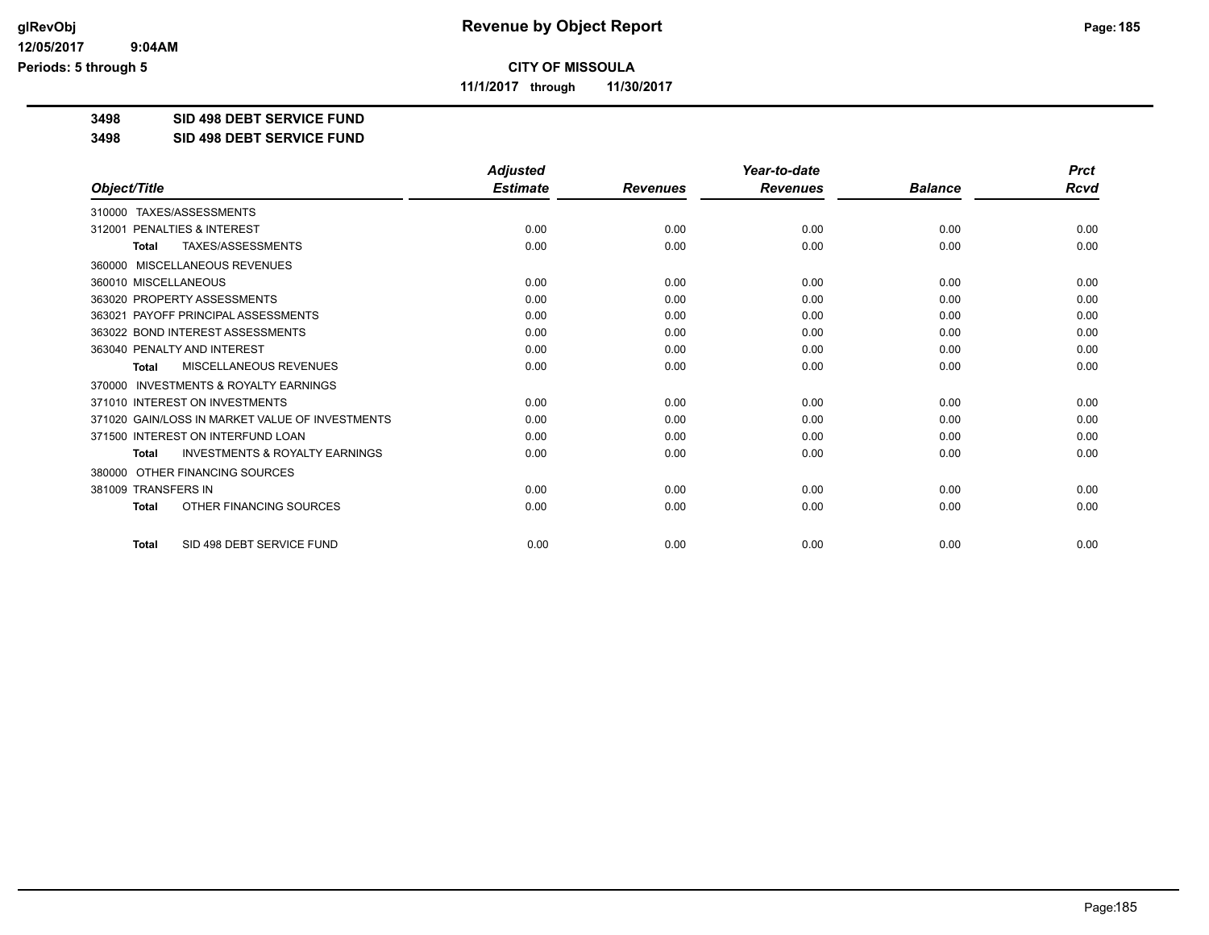**CITY OF MISSOULA**

**11/1/2017 through 11/30/2017**

**3498 SID 498 DEBT SERVICE FUND**

**3498 SID 498 DEBT SERVICE FUND**

| Object/Title | Adjusted Estimate | Revenues | Year-to-date Revenues | Balance | Prct Rcvd |
|---|---|---|---|---|---|
| 310000 TAXES/ASSESSMENTS | | | | | |
| 312001 PENALTIES & INTEREST | 0.00 | 0.00 | 0.00 | 0.00 | 0.00 |
| **Total** TAXES/ASSESSMENTS | 0.00 | 0.00 | 0.00 | 0.00 | 0.00 |
| 360000 MISCELLANEOUS REVENUES | | | | | |
| 360010 MISCELLANEOUS | 0.00 | 0.00 | 0.00 | 0.00 | 0.00 |
| 363020 PROPERTY ASSESSMENTS | 0.00 | 0.00 | 0.00 | 0.00 | 0.00 |
| 363021 PAYOFF PRINCIPAL ASSESSMENTS | 0.00 | 0.00 | 0.00 | 0.00 | 0.00 |
| 363022 BOND INTEREST ASSESSMENTS | 0.00 | 0.00 | 0.00 | 0.00 | 0.00 |
| 363040 PENALTY AND INTEREST | 0.00 | 0.00 | 0.00 | 0.00 | 0.00 |
| **Total** MISCELLANEOUS REVENUES | 0.00 | 0.00 | 0.00 | 0.00 | 0.00 |
| 370000 INVESTMENTS & ROYALTY EARNINGS | | | | | |
| 371010 INTEREST ON INVESTMENTS | 0.00 | 0.00 | 0.00 | 0.00 | 0.00 |
| 371020 GAIN/LOSS IN MARKET VALUE OF INVESTMENTS | 0.00 | 0.00 | 0.00 | 0.00 | 0.00 |
| 371500 INTEREST ON INTERFUND LOAN | 0.00 | 0.00 | 0.00 | 0.00 | 0.00 |
| **Total** INVESTMENTS & ROYALTY EARNINGS | 0.00 | 0.00 | 0.00 | 0.00 | 0.00 |
| 380000 OTHER FINANCING SOURCES | | | | | |
| 381009 TRANSFERS IN | 0.00 | 0.00 | 0.00 | 0.00 | 0.00 |
| **Total** OTHER FINANCING SOURCES | 0.00 | 0.00 | 0.00 | 0.00 | 0.00 |
| **Total** SID 498 DEBT SERVICE FUND | 0.00 | 0.00 | 0.00 | 0.00 | 0.00 |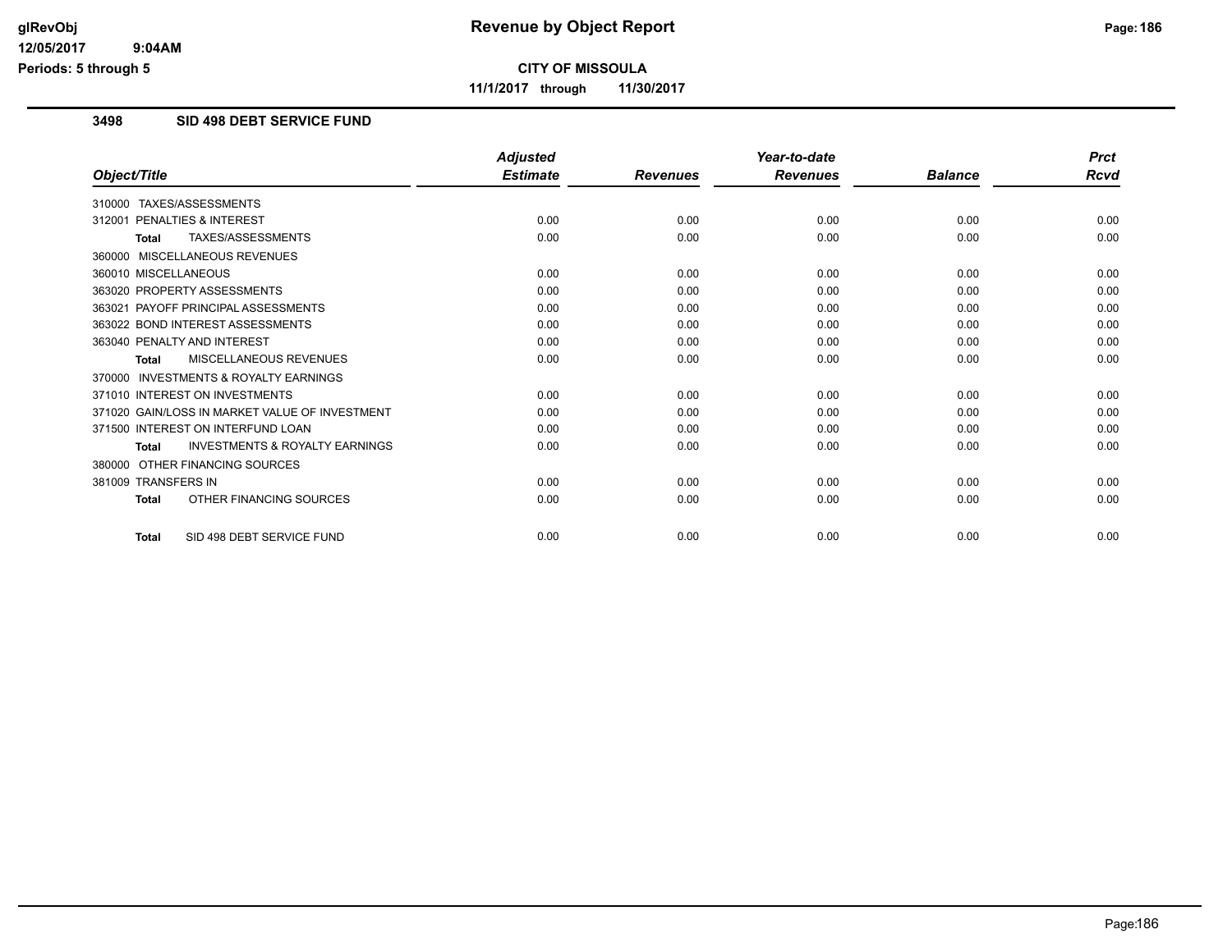**CITY OF MISSOULA**

**11/1/2017 through 11/30/2017**

## 3498 SID 498 DEBT SERVICE FUND

| Object/Title | Adjusted Estimate | Revenues | Year-to-date Revenues | Balance | Prct Rcvd |
|---|---|---|---|---|---|
| 310000 TAXES/ASSESSMENTS | | | | | |
| 312001 PENALTIES & INTEREST | 0.00 | 0.00 | 0.00 | 0.00 | 0.00 |
| **Total** TAXES/ASSESSMENTS | 0.00 | 0.00 | 0.00 | 0.00 | 0.00 |
| 360000 MISCELLANEOUS REVENUES | | | | | |
| 360010 MISCELLANEOUS | 0.00 | 0.00 | 0.00 | 0.00 | 0.00 |
| 363020 PROPERTY ASSESSMENTS | 0.00 | 0.00 | 0.00 | 0.00 | 0.00 |
| 363021 PAYOFF PRINCIPAL ASSESSMENTS | 0.00 | 0.00 | 0.00 | 0.00 | 0.00 |
| 363022 BOND INTEREST ASSESSMENTS | 0.00 | 0.00 | 0.00 | 0.00 | 0.00 |
| 363040 PENALTY AND INTEREST | 0.00 | 0.00 | 0.00 | 0.00 | 0.00 |
| **Total** MISCELLANEOUS REVENUES | 0.00 | 0.00 | 0.00 | 0.00 | 0.00 |
| 370000 INVESTMENTS & ROYALTY EARNINGS | | | | | |
| 371010 INTEREST ON INVESTMENTS | 0.00 | 0.00 | 0.00 | 0.00 | 0.00 |
| 371020 GAIN/LOSS IN MARKET VALUE OF INVESTMENT | 0.00 | 0.00 | 0.00 | 0.00 | 0.00 |
| 371500 INTEREST ON INTERFUND LOAN | 0.00 | 0.00 | 0.00 | 0.00 | 0.00 |
| **Total** INVESTMENTS & ROYALTY EARNINGS | 0.00 | 0.00 | 0.00 | 0.00 | 0.00 |
| 380000 OTHER FINANCING SOURCES | | | | | |
| 381009 TRANSFERS IN | 0.00 | 0.00 | 0.00 | 0.00 | 0.00 |
| **Total** OTHER FINANCING SOURCES | 0.00 | 0.00 | 0.00 | 0.00 | 0.00 |
| **Total** SID 498 DEBT SERVICE FUND | 0.00 | 0.00 | 0.00 | 0.00 | 0.00 |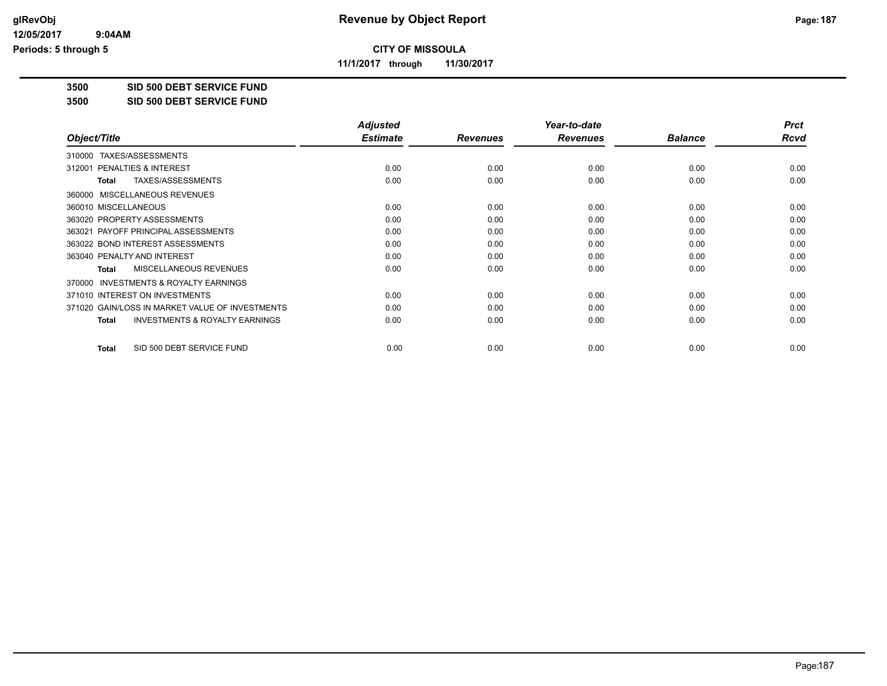# Revenue by Object Report

**CITY OF MISSOULA**

**11/1/2017 through 11/30/2017**

glRevObj
12/05/2017 9:04AM
Periods: 5 through 5

**3500 SID 500 DEBT SERVICE FUND**

**3500 SID 500 DEBT SERVICE FUND**

| Object/Title | Adjusted Estimate | Revenues | Year-to-date Revenues | Balance | Prct Rcvd |
|---|---|---|---|---|---|
| 310000 TAXES/ASSESSMENTS | | | | | |
| 312001 PENALTIES & INTEREST | 0.00 | 0.00 | 0.00 | 0.00 | 0.00 |
| **Total** TAXES/ASSESSMENTS | 0.00 | 0.00 | 0.00 | 0.00 | 0.00 |
| 360000 MISCELLANEOUS REVENUES | | | | | |
| 360010 MISCELLANEOUS | 0.00 | 0.00 | 0.00 | 0.00 | 0.00 |
| 363020 PROPERTY ASSESSMENTS | 0.00 | 0.00 | 0.00 | 0.00 | 0.00 |
| 363021 PAYOFF PRINCIPAL ASSESSMENTS | 0.00 | 0.00 | 0.00 | 0.00 | 0.00 |
| 363022 BOND INTEREST ASSESSMENTS | 0.00 | 0.00 | 0.00 | 0.00 | 0.00 |
| 363040 PENALTY AND INTEREST | 0.00 | 0.00 | 0.00 | 0.00 | 0.00 |
| **Total** MISCELLANEOUS REVENUES | 0.00 | 0.00 | 0.00 | 0.00 | 0.00 |
| 370000 INVESTMENTS & ROYALTY EARNINGS | | | | | |
| 371010 INTEREST ON INVESTMENTS | 0.00 | 0.00 | 0.00 | 0.00 | 0.00 |
| 371020 GAIN/LOSS IN MARKET VALUE OF INVESTMENTS | 0.00 | 0.00 | 0.00 | 0.00 | 0.00 |
| **Total** INVESTMENTS & ROYALTY EARNINGS | 0.00 | 0.00 | 0.00 | 0.00 | 0.00 |
| **Total** SID 500 DEBT SERVICE FUND | 0.00 | 0.00 | 0.00 | 0.00 | 0.00 |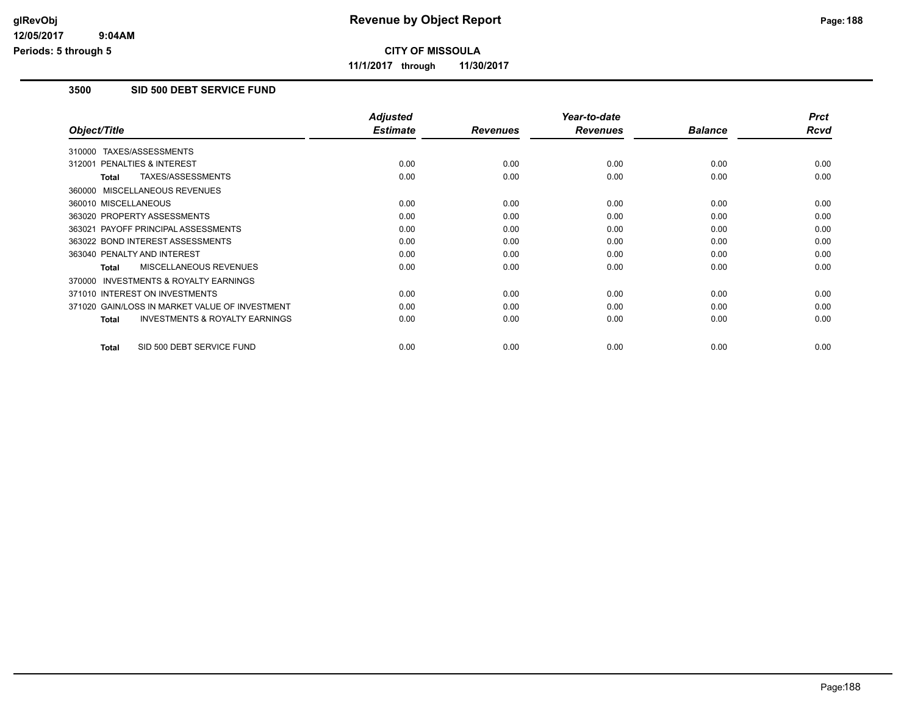# Revenue by Object Report

**CITY OF MISSOULA**

**11/1/2017 through 11/30/2017**

glRevObj
12/05/2017 9:04AM
Periods: 5 through 5

## 3500 SID 500 DEBT SERVICE FUND

| Object/Title | Adjusted Estimate | Revenues | Year-to-date Revenues | Balance | Prct Rcvd |
|---|---|---|---|---|---|
| 310000 TAXES/ASSESSMENTS | | | | | |
| 312001 PENALTIES & INTEREST | 0.00 | 0.00 | 0.00 | 0.00 | 0.00 |
| **Total** TAXES/ASSESSMENTS | 0.00 | 0.00 | 0.00 | 0.00 | 0.00 |
| 360000 MISCELLANEOUS REVENUES | | | | | |
| 360010 MISCELLANEOUS | 0.00 | 0.00 | 0.00 | 0.00 | 0.00 |
| 363020 PROPERTY ASSESSMENTS | 0.00 | 0.00 | 0.00 | 0.00 | 0.00 |
| 363021 PAYOFF PRINCIPAL ASSESSMENTS | 0.00 | 0.00 | 0.00 | 0.00 | 0.00 |
| 363022 BOND INTEREST ASSESSMENTS | 0.00 | 0.00 | 0.00 | 0.00 | 0.00 |
| 363040 PENALTY AND INTEREST | 0.00 | 0.00 | 0.00 | 0.00 | 0.00 |
| **Total** MISCELLANEOUS REVENUES | 0.00 | 0.00 | 0.00 | 0.00 | 0.00 |
| 370000 INVESTMENTS & ROYALTY EARNINGS | | | | | |
| 371010 INTEREST ON INVESTMENTS | 0.00 | 0.00 | 0.00 | 0.00 | 0.00 |
| 371020 GAIN/LOSS IN MARKET VALUE OF INVESTMENT | 0.00 | 0.00 | 0.00 | 0.00 | 0.00 |
| **Total** INVESTMENTS & ROYALTY EARNINGS | 0.00 | 0.00 | 0.00 | 0.00 | 0.00 |
| **Total** SID 500 DEBT SERVICE FUND | 0.00 | 0.00 | 0.00 | 0.00 | 0.00 |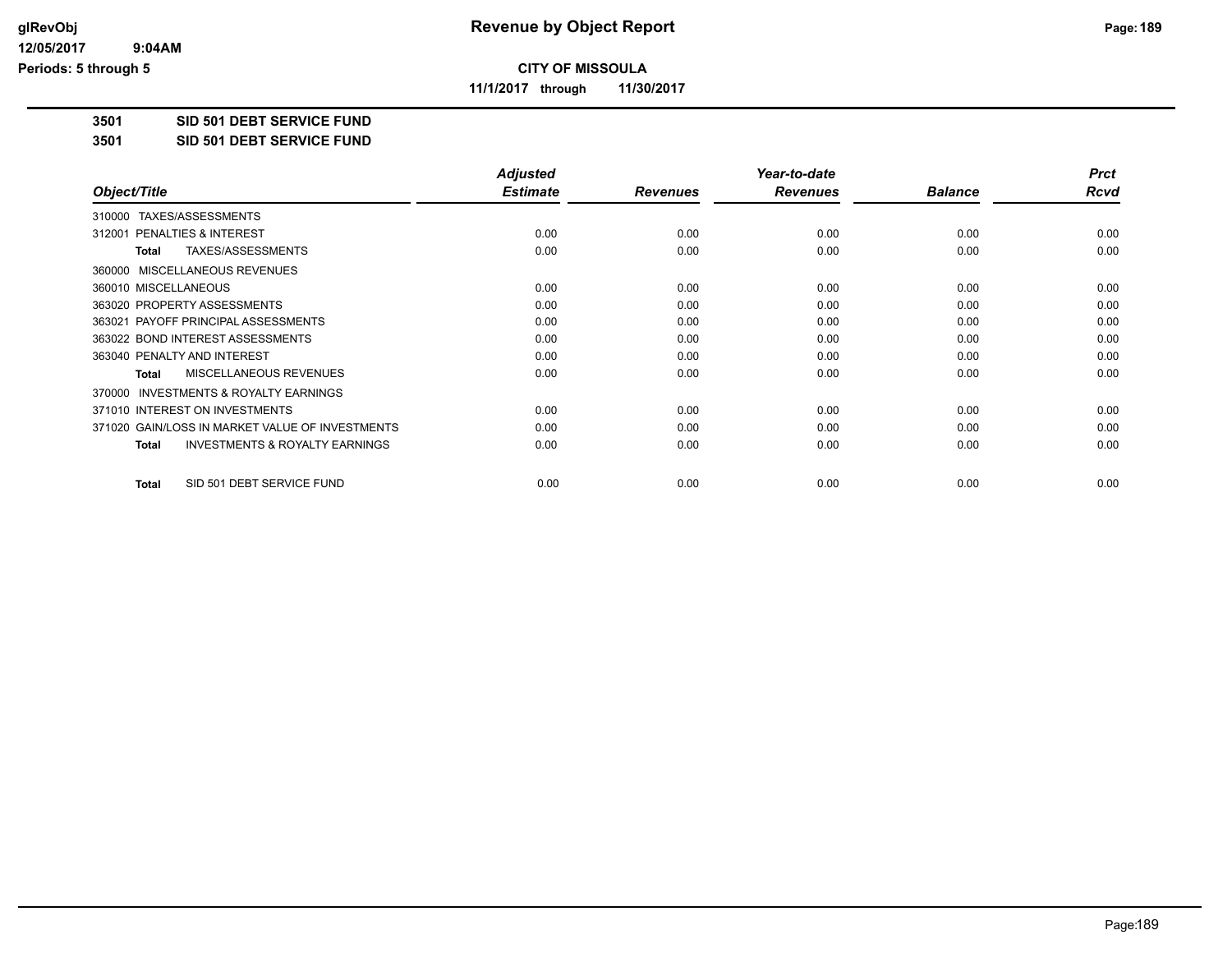# Revenue by Object Report

**CITY OF MISSOULA**

**11/1/2017 through 11/30/2017**

**3501 SID 501 DEBT SERVICE FUND**

**3501 SID 501 DEBT SERVICE FUND**

| Object/Title | Adjusted Estimate | Revenues | Year-to-date Revenues | Balance | Prct Rcvd |
|---|---|---|---|---|---|
| 310000 TAXES/ASSESSMENTS | | | | | |
| 312001 PENALTIES & INTEREST | 0.00 | 0.00 | 0.00 | 0.00 | 0.00 |
| **Total** TAXES/ASSESSMENTS | 0.00 | 0.00 | 0.00 | 0.00 | 0.00 |
| 360000 MISCELLANEOUS REVENUES | | | | | |
| 360010 MISCELLANEOUS | 0.00 | 0.00 | 0.00 | 0.00 | 0.00 |
| 363020 PROPERTY ASSESSMENTS | 0.00 | 0.00 | 0.00 | 0.00 | 0.00 |
| 363021 PAYOFF PRINCIPAL ASSESSMENTS | 0.00 | 0.00 | 0.00 | 0.00 | 0.00 |
| 363022 BOND INTEREST ASSESSMENTS | 0.00 | 0.00 | 0.00 | 0.00 | 0.00 |
| 363040 PENALTY AND INTEREST | 0.00 | 0.00 | 0.00 | 0.00 | 0.00 |
| **Total** MISCELLANEOUS REVENUES | 0.00 | 0.00 | 0.00 | 0.00 | 0.00 |
| 370000 INVESTMENTS & ROYALTY EARNINGS | | | | | |
| 371010 INTEREST ON INVESTMENTS | 0.00 | 0.00 | 0.00 | 0.00 | 0.00 |
| 371020 GAIN/LOSS IN MARKET VALUE OF INVESTMENTS | 0.00 | 0.00 | 0.00 | 0.00 | 0.00 |
| **Total** INVESTMENTS & ROYALTY EARNINGS | 0.00 | 0.00 | 0.00 | 0.00 | 0.00 |
| **Total** SID 501 DEBT SERVICE FUND | 0.00 | 0.00 | 0.00 | 0.00 | 0.00 |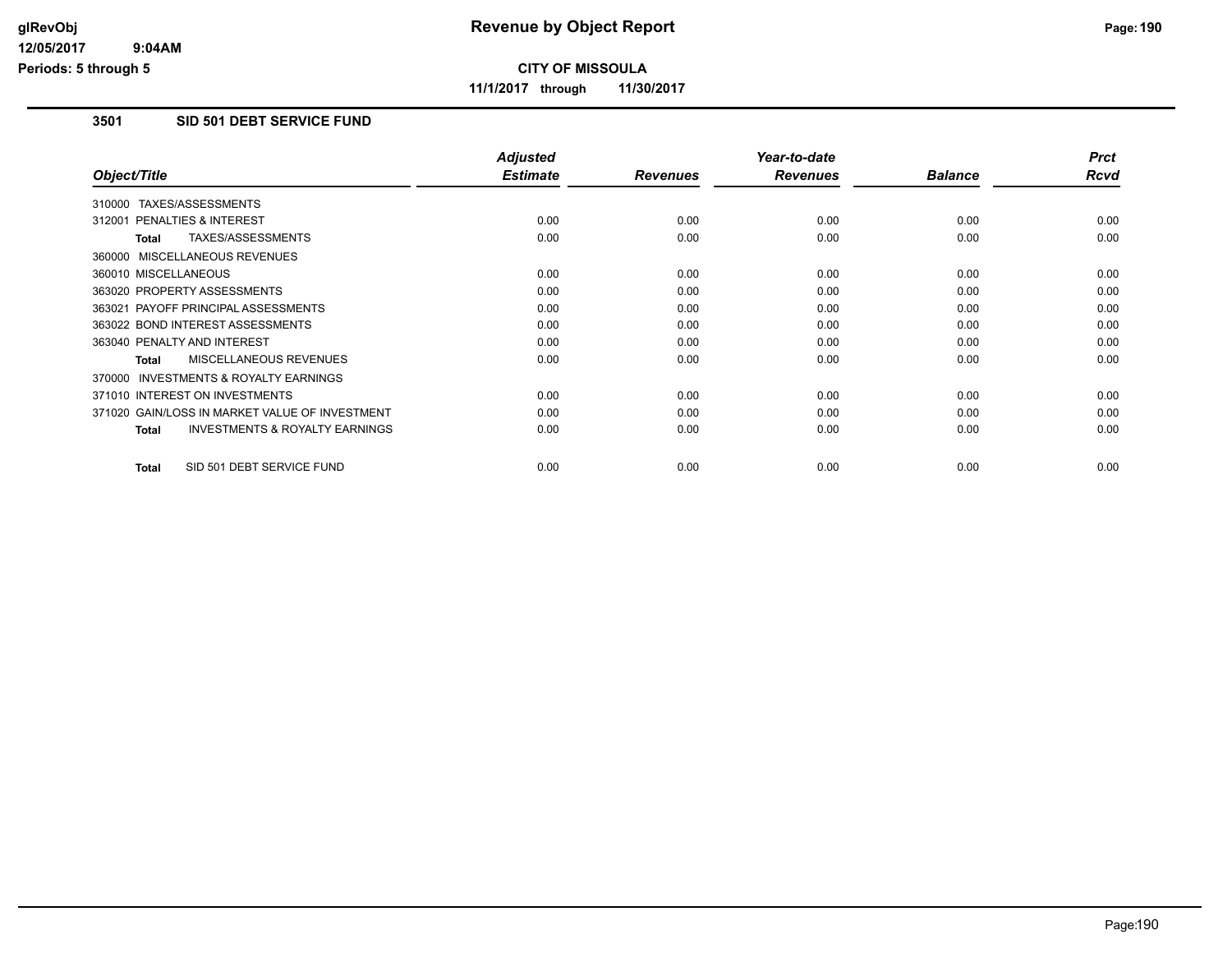**CITY OF MISSOULA**

**11/1/2017 through 11/30/2017**

### 3501 SID 501 DEBT SERVICE FUND

| Object/Title | Adjusted Estimate | Revenues | Year-to-date Revenues | Balance | Prct Rcvd |
|---|---|---|---|---|---|
| 310000 TAXES/ASSESSMENTS | | | | | |
| 312001 PENALTIES & INTEREST | 0.00 | 0.00 | 0.00 | 0.00 | 0.00 |
| **Total** TAXES/ASSESSMENTS | 0.00 | 0.00 | 0.00 | 0.00 | 0.00 |
| 360000 MISCELLANEOUS REVENUES | | | | | |
| 360010 MISCELLANEOUS | 0.00 | 0.00 | 0.00 | 0.00 | 0.00 |
| 363020 PROPERTY ASSESSMENTS | 0.00 | 0.00 | 0.00 | 0.00 | 0.00 |
| 363021 PAYOFF PRINCIPAL ASSESSMENTS | 0.00 | 0.00 | 0.00 | 0.00 | 0.00 |
| 363022 BOND INTEREST ASSESSMENTS | 0.00 | 0.00 | 0.00 | 0.00 | 0.00 |
| 363040 PENALTY AND INTEREST | 0.00 | 0.00 | 0.00 | 0.00 | 0.00 |
| **Total** MISCELLANEOUS REVENUES | 0.00 | 0.00 | 0.00 | 0.00 | 0.00 |
| 370000 INVESTMENTS & ROYALTY EARNINGS | | | | | |
| 371010 INTEREST ON INVESTMENTS | 0.00 | 0.00 | 0.00 | 0.00 | 0.00 |
| 371020 GAIN/LOSS IN MARKET VALUE OF INVESTMENT | 0.00 | 0.00 | 0.00 | 0.00 | 0.00 |
| **Total** INVESTMENTS & ROYALTY EARNINGS | 0.00 | 0.00 | 0.00 | 0.00 | 0.00 |
| **Total** SID 501 DEBT SERVICE FUND | 0.00 | 0.00 | 0.00 | 0.00 | 0.00 |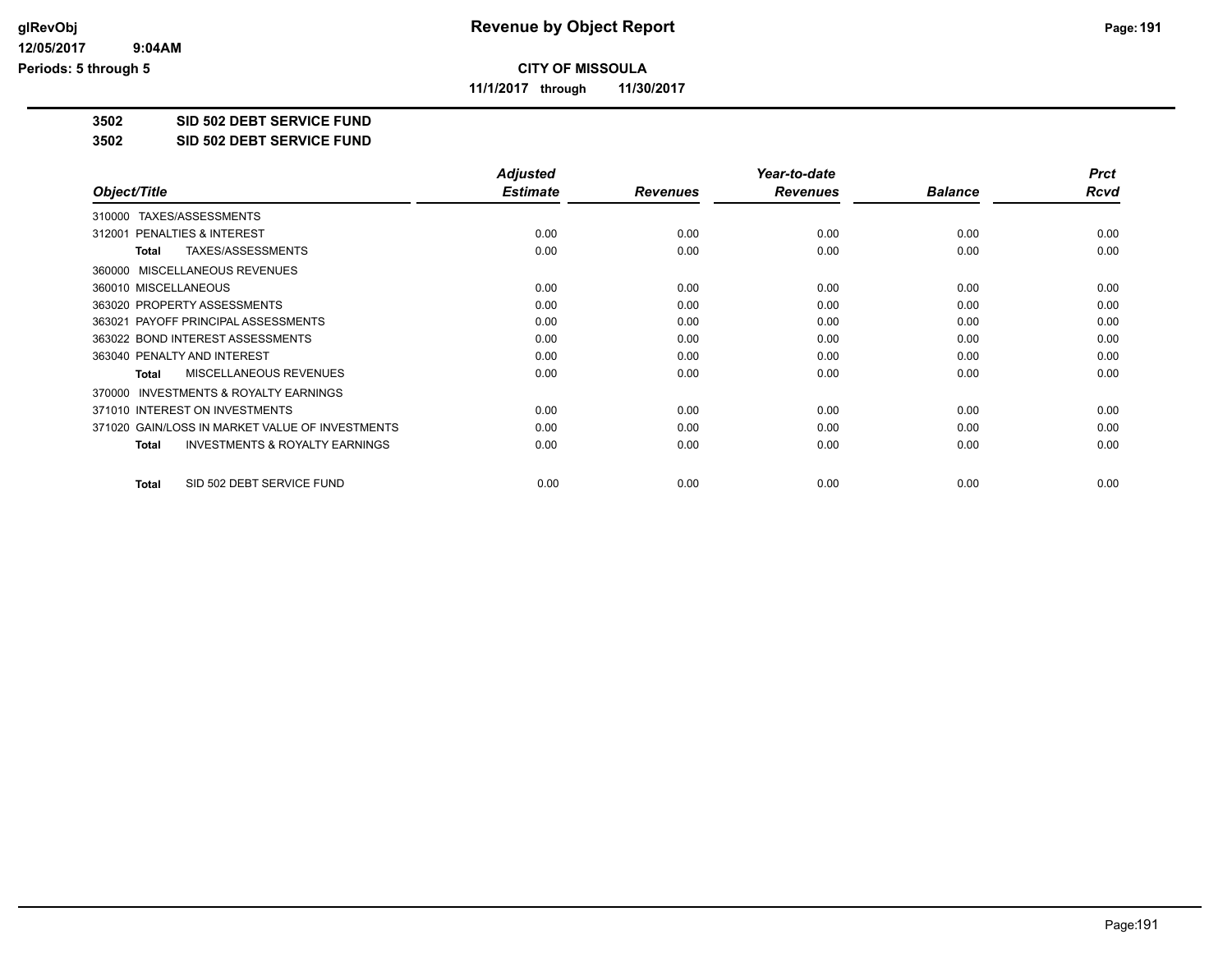# Revenue by Object Report

**CITY OF MISSOULA**

**11/1/2017 through 11/30/2017**

glRevObj
12/05/2017 9:04AM
Periods: 5 through 5

**3502 SID 502 DEBT SERVICE FUND**

**3502 SID 502 DEBT SERVICE FUND**

| Object/Title | Adjusted Estimate | Revenues | Year-to-date Revenues | Balance | Prct Rcvd |
|---|---|---|---|---|---|
| 310000 TAXES/ASSESSMENTS | | | | | |
| 312001 PENALTIES & INTEREST | 0.00 | 0.00 | 0.00 | 0.00 | 0.00 |
| **Total** TAXES/ASSESSMENTS | 0.00 | 0.00 | 0.00 | 0.00 | 0.00 |
| 360000 MISCELLANEOUS REVENUES | | | | | |
| 360010 MISCELLANEOUS | 0.00 | 0.00 | 0.00 | 0.00 | 0.00 |
| 363020 PROPERTY ASSESSMENTS | 0.00 | 0.00 | 0.00 | 0.00 | 0.00 |
| 363021 PAYOFF PRINCIPAL ASSESSMENTS | 0.00 | 0.00 | 0.00 | 0.00 | 0.00 |
| 363022 BOND INTEREST ASSESSMENTS | 0.00 | 0.00 | 0.00 | 0.00 | 0.00 |
| 363040 PENALTY AND INTEREST | 0.00 | 0.00 | 0.00 | 0.00 | 0.00 |
| **Total** MISCELLANEOUS REVENUES | 0.00 | 0.00 | 0.00 | 0.00 | 0.00 |
| 370000 INVESTMENTS & ROYALTY EARNINGS | | | | | |
| 371010 INTEREST ON INVESTMENTS | 0.00 | 0.00 | 0.00 | 0.00 | 0.00 |
| 371020 GAIN/LOSS IN MARKET VALUE OF INVESTMENTS | 0.00 | 0.00 | 0.00 | 0.00 | 0.00 |
| **Total** INVESTMENTS & ROYALTY EARNINGS | 0.00 | 0.00 | 0.00 | 0.00 | 0.00 |
| **Total** SID 502 DEBT SERVICE FUND | 0.00 | 0.00 | 0.00 | 0.00 | 0.00 |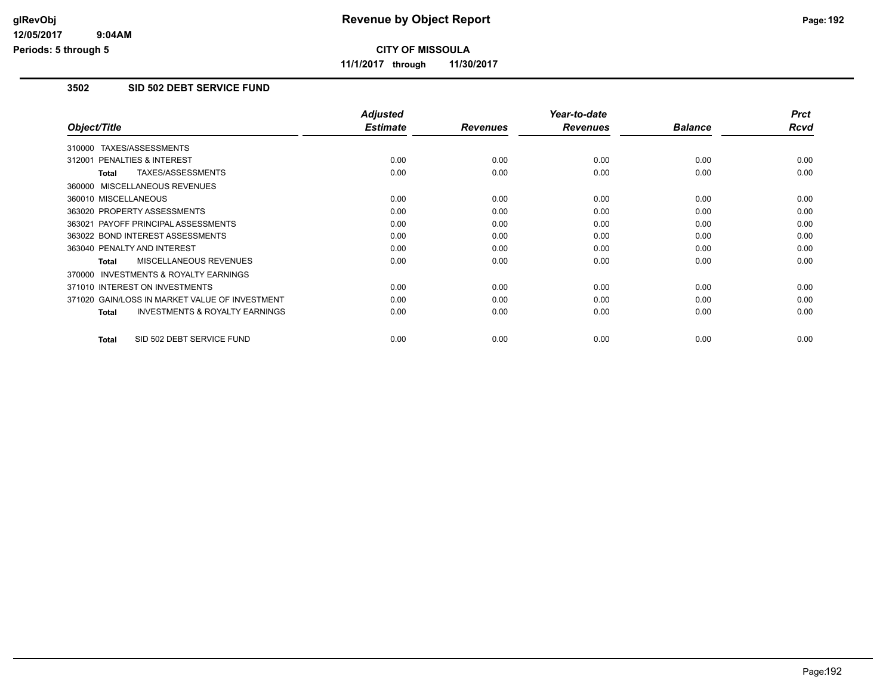# Revenue by Object Report

**CITY OF MISSOULA**

**11/1/2017 through 11/30/2017**

glRevObj
12/05/2017 9:04AM
Periods: 5 through 5

## 3502 SID 502 DEBT SERVICE FUND

| Object/Title | Adjusted Estimate | Revenues | Year-to-date Revenues | Balance | Prct Rcvd |
|---|---|---|---|---|---|
| 310000 TAXES/ASSESSMENTS | | | | | |
| 312001 PENALTIES & INTEREST | 0.00 | 0.00 | 0.00 | 0.00 | 0.00 |
| **Total** TAXES/ASSESSMENTS | 0.00 | 0.00 | 0.00 | 0.00 | 0.00 |
| 360000 MISCELLANEOUS REVENUES | | | | | |
| 360010 MISCELLANEOUS | 0.00 | 0.00 | 0.00 | 0.00 | 0.00 |
| 363020 PROPERTY ASSESSMENTS | 0.00 | 0.00 | 0.00 | 0.00 | 0.00 |
| 363021 PAYOFF PRINCIPAL ASSESSMENTS | 0.00 | 0.00 | 0.00 | 0.00 | 0.00 |
| 363022 BOND INTEREST ASSESSMENTS | 0.00 | 0.00 | 0.00 | 0.00 | 0.00 |
| 363040 PENALTY AND INTEREST | 0.00 | 0.00 | 0.00 | 0.00 | 0.00 |
| **Total** MISCELLANEOUS REVENUES | 0.00 | 0.00 | 0.00 | 0.00 | 0.00 |
| 370000 INVESTMENTS & ROYALTY EARNINGS | | | | | |
| 371010 INTEREST ON INVESTMENTS | 0.00 | 0.00 | 0.00 | 0.00 | 0.00 |
| 371020 GAIN/LOSS IN MARKET VALUE OF INVESTMENT | 0.00 | 0.00 | 0.00 | 0.00 | 0.00 |
| **Total** INVESTMENTS & ROYALTY EARNINGS | 0.00 | 0.00 | 0.00 | 0.00 | 0.00 |
| **Total** SID 502 DEBT SERVICE FUND | 0.00 | 0.00 | 0.00 | 0.00 | 0.00 |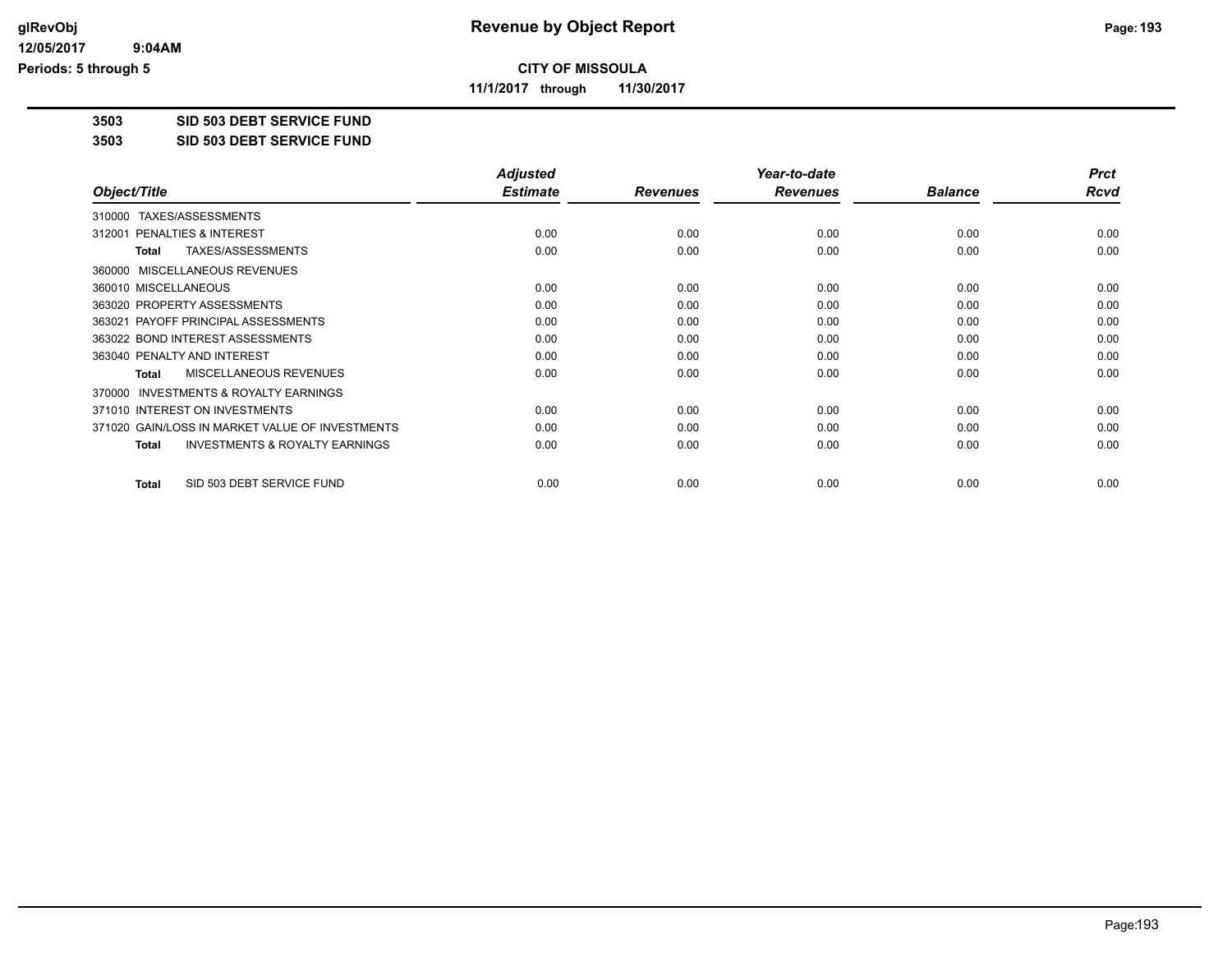**CITY OF MISSOULA**

**11/1/2017 through 11/30/2017**

**3503 SID 503 DEBT SERVICE FUND**

**3503 SID 503 DEBT SERVICE FUND**

| Object/Title | Adjusted Estimate | Revenues | Year-to-date Revenues | Balance | Prct Rcvd |
|---|---|---|---|---|---|
| 310000 TAXES/ASSESSMENTS | | | | | |
| 312001 PENALTIES & INTEREST | 0.00 | 0.00 | 0.00 | 0.00 | 0.00 |
| **Total** TAXES/ASSESSMENTS | 0.00 | 0.00 | 0.00 | 0.00 | 0.00 |
| 360000 MISCELLANEOUS REVENUES | | | | | |
| 360010 MISCELLANEOUS | 0.00 | 0.00 | 0.00 | 0.00 | 0.00 |
| 363020 PROPERTY ASSESSMENTS | 0.00 | 0.00 | 0.00 | 0.00 | 0.00 |
| 363021 PAYOFF PRINCIPAL ASSESSMENTS | 0.00 | 0.00 | 0.00 | 0.00 | 0.00 |
| 363022 BOND INTEREST ASSESSMENTS | 0.00 | 0.00 | 0.00 | 0.00 | 0.00 |
| 363040 PENALTY AND INTEREST | 0.00 | 0.00 | 0.00 | 0.00 | 0.00 |
| **Total** MISCELLANEOUS REVENUES | 0.00 | 0.00 | 0.00 | 0.00 | 0.00 |
| 370000 INVESTMENTS & ROYALTY EARNINGS | | | | | |
| 371010 INTEREST ON INVESTMENTS | 0.00 | 0.00 | 0.00 | 0.00 | 0.00 |
| 371020 GAIN/LOSS IN MARKET VALUE OF INVESTMENTS | 0.00 | 0.00 | 0.00 | 0.00 | 0.00 |
| **Total** INVESTMENTS & ROYALTY EARNINGS | 0.00 | 0.00 | 0.00 | 0.00 | 0.00 |
| **Total** SID 503 DEBT SERVICE FUND | 0.00 | 0.00 | 0.00 | 0.00 | 0.00 |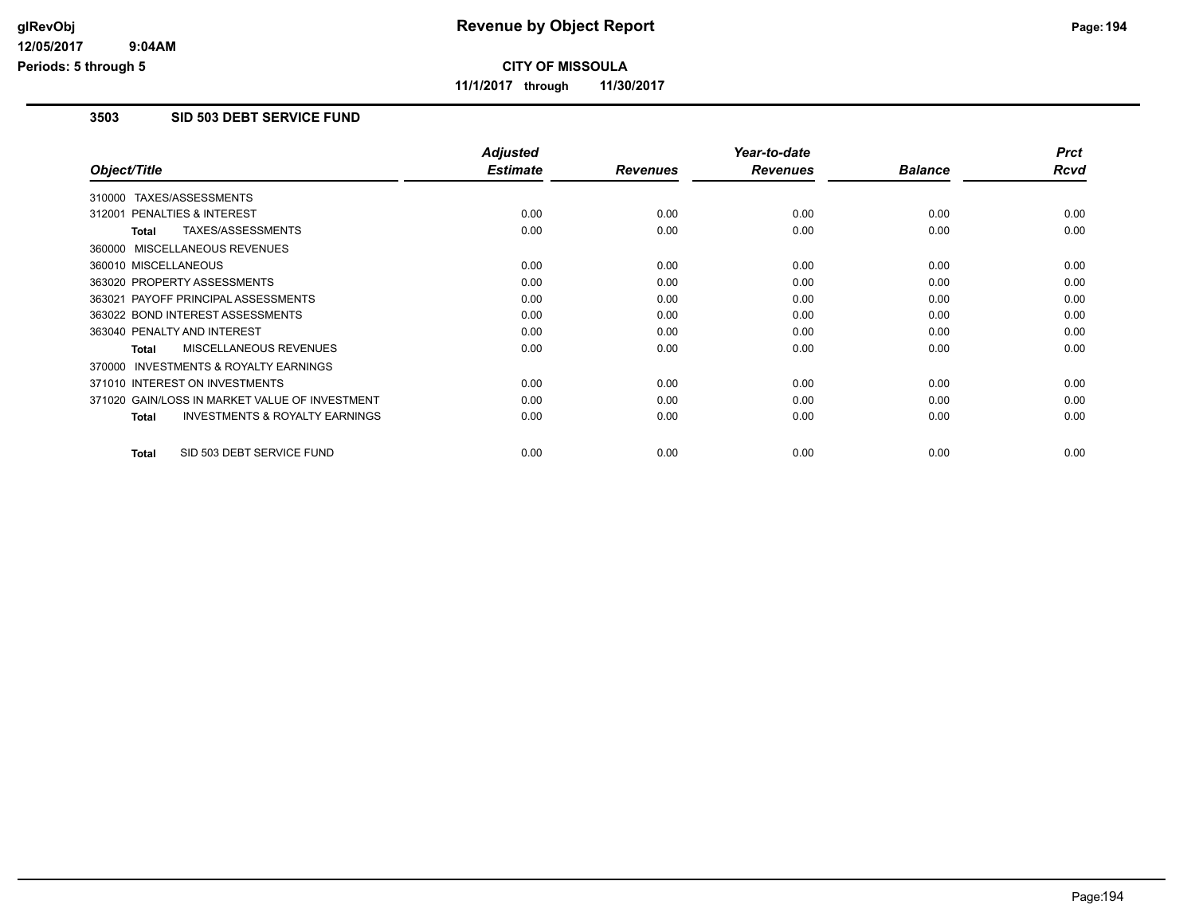# Revenue by Object Report

**CITY OF MISSOULA**

**11/1/2017 through 11/30/2017**

glRevObj
12/05/2017 9:04AM
Periods: 5 through 5

## 3503 SID 503 DEBT SERVICE FUND

| Object/Title | Adjusted Estimate | Revenues | Year-to-date Revenues | Balance | Prct Rcvd |
|---|---|---|---|---|---|
| 310000 TAXES/ASSESSMENTS | | | | | |
| 312001 PENALTIES & INTEREST | 0.00 | 0.00 | 0.00 | 0.00 | 0.00 |
| **Total** TAXES/ASSESSMENTS | 0.00 | 0.00 | 0.00 | 0.00 | 0.00 |
| 360000 MISCELLANEOUS REVENUES | | | | | |
| 360010 MISCELLANEOUS | 0.00 | 0.00 | 0.00 | 0.00 | 0.00 |
| 363020 PROPERTY ASSESSMENTS | 0.00 | 0.00 | 0.00 | 0.00 | 0.00 |
| 363021 PAYOFF PRINCIPAL ASSESSMENTS | 0.00 | 0.00 | 0.00 | 0.00 | 0.00 |
| 363022 BOND INTEREST ASSESSMENTS | 0.00 | 0.00 | 0.00 | 0.00 | 0.00 |
| 363040 PENALTY AND INTEREST | 0.00 | 0.00 | 0.00 | 0.00 | 0.00 |
| **Total** MISCELLANEOUS REVENUES | 0.00 | 0.00 | 0.00 | 0.00 | 0.00 |
| 370000 INVESTMENTS & ROYALTY EARNINGS | | | | | |
| 371010 INTEREST ON INVESTMENTS | 0.00 | 0.00 | 0.00 | 0.00 | 0.00 |
| 371020 GAIN/LOSS IN MARKET VALUE OF INVESTMENT | 0.00 | 0.00 | 0.00 | 0.00 | 0.00 |
| **Total** INVESTMENTS & ROYALTY EARNINGS | 0.00 | 0.00 | 0.00 | 0.00 | 0.00 |
| **Total** SID 503 DEBT SERVICE FUND | 0.00 | 0.00 | 0.00 | 0.00 | 0.00 |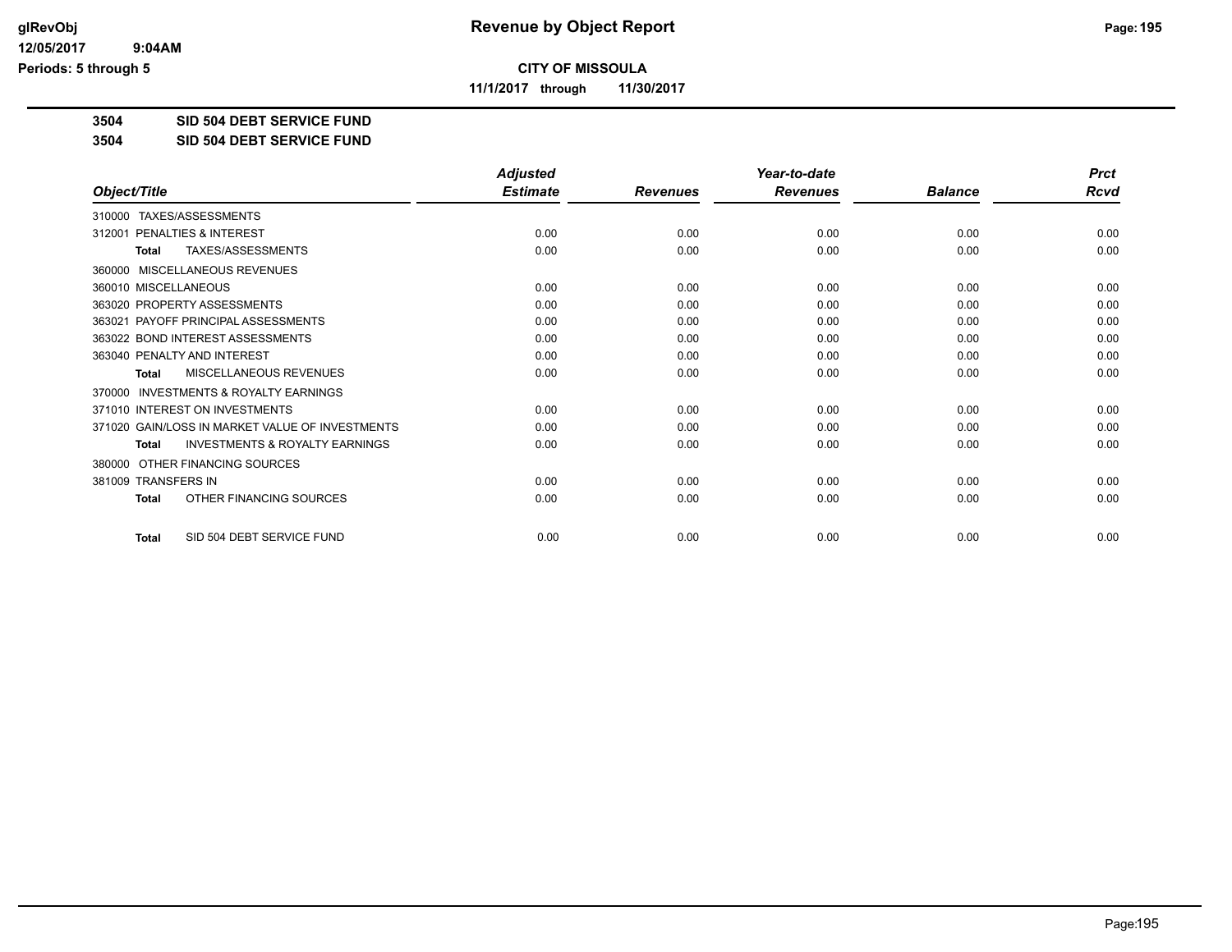**CITY OF MISSOULA**

**11/1/2017 through 11/30/2017**

**3504 SID 504 DEBT SERVICE FUND**

**3504 SID 504 DEBT SERVICE FUND**

| Object/Title | Adjusted Estimate | Revenues | Year-to-date Revenues | Balance | Prct Rcvd |
|---|---|---|---|---|---|
| 310000 TAXES/ASSESSMENTS | | | | | |
| 312001 PENALTIES & INTEREST | 0.00 | 0.00 | 0.00 | 0.00 | 0.00 |
| **Total** TAXES/ASSESSMENTS | 0.00 | 0.00 | 0.00 | 0.00 | 0.00 |
| 360000 MISCELLANEOUS REVENUES | | | | | |
| 360010 MISCELLANEOUS | 0.00 | 0.00 | 0.00 | 0.00 | 0.00 |
| 363020 PROPERTY ASSESSMENTS | 0.00 | 0.00 | 0.00 | 0.00 | 0.00 |
| 363021 PAYOFF PRINCIPAL ASSESSMENTS | 0.00 | 0.00 | 0.00 | 0.00 | 0.00 |
| 363022 BOND INTEREST ASSESSMENTS | 0.00 | 0.00 | 0.00 | 0.00 | 0.00 |
| 363040 PENALTY AND INTEREST | 0.00 | 0.00 | 0.00 | 0.00 | 0.00 |
| **Total** MISCELLANEOUS REVENUES | 0.00 | 0.00 | 0.00 | 0.00 | 0.00 |
| 370000 INVESTMENTS & ROYALTY EARNINGS | | | | | |
| 371010 INTEREST ON INVESTMENTS | 0.00 | 0.00 | 0.00 | 0.00 | 0.00 |
| 371020 GAIN/LOSS IN MARKET VALUE OF INVESTMENTS | 0.00 | 0.00 | 0.00 | 0.00 | 0.00 |
| **Total** INVESTMENTS & ROYALTY EARNINGS | 0.00 | 0.00 | 0.00 | 0.00 | 0.00 |
| 380000 OTHER FINANCING SOURCES | | | | | |
| 381009 TRANSFERS IN | 0.00 | 0.00 | 0.00 | 0.00 | 0.00 |
| **Total** OTHER FINANCING SOURCES | 0.00 | 0.00 | 0.00 | 0.00 | 0.00 |
| **Total** SID 504 DEBT SERVICE FUND | 0.00 | 0.00 | 0.00 | 0.00 | 0.00 |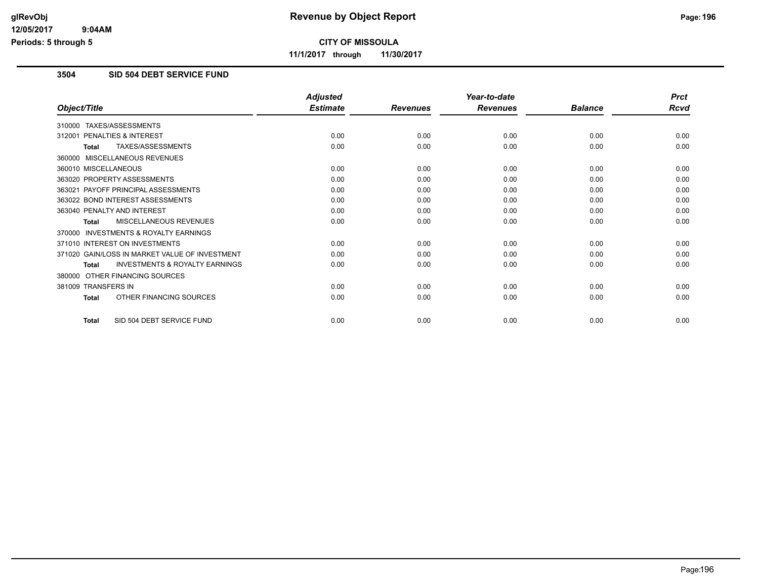**Revenue by Object Report**

**CITY OF MISSOULA**

**11/1/2017 through 11/30/2017**

## 3504 SID 504 DEBT SERVICE FUND

| Object/Title | Adjusted Estimate | Revenues | Year-to-date Revenues | Balance | Prct Rcvd |
|---|---|---|---|---|---|
| 310000 TAXES/ASSESSMENTS | | | | | |
| 312001 PENALTIES & INTEREST | 0.00 | 0.00 | 0.00 | 0.00 | 0.00 |
| **Total** TAXES/ASSESSMENTS | 0.00 | 0.00 | 0.00 | 0.00 | 0.00 |
| 360000 MISCELLANEOUS REVENUES | | | | | |
| 360010 MISCELLANEOUS | 0.00 | 0.00 | 0.00 | 0.00 | 0.00 |
| 363020 PROPERTY ASSESSMENTS | 0.00 | 0.00 | 0.00 | 0.00 | 0.00 |
| 363021 PAYOFF PRINCIPAL ASSESSMENTS | 0.00 | 0.00 | 0.00 | 0.00 | 0.00 |
| 363022 BOND INTEREST ASSESSMENTS | 0.00 | 0.00 | 0.00 | 0.00 | 0.00 |
| 363040 PENALTY AND INTEREST | 0.00 | 0.00 | 0.00 | 0.00 | 0.00 |
| **Total** MISCELLANEOUS REVENUES | 0.00 | 0.00 | 0.00 | 0.00 | 0.00 |
| 370000 INVESTMENTS & ROYALTY EARNINGS | | | | | |
| 371010 INTEREST ON INVESTMENTS | 0.00 | 0.00 | 0.00 | 0.00 | 0.00 |
| 371020 GAIN/LOSS IN MARKET VALUE OF INVESTMENT | 0.00 | 0.00 | 0.00 | 0.00 | 0.00 |
| **Total** INVESTMENTS & ROYALTY EARNINGS | 0.00 | 0.00 | 0.00 | 0.00 | 0.00 |
| 380000 OTHER FINANCING SOURCES | | | | | |
| 381009 TRANSFERS IN | 0.00 | 0.00 | 0.00 | 0.00 | 0.00 |
| **Total** OTHER FINANCING SOURCES | 0.00 | 0.00 | 0.00 | 0.00 | 0.00 |
| **Total** SID 504 DEBT SERVICE FUND | 0.00 | 0.00 | 0.00 | 0.00 | 0.00 |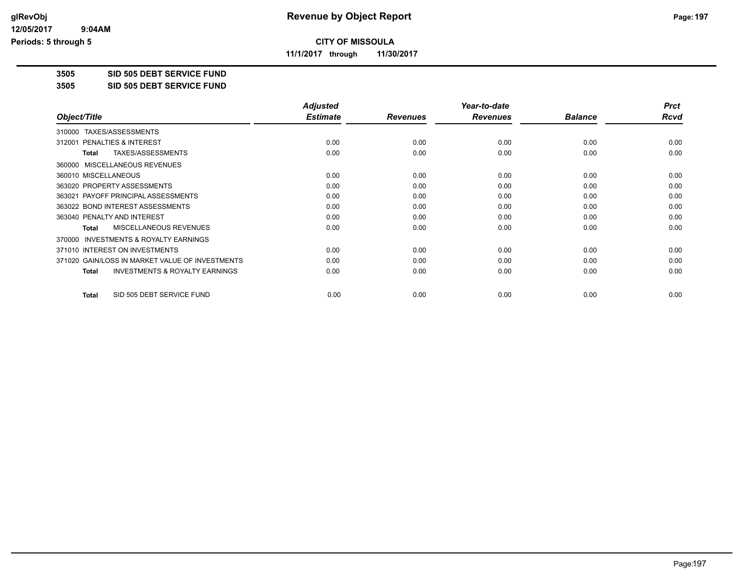# Revenue by Object Report

**CITY OF MISSOULA**

**11/1/2017 through 11/30/2017**

glRevObj
12/05/2017 9:04AM
Periods: 5 through 5

**3505 SID 505 DEBT SERVICE FUND**

**3505 SID 505 DEBT SERVICE FUND**

| Object/Title | Adjusted Estimate | Revenues | Year-to-date Revenues | Balance | Prct Rcvd |
|---|---|---|---|---|---|
| 310000 TAXES/ASSESSMENTS | | | | | |
| 312001 PENALTIES & INTEREST | 0.00 | 0.00 | 0.00 | 0.00 | 0.00 |
| **Total** TAXES/ASSESSMENTS | 0.00 | 0.00 | 0.00 | 0.00 | 0.00 |
| 360000 MISCELLANEOUS REVENUES | | | | | |
| 360010 MISCELLANEOUS | 0.00 | 0.00 | 0.00 | 0.00 | 0.00 |
| 363020 PROPERTY ASSESSMENTS | 0.00 | 0.00 | 0.00 | 0.00 | 0.00 |
| 363021 PAYOFF PRINCIPAL ASSESSMENTS | 0.00 | 0.00 | 0.00 | 0.00 | 0.00 |
| 363022 BOND INTEREST ASSESSMENTS | 0.00 | 0.00 | 0.00 | 0.00 | 0.00 |
| 363040 PENALTY AND INTEREST | 0.00 | 0.00 | 0.00 | 0.00 | 0.00 |
| **Total** MISCELLANEOUS REVENUES | 0.00 | 0.00 | 0.00 | 0.00 | 0.00 |
| 370000 INVESTMENTS & ROYALTY EARNINGS | | | | | |
| 371010 INTEREST ON INVESTMENTS | 0.00 | 0.00 | 0.00 | 0.00 | 0.00 |
| 371020 GAIN/LOSS IN MARKET VALUE OF INVESTMENTS | 0.00 | 0.00 | 0.00 | 0.00 | 0.00 |
| **Total** INVESTMENTS & ROYALTY EARNINGS | 0.00 | 0.00 | 0.00 | 0.00 | 0.00 |
| **Total** SID 505 DEBT SERVICE FUND | 0.00 | 0.00 | 0.00 | 0.00 | 0.00 |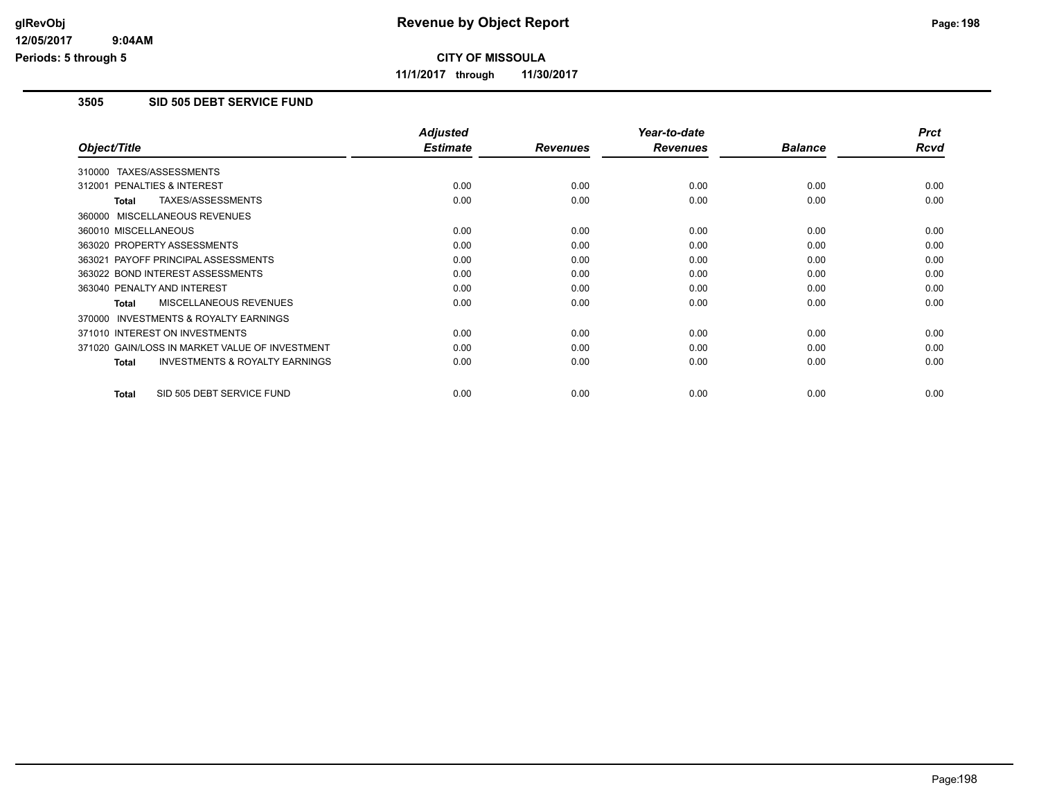**glRevObj**
**12/05/2017 9:04AM**
**Periods: 5 through 5**

# Revenue by Object Report

**CITY OF MISSOULA**

**11/1/2017 through 11/30/2017**

## 3505 SID 505 DEBT SERVICE FUND

| Object/Title | Adjusted Estimate | Revenues | Year-to-date Revenues | Balance | Prct Rcvd |
|---|---|---|---|---|---|
| 310000 TAXES/ASSESSMENTS | | | | | |
| 312001 PENALTIES & INTEREST | 0.00 | 0.00 | 0.00 | 0.00 | 0.00 |
| **Total** TAXES/ASSESSMENTS | 0.00 | 0.00 | 0.00 | 0.00 | 0.00 |
| 360000 MISCELLANEOUS REVENUES | | | | | |
| 360010 MISCELLANEOUS | 0.00 | 0.00 | 0.00 | 0.00 | 0.00 |
| 363020 PROPERTY ASSESSMENTS | 0.00 | 0.00 | 0.00 | 0.00 | 0.00 |
| 363021 PAYOFF PRINCIPAL ASSESSMENTS | 0.00 | 0.00 | 0.00 | 0.00 | 0.00 |
| 363022 BOND INTEREST ASSESSMENTS | 0.00 | 0.00 | 0.00 | 0.00 | 0.00 |
| 363040 PENALTY AND INTEREST | 0.00 | 0.00 | 0.00 | 0.00 | 0.00 |
| **Total** MISCELLANEOUS REVENUES | 0.00 | 0.00 | 0.00 | 0.00 | 0.00 |
| 370000 INVESTMENTS & ROYALTY EARNINGS | | | | | |
| 371010 INTEREST ON INVESTMENTS | 0.00 | 0.00 | 0.00 | 0.00 | 0.00 |
| 371020 GAIN/LOSS IN MARKET VALUE OF INVESTMENT | 0.00 | 0.00 | 0.00 | 0.00 | 0.00 |
| **Total** INVESTMENTS & ROYALTY EARNINGS | 0.00 | 0.00 | 0.00 | 0.00 | 0.00 |
| **Total** SID 505 DEBT SERVICE FUND | 0.00 | 0.00 | 0.00 | 0.00 | 0.00 |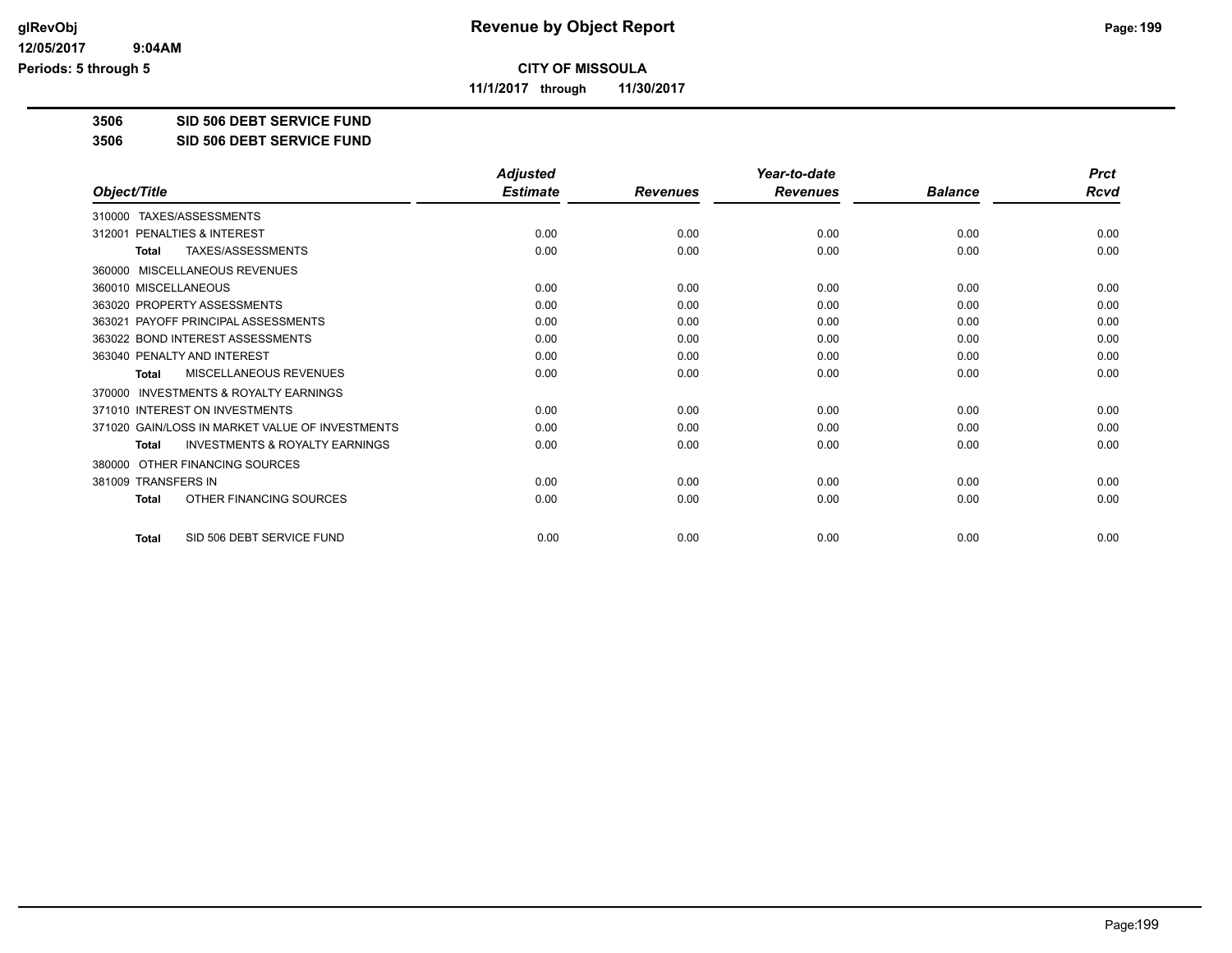**CITY OF MISSOULA**

**11/1/2017 through 11/30/2017**

**3506 SID 506 DEBT SERVICE FUND**

**3506 SID 506 DEBT SERVICE FUND**

| Object/Title | Adjusted Estimate | Revenues | Year-to-date Revenues | Balance | Prct Rcvd |
|---|---|---|---|---|---|
| 310000 TAXES/ASSESSMENTS | | | | | |
| 312001 PENALTIES & INTEREST | 0.00 | 0.00 | 0.00 | 0.00 | 0.00 |
| **Total** TAXES/ASSESSMENTS | 0.00 | 0.00 | 0.00 | 0.00 | 0.00 |
| 360000 MISCELLANEOUS REVENUES | | | | | |
| 360010 MISCELLANEOUS | 0.00 | 0.00 | 0.00 | 0.00 | 0.00 |
| 363020 PROPERTY ASSESSMENTS | 0.00 | 0.00 | 0.00 | 0.00 | 0.00 |
| 363021 PAYOFF PRINCIPAL ASSESSMENTS | 0.00 | 0.00 | 0.00 | 0.00 | 0.00 |
| 363022 BOND INTEREST ASSESSMENTS | 0.00 | 0.00 | 0.00 | 0.00 | 0.00 |
| 363040 PENALTY AND INTEREST | 0.00 | 0.00 | 0.00 | 0.00 | 0.00 |
| **Total** MISCELLANEOUS REVENUES | 0.00 | 0.00 | 0.00 | 0.00 | 0.00 |
| 370000 INVESTMENTS & ROYALTY EARNINGS | | | | | |
| 371010 INTEREST ON INVESTMENTS | 0.00 | 0.00 | 0.00 | 0.00 | 0.00 |
| 371020 GAIN/LOSS IN MARKET VALUE OF INVESTMENTS | 0.00 | 0.00 | 0.00 | 0.00 | 0.00 |
| **Total** INVESTMENTS & ROYALTY EARNINGS | 0.00 | 0.00 | 0.00 | 0.00 | 0.00 |
| 380000 OTHER FINANCING SOURCES | | | | | |
| 381009 TRANSFERS IN | 0.00 | 0.00 | 0.00 | 0.00 | 0.00 |
| **Total** OTHER FINANCING SOURCES | 0.00 | 0.00 | 0.00 | 0.00 | 0.00 |
| **Total** SID 506 DEBT SERVICE FUND | 0.00 | 0.00 | 0.00 | 0.00 | 0.00 |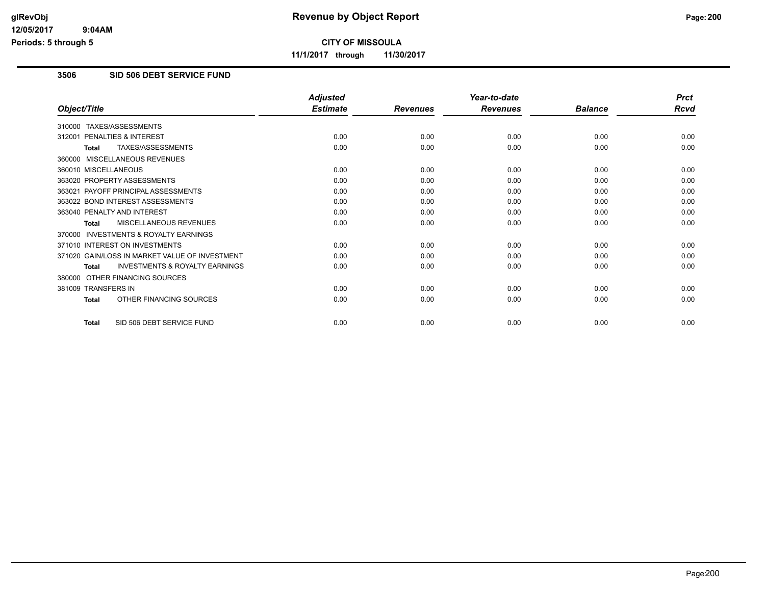# Revenue by Object Report

**CITY OF MISSOULA**

**11/1/2017 through 11/30/2017**

glRevObj
12/05/2017 9:04AM
Periods: 5 through 5

## 3506 SID 506 DEBT SERVICE FUND

| Object/Title | Adjusted Estimate | Revenues | Year-to-date Revenues | Balance | Prct Rcvd |
|---|---|---|---|---|---|
| 310000 TAXES/ASSESSMENTS | | | | | |
| 312001 PENALTIES & INTEREST | 0.00 | 0.00 | 0.00 | 0.00 | 0.00 |
| **Total** TAXES/ASSESSMENTS | 0.00 | 0.00 | 0.00 | 0.00 | 0.00 |
| 360000 MISCELLANEOUS REVENUES | | | | | |
| 360010 MISCELLANEOUS | 0.00 | 0.00 | 0.00 | 0.00 | 0.00 |
| 363020 PROPERTY ASSESSMENTS | 0.00 | 0.00 | 0.00 | 0.00 | 0.00 |
| 363021 PAYOFF PRINCIPAL ASSESSMENTS | 0.00 | 0.00 | 0.00 | 0.00 | 0.00 |
| 363022 BOND INTEREST ASSESSMENTS | 0.00 | 0.00 | 0.00 | 0.00 | 0.00 |
| 363040 PENALTY AND INTEREST | 0.00 | 0.00 | 0.00 | 0.00 | 0.00 |
| **Total** MISCELLANEOUS REVENUES | 0.00 | 0.00 | 0.00 | 0.00 | 0.00 |
| 370000 INVESTMENTS & ROYALTY EARNINGS | | | | | |
| 371010 INTEREST ON INVESTMENTS | 0.00 | 0.00 | 0.00 | 0.00 | 0.00 |
| 371020 GAIN/LOSS IN MARKET VALUE OF INVESTMENT | 0.00 | 0.00 | 0.00 | 0.00 | 0.00 |
| **Total** INVESTMENTS & ROYALTY EARNINGS | 0.00 | 0.00 | 0.00 | 0.00 | 0.00 |
| 380000 OTHER FINANCING SOURCES | | | | | |
| 381009 TRANSFERS IN | 0.00 | 0.00 | 0.00 | 0.00 | 0.00 |
| **Total** OTHER FINANCING SOURCES | 0.00 | 0.00 | 0.00 | 0.00 | 0.00 |
| **Total** SID 506 DEBT SERVICE FUND | 0.00 | 0.00 | 0.00 | 0.00 | 0.00 |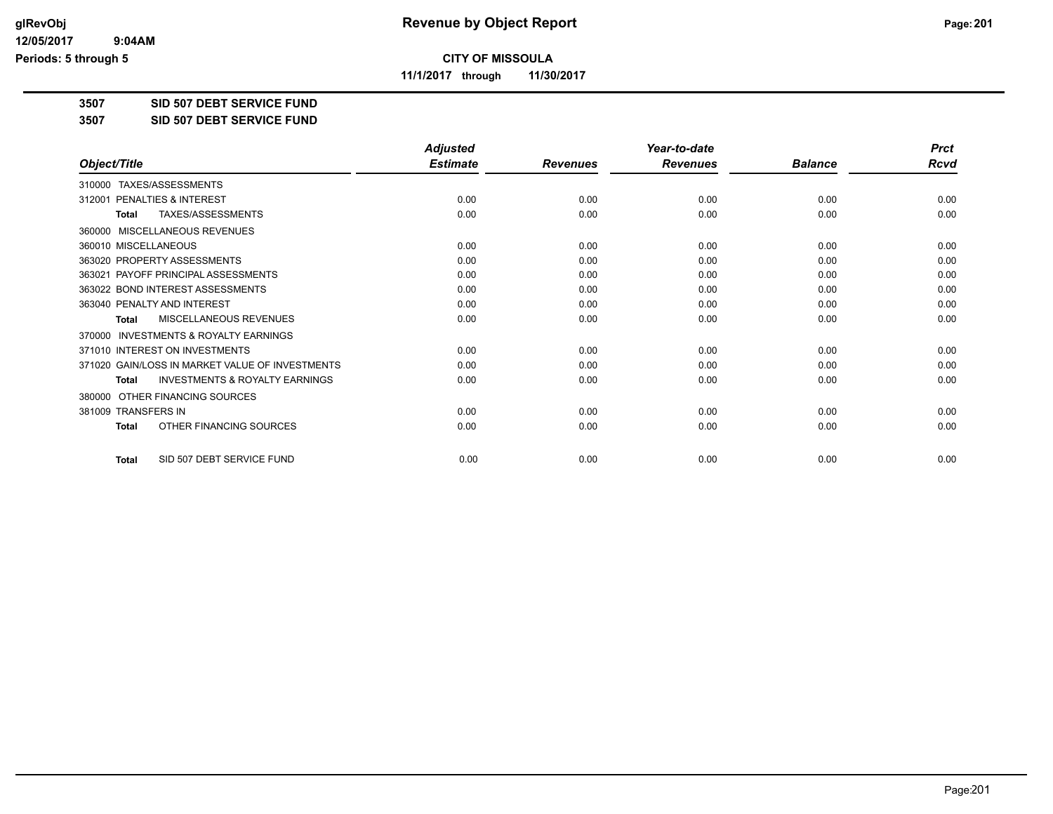# CITY OF MISSOULA

**11/1/2017 through 11/30/2017**

**Revenue by Object Report**

glRevObj
12/05/2017 9:04AM
Periods: 5 through 5

## 3507 SID 507 DEBT SERVICE FUND

## 3507 SID 507 DEBT SERVICE FUND

| Object/Title | Adjusted Estimate | Revenues | Year-to-date Revenues | Balance | Prct Rcvd |
|---|---|---|---|---|---|
| 310000 TAXES/ASSESSMENTS | | | | | |
| 312001 PENALTIES & INTEREST | 0.00 | 0.00 | 0.00 | 0.00 | 0.00 |
| **Total** TAXES/ASSESSMENTS | 0.00 | 0.00 | 0.00 | 0.00 | 0.00 |
| 360000 MISCELLANEOUS REVENUES | | | | | |
| 360010 MISCELLANEOUS | 0.00 | 0.00 | 0.00 | 0.00 | 0.00 |
| 363020 PROPERTY ASSESSMENTS | 0.00 | 0.00 | 0.00 | 0.00 | 0.00 |
| 363021 PAYOFF PRINCIPAL ASSESSMENTS | 0.00 | 0.00 | 0.00 | 0.00 | 0.00 |
| 363022 BOND INTEREST ASSESSMENTS | 0.00 | 0.00 | 0.00 | 0.00 | 0.00 |
| 363040 PENALTY AND INTEREST | 0.00 | 0.00 | 0.00 | 0.00 | 0.00 |
| **Total** MISCELLANEOUS REVENUES | 0.00 | 0.00 | 0.00 | 0.00 | 0.00 |
| 370000 INVESTMENTS & ROYALTY EARNINGS | | | | | |
| 371010 INTEREST ON INVESTMENTS | 0.00 | 0.00 | 0.00 | 0.00 | 0.00 |
| 371020 GAIN/LOSS IN MARKET VALUE OF INVESTMENTS | 0.00 | 0.00 | 0.00 | 0.00 | 0.00 |
| **Total** INVESTMENTS & ROYALTY EARNINGS | 0.00 | 0.00 | 0.00 | 0.00 | 0.00 |
| 380000 OTHER FINANCING SOURCES | | | | | |
| 381009 TRANSFERS IN | 0.00 | 0.00 | 0.00 | 0.00 | 0.00 |
| **Total** OTHER FINANCING SOURCES | 0.00 | 0.00 | 0.00 | 0.00 | 0.00 |
| **Total** SID 507 DEBT SERVICE FUND | 0.00 | 0.00 | 0.00 | 0.00 | 0.00 |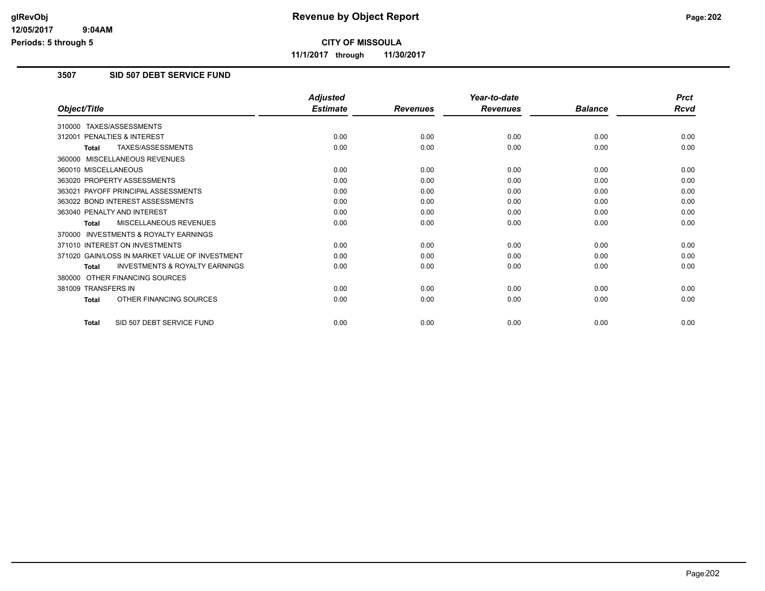# Revenue by Object Report

**CITY OF MISSOULA**

**11/1/2017 through 11/30/2017**

glRevObj
12/05/2017 9:04AM
Periods: 5 through 5

## 3507 SID 507 DEBT SERVICE FUND

| Object/Title | Adjusted Estimate | Revenues | Year-to-date Revenues | Balance | Prct Rcvd |
|---|---|---|---|---|---|
| 310000 TAXES/ASSESSMENTS | | | | | |
| 312001 PENALTIES & INTEREST | 0.00 | 0.00 | 0.00 | 0.00 | 0.00 |
| **Total** TAXES/ASSESSMENTS | 0.00 | 0.00 | 0.00 | 0.00 | 0.00 |
| 360000 MISCELLANEOUS REVENUES | | | | | |
| 360010 MISCELLANEOUS | 0.00 | 0.00 | 0.00 | 0.00 | 0.00 |
| 363020 PROPERTY ASSESSMENTS | 0.00 | 0.00 | 0.00 | 0.00 | 0.00 |
| 363021 PAYOFF PRINCIPAL ASSESSMENTS | 0.00 | 0.00 | 0.00 | 0.00 | 0.00 |
| 363022 BOND INTEREST ASSESSMENTS | 0.00 | 0.00 | 0.00 | 0.00 | 0.00 |
| 363040 PENALTY AND INTEREST | 0.00 | 0.00 | 0.00 | 0.00 | 0.00 |
| **Total** MISCELLANEOUS REVENUES | 0.00 | 0.00 | 0.00 | 0.00 | 0.00 |
| 370000 INVESTMENTS & ROYALTY EARNINGS | | | | | |
| 371010 INTEREST ON INVESTMENTS | 0.00 | 0.00 | 0.00 | 0.00 | 0.00 |
| 371020 GAIN/LOSS IN MARKET VALUE OF INVESTMENT | 0.00 | 0.00 | 0.00 | 0.00 | 0.00 |
| **Total** INVESTMENTS & ROYALTY EARNINGS | 0.00 | 0.00 | 0.00 | 0.00 | 0.00 |
| 380000 OTHER FINANCING SOURCES | | | | | |
| 381009 TRANSFERS IN | 0.00 | 0.00 | 0.00 | 0.00 | 0.00 |
| **Total** OTHER FINANCING SOURCES | 0.00 | 0.00 | 0.00 | 0.00 | 0.00 |
| **Total** SID 507 DEBT SERVICE FUND | 0.00 | 0.00 | 0.00 | 0.00 | 0.00 |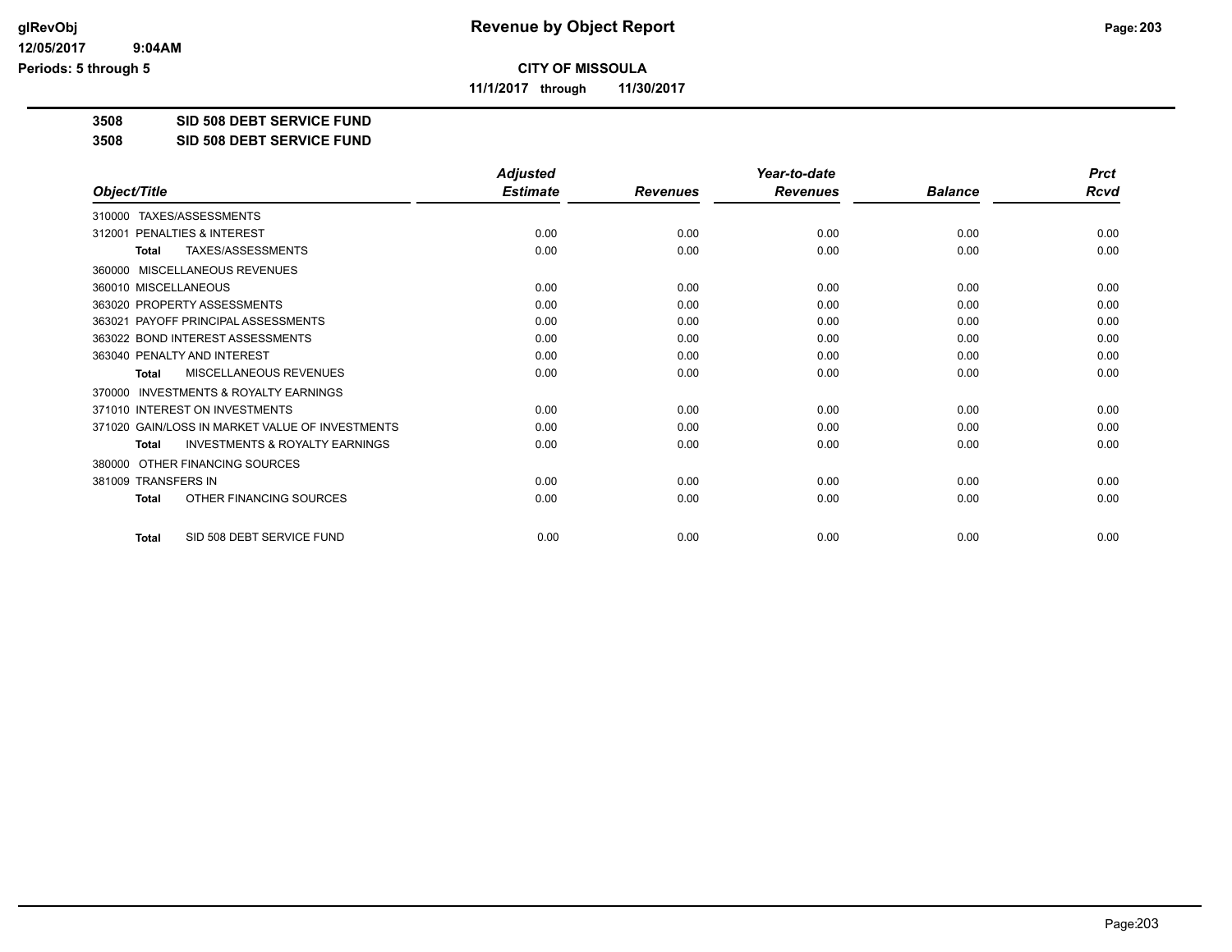**CITY OF MISSOULA**

**11/1/2017 through 11/30/2017**

**3508 SID 508 DEBT SERVICE FUND**

**3508 SID 508 DEBT SERVICE FUND**

| Object/Title | Adjusted Estimate | Revenues | Year-to-date Revenues | Balance | Prct Rcvd |
|---|---|---|---|---|---|
| 310000 TAXES/ASSESSMENTS | | | | | |
| 312001 PENALTIES & INTEREST | 0.00 | 0.00 | 0.00 | 0.00 | 0.00 |
| **Total** TAXES/ASSESSMENTS | 0.00 | 0.00 | 0.00 | 0.00 | 0.00 |
| 360000 MISCELLANEOUS REVENUES | | | | | |
| 360010 MISCELLANEOUS | 0.00 | 0.00 | 0.00 | 0.00 | 0.00 |
| 363020 PROPERTY ASSESSMENTS | 0.00 | 0.00 | 0.00 | 0.00 | 0.00 |
| 363021 PAYOFF PRINCIPAL ASSESSMENTS | 0.00 | 0.00 | 0.00 | 0.00 | 0.00 |
| 363022 BOND INTEREST ASSESSMENTS | 0.00 | 0.00 | 0.00 | 0.00 | 0.00 |
| 363040 PENALTY AND INTEREST | 0.00 | 0.00 | 0.00 | 0.00 | 0.00 |
| **Total** MISCELLANEOUS REVENUES | 0.00 | 0.00 | 0.00 | 0.00 | 0.00 |
| 370000 INVESTMENTS & ROYALTY EARNINGS | | | | | |
| 371010 INTEREST ON INVESTMENTS | 0.00 | 0.00 | 0.00 | 0.00 | 0.00 |
| 371020 GAIN/LOSS IN MARKET VALUE OF INVESTMENTS | 0.00 | 0.00 | 0.00 | 0.00 | 0.00 |
| **Total** INVESTMENTS & ROYALTY EARNINGS | 0.00 | 0.00 | 0.00 | 0.00 | 0.00 |
| 380000 OTHER FINANCING SOURCES | | | | | |
| 381009 TRANSFERS IN | 0.00 | 0.00 | 0.00 | 0.00 | 0.00 |
| **Total** OTHER FINANCING SOURCES | 0.00 | 0.00 | 0.00 | 0.00 | 0.00 |
| **Total** SID 508 DEBT SERVICE FUND | 0.00 | 0.00 | 0.00 | 0.00 | 0.00 |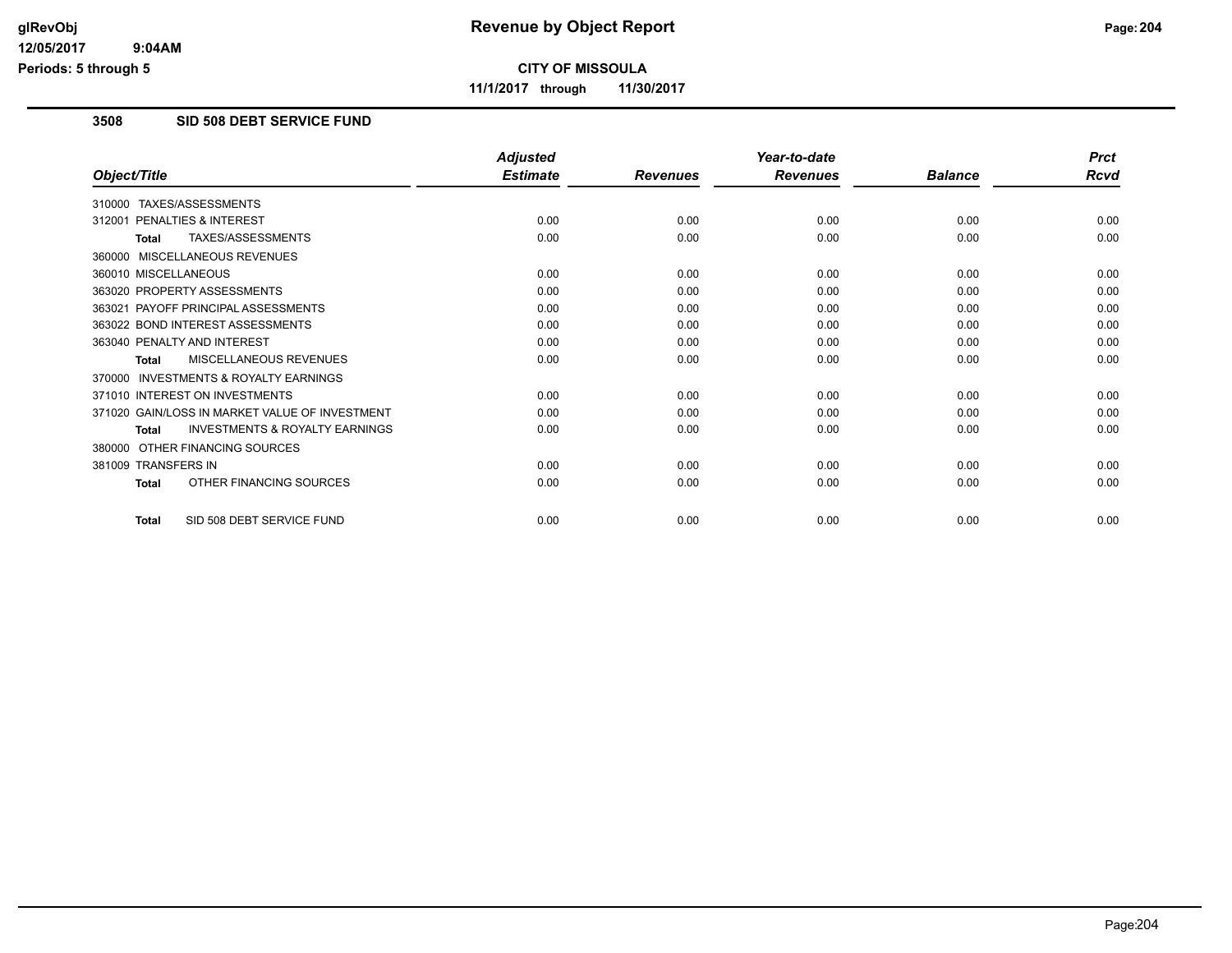# Revenue by Object Report

**CITY OF MISSOULA**

**11/1/2017 through 11/30/2017**

glRevObj
12/05/2017 9:04AM
Periods: 5 through 5

## 3508 SID 508 DEBT SERVICE FUND

| Object/Title | Adjusted Estimate | Revenues | Year-to-date Revenues | Balance | Prct Rcvd |
|---|---|---|---|---|---|
| 310000 TAXES/ASSESSMENTS | | | | | |
| 312001 PENALTIES & INTEREST | 0.00 | 0.00 | 0.00 | 0.00 | 0.00 |
| **Total** TAXES/ASSESSMENTS | 0.00 | 0.00 | 0.00 | 0.00 | 0.00 |
| 360000 MISCELLANEOUS REVENUES | | | | | |
| 360010 MISCELLANEOUS | 0.00 | 0.00 | 0.00 | 0.00 | 0.00 |
| 363020 PROPERTY ASSESSMENTS | 0.00 | 0.00 | 0.00 | 0.00 | 0.00 |
| 363021 PAYOFF PRINCIPAL ASSESSMENTS | 0.00 | 0.00 | 0.00 | 0.00 | 0.00 |
| 363022 BOND INTEREST ASSESSMENTS | 0.00 | 0.00 | 0.00 | 0.00 | 0.00 |
| 363040 PENALTY AND INTEREST | 0.00 | 0.00 | 0.00 | 0.00 | 0.00 |
| **Total** MISCELLANEOUS REVENUES | 0.00 | 0.00 | 0.00 | 0.00 | 0.00 |
| 370000 INVESTMENTS & ROYALTY EARNINGS | | | | | |
| 371010 INTEREST ON INVESTMENTS | 0.00 | 0.00 | 0.00 | 0.00 | 0.00 |
| 371020 GAIN/LOSS IN MARKET VALUE OF INVESTMENT | 0.00 | 0.00 | 0.00 | 0.00 | 0.00 |
| **Total** INVESTMENTS & ROYALTY EARNINGS | 0.00 | 0.00 | 0.00 | 0.00 | 0.00 |
| 380000 OTHER FINANCING SOURCES | | | | | |
| 381009 TRANSFERS IN | 0.00 | 0.00 | 0.00 | 0.00 | 0.00 |
| **Total** OTHER FINANCING SOURCES | 0.00 | 0.00 | 0.00 | 0.00 | 0.00 |
| **Total** SID 508 DEBT SERVICE FUND | 0.00 | 0.00 | 0.00 | 0.00 | 0.00 |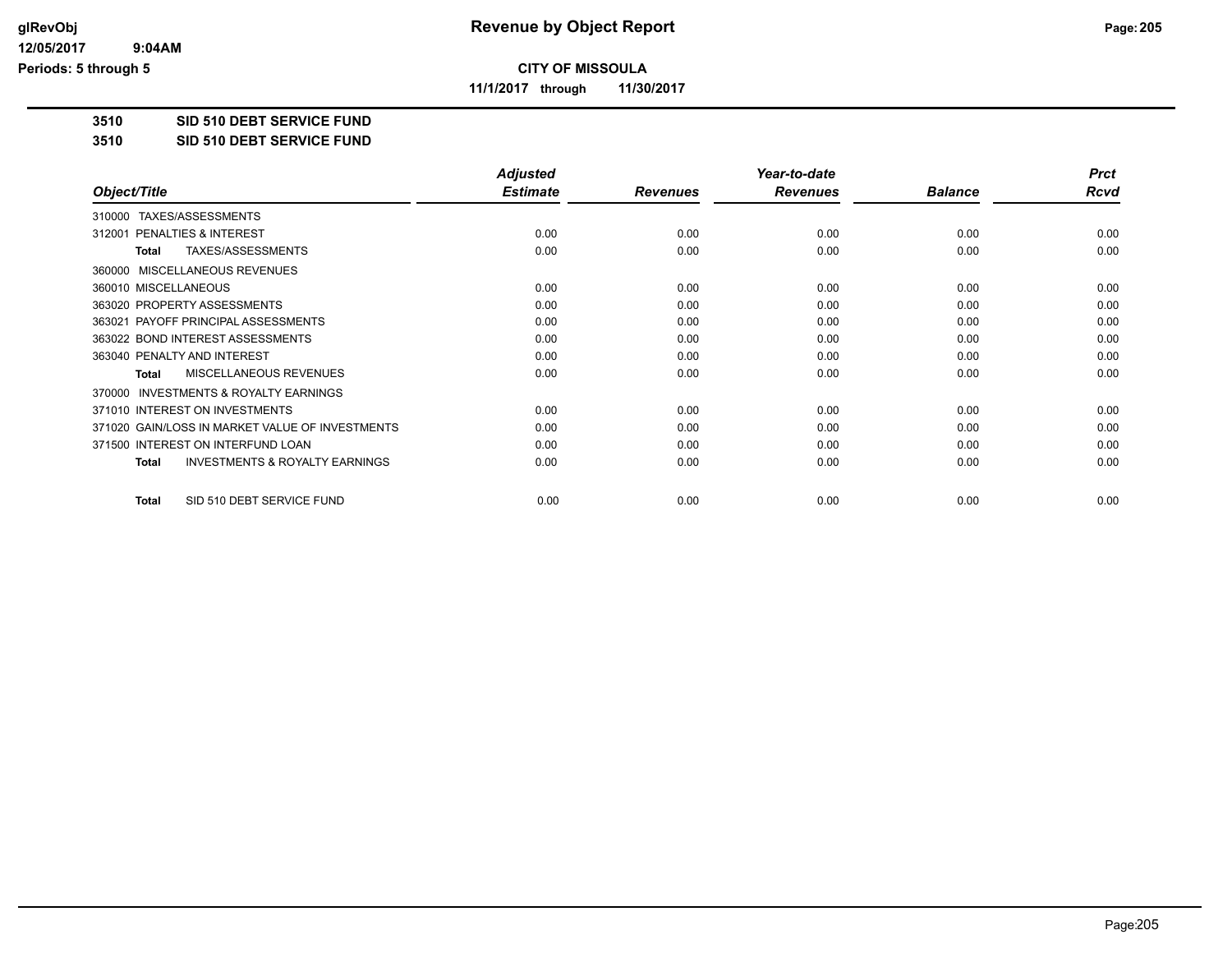# Revenue by Object Report

glRevObj
12/05/2017 9:04AM
Periods: 5 through 5

**CITY OF MISSOULA**

**11/1/2017 through 11/30/2017**

**3510 SID 510 DEBT SERVICE FUND**

**3510 SID 510 DEBT SERVICE FUND**

| Object/Title | Adjusted Estimate | Revenues | Year-to-date Revenues | Balance | Prct Rcvd |
|---|---|---|---|---|---|
| 310000 TAXES/ASSESSMENTS | | | | | |
| 312001 PENALTIES & INTEREST | 0.00 | 0.00 | 0.00 | 0.00 | 0.00 |
| **Total** TAXES/ASSESSMENTS | 0.00 | 0.00 | 0.00 | 0.00 | 0.00 |
| 360000 MISCELLANEOUS REVENUES | | | | | |
| 360010 MISCELLANEOUS | 0.00 | 0.00 | 0.00 | 0.00 | 0.00 |
| 363020 PROPERTY ASSESSMENTS | 0.00 | 0.00 | 0.00 | 0.00 | 0.00 |
| 363021 PAYOFF PRINCIPAL ASSESSMENTS | 0.00 | 0.00 | 0.00 | 0.00 | 0.00 |
| 363022 BOND INTEREST ASSESSMENTS | 0.00 | 0.00 | 0.00 | 0.00 | 0.00 |
| 363040 PENALTY AND INTEREST | 0.00 | 0.00 | 0.00 | 0.00 | 0.00 |
| **Total** MISCELLANEOUS REVENUES | 0.00 | 0.00 | 0.00 | 0.00 | 0.00 |
| 370000 INVESTMENTS & ROYALTY EARNINGS | | | | | |
| 371010 INTEREST ON INVESTMENTS | 0.00 | 0.00 | 0.00 | 0.00 | 0.00 |
| 371020 GAIN/LOSS IN MARKET VALUE OF INVESTMENTS | 0.00 | 0.00 | 0.00 | 0.00 | 0.00 |
| 371500 INTEREST ON INTERFUND LOAN | 0.00 | 0.00 | 0.00 | 0.00 | 0.00 |
| **Total** INVESTMENTS & ROYALTY EARNINGS | 0.00 | 0.00 | 0.00 | 0.00 | 0.00 |
| **Total** SID 510 DEBT SERVICE FUND | 0.00 | 0.00 | 0.00 | 0.00 | 0.00 |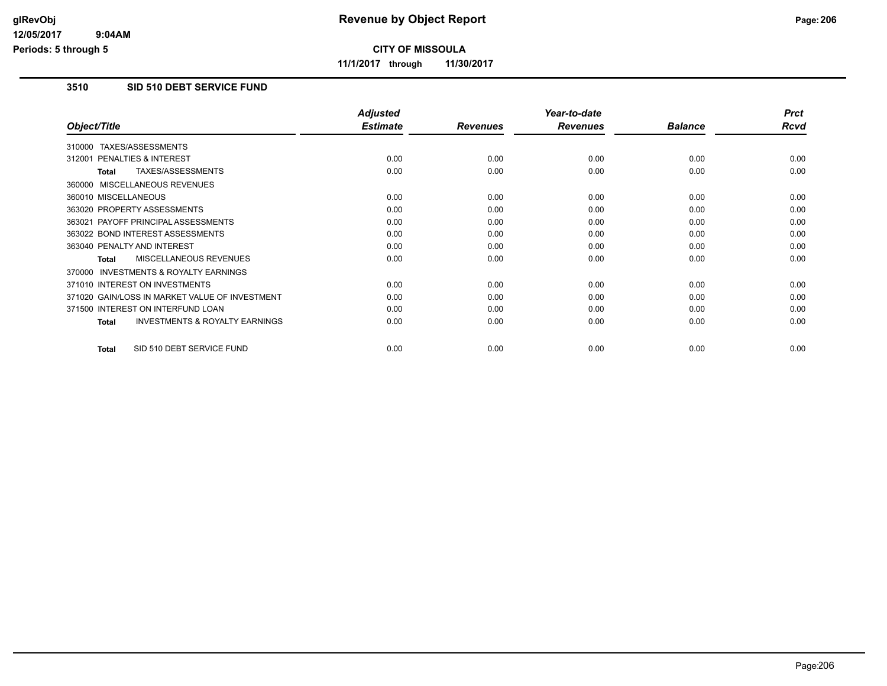# Revenue by Object Report

**CITY OF MISSOULA**

**11/1/2017 through 11/30/2017**

glRevObj
12/05/2017 9:04AM
Periods: 5 through 5

## 3510 SID 510 DEBT SERVICE FUND

| Object/Title | Adjusted Estimate | Revenues | Year-to-date Revenues | Balance | Prct Rcvd |
|---|---|---|---|---|---|
| 310000 TAXES/ASSESSMENTS | | | | | |
| 312001 PENALTIES & INTEREST | 0.00 | 0.00 | 0.00 | 0.00 | 0.00 |
| **Total** TAXES/ASSESSMENTS | 0.00 | 0.00 | 0.00 | 0.00 | 0.00 |
| 360000 MISCELLANEOUS REVENUES | | | | | |
| 360010 MISCELLANEOUS | 0.00 | 0.00 | 0.00 | 0.00 | 0.00 |
| 363020 PROPERTY ASSESSMENTS | 0.00 | 0.00 | 0.00 | 0.00 | 0.00 |
| 363021 PAYOFF PRINCIPAL ASSESSMENTS | 0.00 | 0.00 | 0.00 | 0.00 | 0.00 |
| 363022 BOND INTEREST ASSESSMENTS | 0.00 | 0.00 | 0.00 | 0.00 | 0.00 |
| 363040 PENALTY AND INTEREST | 0.00 | 0.00 | 0.00 | 0.00 | 0.00 |
| **Total** MISCELLANEOUS REVENUES | 0.00 | 0.00 | 0.00 | 0.00 | 0.00 |
| 370000 INVESTMENTS & ROYALTY EARNINGS | | | | | |
| 371010 INTEREST ON INVESTMENTS | 0.00 | 0.00 | 0.00 | 0.00 | 0.00 |
| 371020 GAIN/LOSS IN MARKET VALUE OF INVESTMENT | 0.00 | 0.00 | 0.00 | 0.00 | 0.00 |
| 371500 INTEREST ON INTERFUND LOAN | 0.00 | 0.00 | 0.00 | 0.00 | 0.00 |
| **Total** INVESTMENTS & ROYALTY EARNINGS | 0.00 | 0.00 | 0.00 | 0.00 | 0.00 |
| **Total** SID 510 DEBT SERVICE FUND | 0.00 | 0.00 | 0.00 | 0.00 | 0.00 |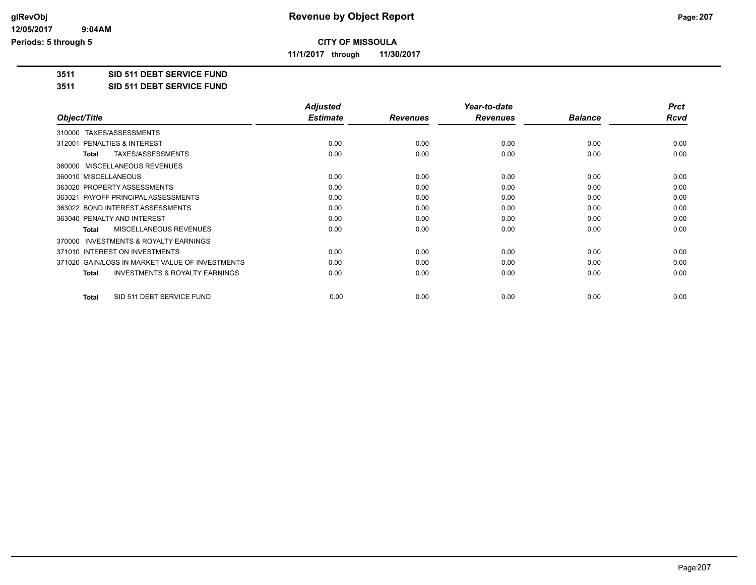**CITY OF MISSOULA**

**11/1/2017 through 11/30/2017**

**3511 SID 511 DEBT SERVICE FUND**

**3511 SID 511 DEBT SERVICE FUND**

| Object/Title | Adjusted Estimate | Revenues | Year-to-date Revenues | Balance | Prct Rcvd |
|---|---|---|---|---|---|
| 310000 TAXES/ASSESSMENTS | | | | | |
| 312001 PENALTIES & INTEREST | 0.00 | 0.00 | 0.00 | 0.00 | 0.00 |
| **Total** TAXES/ASSESSMENTS | 0.00 | 0.00 | 0.00 | 0.00 | 0.00 |
| 360000 MISCELLANEOUS REVENUES | | | | | |
| 360010 MISCELLANEOUS | 0.00 | 0.00 | 0.00 | 0.00 | 0.00 |
| 363020 PROPERTY ASSESSMENTS | 0.00 | 0.00 | 0.00 | 0.00 | 0.00 |
| 363021 PAYOFF PRINCIPAL ASSESSMENTS | 0.00 | 0.00 | 0.00 | 0.00 | 0.00 |
| 363022 BOND INTEREST ASSESSMENTS | 0.00 | 0.00 | 0.00 | 0.00 | 0.00 |
| 363040 PENALTY AND INTEREST | 0.00 | 0.00 | 0.00 | 0.00 | 0.00 |
| **Total** MISCELLANEOUS REVENUES | 0.00 | 0.00 | 0.00 | 0.00 | 0.00 |
| 370000 INVESTMENTS & ROYALTY EARNINGS | | | | | |
| 371010 INTEREST ON INVESTMENTS | 0.00 | 0.00 | 0.00 | 0.00 | 0.00 |
| 371020 GAIN/LOSS IN MARKET VALUE OF INVESTMENTS | 0.00 | 0.00 | 0.00 | 0.00 | 0.00 |
| **Total** INVESTMENTS & ROYALTY EARNINGS | 0.00 | 0.00 | 0.00 | 0.00 | 0.00 |
| **Total** SID 511 DEBT SERVICE FUND | 0.00 | 0.00 | 0.00 | 0.00 | 0.00 |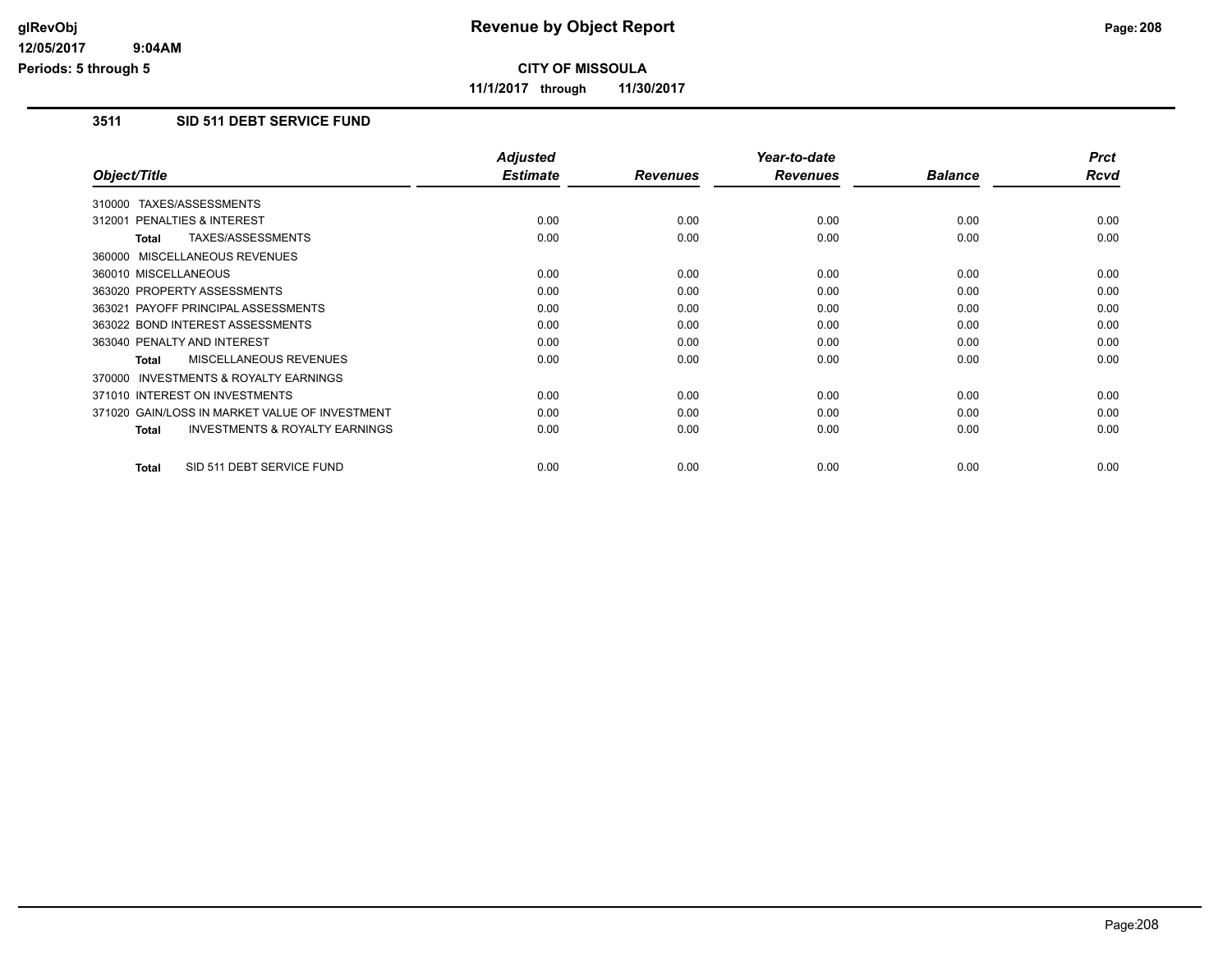# Revenue by Object Report

**CITY OF MISSOULA**

**11/1/2017 through 11/30/2017**

glRevObj
12/05/2017 9:04AM
Periods: 5 through 5

## 3511 SID 511 DEBT SERVICE FUND

| Object/Title | Adjusted Estimate | Revenues | Year-to-date Revenues | Balance | Prct Rcvd |
|---|---|---|---|---|---|
| 310000 TAXES/ASSESSMENTS | | | | | |
| 312001 PENALTIES & INTEREST | 0.00 | 0.00 | 0.00 | 0.00 | 0.00 |
| **Total** TAXES/ASSESSMENTS | 0.00 | 0.00 | 0.00 | 0.00 | 0.00 |
| 360000 MISCELLANEOUS REVENUES | | | | | |
| 360010 MISCELLANEOUS | 0.00 | 0.00 | 0.00 | 0.00 | 0.00 |
| 363020 PROPERTY ASSESSMENTS | 0.00 | 0.00 | 0.00 | 0.00 | 0.00 |
| 363021 PAYOFF PRINCIPAL ASSESSMENTS | 0.00 | 0.00 | 0.00 | 0.00 | 0.00 |
| 363022 BOND INTEREST ASSESSMENTS | 0.00 | 0.00 | 0.00 | 0.00 | 0.00 |
| 363040 PENALTY AND INTEREST | 0.00 | 0.00 | 0.00 | 0.00 | 0.00 |
| **Total** MISCELLANEOUS REVENUES | 0.00 | 0.00 | 0.00 | 0.00 | 0.00 |
| 370000 INVESTMENTS & ROYALTY EARNINGS | | | | | |
| 371010 INTEREST ON INVESTMENTS | 0.00 | 0.00 | 0.00 | 0.00 | 0.00 |
| 371020 GAIN/LOSS IN MARKET VALUE OF INVESTMENT | 0.00 | 0.00 | 0.00 | 0.00 | 0.00 |
| **Total** INVESTMENTS & ROYALTY EARNINGS | 0.00 | 0.00 | 0.00 | 0.00 | 0.00 |
| **Total** SID 511 DEBT SERVICE FUND | 0.00 | 0.00 | 0.00 | 0.00 | 0.00 |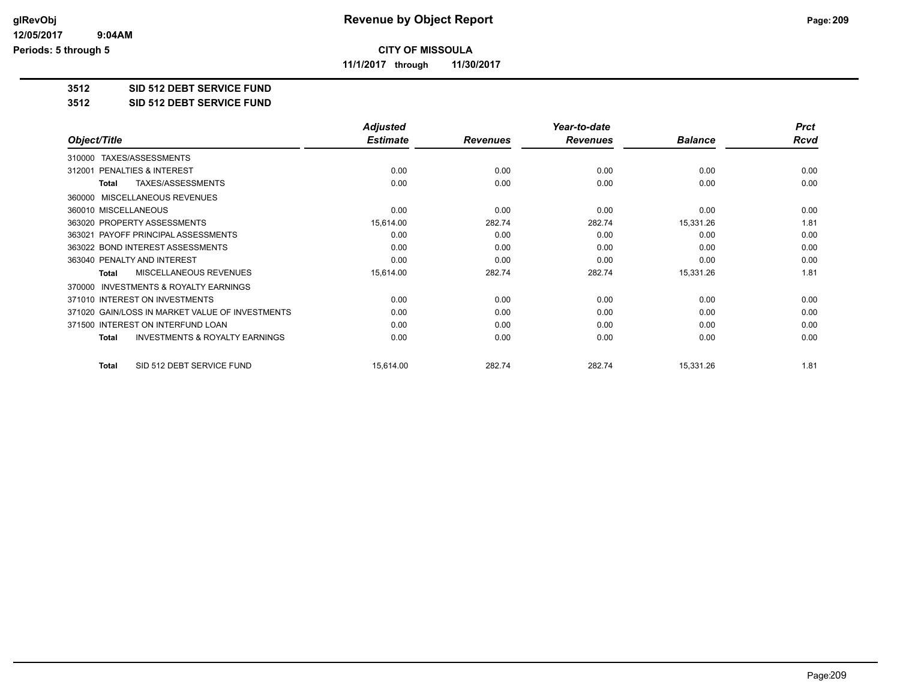**CITY OF MISSOULA**

**11/1/2017 through 11/30/2017**

**3512 SID 512 DEBT SERVICE FUND**

**3512 SID 512 DEBT SERVICE FUND**

| Object/Title | Adjusted Estimate | Revenues | Year-to-date Revenues | Balance | Prct Rcvd |
|---|---|---|---|---|---|
| 310000 TAXES/ASSESSMENTS | | | | | |
| 312001 PENALTIES & INTEREST | 0.00 | 0.00 | 0.00 | 0.00 | 0.00 |
| **Total** TAXES/ASSESSMENTS | 0.00 | 0.00 | 0.00 | 0.00 | 0.00 |
| 360000 MISCELLANEOUS REVENUES | | | | | |
| 360010 MISCELLANEOUS | 0.00 | 0.00 | 0.00 | 0.00 | 0.00 |
| 363020 PROPERTY ASSESSMENTS | 15,614.00 | 282.74 | 282.74 | 15,331.26 | 1.81 |
| 363021 PAYOFF PRINCIPAL ASSESSMENTS | 0.00 | 0.00 | 0.00 | 0.00 | 0.00 |
| 363022 BOND INTEREST ASSESSMENTS | 0.00 | 0.00 | 0.00 | 0.00 | 0.00 |
| 363040 PENALTY AND INTEREST | 0.00 | 0.00 | 0.00 | 0.00 | 0.00 |
| **Total** MISCELLANEOUS REVENUES | 15,614.00 | 282.74 | 282.74 | 15,331.26 | 1.81 |
| 370000 INVESTMENTS & ROYALTY EARNINGS | | | | | |
| 371010 INTEREST ON INVESTMENTS | 0.00 | 0.00 | 0.00 | 0.00 | 0.00 |
| 371020 GAIN/LOSS IN MARKET VALUE OF INVESTMENTS | 0.00 | 0.00 | 0.00 | 0.00 | 0.00 |
| 371500 INTEREST ON INTERFUND LOAN | 0.00 | 0.00 | 0.00 | 0.00 | 0.00 |
| **Total** INVESTMENTS & ROYALTY EARNINGS | 0.00 | 0.00 | 0.00 | 0.00 | 0.00 |
| **Total** SID 512 DEBT SERVICE FUND | 15,614.00 | 282.74 | 282.74 | 15,331.26 | 1.81 |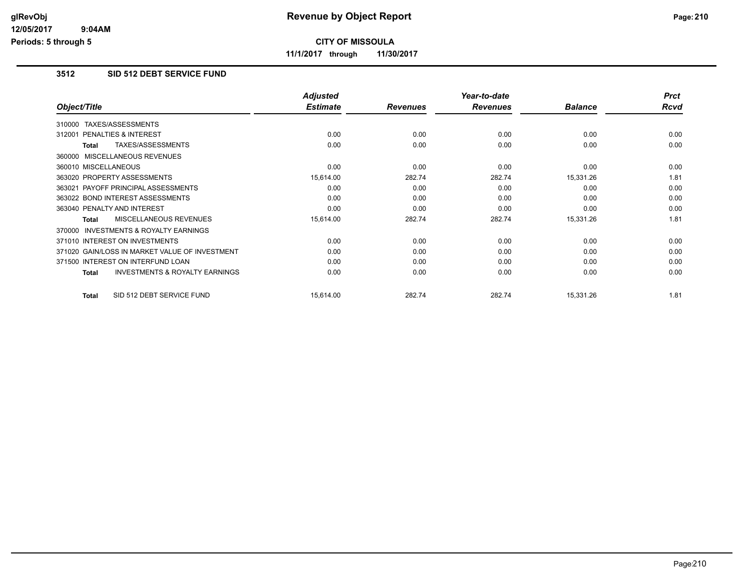# Revenue by Object Report

**CITY OF MISSOULA**

**11/1/2017 through 11/30/2017**

glRevObj
12/05/2017 9:04AM
Periods: 5 through 5

## 3512 SID 512 DEBT SERVICE FUND

| Object/Title | Adjusted Estimate | Revenues | Year-to-date Revenues | Balance | Prct Rcvd |
|---|---|---|---|---|---|
| 310000 TAXES/ASSESSMENTS | | | | | |
| 312001 PENALTIES & INTEREST | 0.00 | 0.00 | 0.00 | 0.00 | 0.00 |
| **Total** TAXES/ASSESSMENTS | 0.00 | 0.00 | 0.00 | 0.00 | 0.00 |
| 360000 MISCELLANEOUS REVENUES | | | | | |
| 360010 MISCELLANEOUS | 0.00 | 0.00 | 0.00 | 0.00 | 0.00 |
| 363020 PROPERTY ASSESSMENTS | 15,614.00 | 282.74 | 282.74 | 15,331.26 | 1.81 |
| 363021 PAYOFF PRINCIPAL ASSESSMENTS | 0.00 | 0.00 | 0.00 | 0.00 | 0.00 |
| 363022 BOND INTEREST ASSESSMENTS | 0.00 | 0.00 | 0.00 | 0.00 | 0.00 |
| 363040 PENALTY AND INTEREST | 0.00 | 0.00 | 0.00 | 0.00 | 0.00 |
| **Total** MISCELLANEOUS REVENUES | 15,614.00 | 282.74 | 282.74 | 15,331.26 | 1.81 |
| 370000 INVESTMENTS & ROYALTY EARNINGS | | | | | |
| 371010 INTEREST ON INVESTMENTS | 0.00 | 0.00 | 0.00 | 0.00 | 0.00 |
| 371020 GAIN/LOSS IN MARKET VALUE OF INVESTMENT | 0.00 | 0.00 | 0.00 | 0.00 | 0.00 |
| 371500 INTEREST ON INTERFUND LOAN | 0.00 | 0.00 | 0.00 | 0.00 | 0.00 |
| **Total** INVESTMENTS & ROYALTY EARNINGS | 0.00 | 0.00 | 0.00 | 0.00 | 0.00 |
| **Total** SID 512 DEBT SERVICE FUND | 15,614.00 | 282.74 | 282.74 | 15,331.26 | 1.81 |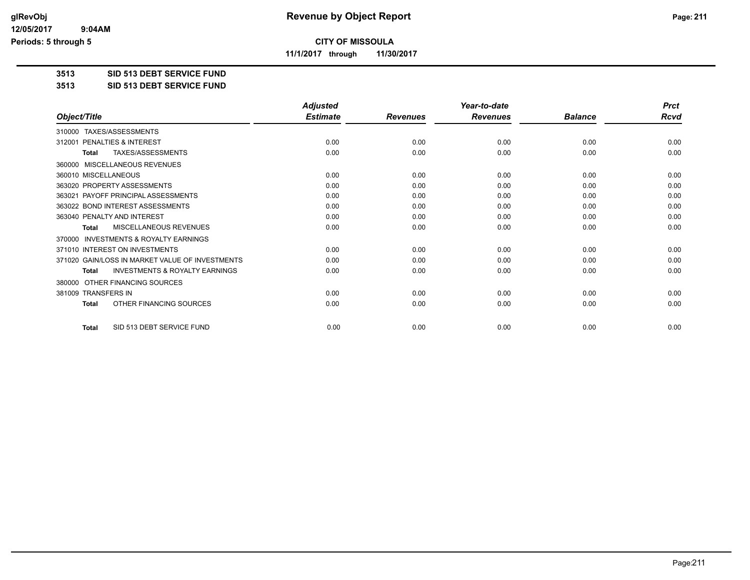# Revenue by Object Report

**CITY OF MISSOULA**

**11/1/2017 through 11/30/2017**

glRevObj
12/05/2017 9:04AM
Periods: 5 through 5

**3513 SID 513 DEBT SERVICE FUND**

**3513 SID 513 DEBT SERVICE FUND**

| Object/Title | Adjusted Estimate | Revenues | Year-to-date Revenues | Balance | Prct Rcvd |
|---|---|---|---|---|---|
| 310000 TAXES/ASSESSMENTS | | | | | |
| 312001 PENALTIES & INTEREST | 0.00 | 0.00 | 0.00 | 0.00 | 0.00 |
| **Total** TAXES/ASSESSMENTS | 0.00 | 0.00 | 0.00 | 0.00 | 0.00 |
| 360000 MISCELLANEOUS REVENUES | | | | | |
| 360010 MISCELLANEOUS | 0.00 | 0.00 | 0.00 | 0.00 | 0.00 |
| 363020 PROPERTY ASSESSMENTS | 0.00 | 0.00 | 0.00 | 0.00 | 0.00 |
| 363021 PAYOFF PRINCIPAL ASSESSMENTS | 0.00 | 0.00 | 0.00 | 0.00 | 0.00 |
| 363022 BOND INTEREST ASSESSMENTS | 0.00 | 0.00 | 0.00 | 0.00 | 0.00 |
| 363040 PENALTY AND INTEREST | 0.00 | 0.00 | 0.00 | 0.00 | 0.00 |
| **Total** MISCELLANEOUS REVENUES | 0.00 | 0.00 | 0.00 | 0.00 | 0.00 |
| 370000 INVESTMENTS & ROYALTY EARNINGS | | | | | |
| 371010 INTEREST ON INVESTMENTS | 0.00 | 0.00 | 0.00 | 0.00 | 0.00 |
| 371020 GAIN/LOSS IN MARKET VALUE OF INVESTMENTS | 0.00 | 0.00 | 0.00 | 0.00 | 0.00 |
| **Total** INVESTMENTS & ROYALTY EARNINGS | 0.00 | 0.00 | 0.00 | 0.00 | 0.00 |
| 380000 OTHER FINANCING SOURCES | | | | | |
| 381009 TRANSFERS IN | 0.00 | 0.00 | 0.00 | 0.00 | 0.00 |
| **Total** OTHER FINANCING SOURCES | 0.00 | 0.00 | 0.00 | 0.00 | 0.00 |
| **Total** SID 513 DEBT SERVICE FUND | 0.00 | 0.00 | 0.00 | 0.00 | 0.00 |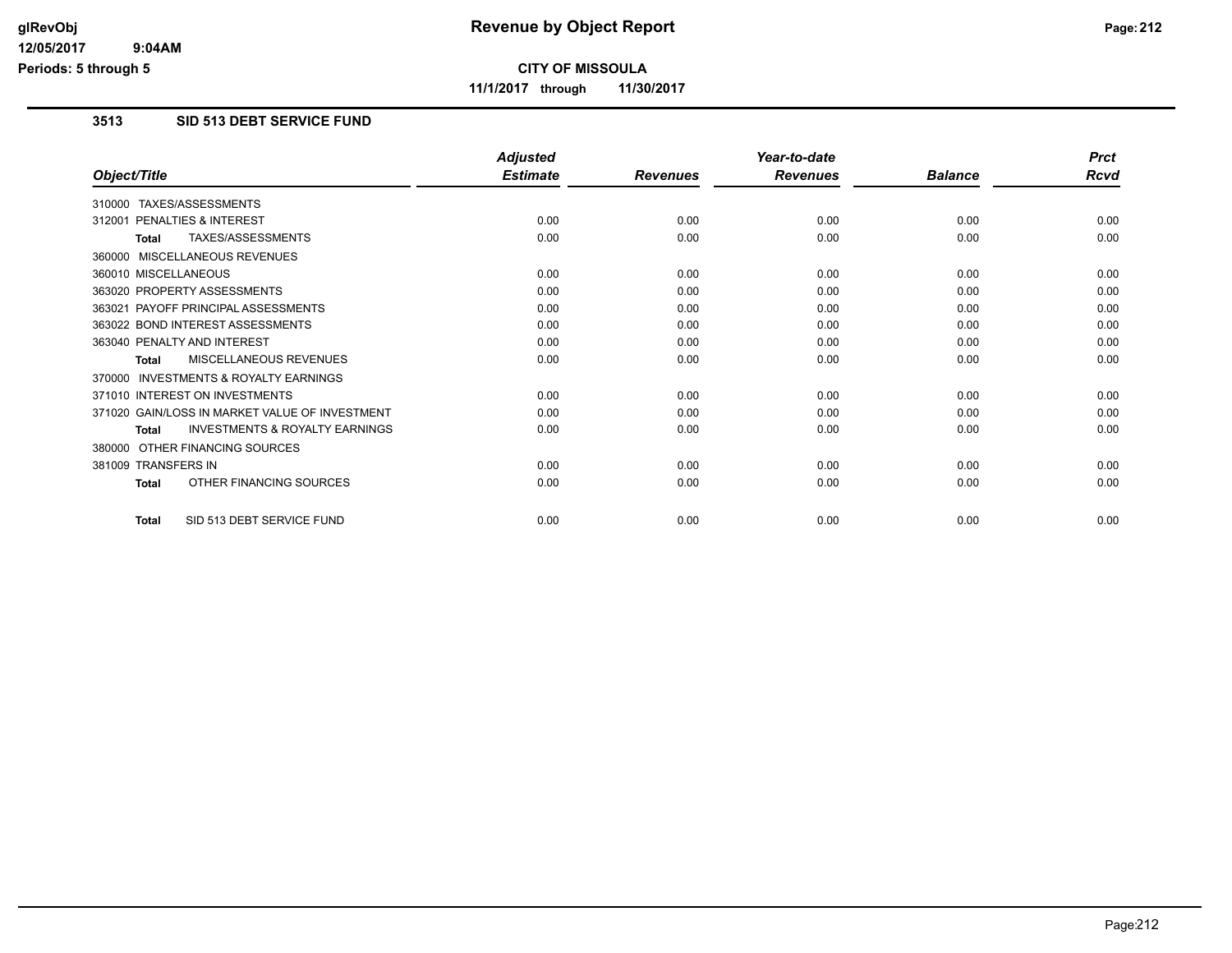# Revenue by Object Report

**CITY OF MISSOULA**

**11/1/2017 through 11/30/2017**

glRevObj
12/05/2017 9:04AM
Periods: 5 through 5

## 3513 SID 513 DEBT SERVICE FUND

| Object/Title | Adjusted Estimate | Revenues | Year-to-date Revenues | Balance | Prct Rcvd |
|---|---|---|---|---|---|
| 310000 TAXES/ASSESSMENTS | | | | | |
| 312001 PENALTIES & INTEREST | 0.00 | 0.00 | 0.00 | 0.00 | 0.00 |
| **Total** TAXES/ASSESSMENTS | 0.00 | 0.00 | 0.00 | 0.00 | 0.00 |
| 360000 MISCELLANEOUS REVENUES | | | | | |
| 360010 MISCELLANEOUS | 0.00 | 0.00 | 0.00 | 0.00 | 0.00 |
| 363020 PROPERTY ASSESSMENTS | 0.00 | 0.00 | 0.00 | 0.00 | 0.00 |
| 363021 PAYOFF PRINCIPAL ASSESSMENTS | 0.00 | 0.00 | 0.00 | 0.00 | 0.00 |
| 363022 BOND INTEREST ASSESSMENTS | 0.00 | 0.00 | 0.00 | 0.00 | 0.00 |
| 363040 PENALTY AND INTEREST | 0.00 | 0.00 | 0.00 | 0.00 | 0.00 |
| **Total** MISCELLANEOUS REVENUES | 0.00 | 0.00 | 0.00 | 0.00 | 0.00 |
| 370000 INVESTMENTS & ROYALTY EARNINGS | | | | | |
| 371010 INTEREST ON INVESTMENTS | 0.00 | 0.00 | 0.00 | 0.00 | 0.00 |
| 371020 GAIN/LOSS IN MARKET VALUE OF INVESTMENT | 0.00 | 0.00 | 0.00 | 0.00 | 0.00 |
| **Total** INVESTMENTS & ROYALTY EARNINGS | 0.00 | 0.00 | 0.00 | 0.00 | 0.00 |
| 380000 OTHER FINANCING SOURCES | | | | | |
| 381009 TRANSFERS IN | 0.00 | 0.00 | 0.00 | 0.00 | 0.00 |
| **Total** OTHER FINANCING SOURCES | 0.00 | 0.00 | 0.00 | 0.00 | 0.00 |
| **Total** SID 513 DEBT SERVICE FUND | 0.00 | 0.00 | 0.00 | 0.00 | 0.00 |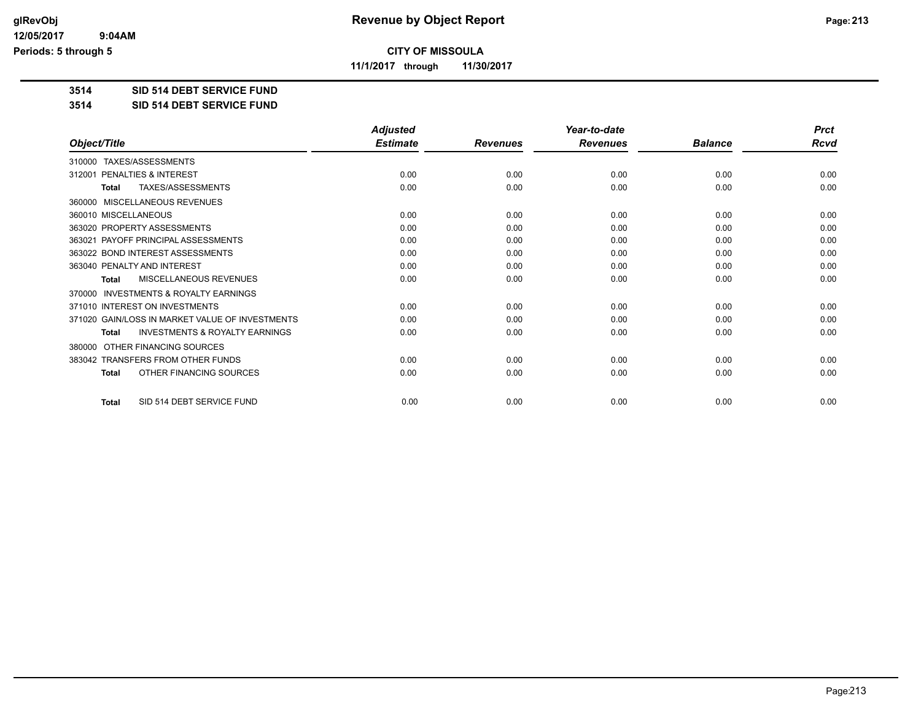**CITY OF MISSOULA**

**11/1/2017 through 11/30/2017**

**3514 SID 514 DEBT SERVICE FUND**

**3514 SID 514 DEBT SERVICE FUND**

| Object/Title | Adjusted Estimate | Revenues | Year-to-date Revenues | Balance | Prct Rcvd |
|---|---|---|---|---|---|
| 310000 TAXES/ASSESSMENTS | | | | | |
| 312001 PENALTIES & INTEREST | 0.00 | 0.00 | 0.00 | 0.00 | 0.00 |
| **Total** TAXES/ASSESSMENTS | 0.00 | 0.00 | 0.00 | 0.00 | 0.00 |
| 360000 MISCELLANEOUS REVENUES | | | | | |
| 360010 MISCELLANEOUS | 0.00 | 0.00 | 0.00 | 0.00 | 0.00 |
| 363020 PROPERTY ASSESSMENTS | 0.00 | 0.00 | 0.00 | 0.00 | 0.00 |
| 363021 PAYOFF PRINCIPAL ASSESSMENTS | 0.00 | 0.00 | 0.00 | 0.00 | 0.00 |
| 363022 BOND INTEREST ASSESSMENTS | 0.00 | 0.00 | 0.00 | 0.00 | 0.00 |
| 363040 PENALTY AND INTEREST | 0.00 | 0.00 | 0.00 | 0.00 | 0.00 |
| **Total** MISCELLANEOUS REVENUES | 0.00 | 0.00 | 0.00 | 0.00 | 0.00 |
| 370000 INVESTMENTS & ROYALTY EARNINGS | | | | | |
| 371010 INTEREST ON INVESTMENTS | 0.00 | 0.00 | 0.00 | 0.00 | 0.00 |
| 371020 GAIN/LOSS IN MARKET VALUE OF INVESTMENTS | 0.00 | 0.00 | 0.00 | 0.00 | 0.00 |
| **Total** INVESTMENTS & ROYALTY EARNINGS | 0.00 | 0.00 | 0.00 | 0.00 | 0.00 |
| 380000 OTHER FINANCING SOURCES | | | | | |
| 383042 TRANSFERS FROM OTHER FUNDS | 0.00 | 0.00 | 0.00 | 0.00 | 0.00 |
| **Total** OTHER FINANCING SOURCES | 0.00 | 0.00 | 0.00 | 0.00 | 0.00 |
| **Total** SID 514 DEBT SERVICE FUND | 0.00 | 0.00 | 0.00 | 0.00 | 0.00 |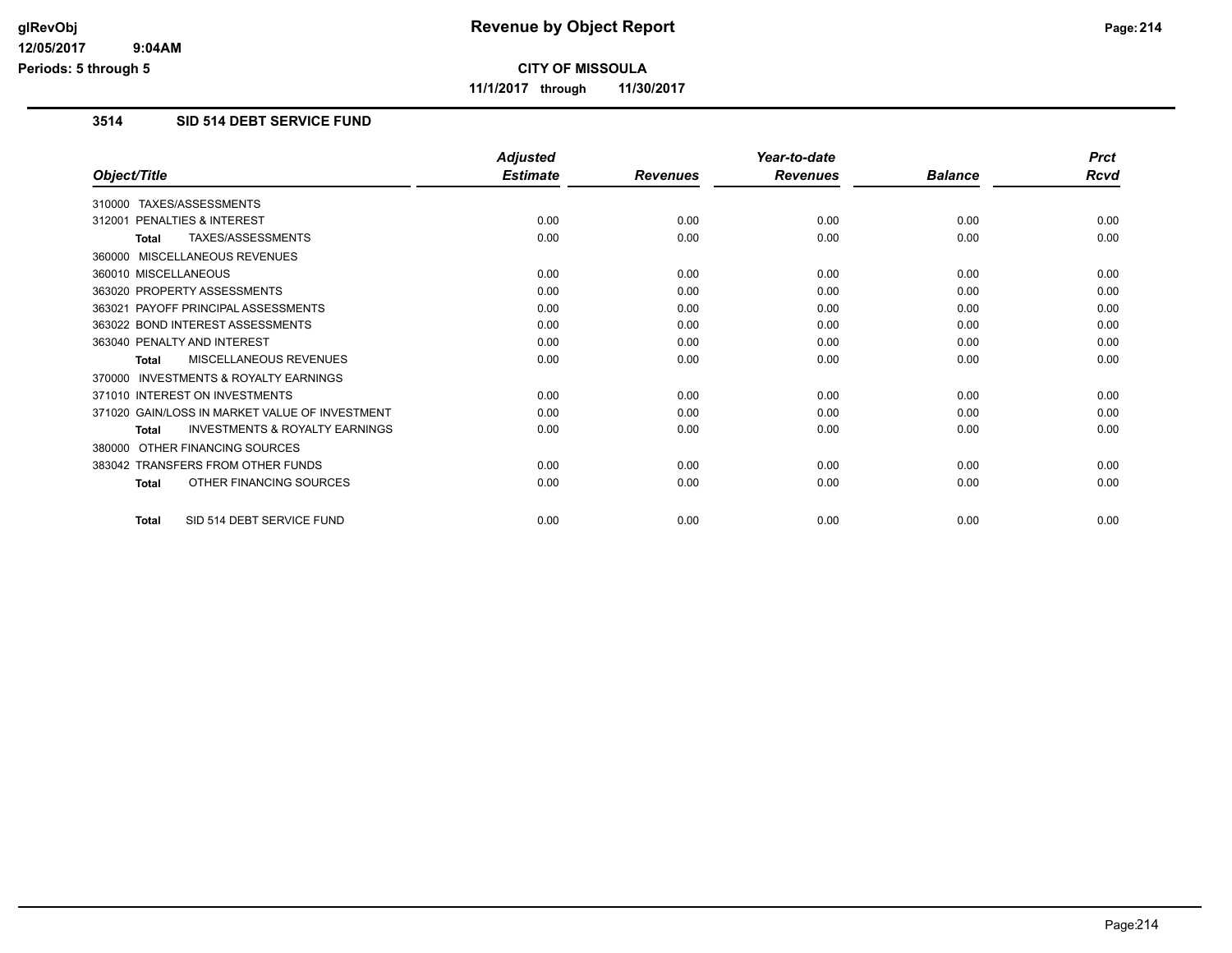# CITY OF MISSOULA

**11/1/2017 through 11/30/2017**

## 3514 SID 514 DEBT SERVICE FUND

| Object/Title | Adjusted Estimate | Revenues | Year-to-date Revenues | Balance | Prct Rcvd |
|---|---|---|---|---|---|
| 310000 TAXES/ASSESSMENTS | | | | | |
| 312001 PENALTIES & INTEREST | 0.00 | 0.00 | 0.00 | 0.00 | 0.00 |
| **Total** TAXES/ASSESSMENTS | 0.00 | 0.00 | 0.00 | 0.00 | 0.00 |
| 360000 MISCELLANEOUS REVENUES | | | | | |
| 360010 MISCELLANEOUS | 0.00 | 0.00 | 0.00 | 0.00 | 0.00 |
| 363020 PROPERTY ASSESSMENTS | 0.00 | 0.00 | 0.00 | 0.00 | 0.00 |
| 363021 PAYOFF PRINCIPAL ASSESSMENTS | 0.00 | 0.00 | 0.00 | 0.00 | 0.00 |
| 363022 BOND INTEREST ASSESSMENTS | 0.00 | 0.00 | 0.00 | 0.00 | 0.00 |
| 363040 PENALTY AND INTEREST | 0.00 | 0.00 | 0.00 | 0.00 | 0.00 |
| **Total** MISCELLANEOUS REVENUES | 0.00 | 0.00 | 0.00 | 0.00 | 0.00 |
| 370000 INVESTMENTS & ROYALTY EARNINGS | | | | | |
| 371010 INTEREST ON INVESTMENTS | 0.00 | 0.00 | 0.00 | 0.00 | 0.00 |
| 371020 GAIN/LOSS IN MARKET VALUE OF INVESTMENT | 0.00 | 0.00 | 0.00 | 0.00 | 0.00 |
| **Total** INVESTMENTS & ROYALTY EARNINGS | 0.00 | 0.00 | 0.00 | 0.00 | 0.00 |
| 380000 OTHER FINANCING SOURCES | | | | | |
| 383042 TRANSFERS FROM OTHER FUNDS | 0.00 | 0.00 | 0.00 | 0.00 | 0.00 |
| **Total** OTHER FINANCING SOURCES | 0.00 | 0.00 | 0.00 | 0.00 | 0.00 |
| **Total** SID 514 DEBT SERVICE FUND | 0.00 | 0.00 | 0.00 | 0.00 | 0.00 |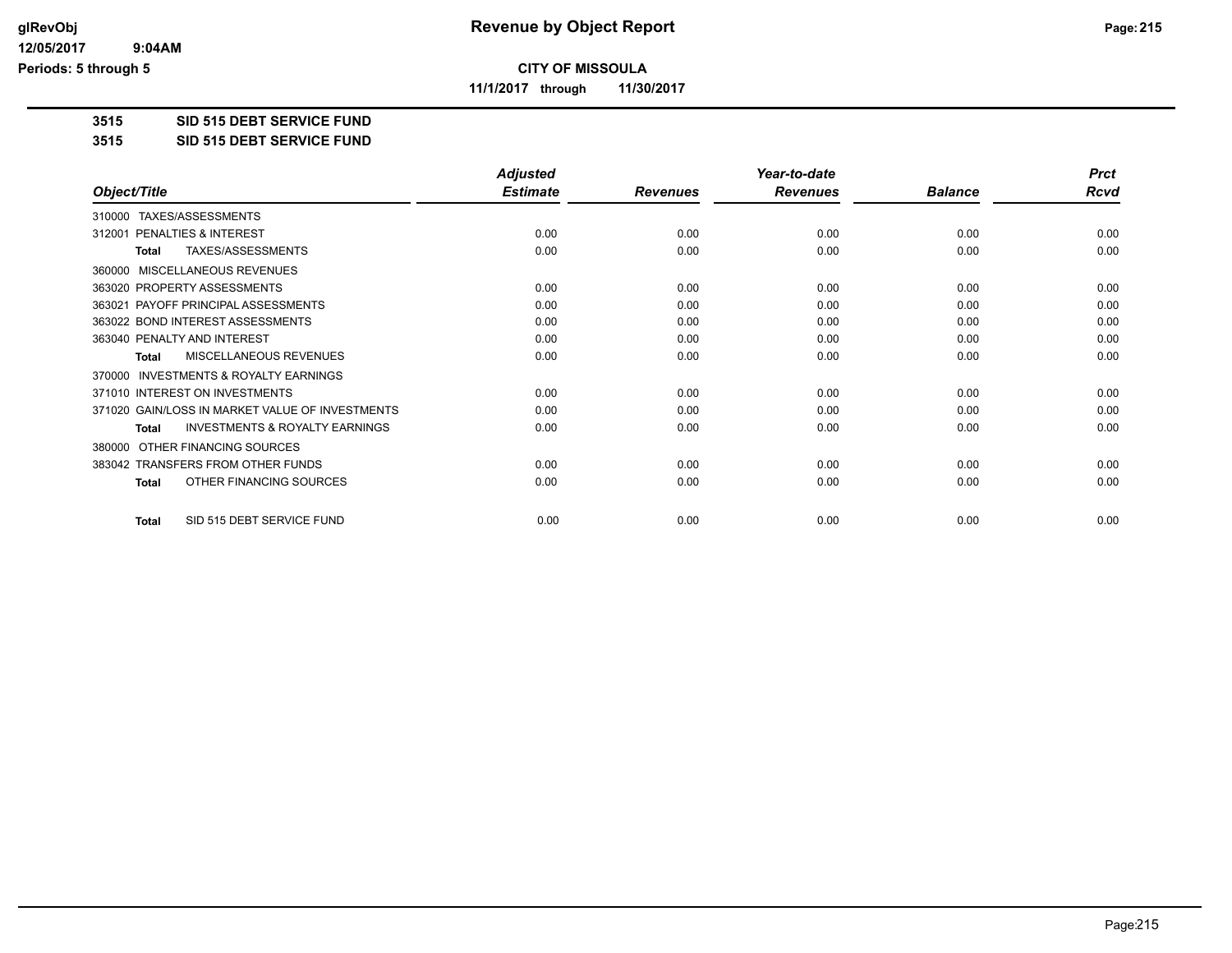# Revenue by Object Report

**CITY OF MISSOULA**

**11/1/2017 through 11/30/2017**

**3515 SID 515 DEBT SERVICE FUND**

**3515 SID 515 DEBT SERVICE FUND**

| Object/Title | Adjusted Estimate | Revenues | Year-to-date Revenues | Balance | Prct Rcvd |
|---|---|---|---|---|---|
| 310000 TAXES/ASSESSMENTS | | | | | |
| 312001 PENALTIES & INTEREST | 0.00 | 0.00 | 0.00 | 0.00 | 0.00 |
| **Total** TAXES/ASSESSMENTS | 0.00 | 0.00 | 0.00 | 0.00 | 0.00 |
| 360000 MISCELLANEOUS REVENUES | | | | | |
| 363020 PROPERTY ASSESSMENTS | 0.00 | 0.00 | 0.00 | 0.00 | 0.00 |
| 363021 PAYOFF PRINCIPAL ASSESSMENTS | 0.00 | 0.00 | 0.00 | 0.00 | 0.00 |
| 363022 BOND INTEREST ASSESSMENTS | 0.00 | 0.00 | 0.00 | 0.00 | 0.00 |
| 363040 PENALTY AND INTEREST | 0.00 | 0.00 | 0.00 | 0.00 | 0.00 |
| **Total** MISCELLANEOUS REVENUES | 0.00 | 0.00 | 0.00 | 0.00 | 0.00 |
| 370000 INVESTMENTS & ROYALTY EARNINGS | | | | | |
| 371010 INTEREST ON INVESTMENTS | 0.00 | 0.00 | 0.00 | 0.00 | 0.00 |
| 371020 GAIN/LOSS IN MARKET VALUE OF INVESTMENTS | 0.00 | 0.00 | 0.00 | 0.00 | 0.00 |
| **Total** INVESTMENTS & ROYALTY EARNINGS | 0.00 | 0.00 | 0.00 | 0.00 | 0.00 |
| 380000 OTHER FINANCING SOURCES | | | | | |
| 383042 TRANSFERS FROM OTHER FUNDS | 0.00 | 0.00 | 0.00 | 0.00 | 0.00 |
| **Total** OTHER FINANCING SOURCES | 0.00 | 0.00 | 0.00 | 0.00 | 0.00 |
| **Total** SID 515 DEBT SERVICE FUND | 0.00 | 0.00 | 0.00 | 0.00 | 0.00 |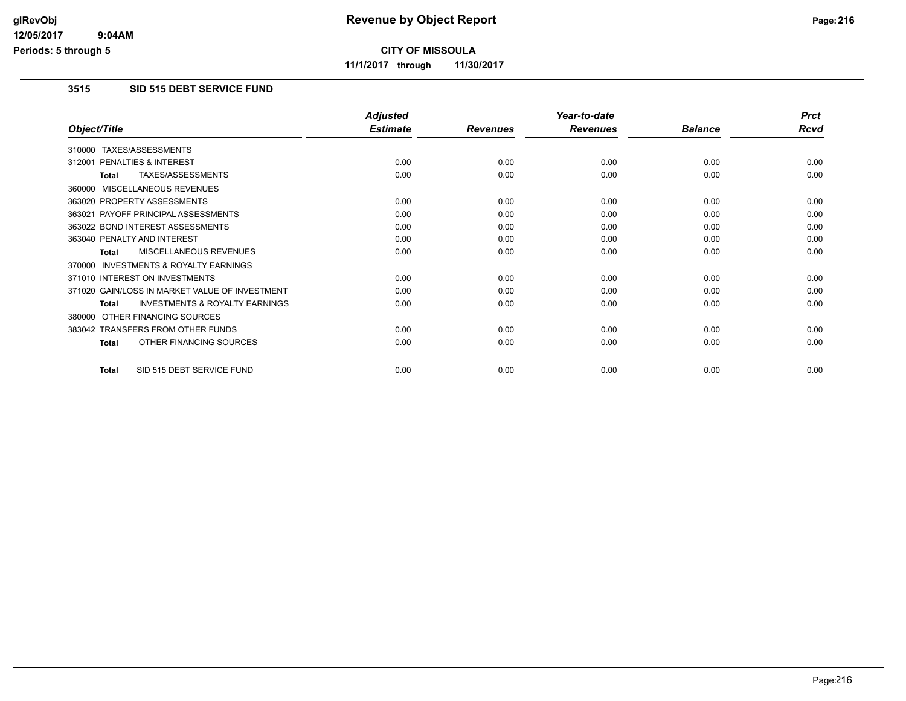**CITY OF MISSOULA**

**11/1/2017 through 11/30/2017**

## 3515 SID 515 DEBT SERVICE FUND

| Object/Title | Adjusted Estimate | Revenues | Year-to-date Revenues | Balance | Prct Rcvd |
|---|---|---|---|---|---|
| 310000 TAXES/ASSESSMENTS | | | | | |
| 312001 PENALTIES & INTEREST | 0.00 | 0.00 | 0.00 | 0.00 | 0.00 |
| **Total** TAXES/ASSESSMENTS | 0.00 | 0.00 | 0.00 | 0.00 | 0.00 |
| 360000 MISCELLANEOUS REVENUES | | | | | |
| 363020 PROPERTY ASSESSMENTS | 0.00 | 0.00 | 0.00 | 0.00 | 0.00 |
| 363021 PAYOFF PRINCIPAL ASSESSMENTS | 0.00 | 0.00 | 0.00 | 0.00 | 0.00 |
| 363022 BOND INTEREST ASSESSMENTS | 0.00 | 0.00 | 0.00 | 0.00 | 0.00 |
| 363040 PENALTY AND INTEREST | 0.00 | 0.00 | 0.00 | 0.00 | 0.00 |
| **Total** MISCELLANEOUS REVENUES | 0.00 | 0.00 | 0.00 | 0.00 | 0.00 |
| 370000 INVESTMENTS & ROYALTY EARNINGS | | | | | |
| 371010 INTEREST ON INVESTMENTS | 0.00 | 0.00 | 0.00 | 0.00 | 0.00 |
| 371020 GAIN/LOSS IN MARKET VALUE OF INVESTMENT | 0.00 | 0.00 | 0.00 | 0.00 | 0.00 |
| **Total** INVESTMENTS & ROYALTY EARNINGS | 0.00 | 0.00 | 0.00 | 0.00 | 0.00 |
| 380000 OTHER FINANCING SOURCES | | | | | |
| 383042 TRANSFERS FROM OTHER FUNDS | 0.00 | 0.00 | 0.00 | 0.00 | 0.00 |
| **Total** OTHER FINANCING SOURCES | 0.00 | 0.00 | 0.00 | 0.00 | 0.00 |
| **Total** SID 515 DEBT SERVICE FUND | 0.00 | 0.00 | 0.00 | 0.00 | 0.00 |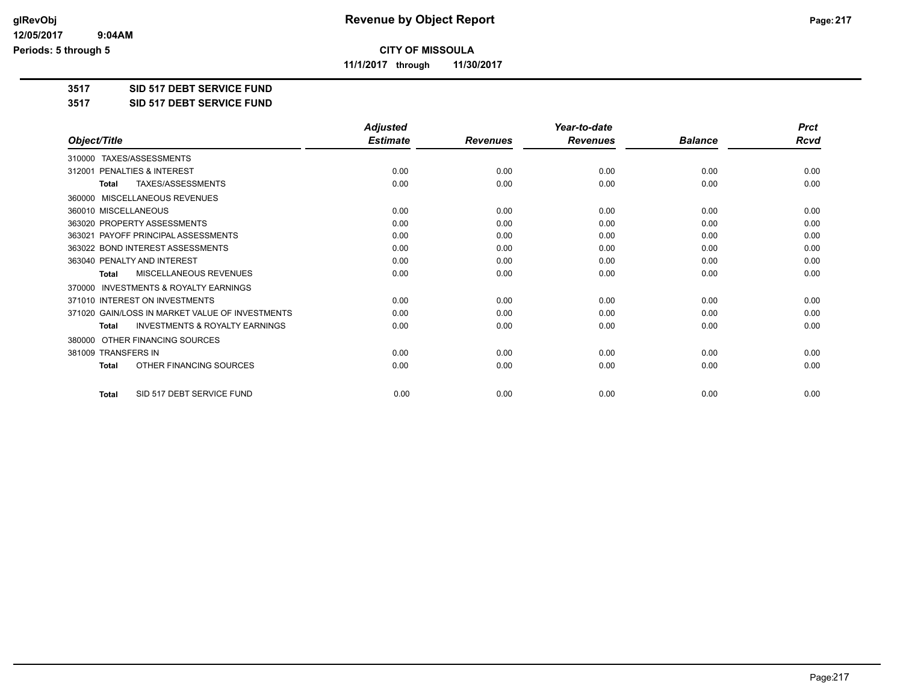# Revenue by Object Report

**CITY OF MISSOULA**

**11/1/2017 through 11/30/2017**

glRevObj
12/05/2017 9:04AM
Periods: 5 through 5

## 3517 SID 517 DEBT SERVICE FUND

## 3517 SID 517 DEBT SERVICE FUND

| Object/Title | Adjusted Estimate | Revenues | Year-to-date Revenues | Balance | Prct Rcvd |
|---|---|---|---|---|---|
| 310000 TAXES/ASSESSMENTS | | | | | |
| 312001 PENALTIES & INTEREST | 0.00 | 0.00 | 0.00 | 0.00 | 0.00 |
| **Total** TAXES/ASSESSMENTS | 0.00 | 0.00 | 0.00 | 0.00 | 0.00 |
| 360000 MISCELLANEOUS REVENUES | | | | | |
| 360010 MISCELLANEOUS | 0.00 | 0.00 | 0.00 | 0.00 | 0.00 |
| 363020 PROPERTY ASSESSMENTS | 0.00 | 0.00 | 0.00 | 0.00 | 0.00 |
| 363021 PAYOFF PRINCIPAL ASSESSMENTS | 0.00 | 0.00 | 0.00 | 0.00 | 0.00 |
| 363022 BOND INTEREST ASSESSMENTS | 0.00 | 0.00 | 0.00 | 0.00 | 0.00 |
| 363040 PENALTY AND INTEREST | 0.00 | 0.00 | 0.00 | 0.00 | 0.00 |
| **Total** MISCELLANEOUS REVENUES | 0.00 | 0.00 | 0.00 | 0.00 | 0.00 |
| 370000 INVESTMENTS & ROYALTY EARNINGS | | | | | |
| 371010 INTEREST ON INVESTMENTS | 0.00 | 0.00 | 0.00 | 0.00 | 0.00 |
| 371020 GAIN/LOSS IN MARKET VALUE OF INVESTMENTS | 0.00 | 0.00 | 0.00 | 0.00 | 0.00 |
| **Total** INVESTMENTS & ROYALTY EARNINGS | 0.00 | 0.00 | 0.00 | 0.00 | 0.00 |
| 380000 OTHER FINANCING SOURCES | | | | | |
| 381009 TRANSFERS IN | 0.00 | 0.00 | 0.00 | 0.00 | 0.00 |
| **Total** OTHER FINANCING SOURCES | 0.00 | 0.00 | 0.00 | 0.00 | 0.00 |
| **Total** SID 517 DEBT SERVICE FUND | 0.00 | 0.00 | 0.00 | 0.00 | 0.00 |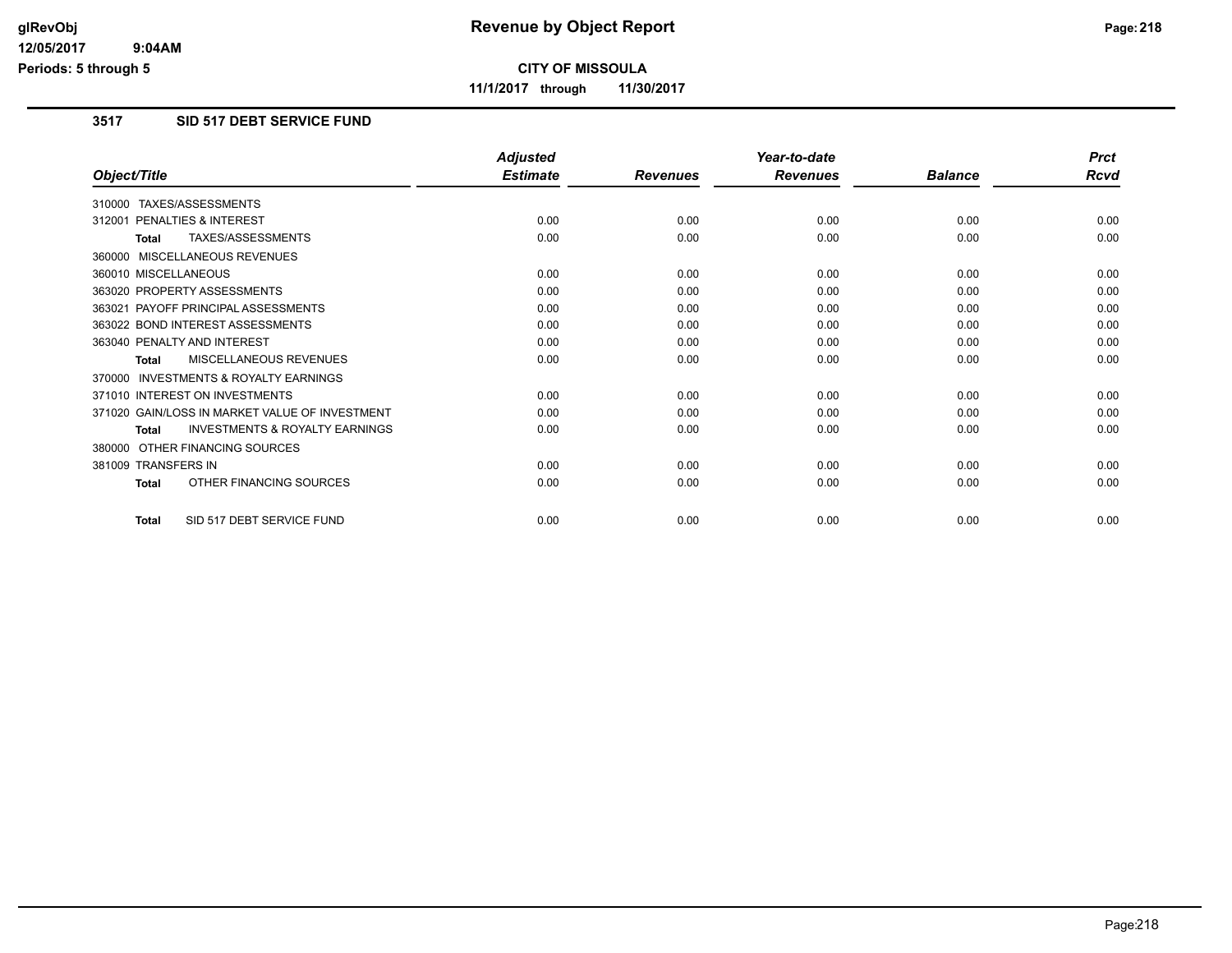# Revenue by Object Report

**CITY OF MISSOULA**

**11/1/2017 through 11/30/2017**

### 3517 SID 517 DEBT SERVICE FUND

| Object/Title | Adjusted Estimate | Revenues | Year-to-date Revenues | Balance | Prct Rcvd |
|---|---|---|---|---|---|
| 310000 TAXES/ASSESSMENTS | | | | | |
| 312001 PENALTIES & INTEREST | 0.00 | 0.00 | 0.00 | 0.00 | 0.00 |
| **Total** TAXES/ASSESSMENTS | 0.00 | 0.00 | 0.00 | 0.00 | 0.00 |
| 360000 MISCELLANEOUS REVENUES | | | | | |
| 360010 MISCELLANEOUS | 0.00 | 0.00 | 0.00 | 0.00 | 0.00 |
| 363020 PROPERTY ASSESSMENTS | 0.00 | 0.00 | 0.00 | 0.00 | 0.00 |
| 363021 PAYOFF PRINCIPAL ASSESSMENTS | 0.00 | 0.00 | 0.00 | 0.00 | 0.00 |
| 363022 BOND INTEREST ASSESSMENTS | 0.00 | 0.00 | 0.00 | 0.00 | 0.00 |
| 363040 PENALTY AND INTEREST | 0.00 | 0.00 | 0.00 | 0.00 | 0.00 |
| **Total** MISCELLANEOUS REVENUES | 0.00 | 0.00 | 0.00 | 0.00 | 0.00 |
| 370000 INVESTMENTS & ROYALTY EARNINGS | | | | | |
| 371010 INTEREST ON INVESTMENTS | 0.00 | 0.00 | 0.00 | 0.00 | 0.00 |
| 371020 GAIN/LOSS IN MARKET VALUE OF INVESTMENT | 0.00 | 0.00 | 0.00 | 0.00 | 0.00 |
| **Total** INVESTMENTS & ROYALTY EARNINGS | 0.00 | 0.00 | 0.00 | 0.00 | 0.00 |
| 380000 OTHER FINANCING SOURCES | | | | | |
| 381009 TRANSFERS IN | 0.00 | 0.00 | 0.00 | 0.00 | 0.00 |
| **Total** OTHER FINANCING SOURCES | 0.00 | 0.00 | 0.00 | 0.00 | 0.00 |
| **Total** SID 517 DEBT SERVICE FUND | 0.00 | 0.00 | 0.00 | 0.00 | 0.00 |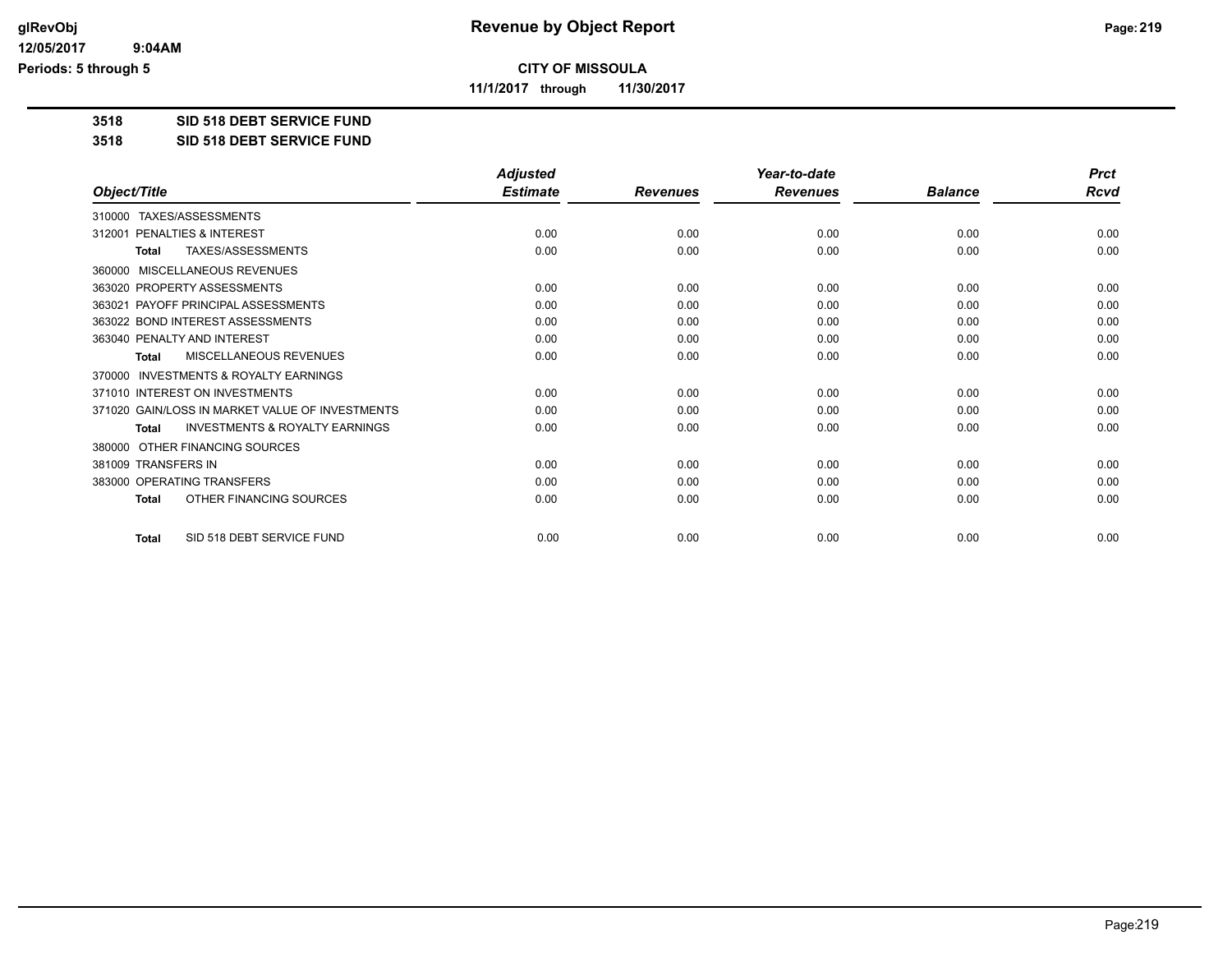# CITY OF MISSOULA

**11/1/2017 through 11/30/2017**

## 3518 SID 518 DEBT SERVICE FUND

## 3518 SID 518 DEBT SERVICE FUND

| Object/Title | Adjusted Estimate | Revenues | Year-to-date Revenues | Balance | Prct Rcvd |
|---|---|---|---|---|---|
| 310000 TAXES/ASSESSMENTS | | | | | |
| 312001 PENALTIES & INTEREST | 0.00 | 0.00 | 0.00 | 0.00 | 0.00 |
| **Total** TAXES/ASSESSMENTS | 0.00 | 0.00 | 0.00 | 0.00 | 0.00 |
| 360000 MISCELLANEOUS REVENUES | | | | | |
| 363020 PROPERTY ASSESSMENTS | 0.00 | 0.00 | 0.00 | 0.00 | 0.00 |
| 363021 PAYOFF PRINCIPAL ASSESSMENTS | 0.00 | 0.00 | 0.00 | 0.00 | 0.00 |
| 363022 BOND INTEREST ASSESSMENTS | 0.00 | 0.00 | 0.00 | 0.00 | 0.00 |
| 363040 PENALTY AND INTEREST | 0.00 | 0.00 | 0.00 | 0.00 | 0.00 |
| **Total** MISCELLANEOUS REVENUES | 0.00 | 0.00 | 0.00 | 0.00 | 0.00 |
| 370000 INVESTMENTS & ROYALTY EARNINGS | | | | | |
| 371010 INTEREST ON INVESTMENTS | 0.00 | 0.00 | 0.00 | 0.00 | 0.00 |
| 371020 GAIN/LOSS IN MARKET VALUE OF INVESTMENTS | 0.00 | 0.00 | 0.00 | 0.00 | 0.00 |
| **Total** INVESTMENTS & ROYALTY EARNINGS | 0.00 | 0.00 | 0.00 | 0.00 | 0.00 |
| 380000 OTHER FINANCING SOURCES | | | | | |
| 381009 TRANSFERS IN | 0.00 | 0.00 | 0.00 | 0.00 | 0.00 |
| 383000 OPERATING TRANSFERS | 0.00 | 0.00 | 0.00 | 0.00 | 0.00 |
| **Total** OTHER FINANCING SOURCES | 0.00 | 0.00 | 0.00 | 0.00 | 0.00 |
| **Total** SID 518 DEBT SERVICE FUND | 0.00 | 0.00 | 0.00 | 0.00 | 0.00 |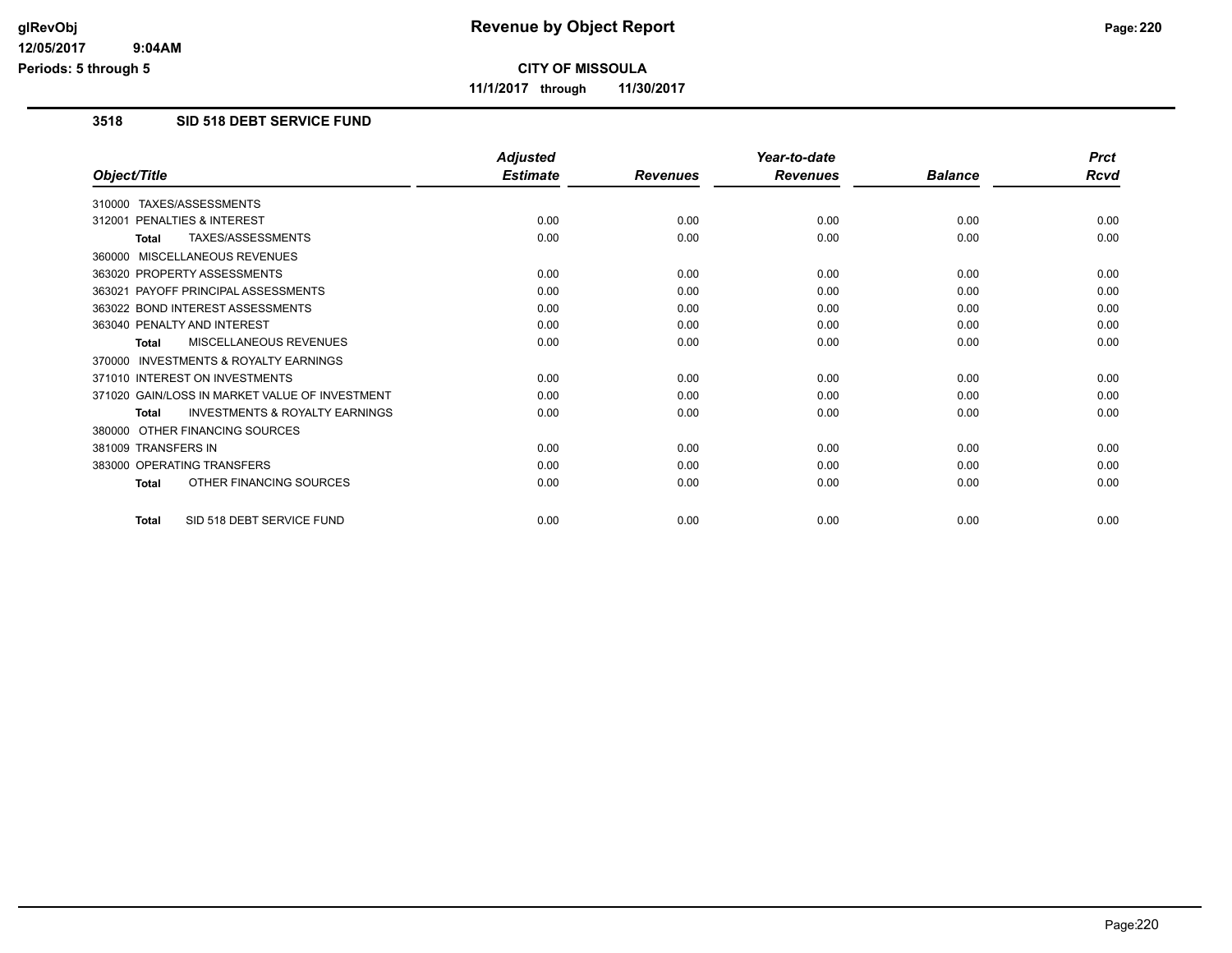# Revenue by Object Report

**CITY OF MISSOULA**

**11/1/2017 through 11/30/2017**

glRevObj
12/05/2017 9:04AM
Periods: 5 through 5

## 3518 SID 518 DEBT SERVICE FUND

| Object/Title | Adjusted Estimate | Revenues | Year-to-date Revenues | Balance | Prct Rcvd |
|---|---|---|---|---|---|
| 310000 TAXES/ASSESSMENTS | | | | | |
| 312001 PENALTIES & INTEREST | 0.00 | 0.00 | 0.00 | 0.00 | 0.00 |
| **Total** TAXES/ASSESSMENTS | 0.00 | 0.00 | 0.00 | 0.00 | 0.00 |
| 360000 MISCELLANEOUS REVENUES | | | | | |
| 363020 PROPERTY ASSESSMENTS | 0.00 | 0.00 | 0.00 | 0.00 | 0.00 |
| 363021 PAYOFF PRINCIPAL ASSESSMENTS | 0.00 | 0.00 | 0.00 | 0.00 | 0.00 |
| 363022 BOND INTEREST ASSESSMENTS | 0.00 | 0.00 | 0.00 | 0.00 | 0.00 |
| 363040 PENALTY AND INTEREST | 0.00 | 0.00 | 0.00 | 0.00 | 0.00 |
| **Total** MISCELLANEOUS REVENUES | 0.00 | 0.00 | 0.00 | 0.00 | 0.00 |
| 370000 INVESTMENTS & ROYALTY EARNINGS | | | | | |
| 371010 INTEREST ON INVESTMENTS | 0.00 | 0.00 | 0.00 | 0.00 | 0.00 |
| 371020 GAIN/LOSS IN MARKET VALUE OF INVESTMENT | 0.00 | 0.00 | 0.00 | 0.00 | 0.00 |
| **Total** INVESTMENTS & ROYALTY EARNINGS | 0.00 | 0.00 | 0.00 | 0.00 | 0.00 |
| 380000 OTHER FINANCING SOURCES | | | | | |
| 381009 TRANSFERS IN | 0.00 | 0.00 | 0.00 | 0.00 | 0.00 |
| 383000 OPERATING TRANSFERS | 0.00 | 0.00 | 0.00 | 0.00 | 0.00 |
| **Total** OTHER FINANCING SOURCES | 0.00 | 0.00 | 0.00 | 0.00 | 0.00 |
| **Total** SID 518 DEBT SERVICE FUND | 0.00 | 0.00 | 0.00 | 0.00 | 0.00 |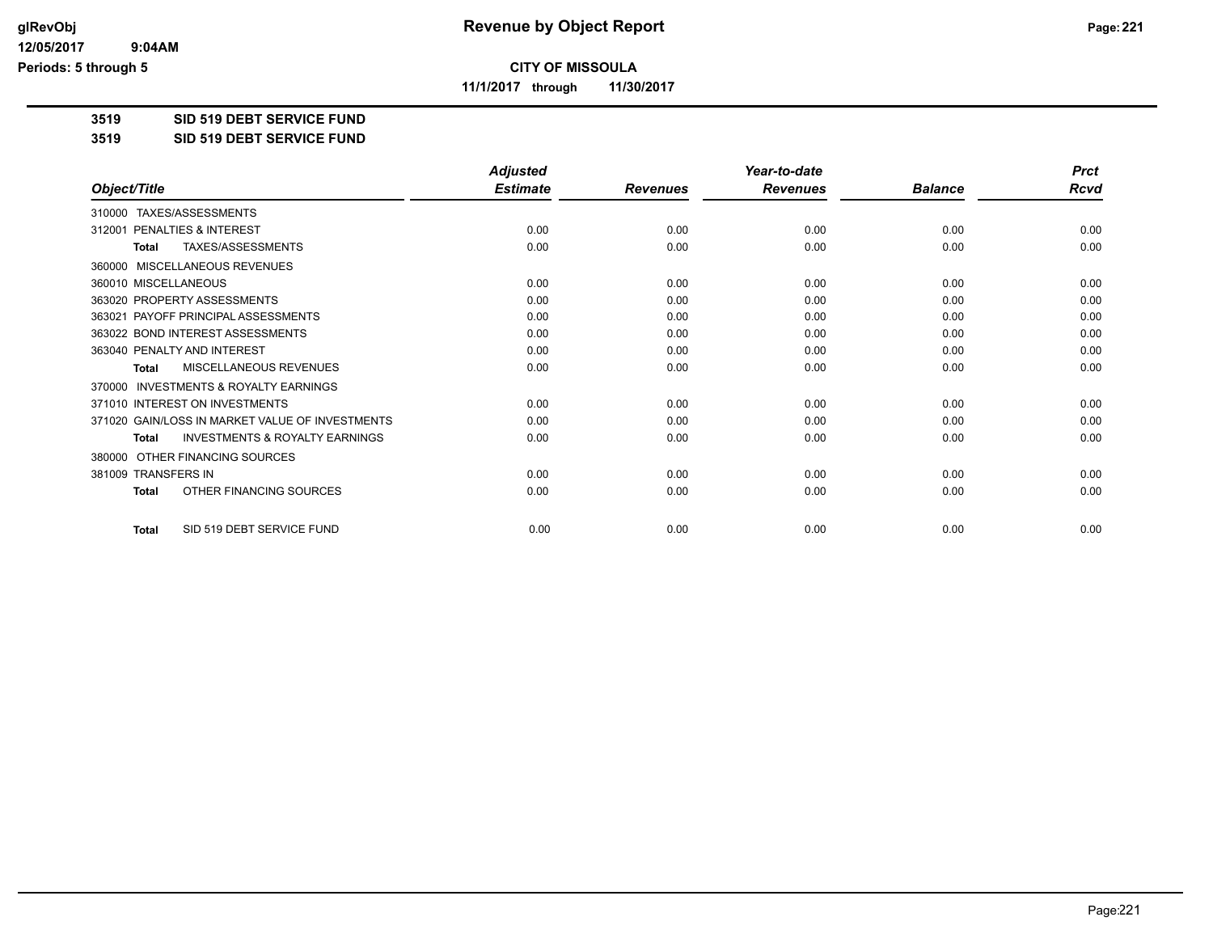**CITY OF MISSOULA**

**11/1/2017 through 11/30/2017**

**3519 SID 519 DEBT SERVICE FUND**

**3519 SID 519 DEBT SERVICE FUND**

| Object/Title | Adjusted Estimate | Revenues | Year-to-date Revenues | Balance | Prct Rcvd |
|---|---|---|---|---|---|
| 310000 TAXES/ASSESSMENTS | | | | | |
| 312001 PENALTIES & INTEREST | 0.00 | 0.00 | 0.00 | 0.00 | 0.00 |
| **Total** TAXES/ASSESSMENTS | 0.00 | 0.00 | 0.00 | 0.00 | 0.00 |
| 360000 MISCELLANEOUS REVENUES | | | | | |
| 360010 MISCELLANEOUS | 0.00 | 0.00 | 0.00 | 0.00 | 0.00 |
| 363020 PROPERTY ASSESSMENTS | 0.00 | 0.00 | 0.00 | 0.00 | 0.00 |
| 363021 PAYOFF PRINCIPAL ASSESSMENTS | 0.00 | 0.00 | 0.00 | 0.00 | 0.00 |
| 363022 BOND INTEREST ASSESSMENTS | 0.00 | 0.00 | 0.00 | 0.00 | 0.00 |
| 363040 PENALTY AND INTEREST | 0.00 | 0.00 | 0.00 | 0.00 | 0.00 |
| **Total** MISCELLANEOUS REVENUES | 0.00 | 0.00 | 0.00 | 0.00 | 0.00 |
| 370000 INVESTMENTS & ROYALTY EARNINGS | | | | | |
| 371010 INTEREST ON INVESTMENTS | 0.00 | 0.00 | 0.00 | 0.00 | 0.00 |
| 371020 GAIN/LOSS IN MARKET VALUE OF INVESTMENTS | 0.00 | 0.00 | 0.00 | 0.00 | 0.00 |
| **Total** INVESTMENTS & ROYALTY EARNINGS | 0.00 | 0.00 | 0.00 | 0.00 | 0.00 |
| 380000 OTHER FINANCING SOURCES | | | | | |
| 381009 TRANSFERS IN | 0.00 | 0.00 | 0.00 | 0.00 | 0.00 |
| **Total** OTHER FINANCING SOURCES | 0.00 | 0.00 | 0.00 | 0.00 | 0.00 |
| **Total** SID 519 DEBT SERVICE FUND | 0.00 | 0.00 | 0.00 | 0.00 | 0.00 |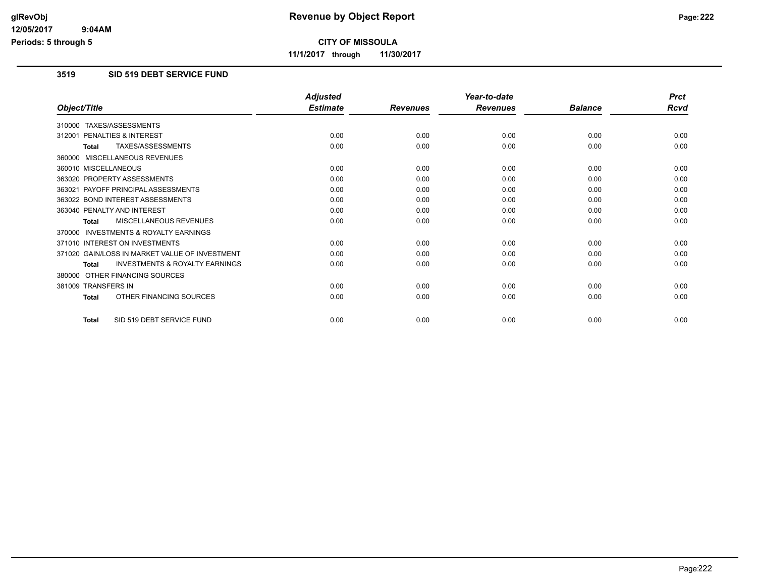# CITY OF MISSOULA

**11/1/2017 through 11/30/2017**

## 3519 SID 519 DEBT SERVICE FUND

| Object/Title | Adjusted Estimate | Revenues | Year-to-date Revenues | Balance | Prct Rcvd |
|---|---|---|---|---|---|
| 310000 TAXES/ASSESSMENTS | | | | | |
| 312001 PENALTIES & INTEREST | 0.00 | 0.00 | 0.00 | 0.00 | 0.00 |
| **Total** TAXES/ASSESSMENTS | 0.00 | 0.00 | 0.00 | 0.00 | 0.00 |
| 360000 MISCELLANEOUS REVENUES | | | | | |
| 360010 MISCELLANEOUS | 0.00 | 0.00 | 0.00 | 0.00 | 0.00 |
| 363020 PROPERTY ASSESSMENTS | 0.00 | 0.00 | 0.00 | 0.00 | 0.00 |
| 363021 PAYOFF PRINCIPAL ASSESSMENTS | 0.00 | 0.00 | 0.00 | 0.00 | 0.00 |
| 363022 BOND INTEREST ASSESSMENTS | 0.00 | 0.00 | 0.00 | 0.00 | 0.00 |
| 363040 PENALTY AND INTEREST | 0.00 | 0.00 | 0.00 | 0.00 | 0.00 |
| **Total** MISCELLANEOUS REVENUES | 0.00 | 0.00 | 0.00 | 0.00 | 0.00 |
| 370000 INVESTMENTS & ROYALTY EARNINGS | | | | | |
| 371010 INTEREST ON INVESTMENTS | 0.00 | 0.00 | 0.00 | 0.00 | 0.00 |
| 371020 GAIN/LOSS IN MARKET VALUE OF INVESTMENT | 0.00 | 0.00 | 0.00 | 0.00 | 0.00 |
| **Total** INVESTMENTS & ROYALTY EARNINGS | 0.00 | 0.00 | 0.00 | 0.00 | 0.00 |
| 380000 OTHER FINANCING SOURCES | | | | | |
| 381009 TRANSFERS IN | 0.00 | 0.00 | 0.00 | 0.00 | 0.00 |
| **Total** OTHER FINANCING SOURCES | 0.00 | 0.00 | 0.00 | 0.00 | 0.00 |
| **Total** SID 519 DEBT SERVICE FUND | 0.00 | 0.00 | 0.00 | 0.00 | 0.00 |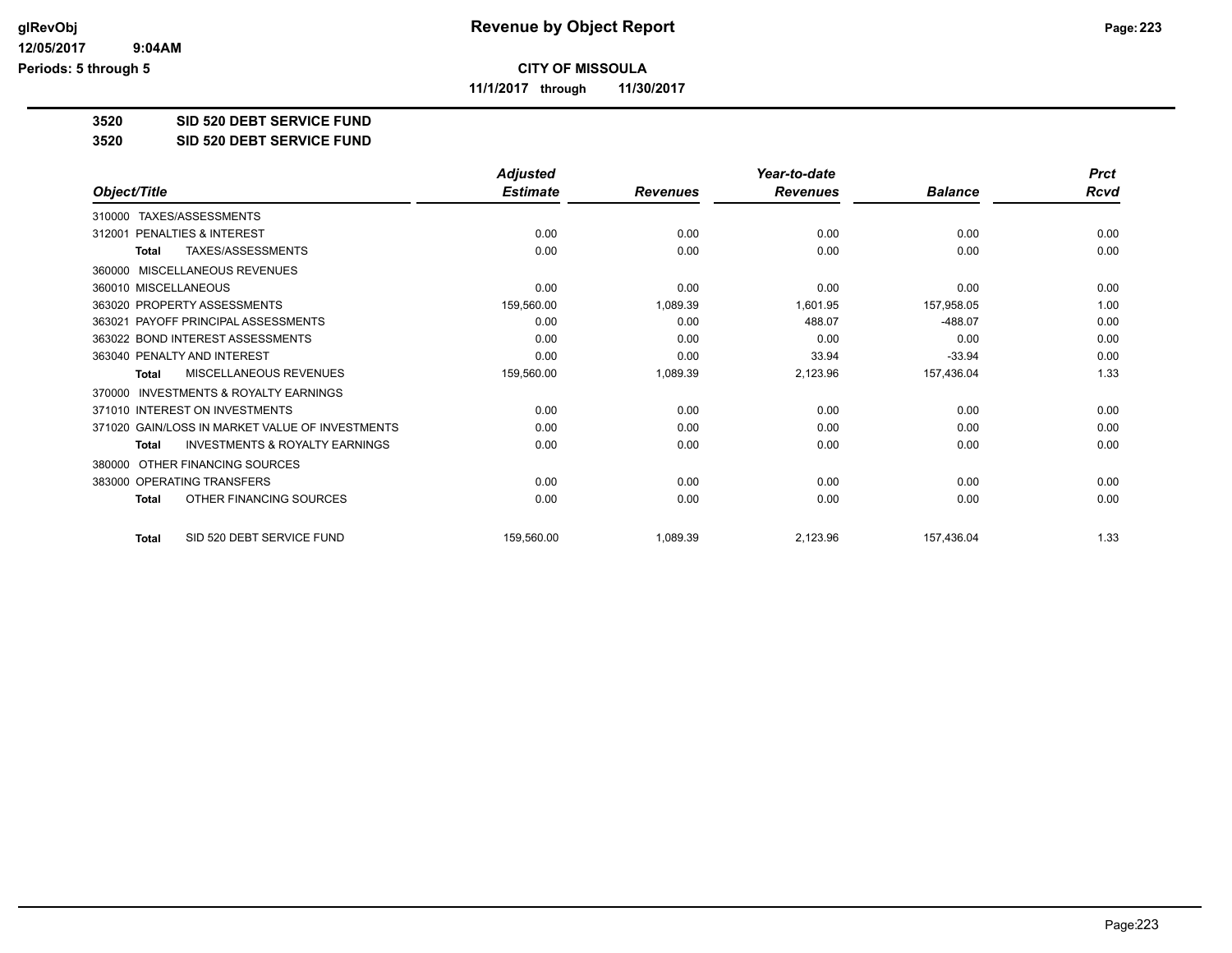# Revenue by Object Report

**CITY OF MISSOULA**

**11/1/2017 through 11/30/2017**

glRevObj
12/05/2017 9:04AM
Periods: 5 through 5

## 3520 SID 520 DEBT SERVICE FUND

## 3520 SID 520 DEBT SERVICE FUND

| Object/Title | Adjusted Estimate | Revenues | Year-to-date Revenues | Balance | Prct Rcvd |
|---|---|---|---|---|---|
| 310000 TAXES/ASSESSMENTS | | | | | |
| 312001 PENALTIES & INTEREST | 0.00 | 0.00 | 0.00 | 0.00 | 0.00 |
| **Total** TAXES/ASSESSMENTS | 0.00 | 0.00 | 0.00 | 0.00 | 0.00 |
| 360000 MISCELLANEOUS REVENUES | | | | | |
| 360010 MISCELLANEOUS | 0.00 | 0.00 | 0.00 | 0.00 | 0.00 |
| 363020 PROPERTY ASSESSMENTS | 159,560.00 | 1,089.39 | 1,601.95 | 157,958.05 | 1.00 |
| 363021 PAYOFF PRINCIPAL ASSESSMENTS | 0.00 | 0.00 | 488.07 | -488.07 | 0.00 |
| 363022 BOND INTEREST ASSESSMENTS | 0.00 | 0.00 | 0.00 | 0.00 | 0.00 |
| 363040 PENALTY AND INTEREST | 0.00 | 0.00 | 33.94 | -33.94 | 0.00 |
| **Total** MISCELLANEOUS REVENUES | 159,560.00 | 1,089.39 | 2,123.96 | 157,436.04 | 1.33 |
| 370000 INVESTMENTS & ROYALTY EARNINGS | | | | | |
| 371010 INTEREST ON INVESTMENTS | 0.00 | 0.00 | 0.00 | 0.00 | 0.00 |
| 371020 GAIN/LOSS IN MARKET VALUE OF INVESTMENTS | 0.00 | 0.00 | 0.00 | 0.00 | 0.00 |
| **Total** INVESTMENTS & ROYALTY EARNINGS | 0.00 | 0.00 | 0.00 | 0.00 | 0.00 |
| 380000 OTHER FINANCING SOURCES | | | | | |
| 383000 OPERATING TRANSFERS | 0.00 | 0.00 | 0.00 | 0.00 | 0.00 |
| **Total** OTHER FINANCING SOURCES | 0.00 | 0.00 | 0.00 | 0.00 | 0.00 |
| **Total** SID 520 DEBT SERVICE FUND | 159,560.00 | 1,089.39 | 2,123.96 | 157,436.04 | 1.33 |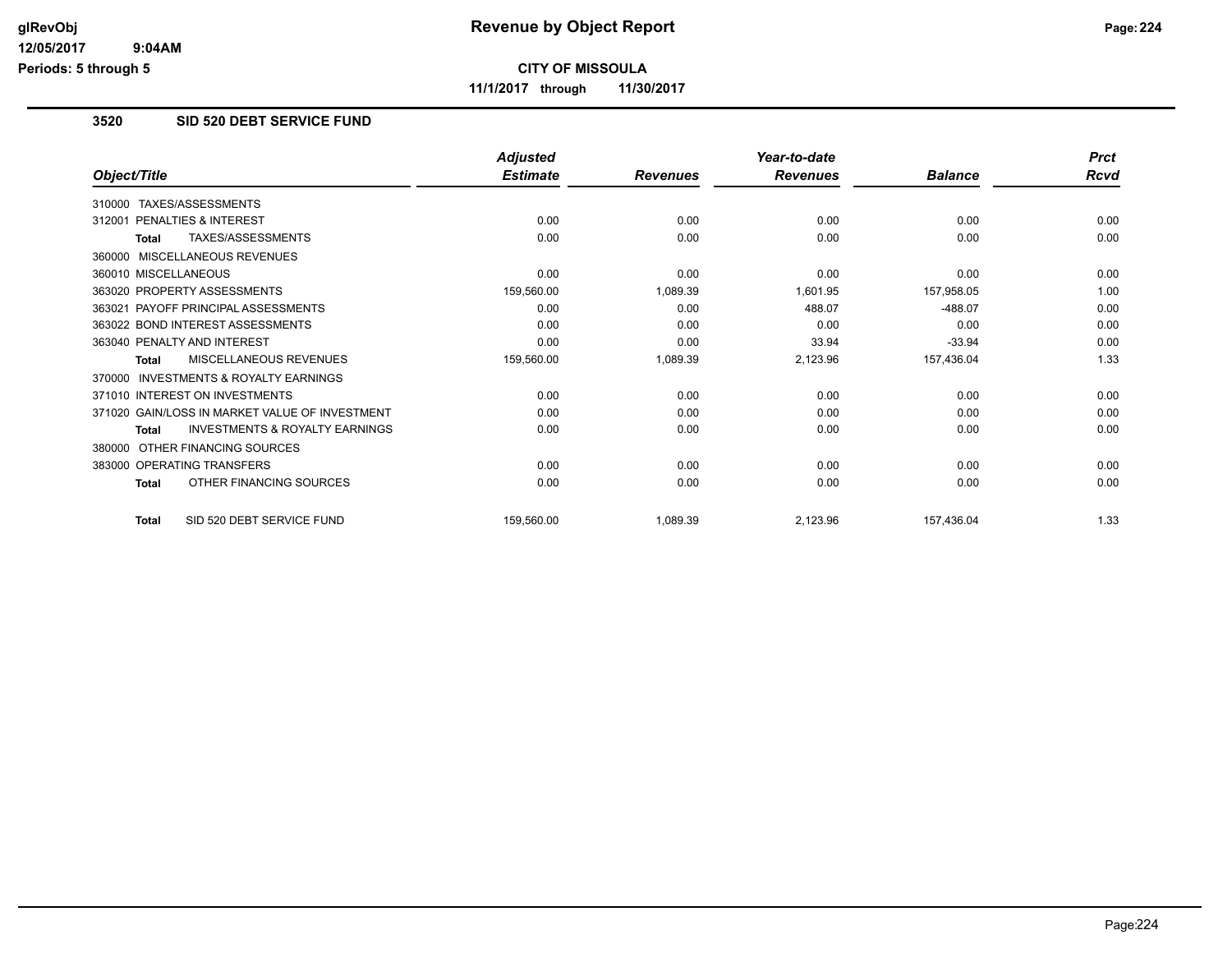# Revenue by Object Report

## CITY OF MISSOULA

**11/1/2017 through 11/30/2017**

glRevObj
12/05/2017 9:04AM
Periods: 5 through 5

### 3520 SID 520 DEBT SERVICE FUND

| Object/Title | Adjusted Estimate | Revenues | Year-to-date Revenues | Balance | Prct Rcvd |
|---|---|---|---|---|---|
| 310000 TAXES/ASSESSMENTS | | | | | |
| 312001 PENALTIES & INTEREST | 0.00 | 0.00 | 0.00 | 0.00 | 0.00 |
| **Total** TAXES/ASSESSMENTS | 0.00 | 0.00 | 0.00 | 0.00 | 0.00 |
| 360000 MISCELLANEOUS REVENUES | | | | | |
| 360010 MISCELLANEOUS | 0.00 | 0.00 | 0.00 | 0.00 | 0.00 |
| 363020 PROPERTY ASSESSMENTS | 159,560.00 | 1,089.39 | 1,601.95 | 157,958.05 | 1.00 |
| 363021 PAYOFF PRINCIPAL ASSESSMENTS | 0.00 | 0.00 | 488.07 | -488.07 | 0.00 |
| 363022 BOND INTEREST ASSESSMENTS | 0.00 | 0.00 | 0.00 | 0.00 | 0.00 |
| 363040 PENALTY AND INTEREST | 0.00 | 0.00 | 33.94 | -33.94 | 0.00 |
| **Total** MISCELLANEOUS REVENUES | 159,560.00 | 1,089.39 | 2,123.96 | 157,436.04 | 1.33 |
| 370000 INVESTMENTS & ROYALTY EARNINGS | | | | | |
| 371010 INTEREST ON INVESTMENTS | 0.00 | 0.00 | 0.00 | 0.00 | 0.00 |
| 371020 GAIN/LOSS IN MARKET VALUE OF INVESTMENT | 0.00 | 0.00 | 0.00 | 0.00 | 0.00 |
| **Total** INVESTMENTS & ROYALTY EARNINGS | 0.00 | 0.00 | 0.00 | 0.00 | 0.00 |
| 380000 OTHER FINANCING SOURCES | | | | | |
| 383000 OPERATING TRANSFERS | 0.00 | 0.00 | 0.00 | 0.00 | 0.00 |
| **Total** OTHER FINANCING SOURCES | 0.00 | 0.00 | 0.00 | 0.00 | 0.00 |
| **Total** SID 520 DEBT SERVICE FUND | 159,560.00 | 1,089.39 | 2,123.96 | 157,436.04 | 1.33 |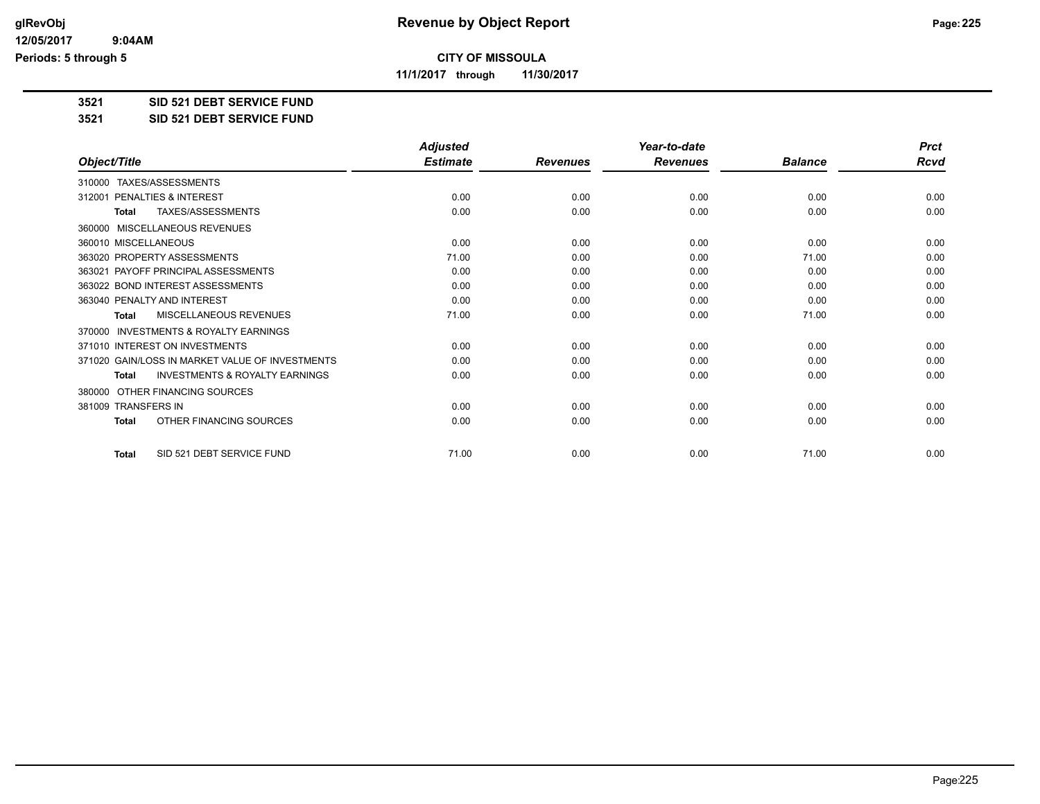# Revenue by Object Report

**CITY OF MISSOULA**

**11/1/2017 through 11/30/2017**

**3521 SID 521 DEBT SERVICE FUND**

**3521 SID 521 DEBT SERVICE FUND**

| Object/Title | Adjusted Estimate | Revenues | Year-to-date Revenues | Balance | Prct Rcvd |
|---|---|---|---|---|---|
| 310000 TAXES/ASSESSMENTS | | | | | |
| 312001 PENALTIES & INTEREST | 0.00 | 0.00 | 0.00 | 0.00 | 0.00 |
| **Total** TAXES/ASSESSMENTS | 0.00 | 0.00 | 0.00 | 0.00 | 0.00 |
| 360000 MISCELLANEOUS REVENUES | | | | | |
| 360010 MISCELLANEOUS | 0.00 | 0.00 | 0.00 | 0.00 | 0.00 |
| 363020 PROPERTY ASSESSMENTS | 71.00 | 0.00 | 0.00 | 71.00 | 0.00 |
| 363021 PAYOFF PRINCIPAL ASSESSMENTS | 0.00 | 0.00 | 0.00 | 0.00 | 0.00 |
| 363022 BOND INTEREST ASSESSMENTS | 0.00 | 0.00 | 0.00 | 0.00 | 0.00 |
| 363040 PENALTY AND INTEREST | 0.00 | 0.00 | 0.00 | 0.00 | 0.00 |
| **Total** MISCELLANEOUS REVENUES | 71.00 | 0.00 | 0.00 | 71.00 | 0.00 |
| 370000 INVESTMENTS & ROYALTY EARNINGS | | | | | |
| 371010 INTEREST ON INVESTMENTS | 0.00 | 0.00 | 0.00 | 0.00 | 0.00 |
| 371020 GAIN/LOSS IN MARKET VALUE OF INVESTMENTS | 0.00 | 0.00 | 0.00 | 0.00 | 0.00 |
| **Total** INVESTMENTS & ROYALTY EARNINGS | 0.00 | 0.00 | 0.00 | 0.00 | 0.00 |
| 380000 OTHER FINANCING SOURCES | | | | | |
| 381009 TRANSFERS IN | 0.00 | 0.00 | 0.00 | 0.00 | 0.00 |
| **Total** OTHER FINANCING SOURCES | 0.00 | 0.00 | 0.00 | 0.00 | 0.00 |
| **Total** SID 521 DEBT SERVICE FUND | 71.00 | 0.00 | 0.00 | 71.00 | 0.00 |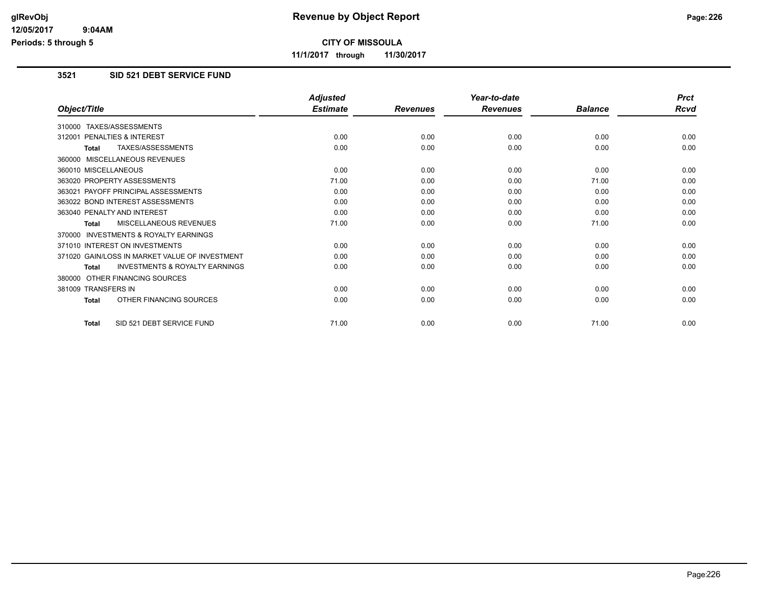# Revenue by Object Report

**CITY OF MISSOULA**

**11/1/2017 through 11/30/2017**

glRevObj
12/05/2017 9:04AM
Periods: 5 through 5

## 3521 SID 521 DEBT SERVICE FUND

| Object/Title | Adjusted Estimate | Revenues | Year-to-date Revenues | Balance | Prct Rcvd |
|---|---|---|---|---|---|
| 310000 TAXES/ASSESSMENTS | | | | | |
| 312001 PENALTIES & INTEREST | 0.00 | 0.00 | 0.00 | 0.00 | 0.00 |
| **Total** TAXES/ASSESSMENTS | 0.00 | 0.00 | 0.00 | 0.00 | 0.00 |
| 360000 MISCELLANEOUS REVENUES | | | | | |
| 360010 MISCELLANEOUS | 0.00 | 0.00 | 0.00 | 0.00 | 0.00 |
| 363020 PROPERTY ASSESSMENTS | 71.00 | 0.00 | 0.00 | 71.00 | 0.00 |
| 363021 PAYOFF PRINCIPAL ASSESSMENTS | 0.00 | 0.00 | 0.00 | 0.00 | 0.00 |
| 363022 BOND INTEREST ASSESSMENTS | 0.00 | 0.00 | 0.00 | 0.00 | 0.00 |
| 363040 PENALTY AND INTEREST | 0.00 | 0.00 | 0.00 | 0.00 | 0.00 |
| **Total** MISCELLANEOUS REVENUES | 71.00 | 0.00 | 0.00 | 71.00 | 0.00 |
| 370000 INVESTMENTS & ROYALTY EARNINGS | | | | | |
| 371010 INTEREST ON INVESTMENTS | 0.00 | 0.00 | 0.00 | 0.00 | 0.00 |
| 371020 GAIN/LOSS IN MARKET VALUE OF INVESTMENT | 0.00 | 0.00 | 0.00 | 0.00 | 0.00 |
| **Total** INVESTMENTS & ROYALTY EARNINGS | 0.00 | 0.00 | 0.00 | 0.00 | 0.00 |
| 380000 OTHER FINANCING SOURCES | | | | | |
| 381009 TRANSFERS IN | 0.00 | 0.00 | 0.00 | 0.00 | 0.00 |
| **Total** OTHER FINANCING SOURCES | 0.00 | 0.00 | 0.00 | 0.00 | 0.00 |
| **Total** SID 521 DEBT SERVICE FUND | 71.00 | 0.00 | 0.00 | 71.00 | 0.00 |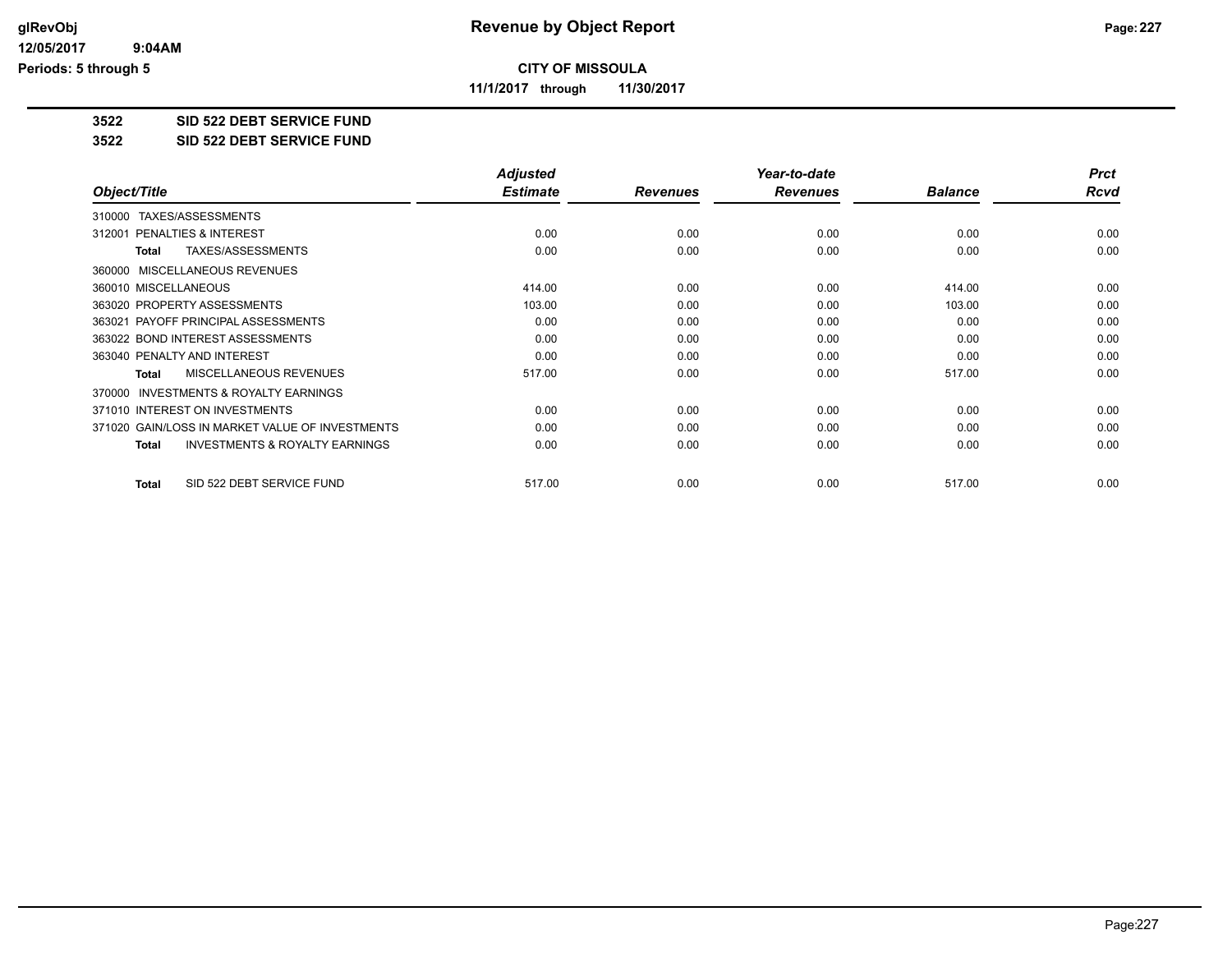**CITY OF MISSOULA**

**11/1/2017 through 11/30/2017**

**3522 SID 522 DEBT SERVICE FUND**

**3522 SID 522 DEBT SERVICE FUND**

| Object/Title | Adjusted Estimate | Revenues | Year-to-date Revenues | Balance | Prct Rcvd |
|---|---|---|---|---|---|
| 310000 TAXES/ASSESSMENTS | | | | | |
| 312001 PENALTIES & INTEREST | 0.00 | 0.00 | 0.00 | 0.00 | 0.00 |
| **Total** TAXES/ASSESSMENTS | 0.00 | 0.00 | 0.00 | 0.00 | 0.00 |
| 360000 MISCELLANEOUS REVENUES | | | | | |
| 360010 MISCELLANEOUS | 414.00 | 0.00 | 0.00 | 414.00 | 0.00 |
| 363020 PROPERTY ASSESSMENTS | 103.00 | 0.00 | 0.00 | 103.00 | 0.00 |
| 363021 PAYOFF PRINCIPAL ASSESSMENTS | 0.00 | 0.00 | 0.00 | 0.00 | 0.00 |
| 363022 BOND INTEREST ASSESSMENTS | 0.00 | 0.00 | 0.00 | 0.00 | 0.00 |
| 363040 PENALTY AND INTEREST | 0.00 | 0.00 | 0.00 | 0.00 | 0.00 |
| **Total** MISCELLANEOUS REVENUES | 517.00 | 0.00 | 0.00 | 517.00 | 0.00 |
| 370000 INVESTMENTS & ROYALTY EARNINGS | | | | | |
| 371010 INTEREST ON INVESTMENTS | 0.00 | 0.00 | 0.00 | 0.00 | 0.00 |
| 371020 GAIN/LOSS IN MARKET VALUE OF INVESTMENTS | 0.00 | 0.00 | 0.00 | 0.00 | 0.00 |
| **Total** INVESTMENTS & ROYALTY EARNINGS | 0.00 | 0.00 | 0.00 | 0.00 | 0.00 |
| **Total** SID 522 DEBT SERVICE FUND | 517.00 | 0.00 | 0.00 | 517.00 | 0.00 |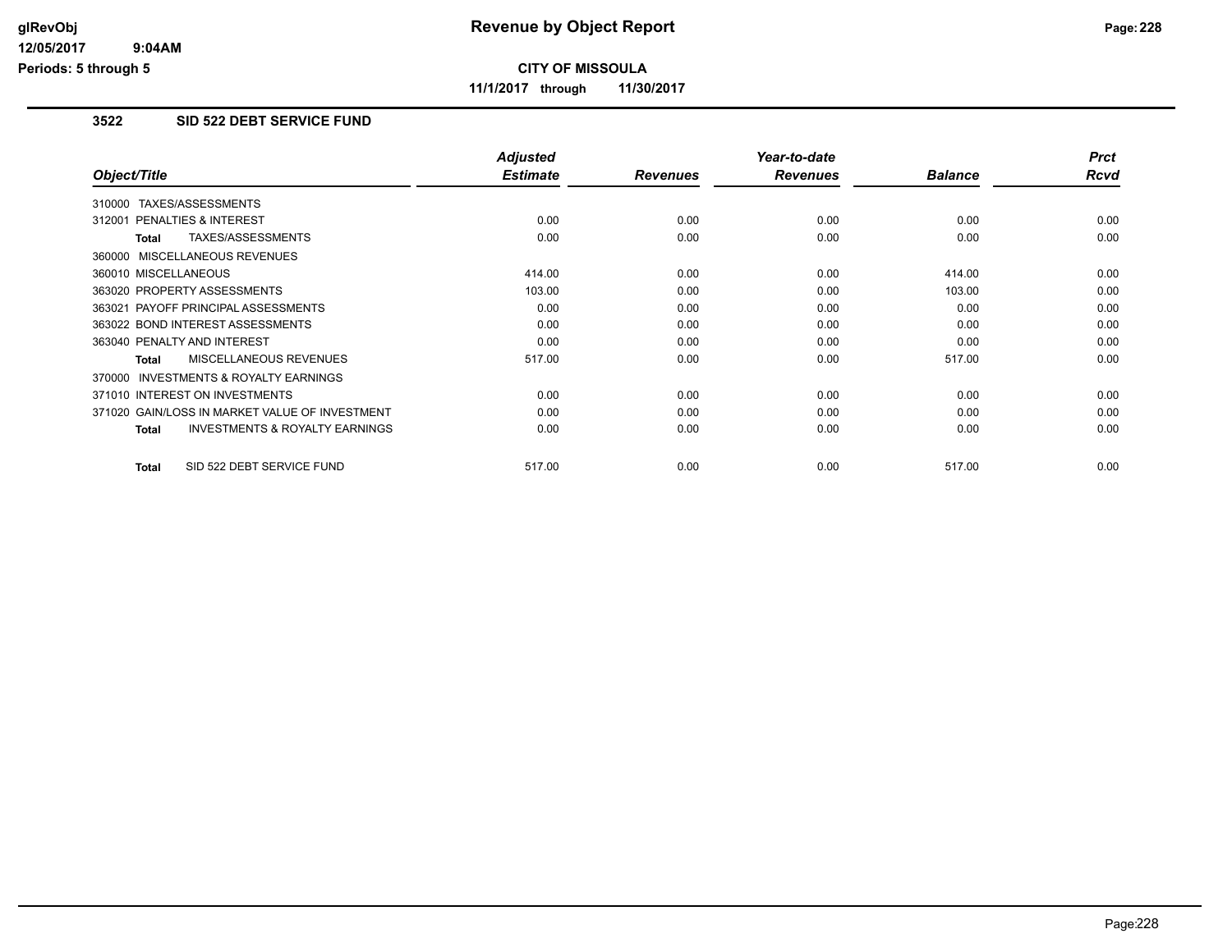**CITY OF MISSOULA**

**11/1/2017 through 11/30/2017**

## 3522 SID 522 DEBT SERVICE FUND

| Object/Title | Adjusted Estimate | Revenues | Year-to-date Revenues | Balance | Prct Rcvd |
|---|---|---|---|---|---|
| 310000 TAXES/ASSESSMENTS | | | | | |
| 312001 PENALTIES & INTEREST | 0.00 | 0.00 | 0.00 | 0.00 | 0.00 |
| **Total** TAXES/ASSESSMENTS | 0.00 | 0.00 | 0.00 | 0.00 | 0.00 |
| 360000 MISCELLANEOUS REVENUES | | | | | |
| 360010 MISCELLANEOUS | 414.00 | 0.00 | 0.00 | 414.00 | 0.00 |
| 363020 PROPERTY ASSESSMENTS | 103.00 | 0.00 | 0.00 | 103.00 | 0.00 |
| 363021 PAYOFF PRINCIPAL ASSESSMENTS | 0.00 | 0.00 | 0.00 | 0.00 | 0.00 |
| 363022 BOND INTEREST ASSESSMENTS | 0.00 | 0.00 | 0.00 | 0.00 | 0.00 |
| 363040 PENALTY AND INTEREST | 0.00 | 0.00 | 0.00 | 0.00 | 0.00 |
| **Total** MISCELLANEOUS REVENUES | 517.00 | 0.00 | 0.00 | 517.00 | 0.00 |
| 370000 INVESTMENTS & ROYALTY EARNINGS | | | | | |
| 371010 INTEREST ON INVESTMENTS | 0.00 | 0.00 | 0.00 | 0.00 | 0.00 |
| 371020 GAIN/LOSS IN MARKET VALUE OF INVESTMENT | 0.00 | 0.00 | 0.00 | 0.00 | 0.00 |
| **Total** INVESTMENTS & ROYALTY EARNINGS | 0.00 | 0.00 | 0.00 | 0.00 | 0.00 |
| **Total** SID 522 DEBT SERVICE FUND | 517.00 | 0.00 | 0.00 | 517.00 | 0.00 |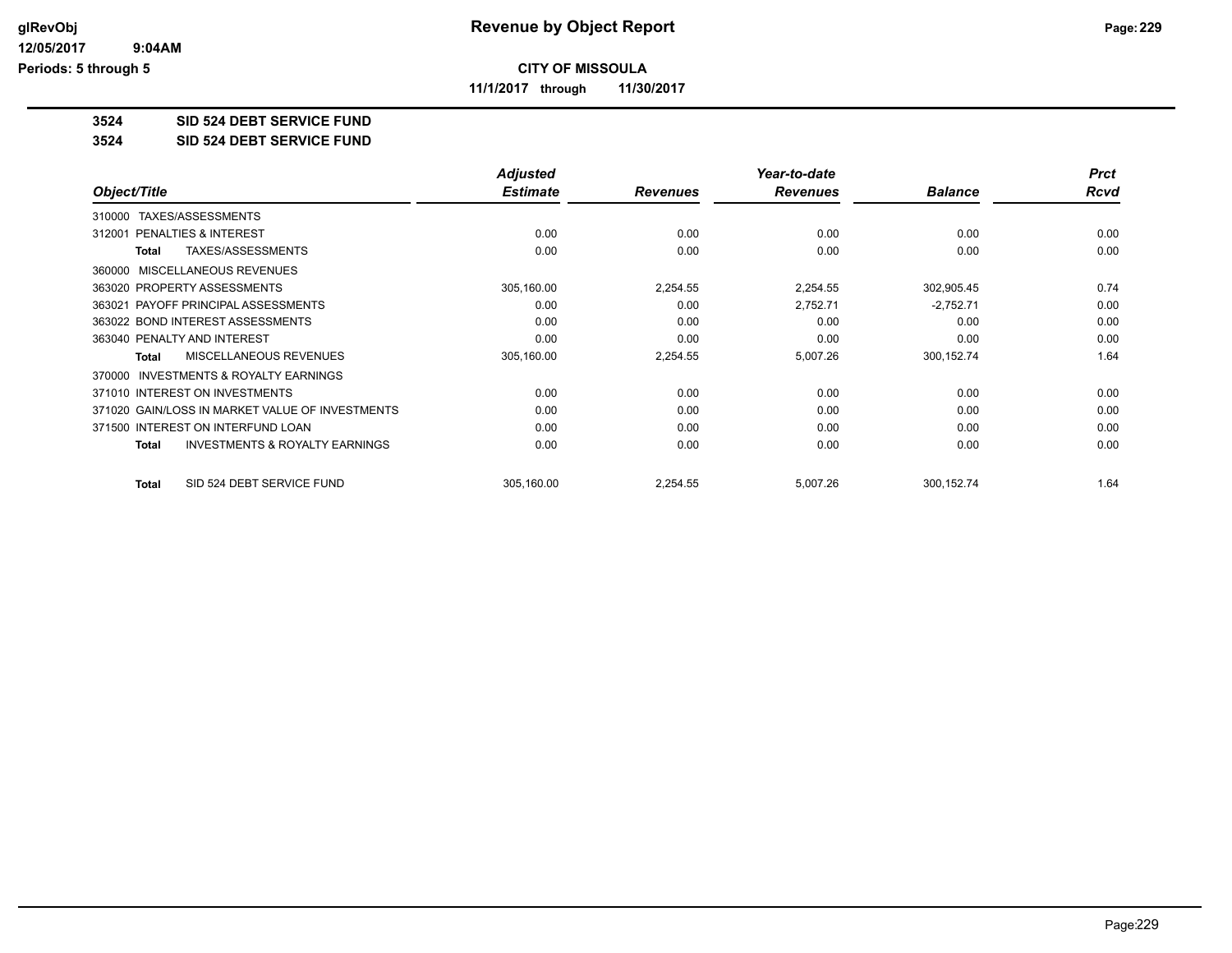# Revenue by Object Report

glRevObj
12/05/2017 9:04AM
Periods: 5 through 5

**CITY OF MISSOULA**

**11/1/2017 through 11/30/2017**

**3524 SID 524 DEBT SERVICE FUND**

**3524 SID 524 DEBT SERVICE FUND**

| Object/Title | Adjusted Estimate | Revenues | Year-to-date Revenues | Balance | Prct Rcvd |
|---|---|---|---|---|---|
| 310000 TAXES/ASSESSMENTS | | | | | |
| 312001 PENALTIES & INTEREST | 0.00 | 0.00 | 0.00 | 0.00 | 0.00 |
| **Total** TAXES/ASSESSMENTS | 0.00 | 0.00 | 0.00 | 0.00 | 0.00 |
| 360000 MISCELLANEOUS REVENUES | | | | | |
| 363020 PROPERTY ASSESSMENTS | 305,160.00 | 2,254.55 | 2,254.55 | 302,905.45 | 0.74 |
| 363021 PAYOFF PRINCIPAL ASSESSMENTS | 0.00 | 0.00 | 2,752.71 | -2,752.71 | 0.00 |
| 363022 BOND INTEREST ASSESSMENTS | 0.00 | 0.00 | 0.00 | 0.00 | 0.00 |
| 363040 PENALTY AND INTEREST | 0.00 | 0.00 | 0.00 | 0.00 | 0.00 |
| **Total** MISCELLANEOUS REVENUES | 305,160.00 | 2,254.55 | 5,007.26 | 300,152.74 | 1.64 |
| 370000 INVESTMENTS & ROYALTY EARNINGS | | | | | |
| 371010 INTEREST ON INVESTMENTS | 0.00 | 0.00 | 0.00 | 0.00 | 0.00 |
| 371020 GAIN/LOSS IN MARKET VALUE OF INVESTMENTS | 0.00 | 0.00 | 0.00 | 0.00 | 0.00 |
| 371500 INTEREST ON INTERFUND LOAN | 0.00 | 0.00 | 0.00 | 0.00 | 0.00 |
| **Total** INVESTMENTS & ROYALTY EARNINGS | 0.00 | 0.00 | 0.00 | 0.00 | 0.00 |
| **Total** SID 524 DEBT SERVICE FUND | 305,160.00 | 2,254.55 | 5,007.26 | 300,152.74 | 1.64 |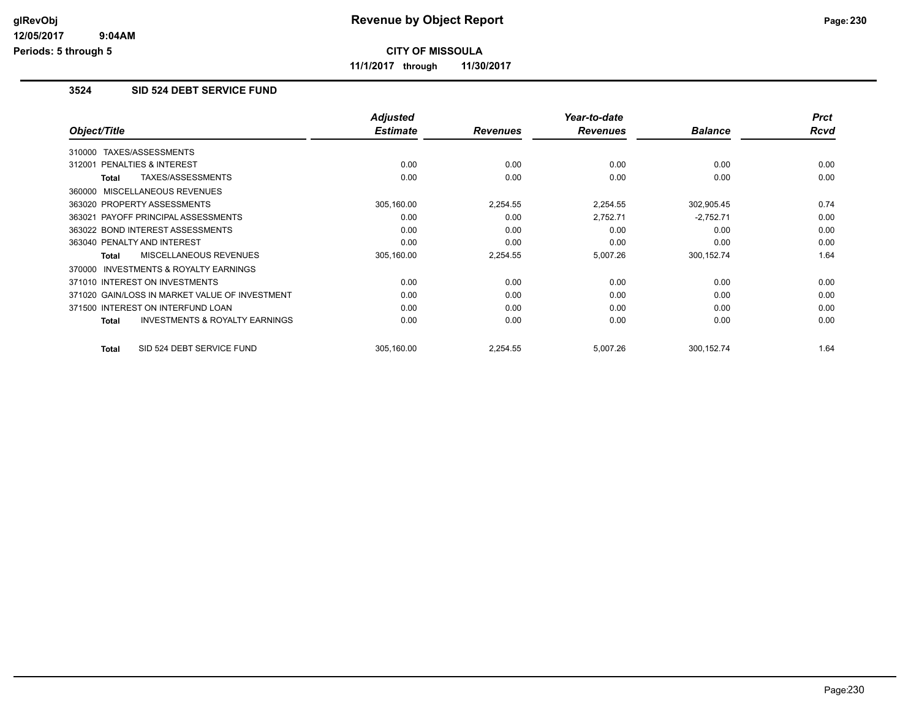# Revenue by Object Report

**CITY OF MISSOULA**

**11/1/2017 through 11/30/2017**

glRevObj
12/05/2017 9:04AM
Periods: 5 through 5

### 3524 SID 524 DEBT SERVICE FUND

| Object/Title | Adjusted Estimate | Revenues | Year-to-date Revenues | Balance | Prct Rcvd |
|---|---|---|---|---|---|
| 310000 TAXES/ASSESSMENTS | | | | | |
| 312001 PENALTIES & INTEREST | 0.00 | 0.00 | 0.00 | 0.00 | 0.00 |
| **Total** TAXES/ASSESSMENTS | 0.00 | 0.00 | 0.00 | 0.00 | 0.00 |
| 360000 MISCELLANEOUS REVENUES | | | | | |
| 363020 PROPERTY ASSESSMENTS | 305,160.00 | 2,254.55 | 2,254.55 | 302,905.45 | 0.74 |
| 363021 PAYOFF PRINCIPAL ASSESSMENTS | 0.00 | 0.00 | 2,752.71 | -2,752.71 | 0.00 |
| 363022 BOND INTEREST ASSESSMENTS | 0.00 | 0.00 | 0.00 | 0.00 | 0.00 |
| 363040 PENALTY AND INTEREST | 0.00 | 0.00 | 0.00 | 0.00 | 0.00 |
| **Total** MISCELLANEOUS REVENUES | 305,160.00 | 2,254.55 | 5,007.26 | 300,152.74 | 1.64 |
| 370000 INVESTMENTS & ROYALTY EARNINGS | | | | | |
| 371010 INTEREST ON INVESTMENTS | 0.00 | 0.00 | 0.00 | 0.00 | 0.00 |
| 371020 GAIN/LOSS IN MARKET VALUE OF INVESTMENT | 0.00 | 0.00 | 0.00 | 0.00 | 0.00 |
| 371500 INTEREST ON INTERFUND LOAN | 0.00 | 0.00 | 0.00 | 0.00 | 0.00 |
| **Total** INVESTMENTS & ROYALTY EARNINGS | 0.00 | 0.00 | 0.00 | 0.00 | 0.00 |
| **Total** SID 524 DEBT SERVICE FUND | 305,160.00 | 2,254.55 | 5,007.26 | 300,152.74 | 1.64 |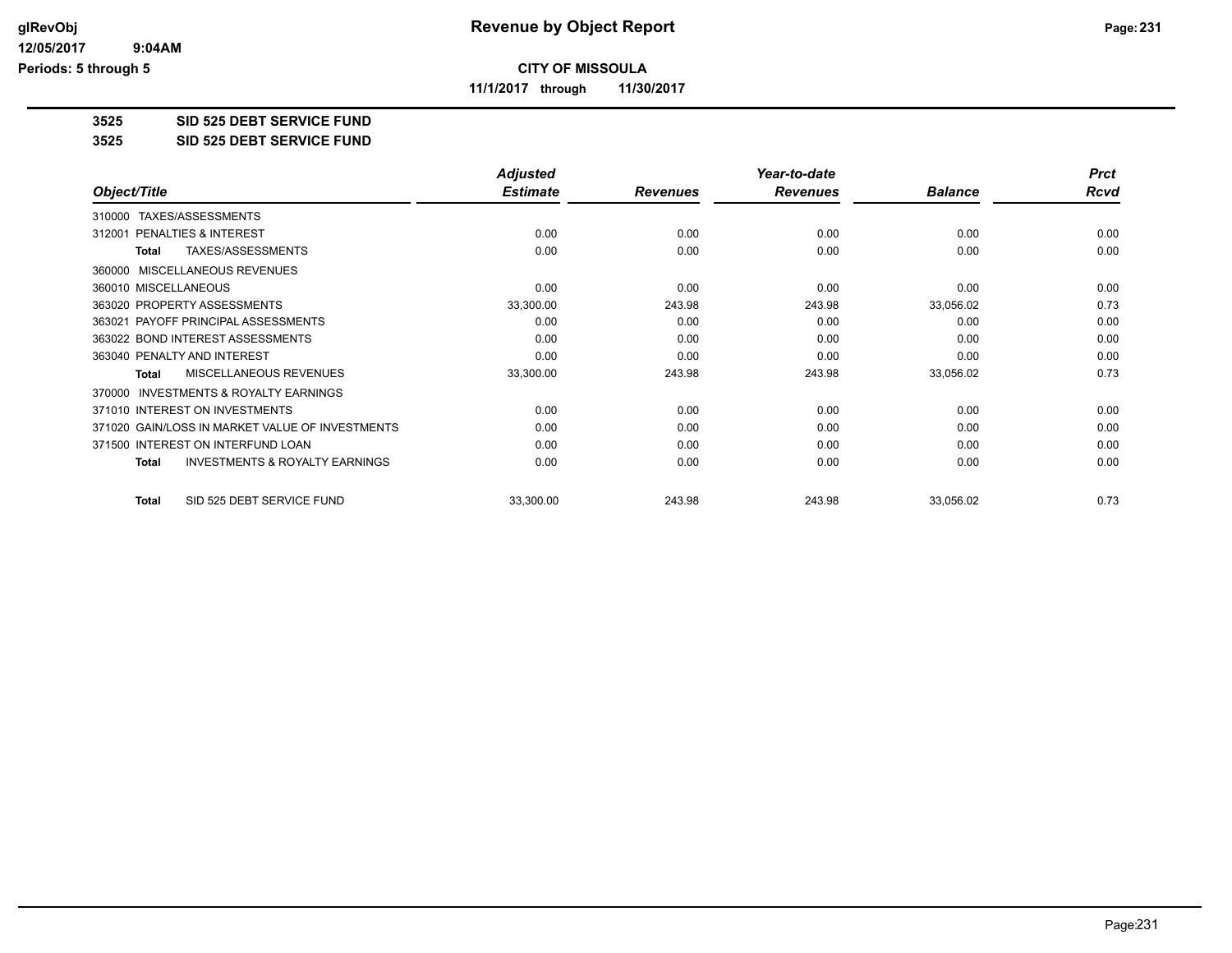**CITY OF MISSOULA**

**11/1/2017 through 11/30/2017**

**3525 SID 525 DEBT SERVICE FUND**

**3525 SID 525 DEBT SERVICE FUND**

| Object/Title | Adjusted Estimate | Revenues | Year-to-date Revenues | Balance | Prct Rcvd |
|---|---|---|---|---|---|
| 310000 TAXES/ASSESSMENTS | | | | | |
| 312001 PENALTIES & INTEREST | 0.00 | 0.00 | 0.00 | 0.00 | 0.00 |
| **Total** TAXES/ASSESSMENTS | 0.00 | 0.00 | 0.00 | 0.00 | 0.00 |
| 360000 MISCELLANEOUS REVENUES | | | | | |
| 360010 MISCELLANEOUS | 0.00 | 0.00 | 0.00 | 0.00 | 0.00 |
| 363020 PROPERTY ASSESSMENTS | 33,300.00 | 243.98 | 243.98 | 33,056.02 | 0.73 |
| 363021 PAYOFF PRINCIPAL ASSESSMENTS | 0.00 | 0.00 | 0.00 | 0.00 | 0.00 |
| 363022 BOND INTEREST ASSESSMENTS | 0.00 | 0.00 | 0.00 | 0.00 | 0.00 |
| 363040 PENALTY AND INTEREST | 0.00 | 0.00 | 0.00 | 0.00 | 0.00 |
| **Total** MISCELLANEOUS REVENUES | 33,300.00 | 243.98 | 243.98 | 33,056.02 | 0.73 |
| 370000 INVESTMENTS & ROYALTY EARNINGS | | | | | |
| 371010 INTEREST ON INVESTMENTS | 0.00 | 0.00 | 0.00 | 0.00 | 0.00 |
| 371020 GAIN/LOSS IN MARKET VALUE OF INVESTMENTS | 0.00 | 0.00 | 0.00 | 0.00 | 0.00 |
| 371500 INTEREST ON INTERFUND LOAN | 0.00 | 0.00 | 0.00 | 0.00 | 0.00 |
| **Total** INVESTMENTS & ROYALTY EARNINGS | 0.00 | 0.00 | 0.00 | 0.00 | 0.00 |
| **Total** SID 525 DEBT SERVICE FUND | 33,300.00 | 243.98 | 243.98 | 33,056.02 | 0.73 |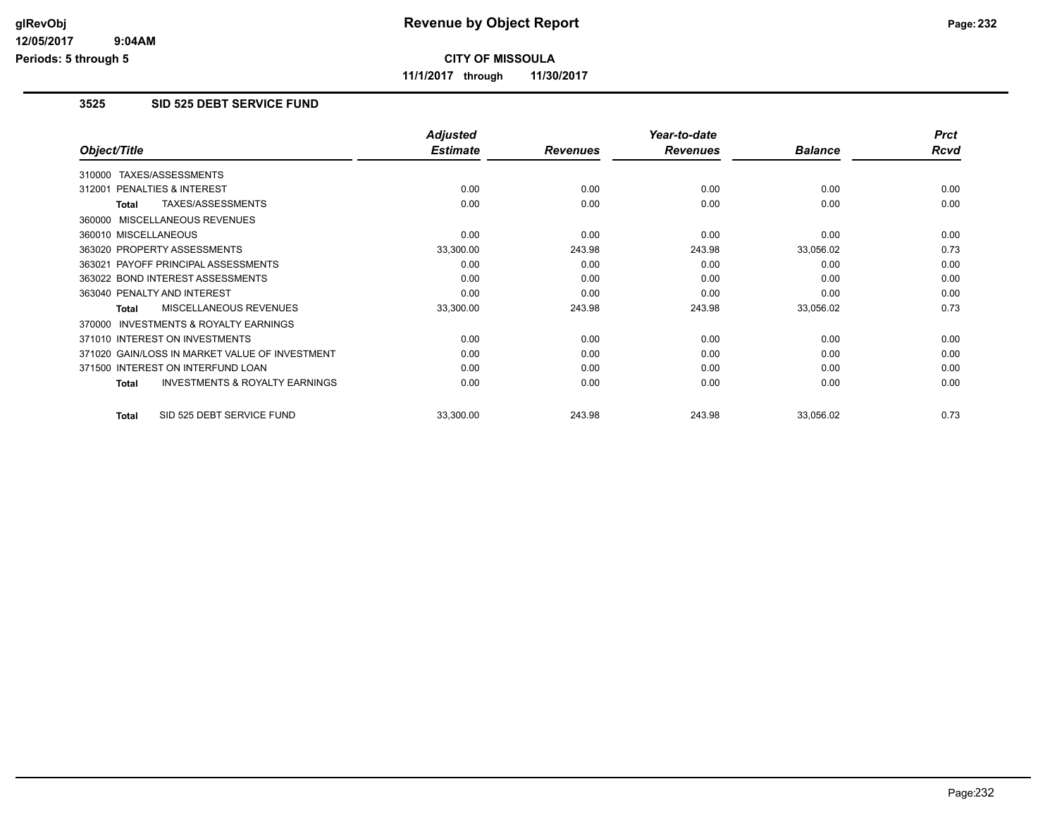# Revenue by Object Report

**CITY OF MISSOULA**

**11/1/2017 through 11/30/2017**

glRevObj
12/05/2017 9:04AM
Periods: 5 through 5

## 3525 SID 525 DEBT SERVICE FUND

| Object/Title | Adjusted Estimate | Revenues | Year-to-date Revenues | Balance | Prct Rcvd |
|---|---|---|---|---|---|
| 310000 TAXES/ASSESSMENTS | | | | | |
| 312001 PENALTIES & INTEREST | 0.00 | 0.00 | 0.00 | 0.00 | 0.00 |
| **Total** TAXES/ASSESSMENTS | 0.00 | 0.00 | 0.00 | 0.00 | 0.00 |
| 360000 MISCELLANEOUS REVENUES | | | | | |
| 360010 MISCELLANEOUS | 0.00 | 0.00 | 0.00 | 0.00 | 0.00 |
| 363020 PROPERTY ASSESSMENTS | 33,300.00 | 243.98 | 243.98 | 33,056.02 | 0.73 |
| 363021 PAYOFF PRINCIPAL ASSESSMENTS | 0.00 | 0.00 | 0.00 | 0.00 | 0.00 |
| 363022 BOND INTEREST ASSESSMENTS | 0.00 | 0.00 | 0.00 | 0.00 | 0.00 |
| 363040 PENALTY AND INTEREST | 0.00 | 0.00 | 0.00 | 0.00 | 0.00 |
| **Total** MISCELLANEOUS REVENUES | 33,300.00 | 243.98 | 243.98 | 33,056.02 | 0.73 |
| 370000 INVESTMENTS & ROYALTY EARNINGS | | | | | |
| 371010 INTEREST ON INVESTMENTS | 0.00 | 0.00 | 0.00 | 0.00 | 0.00 |
| 371020 GAIN/LOSS IN MARKET VALUE OF INVESTMENT | 0.00 | 0.00 | 0.00 | 0.00 | 0.00 |
| 371500 INTEREST ON INTERFUND LOAN | 0.00 | 0.00 | 0.00 | 0.00 | 0.00 |
| **Total** INVESTMENTS & ROYALTY EARNINGS | 0.00 | 0.00 | 0.00 | 0.00 | 0.00 |
| **Total** SID 525 DEBT SERVICE FUND | 33,300.00 | 243.98 | 243.98 | 33,056.02 | 0.73 |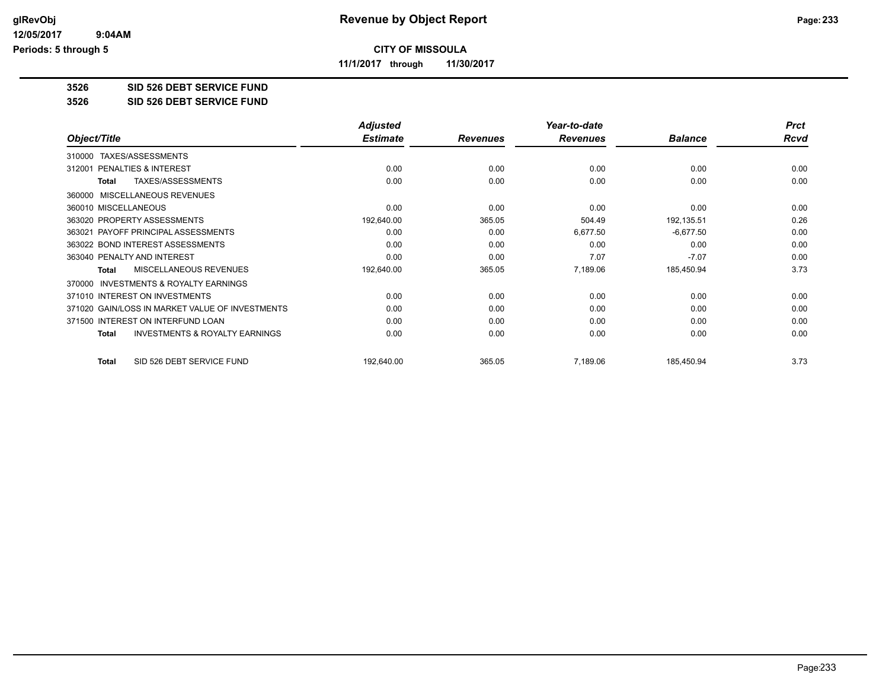**CITY OF MISSOULA**

**11/1/2017 through 11/30/2017**

**3526 SID 526 DEBT SERVICE FUND**

**3526 SID 526 DEBT SERVICE FUND**

| Object/Title | Adjusted Estimate | Revenues | Year-to-date Revenues | Balance | Prct Rcvd |
|---|---|---|---|---|---|
| 310000 TAXES/ASSESSMENTS | | | | | |
| 312001 PENALTIES & INTEREST | 0.00 | 0.00 | 0.00 | 0.00 | 0.00 |
| **Total** TAXES/ASSESSMENTS | 0.00 | 0.00 | 0.00 | 0.00 | 0.00 |
| 360000 MISCELLANEOUS REVENUES | | | | | |
| 360010 MISCELLANEOUS | 0.00 | 0.00 | 0.00 | 0.00 | 0.00 |
| 363020 PROPERTY ASSESSMENTS | 192,640.00 | 365.05 | 504.49 | 192,135.51 | 0.26 |
| 363021 PAYOFF PRINCIPAL ASSESSMENTS | 0.00 | 0.00 | 6,677.50 | -6,677.50 | 0.00 |
| 363022 BOND INTEREST ASSESSMENTS | 0.00 | 0.00 | 0.00 | 0.00 | 0.00 |
| 363040 PENALTY AND INTEREST | 0.00 | 0.00 | 7.07 | -7.07 | 0.00 |
| **Total** MISCELLANEOUS REVENUES | 192,640.00 | 365.05 | 7,189.06 | 185,450.94 | 3.73 |
| 370000 INVESTMENTS & ROYALTY EARNINGS | | | | | |
| 371010 INTEREST ON INVESTMENTS | 0.00 | 0.00 | 0.00 | 0.00 | 0.00 |
| 371020 GAIN/LOSS IN MARKET VALUE OF INVESTMENTS | 0.00 | 0.00 | 0.00 | 0.00 | 0.00 |
| 371500 INTEREST ON INTERFUND LOAN | 0.00 | 0.00 | 0.00 | 0.00 | 0.00 |
| **Total** INVESTMENTS & ROYALTY EARNINGS | 0.00 | 0.00 | 0.00 | 0.00 | 0.00 |
| **Total** SID 526 DEBT SERVICE FUND | 192,640.00 | 365.05 | 7,189.06 | 185,450.94 | 3.73 |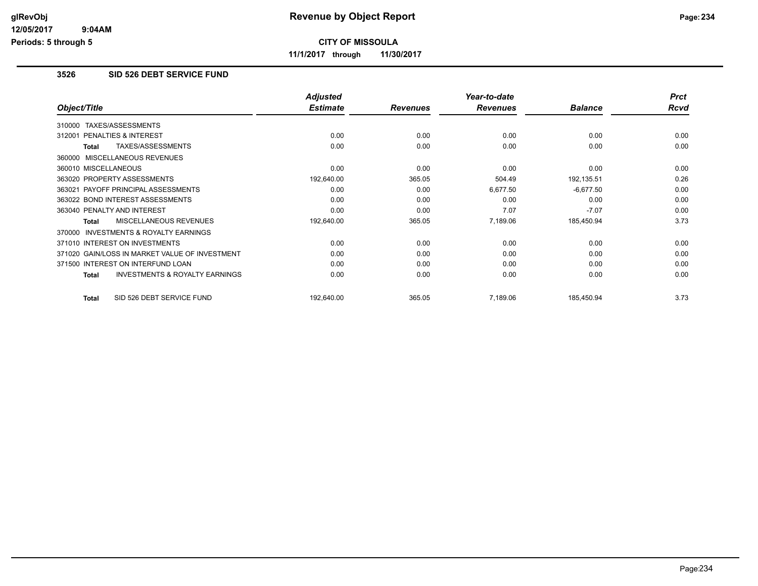**glRevObj** — **Revenue by Object Report**

**12/05/2017 9:04AM**

**Periods: 5 through 5**

**CITY OF MISSOULA**

**11/1/2017 through 11/30/2017**

### 3526 SID 526 DEBT SERVICE FUND

| Object/Title | Adjusted Estimate | Revenues | Year-to-date Revenues | Balance | Prct Rcvd |
|---|---|---|---|---|---|
| 310000 TAXES/ASSESSMENTS | | | | | |
| 312001 PENALTIES & INTEREST | 0.00 | 0.00 | 0.00 | 0.00 | 0.00 |
| **Total** TAXES/ASSESSMENTS | 0.00 | 0.00 | 0.00 | 0.00 | 0.00 |
| 360000 MISCELLANEOUS REVENUES | | | | | |
| 360010 MISCELLANEOUS | 0.00 | 0.00 | 0.00 | 0.00 | 0.00 |
| 363020 PROPERTY ASSESSMENTS | 192,640.00 | 365.05 | 504.49 | 192,135.51 | 0.26 |
| 363021 PAYOFF PRINCIPAL ASSESSMENTS | 0.00 | 0.00 | 6,677.50 | -6,677.50 | 0.00 |
| 363022 BOND INTEREST ASSESSMENTS | 0.00 | 0.00 | 0.00 | 0.00 | 0.00 |
| 363040 PENALTY AND INTEREST | 0.00 | 0.00 | 7.07 | -7.07 | 0.00 |
| **Total** MISCELLANEOUS REVENUES | 192,640.00 | 365.05 | 7,189.06 | 185,450.94 | 3.73 |
| 370000 INVESTMENTS & ROYALTY EARNINGS | | | | | |
| 371010 INTEREST ON INVESTMENTS | 0.00 | 0.00 | 0.00 | 0.00 | 0.00 |
| 371020 GAIN/LOSS IN MARKET VALUE OF INVESTMENT | 0.00 | 0.00 | 0.00 | 0.00 | 0.00 |
| 371500 INTEREST ON INTERFUND LOAN | 0.00 | 0.00 | 0.00 | 0.00 | 0.00 |
| **Total** INVESTMENTS & ROYALTY EARNINGS | 0.00 | 0.00 | 0.00 | 0.00 | 0.00 |
| **Total** SID 526 DEBT SERVICE FUND | 192,640.00 | 365.05 | 7,189.06 | 185,450.94 | 3.73 |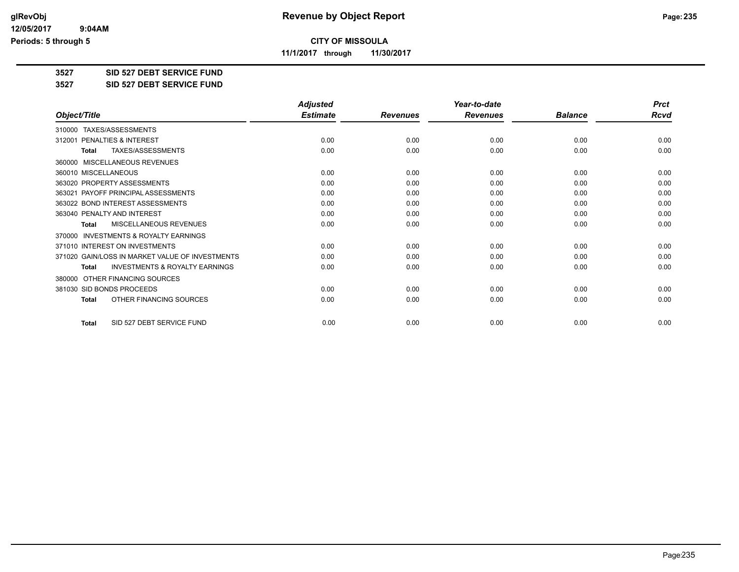**CITY OF MISSOULA**

**11/1/2017 through 11/30/2017**

**3527 SID 527 DEBT SERVICE FUND**

**3527 SID 527 DEBT SERVICE FUND**

| Object/Title | Adjusted Estimate | Revenues | Year-to-date Revenues | Balance | Prct Rcvd |
|---|---|---|---|---|---|
| 310000 TAXES/ASSESSMENTS | | | | | |
| 312001 PENALTIES & INTEREST | 0.00 | 0.00 | 0.00 | 0.00 | 0.00 |
| Total TAXES/ASSESSMENTS | 0.00 | 0.00 | 0.00 | 0.00 | 0.00 |
| 360000 MISCELLANEOUS REVENUES | | | | | |
| 360010 MISCELLANEOUS | 0.00 | 0.00 | 0.00 | 0.00 | 0.00 |
| 363020 PROPERTY ASSESSMENTS | 0.00 | 0.00 | 0.00 | 0.00 | 0.00 |
| 363021 PAYOFF PRINCIPAL ASSESSMENTS | 0.00 | 0.00 | 0.00 | 0.00 | 0.00 |
| 363022 BOND INTEREST ASSESSMENTS | 0.00 | 0.00 | 0.00 | 0.00 | 0.00 |
| 363040 PENALTY AND INTEREST | 0.00 | 0.00 | 0.00 | 0.00 | 0.00 |
| Total MISCELLANEOUS REVENUES | 0.00 | 0.00 | 0.00 | 0.00 | 0.00 |
| 370000 INVESTMENTS & ROYALTY EARNINGS | | | | | |
| 371010 INTEREST ON INVESTMENTS | 0.00 | 0.00 | 0.00 | 0.00 | 0.00 |
| 371020 GAIN/LOSS IN MARKET VALUE OF INVESTMENTS | 0.00 | 0.00 | 0.00 | 0.00 | 0.00 |
| Total INVESTMENTS & ROYALTY EARNINGS | 0.00 | 0.00 | 0.00 | 0.00 | 0.00 |
| 380000 OTHER FINANCING SOURCES | | | | | |
| 381030 SID BONDS PROCEEDS | 0.00 | 0.00 | 0.00 | 0.00 | 0.00 |
| Total OTHER FINANCING SOURCES | 0.00 | 0.00 | 0.00 | 0.00 | 0.00 |
| Total SID 527 DEBT SERVICE FUND | 0.00 | 0.00 | 0.00 | 0.00 | 0.00 |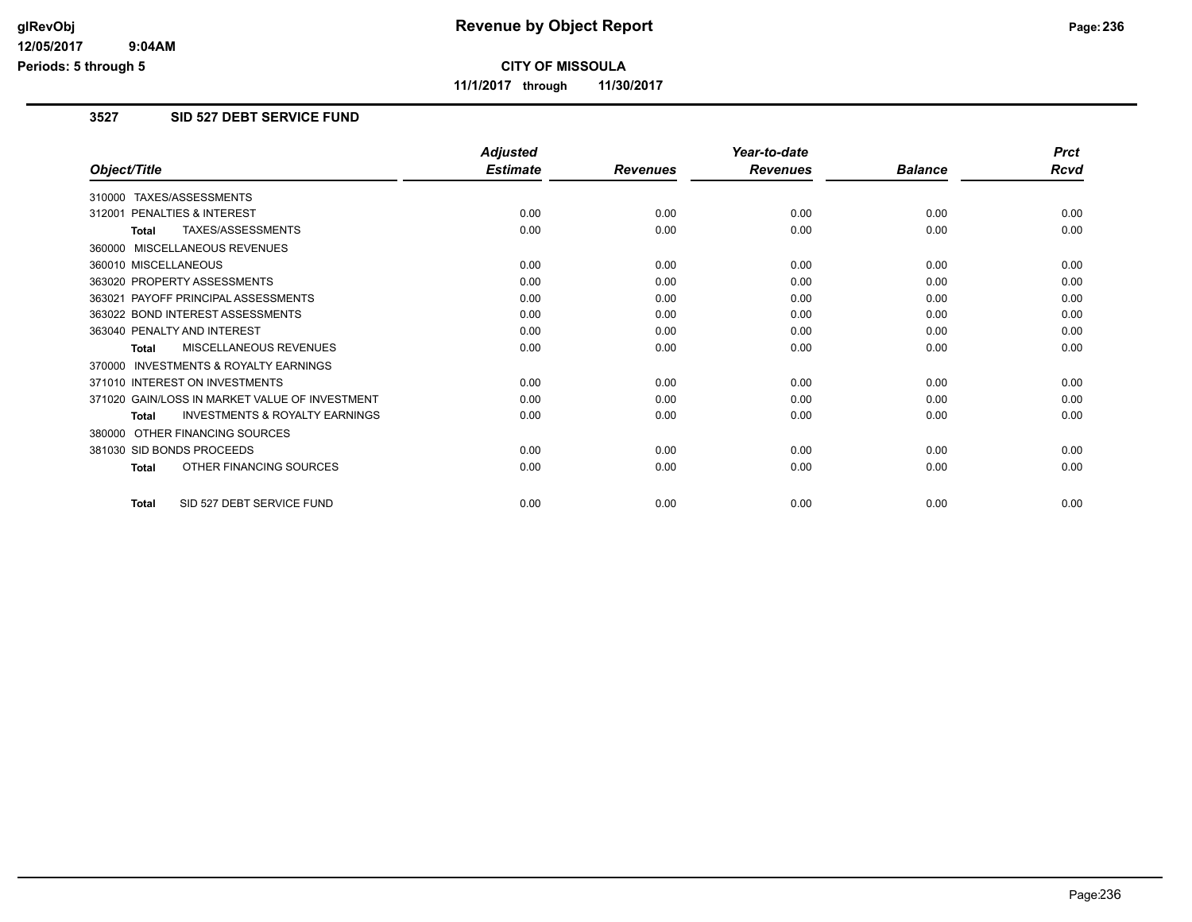**Revenue by Object Report**

**CITY OF MISSOULA**

**11/1/2017 through 11/30/2017**

## 3527 SID 527 DEBT SERVICE FUND

| Object/Title | Adjusted Estimate | Revenues | Year-to-date Revenues | Balance | Prct Rcvd |
|---|---|---|---|---|---|
| 310000 TAXES/ASSESSMENTS | | | | | |
| 312001 PENALTIES & INTEREST | 0.00 | 0.00 | 0.00 | 0.00 | 0.00 |
| **Total** TAXES/ASSESSMENTS | 0.00 | 0.00 | 0.00 | 0.00 | 0.00 |
| 360000 MISCELLANEOUS REVENUES | | | | | |
| 360010 MISCELLANEOUS | 0.00 | 0.00 | 0.00 | 0.00 | 0.00 |
| 363020 PROPERTY ASSESSMENTS | 0.00 | 0.00 | 0.00 | 0.00 | 0.00 |
| 363021 PAYOFF PRINCIPAL ASSESSMENTS | 0.00 | 0.00 | 0.00 | 0.00 | 0.00 |
| 363022 BOND INTEREST ASSESSMENTS | 0.00 | 0.00 | 0.00 | 0.00 | 0.00 |
| 363040 PENALTY AND INTEREST | 0.00 | 0.00 | 0.00 | 0.00 | 0.00 |
| **Total** MISCELLANEOUS REVENUES | 0.00 | 0.00 | 0.00 | 0.00 | 0.00 |
| 370000 INVESTMENTS & ROYALTY EARNINGS | | | | | |
| 371010 INTEREST ON INVESTMENTS | 0.00 | 0.00 | 0.00 | 0.00 | 0.00 |
| 371020 GAIN/LOSS IN MARKET VALUE OF INVESTMENT | 0.00 | 0.00 | 0.00 | 0.00 | 0.00 |
| **Total** INVESTMENTS & ROYALTY EARNINGS | 0.00 | 0.00 | 0.00 | 0.00 | 0.00 |
| 380000 OTHER FINANCING SOURCES | | | | | |
| 381030 SID BONDS PROCEEDS | 0.00 | 0.00 | 0.00 | 0.00 | 0.00 |
| **Total** OTHER FINANCING SOURCES | 0.00 | 0.00 | 0.00 | 0.00 | 0.00 |
| **Total** SID 527 DEBT SERVICE FUND | 0.00 | 0.00 | 0.00 | 0.00 | 0.00 |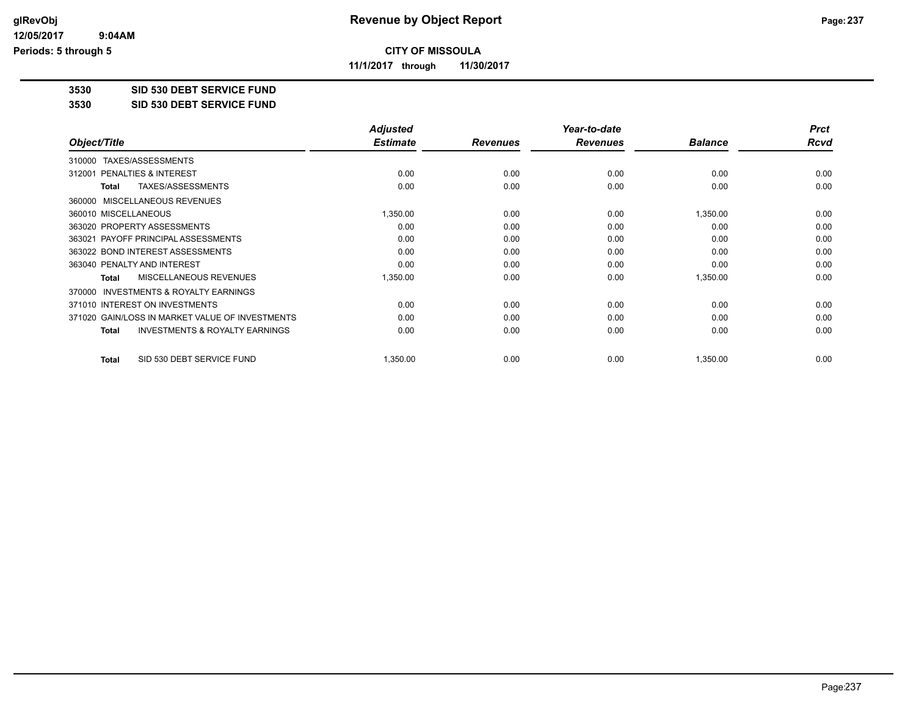# Revenue by Object Report

**CITY OF MISSOULA**

**11/1/2017 through 11/30/2017**

glRevObj
12/05/2017 9:04AM
Periods: 5 through 5

**3530 SID 530 DEBT SERVICE FUND**

**3530 SID 530 DEBT SERVICE FUND**

| Object/Title | Adjusted Estimate | Revenues | Year-to-date Revenues | Balance | Prct Rcvd |
|---|---|---|---|---|---|
| 310000 TAXES/ASSESSMENTS | | | | | |
| 312001 PENALTIES & INTEREST | 0.00 | 0.00 | 0.00 | 0.00 | 0.00 |
| **Total** TAXES/ASSESSMENTS | 0.00 | 0.00 | 0.00 | 0.00 | 0.00 |
| 360000 MISCELLANEOUS REVENUES | | | | | |
| 360010 MISCELLANEOUS | 1,350.00 | 0.00 | 0.00 | 1,350.00 | 0.00 |
| 363020 PROPERTY ASSESSMENTS | 0.00 | 0.00 | 0.00 | 0.00 | 0.00 |
| 363021 PAYOFF PRINCIPAL ASSESSMENTS | 0.00 | 0.00 | 0.00 | 0.00 | 0.00 |
| 363022 BOND INTEREST ASSESSMENTS | 0.00 | 0.00 | 0.00 | 0.00 | 0.00 |
| 363040 PENALTY AND INTEREST | 0.00 | 0.00 | 0.00 | 0.00 | 0.00 |
| **Total** MISCELLANEOUS REVENUES | 1,350.00 | 0.00 | 0.00 | 1,350.00 | 0.00 |
| 370000 INVESTMENTS & ROYALTY EARNINGS | | | | | |
| 371010 INTEREST ON INVESTMENTS | 0.00 | 0.00 | 0.00 | 0.00 | 0.00 |
| 371020 GAIN/LOSS IN MARKET VALUE OF INVESTMENTS | 0.00 | 0.00 | 0.00 | 0.00 | 0.00 |
| **Total** INVESTMENTS & ROYALTY EARNINGS | 0.00 | 0.00 | 0.00 | 0.00 | 0.00 |
| **Total** SID 530 DEBT SERVICE FUND | 1,350.00 | 0.00 | 0.00 | 1,350.00 | 0.00 |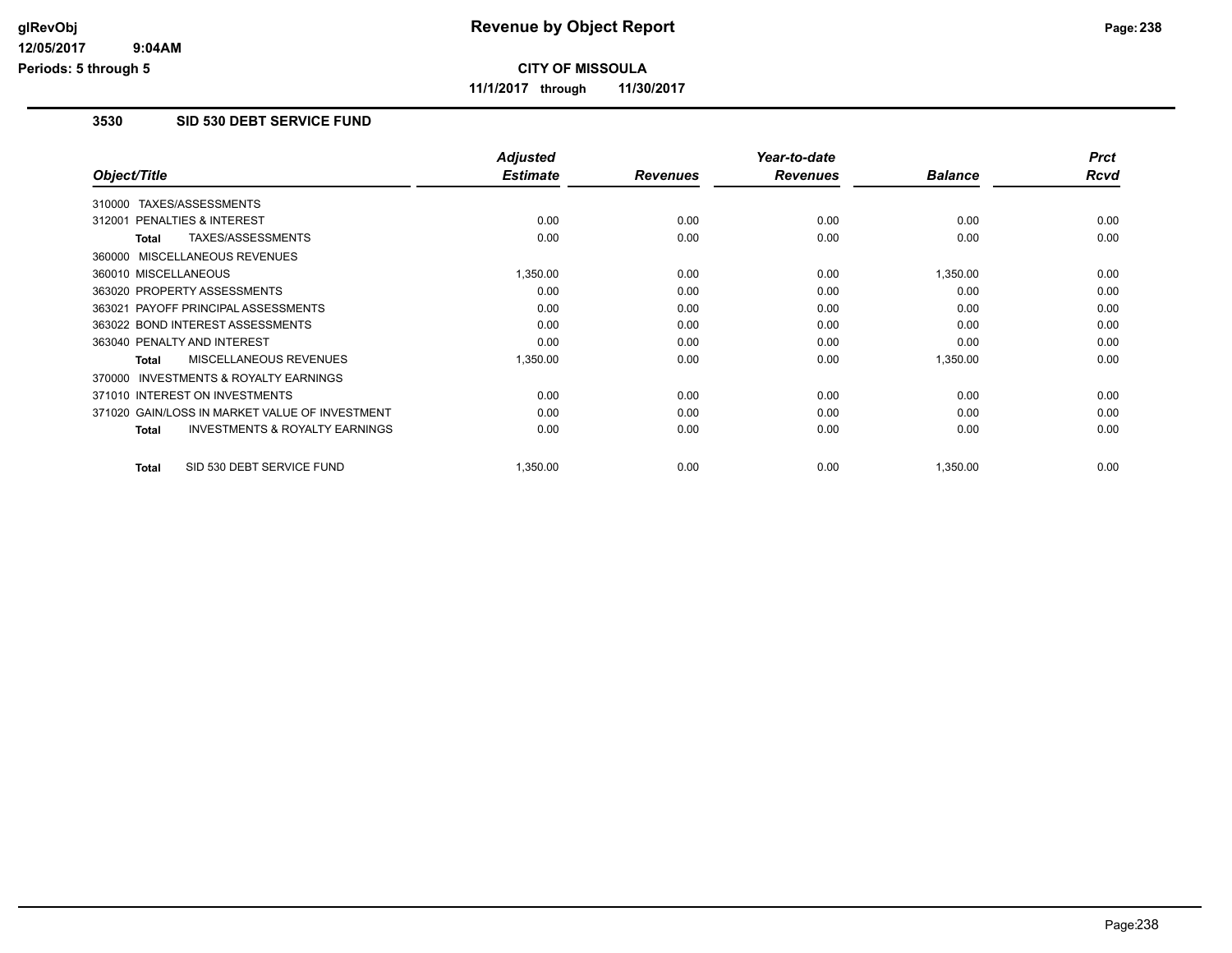# Revenue by Object Report

**CITY OF MISSOULA**

**11/1/2017 through 11/30/2017**

## 3530 SID 530 DEBT SERVICE FUND

| Object/Title | Adjusted Estimate | Revenues | Year-to-date Revenues | Balance | Prct Rcvd |
|---|---|---|---|---|---|
| 310000 TAXES/ASSESSMENTS | | | | | |
| 312001 PENALTIES & INTEREST | 0.00 | 0.00 | 0.00 | 0.00 | 0.00 |
| **Total** TAXES/ASSESSMENTS | 0.00 | 0.00 | 0.00 | 0.00 | 0.00 |
| 360000 MISCELLANEOUS REVENUES | | | | | |
| 360010 MISCELLANEOUS | 1,350.00 | 0.00 | 0.00 | 1,350.00 | 0.00 |
| 363020 PROPERTY ASSESSMENTS | 0.00 | 0.00 | 0.00 | 0.00 | 0.00 |
| 363021 PAYOFF PRINCIPAL ASSESSMENTS | 0.00 | 0.00 | 0.00 | 0.00 | 0.00 |
| 363022 BOND INTEREST ASSESSMENTS | 0.00 | 0.00 | 0.00 | 0.00 | 0.00 |
| 363040 PENALTY AND INTEREST | 0.00 | 0.00 | 0.00 | 0.00 | 0.00 |
| **Total** MISCELLANEOUS REVENUES | 1,350.00 | 0.00 | 0.00 | 1,350.00 | 0.00 |
| 370000 INVESTMENTS & ROYALTY EARNINGS | | | | | |
| 371010 INTEREST ON INVESTMENTS | 0.00 | 0.00 | 0.00 | 0.00 | 0.00 |
| 371020 GAIN/LOSS IN MARKET VALUE OF INVESTMENT | 0.00 | 0.00 | 0.00 | 0.00 | 0.00 |
| **Total** INVESTMENTS & ROYALTY EARNINGS | 0.00 | 0.00 | 0.00 | 0.00 | 0.00 |
| **Total** SID 530 DEBT SERVICE FUND | 1,350.00 | 0.00 | 0.00 | 1,350.00 | 0.00 |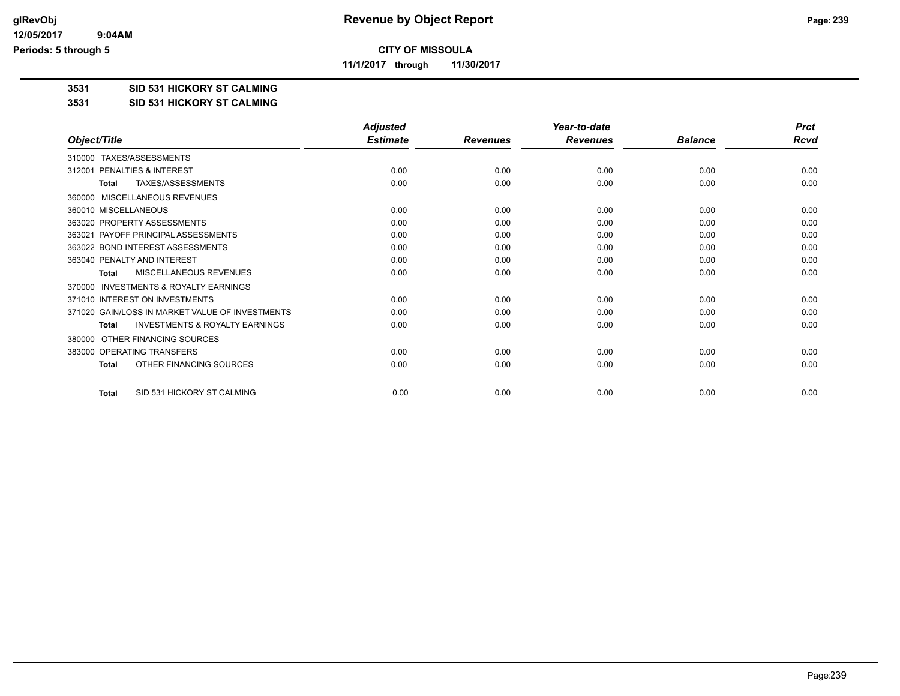# Revenue by Object Report

**CITY OF MISSOULA**

**11/1/2017 through 11/30/2017**

**3531 SID 531 HICKORY ST CALMING**

**3531 SID 531 HICKORY ST CALMING**

| Object/Title | Adjusted Estimate | Revenues | Year-to-date Revenues | Balance | Prct Rcvd |
|---|---|---|---|---|---|
| 310000 TAXES/ASSESSMENTS | | | | | |
| 312001 PENALTIES & INTEREST | 0.00 | 0.00 | 0.00 | 0.00 | 0.00 |
| **Total** TAXES/ASSESSMENTS | 0.00 | 0.00 | 0.00 | 0.00 | 0.00 |
| 360000 MISCELLANEOUS REVENUES | | | | | |
| 360010 MISCELLANEOUS | 0.00 | 0.00 | 0.00 | 0.00 | 0.00 |
| 363020 PROPERTY ASSESSMENTS | 0.00 | 0.00 | 0.00 | 0.00 | 0.00 |
| 363021 PAYOFF PRINCIPAL ASSESSMENTS | 0.00 | 0.00 | 0.00 | 0.00 | 0.00 |
| 363022 BOND INTEREST ASSESSMENTS | 0.00 | 0.00 | 0.00 | 0.00 | 0.00 |
| 363040 PENALTY AND INTEREST | 0.00 | 0.00 | 0.00 | 0.00 | 0.00 |
| **Total** MISCELLANEOUS REVENUES | 0.00 | 0.00 | 0.00 | 0.00 | 0.00 |
| 370000 INVESTMENTS & ROYALTY EARNINGS | | | | | |
| 371010 INTEREST ON INVESTMENTS | 0.00 | 0.00 | 0.00 | 0.00 | 0.00 |
| 371020 GAIN/LOSS IN MARKET VALUE OF INVESTMENTS | 0.00 | 0.00 | 0.00 | 0.00 | 0.00 |
| **Total** INVESTMENTS & ROYALTY EARNINGS | 0.00 | 0.00 | 0.00 | 0.00 | 0.00 |
| 380000 OTHER FINANCING SOURCES | | | | | |
| 383000 OPERATING TRANSFERS | 0.00 | 0.00 | 0.00 | 0.00 | 0.00 |
| **Total** OTHER FINANCING SOURCES | 0.00 | 0.00 | 0.00 | 0.00 | 0.00 |
| **Total** SID 531 HICKORY ST CALMING | 0.00 | 0.00 | 0.00 | 0.00 | 0.00 |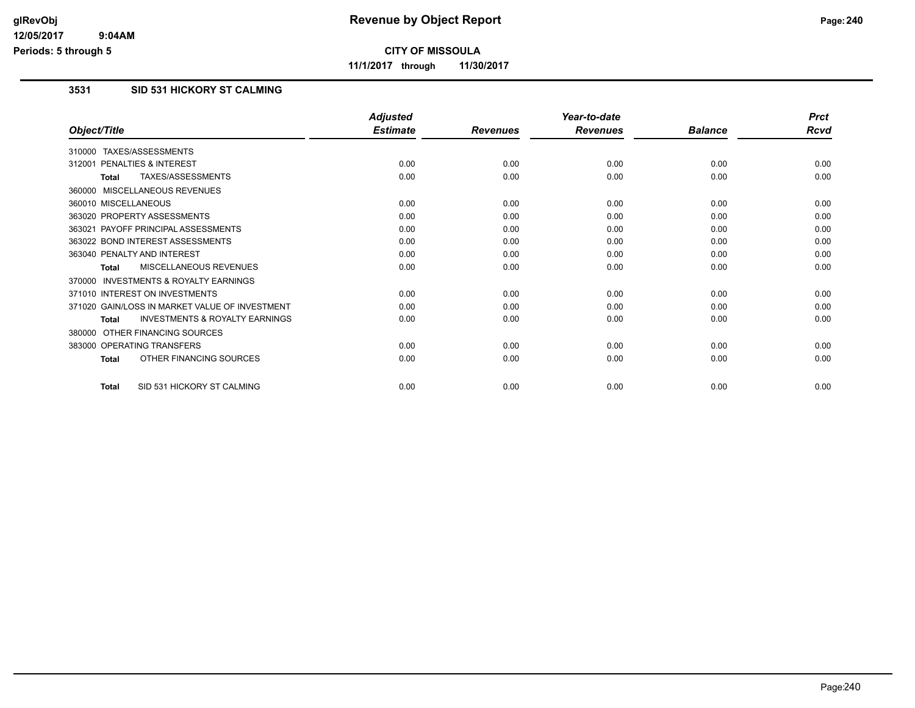# Revenue by Object Report

**CITY OF MISSOULA**

**11/1/2017 through 11/30/2017**

## 3531 SID 531 HICKORY ST CALMING

| Object/Title | Adjusted Estimate | Revenues | Year-to-date Revenues | Balance | Prct Rcvd |
|---|---|---|---|---|---|
| 310000 TAXES/ASSESSMENTS | | | | | |
| 312001 PENALTIES & INTEREST | 0.00 | 0.00 | 0.00 | 0.00 | 0.00 |
| **Total** TAXES/ASSESSMENTS | 0.00 | 0.00 | 0.00 | 0.00 | 0.00 |
| 360000 MISCELLANEOUS REVENUES | | | | | |
| 360010 MISCELLANEOUS | 0.00 | 0.00 | 0.00 | 0.00 | 0.00 |
| 363020 PROPERTY ASSESSMENTS | 0.00 | 0.00 | 0.00 | 0.00 | 0.00 |
| 363021 PAYOFF PRINCIPAL ASSESSMENTS | 0.00 | 0.00 | 0.00 | 0.00 | 0.00 |
| 363022 BOND INTEREST ASSESSMENTS | 0.00 | 0.00 | 0.00 | 0.00 | 0.00 |
| 363040 PENALTY AND INTEREST | 0.00 | 0.00 | 0.00 | 0.00 | 0.00 |
| **Total** MISCELLANEOUS REVENUES | 0.00 | 0.00 | 0.00 | 0.00 | 0.00 |
| 370000 INVESTMENTS & ROYALTY EARNINGS | | | | | |
| 371010 INTEREST ON INVESTMENTS | 0.00 | 0.00 | 0.00 | 0.00 | 0.00 |
| 371020 GAIN/LOSS IN MARKET VALUE OF INVESTMENT | 0.00 | 0.00 | 0.00 | 0.00 | 0.00 |
| **Total** INVESTMENTS & ROYALTY EARNINGS | 0.00 | 0.00 | 0.00 | 0.00 | 0.00 |
| 380000 OTHER FINANCING SOURCES | | | | | |
| 383000 OPERATING TRANSFERS | 0.00 | 0.00 | 0.00 | 0.00 | 0.00 |
| **Total** OTHER FINANCING SOURCES | 0.00 | 0.00 | 0.00 | 0.00 | 0.00 |
| **Total** SID 531 HICKORY ST CALMING | 0.00 | 0.00 | 0.00 | 0.00 | 0.00 |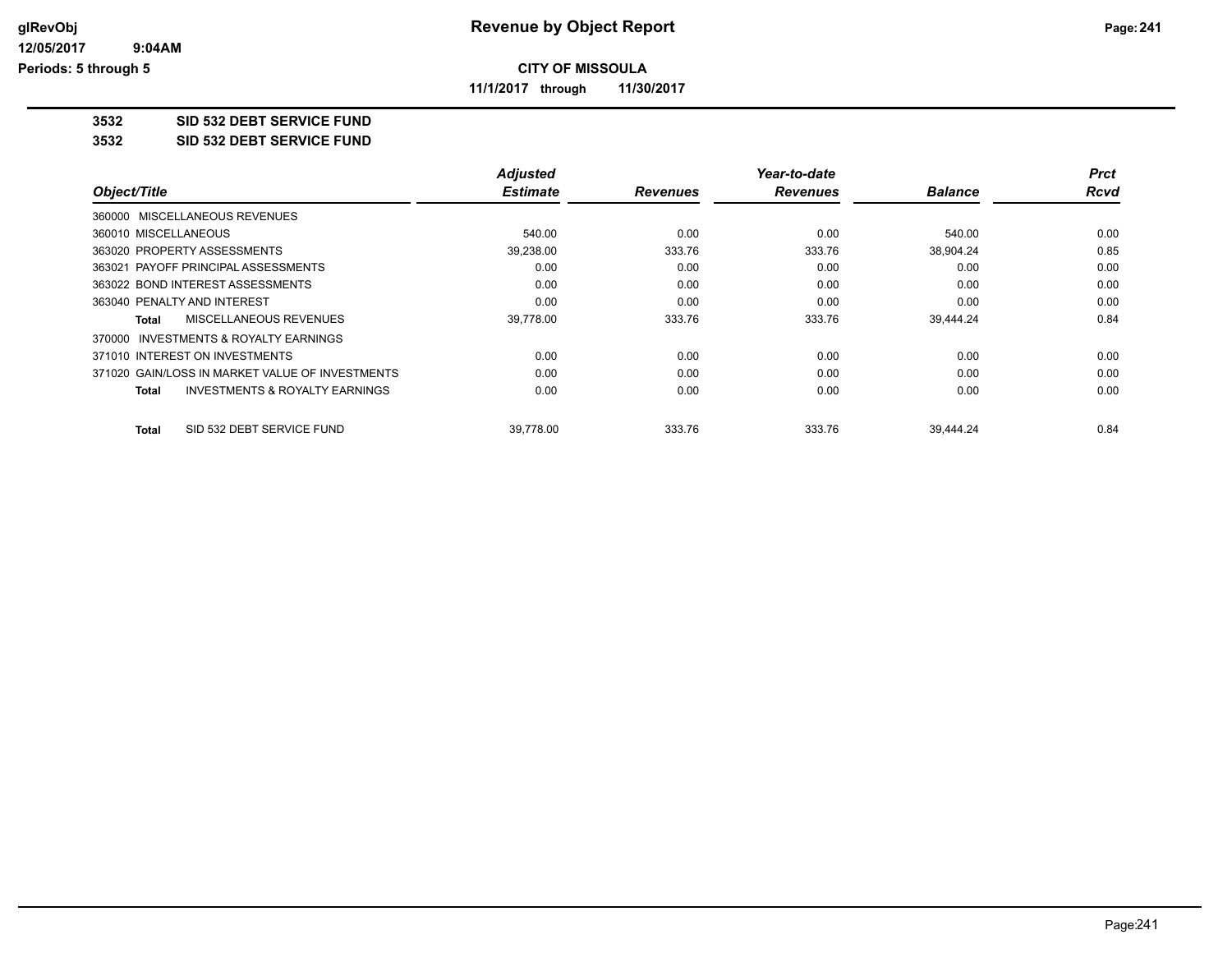# Revenue by Object Report

**CITY OF MISSOULA**

**11/1/2017 through 11/30/2017**

glRevObj
12/05/2017 9:04AM
Periods: 5 through 5

**3532 SID 532 DEBT SERVICE FUND**

**3532 SID 532 DEBT SERVICE FUND**

| Object/Title | Adjusted Estimate | Revenues | Year-to-date Revenues | Balance | Prct Rcvd |
|---|---|---|---|---|---|
| 360000 MISCELLANEOUS REVENUES | | | | | |
| 360010 MISCELLANEOUS | 540.00 | 0.00 | 0.00 | 540.00 | 0.00 |
| 363020 PROPERTY ASSESSMENTS | 39,238.00 | 333.76 | 333.76 | 38,904.24 | 0.85 |
| 363021 PAYOFF PRINCIPAL ASSESSMENTS | 0.00 | 0.00 | 0.00 | 0.00 | 0.00 |
| 363022 BOND INTEREST ASSESSMENTS | 0.00 | 0.00 | 0.00 | 0.00 | 0.00 |
| 363040 PENALTY AND INTEREST | 0.00 | 0.00 | 0.00 | 0.00 | 0.00 |
| **Total** MISCELLANEOUS REVENUES | 39,778.00 | 333.76 | 333.76 | 39,444.24 | 0.84 |
| 370000 INVESTMENTS & ROYALTY EARNINGS | | | | | |
| 371010 INTEREST ON INVESTMENTS | 0.00 | 0.00 | 0.00 | 0.00 | 0.00 |
| 371020 GAIN/LOSS IN MARKET VALUE OF INVESTMENTS | 0.00 | 0.00 | 0.00 | 0.00 | 0.00 |
| **Total** INVESTMENTS & ROYALTY EARNINGS | 0.00 | 0.00 | 0.00 | 0.00 | 0.00 |
| **Total** SID 532 DEBT SERVICE FUND | 39,778.00 | 333.76 | 333.76 | 39,444.24 | 0.84 |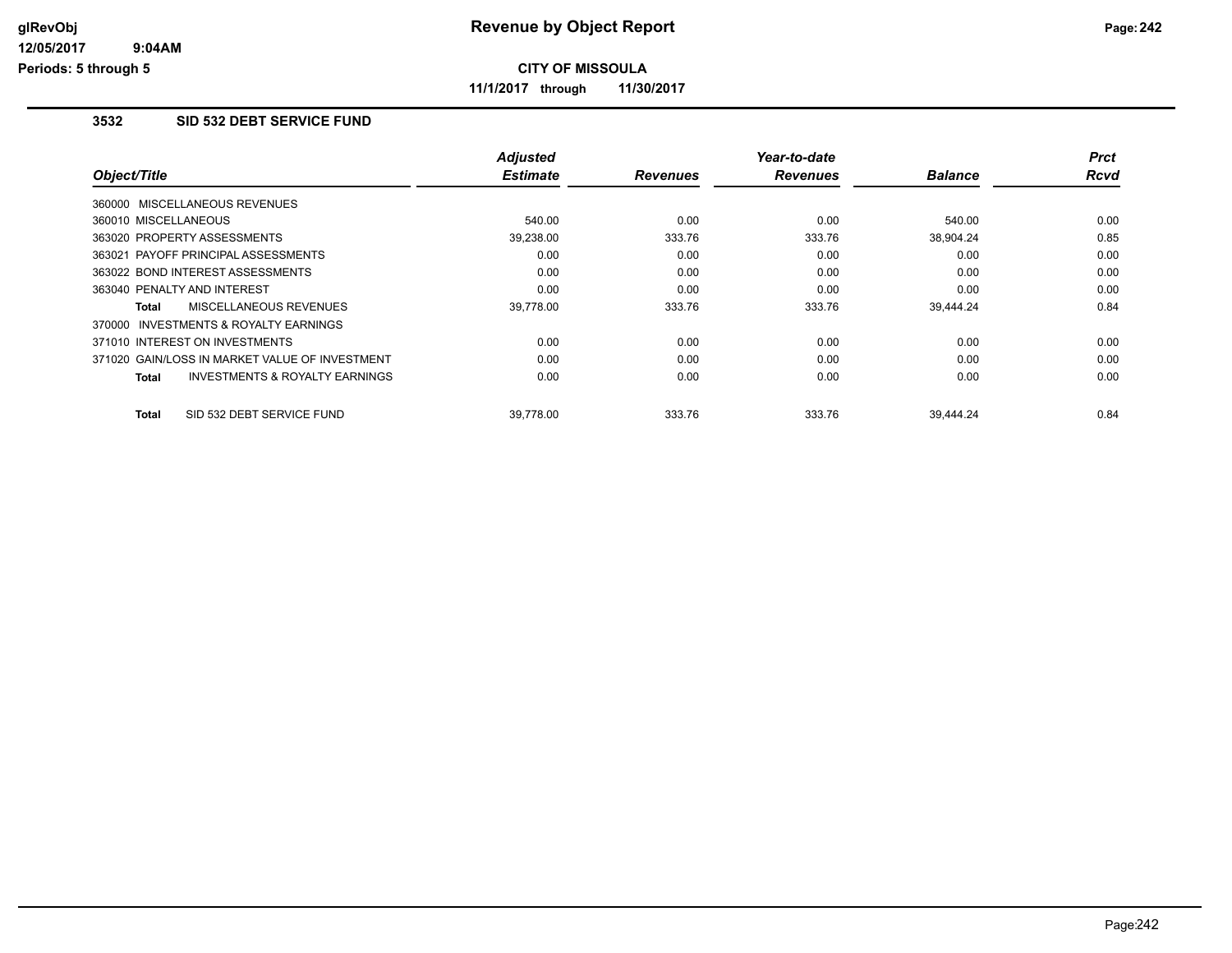**CITY OF MISSOULA**

**11/1/2017 through 11/30/2017**

### 3532 SID 532 DEBT SERVICE FUND

| Object/Title | Adjusted Estimate | Revenues | Year-to-date Revenues | Balance | Prct Rcvd |
|---|---|---|---|---|---|
| 360000 MISCELLANEOUS REVENUES | | | | | |
| 360010 MISCELLANEOUS | 540.00 | 0.00 | 0.00 | 540.00 | 0.00 |
| 363020 PROPERTY ASSESSMENTS | 39,238.00 | 333.76 | 333.76 | 38,904.24 | 0.85 |
| 363021 PAYOFF PRINCIPAL ASSESSMENTS | 0.00 | 0.00 | 0.00 | 0.00 | 0.00 |
| 363022 BOND INTEREST ASSESSMENTS | 0.00 | 0.00 | 0.00 | 0.00 | 0.00 |
| 363040 PENALTY AND INTEREST | 0.00 | 0.00 | 0.00 | 0.00 | 0.00 |
| **Total** MISCELLANEOUS REVENUES | 39,778.00 | 333.76 | 333.76 | 39,444.24 | 0.84 |
| 370000 INVESTMENTS & ROYALTY EARNINGS | | | | | |
| 371010 INTEREST ON INVESTMENTS | 0.00 | 0.00 | 0.00 | 0.00 | 0.00 |
| 371020 GAIN/LOSS IN MARKET VALUE OF INVESTMENT | 0.00 | 0.00 | 0.00 | 0.00 | 0.00 |
| **Total** INVESTMENTS & ROYALTY EARNINGS | 0.00 | 0.00 | 0.00 | 0.00 | 0.00 |
| **Total** SID 532 DEBT SERVICE FUND | 39,778.00 | 333.76 | 333.76 | 39,444.24 | 0.84 |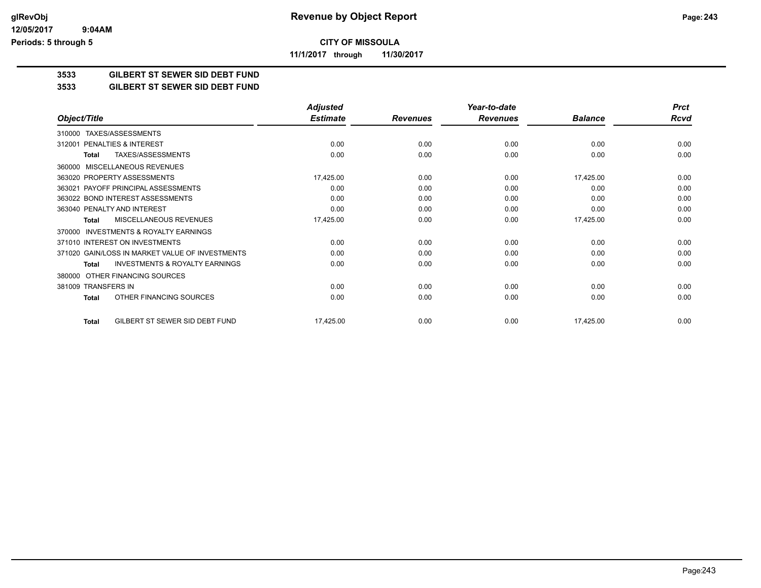**CITY OF MISSOULA**

**11/1/2017 through 11/30/2017**

## 3533 GILBERT ST SEWER SID DEBT FUND

## 3533 GILBERT ST SEWER SID DEBT FUND

| Object/Title | Adjusted Estimate | Revenues | Year-to-date Revenues | Balance | Prct Rcvd |
|---|---|---|---|---|---|
| 310000 TAXES/ASSESSMENTS | | | | | |
| 312001 PENALTIES & INTEREST | 0.00 | 0.00 | 0.00 | 0.00 | 0.00 |
| **Total** TAXES/ASSESSMENTS | 0.00 | 0.00 | 0.00 | 0.00 | 0.00 |
| 360000 MISCELLANEOUS REVENUES | | | | | |
| 363020 PROPERTY ASSESSMENTS | 17,425.00 | 0.00 | 0.00 | 17,425.00 | 0.00 |
| 363021 PAYOFF PRINCIPAL ASSESSMENTS | 0.00 | 0.00 | 0.00 | 0.00 | 0.00 |
| 363022 BOND INTEREST ASSESSMENTS | 0.00 | 0.00 | 0.00 | 0.00 | 0.00 |
| 363040 PENALTY AND INTEREST | 0.00 | 0.00 | 0.00 | 0.00 | 0.00 |
| **Total** MISCELLANEOUS REVENUES | 17,425.00 | 0.00 | 0.00 | 17,425.00 | 0.00 |
| 370000 INVESTMENTS & ROYALTY EARNINGS | | | | | |
| 371010 INTEREST ON INVESTMENTS | 0.00 | 0.00 | 0.00 | 0.00 | 0.00 |
| 371020 GAIN/LOSS IN MARKET VALUE OF INVESTMENTS | 0.00 | 0.00 | 0.00 | 0.00 | 0.00 |
| **Total** INVESTMENTS & ROYALTY EARNINGS | 0.00 | 0.00 | 0.00 | 0.00 | 0.00 |
| 380000 OTHER FINANCING SOURCES | | | | | |
| 381009 TRANSFERS IN | 0.00 | 0.00 | 0.00 | 0.00 | 0.00 |
| **Total** OTHER FINANCING SOURCES | 0.00 | 0.00 | 0.00 | 0.00 | 0.00 |
| **Total** GILBERT ST SEWER SID DEBT FUND | 17,425.00 | 0.00 | 0.00 | 17,425.00 | 0.00 |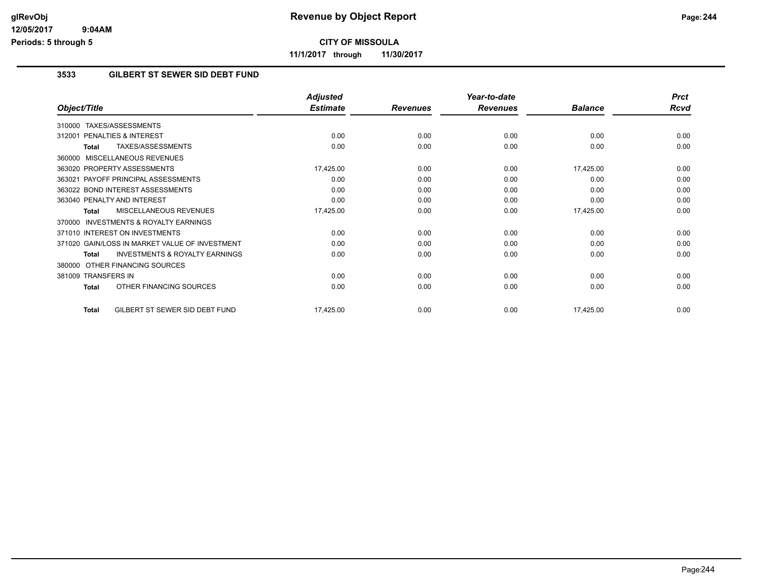# Revenue by Object Report

**CITY OF MISSOULA**

**11/1/2017 through 11/30/2017**

glRevObj
12/05/2017 9:04AM
Periods: 5 through 5

## 3533 GILBERT ST SEWER SID DEBT FUND

| Object/Title | Adjusted Estimate | Revenues | Year-to-date Revenues | Balance | Prct Rcvd |
|---|---|---|---|---|---|
| 310000 TAXES/ASSESSMENTS | | | | | |
| 312001 PENALTIES & INTEREST | 0.00 | 0.00 | 0.00 | 0.00 | 0.00 |
| **Total** TAXES/ASSESSMENTS | 0.00 | 0.00 | 0.00 | 0.00 | 0.00 |
| 360000 MISCELLANEOUS REVENUES | | | | | |
| 363020 PROPERTY ASSESSMENTS | 17,425.00 | 0.00 | 0.00 | 17,425.00 | 0.00 |
| 363021 PAYOFF PRINCIPAL ASSESSMENTS | 0.00 | 0.00 | 0.00 | 0.00 | 0.00 |
| 363022 BOND INTEREST ASSESSMENTS | 0.00 | 0.00 | 0.00 | 0.00 | 0.00 |
| 363040 PENALTY AND INTEREST | 0.00 | 0.00 | 0.00 | 0.00 | 0.00 |
| **Total** MISCELLANEOUS REVENUES | 17,425.00 | 0.00 | 0.00 | 17,425.00 | 0.00 |
| 370000 INVESTMENTS & ROYALTY EARNINGS | | | | | |
| 371010 INTEREST ON INVESTMENTS | 0.00 | 0.00 | 0.00 | 0.00 | 0.00 |
| 371020 GAIN/LOSS IN MARKET VALUE OF INVESTMENT | 0.00 | 0.00 | 0.00 | 0.00 | 0.00 |
| **Total** INVESTMENTS & ROYALTY EARNINGS | 0.00 | 0.00 | 0.00 | 0.00 | 0.00 |
| 380000 OTHER FINANCING SOURCES | | | | | |
| 381009 TRANSFERS IN | 0.00 | 0.00 | 0.00 | 0.00 | 0.00 |
| **Total** OTHER FINANCING SOURCES | 0.00 | 0.00 | 0.00 | 0.00 | 0.00 |
| **Total** GILBERT ST SEWER SID DEBT FUND | 17,425.00 | 0.00 | 0.00 | 17,425.00 | 0.00 |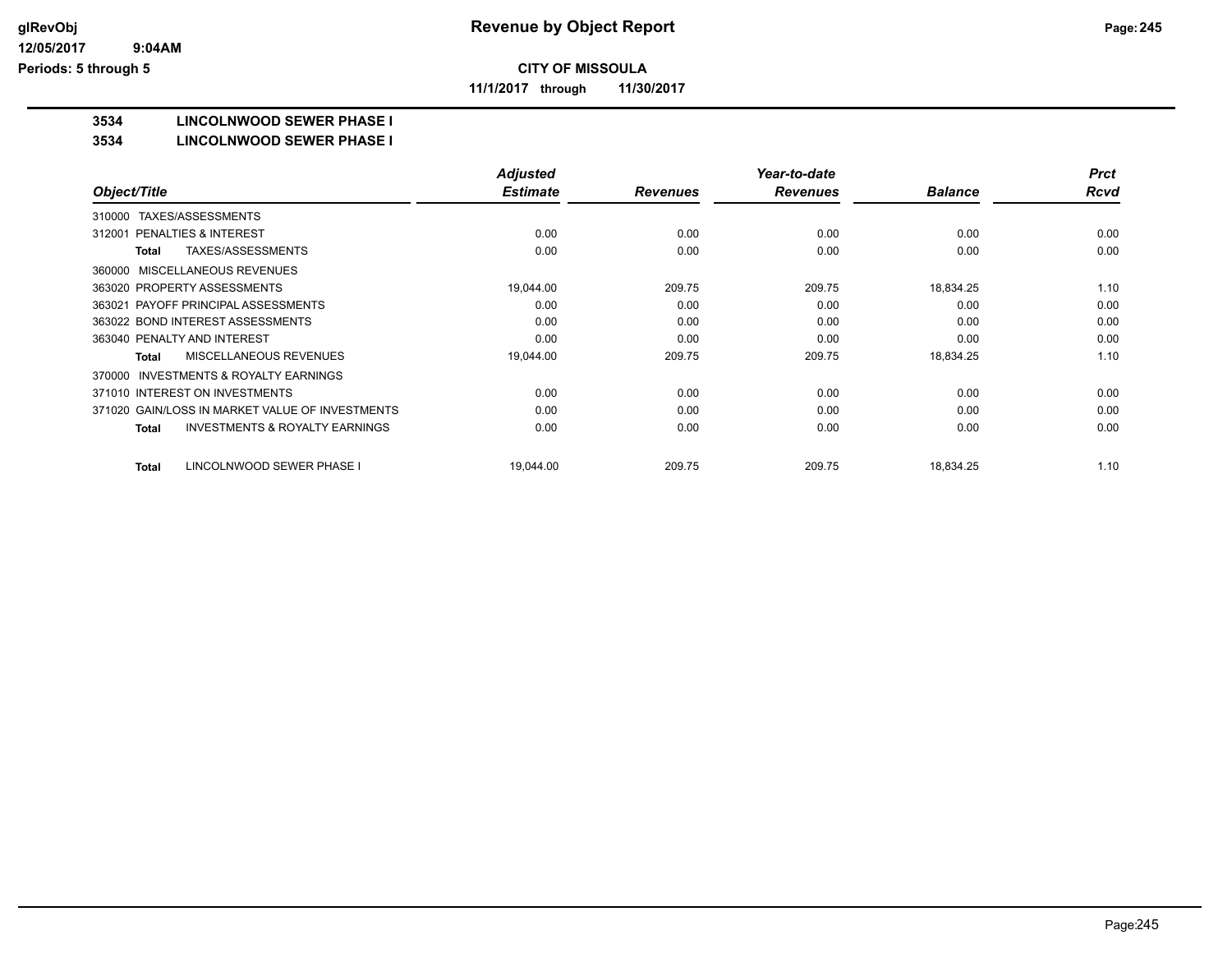**CITY OF MISSOULA**

**11/1/2017 through 11/30/2017**

## 3534 LINCOLNWOOD SEWER PHASE I

## 3534 LINCOLNWOOD SEWER PHASE I

| Object/Title | Adjusted Estimate | Revenues | Year-to-date Revenues | Balance | Prct Rcvd |
|---|---|---|---|---|---|
| 310000 TAXES/ASSESSMENTS | | | | | |
| 312001 PENALTIES & INTEREST | 0.00 | 0.00 | 0.00 | 0.00 | 0.00 |
| **Total** TAXES/ASSESSMENTS | 0.00 | 0.00 | 0.00 | 0.00 | 0.00 |
| 360000 MISCELLANEOUS REVENUES | | | | | |
| 363020 PROPERTY ASSESSMENTS | 19,044.00 | 209.75 | 209.75 | 18,834.25 | 1.10 |
| 363021 PAYOFF PRINCIPAL ASSESSMENTS | 0.00 | 0.00 | 0.00 | 0.00 | 0.00 |
| 363022 BOND INTEREST ASSESSMENTS | 0.00 | 0.00 | 0.00 | 0.00 | 0.00 |
| 363040 PENALTY AND INTEREST | 0.00 | 0.00 | 0.00 | 0.00 | 0.00 |
| **Total** MISCELLANEOUS REVENUES | 19,044.00 | 209.75 | 209.75 | 18,834.25 | 1.10 |
| 370000 INVESTMENTS & ROYALTY EARNINGS | | | | | |
| 371010 INTEREST ON INVESTMENTS | 0.00 | 0.00 | 0.00 | 0.00 | 0.00 |
| 371020 GAIN/LOSS IN MARKET VALUE OF INVESTMENTS | 0.00 | 0.00 | 0.00 | 0.00 | 0.00 |
| **Total** INVESTMENTS & ROYALTY EARNINGS | 0.00 | 0.00 | 0.00 | 0.00 | 0.00 |
| **Total** LINCOLNWOOD SEWER PHASE I | 19,044.00 | 209.75 | 209.75 | 18,834.25 | 1.10 |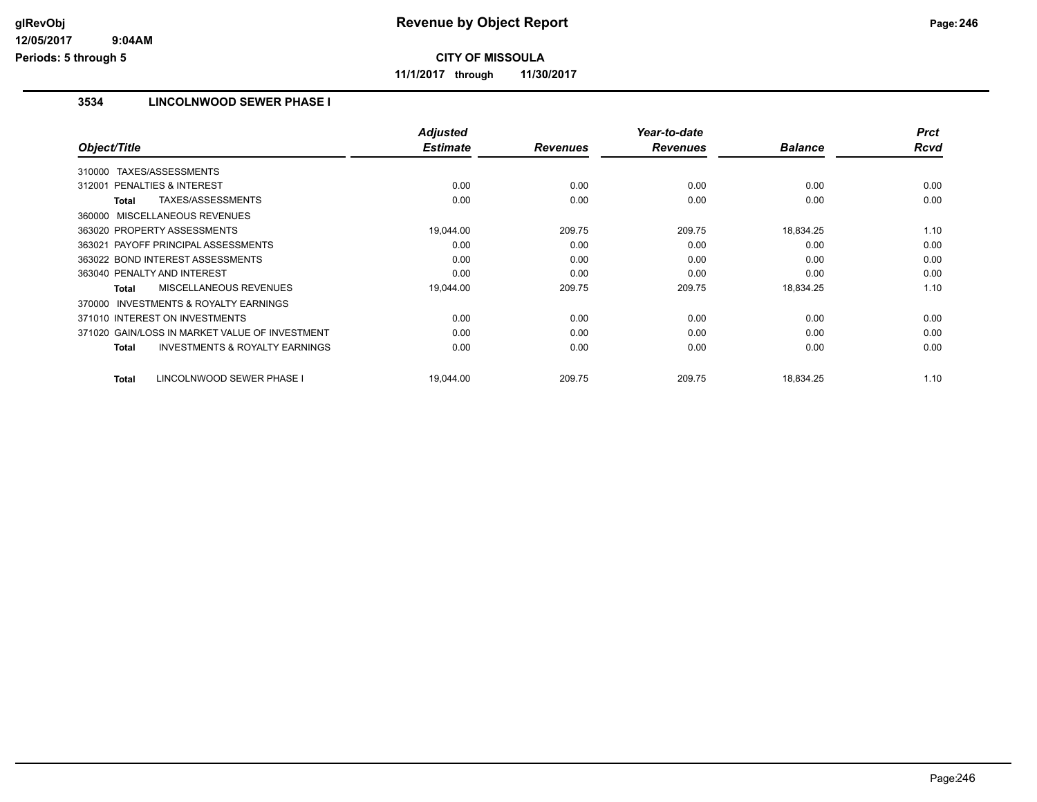# Revenue by Object Report

glRevObj
12/05/2017 9:04AM
Periods: 5 through 5

**CITY OF MISSOULA**

**11/1/2017 through 11/30/2017**

## 3534 LINCOLNWOOD SEWER PHASE I

| Object/Title | Adjusted Estimate | Revenues | Year-to-date Revenues | Balance | Prct Rcvd |
|---|---|---|---|---|---|
| 310000 TAXES/ASSESSMENTS | | | | | |
| 312001 PENALTIES & INTEREST | 0.00 | 0.00 | 0.00 | 0.00 | 0.00 |
| **Total** TAXES/ASSESSMENTS | 0.00 | 0.00 | 0.00 | 0.00 | 0.00 |
| 360000 MISCELLANEOUS REVENUES | | | | | |
| 363020 PROPERTY ASSESSMENTS | 19,044.00 | 209.75 | 209.75 | 18,834.25 | 1.10 |
| 363021 PAYOFF PRINCIPAL ASSESSMENTS | 0.00 | 0.00 | 0.00 | 0.00 | 0.00 |
| 363022 BOND INTEREST ASSESSMENTS | 0.00 | 0.00 | 0.00 | 0.00 | 0.00 |
| 363040 PENALTY AND INTEREST | 0.00 | 0.00 | 0.00 | 0.00 | 0.00 |
| **Total** MISCELLANEOUS REVENUES | 19,044.00 | 209.75 | 209.75 | 18,834.25 | 1.10 |
| 370000 INVESTMENTS & ROYALTY EARNINGS | | | | | |
| 371010 INTEREST ON INVESTMENTS | 0.00 | 0.00 | 0.00 | 0.00 | 0.00 |
| 371020 GAIN/LOSS IN MARKET VALUE OF INVESTMENT | 0.00 | 0.00 | 0.00 | 0.00 | 0.00 |
| **Total** INVESTMENTS & ROYALTY EARNINGS | 0.00 | 0.00 | 0.00 | 0.00 | 0.00 |
| **Total** LINCOLNWOOD SEWER PHASE I | 19,044.00 | 209.75 | 209.75 | 18,834.25 | 1.10 |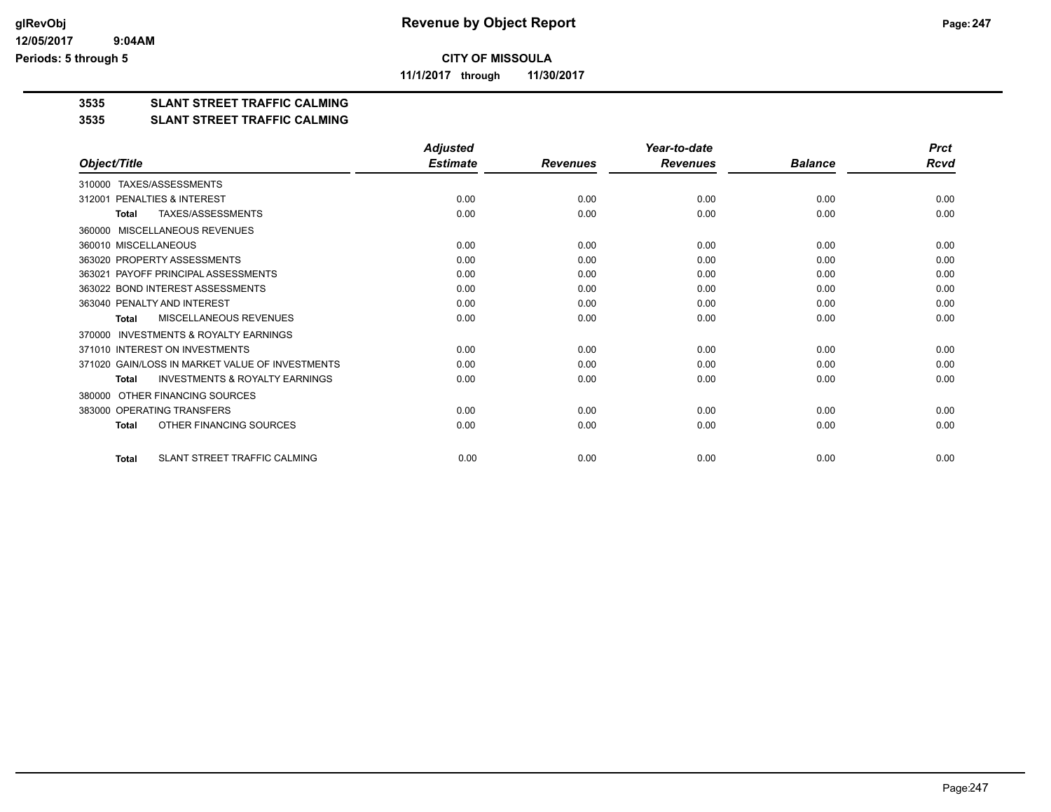**CITY OF MISSOULA**

**11/1/2017 through 11/30/2017**

## 3535 SLANT STREET TRAFFIC CALMING

## 3535 SLANT STREET TRAFFIC CALMING

| Object/Title | Adjusted Estimate | Revenues | Year-to-date Revenues | Balance | Prct Rcvd |
|---|---|---|---|---|---|
| 310000 TAXES/ASSESSMENTS | | | | | |
| 312001 PENALTIES & INTEREST | 0.00 | 0.00 | 0.00 | 0.00 | 0.00 |
| **Total** TAXES/ASSESSMENTS | 0.00 | 0.00 | 0.00 | 0.00 | 0.00 |
| 360000 MISCELLANEOUS REVENUES | | | | | |
| 360010 MISCELLANEOUS | 0.00 | 0.00 | 0.00 | 0.00 | 0.00 |
| 363020 PROPERTY ASSESSMENTS | 0.00 | 0.00 | 0.00 | 0.00 | 0.00 |
| 363021 PAYOFF PRINCIPAL ASSESSMENTS | 0.00 | 0.00 | 0.00 | 0.00 | 0.00 |
| 363022 BOND INTEREST ASSESSMENTS | 0.00 | 0.00 | 0.00 | 0.00 | 0.00 |
| 363040 PENALTY AND INTEREST | 0.00 | 0.00 | 0.00 | 0.00 | 0.00 |
| **Total** MISCELLANEOUS REVENUES | 0.00 | 0.00 | 0.00 | 0.00 | 0.00 |
| 370000 INVESTMENTS & ROYALTY EARNINGS | | | | | |
| 371010 INTEREST ON INVESTMENTS | 0.00 | 0.00 | 0.00 | 0.00 | 0.00 |
| 371020 GAIN/LOSS IN MARKET VALUE OF INVESTMENTS | 0.00 | 0.00 | 0.00 | 0.00 | 0.00 |
| **Total** INVESTMENTS & ROYALTY EARNINGS | 0.00 | 0.00 | 0.00 | 0.00 | 0.00 |
| 380000 OTHER FINANCING SOURCES | | | | | |
| 383000 OPERATING TRANSFERS | 0.00 | 0.00 | 0.00 | 0.00 | 0.00 |
| **Total** OTHER FINANCING SOURCES | 0.00 | 0.00 | 0.00 | 0.00 | 0.00 |
| **Total** SLANT STREET TRAFFIC CALMING | 0.00 | 0.00 | 0.00 | 0.00 | 0.00 |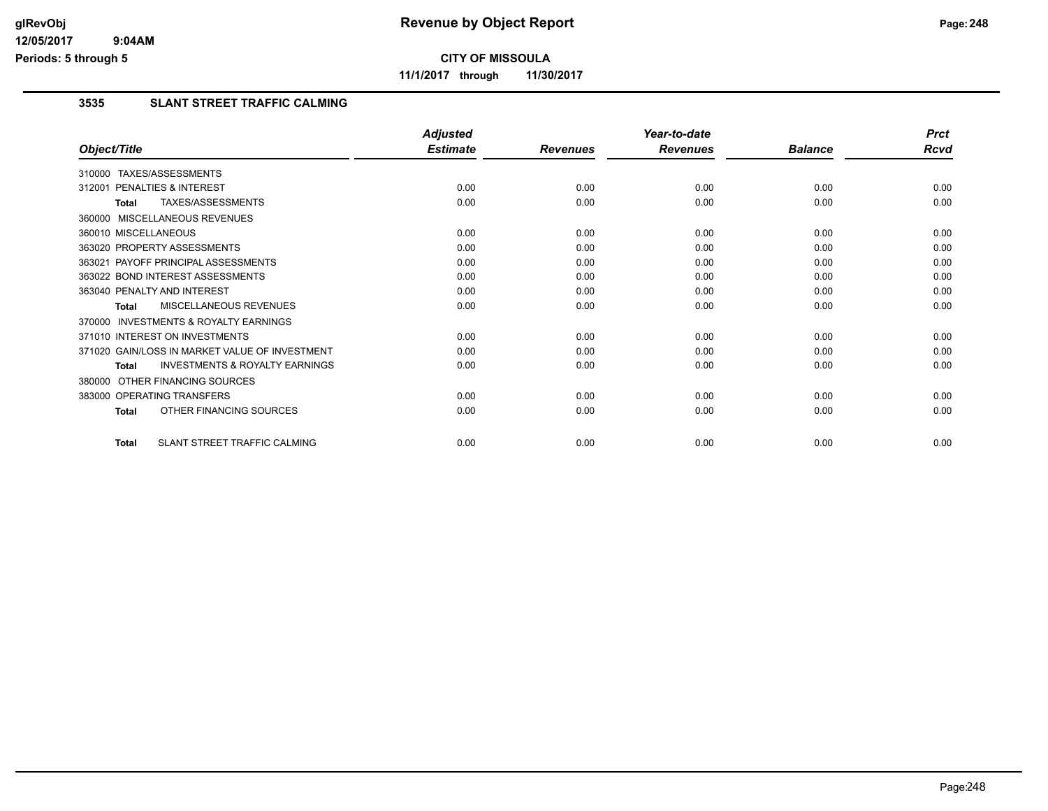# Revenue by Object Report

## CITY OF MISSOULA

**11/1/2017 through 11/30/2017**

### 3535 SLANT STREET TRAFFIC CALMING

| Object/Title | Adjusted Estimate | Revenues | Year-to-date Revenues | Balance | Prct Rcvd |
|---|---|---|---|---|---|
| 310000 TAXES/ASSESSMENTS | | | | | |
| 312001 PENALTIES & INTEREST | 0.00 | 0.00 | 0.00 | 0.00 | 0.00 |
| **Total** TAXES/ASSESSMENTS | 0.00 | 0.00 | 0.00 | 0.00 | 0.00 |
| 360000 MISCELLANEOUS REVENUES | | | | | |
| 360010 MISCELLANEOUS | 0.00 | 0.00 | 0.00 | 0.00 | 0.00 |
| 363020 PROPERTY ASSESSMENTS | 0.00 | 0.00 | 0.00 | 0.00 | 0.00 |
| 363021 PAYOFF PRINCIPAL ASSESSMENTS | 0.00 | 0.00 | 0.00 | 0.00 | 0.00 |
| 363022 BOND INTEREST ASSESSMENTS | 0.00 | 0.00 | 0.00 | 0.00 | 0.00 |
| 363040 PENALTY AND INTEREST | 0.00 | 0.00 | 0.00 | 0.00 | 0.00 |
| **Total** MISCELLANEOUS REVENUES | 0.00 | 0.00 | 0.00 | 0.00 | 0.00 |
| 370000 INVESTMENTS & ROYALTY EARNINGS | | | | | |
| 371010 INTEREST ON INVESTMENTS | 0.00 | 0.00 | 0.00 | 0.00 | 0.00 |
| 371020 GAIN/LOSS IN MARKET VALUE OF INVESTMENT | 0.00 | 0.00 | 0.00 | 0.00 | 0.00 |
| **Total** INVESTMENTS & ROYALTY EARNINGS | 0.00 | 0.00 | 0.00 | 0.00 | 0.00 |
| 380000 OTHER FINANCING SOURCES | | | | | |
| 383000 OPERATING TRANSFERS | 0.00 | 0.00 | 0.00 | 0.00 | 0.00 |
| **Total** OTHER FINANCING SOURCES | 0.00 | 0.00 | 0.00 | 0.00 | 0.00 |
| **Total** SLANT STREET TRAFFIC CALMING | 0.00 | 0.00 | 0.00 | 0.00 | 0.00 |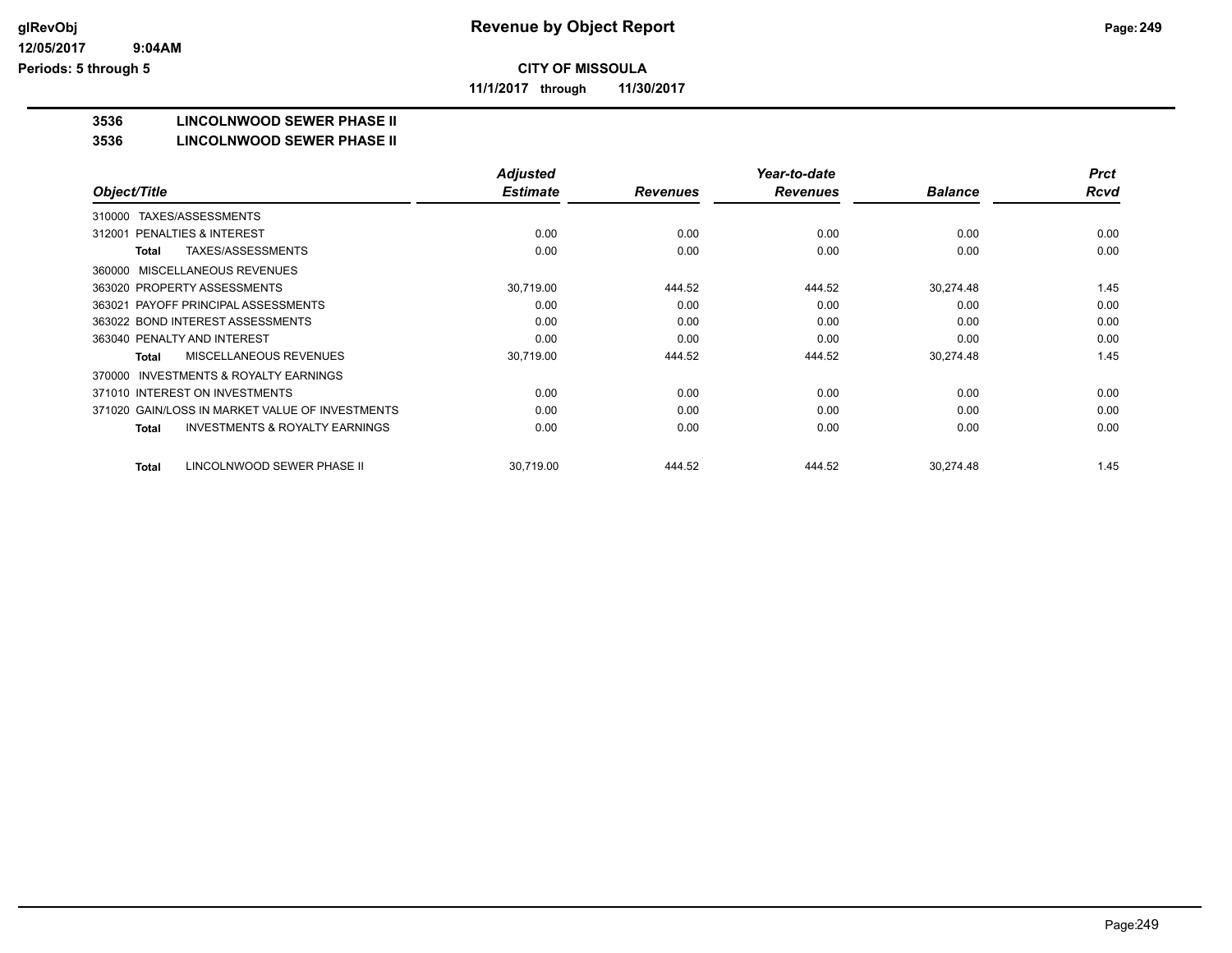**glRevObj**
**12/05/2017 9:04AM**
**Periods: 5 through 5**

# Revenue by Object Report

**CITY OF MISSOULA**

**11/1/2017 through 11/30/2017**

## 3536 LINCOLNWOOD SEWER PHASE II

### 3536 LINCOLNWOOD SEWER PHASE II

| Object/Title | Adjusted Estimate | Revenues | Year-to-date Revenues | Balance | Prct Rcvd |
|---|---|---|---|---|---|
| 310000 TAXES/ASSESSMENTS | | | | | |
| 312001 PENALTIES & INTEREST | 0.00 | 0.00 | 0.00 | 0.00 | 0.00 |
| **Total** TAXES/ASSESSMENTS | 0.00 | 0.00 | 0.00 | 0.00 | 0.00 |
| 360000 MISCELLANEOUS REVENUES | | | | | |
| 363020 PROPERTY ASSESSMENTS | 30,719.00 | 444.52 | 444.52 | 30,274.48 | 1.45 |
| 363021 PAYOFF PRINCIPAL ASSESSMENTS | 0.00 | 0.00 | 0.00 | 0.00 | 0.00 |
| 363022 BOND INTEREST ASSESSMENTS | 0.00 | 0.00 | 0.00 | 0.00 | 0.00 |
| 363040 PENALTY AND INTEREST | 0.00 | 0.00 | 0.00 | 0.00 | 0.00 |
| **Total** MISCELLANEOUS REVENUES | 30,719.00 | 444.52 | 444.52 | 30,274.48 | 1.45 |
| 370000 INVESTMENTS & ROYALTY EARNINGS | | | | | |
| 371010 INTEREST ON INVESTMENTS | 0.00 | 0.00 | 0.00 | 0.00 | 0.00 |
| 371020 GAIN/LOSS IN MARKET VALUE OF INVESTMENTS | 0.00 | 0.00 | 0.00 | 0.00 | 0.00 |
| **Total** INVESTMENTS & ROYALTY EARNINGS | 0.00 | 0.00 | 0.00 | 0.00 | 0.00 |
| **Total** LINCOLNWOOD SEWER PHASE II | 30,719.00 | 444.52 | 444.52 | 30,274.48 | 1.45 |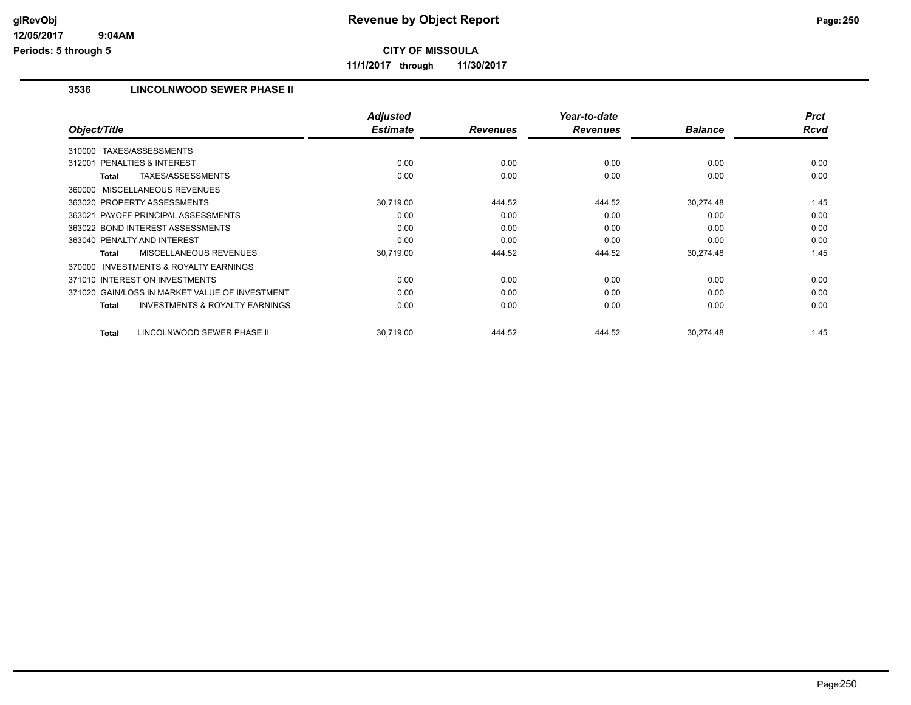**CITY OF MISSOULA**

**11/1/2017 through 11/30/2017**

### 3536 LINCOLNWOOD SEWER PHASE II

| Object/Title | Adjusted Estimate | Revenues | Year-to-date Revenues | Balance | Prct Rcvd |
|---|---|---|---|---|---|
| 310000 TAXES/ASSESSMENTS | | | | | |
| 312001 PENALTIES & INTEREST | 0.00 | 0.00 | 0.00 | 0.00 | 0.00 |
| **Total** TAXES/ASSESSMENTS | 0.00 | 0.00 | 0.00 | 0.00 | 0.00 |
| 360000 MISCELLANEOUS REVENUES | | | | | |
| 363020 PROPERTY ASSESSMENTS | 30,719.00 | 444.52 | 444.52 | 30,274.48 | 1.45 |
| 363021 PAYOFF PRINCIPAL ASSESSMENTS | 0.00 | 0.00 | 0.00 | 0.00 | 0.00 |
| 363022 BOND INTEREST ASSESSMENTS | 0.00 | 0.00 | 0.00 | 0.00 | 0.00 |
| 363040 PENALTY AND INTEREST | 0.00 | 0.00 | 0.00 | 0.00 | 0.00 |
| **Total** MISCELLANEOUS REVENUES | 30,719.00 | 444.52 | 444.52 | 30,274.48 | 1.45 |
| 370000 INVESTMENTS & ROYALTY EARNINGS | | | | | |
| 371010 INTEREST ON INVESTMENTS | 0.00 | 0.00 | 0.00 | 0.00 | 0.00 |
| 371020 GAIN/LOSS IN MARKET VALUE OF INVESTMENT | 0.00 | 0.00 | 0.00 | 0.00 | 0.00 |
| **Total** INVESTMENTS & ROYALTY EARNINGS | 0.00 | 0.00 | 0.00 | 0.00 | 0.00 |
| **Total** LINCOLNWOOD SEWER PHASE II | 30,719.00 | 444.52 | 444.52 | 30,274.48 | 1.45 |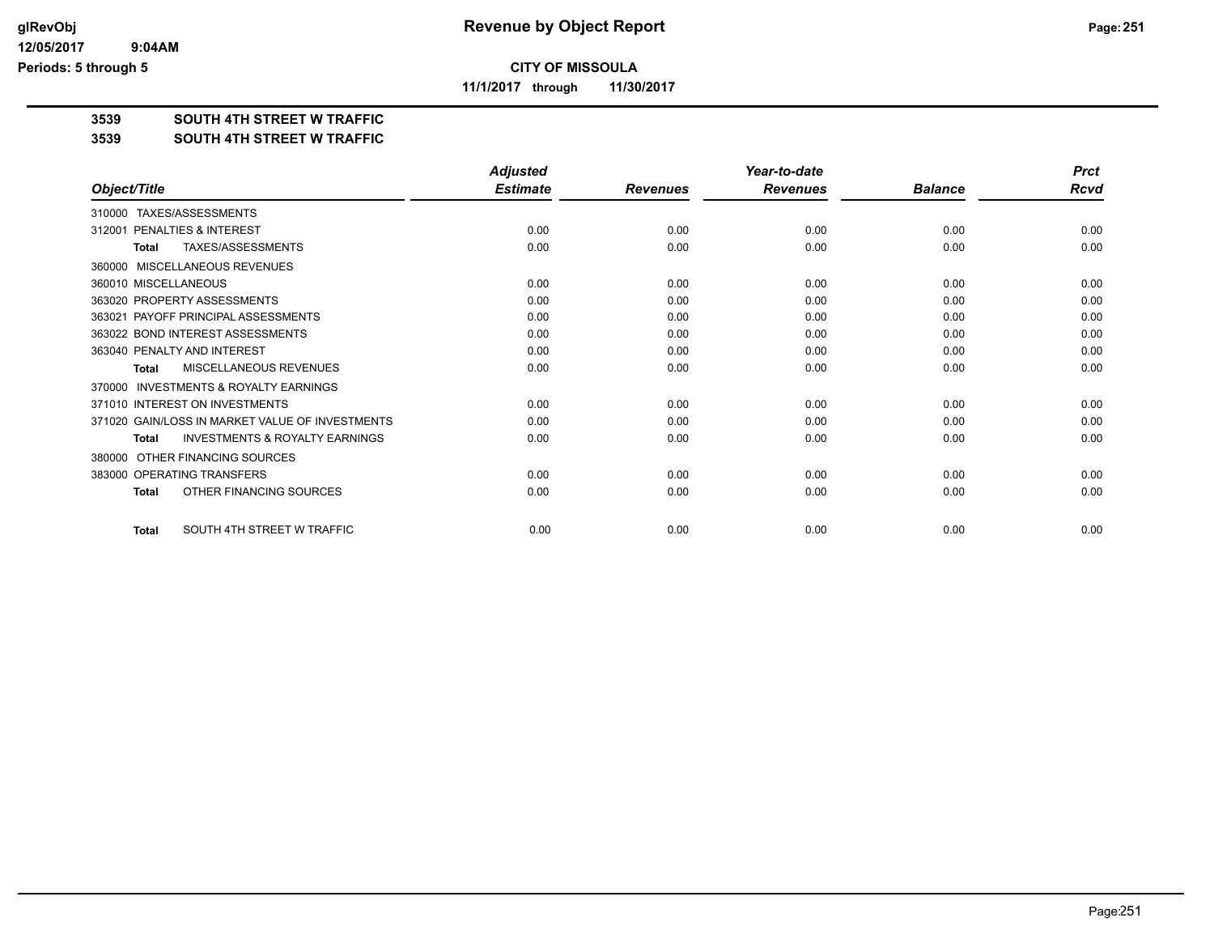**CITY OF MISSOULA**

**11/1/2017 through 11/30/2017**

## 3539 SOUTH 4TH STREET W TRAFFIC

## 3539 SOUTH 4TH STREET W TRAFFIC

| Object/Title | Adjusted Estimate | Revenues | Year-to-date Revenues | Balance | Prct Rcvd |
|---|---|---|---|---|---|
| 310000 TAXES/ASSESSMENTS | | | | | |
| 312001 PENALTIES & INTEREST | 0.00 | 0.00 | 0.00 | 0.00 | 0.00 |
| **Total** TAXES/ASSESSMENTS | 0.00 | 0.00 | 0.00 | 0.00 | 0.00 |
| 360000 MISCELLANEOUS REVENUES | | | | | |
| 360010 MISCELLANEOUS | 0.00 | 0.00 | 0.00 | 0.00 | 0.00 |
| 363020 PROPERTY ASSESSMENTS | 0.00 | 0.00 | 0.00 | 0.00 | 0.00 |
| 363021 PAYOFF PRINCIPAL ASSESSMENTS | 0.00 | 0.00 | 0.00 | 0.00 | 0.00 |
| 363022 BOND INTEREST ASSESSMENTS | 0.00 | 0.00 | 0.00 | 0.00 | 0.00 |
| 363040 PENALTY AND INTEREST | 0.00 | 0.00 | 0.00 | 0.00 | 0.00 |
| **Total** MISCELLANEOUS REVENUES | 0.00 | 0.00 | 0.00 | 0.00 | 0.00 |
| 370000 INVESTMENTS & ROYALTY EARNINGS | | | | | |
| 371010 INTEREST ON INVESTMENTS | 0.00 | 0.00 | 0.00 | 0.00 | 0.00 |
| 371020 GAIN/LOSS IN MARKET VALUE OF INVESTMENTS | 0.00 | 0.00 | 0.00 | 0.00 | 0.00 |
| **Total** INVESTMENTS & ROYALTY EARNINGS | 0.00 | 0.00 | 0.00 | 0.00 | 0.00 |
| 380000 OTHER FINANCING SOURCES | | | | | |
| 383000 OPERATING TRANSFERS | 0.00 | 0.00 | 0.00 | 0.00 | 0.00 |
| **Total** OTHER FINANCING SOURCES | 0.00 | 0.00 | 0.00 | 0.00 | 0.00 |
| **Total** SOUTH 4TH STREET W TRAFFIC | 0.00 | 0.00 | 0.00 | 0.00 | 0.00 |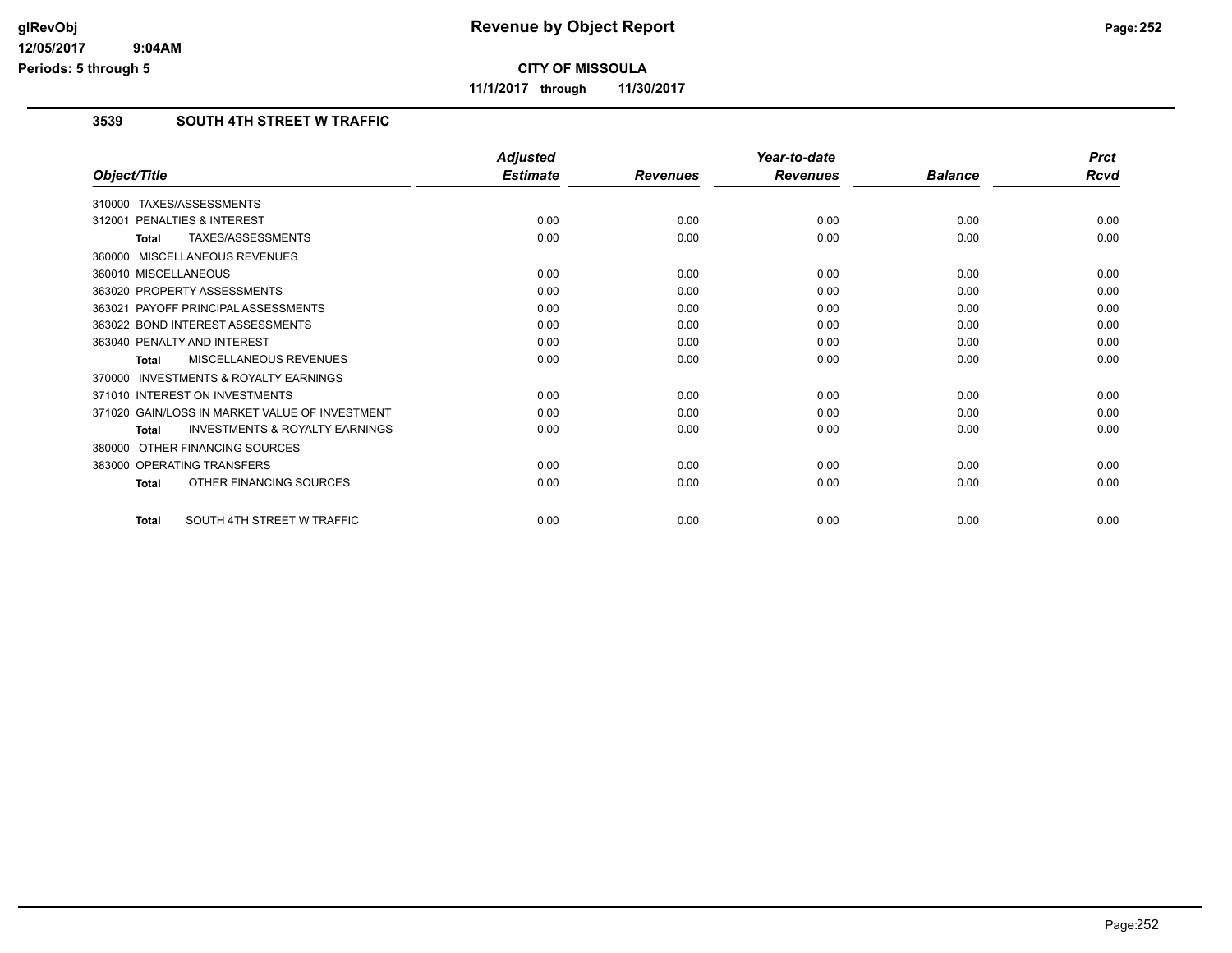# Revenue by Object Report

**CITY OF MISSOULA**

**11/1/2017 through 11/30/2017**

glRevObj
12/05/2017 9:04AM
Periods: 5 through 5

## 3539 SOUTH 4TH STREET W TRAFFIC

| Object/Title | Adjusted Estimate | Revenues | Year-to-date Revenues | Balance | Prct Rcvd |
|---|---|---|---|---|---|
| 310000 TAXES/ASSESSMENTS | | | | | |
| 312001 PENALTIES & INTEREST | 0.00 | 0.00 | 0.00 | 0.00 | 0.00 |
| **Total** TAXES/ASSESSMENTS | 0.00 | 0.00 | 0.00 | 0.00 | 0.00 |
| 360000 MISCELLANEOUS REVENUES | | | | | |
| 360010 MISCELLANEOUS | 0.00 | 0.00 | 0.00 | 0.00 | 0.00 |
| 363020 PROPERTY ASSESSMENTS | 0.00 | 0.00 | 0.00 | 0.00 | 0.00 |
| 363021 PAYOFF PRINCIPAL ASSESSMENTS | 0.00 | 0.00 | 0.00 | 0.00 | 0.00 |
| 363022 BOND INTEREST ASSESSMENTS | 0.00 | 0.00 | 0.00 | 0.00 | 0.00 |
| 363040 PENALTY AND INTEREST | 0.00 | 0.00 | 0.00 | 0.00 | 0.00 |
| **Total** MISCELLANEOUS REVENUES | 0.00 | 0.00 | 0.00 | 0.00 | 0.00 |
| 370000 INVESTMENTS & ROYALTY EARNINGS | | | | | |
| 371010 INTEREST ON INVESTMENTS | 0.00 | 0.00 | 0.00 | 0.00 | 0.00 |
| 371020 GAIN/LOSS IN MARKET VALUE OF INVESTMENT | 0.00 | 0.00 | 0.00 | 0.00 | 0.00 |
| **Total** INVESTMENTS & ROYALTY EARNINGS | 0.00 | 0.00 | 0.00 | 0.00 | 0.00 |
| 380000 OTHER FINANCING SOURCES | | | | | |
| 383000 OPERATING TRANSFERS | 0.00 | 0.00 | 0.00 | 0.00 | 0.00 |
| **Total** OTHER FINANCING SOURCES | 0.00 | 0.00 | 0.00 | 0.00 | 0.00 |
| **Total** SOUTH 4TH STREET W TRAFFIC | 0.00 | 0.00 | 0.00 | 0.00 | 0.00 |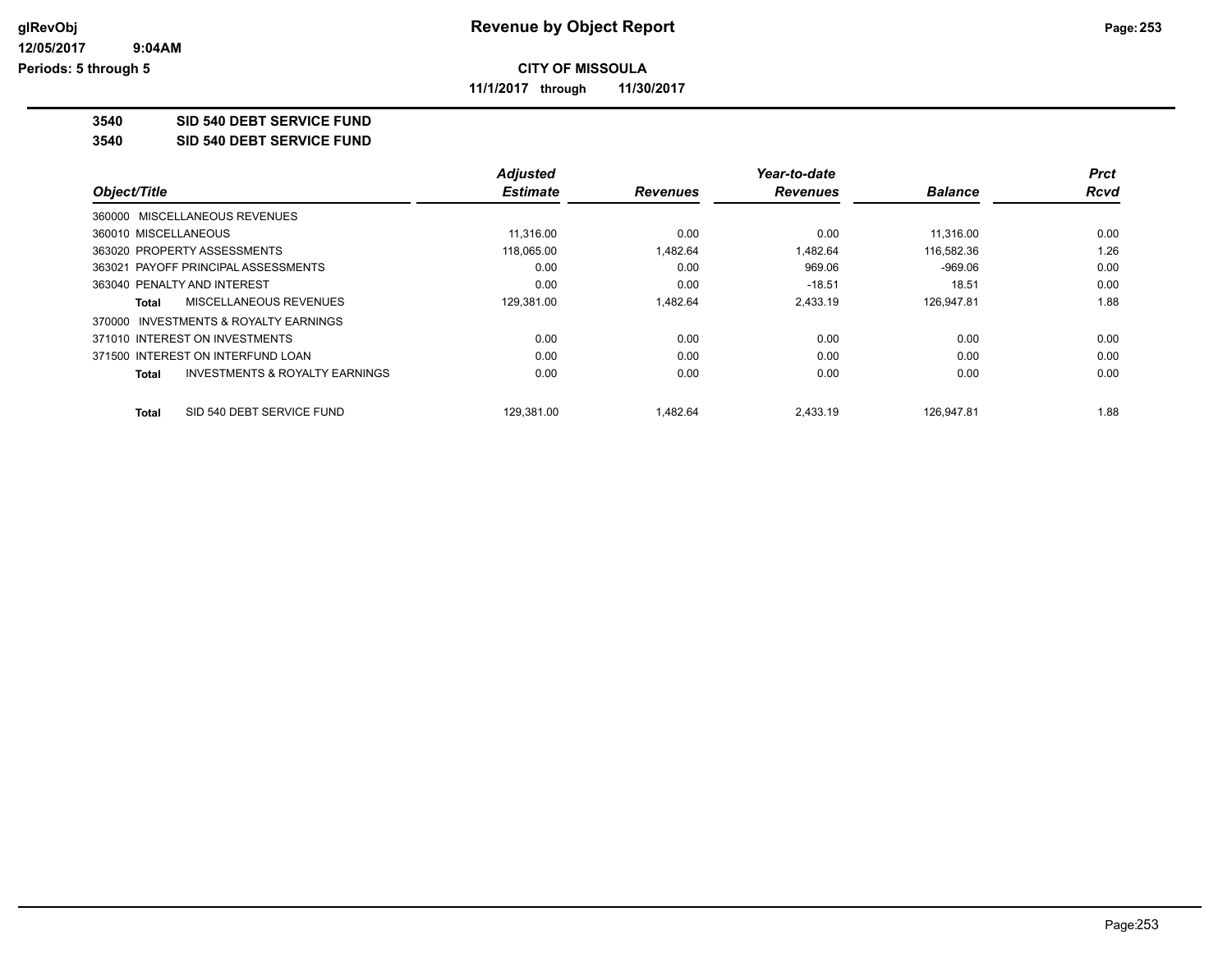**glRevObj**
**12/05/2017 9:04AM**
**Periods: 5 through 5**

# Revenue by Object Report

**CITY OF MISSOULA**

**11/1/2017 through 11/30/2017**

**3540 SID 540 DEBT SERVICE FUND**

**3540 SID 540 DEBT SERVICE FUND**

| Object/Title | Adjusted Estimate | Revenues | Year-to-date Revenues | Balance | Prct Rcvd |
|---|---|---|---|---|---|
| 360000 MISCELLANEOUS REVENUES | | | | | |
| 360010 MISCELLANEOUS | 11,316.00 | 0.00 | 0.00 | 11,316.00 | 0.00 |
| 363020 PROPERTY ASSESSMENTS | 118,065.00 | 1,482.64 | 1,482.64 | 116,582.36 | 1.26 |
| 363021 PAYOFF PRINCIPAL ASSESSMENTS | 0.00 | 0.00 | 969.06 | -969.06 | 0.00 |
| 363040 PENALTY AND INTEREST | 0.00 | 0.00 | -18.51 | 18.51 | 0.00 |
| **Total** MISCELLANEOUS REVENUES | 129,381.00 | 1,482.64 | 2,433.19 | 126,947.81 | 1.88 |
| 370000 INVESTMENTS & ROYALTY EARNINGS | | | | | |
| 371010 INTEREST ON INVESTMENTS | 0.00 | 0.00 | 0.00 | 0.00 | 0.00 |
| 371500 INTEREST ON INTERFUND LOAN | 0.00 | 0.00 | 0.00 | 0.00 | 0.00 |
| **Total** INVESTMENTS & ROYALTY EARNINGS | 0.00 | 0.00 | 0.00 | 0.00 | 0.00 |
| **Total** SID 540 DEBT SERVICE FUND | 129,381.00 | 1,482.64 | 2,433.19 | 126,947.81 | 1.88 |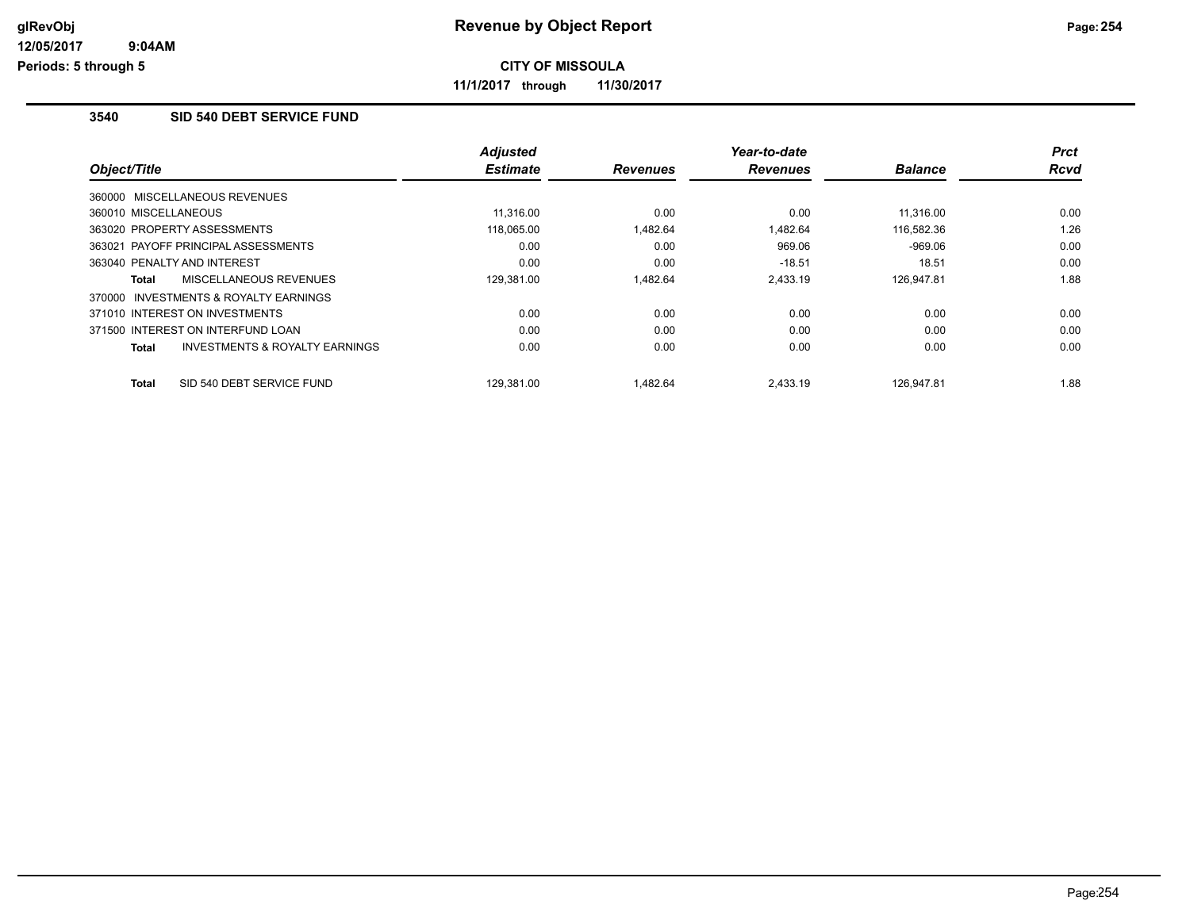# Revenue by Object Report

**CITY OF MISSOULA**

**11/1/2017 through 11/30/2017**

glRevObj
12/05/2017 9:04AM
Periods: 5 through 5

### 3540 SID 540 DEBT SERVICE FUND

| Object/Title | Adjusted Estimate | Revenues | Year-to-date Revenues | Balance | Prct Rcvd |
|---|---|---|---|---|---|
| 360000 MISCELLANEOUS REVENUES | | | | | |
| 360010 MISCELLANEOUS | 11,316.00 | 0.00 | 0.00 | 11,316.00 | 0.00 |
| 363020 PROPERTY ASSESSMENTS | 118,065.00 | 1,482.64 | 1,482.64 | 116,582.36 | 1.26 |
| 363021 PAYOFF PRINCIPAL ASSESSMENTS | 0.00 | 0.00 | 969.06 | -969.06 | 0.00 |
| 363040 PENALTY AND INTEREST | 0.00 | 0.00 | -18.51 | 18.51 | 0.00 |
| **Total** MISCELLANEOUS REVENUES | 129,381.00 | 1,482.64 | 2,433.19 | 126,947.81 | 1.88 |
| 370000 INVESTMENTS & ROYALTY EARNINGS | | | | | |
| 371010 INTEREST ON INVESTMENTS | 0.00 | 0.00 | 0.00 | 0.00 | 0.00 |
| 371500 INTEREST ON INTERFUND LOAN | 0.00 | 0.00 | 0.00 | 0.00 | 0.00 |
| **Total** INVESTMENTS & ROYALTY EARNINGS | 0.00 | 0.00 | 0.00 | 0.00 | 0.00 |
| **Total** SID 540 DEBT SERVICE FUND | 129,381.00 | 1,482.64 | 2,433.19 | 126,947.81 | 1.88 |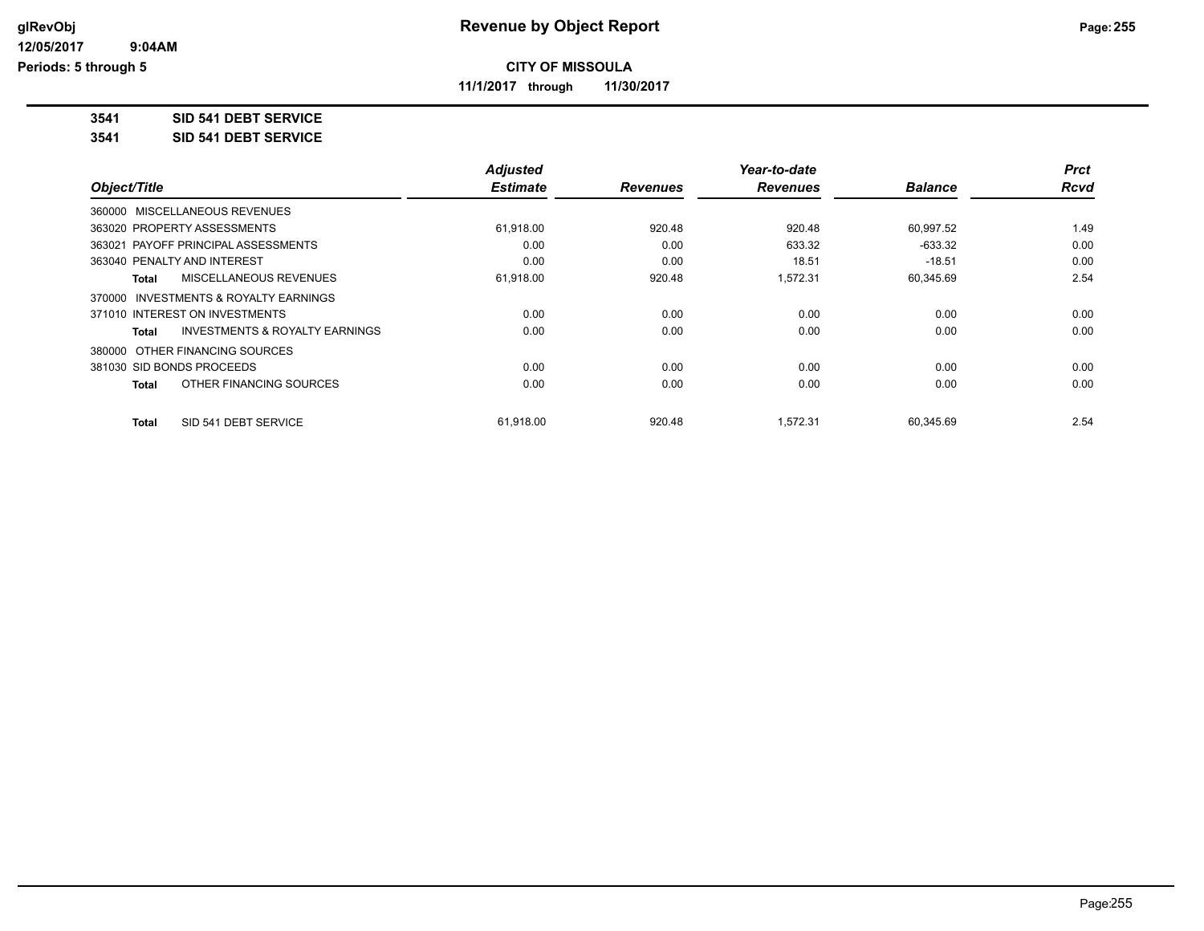**CITY OF MISSOULA**

**11/1/2017 through 11/30/2017**

**3541 SID 541 DEBT SERVICE**

**3541 SID 541 DEBT SERVICE**

| Object/Title | | Adjusted Estimate | Revenues | Year-to-date Revenues | Balance | Prct Rcvd |
|---|---|---|---|---|---|---|
| 360000 MISCELLANEOUS REVENUES | | | | | | |
| 363020 PROPERTY ASSESSMENTS | | 61,918.00 | 920.48 | 920.48 | 60,997.52 | 1.49 |
| 363021 PAYOFF PRINCIPAL ASSESSMENTS | | 0.00 | 0.00 | 633.32 | -633.32 | 0.00 |
| 363040 PENALTY AND INTEREST | | 0.00 | 0.00 | 18.51 | -18.51 | 0.00 |
| **Total** | MISCELLANEOUS REVENUES | 61,918.00 | 920.48 | 1,572.31 | 60,345.69 | 2.54 |
| 370000 INVESTMENTS & ROYALTY EARNINGS | | | | | | |
| 371010 INTEREST ON INVESTMENTS | | 0.00 | 0.00 | 0.00 | 0.00 | 0.00 |
| **Total** | INVESTMENTS & ROYALTY EARNINGS | 0.00 | 0.00 | 0.00 | 0.00 | 0.00 |
| 380000 OTHER FINANCING SOURCES | | | | | | |
| 381030 SID BONDS PROCEEDS | | 0.00 | 0.00 | 0.00 | 0.00 | 0.00 |
| **Total** | OTHER FINANCING SOURCES | 0.00 | 0.00 | 0.00 | 0.00 | 0.00 |
| **Total** | SID 541 DEBT SERVICE | 61,918.00 | 920.48 | 1,572.31 | 60,345.69 | 2.54 |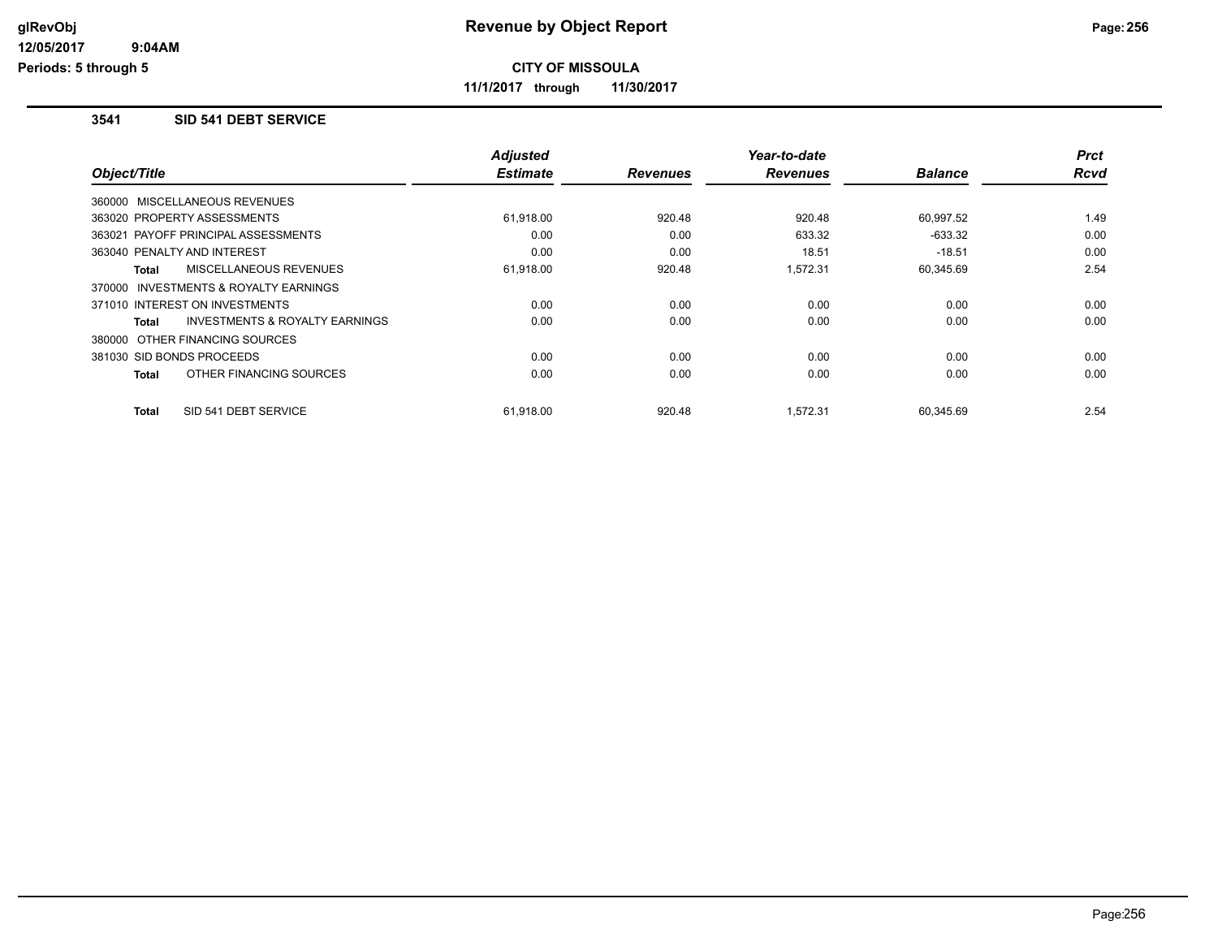# Revenue by Object Report

**CITY OF MISSOULA**

**11/1/2017 through 11/30/2017**

### 3541 SID 541 DEBT SERVICE

| Object/Title | Adjusted Estimate | Revenues | Year-to-date Revenues | Balance | Prct Rcvd |
|---|---|---|---|---|---|
| 360000 MISCELLANEOUS REVENUES | | | | | |
| 363020 PROPERTY ASSESSMENTS | 61,918.00 | 920.48 | 920.48 | 60,997.52 | 1.49 |
| 363021 PAYOFF PRINCIPAL ASSESSMENTS | 0.00 | 0.00 | 633.32 | -633.32 | 0.00 |
| 363040 PENALTY AND INTEREST | 0.00 | 0.00 | 18.51 | -18.51 | 0.00 |
| **Total** MISCELLANEOUS REVENUES | 61,918.00 | 920.48 | 1,572.31 | 60,345.69 | 2.54 |
| 370000 INVESTMENTS & ROYALTY EARNINGS | | | | | |
| 371010 INTEREST ON INVESTMENTS | 0.00 | 0.00 | 0.00 | 0.00 | 0.00 |
| **Total** INVESTMENTS & ROYALTY EARNINGS | 0.00 | 0.00 | 0.00 | 0.00 | 0.00 |
| 380000 OTHER FINANCING SOURCES | | | | | |
| 381030 SID BONDS PROCEEDS | 0.00 | 0.00 | 0.00 | 0.00 | 0.00 |
| **Total** OTHER FINANCING SOURCES | 0.00 | 0.00 | 0.00 | 0.00 | 0.00 |
| **Total** SID 541 DEBT SERVICE | 61,918.00 | 920.48 | 1,572.31 | 60,345.69 | 2.54 |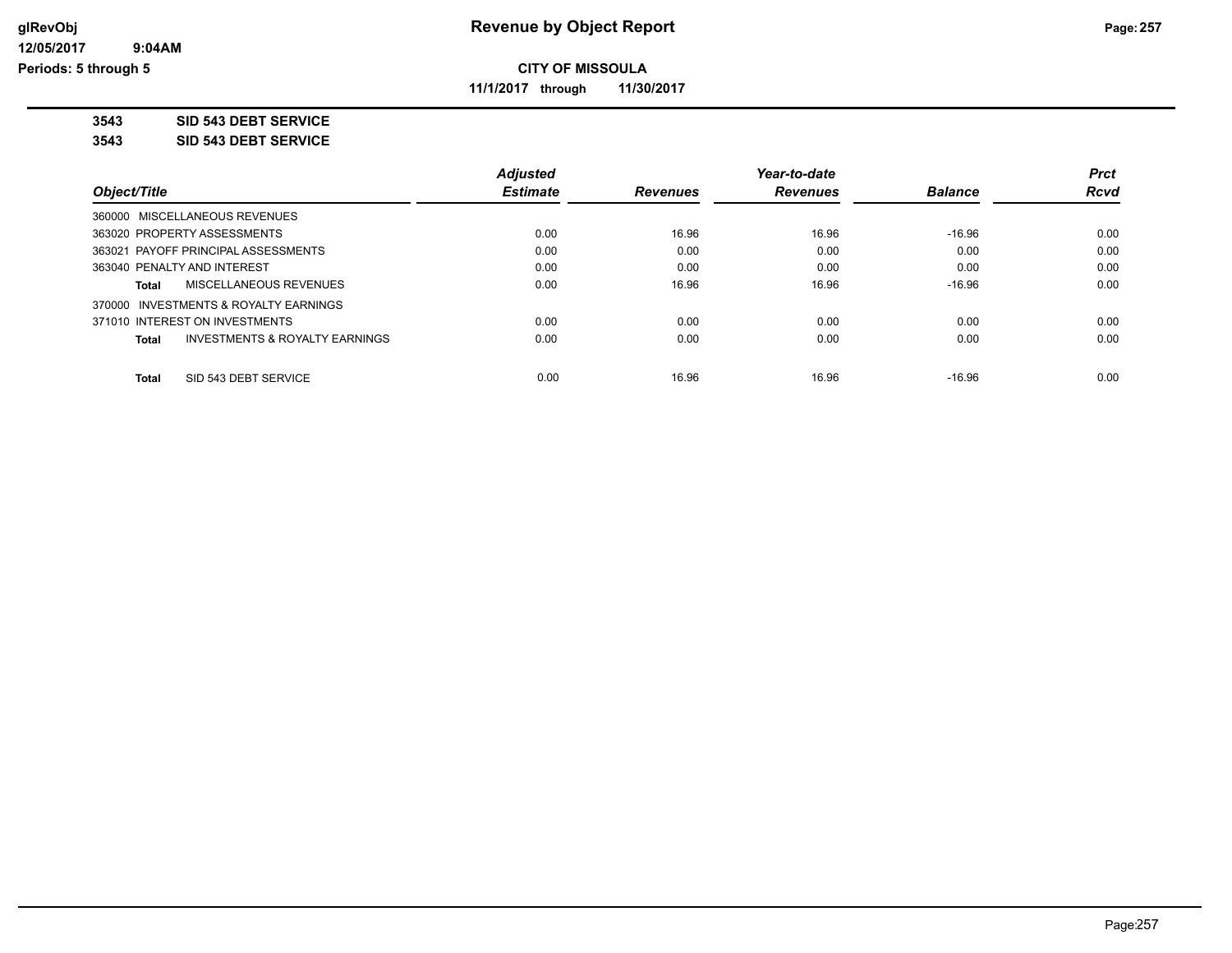# Revenue by Object Report

**CITY OF MISSOULA**

**11/1/2017 through 11/30/2017**

glRevObj
12/05/2017 9:04AM
Periods: 5 through 5

**3543 SID 543 DEBT SERVICE**

**3543 SID 543 DEBT SERVICE**

| Object/Title | Adjusted Estimate | Revenues | Year-to-date Revenues | Balance | Prct Rcvd |
|---|---|---|---|---|---|
| 360000 MISCELLANEOUS REVENUES | | | | | |
| 363020 PROPERTY ASSESSMENTS | 0.00 | 16.96 | 16.96 | -16.96 | 0.00 |
| 363021 PAYOFF PRINCIPAL ASSESSMENTS | 0.00 | 0.00 | 0.00 | 0.00 | 0.00 |
| 363040 PENALTY AND INTEREST | 0.00 | 0.00 | 0.00 | 0.00 | 0.00 |
| **Total** MISCELLANEOUS REVENUES | 0.00 | 16.96 | 16.96 | -16.96 | 0.00 |
| 370000 INVESTMENTS & ROYALTY EARNINGS | | | | | |
| 371010 INTEREST ON INVESTMENTS | 0.00 | 0.00 | 0.00 | 0.00 | 0.00 |
| **Total** INVESTMENTS & ROYALTY EARNINGS | 0.00 | 0.00 | 0.00 | 0.00 | 0.00 |
| **Total** SID 543 DEBT SERVICE | 0.00 | 16.96 | 16.96 | -16.96 | 0.00 |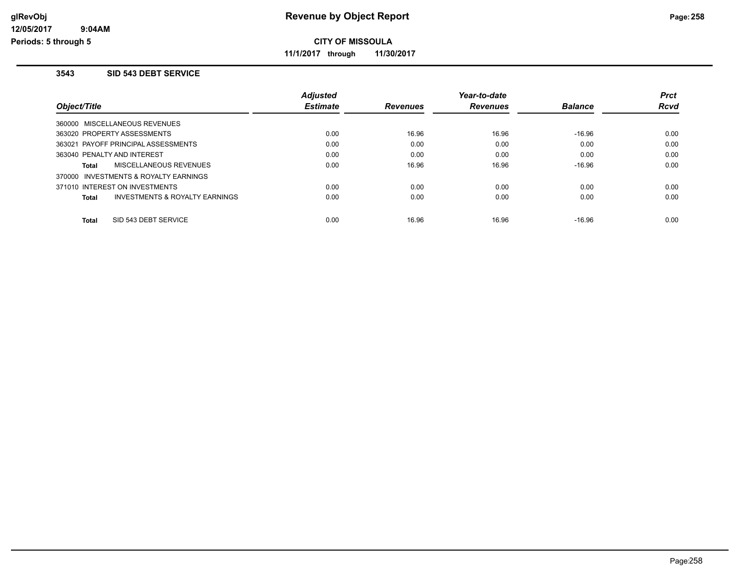# Revenue by Object Report

**CITY OF MISSOULA**

**11/1/2017 through 11/30/2017**

glRevObj
12/05/2017 9:04AM
Periods: 5 through 5

### 3543 SID 543 DEBT SERVICE

| Object/Title | Adjusted Estimate | Revenues | Year-to-date Revenues | Balance | Prct Rcvd |
|---|---|---|---|---|---|
| 360000 MISCELLANEOUS REVENUES | | | | | |
| 363020 PROPERTY ASSESSMENTS | 0.00 | 16.96 | 16.96 | -16.96 | 0.00 |
| 363021 PAYOFF PRINCIPAL ASSESSMENTS | 0.00 | 0.00 | 0.00 | 0.00 | 0.00 |
| 363040 PENALTY AND INTEREST | 0.00 | 0.00 | 0.00 | 0.00 | 0.00 |
| **Total** MISCELLANEOUS REVENUES | 0.00 | 16.96 | 16.96 | -16.96 | 0.00 |
| 370000 INVESTMENTS & ROYALTY EARNINGS | | | | | |
| 371010 INTEREST ON INVESTMENTS | 0.00 | 0.00 | 0.00 | 0.00 | 0.00 |
| **Total** INVESTMENTS & ROYALTY EARNINGS | 0.00 | 0.00 | 0.00 | 0.00 | 0.00 |
| **Total** SID 543 DEBT SERVICE | 0.00 | 16.96 | 16.96 | -16.96 | 0.00 |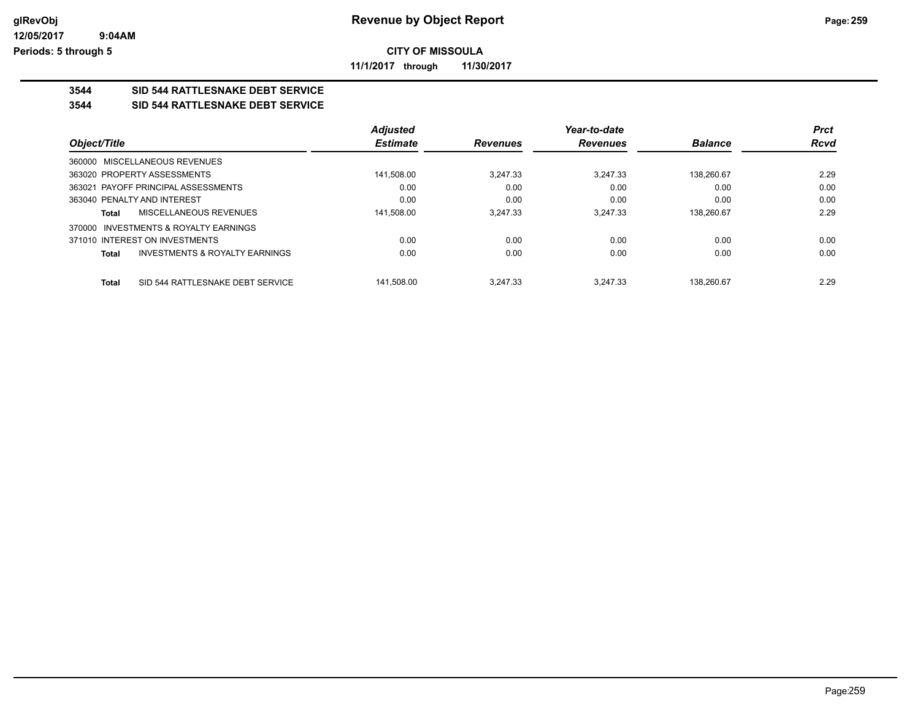**CITY OF MISSOULA**

**11/1/2017 through 11/30/2017**

**3544 SID 544 RATTLESNAKE DEBT SERVICE**

**3544 SID 544 RATTLESNAKE DEBT SERVICE**

| Object/Title | Adjusted Estimate | Revenues | Year-to-date Revenues | Balance | Prct Rcvd |
|---|---|---|---|---|---|
| 360000 MISCELLANEOUS REVENUES | | | | | |
| 363020 PROPERTY ASSESSMENTS | 141,508.00 | 3,247.33 | 3,247.33 | 138,260.67 | 2.29 |
| 363021 PAYOFF PRINCIPAL ASSESSMENTS | 0.00 | 0.00 | 0.00 | 0.00 | 0.00 |
| 363040 PENALTY AND INTEREST | 0.00 | 0.00 | 0.00 | 0.00 | 0.00 |
| **Total** MISCELLANEOUS REVENUES | 141,508.00 | 3,247.33 | 3,247.33 | 138,260.67 | 2.29 |
| 370000 INVESTMENTS & ROYALTY EARNINGS | | | | | |
| 371010 INTEREST ON INVESTMENTS | 0.00 | 0.00 | 0.00 | 0.00 | 0.00 |
| **Total** INVESTMENTS & ROYALTY EARNINGS | 0.00 | 0.00 | 0.00 | 0.00 | 0.00 |
| **Total** SID 544 RATTLESNAKE DEBT SERVICE | 141,508.00 | 3,247.33 | 3,247.33 | 138,260.67 | 2.29 |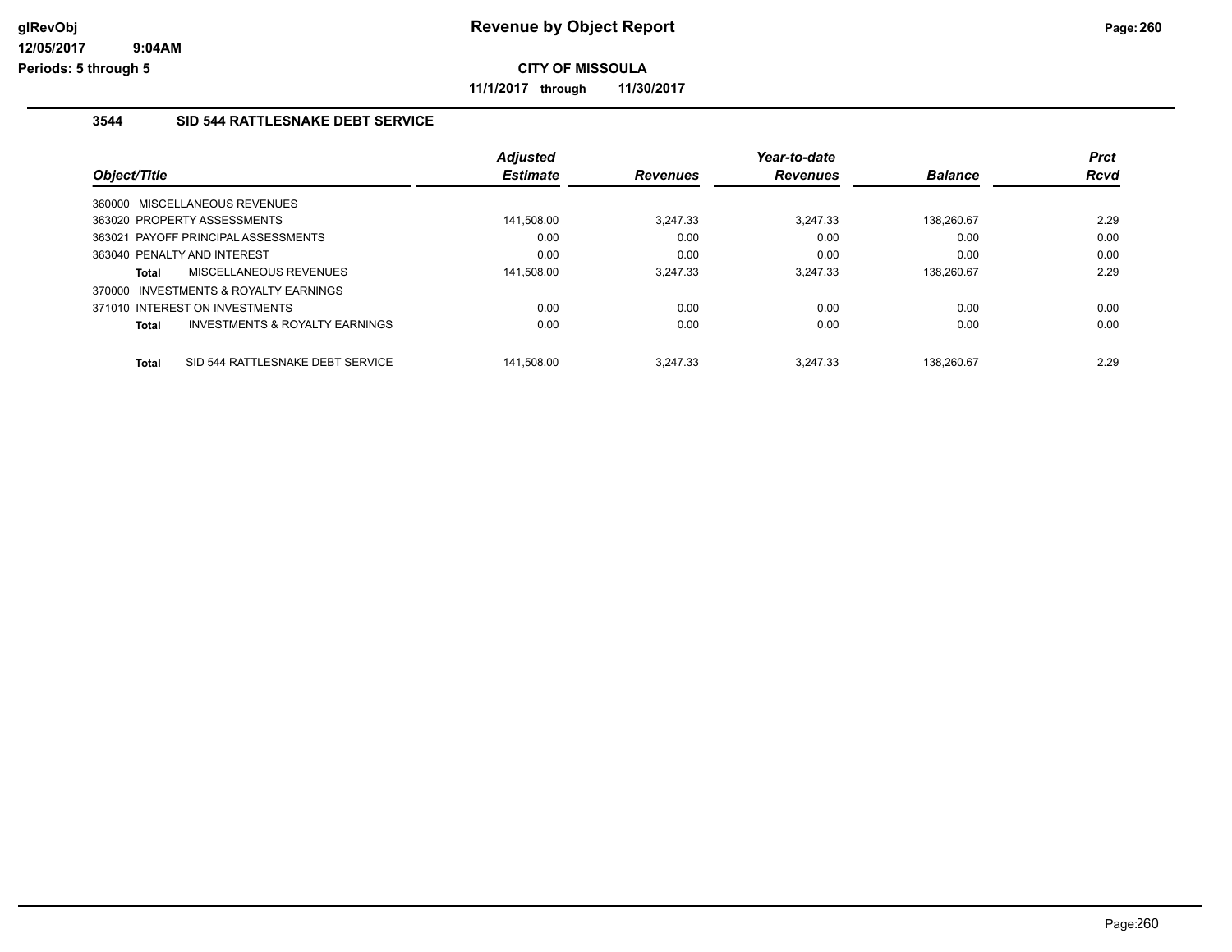**Revenue by Object Report**

**CITY OF MISSOULA**

**11/1/2017 through 11/30/2017**

### 3544 SID 544 RATTLESNAKE DEBT SERVICE

| Object/Title | Adjusted Estimate | Revenues | Year-to-date Revenues | Balance | Prct Rcvd |
|---|---|---|---|---|---|
| 360000 MISCELLANEOUS REVENUES | | | | | |
| 363020 PROPERTY ASSESSMENTS | 141,508.00 | 3,247.33 | 3,247.33 | 138,260.67 | 2.29 |
| 363021 PAYOFF PRINCIPAL ASSESSMENTS | 0.00 | 0.00 | 0.00 | 0.00 | 0.00 |
| 363040 PENALTY AND INTEREST | 0.00 | 0.00 | 0.00 | 0.00 | 0.00 |
| **Total** MISCELLANEOUS REVENUES | 141,508.00 | 3,247.33 | 3,247.33 | 138,260.67 | 2.29 |
| 370000 INVESTMENTS & ROYALTY EARNINGS | | | | | |
| 371010 INTEREST ON INVESTMENTS | 0.00 | 0.00 | 0.00 | 0.00 | 0.00 |
| **Total** INVESTMENTS & ROYALTY EARNINGS | 0.00 | 0.00 | 0.00 | 0.00 | 0.00 |
| **Total** SID 544 RATTLESNAKE DEBT SERVICE | 141,508.00 | 3,247.33 | 3,247.33 | 138,260.67 | 2.29 |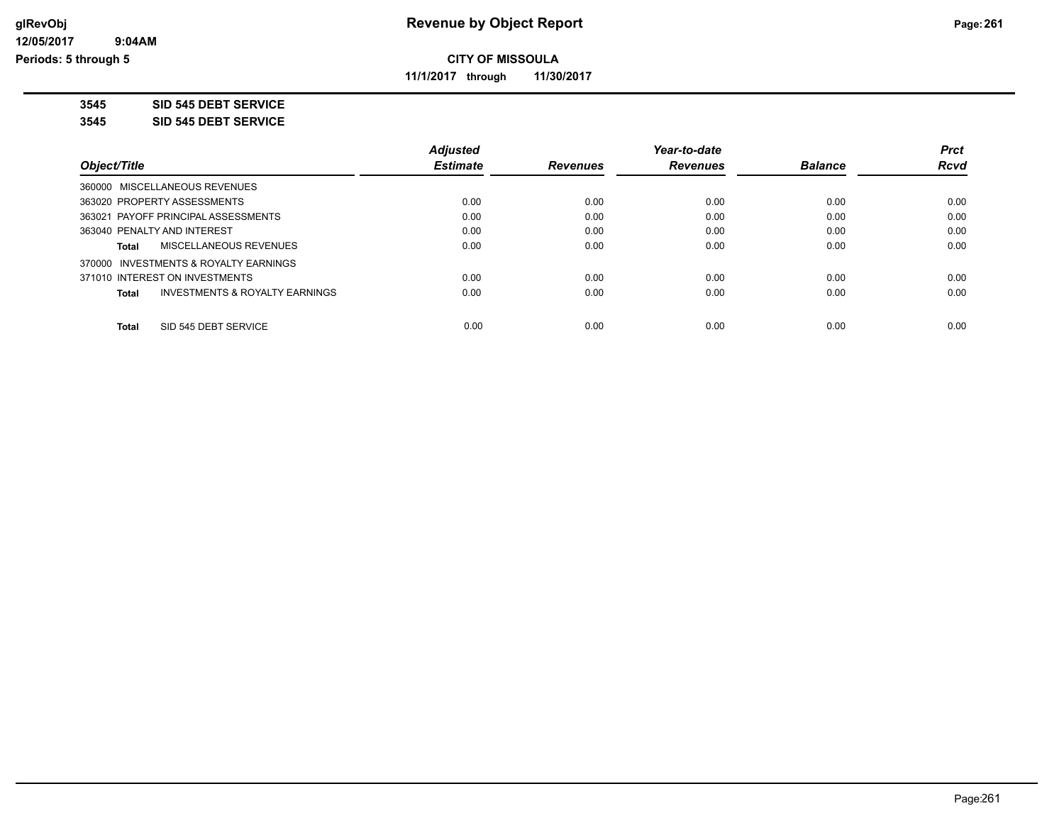**Revenue by Object Report**

**CITY OF MISSOULA**

**11/1/2017 through 11/30/2017**

glRevObj
12/05/2017 9:04AM
Periods: 5 through 5

**3545 SID 545 DEBT SERVICE**

**3545 SID 545 DEBT SERVICE**

| Object/Title | Adjusted Estimate | Revenues | Year-to-date Revenues | Balance | Prct Rcvd |
|---|---|---|---|---|---|
| 360000 MISCELLANEOUS REVENUES | | | | | |
| 363020 PROPERTY ASSESSMENTS | 0.00 | 0.00 | 0.00 | 0.00 | 0.00 |
| 363021 PAYOFF PRINCIPAL ASSESSMENTS | 0.00 | 0.00 | 0.00 | 0.00 | 0.00 |
| 363040 PENALTY AND INTEREST | 0.00 | 0.00 | 0.00 | 0.00 | 0.00 |
| **Total** MISCELLANEOUS REVENUES | 0.00 | 0.00 | 0.00 | 0.00 | 0.00 |
| 370000 INVESTMENTS & ROYALTY EARNINGS | | | | | |
| 371010 INTEREST ON INVESTMENTS | 0.00 | 0.00 | 0.00 | 0.00 | 0.00 |
| **Total** INVESTMENTS & ROYALTY EARNINGS | 0.00 | 0.00 | 0.00 | 0.00 | 0.00 |
| **Total** SID 545 DEBT SERVICE | 0.00 | 0.00 | 0.00 | 0.00 | 0.00 |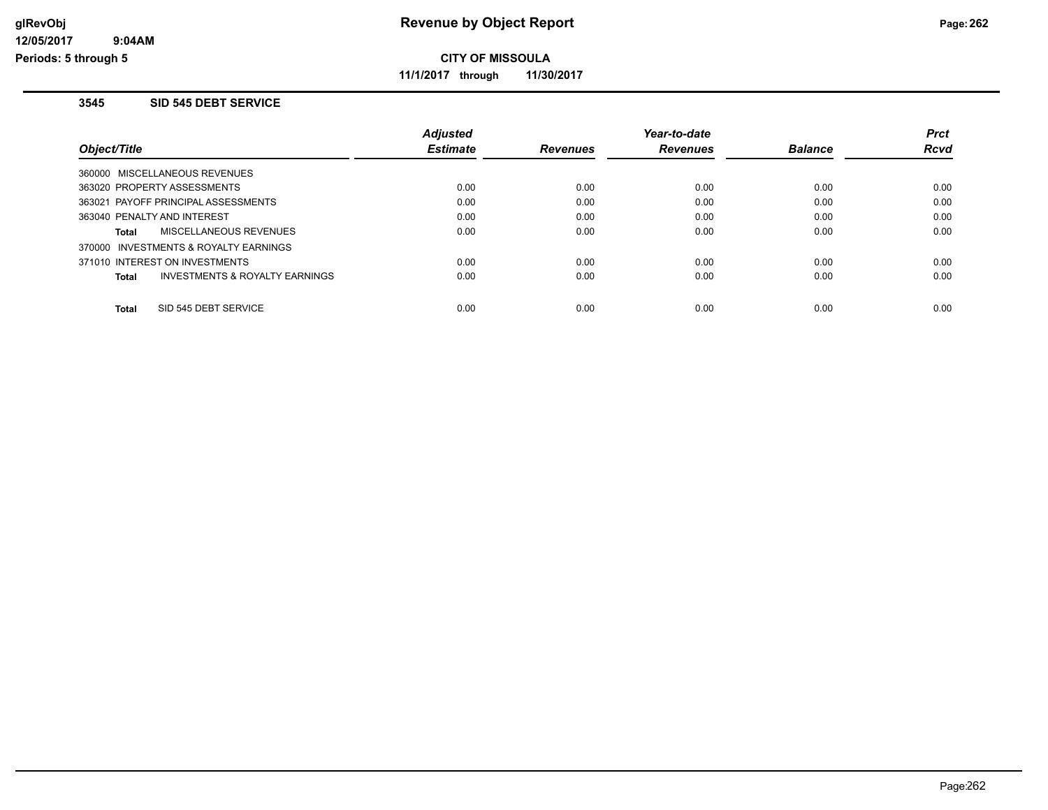# Revenue by Object Report

**CITY OF MISSOULA**

**11/1/2017 through 11/30/2017**

glRevObj
12/05/2017 9:04AM
Periods: 5 through 5

### 3545 SID 545 DEBT SERVICE

| Object/Title | Adjusted Estimate | Revenues | Year-to-date Revenues | Balance | Prct Rcvd |
|---|---|---|---|---|---|
| 360000 MISCELLANEOUS REVENUES | | | | | |
| 363020 PROPERTY ASSESSMENTS | 0.00 | 0.00 | 0.00 | 0.00 | 0.00 |
| 363021 PAYOFF PRINCIPAL ASSESSMENTS | 0.00 | 0.00 | 0.00 | 0.00 | 0.00 |
| 363040 PENALTY AND INTEREST | 0.00 | 0.00 | 0.00 | 0.00 | 0.00 |
| **Total** MISCELLANEOUS REVENUES | 0.00 | 0.00 | 0.00 | 0.00 | 0.00 |
| 370000 INVESTMENTS & ROYALTY EARNINGS | | | | | |
| 371010 INTEREST ON INVESTMENTS | 0.00 | 0.00 | 0.00 | 0.00 | 0.00 |
| **Total** INVESTMENTS & ROYALTY EARNINGS | 0.00 | 0.00 | 0.00 | 0.00 | 0.00 |
| **Total** SID 545 DEBT SERVICE | 0.00 | 0.00 | 0.00 | 0.00 | 0.00 |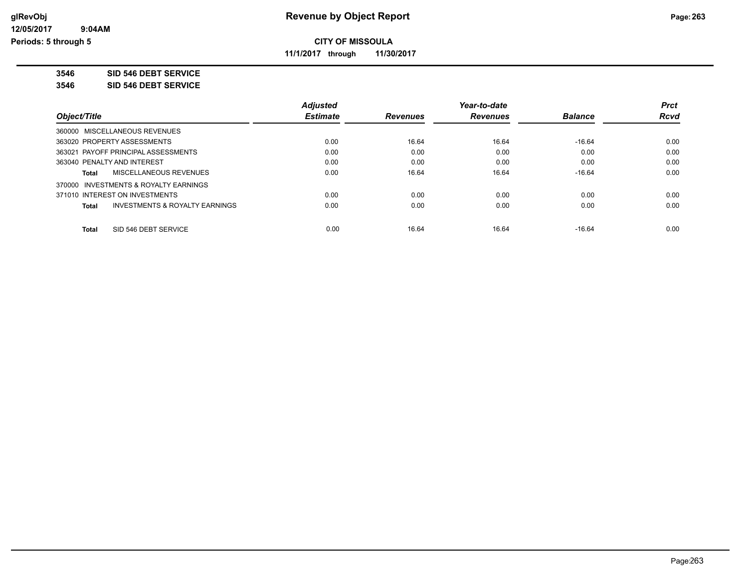**CITY OF MISSOULA**

**11/1/2017 through 11/30/2017**

**3546 SID 546 DEBT SERVICE**

**3546 SID 546 DEBT SERVICE**

| Object/Title | Adjusted Estimate | Revenues | Year-to-date Revenues | Balance | Prct Rcvd |
|---|---|---|---|---|---|
| 360000 MISCELLANEOUS REVENUES | | | | | |
| 363020 PROPERTY ASSESSMENTS | 0.00 | 16.64 | 16.64 | -16.64 | 0.00 |
| 363021 PAYOFF PRINCIPAL ASSESSMENTS | 0.00 | 0.00 | 0.00 | 0.00 | 0.00 |
| 363040 PENALTY AND INTEREST | 0.00 | 0.00 | 0.00 | 0.00 | 0.00 |
| **Total** MISCELLANEOUS REVENUES | 0.00 | 16.64 | 16.64 | -16.64 | 0.00 |
| 370000 INVESTMENTS & ROYALTY EARNINGS | | | | | |
| 371010 INTEREST ON INVESTMENTS | 0.00 | 0.00 | 0.00 | 0.00 | 0.00 |
| **Total** INVESTMENTS & ROYALTY EARNINGS | 0.00 | 0.00 | 0.00 | 0.00 | 0.00 |
| **Total** SID 546 DEBT SERVICE | 0.00 | 16.64 | 16.64 | -16.64 | 0.00 |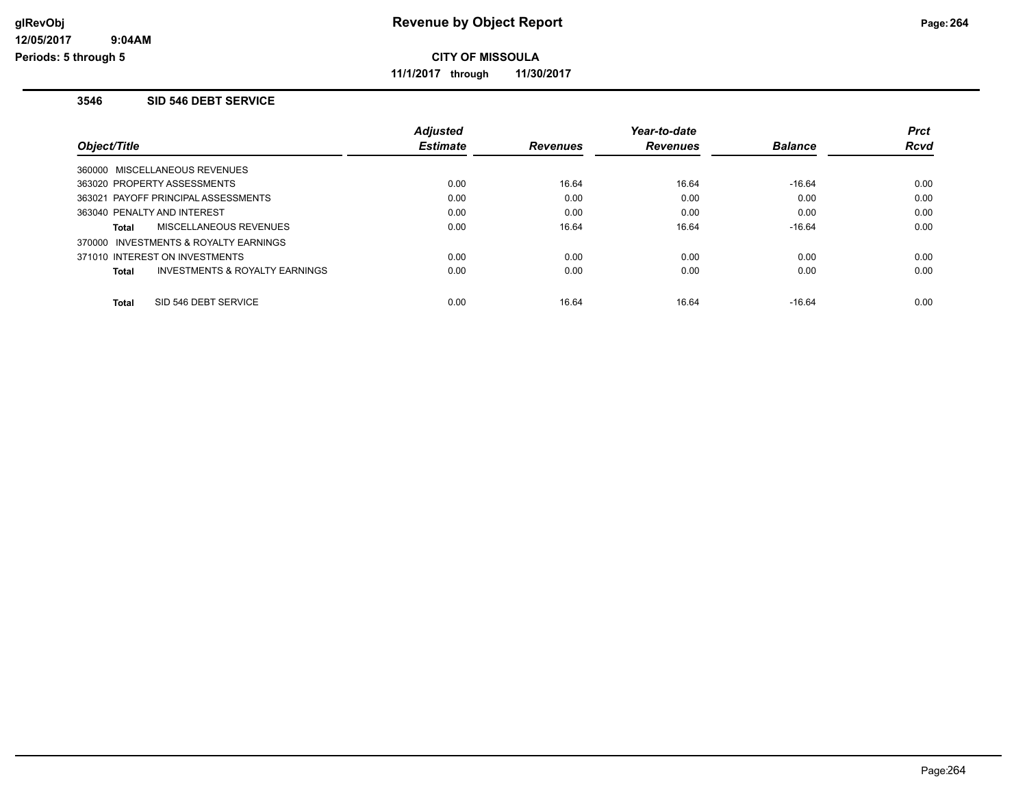# Revenue by Object Report

**CITY OF MISSOULA**

**11/1/2017 through 11/30/2017**

glRevObj
12/05/2017 9:04AM
Periods: 5 through 5

### 3546 SID 546 DEBT SERVICE

| Object/Title | Adjusted Estimate | Revenues | Year-to-date Revenues | Balance | Prct Rcvd |
|---|---|---|---|---|---|
| 360000 MISCELLANEOUS REVENUES | | | | | |
| 363020 PROPERTY ASSESSMENTS | 0.00 | 16.64 | 16.64 | -16.64 | 0.00 |
| 363021 PAYOFF PRINCIPAL ASSESSMENTS | 0.00 | 0.00 | 0.00 | 0.00 | 0.00 |
| 363040 PENALTY AND INTEREST | 0.00 | 0.00 | 0.00 | 0.00 | 0.00 |
| **Total** MISCELLANEOUS REVENUES | 0.00 | 16.64 | 16.64 | -16.64 | 0.00 |
| 370000 INVESTMENTS & ROYALTY EARNINGS | | | | | |
| 371010 INTEREST ON INVESTMENTS | 0.00 | 0.00 | 0.00 | 0.00 | 0.00 |
| **Total** INVESTMENTS & ROYALTY EARNINGS | 0.00 | 0.00 | 0.00 | 0.00 | 0.00 |
| **Total** SID 546 DEBT SERVICE | 0.00 | 16.64 | 16.64 | -16.64 | 0.00 |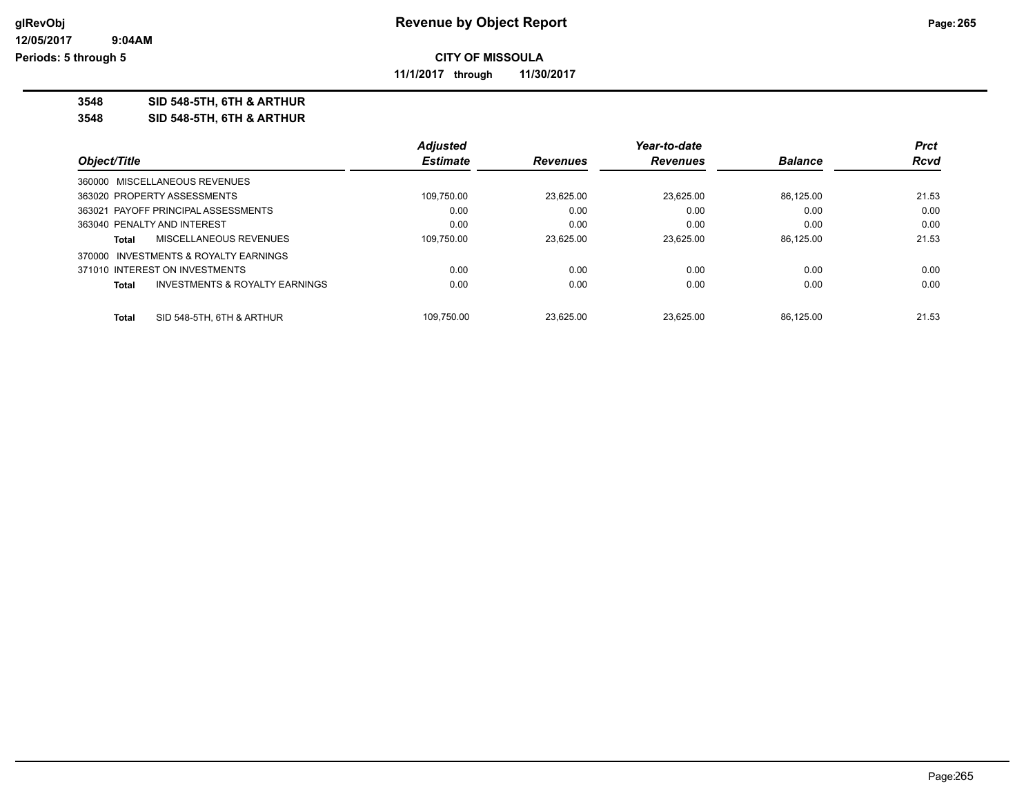**Revenue by Object Report**

**CITY OF MISSOULA**

**11/1/2017 through 11/30/2017**

glRevObj
12/05/2017 9:04AM
Periods: 5 through 5

**3548 SID 548-5TH, 6TH & ARTHUR**

**3548 SID 548-5TH, 6TH & ARTHUR**

| Object/Title | Adjusted Estimate | Revenues | Year-to-date Revenues | Balance | Prct Rcvd |
|---|---|---|---|---|---|
| 360000 MISCELLANEOUS REVENUES | | | | | |
| 363020 PROPERTY ASSESSMENTS | 109,750.00 | 23,625.00 | 23,625.00 | 86,125.00 | 21.53 |
| 363021 PAYOFF PRINCIPAL ASSESSMENTS | 0.00 | 0.00 | 0.00 | 0.00 | 0.00 |
| 363040 PENALTY AND INTEREST | 0.00 | 0.00 | 0.00 | 0.00 | 0.00 |
| **Total** MISCELLANEOUS REVENUES | 109,750.00 | 23,625.00 | 23,625.00 | 86,125.00 | 21.53 |
| 370000 INVESTMENTS & ROYALTY EARNINGS | | | | | |
| 371010 INTEREST ON INVESTMENTS | 0.00 | 0.00 | 0.00 | 0.00 | 0.00 |
| **Total** INVESTMENTS & ROYALTY EARNINGS | 0.00 | 0.00 | 0.00 | 0.00 | 0.00 |
| **Total** SID 548-5TH, 6TH & ARTHUR | 109,750.00 | 23,625.00 | 23,625.00 | 86,125.00 | 21.53 |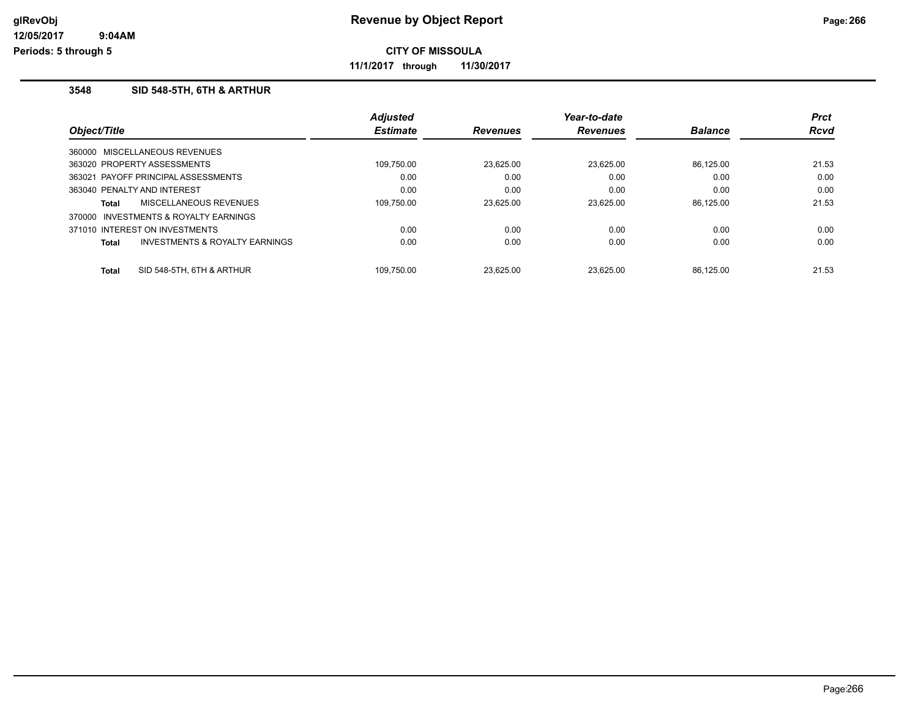# Revenue by Object Report

**CITY OF MISSOULA**

**11/1/2017 through 11/30/2017**

### 3548 SID 548-5TH, 6TH & ARTHUR

| Object/Title | Adjusted Estimate | Revenues | Year-to-date Revenues | Balance | Prct Rcvd |
|---|---|---|---|---|---|
| 360000 MISCELLANEOUS REVENUES | | | | | |
| 363020 PROPERTY ASSESSMENTS | 109,750.00 | 23,625.00 | 23,625.00 | 86,125.00 | 21.53 |
| 363021 PAYOFF PRINCIPAL ASSESSMENTS | 0.00 | 0.00 | 0.00 | 0.00 | 0.00 |
| 363040 PENALTY AND INTEREST | 0.00 | 0.00 | 0.00 | 0.00 | 0.00 |
| **Total** MISCELLANEOUS REVENUES | 109,750.00 | 23,625.00 | 23,625.00 | 86,125.00 | 21.53 |
| 370000 INVESTMENTS & ROYALTY EARNINGS | | | | | |
| 371010 INTEREST ON INVESTMENTS | 0.00 | 0.00 | 0.00 | 0.00 | 0.00 |
| **Total** INVESTMENTS & ROYALTY EARNINGS | 0.00 | 0.00 | 0.00 | 0.00 | 0.00 |
| **Total** SID 548-5TH, 6TH & ARTHUR | 109,750.00 | 23,625.00 | 23,625.00 | 86,125.00 | 21.53 |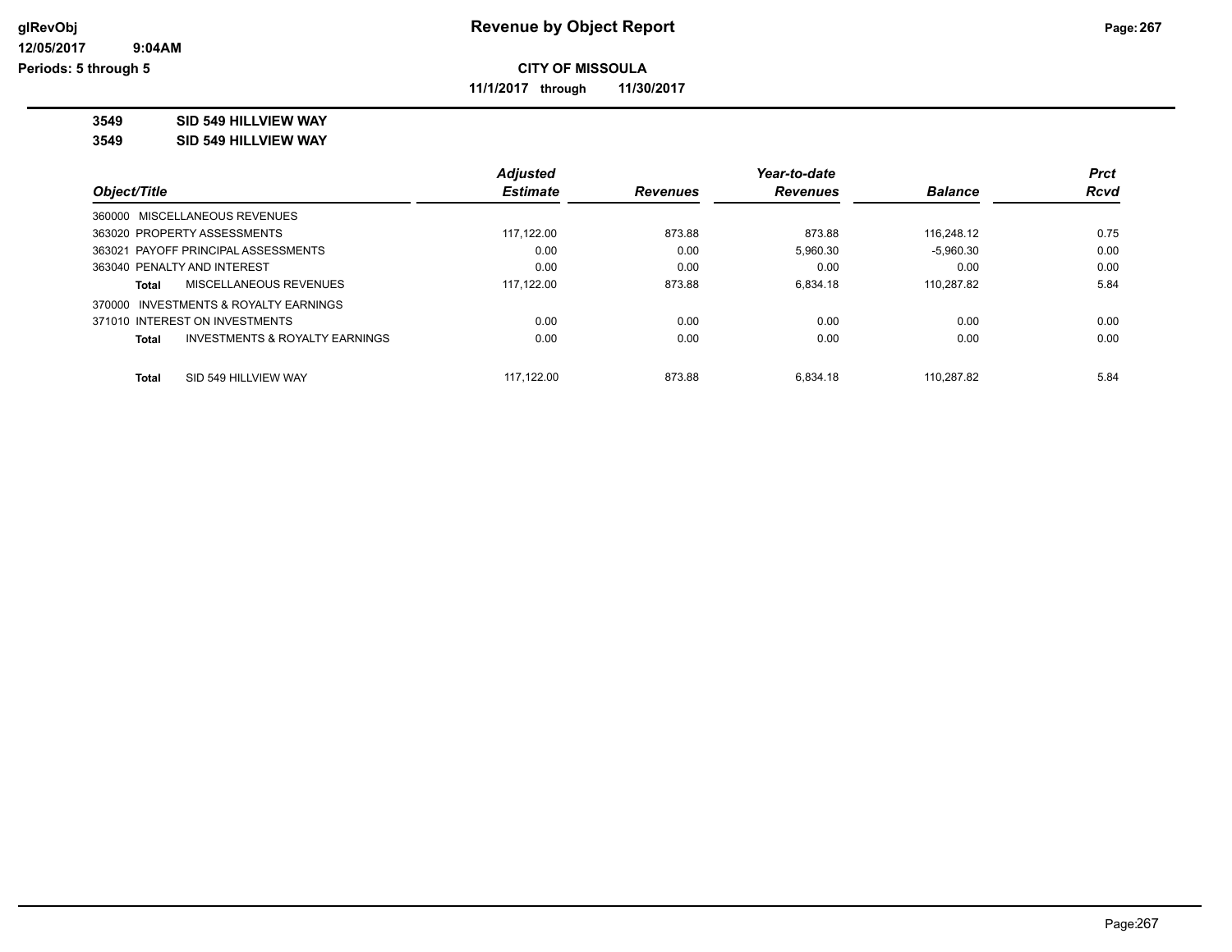# Revenue by Object Report

**CITY OF MISSOULA**

**11/1/2017 through 11/30/2017**

glRevObj
12/05/2017 9:04AM
Periods: 5 through 5

**3549 SID 549 HILLVIEW WAY**

**3549 SID 549 HILLVIEW WAY**

| Object/Title | Adjusted Estimate | Revenues | Year-to-date Revenues | Balance | Prct Rcvd |
|---|---|---|---|---|---|
| 360000 MISCELLANEOUS REVENUES | | | | | |
| 363020 PROPERTY ASSESSMENTS | 117,122.00 | 873.88 | 873.88 | 116,248.12 | 0.75 |
| 363021 PAYOFF PRINCIPAL ASSESSMENTS | 0.00 | 0.00 | 5,960.30 | -5,960.30 | 0.00 |
| 363040 PENALTY AND INTEREST | 0.00 | 0.00 | 0.00 | 0.00 | 0.00 |
| **Total** MISCELLANEOUS REVENUES | 117,122.00 | 873.88 | 6,834.18 | 110,287.82 | 5.84 |
| 370000 INVESTMENTS & ROYALTY EARNINGS | | | | | |
| 371010 INTEREST ON INVESTMENTS | 0.00 | 0.00 | 0.00 | 0.00 | 0.00 |
| **Total** INVESTMENTS & ROYALTY EARNINGS | 0.00 | 0.00 | 0.00 | 0.00 | 0.00 |
| **Total** SID 549 HILLVIEW WAY | 117,122.00 | 873.88 | 6,834.18 | 110,287.82 | 5.84 |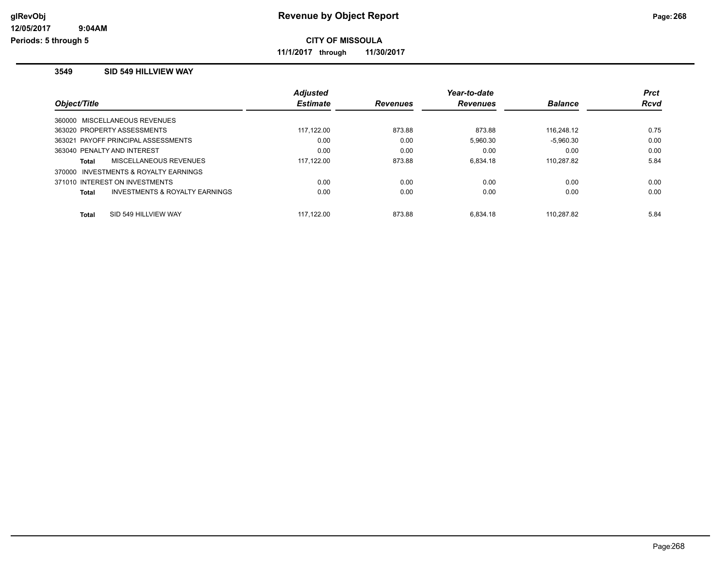# Revenue by Object Report

**CITY OF MISSOULA**

**11/1/2017 through 11/30/2017**

### 3549 SID 549 HILLVIEW WAY

| Object/Title | Adjusted Estimate | Revenues | Year-to-date Revenues | Balance | Prct Rcvd |
|---|---|---|---|---|---|
| 360000 MISCELLANEOUS REVENUES | | | | | |
| 363020 PROPERTY ASSESSMENTS | 117,122.00 | 873.88 | 873.88 | 116,248.12 | 0.75 |
| 363021 PAYOFF PRINCIPAL ASSESSMENTS | 0.00 | 0.00 | 5,960.30 | -5,960.30 | 0.00 |
| 363040 PENALTY AND INTEREST | 0.00 | 0.00 | 0.00 | 0.00 | 0.00 |
| **Total** MISCELLANEOUS REVENUES | 117,122.00 | 873.88 | 6,834.18 | 110,287.82 | 5.84 |
| 370000 INVESTMENTS & ROYALTY EARNINGS | | | | | |
| 371010 INTEREST ON INVESTMENTS | 0.00 | 0.00 | 0.00 | 0.00 | 0.00 |
| **Total** INVESTMENTS & ROYALTY EARNINGS | 0.00 | 0.00 | 0.00 | 0.00 | 0.00 |
| **Total** SID 549 HILLVIEW WAY | 117,122.00 | 873.88 | 6,834.18 | 110,287.82 | 5.84 |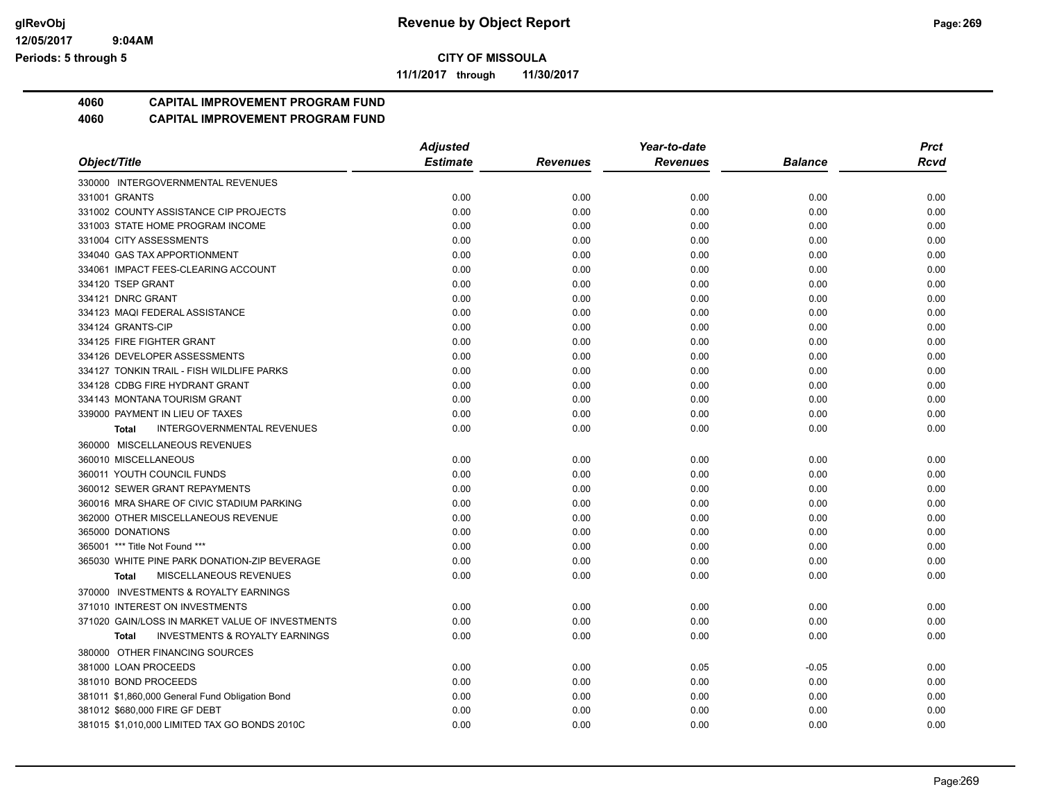**CITY OF MISSOULA**

**11/1/2017 through 11/30/2017**

## 4060 CAPITAL IMPROVEMENT PROGRAM FUND

## 4060 CAPITAL IMPROVEMENT PROGRAM FUND

| Object/Title | Adjusted Estimate | Revenues | Year-to-date Revenues | Balance | Prct Rcvd |
|---|---|---|---|---|---|
| 330000 INTERGOVERNMENTAL REVENUES | | | | | |
| 331001 GRANTS | 0.00 | 0.00 | 0.00 | 0.00 | 0.00 |
| 331002 COUNTY ASSISTANCE CIP PROJECTS | 0.00 | 0.00 | 0.00 | 0.00 | 0.00 |
| 331003 STATE HOME PROGRAM INCOME | 0.00 | 0.00 | 0.00 | 0.00 | 0.00 |
| 331004 CITY ASSESSMENTS | 0.00 | 0.00 | 0.00 | 0.00 | 0.00 |
| 334040 GAS TAX APPORTIONMENT | 0.00 | 0.00 | 0.00 | 0.00 | 0.00 |
| 334061 IMPACT FEES-CLEARING ACCOUNT | 0.00 | 0.00 | 0.00 | 0.00 | 0.00 |
| 334120 TSEP GRANT | 0.00 | 0.00 | 0.00 | 0.00 | 0.00 |
| 334121 DNRC GRANT | 0.00 | 0.00 | 0.00 | 0.00 | 0.00 |
| 334123 MAQI FEDERAL ASSISTANCE | 0.00 | 0.00 | 0.00 | 0.00 | 0.00 |
| 334124 GRANTS-CIP | 0.00 | 0.00 | 0.00 | 0.00 | 0.00 |
| 334125 FIRE FIGHTER GRANT | 0.00 | 0.00 | 0.00 | 0.00 | 0.00 |
| 334126 DEVELOPER ASSESSMENTS | 0.00 | 0.00 | 0.00 | 0.00 | 0.00 |
| 334127 TONKIN TRAIL - FISH WILDLIFE PARKS | 0.00 | 0.00 | 0.00 | 0.00 | 0.00 |
| 334128 CDBG FIRE HYDRANT GRANT | 0.00 | 0.00 | 0.00 | 0.00 | 0.00 |
| 334143 MONTANA TOURISM GRANT | 0.00 | 0.00 | 0.00 | 0.00 | 0.00 |
| 339000 PAYMENT IN LIEU OF TAXES | 0.00 | 0.00 | 0.00 | 0.00 | 0.00 |
| **Total** INTERGOVERNMENTAL REVENUES | 0.00 | 0.00 | 0.00 | 0.00 | 0.00 |
| 360000 MISCELLANEOUS REVENUES | | | | | |
| 360010 MISCELLANEOUS | 0.00 | 0.00 | 0.00 | 0.00 | 0.00 |
| 360011 YOUTH COUNCIL FUNDS | 0.00 | 0.00 | 0.00 | 0.00 | 0.00 |
| 360012 SEWER GRANT REPAYMENTS | 0.00 | 0.00 | 0.00 | 0.00 | 0.00 |
| 360016 MRA SHARE OF CIVIC STADIUM PARKING | 0.00 | 0.00 | 0.00 | 0.00 | 0.00 |
| 362000 OTHER MISCELLANEOUS REVENUE | 0.00 | 0.00 | 0.00 | 0.00 | 0.00 |
| 365000 DONATIONS | 0.00 | 0.00 | 0.00 | 0.00 | 0.00 |
| 365001 *** Title Not Found *** | 0.00 | 0.00 | 0.00 | 0.00 | 0.00 |
| 365030 WHITE PINE PARK DONATION-ZIP BEVERAGE | 0.00 | 0.00 | 0.00 | 0.00 | 0.00 |
| **Total** MISCELLANEOUS REVENUES | 0.00 | 0.00 | 0.00 | 0.00 | 0.00 |
| 370000 INVESTMENTS & ROYALTY EARNINGS | | | | | |
| 371010 INTEREST ON INVESTMENTS | 0.00 | 0.00 | 0.00 | 0.00 | 0.00 |
| 371020 GAIN/LOSS IN MARKET VALUE OF INVESTMENTS | 0.00 | 0.00 | 0.00 | 0.00 | 0.00 |
| **Total** INVESTMENTS & ROYALTY EARNINGS | 0.00 | 0.00 | 0.00 | 0.00 | 0.00 |
| 380000 OTHER FINANCING SOURCES | | | | | |
| 381000 LOAN PROCEEDS | 0.00 | 0.00 | 0.05 | -0.05 | 0.00 |
| 381010 BOND PROCEEDS | 0.00 | 0.00 | 0.00 | 0.00 | 0.00 |
| 381011 $1,860,000 General Fund Obligation Bond | 0.00 | 0.00 | 0.00 | 0.00 | 0.00 |
| 381012 $680,000 FIRE GF DEBT | 0.00 | 0.00 | 0.00 | 0.00 | 0.00 |
| 381015 $1,010,000 LIMITED TAX GO BONDS 2010C | 0.00 | 0.00 | 0.00 | 0.00 | 0.00 |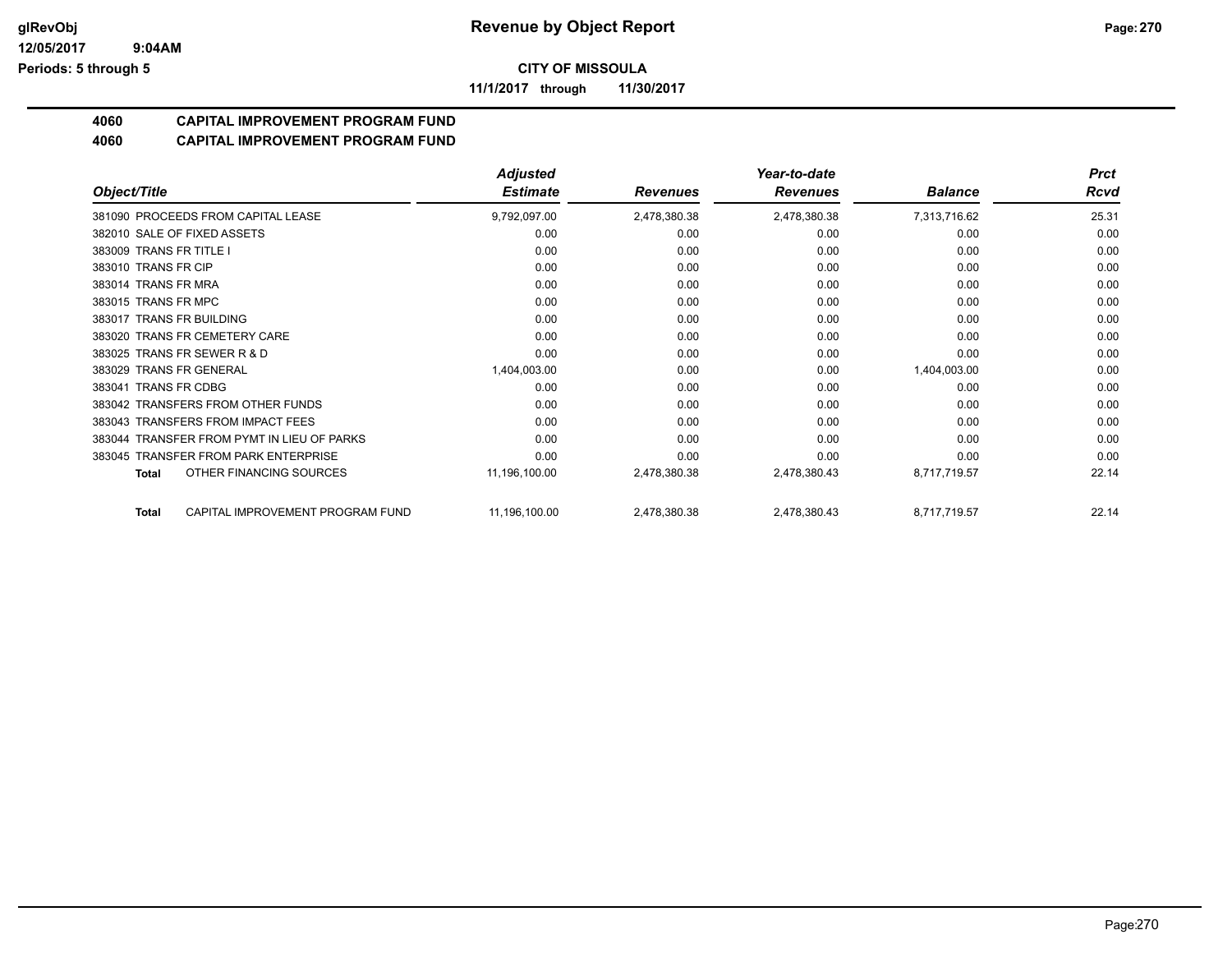# Revenue by Object Report

**CITY OF MISSOULA**

**11/1/2017 through 11/30/2017**

glRevObj
12/05/2017 9:04AM
Periods: 5 through 5

## 4060 CAPITAL IMPROVEMENT PROGRAM FUND
## 4060 CAPITAL IMPROVEMENT PROGRAM FUND

| Object/Title | Adjusted Estimate | Revenues | Year-to-date Revenues | Balance | Prct Rcvd |
|---|---|---|---|---|---|
| 381090 PROCEEDS FROM CAPITAL LEASE | 9,792,097.00 | 2,478,380.38 | 2,478,380.38 | 7,313,716.62 | 25.31 |
| 382010 SALE OF FIXED ASSETS | 0.00 | 0.00 | 0.00 | 0.00 | 0.00 |
| 383009 TRANS FR TITLE I | 0.00 | 0.00 | 0.00 | 0.00 | 0.00 |
| 383010 TRANS FR CIP | 0.00 | 0.00 | 0.00 | 0.00 | 0.00 |
| 383014 TRANS FR MRA | 0.00 | 0.00 | 0.00 | 0.00 | 0.00 |
| 383015 TRANS FR MPC | 0.00 | 0.00 | 0.00 | 0.00 | 0.00 |
| 383017 TRANS FR BUILDING | 0.00 | 0.00 | 0.00 | 0.00 | 0.00 |
| 383020 TRANS FR CEMETERY CARE | 0.00 | 0.00 | 0.00 | 0.00 | 0.00 |
| 383025 TRANS FR SEWER R & D | 0.00 | 0.00 | 0.00 | 0.00 | 0.00 |
| 383029 TRANS FR GENERAL | 1,404,003.00 | 0.00 | 0.00 | 1,404,003.00 | 0.00 |
| 383041 TRANS FR CDBG | 0.00 | 0.00 | 0.00 | 0.00 | 0.00 |
| 383042 TRANSFERS FROM OTHER FUNDS | 0.00 | 0.00 | 0.00 | 0.00 | 0.00 |
| 383043 TRANSFERS FROM IMPACT FEES | 0.00 | 0.00 | 0.00 | 0.00 | 0.00 |
| 383044 TRANSFER FROM PYMT IN LIEU OF PARKS | 0.00 | 0.00 | 0.00 | 0.00 | 0.00 |
| 383045 TRANSFER FROM PARK ENTERPRISE | 0.00 | 0.00 | 0.00 | 0.00 | 0.00 |
| **Total** OTHER FINANCING SOURCES | 11,196,100.00 | 2,478,380.38 | 2,478,380.43 | 8,717,719.57 | 22.14 |
| **Total** CAPITAL IMPROVEMENT PROGRAM FUND | 11,196,100.00 | 2,478,380.38 | 2,478,380.43 | 8,717,719.57 | 22.14 |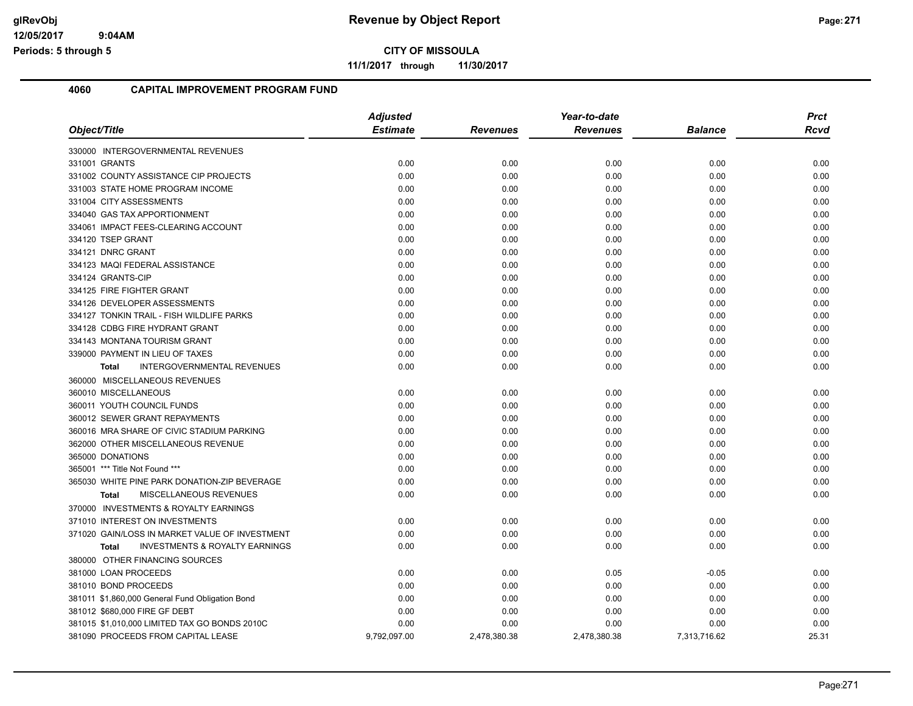**CITY OF MISSOULA**

**11/1/2017 through 11/30/2017**

## 4060 CAPITAL IMPROVEMENT PROGRAM FUND

| Object/Title | Adjusted Estimate | Revenues | Year-to-date Revenues | Balance | Prct Rcvd |
|---|---|---|---|---|---|
| 330000 INTERGOVERNMENTAL REVENUES | | | | | |
| 331001 GRANTS | 0.00 | 0.00 | 0.00 | 0.00 | 0.00 |
| 331002 COUNTY ASSISTANCE CIP PROJECTS | 0.00 | 0.00 | 0.00 | 0.00 | 0.00 |
| 331003 STATE HOME PROGRAM INCOME | 0.00 | 0.00 | 0.00 | 0.00 | 0.00 |
| 331004 CITY ASSESSMENTS | 0.00 | 0.00 | 0.00 | 0.00 | 0.00 |
| 334040 GAS TAX APPORTIONMENT | 0.00 | 0.00 | 0.00 | 0.00 | 0.00 |
| 334061 IMPACT FEES-CLEARING ACCOUNT | 0.00 | 0.00 | 0.00 | 0.00 | 0.00 |
| 334120 TSEP GRANT | 0.00 | 0.00 | 0.00 | 0.00 | 0.00 |
| 334121 DNRC GRANT | 0.00 | 0.00 | 0.00 | 0.00 | 0.00 |
| 334123 MAQI FEDERAL ASSISTANCE | 0.00 | 0.00 | 0.00 | 0.00 | 0.00 |
| 334124 GRANTS-CIP | 0.00 | 0.00 | 0.00 | 0.00 | 0.00 |
| 334125 FIRE FIGHTER GRANT | 0.00 | 0.00 | 0.00 | 0.00 | 0.00 |
| 334126 DEVELOPER ASSESSMENTS | 0.00 | 0.00 | 0.00 | 0.00 | 0.00 |
| 334127 TONKIN TRAIL - FISH WILDLIFE PARKS | 0.00 | 0.00 | 0.00 | 0.00 | 0.00 |
| 334128 CDBG FIRE HYDRANT GRANT | 0.00 | 0.00 | 0.00 | 0.00 | 0.00 |
| 334143 MONTANA TOURISM GRANT | 0.00 | 0.00 | 0.00 | 0.00 | 0.00 |
| 339000 PAYMENT IN LIEU OF TAXES | 0.00 | 0.00 | 0.00 | 0.00 | 0.00 |
| **Total** INTERGOVERNMENTAL REVENUES | 0.00 | 0.00 | 0.00 | 0.00 | 0.00 |
| 360000 MISCELLANEOUS REVENUES | | | | | |
| 360010 MISCELLANEOUS | 0.00 | 0.00 | 0.00 | 0.00 | 0.00 |
| 360011 YOUTH COUNCIL FUNDS | 0.00 | 0.00 | 0.00 | 0.00 | 0.00 |
| 360012 SEWER GRANT REPAYMENTS | 0.00 | 0.00 | 0.00 | 0.00 | 0.00 |
| 360016 MRA SHARE OF CIVIC STADIUM PARKING | 0.00 | 0.00 | 0.00 | 0.00 | 0.00 |
| 362000 OTHER MISCELLANEOUS REVENUE | 0.00 | 0.00 | 0.00 | 0.00 | 0.00 |
| 365000 DONATIONS | 0.00 | 0.00 | 0.00 | 0.00 | 0.00 |
| 365001 *** Title Not Found *** | 0.00 | 0.00 | 0.00 | 0.00 | 0.00 |
| 365030 WHITE PINE PARK DONATION-ZIP BEVERAGE | 0.00 | 0.00 | 0.00 | 0.00 | 0.00 |
| **Total** MISCELLANEOUS REVENUES | 0.00 | 0.00 | 0.00 | 0.00 | 0.00 |
| 370000 INVESTMENTS & ROYALTY EARNINGS | | | | | |
| 371010 INTEREST ON INVESTMENTS | 0.00 | 0.00 | 0.00 | 0.00 | 0.00 |
| 371020 GAIN/LOSS IN MARKET VALUE OF INVESTMENT | 0.00 | 0.00 | 0.00 | 0.00 | 0.00 |
| **Total** INVESTMENTS & ROYALTY EARNINGS | 0.00 | 0.00 | 0.00 | 0.00 | 0.00 |
| 380000 OTHER FINANCING SOURCES | | | | | |
| 381000 LOAN PROCEEDS | 0.00 | 0.00 | 0.05 | -0.05 | 0.00 |
| 381010 BOND PROCEEDS | 0.00 | 0.00 | 0.00 | 0.00 | 0.00 |
| 381011 $1,860,000 General Fund Obligation Bond | 0.00 | 0.00 | 0.00 | 0.00 | 0.00 |
| 381012 $680,000 FIRE GF DEBT | 0.00 | 0.00 | 0.00 | 0.00 | 0.00 |
| 381015 $1,010,000 LIMITED TAX GO BONDS 2010C | 0.00 | 0.00 | 0.00 | 0.00 | 0.00 |
| 381090 PROCEEDS FROM CAPITAL LEASE | 9,792,097.00 | 2,478,380.38 | 2,478,380.38 | 7,313,716.62 | 25.31 |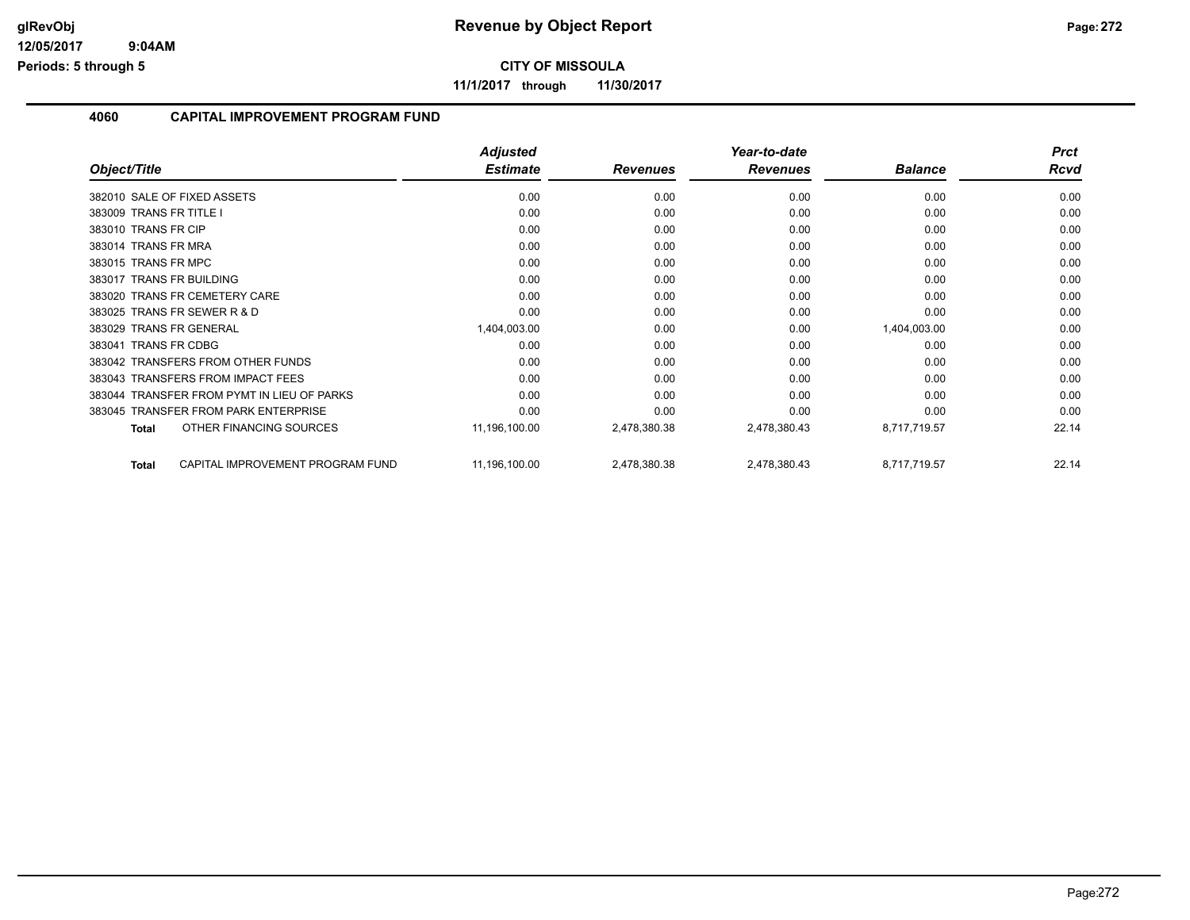# CITY OF MISSOULA

**11/1/2017 through 11/30/2017**

## 4060 CAPITAL IMPROVEMENT PROGRAM FUND

| Object/Title | Adjusted Estimate | Revenues | Year-to-date Revenues | Balance | Prct Rcvd |
|---|---|---|---|---|---|
| 382010 SALE OF FIXED ASSETS | 0.00 | 0.00 | 0.00 | 0.00 | 0.00 |
| 383009 TRANS FR TITLE I | 0.00 | 0.00 | 0.00 | 0.00 | 0.00 |
| 383010 TRANS FR CIP | 0.00 | 0.00 | 0.00 | 0.00 | 0.00 |
| 383014 TRANS FR MRA | 0.00 | 0.00 | 0.00 | 0.00 | 0.00 |
| 383015 TRANS FR MPC | 0.00 | 0.00 | 0.00 | 0.00 | 0.00 |
| 383017 TRANS FR BUILDING | 0.00 | 0.00 | 0.00 | 0.00 | 0.00 |
| 383020 TRANS FR CEMETERY CARE | 0.00 | 0.00 | 0.00 | 0.00 | 0.00 |
| 383025 TRANS FR SEWER R & D | 0.00 | 0.00 | 0.00 | 0.00 | 0.00 |
| 383029 TRANS FR GENERAL | 1,404,003.00 | 0.00 | 0.00 | 1,404,003.00 | 0.00 |
| 383041 TRANS FR CDBG | 0.00 | 0.00 | 0.00 | 0.00 | 0.00 |
| 383042 TRANSFERS FROM OTHER FUNDS | 0.00 | 0.00 | 0.00 | 0.00 | 0.00 |
| 383043 TRANSFERS FROM IMPACT FEES | 0.00 | 0.00 | 0.00 | 0.00 | 0.00 |
| 383044 TRANSFER FROM PYMT IN LIEU OF PARKS | 0.00 | 0.00 | 0.00 | 0.00 | 0.00 |
| 383045 TRANSFER FROM PARK ENTERPRISE | 0.00 | 0.00 | 0.00 | 0.00 | 0.00 |
| **Total** OTHER FINANCING SOURCES | 11,196,100.00 | 2,478,380.38 | 2,478,380.43 | 8,717,719.57 | 22.14 |
| **Total** CAPITAL IMPROVEMENT PROGRAM FUND | 11,196,100.00 | 2,478,380.38 | 2,478,380.43 | 8,717,719.57 | 22.14 |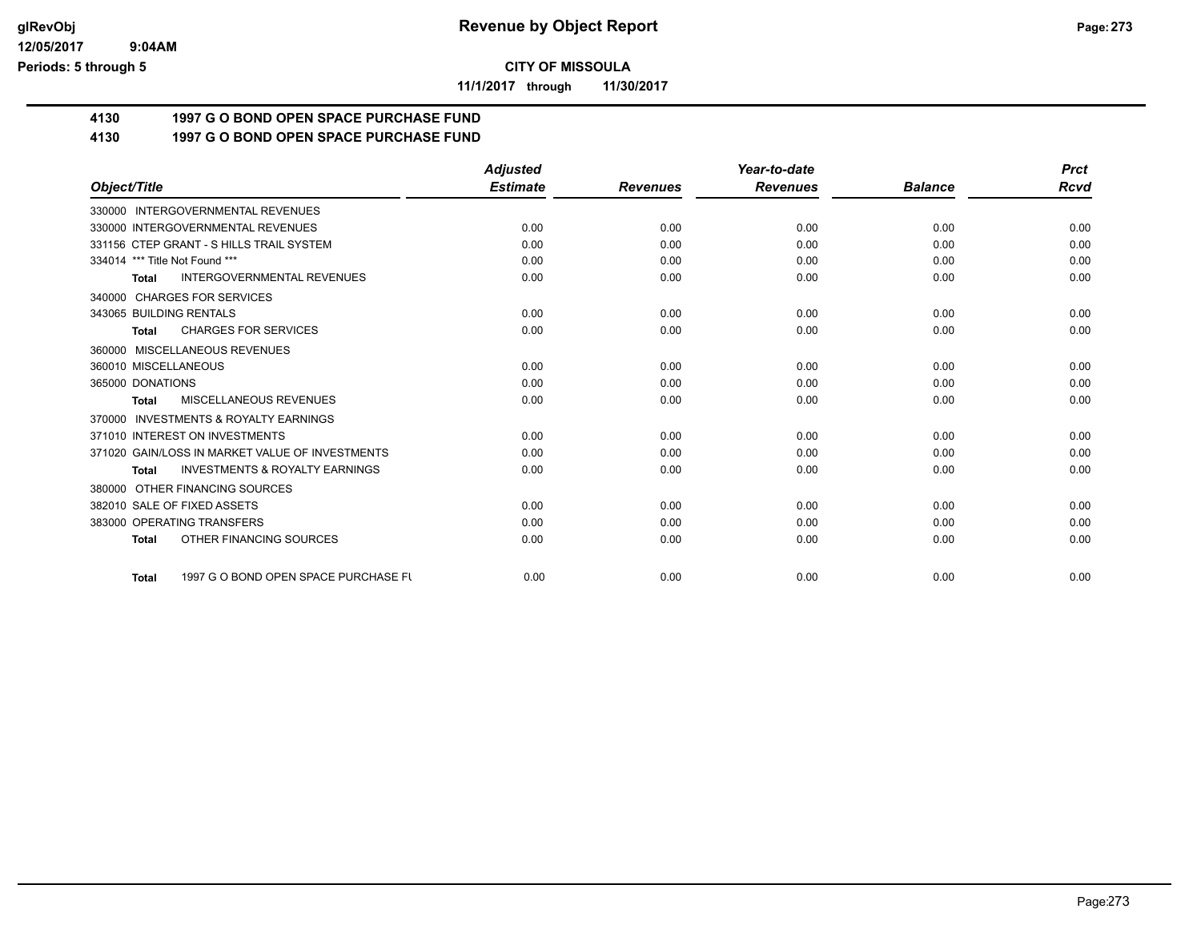# CITY OF MISSOULA

**11/1/2017 through 11/30/2017**

## 4130 1997 G O BOND OPEN SPACE PURCHASE FUND

## 4130 1997 G O BOND OPEN SPACE PURCHASE FUND

| Object/Title | Adjusted Estimate | Revenues | Year-to-date Revenues | Balance | Prct Rcvd |
|---|---|---|---|---|---|
| 330000 INTERGOVERNMENTAL REVENUES | | | | | |
| 330000 INTERGOVERNMENTAL REVENUES | 0.00 | 0.00 | 0.00 | 0.00 | 0.00 |
| 331156 CTEP GRANT - S HILLS TRAIL SYSTEM | 0.00 | 0.00 | 0.00 | 0.00 | 0.00 |
| 334014 *** Title Not Found *** | 0.00 | 0.00 | 0.00 | 0.00 | 0.00 |
| **Total** INTERGOVERNMENTAL REVENUES | 0.00 | 0.00 | 0.00 | 0.00 | 0.00 |
| 340000 CHARGES FOR SERVICES | | | | | |
| 343065 BUILDING RENTALS | 0.00 | 0.00 | 0.00 | 0.00 | 0.00 |
| **Total** CHARGES FOR SERVICES | 0.00 | 0.00 | 0.00 | 0.00 | 0.00 |
| 360000 MISCELLANEOUS REVENUES | | | | | |
| 360010 MISCELLANEOUS | 0.00 | 0.00 | 0.00 | 0.00 | 0.00 |
| 365000 DONATIONS | 0.00 | 0.00 | 0.00 | 0.00 | 0.00 |
| **Total** MISCELLANEOUS REVENUES | 0.00 | 0.00 | 0.00 | 0.00 | 0.00 |
| 370000 INVESTMENTS & ROYALTY EARNINGS | | | | | |
| 371010 INTEREST ON INVESTMENTS | 0.00 | 0.00 | 0.00 | 0.00 | 0.00 |
| 371020 GAIN/LOSS IN MARKET VALUE OF INVESTMENTS | 0.00 | 0.00 | 0.00 | 0.00 | 0.00 |
| **Total** INVESTMENTS & ROYALTY EARNINGS | 0.00 | 0.00 | 0.00 | 0.00 | 0.00 |
| 380000 OTHER FINANCING SOURCES | | | | | |
| 382010 SALE OF FIXED ASSETS | 0.00 | 0.00 | 0.00 | 0.00 | 0.00 |
| 383000 OPERATING TRANSFERS | 0.00 | 0.00 | 0.00 | 0.00 | 0.00 |
| **Total** OTHER FINANCING SOURCES | 0.00 | 0.00 | 0.00 | 0.00 | 0.00 |
| **Total** 1997 G O BOND OPEN SPACE PURCHASE FU | 0.00 | 0.00 | 0.00 | 0.00 | 0.00 |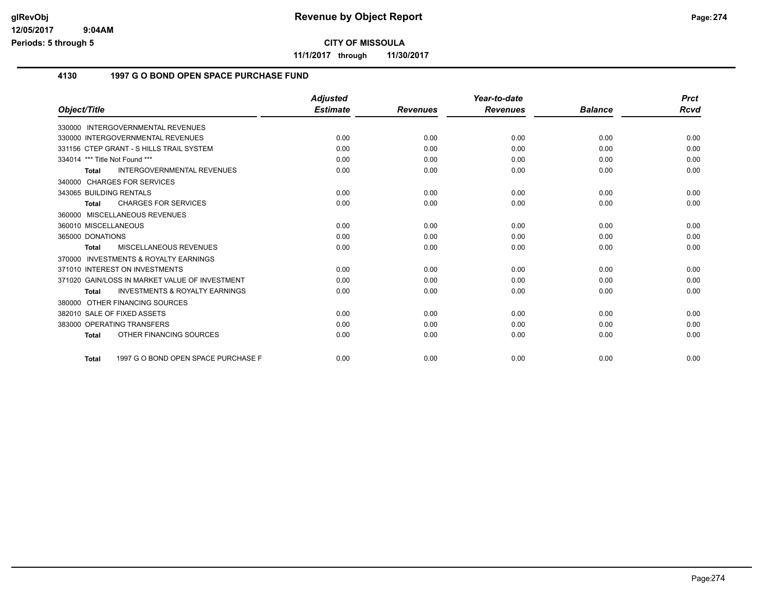# Revenue by Object Report

**CITY OF MISSOULA**

**11/1/2017 through 11/30/2017**

## 4130 1997 G O BOND OPEN SPACE PURCHASE FUND

| Object/Title | Adjusted Estimate | Revenues | Year-to-date Revenues | Balance | Prct Rcvd |
|---|---|---|---|---|---|
| 330000 INTERGOVERNMENTAL REVENUES | | | | | |
| 330000 INTERGOVERNMENTAL REVENUES | 0.00 | 0.00 | 0.00 | 0.00 | 0.00 |
| 331156 CTEP GRANT - S HILLS TRAIL SYSTEM | 0.00 | 0.00 | 0.00 | 0.00 | 0.00 |
| 334014 *** Title Not Found *** | 0.00 | 0.00 | 0.00 | 0.00 | 0.00 |
| **Total** INTERGOVERNMENTAL REVENUES | 0.00 | 0.00 | 0.00 | 0.00 | 0.00 |
| 340000 CHARGES FOR SERVICES | | | | | |
| 343065 BUILDING RENTALS | 0.00 | 0.00 | 0.00 | 0.00 | 0.00 |
| **Total** CHARGES FOR SERVICES | 0.00 | 0.00 | 0.00 | 0.00 | 0.00 |
| 360000 MISCELLANEOUS REVENUES | | | | | |
| 360010 MISCELLANEOUS | 0.00 | 0.00 | 0.00 | 0.00 | 0.00 |
| 365000 DONATIONS | 0.00 | 0.00 | 0.00 | 0.00 | 0.00 |
| **Total** MISCELLANEOUS REVENUES | 0.00 | 0.00 | 0.00 | 0.00 | 0.00 |
| 370000 INVESTMENTS & ROYALTY EARNINGS | | | | | |
| 371010 INTEREST ON INVESTMENTS | 0.00 | 0.00 | 0.00 | 0.00 | 0.00 |
| 371020 GAIN/LOSS IN MARKET VALUE OF INVESTMENT | 0.00 | 0.00 | 0.00 | 0.00 | 0.00 |
| **Total** INVESTMENTS & ROYALTY EARNINGS | 0.00 | 0.00 | 0.00 | 0.00 | 0.00 |
| 380000 OTHER FINANCING SOURCES | | | | | |
| 382010 SALE OF FIXED ASSETS | 0.00 | 0.00 | 0.00 | 0.00 | 0.00 |
| 383000 OPERATING TRANSFERS | 0.00 | 0.00 | 0.00 | 0.00 | 0.00 |
| **Total** OTHER FINANCING SOURCES | 0.00 | 0.00 | 0.00 | 0.00 | 0.00 |
| **Total** 1997 G O BOND OPEN SPACE PURCHASE F | 0.00 | 0.00 | 0.00 | 0.00 | 0.00 |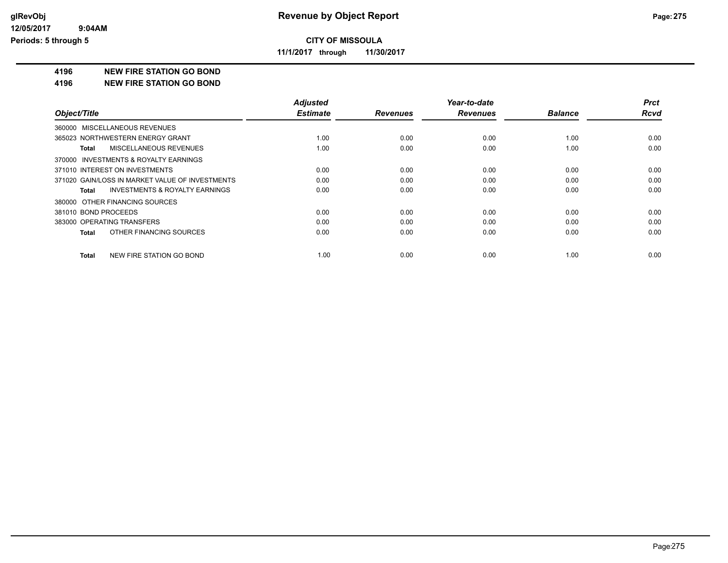## Revenue by Object Report

**CITY OF MISSOULA**

**11/1/2017 through 11/30/2017**

**4196 NEW FIRE STATION GO BOND**

**4196 NEW FIRE STATION GO BOND**

| Object/Title | Adjusted Estimate | Revenues | Year-to-date Revenues | Balance | Prct Rcvd |
|---|---|---|---|---|---|
| 360000 MISCELLANEOUS REVENUES | | | | | |
| 365023 NORTHWESTERN ENERGY GRANT | 1.00 | 0.00 | 0.00 | 1.00 | 0.00 |
| **Total** MISCELLANEOUS REVENUES | 1.00 | 0.00 | 0.00 | 1.00 | 0.00 |
| 370000 INVESTMENTS & ROYALTY EARNINGS | | | | | |
| 371010 INTEREST ON INVESTMENTS | 0.00 | 0.00 | 0.00 | 0.00 | 0.00 |
| 371020 GAIN/LOSS IN MARKET VALUE OF INVESTMENTS | 0.00 | 0.00 | 0.00 | 0.00 | 0.00 |
| **Total** INVESTMENTS & ROYALTY EARNINGS | 0.00 | 0.00 | 0.00 | 0.00 | 0.00 |
| 380000 OTHER FINANCING SOURCES | | | | | |
| 381010 BOND PROCEEDS | 0.00 | 0.00 | 0.00 | 0.00 | 0.00 |
| 383000 OPERATING TRANSFERS | 0.00 | 0.00 | 0.00 | 0.00 | 0.00 |
| **Total** OTHER FINANCING SOURCES | 0.00 | 0.00 | 0.00 | 0.00 | 0.00 |
| **Total** NEW FIRE STATION GO BOND | 1.00 | 0.00 | 0.00 | 1.00 | 0.00 |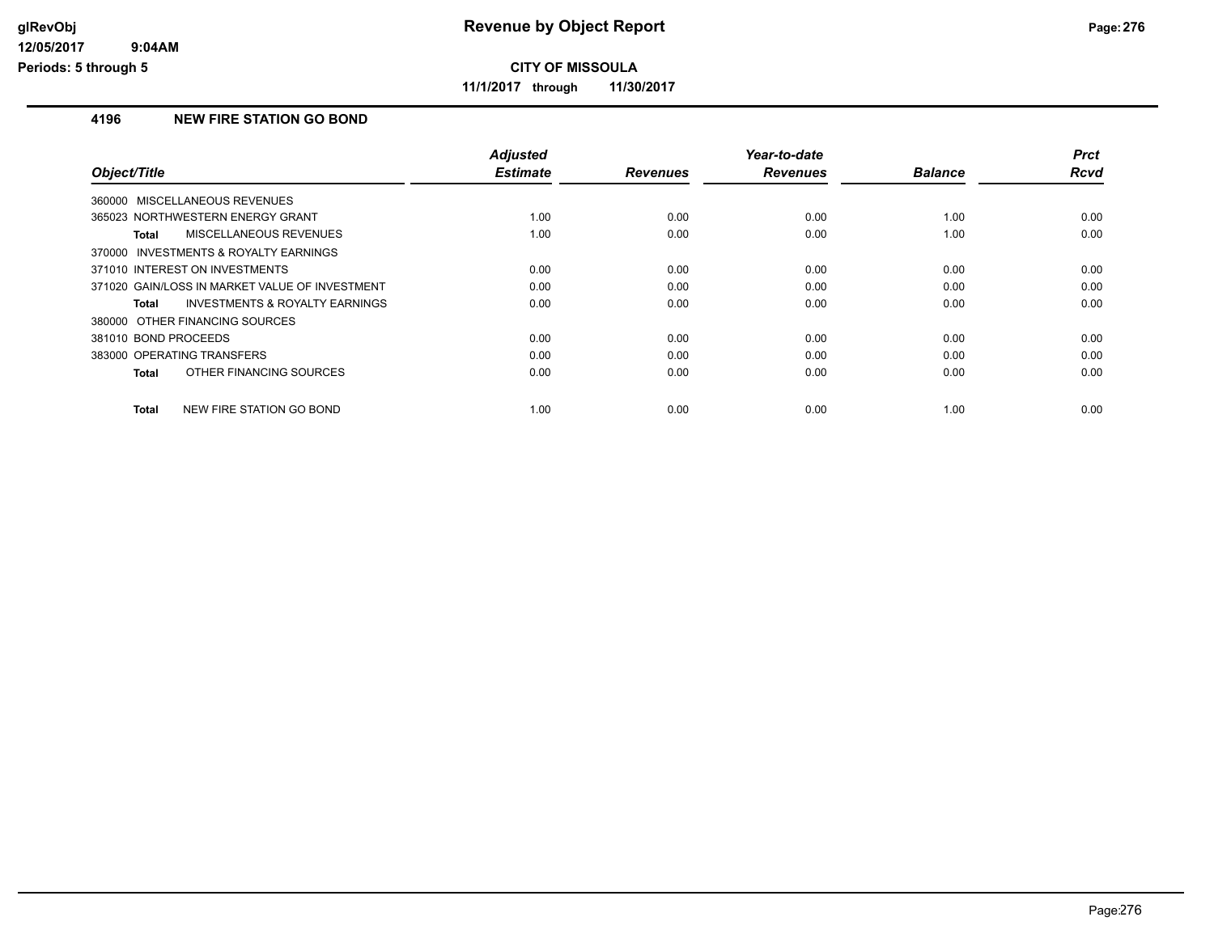# Revenue by Object Report

**CITY OF MISSOULA**

**11/1/2017 through 11/30/2017**

glRevObj
12/05/2017 9:04AM
Periods: 5 through 5

## 4196 NEW FIRE STATION GO BOND

| Object/Title | Adjusted Estimate | Revenues | Year-to-date Revenues | Balance | Prct Rcvd |
|---|---|---|---|---|---|
| 360000 MISCELLANEOUS REVENUES | | | | | |
| 365023 NORTHWESTERN ENERGY GRANT | 1.00 | 0.00 | 0.00 | 1.00 | 0.00 |
| **Total** MISCELLANEOUS REVENUES | 1.00 | 0.00 | 0.00 | 1.00 | 0.00 |
| 370000 INVESTMENTS & ROYALTY EARNINGS | | | | | |
| 371010 INTEREST ON INVESTMENTS | 0.00 | 0.00 | 0.00 | 0.00 | 0.00 |
| 371020 GAIN/LOSS IN MARKET VALUE OF INVESTMENT | 0.00 | 0.00 | 0.00 | 0.00 | 0.00 |
| **Total** INVESTMENTS & ROYALTY EARNINGS | 0.00 | 0.00 | 0.00 | 0.00 | 0.00 |
| 380000 OTHER FINANCING SOURCES | | | | | |
| 381010 BOND PROCEEDS | 0.00 | 0.00 | 0.00 | 0.00 | 0.00 |
| 383000 OPERATING TRANSFERS | 0.00 | 0.00 | 0.00 | 0.00 | 0.00 |
| **Total** OTHER FINANCING SOURCES | 0.00 | 0.00 | 0.00 | 0.00 | 0.00 |
| **Total** NEW FIRE STATION GO BOND | 1.00 | 0.00 | 0.00 | 1.00 | 0.00 |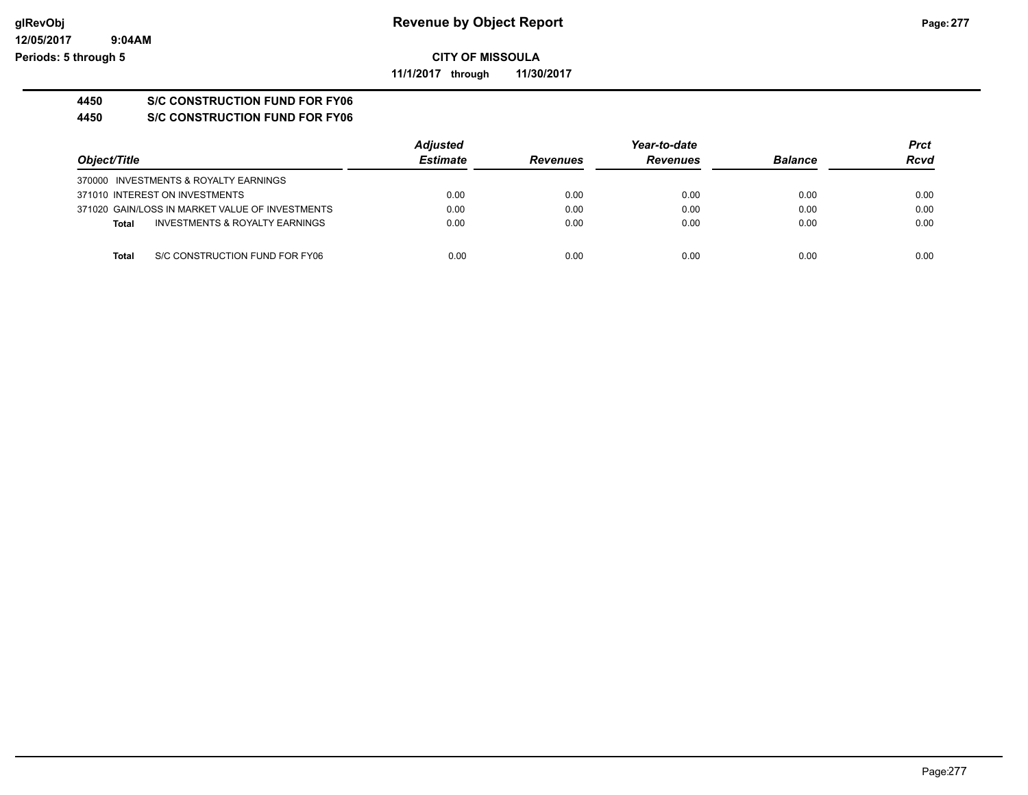**CITY OF MISSOULA**

**11/1/2017 through 11/30/2017**

**4450 S/C CONSTRUCTION FUND FOR FY06**

**4450 S/C CONSTRUCTION FUND FOR FY06**

| Object/Title | Adjusted Estimate | Revenues | Year-to-date Revenues | Balance | Prct Rcvd |
|---|---|---|---|---|---|
| 370000 INVESTMENTS & ROYALTY EARNINGS | | | | | |
| 371010 INTEREST ON INVESTMENTS | 0.00 | 0.00 | 0.00 | 0.00 | 0.00 |
| 371020 GAIN/LOSS IN MARKET VALUE OF INVESTMENTS | 0.00 | 0.00 | 0.00 | 0.00 | 0.00 |
| **Total** INVESTMENTS & ROYALTY EARNINGS | 0.00 | 0.00 | 0.00 | 0.00 | 0.00 |
| **Total** S/C CONSTRUCTION FUND FOR FY06 | 0.00 | 0.00 | 0.00 | 0.00 | 0.00 |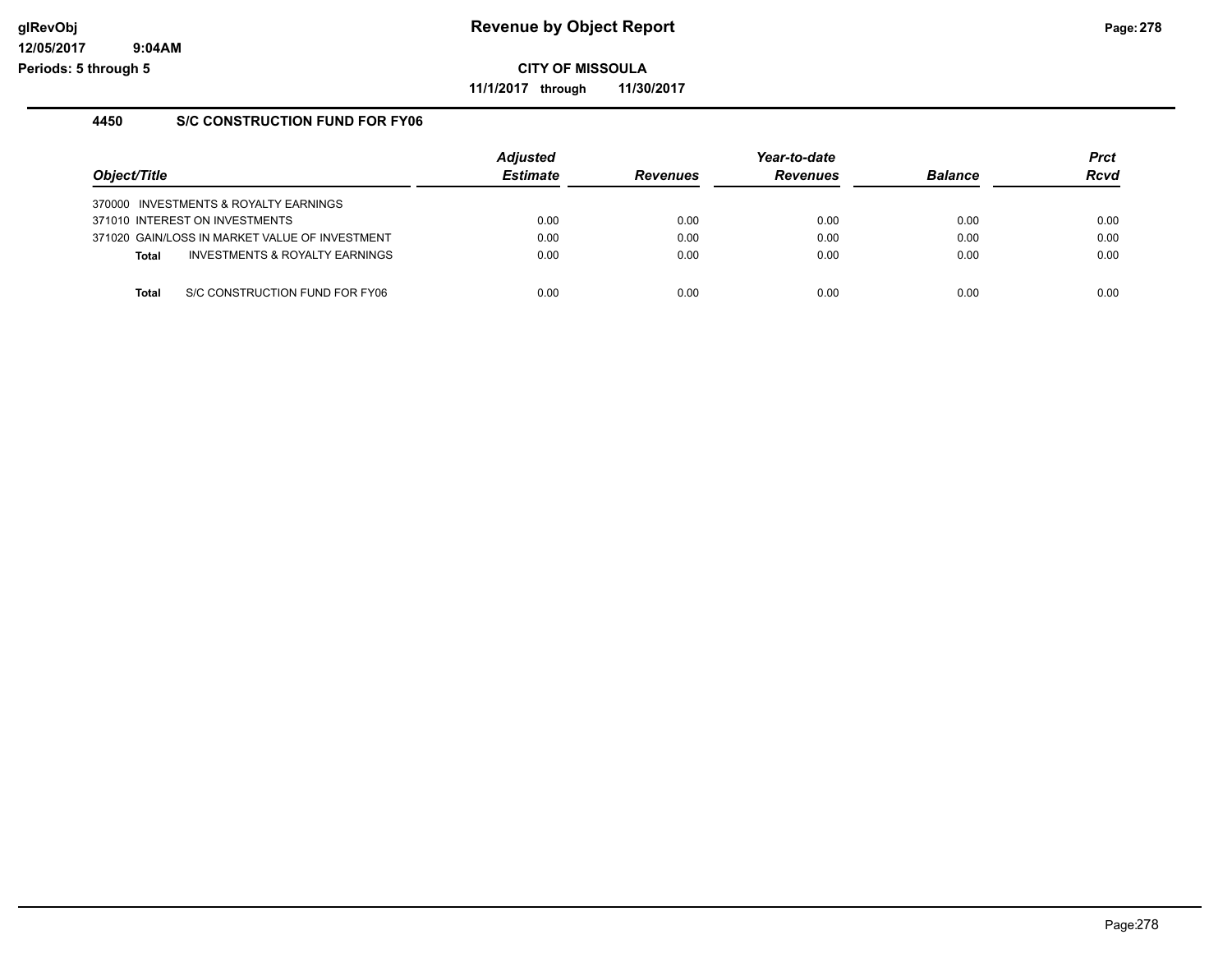**CITY OF MISSOULA**

**11/1/2017 through 11/30/2017**

## 4450 S/C CONSTRUCTION FUND FOR FY06

| Object/Title | Adjusted Estimate | Revenues | Year-to-date Revenues | Balance | Prct Rcvd |
|---|---|---|---|---|---|
| 370000 INVESTMENTS & ROYALTY EARNINGS | | | | | |
| 371010 INTEREST ON INVESTMENTS | 0.00 | 0.00 | 0.00 | 0.00 | 0.00 |
| 371020 GAIN/LOSS IN MARKET VALUE OF INVESTMENT | 0.00 | 0.00 | 0.00 | 0.00 | 0.00 |
| **Total** INVESTMENTS & ROYALTY EARNINGS | 0.00 | 0.00 | 0.00 | 0.00 | 0.00 |
| **Total** S/C CONSTRUCTION FUND FOR FY06 | 0.00 | 0.00 | 0.00 | 0.00 | 0.00 |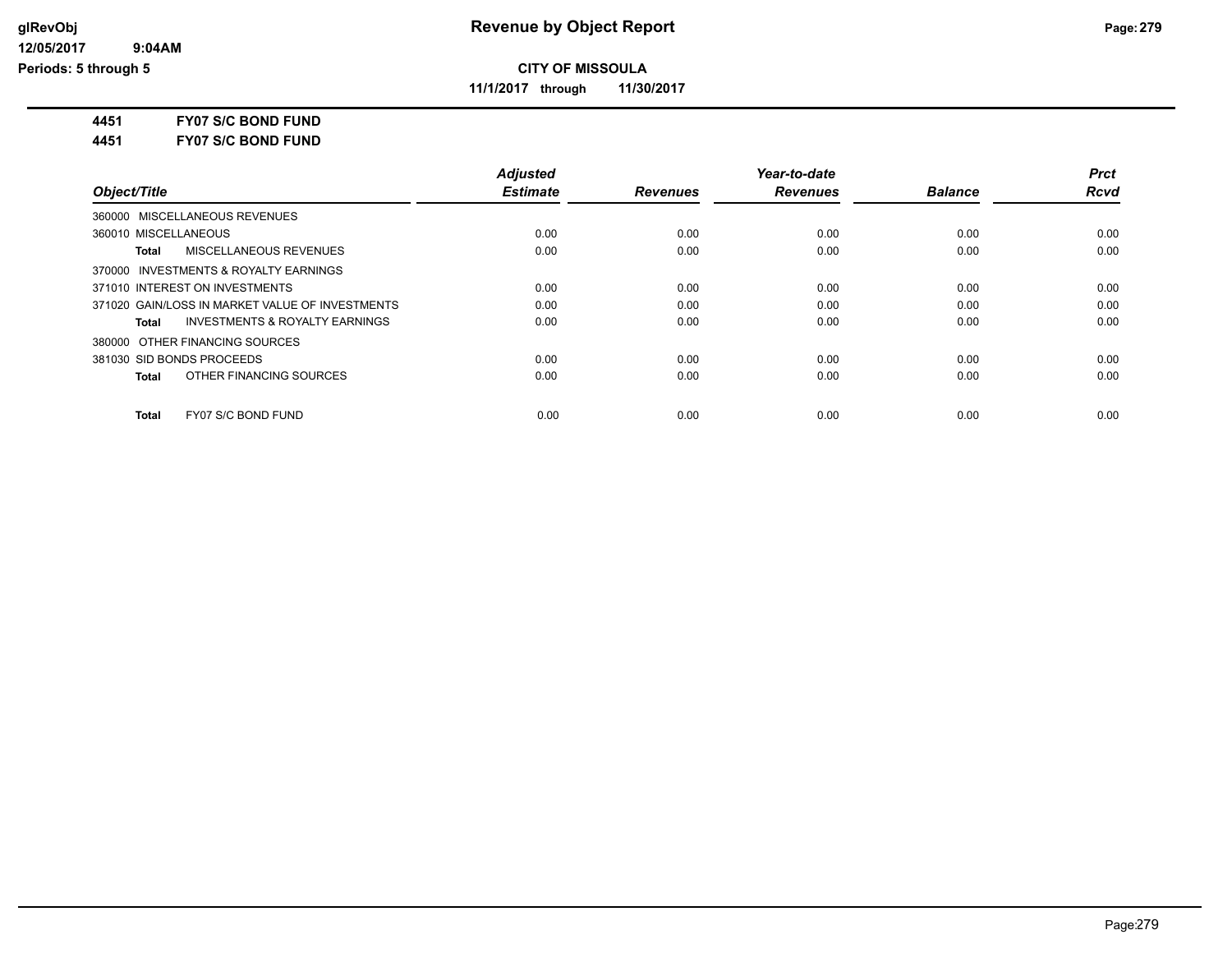**CITY OF MISSOULA**

**11/1/2017 through 11/30/2017**

**4451 FY07 S/C BOND FUND**

**4451 FY07 S/C BOND FUND**

| Object/Title | Adjusted Estimate | Revenues | Year-to-date Revenues | Balance | Prct Rcvd |
|---|---|---|---|---|---|
| 360000 MISCELLANEOUS REVENUES | | | | | |
| 360010 MISCELLANEOUS | 0.00 | 0.00 | 0.00 | 0.00 | 0.00 |
| **Total** MISCELLANEOUS REVENUES | 0.00 | 0.00 | 0.00 | 0.00 | 0.00 |
| 370000 INVESTMENTS & ROYALTY EARNINGS | | | | | |
| 371010 INTEREST ON INVESTMENTS | 0.00 | 0.00 | 0.00 | 0.00 | 0.00 |
| 371020 GAIN/LOSS IN MARKET VALUE OF INVESTMENTS | 0.00 | 0.00 | 0.00 | 0.00 | 0.00 |
| **Total** INVESTMENTS & ROYALTY EARNINGS | 0.00 | 0.00 | 0.00 | 0.00 | 0.00 |
| 380000 OTHER FINANCING SOURCES | | | | | |
| 381030 SID BONDS PROCEEDS | 0.00 | 0.00 | 0.00 | 0.00 | 0.00 |
| **Total** OTHER FINANCING SOURCES | 0.00 | 0.00 | 0.00 | 0.00 | 0.00 |
| **Total** FY07 S/C BOND FUND | 0.00 | 0.00 | 0.00 | 0.00 | 0.00 |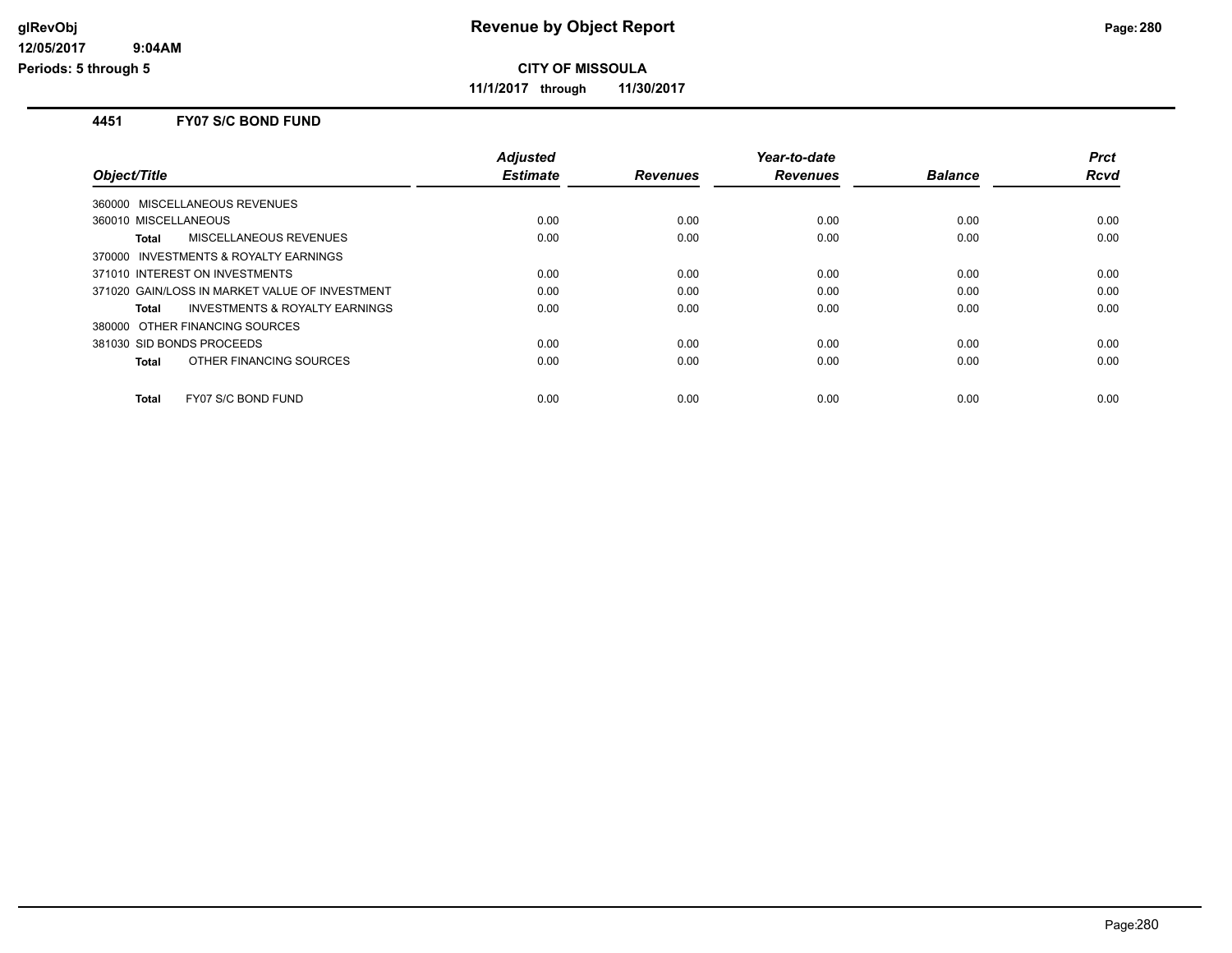# Revenue by Object Report

**CITY OF MISSOULA**

**11/1/2017 through 11/30/2017**

glRevObj
12/05/2017 9:04AM
Periods: 5 through 5

## 4451 FY07 S/C BOND FUND

| Object/Title | Adjusted Estimate | Revenues | Year-to-date Revenues | Balance | Prct Rcvd |
|---|---|---|---|---|---|
| 360000 MISCELLANEOUS REVENUES | | | | | |
| 360010 MISCELLANEOUS | 0.00 | 0.00 | 0.00 | 0.00 | 0.00 |
| **Total** MISCELLANEOUS REVENUES | 0.00 | 0.00 | 0.00 | 0.00 | 0.00 |
| 370000 INVESTMENTS & ROYALTY EARNINGS | | | | | |
| 371010 INTEREST ON INVESTMENTS | 0.00 | 0.00 | 0.00 | 0.00 | 0.00 |
| 371020 GAIN/LOSS IN MARKET VALUE OF INVESTMENT | 0.00 | 0.00 | 0.00 | 0.00 | 0.00 |
| **Total** INVESTMENTS & ROYALTY EARNINGS | 0.00 | 0.00 | 0.00 | 0.00 | 0.00 |
| 380000 OTHER FINANCING SOURCES | | | | | |
| 381030 SID BONDS PROCEEDS | 0.00 | 0.00 | 0.00 | 0.00 | 0.00 |
| **Total** OTHER FINANCING SOURCES | 0.00 | 0.00 | 0.00 | 0.00 | 0.00 |
| **Total** FY07 S/C BOND FUND | 0.00 | 0.00 | 0.00 | 0.00 | 0.00 |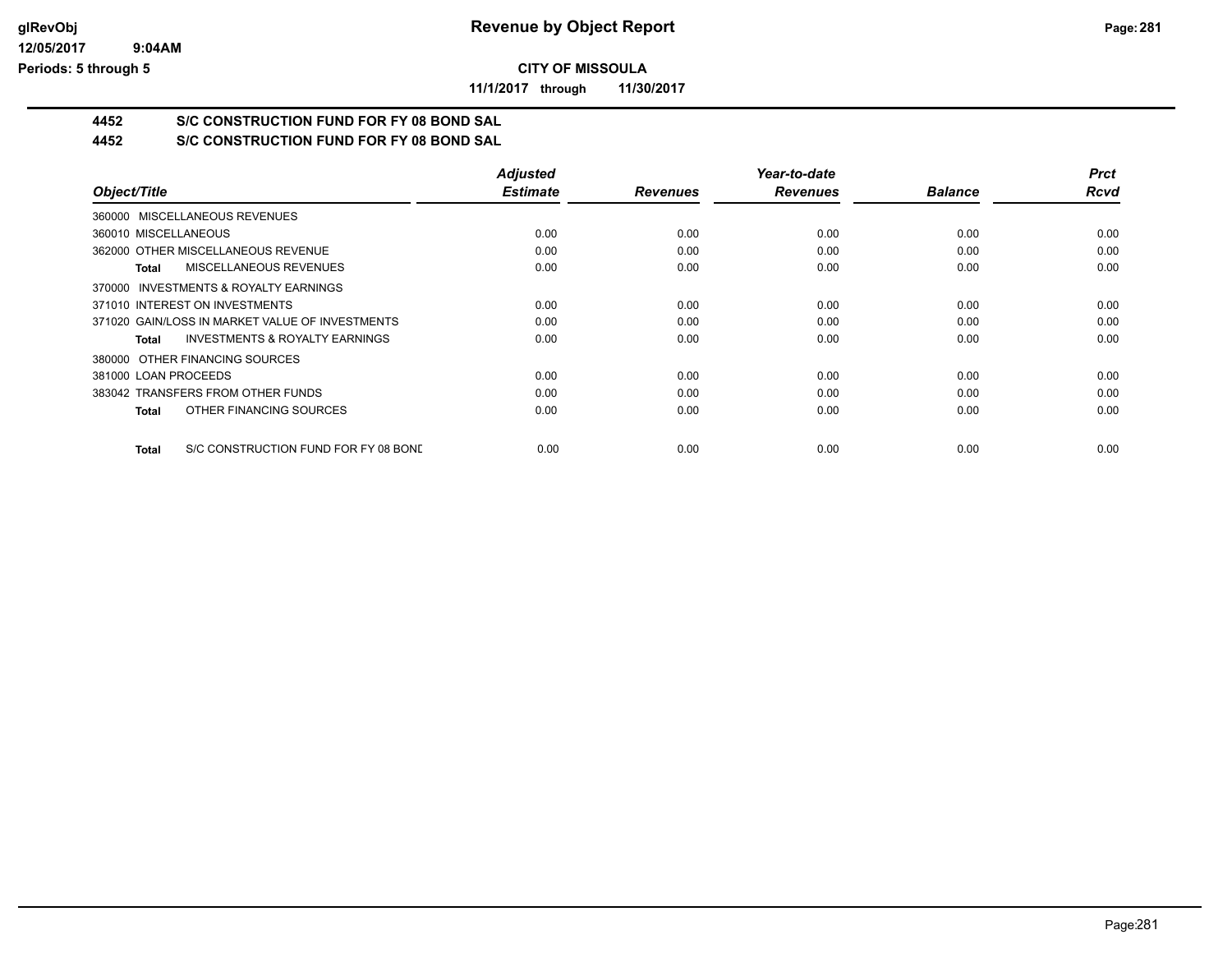# Revenue by Object Report

**CITY OF MISSOULA**

**11/1/2017 through 11/30/2017**

## 4452 S/C CONSTRUCTION FUND FOR FY 08 BOND SAL

## 4452 S/C CONSTRUCTION FUND FOR FY 08 BOND SAL

| Object/Title | Adjusted Estimate | Revenues | Year-to-date Revenues | Balance | Prct Rcvd |
|---|---|---|---|---|---|
| 360000 MISCELLANEOUS REVENUES | | | | | |
| 360010 MISCELLANEOUS | 0.00 | 0.00 | 0.00 | 0.00 | 0.00 |
| 362000 OTHER MISCELLANEOUS REVENUE | 0.00 | 0.00 | 0.00 | 0.00 | 0.00 |
| **Total** MISCELLANEOUS REVENUES | 0.00 | 0.00 | 0.00 | 0.00 | 0.00 |
| 370000 INVESTMENTS & ROYALTY EARNINGS | | | | | |
| 371010 INTEREST ON INVESTMENTS | 0.00 | 0.00 | 0.00 | 0.00 | 0.00 |
| 371020 GAIN/LOSS IN MARKET VALUE OF INVESTMENTS | 0.00 | 0.00 | 0.00 | 0.00 | 0.00 |
| **Total** INVESTMENTS & ROYALTY EARNINGS | 0.00 | 0.00 | 0.00 | 0.00 | 0.00 |
| 380000 OTHER FINANCING SOURCES | | | | | |
| 381000 LOAN PROCEEDS | 0.00 | 0.00 | 0.00 | 0.00 | 0.00 |
| 383042 TRANSFERS FROM OTHER FUNDS | 0.00 | 0.00 | 0.00 | 0.00 | 0.00 |
| **Total** OTHER FINANCING SOURCES | 0.00 | 0.00 | 0.00 | 0.00 | 0.00 |
| **Total** S/C CONSTRUCTION FUND FOR FY 08 BONE | 0.00 | 0.00 | 0.00 | 0.00 | 0.00 |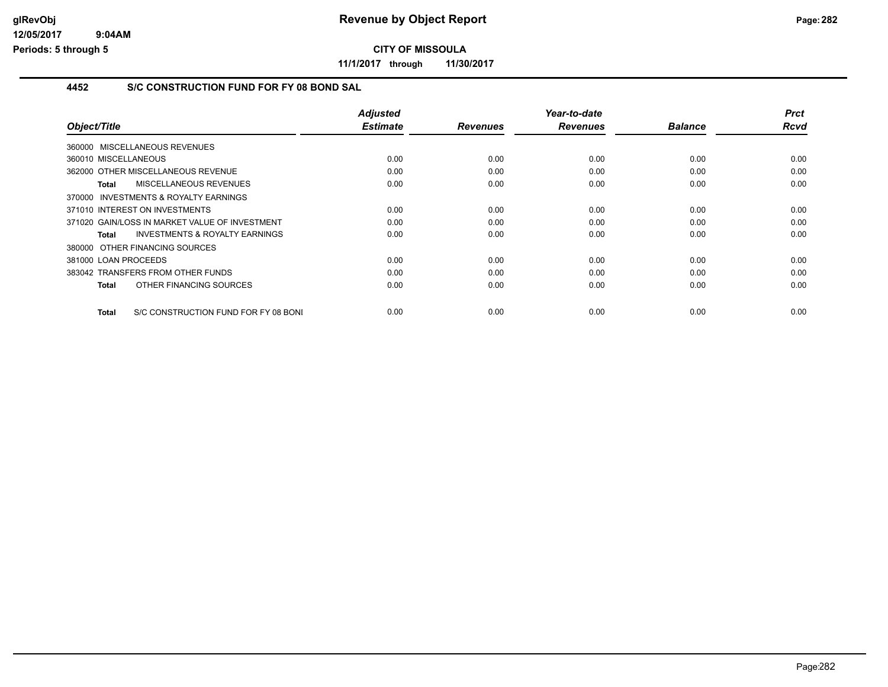CITY OF MISSOULA

11/1/2017 through 11/30/2017

### 4452 S/C CONSTRUCTION FUND FOR FY 08 BOND SAL

| Object/Title | Adjusted Estimate | Revenues | Year-to-date Revenues | Balance | Prct Rcvd |
|---|---|---|---|---|---|
| 360000 MISCELLANEOUS REVENUES | | | | | |
| 360010 MISCELLANEOUS | 0.00 | 0.00 | 0.00 | 0.00 | 0.00 |
| 362000 OTHER MISCELLANEOUS REVENUE | 0.00 | 0.00 | 0.00 | 0.00 | 0.00 |
| **Total** MISCELLANEOUS REVENUES | 0.00 | 0.00 | 0.00 | 0.00 | 0.00 |
| 370000 INVESTMENTS & ROYALTY EARNINGS | | | | | |
| 371010 INTEREST ON INVESTMENTS | 0.00 | 0.00 | 0.00 | 0.00 | 0.00 |
| 371020 GAIN/LOSS IN MARKET VALUE OF INVESTMENT | 0.00 | 0.00 | 0.00 | 0.00 | 0.00 |
| **Total** INVESTMENTS & ROYALTY EARNINGS | 0.00 | 0.00 | 0.00 | 0.00 | 0.00 |
| 380000 OTHER FINANCING SOURCES | | | | | |
| 381000 LOAN PROCEEDS | 0.00 | 0.00 | 0.00 | 0.00 | 0.00 |
| 383042 TRANSFERS FROM OTHER FUNDS | 0.00 | 0.00 | 0.00 | 0.00 | 0.00 |
| **Total** OTHER FINANCING SOURCES | 0.00 | 0.00 | 0.00 | 0.00 | 0.00 |
| **Total** S/C CONSTRUCTION FUND FOR FY 08 BONI | 0.00 | 0.00 | 0.00 | 0.00 | 0.00 |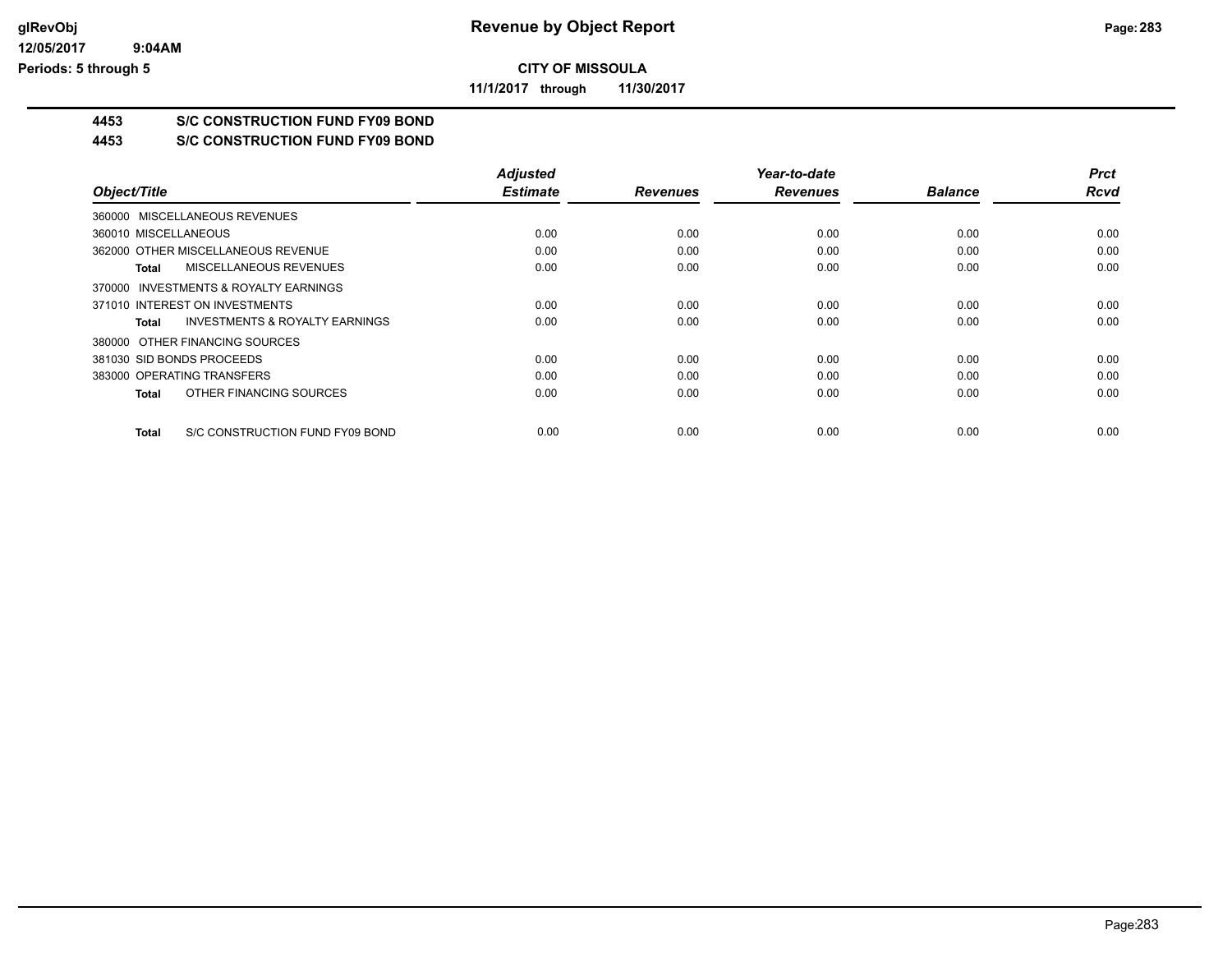# Revenue by Object Report

**CITY OF MISSOULA**

**11/1/2017 through 11/30/2017**

glRevObj
12/05/2017 9:04AM
Periods: 5 through 5

## 4453 S/C CONSTRUCTION FUND FY09 BOND

### 4453 S/C CONSTRUCTION FUND FY09 BOND

| Object/Title | Adjusted Estimate | Revenues | Year-to-date Revenues | Balance | Prct Rcvd |
|---|---|---|---|---|---|
| 360000 MISCELLANEOUS REVENUES | | | | | |
| 360010 MISCELLANEOUS | 0.00 | 0.00 | 0.00 | 0.00 | 0.00 |
| 362000 OTHER MISCELLANEOUS REVENUE | 0.00 | 0.00 | 0.00 | 0.00 | 0.00 |
| **Total** MISCELLANEOUS REVENUES | 0.00 | 0.00 | 0.00 | 0.00 | 0.00 |
| 370000 INVESTMENTS & ROYALTY EARNINGS | | | | | |
| 371010 INTEREST ON INVESTMENTS | 0.00 | 0.00 | 0.00 | 0.00 | 0.00 |
| **Total** INVESTMENTS & ROYALTY EARNINGS | 0.00 | 0.00 | 0.00 | 0.00 | 0.00 |
| 380000 OTHER FINANCING SOURCES | | | | | |
| 381030 SID BONDS PROCEEDS | 0.00 | 0.00 | 0.00 | 0.00 | 0.00 |
| 383000 OPERATING TRANSFERS | 0.00 | 0.00 | 0.00 | 0.00 | 0.00 |
| **Total** OTHER FINANCING SOURCES | 0.00 | 0.00 | 0.00 | 0.00 | 0.00 |
| **Total** S/C CONSTRUCTION FUND FY09 BOND | 0.00 | 0.00 | 0.00 | 0.00 | 0.00 |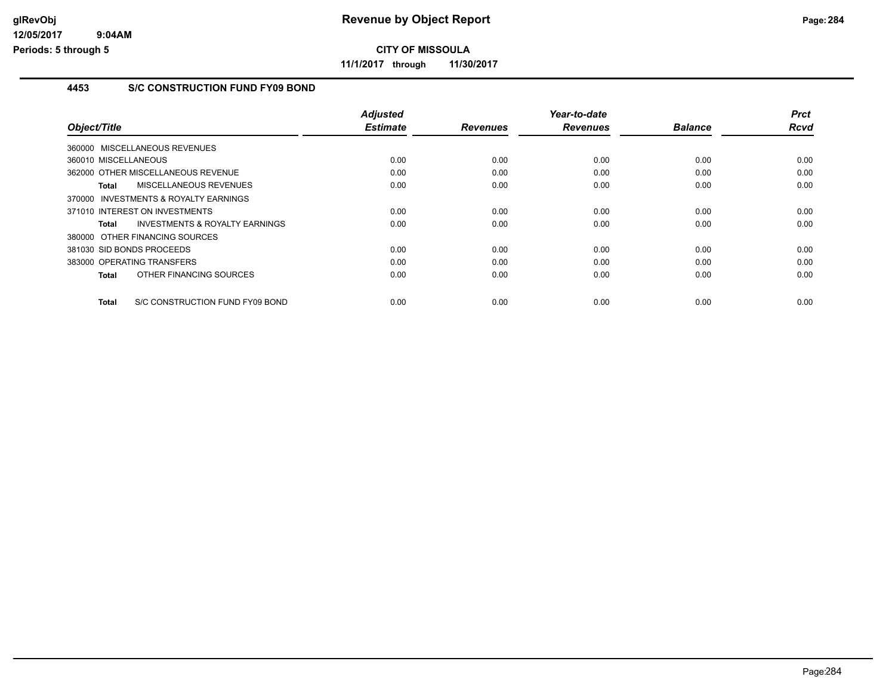# Revenue by Object Report

**CITY OF MISSOULA**

**11/1/2017 through 11/30/2017**

glRevObj
12/05/2017 9:04AM
Periods: 5 through 5

## 4453 S/C CONSTRUCTION FUND FY09 BOND

| Object/Title | | Adjusted Estimate | Revenues | Year-to-date Revenues | Balance | Prct Rcvd |
|---|---|---|---|---|---|---|
| 360000 MISCELLANEOUS REVENUES | | | | | | |
| 360010 MISCELLANEOUS | | 0.00 | 0.00 | 0.00 | 0.00 | 0.00 |
| 362000 OTHER MISCELLANEOUS REVENUE | | 0.00 | 0.00 | 0.00 | 0.00 | 0.00 |
| **Total** | MISCELLANEOUS REVENUES | 0.00 | 0.00 | 0.00 | 0.00 | 0.00 |
| 370000 INVESTMENTS & ROYALTY EARNINGS | | | | | | |
| 371010 INTEREST ON INVESTMENTS | | 0.00 | 0.00 | 0.00 | 0.00 | 0.00 |
| **Total** | INVESTMENTS & ROYALTY EARNINGS | 0.00 | 0.00 | 0.00 | 0.00 | 0.00 |
| 380000 OTHER FINANCING SOURCES | | | | | | |
| 381030 SID BONDS PROCEEDS | | 0.00 | 0.00 | 0.00 | 0.00 | 0.00 |
| 383000 OPERATING TRANSFERS | | 0.00 | 0.00 | 0.00 | 0.00 | 0.00 |
| **Total** | OTHER FINANCING SOURCES | 0.00 | 0.00 | 0.00 | 0.00 | 0.00 |
| **Total** | S/C CONSTRUCTION FUND FY09 BOND | 0.00 | 0.00 | 0.00 | 0.00 | 0.00 |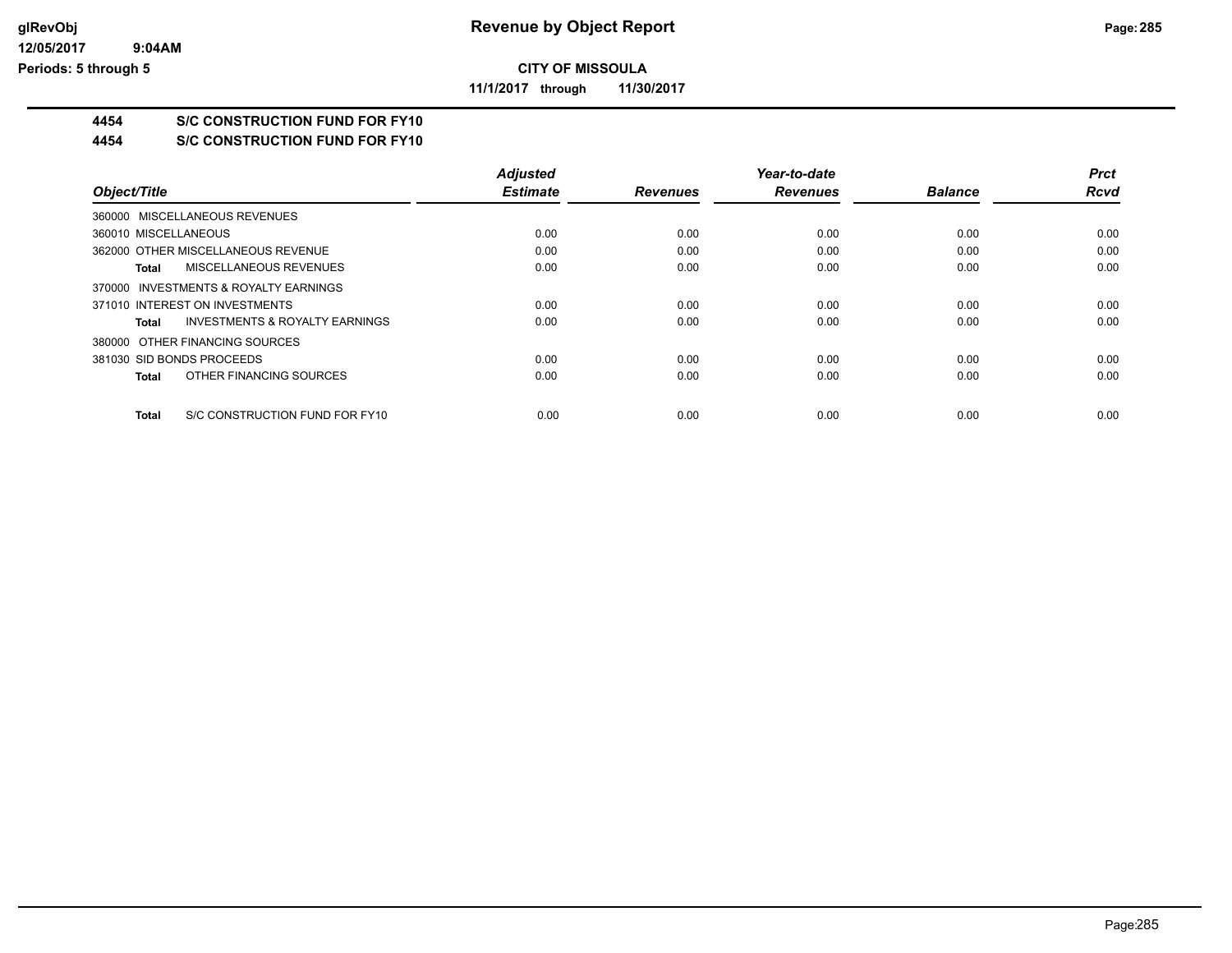# Revenue by Object Report

**CITY OF MISSOULA**

**11/1/2017 through 11/30/2017**

## 4454 S/C CONSTRUCTION FUND FOR FY10

## 4454 S/C CONSTRUCTION FUND FOR FY10

| Object/Title | Adjusted Estimate | Revenues | Year-to-date Revenues | Balance | Prct Rcvd |
|---|---|---|---|---|---|
| 360000 MISCELLANEOUS REVENUES | | | | | |
| 360010 MISCELLANEOUS | 0.00 | 0.00 | 0.00 | 0.00 | 0.00 |
| 362000 OTHER MISCELLANEOUS REVENUE | 0.00 | 0.00 | 0.00 | 0.00 | 0.00 |
| **Total** MISCELLANEOUS REVENUES | 0.00 | 0.00 | 0.00 | 0.00 | 0.00 |
| 370000 INVESTMENTS & ROYALTY EARNINGS | | | | | |
| 371010 INTEREST ON INVESTMENTS | 0.00 | 0.00 | 0.00 | 0.00 | 0.00 |
| **Total** INVESTMENTS & ROYALTY EARNINGS | 0.00 | 0.00 | 0.00 | 0.00 | 0.00 |
| 380000 OTHER FINANCING SOURCES | | | | | |
| 381030 SID BONDS PROCEEDS | 0.00 | 0.00 | 0.00 | 0.00 | 0.00 |
| **Total** OTHER FINANCING SOURCES | 0.00 | 0.00 | 0.00 | 0.00 | 0.00 |
| **Total** S/C CONSTRUCTION FUND FOR FY10 | 0.00 | 0.00 | 0.00 | 0.00 | 0.00 |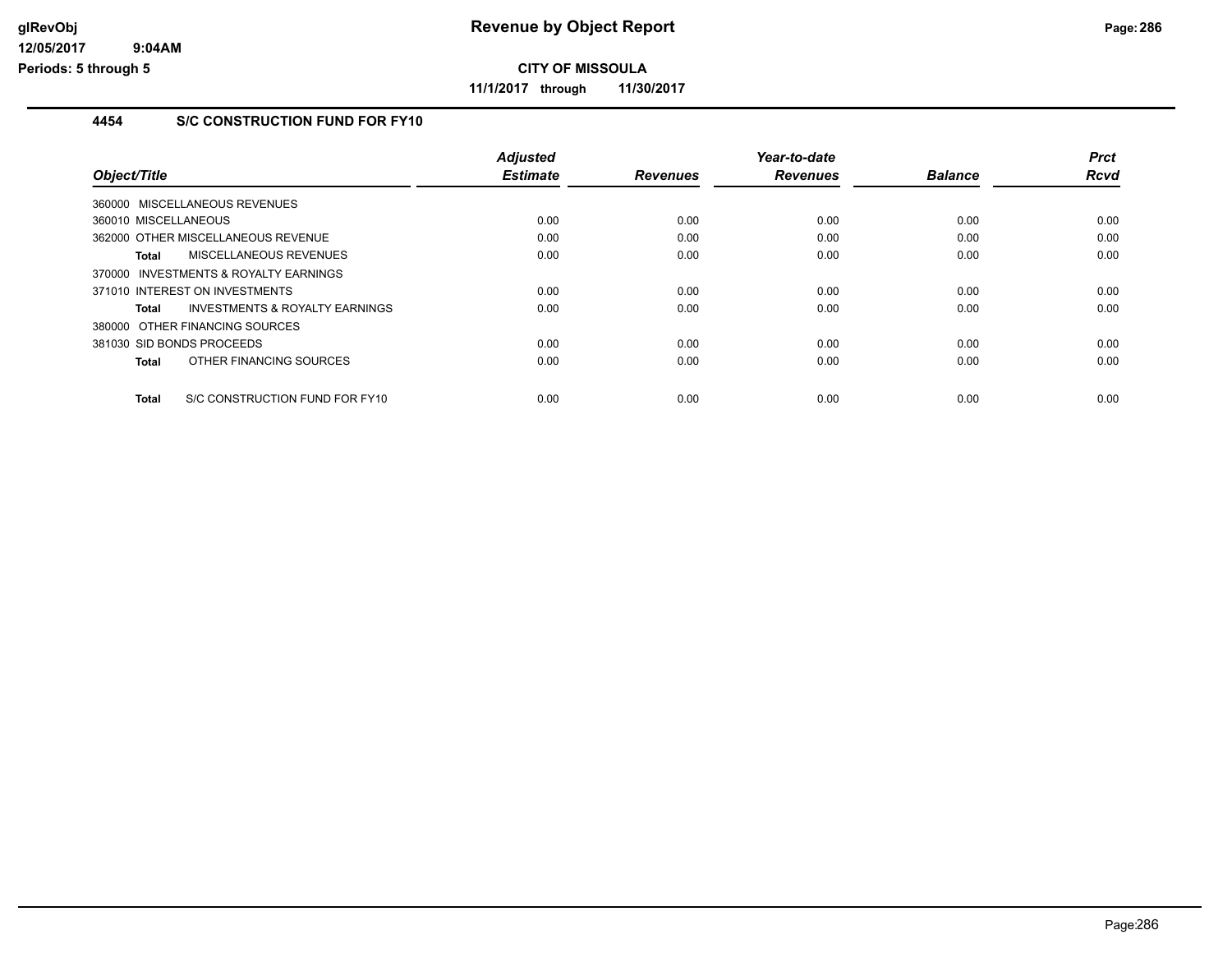# Revenue by Object Report

**CITY OF MISSOULA**

**11/1/2017 through 11/30/2017**

glRevObj
12/05/2017 9:04AM
Periods: 5 through 5

## 4454 S/C CONSTRUCTION FUND FOR FY10

| Object/Title | Adjusted Estimate | Revenues | Year-to-date Revenues | Balance | Prct Rcvd |
|---|---|---|---|---|---|
| 360000 MISCELLANEOUS REVENUES | | | | | |
| 360010 MISCELLANEOUS | 0.00 | 0.00 | 0.00 | 0.00 | 0.00 |
| 362000 OTHER MISCELLANEOUS REVENUE | 0.00 | 0.00 | 0.00 | 0.00 | 0.00 |
| **Total** MISCELLANEOUS REVENUES | 0.00 | 0.00 | 0.00 | 0.00 | 0.00 |
| 370000 INVESTMENTS & ROYALTY EARNINGS | | | | | |
| 371010 INTEREST ON INVESTMENTS | 0.00 | 0.00 | 0.00 | 0.00 | 0.00 |
| **Total** INVESTMENTS & ROYALTY EARNINGS | 0.00 | 0.00 | 0.00 | 0.00 | 0.00 |
| 380000 OTHER FINANCING SOURCES | | | | | |
| 381030 SID BONDS PROCEEDS | 0.00 | 0.00 | 0.00 | 0.00 | 0.00 |
| **Total** OTHER FINANCING SOURCES | 0.00 | 0.00 | 0.00 | 0.00 | 0.00 |
| **Total** S/C CONSTRUCTION FUND FOR FY10 | 0.00 | 0.00 | 0.00 | 0.00 | 0.00 |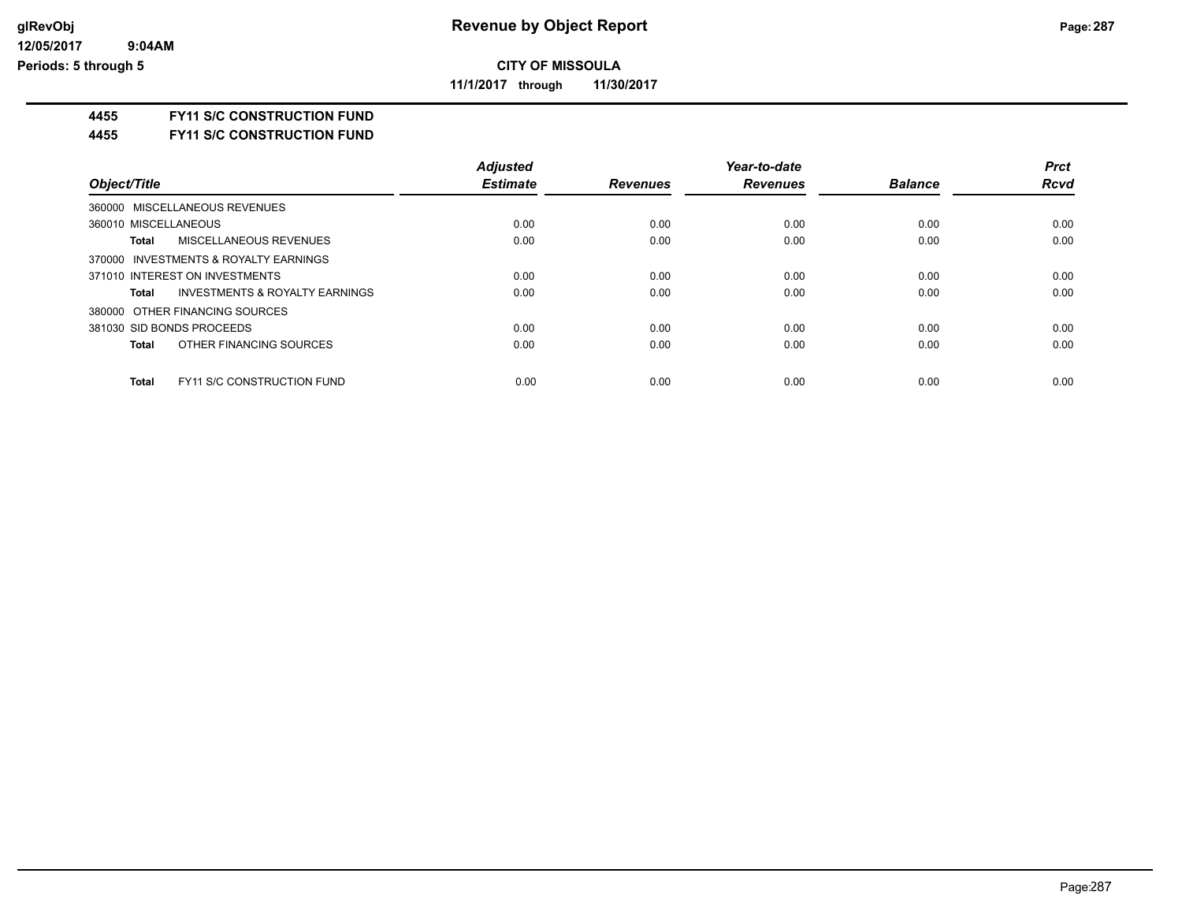**glRevObj**
**12/05/2017 9:04AM**
**Periods: 5 through 5**

# Revenue by Object Report

**CITY OF MISSOULA**

**11/1/2017 through 11/30/2017**

## 4455 FY11 S/C CONSTRUCTION FUND
## 4455 FY11 S/C CONSTRUCTION FUND

| Object/Title | Adjusted Estimate | Revenues | Year-to-date Revenues | Balance | Prct Rcvd |
|---|---|---|---|---|---|
| 360000 MISCELLANEOUS REVENUES | | | | | |
| 360010 MISCELLANEOUS | 0.00 | 0.00 | 0.00 | 0.00 | 0.00 |
| **Total** MISCELLANEOUS REVENUES | 0.00 | 0.00 | 0.00 | 0.00 | 0.00 |
| 370000 INVESTMENTS & ROYALTY EARNINGS | | | | | |
| 371010 INTEREST ON INVESTMENTS | 0.00 | 0.00 | 0.00 | 0.00 | 0.00 |
| **Total** INVESTMENTS & ROYALTY EARNINGS | 0.00 | 0.00 | 0.00 | 0.00 | 0.00 |
| 380000 OTHER FINANCING SOURCES | | | | | |
| 381030 SID BONDS PROCEEDS | 0.00 | 0.00 | 0.00 | 0.00 | 0.00 |
| **Total** OTHER FINANCING SOURCES | 0.00 | 0.00 | 0.00 | 0.00 | 0.00 |
| **Total** FY11 S/C CONSTRUCTION FUND | 0.00 | 0.00 | 0.00 | 0.00 | 0.00 |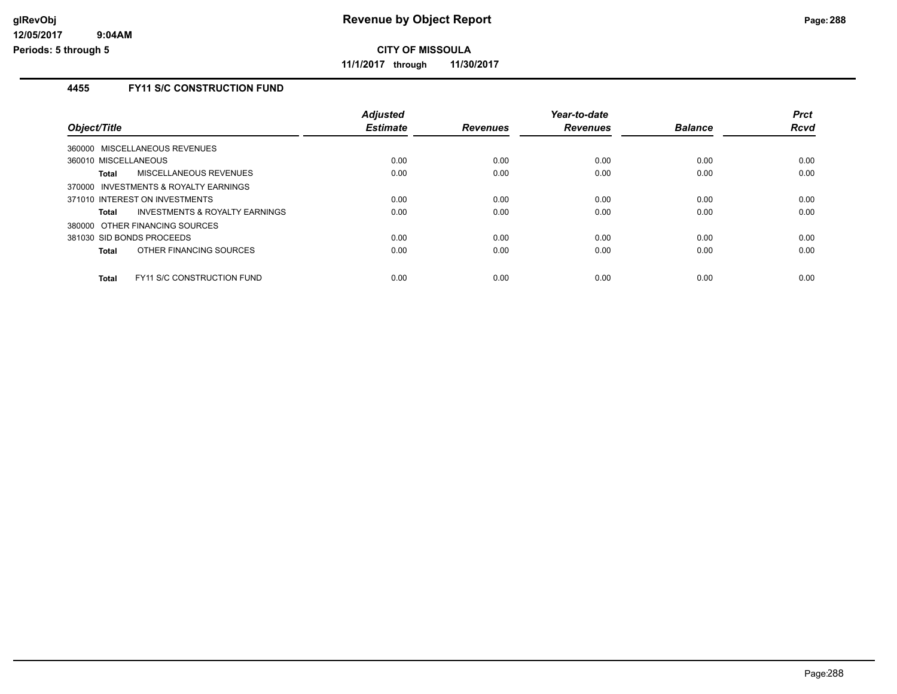**CITY OF MISSOULA**

**11/1/2017 through 11/30/2017**

### 4455 FY11 S/C CONSTRUCTION FUND

| Object/Title | Adjusted Estimate | Revenues | Year-to-date Revenues | Balance | Prct Rcvd |
|---|---|---|---|---|---|
| 360000 MISCELLANEOUS REVENUES | | | | | |
| 360010 MISCELLANEOUS | 0.00 | 0.00 | 0.00 | 0.00 | 0.00 |
| **Total** MISCELLANEOUS REVENUES | 0.00 | 0.00 | 0.00 | 0.00 | 0.00 |
| 370000 INVESTMENTS & ROYALTY EARNINGS | | | | | |
| 371010 INTEREST ON INVESTMENTS | 0.00 | 0.00 | 0.00 | 0.00 | 0.00 |
| **Total** INVESTMENTS & ROYALTY EARNINGS | 0.00 | 0.00 | 0.00 | 0.00 | 0.00 |
| 380000 OTHER FINANCING SOURCES | | | | | |
| 381030 SID BONDS PROCEEDS | 0.00 | 0.00 | 0.00 | 0.00 | 0.00 |
| **Total** OTHER FINANCING SOURCES | 0.00 | 0.00 | 0.00 | 0.00 | 0.00 |
| **Total** FY11 S/C CONSTRUCTION FUND | 0.00 | 0.00 | 0.00 | 0.00 | 0.00 |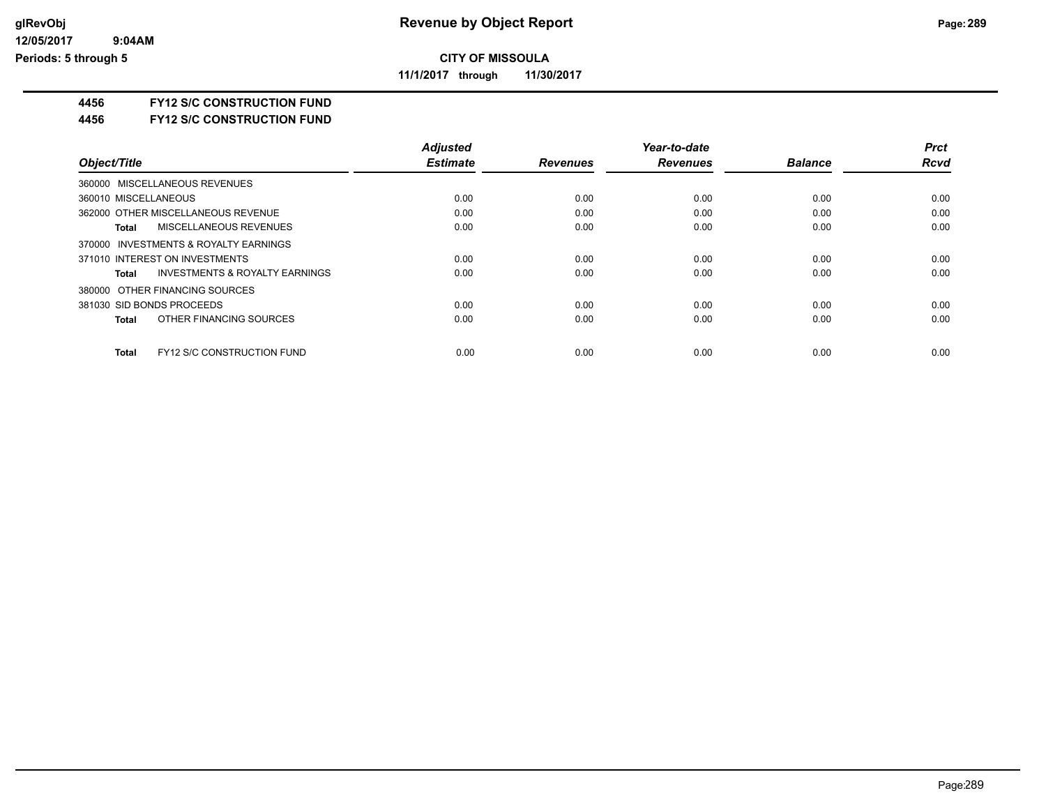**CITY OF MISSOULA**

**11/1/2017 through 11/30/2017**

**4456 FY12 S/C CONSTRUCTION FUND**

**4456 FY12 S/C CONSTRUCTION FUND**

| Object/Title | Adjusted Estimate | Revenues | Year-to-date Revenues | Balance | Prct Rcvd |
|---|---|---|---|---|---|
| 360000 MISCELLANEOUS REVENUES | | | | | |
| 360010 MISCELLANEOUS | 0.00 | 0.00 | 0.00 | 0.00 | 0.00 |
| 362000 OTHER MISCELLANEOUS REVENUE | 0.00 | 0.00 | 0.00 | 0.00 | 0.00 |
| **Total** MISCELLANEOUS REVENUES | 0.00 | 0.00 | 0.00 | 0.00 | 0.00 |
| 370000 INVESTMENTS & ROYALTY EARNINGS | | | | | |
| 371010 INTEREST ON INVESTMENTS | 0.00 | 0.00 | 0.00 | 0.00 | 0.00 |
| **Total** INVESTMENTS & ROYALTY EARNINGS | 0.00 | 0.00 | 0.00 | 0.00 | 0.00 |
| 380000 OTHER FINANCING SOURCES | | | | | |
| 381030 SID BONDS PROCEEDS | 0.00 | 0.00 | 0.00 | 0.00 | 0.00 |
| **Total** OTHER FINANCING SOURCES | 0.00 | 0.00 | 0.00 | 0.00 | 0.00 |
| **Total** FY12 S/C CONSTRUCTION FUND | 0.00 | 0.00 | 0.00 | 0.00 | 0.00 |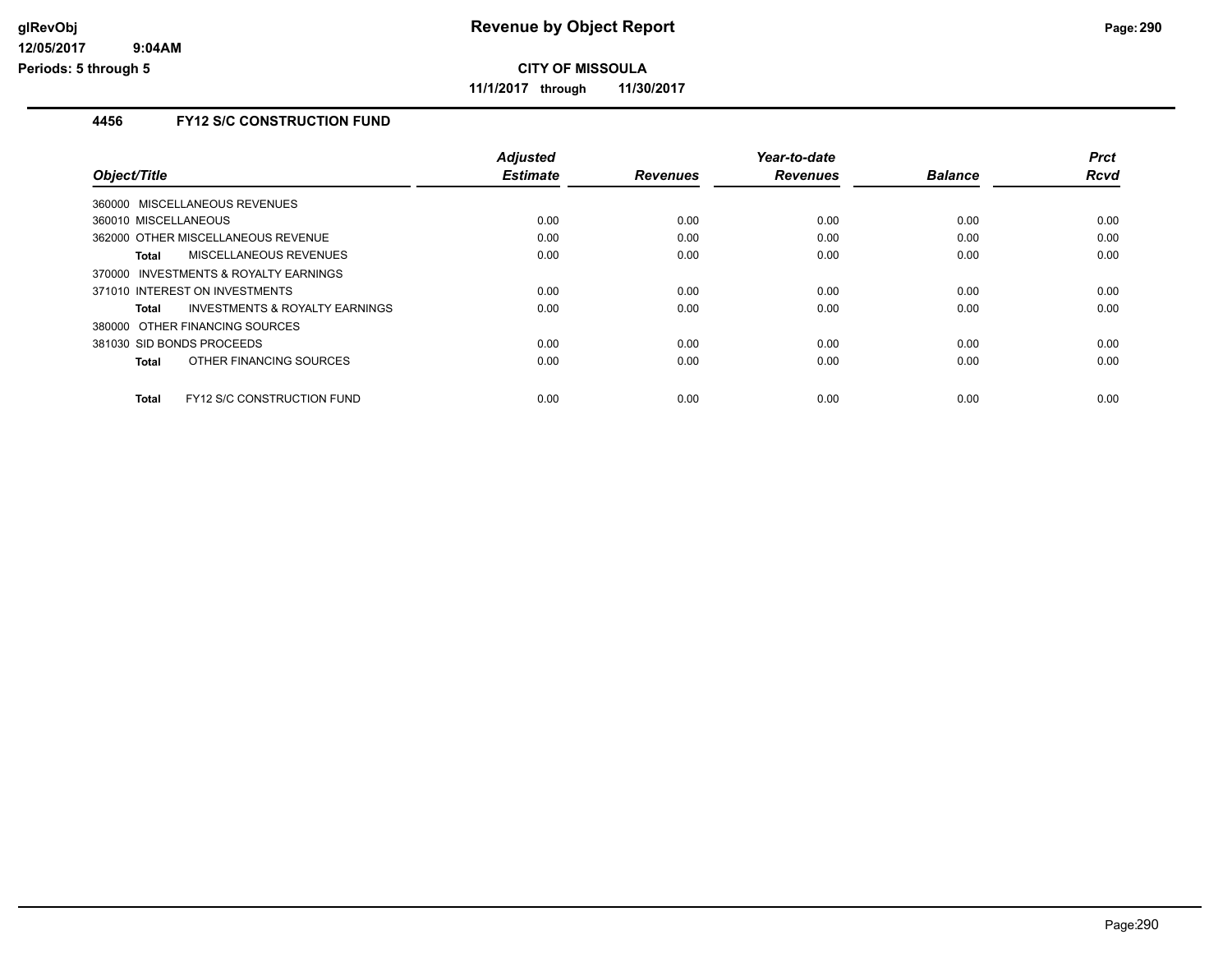**CITY OF MISSOULA**

**11/1/2017 through 11/30/2017**

### 4456 FY12 S/C CONSTRUCTION FUND

| Object/Title | Adjusted Estimate | Revenues | Year-to-date Revenues | Balance | Prct Rcvd |
|---|---|---|---|---|---|
| 360000 MISCELLANEOUS REVENUES | | | | | |
| 360010 MISCELLANEOUS | 0.00 | 0.00 | 0.00 | 0.00 | 0.00 |
| 362000 OTHER MISCELLANEOUS REVENUE | 0.00 | 0.00 | 0.00 | 0.00 | 0.00 |
| **Total** MISCELLANEOUS REVENUES | 0.00 | 0.00 | 0.00 | 0.00 | 0.00 |
| 370000 INVESTMENTS & ROYALTY EARNINGS | | | | | |
| 371010 INTEREST ON INVESTMENTS | 0.00 | 0.00 | 0.00 | 0.00 | 0.00 |
| **Total** INVESTMENTS & ROYALTY EARNINGS | 0.00 | 0.00 | 0.00 | 0.00 | 0.00 |
| 380000 OTHER FINANCING SOURCES | | | | | |
| 381030 SID BONDS PROCEEDS | 0.00 | 0.00 | 0.00 | 0.00 | 0.00 |
| **Total** OTHER FINANCING SOURCES | 0.00 | 0.00 | 0.00 | 0.00 | 0.00 |
| **Total** FY12 S/C CONSTRUCTION FUND | 0.00 | 0.00 | 0.00 | 0.00 | 0.00 |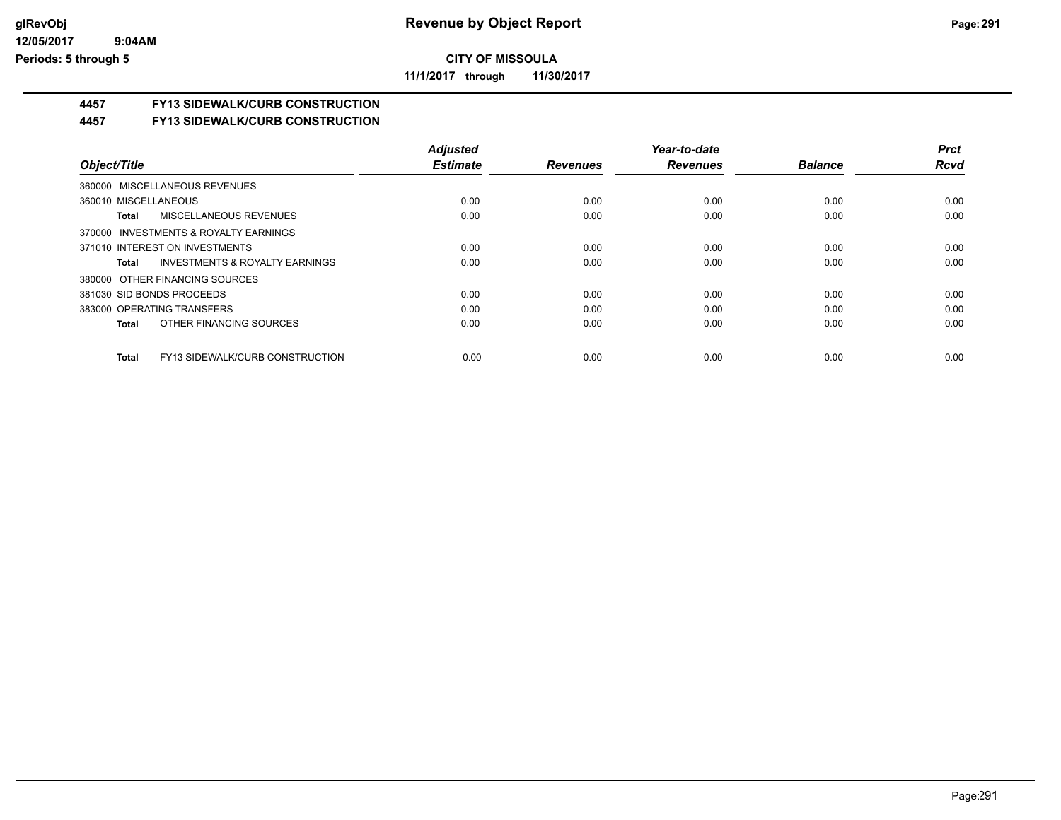**CITY OF MISSOULA**

**11/1/2017 through 11/30/2017**

## 4457 FY13 SIDEWALK/CURB CONSTRUCTION

### 4457 FY13 SIDEWALK/CURB CONSTRUCTION

| Object/Title | Adjusted Estimate | Revenues | Year-to-date Revenues | Balance | Prct Rcvd |
|---|---|---|---|---|---|
| 360000 MISCELLANEOUS REVENUES | | | | | |
| 360010 MISCELLANEOUS | 0.00 | 0.00 | 0.00 | 0.00 | 0.00 |
| **Total** MISCELLANEOUS REVENUES | 0.00 | 0.00 | 0.00 | 0.00 | 0.00 |
| 370000 INVESTMENTS & ROYALTY EARNINGS | | | | | |
| 371010 INTEREST ON INVESTMENTS | 0.00 | 0.00 | 0.00 | 0.00 | 0.00 |
| **Total** INVESTMENTS & ROYALTY EARNINGS | 0.00 | 0.00 | 0.00 | 0.00 | 0.00 |
| 380000 OTHER FINANCING SOURCES | | | | | |
| 381030 SID BONDS PROCEEDS | 0.00 | 0.00 | 0.00 | 0.00 | 0.00 |
| 383000 OPERATING TRANSFERS | 0.00 | 0.00 | 0.00 | 0.00 | 0.00 |
| **Total** OTHER FINANCING SOURCES | 0.00 | 0.00 | 0.00 | 0.00 | 0.00 |
| **Total** FY13 SIDEWALK/CURB CONSTRUCTION | 0.00 | 0.00 | 0.00 | 0.00 | 0.00 |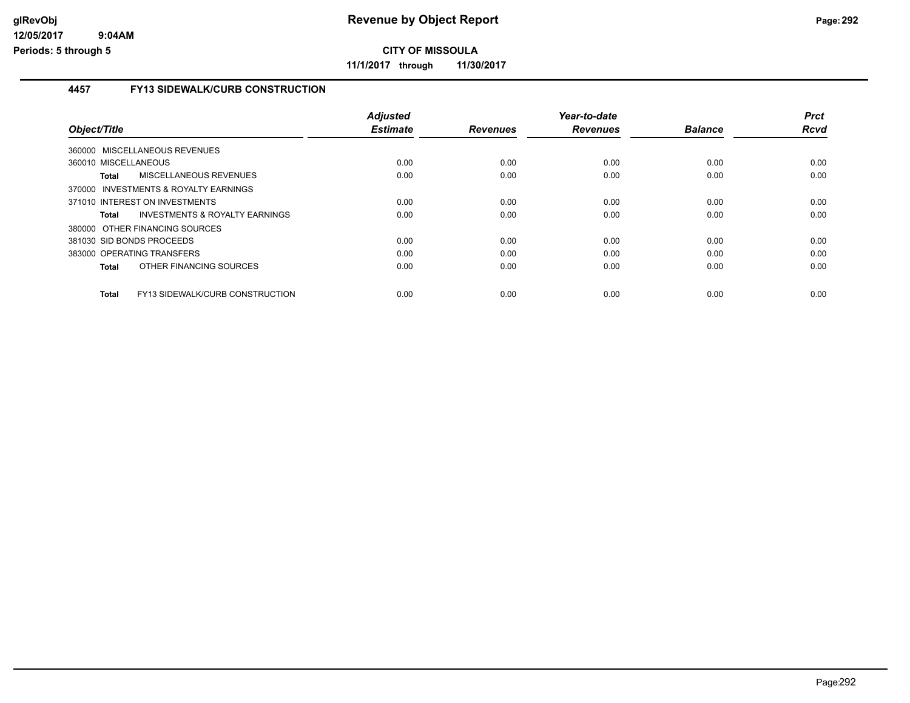# Revenue by Object Report

**CITY OF MISSOULA**

**11/1/2017 through 11/30/2017**

## 4457 FY13 SIDEWALK/CURB CONSTRUCTION

| Object/Title | Adjusted Estimate | Revenues | Year-to-date Revenues | Balance | Prct Rcvd |
|---|---|---|---|---|---|
| 360000 MISCELLANEOUS REVENUES | | | | | |
| 360010 MISCELLANEOUS | 0.00 | 0.00 | 0.00 | 0.00 | 0.00 |
| **Total** MISCELLANEOUS REVENUES | 0.00 | 0.00 | 0.00 | 0.00 | 0.00 |
| 370000 INVESTMENTS & ROYALTY EARNINGS | | | | | |
| 371010 INTEREST ON INVESTMENTS | 0.00 | 0.00 | 0.00 | 0.00 | 0.00 |
| **Total** INVESTMENTS & ROYALTY EARNINGS | 0.00 | 0.00 | 0.00 | 0.00 | 0.00 |
| 380000 OTHER FINANCING SOURCES | | | | | |
| 381030 SID BONDS PROCEEDS | 0.00 | 0.00 | 0.00 | 0.00 | 0.00 |
| 383000 OPERATING TRANSFERS | 0.00 | 0.00 | 0.00 | 0.00 | 0.00 |
| **Total** OTHER FINANCING SOURCES | 0.00 | 0.00 | 0.00 | 0.00 | 0.00 |
| **Total** FY13 SIDEWALK/CURB CONSTRUCTION | 0.00 | 0.00 | 0.00 | 0.00 | 0.00 |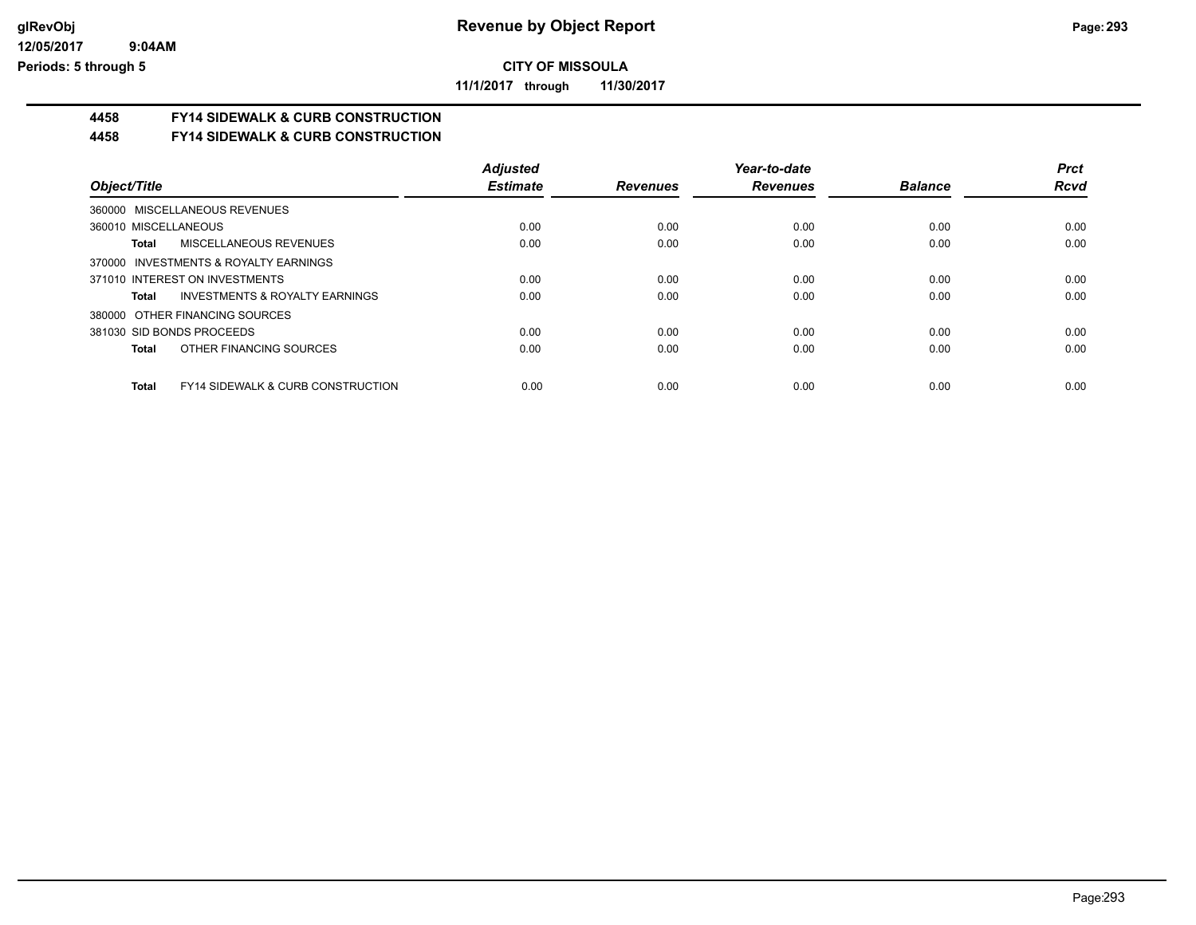**CITY OF MISSOULA**

**11/1/2017 through 11/30/2017**

## 4458 FY14 SIDEWALK & CURB CONSTRUCTION

## 4458 FY14 SIDEWALK & CURB CONSTRUCTION

| Object/Title | Adjusted Estimate | Revenues | Year-to-date Revenues | Balance | Prct Rcvd |
|---|---|---|---|---|---|
| 360000 MISCELLANEOUS REVENUES | | | | | |
| 360010 MISCELLANEOUS | 0.00 | 0.00 | 0.00 | 0.00 | 0.00 |
| **Total** MISCELLANEOUS REVENUES | 0.00 | 0.00 | 0.00 | 0.00 | 0.00 |
| 370000 INVESTMENTS & ROYALTY EARNINGS | | | | | |
| 371010 INTEREST ON INVESTMENTS | 0.00 | 0.00 | 0.00 | 0.00 | 0.00 |
| **Total** INVESTMENTS & ROYALTY EARNINGS | 0.00 | 0.00 | 0.00 | 0.00 | 0.00 |
| 380000 OTHER FINANCING SOURCES | | | | | |
| 381030 SID BONDS PROCEEDS | 0.00 | 0.00 | 0.00 | 0.00 | 0.00 |
| **Total** OTHER FINANCING SOURCES | 0.00 | 0.00 | 0.00 | 0.00 | 0.00 |
| **Total** FY14 SIDEWALK & CURB CONSTRUCTION | 0.00 | 0.00 | 0.00 | 0.00 | 0.00 |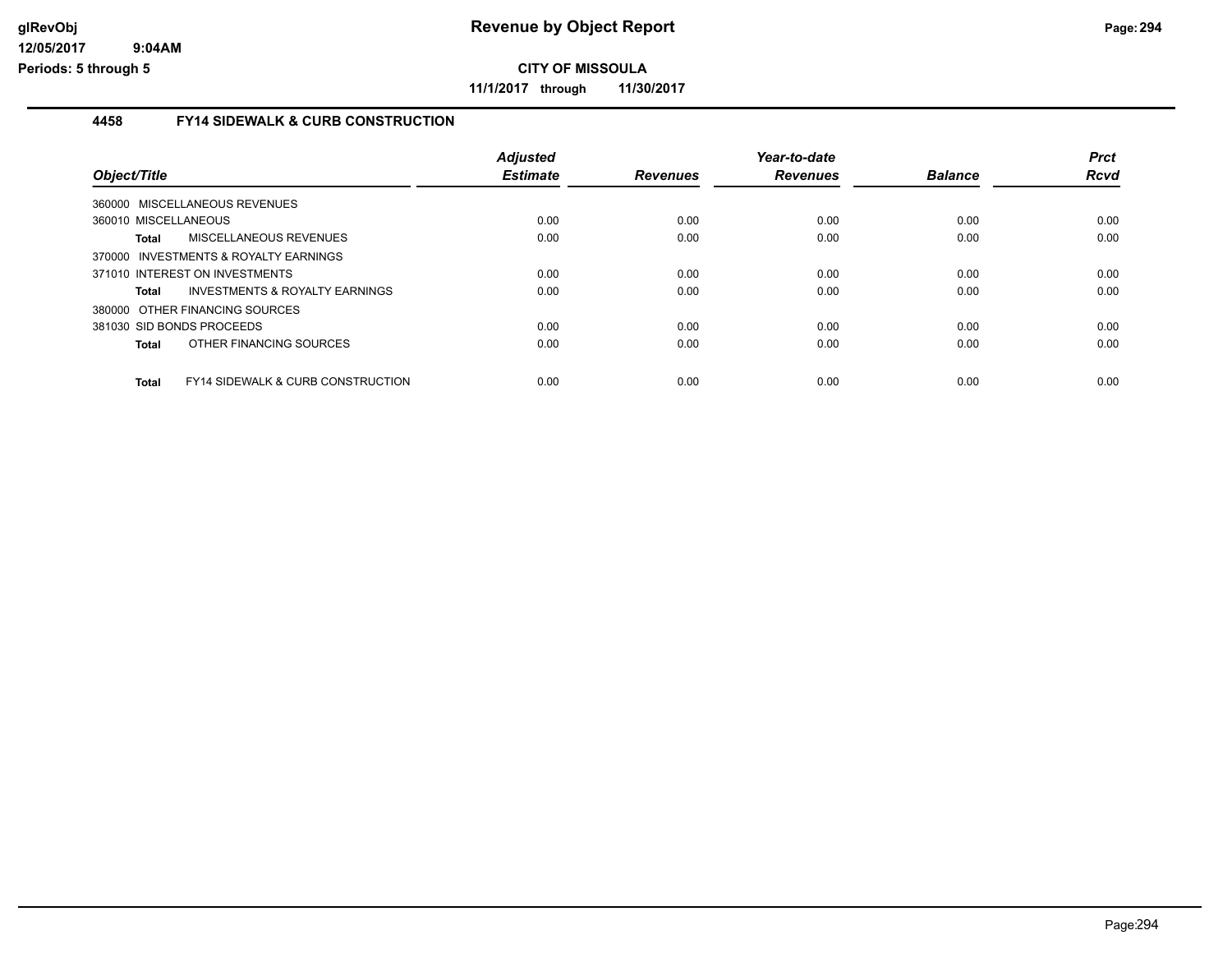# Revenue by Object Report

glRevObj
12/05/2017 9:04AM
Periods: 5 through 5

**CITY OF MISSOULA**

**11/1/2017 through 11/30/2017**

## 4458 FY14 SIDEWALK & CURB CONSTRUCTION

| Object/Title | Adjusted Estimate | Revenues | Year-to-date Revenues | Balance | Prct Rcvd |
|---|---|---|---|---|---|
| 360000 MISCELLANEOUS REVENUES | | | | | |
| 360010 MISCELLANEOUS | 0.00 | 0.00 | 0.00 | 0.00 | 0.00 |
| **Total** MISCELLANEOUS REVENUES | 0.00 | 0.00 | 0.00 | 0.00 | 0.00 |
| 370000 INVESTMENTS & ROYALTY EARNINGS | | | | | |
| 371010 INTEREST ON INVESTMENTS | 0.00 | 0.00 | 0.00 | 0.00 | 0.00 |
| **Total** INVESTMENTS & ROYALTY EARNINGS | 0.00 | 0.00 | 0.00 | 0.00 | 0.00 |
| 380000 OTHER FINANCING SOURCES | | | | | |
| 381030 SID BONDS PROCEEDS | 0.00 | 0.00 | 0.00 | 0.00 | 0.00 |
| **Total** OTHER FINANCING SOURCES | 0.00 | 0.00 | 0.00 | 0.00 | 0.00 |
| **Total** FY14 SIDEWALK & CURB CONSTRUCTION | 0.00 | 0.00 | 0.00 | 0.00 | 0.00 |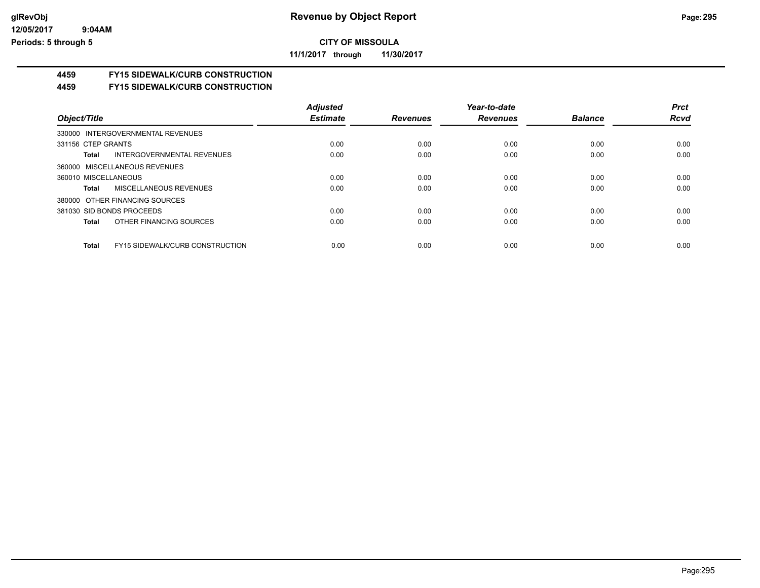# Revenue by Object Report

**CITY OF MISSOULA**

**11/1/2017 through 11/30/2017**

glRevObj
12/05/2017 9:04AM
Periods: 5 through 5

**4459 FY15 SIDEWALK/CURB CONSTRUCTION**

**4459 FY15 SIDEWALK/CURB CONSTRUCTION**

| Object/Title | Adjusted Estimate | Revenues | Year-to-date Revenues | Balance | Prct Rcvd |
|---|---|---|---|---|---|
| 330000 INTERGOVERNMENTAL REVENUES | | | | | |
| 331156 CTEP GRANTS | 0.00 | 0.00 | 0.00 | 0.00 | 0.00 |
| **Total** INTERGOVERNMENTAL REVENUES | 0.00 | 0.00 | 0.00 | 0.00 | 0.00 |
| 360000 MISCELLANEOUS REVENUES | | | | | |
| 360010 MISCELLANEOUS | 0.00 | 0.00 | 0.00 | 0.00 | 0.00 |
| **Total** MISCELLANEOUS REVENUES | 0.00 | 0.00 | 0.00 | 0.00 | 0.00 |
| 380000 OTHER FINANCING SOURCES | | | | | |
| 381030 SID BONDS PROCEEDS | 0.00 | 0.00 | 0.00 | 0.00 | 0.00 |
| **Total** OTHER FINANCING SOURCES | 0.00 | 0.00 | 0.00 | 0.00 | 0.00 |
| **Total** FY15 SIDEWALK/CURB CONSTRUCTION | 0.00 | 0.00 | 0.00 | 0.00 | 0.00 |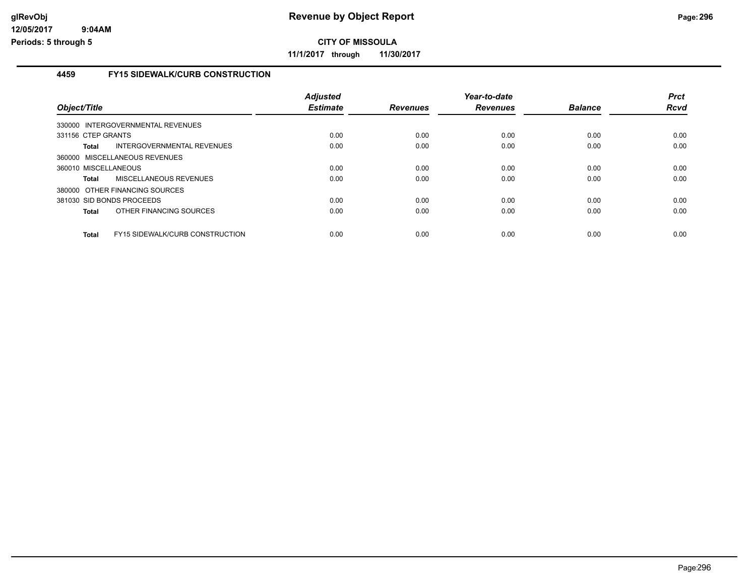# Revenue by Object Report

**CITY OF MISSOULA**

**11/1/2017 through 11/30/2017**

### 4459 FY15 SIDEWALK/CURB CONSTRUCTION

| Object/Title | Adjusted Estimate | Revenues | Year-to-date Revenues | Balance | Prct Rcvd |
|---|---|---|---|---|---|
| 330000 INTERGOVERNMENTAL REVENUES | | | | | |
| 331156 CTEP GRANTS | 0.00 | 0.00 | 0.00 | 0.00 | 0.00 |
| **Total** INTERGOVERNMENTAL REVENUES | 0.00 | 0.00 | 0.00 | 0.00 | 0.00 |
| 360000 MISCELLANEOUS REVENUES | | | | | |
| 360010 MISCELLANEOUS | 0.00 | 0.00 | 0.00 | 0.00 | 0.00 |
| **Total** MISCELLANEOUS REVENUES | 0.00 | 0.00 | 0.00 | 0.00 | 0.00 |
| 380000 OTHER FINANCING SOURCES | | | | | |
| 381030 SID BONDS PROCEEDS | 0.00 | 0.00 | 0.00 | 0.00 | 0.00 |
| **Total** OTHER FINANCING SOURCES | 0.00 | 0.00 | 0.00 | 0.00 | 0.00 |
| **Total** FY15 SIDEWALK/CURB CONSTRUCTION | 0.00 | 0.00 | 0.00 | 0.00 | 0.00 |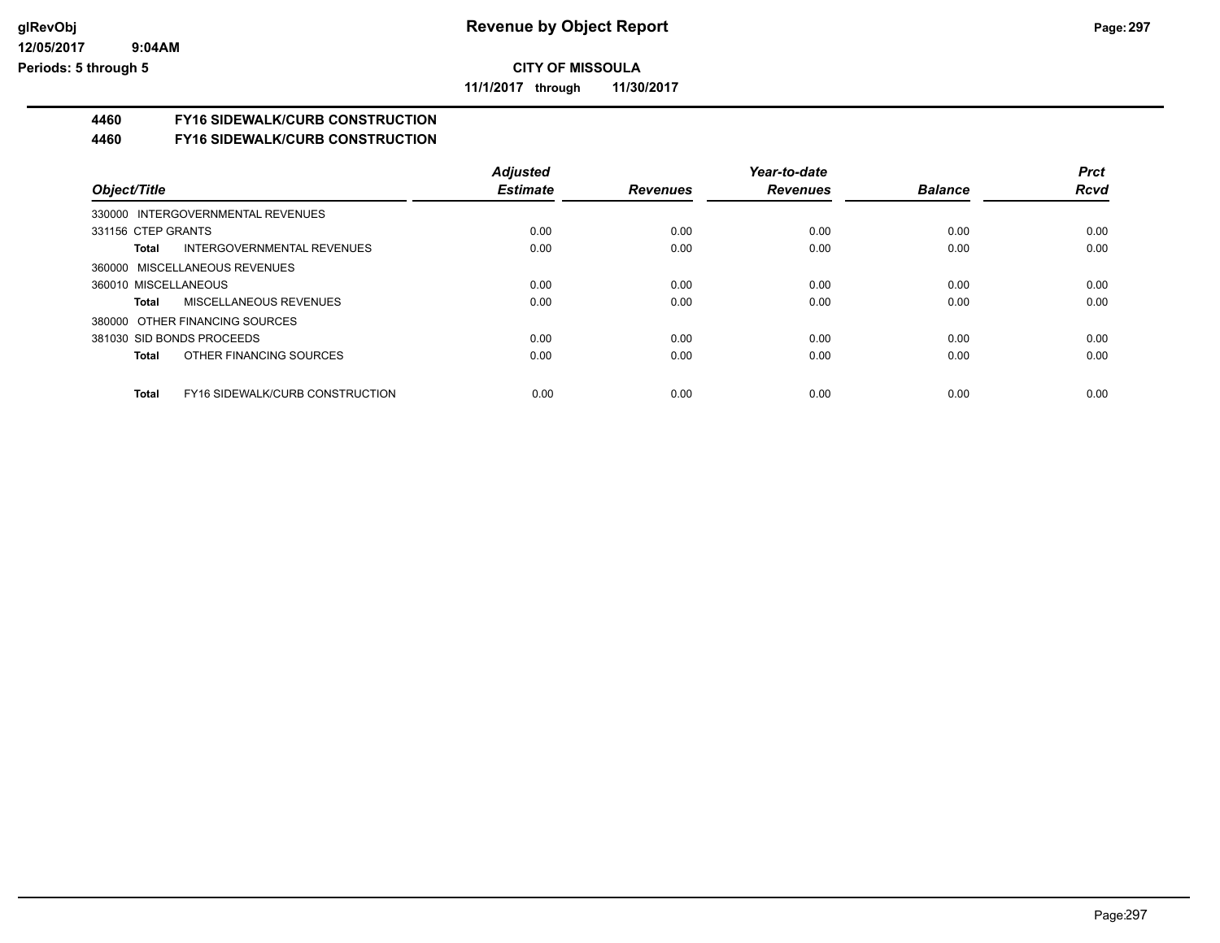# CITY OF MISSOULA

**11/1/2017 through 11/30/2017**

## 4460 FY16 SIDEWALK/CURB CONSTRUCTION

## 4460 FY16 SIDEWALK/CURB CONSTRUCTION

| Object/Title | Adjusted Estimate | Revenues | Year-to-date Revenues | Balance | Prct Rcvd |
|---|---|---|---|---|---|
| 330000 INTERGOVERNMENTAL REVENUES | | | | | |
| 331156 CTEP GRANTS | 0.00 | 0.00 | 0.00 | 0.00 | 0.00 |
| **Total** INTERGOVERNMENTAL REVENUES | 0.00 | 0.00 | 0.00 | 0.00 | 0.00 |
| 360000 MISCELLANEOUS REVENUES | | | | | |
| 360010 MISCELLANEOUS | 0.00 | 0.00 | 0.00 | 0.00 | 0.00 |
| **Total** MISCELLANEOUS REVENUES | 0.00 | 0.00 | 0.00 | 0.00 | 0.00 |
| 380000 OTHER FINANCING SOURCES | | | | | |
| 381030 SID BONDS PROCEEDS | 0.00 | 0.00 | 0.00 | 0.00 | 0.00 |
| **Total** OTHER FINANCING SOURCES | 0.00 | 0.00 | 0.00 | 0.00 | 0.00 |
| **Total** FY16 SIDEWALK/CURB CONSTRUCTION | 0.00 | 0.00 | 0.00 | 0.00 | 0.00 |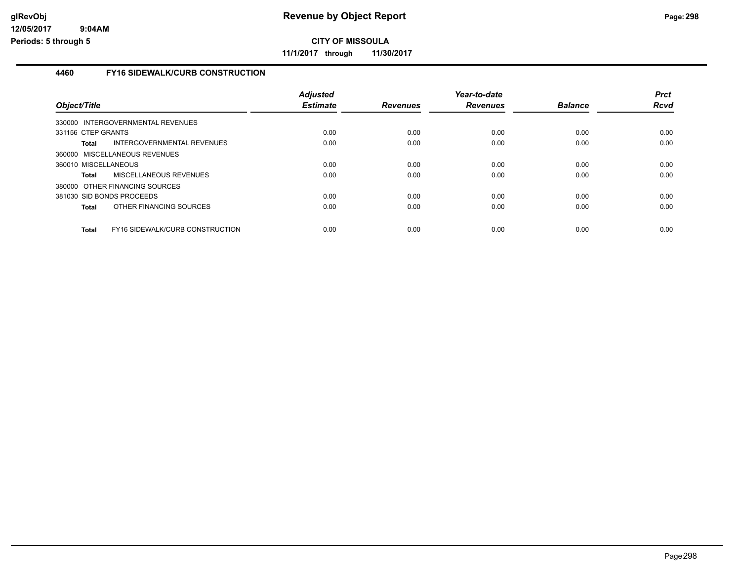**glRevObj**
**12/05/2017 9:04AM**
**Periods: 5 through 5**

# Revenue by Object Report

**CITY OF MISSOULA**

**11/1/2017 through 11/30/2017**

## 4460 FY16 SIDEWALK/CURB CONSTRUCTION

| Object/Title | | Adjusted Estimate | Revenues | Year-to-date Revenues | Balance | Prct Rcvd |
|---|---|---|---|---|---|---|
| 330000 INTERGOVERNMENTAL REVENUES | | | | | | |
| 331156 CTEP GRANTS | | 0.00 | 0.00 | 0.00 | 0.00 | 0.00 |
| **Total** | INTERGOVERNMENTAL REVENUES | 0.00 | 0.00 | 0.00 | 0.00 | 0.00 |
| 360000 MISCELLANEOUS REVENUES | | | | | | |
| 360010 MISCELLANEOUS | | 0.00 | 0.00 | 0.00 | 0.00 | 0.00 |
| **Total** | MISCELLANEOUS REVENUES | 0.00 | 0.00 | 0.00 | 0.00 | 0.00 |
| 380000 OTHER FINANCING SOURCES | | | | | | |
| 381030 SID BONDS PROCEEDS | | 0.00 | 0.00 | 0.00 | 0.00 | 0.00 |
| **Total** | OTHER FINANCING SOURCES | 0.00 | 0.00 | 0.00 | 0.00 | 0.00 |
| **Total** | FY16 SIDEWALK/CURB CONSTRUCTION | 0.00 | 0.00 | 0.00 | 0.00 | 0.00 |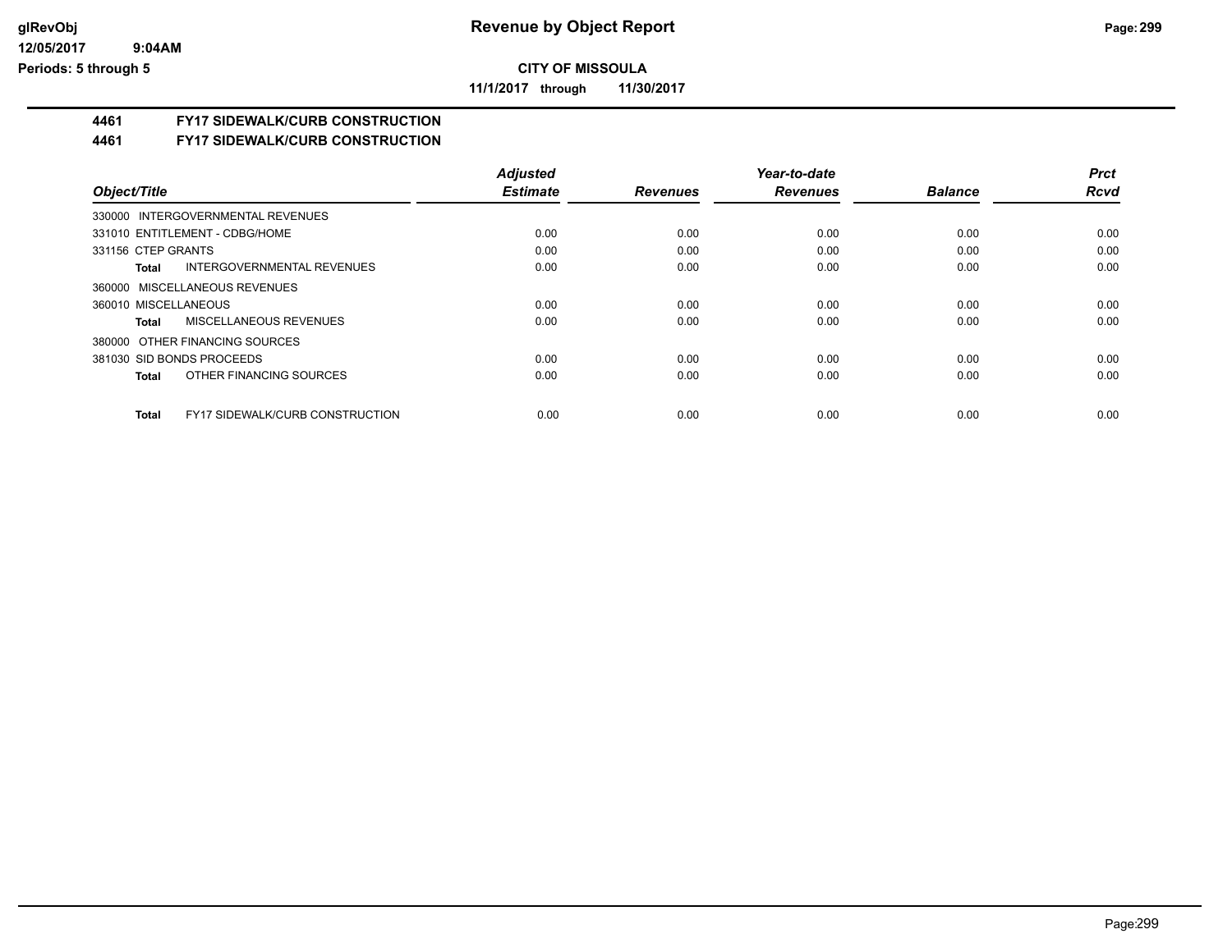**CITY OF MISSOULA**

**11/1/2017 through 11/30/2017**

## 4461 FY17 SIDEWALK/CURB CONSTRUCTION

## 4461 FY17 SIDEWALK/CURB CONSTRUCTION

| *Object/Title* | *Adjusted Estimate* | *Revenues* | *Year-to-date Revenues* | *Balance* | *Prct Rcvd* |
|---|---|---|---|---|---|
| 330000 INTERGOVERNMENTAL REVENUES | | | | | |
| 331010 ENTITLEMENT - CDBG/HOME | 0.00 | 0.00 | 0.00 | 0.00 | 0.00 |
| 331156 CTEP GRANTS | 0.00 | 0.00 | 0.00 | 0.00 | 0.00 |
| **Total** INTERGOVERNMENTAL REVENUES | 0.00 | 0.00 | 0.00 | 0.00 | 0.00 |
| 360000 MISCELLANEOUS REVENUES | | | | | |
| 360010 MISCELLANEOUS | 0.00 | 0.00 | 0.00 | 0.00 | 0.00 |
| **Total** MISCELLANEOUS REVENUES | 0.00 | 0.00 | 0.00 | 0.00 | 0.00 |
| 380000 OTHER FINANCING SOURCES | | | | | |
| 381030 SID BONDS PROCEEDS | 0.00 | 0.00 | 0.00 | 0.00 | 0.00 |
| **Total** OTHER FINANCING SOURCES | 0.00 | 0.00 | 0.00 | 0.00 | 0.00 |
| **Total** FY17 SIDEWALK/CURB CONSTRUCTION | 0.00 | 0.00 | 0.00 | 0.00 | 0.00 |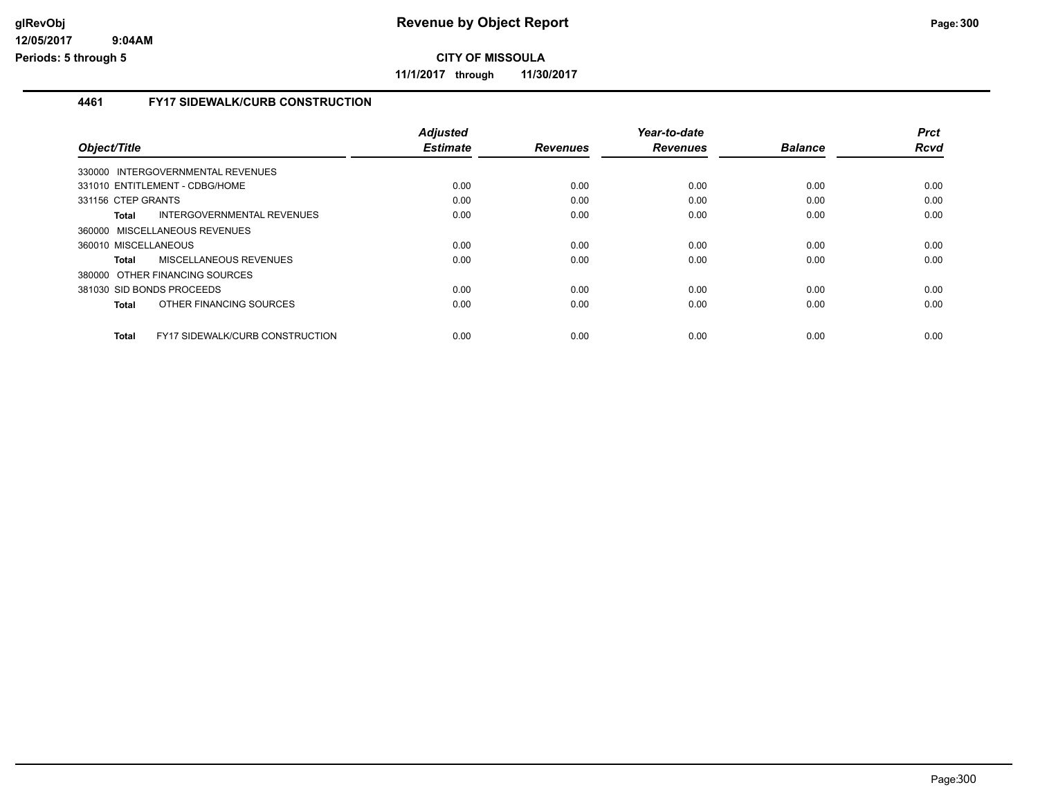# Revenue by Object Report

**CITY OF MISSOULA**

**11/1/2017 through 11/30/2017**

## 4461 FY17 SIDEWALK/CURB CONSTRUCTION

| Object/Title | Adjusted Estimate | Revenues | Year-to-date Revenues | Balance | Prct Rcvd |
|---|---|---|---|---|---|
| 330000 INTERGOVERNMENTAL REVENUES | | | | | |
| 331010 ENTITLEMENT - CDBG/HOME | 0.00 | 0.00 | 0.00 | 0.00 | 0.00 |
| 331156 CTEP GRANTS | 0.00 | 0.00 | 0.00 | 0.00 | 0.00 |
| **Total** INTERGOVERNMENTAL REVENUES | 0.00 | 0.00 | 0.00 | 0.00 | 0.00 |
| 360000 MISCELLANEOUS REVENUES | | | | | |
| 360010 MISCELLANEOUS | 0.00 | 0.00 | 0.00 | 0.00 | 0.00 |
| **Total** MISCELLANEOUS REVENUES | 0.00 | 0.00 | 0.00 | 0.00 | 0.00 |
| 380000 OTHER FINANCING SOURCES | | | | | |
| 381030 SID BONDS PROCEEDS | 0.00 | 0.00 | 0.00 | 0.00 | 0.00 |
| **Total** OTHER FINANCING SOURCES | 0.00 | 0.00 | 0.00 | 0.00 | 0.00 |
| **Total** FY17 SIDEWALK/CURB CONSTRUCTION | 0.00 | 0.00 | 0.00 | 0.00 | 0.00 |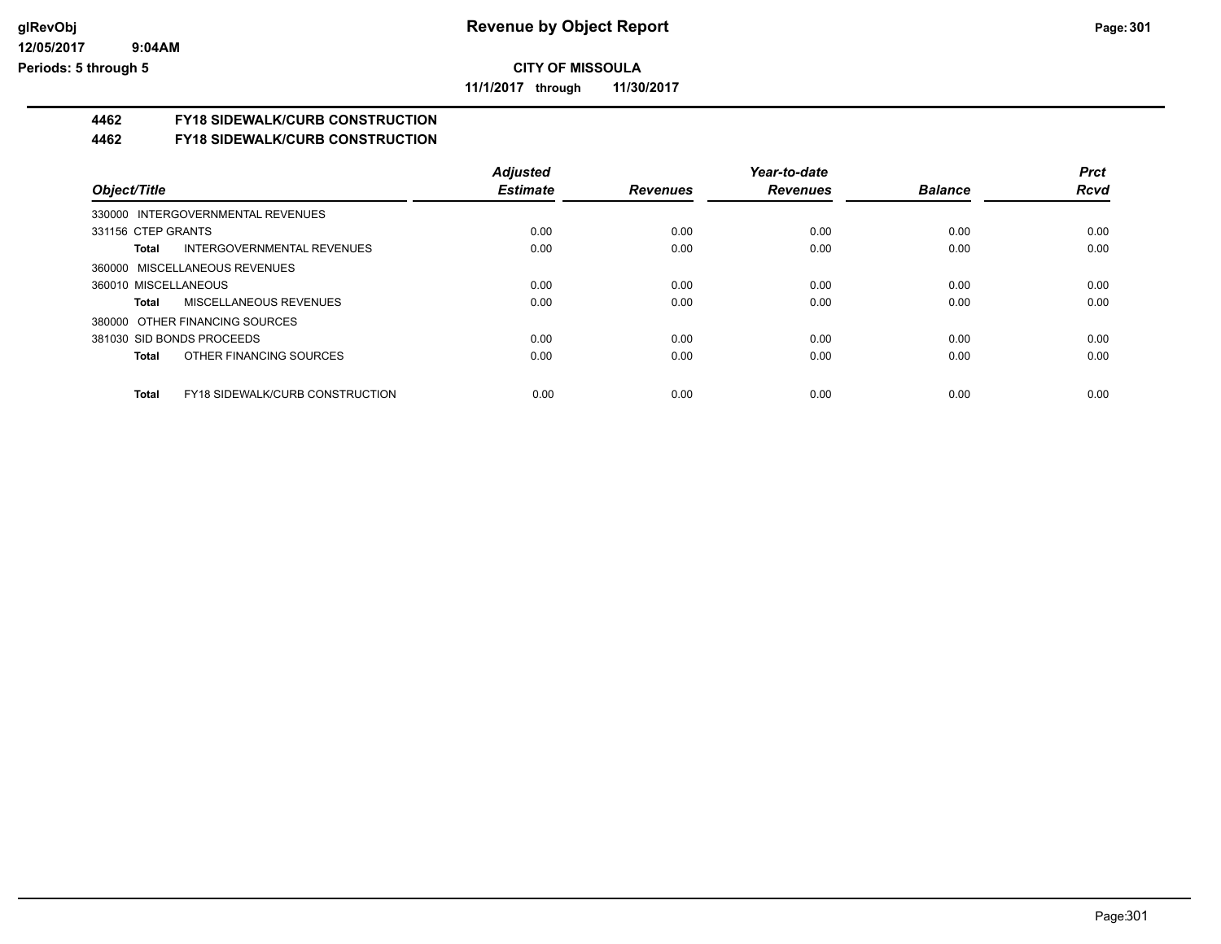# Revenue by Object Report

glRevObj
12/05/2017 9:04AM
Periods: 5 through 5

**CITY OF MISSOULA**

**11/1/2017 through 11/30/2017**

**4462 FY18 SIDEWALK/CURB CONSTRUCTION**

**4462 FY18 SIDEWALK/CURB CONSTRUCTION**

| Object/Title | Adjusted Estimate | Revenues | Year-to-date Revenues | Balance | Prct Rcvd |
|---|---|---|---|---|---|
| 330000 INTERGOVERNMENTAL REVENUES | | | | | |
| 331156 CTEP GRANTS | 0.00 | 0.00 | 0.00 | 0.00 | 0.00 |
| **Total** INTERGOVERNMENTAL REVENUES | 0.00 | 0.00 | 0.00 | 0.00 | 0.00 |
| 360000 MISCELLANEOUS REVENUES | | | | | |
| 360010 MISCELLANEOUS | 0.00 | 0.00 | 0.00 | 0.00 | 0.00 |
| **Total** MISCELLANEOUS REVENUES | 0.00 | 0.00 | 0.00 | 0.00 | 0.00 |
| 380000 OTHER FINANCING SOURCES | | | | | |
| 381030 SID BONDS PROCEEDS | 0.00 | 0.00 | 0.00 | 0.00 | 0.00 |
| **Total** OTHER FINANCING SOURCES | 0.00 | 0.00 | 0.00 | 0.00 | 0.00 |
| **Total** FY18 SIDEWALK/CURB CONSTRUCTION | 0.00 | 0.00 | 0.00 | 0.00 | 0.00 |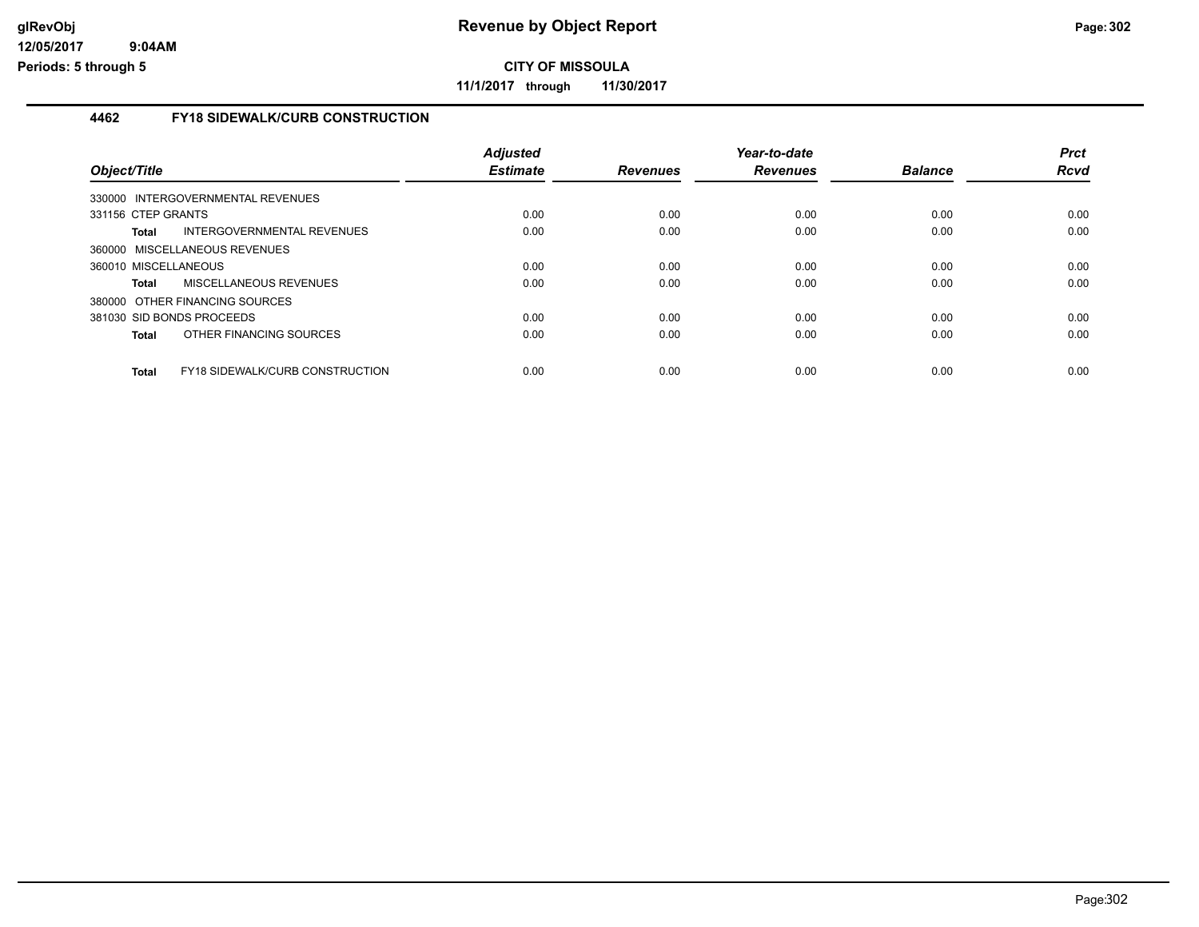# Revenue by Object Report

**CITY OF MISSOULA**

**11/1/2017 through 11/30/2017**

### 4462 FY18 SIDEWALK/CURB CONSTRUCTION

| Object/Title | Adjusted Estimate | Revenues | Year-to-date Revenues | Balance | Prct Rcvd |
|---|---|---|---|---|---|
| 330000 INTERGOVERNMENTAL REVENUES | | | | | |
| 331156 CTEP GRANTS | 0.00 | 0.00 | 0.00 | 0.00 | 0.00 |
| **Total** INTERGOVERNMENTAL REVENUES | 0.00 | 0.00 | 0.00 | 0.00 | 0.00 |
| 360000 MISCELLANEOUS REVENUES | | | | | |
| 360010 MISCELLANEOUS | 0.00 | 0.00 | 0.00 | 0.00 | 0.00 |
| **Total** MISCELLANEOUS REVENUES | 0.00 | 0.00 | 0.00 | 0.00 | 0.00 |
| 380000 OTHER FINANCING SOURCES | | | | | |
| 381030 SID BONDS PROCEEDS | 0.00 | 0.00 | 0.00 | 0.00 | 0.00 |
| **Total** OTHER FINANCING SOURCES | 0.00 | 0.00 | 0.00 | 0.00 | 0.00 |
| **Total** FY18 SIDEWALK/CURB CONSTRUCTION | 0.00 | 0.00 | 0.00 | 0.00 | 0.00 |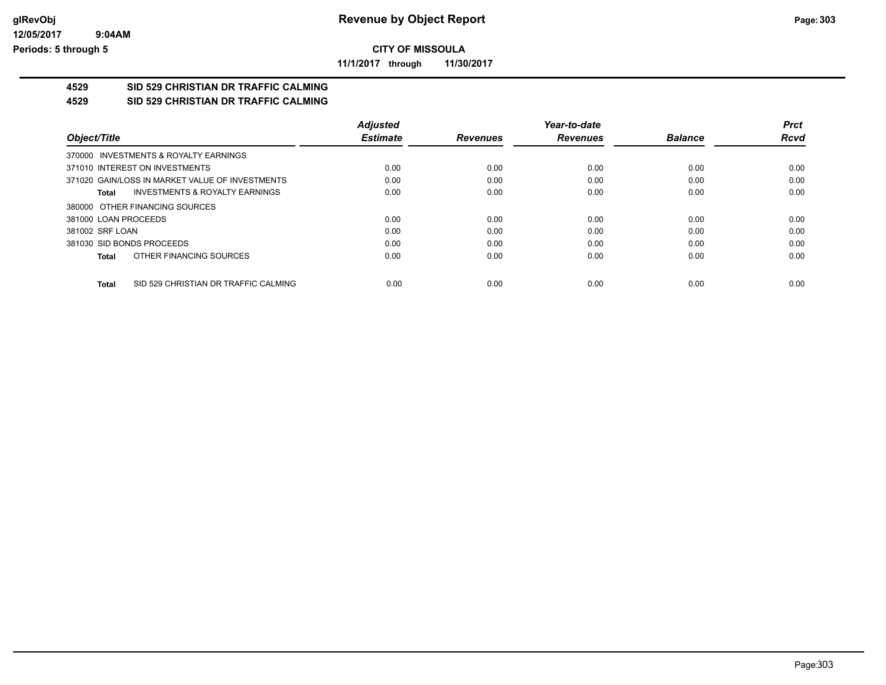**CITY OF MISSOULA**

**11/1/2017 through 11/30/2017**

## 4529 SID 529 CHRISTIAN DR TRAFFIC CALMING

## 4529 SID 529 CHRISTIAN DR TRAFFIC CALMING

| Object/Title | Adjusted Estimate | Revenues | Year-to-date Revenues | Balance | Prct Rcvd |
|---|---|---|---|---|---|
| 370000 INVESTMENTS & ROYALTY EARNINGS | | | | | |
| 371010 INTEREST ON INVESTMENTS | 0.00 | 0.00 | 0.00 | 0.00 | 0.00 |
| 371020 GAIN/LOSS IN MARKET VALUE OF INVESTMENTS | 0.00 | 0.00 | 0.00 | 0.00 | 0.00 |
| **Total** INVESTMENTS & ROYALTY EARNINGS | 0.00 | 0.00 | 0.00 | 0.00 | 0.00 |
| 380000 OTHER FINANCING SOURCES | | | | | |
| 381000 LOAN PROCEEDS | 0.00 | 0.00 | 0.00 | 0.00 | 0.00 |
| 381002 SRF LOAN | 0.00 | 0.00 | 0.00 | 0.00 | 0.00 |
| 381030 SID BONDS PROCEEDS | 0.00 | 0.00 | 0.00 | 0.00 | 0.00 |
| **Total** OTHER FINANCING SOURCES | 0.00 | 0.00 | 0.00 | 0.00 | 0.00 |
| **Total** SID 529 CHRISTIAN DR TRAFFIC CALMING | 0.00 | 0.00 | 0.00 | 0.00 | 0.00 |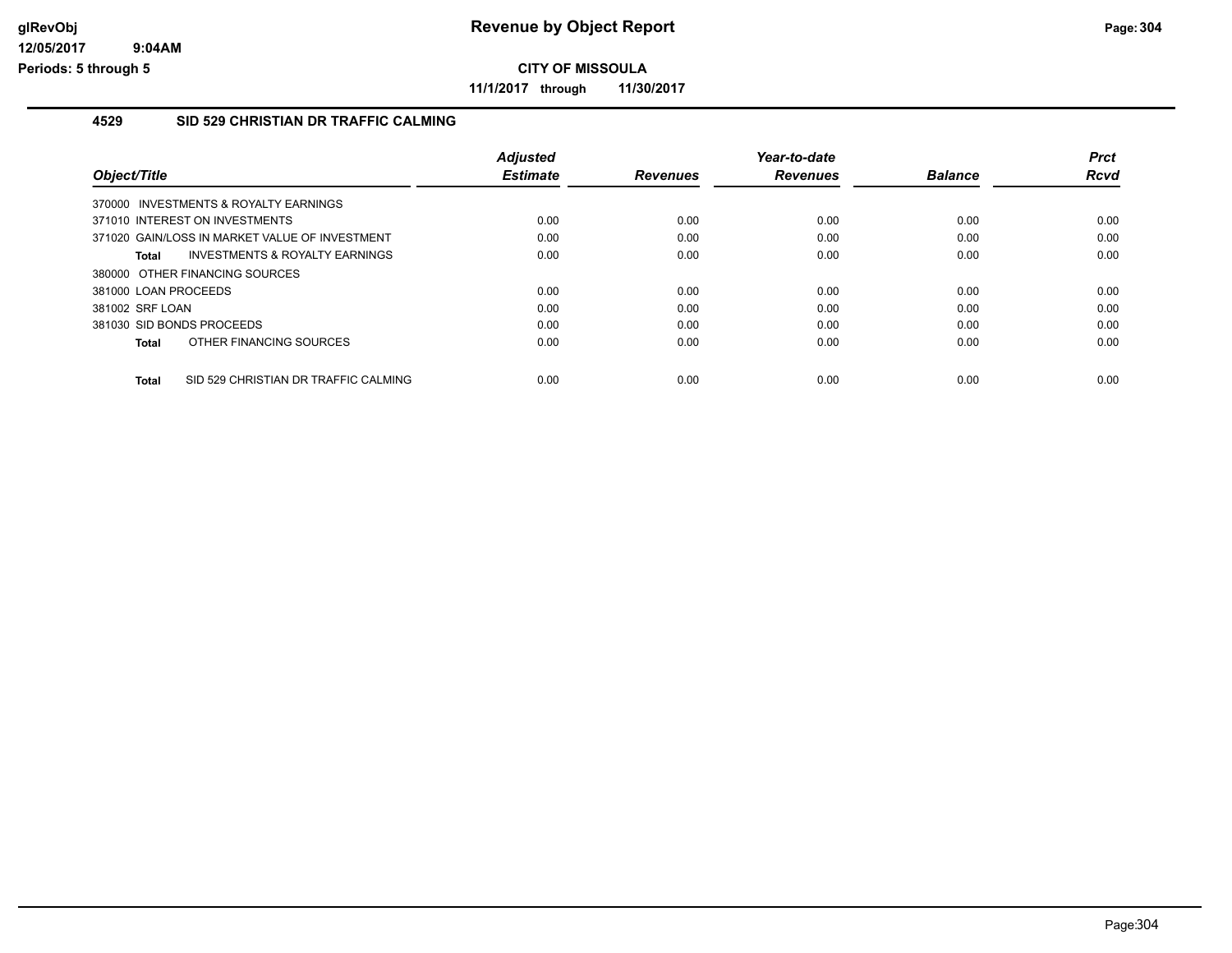**CITY OF MISSOULA**

**11/1/2017 through 11/30/2017**

### 4529 SID 529 CHRISTIAN DR TRAFFIC CALMING

| Object/Title | Adjusted Estimate | Revenues | Year-to-date Revenues | Balance | Prct Rcvd |
|---|---|---|---|---|---|
| 370000 INVESTMENTS & ROYALTY EARNINGS | | | | | |
| 371010 INTEREST ON INVESTMENTS | 0.00 | 0.00 | 0.00 | 0.00 | 0.00 |
| 371020 GAIN/LOSS IN MARKET VALUE OF INVESTMENT | 0.00 | 0.00 | 0.00 | 0.00 | 0.00 |
| **Total** INVESTMENTS & ROYALTY EARNINGS | 0.00 | 0.00 | 0.00 | 0.00 | 0.00 |
| 380000 OTHER FINANCING SOURCES | | | | | |
| 381000 LOAN PROCEEDS | 0.00 | 0.00 | 0.00 | 0.00 | 0.00 |
| 381002 SRF LOAN | 0.00 | 0.00 | 0.00 | 0.00 | 0.00 |
| 381030 SID BONDS PROCEEDS | 0.00 | 0.00 | 0.00 | 0.00 | 0.00 |
| **Total** OTHER FINANCING SOURCES | 0.00 | 0.00 | 0.00 | 0.00 | 0.00 |
| **Total** SID 529 CHRISTIAN DR TRAFFIC CALMING | 0.00 | 0.00 | 0.00 | 0.00 | 0.00 |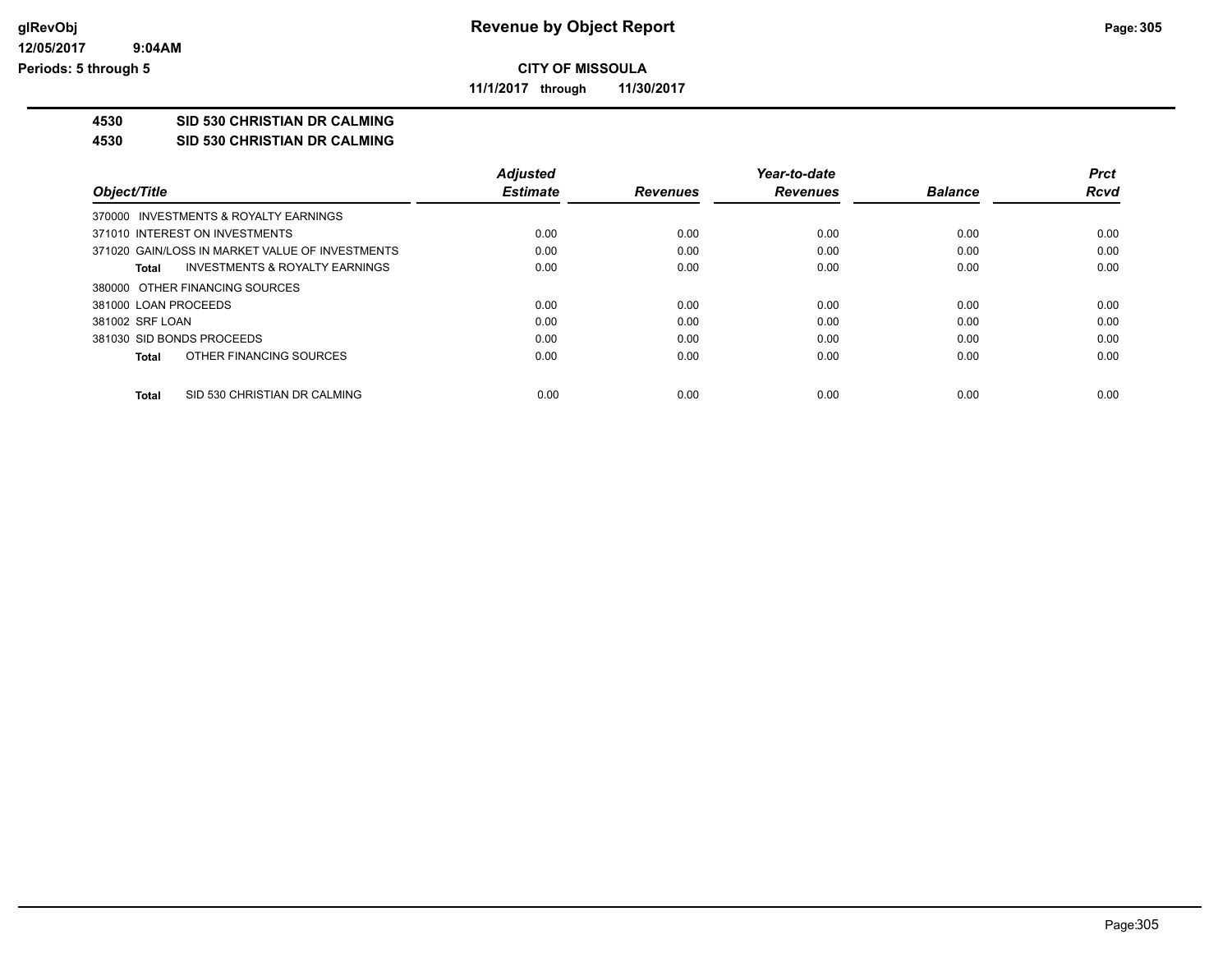# Revenue by Object Report

**CITY OF MISSOULA**

**11/1/2017 through 11/30/2017**

glRevObj
12/05/2017 9:04AM
Periods: 5 through 5

**4530 SID 530 CHRISTIAN DR CALMING**

**4530 SID 530 CHRISTIAN DR CALMING**

| Object/Title | Adjusted Estimate | Revenues | Year-to-date Revenues | Balance | Prct Rcvd |
|---|---|---|---|---|---|
| 370000 INVESTMENTS & ROYALTY EARNINGS | | | | | |
| 371010 INTEREST ON INVESTMENTS | 0.00 | 0.00 | 0.00 | 0.00 | 0.00 |
| 371020 GAIN/LOSS IN MARKET VALUE OF INVESTMENTS | 0.00 | 0.00 | 0.00 | 0.00 | 0.00 |
| **Total** INVESTMENTS & ROYALTY EARNINGS | 0.00 | 0.00 | 0.00 | 0.00 | 0.00 |
| 380000 OTHER FINANCING SOURCES | | | | | |
| 381000 LOAN PROCEEDS | 0.00 | 0.00 | 0.00 | 0.00 | 0.00 |
| 381002 SRF LOAN | 0.00 | 0.00 | 0.00 | 0.00 | 0.00 |
| 381030 SID BONDS PROCEEDS | 0.00 | 0.00 | 0.00 | 0.00 | 0.00 |
| **Total** OTHER FINANCING SOURCES | 0.00 | 0.00 | 0.00 | 0.00 | 0.00 |
| **Total** SID 530 CHRISTIAN DR CALMING | 0.00 | 0.00 | 0.00 | 0.00 | 0.00 |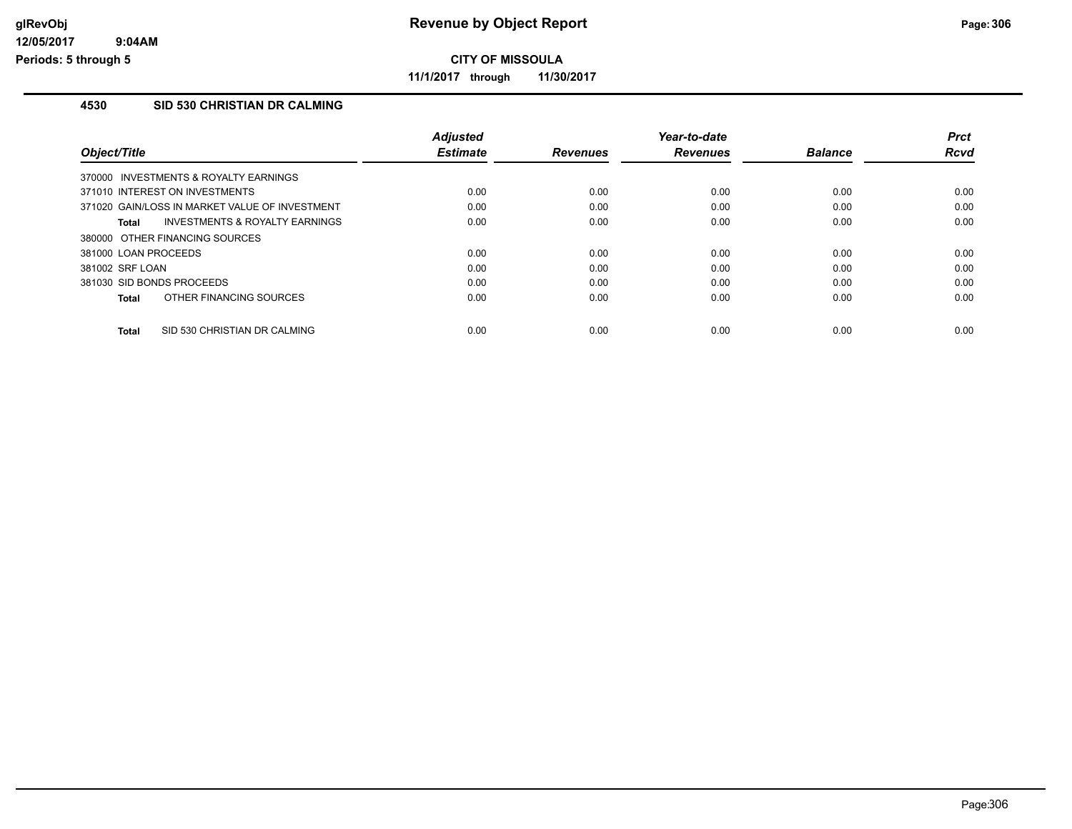**CITY OF MISSOULA**

**11/1/2017 through 11/30/2017**

### 4530 SID 530 CHRISTIAN DR CALMING

| Object/Title | Adjusted Estimate | Revenues | Year-to-date Revenues | Balance | Prct Rcvd |
|---|---|---|---|---|---|
| 370000 INVESTMENTS & ROYALTY EARNINGS | | | | | |
| 371010 INTEREST ON INVESTMENTS | 0.00 | 0.00 | 0.00 | 0.00 | 0.00 |
| 371020 GAIN/LOSS IN MARKET VALUE OF INVESTMENT | 0.00 | 0.00 | 0.00 | 0.00 | 0.00 |
| **Total** INVESTMENTS & ROYALTY EARNINGS | 0.00 | 0.00 | 0.00 | 0.00 | 0.00 |
| 380000 OTHER FINANCING SOURCES | | | | | |
| 381000 LOAN PROCEEDS | 0.00 | 0.00 | 0.00 | 0.00 | 0.00 |
| 381002 SRF LOAN | 0.00 | 0.00 | 0.00 | 0.00 | 0.00 |
| 381030 SID BONDS PROCEEDS | 0.00 | 0.00 | 0.00 | 0.00 | 0.00 |
| **Total** OTHER FINANCING SOURCES | 0.00 | 0.00 | 0.00 | 0.00 | 0.00 |
| **Total** SID 530 CHRISTIAN DR CALMING | 0.00 | 0.00 | 0.00 | 0.00 | 0.00 |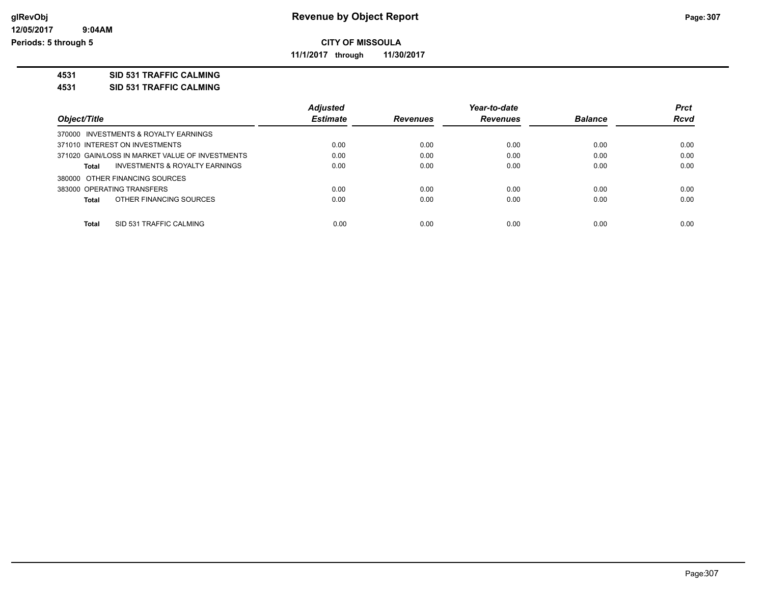**CITY OF MISSOULA**

**11/1/2017 through 11/30/2017**

**4531 SID 531 TRAFFIC CALMING**

**4531 SID 531 TRAFFIC CALMING**

| Object/Title | Adjusted Estimate | Revenues | Year-to-date Revenues | Balance | Prct Rcvd |
|---|---|---|---|---|---|
| 370000 INVESTMENTS & ROYALTY EARNINGS | | | | | |
| 371010 INTEREST ON INVESTMENTS | 0.00 | 0.00 | 0.00 | 0.00 | 0.00 |
| 371020 GAIN/LOSS IN MARKET VALUE OF INVESTMENTS | 0.00 | 0.00 | 0.00 | 0.00 | 0.00 |
| **Total** INVESTMENTS & ROYALTY EARNINGS | 0.00 | 0.00 | 0.00 | 0.00 | 0.00 |
| 380000 OTHER FINANCING SOURCES | | | | | |
| 383000 OPERATING TRANSFERS | 0.00 | 0.00 | 0.00 | 0.00 | 0.00 |
| **Total** OTHER FINANCING SOURCES | 0.00 | 0.00 | 0.00 | 0.00 | 0.00 |
| **Total** SID 531 TRAFFIC CALMING | 0.00 | 0.00 | 0.00 | 0.00 | 0.00 |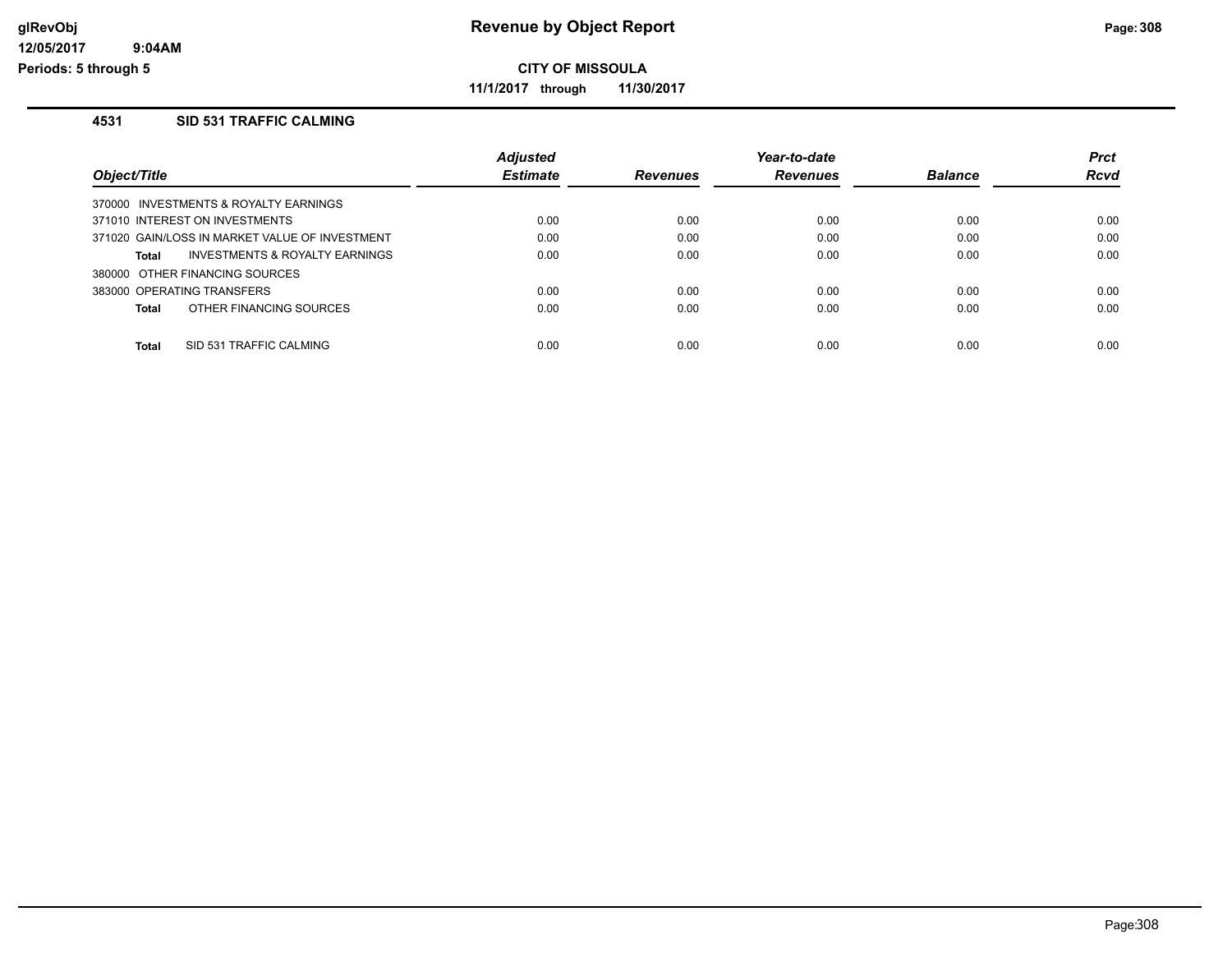# Revenue by Object Report

**CITY OF MISSOULA**

**11/1/2017 through 11/30/2017**

glRevObj
12/05/2017 9:04AM
Periods: 5 through 5

## 4531 SID 531 TRAFFIC CALMING

| Object/Title | Adjusted Estimate | Revenues | Year-to-date Revenues | Balance | Prct Rcvd |
|---|---|---|---|---|---|
| 370000 INVESTMENTS & ROYALTY EARNINGS | | | | | |
| 371010 INTEREST ON INVESTMENTS | 0.00 | 0.00 | 0.00 | 0.00 | 0.00 |
| 371020 GAIN/LOSS IN MARKET VALUE OF INVESTMENT | 0.00 | 0.00 | 0.00 | 0.00 | 0.00 |
| **Total** INVESTMENTS & ROYALTY EARNINGS | 0.00 | 0.00 | 0.00 | 0.00 | 0.00 |
| 380000 OTHER FINANCING SOURCES | | | | | |
| 383000 OPERATING TRANSFERS | 0.00 | 0.00 | 0.00 | 0.00 | 0.00 |
| **Total** OTHER FINANCING SOURCES | 0.00 | 0.00 | 0.00 | 0.00 | 0.00 |
| **Total** SID 531 TRAFFIC CALMING | 0.00 | 0.00 | 0.00 | 0.00 | 0.00 |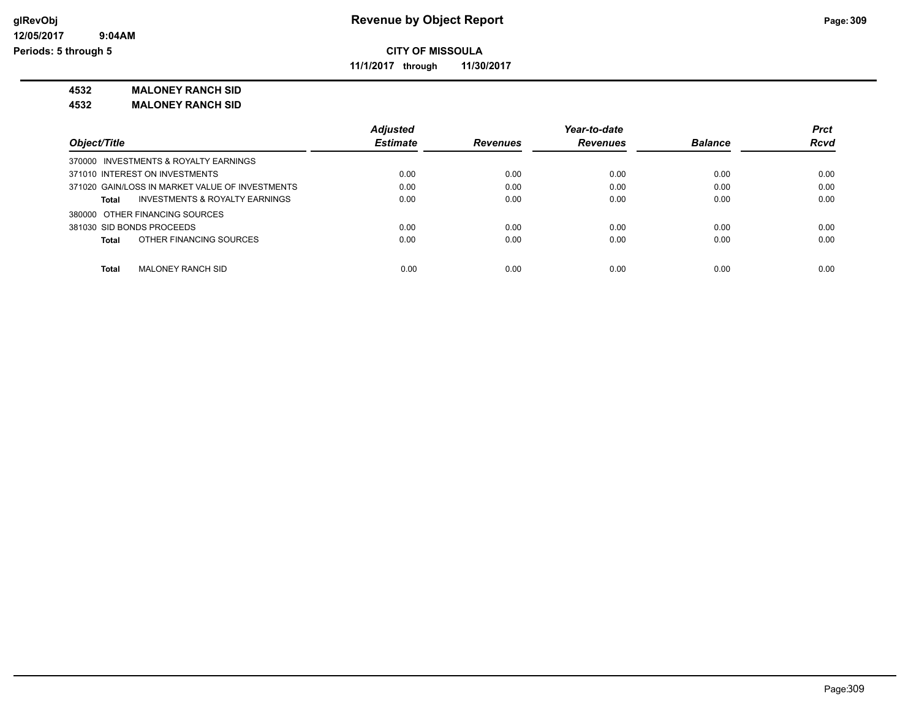# Revenue by Object Report

**CITY OF MISSOULA**

**11/1/2017 through 11/30/2017**

glRevObj
12/05/2017 9:04AM
Periods: 5 through 5

**4532 MALONEY RANCH SID**

**4532 MALONEY RANCH SID**

| Object/Title | Adjusted Estimate | Revenues | Year-to-date Revenues | Balance | Prct Rcvd |
|---|---|---|---|---|---|
| 370000 INVESTMENTS & ROYALTY EARNINGS | | | | | |
| 371010 INTEREST ON INVESTMENTS | 0.00 | 0.00 | 0.00 | 0.00 | 0.00 |
| 371020 GAIN/LOSS IN MARKET VALUE OF INVESTMENTS | 0.00 | 0.00 | 0.00 | 0.00 | 0.00 |
| **Total** INVESTMENTS & ROYALTY EARNINGS | 0.00 | 0.00 | 0.00 | 0.00 | 0.00 |
| 380000 OTHER FINANCING SOURCES | | | | | |
| 381030 SID BONDS PROCEEDS | 0.00 | 0.00 | 0.00 | 0.00 | 0.00 |
| **Total** OTHER FINANCING SOURCES | 0.00 | 0.00 | 0.00 | 0.00 | 0.00 |
| **Total** MALONEY RANCH SID | 0.00 | 0.00 | 0.00 | 0.00 | 0.00 |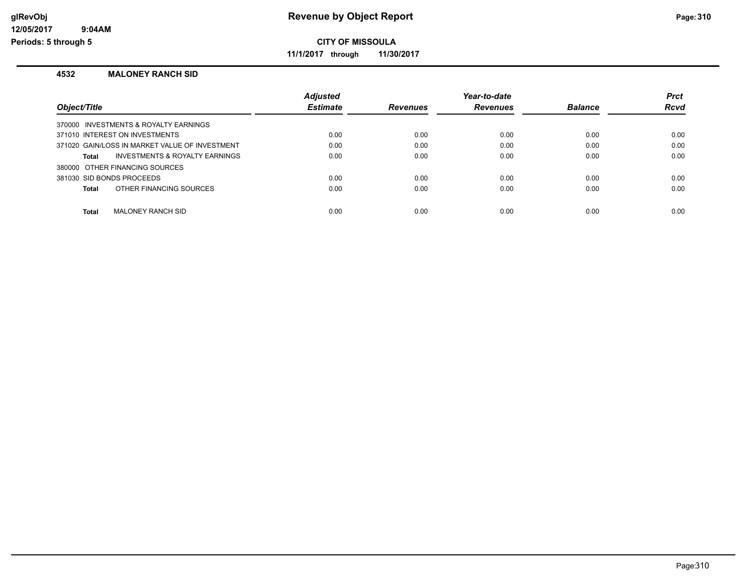# CITY OF MISSOULA

**11/1/2017 through 11/30/2017**

## 4532 MALONEY RANCH SID

| Object/Title | Adjusted Estimate | Revenues | Year-to-date Revenues | Balance | Prct Rcvd |
|---|---|---|---|---|---|
| 370000 INVESTMENTS & ROYALTY EARNINGS | | | | | |
| 371010 INTEREST ON INVESTMENTS | 0.00 | 0.00 | 0.00 | 0.00 | 0.00 |
| 371020 GAIN/LOSS IN MARKET VALUE OF INVESTMENT | 0.00 | 0.00 | 0.00 | 0.00 | 0.00 |
| **Total** INVESTMENTS & ROYALTY EARNINGS | 0.00 | 0.00 | 0.00 | 0.00 | 0.00 |
| 380000 OTHER FINANCING SOURCES | | | | | |
| 381030 SID BONDS PROCEEDS | 0.00 | 0.00 | 0.00 | 0.00 | 0.00 |
| **Total** OTHER FINANCING SOURCES | 0.00 | 0.00 | 0.00 | 0.00 | 0.00 |
| **Total** MALONEY RANCH SID | 0.00 | 0.00 | 0.00 | 0.00 | 0.00 |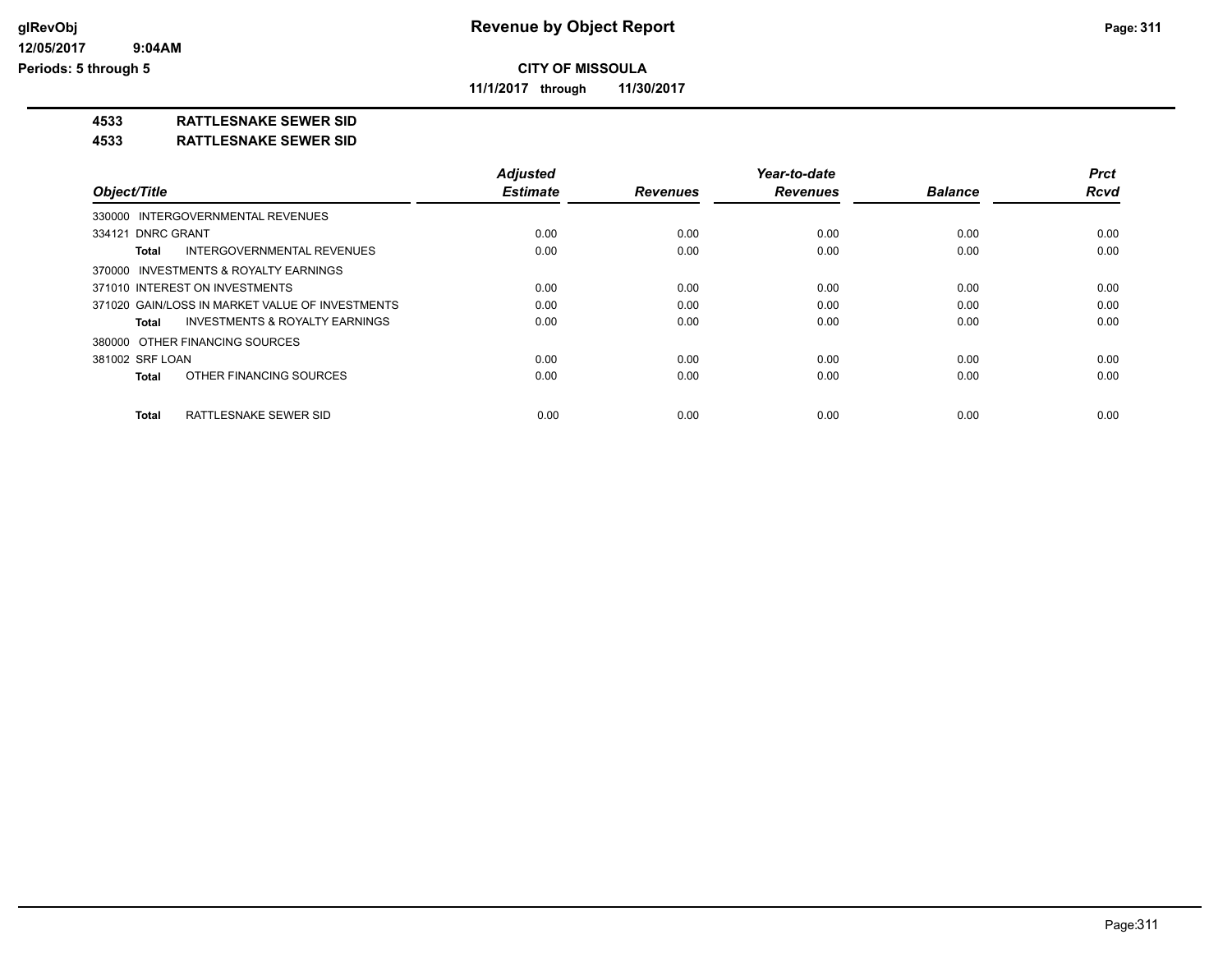# Revenue by Object Report

**CITY OF MISSOULA**

**11/1/2017 through 11/30/2017**

glRevObj
12/05/2017 9:04AM
Periods: 5 through 5

**4533 RATTLESNAKE SEWER SID**

**4533 RATTLESNAKE SEWER SID**

| Object/Title | Adjusted Estimate | Revenues | Year-to-date Revenues | Balance | Prct Rcvd |
|---|---|---|---|---|---|
| 330000 INTERGOVERNMENTAL REVENUES | | | | | |
| 334121 DNRC GRANT | 0.00 | 0.00 | 0.00 | 0.00 | 0.00 |
| **Total** INTERGOVERNMENTAL REVENUES | 0.00 | 0.00 | 0.00 | 0.00 | 0.00 |
| 370000 INVESTMENTS & ROYALTY EARNINGS | | | | | |
| 371010 INTEREST ON INVESTMENTS | 0.00 | 0.00 | 0.00 | 0.00 | 0.00 |
| 371020 GAIN/LOSS IN MARKET VALUE OF INVESTMENTS | 0.00 | 0.00 | 0.00 | 0.00 | 0.00 |
| **Total** INVESTMENTS & ROYALTY EARNINGS | 0.00 | 0.00 | 0.00 | 0.00 | 0.00 |
| 380000 OTHER FINANCING SOURCES | | | | | |
| 381002 SRF LOAN | 0.00 | 0.00 | 0.00 | 0.00 | 0.00 |
| **Total** OTHER FINANCING SOURCES | 0.00 | 0.00 | 0.00 | 0.00 | 0.00 |
| **Total** RATTLESNAKE SEWER SID | 0.00 | 0.00 | 0.00 | 0.00 | 0.00 |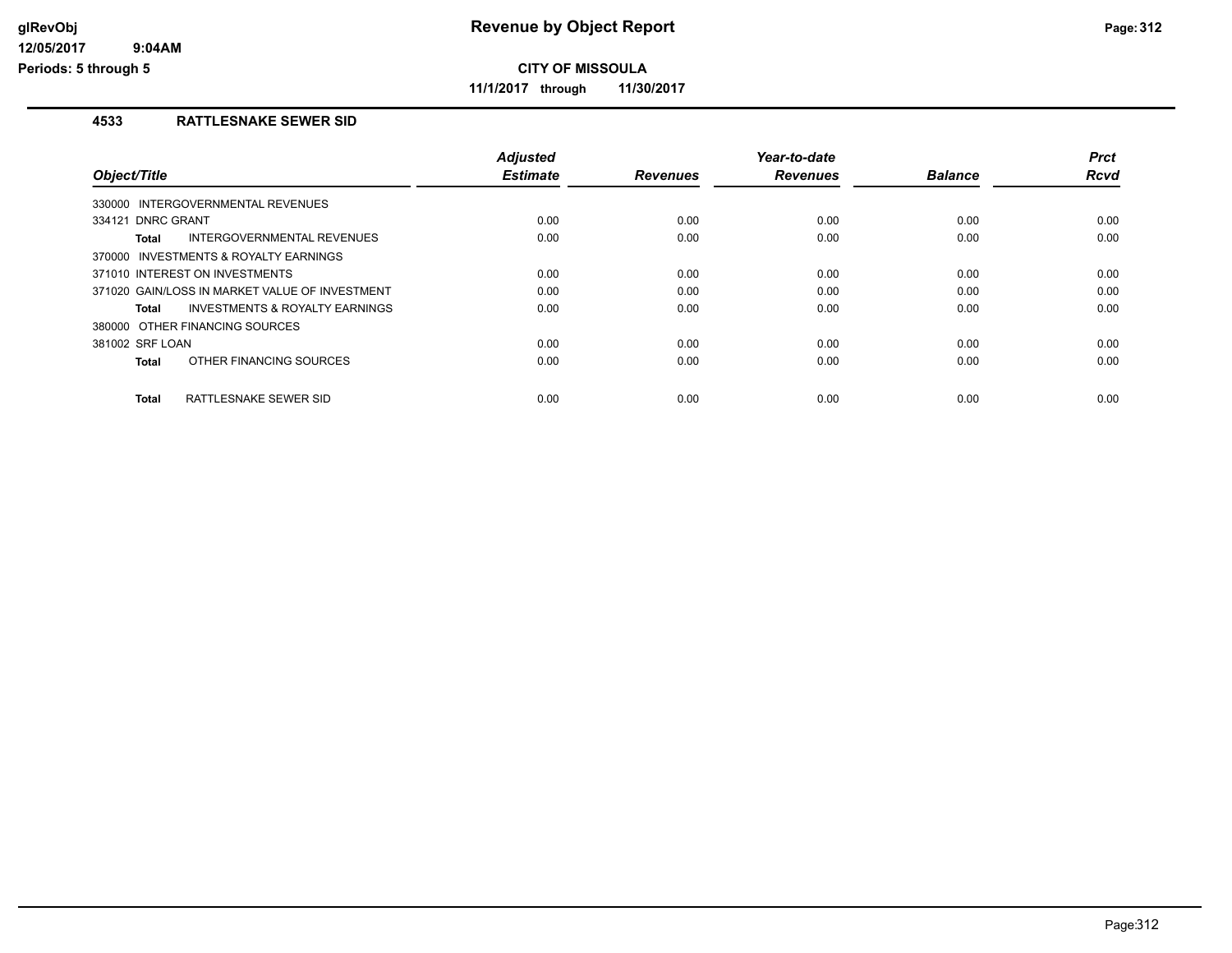**CITY OF MISSOULA**

**11/1/2017 through 11/30/2017**

## 4533 RATTLESNAKE SEWER SID

| Object/Title | Adjusted Estimate | Revenues | Year-to-date Revenues | Balance | Prct Rcvd |
|---|---|---|---|---|---|
| 330000 INTERGOVERNMENTAL REVENUES | | | | | |
| 334121 DNRC GRANT | 0.00 | 0.00 | 0.00 | 0.00 | 0.00 |
| **Total** INTERGOVERNMENTAL REVENUES | 0.00 | 0.00 | 0.00 | 0.00 | 0.00 |
| 370000 INVESTMENTS & ROYALTY EARNINGS | | | | | |
| 371010 INTEREST ON INVESTMENTS | 0.00 | 0.00 | 0.00 | 0.00 | 0.00 |
| 371020 GAIN/LOSS IN MARKET VALUE OF INVESTMENT | 0.00 | 0.00 | 0.00 | 0.00 | 0.00 |
| **Total** INVESTMENTS & ROYALTY EARNINGS | 0.00 | 0.00 | 0.00 | 0.00 | 0.00 |
| 380000 OTHER FINANCING SOURCES | | | | | |
| 381002 SRF LOAN | 0.00 | 0.00 | 0.00 | 0.00 | 0.00 |
| **Total** OTHER FINANCING SOURCES | 0.00 | 0.00 | 0.00 | 0.00 | 0.00 |
| **Total** RATTLESNAKE SEWER SID | 0.00 | 0.00 | 0.00 | 0.00 | 0.00 |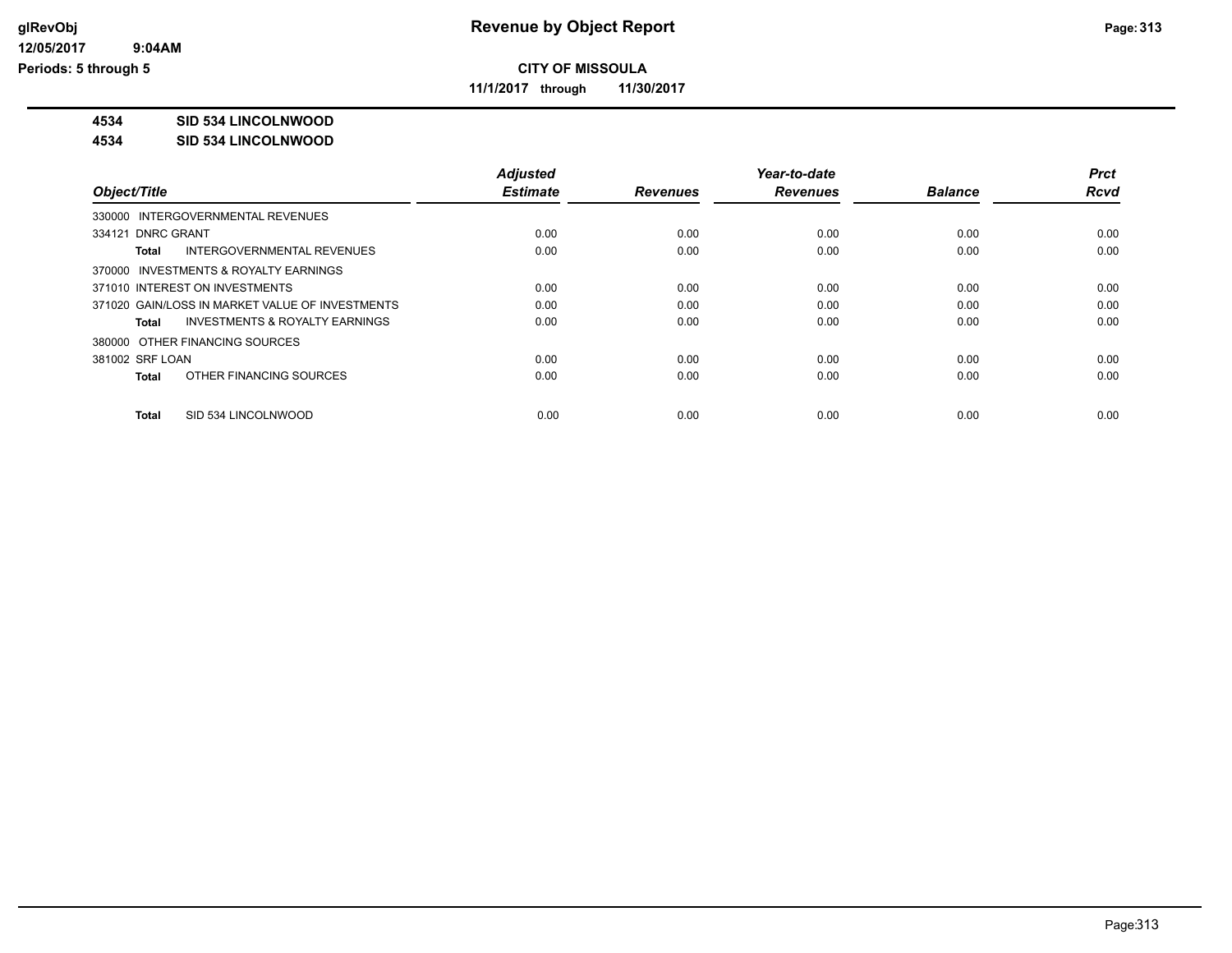**CITY OF MISSOULA**

**11/1/2017 through 11/30/2017**

**4534 SID 534 LINCOLNWOOD**

**4534 SID 534 LINCOLNWOOD**

| Object/Title | Adjusted Estimate | Revenues | Year-to-date Revenues | Balance | Prct Rcvd |
|---|---|---|---|---|---|
| 330000 INTERGOVERNMENTAL REVENUES | | | | | |
| 334121 DNRC GRANT | 0.00 | 0.00 | 0.00 | 0.00 | 0.00 |
| **Total** INTERGOVERNMENTAL REVENUES | 0.00 | 0.00 | 0.00 | 0.00 | 0.00 |
| 370000 INVESTMENTS & ROYALTY EARNINGS | | | | | |
| 371010 INTEREST ON INVESTMENTS | 0.00 | 0.00 | 0.00 | 0.00 | 0.00 |
| 371020 GAIN/LOSS IN MARKET VALUE OF INVESTMENTS | 0.00 | 0.00 | 0.00 | 0.00 | 0.00 |
| **Total** INVESTMENTS & ROYALTY EARNINGS | 0.00 | 0.00 | 0.00 | 0.00 | 0.00 |
| 380000 OTHER FINANCING SOURCES | | | | | |
| 381002 SRF LOAN | 0.00 | 0.00 | 0.00 | 0.00 | 0.00 |
| **Total** OTHER FINANCING SOURCES | 0.00 | 0.00 | 0.00 | 0.00 | 0.00 |
| **Total** SID 534 LINCOLNWOOD | 0.00 | 0.00 | 0.00 | 0.00 | 0.00 |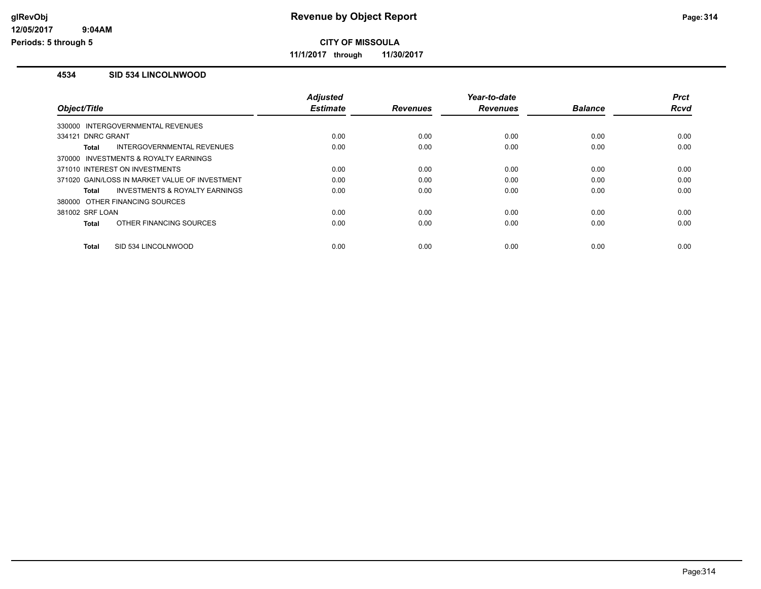**CITY OF MISSOULA**

**11/1/2017 through 11/30/2017**

## 4534 SID 534 LINCOLNWOOD

| Object/Title | Adjusted Estimate | Revenues | Year-to-date Revenues | Balance | Prct Rcvd |
|---|---|---|---|---|---|
| 330000 INTERGOVERNMENTAL REVENUES | | | | | |
| 334121 DNRC GRANT | 0.00 | 0.00 | 0.00 | 0.00 | 0.00 |
| **Total** INTERGOVERNMENTAL REVENUES | 0.00 | 0.00 | 0.00 | 0.00 | 0.00 |
| 370000 INVESTMENTS & ROYALTY EARNINGS | | | | | |
| 371010 INTEREST ON INVESTMENTS | 0.00 | 0.00 | 0.00 | 0.00 | 0.00 |
| 371020 GAIN/LOSS IN MARKET VALUE OF INVESTMENT | 0.00 | 0.00 | 0.00 | 0.00 | 0.00 |
| **Total** INVESTMENTS & ROYALTY EARNINGS | 0.00 | 0.00 | 0.00 | 0.00 | 0.00 |
| 380000 OTHER FINANCING SOURCES | | | | | |
| 381002 SRF LOAN | 0.00 | 0.00 | 0.00 | 0.00 | 0.00 |
| **Total** OTHER FINANCING SOURCES | 0.00 | 0.00 | 0.00 | 0.00 | 0.00 |
| **Total** SID 534 LINCOLNWOOD | 0.00 | 0.00 | 0.00 | 0.00 | 0.00 |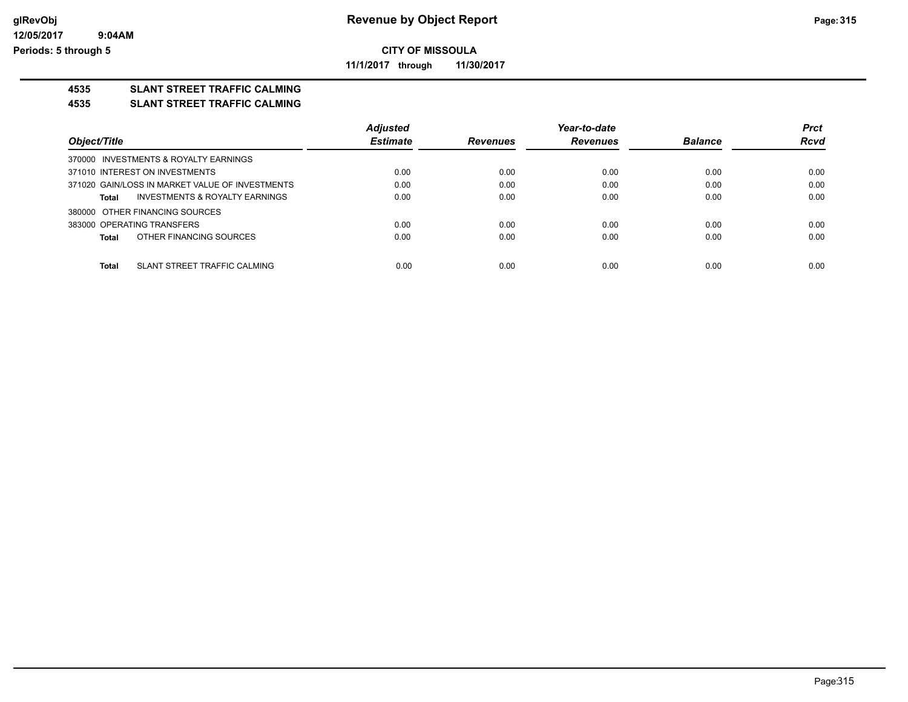# Revenue by Object Report

**CITY OF MISSOULA**

**11/1/2017 through 11/30/2017**

glRevObj
12/05/2017 9:04AM
Periods: 5 through 5

## 4535 SLANT STREET TRAFFIC CALMING
## 4535 SLANT STREET TRAFFIC CALMING

| Object/Title | Adjusted Estimate | Revenues | Year-to-date Revenues | Balance | Prct Rcvd |
|---|---|---|---|---|---|
| 370000 INVESTMENTS & ROYALTY EARNINGS | | | | | |
| 371010 INTEREST ON INVESTMENTS | 0.00 | 0.00 | 0.00 | 0.00 | 0.00 |
| 371020 GAIN/LOSS IN MARKET VALUE OF INVESTMENTS | 0.00 | 0.00 | 0.00 | 0.00 | 0.00 |
| **Total** INVESTMENTS & ROYALTY EARNINGS | 0.00 | 0.00 | 0.00 | 0.00 | 0.00 |
| 380000 OTHER FINANCING SOURCES | | | | | |
| 383000 OPERATING TRANSFERS | 0.00 | 0.00 | 0.00 | 0.00 | 0.00 |
| **Total** OTHER FINANCING SOURCES | 0.00 | 0.00 | 0.00 | 0.00 | 0.00 |
| **Total** SLANT STREET TRAFFIC CALMING | 0.00 | 0.00 | 0.00 | 0.00 | 0.00 |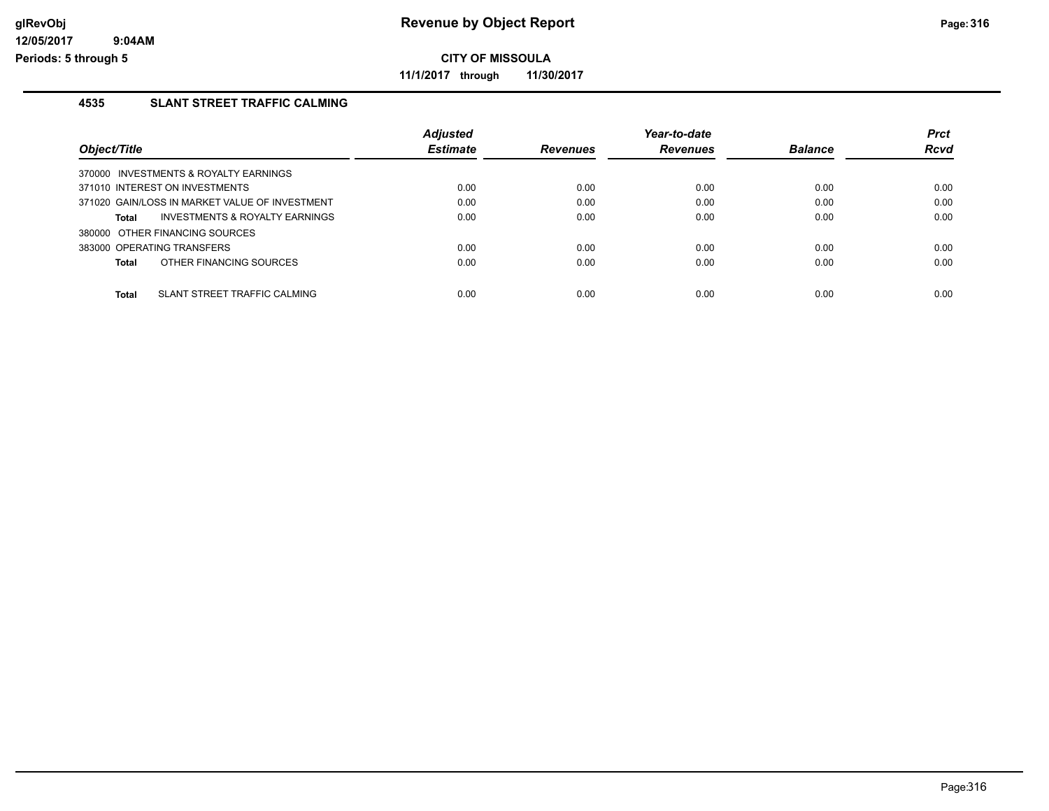# Revenue by Object Report

**CITY OF MISSOULA**

**11/1/2017 through 11/30/2017**

### 4535 SLANT STREET TRAFFIC CALMING

| Object/Title | Adjusted Estimate | Revenues | Year-to-date Revenues | Balance | Prct Rcvd |
|---|---|---|---|---|---|
| 370000 INVESTMENTS & ROYALTY EARNINGS | | | | | |
| 371010 INTEREST ON INVESTMENTS | 0.00 | 0.00 | 0.00 | 0.00 | 0.00 |
| 371020 GAIN/LOSS IN MARKET VALUE OF INVESTMENT | 0.00 | 0.00 | 0.00 | 0.00 | 0.00 |
| **Total** INVESTMENTS & ROYALTY EARNINGS | 0.00 | 0.00 | 0.00 | 0.00 | 0.00 |
| 380000 OTHER FINANCING SOURCES | | | | | |
| 383000 OPERATING TRANSFERS | 0.00 | 0.00 | 0.00 | 0.00 | 0.00 |
| **Total** OTHER FINANCING SOURCES | 0.00 | 0.00 | 0.00 | 0.00 | 0.00 |
| **Total** SLANT STREET TRAFFIC CALMING | 0.00 | 0.00 | 0.00 | 0.00 | 0.00 |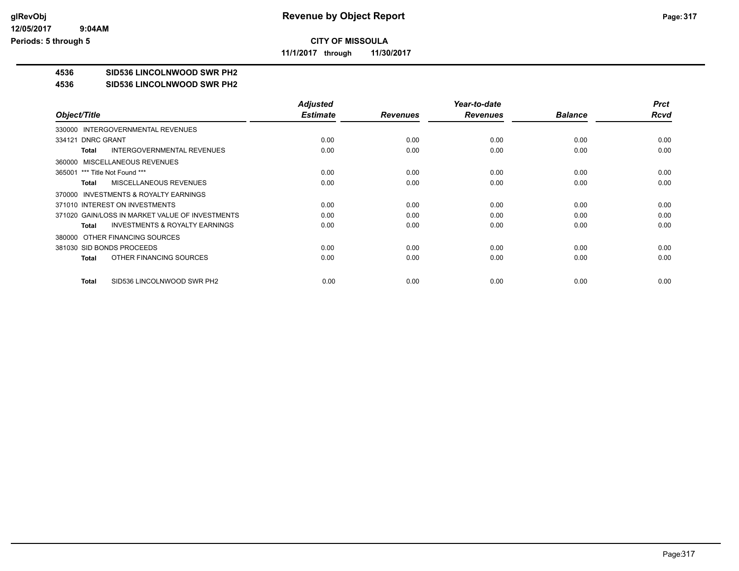**CITY OF MISSOULA**

**11/1/2017 through 11/30/2017**

**4536 SID536 LINCOLNWOOD SWR PH2**

**4536 SID536 LINCOLNWOOD SWR PH2**

| Object/Title | Adjusted Estimate | Revenues | Year-to-date Revenues | Balance | Prct Rcvd |
|---|---|---|---|---|---|
| 330000 INTERGOVERNMENTAL REVENUES | | | | | |
| 334121 DNRC GRANT | 0.00 | 0.00 | 0.00 | 0.00 | 0.00 |
| **Total** INTERGOVERNMENTAL REVENUES | 0.00 | 0.00 | 0.00 | 0.00 | 0.00 |
| 360000 MISCELLANEOUS REVENUES | | | | | |
| 365001 *** Title Not Found *** | 0.00 | 0.00 | 0.00 | 0.00 | 0.00 |
| **Total** MISCELLANEOUS REVENUES | 0.00 | 0.00 | 0.00 | 0.00 | 0.00 |
| 370000 INVESTMENTS & ROYALTY EARNINGS | | | | | |
| 371010 INTEREST ON INVESTMENTS | 0.00 | 0.00 | 0.00 | 0.00 | 0.00 |
| 371020 GAIN/LOSS IN MARKET VALUE OF INVESTMENTS | 0.00 | 0.00 | 0.00 | 0.00 | 0.00 |
| **Total** INVESTMENTS & ROYALTY EARNINGS | 0.00 | 0.00 | 0.00 | 0.00 | 0.00 |
| 380000 OTHER FINANCING SOURCES | | | | | |
| 381030 SID BONDS PROCEEDS | 0.00 | 0.00 | 0.00 | 0.00 | 0.00 |
| **Total** OTHER FINANCING SOURCES | 0.00 | 0.00 | 0.00 | 0.00 | 0.00 |
| **Total** SID536 LINCOLNWOOD SWR PH2 | 0.00 | 0.00 | 0.00 | 0.00 | 0.00 |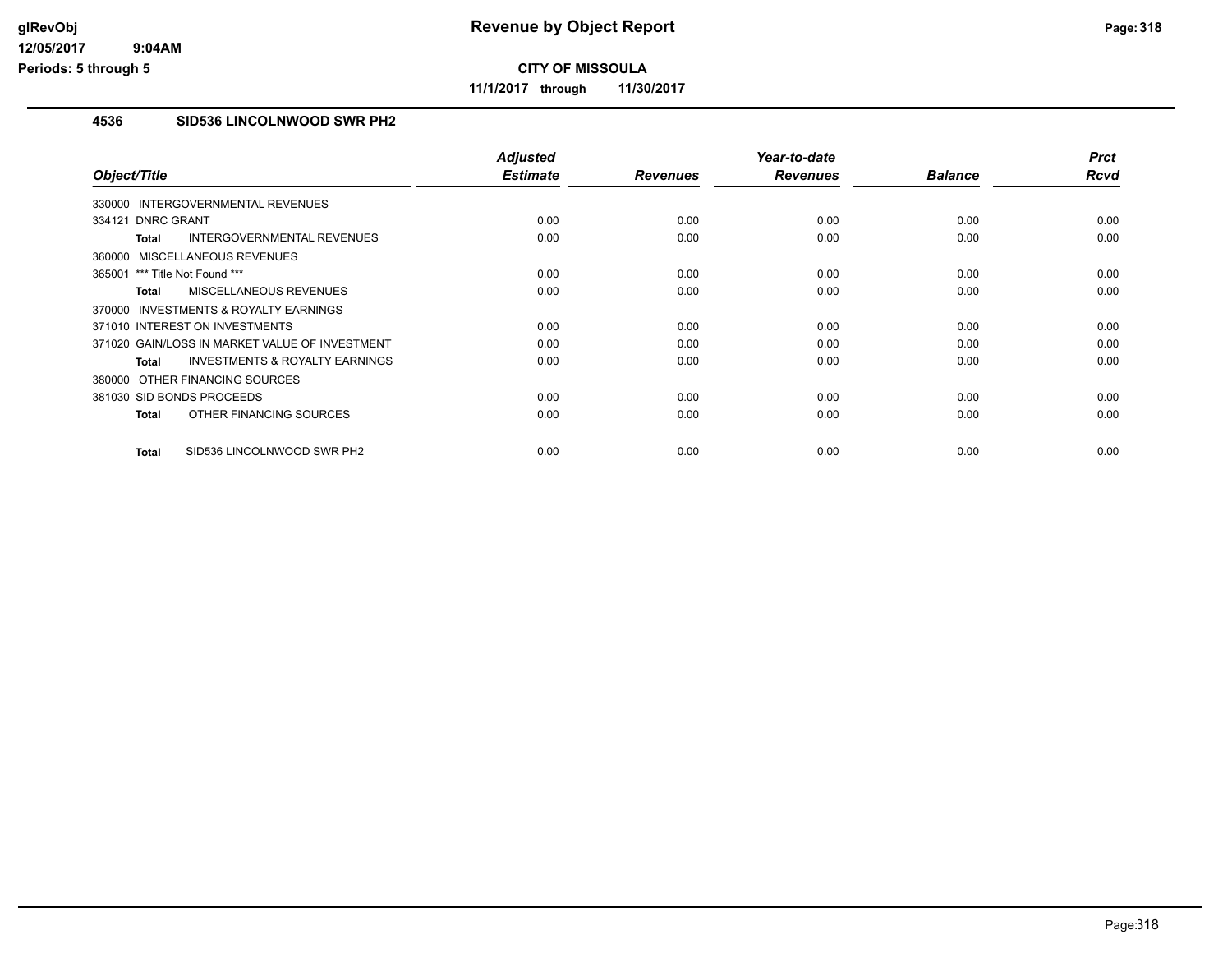# Revenue by Object Report

**CITY OF MISSOULA**

**11/1/2017 through 11/30/2017**

glRevObj
12/05/2017 9:04AM
Periods: 5 through 5

## 4536 SID536 LINCOLNWOOD SWR PH2

| Object/Title | | Adjusted Estimate | Revenues | Year-to-date Revenues | Balance | Prct Rcvd |
|---|---|---|---|---|---|---|
| 330000 INTERGOVERNMENTAL REVENUES | | | | | | |
| 334121 DNRC GRANT | | 0.00 | 0.00 | 0.00 | 0.00 | 0.00 |
| **Total** | INTERGOVERNMENTAL REVENUES | 0.00 | 0.00 | 0.00 | 0.00 | 0.00 |
| 360000 MISCELLANEOUS REVENUES | | | | | | |
| 365001 *** Title Not Found *** | | 0.00 | 0.00 | 0.00 | 0.00 | 0.00 |
| **Total** | MISCELLANEOUS REVENUES | 0.00 | 0.00 | 0.00 | 0.00 | 0.00 |
| 370000 INVESTMENTS & ROYALTY EARNINGS | | | | | | |
| 371010 INTEREST ON INVESTMENTS | | 0.00 | 0.00 | 0.00 | 0.00 | 0.00 |
| 371020 GAIN/LOSS IN MARKET VALUE OF INVESTMENT | | 0.00 | 0.00 | 0.00 | 0.00 | 0.00 |
| **Total** | INVESTMENTS & ROYALTY EARNINGS | 0.00 | 0.00 | 0.00 | 0.00 | 0.00 |
| 380000 OTHER FINANCING SOURCES | | | | | | |
| 381030 SID BONDS PROCEEDS | | 0.00 | 0.00 | 0.00 | 0.00 | 0.00 |
| **Total** | OTHER FINANCING SOURCES | 0.00 | 0.00 | 0.00 | 0.00 | 0.00 |
| **Total** | SID536 LINCOLNWOOD SWR PH2 | 0.00 | 0.00 | 0.00 | 0.00 | 0.00 |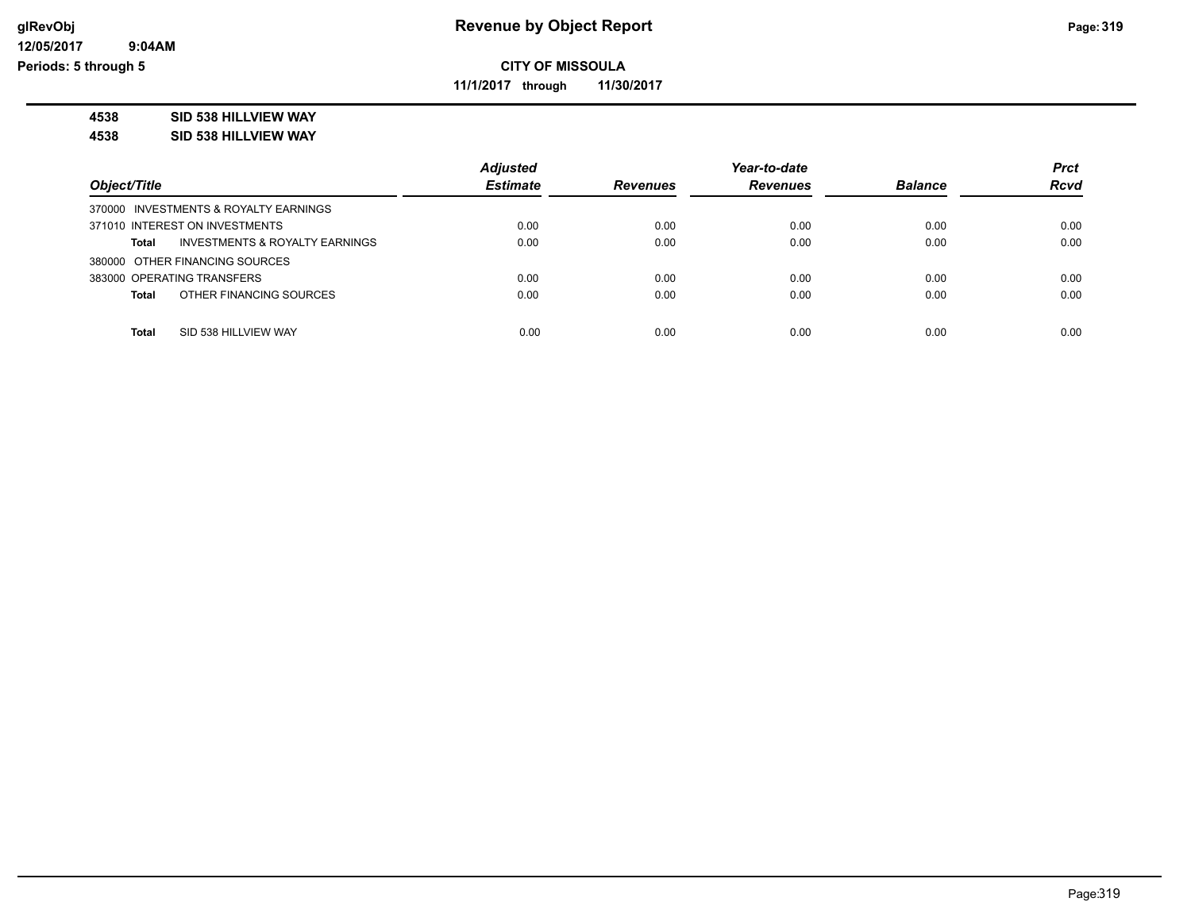**CITY OF MISSOULA**

**11/1/2017 through 11/30/2017**

**4538 SID 538 HILLVIEW WAY**

**4538 SID 538 HILLVIEW WAY**

| Object/Title | Adjusted Estimate | Revenues | Year-to-date Revenues | Balance | Prct Rcvd |
|---|---|---|---|---|---|
| 370000 INVESTMENTS & ROYALTY EARNINGS | | | | | |
| 371010 INTEREST ON INVESTMENTS | 0.00 | 0.00 | 0.00 | 0.00 | 0.00 |
| **Total** INVESTMENTS & ROYALTY EARNINGS | 0.00 | 0.00 | 0.00 | 0.00 | 0.00 |
| 380000 OTHER FINANCING SOURCES | | | | | |
| 383000 OPERATING TRANSFERS | 0.00 | 0.00 | 0.00 | 0.00 | 0.00 |
| **Total** OTHER FINANCING SOURCES | 0.00 | 0.00 | 0.00 | 0.00 | 0.00 |
| **Total** SID 538 HILLVIEW WAY | 0.00 | 0.00 | 0.00 | 0.00 | 0.00 |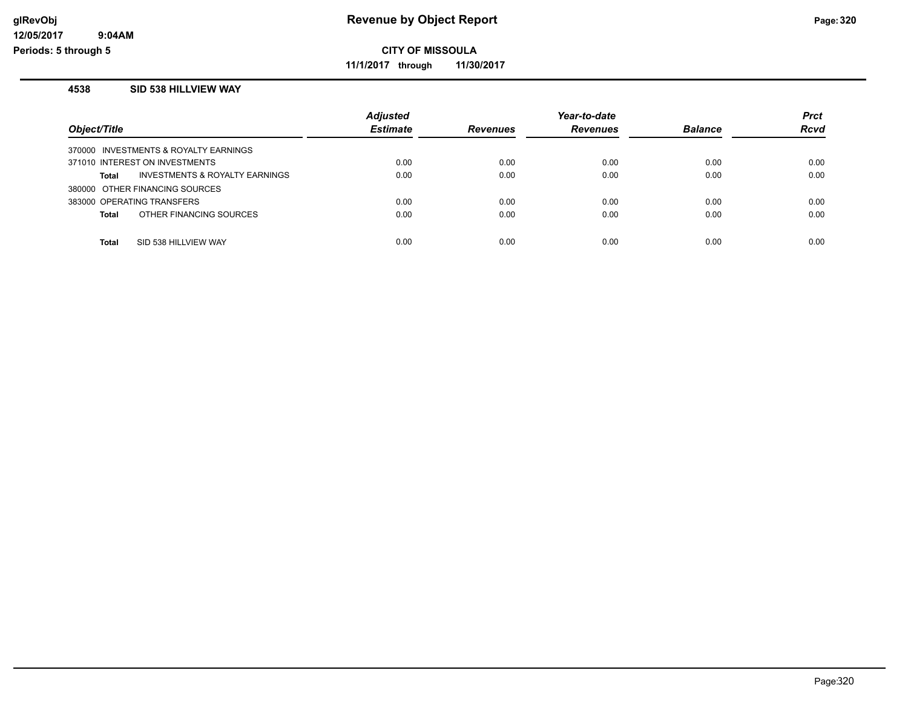**Revenue by Object Report**

**CITY OF MISSOULA**

**11/1/2017 through 11/30/2017**

glRevObj
12/05/2017 9:04AM
Periods: 5 through 5

### 4538 SID 538 HILLVIEW WAY

| Object/Title | Adjusted Estimate | Revenues | Year-to-date Revenues | Balance | Prct Rcvd |
|---|---|---|---|---|---|
| 370000 INVESTMENTS & ROYALTY EARNINGS | | | | | |
| 371010 INTEREST ON INVESTMENTS | 0.00 | 0.00 | 0.00 | 0.00 | 0.00 |
| **Total** INVESTMENTS & ROYALTY EARNINGS | 0.00 | 0.00 | 0.00 | 0.00 | 0.00 |
| 380000 OTHER FINANCING SOURCES | | | | | |
| 383000 OPERATING TRANSFERS | 0.00 | 0.00 | 0.00 | 0.00 | 0.00 |
| **Total** OTHER FINANCING SOURCES | 0.00 | 0.00 | 0.00 | 0.00 | 0.00 |
| **Total** SID 538 HILLVIEW WAY | 0.00 | 0.00 | 0.00 | 0.00 | 0.00 |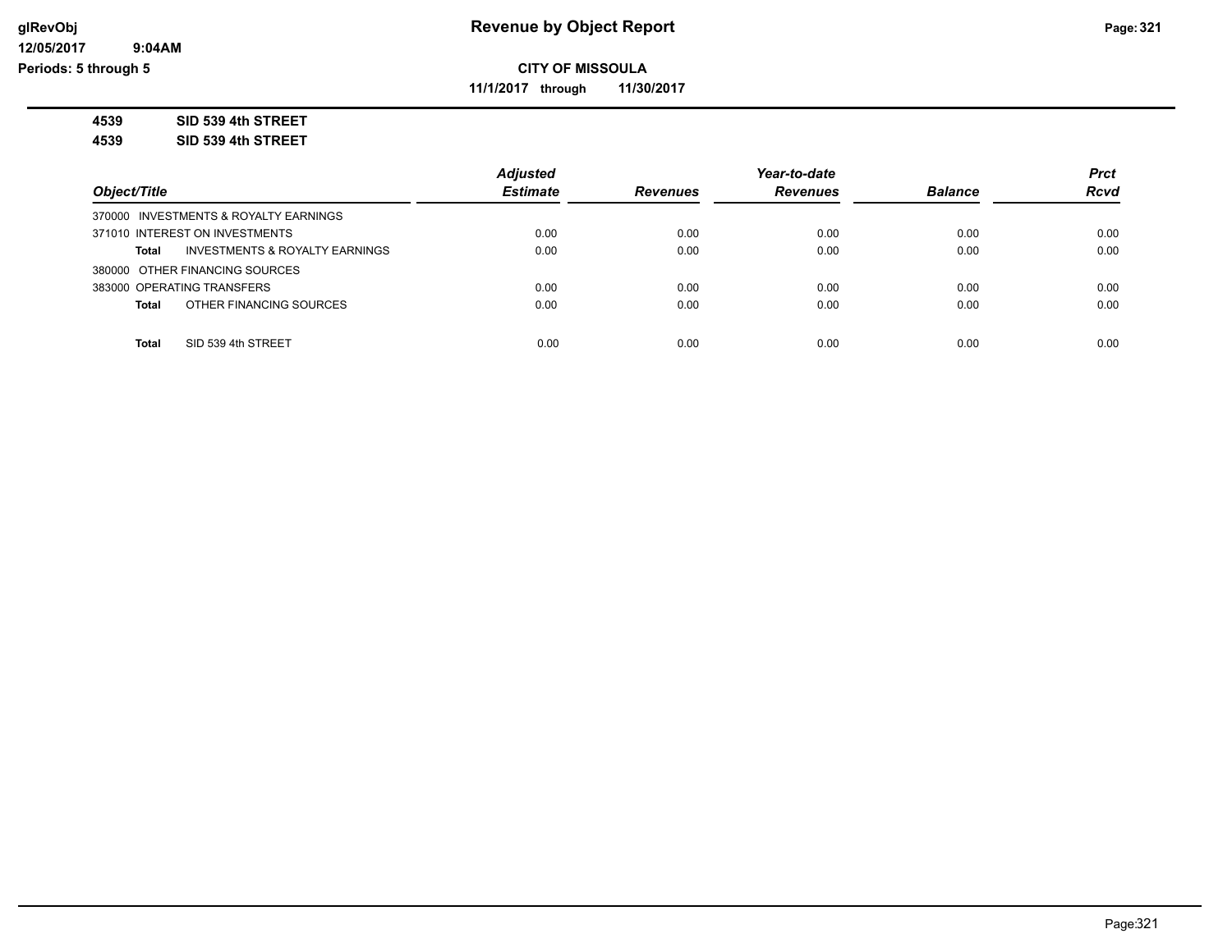**CITY OF MISSOULA**

**11/1/2017 through 11/30/2017**

**4539 SID 539 4th STREET**

**4539 SID 539 4th STREET**

| Object/Title | Adjusted Estimate | Revenues | Year-to-date Revenues | Balance | Prct Rcvd |
|---|---|---|---|---|---|
| 370000 INVESTMENTS & ROYALTY EARNINGS | | | | | |
| 371010 INTEREST ON INVESTMENTS | 0.00 | 0.00 | 0.00 | 0.00 | 0.00 |
| **Total** INVESTMENTS & ROYALTY EARNINGS | 0.00 | 0.00 | 0.00 | 0.00 | 0.00 |
| 380000 OTHER FINANCING SOURCES | | | | | |
| 383000 OPERATING TRANSFERS | 0.00 | 0.00 | 0.00 | 0.00 | 0.00 |
| **Total** OTHER FINANCING SOURCES | 0.00 | 0.00 | 0.00 | 0.00 | 0.00 |
| **Total** SID 539 4th STREET | 0.00 | 0.00 | 0.00 | 0.00 | 0.00 |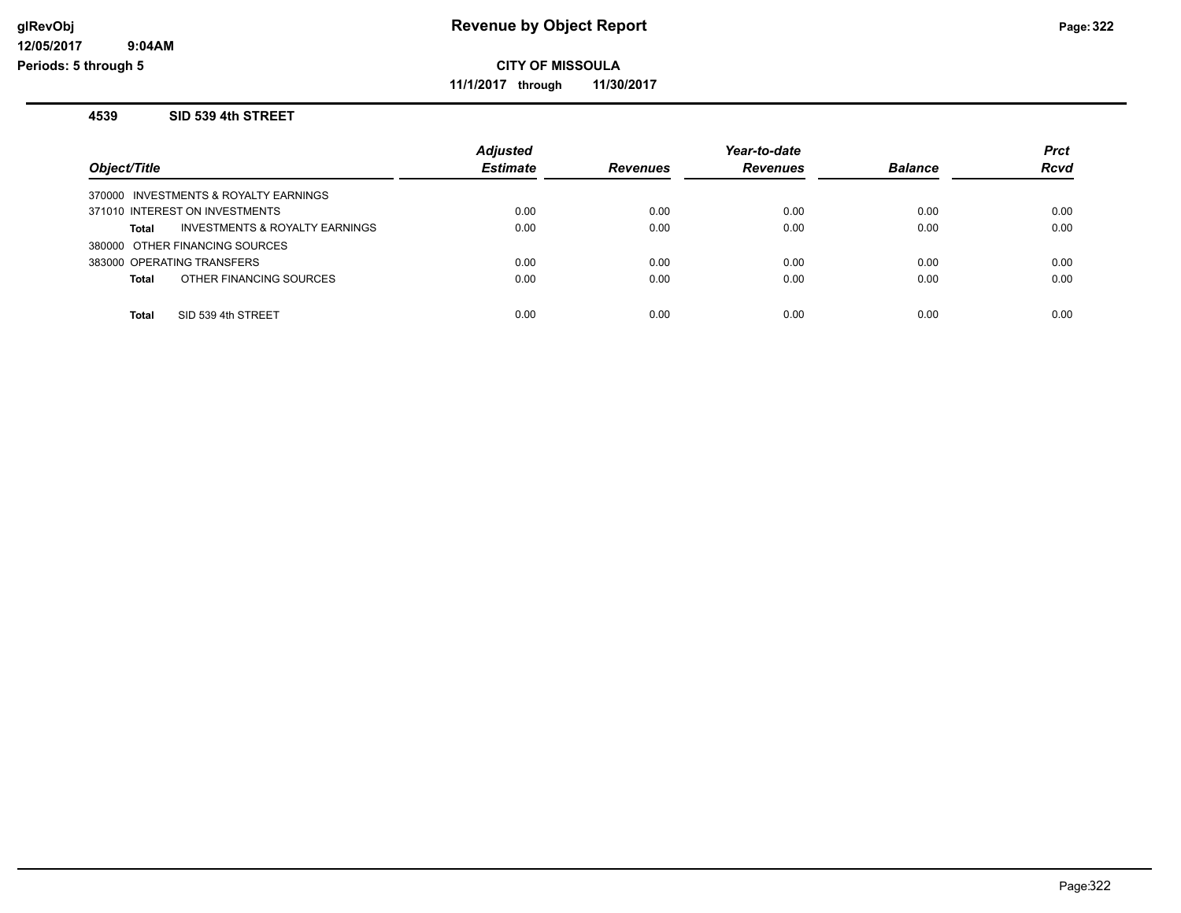# Revenue by Object Report

**CITY OF MISSOULA**

**11/1/2017 through 11/30/2017**

glRevObj
12/05/2017 9:04AM
Periods: 5 through 5

### 4539 SID 539 4th STREET

| Object/Title | | Adjusted Estimate | Revenues | Year-to-date Revenues | Balance | Prct Rcvd |
|---|---|---|---|---|---|---|
| 370000 INVESTMENTS & ROYALTY EARNINGS | | | | | | |
| 371010 INTEREST ON INVESTMENTS | | 0.00 | 0.00 | 0.00 | 0.00 | 0.00 |
| **Total** | INVESTMENTS & ROYALTY EARNINGS | 0.00 | 0.00 | 0.00 | 0.00 | 0.00 |
| 380000 OTHER FINANCING SOURCES | | | | | | |
| 383000 OPERATING TRANSFERS | | 0.00 | 0.00 | 0.00 | 0.00 | 0.00 |
| **Total** | OTHER FINANCING SOURCES | 0.00 | 0.00 | 0.00 | 0.00 | 0.00 |
| **Total** | SID 539 4th STREET | 0.00 | 0.00 | 0.00 | 0.00 | 0.00 |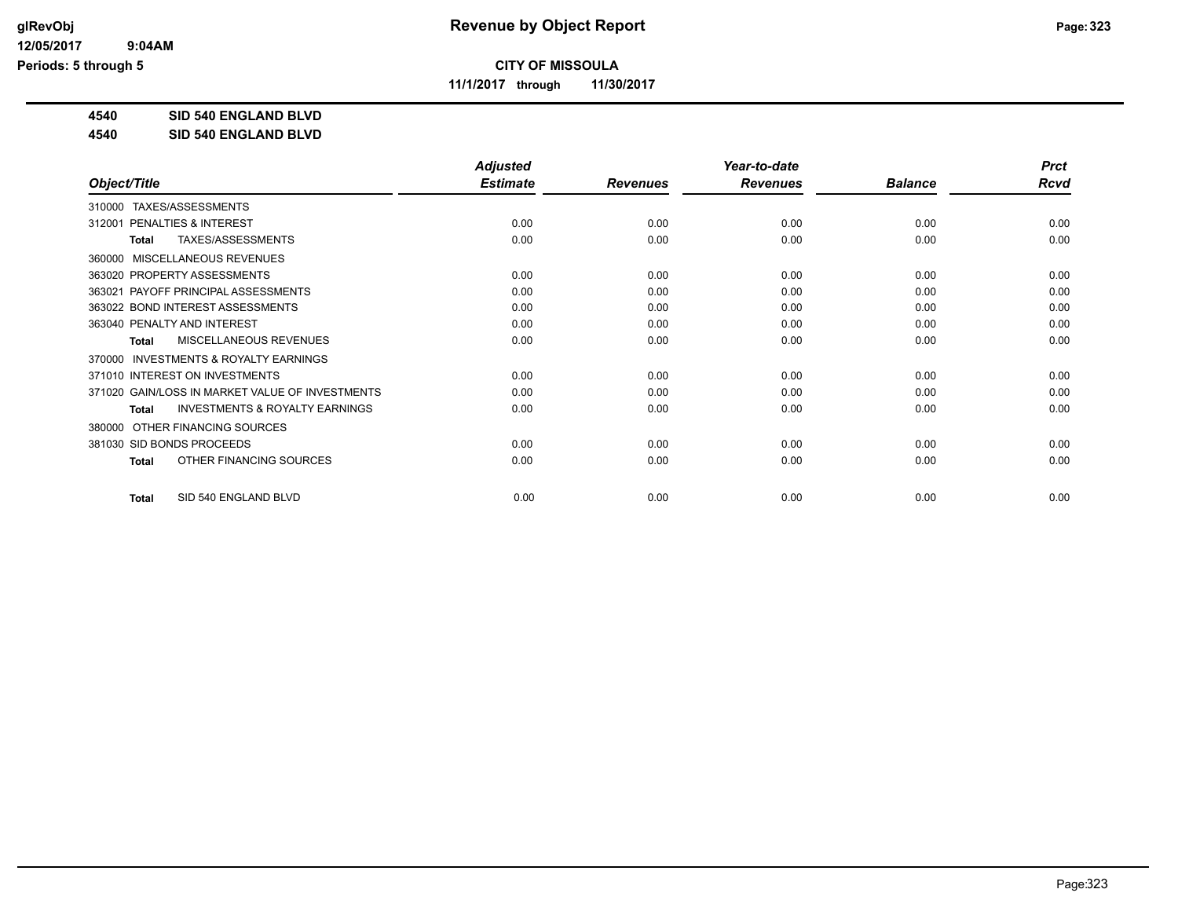# Revenue by Object Report

**CITY OF MISSOULA**

**11/1/2017 through 11/30/2017**

glRevObj
12/05/2017 9:04AM
Periods: 5 through 5

**4540 SID 540 ENGLAND BLVD**

**4540 SID 540 ENGLAND BLVD**

| Object/Title | Adjusted Estimate | Revenues | Year-to-date Revenues | Balance | Prct Rcvd |
|---|---|---|---|---|---|
| 310000 TAXES/ASSESSMENTS | | | | | |
| 312001 PENALTIES & INTEREST | 0.00 | 0.00 | 0.00 | 0.00 | 0.00 |
| **Total** TAXES/ASSESSMENTS | 0.00 | 0.00 | 0.00 | 0.00 | 0.00 |
| 360000 MISCELLANEOUS REVENUES | | | | | |
| 363020 PROPERTY ASSESSMENTS | 0.00 | 0.00 | 0.00 | 0.00 | 0.00 |
| 363021 PAYOFF PRINCIPAL ASSESSMENTS | 0.00 | 0.00 | 0.00 | 0.00 | 0.00 |
| 363022 BOND INTEREST ASSESSMENTS | 0.00 | 0.00 | 0.00 | 0.00 | 0.00 |
| 363040 PENALTY AND INTEREST | 0.00 | 0.00 | 0.00 | 0.00 | 0.00 |
| **Total** MISCELLANEOUS REVENUES | 0.00 | 0.00 | 0.00 | 0.00 | 0.00 |
| 370000 INVESTMENTS & ROYALTY EARNINGS | | | | | |
| 371010 INTEREST ON INVESTMENTS | 0.00 | 0.00 | 0.00 | 0.00 | 0.00 |
| 371020 GAIN/LOSS IN MARKET VALUE OF INVESTMENTS | 0.00 | 0.00 | 0.00 | 0.00 | 0.00 |
| **Total** INVESTMENTS & ROYALTY EARNINGS | 0.00 | 0.00 | 0.00 | 0.00 | 0.00 |
| 380000 OTHER FINANCING SOURCES | | | | | |
| 381030 SID BONDS PROCEEDS | 0.00 | 0.00 | 0.00 | 0.00 | 0.00 |
| **Total** OTHER FINANCING SOURCES | 0.00 | 0.00 | 0.00 | 0.00 | 0.00 |
| **Total** SID 540 ENGLAND BLVD | 0.00 | 0.00 | 0.00 | 0.00 | 0.00 |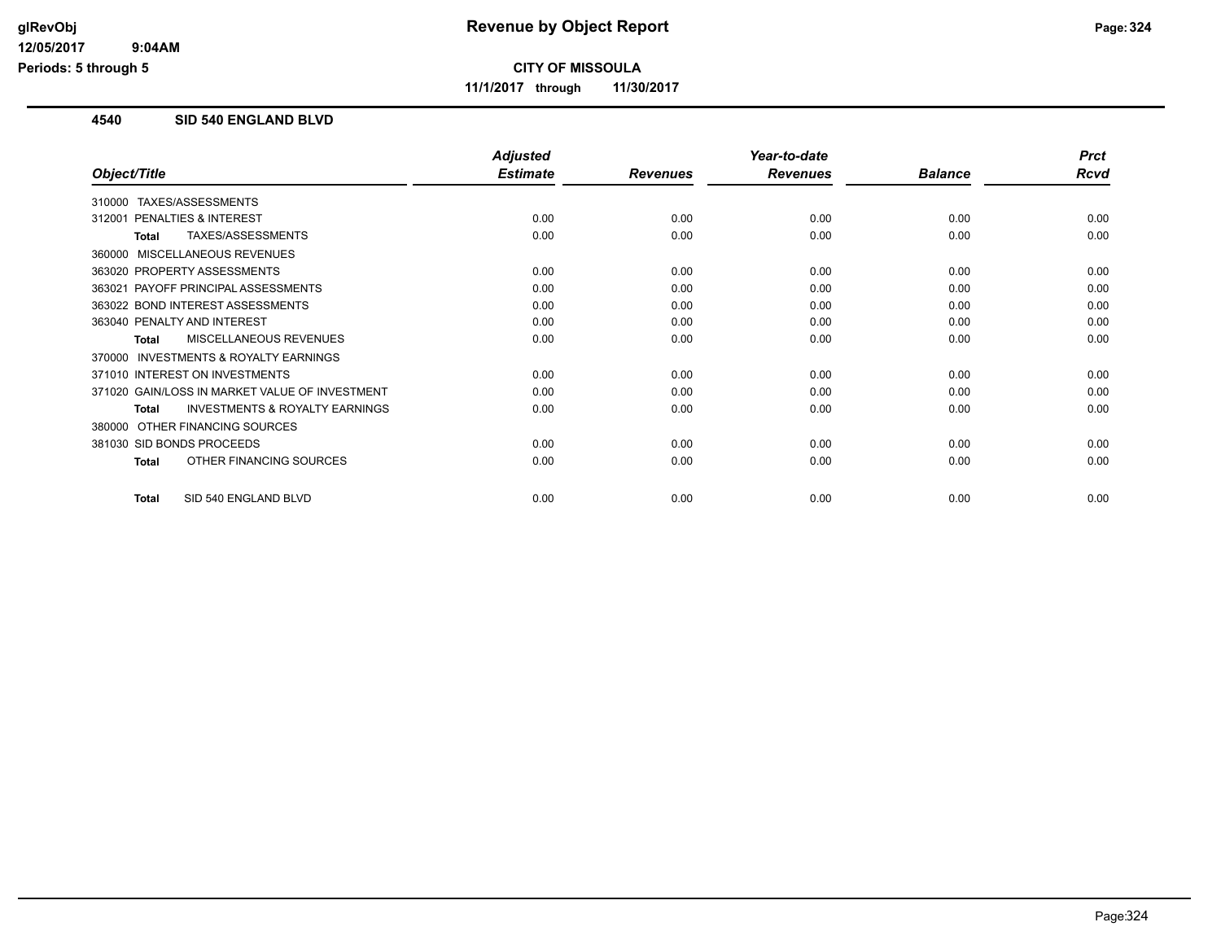# Revenue by Object Report

**CITY OF MISSOULA**

**11/1/2017 through 11/30/2017**

## 4540 SID 540 ENGLAND BLVD

| Object/Title | Adjusted Estimate | Revenues | Year-to-date Revenues | Balance | Prct Rcvd |
|---|---|---|---|---|---|
| 310000 TAXES/ASSESSMENTS | | | | | |
| 312001 PENALTIES & INTEREST | 0.00 | 0.00 | 0.00 | 0.00 | 0.00 |
| **Total** TAXES/ASSESSMENTS | 0.00 | 0.00 | 0.00 | 0.00 | 0.00 |
| 360000 MISCELLANEOUS REVENUES | | | | | |
| 363020 PROPERTY ASSESSMENTS | 0.00 | 0.00 | 0.00 | 0.00 | 0.00 |
| 363021 PAYOFF PRINCIPAL ASSESSMENTS | 0.00 | 0.00 | 0.00 | 0.00 | 0.00 |
| 363022 BOND INTEREST ASSESSMENTS | 0.00 | 0.00 | 0.00 | 0.00 | 0.00 |
| 363040 PENALTY AND INTEREST | 0.00 | 0.00 | 0.00 | 0.00 | 0.00 |
| **Total** MISCELLANEOUS REVENUES | 0.00 | 0.00 | 0.00 | 0.00 | 0.00 |
| 370000 INVESTMENTS & ROYALTY EARNINGS | | | | | |
| 371010 INTEREST ON INVESTMENTS | 0.00 | 0.00 | 0.00 | 0.00 | 0.00 |
| 371020 GAIN/LOSS IN MARKET VALUE OF INVESTMENT | 0.00 | 0.00 | 0.00 | 0.00 | 0.00 |
| **Total** INVESTMENTS & ROYALTY EARNINGS | 0.00 | 0.00 | 0.00 | 0.00 | 0.00 |
| 380000 OTHER FINANCING SOURCES | | | | | |
| 381030 SID BONDS PROCEEDS | 0.00 | 0.00 | 0.00 | 0.00 | 0.00 |
| **Total** OTHER FINANCING SOURCES | 0.00 | 0.00 | 0.00 | 0.00 | 0.00 |
| **Total** SID 540 ENGLAND BLVD | 0.00 | 0.00 | 0.00 | 0.00 | 0.00 |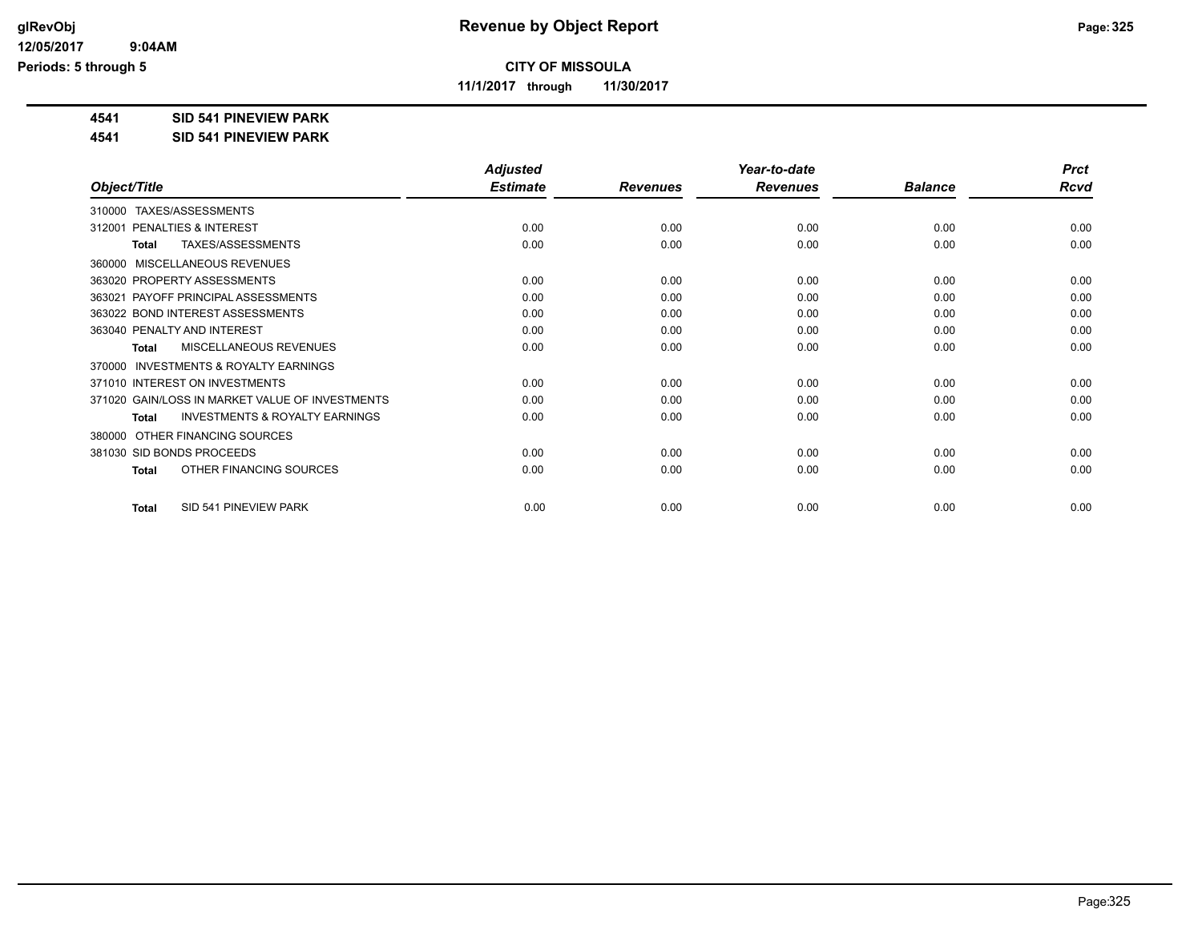**CITY OF MISSOULA**

**11/1/2017 through 11/30/2017**

# Revenue by Object Report

**4541 SID 541 PINEVIEW PARK**

**4541 SID 541 PINEVIEW PARK**

| Object/Title | Adjusted Estimate | Revenues | Year-to-date Revenues | Balance | Prct Rcvd |
|---|---|---|---|---|---|
| 310000 TAXES/ASSESSMENTS | | | | | |
| 312001 PENALTIES & INTEREST | 0.00 | 0.00 | 0.00 | 0.00 | 0.00 |
| **Total** TAXES/ASSESSMENTS | 0.00 | 0.00 | 0.00 | 0.00 | 0.00 |
| 360000 MISCELLANEOUS REVENUES | | | | | |
| 363020 PROPERTY ASSESSMENTS | 0.00 | 0.00 | 0.00 | 0.00 | 0.00 |
| 363021 PAYOFF PRINCIPAL ASSESSMENTS | 0.00 | 0.00 | 0.00 | 0.00 | 0.00 |
| 363022 BOND INTEREST ASSESSMENTS | 0.00 | 0.00 | 0.00 | 0.00 | 0.00 |
| 363040 PENALTY AND INTEREST | 0.00 | 0.00 | 0.00 | 0.00 | 0.00 |
| **Total** MISCELLANEOUS REVENUES | 0.00 | 0.00 | 0.00 | 0.00 | 0.00 |
| 370000 INVESTMENTS & ROYALTY EARNINGS | | | | | |
| 371010 INTEREST ON INVESTMENTS | 0.00 | 0.00 | 0.00 | 0.00 | 0.00 |
| 371020 GAIN/LOSS IN MARKET VALUE OF INVESTMENTS | 0.00 | 0.00 | 0.00 | 0.00 | 0.00 |
| **Total** INVESTMENTS & ROYALTY EARNINGS | 0.00 | 0.00 | 0.00 | 0.00 | 0.00 |
| 380000 OTHER FINANCING SOURCES | | | | | |
| 381030 SID BONDS PROCEEDS | 0.00 | 0.00 | 0.00 | 0.00 | 0.00 |
| **Total** OTHER FINANCING SOURCES | 0.00 | 0.00 | 0.00 | 0.00 | 0.00 |
| **Total** SID 541 PINEVIEW PARK | 0.00 | 0.00 | 0.00 | 0.00 | 0.00 |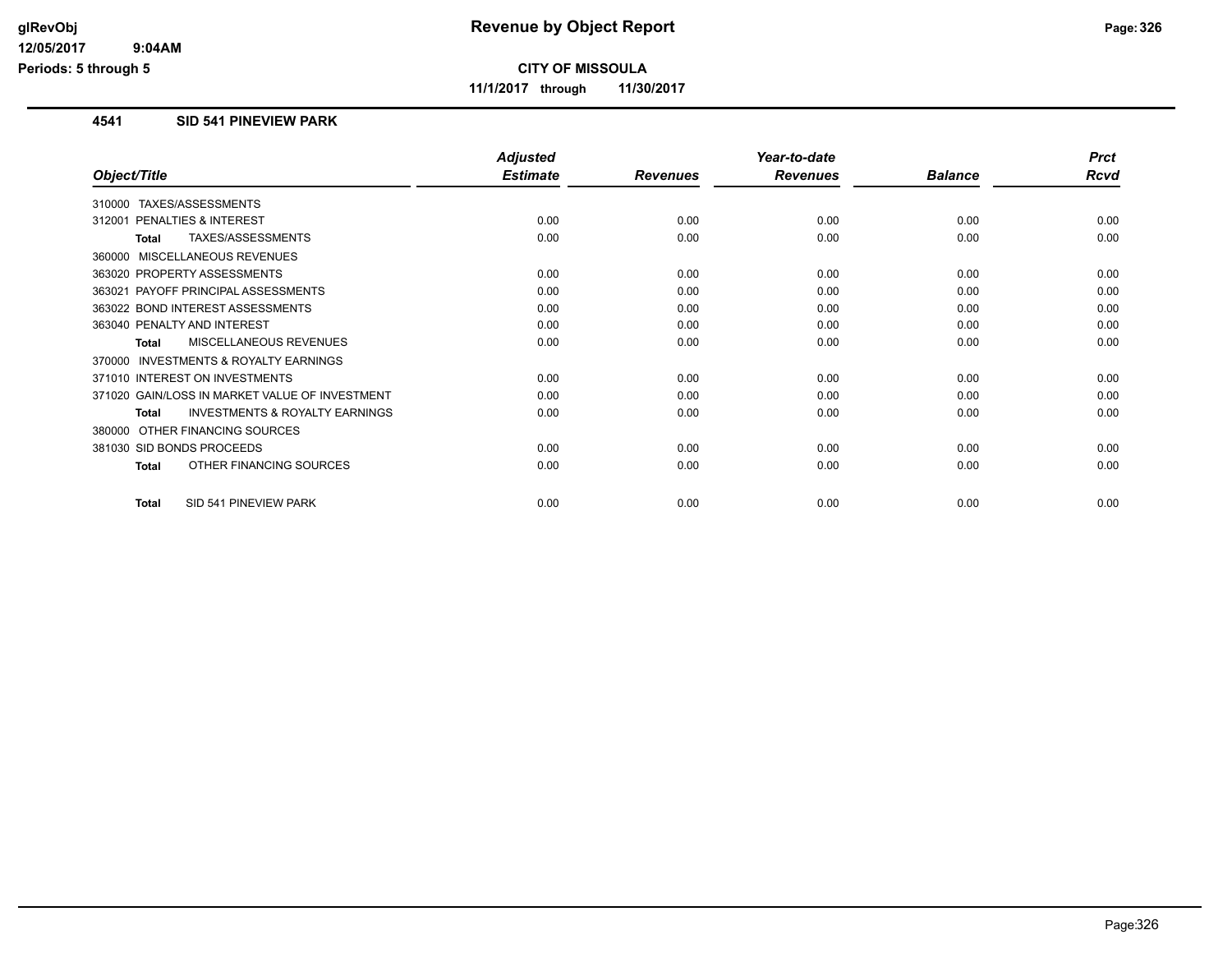**CITY OF MISSOULA**

**11/1/2017 through 11/30/2017**

### 4541 SID 541 PINEVIEW PARK

| Object/Title | Adjusted Estimate | Revenues | Year-to-date Revenues | Balance | Prct Rcvd |
|---|---|---|---|---|---|
| 310000 TAXES/ASSESSMENTS | | | | | |
| 312001 PENALTIES & INTEREST | 0.00 | 0.00 | 0.00 | 0.00 | 0.00 |
| **Total** TAXES/ASSESSMENTS | 0.00 | 0.00 | 0.00 | 0.00 | 0.00 |
| 360000 MISCELLANEOUS REVENUES | | | | | |
| 363020 PROPERTY ASSESSMENTS | 0.00 | 0.00 | 0.00 | 0.00 | 0.00 |
| 363021 PAYOFF PRINCIPAL ASSESSMENTS | 0.00 | 0.00 | 0.00 | 0.00 | 0.00 |
| 363022 BOND INTEREST ASSESSMENTS | 0.00 | 0.00 | 0.00 | 0.00 | 0.00 |
| 363040 PENALTY AND INTEREST | 0.00 | 0.00 | 0.00 | 0.00 | 0.00 |
| **Total** MISCELLANEOUS REVENUES | 0.00 | 0.00 | 0.00 | 0.00 | 0.00 |
| 370000 INVESTMENTS & ROYALTY EARNINGS | | | | | |
| 371010 INTEREST ON INVESTMENTS | 0.00 | 0.00 | 0.00 | 0.00 | 0.00 |
| 371020 GAIN/LOSS IN MARKET VALUE OF INVESTMENT | 0.00 | 0.00 | 0.00 | 0.00 | 0.00 |
| **Total** INVESTMENTS & ROYALTY EARNINGS | 0.00 | 0.00 | 0.00 | 0.00 | 0.00 |
| 380000 OTHER FINANCING SOURCES | | | | | |
| 381030 SID BONDS PROCEEDS | 0.00 | 0.00 | 0.00 | 0.00 | 0.00 |
| **Total** OTHER FINANCING SOURCES | 0.00 | 0.00 | 0.00 | 0.00 | 0.00 |
| **Total** SID 541 PINEVIEW PARK | 0.00 | 0.00 | 0.00 | 0.00 | 0.00 |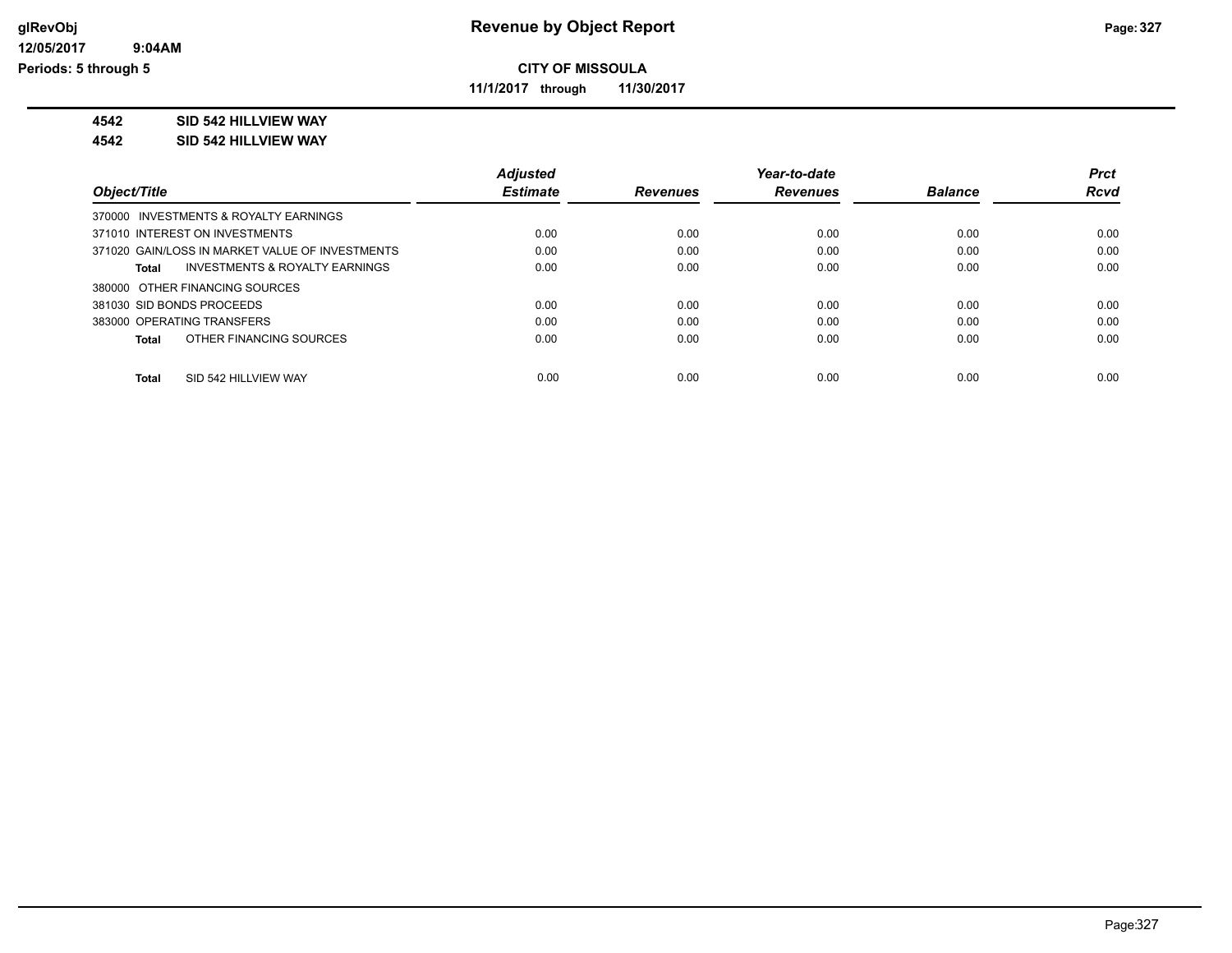# CITY OF MISSOULA

**11/1/2017 through 11/30/2017**

**4542 SID 542 HILLVIEW WAY**

**4542 SID 542 HILLVIEW WAY**

| Object/Title | Adjusted Estimate | Revenues | Year-to-date Revenues | Balance | Prct Rcvd |
|---|---|---|---|---|---|
| 370000 INVESTMENTS & ROYALTY EARNINGS | | | | | |
| 371010 INTEREST ON INVESTMENTS | 0.00 | 0.00 | 0.00 | 0.00 | 0.00 |
| 371020 GAIN/LOSS IN MARKET VALUE OF INVESTMENTS | 0.00 | 0.00 | 0.00 | 0.00 | 0.00 |
| **Total** INVESTMENTS & ROYALTY EARNINGS | 0.00 | 0.00 | 0.00 | 0.00 | 0.00 |
| 380000 OTHER FINANCING SOURCES | | | | | |
| 381030 SID BONDS PROCEEDS | 0.00 | 0.00 | 0.00 | 0.00 | 0.00 |
| 383000 OPERATING TRANSFERS | 0.00 | 0.00 | 0.00 | 0.00 | 0.00 |
| **Total** OTHER FINANCING SOURCES | 0.00 | 0.00 | 0.00 | 0.00 | 0.00 |
| **Total** SID 542 HILLVIEW WAY | 0.00 | 0.00 | 0.00 | 0.00 | 0.00 |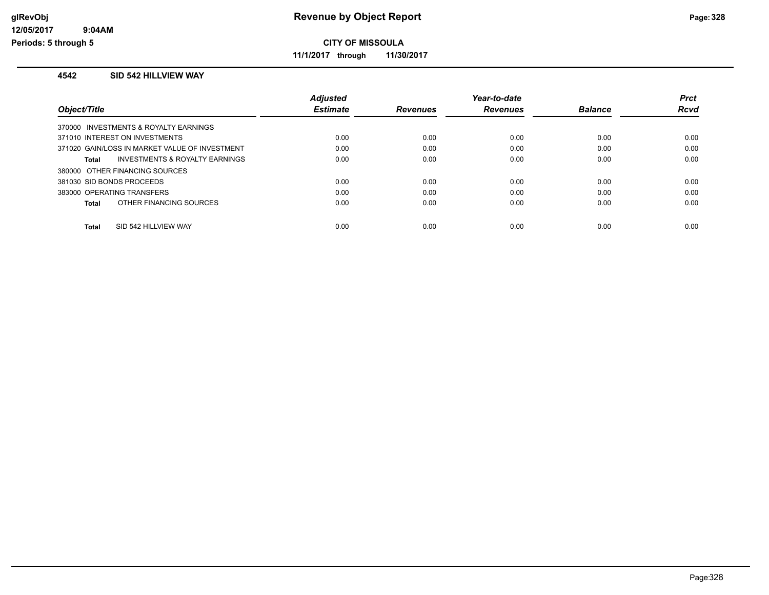# Revenue by Object Report

**CITY OF MISSOULA**

**11/1/2017 through 11/30/2017**

glRevObj
12/05/2017 9:04AM
Periods: 5 through 5

## 4542 SID 542 HILLVIEW WAY

| Object/Title | Adjusted Estimate | Revenues | Year-to-date Revenues | Balance | Prct Rcvd |
|---|---|---|---|---|---|
| 370000 INVESTMENTS & ROYALTY EARNINGS | | | | | |
| 371010 INTEREST ON INVESTMENTS | 0.00 | 0.00 | 0.00 | 0.00 | 0.00 |
| 371020 GAIN/LOSS IN MARKET VALUE OF INVESTMENT | 0.00 | 0.00 | 0.00 | 0.00 | 0.00 |
| **Total** INVESTMENTS & ROYALTY EARNINGS | 0.00 | 0.00 | 0.00 | 0.00 | 0.00 |
| 380000 OTHER FINANCING SOURCES | | | | | |
| 381030 SID BONDS PROCEEDS | 0.00 | 0.00 | 0.00 | 0.00 | 0.00 |
| 383000 OPERATING TRANSFERS | 0.00 | 0.00 | 0.00 | 0.00 | 0.00 |
| **Total** OTHER FINANCING SOURCES | 0.00 | 0.00 | 0.00 | 0.00 | 0.00 |
| **Total** SID 542 HILLVIEW WAY | 0.00 | 0.00 | 0.00 | 0.00 | 0.00 |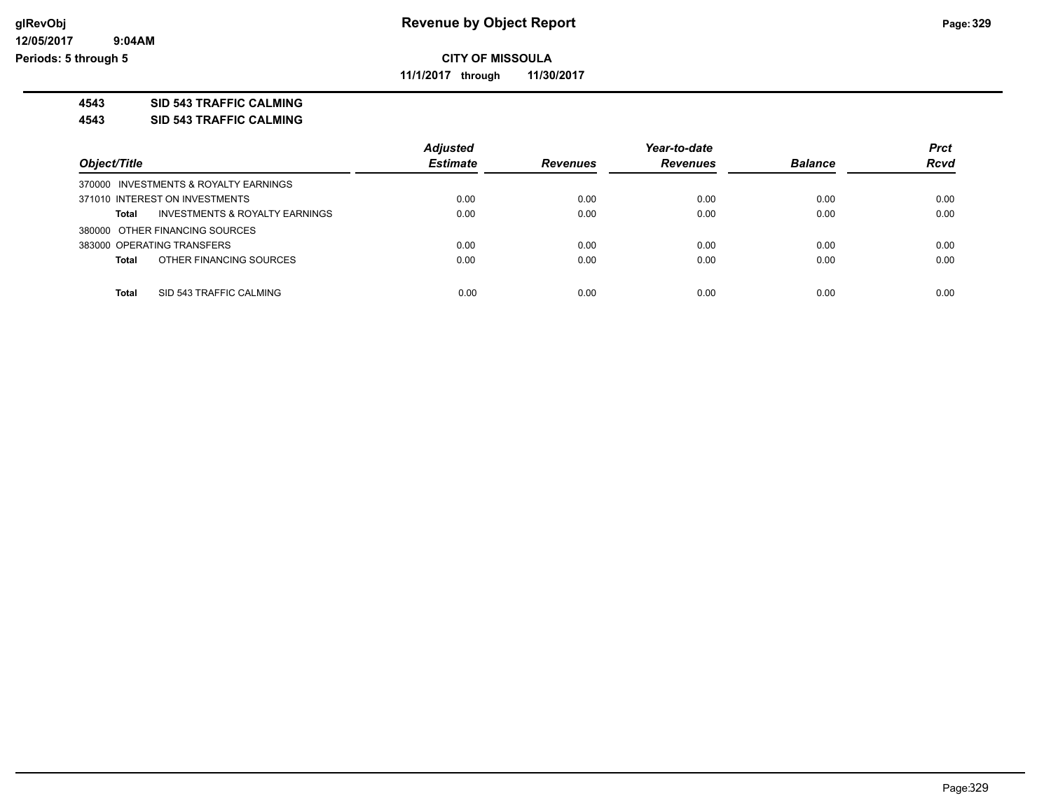**CITY OF MISSOULA**

**11/1/2017 through 11/30/2017**

**4543 SID 543 TRAFFIC CALMING**

**4543 SID 543 TRAFFIC CALMING**

| Object/Title | Adjusted Estimate | Revenues | Year-to-date Revenues | Balance | Prct Rcvd |
|---|---|---|---|---|---|
| 370000 INVESTMENTS & ROYALTY EARNINGS | | | | | |
| 371010 INTEREST ON INVESTMENTS | 0.00 | 0.00 | 0.00 | 0.00 | 0.00 |
| **Total** INVESTMENTS & ROYALTY EARNINGS | 0.00 | 0.00 | 0.00 | 0.00 | 0.00 |
| 380000 OTHER FINANCING SOURCES | | | | | |
| 383000 OPERATING TRANSFERS | 0.00 | 0.00 | 0.00 | 0.00 | 0.00 |
| **Total** OTHER FINANCING SOURCES | 0.00 | 0.00 | 0.00 | 0.00 | 0.00 |
| **Total** SID 543 TRAFFIC CALMING | 0.00 | 0.00 | 0.00 | 0.00 | 0.00 |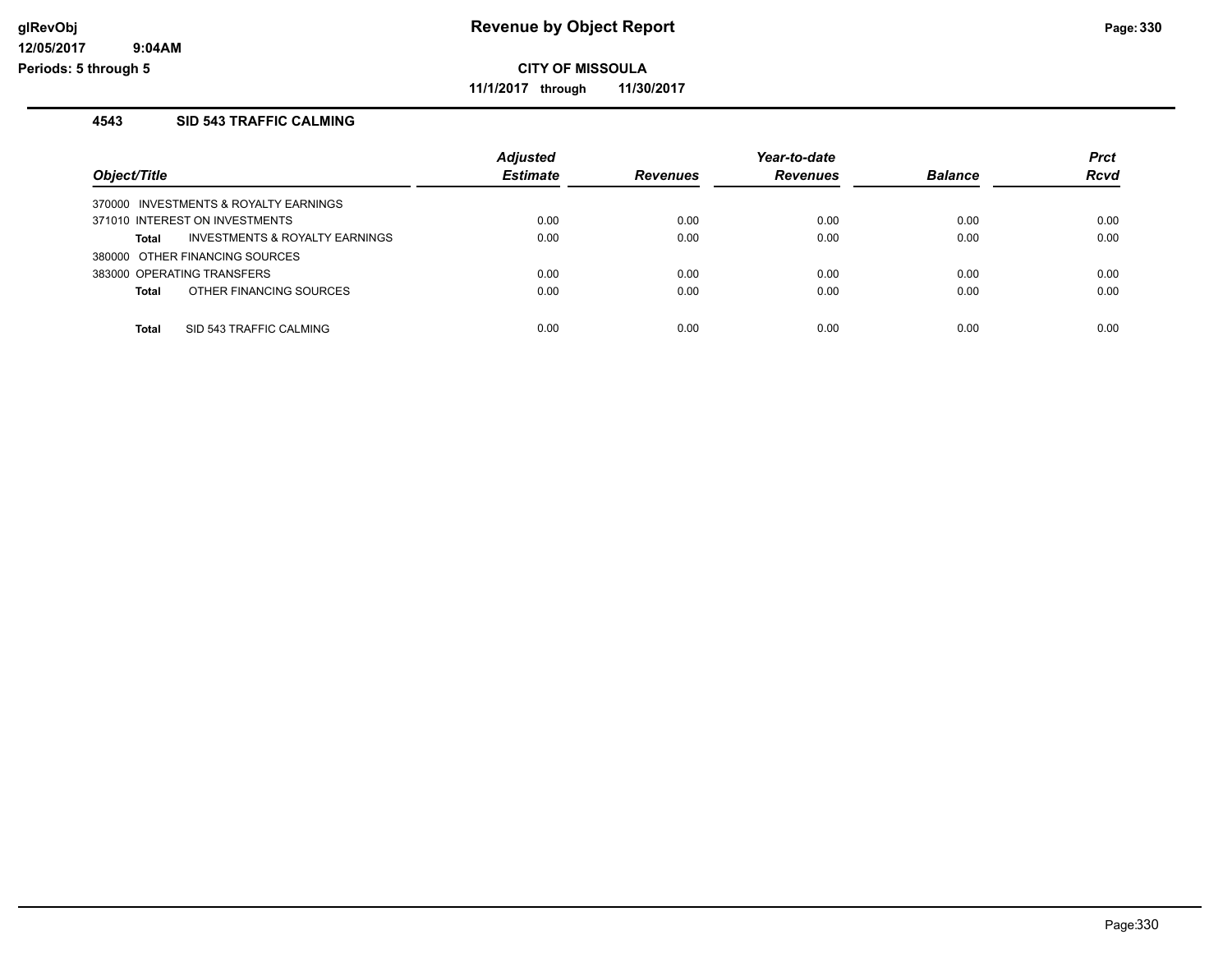# Revenue by Object Report

**CITY OF MISSOULA**

**11/1/2017 through 11/30/2017**

glRevObj
12/05/2017 9:04AM
Periods: 5 through 5

### 4543 SID 543 TRAFFIC CALMING

| Object/Title | Adjusted Estimate | Revenues | Year-to-date Revenues | Balance | Prct Rcvd |
|---|---|---|---|---|---|
| 370000 INVESTMENTS & ROYALTY EARNINGS | | | | | |
| 371010 INTEREST ON INVESTMENTS | 0.00 | 0.00 | 0.00 | 0.00 | 0.00 |
| **Total** INVESTMENTS & ROYALTY EARNINGS | 0.00 | 0.00 | 0.00 | 0.00 | 0.00 |
| 380000 OTHER FINANCING SOURCES | | | | | |
| 383000 OPERATING TRANSFERS | 0.00 | 0.00 | 0.00 | 0.00 | 0.00 |
| **Total** OTHER FINANCING SOURCES | 0.00 | 0.00 | 0.00 | 0.00 | 0.00 |
| **Total** SID 543 TRAFFIC CALMING | 0.00 | 0.00 | 0.00 | 0.00 | 0.00 |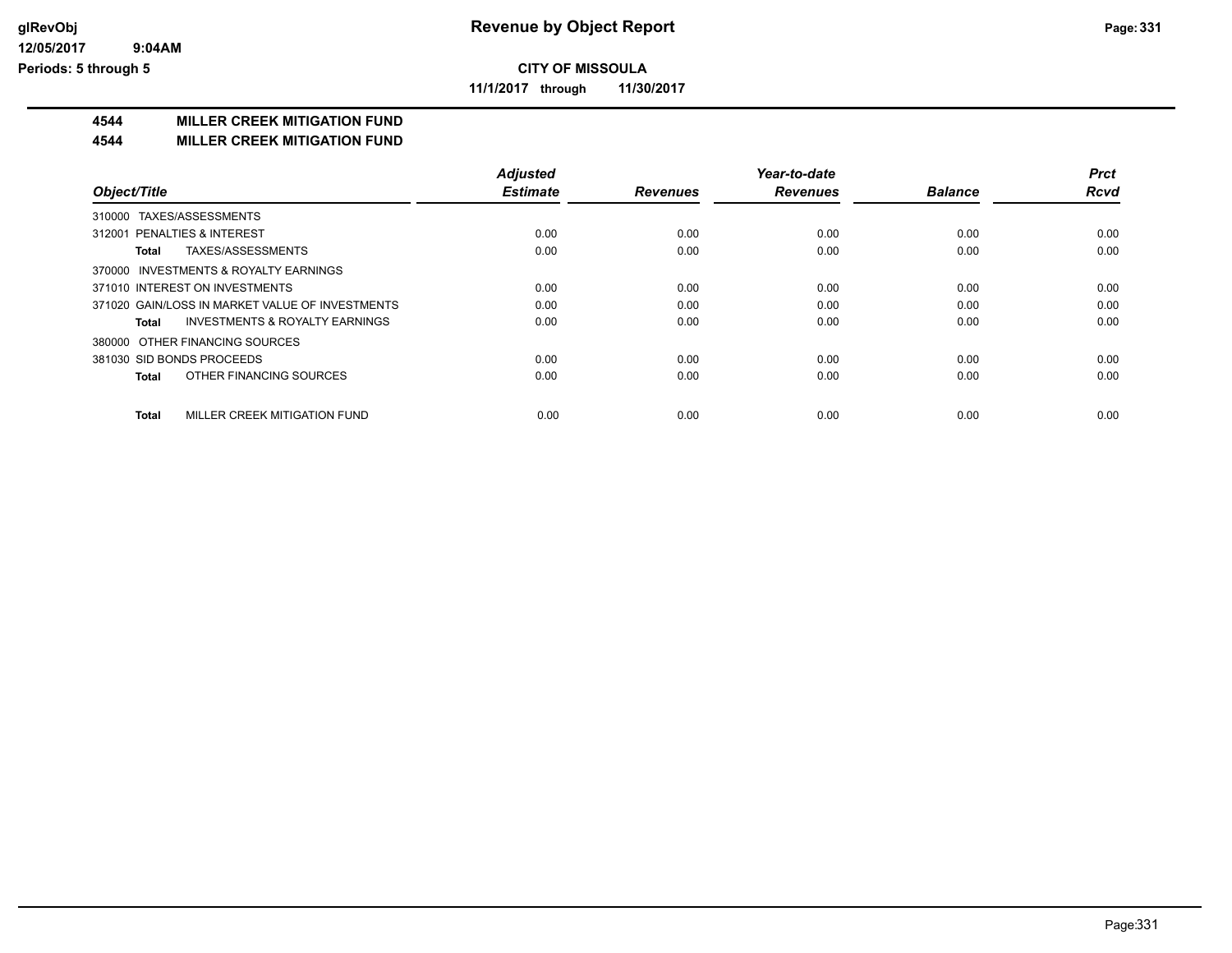**CITY OF MISSOULA**

**11/1/2017 through 11/30/2017**

# Revenue by Object Report

**4544 MILLER CREEK MITIGATION FUND**

**4544 MILLER CREEK MITIGATION FUND**

| Object/Title | Adjusted Estimate | Revenues | Year-to-date Revenues | Balance | Prct Rcvd |
|---|---|---|---|---|---|
| 310000 TAXES/ASSESSMENTS | | | | | |
| 312001 PENALTIES & INTEREST | 0.00 | 0.00 | 0.00 | 0.00 | 0.00 |
| **Total** TAXES/ASSESSMENTS | 0.00 | 0.00 | 0.00 | 0.00 | 0.00 |
| 370000 INVESTMENTS & ROYALTY EARNINGS | | | | | |
| 371010 INTEREST ON INVESTMENTS | 0.00 | 0.00 | 0.00 | 0.00 | 0.00 |
| 371020 GAIN/LOSS IN MARKET VALUE OF INVESTMENTS | 0.00 | 0.00 | 0.00 | 0.00 | 0.00 |
| **Total** INVESTMENTS & ROYALTY EARNINGS | 0.00 | 0.00 | 0.00 | 0.00 | 0.00 |
| 380000 OTHER FINANCING SOURCES | | | | | |
| 381030 SID BONDS PROCEEDS | 0.00 | 0.00 | 0.00 | 0.00 | 0.00 |
| **Total** OTHER FINANCING SOURCES | 0.00 | 0.00 | 0.00 | 0.00 | 0.00 |
| **Total** MILLER CREEK MITIGATION FUND | 0.00 | 0.00 | 0.00 | 0.00 | 0.00 |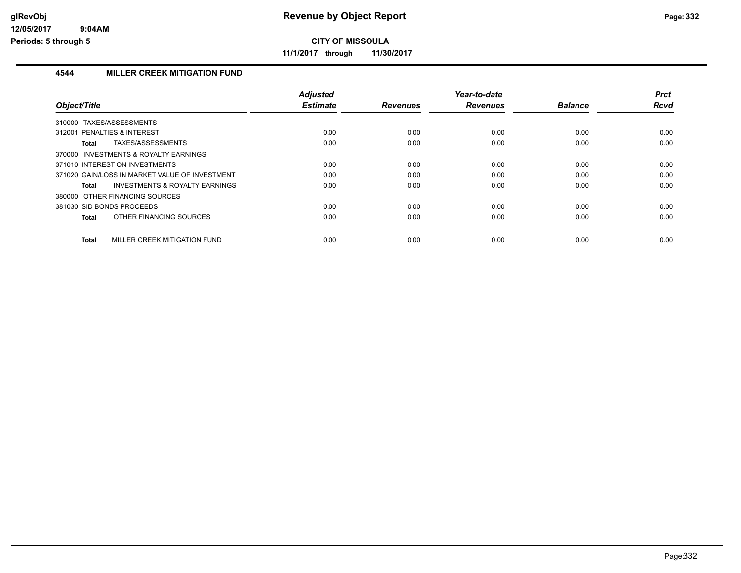# Revenue by Object Report

**CITY OF MISSOULA**

**11/1/2017 through 11/30/2017**

## 4544 MILLER CREEK MITIGATION FUND

| Object/Title | Adjusted Estimate | Revenues | Year-to-date Revenues | Balance | Prct Rcvd |
|---|---|---|---|---|---|
| 310000 TAXES/ASSESSMENTS | | | | | |
| 312001 PENALTIES & INTEREST | 0.00 | 0.00 | 0.00 | 0.00 | 0.00 |
| **Total** TAXES/ASSESSMENTS | 0.00 | 0.00 | 0.00 | 0.00 | 0.00 |
| 370000 INVESTMENTS & ROYALTY EARNINGS | | | | | |
| 371010 INTEREST ON INVESTMENTS | 0.00 | 0.00 | 0.00 | 0.00 | 0.00 |
| 371020 GAIN/LOSS IN MARKET VALUE OF INVESTMENT | 0.00 | 0.00 | 0.00 | 0.00 | 0.00 |
| **Total** INVESTMENTS & ROYALTY EARNINGS | 0.00 | 0.00 | 0.00 | 0.00 | 0.00 |
| 380000 OTHER FINANCING SOURCES | | | | | |
| 381030 SID BONDS PROCEEDS | 0.00 | 0.00 | 0.00 | 0.00 | 0.00 |
| **Total** OTHER FINANCING SOURCES | 0.00 | 0.00 | 0.00 | 0.00 | 0.00 |
| **Total** MILLER CREEK MITIGATION FUND | 0.00 | 0.00 | 0.00 | 0.00 | 0.00 |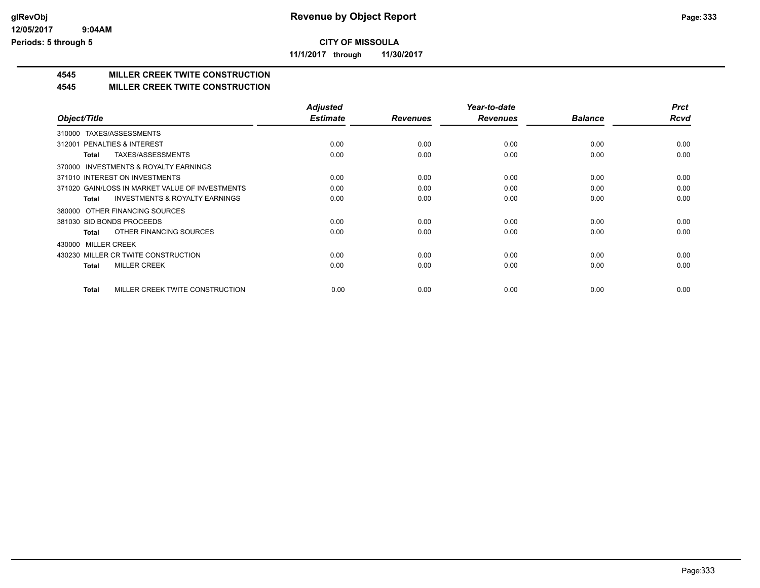**CITY OF MISSOULA**

**11/1/2017 through 11/30/2017**

## 4545 MILLER CREEK TWITE CONSTRUCTION

## 4545 MILLER CREEK TWITE CONSTRUCTION

| Object/Title | Adjusted Estimate | Revenues | Year-to-date Revenues | Balance | Prct Rcvd |
|---|---|---|---|---|---|
| 310000 TAXES/ASSESSMENTS | | | | | |
| 312001 PENALTIES & INTEREST | 0.00 | 0.00 | 0.00 | 0.00 | 0.00 |
| **Total** TAXES/ASSESSMENTS | 0.00 | 0.00 | 0.00 | 0.00 | 0.00 |
| 370000 INVESTMENTS & ROYALTY EARNINGS | | | | | |
| 371010 INTEREST ON INVESTMENTS | 0.00 | 0.00 | 0.00 | 0.00 | 0.00 |
| 371020 GAIN/LOSS IN MARKET VALUE OF INVESTMENTS | 0.00 | 0.00 | 0.00 | 0.00 | 0.00 |
| **Total** INVESTMENTS & ROYALTY EARNINGS | 0.00 | 0.00 | 0.00 | 0.00 | 0.00 |
| 380000 OTHER FINANCING SOURCES | | | | | |
| 381030 SID BONDS PROCEEDS | 0.00 | 0.00 | 0.00 | 0.00 | 0.00 |
| **Total** OTHER FINANCING SOURCES | 0.00 | 0.00 | 0.00 | 0.00 | 0.00 |
| 430000 MILLER CREEK | | | | | |
| 430230 MILLER CR TWITE CONSTRUCTION | 0.00 | 0.00 | 0.00 | 0.00 | 0.00 |
| **Total** MILLER CREEK | 0.00 | 0.00 | 0.00 | 0.00 | 0.00 |
| **Total** MILLER CREEK TWITE CONSTRUCTION | 0.00 | 0.00 | 0.00 | 0.00 | 0.00 |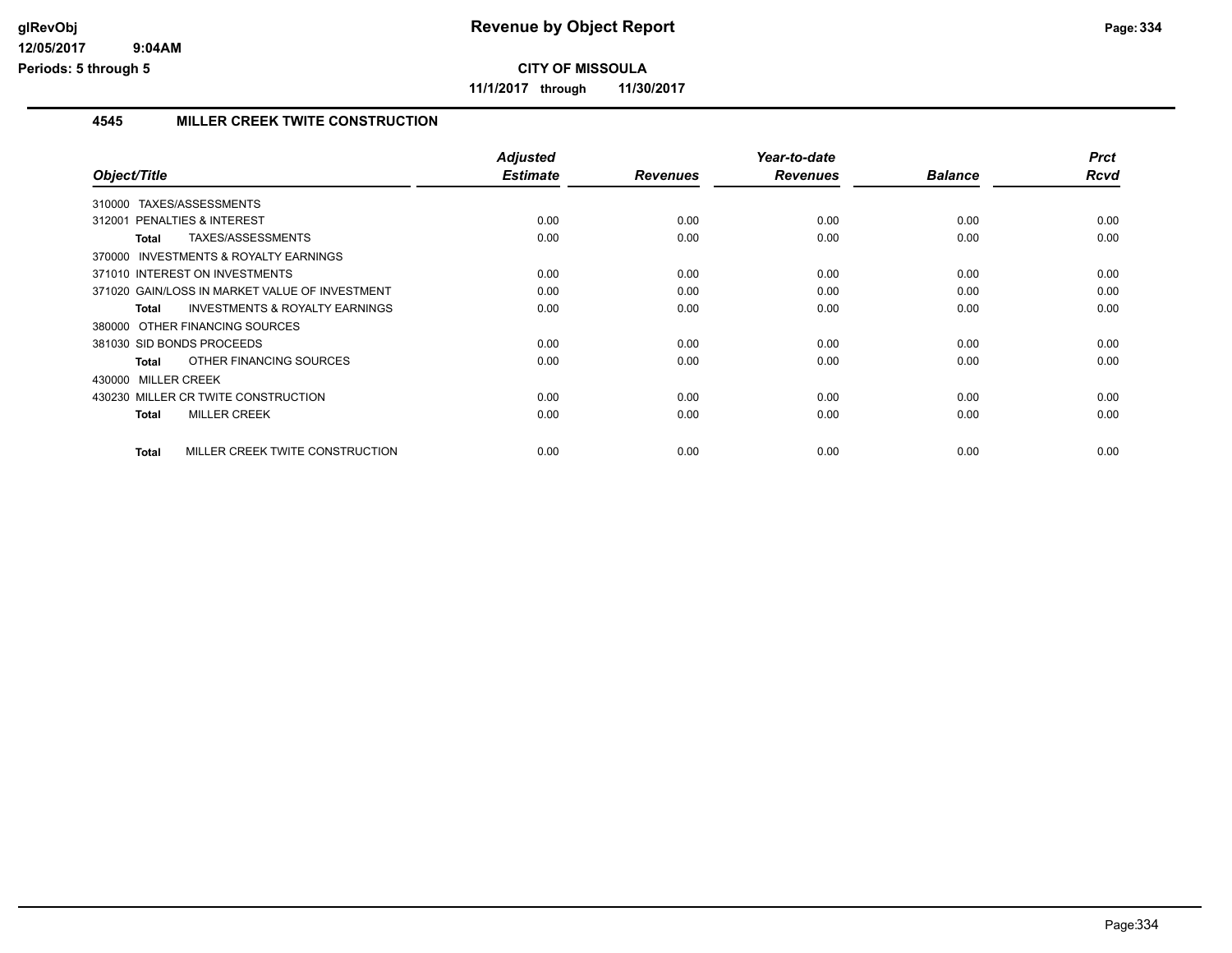# Revenue by Object Report

**CITY OF MISSOULA**

**11/1/2017 through 11/30/2017**

glRevObj
12/05/2017 9:04AM
Periods: 5 through 5

## 4545 MILLER CREEK TWITE CONSTRUCTION

| Object/Title | Adjusted Estimate | Revenues | Year-to-date Revenues | Balance | Prct Rcvd |
|---|---|---|---|---|---|
| 310000 TAXES/ASSESSMENTS | | | | | |
| 312001 PENALTIES & INTEREST | 0.00 | 0.00 | 0.00 | 0.00 | 0.00 |
| **Total** TAXES/ASSESSMENTS | 0.00 | 0.00 | 0.00 | 0.00 | 0.00 |
| 370000 INVESTMENTS & ROYALTY EARNINGS | | | | | |
| 371010 INTEREST ON INVESTMENTS | 0.00 | 0.00 | 0.00 | 0.00 | 0.00 |
| 371020 GAIN/LOSS IN MARKET VALUE OF INVESTMENT | 0.00 | 0.00 | 0.00 | 0.00 | 0.00 |
| **Total** INVESTMENTS & ROYALTY EARNINGS | 0.00 | 0.00 | 0.00 | 0.00 | 0.00 |
| 380000 OTHER FINANCING SOURCES | | | | | |
| 381030 SID BONDS PROCEEDS | 0.00 | 0.00 | 0.00 | 0.00 | 0.00 |
| **Total** OTHER FINANCING SOURCES | 0.00 | 0.00 | 0.00 | 0.00 | 0.00 |
| 430000 MILLER CREEK | | | | | |
| 430230 MILLER CR TWITE CONSTRUCTION | 0.00 | 0.00 | 0.00 | 0.00 | 0.00 |
| **Total** MILLER CREEK | 0.00 | 0.00 | 0.00 | 0.00 | 0.00 |
| **Total** MILLER CREEK TWITE CONSTRUCTION | 0.00 | 0.00 | 0.00 | 0.00 | 0.00 |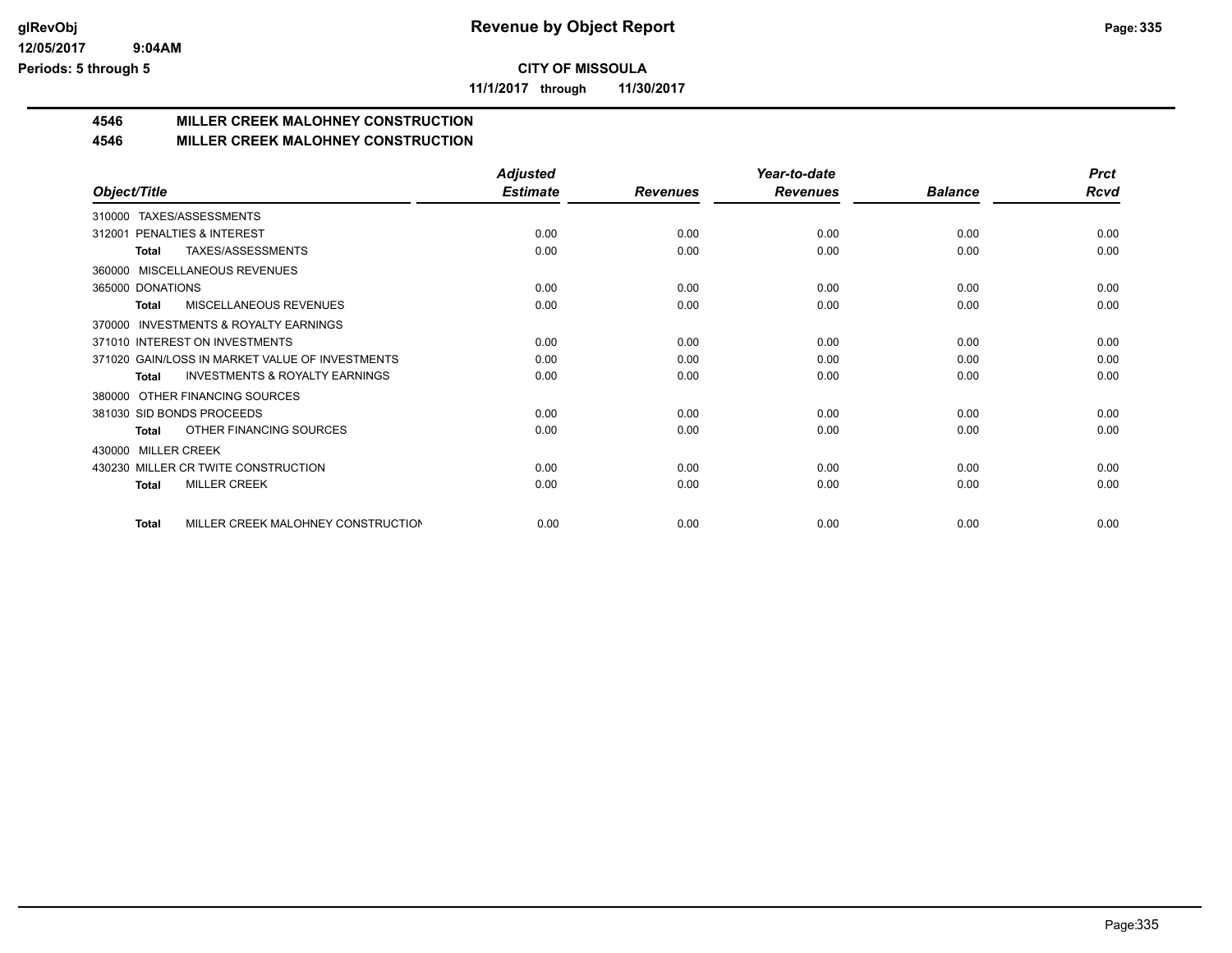**CITY OF MISSOULA**

**11/1/2017 through 11/30/2017**

## 4546 MILLER CREEK MALOHNEY CONSTRUCTION

## 4546 MILLER CREEK MALOHNEY CONSTRUCTION

| Object/Title | Adjusted Estimate | Revenues | Year-to-date Revenues | Balance | Prct Rcvd |
|---|---|---|---|---|---|
| 310000 TAXES/ASSESSMENTS | | | | | |
| 312001 PENALTIES & INTEREST | 0.00 | 0.00 | 0.00 | 0.00 | 0.00 |
| **Total** TAXES/ASSESSMENTS | 0.00 | 0.00 | 0.00 | 0.00 | 0.00 |
| 360000 MISCELLANEOUS REVENUES | | | | | |
| 365000 DONATIONS | 0.00 | 0.00 | 0.00 | 0.00 | 0.00 |
| **Total** MISCELLANEOUS REVENUES | 0.00 | 0.00 | 0.00 | 0.00 | 0.00 |
| 370000 INVESTMENTS & ROYALTY EARNINGS | | | | | |
| 371010 INTEREST ON INVESTMENTS | 0.00 | 0.00 | 0.00 | 0.00 | 0.00 |
| 371020 GAIN/LOSS IN MARKET VALUE OF INVESTMENTS | 0.00 | 0.00 | 0.00 | 0.00 | 0.00 |
| **Total** INVESTMENTS & ROYALTY EARNINGS | 0.00 | 0.00 | 0.00 | 0.00 | 0.00 |
| 380000 OTHER FINANCING SOURCES | | | | | |
| 381030 SID BONDS PROCEEDS | 0.00 | 0.00 | 0.00 | 0.00 | 0.00 |
| **Total** OTHER FINANCING SOURCES | 0.00 | 0.00 | 0.00 | 0.00 | 0.00 |
| 430000 MILLER CREEK | | | | | |
| 430230 MILLER CR TWITE CONSTRUCTION | 0.00 | 0.00 | 0.00 | 0.00 | 0.00 |
| **Total** MILLER CREEK | 0.00 | 0.00 | 0.00 | 0.00 | 0.00 |
| **Total** MILLER CREEK MALOHNEY CONSTRUCTION | 0.00 | 0.00 | 0.00 | 0.00 | 0.00 |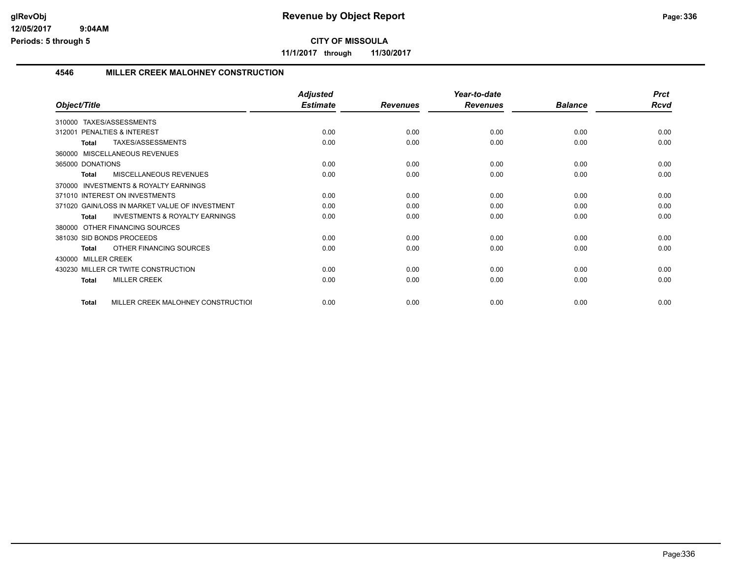**CITY OF MISSOULA**

**11/1/2017 through 11/30/2017**

## 4546 MILLER CREEK MALOHNEY CONSTRUCTION

| Object/Title | Adjusted Estimate | Revenues | Year-to-date Revenues | Balance | Prct Rcvd |
|---|---|---|---|---|---|
| 310000 TAXES/ASSESSMENTS | | | | | |
| 312001 PENALTIES & INTEREST | 0.00 | 0.00 | 0.00 | 0.00 | 0.00 |
| **Total** TAXES/ASSESSMENTS | 0.00 | 0.00 | 0.00 | 0.00 | 0.00 |
| 360000 MISCELLANEOUS REVENUES | | | | | |
| 365000 DONATIONS | 0.00 | 0.00 | 0.00 | 0.00 | 0.00 |
| **Total** MISCELLANEOUS REVENUES | 0.00 | 0.00 | 0.00 | 0.00 | 0.00 |
| 370000 INVESTMENTS & ROYALTY EARNINGS | | | | | |
| 371010 INTEREST ON INVESTMENTS | 0.00 | 0.00 | 0.00 | 0.00 | 0.00 |
| 371020 GAIN/LOSS IN MARKET VALUE OF INVESTMENT | 0.00 | 0.00 | 0.00 | 0.00 | 0.00 |
| **Total** INVESTMENTS & ROYALTY EARNINGS | 0.00 | 0.00 | 0.00 | 0.00 | 0.00 |
| 380000 OTHER FINANCING SOURCES | | | | | |
| 381030 SID BONDS PROCEEDS | 0.00 | 0.00 | 0.00 | 0.00 | 0.00 |
| **Total** OTHER FINANCING SOURCES | 0.00 | 0.00 | 0.00 | 0.00 | 0.00 |
| 430000 MILLER CREEK | | | | | |
| 430230 MILLER CR TWITE CONSTRUCTION | 0.00 | 0.00 | 0.00 | 0.00 | 0.00 |
| **Total** MILLER CREEK | 0.00 | 0.00 | 0.00 | 0.00 | 0.00 |
| **Total** MILLER CREEK MALOHNEY CONSTRUCTIOI | 0.00 | 0.00 | 0.00 | 0.00 | 0.00 |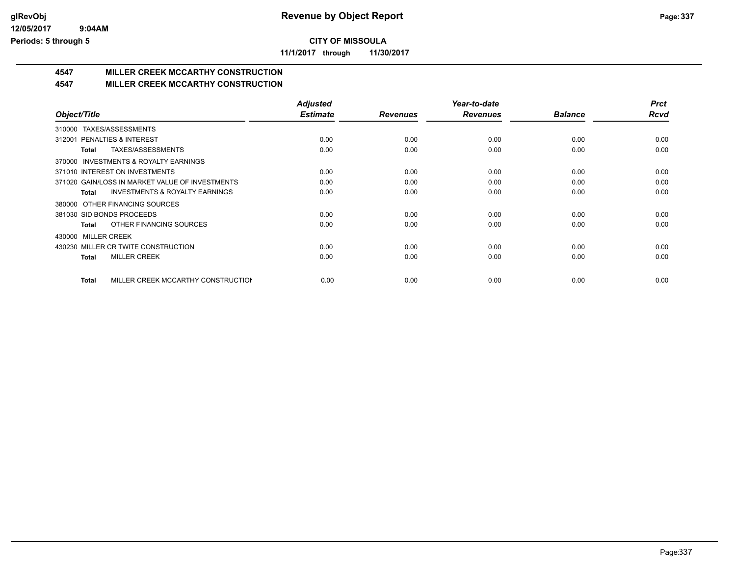**CITY OF MISSOULA**

**11/1/2017 through 11/30/2017**

# 4547 MILLER CREEK MCCARTHY CONSTRUCTION

## 4547 MILLER CREEK MCCARTHY CONSTRUCTION

| Object/Title | Adjusted Estimate | Revenues | Year-to-date Revenues | Balance | Prct Rcvd |
|---|---|---|---|---|---|
| 310000 TAXES/ASSESSMENTS | | | | | |
| 312001 PENALTIES & INTEREST | 0.00 | 0.00 | 0.00 | 0.00 | 0.00 |
| **Total** TAXES/ASSESSMENTS | 0.00 | 0.00 | 0.00 | 0.00 | 0.00 |
| 370000 INVESTMENTS & ROYALTY EARNINGS | | | | | |
| 371010 INTEREST ON INVESTMENTS | 0.00 | 0.00 | 0.00 | 0.00 | 0.00 |
| 371020 GAIN/LOSS IN MARKET VALUE OF INVESTMENTS | 0.00 | 0.00 | 0.00 | 0.00 | 0.00 |
| **Total** INVESTMENTS & ROYALTY EARNINGS | 0.00 | 0.00 | 0.00 | 0.00 | 0.00 |
| 380000 OTHER FINANCING SOURCES | | | | | |
| 381030 SID BONDS PROCEEDS | 0.00 | 0.00 | 0.00 | 0.00 | 0.00 |
| **Total** OTHER FINANCING SOURCES | 0.00 | 0.00 | 0.00 | 0.00 | 0.00 |
| 430000 MILLER CREEK | | | | | |
| 430230 MILLER CR TWITE CONSTRUCTION | 0.00 | 0.00 | 0.00 | 0.00 | 0.00 |
| **Total** MILLER CREEK | 0.00 | 0.00 | 0.00 | 0.00 | 0.00 |
| **Total** MILLER CREEK MCCARTHY CONSTRUCTION | 0.00 | 0.00 | 0.00 | 0.00 | 0.00 |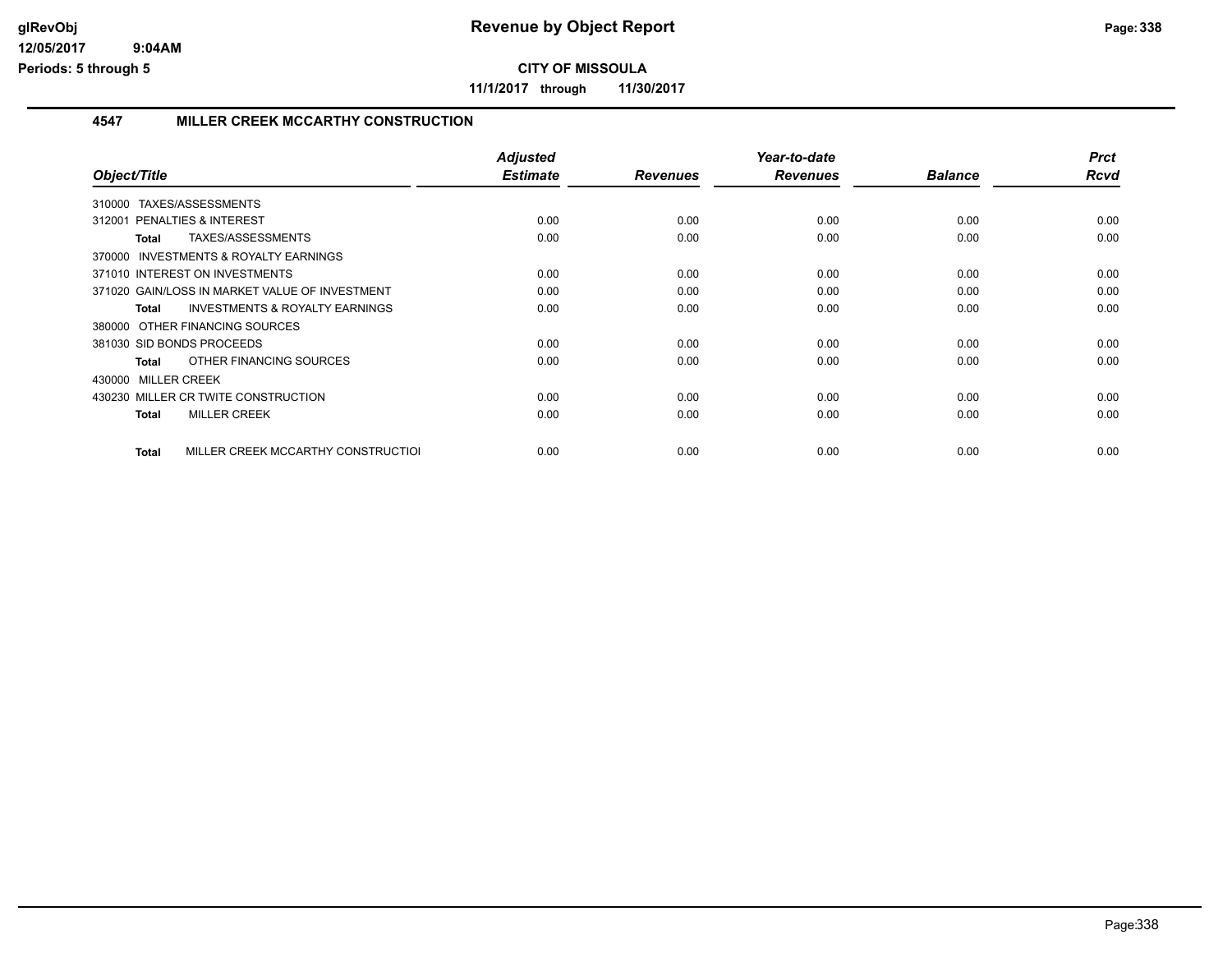# CITY OF MISSOULA

**11/1/2017 through 11/30/2017**

## 4547 MILLER CREEK MCCARTHY CONSTRUCTION

| Object/Title | Adjusted Estimate | Revenues | Year-to-date Revenues | Balance | Prct Rcvd |
|---|---|---|---|---|---|
| 310000 TAXES/ASSESSMENTS | | | | | |
| 312001 PENALTIES & INTEREST | 0.00 | 0.00 | 0.00 | 0.00 | 0.00 |
| **Total** TAXES/ASSESSMENTS | 0.00 | 0.00 | 0.00 | 0.00 | 0.00 |
| 370000 INVESTMENTS & ROYALTY EARNINGS | | | | | |
| 371010 INTEREST ON INVESTMENTS | 0.00 | 0.00 | 0.00 | 0.00 | 0.00 |
| 371020 GAIN/LOSS IN MARKET VALUE OF INVESTMENT | 0.00 | 0.00 | 0.00 | 0.00 | 0.00 |
| **Total** INVESTMENTS & ROYALTY EARNINGS | 0.00 | 0.00 | 0.00 | 0.00 | 0.00 |
| 380000 OTHER FINANCING SOURCES | | | | | |
| 381030 SID BONDS PROCEEDS | 0.00 | 0.00 | 0.00 | 0.00 | 0.00 |
| **Total** OTHER FINANCING SOURCES | 0.00 | 0.00 | 0.00 | 0.00 | 0.00 |
| 430000 MILLER CREEK | | | | | |
| 430230 MILLER CR TWITE CONSTRUCTION | 0.00 | 0.00 | 0.00 | 0.00 | 0.00 |
| **Total** MILLER CREEK | 0.00 | 0.00 | 0.00 | 0.00 | 0.00 |
| **Total** MILLER CREEK MCCARTHY CONSTRUCTIOI | 0.00 | 0.00 | 0.00 | 0.00 | 0.00 |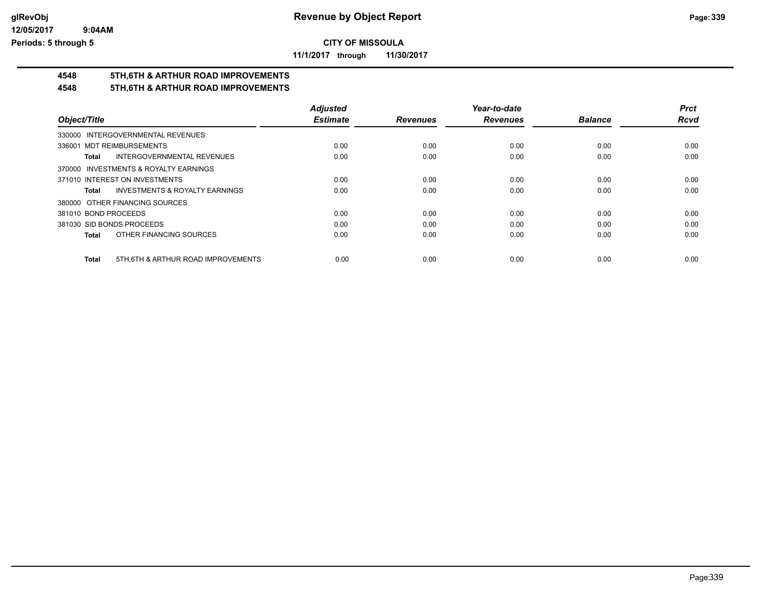**CITY OF MISSOULA**

**11/1/2017 through 11/30/2017**

## 4548 5TH,6TH & ARTHUR ROAD IMPROVEMENTS

## 4548 5TH,6TH & ARTHUR ROAD IMPROVEMENTS

| Object/Title | Adjusted Estimate | Revenues | Year-to-date Revenues | Balance | Prct Rcvd |
|---|---|---|---|---|---|
| 330000 INTERGOVERNMENTAL REVENUES | | | | | |
| 336001 MDT REIMBURSEMENTS | 0.00 | 0.00 | 0.00 | 0.00 | 0.00 |
| **Total** INTERGOVERNMENTAL REVENUES | 0.00 | 0.00 | 0.00 | 0.00 | 0.00 |
| 370000 INVESTMENTS & ROYALTY EARNINGS | | | | | |
| 371010 INTEREST ON INVESTMENTS | 0.00 | 0.00 | 0.00 | 0.00 | 0.00 |
| **Total** INVESTMENTS & ROYALTY EARNINGS | 0.00 | 0.00 | 0.00 | 0.00 | 0.00 |
| 380000 OTHER FINANCING SOURCES | | | | | |
| 381010 BOND PROCEEDS | 0.00 | 0.00 | 0.00 | 0.00 | 0.00 |
| 381030 SID BONDS PROCEEDS | 0.00 | 0.00 | 0.00 | 0.00 | 0.00 |
| **Total** OTHER FINANCING SOURCES | 0.00 | 0.00 | 0.00 | 0.00 | 0.00 |
| **Total** 5TH,6TH & ARTHUR ROAD IMPROVEMENTS | 0.00 | 0.00 | 0.00 | 0.00 | 0.00 |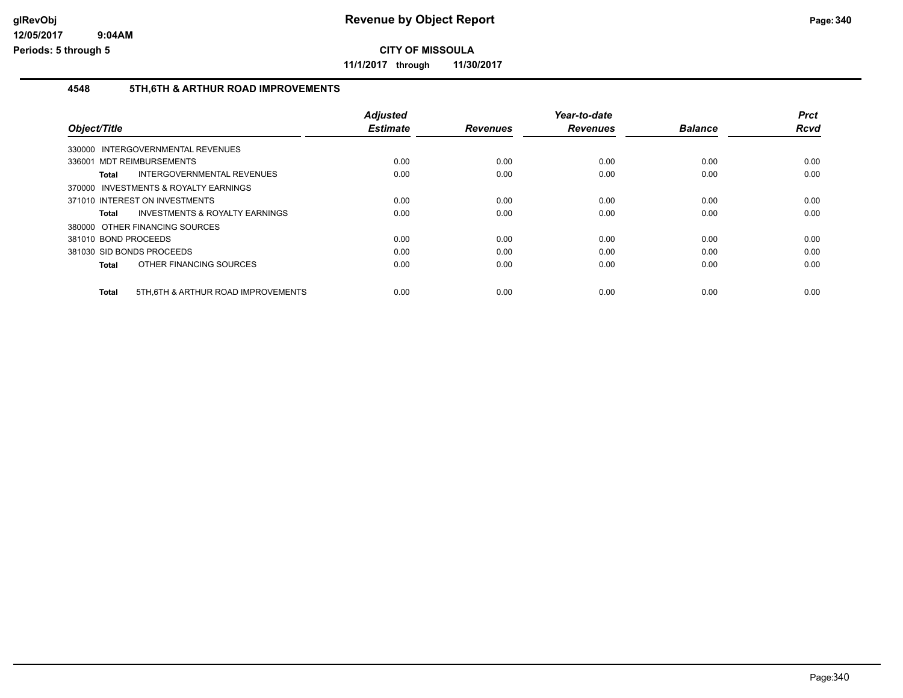# Revenue by Object Report

**CITY OF MISSOULA**

**11/1/2017 through 11/30/2017**

glRevObj
12/05/2017 9:04AM
Periods: 5 through 5

## 4548 5TH,6TH & ARTHUR ROAD IMPROVEMENTS

| Object/Title | Adjusted Estimate | Revenues | Year-to-date Revenues | Balance | Prct Rcvd |
|---|---|---|---|---|---|
| 330000 INTERGOVERNMENTAL REVENUES | | | | | |
| 336001 MDT REIMBURSEMENTS | 0.00 | 0.00 | 0.00 | 0.00 | 0.00 |
| **Total** INTERGOVERNMENTAL REVENUES | 0.00 | 0.00 | 0.00 | 0.00 | 0.00 |
| 370000 INVESTMENTS & ROYALTY EARNINGS | | | | | |
| 371010 INTEREST ON INVESTMENTS | 0.00 | 0.00 | 0.00 | 0.00 | 0.00 |
| **Total** INVESTMENTS & ROYALTY EARNINGS | 0.00 | 0.00 | 0.00 | 0.00 | 0.00 |
| 380000 OTHER FINANCING SOURCES | | | | | |
| 381010 BOND PROCEEDS | 0.00 | 0.00 | 0.00 | 0.00 | 0.00 |
| 381030 SID BONDS PROCEEDS | 0.00 | 0.00 | 0.00 | 0.00 | 0.00 |
| **Total** OTHER FINANCING SOURCES | 0.00 | 0.00 | 0.00 | 0.00 | 0.00 |
| **Total** 5TH,6TH & ARTHUR ROAD IMPROVEMENTS | 0.00 | 0.00 | 0.00 | 0.00 | 0.00 |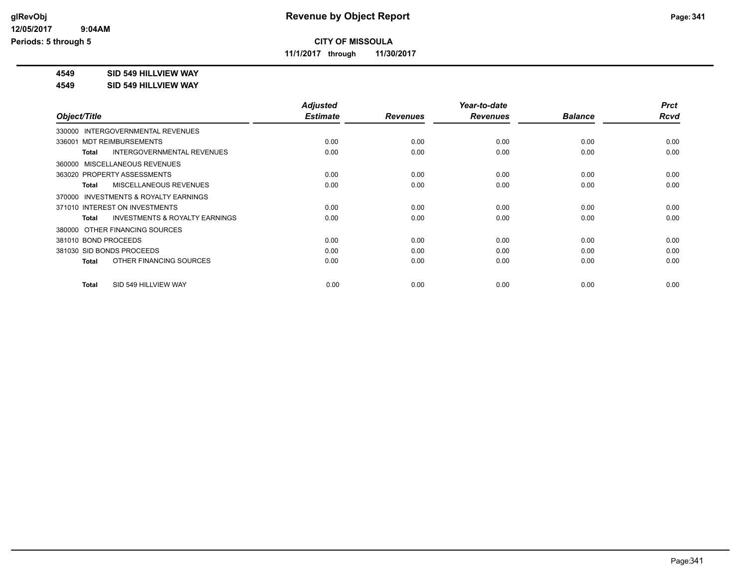**CITY OF MISSOULA**

**11/1/2017 through 11/30/2017**

**4549 SID 549 HILLVIEW WAY**

**4549 SID 549 HILLVIEW WAY**

| Object/Title | Adjusted Estimate | Revenues | Year-to-date Revenues | Balance | Prct Rcvd |
|---|---|---|---|---|---|
| 330000 INTERGOVERNMENTAL REVENUES | | | | | |
| 336001 MDT REIMBURSEMENTS | 0.00 | 0.00 | 0.00 | 0.00 | 0.00 |
| **Total** INTERGOVERNMENTAL REVENUES | 0.00 | 0.00 | 0.00 | 0.00 | 0.00 |
| 360000 MISCELLANEOUS REVENUES | | | | | |
| 363020 PROPERTY ASSESSMENTS | 0.00 | 0.00 | 0.00 | 0.00 | 0.00 |
| **Total** MISCELLANEOUS REVENUES | 0.00 | 0.00 | 0.00 | 0.00 | 0.00 |
| 370000 INVESTMENTS & ROYALTY EARNINGS | | | | | |
| 371010 INTEREST ON INVESTMENTS | 0.00 | 0.00 | 0.00 | 0.00 | 0.00 |
| **Total** INVESTMENTS & ROYALTY EARNINGS | 0.00 | 0.00 | 0.00 | 0.00 | 0.00 |
| 380000 OTHER FINANCING SOURCES | | | | | |
| 381010 BOND PROCEEDS | 0.00 | 0.00 | 0.00 | 0.00 | 0.00 |
| 381030 SID BONDS PROCEEDS | 0.00 | 0.00 | 0.00 | 0.00 | 0.00 |
| **Total** OTHER FINANCING SOURCES | 0.00 | 0.00 | 0.00 | 0.00 | 0.00 |
| **Total** SID 549 HILLVIEW WAY | 0.00 | 0.00 | 0.00 | 0.00 | 0.00 |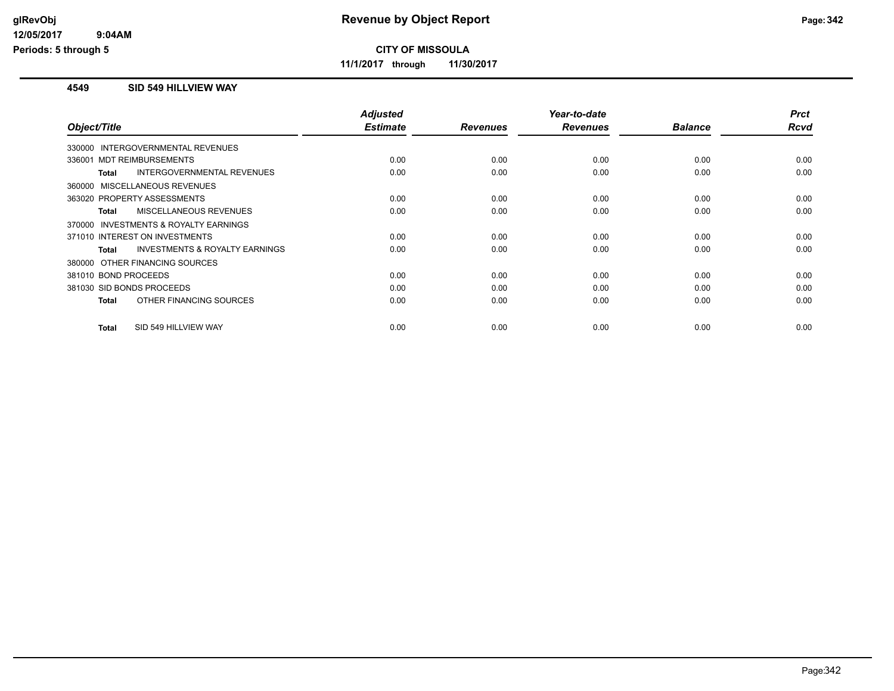# Revenue by Object Report

**CITY OF MISSOULA**

**11/1/2017 through 11/30/2017**

glRevObj
12/05/2017 9:04AM
Periods: 5 through 5

## 4549 SID 549 HILLVIEW WAY

| Object/Title | Adjusted Estimate | Revenues | Year-to-date Revenues | Balance | Prct Rcvd |
|---|---|---|---|---|---|
| 330000 INTERGOVERNMENTAL REVENUES | | | | | |
| 336001 MDT REIMBURSEMENTS | 0.00 | 0.00 | 0.00 | 0.00 | 0.00 |
| **Total** INTERGOVERNMENTAL REVENUES | 0.00 | 0.00 | 0.00 | 0.00 | 0.00 |
| 360000 MISCELLANEOUS REVENUES | | | | | |
| 363020 PROPERTY ASSESSMENTS | 0.00 | 0.00 | 0.00 | 0.00 | 0.00 |
| **Total** MISCELLANEOUS REVENUES | 0.00 | 0.00 | 0.00 | 0.00 | 0.00 |
| 370000 INVESTMENTS & ROYALTY EARNINGS | | | | | |
| 371010 INTEREST ON INVESTMENTS | 0.00 | 0.00 | 0.00 | 0.00 | 0.00 |
| **Total** INVESTMENTS & ROYALTY EARNINGS | 0.00 | 0.00 | 0.00 | 0.00 | 0.00 |
| 380000 OTHER FINANCING SOURCES | | | | | |
| 381010 BOND PROCEEDS | 0.00 | 0.00 | 0.00 | 0.00 | 0.00 |
| 381030 SID BONDS PROCEEDS | 0.00 | 0.00 | 0.00 | 0.00 | 0.00 |
| **Total** OTHER FINANCING SOURCES | 0.00 | 0.00 | 0.00 | 0.00 | 0.00 |
| **Total** SID 549 HILLVIEW WAY | 0.00 | 0.00 | 0.00 | 0.00 | 0.00 |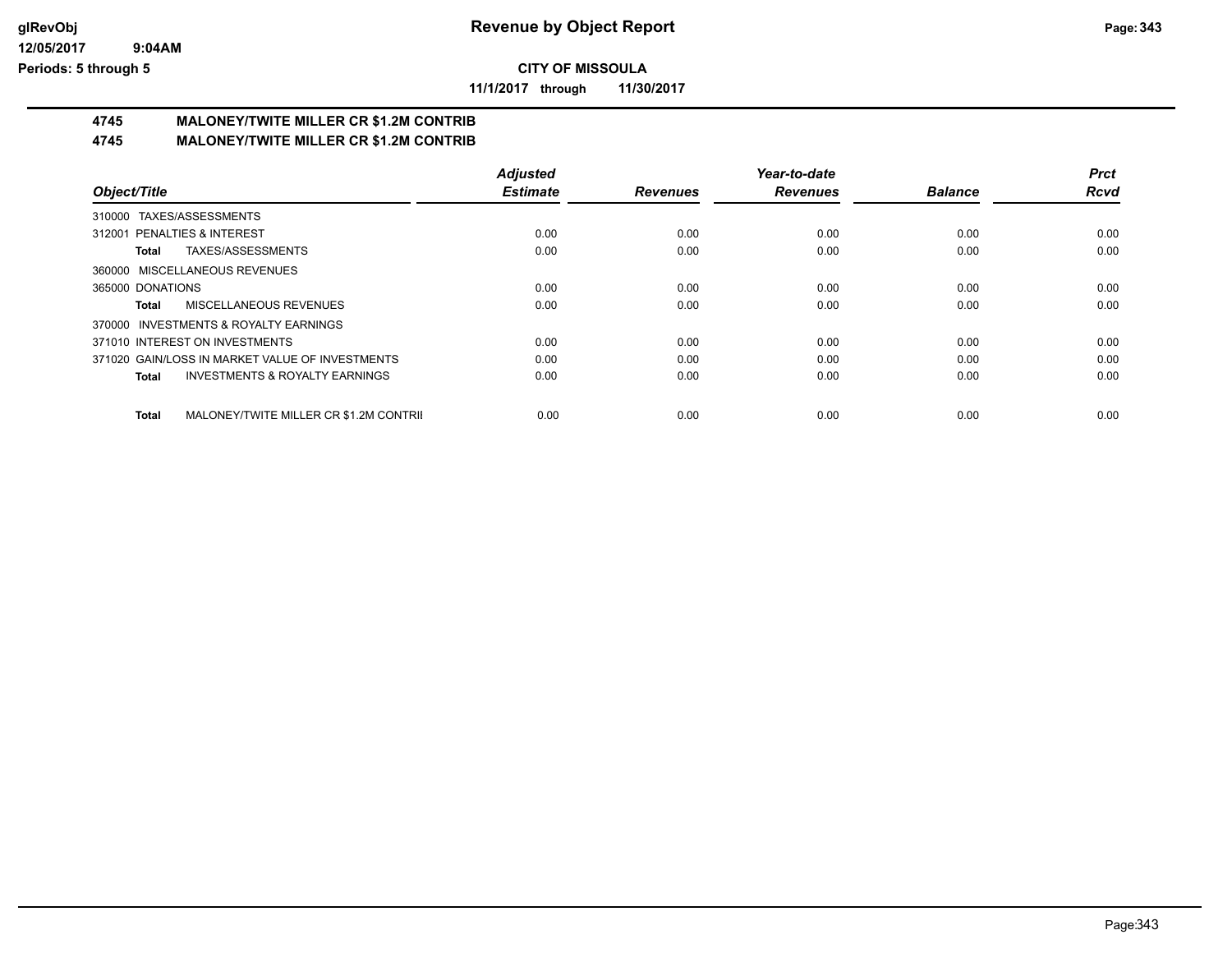**CITY OF MISSOULA**

**11/1/2017 through 11/30/2017**

# 4745 MALONEY/TWITE MILLER CR $1.2M CONTRIB

## 4745 MALONEY/TWITE MILLER CR $1.2M CONTRIB

| Object/Title | Adjusted Estimate | Revenues | Year-to-date Revenues | Balance | Prct Rcvd |
|---|---|---|---|---|---|
| 310000 TAXES/ASSESSMENTS | | | | | |
| 312001 PENALTIES & INTEREST | 0.00 | 0.00 | 0.00 | 0.00 | 0.00 |
| **Total** TAXES/ASSESSMENTS | 0.00 | 0.00 | 0.00 | 0.00 | 0.00 |
| 360000 MISCELLANEOUS REVENUES | | | | | |
| 365000 DONATIONS | 0.00 | 0.00 | 0.00 | 0.00 | 0.00 |
| **Total** MISCELLANEOUS REVENUES | 0.00 | 0.00 | 0.00 | 0.00 | 0.00 |
| 370000 INVESTMENTS & ROYALTY EARNINGS | | | | | |
| 371010 INTEREST ON INVESTMENTS | 0.00 | 0.00 | 0.00 | 0.00 | 0.00 |
| 371020 GAIN/LOSS IN MARKET VALUE OF INVESTMENTS | 0.00 | 0.00 | 0.00 | 0.00 | 0.00 |
| **Total** INVESTMENTS & ROYALTY EARNINGS | 0.00 | 0.00 | 0.00 | 0.00 | 0.00 |
| **Total** MALONEY/TWITE MILLER CR $1.2M CONTRII | 0.00 | 0.00 | 0.00 | 0.00 | 0.00 |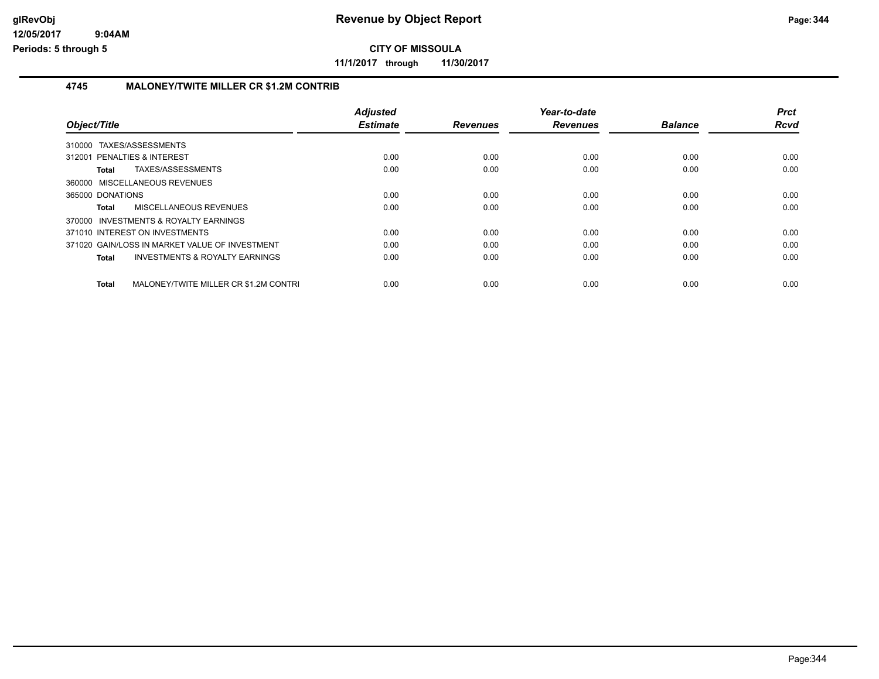# Revenue by Object Report

**CITY OF MISSOULA**

**11/1/2017 through 11/30/2017**

glRevObj
12/05/2017 9:04AM
Periods: 5 through 5

## 4745 MALONEY/TWITE MILLER CR $1.2M CONTRIB

| Object/Title | Adjusted Estimate | Revenues | Year-to-date Revenues | Balance | Prct Rcvd |
|---|---|---|---|---|---|
| 310000 TAXES/ASSESSMENTS | | | | | |
| 312001 PENALTIES & INTEREST | 0.00 | 0.00 | 0.00 | 0.00 | 0.00 |
| **Total** TAXES/ASSESSMENTS | 0.00 | 0.00 | 0.00 | 0.00 | 0.00 |
| 360000 MISCELLANEOUS REVENUES | | | | | |
| 365000 DONATIONS | 0.00 | 0.00 | 0.00 | 0.00 | 0.00 |
| **Total** MISCELLANEOUS REVENUES | 0.00 | 0.00 | 0.00 | 0.00 | 0.00 |
| 370000 INVESTMENTS & ROYALTY EARNINGS | | | | | |
| 371010 INTEREST ON INVESTMENTS | 0.00 | 0.00 | 0.00 | 0.00 | 0.00 |
| 371020 GAIN/LOSS IN MARKET VALUE OF INVESTMENT | 0.00 | 0.00 | 0.00 | 0.00 | 0.00 |
| **Total** INVESTMENTS & ROYALTY EARNINGS | 0.00 | 0.00 | 0.00 | 0.00 | 0.00 |
| **Total** MALONEY/TWITE MILLER CR $1.2M CONTRI | 0.00 | 0.00 | 0.00 | 0.00 | 0.00 |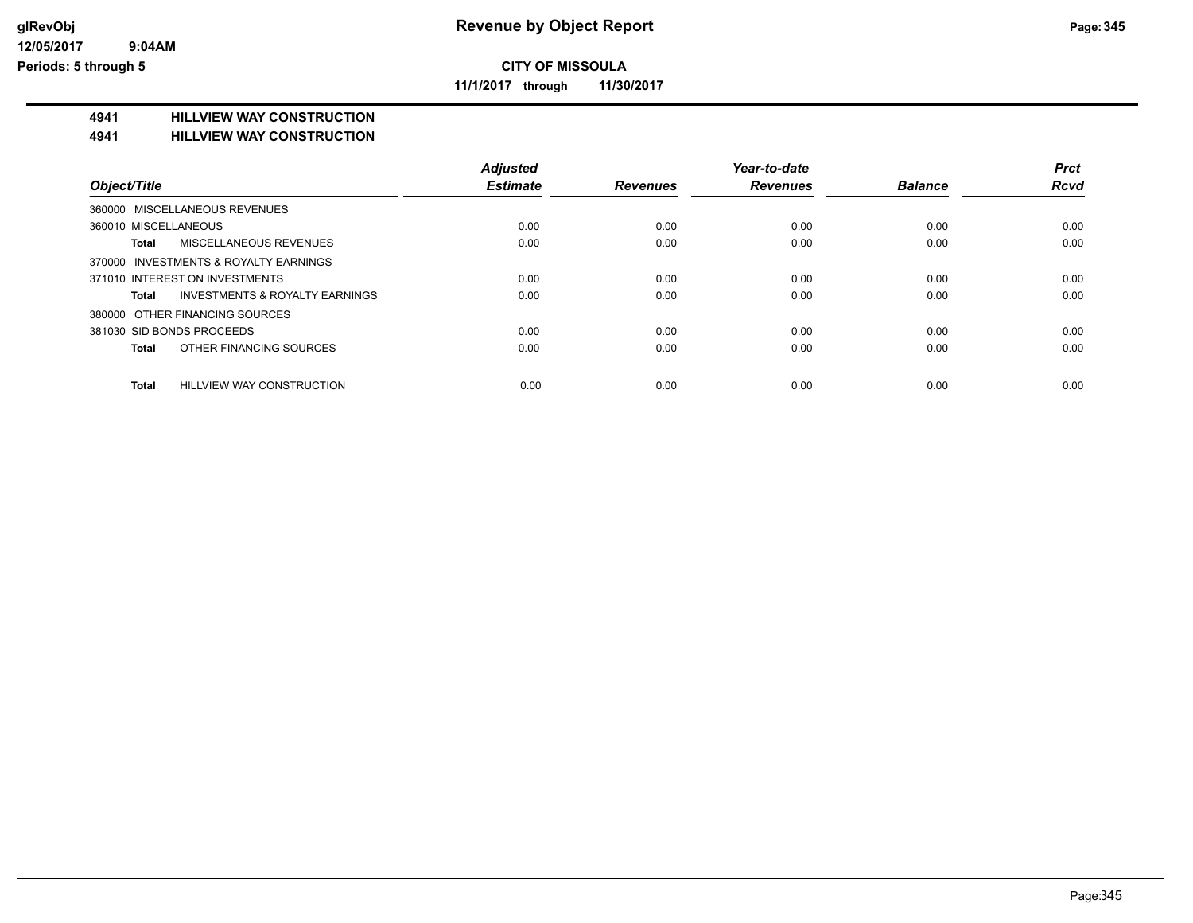# Revenue by Object Report

**CITY OF MISSOULA**

**11/1/2017 through 11/30/2017**

glRevObj
12/05/2017 9:04AM
Periods: 5 through 5

## 4941 HILLVIEW WAY CONSTRUCTION
## 4941 HILLVIEW WAY CONSTRUCTION

| Object/Title | Adjusted Estimate | Revenues | Year-to-date Revenues | Balance | Prct Rcvd |
|---|---|---|---|---|---|
| 360000 MISCELLANEOUS REVENUES | | | | | |
| 360010 MISCELLANEOUS | 0.00 | 0.00 | 0.00 | 0.00 | 0.00 |
| **Total** MISCELLANEOUS REVENUES | 0.00 | 0.00 | 0.00 | 0.00 | 0.00 |
| 370000 INVESTMENTS & ROYALTY EARNINGS | | | | | |
| 371010 INTEREST ON INVESTMENTS | 0.00 | 0.00 | 0.00 | 0.00 | 0.00 |
| **Total** INVESTMENTS & ROYALTY EARNINGS | 0.00 | 0.00 | 0.00 | 0.00 | 0.00 |
| 380000 OTHER FINANCING SOURCES | | | | | |
| 381030 SID BONDS PROCEEDS | 0.00 | 0.00 | 0.00 | 0.00 | 0.00 |
| **Total** OTHER FINANCING SOURCES | 0.00 | 0.00 | 0.00 | 0.00 | 0.00 |
| **Total** HILLVIEW WAY CONSTRUCTION | 0.00 | 0.00 | 0.00 | 0.00 | 0.00 |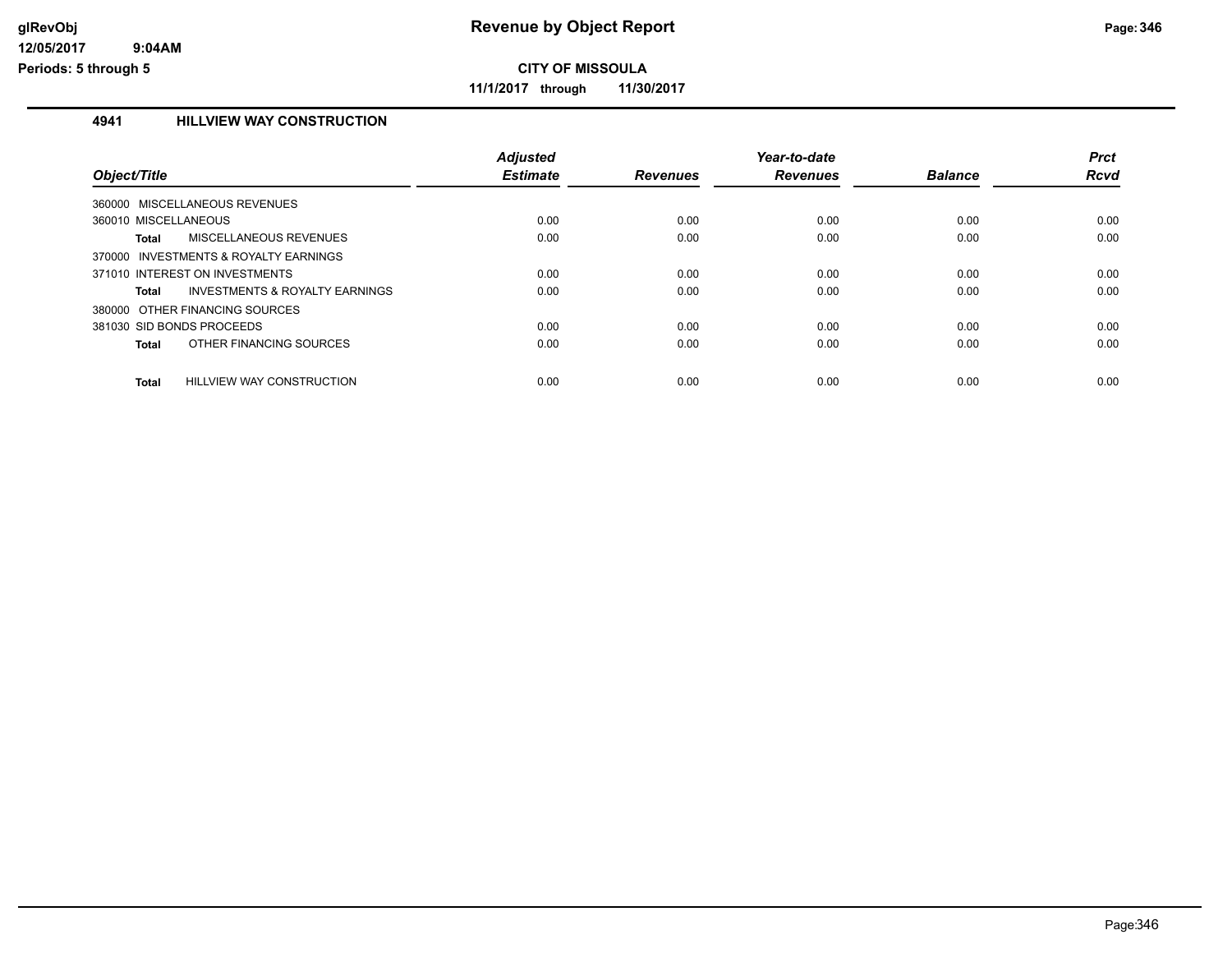# Revenue by Object Report

**CITY OF MISSOULA**

**11/1/2017 through 11/30/2017**

glRevObj
12/05/2017 9:04AM
Periods: 5 through 5

## 4941 HILLVIEW WAY CONSTRUCTION

| Object/Title | Adjusted Estimate | Revenues | Year-to-date Revenues | Balance | Prct Rcvd |
|---|---|---|---|---|---|
| 360000 MISCELLANEOUS REVENUES | | | | | |
| 360010 MISCELLANEOUS | 0.00 | 0.00 | 0.00 | 0.00 | 0.00 |
| **Total** MISCELLANEOUS REVENUES | 0.00 | 0.00 | 0.00 | 0.00 | 0.00 |
| 370000 INVESTMENTS & ROYALTY EARNINGS | | | | | |
| 371010 INTEREST ON INVESTMENTS | 0.00 | 0.00 | 0.00 | 0.00 | 0.00 |
| **Total** INVESTMENTS & ROYALTY EARNINGS | 0.00 | 0.00 | 0.00 | 0.00 | 0.00 |
| 380000 OTHER FINANCING SOURCES | | | | | |
| 381030 SID BONDS PROCEEDS | 0.00 | 0.00 | 0.00 | 0.00 | 0.00 |
| **Total** OTHER FINANCING SOURCES | 0.00 | 0.00 | 0.00 | 0.00 | 0.00 |
| **Total** HILLVIEW WAY CONSTRUCTION | 0.00 | 0.00 | 0.00 | 0.00 | 0.00 |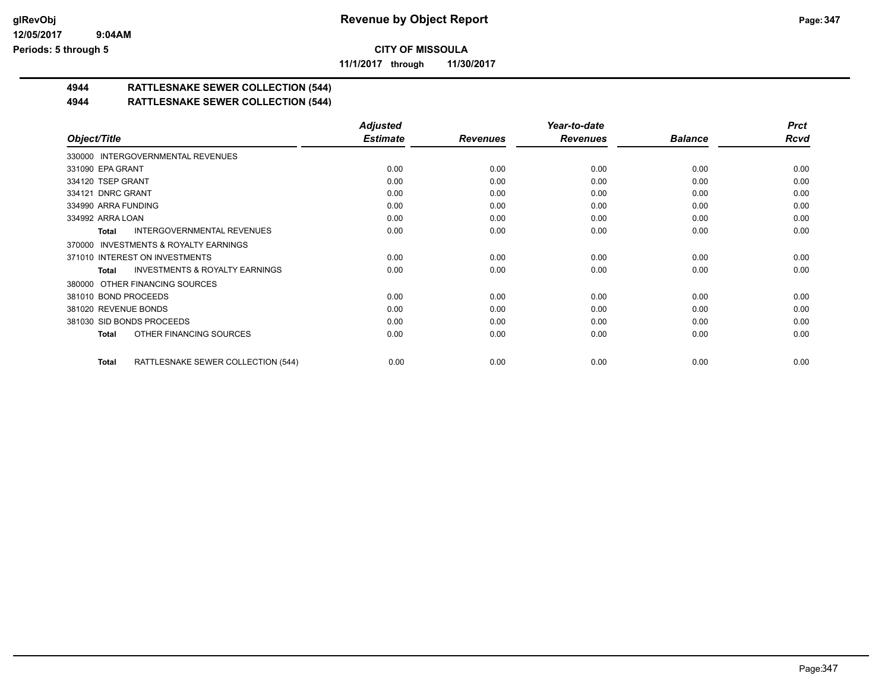# CITY OF MISSOULA

**11/1/2017 through 11/30/2017**

## 4944 RATTLESNAKE SEWER COLLECTION (544)

## 4944 RATTLESNAKE SEWER COLLECTION (544)

| Object/Title | Adjusted Estimate | Revenues | Year-to-date Revenues | Balance | Prct Rcvd |
|---|---|---|---|---|---|
| 330000 INTERGOVERNMENTAL REVENUES | | | | | |
| 331090 EPA GRANT | 0.00 | 0.00 | 0.00 | 0.00 | 0.00 |
| 334120 TSEP GRANT | 0.00 | 0.00 | 0.00 | 0.00 | 0.00 |
| 334121 DNRC GRANT | 0.00 | 0.00 | 0.00 | 0.00 | 0.00 |
| 334990 ARRA FUNDING | 0.00 | 0.00 | 0.00 | 0.00 | 0.00 |
| 334992 ARRA LOAN | 0.00 | 0.00 | 0.00 | 0.00 | 0.00 |
| **Total** INTERGOVERNMENTAL REVENUES | 0.00 | 0.00 | 0.00 | 0.00 | 0.00 |
| 370000 INVESTMENTS & ROYALTY EARNINGS | | | | | |
| 371010 INTEREST ON INVESTMENTS | 0.00 | 0.00 | 0.00 | 0.00 | 0.00 |
| **Total** INVESTMENTS & ROYALTY EARNINGS | 0.00 | 0.00 | 0.00 | 0.00 | 0.00 |
| 380000 OTHER FINANCING SOURCES | | | | | |
| 381010 BOND PROCEEDS | 0.00 | 0.00 | 0.00 | 0.00 | 0.00 |
| 381020 REVENUE BONDS | 0.00 | 0.00 | 0.00 | 0.00 | 0.00 |
| 381030 SID BONDS PROCEEDS | 0.00 | 0.00 | 0.00 | 0.00 | 0.00 |
| **Total** OTHER FINANCING SOURCES | 0.00 | 0.00 | 0.00 | 0.00 | 0.00 |
| **Total** RATTLESNAKE SEWER COLLECTION (544) | 0.00 | 0.00 | 0.00 | 0.00 | 0.00 |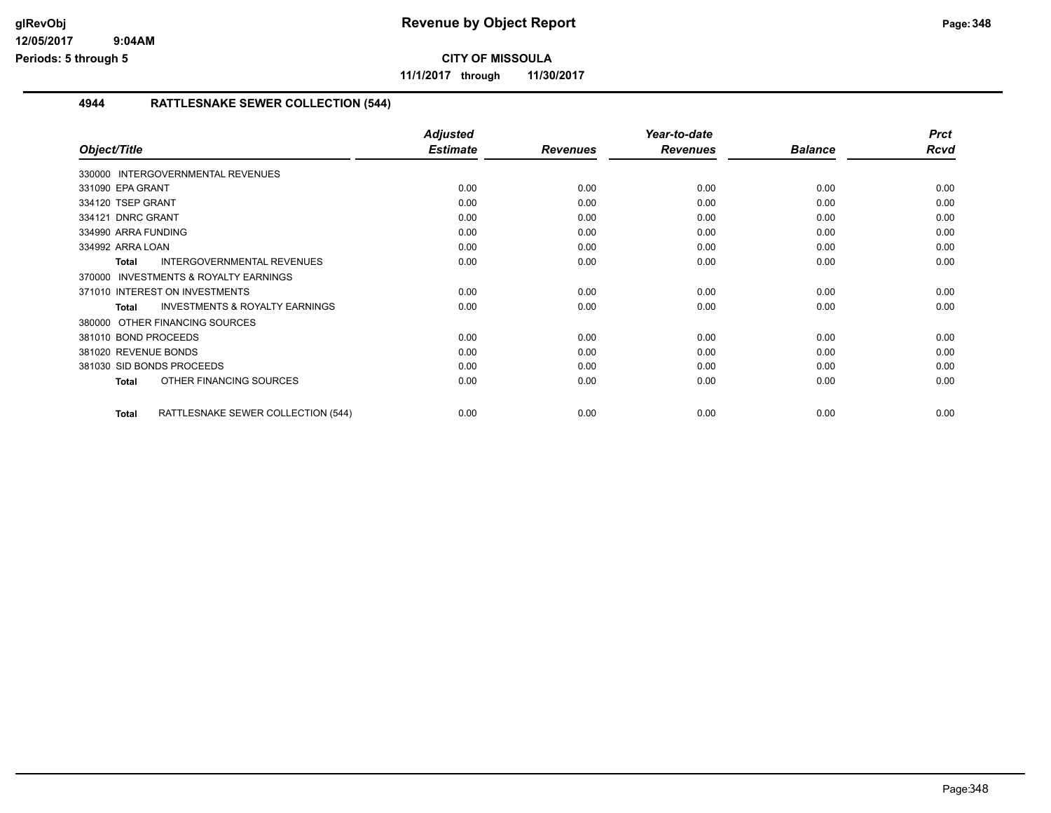# Revenue by Object Report

## CITY OF MISSOULA

**11/1/2017 through 11/30/2017**

glRevObj
12/05/2017 9:04AM
Periods: 5 through 5

### 4944 RATTLESNAKE SEWER COLLECTION (544)

| Object/Title | Adjusted Estimate | Revenues | Year-to-date Revenues | Balance | Prct Rcvd |
|---|---|---|---|---|---|
| 330000 INTERGOVERNMENTAL REVENUES | | | | | |
| 331090 EPA GRANT | 0.00 | 0.00 | 0.00 | 0.00 | 0.00 |
| 334120 TSEP GRANT | 0.00 | 0.00 | 0.00 | 0.00 | 0.00 |
| 334121 DNRC GRANT | 0.00 | 0.00 | 0.00 | 0.00 | 0.00 |
| 334990 ARRA FUNDING | 0.00 | 0.00 | 0.00 | 0.00 | 0.00 |
| 334992 ARRA LOAN | 0.00 | 0.00 | 0.00 | 0.00 | 0.00 |
| **Total** INTERGOVERNMENTAL REVENUES | 0.00 | 0.00 | 0.00 | 0.00 | 0.00 |
| 370000 INVESTMENTS & ROYALTY EARNINGS | | | | | |
| 371010 INTEREST ON INVESTMENTS | 0.00 | 0.00 | 0.00 | 0.00 | 0.00 |
| **Total** INVESTMENTS & ROYALTY EARNINGS | 0.00 | 0.00 | 0.00 | 0.00 | 0.00 |
| 380000 OTHER FINANCING SOURCES | | | | | |
| 381010 BOND PROCEEDS | 0.00 | 0.00 | 0.00 | 0.00 | 0.00 |
| 381020 REVENUE BONDS | 0.00 | 0.00 | 0.00 | 0.00 | 0.00 |
| 381030 SID BONDS PROCEEDS | 0.00 | 0.00 | 0.00 | 0.00 | 0.00 |
| **Total** OTHER FINANCING SOURCES | 0.00 | 0.00 | 0.00 | 0.00 | 0.00 |
| **Total** RATTLESNAKE SEWER COLLECTION (544) | 0.00 | 0.00 | 0.00 | 0.00 | 0.00 |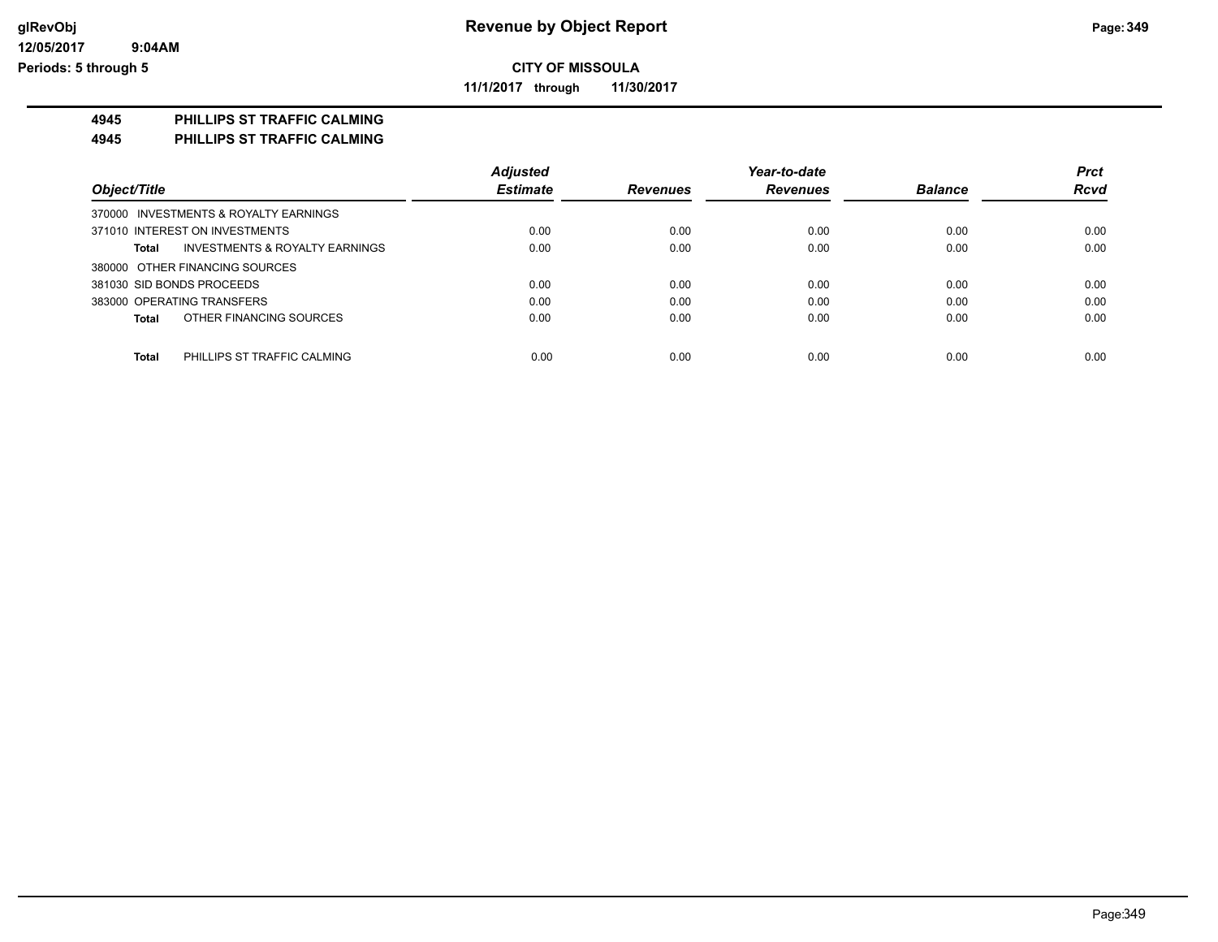# Revenue by Object Report

**CITY OF MISSOULA**

**11/1/2017 through 11/30/2017**

glRevObj
12/05/2017 9:04AM
Periods: 5 through 5

**4945 PHILLIPS ST TRAFFIC CALMING**

**4945 PHILLIPS ST TRAFFIC CALMING**

| Object/Title | Adjusted Estimate | Revenues | Year-to-date Revenues | Balance | Prct Rcvd |
|---|---|---|---|---|---|
| 370000 INVESTMENTS & ROYALTY EARNINGS | | | | | |
| 371010 INTEREST ON INVESTMENTS | 0.00 | 0.00 | 0.00 | 0.00 | 0.00 |
| **Total** INVESTMENTS & ROYALTY EARNINGS | 0.00 | 0.00 | 0.00 | 0.00 | 0.00 |
| 380000 OTHER FINANCING SOURCES | | | | | |
| 381030 SID BONDS PROCEEDS | 0.00 | 0.00 | 0.00 | 0.00 | 0.00 |
| 383000 OPERATING TRANSFERS | 0.00 | 0.00 | 0.00 | 0.00 | 0.00 |
| **Total** OTHER FINANCING SOURCES | 0.00 | 0.00 | 0.00 | 0.00 | 0.00 |
| **Total** PHILLIPS ST TRAFFIC CALMING | 0.00 | 0.00 | 0.00 | 0.00 | 0.00 |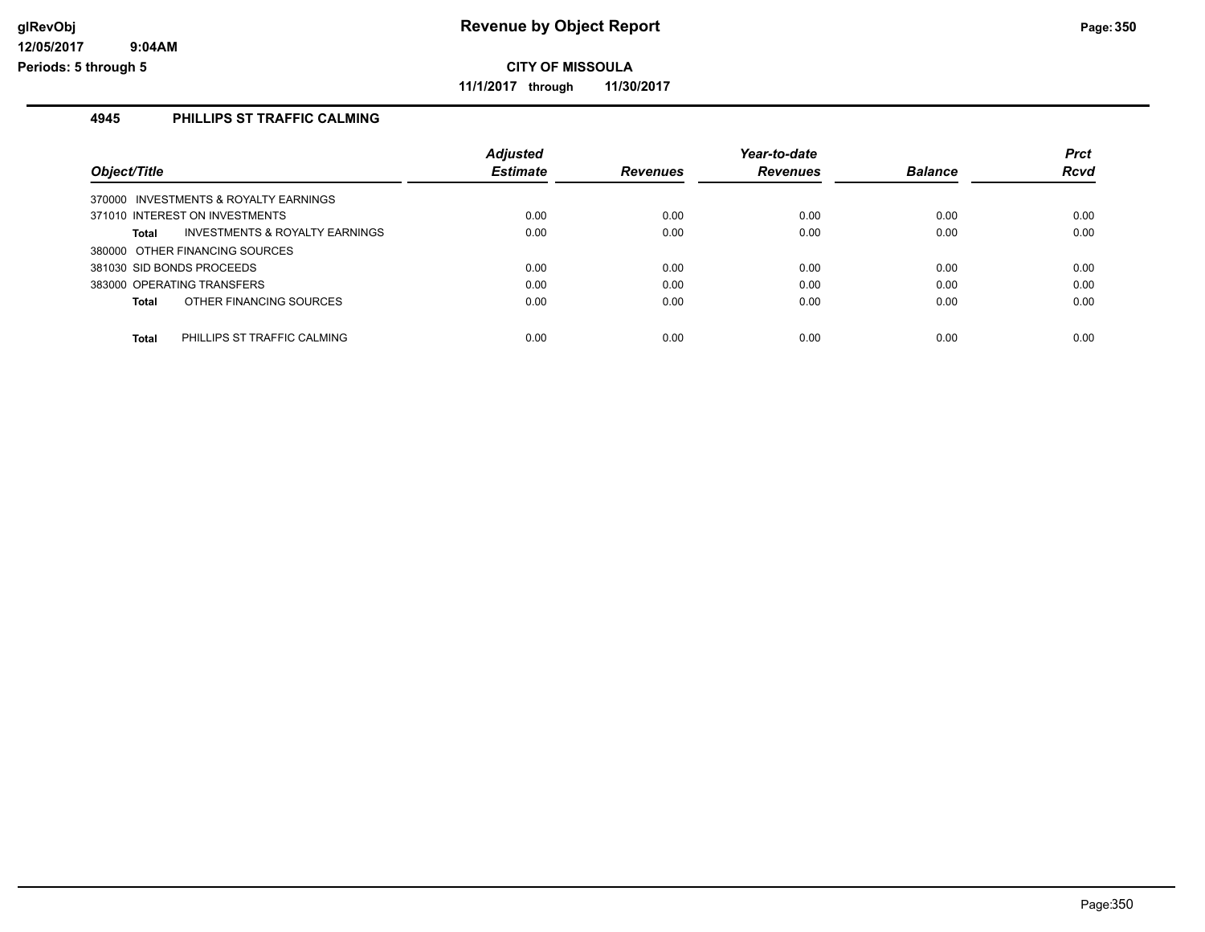# Revenue by Object Report

**CITY OF MISSOULA**

**11/1/2017 through 11/30/2017**

glRevObj
12/05/2017 9:04AM
Periods: 5 through 5

## 4945 PHILLIPS ST TRAFFIC CALMING

| Object/Title | Adjusted Estimate | Revenues | Year-to-date Revenues | Balance | Prct Rcvd |
|---|---|---|---|---|---|
| 370000 INVESTMENTS & ROYALTY EARNINGS | | | | | |
| 371010 INTEREST ON INVESTMENTS | 0.00 | 0.00 | 0.00 | 0.00 | 0.00 |
| **Total** INVESTMENTS & ROYALTY EARNINGS | 0.00 | 0.00 | 0.00 | 0.00 | 0.00 |
| 380000 OTHER FINANCING SOURCES | | | | | |
| 381030 SID BONDS PROCEEDS | 0.00 | 0.00 | 0.00 | 0.00 | 0.00 |
| 383000 OPERATING TRANSFERS | 0.00 | 0.00 | 0.00 | 0.00 | 0.00 |
| **Total** OTHER FINANCING SOURCES | 0.00 | 0.00 | 0.00 | 0.00 | 0.00 |
| **Total** PHILLIPS ST TRAFFIC CALMING | 0.00 | 0.00 | 0.00 | 0.00 | 0.00 |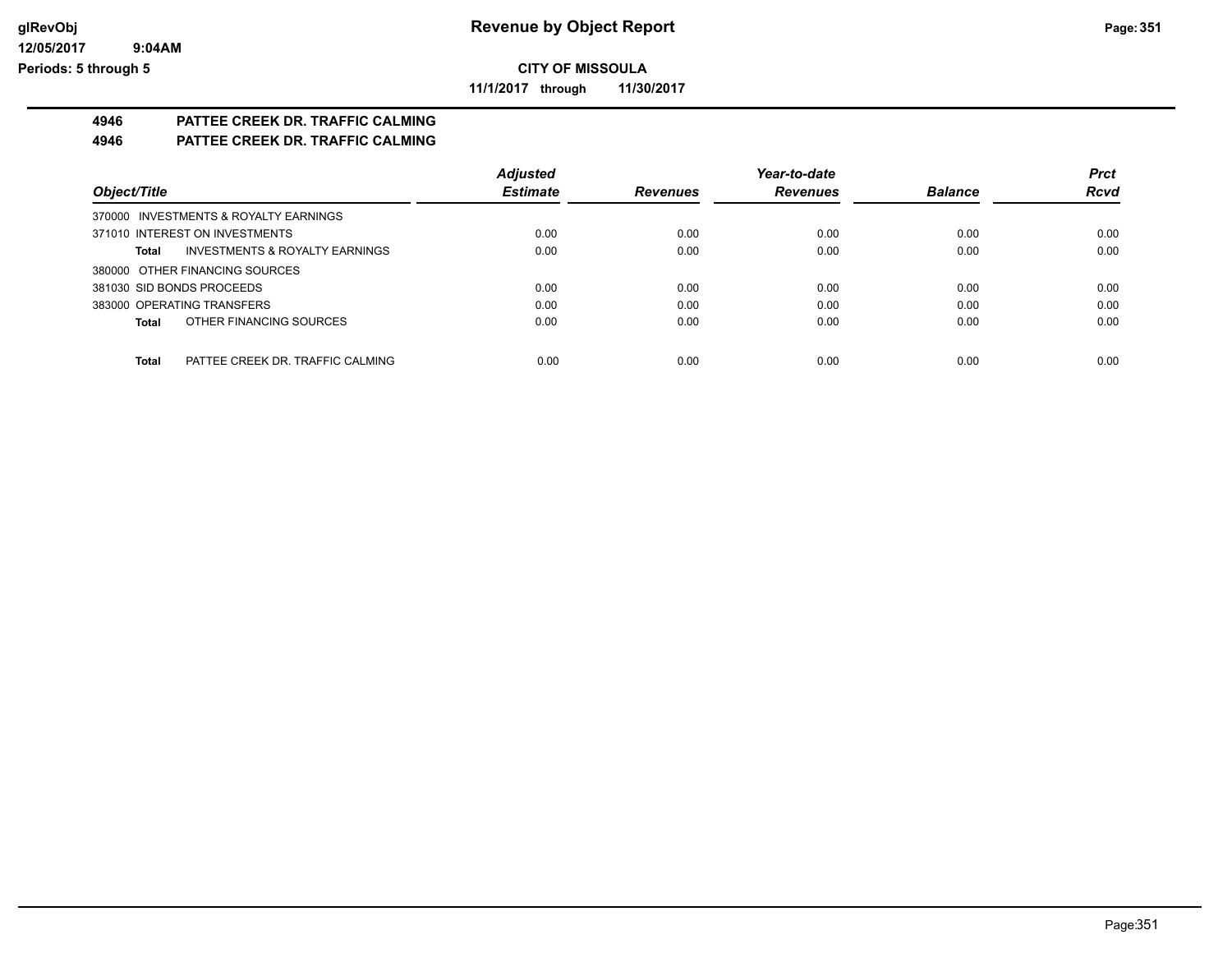**Revenue by Object Report**

**CITY OF MISSOULA**

**11/1/2017 through 11/30/2017**

glRevObj
12/05/2017 9:04AM
Periods: 5 through 5

## 4946 PATTEE CREEK DR. TRAFFIC CALMING

## 4946 PATTEE CREEK DR. TRAFFIC CALMING

| Object/Title | | Adjusted Estimate | Revenues | Year-to-date Revenues | Balance | Prct Rcvd |
|---|---|---|---|---|---|---|
| 370000 INVESTMENTS & ROYALTY EARNINGS | | | | | | |
| 371010 INTEREST ON INVESTMENTS | | 0.00 | 0.00 | 0.00 | 0.00 | 0.00 |
| **Total** | INVESTMENTS & ROYALTY EARNINGS | 0.00 | 0.00 | 0.00 | 0.00 | 0.00 |
| 380000 OTHER FINANCING SOURCES | | | | | | |
| 381030 SID BONDS PROCEEDS | | 0.00 | 0.00 | 0.00 | 0.00 | 0.00 |
| 383000 OPERATING TRANSFERS | | 0.00 | 0.00 | 0.00 | 0.00 | 0.00 |
| **Total** | OTHER FINANCING SOURCES | 0.00 | 0.00 | 0.00 | 0.00 | 0.00 |
| **Total** | PATTEE CREEK DR. TRAFFIC CALMING | 0.00 | 0.00 | 0.00 | 0.00 | 0.00 |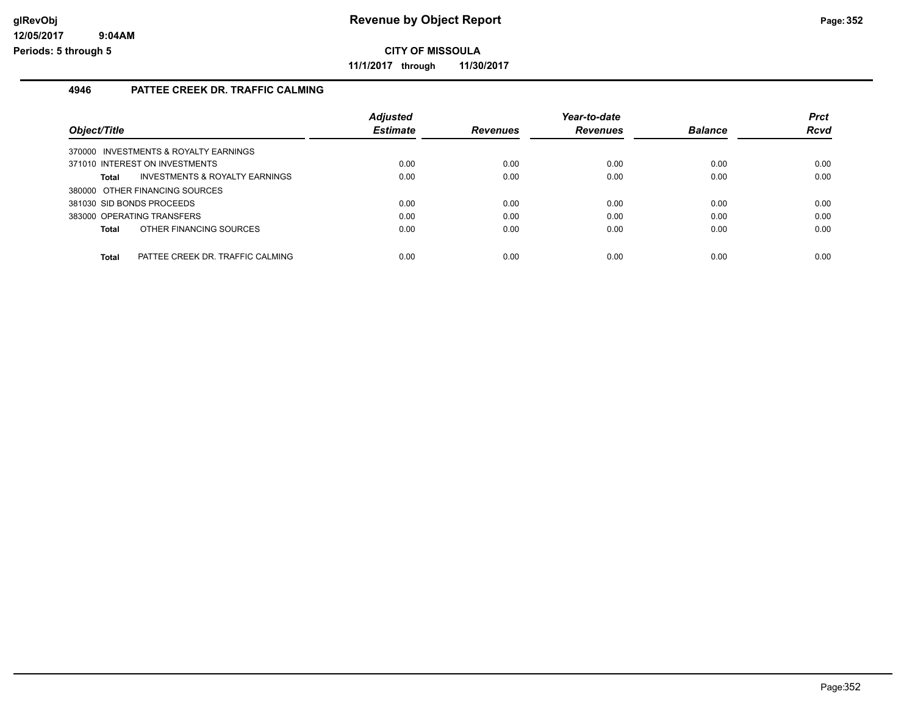# Revenue by Object Report

**CITY OF MISSOULA**

**11/1/2017 through 11/30/2017**

### 4946 PATTEE CREEK DR. TRAFFIC CALMING

| Object/Title | Adjusted Estimate | Revenues | Year-to-date Revenues | Balance | Prct Rcvd |
|---|---|---|---|---|---|
| 370000 INVESTMENTS & ROYALTY EARNINGS | | | | | |
| 371010 INTEREST ON INVESTMENTS | 0.00 | 0.00 | 0.00 | 0.00 | 0.00 |
| **Total** INVESTMENTS & ROYALTY EARNINGS | 0.00 | 0.00 | 0.00 | 0.00 | 0.00 |
| 380000 OTHER FINANCING SOURCES | | | | | |
| 381030 SID BONDS PROCEEDS | 0.00 | 0.00 | 0.00 | 0.00 | 0.00 |
| 383000 OPERATING TRANSFERS | 0.00 | 0.00 | 0.00 | 0.00 | 0.00 |
| **Total** OTHER FINANCING SOURCES | 0.00 | 0.00 | 0.00 | 0.00 | 0.00 |
| **Total** PATTEE CREEK DR. TRAFFIC CALMING | 0.00 | 0.00 | 0.00 | 0.00 | 0.00 |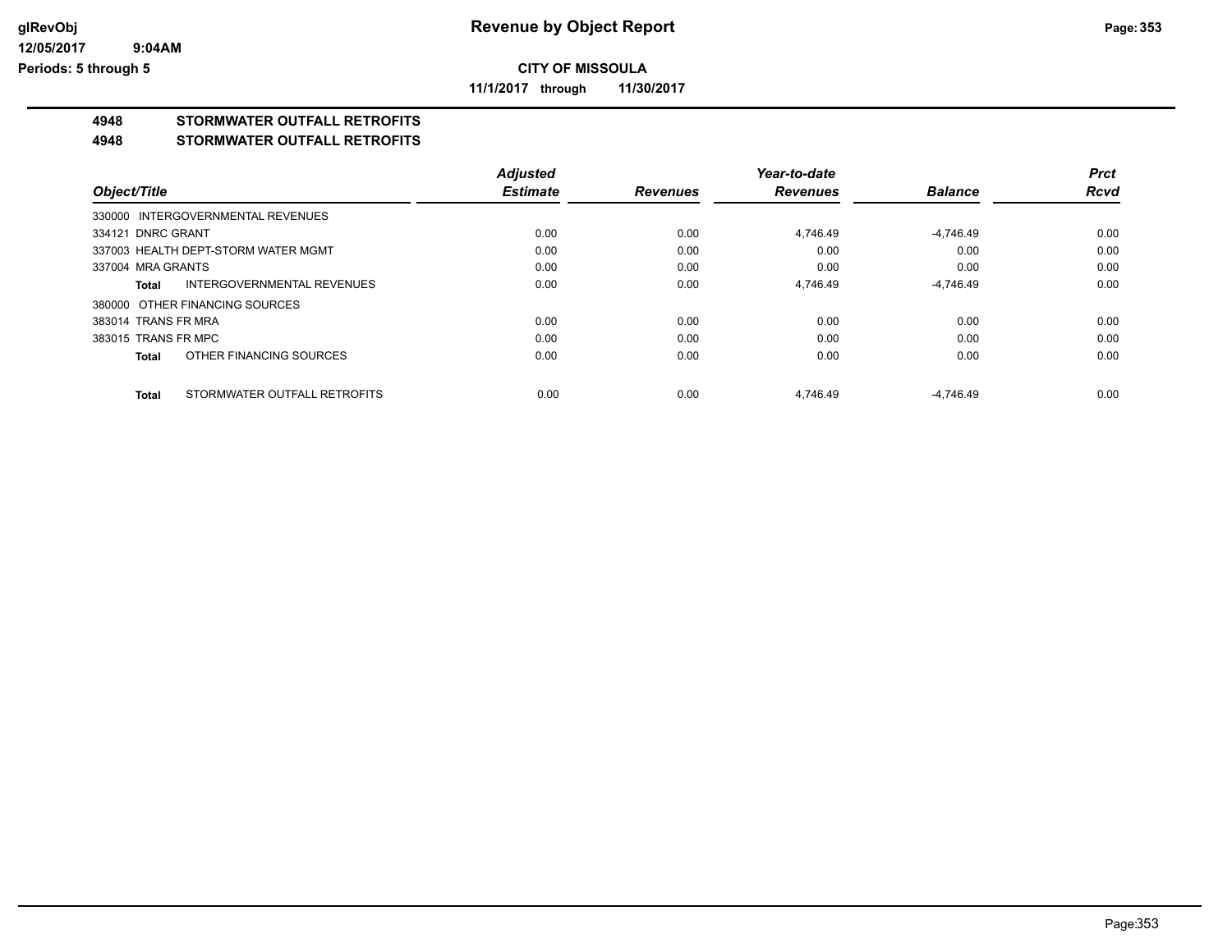# CITY OF MISSOULA

**Revenue by Object Report**

**11/1/2017 through 11/30/2017**

glRevObj
12/05/2017 9:04AM
Periods: 5 through 5

## 4948 STORMWATER OUTFALL RETROFITS

## 4948 STORMWATER OUTFALL RETROFITS

| Object/Title | Adjusted Estimate | Revenues | Year-to-date Revenues | Balance | Prct Rcvd |
|---|---|---|---|---|---|
| 330000 INTERGOVERNMENTAL REVENUES | | | | | |
| 334121 DNRC GRANT | 0.00 | 0.00 | 4,746.49 | -4,746.49 | 0.00 |
| 337003 HEALTH DEPT-STORM WATER MGMT | 0.00 | 0.00 | 0.00 | 0.00 | 0.00 |
| 337004 MRA GRANTS | 0.00 | 0.00 | 0.00 | 0.00 | 0.00 |
| **Total** INTERGOVERNMENTAL REVENUES | 0.00 | 0.00 | 4,746.49 | -4,746.49 | 0.00 |
| 380000 OTHER FINANCING SOURCES | | | | | |
| 383014 TRANS FR MRA | 0.00 | 0.00 | 0.00 | 0.00 | 0.00 |
| 383015 TRANS FR MPC | 0.00 | 0.00 | 0.00 | 0.00 | 0.00 |
| **Total** OTHER FINANCING SOURCES | 0.00 | 0.00 | 0.00 | 0.00 | 0.00 |
| **Total** STORMWATER OUTFALL RETROFITS | 0.00 | 0.00 | 4,746.49 | -4,746.49 | 0.00 |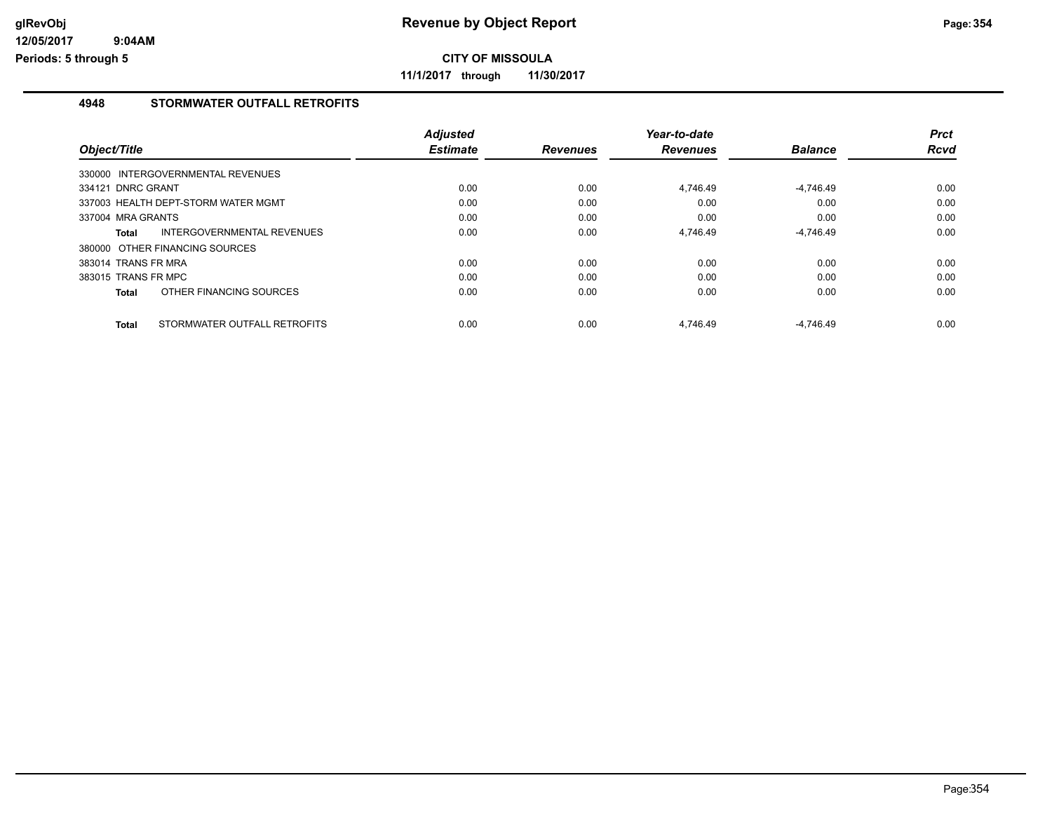**CITY OF MISSOULA**

**11/1/2017 through 11/30/2017**

## 4948 STORMWATER OUTFALL RETROFITS

| Object/Title | Adjusted Estimate | Revenues | Year-to-date Revenues | Balance | Prct Rcvd |
|---|---|---|---|---|---|
| 330000 INTERGOVERNMENTAL REVENUES | | | | | |
| 334121 DNRC GRANT | 0.00 | 0.00 | 4,746.49 | -4,746.49 | 0.00 |
| 337003 HEALTH DEPT-STORM WATER MGMT | 0.00 | 0.00 | 0.00 | 0.00 | 0.00 |
| 337004 MRA GRANTS | 0.00 | 0.00 | 0.00 | 0.00 | 0.00 |
| **Total** INTERGOVERNMENTAL REVENUES | 0.00 | 0.00 | 4,746.49 | -4,746.49 | 0.00 |
| 380000 OTHER FINANCING SOURCES | | | | | |
| 383014 TRANS FR MRA | 0.00 | 0.00 | 0.00 | 0.00 | 0.00 |
| 383015 TRANS FR MPC | 0.00 | 0.00 | 0.00 | 0.00 | 0.00 |
| **Total** OTHER FINANCING SOURCES | 0.00 | 0.00 | 0.00 | 0.00 | 0.00 |
| **Total** STORMWATER OUTFALL RETROFITS | 0.00 | 0.00 | 4,746.49 | -4,746.49 | 0.00 |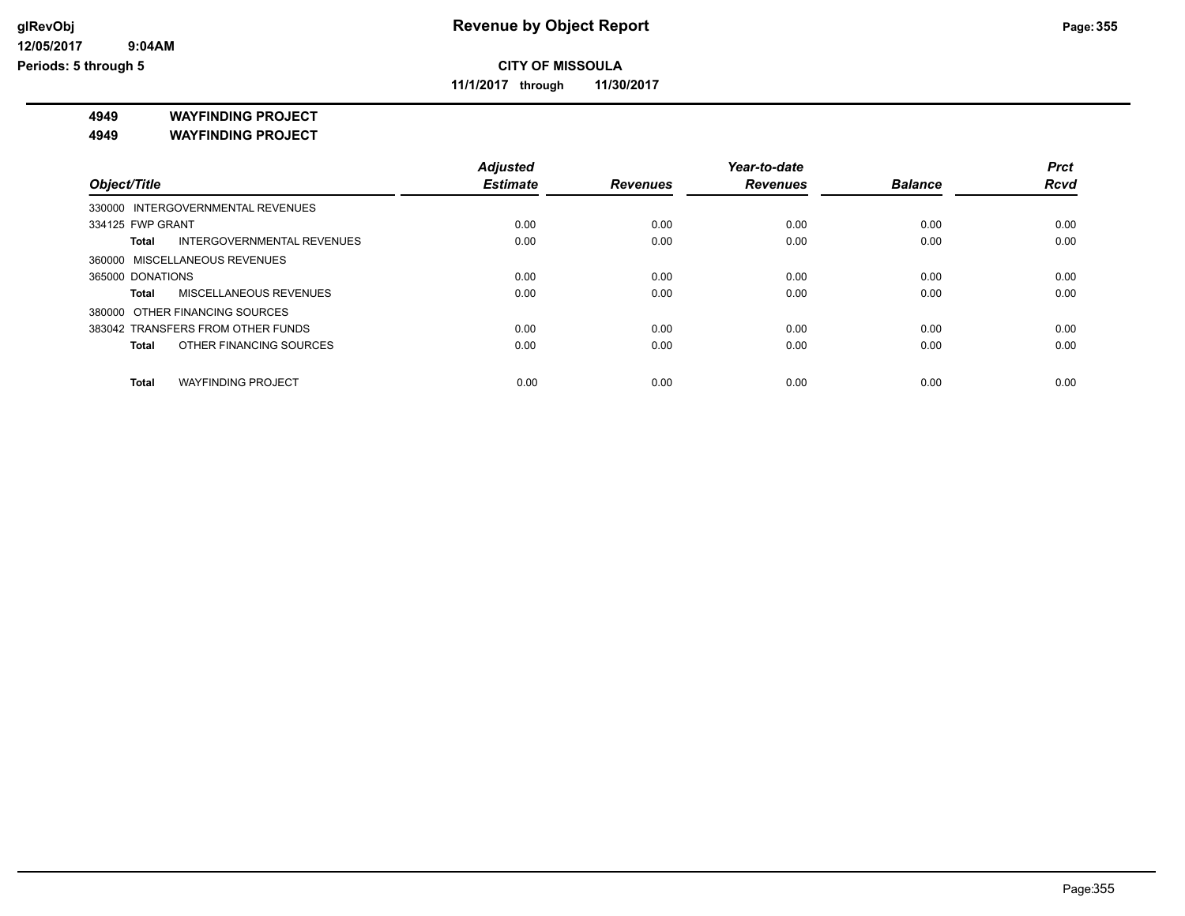**CITY OF MISSOULA**

**11/1/2017 through 11/30/2017**

**4949 WAYFINDING PROJECT**

**4949 WAYFINDING PROJECT**

| Object/Title | Adjusted Estimate | Revenues | Year-to-date Revenues | Balance | Prct Rcvd |
|---|---|---|---|---|---|
| 330000 INTERGOVERNMENTAL REVENUES | | | | | |
| 334125 FWP GRANT | 0.00 | 0.00 | 0.00 | 0.00 | 0.00 |
| **Total** INTERGOVERNMENTAL REVENUES | 0.00 | 0.00 | 0.00 | 0.00 | 0.00 |
| 360000 MISCELLANEOUS REVENUES | | | | | |
| 365000 DONATIONS | 0.00 | 0.00 | 0.00 | 0.00 | 0.00 |
| **Total** MISCELLANEOUS REVENUES | 0.00 | 0.00 | 0.00 | 0.00 | 0.00 |
| 380000 OTHER FINANCING SOURCES | | | | | |
| 383042 TRANSFERS FROM OTHER FUNDS | 0.00 | 0.00 | 0.00 | 0.00 | 0.00 |
| **Total** OTHER FINANCING SOURCES | 0.00 | 0.00 | 0.00 | 0.00 | 0.00 |
| **Total** WAYFINDING PROJECT | 0.00 | 0.00 | 0.00 | 0.00 | 0.00 |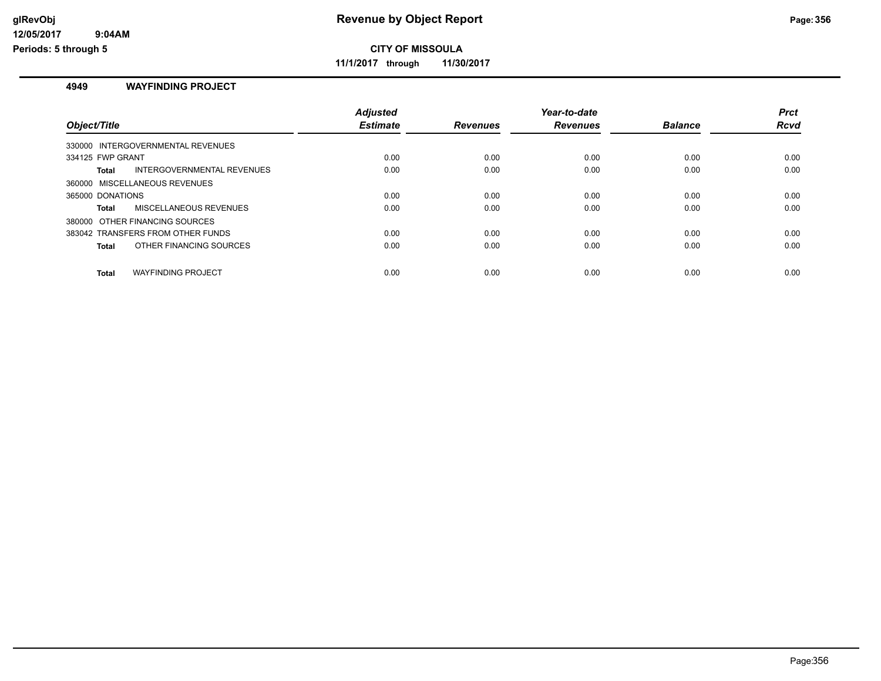# Revenue by Object Report

glRevObj
12/05/2017 9:04AM
Periods: 5 through 5

**CITY OF MISSOULA**

**11/1/2017 through 11/30/2017**

### 4949 WAYFINDING PROJECT

| Object/Title | | Adjusted Estimate | Revenues | Year-to-date Revenues | Balance | Prct Rcvd |
|---|---|---|---|---|---|---|
| 330000 INTERGOVERNMENTAL REVENUES | | | | | | |
| 334125 FWP GRANT | | 0.00 | 0.00 | 0.00 | 0.00 | 0.00 |
| **Total** | INTERGOVERNMENTAL REVENUES | 0.00 | 0.00 | 0.00 | 0.00 | 0.00 |
| 360000 MISCELLANEOUS REVENUES | | | | | | |
| 365000 DONATIONS | | 0.00 | 0.00 | 0.00 | 0.00 | 0.00 |
| **Total** | MISCELLANEOUS REVENUES | 0.00 | 0.00 | 0.00 | 0.00 | 0.00 |
| 380000 OTHER FINANCING SOURCES | | | | | | |
| 383042 TRANSFERS FROM OTHER FUNDS | | 0.00 | 0.00 | 0.00 | 0.00 | 0.00 |
| **Total** | OTHER FINANCING SOURCES | 0.00 | 0.00 | 0.00 | 0.00 | 0.00 |
| **Total** | WAYFINDING PROJECT | 0.00 | 0.00 | 0.00 | 0.00 | 0.00 |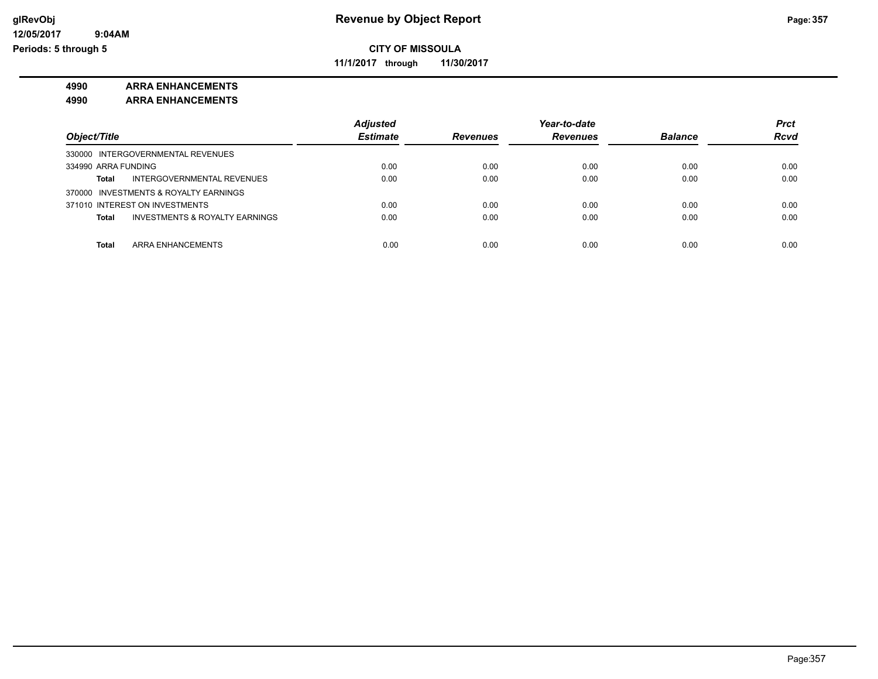**CITY OF MISSOULA**

**11/1/2017 through 11/30/2017**

**4990 ARRA ENHANCEMENTS**

**4990 ARRA ENHANCEMENTS**

| Object/Title | Adjusted Estimate | Revenues | Year-to-date Revenues | Balance | Prct Rcvd |
|---|---|---|---|---|---|
| 330000 INTERGOVERNMENTAL REVENUES | | | | | |
| 334990 ARRA FUNDING | 0.00 | 0.00 | 0.00 | 0.00 | 0.00 |
| **Total** INTERGOVERNMENTAL REVENUES | 0.00 | 0.00 | 0.00 | 0.00 | 0.00 |
| 370000 INVESTMENTS & ROYALTY EARNINGS | | | | | |
| 371010 INTEREST ON INVESTMENTS | 0.00 | 0.00 | 0.00 | 0.00 | 0.00 |
| **Total** INVESTMENTS & ROYALTY EARNINGS | 0.00 | 0.00 | 0.00 | 0.00 | 0.00 |
| **Total** ARRA ENHANCEMENTS | 0.00 | 0.00 | 0.00 | 0.00 | 0.00 |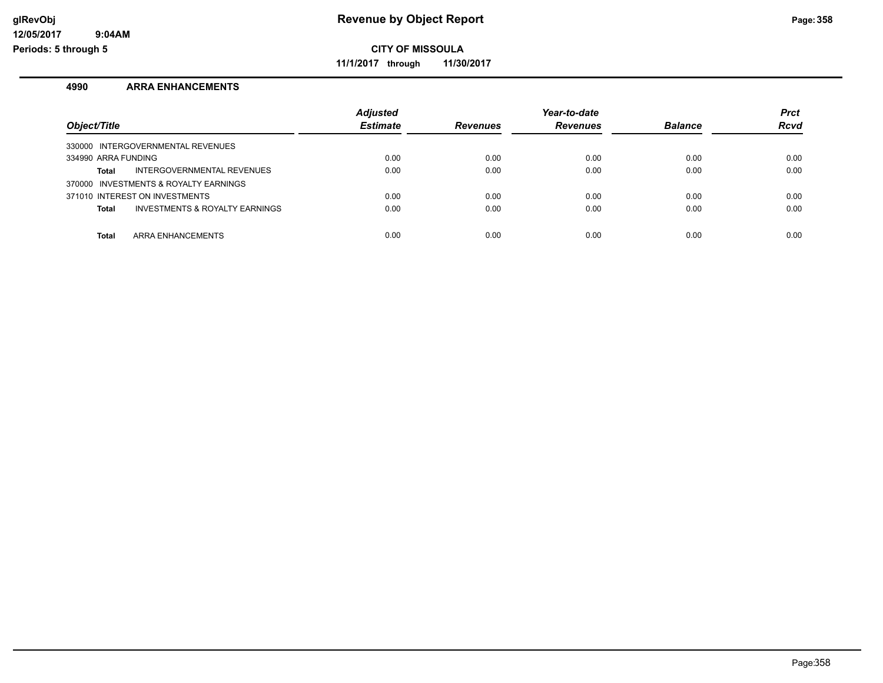**CITY OF MISSOULA**

**11/1/2017 through 11/30/2017**

## 4990 ARRA ENHANCEMENTS

| Object/Title | Adjusted Estimate | Revenues | Year-to-date Revenues | Balance | Prct Rcvd |
|---|---|---|---|---|---|
| 330000 INTERGOVERNMENTAL REVENUES | | | | | |
| 334990 ARRA FUNDING | 0.00 | 0.00 | 0.00 | 0.00 | 0.00 |
| **Total** INTERGOVERNMENTAL REVENUES | 0.00 | 0.00 | 0.00 | 0.00 | 0.00 |
| 370000 INVESTMENTS & ROYALTY EARNINGS | | | | | |
| 371010 INTEREST ON INVESTMENTS | 0.00 | 0.00 | 0.00 | 0.00 | 0.00 |
| **Total** INVESTMENTS & ROYALTY EARNINGS | 0.00 | 0.00 | 0.00 | 0.00 | 0.00 |
| **Total** ARRA ENHANCEMENTS | 0.00 | 0.00 | 0.00 | 0.00 | 0.00 |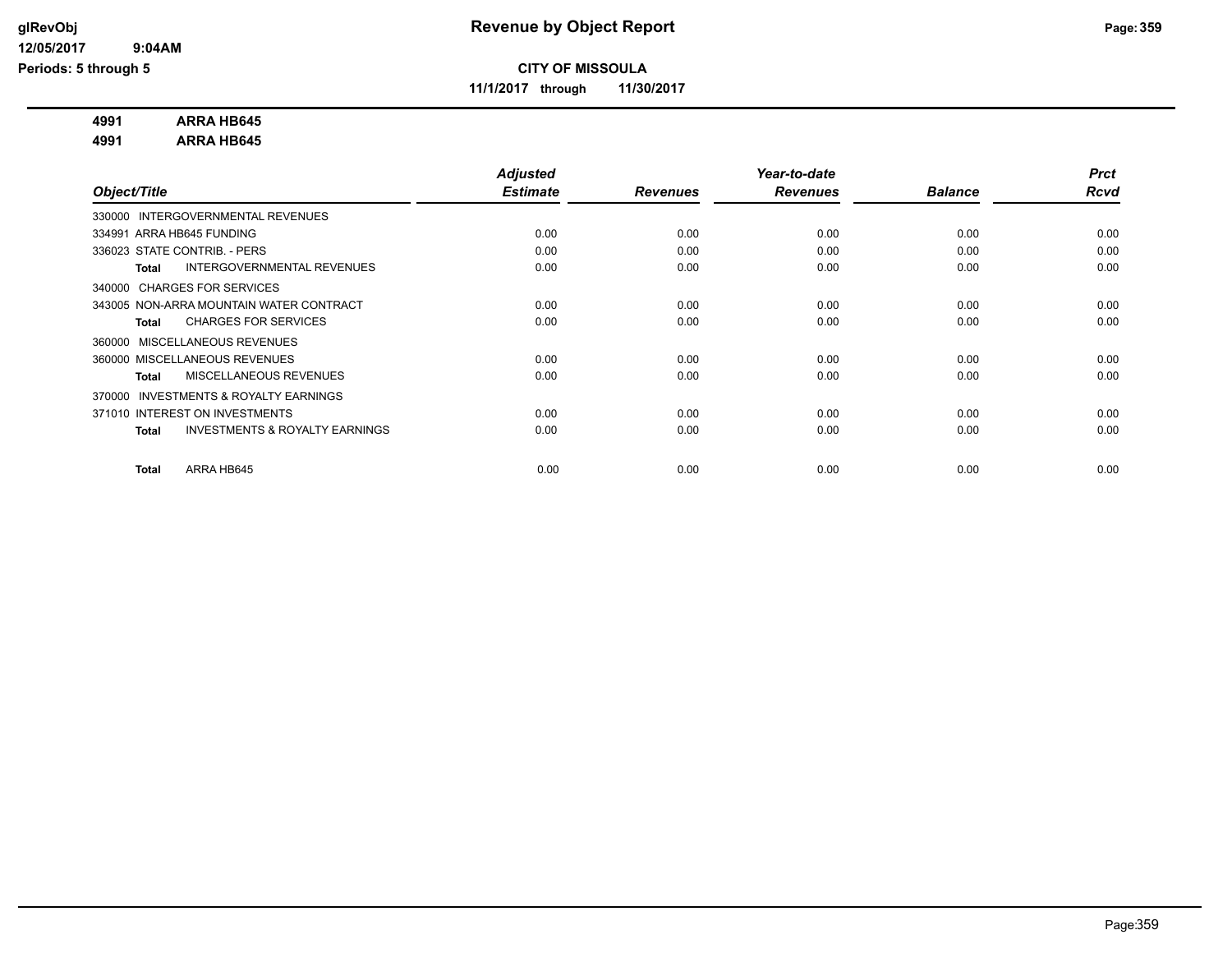# Revenue by Object Report

**CITY OF MISSOULA**

**11/1/2017 through 11/30/2017**

glRevObj
12/05/2017 9:04AM
Periods: 5 through 5

**4991 ARRA HB645**

**4991 ARRA HB645**

| Object/Title | Adjusted Estimate | Revenues | Year-to-date Revenues | Balance | Prct Rcvd |
|---|---|---|---|---|---|
| 330000 INTERGOVERNMENTAL REVENUES | | | | | |
| 334991 ARRA HB645 FUNDING | 0.00 | 0.00 | 0.00 | 0.00 | 0.00 |
| 336023 STATE CONTRIB. - PERS | 0.00 | 0.00 | 0.00 | 0.00 | 0.00 |
| **Total** INTERGOVERNMENTAL REVENUES | 0.00 | 0.00 | 0.00 | 0.00 | 0.00 |
| 340000 CHARGES FOR SERVICES | | | | | |
| 343005 NON-ARRA MOUNTAIN WATER CONTRACT | 0.00 | 0.00 | 0.00 | 0.00 | 0.00 |
| **Total** CHARGES FOR SERVICES | 0.00 | 0.00 | 0.00 | 0.00 | 0.00 |
| 360000 MISCELLANEOUS REVENUES | | | | | |
| 360000 MISCELLANEOUS REVENUES | 0.00 | 0.00 | 0.00 | 0.00 | 0.00 |
| **Total** MISCELLANEOUS REVENUES | 0.00 | 0.00 | 0.00 | 0.00 | 0.00 |
| 370000 INVESTMENTS & ROYALTY EARNINGS | | | | | |
| 371010 INTEREST ON INVESTMENTS | 0.00 | 0.00 | 0.00 | 0.00 | 0.00 |
| **Total** INVESTMENTS & ROYALTY EARNINGS | 0.00 | 0.00 | 0.00 | 0.00 | 0.00 |
| **Total** ARRA HB645 | 0.00 | 0.00 | 0.00 | 0.00 | 0.00 |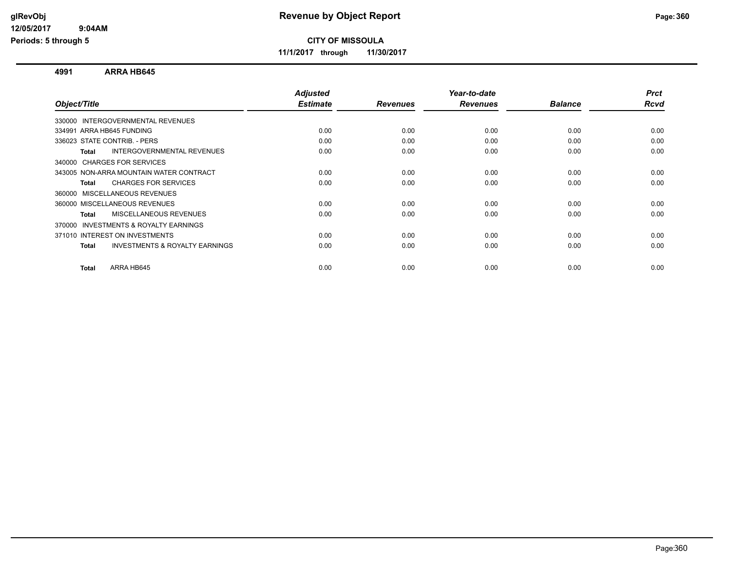# Revenue by Object Report

**CITY OF MISSOULA**

**11/1/2017 through 11/30/2017**

glRevObj
12/05/2017 9:04AM
Periods: 5 through 5

## 4991 ARRA HB645

| Object/Title | Adjusted Estimate | Revenues | Year-to-date Revenues | Balance | Prct Rcvd |
|---|---|---|---|---|---|
| 330000 INTERGOVERNMENTAL REVENUES | | | | | |
| 334991 ARRA HB645 FUNDING | 0.00 | 0.00 | 0.00 | 0.00 | 0.00 |
| 336023 STATE CONTRIB. - PERS | 0.00 | 0.00 | 0.00 | 0.00 | 0.00 |
| **Total** INTERGOVERNMENTAL REVENUES | 0.00 | 0.00 | 0.00 | 0.00 | 0.00 |
| 340000 CHARGES FOR SERVICES | | | | | |
| 343005 NON-ARRA MOUNTAIN WATER CONTRACT | 0.00 | 0.00 | 0.00 | 0.00 | 0.00 |
| **Total** CHARGES FOR SERVICES | 0.00 | 0.00 | 0.00 | 0.00 | 0.00 |
| 360000 MISCELLANEOUS REVENUES | | | | | |
| 360000 MISCELLANEOUS REVENUES | 0.00 | 0.00 | 0.00 | 0.00 | 0.00 |
| **Total** MISCELLANEOUS REVENUES | 0.00 | 0.00 | 0.00 | 0.00 | 0.00 |
| 370000 INVESTMENTS & ROYALTY EARNINGS | | | | | |
| 371010 INTEREST ON INVESTMENTS | 0.00 | 0.00 | 0.00 | 0.00 | 0.00 |
| **Total** INVESTMENTS & ROYALTY EARNINGS | 0.00 | 0.00 | 0.00 | 0.00 | 0.00 |
| **Total** ARRA HB645 | 0.00 | 0.00 | 0.00 | 0.00 | 0.00 |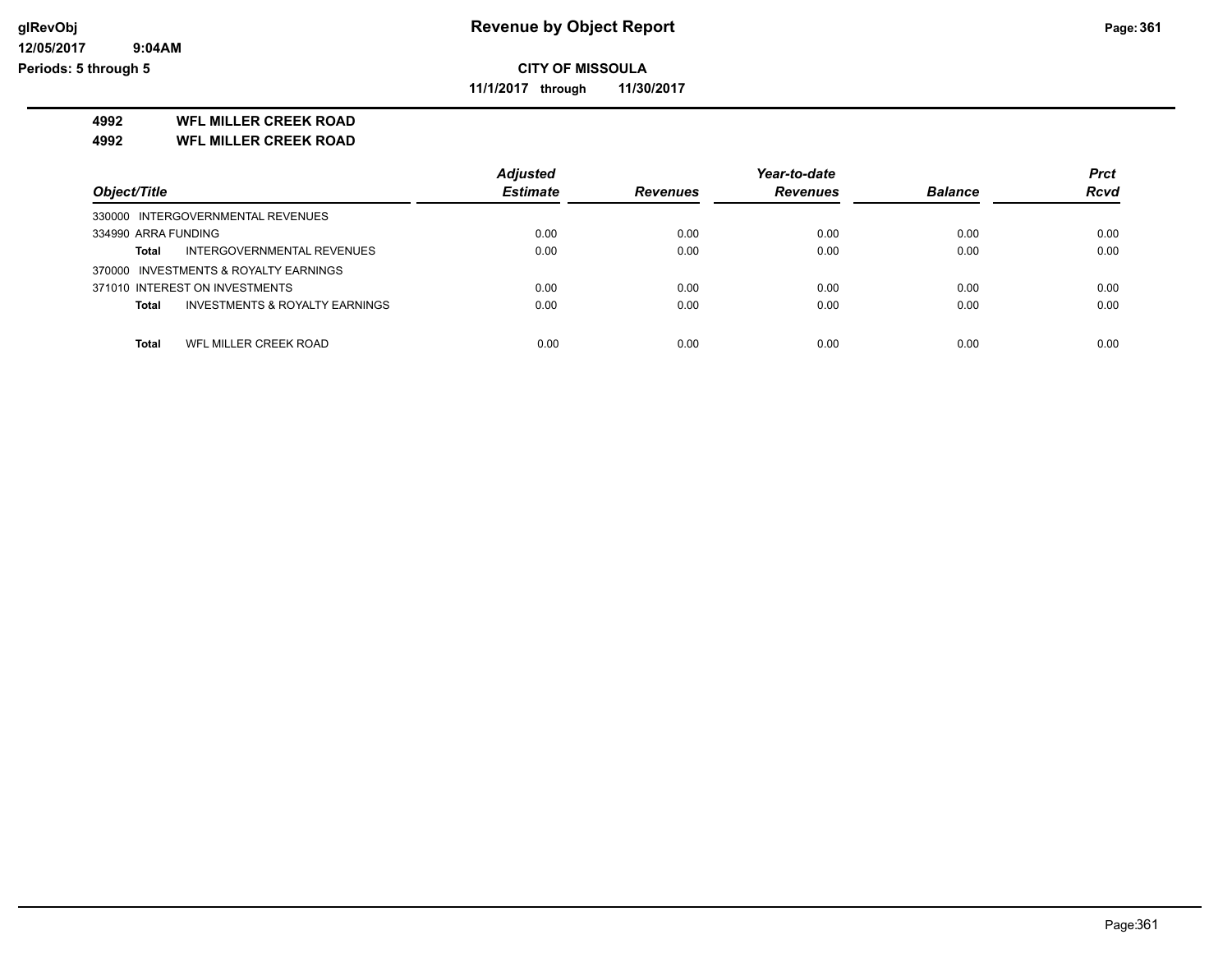**CITY OF MISSOULA**

**11/1/2017 through 11/30/2017**

**4992 WFL MILLER CREEK ROAD**

**4992 WFL MILLER CREEK ROAD**

| Object/Title | Adjusted Estimate | Revenues | Year-to-date Revenues | Balance | Prct Rcvd |
|---|---|---|---|---|---|
| 330000 INTERGOVERNMENTAL REVENUES | | | | | |
| 334990 ARRA FUNDING | 0.00 | 0.00 | 0.00 | 0.00 | 0.00 |
| **Total** INTERGOVERNMENTAL REVENUES | 0.00 | 0.00 | 0.00 | 0.00 | 0.00 |
| 370000 INVESTMENTS & ROYALTY EARNINGS | | | | | |
| 371010 INTEREST ON INVESTMENTS | 0.00 | 0.00 | 0.00 | 0.00 | 0.00 |
| **Total** INVESTMENTS & ROYALTY EARNINGS | 0.00 | 0.00 | 0.00 | 0.00 | 0.00 |
| **Total** WFL MILLER CREEK ROAD | 0.00 | 0.00 | 0.00 | 0.00 | 0.00 |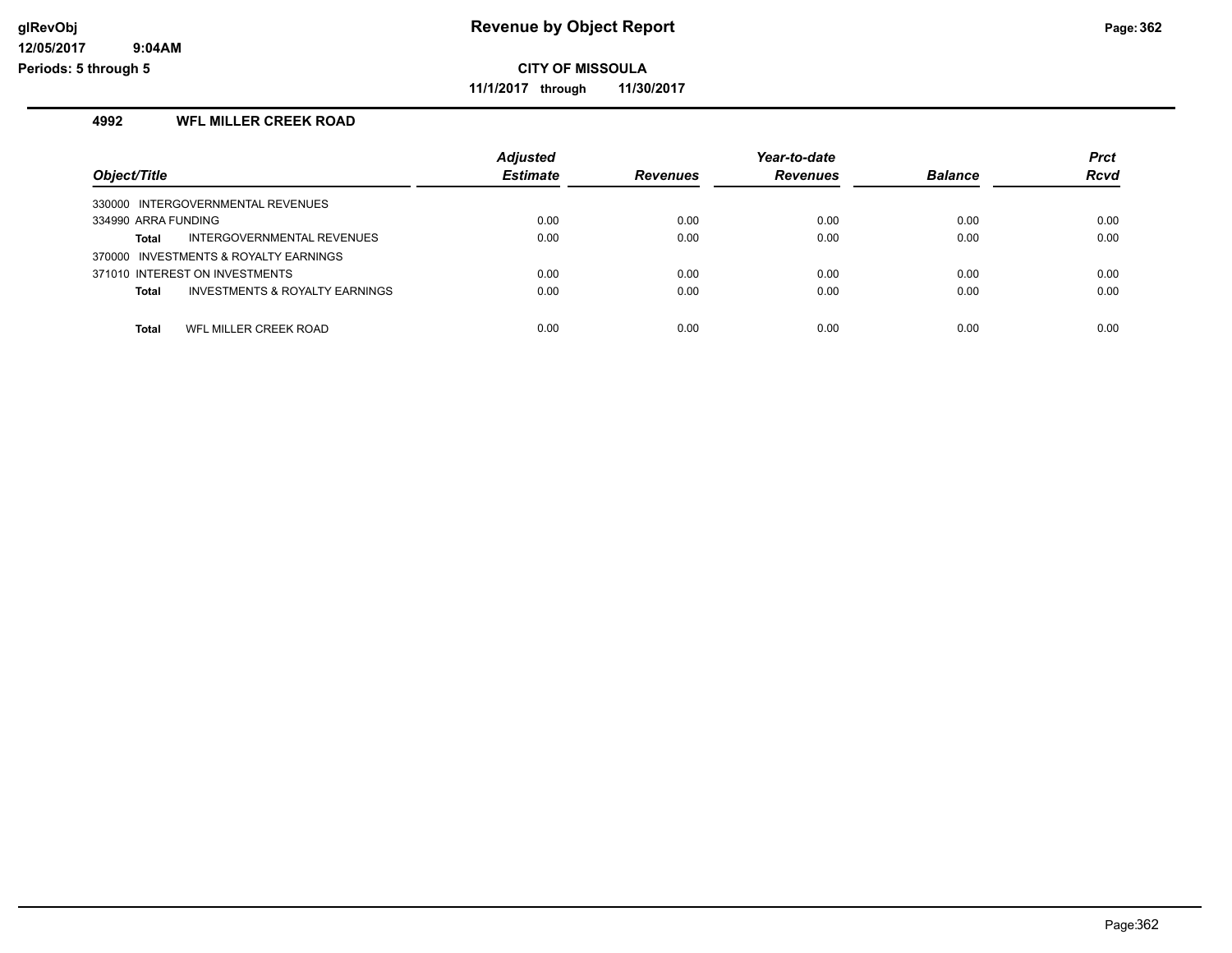# Revenue by Object Report

**CITY OF MISSOULA**

**11/1/2017 through 11/30/2017**

glRevObj
12/05/2017 9:04AM
Periods: 5 through 5

## 4992 WFL MILLER CREEK ROAD

| Object/Title | Adjusted Estimate | Revenues | Year-to-date Revenues | Balance | Prct Rcvd |
|---|---|---|---|---|---|
| 330000 INTERGOVERNMENTAL REVENUES | | | | | |
| 334990 ARRA FUNDING | 0.00 | 0.00 | 0.00 | 0.00 | 0.00 |
| **Total** INTERGOVERNMENTAL REVENUES | 0.00 | 0.00 | 0.00 | 0.00 | 0.00 |
| 370000 INVESTMENTS & ROYALTY EARNINGS | | | | | |
| 371010 INTEREST ON INVESTMENTS | 0.00 | 0.00 | 0.00 | 0.00 | 0.00 |
| **Total** INVESTMENTS & ROYALTY EARNINGS | 0.00 | 0.00 | 0.00 | 0.00 | 0.00 |
| **Total** WFL MILLER CREEK ROAD | 0.00 | 0.00 | 0.00 | 0.00 | 0.00 |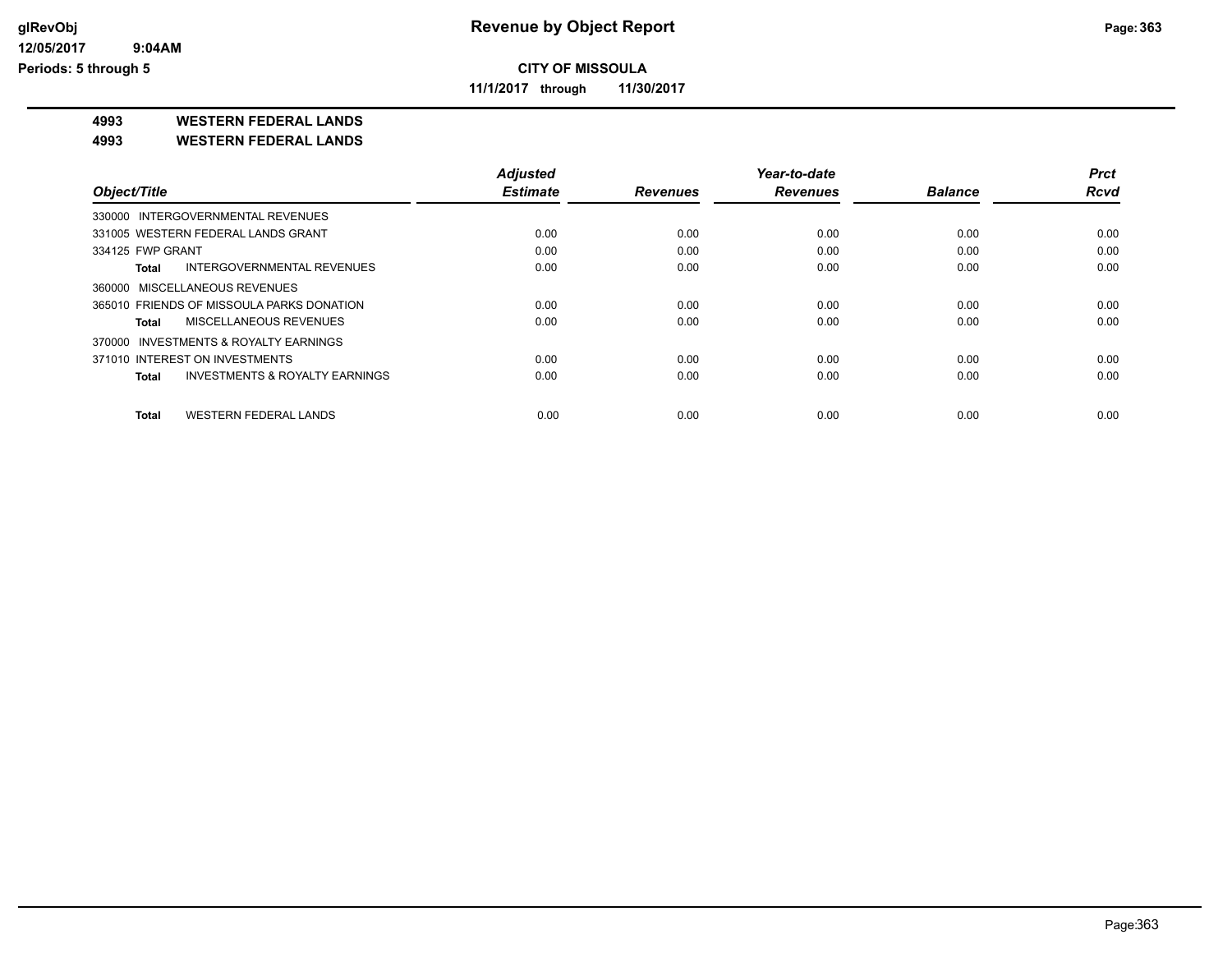# Revenue by Object Report

**CITY OF MISSOULA**

**11/1/2017 through 11/30/2017**

glRevObj
12/05/2017 9:04AM
Periods: 5 through 5

**4993 WESTERN FEDERAL LANDS**

**4993 WESTERN FEDERAL LANDS**

| Object/Title | Adjusted Estimate | Revenues | Year-to-date Revenues | Balance | Prct Rcvd |
|---|---|---|---|---|---|
| 330000 INTERGOVERNMENTAL REVENUES | | | | | |
| 331005 WESTERN FEDERAL LANDS GRANT | 0.00 | 0.00 | 0.00 | 0.00 | 0.00 |
| 334125 FWP GRANT | 0.00 | 0.00 | 0.00 | 0.00 | 0.00 |
| **Total** INTERGOVERNMENTAL REVENUES | 0.00 | 0.00 | 0.00 | 0.00 | 0.00 |
| 360000 MISCELLANEOUS REVENUES | | | | | |
| 365010 FRIENDS OF MISSOULA PARKS DONATION | 0.00 | 0.00 | 0.00 | 0.00 | 0.00 |
| **Total** MISCELLANEOUS REVENUES | 0.00 | 0.00 | 0.00 | 0.00 | 0.00 |
| 370000 INVESTMENTS & ROYALTY EARNINGS | | | | | |
| 371010 INTEREST ON INVESTMENTS | 0.00 | 0.00 | 0.00 | 0.00 | 0.00 |
| **Total** INVESTMENTS & ROYALTY EARNINGS | 0.00 | 0.00 | 0.00 | 0.00 | 0.00 |
| **Total** WESTERN FEDERAL LANDS | 0.00 | 0.00 | 0.00 | 0.00 | 0.00 |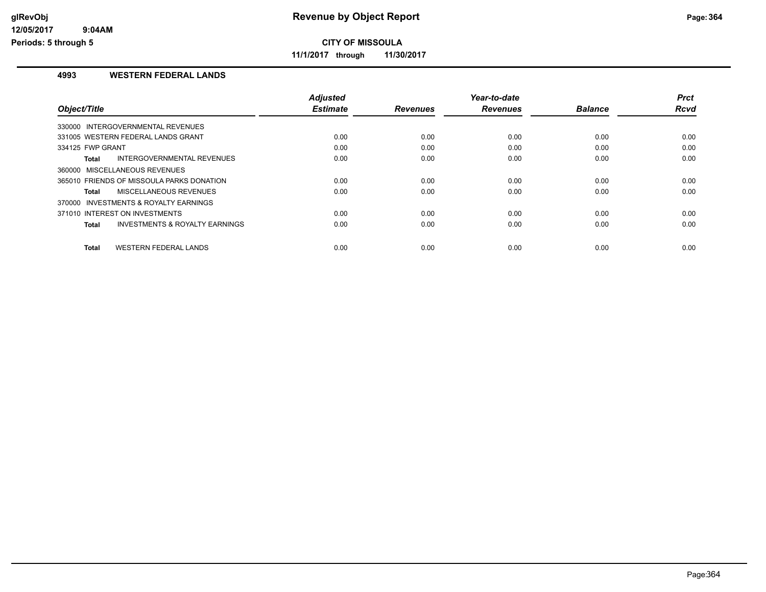**CITY OF MISSOULA**

**11/1/2017 through 11/30/2017**

**Revenue by Object Report**

glRevObj
12/05/2017 9:04AM
Periods: 5 through 5

### 4993 WESTERN FEDERAL LANDS

| Object/Title | Adjusted Estimate | Revenues | Year-to-date Revenues | Balance | Prct Rcvd |
|---|---|---|---|---|---|
| 330000 INTERGOVERNMENTAL REVENUES | | | | | |
| 331005 WESTERN FEDERAL LANDS GRANT | 0.00 | 0.00 | 0.00 | 0.00 | 0.00 |
| 334125 FWP GRANT | 0.00 | 0.00 | 0.00 | 0.00 | 0.00 |
| **Total** INTERGOVERNMENTAL REVENUES | 0.00 | 0.00 | 0.00 | 0.00 | 0.00 |
| 360000 MISCELLANEOUS REVENUES | | | | | |
| 365010 FRIENDS OF MISSOULA PARKS DONATION | 0.00 | 0.00 | 0.00 | 0.00 | 0.00 |
| **Total** MISCELLANEOUS REVENUES | 0.00 | 0.00 | 0.00 | 0.00 | 0.00 |
| 370000 INVESTMENTS & ROYALTY EARNINGS | | | | | |
| 371010 INTEREST ON INVESTMENTS | 0.00 | 0.00 | 0.00 | 0.00 | 0.00 |
| **Total** INVESTMENTS & ROYALTY EARNINGS | 0.00 | 0.00 | 0.00 | 0.00 | 0.00 |
| **Total** WESTERN FEDERAL LANDS | 0.00 | 0.00 | 0.00 | 0.00 | 0.00 |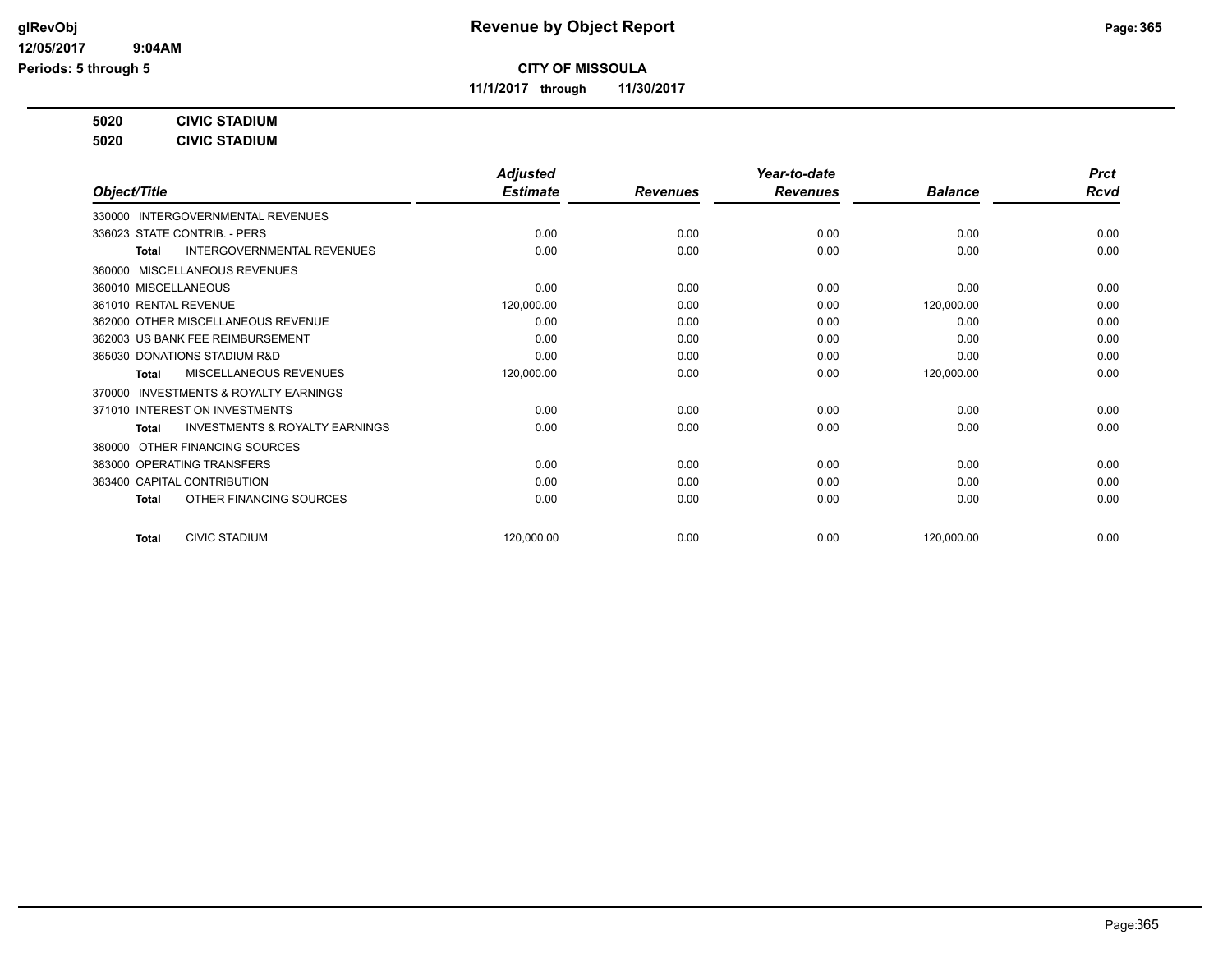# Revenue by Object Report

**CITY OF MISSOULA**

**11/1/2017 through 11/30/2017**

glRevObj
12/05/2017 9:04AM
Periods: 5 through 5

**5020 CIVIC STADIUM**

**5020 CIVIC STADIUM**

| Object/Title | Adjusted Estimate | Revenues | Year-to-date Revenues | Balance | Prct Rcvd |
|---|---|---|---|---|---|
| 330000 INTERGOVERNMENTAL REVENUES | | | | | |
| 336023 STATE CONTRIB. - PERS | 0.00 | 0.00 | 0.00 | 0.00 | 0.00 |
| **Total** INTERGOVERNMENTAL REVENUES | 0.00 | 0.00 | 0.00 | 0.00 | 0.00 |
| 360000 MISCELLANEOUS REVENUES | | | | | |
| 360010 MISCELLANEOUS | 0.00 | 0.00 | 0.00 | 0.00 | 0.00 |
| 361010 RENTAL REVENUE | 120,000.00 | 0.00 | 0.00 | 120,000.00 | 0.00 |
| 362000 OTHER MISCELLANEOUS REVENUE | 0.00 | 0.00 | 0.00 | 0.00 | 0.00 |
| 362003 US BANK FEE REIMBURSEMENT | 0.00 | 0.00 | 0.00 | 0.00 | 0.00 |
| 365030 DONATIONS STADIUM R&D | 0.00 | 0.00 | 0.00 | 0.00 | 0.00 |
| **Total** MISCELLANEOUS REVENUES | 120,000.00 | 0.00 | 0.00 | 120,000.00 | 0.00 |
| 370000 INVESTMENTS & ROYALTY EARNINGS | | | | | |
| 371010 INTEREST ON INVESTMENTS | 0.00 | 0.00 | 0.00 | 0.00 | 0.00 |
| **Total** INVESTMENTS & ROYALTY EARNINGS | 0.00 | 0.00 | 0.00 | 0.00 | 0.00 |
| 380000 OTHER FINANCING SOURCES | | | | | |
| 383000 OPERATING TRANSFERS | 0.00 | 0.00 | 0.00 | 0.00 | 0.00 |
| 383400 CAPITAL CONTRIBUTION | 0.00 | 0.00 | 0.00 | 0.00 | 0.00 |
| **Total** OTHER FINANCING SOURCES | 0.00 | 0.00 | 0.00 | 0.00 | 0.00 |
| **Total** CIVIC STADIUM | 120,000.00 | 0.00 | 0.00 | 120,000.00 | 0.00 |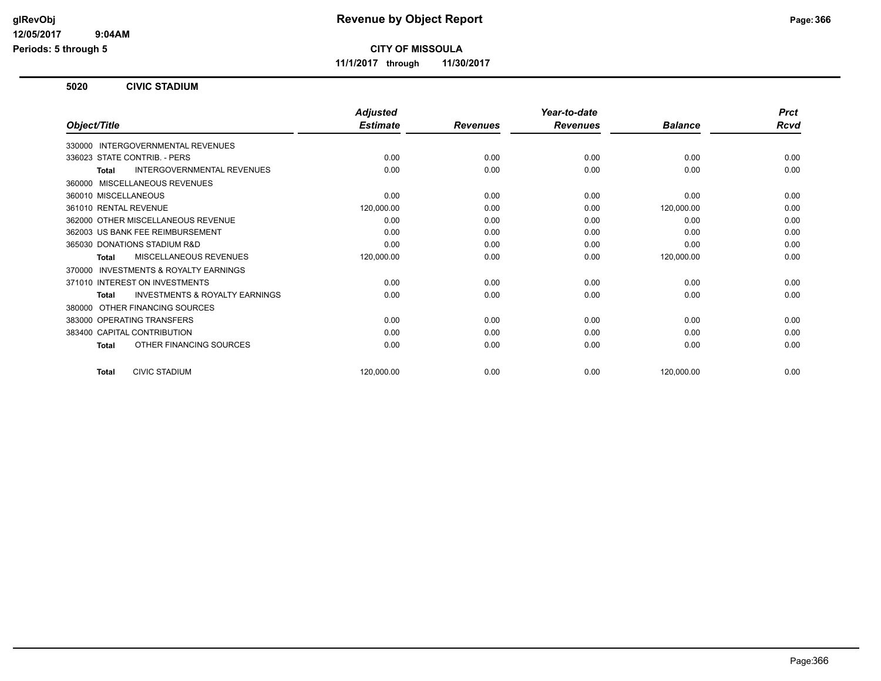**CITY OF MISSOULA**

**11/1/2017 through 11/30/2017**

## 5020 CIVIC STADIUM

| Object/Title | Adjusted Estimate | Revenues | Year-to-date Revenues | Balance | Prct Rcvd |
|---|---|---|---|---|---|
| 330000 INTERGOVERNMENTAL REVENUES | | | | | |
| 336023 STATE CONTRIB. - PERS | 0.00 | 0.00 | 0.00 | 0.00 | 0.00 |
| **Total** INTERGOVERNMENTAL REVENUES | 0.00 | 0.00 | 0.00 | 0.00 | 0.00 |
| 360000 MISCELLANEOUS REVENUES | | | | | |
| 360010 MISCELLANEOUS | 0.00 | 0.00 | 0.00 | 0.00 | 0.00 |
| 361010 RENTAL REVENUE | 120,000.00 | 0.00 | 0.00 | 120,000.00 | 0.00 |
| 362000 OTHER MISCELLANEOUS REVENUE | 0.00 | 0.00 | 0.00 | 0.00 | 0.00 |
| 362003 US BANK FEE REIMBURSEMENT | 0.00 | 0.00 | 0.00 | 0.00 | 0.00 |
| 365030 DONATIONS STADIUM R&D | 0.00 | 0.00 | 0.00 | 0.00 | 0.00 |
| **Total** MISCELLANEOUS REVENUES | 120,000.00 | 0.00 | 0.00 | 120,000.00 | 0.00 |
| 370000 INVESTMENTS & ROYALTY EARNINGS | | | | | |
| 371010 INTEREST ON INVESTMENTS | 0.00 | 0.00 | 0.00 | 0.00 | 0.00 |
| **Total** INVESTMENTS & ROYALTY EARNINGS | 0.00 | 0.00 | 0.00 | 0.00 | 0.00 |
| 380000 OTHER FINANCING SOURCES | | | | | |
| 383000 OPERATING TRANSFERS | 0.00 | 0.00 | 0.00 | 0.00 | 0.00 |
| 383400 CAPITAL CONTRIBUTION | 0.00 | 0.00 | 0.00 | 0.00 | 0.00 |
| **Total** OTHER FINANCING SOURCES | 0.00 | 0.00 | 0.00 | 0.00 | 0.00 |
| **Total** CIVIC STADIUM | 120,000.00 | 0.00 | 0.00 | 120,000.00 | 0.00 |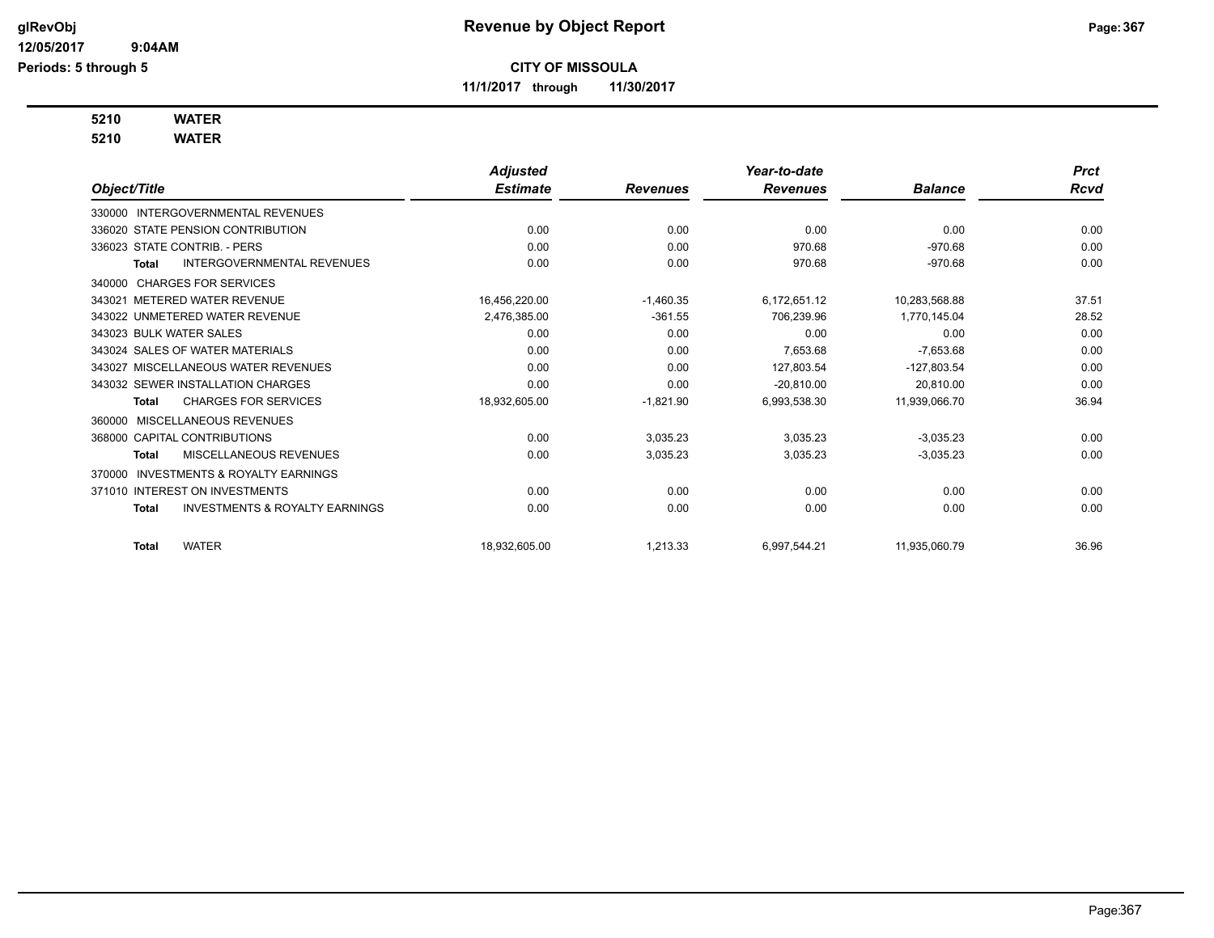# Revenue by Object Report

**CITY OF MISSOULA**

**11/1/2017 through 11/30/2017**

glRevObj
12/05/2017 9:04AM
Periods: 5 through 5

**5210 WATER**

**5210 WATER**

| Object/Title | Adjusted Estimate | Revenues | Year-to-date Revenues | Balance | Prct Rcvd |
|---|---|---|---|---|---|
| 330000 INTERGOVERNMENTAL REVENUES | | | | | |
| 336020 STATE PENSION CONTRIBUTION | 0.00 | 0.00 | 0.00 | 0.00 | 0.00 |
| 336023 STATE CONTRIB. - PERS | 0.00 | 0.00 | 970.68 | -970.68 | 0.00 |
| **Total** INTERGOVERNMENTAL REVENUES | 0.00 | 0.00 | 970.68 | -970.68 | 0.00 |
| 340000 CHARGES FOR SERVICES | | | | | |
| 343021 METERED WATER REVENUE | 16,456,220.00 | -1,460.35 | 6,172,651.12 | 10,283,568.88 | 37.51 |
| 343022 UNMETERED WATER REVENUE | 2,476,385.00 | -361.55 | 706,239.96 | 1,770,145.04 | 28.52 |
| 343023 BULK WATER SALES | 0.00 | 0.00 | 0.00 | 0.00 | 0.00 |
| 343024 SALES OF WATER MATERIALS | 0.00 | 0.00 | 7,653.68 | -7,653.68 | 0.00 |
| 343027 MISCELLANEOUS WATER REVENUES | 0.00 | 0.00 | 127,803.54 | -127,803.54 | 0.00 |
| 343032 SEWER INSTALLATION CHARGES | 0.00 | 0.00 | -20,810.00 | 20,810.00 | 0.00 |
| **Total** CHARGES FOR SERVICES | 18,932,605.00 | -1,821.90 | 6,993,538.30 | 11,939,066.70 | 36.94 |
| 360000 MISCELLANEOUS REVENUES | | | | | |
| 368000 CAPITAL CONTRIBUTIONS | 0.00 | 3,035.23 | 3,035.23 | -3,035.23 | 0.00 |
| **Total** MISCELLANEOUS REVENUES | 0.00 | 3,035.23 | 3,035.23 | -3,035.23 | 0.00 |
| 370000 INVESTMENTS & ROYALTY EARNINGS | | | | | |
| 371010 INTEREST ON INVESTMENTS | 0.00 | 0.00 | 0.00 | 0.00 | 0.00 |
| **Total** INVESTMENTS & ROYALTY EARNINGS | 0.00 | 0.00 | 0.00 | 0.00 | 0.00 |
| **Total** WATER | 18,932,605.00 | 1,213.33 | 6,997,544.21 | 11,935,060.79 | 36.96 |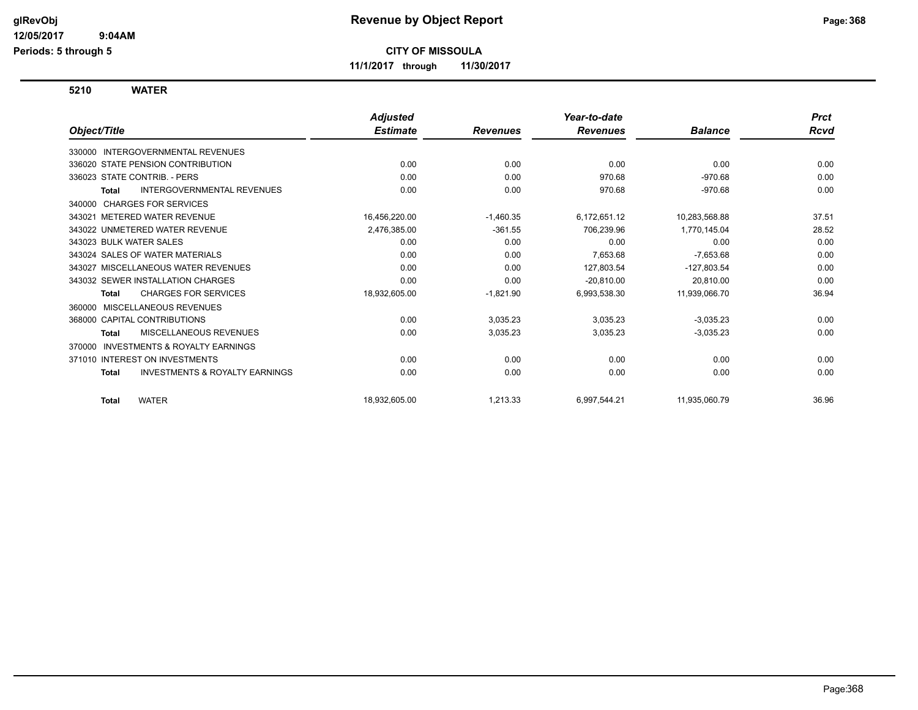# Revenue by Object Report

**CITY OF MISSOULA**

**11/1/2017 through 11/30/2017**

glRevObj
12/05/2017 9:04AM
Periods: 5 through 5

## 5210 WATER

| Object/Title | Adjusted Estimate | Revenues | Year-to-date Revenues | Balance | Prct Rcvd |
|---|---|---|---|---|---|
| 330000 INTERGOVERNMENTAL REVENUES | | | | | |
| 336020 STATE PENSION CONTRIBUTION | 0.00 | 0.00 | 0.00 | 0.00 | 0.00 |
| 336023 STATE CONTRIB. - PERS | 0.00 | 0.00 | 970.68 | -970.68 | 0.00 |
| **Total** INTERGOVERNMENTAL REVENUES | 0.00 | 0.00 | 970.68 | -970.68 | 0.00 |
| 340000 CHARGES FOR SERVICES | | | | | |
| 343021 METERED WATER REVENUE | 16,456,220.00 | -1,460.35 | 6,172,651.12 | 10,283,568.88 | 37.51 |
| 343022 UNMETERED WATER REVENUE | 2,476,385.00 | -361.55 | 706,239.96 | 1,770,145.04 | 28.52 |
| 343023 BULK WATER SALES | 0.00 | 0.00 | 0.00 | 0.00 | 0.00 |
| 343024 SALES OF WATER MATERIALS | 0.00 | 0.00 | 7,653.68 | -7,653.68 | 0.00 |
| 343027 MISCELLANEOUS WATER REVENUES | 0.00 | 0.00 | 127,803.54 | -127,803.54 | 0.00 |
| 343032 SEWER INSTALLATION CHARGES | 0.00 | 0.00 | -20,810.00 | 20,810.00 | 0.00 |
| **Total** CHARGES FOR SERVICES | 18,932,605.00 | -1,821.90 | 6,993,538.30 | 11,939,066.70 | 36.94 |
| 360000 MISCELLANEOUS REVENUES | | | | | |
| 368000 CAPITAL CONTRIBUTIONS | 0.00 | 3,035.23 | 3,035.23 | -3,035.23 | 0.00 |
| **Total** MISCELLANEOUS REVENUES | 0.00 | 3,035.23 | 3,035.23 | -3,035.23 | 0.00 |
| 370000 INVESTMENTS & ROYALTY EARNINGS | | | | | |
| 371010 INTEREST ON INVESTMENTS | 0.00 | 0.00 | 0.00 | 0.00 | 0.00 |
| **Total** INVESTMENTS & ROYALTY EARNINGS | 0.00 | 0.00 | 0.00 | 0.00 | 0.00 |
| **Total** WATER | 18,932,605.00 | 1,213.33 | 6,997,544.21 | 11,935,060.79 | 36.96 |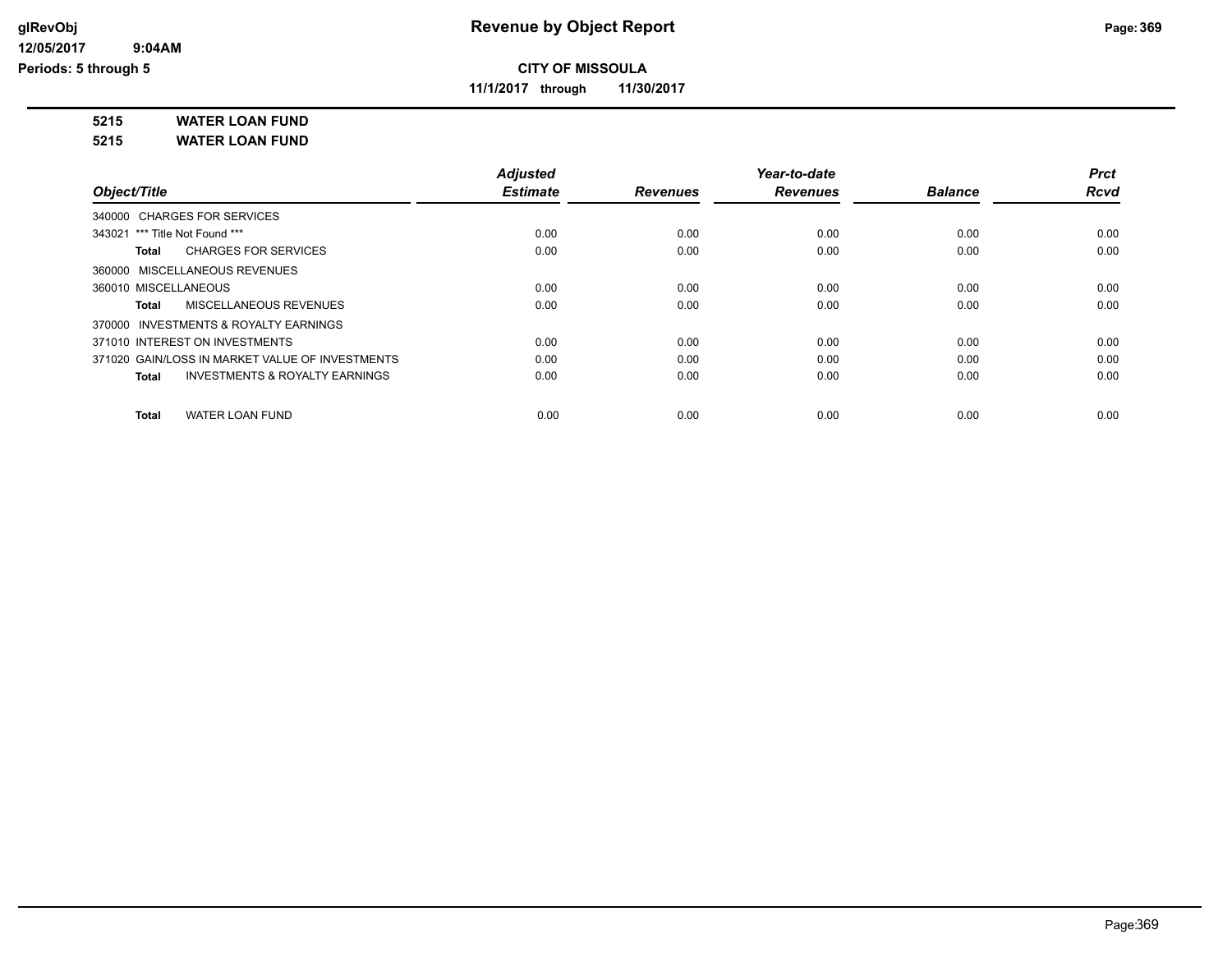# CITY OF MISSOULA

**11/1/2017 through 11/30/2017**

**5215 WATER LOAN FUND**

**5215 WATER LOAN FUND**

| Object/Title | Adjusted Estimate | Revenues | Year-to-date Revenues | Balance | Prct Rcvd |
|---|---|---|---|---|---|
| 340000 CHARGES FOR SERVICES | | | | | |
| 343021 *** Title Not Found *** | 0.00 | 0.00 | 0.00 | 0.00 | 0.00 |
| **Total** CHARGES FOR SERVICES | 0.00 | 0.00 | 0.00 | 0.00 | 0.00 |
| 360000 MISCELLANEOUS REVENUES | | | | | |
| 360010 MISCELLANEOUS | 0.00 | 0.00 | 0.00 | 0.00 | 0.00 |
| **Total** MISCELLANEOUS REVENUES | 0.00 | 0.00 | 0.00 | 0.00 | 0.00 |
| 370000 INVESTMENTS & ROYALTY EARNINGS | | | | | |
| 371010 INTEREST ON INVESTMENTS | 0.00 | 0.00 | 0.00 | 0.00 | 0.00 |
| 371020 GAIN/LOSS IN MARKET VALUE OF INVESTMENTS | 0.00 | 0.00 | 0.00 | 0.00 | 0.00 |
| **Total** INVESTMENTS & ROYALTY EARNINGS | 0.00 | 0.00 | 0.00 | 0.00 | 0.00 |
| **Total** WATER LOAN FUND | 0.00 | 0.00 | 0.00 | 0.00 | 0.00 |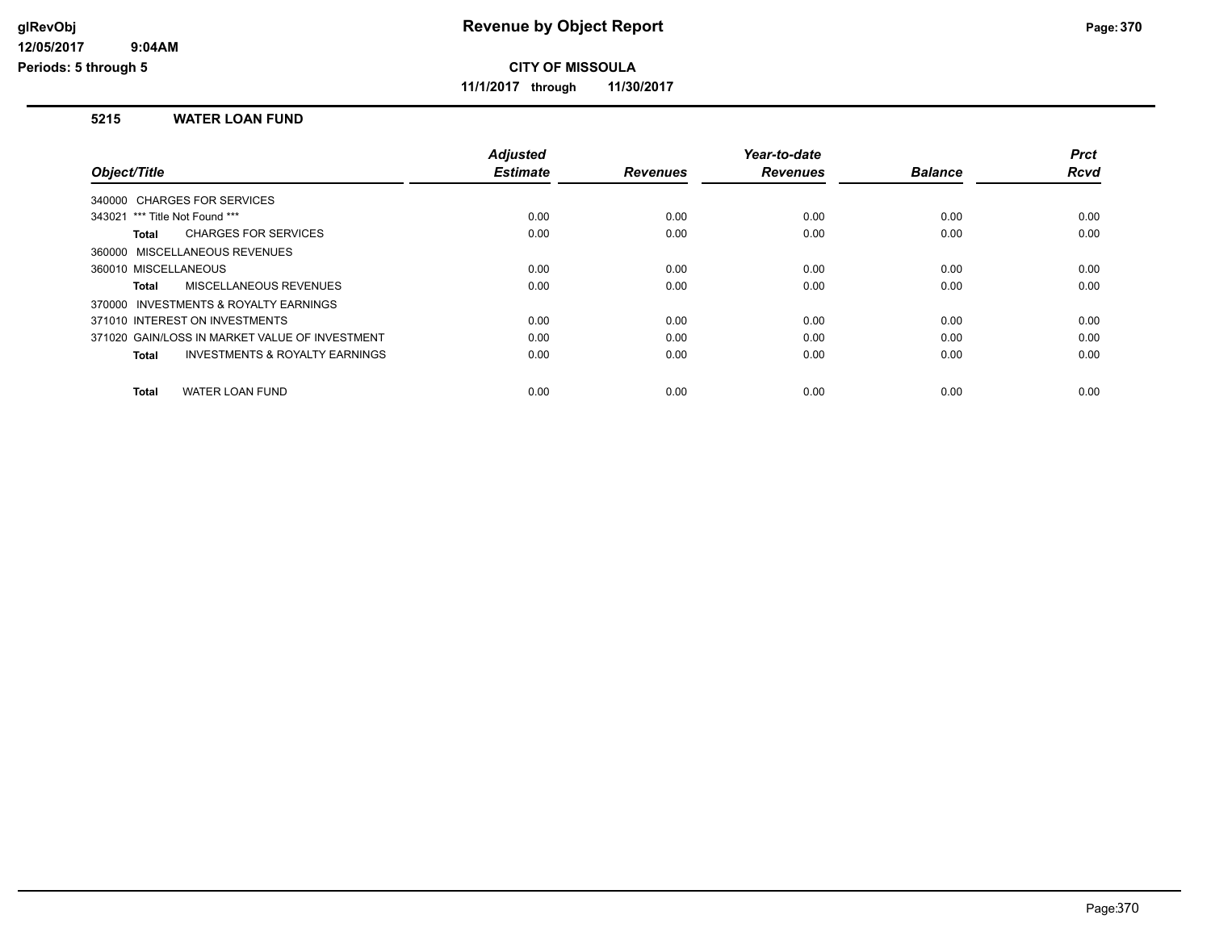# Revenue by Object Report

glRevObj
12/05/2017 9:04AM
Periods: 5 through 5

**CITY OF MISSOULA**

**11/1/2017 through 11/30/2017**

### 5215 WATER LOAN FUND

| Object/Title | Adjusted Estimate | Revenues | Year-to-date Revenues | Balance | Prct Rcvd |
|---|---|---|---|---|---|
| 340000 CHARGES FOR SERVICES | | | | | |
| 343021 *** Title Not Found *** | 0.00 | 0.00 | 0.00 | 0.00 | 0.00 |
| **Total** CHARGES FOR SERVICES | 0.00 | 0.00 | 0.00 | 0.00 | 0.00 |
| 360000 MISCELLANEOUS REVENUES | | | | | |
| 360010 MISCELLANEOUS | 0.00 | 0.00 | 0.00 | 0.00 | 0.00 |
| **Total** MISCELLANEOUS REVENUES | 0.00 | 0.00 | 0.00 | 0.00 | 0.00 |
| 370000 INVESTMENTS & ROYALTY EARNINGS | | | | | |
| 371010 INTEREST ON INVESTMENTS | 0.00 | 0.00 | 0.00 | 0.00 | 0.00 |
| 371020 GAIN/LOSS IN MARKET VALUE OF INVESTMENT | 0.00 | 0.00 | 0.00 | 0.00 | 0.00 |
| **Total** INVESTMENTS & ROYALTY EARNINGS | 0.00 | 0.00 | 0.00 | 0.00 | 0.00 |
| **Total** WATER LOAN FUND | 0.00 | 0.00 | 0.00 | 0.00 | 0.00 |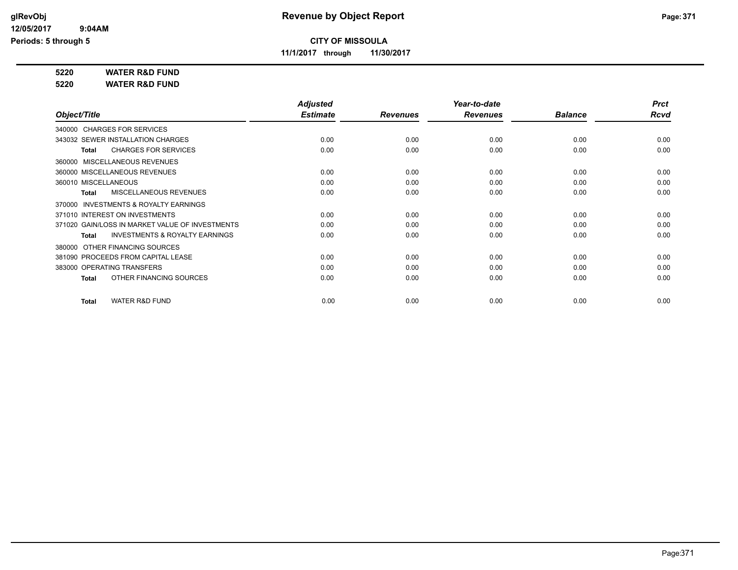**CITY OF MISSOULA**

**11/1/2017 through 11/30/2017**

**5220 WATER R&D FUND**

**5220 WATER R&D FUND**

| Object/Title | Adjusted Estimate | Revenues | Year-to-date Revenues | Balance | Prct Rcvd |
|---|---|---|---|---|---|
| 340000 CHARGES FOR SERVICES | | | | | |
| 343032 SEWER INSTALLATION CHARGES | 0.00 | 0.00 | 0.00 | 0.00 | 0.00 |
| **Total** CHARGES FOR SERVICES | 0.00 | 0.00 | 0.00 | 0.00 | 0.00 |
| 360000 MISCELLANEOUS REVENUES | | | | | |
| 360000 MISCELLANEOUS REVENUES | 0.00 | 0.00 | 0.00 | 0.00 | 0.00 |
| 360010 MISCELLANEOUS | 0.00 | 0.00 | 0.00 | 0.00 | 0.00 |
| **Total** MISCELLANEOUS REVENUES | 0.00 | 0.00 | 0.00 | 0.00 | 0.00 |
| 370000 INVESTMENTS & ROYALTY EARNINGS | | | | | |
| 371010 INTEREST ON INVESTMENTS | 0.00 | 0.00 | 0.00 | 0.00 | 0.00 |
| 371020 GAIN/LOSS IN MARKET VALUE OF INVESTMENTS | 0.00 | 0.00 | 0.00 | 0.00 | 0.00 |
| **Total** INVESTMENTS & ROYALTY EARNINGS | 0.00 | 0.00 | 0.00 | 0.00 | 0.00 |
| 380000 OTHER FINANCING SOURCES | | | | | |
| 381090 PROCEEDS FROM CAPITAL LEASE | 0.00 | 0.00 | 0.00 | 0.00 | 0.00 |
| 383000 OPERATING TRANSFERS | 0.00 | 0.00 | 0.00 | 0.00 | 0.00 |
| **Total** OTHER FINANCING SOURCES | 0.00 | 0.00 | 0.00 | 0.00 | 0.00 |
| **Total** WATER R&D FUND | 0.00 | 0.00 | 0.00 | 0.00 | 0.00 |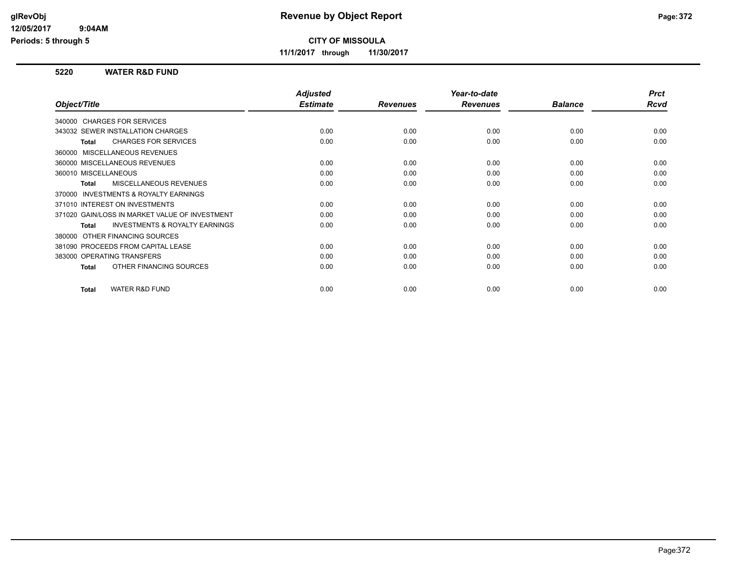# Revenue by Object Report

**CITY OF MISSOULA**

**11/1/2017 through 11/30/2017**

glRevObj
12/05/2017 9:04AM
Periods: 5 through 5

## 5220 WATER R&D FUND

| Object/Title | Adjusted Estimate | Revenues | Year-to-date Revenues | Balance | Prct Rcvd |
|---|---|---|---|---|---|
| 340000 CHARGES FOR SERVICES | | | | | |
| 343032 SEWER INSTALLATION CHARGES | 0.00 | 0.00 | 0.00 | 0.00 | 0.00 |
| **Total** CHARGES FOR SERVICES | 0.00 | 0.00 | 0.00 | 0.00 | 0.00 |
| 360000 MISCELLANEOUS REVENUES | | | | | |
| 360000 MISCELLANEOUS REVENUES | 0.00 | 0.00 | 0.00 | 0.00 | 0.00 |
| 360010 MISCELLANEOUS | 0.00 | 0.00 | 0.00 | 0.00 | 0.00 |
| **Total** MISCELLANEOUS REVENUES | 0.00 | 0.00 | 0.00 | 0.00 | 0.00 |
| 370000 INVESTMENTS & ROYALTY EARNINGS | | | | | |
| 371010 INTEREST ON INVESTMENTS | 0.00 | 0.00 | 0.00 | 0.00 | 0.00 |
| 371020 GAIN/LOSS IN MARKET VALUE OF INVESTMENT | 0.00 | 0.00 | 0.00 | 0.00 | 0.00 |
| **Total** INVESTMENTS & ROYALTY EARNINGS | 0.00 | 0.00 | 0.00 | 0.00 | 0.00 |
| 380000 OTHER FINANCING SOURCES | | | | | |
| 381090 PROCEEDS FROM CAPITAL LEASE | 0.00 | 0.00 | 0.00 | 0.00 | 0.00 |
| 383000 OPERATING TRANSFERS | 0.00 | 0.00 | 0.00 | 0.00 | 0.00 |
| **Total** OTHER FINANCING SOURCES | 0.00 | 0.00 | 0.00 | 0.00 | 0.00 |
| **Total** WATER R&D FUND | 0.00 | 0.00 | 0.00 | 0.00 | 0.00 |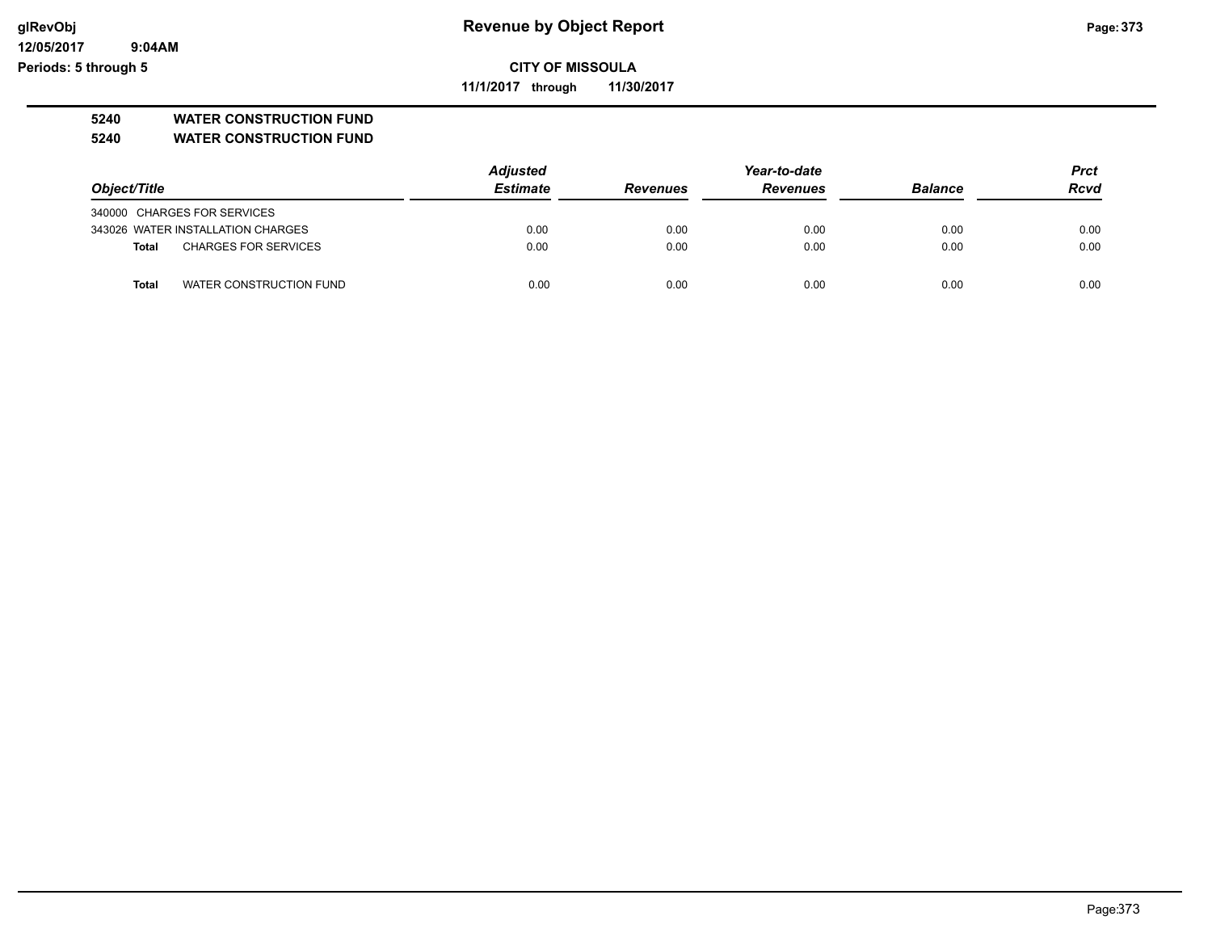# Revenue by Object Report

**CITY OF MISSOULA**

**11/1/2017 through 11/30/2017**

glRevObj
12/05/2017 9:04AM
Periods: 5 through 5

**5240 WATER CONSTRUCTION FUND**

**5240 WATER CONSTRUCTION FUND**

| Object/Title | Adjusted Estimate | Revenues | Year-to-date Revenues | Balance | Prct Rcvd |
|---|---|---|---|---|---|
| 340000 CHARGES FOR SERVICES | | | | | |
| 343026 WATER INSTALLATION CHARGES | 0.00 | 0.00 | 0.00 | 0.00 | 0.00 |
| **Total** CHARGES FOR SERVICES | 0.00 | 0.00 | 0.00 | 0.00 | 0.00 |
| **Total** WATER CONSTRUCTION FUND | 0.00 | 0.00 | 0.00 | 0.00 | 0.00 |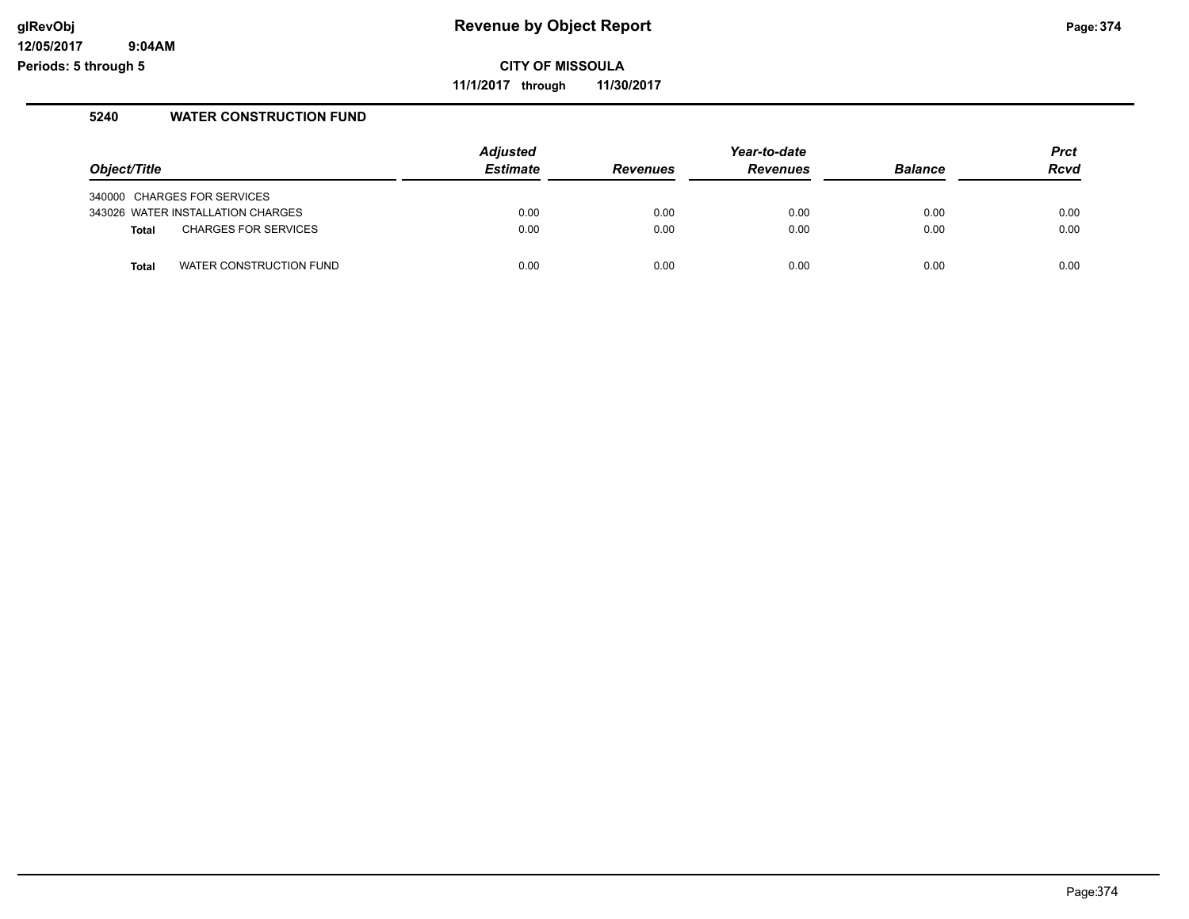# Revenue by Object Report

**CITY OF MISSOULA**

**11/1/2017 through 11/30/2017**

glRevObj
12/05/2017 9:04AM
Periods: 5 through 5

## 5240 WATER CONSTRUCTION FUND

| Object/Title | Adjusted Estimate | Revenues | Year-to-date Revenues | Balance | Prct Rcvd |
|---|---|---|---|---|---|
| 340000 CHARGES FOR SERVICES | | | | | |
| 343026 WATER INSTALLATION CHARGES | 0.00 | 0.00 | 0.00 | 0.00 | 0.00 |
| **Total** CHARGES FOR SERVICES | 0.00 | 0.00 | 0.00 | 0.00 | 0.00 |
| | | | | | |
| **Total** WATER CONSTRUCTION FUND | 0.00 | 0.00 | 0.00 | 0.00 | 0.00 |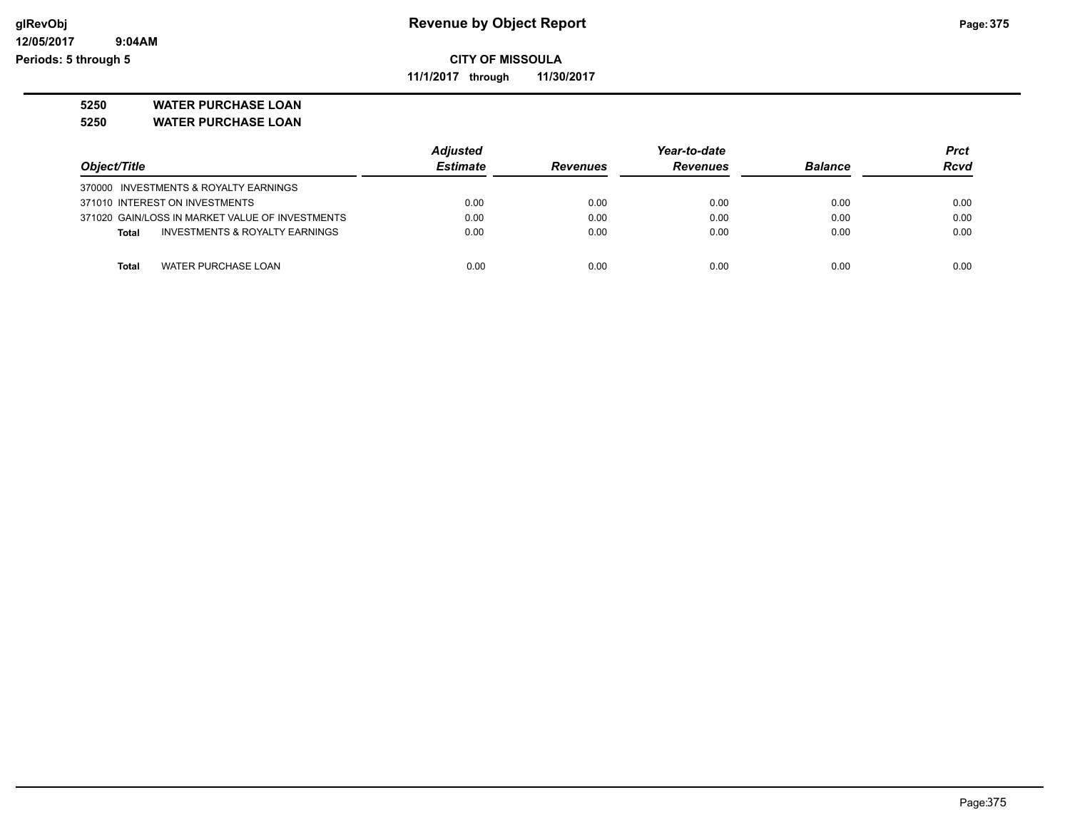**glRevObj**
**12/05/2017 9:04AM**
**Periods: 5 through 5**

# Revenue by Object Report

**CITY OF MISSOULA**

**11/1/2017 through 11/30/2017**

## 5250 WATER PURCHASE LOAN
## 5250 WATER PURCHASE LOAN

| Object/Title | Adjusted Estimate | Revenues | Year-to-date Revenues | Balance | Prct Rcvd |
|---|---|---|---|---|---|
| 370000 INVESTMENTS & ROYALTY EARNINGS | | | | | |
| 371010 INTEREST ON INVESTMENTS | 0.00 | 0.00 | 0.00 | 0.00 | 0.00 |
| 371020 GAIN/LOSS IN MARKET VALUE OF INVESTMENTS | 0.00 | 0.00 | 0.00 | 0.00 | 0.00 |
| **Total** INVESTMENTS & ROYALTY EARNINGS | 0.00 | 0.00 | 0.00 | 0.00 | 0.00 |
| **Total** WATER PURCHASE LOAN | 0.00 | 0.00 | 0.00 | 0.00 | 0.00 |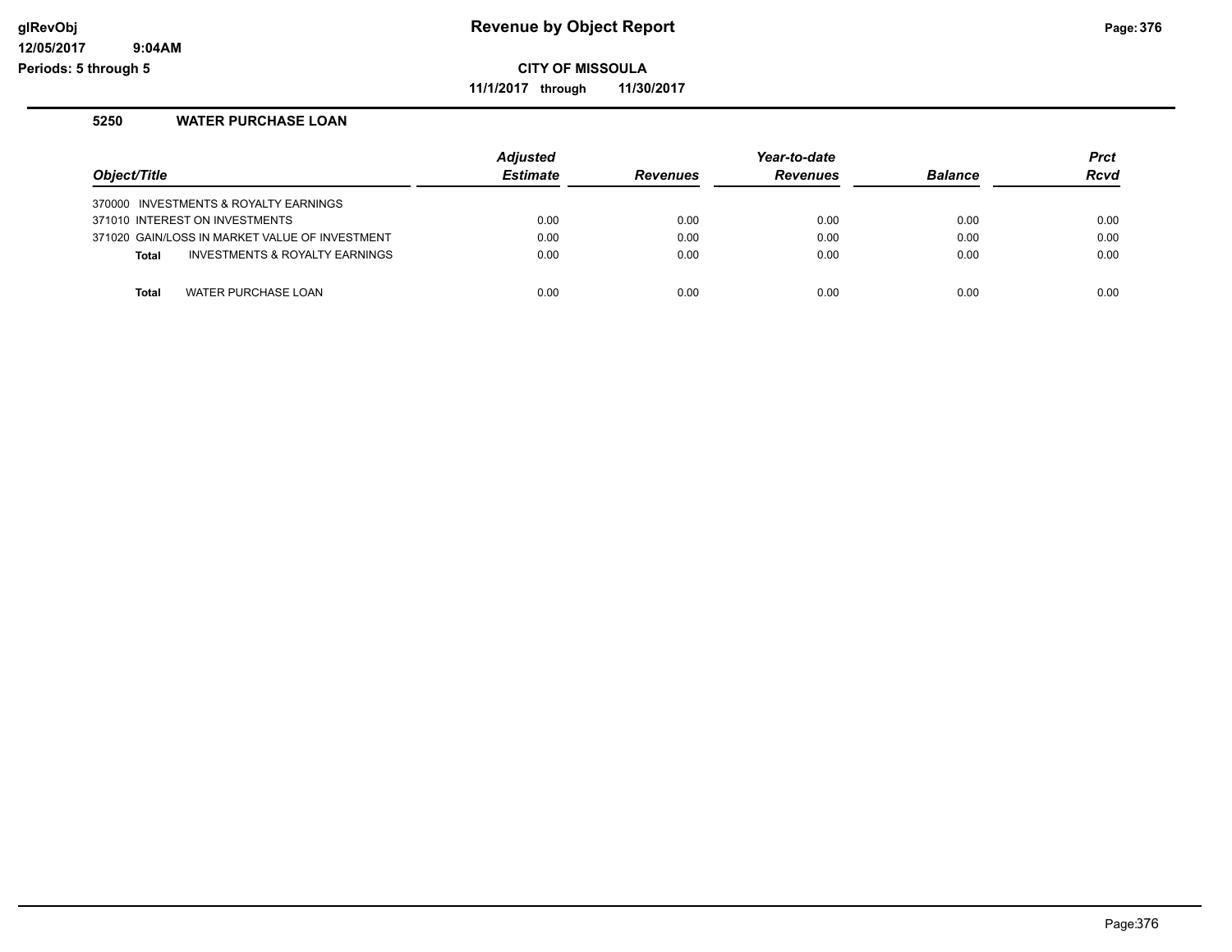# Revenue by Object Report

**CITY OF MISSOULA**

**11/1/2017 through 11/30/2017**

glRevObj
12/05/2017 9:04AM
Periods: 5 through 5

## 5250 WATER PURCHASE LOAN

| Object/Title | Adjusted Estimate | Revenues | Year-to-date Revenues | Balance | Prct Rcvd |
|---|---|---|---|---|---|
| 370000 INVESTMENTS & ROYALTY EARNINGS | | | | | |
| 371010 INTEREST ON INVESTMENTS | 0.00 | 0.00 | 0.00 | 0.00 | 0.00 |
| 371020 GAIN/LOSS IN MARKET VALUE OF INVESTMENT | 0.00 | 0.00 | 0.00 | 0.00 | 0.00 |
| **Total** INVESTMENTS & ROYALTY EARNINGS | 0.00 | 0.00 | 0.00 | 0.00 | 0.00 |
| **Total** WATER PURCHASE LOAN | 0.00 | 0.00 | 0.00 | 0.00 | 0.00 |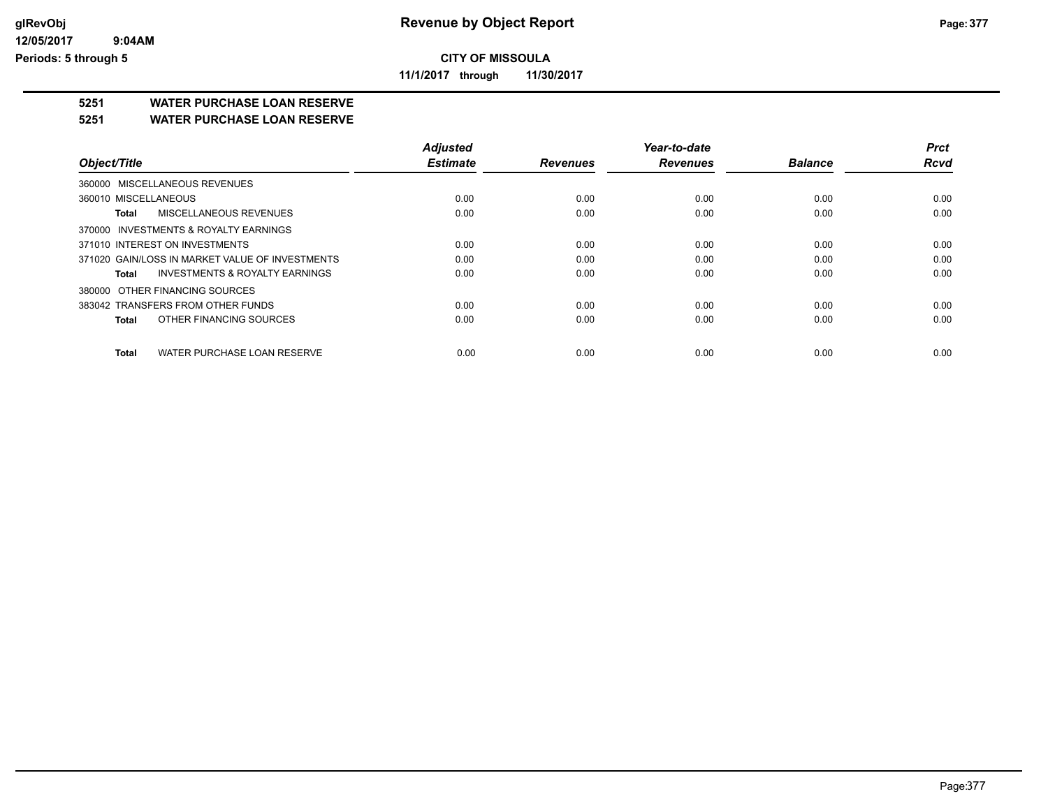# Revenue by Object Report

**CITY OF MISSOULA**

**11/1/2017 through 11/30/2017**

## 5251 WATER PURCHASE LOAN RESERVE

### 5251 WATER PURCHASE LOAN RESERVE

| Object/Title | Adjusted Estimate | Revenues | Year-to-date Revenues | Balance | Prct Rcvd |
|---|---|---|---|---|---|
| 360000 MISCELLANEOUS REVENUES | | | | | |
| 360010 MISCELLANEOUS | 0.00 | 0.00 | 0.00 | 0.00 | 0.00 |
| **Total** MISCELLANEOUS REVENUES | 0.00 | 0.00 | 0.00 | 0.00 | 0.00 |
| 370000 INVESTMENTS & ROYALTY EARNINGS | | | | | |
| 371010 INTEREST ON INVESTMENTS | 0.00 | 0.00 | 0.00 | 0.00 | 0.00 |
| 371020 GAIN/LOSS IN MARKET VALUE OF INVESTMENTS | 0.00 | 0.00 | 0.00 | 0.00 | 0.00 |
| **Total** INVESTMENTS & ROYALTY EARNINGS | 0.00 | 0.00 | 0.00 | 0.00 | 0.00 |
| 380000 OTHER FINANCING SOURCES | | | | | |
| 383042 TRANSFERS FROM OTHER FUNDS | 0.00 | 0.00 | 0.00 | 0.00 | 0.00 |
| **Total** OTHER FINANCING SOURCES | 0.00 | 0.00 | 0.00 | 0.00 | 0.00 |
| **Total** WATER PURCHASE LOAN RESERVE | 0.00 | 0.00 | 0.00 | 0.00 | 0.00 |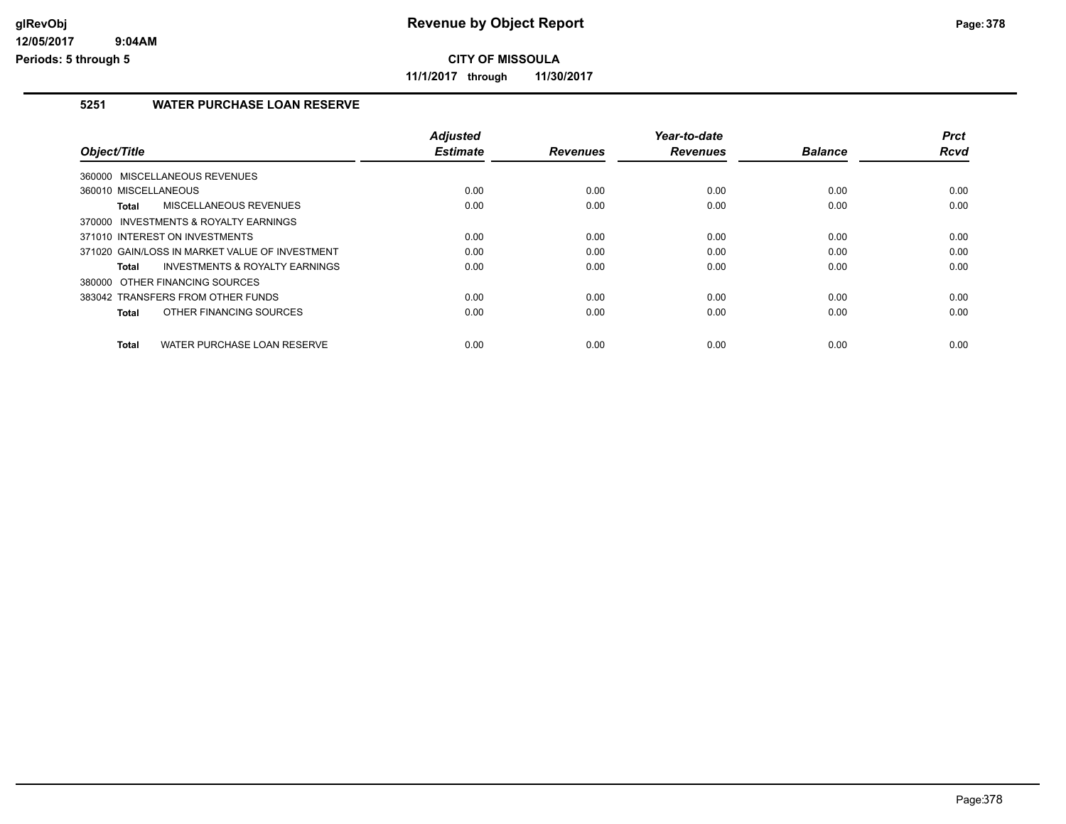# Revenue by Object Report

**CITY OF MISSOULA**

**11/1/2017 through 11/30/2017**

## 5251 WATER PURCHASE LOAN RESERVE

| Object/Title | Adjusted Estimate | Revenues | Year-to-date Revenues | Balance | Prct Rcvd |
|---|---|---|---|---|---|
| 360000 MISCELLANEOUS REVENUES | | | | | |
| 360010 MISCELLANEOUS | 0.00 | 0.00 | 0.00 | 0.00 | 0.00 |
| **Total** MISCELLANEOUS REVENUES | 0.00 | 0.00 | 0.00 | 0.00 | 0.00 |
| 370000 INVESTMENTS & ROYALTY EARNINGS | | | | | |
| 371010 INTEREST ON INVESTMENTS | 0.00 | 0.00 | 0.00 | 0.00 | 0.00 |
| 371020 GAIN/LOSS IN MARKET VALUE OF INVESTMENT | 0.00 | 0.00 | 0.00 | 0.00 | 0.00 |
| **Total** INVESTMENTS & ROYALTY EARNINGS | 0.00 | 0.00 | 0.00 | 0.00 | 0.00 |
| 380000 OTHER FINANCING SOURCES | | | | | |
| 383042 TRANSFERS FROM OTHER FUNDS | 0.00 | 0.00 | 0.00 | 0.00 | 0.00 |
| **Total** OTHER FINANCING SOURCES | 0.00 | 0.00 | 0.00 | 0.00 | 0.00 |
| **Total** WATER PURCHASE LOAN RESERVE | 0.00 | 0.00 | 0.00 | 0.00 | 0.00 |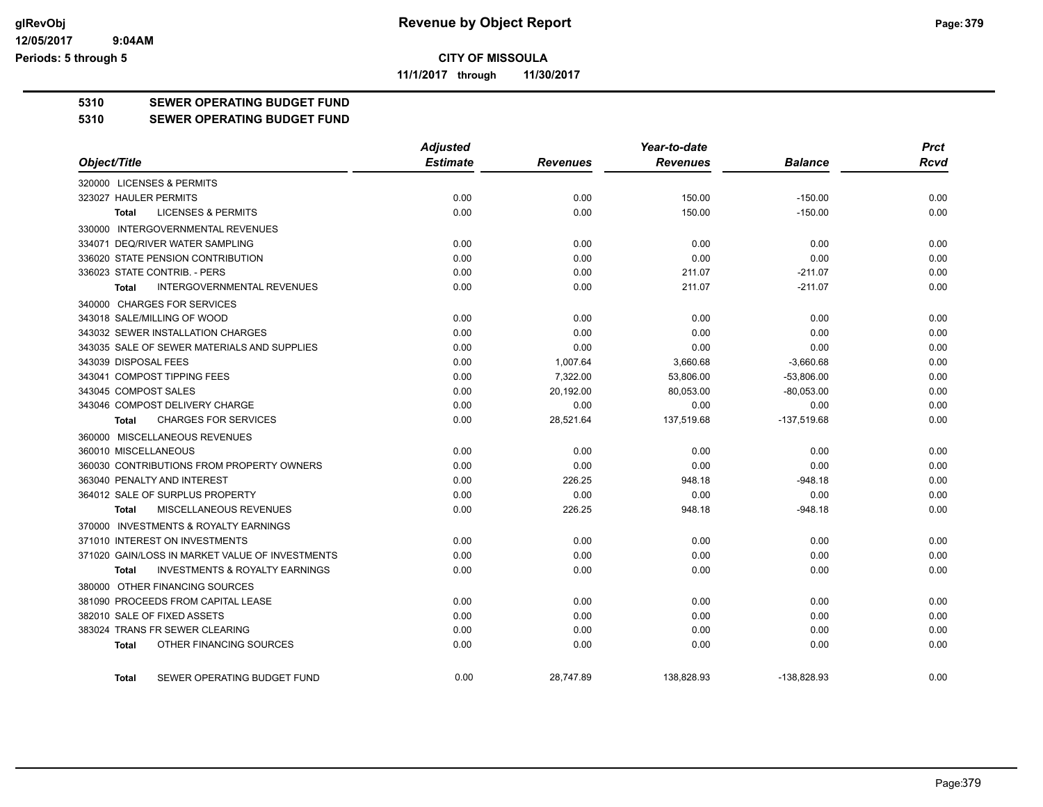**glRevObj**
**12/05/2017 9:04AM**
**Periods: 5 through 5**

# Revenue by Object Report

**CITY OF MISSOULA**

**11/1/2017 through 11/30/2017**

**5310 SEWER OPERATING BUDGET FUND**

**5310 SEWER OPERATING BUDGET FUND**

| Object/Title | Adjusted Estimate | Revenues | Year-to-date Revenues | Balance | Prct Rcvd |
|---|---|---|---|---|---|
| 320000 LICENSES & PERMITS | | | | | |
| 323027 HAULER PERMITS | 0.00 | 0.00 | 150.00 | -150.00 | 0.00 |
| **Total** LICENSES & PERMITS | 0.00 | 0.00 | 150.00 | -150.00 | 0.00 |
| 330000 INTERGOVERNMENTAL REVENUES | | | | | |
| 334071 DEQ/RIVER WATER SAMPLING | 0.00 | 0.00 | 0.00 | 0.00 | 0.00 |
| 336020 STATE PENSION CONTRIBUTION | 0.00 | 0.00 | 0.00 | 0.00 | 0.00 |
| 336023 STATE CONTRIB. - PERS | 0.00 | 0.00 | 211.07 | -211.07 | 0.00 |
| **Total** INTERGOVERNMENTAL REVENUES | 0.00 | 0.00 | 211.07 | -211.07 | 0.00 |
| 340000 CHARGES FOR SERVICES | | | | | |
| 343018 SALE/MILLING OF WOOD | 0.00 | 0.00 | 0.00 | 0.00 | 0.00 |
| 343032 SEWER INSTALLATION CHARGES | 0.00 | 0.00 | 0.00 | 0.00 | 0.00 |
| 343035 SALE OF SEWER MATERIALS AND SUPPLIES | 0.00 | 0.00 | 0.00 | 0.00 | 0.00 |
| 343039 DISPOSAL FEES | 0.00 | 1,007.64 | 3,660.68 | -3,660.68 | 0.00 |
| 343041 COMPOST TIPPING FEES | 0.00 | 7,322.00 | 53,806.00 | -53,806.00 | 0.00 |
| 343045 COMPOST SALES | 0.00 | 20,192.00 | 80,053.00 | -80,053.00 | 0.00 |
| 343046 COMPOST DELIVERY CHARGE | 0.00 | 0.00 | 0.00 | 0.00 | 0.00 |
| **Total** CHARGES FOR SERVICES | 0.00 | 28,521.64 | 137,519.68 | -137,519.68 | 0.00 |
| 360000 MISCELLANEOUS REVENUES | | | | | |
| 360010 MISCELLANEOUS | 0.00 | 0.00 | 0.00 | 0.00 | 0.00 |
| 360030 CONTRIBUTIONS FROM PROPERTY OWNERS | 0.00 | 0.00 | 0.00 | 0.00 | 0.00 |
| 363040 PENALTY AND INTEREST | 0.00 | 226.25 | 948.18 | -948.18 | 0.00 |
| 364012 SALE OF SURPLUS PROPERTY | 0.00 | 0.00 | 0.00 | 0.00 | 0.00 |
| **Total** MISCELLANEOUS REVENUES | 0.00 | 226.25 | 948.18 | -948.18 | 0.00 |
| 370000 INVESTMENTS & ROYALTY EARNINGS | | | | | |
| 371010 INTEREST ON INVESTMENTS | 0.00 | 0.00 | 0.00 | 0.00 | 0.00 |
| 371020 GAIN/LOSS IN MARKET VALUE OF INVESTMENTS | 0.00 | 0.00 | 0.00 | 0.00 | 0.00 |
| **Total** INVESTMENTS & ROYALTY EARNINGS | 0.00 | 0.00 | 0.00 | 0.00 | 0.00 |
| 380000 OTHER FINANCING SOURCES | | | | | |
| 381090 PROCEEDS FROM CAPITAL LEASE | 0.00 | 0.00 | 0.00 | 0.00 | 0.00 |
| 382010 SALE OF FIXED ASSETS | 0.00 | 0.00 | 0.00 | 0.00 | 0.00 |
| 383024 TRANS FR SEWER CLEARING | 0.00 | 0.00 | 0.00 | 0.00 | 0.00 |
| **Total** OTHER FINANCING SOURCES | 0.00 | 0.00 | 0.00 | 0.00 | 0.00 |
| **Total** SEWER OPERATING BUDGET FUND | 0.00 | 28,747.89 | 138,828.93 | -138,828.93 | 0.00 |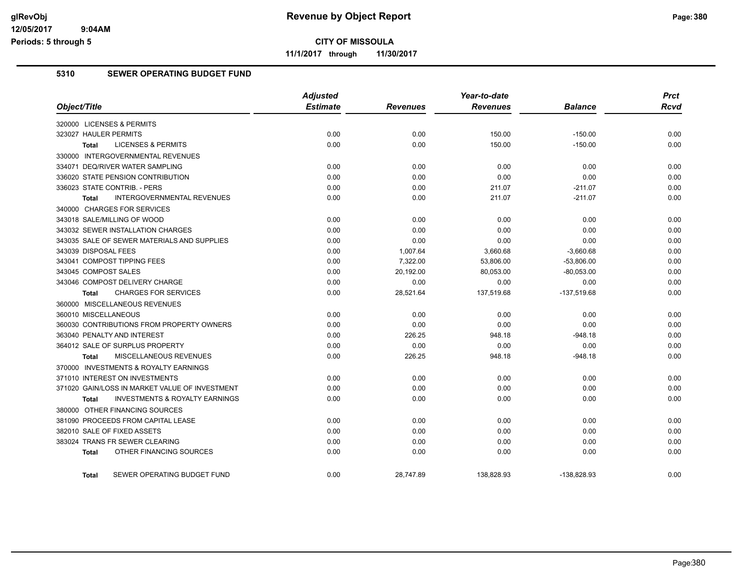**CITY OF MISSOULA**

**11/1/2017 through 11/30/2017**

Revenue by Object Report

glRevObj
12/05/2017 9:04AM
Periods: 5 through 5

## 5310 SEWER OPERATING BUDGET FUND

| Object/Title | Adjusted Estimate | Revenues | Year-to-date Revenues | Balance | Prct Rcvd |
|---|---|---|---|---|---|
| 320000 LICENSES & PERMITS | | | | | |
| 323027 HAULER PERMITS | 0.00 | 0.00 | 150.00 | -150.00 | 0.00 |
| Total LICENSES & PERMITS | 0.00 | 0.00 | 150.00 | -150.00 | 0.00 |
| 330000 INTERGOVERNMENTAL REVENUES | | | | | |
| 334071 DEQ/RIVER WATER SAMPLING | 0.00 | 0.00 | 0.00 | 0.00 | 0.00 |
| 336020 STATE PENSION CONTRIBUTION | 0.00 | 0.00 | 0.00 | 0.00 | 0.00 |
| 336023 STATE CONTRIB. - PERS | 0.00 | 0.00 | 211.07 | -211.07 | 0.00 |
| Total INTERGOVERNMENTAL REVENUES | 0.00 | 0.00 | 211.07 | -211.07 | 0.00 |
| 340000 CHARGES FOR SERVICES | | | | | |
| 343018 SALE/MILLING OF WOOD | 0.00 | 0.00 | 0.00 | 0.00 | 0.00 |
| 343032 SEWER INSTALLATION CHARGES | 0.00 | 0.00 | 0.00 | 0.00 | 0.00 |
| 343035 SALE OF SEWER MATERIALS AND SUPPLIES | 0.00 | 0.00 | 0.00 | 0.00 | 0.00 |
| 343039 DISPOSAL FEES | 0.00 | 1,007.64 | 3,660.68 | -3,660.68 | 0.00 |
| 343041 COMPOST TIPPING FEES | 0.00 | 7,322.00 | 53,806.00 | -53,806.00 | 0.00 |
| 343045 COMPOST SALES | 0.00 | 20,192.00 | 80,053.00 | -80,053.00 | 0.00 |
| 343046 COMPOST DELIVERY CHARGE | 0.00 | 0.00 | 0.00 | 0.00 | 0.00 |
| Total CHARGES FOR SERVICES | 0.00 | 28,521.64 | 137,519.68 | -137,519.68 | 0.00 |
| 360000 MISCELLANEOUS REVENUES | | | | | |
| 360010 MISCELLANEOUS | 0.00 | 0.00 | 0.00 | 0.00 | 0.00 |
| 360030 CONTRIBUTIONS FROM PROPERTY OWNERS | 0.00 | 0.00 | 0.00 | 0.00 | 0.00 |
| 363040 PENALTY AND INTEREST | 0.00 | 226.25 | 948.18 | -948.18 | 0.00 |
| 364012 SALE OF SURPLUS PROPERTY | 0.00 | 0.00 | 0.00 | 0.00 | 0.00 |
| Total MISCELLANEOUS REVENUES | 0.00 | 226.25 | 948.18 | -948.18 | 0.00 |
| 370000 INVESTMENTS & ROYALTY EARNINGS | | | | | |
| 371010 INTEREST ON INVESTMENTS | 0.00 | 0.00 | 0.00 | 0.00 | 0.00 |
| 371020 GAIN/LOSS IN MARKET VALUE OF INVESTMENT | 0.00 | 0.00 | 0.00 | 0.00 | 0.00 |
| Total INVESTMENTS & ROYALTY EARNINGS | 0.00 | 0.00 | 0.00 | 0.00 | 0.00 |
| 380000 OTHER FINANCING SOURCES | | | | | |
| 381090 PROCEEDS FROM CAPITAL LEASE | 0.00 | 0.00 | 0.00 | 0.00 | 0.00 |
| 382010 SALE OF FIXED ASSETS | 0.00 | 0.00 | 0.00 | 0.00 | 0.00 |
| 383024 TRANS FR SEWER CLEARING | 0.00 | 0.00 | 0.00 | 0.00 | 0.00 |
| Total OTHER FINANCING SOURCES | 0.00 | 0.00 | 0.00 | 0.00 | 0.00 |
| Total SEWER OPERATING BUDGET FUND | 0.00 | 28,747.89 | 138,828.93 | -138,828.93 | 0.00 |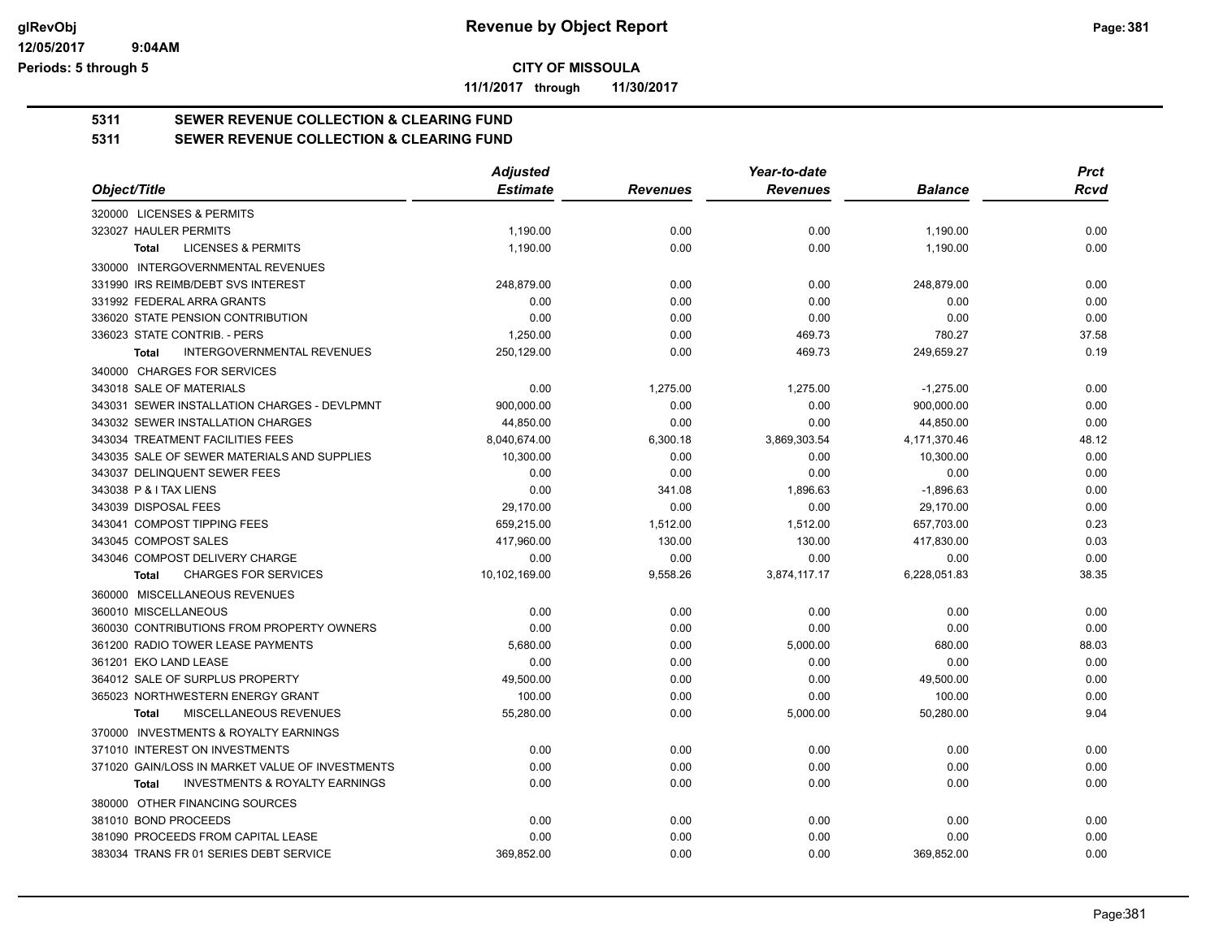**CITY OF MISSOULA**

**11/1/2017 through 11/30/2017**

## 5311 SEWER REVENUE COLLECTION & CLEARING FUND

## 5311 SEWER REVENUE COLLECTION & CLEARING FUND

| Object/Title | Adjusted Estimate | Revenues | Year-to-date Revenues | Balance | Prct Rcvd |
|---|---|---|---|---|---|
| 320000 LICENSES & PERMITS | | | | | |
| 323027 HAULER PERMITS | 1,190.00 | 0.00 | 0.00 | 1,190.00 | 0.00 |
| Total LICENSES & PERMITS | 1,190.00 | 0.00 | 0.00 | 1,190.00 | 0.00 |
| 330000 INTERGOVERNMENTAL REVENUES | | | | | |
| 331990 IRS REIMB/DEBT SVS INTEREST | 248,879.00 | 0.00 | 0.00 | 248,879.00 | 0.00 |
| 331992 FEDERAL ARRA GRANTS | 0.00 | 0.00 | 0.00 | 0.00 | 0.00 |
| 336020 STATE PENSION CONTRIBUTION | 0.00 | 0.00 | 0.00 | 0.00 | 0.00 |
| 336023 STATE CONTRIB. - PERS | 1,250.00 | 0.00 | 469.73 | 780.27 | 37.58 |
| Total INTERGOVERNMENTAL REVENUES | 250,129.00 | 0.00 | 469.73 | 249,659.27 | 0.19 |
| 340000 CHARGES FOR SERVICES | | | | | |
| 343018 SALE OF MATERIALS | 0.00 | 1,275.00 | 1,275.00 | -1,275.00 | 0.00 |
| 343031 SEWER INSTALLATION CHARGES - DEVLPMNT | 900,000.00 | 0.00 | 0.00 | 900,000.00 | 0.00 |
| 343032 SEWER INSTALLATION CHARGES | 44,850.00 | 0.00 | 0.00 | 44,850.00 | 0.00 |
| 343034 TREATMENT FACILITIES FEES | 8,040,674.00 | 6,300.18 | 3,869,303.54 | 4,171,370.46 | 48.12 |
| 343035 SALE OF SEWER MATERIALS AND SUPPLIES | 10,300.00 | 0.00 | 0.00 | 10,300.00 | 0.00 |
| 343037 DELINQUENT SEWER FEES | 0.00 | 0.00 | 0.00 | 0.00 | 0.00 |
| 343038 P & I TAX LIENS | 0.00 | 341.08 | 1,896.63 | -1,896.63 | 0.00 |
| 343039 DISPOSAL FEES | 29,170.00 | 0.00 | 0.00 | 29,170.00 | 0.00 |
| 343041 COMPOST TIPPING FEES | 659,215.00 | 1,512.00 | 1,512.00 | 657,703.00 | 0.23 |
| 343045 COMPOST SALES | 417,960.00 | 130.00 | 130.00 | 417,830.00 | 0.03 |
| 343046 COMPOST DELIVERY CHARGE | 0.00 | 0.00 | 0.00 | 0.00 | 0.00 |
| Total CHARGES FOR SERVICES | 10,102,169.00 | 9,558.26 | 3,874,117.17 | 6,228,051.83 | 38.35 |
| 360000 MISCELLANEOUS REVENUES | | | | | |
| 360010 MISCELLANEOUS | 0.00 | 0.00 | 0.00 | 0.00 | 0.00 |
| 360030 CONTRIBUTIONS FROM PROPERTY OWNERS | 0.00 | 0.00 | 0.00 | 0.00 | 0.00 |
| 361200 RADIO TOWER LEASE PAYMENTS | 5,680.00 | 0.00 | 5,000.00 | 680.00 | 88.03 |
| 361201 EKO LAND LEASE | 0.00 | 0.00 | 0.00 | 0.00 | 0.00 |
| 364012 SALE OF SURPLUS PROPERTY | 49,500.00 | 0.00 | 0.00 | 49,500.00 | 0.00 |
| 365023 NORTHWESTERN ENERGY GRANT | 100.00 | 0.00 | 0.00 | 100.00 | 0.00 |
| Total MISCELLANEOUS REVENUES | 55,280.00 | 0.00 | 5,000.00 | 50,280.00 | 9.04 |
| 370000 INVESTMENTS & ROYALTY EARNINGS | | | | | |
| 371010 INTEREST ON INVESTMENTS | 0.00 | 0.00 | 0.00 | 0.00 | 0.00 |
| 371020 GAIN/LOSS IN MARKET VALUE OF INVESTMENTS | 0.00 | 0.00 | 0.00 | 0.00 | 0.00 |
| Total INVESTMENTS & ROYALTY EARNINGS | 0.00 | 0.00 | 0.00 | 0.00 | 0.00 |
| 380000 OTHER FINANCING SOURCES | | | | | |
| 381010 BOND PROCEEDS | 0.00 | 0.00 | 0.00 | 0.00 | 0.00 |
| 381090 PROCEEDS FROM CAPITAL LEASE | 0.00 | 0.00 | 0.00 | 0.00 | 0.00 |
| 383034 TRANS FR 01 SERIES DEBT SERVICE | 369,852.00 | 0.00 | 0.00 | 369,852.00 | 0.00 |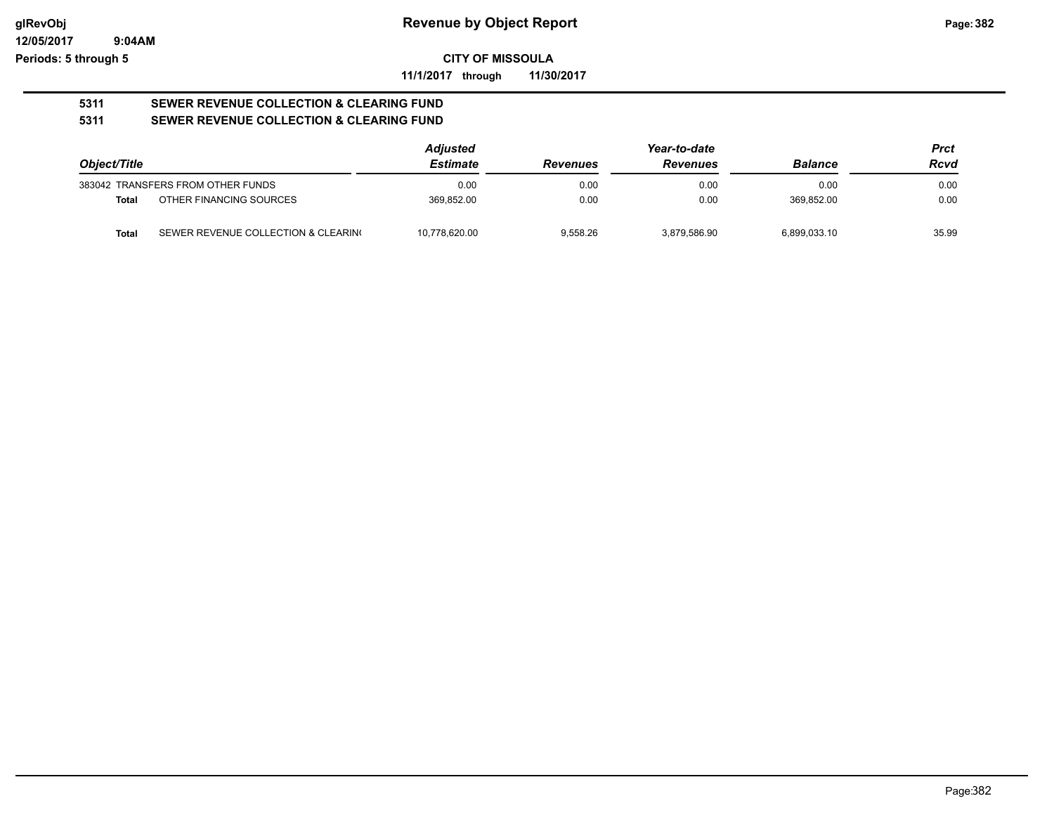**Revenue by Object Report**

**CITY OF MISSOULA**

**11/1/2017 through 11/30/2017**

**glRevObj**
**12/05/2017 9:04AM**
**Periods: 5 through 5**

## 5311 SEWER REVENUE COLLECTION & CLEARING FUND

## 5311 SEWER REVENUE COLLECTION & CLEARING FUND

| Object/Title | | Adjusted Estimate | Revenues | Year-to-date Revenues | Balance | Prct Rcvd |
|---|---|---|---|---|---|---|
| 383042 | TRANSFERS FROM OTHER FUNDS | 0.00 | 0.00 | 0.00 | 0.00 | 0.00 |
| **Total** | OTHER FINANCING SOURCES | 369,852.00 | 0.00 | 0.00 | 369,852.00 | 0.00 |
| **Total** | SEWER REVENUE COLLECTION & CLEARIN( | 10,778,620.00 | 9,558.26 | 3,879,586.90 | 6,899,033.10 | 35.99 |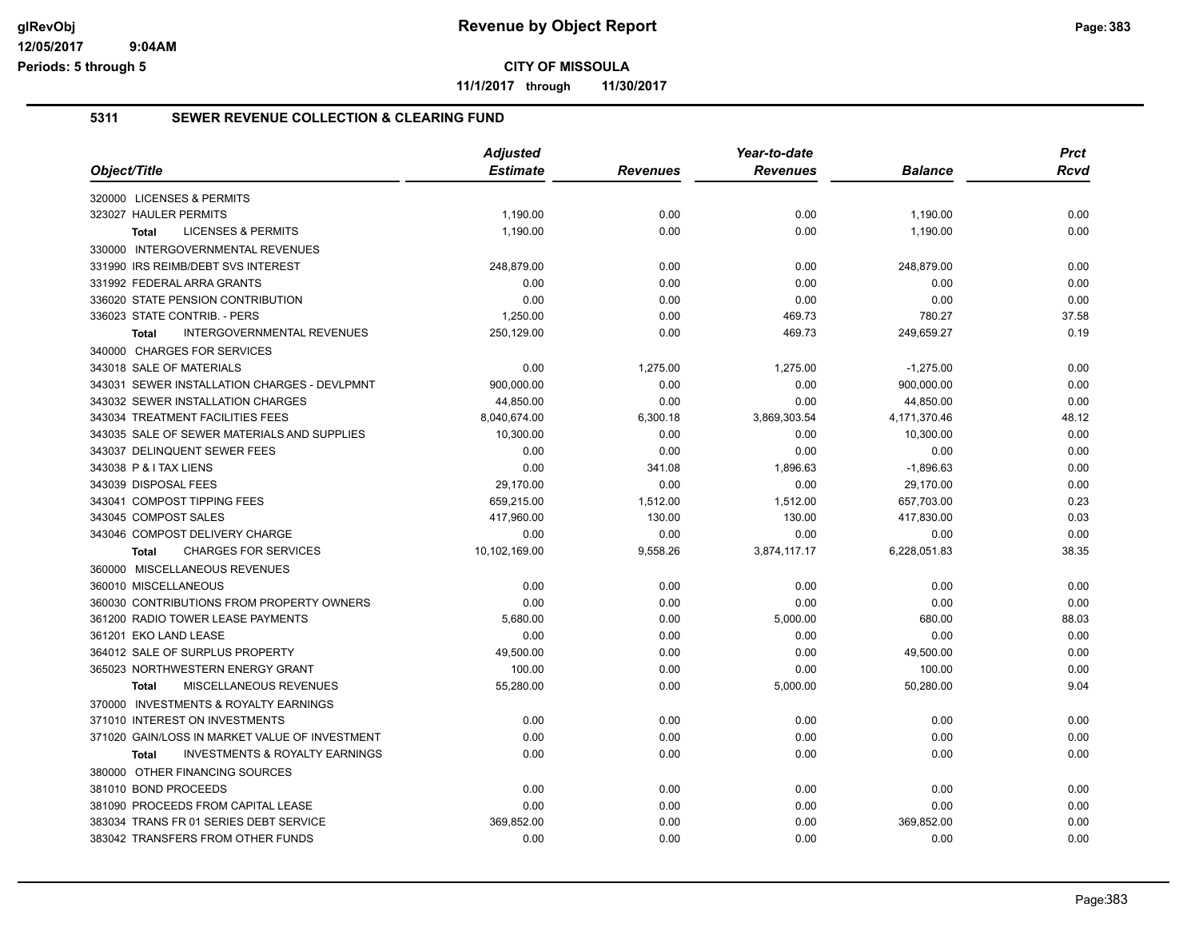**CITY OF MISSOULA**

**11/1/2017 through 11/30/2017**

## 5311 SEWER REVENUE COLLECTION & CLEARING FUND

| Object/Title | Adjusted Estimate | Revenues | Year-to-date Revenues | Balance | Prct Rcvd |
|---|---|---|---|---|---|
| 320000 LICENSES & PERMITS | | | | | |
| 323027 HAULER PERMITS | 1,190.00 | 0.00 | 0.00 | 1,190.00 | 0.00 |
| **Total** LICENSES & PERMITS | 1,190.00 | 0.00 | 0.00 | 1,190.00 | 0.00 |
| 330000 INTERGOVERNMENTAL REVENUES | | | | | |
| 331990 IRS REIMB/DEBT SVS INTEREST | 248,879.00 | 0.00 | 0.00 | 248,879.00 | 0.00 |
| 331992 FEDERAL ARRA GRANTS | 0.00 | 0.00 | 0.00 | 0.00 | 0.00 |
| 336020 STATE PENSION CONTRIBUTION | 0.00 | 0.00 | 0.00 | 0.00 | 0.00 |
| 336023 STATE CONTRIB. - PERS | 1,250.00 | 0.00 | 469.73 | 780.27 | 37.58 |
| **Total** INTERGOVERNMENTAL REVENUES | 250,129.00 | 0.00 | 469.73 | 249,659.27 | 0.19 |
| 340000 CHARGES FOR SERVICES | | | | | |
| 343018 SALE OF MATERIALS | 0.00 | 1,275.00 | 1,275.00 | -1,275.00 | 0.00 |
| 343031 SEWER INSTALLATION CHARGES - DEVLPMNT | 900,000.00 | 0.00 | 0.00 | 900,000.00 | 0.00 |
| 343032 SEWER INSTALLATION CHARGES | 44,850.00 | 0.00 | 0.00 | 44,850.00 | 0.00 |
| 343034 TREATMENT FACILITIES FEES | 8,040,674.00 | 6,300.18 | 3,869,303.54 | 4,171,370.46 | 48.12 |
| 343035 SALE OF SEWER MATERIALS AND SUPPLIES | 10,300.00 | 0.00 | 0.00 | 10,300.00 | 0.00 |
| 343037 DELINQUENT SEWER FEES | 0.00 | 0.00 | 0.00 | 0.00 | 0.00 |
| 343038 P & I TAX LIENS | 0.00 | 341.08 | 1,896.63 | -1,896.63 | 0.00 |
| 343039 DISPOSAL FEES | 29,170.00 | 0.00 | 0.00 | 29,170.00 | 0.00 |
| 343041 COMPOST TIPPING FEES | 659,215.00 | 1,512.00 | 1,512.00 | 657,703.00 | 0.23 |
| 343045 COMPOST SALES | 417,960.00 | 130.00 | 130.00 | 417,830.00 | 0.03 |
| 343046 COMPOST DELIVERY CHARGE | 0.00 | 0.00 | 0.00 | 0.00 | 0.00 |
| **Total** CHARGES FOR SERVICES | 10,102,169.00 | 9,558.26 | 3,874,117.17 | 6,228,051.83 | 38.35 |
| 360000 MISCELLANEOUS REVENUES | | | | | |
| 360010 MISCELLANEOUS | 0.00 | 0.00 | 0.00 | 0.00 | 0.00 |
| 360030 CONTRIBUTIONS FROM PROPERTY OWNERS | 0.00 | 0.00 | 0.00 | 0.00 | 0.00 |
| 361200 RADIO TOWER LEASE PAYMENTS | 5,680.00 | 0.00 | 5,000.00 | 680.00 | 88.03 |
| 361201 EKO LAND LEASE | 0.00 | 0.00 | 0.00 | 0.00 | 0.00 |
| 364012 SALE OF SURPLUS PROPERTY | 49,500.00 | 0.00 | 0.00 | 49,500.00 | 0.00 |
| 365023 NORTHWESTERN ENERGY GRANT | 100.00 | 0.00 | 0.00 | 100.00 | 0.00 |
| **Total** MISCELLANEOUS REVENUES | 55,280.00 | 0.00 | 5,000.00 | 50,280.00 | 9.04 |
| 370000 INVESTMENTS & ROYALTY EARNINGS | | | | | |
| 371010 INTEREST ON INVESTMENTS | 0.00 | 0.00 | 0.00 | 0.00 | 0.00 |
| 371020 GAIN/LOSS IN MARKET VALUE OF INVESTMENT | 0.00 | 0.00 | 0.00 | 0.00 | 0.00 |
| **Total** INVESTMENTS & ROYALTY EARNINGS | 0.00 | 0.00 | 0.00 | 0.00 | 0.00 |
| 380000 OTHER FINANCING SOURCES | | | | | |
| 381010 BOND PROCEEDS | 0.00 | 0.00 | 0.00 | 0.00 | 0.00 |
| 381090 PROCEEDS FROM CAPITAL LEASE | 0.00 | 0.00 | 0.00 | 0.00 | 0.00 |
| 383034 TRANS FR 01 SERIES DEBT SERVICE | 369,852.00 | 0.00 | 0.00 | 369,852.00 | 0.00 |
| 383042 TRANSFERS FROM OTHER FUNDS | 0.00 | 0.00 | 0.00 | 0.00 | 0.00 |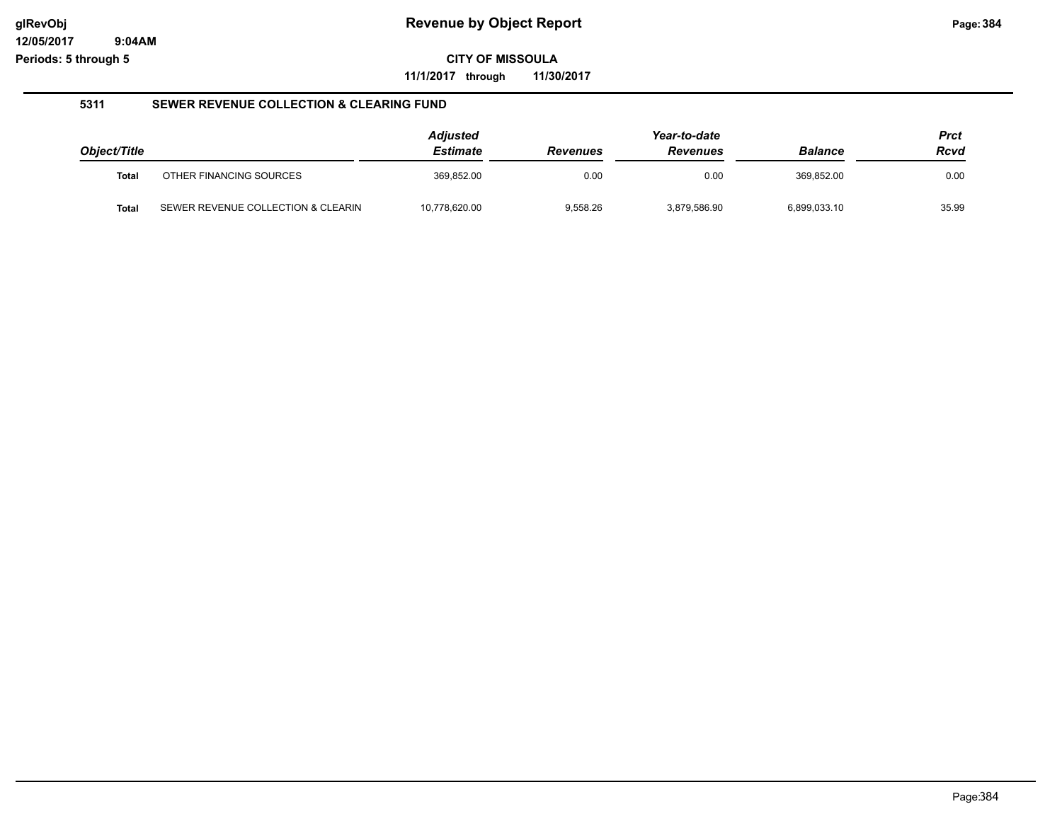**Revenue by Object Report**

**CITY OF MISSOULA**

**11/1/2017 through 11/30/2017**

### 5311 SEWER REVENUE COLLECTION & CLEARING FUND

| Object/Title | | Adjusted Estimate | Revenues | Year-to-date Revenues | Balance | Prct Rcvd |
|---|---|---|---|---|---|---|
| **Total** | OTHER FINANCING SOURCES | 369,852.00 | 0.00 | 0.00 | 369,852.00 | 0.00 |
| **Total** | SEWER REVENUE COLLECTION & CLEARIN | 10,778,620.00 | 9,558.26 | 3,879,586.90 | 6,899,033.10 | 35.99 |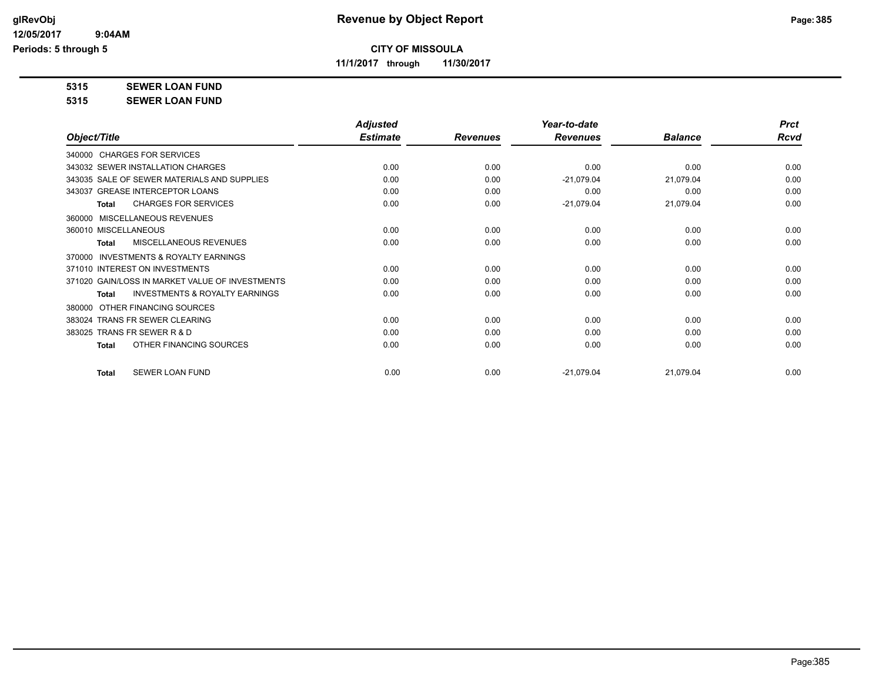# Revenue by Object Report

glRevObj
12/05/2017 9:04AM
Periods: 5 through 5

**CITY OF MISSOULA**

**11/1/2017 through 11/30/2017**

**5315 SEWER LOAN FUND**

**5315 SEWER LOAN FUND**

| Object/Title | Adjusted Estimate | Revenues | Year-to-date Revenues | Balance | Prct Rcvd |
|---|---|---|---|---|---|
| 340000 CHARGES FOR SERVICES | | | | | |
| 343032 SEWER INSTALLATION CHARGES | 0.00 | 0.00 | 0.00 | 0.00 | 0.00 |
| 343035 SALE OF SEWER MATERIALS AND SUPPLIES | 0.00 | 0.00 | -21,079.04 | 21,079.04 | 0.00 |
| 343037 GREASE INTERCEPTOR LOANS | 0.00 | 0.00 | 0.00 | 0.00 | 0.00 |
| **Total** CHARGES FOR SERVICES | 0.00 | 0.00 | -21,079.04 | 21,079.04 | 0.00 |
| 360000 MISCELLANEOUS REVENUES | | | | | |
| 360010 MISCELLANEOUS | 0.00 | 0.00 | 0.00 | 0.00 | 0.00 |
| **Total** MISCELLANEOUS REVENUES | 0.00 | 0.00 | 0.00 | 0.00 | 0.00 |
| 370000 INVESTMENTS & ROYALTY EARNINGS | | | | | |
| 371010 INTEREST ON INVESTMENTS | 0.00 | 0.00 | 0.00 | 0.00 | 0.00 |
| 371020 GAIN/LOSS IN MARKET VALUE OF INVESTMENTS | 0.00 | 0.00 | 0.00 | 0.00 | 0.00 |
| **Total** INVESTMENTS & ROYALTY EARNINGS | 0.00 | 0.00 | 0.00 | 0.00 | 0.00 |
| 380000 OTHER FINANCING SOURCES | | | | | |
| 383024 TRANS FR SEWER CLEARING | 0.00 | 0.00 | 0.00 | 0.00 | 0.00 |
| 383025 TRANS FR SEWER R & D | 0.00 | 0.00 | 0.00 | 0.00 | 0.00 |
| **Total** OTHER FINANCING SOURCES | 0.00 | 0.00 | 0.00 | 0.00 | 0.00 |
| **Total** SEWER LOAN FUND | 0.00 | 0.00 | -21,079.04 | 21,079.04 | 0.00 |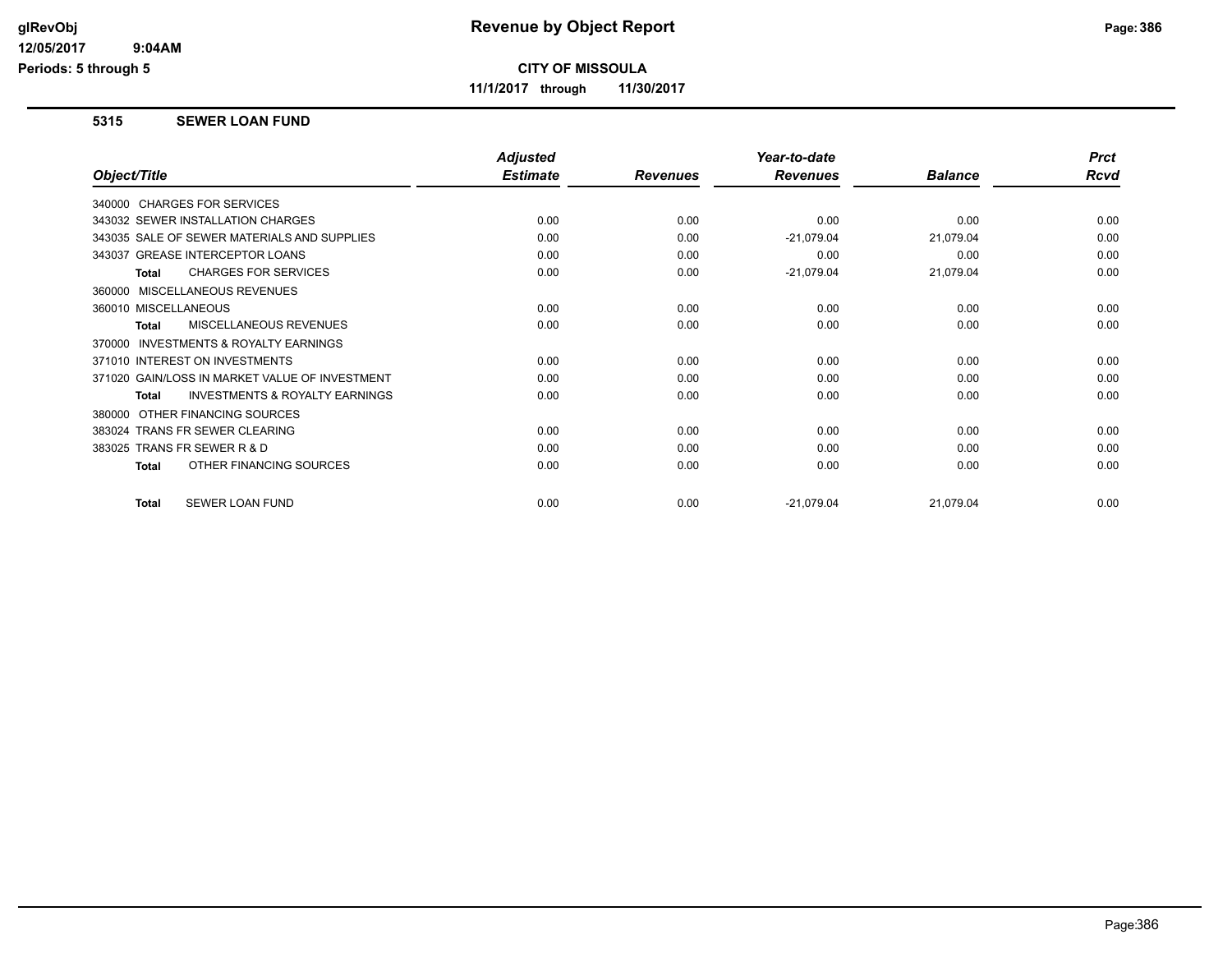# Revenue by Object Report

**CITY OF MISSOULA**

**11/1/2017 through 11/30/2017**

glRevObj
12/05/2017 9:04AM
Periods: 5 through 5

## 5315 SEWER LOAN FUND

| Object/Title | Adjusted Estimate | Revenues | Year-to-date Revenues | Balance | Prct Rcvd |
|---|---|---|---|---|---|
| 340000 CHARGES FOR SERVICES | | | | | |
| 343032 SEWER INSTALLATION CHARGES | 0.00 | 0.00 | 0.00 | 0.00 | 0.00 |
| 343035 SALE OF SEWER MATERIALS AND SUPPLIES | 0.00 | 0.00 | -21,079.04 | 21,079.04 | 0.00 |
| 343037 GREASE INTERCEPTOR LOANS | 0.00 | 0.00 | 0.00 | 0.00 | 0.00 |
| **Total** CHARGES FOR SERVICES | 0.00 | 0.00 | -21,079.04 | 21,079.04 | 0.00 |
| 360000 MISCELLANEOUS REVENUES | | | | | |
| 360010 MISCELLANEOUS | 0.00 | 0.00 | 0.00 | 0.00 | 0.00 |
| **Total** MISCELLANEOUS REVENUES | 0.00 | 0.00 | 0.00 | 0.00 | 0.00 |
| 370000 INVESTMENTS & ROYALTY EARNINGS | | | | | |
| 371010 INTEREST ON INVESTMENTS | 0.00 | 0.00 | 0.00 | 0.00 | 0.00 |
| 371020 GAIN/LOSS IN MARKET VALUE OF INVESTMENT | 0.00 | 0.00 | 0.00 | 0.00 | 0.00 |
| **Total** INVESTMENTS & ROYALTY EARNINGS | 0.00 | 0.00 | 0.00 | 0.00 | 0.00 |
| 380000 OTHER FINANCING SOURCES | | | | | |
| 383024 TRANS FR SEWER CLEARING | 0.00 | 0.00 | 0.00 | 0.00 | 0.00 |
| 383025 TRANS FR SEWER R & D | 0.00 | 0.00 | 0.00 | 0.00 | 0.00 |
| **Total** OTHER FINANCING SOURCES | 0.00 | 0.00 | 0.00 | 0.00 | 0.00 |
| **Total** SEWER LOAN FUND | 0.00 | 0.00 | -21,079.04 | 21,079.04 | 0.00 |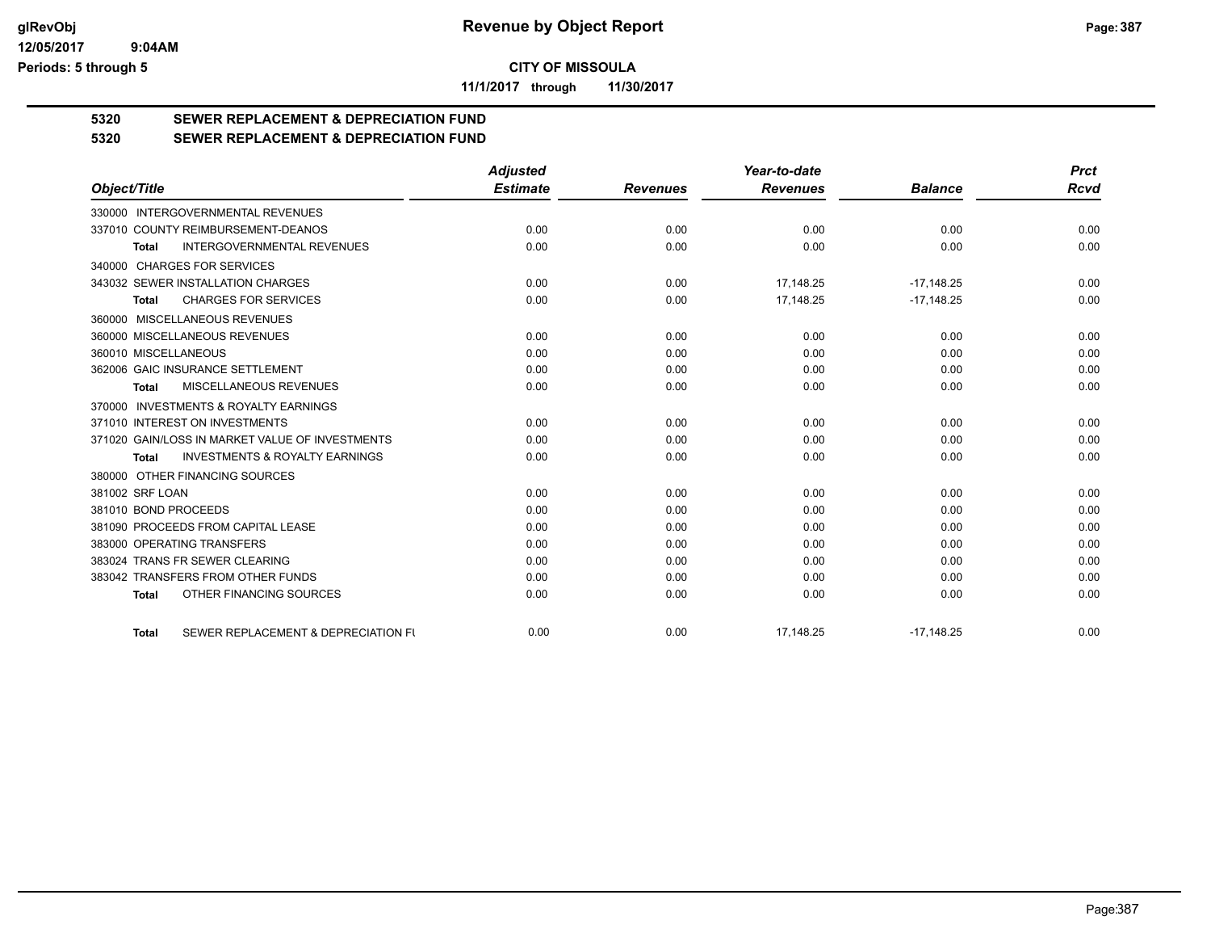**CITY OF MISSOULA**

**11/1/2017 through 11/30/2017**

## 5320 SEWER REPLACEMENT & DEPRECIATION FUND

## 5320 SEWER REPLACEMENT & DEPRECIATION FUND

| Object/Title | Adjusted Estimate | Revenues | Year-to-date Revenues | Balance | Prct Rcvd |
|---|---|---|---|---|---|
| 330000 INTERGOVERNMENTAL REVENUES | | | | | |
| 337010 COUNTY REIMBURSEMENT-DEANOS | 0.00 | 0.00 | 0.00 | 0.00 | 0.00 |
| **Total** INTERGOVERNMENTAL REVENUES | 0.00 | 0.00 | 0.00 | 0.00 | 0.00 |
| 340000 CHARGES FOR SERVICES | | | | | |
| 343032 SEWER INSTALLATION CHARGES | 0.00 | 0.00 | 17,148.25 | -17,148.25 | 0.00 |
| **Total** CHARGES FOR SERVICES | 0.00 | 0.00 | 17,148.25 | -17,148.25 | 0.00 |
| 360000 MISCELLANEOUS REVENUES | | | | | |
| 360000 MISCELLANEOUS REVENUES | 0.00 | 0.00 | 0.00 | 0.00 | 0.00 |
| 360010 MISCELLANEOUS | 0.00 | 0.00 | 0.00 | 0.00 | 0.00 |
| 362006 GAIC INSURANCE SETTLEMENT | 0.00 | 0.00 | 0.00 | 0.00 | 0.00 |
| **Total** MISCELLANEOUS REVENUES | 0.00 | 0.00 | 0.00 | 0.00 | 0.00 |
| 370000 INVESTMENTS & ROYALTY EARNINGS | | | | | |
| 371010 INTEREST ON INVESTMENTS | 0.00 | 0.00 | 0.00 | 0.00 | 0.00 |
| 371020 GAIN/LOSS IN MARKET VALUE OF INVESTMENTS | 0.00 | 0.00 | 0.00 | 0.00 | 0.00 |
| **Total** INVESTMENTS & ROYALTY EARNINGS | 0.00 | 0.00 | 0.00 | 0.00 | 0.00 |
| 380000 OTHER FINANCING SOURCES | | | | | |
| 381002 SRF LOAN | 0.00 | 0.00 | 0.00 | 0.00 | 0.00 |
| 381010 BOND PROCEEDS | 0.00 | 0.00 | 0.00 | 0.00 | 0.00 |
| 381090 PROCEEDS FROM CAPITAL LEASE | 0.00 | 0.00 | 0.00 | 0.00 | 0.00 |
| 383000 OPERATING TRANSFERS | 0.00 | 0.00 | 0.00 | 0.00 | 0.00 |
| 383024 TRANS FR SEWER CLEARING | 0.00 | 0.00 | 0.00 | 0.00 | 0.00 |
| 383042 TRANSFERS FROM OTHER FUNDS | 0.00 | 0.00 | 0.00 | 0.00 | 0.00 |
| **Total** OTHER FINANCING SOURCES | 0.00 | 0.00 | 0.00 | 0.00 | 0.00 |
| **Total** SEWER REPLACEMENT & DEPRECIATION FU | 0.00 | 0.00 | 17,148.25 | -17,148.25 | 0.00 |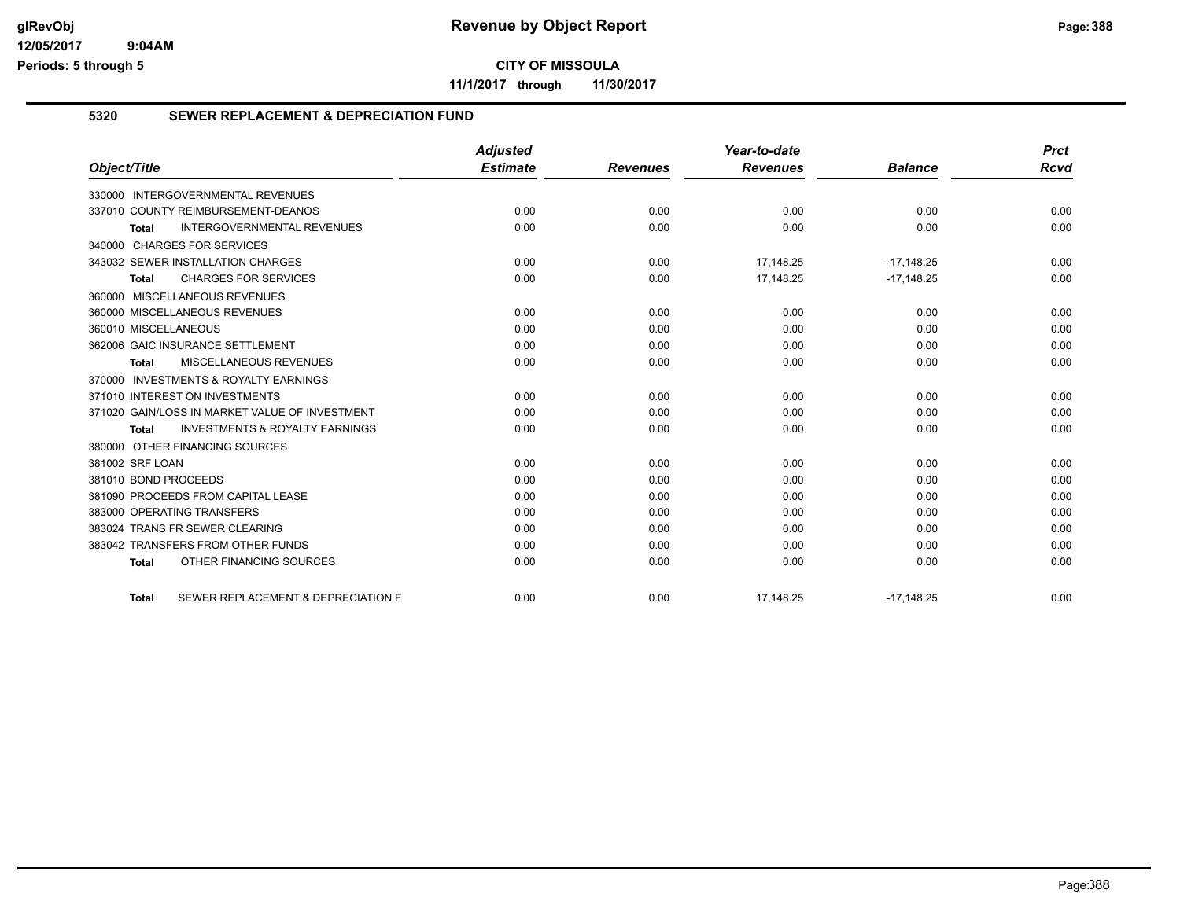**CITY OF MISSOULA**

**11/1/2017 through 11/30/2017**

## 5320 SEWER REPLACEMENT & DEPRECIATION FUND

| Object/Title | Adjusted Estimate | Revenues | Year-to-date Revenues | Balance | Prct Rcvd |
|---|---|---|---|---|---|
| 330000 INTERGOVERNMENTAL REVENUES | | | | | |
| 337010 COUNTY REIMBURSEMENT-DEANOS | 0.00 | 0.00 | 0.00 | 0.00 | 0.00 |
| **Total** INTERGOVERNMENTAL REVENUES | 0.00 | 0.00 | 0.00 | 0.00 | 0.00 |
| 340000 CHARGES FOR SERVICES | | | | | |
| 343032 SEWER INSTALLATION CHARGES | 0.00 | 0.00 | 17,148.25 | -17,148.25 | 0.00 |
| **Total** CHARGES FOR SERVICES | 0.00 | 0.00 | 17,148.25 | -17,148.25 | 0.00 |
| 360000 MISCELLANEOUS REVENUES | | | | | |
| 360000 MISCELLANEOUS REVENUES | 0.00 | 0.00 | 0.00 | 0.00 | 0.00 |
| 360010 MISCELLANEOUS | 0.00 | 0.00 | 0.00 | 0.00 | 0.00 |
| 362006 GAIC INSURANCE SETTLEMENT | 0.00 | 0.00 | 0.00 | 0.00 | 0.00 |
| **Total** MISCELLANEOUS REVENUES | 0.00 | 0.00 | 0.00 | 0.00 | 0.00 |
| 370000 INVESTMENTS & ROYALTY EARNINGS | | | | | |
| 371010 INTEREST ON INVESTMENTS | 0.00 | 0.00 | 0.00 | 0.00 | 0.00 |
| 371020 GAIN/LOSS IN MARKET VALUE OF INVESTMENT | 0.00 | 0.00 | 0.00 | 0.00 | 0.00 |
| **Total** INVESTMENTS & ROYALTY EARNINGS | 0.00 | 0.00 | 0.00 | 0.00 | 0.00 |
| 380000 OTHER FINANCING SOURCES | | | | | |
| 381002 SRF LOAN | 0.00 | 0.00 | 0.00 | 0.00 | 0.00 |
| 381010 BOND PROCEEDS | 0.00 | 0.00 | 0.00 | 0.00 | 0.00 |
| 381090 PROCEEDS FROM CAPITAL LEASE | 0.00 | 0.00 | 0.00 | 0.00 | 0.00 |
| 383000 OPERATING TRANSFERS | 0.00 | 0.00 | 0.00 | 0.00 | 0.00 |
| 383024 TRANS FR SEWER CLEARING | 0.00 | 0.00 | 0.00 | 0.00 | 0.00 |
| 383042 TRANSFERS FROM OTHER FUNDS | 0.00 | 0.00 | 0.00 | 0.00 | 0.00 |
| **Total** OTHER FINANCING SOURCES | 0.00 | 0.00 | 0.00 | 0.00 | 0.00 |
| **Total** SEWER REPLACEMENT & DEPRECIATION F | 0.00 | 0.00 | 17,148.25 | -17,148.25 | 0.00 |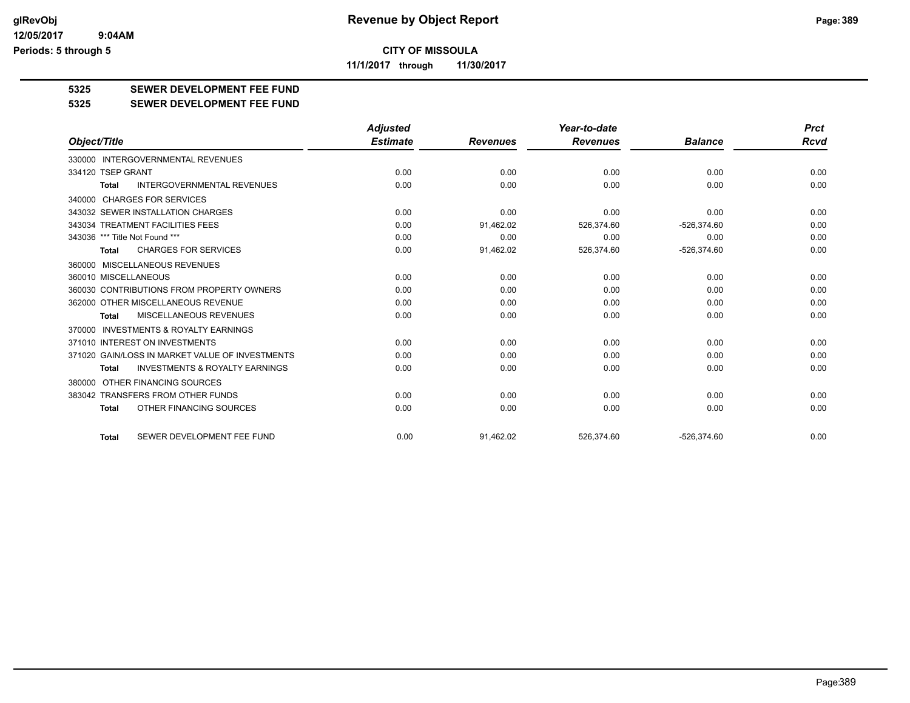# Revenue by Object Report

**CITY OF MISSOULA**

**11/1/2017 through 11/30/2017**

glRevObj
12/05/2017 9:04AM
Periods: 5 through 5

## 5325 SEWER DEVELOPMENT FEE FUND

### 5325 SEWER DEVELOPMENT FEE FUND

| Object/Title | Adjusted Estimate | Revenues | Year-to-date Revenues | Balance | Prct Rcvd |
|---|---|---|---|---|---|
| 330000 INTERGOVERNMENTAL REVENUES | | | | | |
| 334120 TSEP GRANT | 0.00 | 0.00 | 0.00 | 0.00 | 0.00 |
| **Total** INTERGOVERNMENTAL REVENUES | 0.00 | 0.00 | 0.00 | 0.00 | 0.00 |
| 340000 CHARGES FOR SERVICES | | | | | |
| 343032 SEWER INSTALLATION CHARGES | 0.00 | 0.00 | 0.00 | 0.00 | 0.00 |
| 343034 TREATMENT FACILITIES FEES | 0.00 | 91,462.02 | 526,374.60 | -526,374.60 | 0.00 |
| 343036 *** Title Not Found *** | 0.00 | 0.00 | 0.00 | 0.00 | 0.00 |
| **Total** CHARGES FOR SERVICES | 0.00 | 91,462.02 | 526,374.60 | -526,374.60 | 0.00 |
| 360000 MISCELLANEOUS REVENUES | | | | | |
| 360010 MISCELLANEOUS | 0.00 | 0.00 | 0.00 | 0.00 | 0.00 |
| 360030 CONTRIBUTIONS FROM PROPERTY OWNERS | 0.00 | 0.00 | 0.00 | 0.00 | 0.00 |
| 362000 OTHER MISCELLANEOUS REVENUE | 0.00 | 0.00 | 0.00 | 0.00 | 0.00 |
| **Total** MISCELLANEOUS REVENUES | 0.00 | 0.00 | 0.00 | 0.00 | 0.00 |
| 370000 INVESTMENTS & ROYALTY EARNINGS | | | | | |
| 371010 INTEREST ON INVESTMENTS | 0.00 | 0.00 | 0.00 | 0.00 | 0.00 |
| 371020 GAIN/LOSS IN MARKET VALUE OF INVESTMENTS | 0.00 | 0.00 | 0.00 | 0.00 | 0.00 |
| **Total** INVESTMENTS & ROYALTY EARNINGS | 0.00 | 0.00 | 0.00 | 0.00 | 0.00 |
| 380000 OTHER FINANCING SOURCES | | | | | |
| 383042 TRANSFERS FROM OTHER FUNDS | 0.00 | 0.00 | 0.00 | 0.00 | 0.00 |
| **Total** OTHER FINANCING SOURCES | 0.00 | 0.00 | 0.00 | 0.00 | 0.00 |
| **Total** SEWER DEVELOPMENT FEE FUND | 0.00 | 91,462.02 | 526,374.60 | -526,374.60 | 0.00 |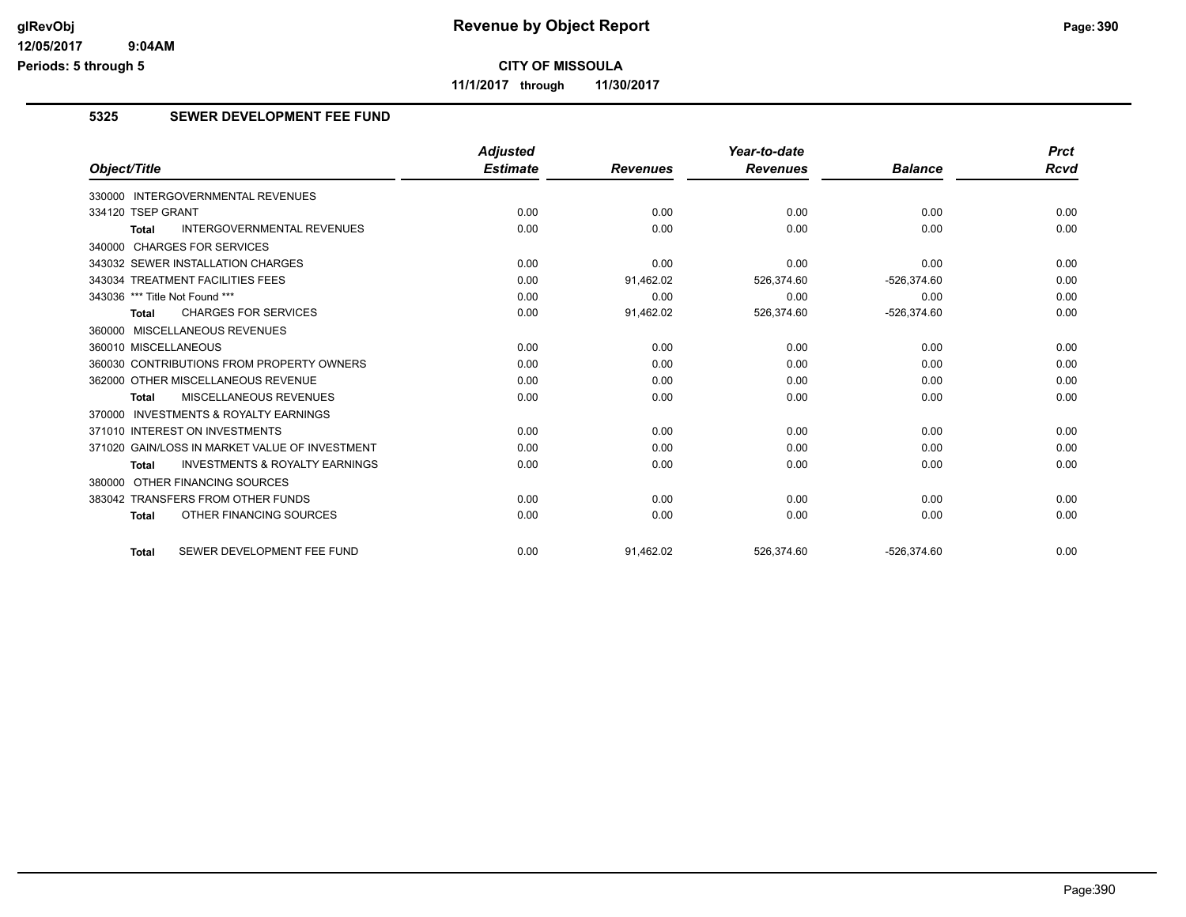# Revenue by Object Report

**CITY OF MISSOULA**

**11/1/2017 through 11/30/2017**

glRevObj
12/05/2017 9:04AM
Periods: 5 through 5

## 5325 SEWER DEVELOPMENT FEE FUND

| Object/Title | Adjusted Estimate | Revenues | Year-to-date Revenues | Balance | Prct Rcvd |
|---|---|---|---|---|---|
| 330000 INTERGOVERNMENTAL REVENUES | | | | | |
| 334120 TSEP GRANT | 0.00 | 0.00 | 0.00 | 0.00 | 0.00 |
| **Total** INTERGOVERNMENTAL REVENUES | 0.00 | 0.00 | 0.00 | 0.00 | 0.00 |
| 340000 CHARGES FOR SERVICES | | | | | |
| 343032 SEWER INSTALLATION CHARGES | 0.00 | 0.00 | 0.00 | 0.00 | 0.00 |
| 343034 TREATMENT FACILITIES FEES | 0.00 | 91,462.02 | 526,374.60 | -526,374.60 | 0.00 |
| 343036 *** Title Not Found *** | 0.00 | 0.00 | 0.00 | 0.00 | 0.00 |
| **Total** CHARGES FOR SERVICES | 0.00 | 91,462.02 | 526,374.60 | -526,374.60 | 0.00 |
| 360000 MISCELLANEOUS REVENUES | | | | | |
| 360010 MISCELLANEOUS | 0.00 | 0.00 | 0.00 | 0.00 | 0.00 |
| 360030 CONTRIBUTIONS FROM PROPERTY OWNERS | 0.00 | 0.00 | 0.00 | 0.00 | 0.00 |
| 362000 OTHER MISCELLANEOUS REVENUE | 0.00 | 0.00 | 0.00 | 0.00 | 0.00 |
| **Total** MISCELLANEOUS REVENUES | 0.00 | 0.00 | 0.00 | 0.00 | 0.00 |
| 370000 INVESTMENTS & ROYALTY EARNINGS | | | | | |
| 371010 INTEREST ON INVESTMENTS | 0.00 | 0.00 | 0.00 | 0.00 | 0.00 |
| 371020 GAIN/LOSS IN MARKET VALUE OF INVESTMENT | 0.00 | 0.00 | 0.00 | 0.00 | 0.00 |
| **Total** INVESTMENTS & ROYALTY EARNINGS | 0.00 | 0.00 | 0.00 | 0.00 | 0.00 |
| 380000 OTHER FINANCING SOURCES | | | | | |
| 383042 TRANSFERS FROM OTHER FUNDS | 0.00 | 0.00 | 0.00 | 0.00 | 0.00 |
| **Total** OTHER FINANCING SOURCES | 0.00 | 0.00 | 0.00 | 0.00 | 0.00 |
| **Total** SEWER DEVELOPMENT FEE FUND | 0.00 | 91,462.02 | 526,374.60 | -526,374.60 | 0.00 |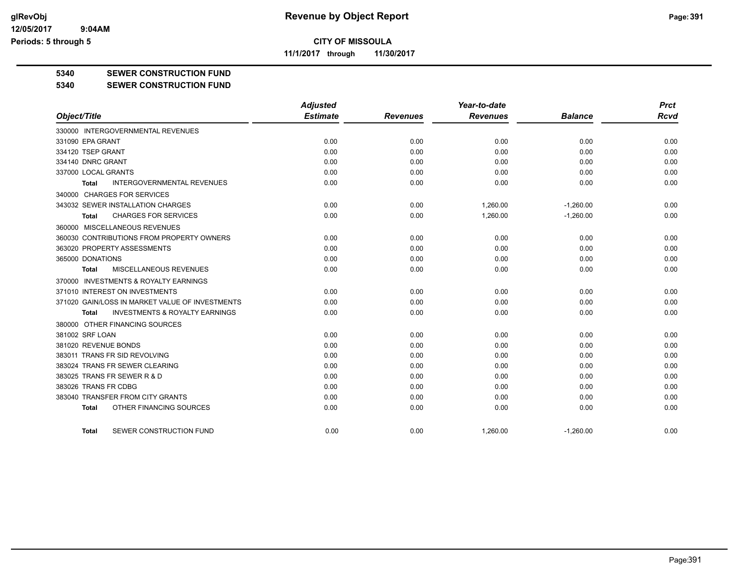# Revenue by Object Report

glRevObj
12/05/2017 9:04AM
Periods: 5 through 5

**CITY OF MISSOULA**

**11/1/2017 through 11/30/2017**

**5340 SEWER CONSTRUCTION FUND**

**5340 SEWER CONSTRUCTION FUND**

| Object/Title | Adjusted Estimate | Revenues | Year-to-date Revenues | Balance | Prct Rcvd |
|---|---|---|---|---|---|
| 330000 INTERGOVERNMENTAL REVENUES | | | | | |
| 331090 EPA GRANT | 0.00 | 0.00 | 0.00 | 0.00 | 0.00 |
| 334120 TSEP GRANT | 0.00 | 0.00 | 0.00 | 0.00 | 0.00 |
| 334140 DNRC GRANT | 0.00 | 0.00 | 0.00 | 0.00 | 0.00 |
| 337000 LOCAL GRANTS | 0.00 | 0.00 | 0.00 | 0.00 | 0.00 |
| **Total** INTERGOVERNMENTAL REVENUES | 0.00 | 0.00 | 0.00 | 0.00 | 0.00 |
| 340000 CHARGES FOR SERVICES | | | | | |
| 343032 SEWER INSTALLATION CHARGES | 0.00 | 0.00 | 1,260.00 | -1,260.00 | 0.00 |
| **Total** CHARGES FOR SERVICES | 0.00 | 0.00 | 1,260.00 | -1,260.00 | 0.00 |
| 360000 MISCELLANEOUS REVENUES | | | | | |
| 360030 CONTRIBUTIONS FROM PROPERTY OWNERS | 0.00 | 0.00 | 0.00 | 0.00 | 0.00 |
| 363020 PROPERTY ASSESSMENTS | 0.00 | 0.00 | 0.00 | 0.00 | 0.00 |
| 365000 DONATIONS | 0.00 | 0.00 | 0.00 | 0.00 | 0.00 |
| **Total** MISCELLANEOUS REVENUES | 0.00 | 0.00 | 0.00 | 0.00 | 0.00 |
| 370000 INVESTMENTS & ROYALTY EARNINGS | | | | | |
| 371010 INTEREST ON INVESTMENTS | 0.00 | 0.00 | 0.00 | 0.00 | 0.00 |
| 371020 GAIN/LOSS IN MARKET VALUE OF INVESTMENTS | 0.00 | 0.00 | 0.00 | 0.00 | 0.00 |
| **Total** INVESTMENTS & ROYALTY EARNINGS | 0.00 | 0.00 | 0.00 | 0.00 | 0.00 |
| 380000 OTHER FINANCING SOURCES | | | | | |
| 381002 SRF LOAN | 0.00 | 0.00 | 0.00 | 0.00 | 0.00 |
| 381020 REVENUE BONDS | 0.00 | 0.00 | 0.00 | 0.00 | 0.00 |
| 383011 TRANS FR SID REVOLVING | 0.00 | 0.00 | 0.00 | 0.00 | 0.00 |
| 383024 TRANS FR SEWER CLEARING | 0.00 | 0.00 | 0.00 | 0.00 | 0.00 |
| 383025 TRANS FR SEWER R & D | 0.00 | 0.00 | 0.00 | 0.00 | 0.00 |
| 383026 TRANS FR CDBG | 0.00 | 0.00 | 0.00 | 0.00 | 0.00 |
| 383040 TRANSFER FROM CITY GRANTS | 0.00 | 0.00 | 0.00 | 0.00 | 0.00 |
| **Total** OTHER FINANCING SOURCES | 0.00 | 0.00 | 0.00 | 0.00 | 0.00 |
| **Total** SEWER CONSTRUCTION FUND | 0.00 | 0.00 | 1,260.00 | -1,260.00 | 0.00 |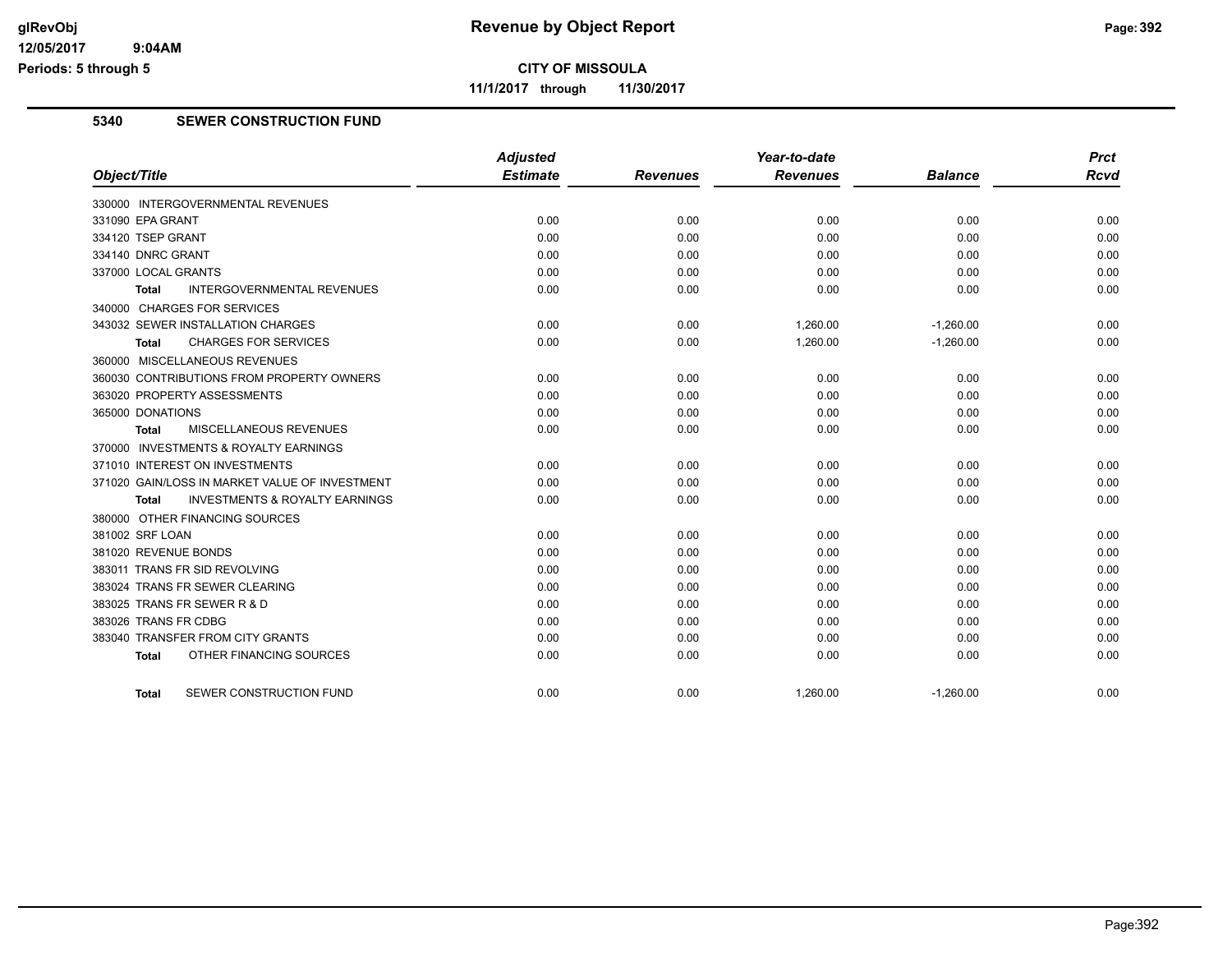glRevObj
12/05/2017 9:04AM
Periods: 5 through 5

# Revenue by Object Report

**CITY OF MISSOULA**

**11/1/2017 through 11/30/2017**

## 5340 SEWER CONSTRUCTION FUND

| Object/Title | Adjusted Estimate | Revenues | Year-to-date Revenues | Balance | Prct Rcvd |
|---|---|---|---|---|---|
| 330000 INTERGOVERNMENTAL REVENUES | | | | | |
| 331090 EPA GRANT | 0.00 | 0.00 | 0.00 | 0.00 | 0.00 |
| 334120 TSEP GRANT | 0.00 | 0.00 | 0.00 | 0.00 | 0.00 |
| 334140 DNRC GRANT | 0.00 | 0.00 | 0.00 | 0.00 | 0.00 |
| 337000 LOCAL GRANTS | 0.00 | 0.00 | 0.00 | 0.00 | 0.00 |
| **Total** INTERGOVERNMENTAL REVENUES | 0.00 | 0.00 | 0.00 | 0.00 | 0.00 |
| 340000 CHARGES FOR SERVICES | | | | | |
| 343032 SEWER INSTALLATION CHARGES | 0.00 | 0.00 | 1,260.00 | -1,260.00 | 0.00 |
| **Total** CHARGES FOR SERVICES | 0.00 | 0.00 | 1,260.00 | -1,260.00 | 0.00 |
| 360000 MISCELLANEOUS REVENUES | | | | | |
| 360030 CONTRIBUTIONS FROM PROPERTY OWNERS | 0.00 | 0.00 | 0.00 | 0.00 | 0.00 |
| 363020 PROPERTY ASSESSMENTS | 0.00 | 0.00 | 0.00 | 0.00 | 0.00 |
| 365000 DONATIONS | 0.00 | 0.00 | 0.00 | 0.00 | 0.00 |
| **Total** MISCELLANEOUS REVENUES | 0.00 | 0.00 | 0.00 | 0.00 | 0.00 |
| 370000 INVESTMENTS & ROYALTY EARNINGS | | | | | |
| 371010 INTEREST ON INVESTMENTS | 0.00 | 0.00 | 0.00 | 0.00 | 0.00 |
| 371020 GAIN/LOSS IN MARKET VALUE OF INVESTMENT | 0.00 | 0.00 | 0.00 | 0.00 | 0.00 |
| **Total** INVESTMENTS & ROYALTY EARNINGS | 0.00 | 0.00 | 0.00 | 0.00 | 0.00 |
| 380000 OTHER FINANCING SOURCES | | | | | |
| 381002 SRF LOAN | 0.00 | 0.00 | 0.00 | 0.00 | 0.00 |
| 381020 REVENUE BONDS | 0.00 | 0.00 | 0.00 | 0.00 | 0.00 |
| 383011 TRANS FR SID REVOLVING | 0.00 | 0.00 | 0.00 | 0.00 | 0.00 |
| 383024 TRANS FR SEWER CLEARING | 0.00 | 0.00 | 0.00 | 0.00 | 0.00 |
| 383025 TRANS FR SEWER R & D | 0.00 | 0.00 | 0.00 | 0.00 | 0.00 |
| 383026 TRANS FR CDBG | 0.00 | 0.00 | 0.00 | 0.00 | 0.00 |
| 383040 TRANSFER FROM CITY GRANTS | 0.00 | 0.00 | 0.00 | 0.00 | 0.00 |
| **Total** OTHER FINANCING SOURCES | 0.00 | 0.00 | 0.00 | 0.00 | 0.00 |
| **Total** SEWER CONSTRUCTION FUND | 0.00 | 0.00 | 1,260.00 | -1,260.00 | 0.00 |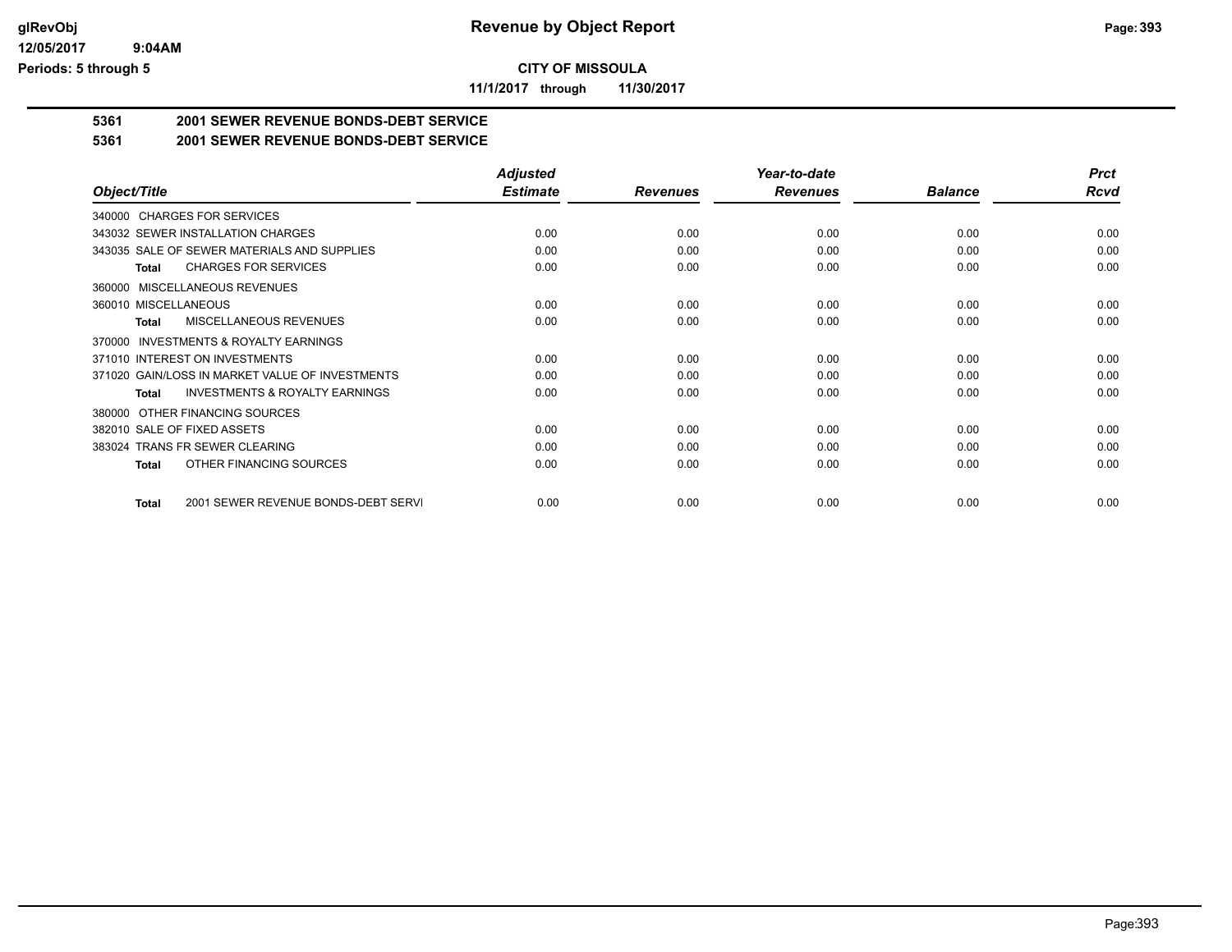**CITY OF MISSOULA**

**11/1/2017 through 11/30/2017**

## 5361 2001 SEWER REVENUE BONDS-DEBT SERVICE

### 5361 2001 SEWER REVENUE BONDS-DEBT SERVICE

| Object/Title | Adjusted Estimate | Revenues | Year-to-date Revenues | Balance | Prct Rcvd |
|---|---|---|---|---|---|
| 340000 CHARGES FOR SERVICES | | | | | |
| 343032 SEWER INSTALLATION CHARGES | 0.00 | 0.00 | 0.00 | 0.00 | 0.00 |
| 343035 SALE OF SEWER MATERIALS AND SUPPLIES | 0.00 | 0.00 | 0.00 | 0.00 | 0.00 |
| **Total** CHARGES FOR SERVICES | 0.00 | 0.00 | 0.00 | 0.00 | 0.00 |
| 360000 MISCELLANEOUS REVENUES | | | | | |
| 360010 MISCELLANEOUS | 0.00 | 0.00 | 0.00 | 0.00 | 0.00 |
| **Total** MISCELLANEOUS REVENUES | 0.00 | 0.00 | 0.00 | 0.00 | 0.00 |
| 370000 INVESTMENTS & ROYALTY EARNINGS | | | | | |
| 371010 INTEREST ON INVESTMENTS | 0.00 | 0.00 | 0.00 | 0.00 | 0.00 |
| 371020 GAIN/LOSS IN MARKET VALUE OF INVESTMENTS | 0.00 | 0.00 | 0.00 | 0.00 | 0.00 |
| **Total** INVESTMENTS & ROYALTY EARNINGS | 0.00 | 0.00 | 0.00 | 0.00 | 0.00 |
| 380000 OTHER FINANCING SOURCES | | | | | |
| 382010 SALE OF FIXED ASSETS | 0.00 | 0.00 | 0.00 | 0.00 | 0.00 |
| 383024 TRANS FR SEWER CLEARING | 0.00 | 0.00 | 0.00 | 0.00 | 0.00 |
| **Total** OTHER FINANCING SOURCES | 0.00 | 0.00 | 0.00 | 0.00 | 0.00 |
| **Total** 2001 SEWER REVENUE BONDS-DEBT SERVI | 0.00 | 0.00 | 0.00 | 0.00 | 0.00 |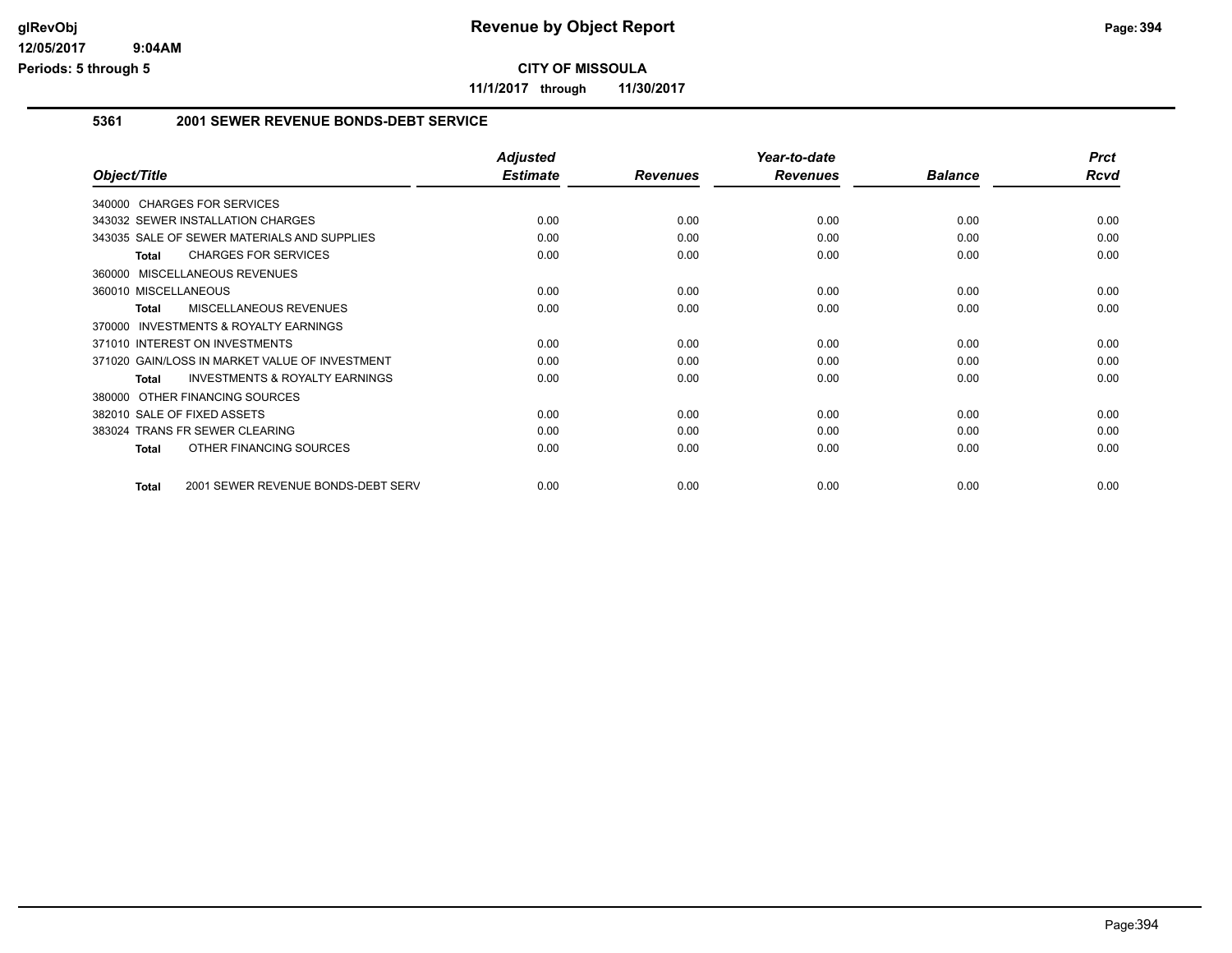# Revenue by Object Report

**CITY OF MISSOULA**

**11/1/2017 through 11/30/2017**

glRevObj
12/05/2017 9:04AM
Periods: 5 through 5

### 5361 2001 SEWER REVENUE BONDS-DEBT SERVICE

| Object/Title | Adjusted Estimate | Revenues | Year-to-date Revenues | Balance | Prct Rcvd |
|---|---|---|---|---|---|
| 340000 CHARGES FOR SERVICES | | | | | |
| 343032 SEWER INSTALLATION CHARGES | 0.00 | 0.00 | 0.00 | 0.00 | 0.00 |
| 343035 SALE OF SEWER MATERIALS AND SUPPLIES | 0.00 | 0.00 | 0.00 | 0.00 | 0.00 |
| **Total** CHARGES FOR SERVICES | 0.00 | 0.00 | 0.00 | 0.00 | 0.00 |
| 360000 MISCELLANEOUS REVENUES | | | | | |
| 360010 MISCELLANEOUS | 0.00 | 0.00 | 0.00 | 0.00 | 0.00 |
| **Total** MISCELLANEOUS REVENUES | 0.00 | 0.00 | 0.00 | 0.00 | 0.00 |
| 370000 INVESTMENTS & ROYALTY EARNINGS | | | | | |
| 371010 INTEREST ON INVESTMENTS | 0.00 | 0.00 | 0.00 | 0.00 | 0.00 |
| 371020 GAIN/LOSS IN MARKET VALUE OF INVESTMENT | 0.00 | 0.00 | 0.00 | 0.00 | 0.00 |
| **Total** INVESTMENTS & ROYALTY EARNINGS | 0.00 | 0.00 | 0.00 | 0.00 | 0.00 |
| 380000 OTHER FINANCING SOURCES | | | | | |
| 382010 SALE OF FIXED ASSETS | 0.00 | 0.00 | 0.00 | 0.00 | 0.00 |
| 383024 TRANS FR SEWER CLEARING | 0.00 | 0.00 | 0.00 | 0.00 | 0.00 |
| **Total** OTHER FINANCING SOURCES | 0.00 | 0.00 | 0.00 | 0.00 | 0.00 |
| **Total** 2001 SEWER REVENUE BONDS-DEBT SERV | 0.00 | 0.00 | 0.00 | 0.00 | 0.00 |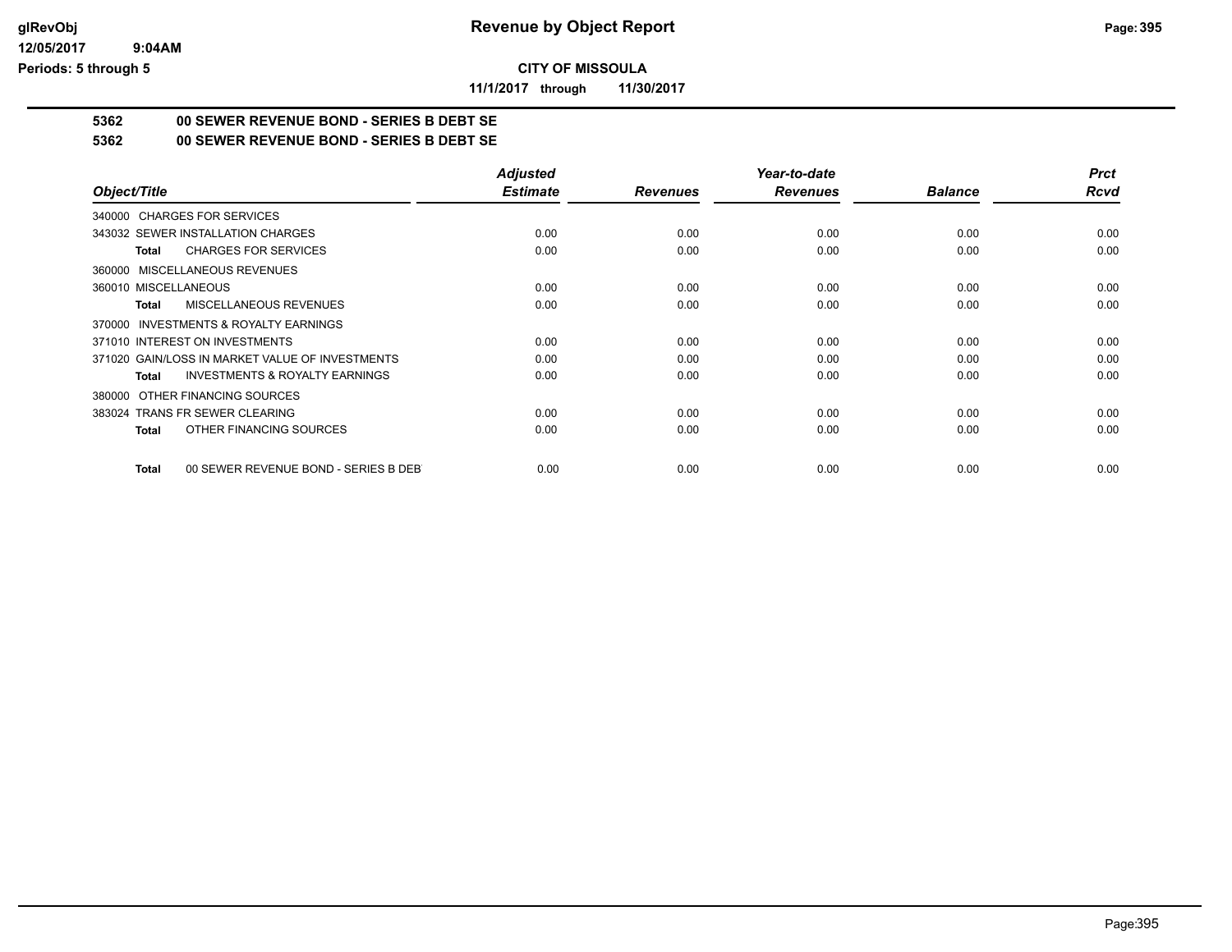**CITY OF MISSOULA**

**11/1/2017 through 11/30/2017**

**5362 00 SEWER REVENUE BOND - SERIES B DEBT SE**

**5362 00 SEWER REVENUE BOND - SERIES B DEBT SE**

| Object/Title | Adjusted Estimate | Revenues | Year-to-date Revenues | Balance | Prct Rcvd |
|---|---|---|---|---|---|
| 340000 CHARGES FOR SERVICES | | | | | |
| 343032 SEWER INSTALLATION CHARGES | 0.00 | 0.00 | 0.00 | 0.00 | 0.00 |
| **Total** CHARGES FOR SERVICES | 0.00 | 0.00 | 0.00 | 0.00 | 0.00 |
| 360000 MISCELLANEOUS REVENUES | | | | | |
| 360010 MISCELLANEOUS | 0.00 | 0.00 | 0.00 | 0.00 | 0.00 |
| **Total** MISCELLANEOUS REVENUES | 0.00 | 0.00 | 0.00 | 0.00 | 0.00 |
| 370000 INVESTMENTS & ROYALTY EARNINGS | | | | | |
| 371010 INTEREST ON INVESTMENTS | 0.00 | 0.00 | 0.00 | 0.00 | 0.00 |
| 371020 GAIN/LOSS IN MARKET VALUE OF INVESTMENTS | 0.00 | 0.00 | 0.00 | 0.00 | 0.00 |
| **Total** INVESTMENTS & ROYALTY EARNINGS | 0.00 | 0.00 | 0.00 | 0.00 | 0.00 |
| 380000 OTHER FINANCING SOURCES | | | | | |
| 383024 TRANS FR SEWER CLEARING | 0.00 | 0.00 | 0.00 | 0.00 | 0.00 |
| **Total** OTHER FINANCING SOURCES | 0.00 | 0.00 | 0.00 | 0.00 | 0.00 |
| **Total** 00 SEWER REVENUE BOND - SERIES B DEBT | 0.00 | 0.00 | 0.00 | 0.00 | 0.00 |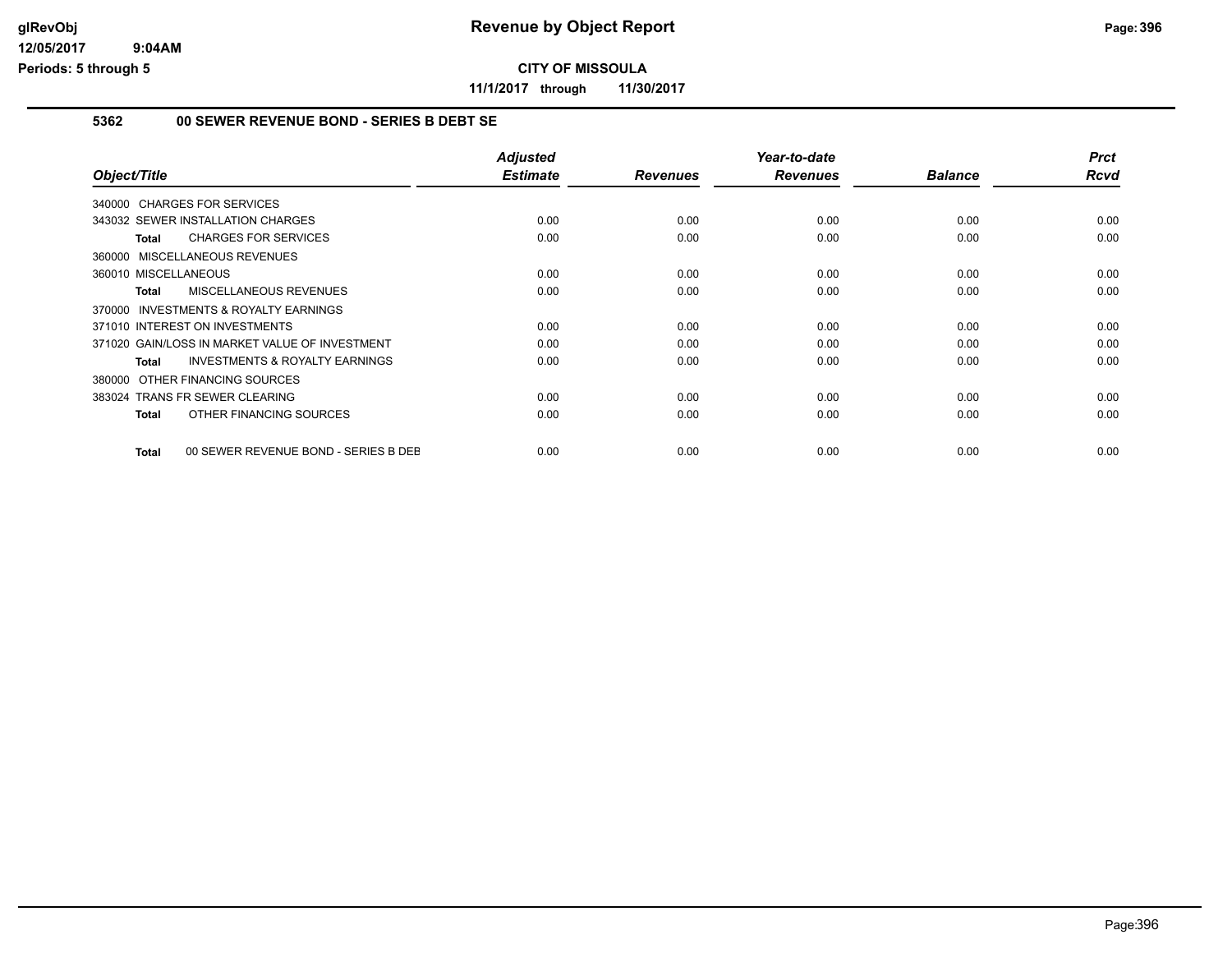# Revenue by Object Report

**CITY OF MISSOULA**

**11/1/2017 through 11/30/2017**

glRevObj
12/05/2017 9:04AM
Periods: 5 through 5

## 5362 00 SEWER REVENUE BOND - SERIES B DEBT SE

| Object/Title | Adjusted Estimate | Revenues | Year-to-date Revenues | Balance | Prct Rcvd |
|---|---|---|---|---|---|
| 340000 CHARGES FOR SERVICES | | | | | |
| 343032 SEWER INSTALLATION CHARGES | 0.00 | 0.00 | 0.00 | 0.00 | 0.00 |
| **Total** CHARGES FOR SERVICES | 0.00 | 0.00 | 0.00 | 0.00 | 0.00 |
| 360000 MISCELLANEOUS REVENUES | | | | | |
| 360010 MISCELLANEOUS | 0.00 | 0.00 | 0.00 | 0.00 | 0.00 |
| **Total** MISCELLANEOUS REVENUES | 0.00 | 0.00 | 0.00 | 0.00 | 0.00 |
| 370000 INVESTMENTS & ROYALTY EARNINGS | | | | | |
| 371010 INTEREST ON INVESTMENTS | 0.00 | 0.00 | 0.00 | 0.00 | 0.00 |
| 371020 GAIN/LOSS IN MARKET VALUE OF INVESTMENT | 0.00 | 0.00 | 0.00 | 0.00 | 0.00 |
| **Total** INVESTMENTS & ROYALTY EARNINGS | 0.00 | 0.00 | 0.00 | 0.00 | 0.00 |
| 380000 OTHER FINANCING SOURCES | | | | | |
| 383024 TRANS FR SEWER CLEARING | 0.00 | 0.00 | 0.00 | 0.00 | 0.00 |
| **Total** OTHER FINANCING SOURCES | 0.00 | 0.00 | 0.00 | 0.00 | 0.00 |
| **Total** 00 SEWER REVENUE BOND - SERIES B DEB | 0.00 | 0.00 | 0.00 | 0.00 | 0.00 |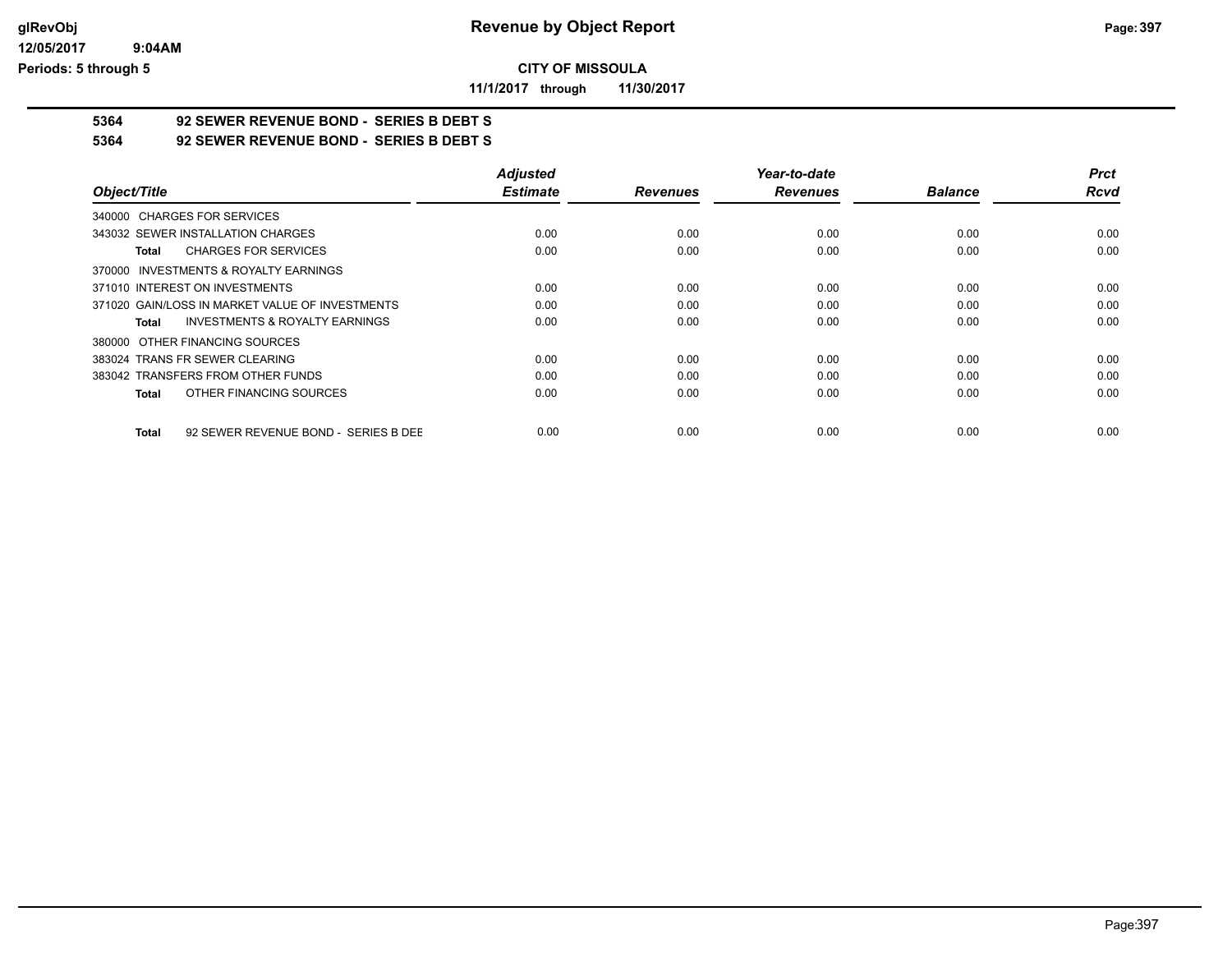**CITY OF MISSOULA**

**11/1/2017 through 11/30/2017**

**Revenue by Object Report**

glRevObj
12/05/2017 9:04AM
Periods: 5 through 5

## 5364 92 SEWER REVENUE BOND - SERIES B DEBT S

## 5364 92 SEWER REVENUE BOND - SERIES B DEBT S

| Object/Title | Adjusted Estimate | Revenues | Year-to-date Revenues | Balance | Prct Rcvd |
|---|---|---|---|---|---|
| 340000 CHARGES FOR SERVICES | | | | | |
| 343032 SEWER INSTALLATION CHARGES | 0.00 | 0.00 | 0.00 | 0.00 | 0.00 |
| **Total** CHARGES FOR SERVICES | 0.00 | 0.00 | 0.00 | 0.00 | 0.00 |
| 370000 INVESTMENTS & ROYALTY EARNINGS | | | | | |
| 371010 INTEREST ON INVESTMENTS | 0.00 | 0.00 | 0.00 | 0.00 | 0.00 |
| 371020 GAIN/LOSS IN MARKET VALUE OF INVESTMENTS | 0.00 | 0.00 | 0.00 | 0.00 | 0.00 |
| **Total** INVESTMENTS & ROYALTY EARNINGS | 0.00 | 0.00 | 0.00 | 0.00 | 0.00 |
| 380000 OTHER FINANCING SOURCES | | | | | |
| 383024 TRANS FR SEWER CLEARING | 0.00 | 0.00 | 0.00 | 0.00 | 0.00 |
| 383042 TRANSFERS FROM OTHER FUNDS | 0.00 | 0.00 | 0.00 | 0.00 | 0.00 |
| **Total** OTHER FINANCING SOURCES | 0.00 | 0.00 | 0.00 | 0.00 | 0.00 |
| **Total** 92 SEWER REVENUE BOND - SERIES B DEE | 0.00 | 0.00 | 0.00 | 0.00 | 0.00 |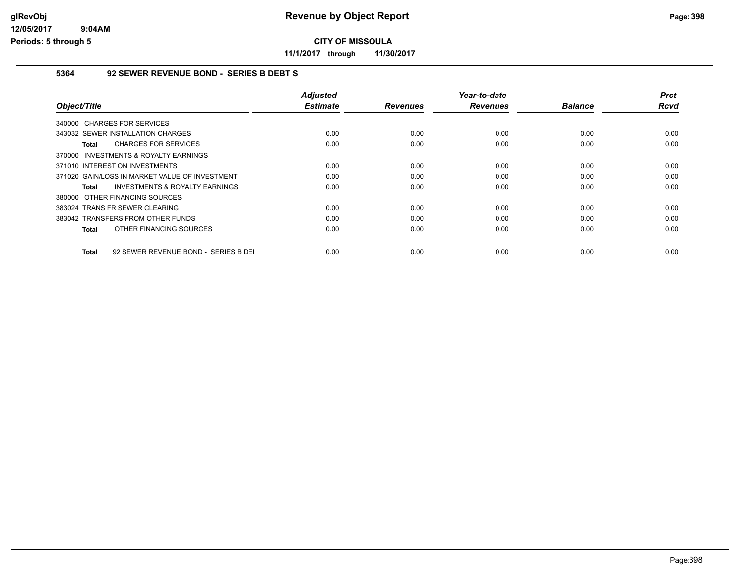# Revenue by Object Report

**CITY OF MISSOULA**

**11/1/2017 through 11/30/2017**

glRevObj
12/05/2017 9:04AM
Periods: 5 through 5

## 5364 92 SEWER REVENUE BOND - SERIES B DEBT S

| Object/Title | Adjusted Estimate | Revenues | Year-to-date Revenues | Balance | Prct Rcvd |
|---|---|---|---|---|---|
| 340000 CHARGES FOR SERVICES | | | | | |
| 343032 SEWER INSTALLATION CHARGES | 0.00 | 0.00 | 0.00 | 0.00 | 0.00 |
| **Total** CHARGES FOR SERVICES | 0.00 | 0.00 | 0.00 | 0.00 | 0.00 |
| 370000 INVESTMENTS & ROYALTY EARNINGS | | | | | |
| 371010 INTEREST ON INVESTMENTS | 0.00 | 0.00 | 0.00 | 0.00 | 0.00 |
| 371020 GAIN/LOSS IN MARKET VALUE OF INVESTMENT | 0.00 | 0.00 | 0.00 | 0.00 | 0.00 |
| **Total** INVESTMENTS & ROYALTY EARNINGS | 0.00 | 0.00 | 0.00 | 0.00 | 0.00 |
| 380000 OTHER FINANCING SOURCES | | | | | |
| 383024 TRANS FR SEWER CLEARING | 0.00 | 0.00 | 0.00 | 0.00 | 0.00 |
| 383042 TRANSFERS FROM OTHER FUNDS | 0.00 | 0.00 | 0.00 | 0.00 | 0.00 |
| **Total** OTHER FINANCING SOURCES | 0.00 | 0.00 | 0.00 | 0.00 | 0.00 |
| **Total** 92 SEWER REVENUE BOND - SERIES B DEI | 0.00 | 0.00 | 0.00 | 0.00 | 0.00 |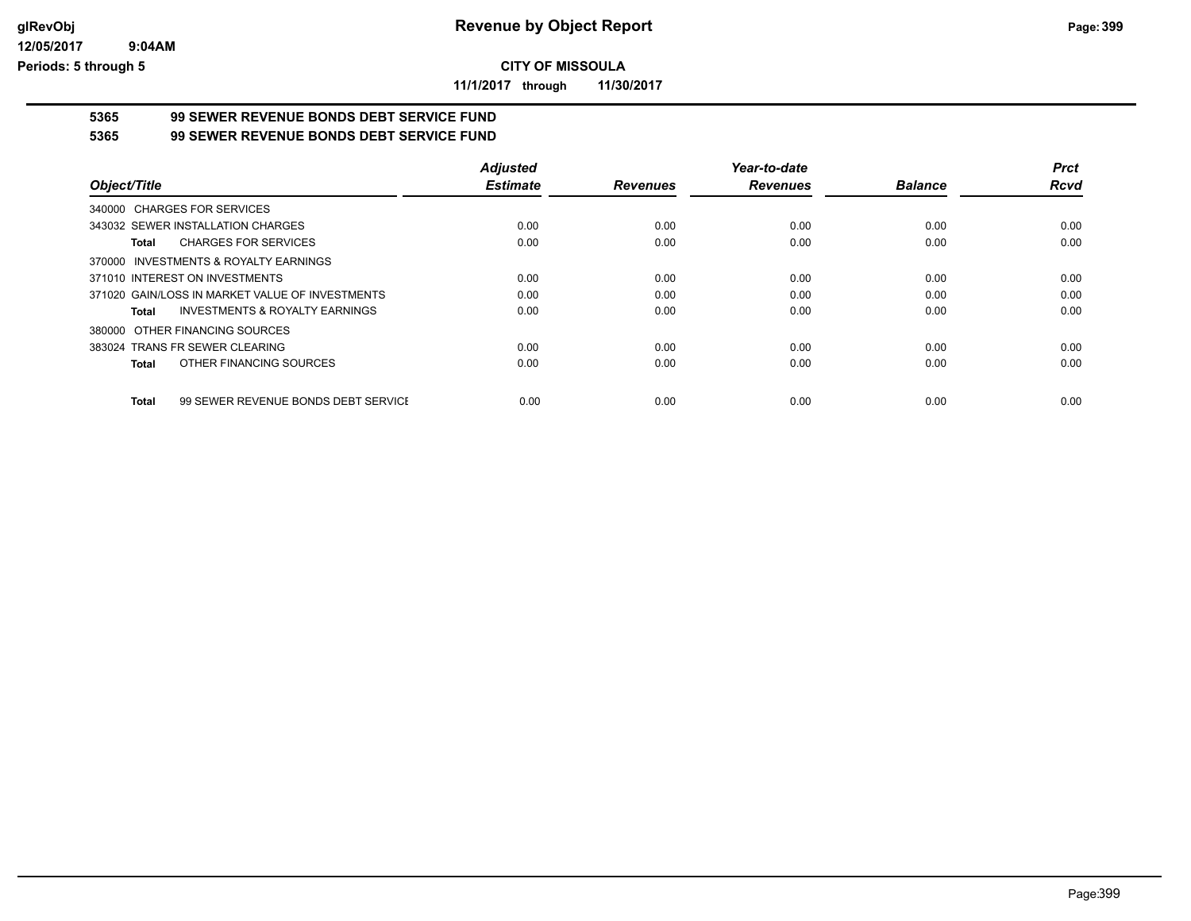# Revenue by Object Report

**CITY OF MISSOULA**

**11/1/2017 through 11/30/2017**

glRevObj
12/05/2017 9:04AM
Periods: 5 through 5

## 5365 99 SEWER REVENUE BONDS DEBT SERVICE FUND

## 5365 99 SEWER REVENUE BONDS DEBT SERVICE FUND

| Object/Title | Adjusted Estimate | Revenues | Year-to-date Revenues | Balance | Prct Rcvd |
|---|---|---|---|---|---|
| 340000 CHARGES FOR SERVICES | | | | | |
| 343032 SEWER INSTALLATION CHARGES | 0.00 | 0.00 | 0.00 | 0.00 | 0.00 |
| **Total** CHARGES FOR SERVICES | 0.00 | 0.00 | 0.00 | 0.00 | 0.00 |
| 370000 INVESTMENTS & ROYALTY EARNINGS | | | | | |
| 371010 INTEREST ON INVESTMENTS | 0.00 | 0.00 | 0.00 | 0.00 | 0.00 |
| 371020 GAIN/LOSS IN MARKET VALUE OF INVESTMENTS | 0.00 | 0.00 | 0.00 | 0.00 | 0.00 |
| **Total** INVESTMENTS & ROYALTY EARNINGS | 0.00 | 0.00 | 0.00 | 0.00 | 0.00 |
| 380000 OTHER FINANCING SOURCES | | | | | |
| 383024 TRANS FR SEWER CLEARING | 0.00 | 0.00 | 0.00 | 0.00 | 0.00 |
| **Total** OTHER FINANCING SOURCES | 0.00 | 0.00 | 0.00 | 0.00 | 0.00 |
| **Total** 99 SEWER REVENUE BONDS DEBT SERVICE | 0.00 | 0.00 | 0.00 | 0.00 | 0.00 |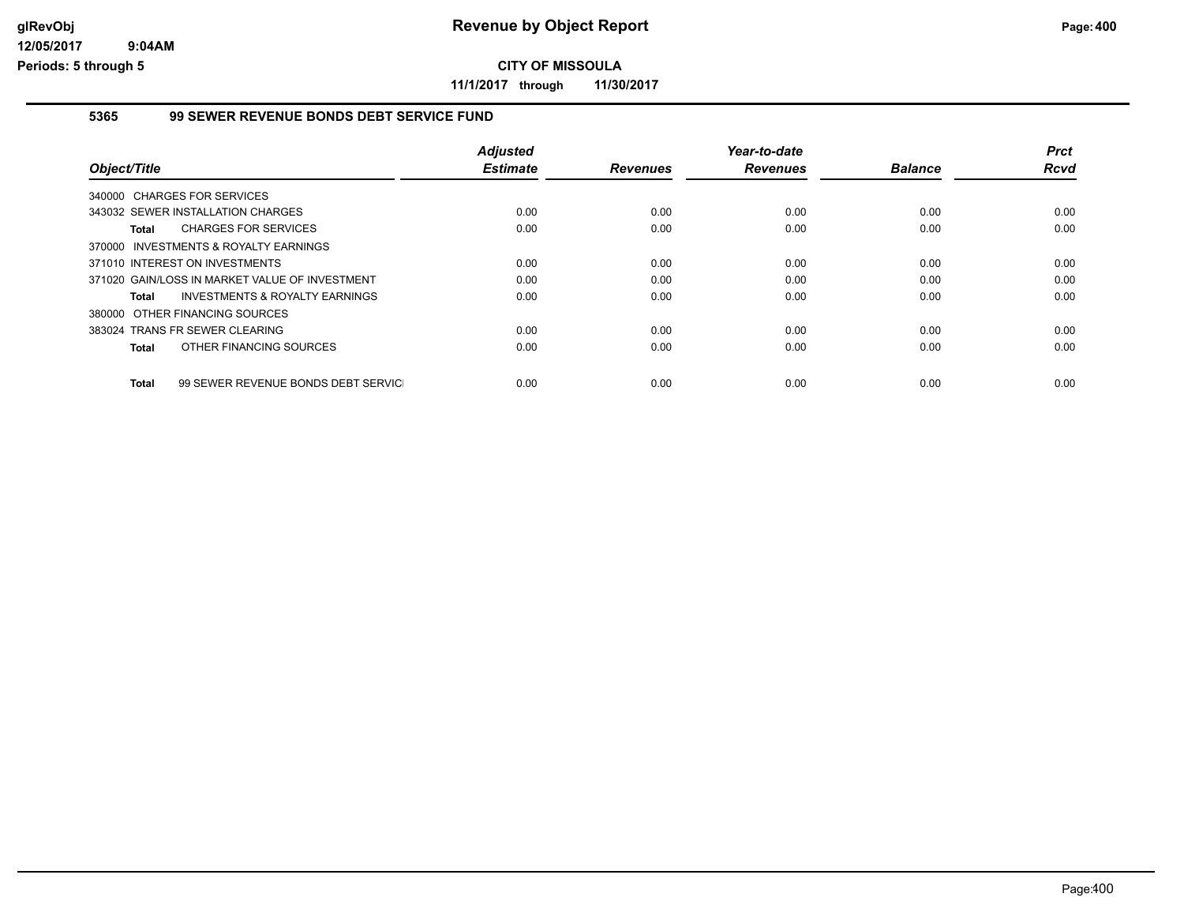# Revenue by Object Report

**CITY OF MISSOULA**

**11/1/2017 through 11/30/2017**

glRevObj
12/05/2017 9:04AM
Periods: 5 through 5

## 5365 99 SEWER REVENUE BONDS DEBT SERVICE FUND

| Object/Title | Adjusted Estimate | Revenues | Year-to-date Revenues | Balance | Prct Rcvd |
|---|---|---|---|---|---|
| 340000 CHARGES FOR SERVICES | | | | | |
| 343032 SEWER INSTALLATION CHARGES | 0.00 | 0.00 | 0.00 | 0.00 | 0.00 |
| **Total** CHARGES FOR SERVICES | 0.00 | 0.00 | 0.00 | 0.00 | 0.00 |
| 370000 INVESTMENTS & ROYALTY EARNINGS | | | | | |
| 371010 INTEREST ON INVESTMENTS | 0.00 | 0.00 | 0.00 | 0.00 | 0.00 |
| 371020 GAIN/LOSS IN MARKET VALUE OF INVESTMENT | 0.00 | 0.00 | 0.00 | 0.00 | 0.00 |
| **Total** INVESTMENTS & ROYALTY EARNINGS | 0.00 | 0.00 | 0.00 | 0.00 | 0.00 |
| 380000 OTHER FINANCING SOURCES | | | | | |
| 383024 TRANS FR SEWER CLEARING | 0.00 | 0.00 | 0.00 | 0.00 | 0.00 |
| **Total** OTHER FINANCING SOURCES | 0.00 | 0.00 | 0.00 | 0.00 | 0.00 |
| **Total** 99 SEWER REVENUE BONDS DEBT SERVICE | 0.00 | 0.00 | 0.00 | 0.00 | 0.00 |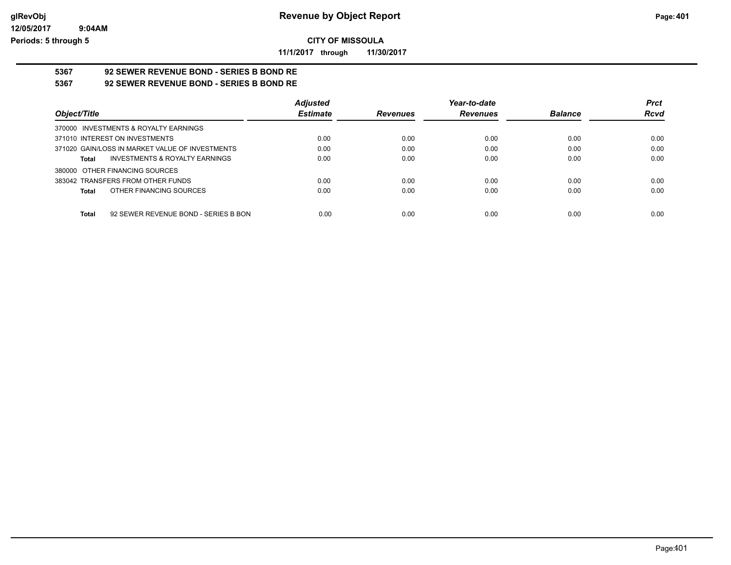# Revenue by Object Report

**CITY OF MISSOULA**

**11/1/2017 through 11/30/2017**

glRevObj
12/05/2017 9:04AM
Periods: 5 through 5

**5367 92 SEWER REVENUE BOND - SERIES B BOND RE**

**5367 92 SEWER REVENUE BOND - SERIES B BOND RE**

| Object/Title | Adjusted Estimate | Revenues | Year-to-date Revenues | Balance | Prct Rcvd |
|---|---|---|---|---|---|
| 370000 INVESTMENTS & ROYALTY EARNINGS | | | | | |
| 371010 INTEREST ON INVESTMENTS | 0.00 | 0.00 | 0.00 | 0.00 | 0.00 |
| 371020 GAIN/LOSS IN MARKET VALUE OF INVESTMENTS | 0.00 | 0.00 | 0.00 | 0.00 | 0.00 |
| **Total** INVESTMENTS & ROYALTY EARNINGS | 0.00 | 0.00 | 0.00 | 0.00 | 0.00 |
| 380000 OTHER FINANCING SOURCES | | | | | |
| 383042 TRANSFERS FROM OTHER FUNDS | 0.00 | 0.00 | 0.00 | 0.00 | 0.00 |
| **Total** OTHER FINANCING SOURCES | 0.00 | 0.00 | 0.00 | 0.00 | 0.00 |
| **Total** 92 SEWER REVENUE BOND - SERIES B BON | 0.00 | 0.00 | 0.00 | 0.00 | 0.00 |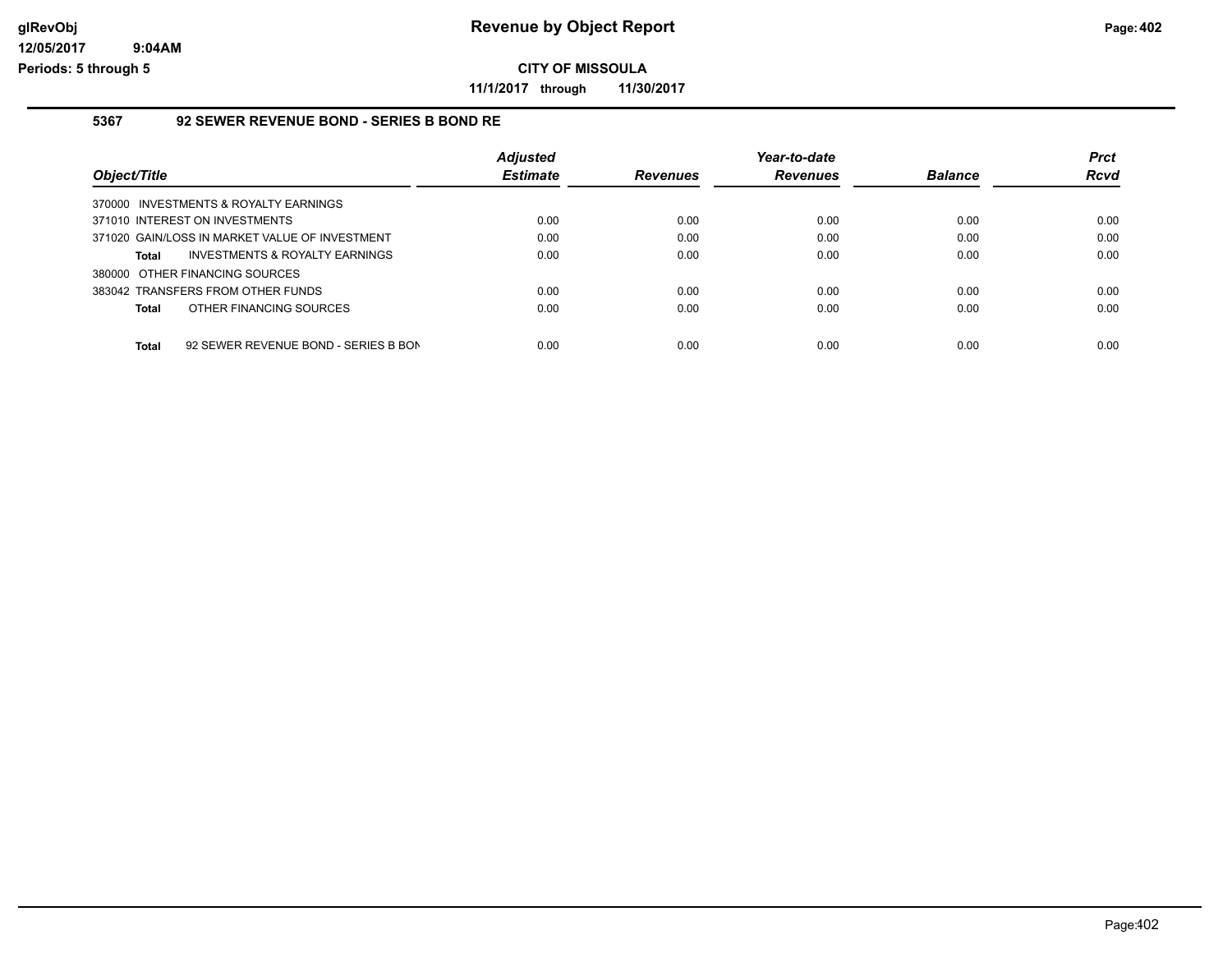**CITY OF MISSOULA**

**11/1/2017 through 11/30/2017**

### 5367 92 SEWER REVENUE BOND - SERIES B BOND RE

| Object/Title | Adjusted Estimate | Revenues | Year-to-date Revenues | Balance | Prct Rcvd |
|---|---|---|---|---|---|
| 370000 INVESTMENTS & ROYALTY EARNINGS | | | | | |
| 371010 INTEREST ON INVESTMENTS | 0.00 | 0.00 | 0.00 | 0.00 | 0.00 |
| 371020 GAIN/LOSS IN MARKET VALUE OF INVESTMENT | 0.00 | 0.00 | 0.00 | 0.00 | 0.00 |
| **Total** INVESTMENTS & ROYALTY EARNINGS | 0.00 | 0.00 | 0.00 | 0.00 | 0.00 |
| 380000 OTHER FINANCING SOURCES | | | | | |
| 383042 TRANSFERS FROM OTHER FUNDS | 0.00 | 0.00 | 0.00 | 0.00 | 0.00 |
| **Total** OTHER FINANCING SOURCES | 0.00 | 0.00 | 0.00 | 0.00 | 0.00 |
| **Total** 92 SEWER REVENUE BOND - SERIES B BON | 0.00 | 0.00 | 0.00 | 0.00 | 0.00 |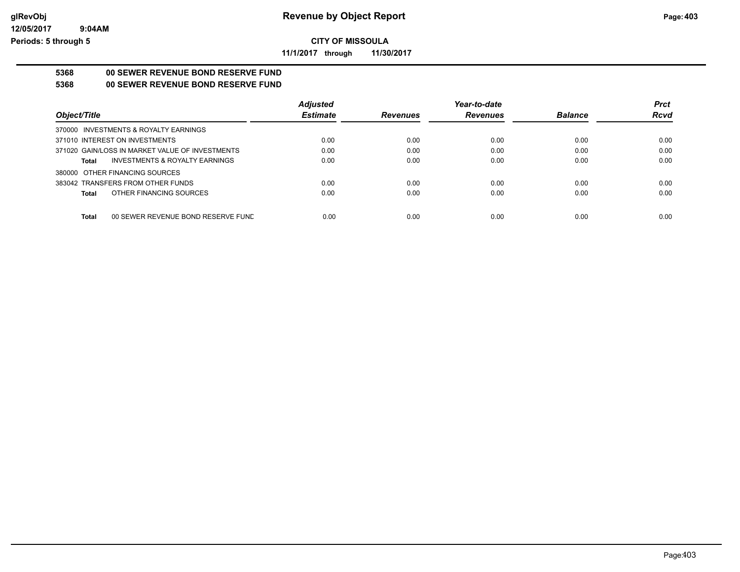# Revenue by Object Report

## CITY OF MISSOULA

**11/1/2017 through 11/30/2017**

glRevObj
12/05/2017 9:04AM
Periods: 5 through 5

### 5368 00 SEWER REVENUE BOND RESERVE FUND
### 5368 00 SEWER REVENUE BOND RESERVE FUND

| Object/Title | Adjusted Estimate | Revenues | Year-to-date Revenues | Balance | Prct Rcvd |
|---|---|---|---|---|---|
| 370000 INVESTMENTS & ROYALTY EARNINGS | | | | | |
| 371010 INTEREST ON INVESTMENTS | 0.00 | 0.00 | 0.00 | 0.00 | 0.00 |
| 371020 GAIN/LOSS IN MARKET VALUE OF INVESTMENTS | 0.00 | 0.00 | 0.00 | 0.00 | 0.00 |
| **Total** INVESTMENTS & ROYALTY EARNINGS | 0.00 | 0.00 | 0.00 | 0.00 | 0.00 |
| 380000 OTHER FINANCING SOURCES | | | | | |
| 383042 TRANSFERS FROM OTHER FUNDS | 0.00 | 0.00 | 0.00 | 0.00 | 0.00 |
| **Total** OTHER FINANCING SOURCES | 0.00 | 0.00 | 0.00 | 0.00 | 0.00 |
| **Total** 00 SEWER REVENUE BOND RESERVE FUND | 0.00 | 0.00 | 0.00 | 0.00 | 0.00 |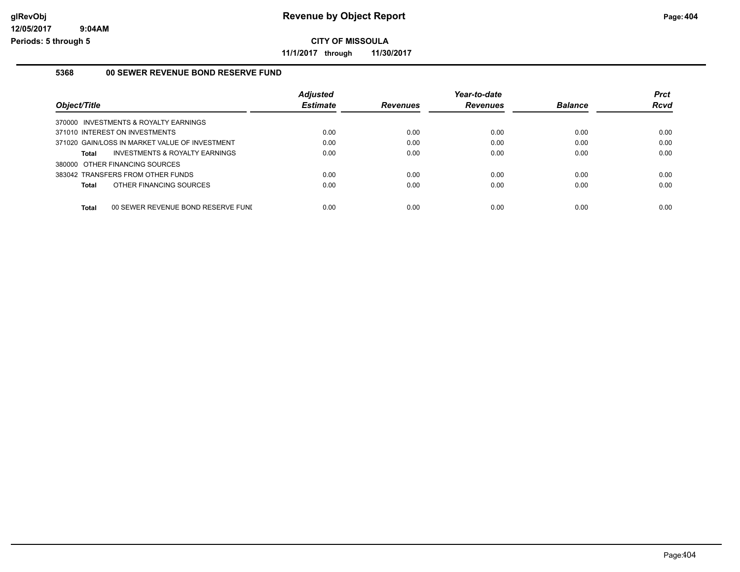# Revenue by Object Report

**CITY OF MISSOULA**

**11/1/2017 through 11/30/2017**

glRevObj
12/05/2017 9:04AM
Periods: 5 through 5

### 5368 00 SEWER REVENUE BOND RESERVE FUND

| Object/Title | Adjusted Estimate | Revenues | Year-to-date Revenues | Balance | Prct Rcvd |
|---|---|---|---|---|---|
| 370000 INVESTMENTS & ROYALTY EARNINGS | | | | | |
| 371010 INTEREST ON INVESTMENTS | 0.00 | 0.00 | 0.00 | 0.00 | 0.00 |
| 371020 GAIN/LOSS IN MARKET VALUE OF INVESTMENT | 0.00 | 0.00 | 0.00 | 0.00 | 0.00 |
| **Total** INVESTMENTS & ROYALTY EARNINGS | 0.00 | 0.00 | 0.00 | 0.00 | 0.00 |
| 380000 OTHER FINANCING SOURCES | | | | | |
| 383042 TRANSFERS FROM OTHER FUNDS | 0.00 | 0.00 | 0.00 | 0.00 | 0.00 |
| **Total** OTHER FINANCING SOURCES | 0.00 | 0.00 | 0.00 | 0.00 | 0.00 |
| **Total** 00 SEWER REVENUE BOND RESERVE FUNI | 0.00 | 0.00 | 0.00 | 0.00 | 0.00 |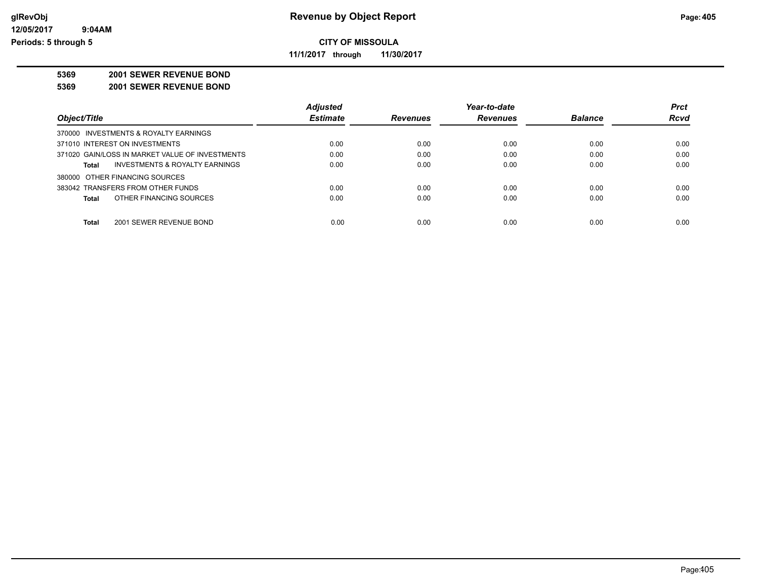# Revenue by Object Report

**CITY OF MISSOULA**

**11/1/2017 through 11/30/2017**

glRevObj
12/05/2017 9:04AM
Periods: 5 through 5

**5369 2001 SEWER REVENUE BOND**

**5369 2001 SEWER REVENUE BOND**

| Object/Title | Adjusted Estimate | Revenues | Year-to-date Revenues | Balance | Prct Rcvd |
|---|---|---|---|---|---|
| 370000 INVESTMENTS & ROYALTY EARNINGS | | | | | |
| 371010 INTEREST ON INVESTMENTS | 0.00 | 0.00 | 0.00 | 0.00 | 0.00 |
| 371020 GAIN/LOSS IN MARKET VALUE OF INVESTMENTS | 0.00 | 0.00 | 0.00 | 0.00 | 0.00 |
| **Total** INVESTMENTS & ROYALTY EARNINGS | 0.00 | 0.00 | 0.00 | 0.00 | 0.00 |
| 380000 OTHER FINANCING SOURCES | | | | | |
| 383042 TRANSFERS FROM OTHER FUNDS | 0.00 | 0.00 | 0.00 | 0.00 | 0.00 |
| **Total** OTHER FINANCING SOURCES | 0.00 | 0.00 | 0.00 | 0.00 | 0.00 |
| **Total** 2001 SEWER REVENUE BOND | 0.00 | 0.00 | 0.00 | 0.00 | 0.00 |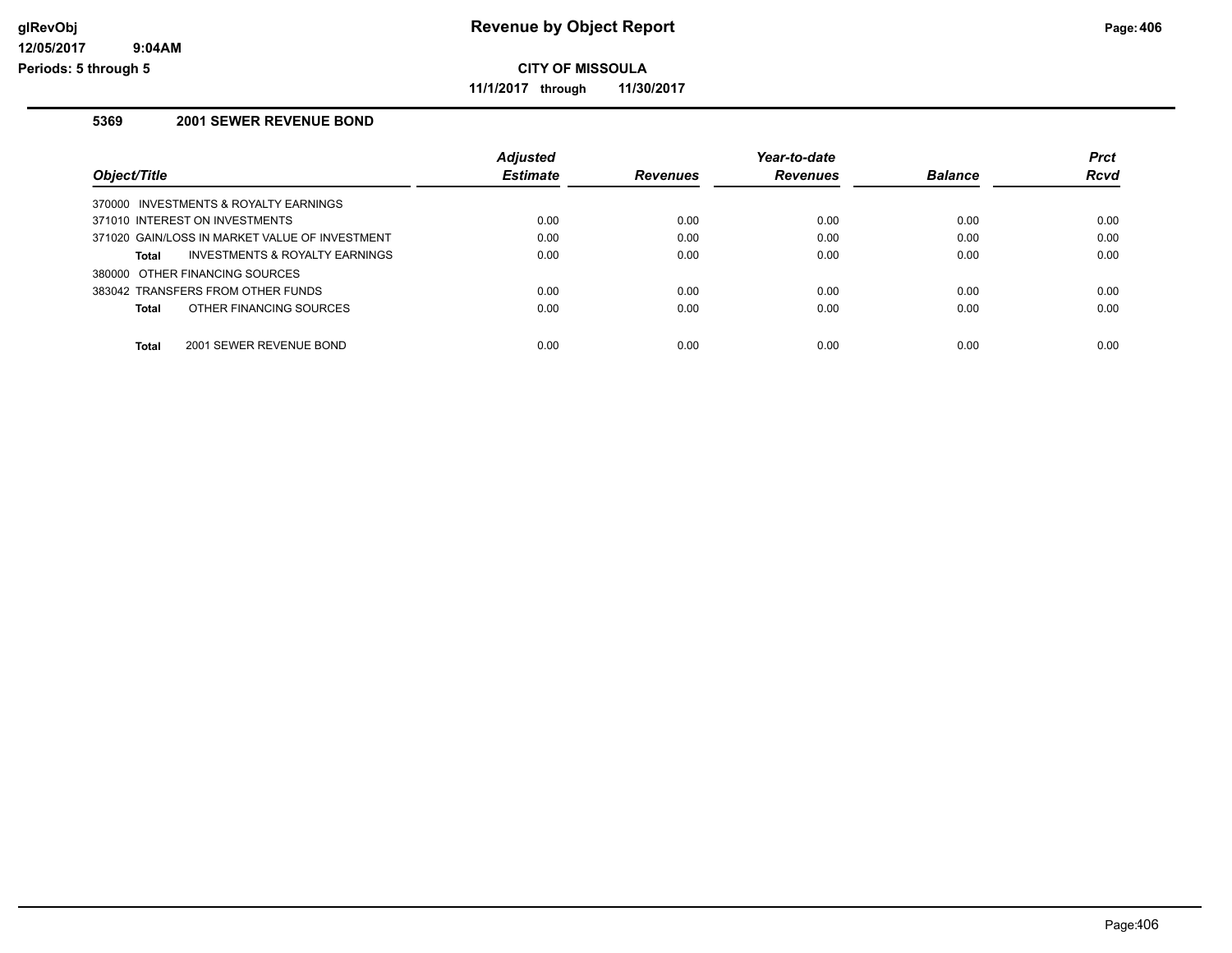# Revenue by Object Report

**CITY OF MISSOULA**

**11/1/2017 through 11/30/2017**

glRevObj
12/05/2017 9:04AM
Periods: 5 through 5

### 5369 2001 SEWER REVENUE BOND

| Object/Title | Adjusted Estimate | Revenues | Year-to-date Revenues | Balance | Prct Rcvd |
|---|---|---|---|---|---|
| 370000 INVESTMENTS & ROYALTY EARNINGS | | | | | |
| 371010 INTEREST ON INVESTMENTS | 0.00 | 0.00 | 0.00 | 0.00 | 0.00 |
| 371020 GAIN/LOSS IN MARKET VALUE OF INVESTMENT | 0.00 | 0.00 | 0.00 | 0.00 | 0.00 |
| **Total** INVESTMENTS & ROYALTY EARNINGS | 0.00 | 0.00 | 0.00 | 0.00 | 0.00 |
| 380000 OTHER FINANCING SOURCES | | | | | |
| 383042 TRANSFERS FROM OTHER FUNDS | 0.00 | 0.00 | 0.00 | 0.00 | 0.00 |
| **Total** OTHER FINANCING SOURCES | 0.00 | 0.00 | 0.00 | 0.00 | 0.00 |
| **Total** 2001 SEWER REVENUE BOND | 0.00 | 0.00 | 0.00 | 0.00 | 0.00 |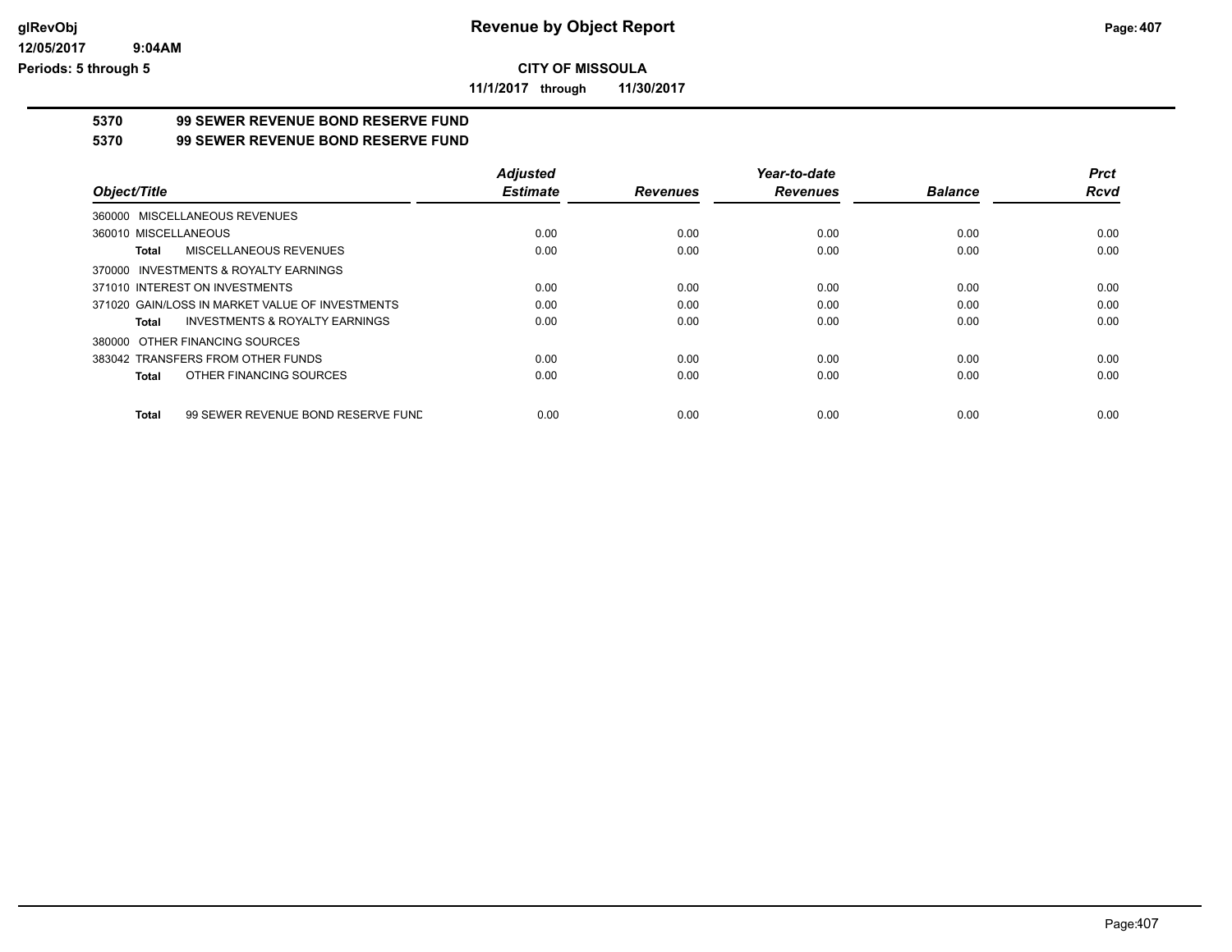# Revenue by Object Report

## CITY OF MISSOULA

11/1/2017 through 11/30/2017

### 5370 99 SEWER REVENUE BOND RESERVE FUND

### 5370 99 SEWER REVENUE BOND RESERVE FUND

| Object/Title | Adjusted Estimate | Revenues | Year-to-date Revenues | Balance | Prct Rcvd |
|---|---|---|---|---|---|
| 360000 MISCELLANEOUS REVENUES | | | | | |
| 360010 MISCELLANEOUS | 0.00 | 0.00 | 0.00 | 0.00 | 0.00 |
| **Total** MISCELLANEOUS REVENUES | 0.00 | 0.00 | 0.00 | 0.00 | 0.00 |
| 370000 INVESTMENTS & ROYALTY EARNINGS | | | | | |
| 371010 INTEREST ON INVESTMENTS | 0.00 | 0.00 | 0.00 | 0.00 | 0.00 |
| 371020 GAIN/LOSS IN MARKET VALUE OF INVESTMENTS | 0.00 | 0.00 | 0.00 | 0.00 | 0.00 |
| **Total** INVESTMENTS & ROYALTY EARNINGS | 0.00 | 0.00 | 0.00 | 0.00 | 0.00 |
| 380000 OTHER FINANCING SOURCES | | | | | |
| 383042 TRANSFERS FROM OTHER FUNDS | 0.00 | 0.00 | 0.00 | 0.00 | 0.00 |
| **Total** OTHER FINANCING SOURCES | 0.00 | 0.00 | 0.00 | 0.00 | 0.00 |
| **Total** 99 SEWER REVENUE BOND RESERVE FUND | 0.00 | 0.00 | 0.00 | 0.00 | 0.00 |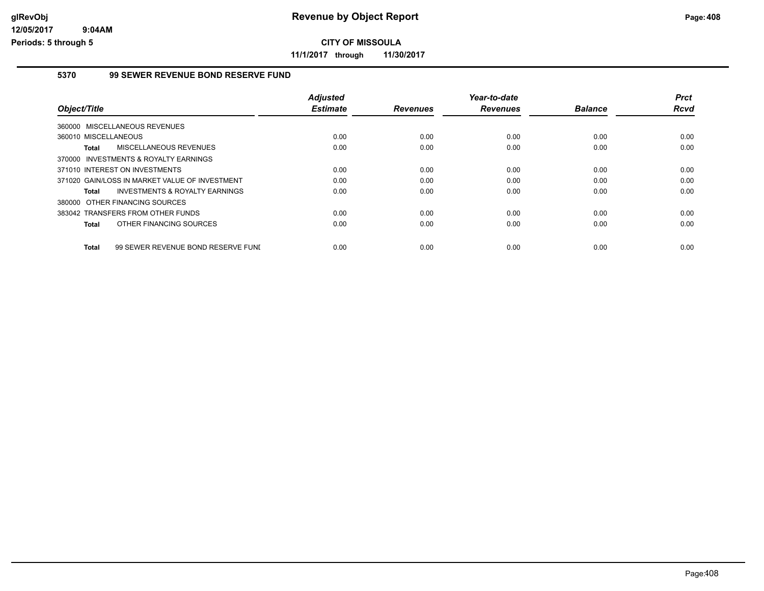# Revenue by Object Report

**CITY OF MISSOULA**

**11/1/2017 through 11/30/2017**

glRevObj
12/05/2017 9:04AM
Periods: 5 through 5

## 5370 99 SEWER REVENUE BOND RESERVE FUND

| Object/Title | Adjusted Estimate | Revenues | Year-to-date Revenues | Balance | Prct Rcvd |
|---|---|---|---|---|---|
| 360000 MISCELLANEOUS REVENUES | | | | | |
| 360010 MISCELLANEOUS | 0.00 | 0.00 | 0.00 | 0.00 | 0.00 |
| **Total** MISCELLANEOUS REVENUES | 0.00 | 0.00 | 0.00 | 0.00 | 0.00 |
| 370000 INVESTMENTS & ROYALTY EARNINGS | | | | | |
| 371010 INTEREST ON INVESTMENTS | 0.00 | 0.00 | 0.00 | 0.00 | 0.00 |
| 371020 GAIN/LOSS IN MARKET VALUE OF INVESTMENT | 0.00 | 0.00 | 0.00 | 0.00 | 0.00 |
| **Total** INVESTMENTS & ROYALTY EARNINGS | 0.00 | 0.00 | 0.00 | 0.00 | 0.00 |
| 380000 OTHER FINANCING SOURCES | | | | | |
| 383042 TRANSFERS FROM OTHER FUNDS | 0.00 | 0.00 | 0.00 | 0.00 | 0.00 |
| **Total** OTHER FINANCING SOURCES | 0.00 | 0.00 | 0.00 | 0.00 | 0.00 |
| **Total** 99 SEWER REVENUE BOND RESERVE FUNI | 0.00 | 0.00 | 0.00 | 0.00 | 0.00 |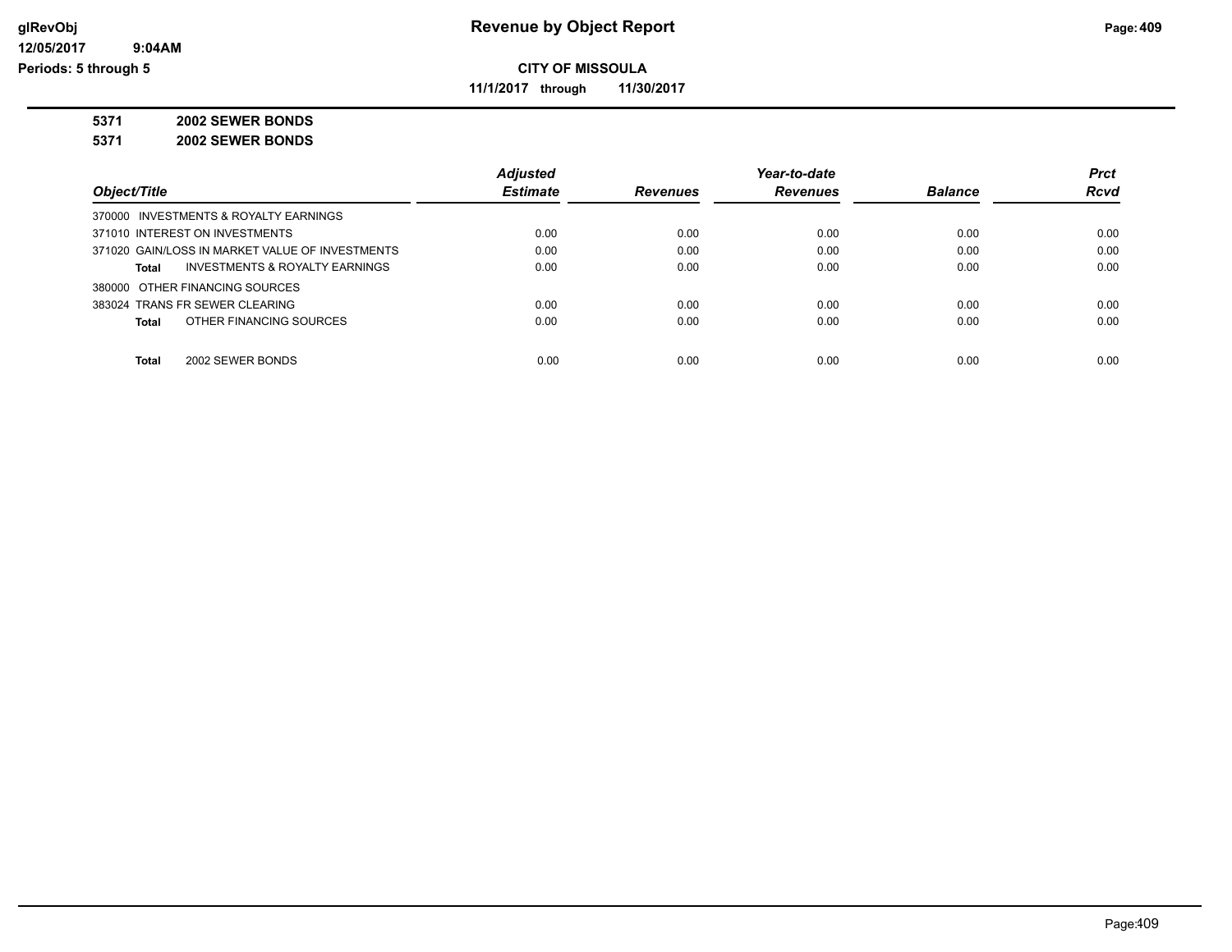# Revenue by Object Report

**CITY OF MISSOULA**

**11/1/2017 through 11/30/2017**

**5371 2002 SEWER BONDS**

**5371 2002 SEWER BONDS**

| Object/Title | Adjusted Estimate | Revenues | Year-to-date Revenues | Balance | Prct Rcvd |
|---|---|---|---|---|---|
| 370000 INVESTMENTS & ROYALTY EARNINGS | | | | | |
| 371010 INTEREST ON INVESTMENTS | 0.00 | 0.00 | 0.00 | 0.00 | 0.00 |
| 371020 GAIN/LOSS IN MARKET VALUE OF INVESTMENTS | 0.00 | 0.00 | 0.00 | 0.00 | 0.00 |
| **Total** INVESTMENTS & ROYALTY EARNINGS | 0.00 | 0.00 | 0.00 | 0.00 | 0.00 |
| 380000 OTHER FINANCING SOURCES | | | | | |
| 383024 TRANS FR SEWER CLEARING | 0.00 | 0.00 | 0.00 | 0.00 | 0.00 |
| **Total** OTHER FINANCING SOURCES | 0.00 | 0.00 | 0.00 | 0.00 | 0.00 |
| **Total** 2002 SEWER BONDS | 0.00 | 0.00 | 0.00 | 0.00 | 0.00 |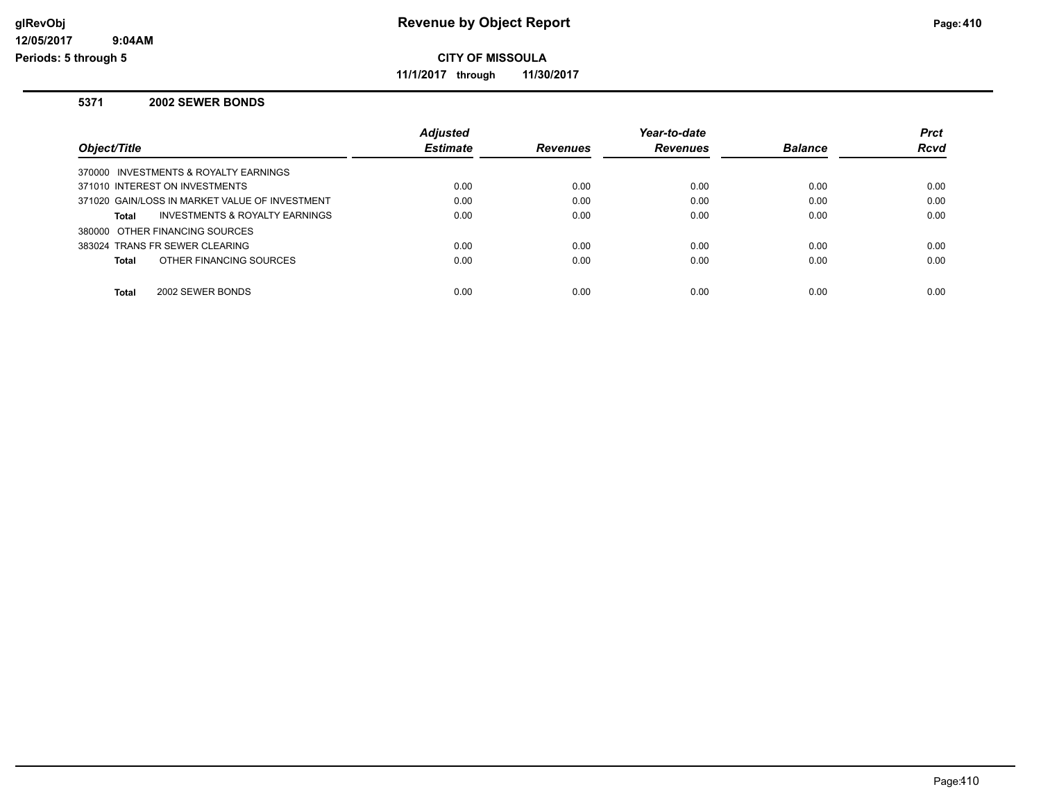# Revenue by Object Report

**CITY OF MISSOULA**

**11/1/2017 through 11/30/2017**

glRevObj
12/05/2017 9:04AM
Periods: 5 through 5

## 5371 2002 SEWER BONDS

| Object/Title | Adjusted Estimate | Revenues | Year-to-date Revenues | Balance | Prct Rcvd |
|---|---|---|---|---|---|
| 370000 INVESTMENTS & ROYALTY EARNINGS | | | | | |
| 371010 INTEREST ON INVESTMENTS | 0.00 | 0.00 | 0.00 | 0.00 | 0.00 |
| 371020 GAIN/LOSS IN MARKET VALUE OF INVESTMENT | 0.00 | 0.00 | 0.00 | 0.00 | 0.00 |
| **Total** INVESTMENTS & ROYALTY EARNINGS | 0.00 | 0.00 | 0.00 | 0.00 | 0.00 |
| 380000 OTHER FINANCING SOURCES | | | | | |
| 383024 TRANS FR SEWER CLEARING | 0.00 | 0.00 | 0.00 | 0.00 | 0.00 |
| **Total** OTHER FINANCING SOURCES | 0.00 | 0.00 | 0.00 | 0.00 | 0.00 |
| **Total** 2002 SEWER BONDS | 0.00 | 0.00 | 0.00 | 0.00 | 0.00 |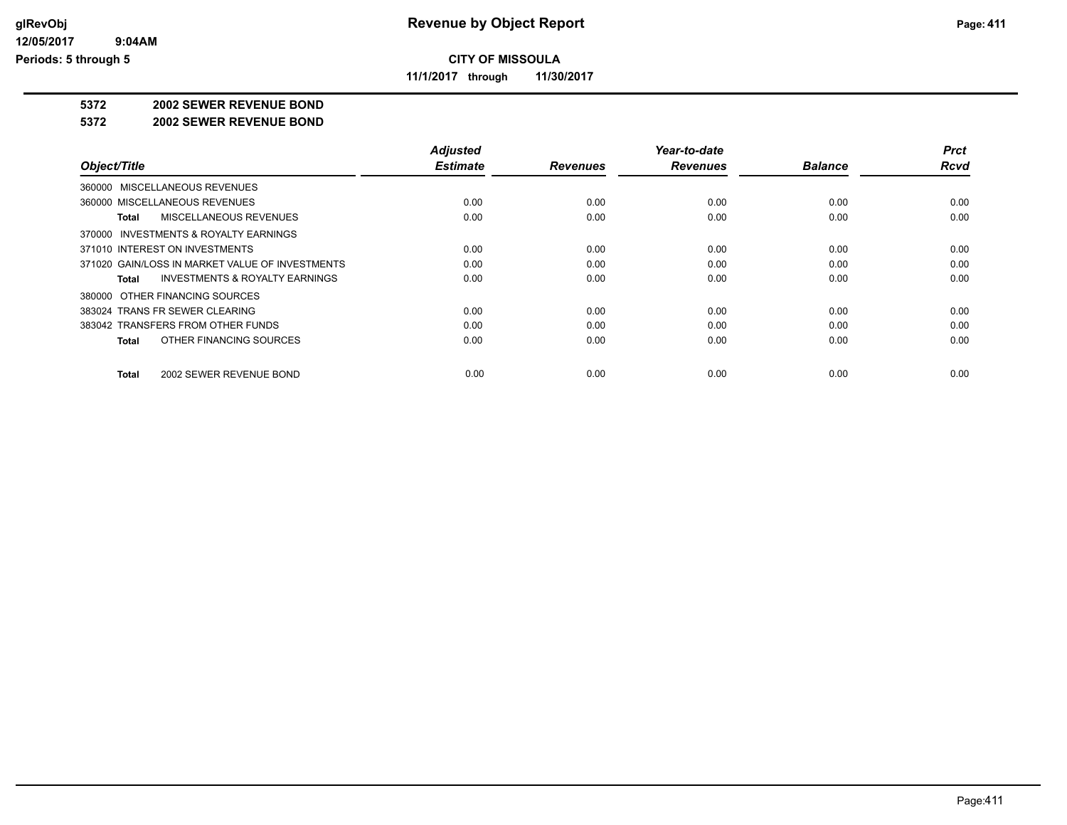**Revenue by Object Report**

**CITY OF MISSOULA**

**11/1/2017 through 11/30/2017**

**5372 2002 SEWER REVENUE BOND**

**5372 2002 SEWER REVENUE BOND**

| Object/Title | Adjusted Estimate | Revenues | Year-to-date Revenues | Balance | Prct Rcvd |
|---|---|---|---|---|---|
| 360000 MISCELLANEOUS REVENUES | | | | | |
| 360000 MISCELLANEOUS REVENUES | 0.00 | 0.00 | 0.00 | 0.00 | 0.00 |
| **Total** MISCELLANEOUS REVENUES | 0.00 | 0.00 | 0.00 | 0.00 | 0.00 |
| 370000 INVESTMENTS & ROYALTY EARNINGS | | | | | |
| 371010 INTEREST ON INVESTMENTS | 0.00 | 0.00 | 0.00 | 0.00 | 0.00 |
| 371020 GAIN/LOSS IN MARKET VALUE OF INVESTMENTS | 0.00 | 0.00 | 0.00 | 0.00 | 0.00 |
| **Total** INVESTMENTS & ROYALTY EARNINGS | 0.00 | 0.00 | 0.00 | 0.00 | 0.00 |
| 380000 OTHER FINANCING SOURCES | | | | | |
| 383024 TRANS FR SEWER CLEARING | 0.00 | 0.00 | 0.00 | 0.00 | 0.00 |
| 383042 TRANSFERS FROM OTHER FUNDS | 0.00 | 0.00 | 0.00 | 0.00 | 0.00 |
| **Total** OTHER FINANCING SOURCES | 0.00 | 0.00 | 0.00 | 0.00 | 0.00 |
| **Total** 2002 SEWER REVENUE BOND | 0.00 | 0.00 | 0.00 | 0.00 | 0.00 |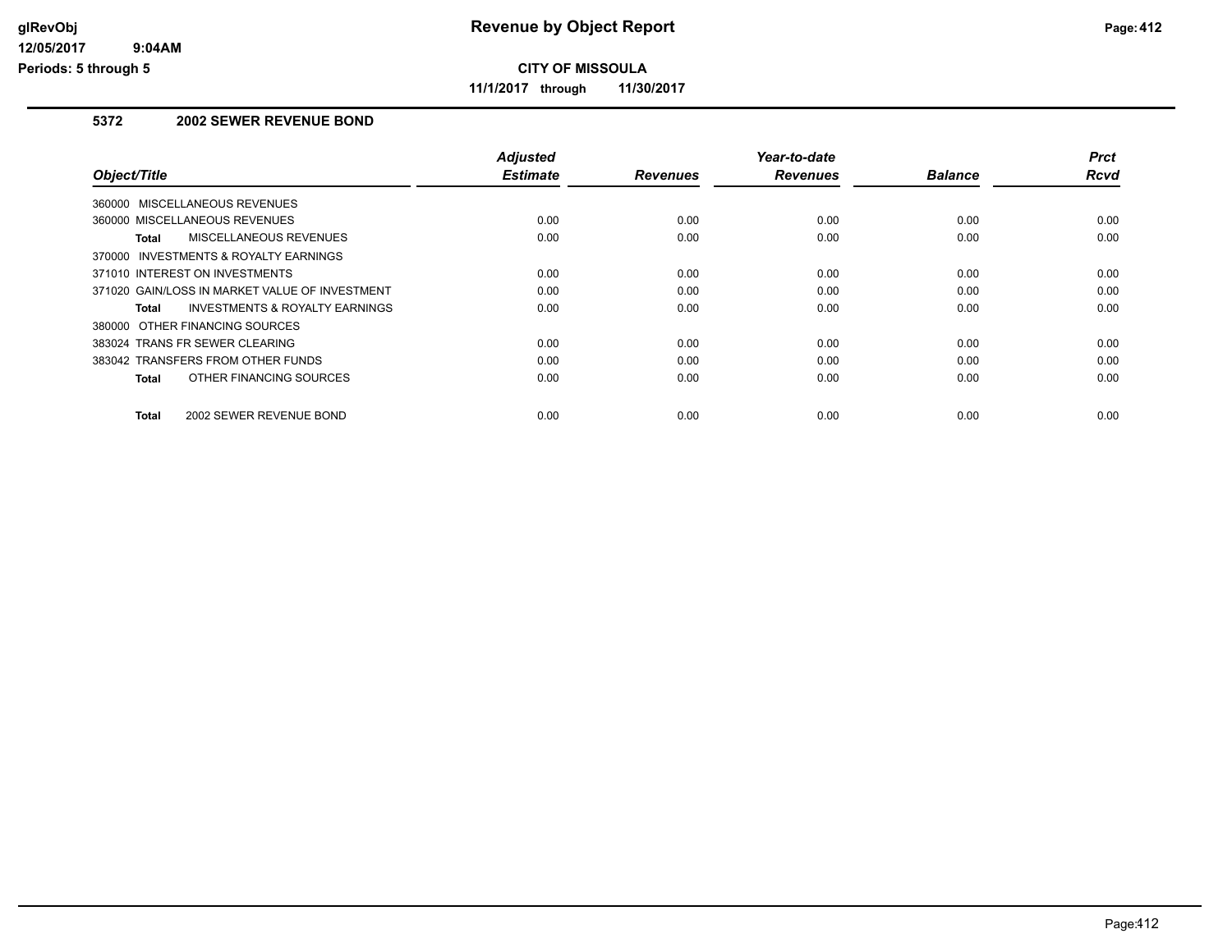# Revenue by Object Report

**CITY OF MISSOULA**

**11/1/2017 through 11/30/2017**

glRevObj
12/05/2017 9:04AM
Periods: 5 through 5

## 5372 2002 SEWER REVENUE BOND

| Object/Title | Adjusted Estimate | Revenues | Year-to-date Revenues | Balance | Prct Rcvd |
|---|---|---|---|---|---|
| 360000 MISCELLANEOUS REVENUES | | | | | |
| 360000 MISCELLANEOUS REVENUES | 0.00 | 0.00 | 0.00 | 0.00 | 0.00 |
| **Total** MISCELLANEOUS REVENUES | 0.00 | 0.00 | 0.00 | 0.00 | 0.00 |
| 370000 INVESTMENTS & ROYALTY EARNINGS | | | | | |
| 371010 INTEREST ON INVESTMENTS | 0.00 | 0.00 | 0.00 | 0.00 | 0.00 |
| 371020 GAIN/LOSS IN MARKET VALUE OF INVESTMENT | 0.00 | 0.00 | 0.00 | 0.00 | 0.00 |
| **Total** INVESTMENTS & ROYALTY EARNINGS | 0.00 | 0.00 | 0.00 | 0.00 | 0.00 |
| 380000 OTHER FINANCING SOURCES | | | | | |
| 383024 TRANS FR SEWER CLEARING | 0.00 | 0.00 | 0.00 | 0.00 | 0.00 |
| 383042 TRANSFERS FROM OTHER FUNDS | 0.00 | 0.00 | 0.00 | 0.00 | 0.00 |
| **Total** OTHER FINANCING SOURCES | 0.00 | 0.00 | 0.00 | 0.00 | 0.00 |
| **Total** 2002 SEWER REVENUE BOND | 0.00 | 0.00 | 0.00 | 0.00 | 0.00 |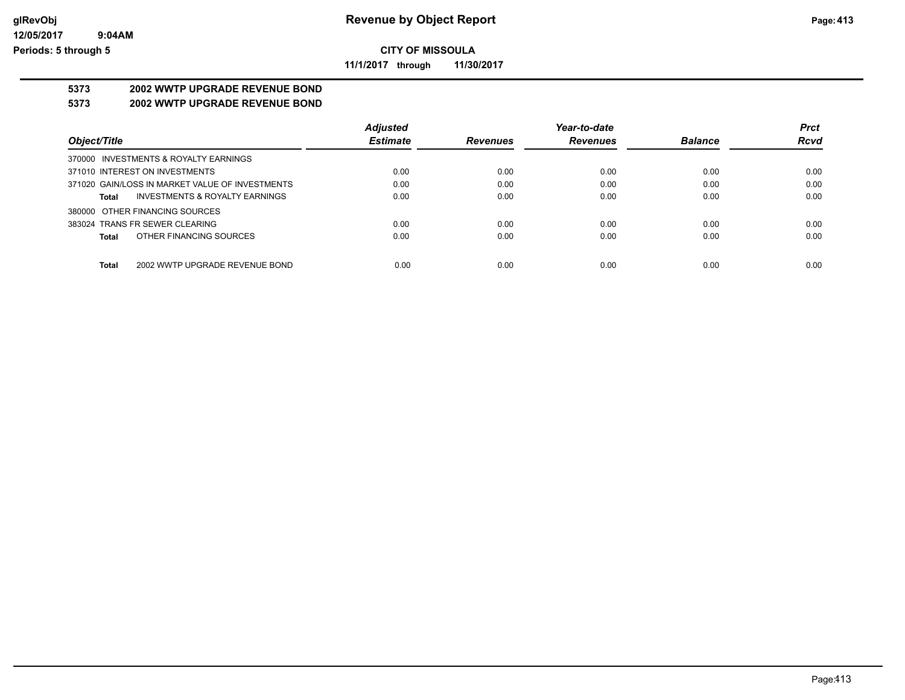# Revenue by Object Report

## CITY OF MISSOULA

**11/1/2017 through 11/30/2017**

**5373 2002 WWTP UPGRADE REVENUE BOND**

**5373 2002 WWTP UPGRADE REVENUE BOND**

| Object/Title | Adjusted Estimate | Revenues | Year-to-date Revenues | Balance | Prct Rcvd |
|---|---|---|---|---|---|
| 370000 INVESTMENTS & ROYALTY EARNINGS | | | | | |
| 371010 INTEREST ON INVESTMENTS | 0.00 | 0.00 | 0.00 | 0.00 | 0.00 |
| 371020 GAIN/LOSS IN MARKET VALUE OF INVESTMENTS | 0.00 | 0.00 | 0.00 | 0.00 | 0.00 |
| **Total** INVESTMENTS & ROYALTY EARNINGS | 0.00 | 0.00 | 0.00 | 0.00 | 0.00 |
| 380000 OTHER FINANCING SOURCES | | | | | |
| 383024 TRANS FR SEWER CLEARING | 0.00 | 0.00 | 0.00 | 0.00 | 0.00 |
| **Total** OTHER FINANCING SOURCES | 0.00 | 0.00 | 0.00 | 0.00 | 0.00 |
| **Total** 2002 WWTP UPGRADE REVENUE BOND | 0.00 | 0.00 | 0.00 | 0.00 | 0.00 |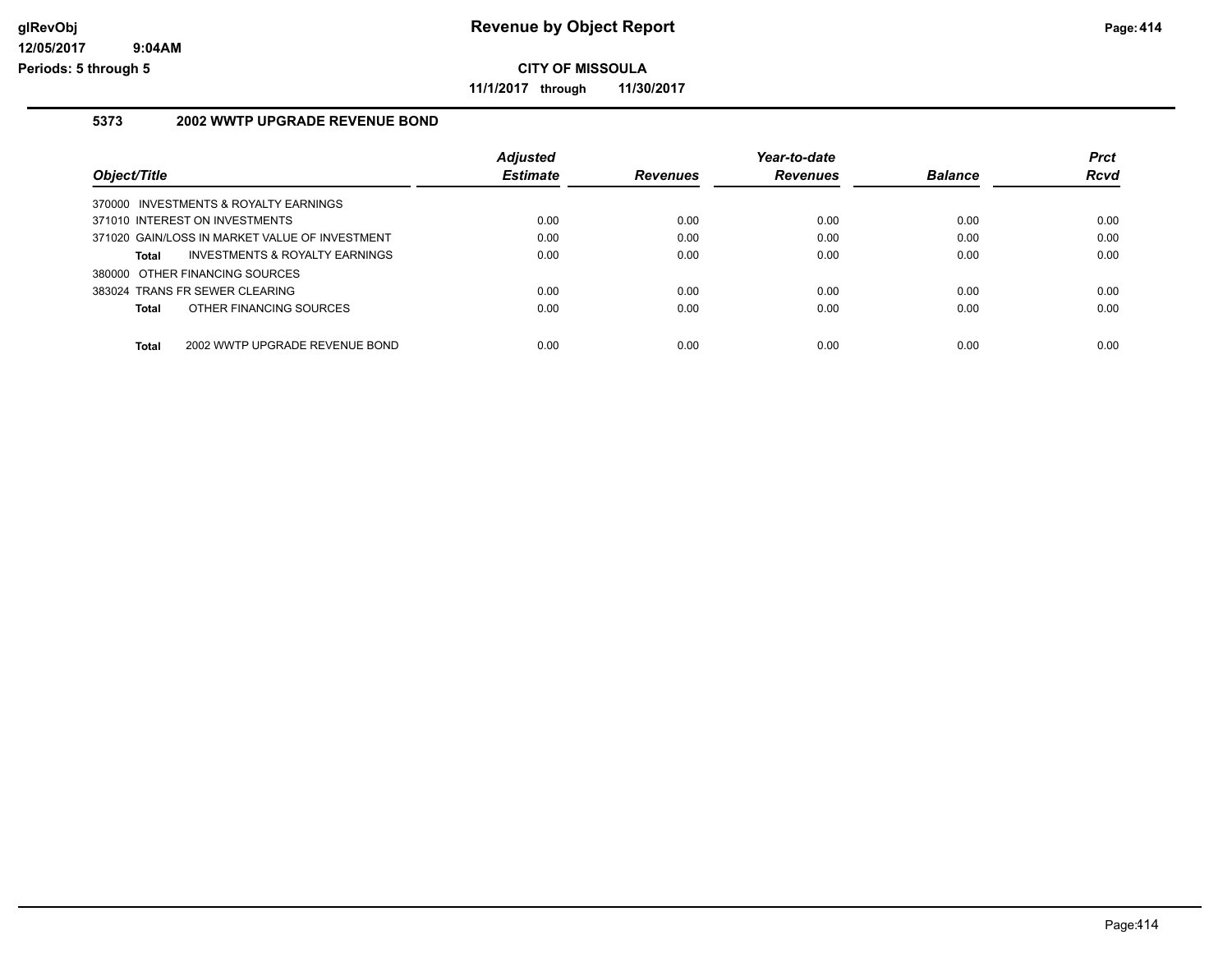**CITY OF MISSOULA**

**11/1/2017 through 11/30/2017**

### 5373 2002 WWTP UPGRADE REVENUE BOND

| Object/Title | Adjusted Estimate | Revenues | Year-to-date Revenues | Balance | Prct Rcvd |
|---|---|---|---|---|---|
| 370000 INVESTMENTS & ROYALTY EARNINGS | | | | | |
| 371010 INTEREST ON INVESTMENTS | 0.00 | 0.00 | 0.00 | 0.00 | 0.00 |
| 371020 GAIN/LOSS IN MARKET VALUE OF INVESTMENT | 0.00 | 0.00 | 0.00 | 0.00 | 0.00 |
| **Total** INVESTMENTS & ROYALTY EARNINGS | 0.00 | 0.00 | 0.00 | 0.00 | 0.00 |
| 380000 OTHER FINANCING SOURCES | | | | | |
| 383024 TRANS FR SEWER CLEARING | 0.00 | 0.00 | 0.00 | 0.00 | 0.00 |
| **Total** OTHER FINANCING SOURCES | 0.00 | 0.00 | 0.00 | 0.00 | 0.00 |
| **Total** 2002 WWTP UPGRADE REVENUE BOND | 0.00 | 0.00 | 0.00 | 0.00 | 0.00 |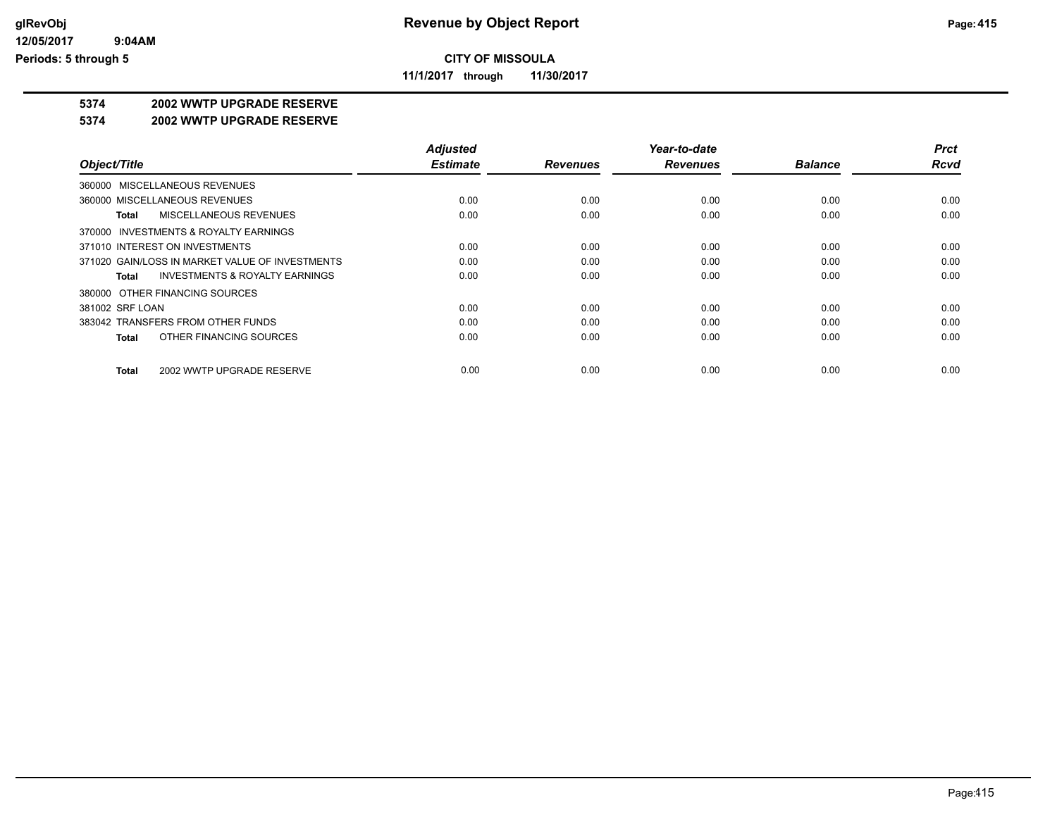**CITY OF MISSOULA**

**11/1/2017 through 11/30/2017**

**5374 2002 WWTP UPGRADE RESERVE**

**5374 2002 WWTP UPGRADE RESERVE**

| Object/Title | Adjusted Estimate | Revenues | Year-to-date Revenues | Balance | Prct Rcvd |
|---|---|---|---|---|---|
| 360000 MISCELLANEOUS REVENUES | | | | | |
| 360000 MISCELLANEOUS REVENUES | 0.00 | 0.00 | 0.00 | 0.00 | 0.00 |
| **Total** MISCELLANEOUS REVENUES | 0.00 | 0.00 | 0.00 | 0.00 | 0.00 |
| 370000 INVESTMENTS & ROYALTY EARNINGS | | | | | |
| 371010 INTEREST ON INVESTMENTS | 0.00 | 0.00 | 0.00 | 0.00 | 0.00 |
| 371020 GAIN/LOSS IN MARKET VALUE OF INVESTMENTS | 0.00 | 0.00 | 0.00 | 0.00 | 0.00 |
| **Total** INVESTMENTS & ROYALTY EARNINGS | 0.00 | 0.00 | 0.00 | 0.00 | 0.00 |
| 380000 OTHER FINANCING SOURCES | | | | | |
| 381002 SRF LOAN | 0.00 | 0.00 | 0.00 | 0.00 | 0.00 |
| 383042 TRANSFERS FROM OTHER FUNDS | 0.00 | 0.00 | 0.00 | 0.00 | 0.00 |
| **Total** OTHER FINANCING SOURCES | 0.00 | 0.00 | 0.00 | 0.00 | 0.00 |
| **Total** 2002 WWTP UPGRADE RESERVE | 0.00 | 0.00 | 0.00 | 0.00 | 0.00 |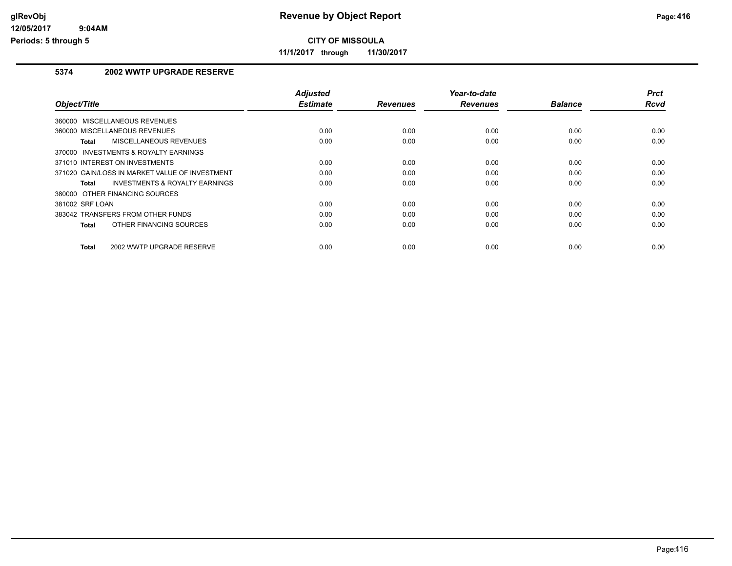# Revenue by Object Report

**CITY OF MISSOULA**

**11/1/2017 through 11/30/2017**

glRevObj
12/05/2017 9:04AM
Periods: 5 through 5

## 5374 2002 WWTP UPGRADE RESERVE

| Object/Title | Adjusted Estimate | Revenues | Year-to-date Revenues | Balance | Prct Rcvd |
|---|---|---|---|---|---|
| 360000 MISCELLANEOUS REVENUES | | | | | |
| 360000 MISCELLANEOUS REVENUES | 0.00 | 0.00 | 0.00 | 0.00 | 0.00 |
| **Total** MISCELLANEOUS REVENUES | 0.00 | 0.00 | 0.00 | 0.00 | 0.00 |
| 370000 INVESTMENTS & ROYALTY EARNINGS | | | | | |
| 371010 INTEREST ON INVESTMENTS | 0.00 | 0.00 | 0.00 | 0.00 | 0.00 |
| 371020 GAIN/LOSS IN MARKET VALUE OF INVESTMENT | 0.00 | 0.00 | 0.00 | 0.00 | 0.00 |
| **Total** INVESTMENTS & ROYALTY EARNINGS | 0.00 | 0.00 | 0.00 | 0.00 | 0.00 |
| 380000 OTHER FINANCING SOURCES | | | | | |
| 381002 SRF LOAN | 0.00 | 0.00 | 0.00 | 0.00 | 0.00 |
| 383042 TRANSFERS FROM OTHER FUNDS | 0.00 | 0.00 | 0.00 | 0.00 | 0.00 |
| **Total** OTHER FINANCING SOURCES | 0.00 | 0.00 | 0.00 | 0.00 | 0.00 |
| **Total** 2002 WWTP UPGRADE RESERVE | 0.00 | 0.00 | 0.00 | 0.00 | 0.00 |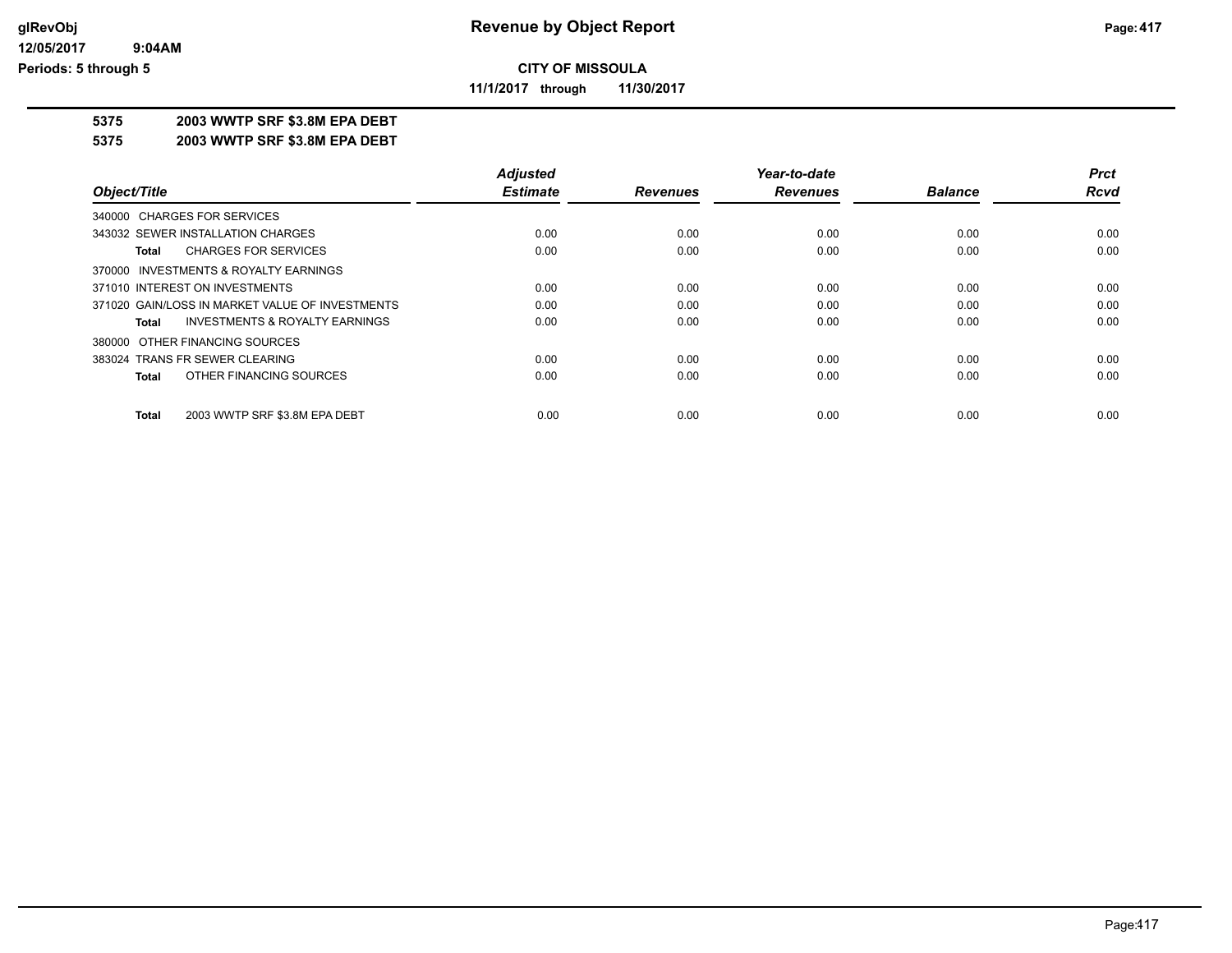**CITY OF MISSOULA**

**11/1/2017 through 11/30/2017**

**5375 2003 WWTP SRF $3.8M EPA DEBT**

**5375 2003 WWTP SRF $3.8M EPA DEBT**

| Object/Title | Adjusted Estimate | Revenues | Year-to-date Revenues | Balance | Prct Rcvd |
|---|---|---|---|---|---|
| 340000 CHARGES FOR SERVICES | | | | | |
| 343032 SEWER INSTALLATION CHARGES | 0.00 | 0.00 | 0.00 | 0.00 | 0.00 |
| **Total** CHARGES FOR SERVICES | 0.00 | 0.00 | 0.00 | 0.00 | 0.00 |
| 370000 INVESTMENTS & ROYALTY EARNINGS | | | | | |
| 371010 INTEREST ON INVESTMENTS | 0.00 | 0.00 | 0.00 | 0.00 | 0.00 |
| 371020 GAIN/LOSS IN MARKET VALUE OF INVESTMENTS | 0.00 | 0.00 | 0.00 | 0.00 | 0.00 |
| **Total** INVESTMENTS & ROYALTY EARNINGS | 0.00 | 0.00 | 0.00 | 0.00 | 0.00 |
| 380000 OTHER FINANCING SOURCES | | | | | |
| 383024 TRANS FR SEWER CLEARING | 0.00 | 0.00 | 0.00 | 0.00 | 0.00 |
| **Total** OTHER FINANCING SOURCES | 0.00 | 0.00 | 0.00 | 0.00 | 0.00 |
| **Total** 2003 WWTP SRF $3.8M EPA DEBT | 0.00 | 0.00 | 0.00 | 0.00 | 0.00 |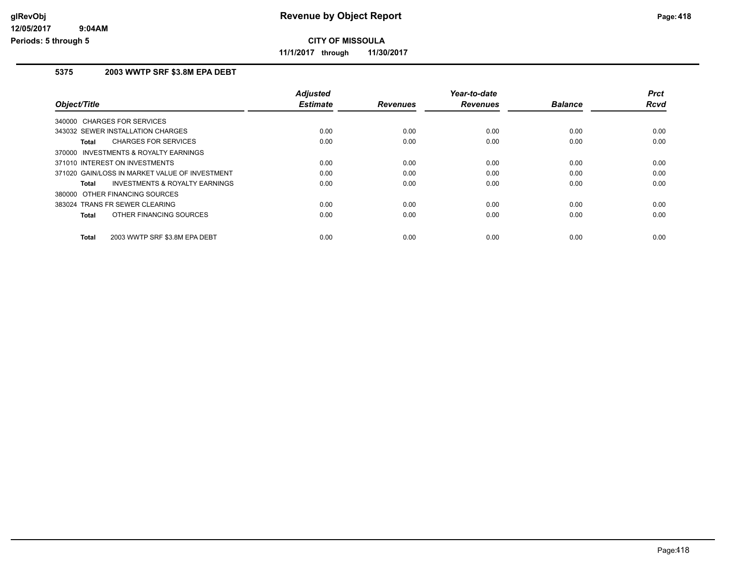# Revenue by Object Report

**CITY OF MISSOULA**

**11/1/2017 through 11/30/2017**

glRevObj
12/05/2017 9:04AM
Periods: 5 through 5

## 5375 2003 WWTP SRF $3.8M EPA DEBT

| Object/Title | Adjusted Estimate | Revenues | Year-to-date Revenues | Balance | Prct Rcvd |
|---|---|---|---|---|---|
| 340000 CHARGES FOR SERVICES | | | | | |
| 343032 SEWER INSTALLATION CHARGES | 0.00 | 0.00 | 0.00 | 0.00 | 0.00 |
| **Total** CHARGES FOR SERVICES | 0.00 | 0.00 | 0.00 | 0.00 | 0.00 |
| 370000 INVESTMENTS & ROYALTY EARNINGS | | | | | |
| 371010 INTEREST ON INVESTMENTS | 0.00 | 0.00 | 0.00 | 0.00 | 0.00 |
| 371020 GAIN/LOSS IN MARKET VALUE OF INVESTMENT | 0.00 | 0.00 | 0.00 | 0.00 | 0.00 |
| **Total** INVESTMENTS & ROYALTY EARNINGS | 0.00 | 0.00 | 0.00 | 0.00 | 0.00 |
| 380000 OTHER FINANCING SOURCES | | | | | |
| 383024 TRANS FR SEWER CLEARING | 0.00 | 0.00 | 0.00 | 0.00 | 0.00 |
| **Total** OTHER FINANCING SOURCES | 0.00 | 0.00 | 0.00 | 0.00 | 0.00 |
| **Total** 2003 WWTP SRF $3.8M EPA DEBT | 0.00 | 0.00 | 0.00 | 0.00 | 0.00 |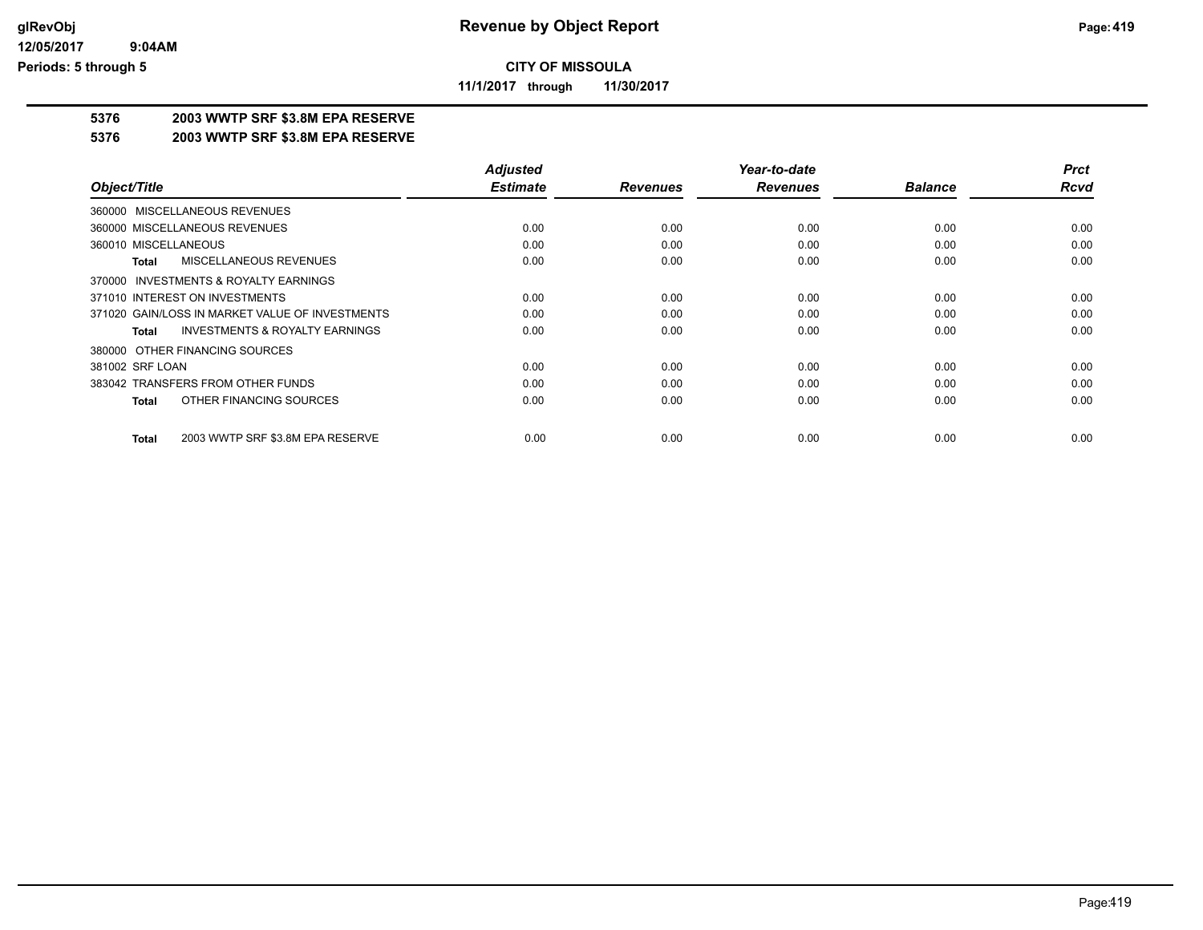**CITY OF MISSOULA**

**11/1/2017 through 11/30/2017**

## 5376 2003 WWTP SRF $3.8M EPA RESERVE

## 5376 2003 WWTP SRF $3.8M EPA RESERVE

| Object/Title | Adjusted Estimate | Revenues | Year-to-date Revenues | Balance | Prct Rcvd |
|---|---|---|---|---|---|
| 360000 MISCELLANEOUS REVENUES | | | | | |
| 360000 MISCELLANEOUS REVENUES | 0.00 | 0.00 | 0.00 | 0.00 | 0.00 |
| 360010 MISCELLANEOUS | 0.00 | 0.00 | 0.00 | 0.00 | 0.00 |
| **Total** MISCELLANEOUS REVENUES | 0.00 | 0.00 | 0.00 | 0.00 | 0.00 |
| 370000 INVESTMENTS & ROYALTY EARNINGS | | | | | |
| 371010 INTEREST ON INVESTMENTS | 0.00 | 0.00 | 0.00 | 0.00 | 0.00 |
| 371020 GAIN/LOSS IN MARKET VALUE OF INVESTMENTS | 0.00 | 0.00 | 0.00 | 0.00 | 0.00 |
| **Total** INVESTMENTS & ROYALTY EARNINGS | 0.00 | 0.00 | 0.00 | 0.00 | 0.00 |
| 380000 OTHER FINANCING SOURCES | | | | | |
| 381002 SRF LOAN | 0.00 | 0.00 | 0.00 | 0.00 | 0.00 |
| 383042 TRANSFERS FROM OTHER FUNDS | 0.00 | 0.00 | 0.00 | 0.00 | 0.00 |
| **Total** OTHER FINANCING SOURCES | 0.00 | 0.00 | 0.00 | 0.00 | 0.00 |
| **Total** 2003 WWTP SRF $3.8M EPA RESERVE | 0.00 | 0.00 | 0.00 | 0.00 | 0.00 |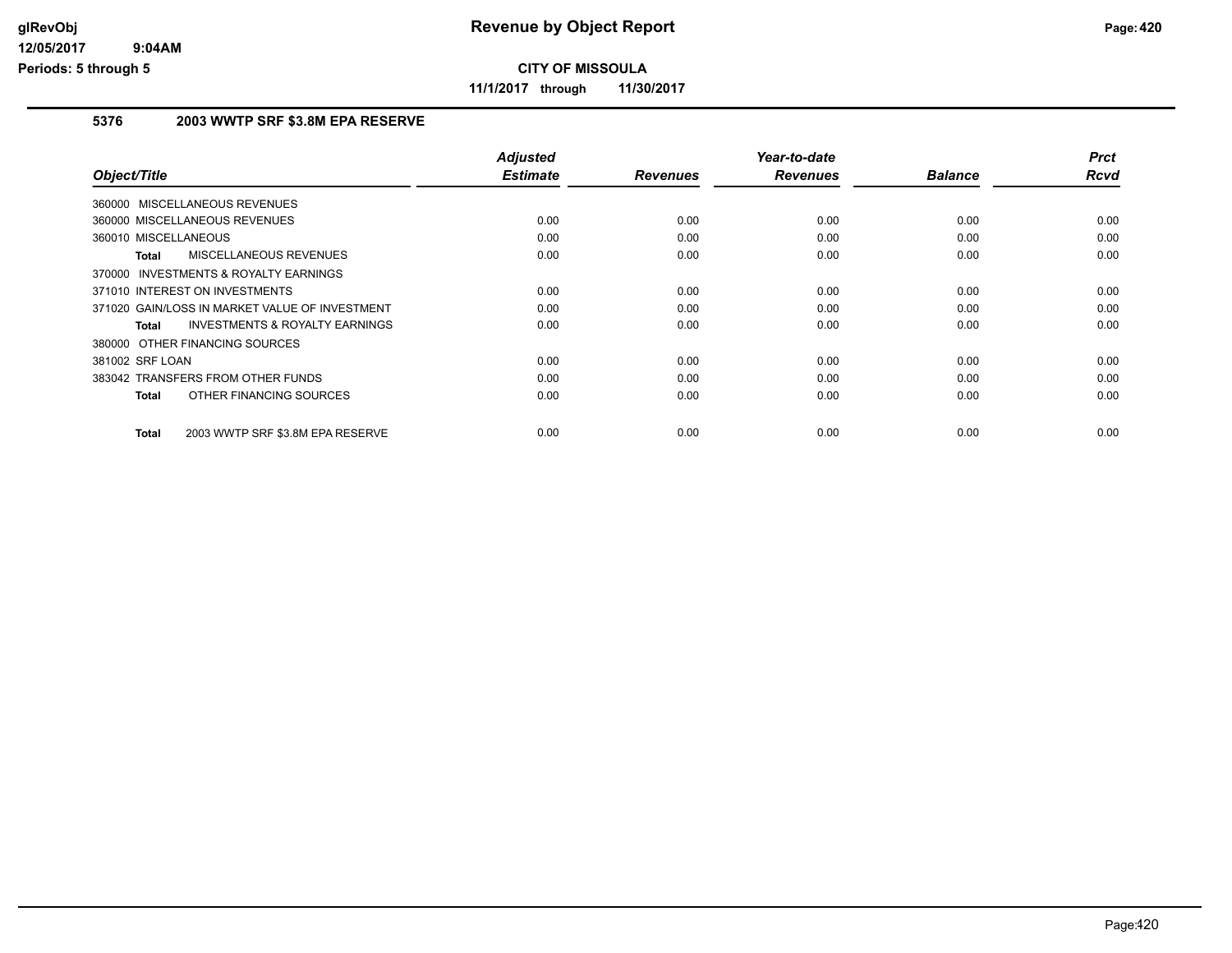## CITY OF MISSOULA

**11/1/2017 through 11/30/2017**

### 5376 2003 WWTP SRF $3.8M EPA RESERVE

| Object/Title | Adjusted Estimate | Revenues | Year-to-date Revenues | Balance | Prct Rcvd |
|---|---|---|---|---|---|
| 360000 MISCELLANEOUS REVENUES | | | | | |
| 360000 MISCELLANEOUS REVENUES | 0.00 | 0.00 | 0.00 | 0.00 | 0.00 |
| 360010 MISCELLANEOUS | 0.00 | 0.00 | 0.00 | 0.00 | 0.00 |
| **Total** MISCELLANEOUS REVENUES | 0.00 | 0.00 | 0.00 | 0.00 | 0.00 |
| 370000 INVESTMENTS & ROYALTY EARNINGS | | | | | |
| 371010 INTEREST ON INVESTMENTS | 0.00 | 0.00 | 0.00 | 0.00 | 0.00 |
| 371020 GAIN/LOSS IN MARKET VALUE OF INVESTMENT | 0.00 | 0.00 | 0.00 | 0.00 | 0.00 |
| **Total** INVESTMENTS & ROYALTY EARNINGS | 0.00 | 0.00 | 0.00 | 0.00 | 0.00 |
| 380000 OTHER FINANCING SOURCES | | | | | |
| 381002 SRF LOAN | 0.00 | 0.00 | 0.00 | 0.00 | 0.00 |
| 383042 TRANSFERS FROM OTHER FUNDS | 0.00 | 0.00 | 0.00 | 0.00 | 0.00 |
| **Total** OTHER FINANCING SOURCES | 0.00 | 0.00 | 0.00 | 0.00 | 0.00 |
| **Total** 2003 WWTP SRF $3.8M EPA RESERVE | 0.00 | 0.00 | 0.00 | 0.00 | 0.00 |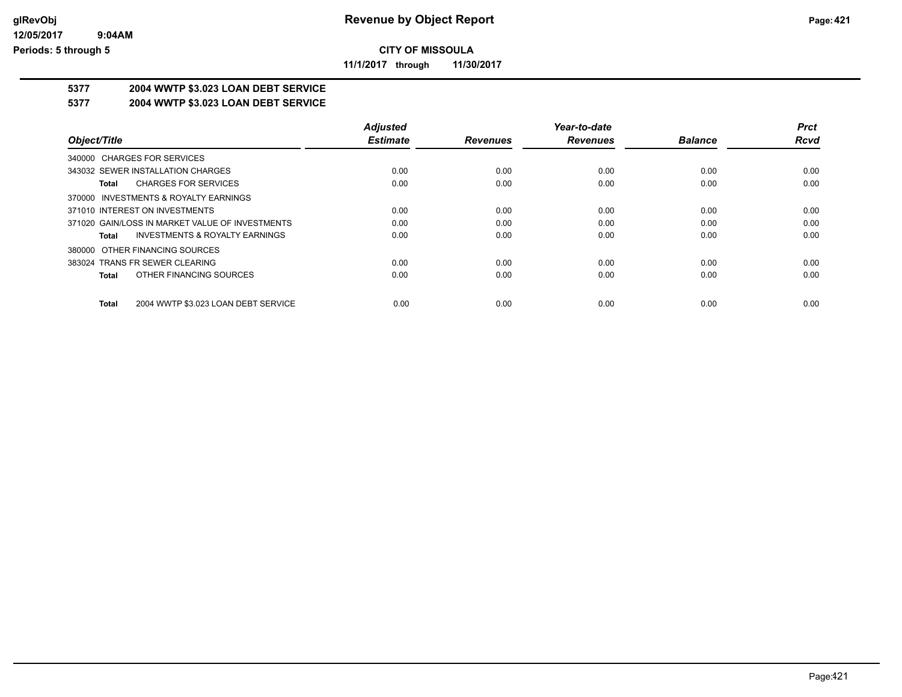**CITY OF MISSOULA**

**11/1/2017 through 11/30/2017**

**5377 2004 WWTP $3.023 LOAN DEBT SERVICE**

**5377 2004 WWTP $3.023 LOAN DEBT SERVICE**

| Object/Title | Adjusted Estimate | Revenues | Year-to-date Revenues | Balance | Prct Rcvd |
|---|---|---|---|---|---|
| 340000 CHARGES FOR SERVICES | | | | | |
| 343032 SEWER INSTALLATION CHARGES | 0.00 | 0.00 | 0.00 | 0.00 | 0.00 |
| **Total** CHARGES FOR SERVICES | 0.00 | 0.00 | 0.00 | 0.00 | 0.00 |
| 370000 INVESTMENTS & ROYALTY EARNINGS | | | | | |
| 371010 INTEREST ON INVESTMENTS | 0.00 | 0.00 | 0.00 | 0.00 | 0.00 |
| 371020 GAIN/LOSS IN MARKET VALUE OF INVESTMENTS | 0.00 | 0.00 | 0.00 | 0.00 | 0.00 |
| **Total** INVESTMENTS & ROYALTY EARNINGS | 0.00 | 0.00 | 0.00 | 0.00 | 0.00 |
| 380000 OTHER FINANCING SOURCES | | | | | |
| 383024 TRANS FR SEWER CLEARING | 0.00 | 0.00 | 0.00 | 0.00 | 0.00 |
| **Total** OTHER FINANCING SOURCES | 0.00 | 0.00 | 0.00 | 0.00 | 0.00 |
| **Total** 2004 WWTP $3.023 LOAN DEBT SERVICE | 0.00 | 0.00 | 0.00 | 0.00 | 0.00 |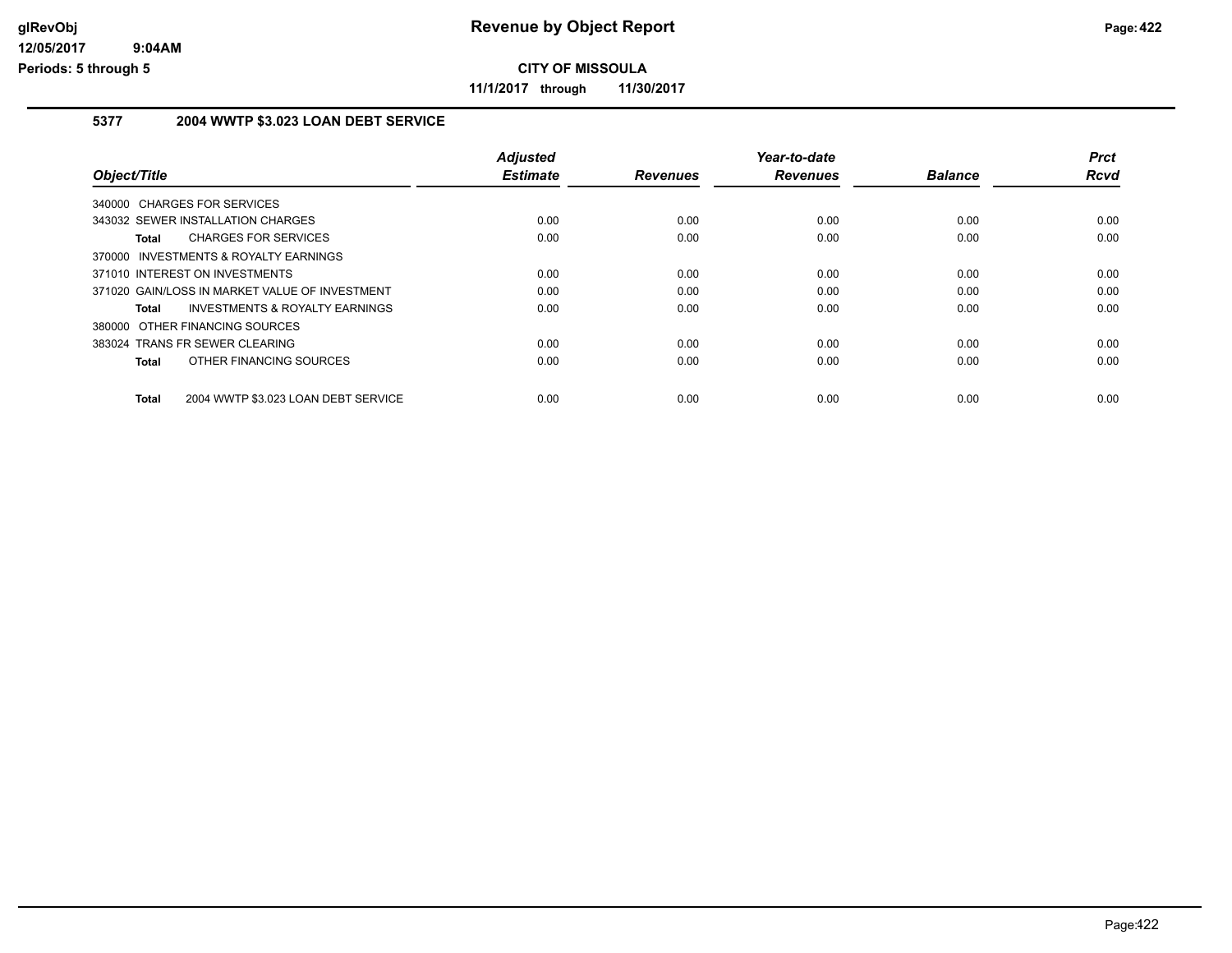# Revenue by Object Report

**CITY OF MISSOULA**

**11/1/2017 through 11/30/2017**

glRevObj
12/05/2017 9:04AM
Periods: 5 through 5

## 5377 2004 WWTP $3.023 LOAN DEBT SERVICE

| Object/Title | Adjusted Estimate | Revenues | Year-to-date Revenues | Balance | Prct Rcvd |
|---|---|---|---|---|---|
| 340000 CHARGES FOR SERVICES | | | | | |
| 343032 SEWER INSTALLATION CHARGES | 0.00 | 0.00 | 0.00 | 0.00 | 0.00 |
| **Total** CHARGES FOR SERVICES | 0.00 | 0.00 | 0.00 | 0.00 | 0.00 |
| 370000 INVESTMENTS & ROYALTY EARNINGS | | | | | |
| 371010 INTEREST ON INVESTMENTS | 0.00 | 0.00 | 0.00 | 0.00 | 0.00 |
| 371020 GAIN/LOSS IN MARKET VALUE OF INVESTMENT | 0.00 | 0.00 | 0.00 | 0.00 | 0.00 |
| **Total** INVESTMENTS & ROYALTY EARNINGS | 0.00 | 0.00 | 0.00 | 0.00 | 0.00 |
| 380000 OTHER FINANCING SOURCES | | | | | |
| 383024 TRANS FR SEWER CLEARING | 0.00 | 0.00 | 0.00 | 0.00 | 0.00 |
| **Total** OTHER FINANCING SOURCES | 0.00 | 0.00 | 0.00 | 0.00 | 0.00 |
| **Total** 2004 WWTP $3.023 LOAN DEBT SERVICE | 0.00 | 0.00 | 0.00 | 0.00 | 0.00 |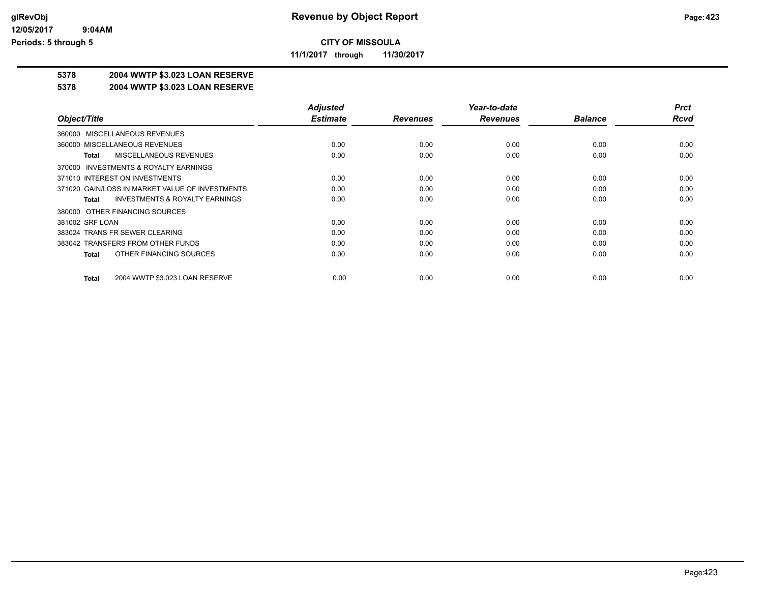**Revenue by Object Report**

**CITY OF MISSOULA**

**11/1/2017 through 11/30/2017**

glRevObj
12/05/2017 9:04AM
Periods: 5 through 5

## 5378 2004 WWTP $3.023 LOAN RESERVE

## 5378 2004 WWTP $3.023 LOAN RESERVE

| Object/Title | Adjusted Estimate | Revenues | Year-to-date Revenues | Balance | Prct Rcvd |
|---|---|---|---|---|---|
| 360000 MISCELLANEOUS REVENUES | | | | | |
| 360000 MISCELLANEOUS REVENUES | 0.00 | 0.00 | 0.00 | 0.00 | 0.00 |
| **Total** MISCELLANEOUS REVENUES | 0.00 | 0.00 | 0.00 | 0.00 | 0.00 |
| 370000 INVESTMENTS & ROYALTY EARNINGS | | | | | |
| 371010 INTEREST ON INVESTMENTS | 0.00 | 0.00 | 0.00 | 0.00 | 0.00 |
| 371020 GAIN/LOSS IN MARKET VALUE OF INVESTMENTS | 0.00 | 0.00 | 0.00 | 0.00 | 0.00 |
| **Total** INVESTMENTS & ROYALTY EARNINGS | 0.00 | 0.00 | 0.00 | 0.00 | 0.00 |
| 380000 OTHER FINANCING SOURCES | | | | | |
| 381002 SRF LOAN | 0.00 | 0.00 | 0.00 | 0.00 | 0.00 |
| 383024 TRANS FR SEWER CLEARING | 0.00 | 0.00 | 0.00 | 0.00 | 0.00 |
| 383042 TRANSFERS FROM OTHER FUNDS | 0.00 | 0.00 | 0.00 | 0.00 | 0.00 |
| **Total** OTHER FINANCING SOURCES | 0.00 | 0.00 | 0.00 | 0.00 | 0.00 |
| **Total** 2004 WWTP $3.023 LOAN RESERVE | 0.00 | 0.00 | 0.00 | 0.00 | 0.00 |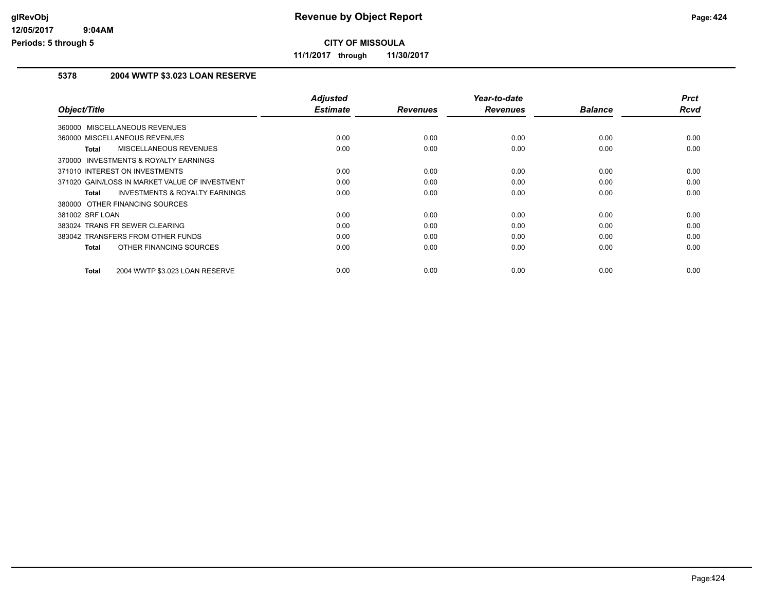# Revenue by Object Report

**CITY OF MISSOULA**

**11/1/2017 through 11/30/2017**

glRevObj
12/05/2017 9:04AM
Periods: 5 through 5

## 5378 2004 WWTP $3.023 LOAN RESERVE

| Object/Title | Adjusted Estimate | Revenues | Year-to-date Revenues | Balance | Prct Rcvd |
|---|---|---|---|---|---|
| 360000 MISCELLANEOUS REVENUES | | | | | |
| 360000 MISCELLANEOUS REVENUES | 0.00 | 0.00 | 0.00 | 0.00 | 0.00 |
| **Total** MISCELLANEOUS REVENUES | 0.00 | 0.00 | 0.00 | 0.00 | 0.00 |
| 370000 INVESTMENTS & ROYALTY EARNINGS | | | | | |
| 371010 INTEREST ON INVESTMENTS | 0.00 | 0.00 | 0.00 | 0.00 | 0.00 |
| 371020 GAIN/LOSS IN MARKET VALUE OF INVESTMENT | 0.00 | 0.00 | 0.00 | 0.00 | 0.00 |
| **Total** INVESTMENTS & ROYALTY EARNINGS | 0.00 | 0.00 | 0.00 | 0.00 | 0.00 |
| 380000 OTHER FINANCING SOURCES | | | | | |
| 381002 SRF LOAN | 0.00 | 0.00 | 0.00 | 0.00 | 0.00 |
| 383024 TRANS FR SEWER CLEARING | 0.00 | 0.00 | 0.00 | 0.00 | 0.00 |
| 383042 TRANSFERS FROM OTHER FUNDS | 0.00 | 0.00 | 0.00 | 0.00 | 0.00 |
| **Total** OTHER FINANCING SOURCES | 0.00 | 0.00 | 0.00 | 0.00 | 0.00 |
| **Total** 2004 WWTP $3.023 LOAN RESERVE | 0.00 | 0.00 | 0.00 | 0.00 | 0.00 |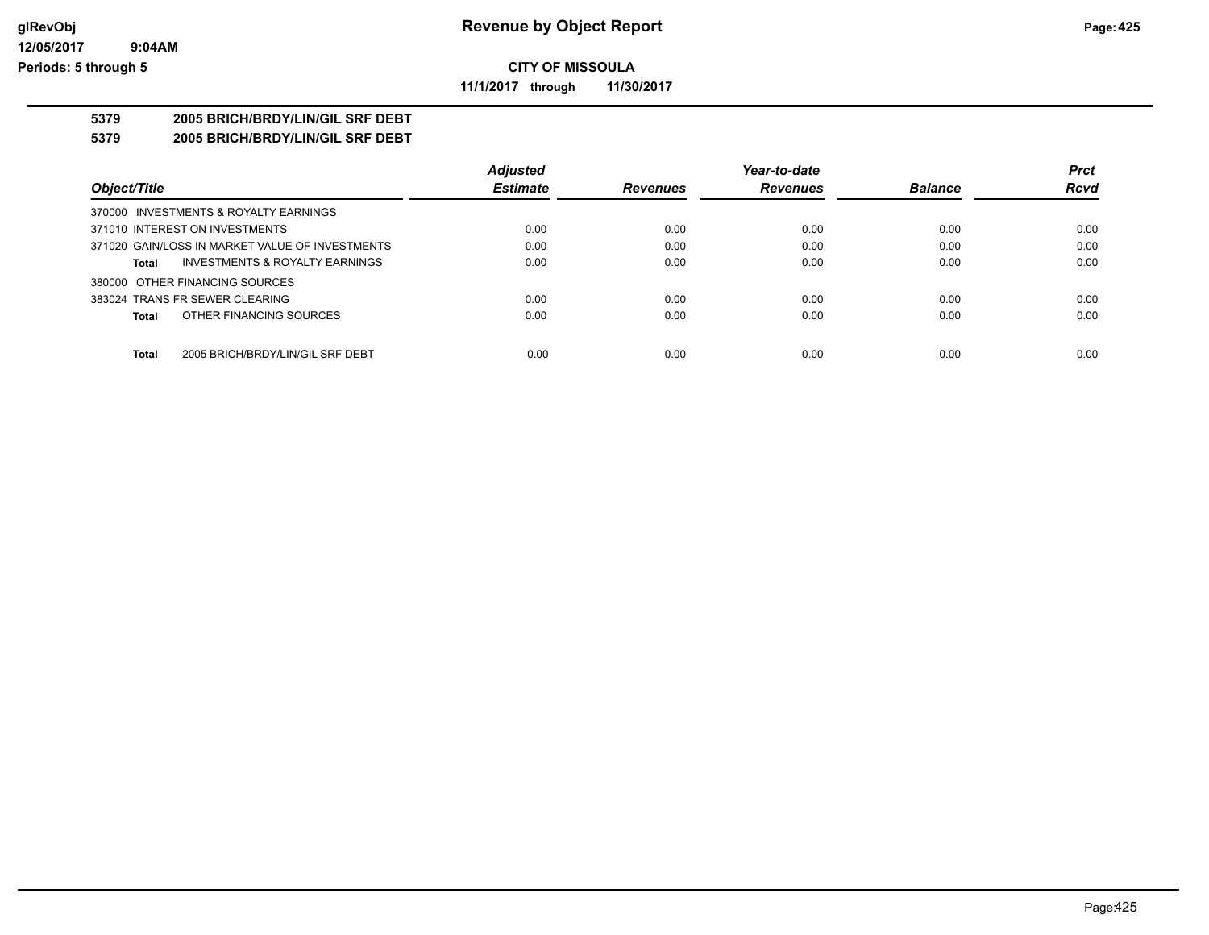# Revenue by Object Report

glRevObj
12/05/2017 9:04AM
Periods: 5 through 5

**CITY OF MISSOULA**

**11/1/2017 through 11/30/2017**

**5379 2005 BRICH/BRDY/LIN/GIL SRF DEBT**

**5379 2005 BRICH/BRDY/LIN/GIL SRF DEBT**

| Object/Title | Adjusted Estimate | Revenues | Year-to-date Revenues | Balance | Prct Rcvd |
|---|---|---|---|---|---|
| 370000 INVESTMENTS & ROYALTY EARNINGS | | | | | |
| 371010 INTEREST ON INVESTMENTS | 0.00 | 0.00 | 0.00 | 0.00 | 0.00 |
| 371020 GAIN/LOSS IN MARKET VALUE OF INVESTMENTS | 0.00 | 0.00 | 0.00 | 0.00 | 0.00 |
| **Total** INVESTMENTS & ROYALTY EARNINGS | 0.00 | 0.00 | 0.00 | 0.00 | 0.00 |
| 380000 OTHER FINANCING SOURCES | | | | | |
| 383024 TRANS FR SEWER CLEARING | 0.00 | 0.00 | 0.00 | 0.00 | 0.00 |
| **Total** OTHER FINANCING SOURCES | 0.00 | 0.00 | 0.00 | 0.00 | 0.00 |
| **Total** 2005 BRICH/BRDY/LIN/GIL SRF DEBT | 0.00 | 0.00 | 0.00 | 0.00 | 0.00 |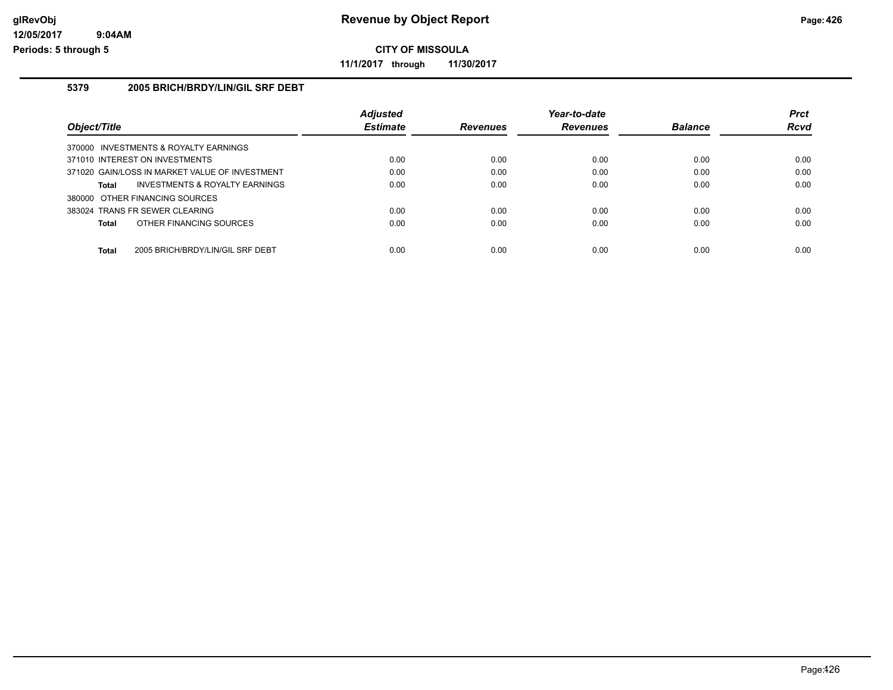# Revenue by Object Report

**CITY OF MISSOULA**

**11/1/2017 through 11/30/2017**

glRevObj
12/05/2017 9:04AM
Periods: 5 through 5

## 5379 2005 BRICH/BRDY/LIN/GIL SRF DEBT

| Object/Title | Adjusted Estimate | Revenues | Year-to-date Revenues | Balance | Prct Rcvd |
|---|---|---|---|---|---|
| 370000 INVESTMENTS & ROYALTY EARNINGS | | | | | |
| 371010 INTEREST ON INVESTMENTS | 0.00 | 0.00 | 0.00 | 0.00 | 0.00 |
| 371020 GAIN/LOSS IN MARKET VALUE OF INVESTMENT | 0.00 | 0.00 | 0.00 | 0.00 | 0.00 |
| **Total** INVESTMENTS & ROYALTY EARNINGS | 0.00 | 0.00 | 0.00 | 0.00 | 0.00 |
| 380000 OTHER FINANCING SOURCES | | | | | |
| 383024 TRANS FR SEWER CLEARING | 0.00 | 0.00 | 0.00 | 0.00 | 0.00 |
| **Total** OTHER FINANCING SOURCES | 0.00 | 0.00 | 0.00 | 0.00 | 0.00 |
| **Total** 2005 BRICH/BRDY/LIN/GIL SRF DEBT | 0.00 | 0.00 | 0.00 | 0.00 | 0.00 |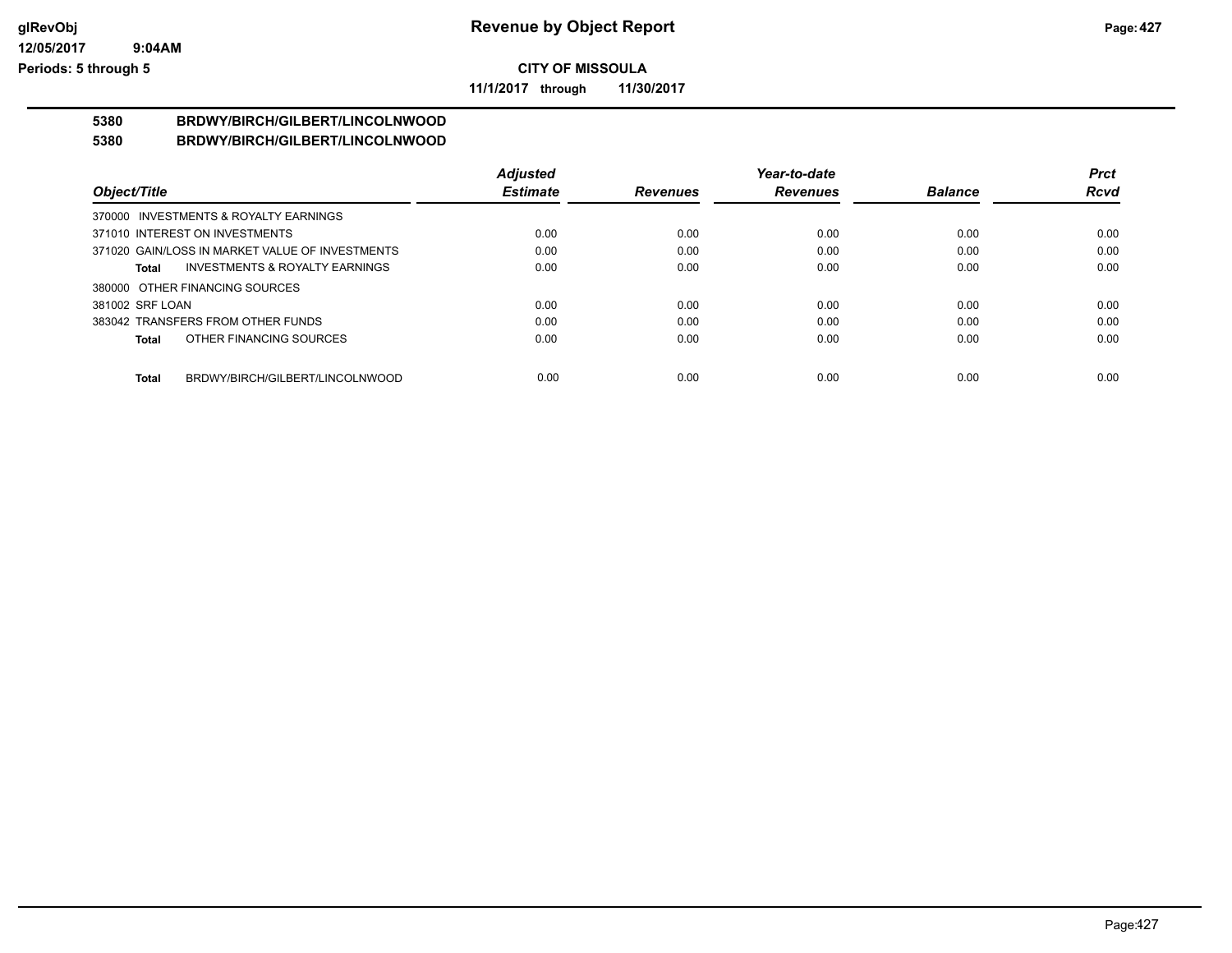**CITY OF MISSOULA**

**11/1/2017 through 11/30/2017**

## 5380 BRDWY/BIRCH/GILBERT/LINCOLNWOOD

## 5380 BRDWY/BIRCH/GILBERT/LINCOLNWOOD

| Object/Title | Adjusted Estimate | Revenues | Year-to-date Revenues | Balance | Prct Rcvd |
|---|---|---|---|---|---|
| 370000 INVESTMENTS & ROYALTY EARNINGS | | | | | |
| 371010 INTEREST ON INVESTMENTS | 0.00 | 0.00 | 0.00 | 0.00 | 0.00 |
| 371020 GAIN/LOSS IN MARKET VALUE OF INVESTMENTS | 0.00 | 0.00 | 0.00 | 0.00 | 0.00 |
| **Total** INVESTMENTS & ROYALTY EARNINGS | 0.00 | 0.00 | 0.00 | 0.00 | 0.00 |
| 380000 OTHER FINANCING SOURCES | | | | | |
| 381002 SRF LOAN | 0.00 | 0.00 | 0.00 | 0.00 | 0.00 |
| 383042 TRANSFERS FROM OTHER FUNDS | 0.00 | 0.00 | 0.00 | 0.00 | 0.00 |
| **Total** OTHER FINANCING SOURCES | 0.00 | 0.00 | 0.00 | 0.00 | 0.00 |
| **Total** BRDWY/BIRCH/GILBERT/LINCOLNWOOD | 0.00 | 0.00 | 0.00 | 0.00 | 0.00 |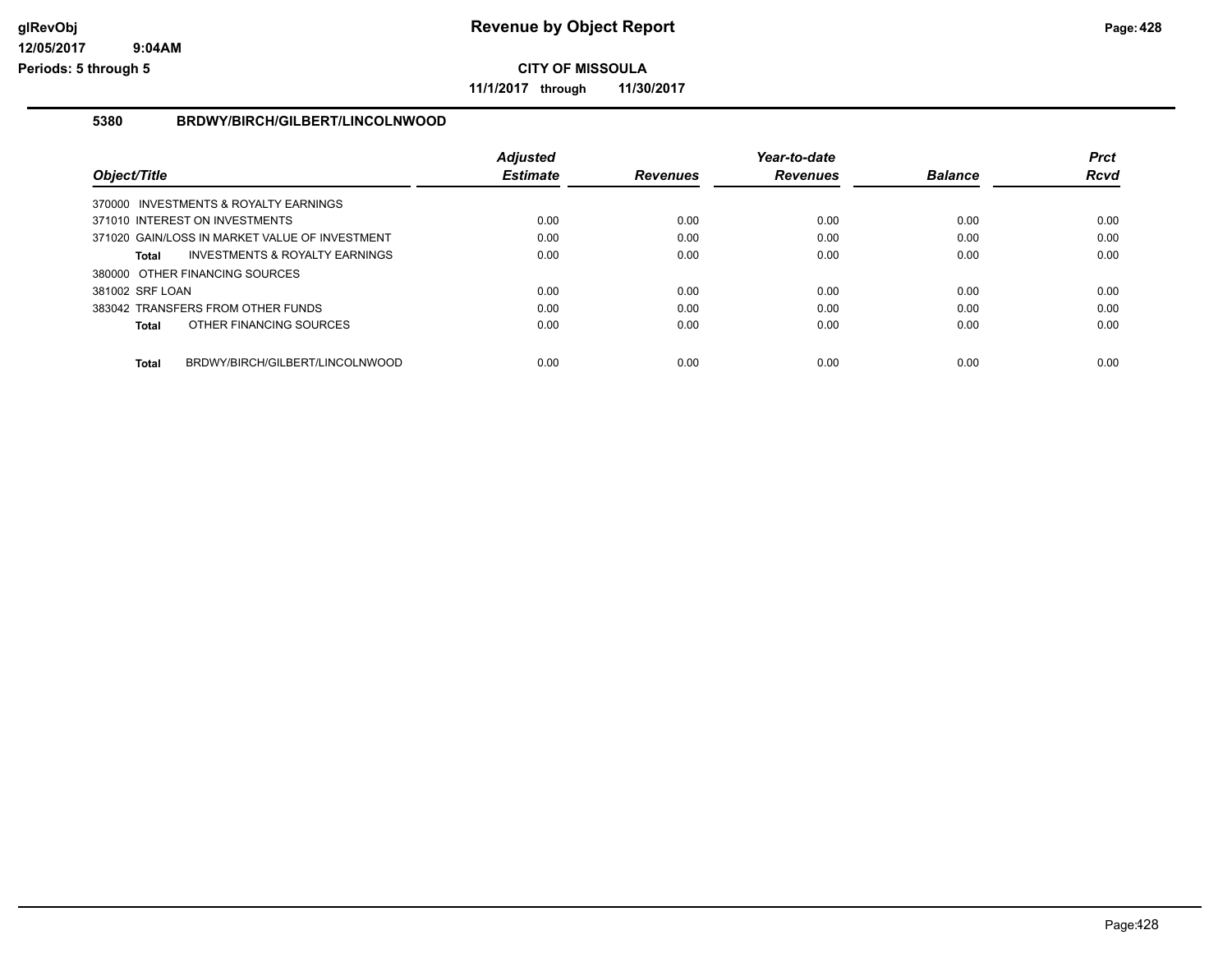**glRevObj** | **Revenue by Object Report**

**12/05/2017 9:04AM**

**Periods: 5 through 5**

**CITY OF MISSOULA**

**11/1/2017 through 11/30/2017**

## 5380 BRDWY/BIRCH/GILBERT/LINCOLNWOOD

| Object/Title | Adjusted Estimate | Revenues | Year-to-date Revenues | Balance | Prct Rcvd |
|---|---|---|---|---|---|
| 370000 INVESTMENTS & ROYALTY EARNINGS | | | | | |
| 371010 INTEREST ON INVESTMENTS | 0.00 | 0.00 | 0.00 | 0.00 | 0.00 |
| 371020 GAIN/LOSS IN MARKET VALUE OF INVESTMENT | 0.00 | 0.00 | 0.00 | 0.00 | 0.00 |
| **Total** INVESTMENTS & ROYALTY EARNINGS | 0.00 | 0.00 | 0.00 | 0.00 | 0.00 |
| 380000 OTHER FINANCING SOURCES | | | | | |
| 381002 SRF LOAN | 0.00 | 0.00 | 0.00 | 0.00 | 0.00 |
| 383042 TRANSFERS FROM OTHER FUNDS | 0.00 | 0.00 | 0.00 | 0.00 | 0.00 |
| **Total** OTHER FINANCING SOURCES | 0.00 | 0.00 | 0.00 | 0.00 | 0.00 |
| **Total** BRDWY/BIRCH/GILBERT/LINCOLNWOOD | 0.00 | 0.00 | 0.00 | 0.00 | 0.00 |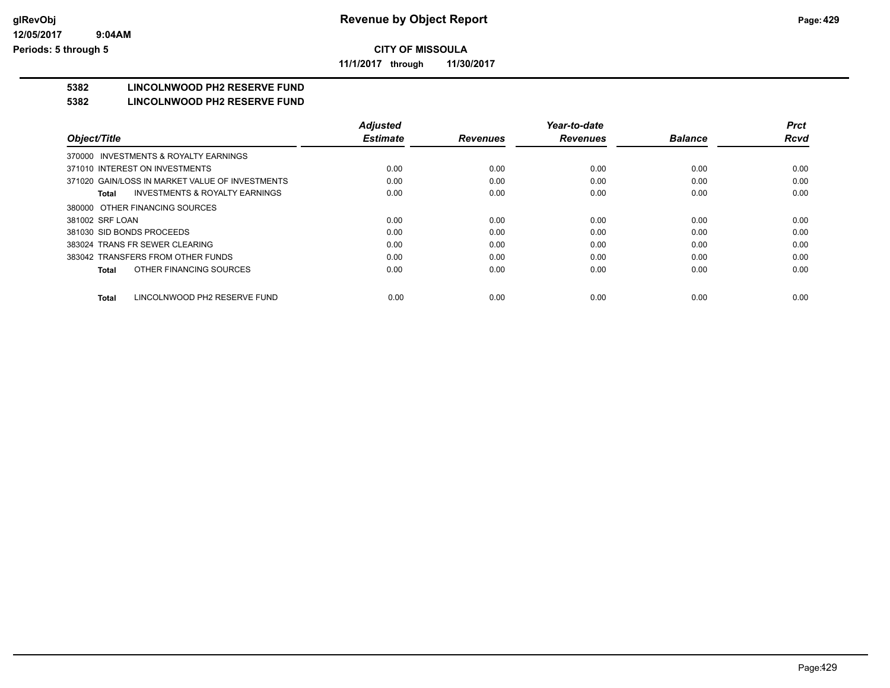**CITY OF MISSOULA**

**11/1/2017 through 11/30/2017**

## 5382 LINCOLNWOOD PH2 RESERVE FUND

## 5382 LINCOLNWOOD PH2 RESERVE FUND

| Object/Title | Adjusted Estimate | Revenues | Year-to-date Revenues | Balance | Prct Rcvd |
|---|---|---|---|---|---|
| 370000 INVESTMENTS & ROYALTY EARNINGS | | | | | |
| 371010 INTEREST ON INVESTMENTS | 0.00 | 0.00 | 0.00 | 0.00 | 0.00 |
| 371020 GAIN/LOSS IN MARKET VALUE OF INVESTMENTS | 0.00 | 0.00 | 0.00 | 0.00 | 0.00 |
| **Total** INVESTMENTS & ROYALTY EARNINGS | 0.00 | 0.00 | 0.00 | 0.00 | 0.00 |
| 380000 OTHER FINANCING SOURCES | | | | | |
| 381002 SRF LOAN | 0.00 | 0.00 | 0.00 | 0.00 | 0.00 |
| 381030 SID BONDS PROCEEDS | 0.00 | 0.00 | 0.00 | 0.00 | 0.00 |
| 383024 TRANS FR SEWER CLEARING | 0.00 | 0.00 | 0.00 | 0.00 | 0.00 |
| 383042 TRANSFERS FROM OTHER FUNDS | 0.00 | 0.00 | 0.00 | 0.00 | 0.00 |
| **Total** OTHER FINANCING SOURCES | 0.00 | 0.00 | 0.00 | 0.00 | 0.00 |
| **Total** LINCOLNWOOD PH2 RESERVE FUND | 0.00 | 0.00 | 0.00 | 0.00 | 0.00 |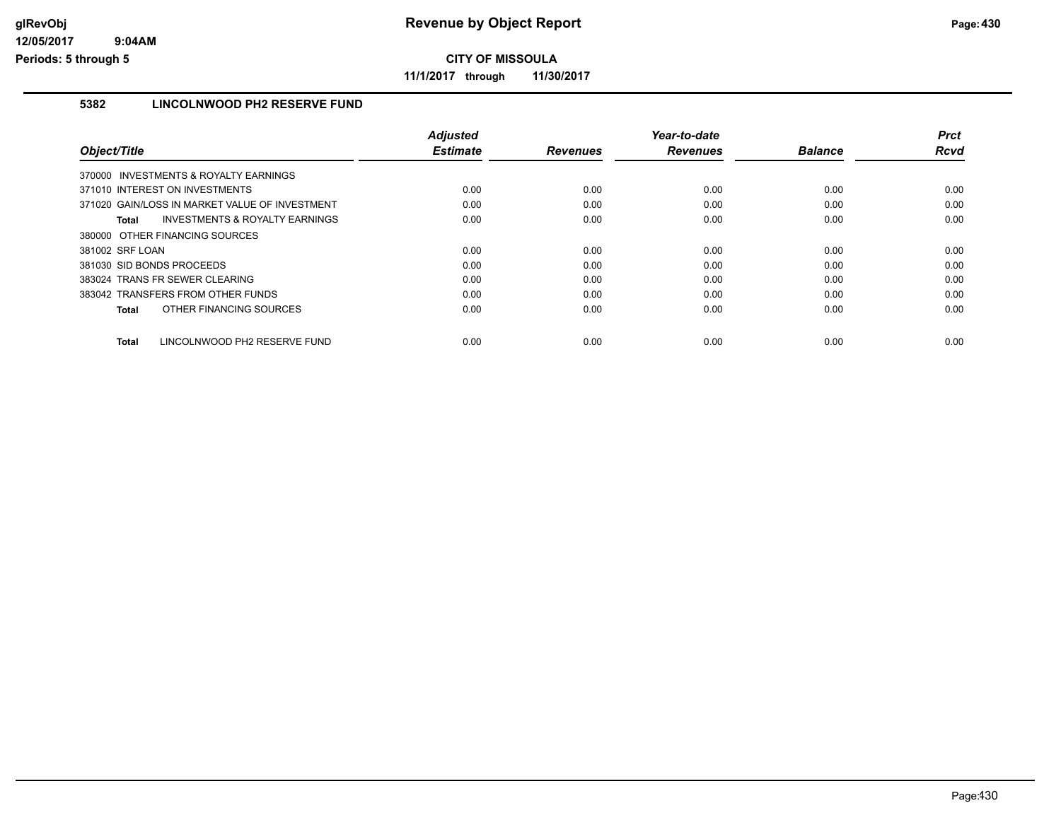# Revenue by Object Report

**CITY OF MISSOULA**

**11/1/2017 through 11/30/2017**

glRevObj
12/05/2017 9:04AM
Periods: 5 through 5

## 5382 LINCOLNWOOD PH2 RESERVE FUND

| Object/Title | Adjusted Estimate | Revenues | Year-to-date Revenues | Balance | Prct Rcvd |
|---|---|---|---|---|---|
| 370000 INVESTMENTS & ROYALTY EARNINGS | | | | | |
| 371010 INTEREST ON INVESTMENTS | 0.00 | 0.00 | 0.00 | 0.00 | 0.00 |
| 371020 GAIN/LOSS IN MARKET VALUE OF INVESTMENT | 0.00 | 0.00 | 0.00 | 0.00 | 0.00 |
| **Total** INVESTMENTS & ROYALTY EARNINGS | 0.00 | 0.00 | 0.00 | 0.00 | 0.00 |
| 380000 OTHER FINANCING SOURCES | | | | | |
| 381002 SRF LOAN | 0.00 | 0.00 | 0.00 | 0.00 | 0.00 |
| 381030 SID BONDS PROCEEDS | 0.00 | 0.00 | 0.00 | 0.00 | 0.00 |
| 383024 TRANS FR SEWER CLEARING | 0.00 | 0.00 | 0.00 | 0.00 | 0.00 |
| 383042 TRANSFERS FROM OTHER FUNDS | 0.00 | 0.00 | 0.00 | 0.00 | 0.00 |
| **Total** OTHER FINANCING SOURCES | 0.00 | 0.00 | 0.00 | 0.00 | 0.00 |
| **Total** LINCOLNWOOD PH2 RESERVE FUND | 0.00 | 0.00 | 0.00 | 0.00 | 0.00 |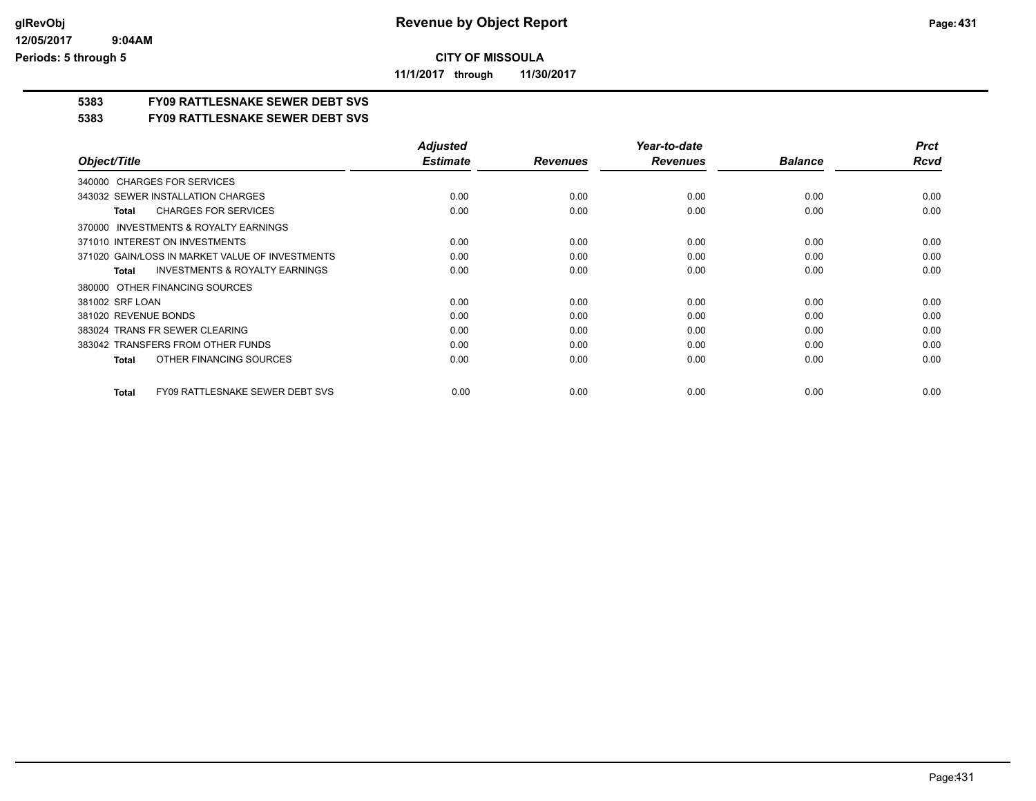# Revenue by Object Report

## CITY OF MISSOULA

**11/1/2017 through 11/30/2017**

glRevObj
12/05/2017 9:04AM
Periods: 5 through 5

### 5383 FY09 RATTLESNAKE SEWER DEBT SVS

### 5383 FY09 RATTLESNAKE SEWER DEBT SVS

| Object/Title | Adjusted Estimate | Revenues | Year-to-date Revenues | Balance | Prct Rcvd |
|---|---|---|---|---|---|
| 340000 CHARGES FOR SERVICES | | | | | |
| 343032 SEWER INSTALLATION CHARGES | 0.00 | 0.00 | 0.00 | 0.00 | 0.00 |
| **Total** CHARGES FOR SERVICES | 0.00 | 0.00 | 0.00 | 0.00 | 0.00 |
| 370000 INVESTMENTS & ROYALTY EARNINGS | | | | | |
| 371010 INTEREST ON INVESTMENTS | 0.00 | 0.00 | 0.00 | 0.00 | 0.00 |
| 371020 GAIN/LOSS IN MARKET VALUE OF INVESTMENTS | 0.00 | 0.00 | 0.00 | 0.00 | 0.00 |
| **Total** INVESTMENTS & ROYALTY EARNINGS | 0.00 | 0.00 | 0.00 | 0.00 | 0.00 |
| 380000 OTHER FINANCING SOURCES | | | | | |
| 381002 SRF LOAN | 0.00 | 0.00 | 0.00 | 0.00 | 0.00 |
| 381020 REVENUE BONDS | 0.00 | 0.00 | 0.00 | 0.00 | 0.00 |
| 383024 TRANS FR SEWER CLEARING | 0.00 | 0.00 | 0.00 | 0.00 | 0.00 |
| 383042 TRANSFERS FROM OTHER FUNDS | 0.00 | 0.00 | 0.00 | 0.00 | 0.00 |
| **Total** OTHER FINANCING SOURCES | 0.00 | 0.00 | 0.00 | 0.00 | 0.00 |
| **Total** FY09 RATTLESNAKE SEWER DEBT SVS | 0.00 | 0.00 | 0.00 | 0.00 | 0.00 |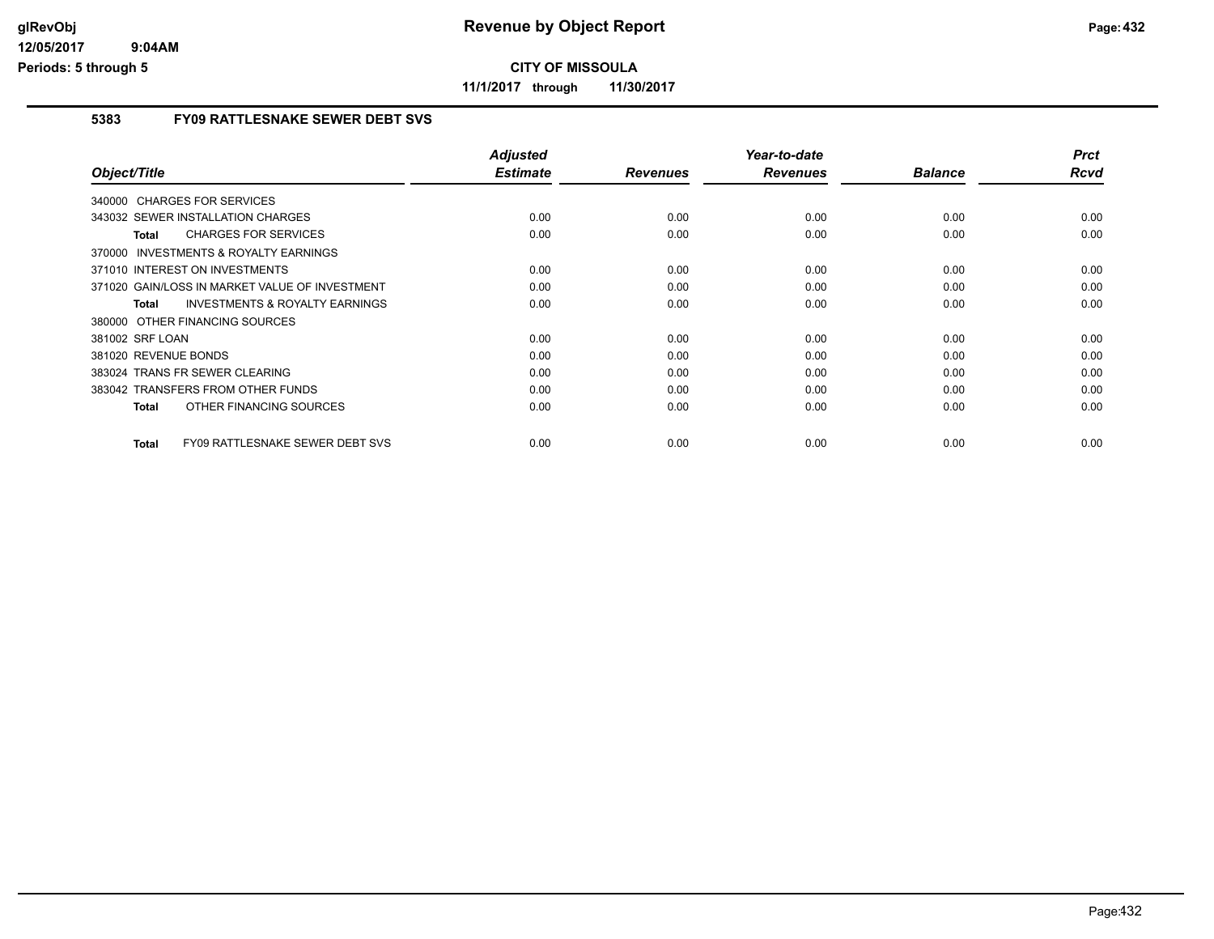# CITY OF MISSOULA

**11/1/2017 through 11/30/2017**

## 5383 FY09 RATTLESNAKE SEWER DEBT SVS

| Object/Title | Adjusted Estimate | Revenues | Year-to-date Revenues | Balance | Prct Rcvd |
|---|---|---|---|---|---|
| 340000 CHARGES FOR SERVICES | | | | | |
| 343032 SEWER INSTALLATION CHARGES | 0.00 | 0.00 | 0.00 | 0.00 | 0.00 |
| **Total** CHARGES FOR SERVICES | 0.00 | 0.00 | 0.00 | 0.00 | 0.00 |
| 370000 INVESTMENTS & ROYALTY EARNINGS | | | | | |
| 371010 INTEREST ON INVESTMENTS | 0.00 | 0.00 | 0.00 | 0.00 | 0.00 |
| 371020 GAIN/LOSS IN MARKET VALUE OF INVESTMENT | 0.00 | 0.00 | 0.00 | 0.00 | 0.00 |
| **Total** INVESTMENTS & ROYALTY EARNINGS | 0.00 | 0.00 | 0.00 | 0.00 | 0.00 |
| 380000 OTHER FINANCING SOURCES | | | | | |
| 381002 SRF LOAN | 0.00 | 0.00 | 0.00 | 0.00 | 0.00 |
| 381020 REVENUE BONDS | 0.00 | 0.00 | 0.00 | 0.00 | 0.00 |
| 383024 TRANS FR SEWER CLEARING | 0.00 | 0.00 | 0.00 | 0.00 | 0.00 |
| 383042 TRANSFERS FROM OTHER FUNDS | 0.00 | 0.00 | 0.00 | 0.00 | 0.00 |
| **Total** OTHER FINANCING SOURCES | 0.00 | 0.00 | 0.00 | 0.00 | 0.00 |
| **Total** FY09 RATTLESNAKE SEWER DEBT SVS | 0.00 | 0.00 | 0.00 | 0.00 | 0.00 |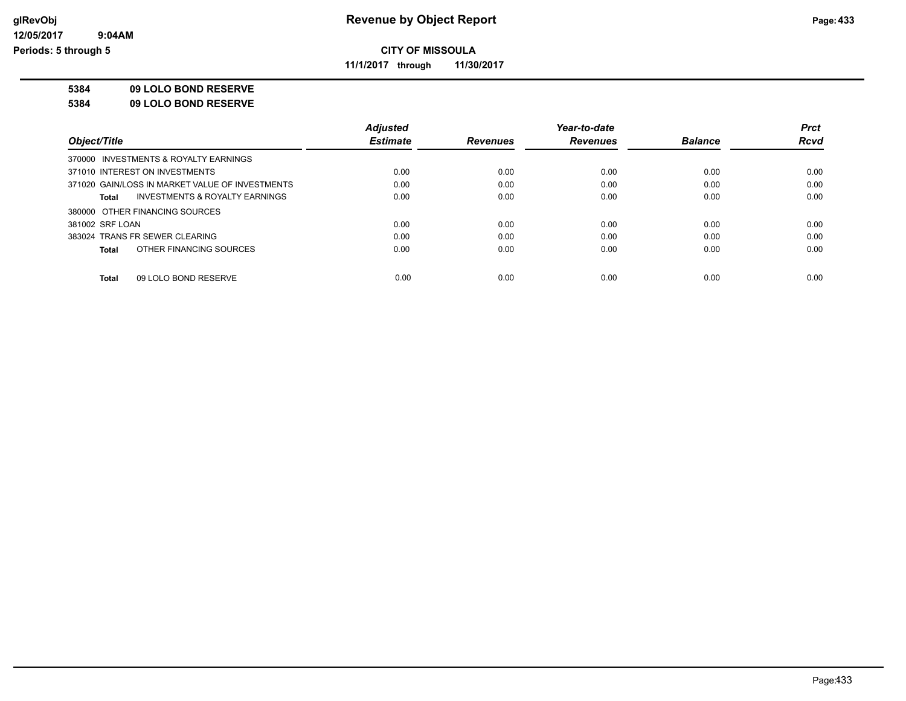# Revenue by Object Report

**CITY OF MISSOULA**

**11/1/2017 through 11/30/2017**

glRevObj
12/05/2017 9:04AM
Periods: 5 through 5

**5384 09 LOLO BOND RESERVE**

**5384 09 LOLO BOND RESERVE**

| Object/Title | Adjusted Estimate | Revenues | Year-to-date Revenues | Balance | Prct Rcvd |
|---|---|---|---|---|---|
| 370000 INVESTMENTS & ROYALTY EARNINGS | | | | | |
| 371010 INTEREST ON INVESTMENTS | 0.00 | 0.00 | 0.00 | 0.00 | 0.00 |
| 371020 GAIN/LOSS IN MARKET VALUE OF INVESTMENTS | 0.00 | 0.00 | 0.00 | 0.00 | 0.00 |
| **Total** INVESTMENTS & ROYALTY EARNINGS | 0.00 | 0.00 | 0.00 | 0.00 | 0.00 |
| 380000 OTHER FINANCING SOURCES | | | | | |
| 381002 SRF LOAN | 0.00 | 0.00 | 0.00 | 0.00 | 0.00 |
| 383024 TRANS FR SEWER CLEARING | 0.00 | 0.00 | 0.00 | 0.00 | 0.00 |
| **Total** OTHER FINANCING SOURCES | 0.00 | 0.00 | 0.00 | 0.00 | 0.00 |
| **Total** 09 LOLO BOND RESERVE | 0.00 | 0.00 | 0.00 | 0.00 | 0.00 |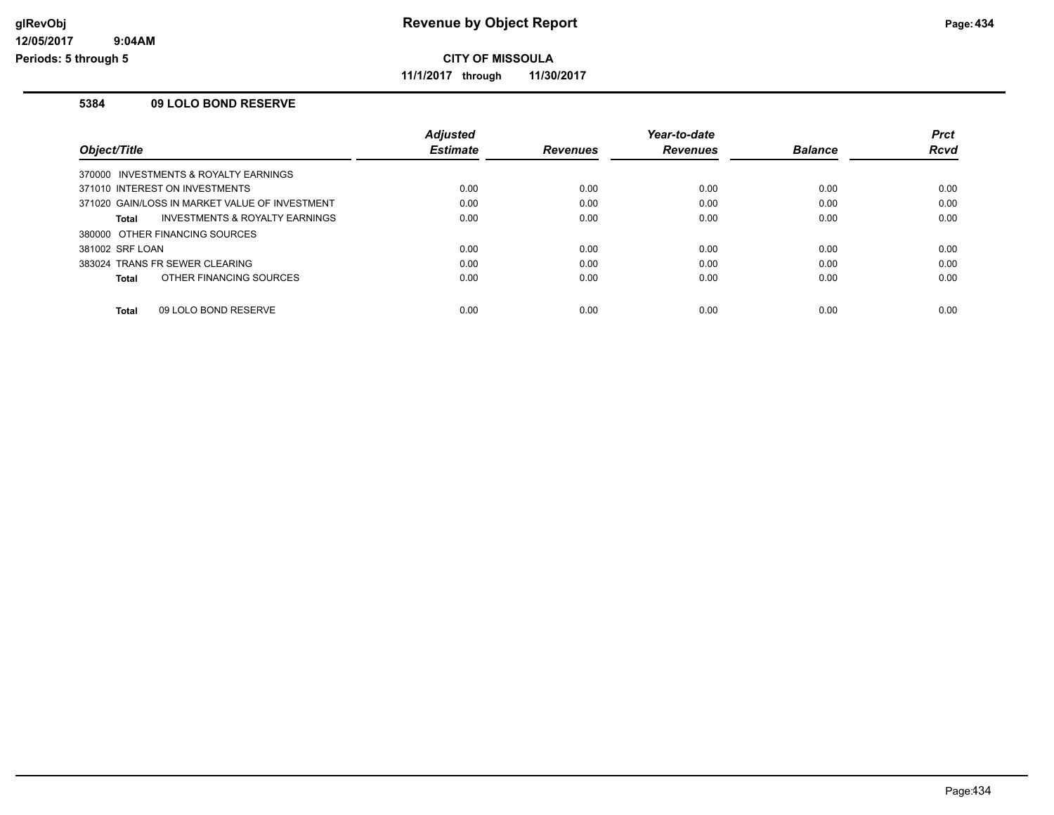# Revenue by Object Report

**CITY OF MISSOULA**

**11/1/2017 through 11/30/2017**

glRevObj
12/05/2017 9:04AM
Periods: 5 through 5

## 5384 09 LOLO BOND RESERVE

| Object/Title | Adjusted Estimate | Revenues | Year-to-date Revenues | Balance | Prct Rcvd |
|---|---|---|---|---|---|
| 370000 INVESTMENTS & ROYALTY EARNINGS | | | | | |
| 371010 INTEREST ON INVESTMENTS | 0.00 | 0.00 | 0.00 | 0.00 | 0.00 |
| 371020 GAIN/LOSS IN MARKET VALUE OF INVESTMENT | 0.00 | 0.00 | 0.00 | 0.00 | 0.00 |
| **Total** INVESTMENTS & ROYALTY EARNINGS | 0.00 | 0.00 | 0.00 | 0.00 | 0.00 |
| 380000 OTHER FINANCING SOURCES | | | | | |
| 381002 SRF LOAN | 0.00 | 0.00 | 0.00 | 0.00 | 0.00 |
| 383024 TRANS FR SEWER CLEARING | 0.00 | 0.00 | 0.00 | 0.00 | 0.00 |
| **Total** OTHER FINANCING SOURCES | 0.00 | 0.00 | 0.00 | 0.00 | 0.00 |
| **Total** 09 LOLO BOND RESERVE | 0.00 | 0.00 | 0.00 | 0.00 | 0.00 |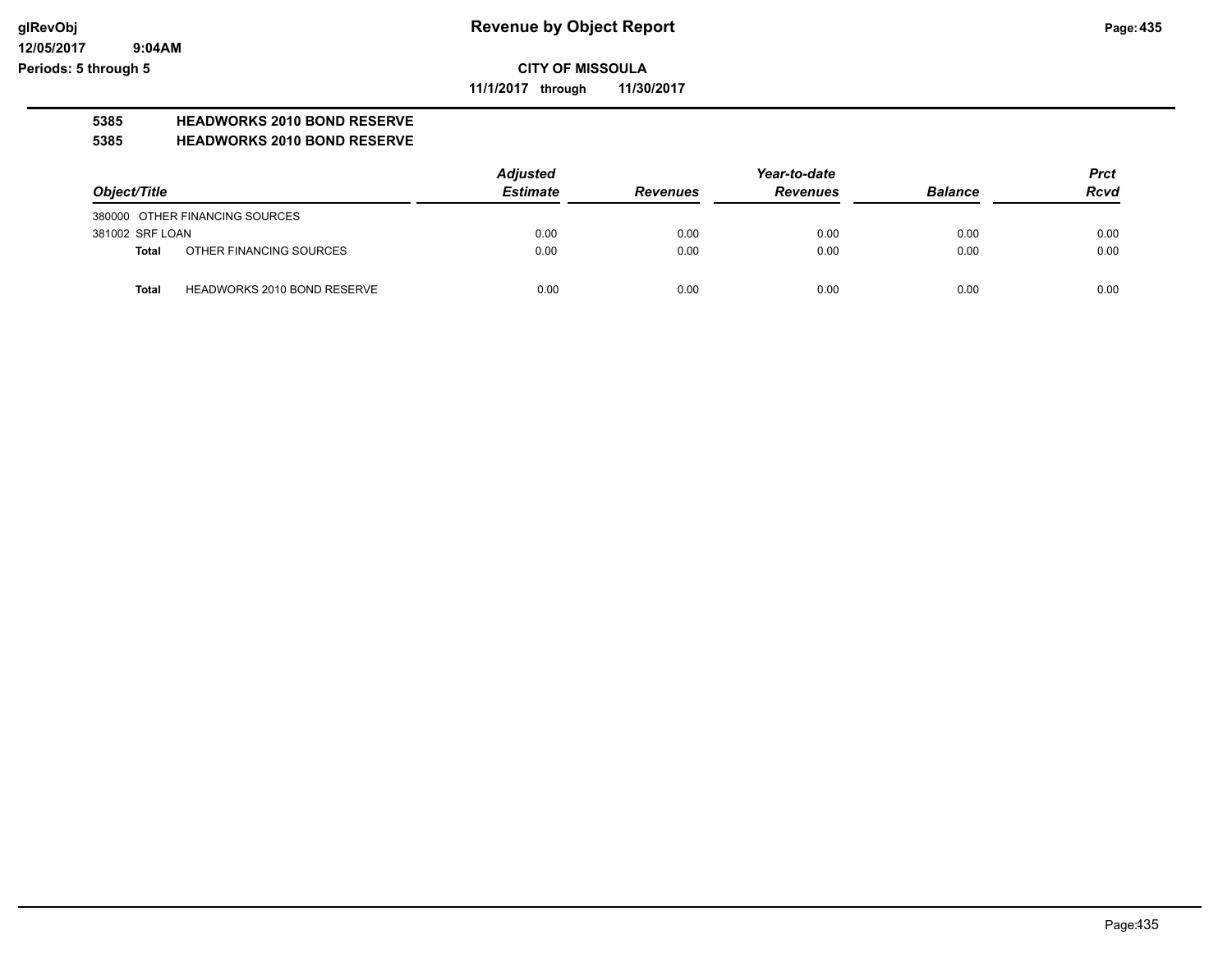# Revenue by Object Report

**CITY OF MISSOULA**

**11/1/2017 through 11/30/2017**

glRevObj
12/05/2017 9:04AM
Periods: 5 through 5

**5385 HEADWORKS 2010 BOND RESERVE**

**5385 HEADWORKS 2010 BOND RESERVE**

| Object/Title | Adjusted Estimate | Revenues | Year-to-date Revenues | Balance | Prct Rcvd |
|---|---|---|---|---|---|
| 380000 OTHER FINANCING SOURCES | | | | | |
| 381002 SRF LOAN | 0.00 | 0.00 | 0.00 | 0.00 | 0.00 |
| **Total** OTHER FINANCING SOURCES | 0.00 | 0.00 | 0.00 | 0.00 | 0.00 |
| **Total** HEADWORKS 2010 BOND RESERVE | 0.00 | 0.00 | 0.00 | 0.00 | 0.00 |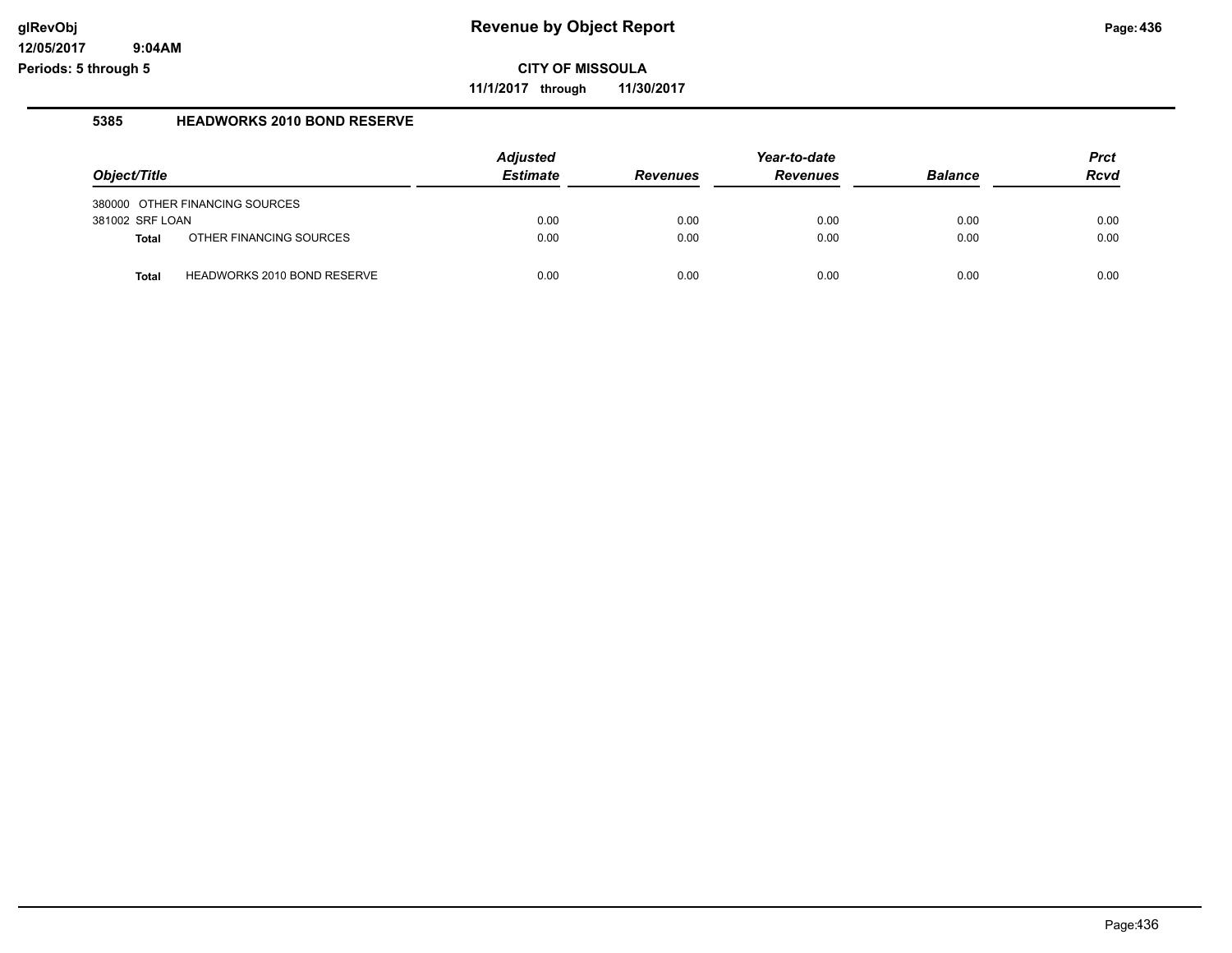# Revenue by Object Report

**CITY OF MISSOULA**

**11/1/2017 through 11/30/2017**

glRevObj
12/05/2017 9:04AM
Periods: 5 through 5

## 5385 HEADWORKS 2010 BOND RESERVE

| Object/Title | | Adjusted Estimate | Revenues | Year-to-date Revenues | Balance | Prct Rcvd |
|---|---|---|---|---|---|---|
| 380000 OTHER FINANCING SOURCES | | | | | | |
| 381002 SRF LOAN | | 0.00 | 0.00 | 0.00 | 0.00 | 0.00 |
| **Total** | OTHER FINANCING SOURCES | 0.00 | 0.00 | 0.00 | 0.00 | 0.00 |
| **Total** | HEADWORKS 2010 BOND RESERVE | 0.00 | 0.00 | 0.00 | 0.00 | 0.00 |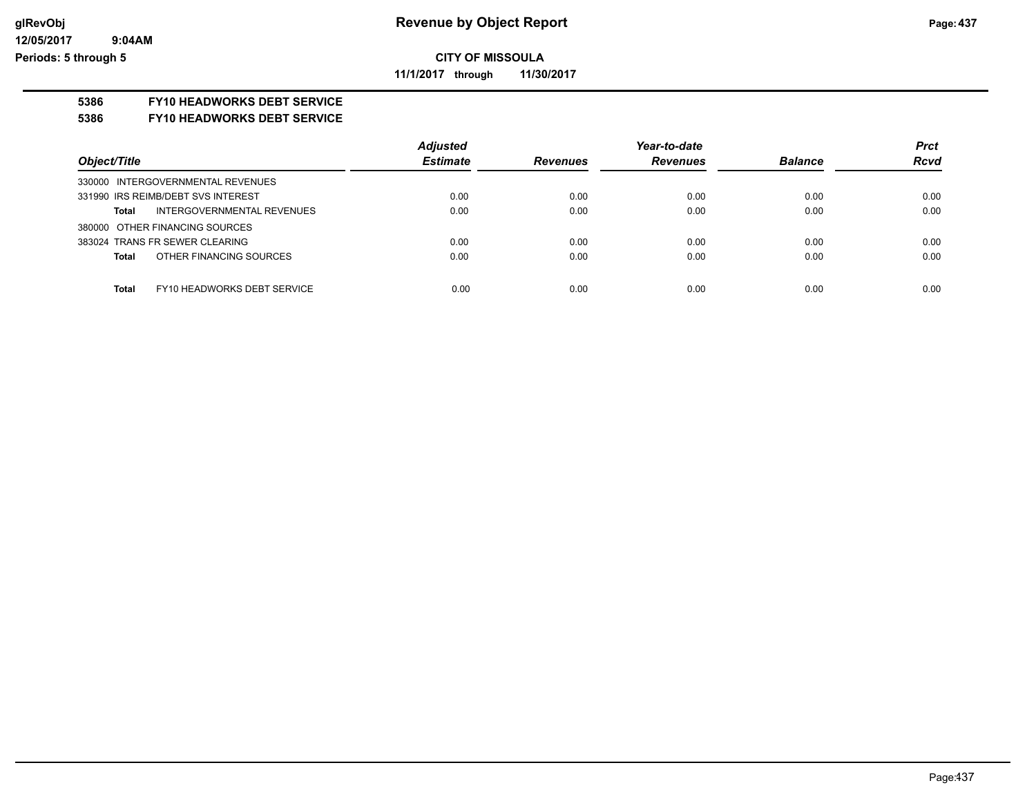**Revenue by Object Report**

**CITY OF MISSOULA**

**11/1/2017 through 11/30/2017**

glRevObj
12/05/2017 9:04AM
Periods: 5 through 5

**5386 FY10 HEADWORKS DEBT SERVICE**

**5386 FY10 HEADWORKS DEBT SERVICE**

| Object/Title | | Adjusted Estimate | Revenues | Year-to-date Revenues | Balance | Prct Rcvd |
|---|---|---|---|---|---|---|
| 330000 INTERGOVERNMENTAL REVENUES | | | | | | |
| 331990 IRS REIMB/DEBT SVS INTEREST | | 0.00 | 0.00 | 0.00 | 0.00 | 0.00 |
| **Total** | INTERGOVERNMENTAL REVENUES | 0.00 | 0.00 | 0.00 | 0.00 | 0.00 |
| 380000 OTHER FINANCING SOURCES | | | | | | |
| 383024 TRANS FR SEWER CLEARING | | 0.00 | 0.00 | 0.00 | 0.00 | 0.00 |
| **Total** | OTHER FINANCING SOURCES | 0.00 | 0.00 | 0.00 | 0.00 | 0.00 |
| **Total** | FY10 HEADWORKS DEBT SERVICE | 0.00 | 0.00 | 0.00 | 0.00 | 0.00 |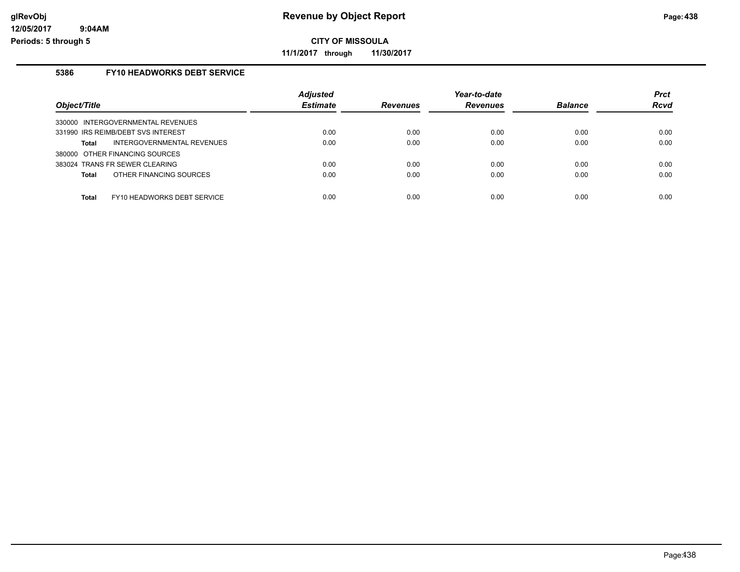# Revenue by Object Report

**CITY OF MISSOULA**

**11/1/2017 through 11/30/2017**

glRevObj
12/05/2017 9:04AM
Periods: 5 through 5

## 5386 FY10 HEADWORKS DEBT SERVICE

| Object/Title | Adjusted Estimate | Revenues | Year-to-date Revenues | Balance | Prct Rcvd |
|---|---|---|---|---|---|
| 330000 INTERGOVERNMENTAL REVENUES | | | | | |
| 331990 IRS REIMB/DEBT SVS INTEREST | 0.00 | 0.00 | 0.00 | 0.00 | 0.00 |
| **Total** INTERGOVERNMENTAL REVENUES | 0.00 | 0.00 | 0.00 | 0.00 | 0.00 |
| 380000 OTHER FINANCING SOURCES | | | | | |
| 383024 TRANS FR SEWER CLEARING | 0.00 | 0.00 | 0.00 | 0.00 | 0.00 |
| **Total** OTHER FINANCING SOURCES | 0.00 | 0.00 | 0.00 | 0.00 | 0.00 |
| **Total** FY10 HEADWORKS DEBT SERVICE | 0.00 | 0.00 | 0.00 | 0.00 | 0.00 |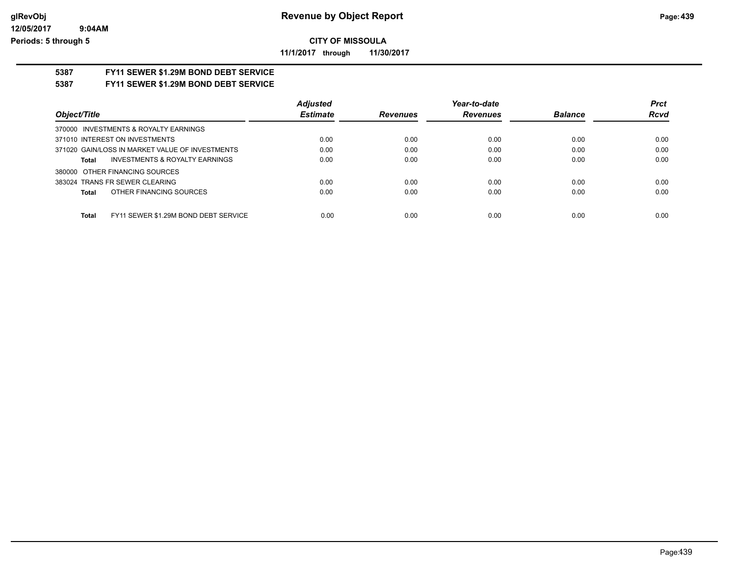# Revenue by Object Report

**CITY OF MISSOULA**

**11/1/2017 through 11/30/2017**

glRevObj
12/05/2017 9:04AM
Periods: 5 through 5

## 5387 FY11 SEWER $1.29M BOND DEBT SERVICE

## 5387 FY11 SEWER $1.29M BOND DEBT SERVICE

| Object/Title | Adjusted Estimate | Revenues | Year-to-date Revenues | Balance | Prct Rcvd |
|---|---|---|---|---|---|
| 370000 INVESTMENTS & ROYALTY EARNINGS | | | | | |
| 371010 INTEREST ON INVESTMENTS | 0.00 | 0.00 | 0.00 | 0.00 | 0.00 |
| 371020 GAIN/LOSS IN MARKET VALUE OF INVESTMENTS | 0.00 | 0.00 | 0.00 | 0.00 | 0.00 |
| **Total** INVESTMENTS & ROYALTY EARNINGS | 0.00 | 0.00 | 0.00 | 0.00 | 0.00 |
| 380000 OTHER FINANCING SOURCES | | | | | |
| 383024 TRANS FR SEWER CLEARING | 0.00 | 0.00 | 0.00 | 0.00 | 0.00 |
| **Total** OTHER FINANCING SOURCES | 0.00 | 0.00 | 0.00 | 0.00 | 0.00 |
| **Total** FY11 SEWER $1.29M BOND DEBT SERVICE | 0.00 | 0.00 | 0.00 | 0.00 | 0.00 |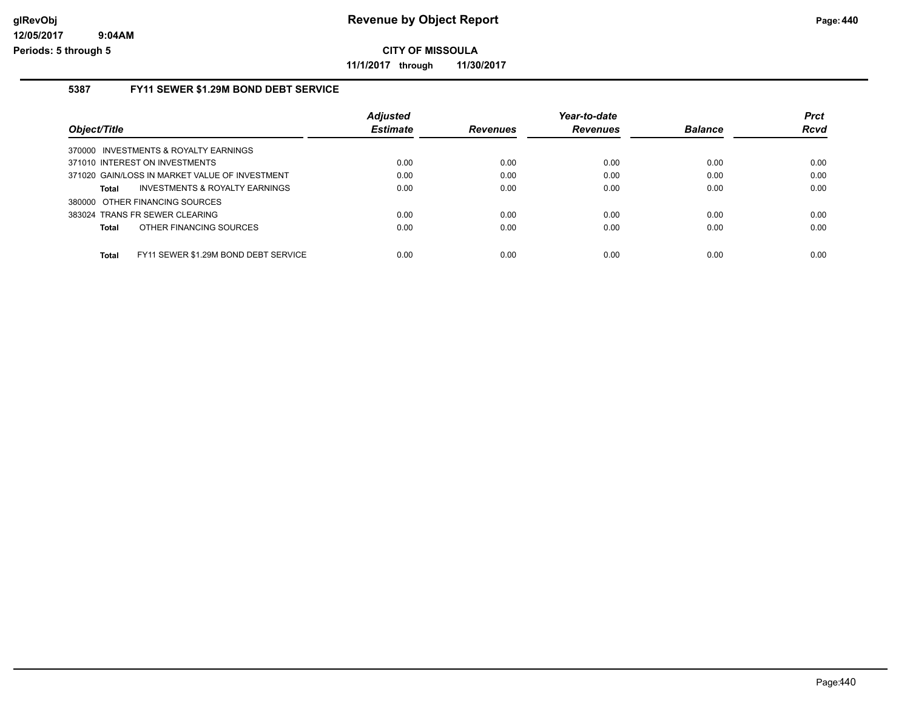# Revenue by Object Report

**CITY OF MISSOULA**

**11/1/2017 through 11/30/2017**

glRevObj
12/05/2017 9:04AM
Periods: 5 through 5

### 5387 FY11 SEWER $1.29M BOND DEBT SERVICE

| Object/Title | Adjusted Estimate | Revenues | Year-to-date Revenues | Balance | Prct Rcvd |
|---|---|---|---|---|---|
| 370000 INVESTMENTS & ROYALTY EARNINGS | | | | | |
| 371010 INTEREST ON INVESTMENTS | 0.00 | 0.00 | 0.00 | 0.00 | 0.00 |
| 371020 GAIN/LOSS IN MARKET VALUE OF INVESTMENT | 0.00 | 0.00 | 0.00 | 0.00 | 0.00 |
| **Total** INVESTMENTS & ROYALTY EARNINGS | 0.00 | 0.00 | 0.00 | 0.00 | 0.00 |
| 380000 OTHER FINANCING SOURCES | | | | | |
| 383024 TRANS FR SEWER CLEARING | 0.00 | 0.00 | 0.00 | 0.00 | 0.00 |
| **Total** OTHER FINANCING SOURCES | 0.00 | 0.00 | 0.00 | 0.00 | 0.00 |
| **Total** FY11 SEWER $1.29M BOND DEBT SERVICE | 0.00 | 0.00 | 0.00 | 0.00 | 0.00 |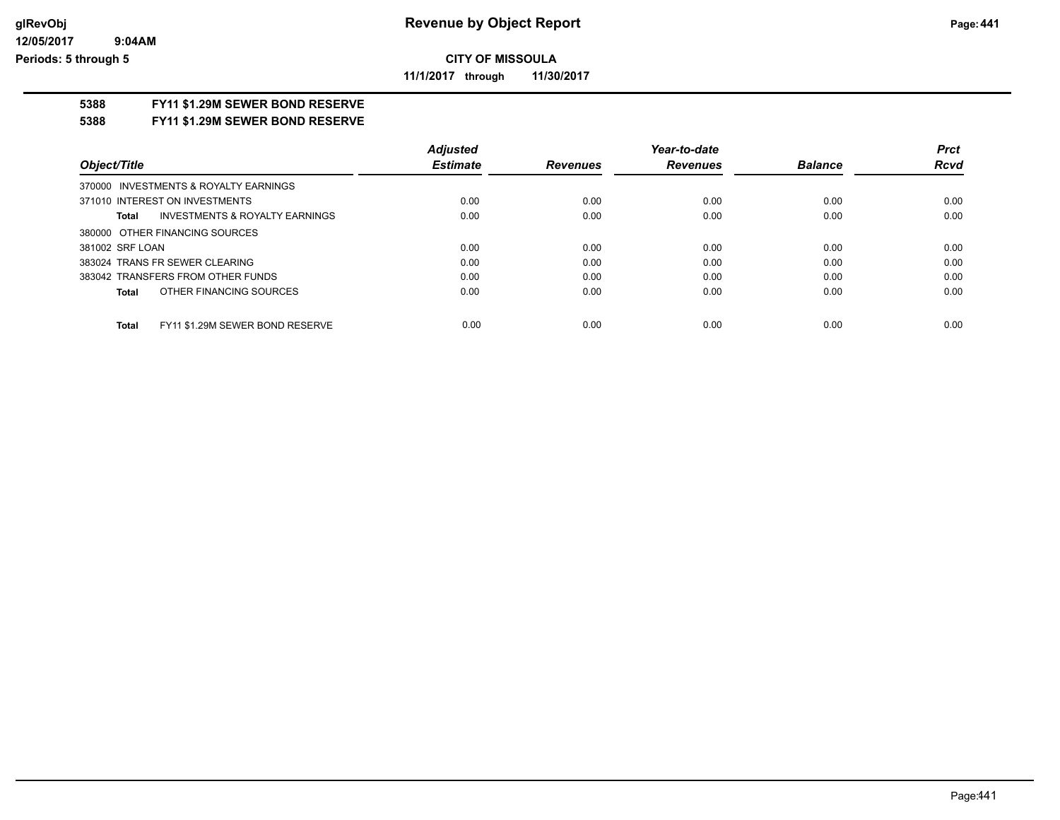**CITY OF MISSOULA**

**11/1/2017 through 11/30/2017**

## 5388 FY11 $1.29M SEWER BOND RESERVE

## 5388 FY11 $1.29M SEWER BOND RESERVE

| Object/Title | Adjusted Estimate | Revenues | Year-to-date Revenues | Balance | Prct Rcvd |
|---|---|---|---|---|---|
| 370000 INVESTMENTS & ROYALTY EARNINGS | | | | | |
| 371010 INTEREST ON INVESTMENTS | 0.00 | 0.00 | 0.00 | 0.00 | 0.00 |
| **Total** INVESTMENTS & ROYALTY EARNINGS | 0.00 | 0.00 | 0.00 | 0.00 | 0.00 |
| 380000 OTHER FINANCING SOURCES | | | | | |
| 381002 SRF LOAN | 0.00 | 0.00 | 0.00 | 0.00 | 0.00 |
| 383024 TRANS FR SEWER CLEARING | 0.00 | 0.00 | 0.00 | 0.00 | 0.00 |
| 383042 TRANSFERS FROM OTHER FUNDS | 0.00 | 0.00 | 0.00 | 0.00 | 0.00 |
| **Total** OTHER FINANCING SOURCES | 0.00 | 0.00 | 0.00 | 0.00 | 0.00 |
| **Total** FY11 $1.29M SEWER BOND RESERVE | 0.00 | 0.00 | 0.00 | 0.00 | 0.00 |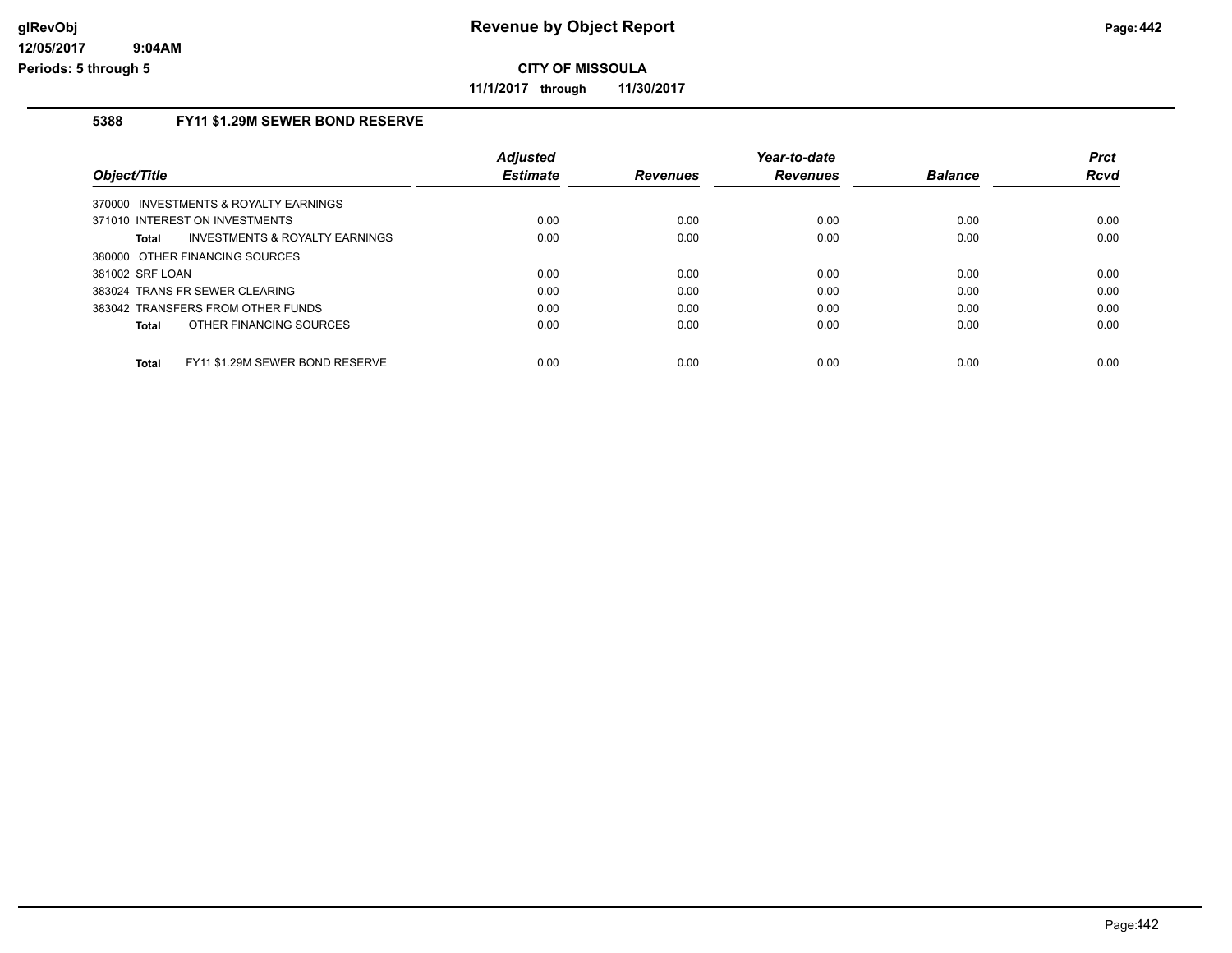**CITY OF MISSOULA**

**11/1/2017 through 11/30/2017**

## 5388 FY11 $1.29M SEWER BOND RESERVE

| Object/Title | Adjusted Estimate | Revenues | Year-to-date Revenues | Balance | Prct Rcvd |
|---|---|---|---|---|---|
| 370000 INVESTMENTS & ROYALTY EARNINGS | | | | | |
| 371010 INTEREST ON INVESTMENTS | 0.00 | 0.00 | 0.00 | 0.00 | 0.00 |
| **Total** INVESTMENTS & ROYALTY EARNINGS | 0.00 | 0.00 | 0.00 | 0.00 | 0.00 |
| 380000 OTHER FINANCING SOURCES | | | | | |
| 381002 SRF LOAN | 0.00 | 0.00 | 0.00 | 0.00 | 0.00 |
| 383024 TRANS FR SEWER CLEARING | 0.00 | 0.00 | 0.00 | 0.00 | 0.00 |
| 383042 TRANSFERS FROM OTHER FUNDS | 0.00 | 0.00 | 0.00 | 0.00 | 0.00 |
| **Total** OTHER FINANCING SOURCES | 0.00 | 0.00 | 0.00 | 0.00 | 0.00 |
| **Total** FY11 $1.29M SEWER BOND RESERVE | 0.00 | 0.00 | 0.00 | 0.00 | 0.00 |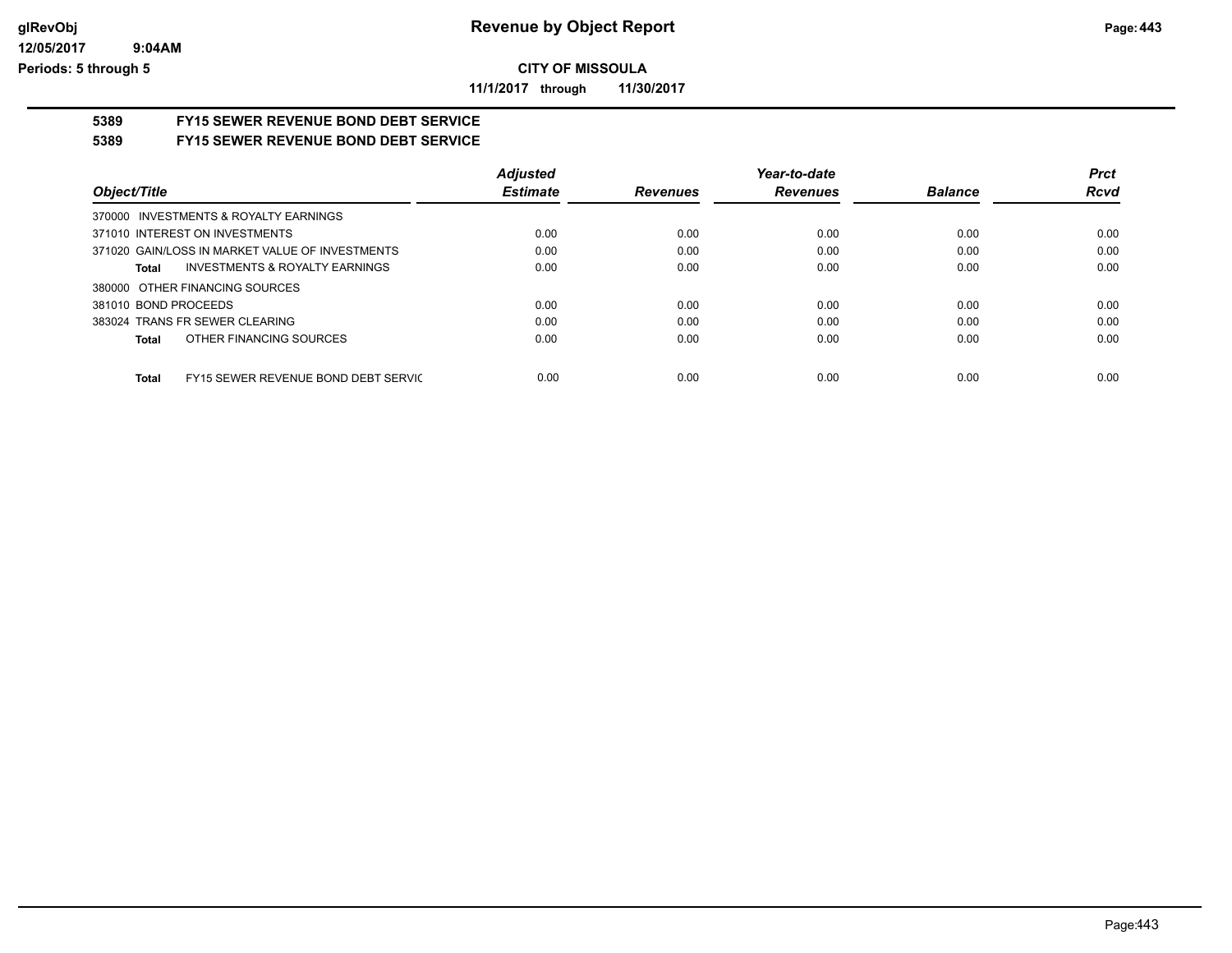**CITY OF MISSOULA**

**11/1/2017 through 11/30/2017**

## 5389 FY15 SEWER REVENUE BOND DEBT SERVICE

## 5389 FY15 SEWER REVENUE BOND DEBT SERVICE

| Object/Title | Adjusted Estimate | Revenues | Year-to-date Revenues | Balance | Prct Rcvd |
|---|---|---|---|---|---|
| 370000 INVESTMENTS & ROYALTY EARNINGS | | | | | |
| 371010 INTEREST ON INVESTMENTS | 0.00 | 0.00 | 0.00 | 0.00 | 0.00 |
| 371020 GAIN/LOSS IN MARKET VALUE OF INVESTMENTS | 0.00 | 0.00 | 0.00 | 0.00 | 0.00 |
| **Total** INVESTMENTS & ROYALTY EARNINGS | 0.00 | 0.00 | 0.00 | 0.00 | 0.00 |
| 380000 OTHER FINANCING SOURCES | | | | | |
| 381010 BOND PROCEEDS | 0.00 | 0.00 | 0.00 | 0.00 | 0.00 |
| 383024 TRANS FR SEWER CLEARING | 0.00 | 0.00 | 0.00 | 0.00 | 0.00 |
| **Total** OTHER FINANCING SOURCES | 0.00 | 0.00 | 0.00 | 0.00 | 0.00 |
| **Total** FY15 SEWER REVENUE BOND DEBT SERVIC | 0.00 | 0.00 | 0.00 | 0.00 | 0.00 |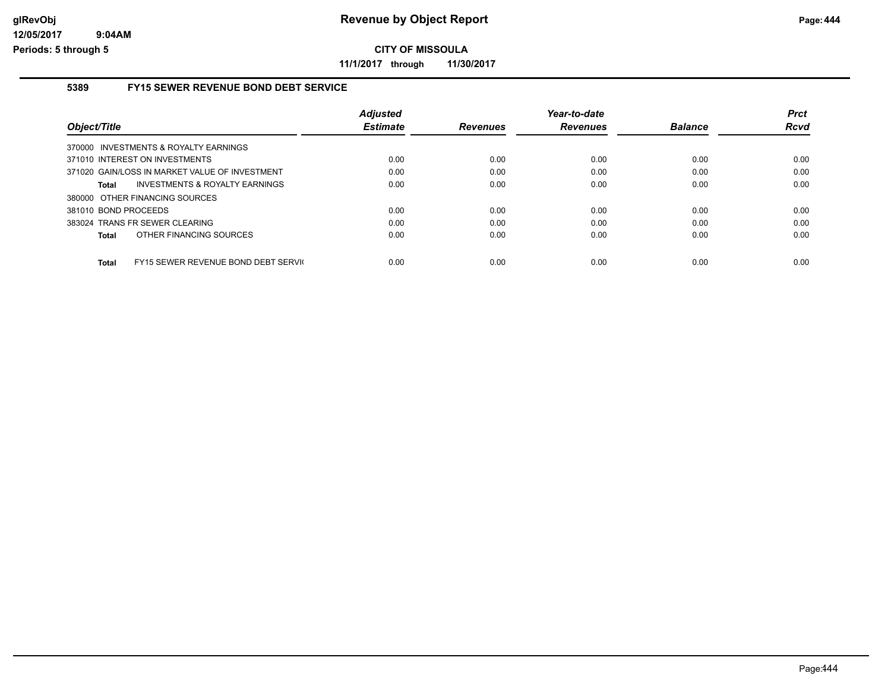# Revenue by Object Report

**CITY OF MISSOULA**

**11/1/2017 through 11/30/2017**

glRevObj
12/05/2017 9:04AM
Periods: 5 through 5

### 5389 FY15 SEWER REVENUE BOND DEBT SERVICE

| Object/Title | Adjusted Estimate | Revenues | Year-to-date Revenues | Balance | Prct Rcvd |
|---|---|---|---|---|---|
| 370000 INVESTMENTS & ROYALTY EARNINGS | | | | | |
| 371010 INTEREST ON INVESTMENTS | 0.00 | 0.00 | 0.00 | 0.00 | 0.00 |
| 371020 GAIN/LOSS IN MARKET VALUE OF INVESTMENT | 0.00 | 0.00 | 0.00 | 0.00 | 0.00 |
| **Total** INVESTMENTS & ROYALTY EARNINGS | 0.00 | 0.00 | 0.00 | 0.00 | 0.00 |
| 380000 OTHER FINANCING SOURCES | | | | | |
| 381010 BOND PROCEEDS | 0.00 | 0.00 | 0.00 | 0.00 | 0.00 |
| 383024 TRANS FR SEWER CLEARING | 0.00 | 0.00 | 0.00 | 0.00 | 0.00 |
| **Total** OTHER FINANCING SOURCES | 0.00 | 0.00 | 0.00 | 0.00 | 0.00 |
| **Total** FY15 SEWER REVENUE BOND DEBT SERVI( | 0.00 | 0.00 | 0.00 | 0.00 | 0.00 |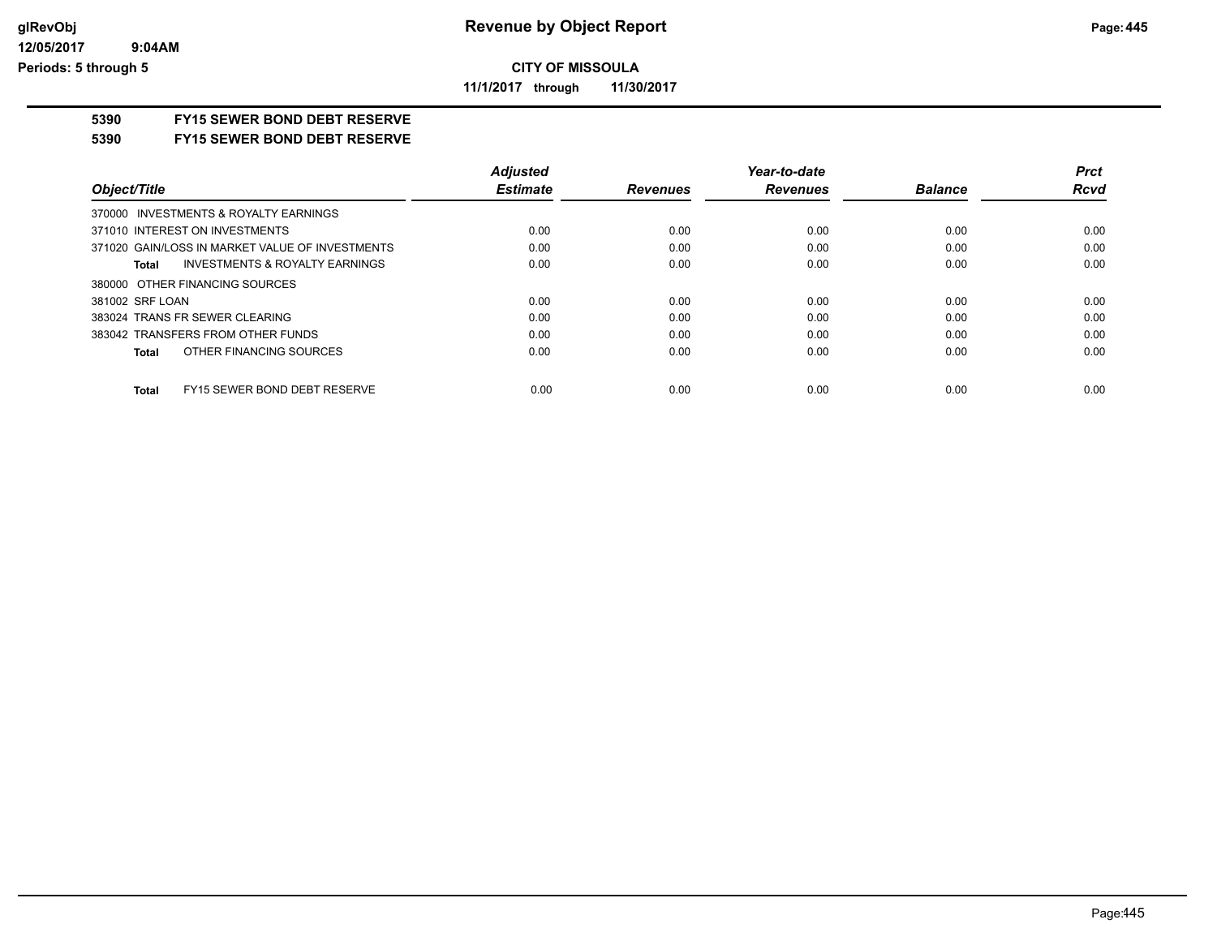**Revenue by Object Report**

**CITY OF MISSOULA**

**11/1/2017 through 11/30/2017**

glRevObj
12/05/2017 9:04AM
Periods: 5 through 5

## 5390 FY15 SEWER BOND DEBT RESERVE

### 5390 FY15 SEWER BOND DEBT RESERVE

| Object/Title | Adjusted Estimate | Revenues | Year-to-date Revenues | Balance | Prct Rcvd |
|---|---|---|---|---|---|
| 370000 INVESTMENTS & ROYALTY EARNINGS | | | | | |
| 371010 INTEREST ON INVESTMENTS | 0.00 | 0.00 | 0.00 | 0.00 | 0.00 |
| 371020 GAIN/LOSS IN MARKET VALUE OF INVESTMENTS | 0.00 | 0.00 | 0.00 | 0.00 | 0.00 |
| **Total** INVESTMENTS & ROYALTY EARNINGS | 0.00 | 0.00 | 0.00 | 0.00 | 0.00 |
| 380000 OTHER FINANCING SOURCES | | | | | |
| 381002 SRF LOAN | 0.00 | 0.00 | 0.00 | 0.00 | 0.00 |
| 383024 TRANS FR SEWER CLEARING | 0.00 | 0.00 | 0.00 | 0.00 | 0.00 |
| 383042 TRANSFERS FROM OTHER FUNDS | 0.00 | 0.00 | 0.00 | 0.00 | 0.00 |
| **Total** OTHER FINANCING SOURCES | 0.00 | 0.00 | 0.00 | 0.00 | 0.00 |
| **Total** FY15 SEWER BOND DEBT RESERVE | 0.00 | 0.00 | 0.00 | 0.00 | 0.00 |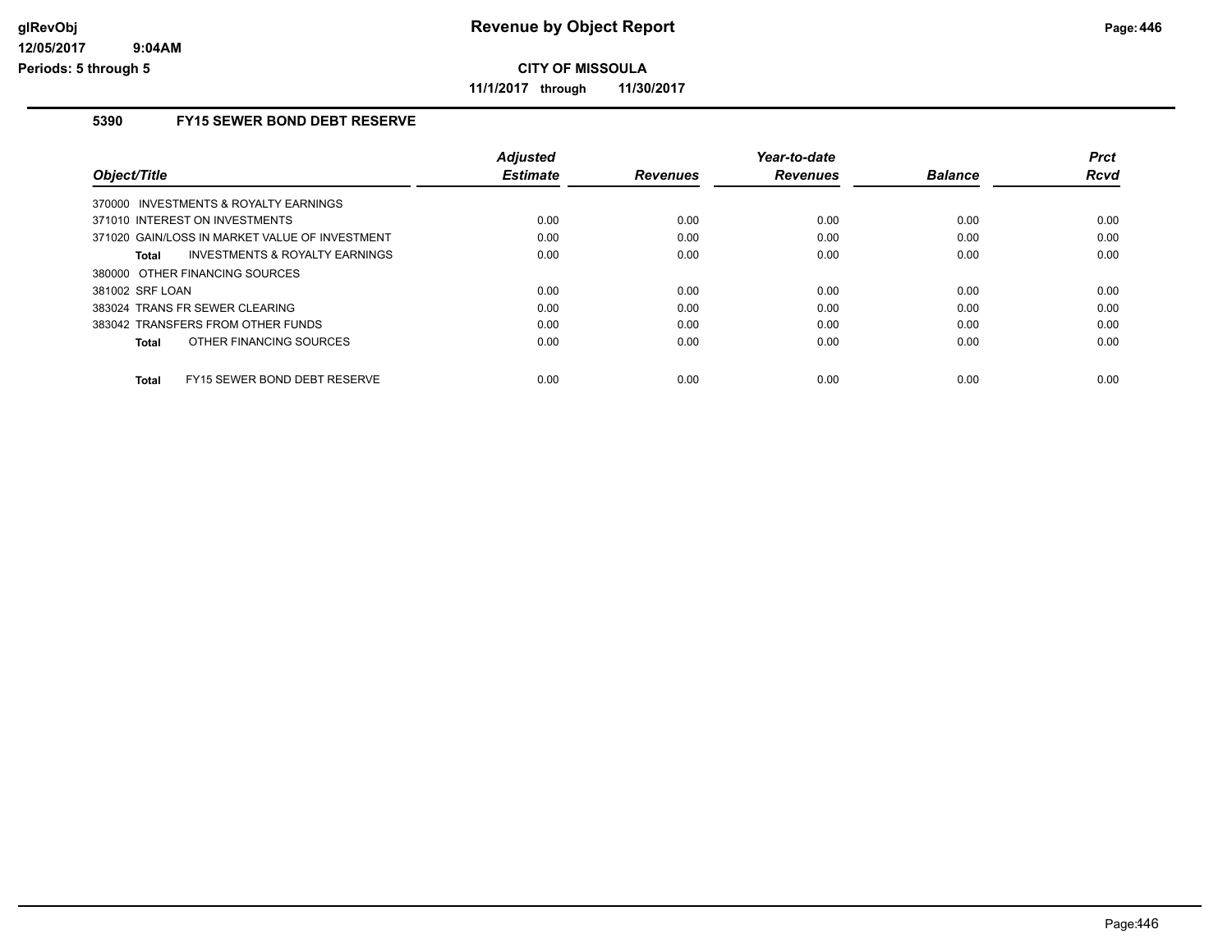**CITY OF MISSOULA**

**11/1/2017 through 11/30/2017**

## 5390 FY15 SEWER BOND DEBT RESERVE

| Object/Title | Adjusted Estimate | Revenues | Year-to-date Revenues | Balance | Prct Rcvd |
|---|---|---|---|---|---|
| 370000 INVESTMENTS & ROYALTY EARNINGS | | | | | |
| 371010 INTEREST ON INVESTMENTS | 0.00 | 0.00 | 0.00 | 0.00 | 0.00 |
| 371020 GAIN/LOSS IN MARKET VALUE OF INVESTMENT | 0.00 | 0.00 | 0.00 | 0.00 | 0.00 |
| **Total** INVESTMENTS & ROYALTY EARNINGS | 0.00 | 0.00 | 0.00 | 0.00 | 0.00 |
| 380000 OTHER FINANCING SOURCES | | | | | |
| 381002 SRF LOAN | 0.00 | 0.00 | 0.00 | 0.00 | 0.00 |
| 383024 TRANS FR SEWER CLEARING | 0.00 | 0.00 | 0.00 | 0.00 | 0.00 |
| 383042 TRANSFERS FROM OTHER FUNDS | 0.00 | 0.00 | 0.00 | 0.00 | 0.00 |
| **Total** OTHER FINANCING SOURCES | 0.00 | 0.00 | 0.00 | 0.00 | 0.00 |
| **Total** FY15 SEWER BOND DEBT RESERVE | 0.00 | 0.00 | 0.00 | 0.00 | 0.00 |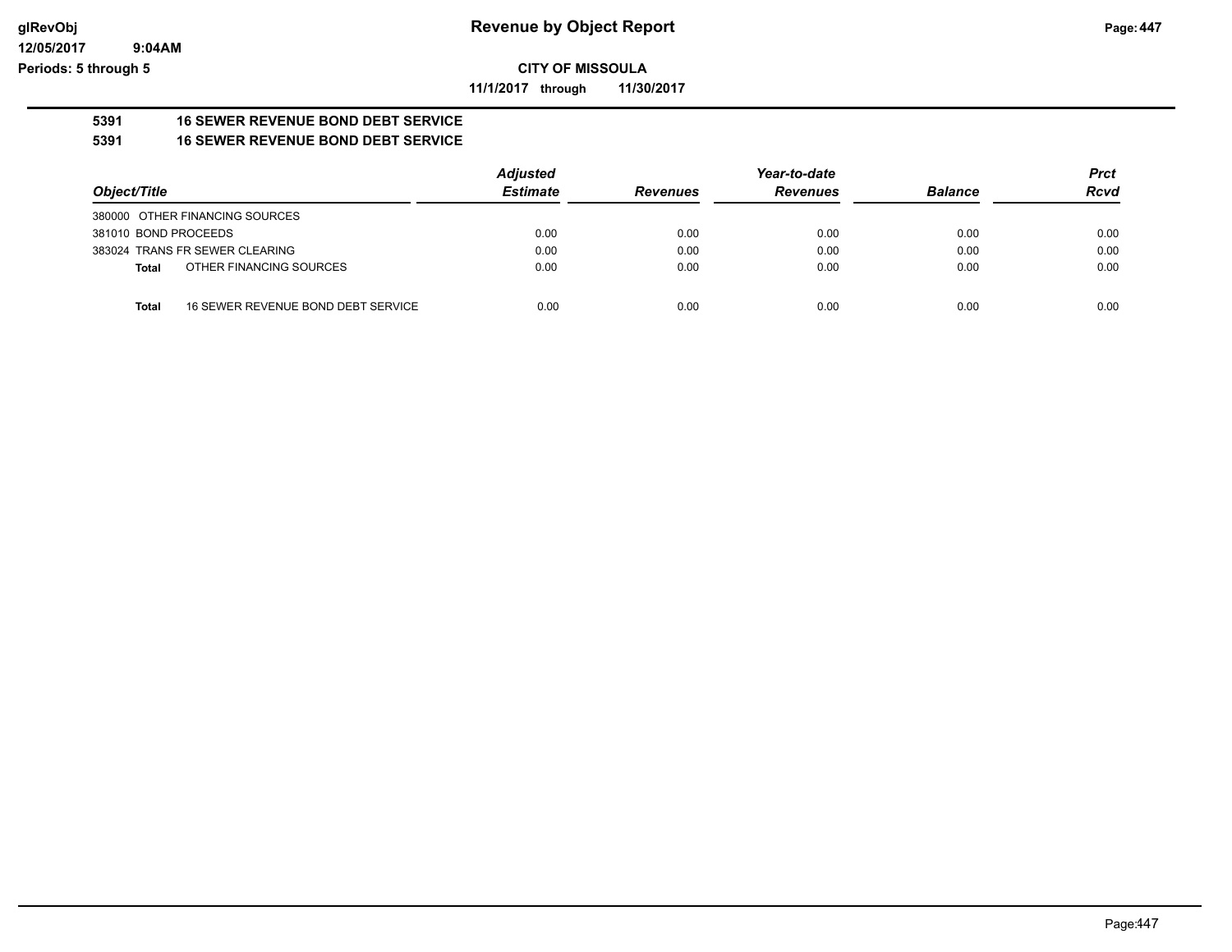**Revenue by Object Report**

**CITY OF MISSOULA**

**11/1/2017 through 11/30/2017**

glRevObj
12/05/2017 9:04AM
Periods: 5 through 5

## 5391 16 SEWER REVENUE BOND DEBT SERVICE
## 5391 16 SEWER REVENUE BOND DEBT SERVICE

| Object/Title | | Adjusted Estimate | Revenues | Year-to-date Revenues | Balance | Prct Rcvd |
|---|---|---|---|---|---|---|
| 380000 OTHER FINANCING SOURCES | | | | | | |
| 381010 BOND PROCEEDS | | 0.00 | 0.00 | 0.00 | 0.00 | 0.00 |
| 383024 TRANS FR SEWER CLEARING | | 0.00 | 0.00 | 0.00 | 0.00 | 0.00 |
| **Total** | OTHER FINANCING SOURCES | 0.00 | 0.00 | 0.00 | 0.00 | 0.00 |
| **Total** | 16 SEWER REVENUE BOND DEBT SERVICE | 0.00 | 0.00 | 0.00 | 0.00 | 0.00 |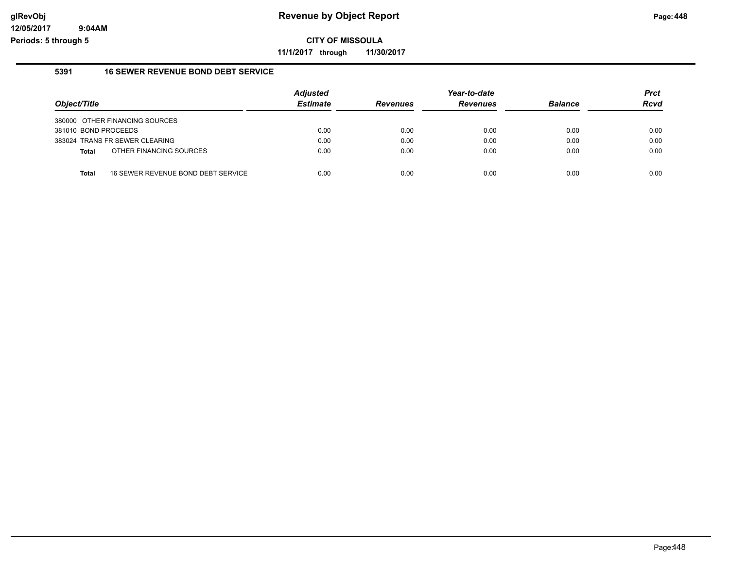# Revenue by Object Report

**CITY OF MISSOULA**

**11/1/2017 through 11/30/2017**

glRevObj
12/05/2017 9:04AM
Periods: 5 through 5

### 5391 16 SEWER REVENUE BOND DEBT SERVICE

| Object/Title | Adjusted Estimate | Revenues | Year-to-date Revenues | Balance | Prct Rcvd |
|---|---|---|---|---|---|
| 380000 OTHER FINANCING SOURCES | | | | | |
| 381010 BOND PROCEEDS | 0.00 | 0.00 | 0.00 | 0.00 | 0.00 |
| 383024 TRANS FR SEWER CLEARING | 0.00 | 0.00 | 0.00 | 0.00 | 0.00 |
| **Total** OTHER FINANCING SOURCES | 0.00 | 0.00 | 0.00 | 0.00 | 0.00 |
| **Total** 16 SEWER REVENUE BOND DEBT SERVICE | 0.00 | 0.00 | 0.00 | 0.00 | 0.00 |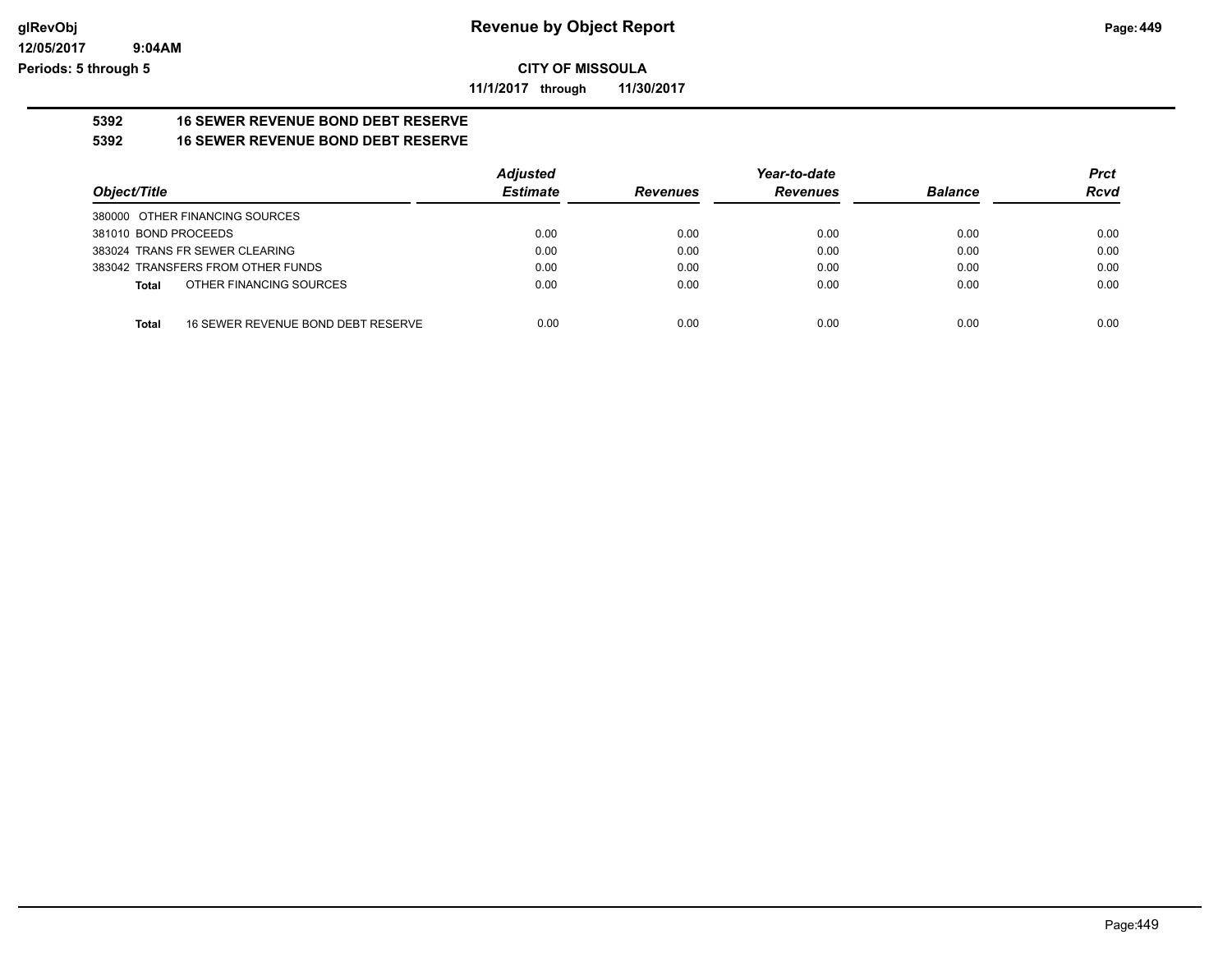**CITY OF MISSOULA**

**11/1/2017 through 11/30/2017**

**5392 16 SEWER REVENUE BOND DEBT RESERVE**

**5392 16 SEWER REVENUE BOND DEBT RESERVE**

| Object/Title | Adjusted Estimate | Revenues | Year-to-date Revenues | Balance | Prct Rcvd |
|---|---|---|---|---|---|
| 380000 OTHER FINANCING SOURCES | | | | | |
| 381010 BOND PROCEEDS | 0.00 | 0.00 | 0.00 | 0.00 | 0.00 |
| 383024 TRANS FR SEWER CLEARING | 0.00 | 0.00 | 0.00 | 0.00 | 0.00 |
| 383042 TRANSFERS FROM OTHER FUNDS | 0.00 | 0.00 | 0.00 | 0.00 | 0.00 |
| **Total** OTHER FINANCING SOURCES | 0.00 | 0.00 | 0.00 | 0.00 | 0.00 |
| **Total** 16 SEWER REVENUE BOND DEBT RESERVE | 0.00 | 0.00 | 0.00 | 0.00 | 0.00 |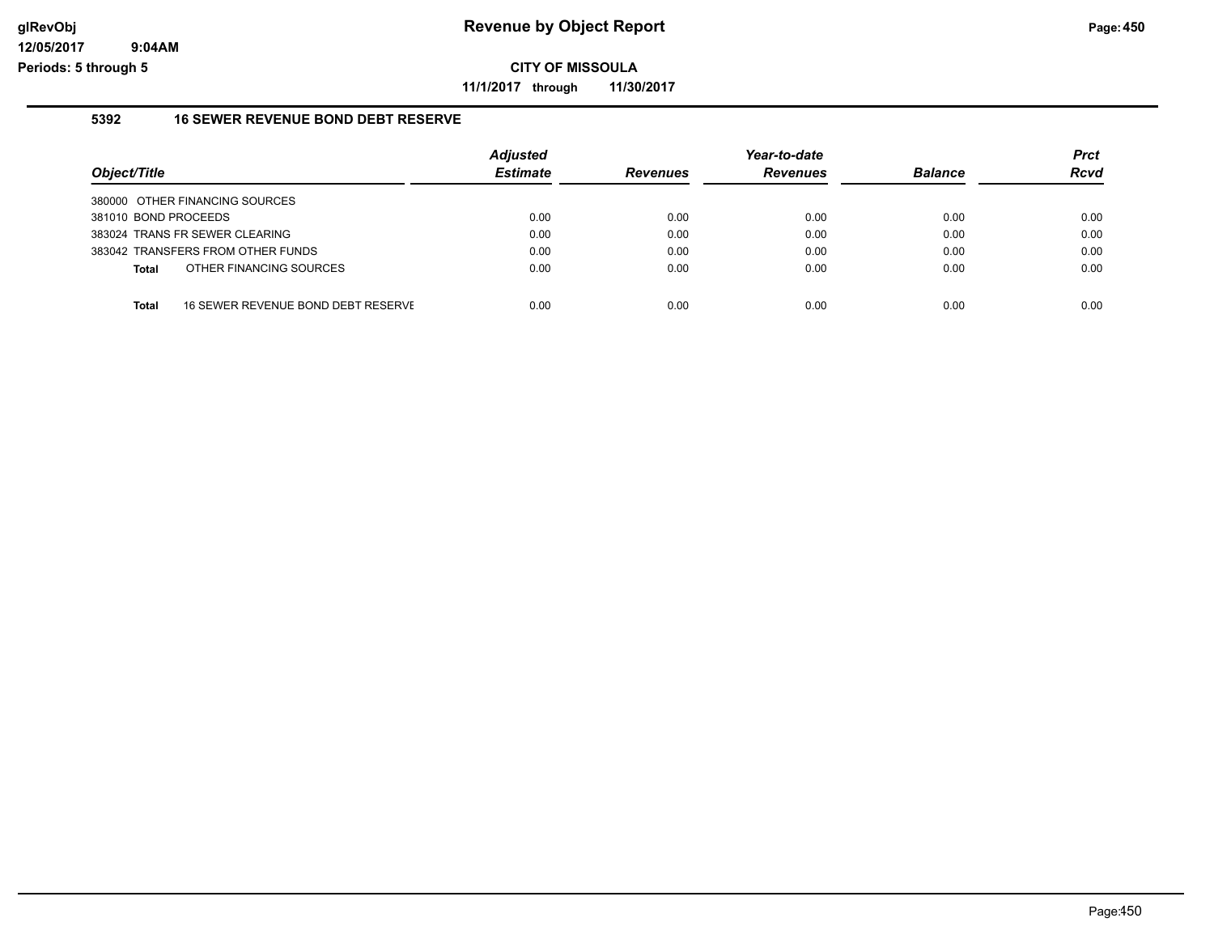# Revenue by Object Report

**CITY OF MISSOULA**

**11/1/2017 through 11/30/2017**

glRevObj
12/05/2017 9:04AM
Periods: 5 through 5

### 5392 16 SEWER REVENUE BOND DEBT RESERVE

| Object/Title | Adjusted Estimate | Revenues | Year-to-date Revenues | Balance | Prct Rcvd |
|---|---|---|---|---|---|
| 380000 OTHER FINANCING SOURCES | | | | | |
| 381010 BOND PROCEEDS | 0.00 | 0.00 | 0.00 | 0.00 | 0.00 |
| 383024 TRANS FR SEWER CLEARING | 0.00 | 0.00 | 0.00 | 0.00 | 0.00 |
| 383042 TRANSFERS FROM OTHER FUNDS | 0.00 | 0.00 | 0.00 | 0.00 | 0.00 |
| **Total** OTHER FINANCING SOURCES | 0.00 | 0.00 | 0.00 | 0.00 | 0.00 |
| **Total** 16 SEWER REVENUE BOND DEBT RESERVE | 0.00 | 0.00 | 0.00 | 0.00 | 0.00 |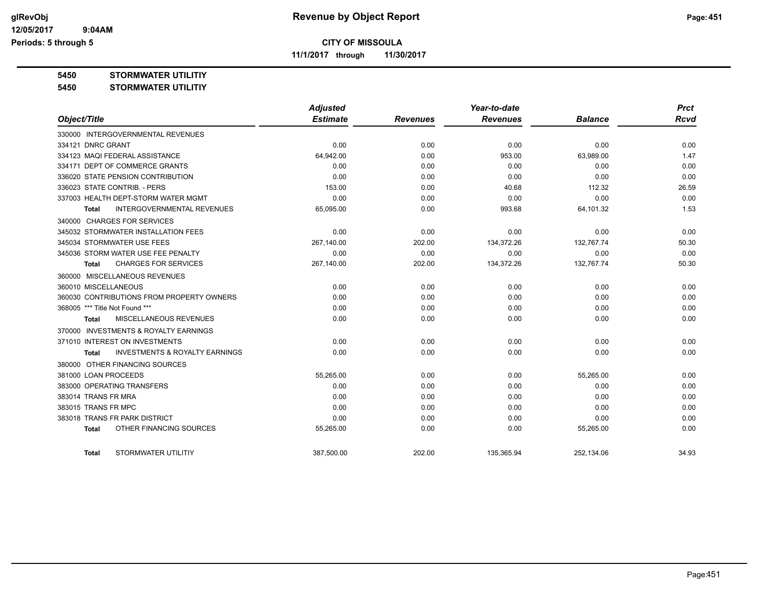**glRevObj**
**12/05/2017 9:04AM**
**Periods: 5 through 5**

# Revenue by Object Report

**CITY OF MISSOULA**

**11/1/2017 through 11/30/2017**

**5450 STORMWATER UTILITIY**

**5450 STORMWATER UTILITIY**

| Object/Title | Adjusted Estimate | Revenues | Year-to-date Revenues | Balance | Prct Rcvd |
|---|---|---|---|---|---|
| 330000 INTERGOVERNMENTAL REVENUES | | | | | |
| 334121 DNRC GRANT | 0.00 | 0.00 | 0.00 | 0.00 | 0.00 |
| 334123 MAQI FEDERAL ASSISTANCE | 64,942.00 | 0.00 | 953.00 | 63,989.00 | 1.47 |
| 334171 DEPT OF COMMERCE GRANTS | 0.00 | 0.00 | 0.00 | 0.00 | 0.00 |
| 336020 STATE PENSION CONTRIBUTION | 0.00 | 0.00 | 0.00 | 0.00 | 0.00 |
| 336023 STATE CONTRIB. - PERS | 153.00 | 0.00 | 40.68 | 112.32 | 26.59 |
| 337003 HEALTH DEPT-STORM WATER MGMT | 0.00 | 0.00 | 0.00 | 0.00 | 0.00 |
| **Total** INTERGOVERNMENTAL REVENUES | 65,095.00 | 0.00 | 993.68 | 64,101.32 | 1.53 |
| 340000 CHARGES FOR SERVICES | | | | | |
| 345032 STORMWATER INSTALLATION FEES | 0.00 | 0.00 | 0.00 | 0.00 | 0.00 |
| 345034 STORMWATER USE FEES | 267,140.00 | 202.00 | 134,372.26 | 132,767.74 | 50.30 |
| 345036 STORM WATER USE FEE PENALTY | 0.00 | 0.00 | 0.00 | 0.00 | 0.00 |
| **Total** CHARGES FOR SERVICES | 267,140.00 | 202.00 | 134,372.26 | 132,767.74 | 50.30 |
| 360000 MISCELLANEOUS REVENUES | | | | | |
| 360010 MISCELLANEOUS | 0.00 | 0.00 | 0.00 | 0.00 | 0.00 |
| 360030 CONTRIBUTIONS FROM PROPERTY OWNERS | 0.00 | 0.00 | 0.00 | 0.00 | 0.00 |
| 368005 *** Title Not Found *** | 0.00 | 0.00 | 0.00 | 0.00 | 0.00 |
| **Total** MISCELLANEOUS REVENUES | 0.00 | 0.00 | 0.00 | 0.00 | 0.00 |
| 370000 INVESTMENTS & ROYALTY EARNINGS | | | | | |
| 371010 INTEREST ON INVESTMENTS | 0.00 | 0.00 | 0.00 | 0.00 | 0.00 |
| **Total** INVESTMENTS & ROYALTY EARNINGS | 0.00 | 0.00 | 0.00 | 0.00 | 0.00 |
| 380000 OTHER FINANCING SOURCES | | | | | |
| 381000 LOAN PROCEEDS | 55,265.00 | 0.00 | 0.00 | 55,265.00 | 0.00 |
| 383000 OPERATING TRANSFERS | 0.00 | 0.00 | 0.00 | 0.00 | 0.00 |
| 383014 TRANS FR MRA | 0.00 | 0.00 | 0.00 | 0.00 | 0.00 |
| 383015 TRANS FR MPC | 0.00 | 0.00 | 0.00 | 0.00 | 0.00 |
| 383018 TRANS FR PARK DISTRICT | 0.00 | 0.00 | 0.00 | 0.00 | 0.00 |
| **Total** OTHER FINANCING SOURCES | 55,265.00 | 0.00 | 0.00 | 55,265.00 | 0.00 |
| **Total** STORMWATER UTILITIY | 387,500.00 | 202.00 | 135,365.94 | 252,134.06 | 34.93 |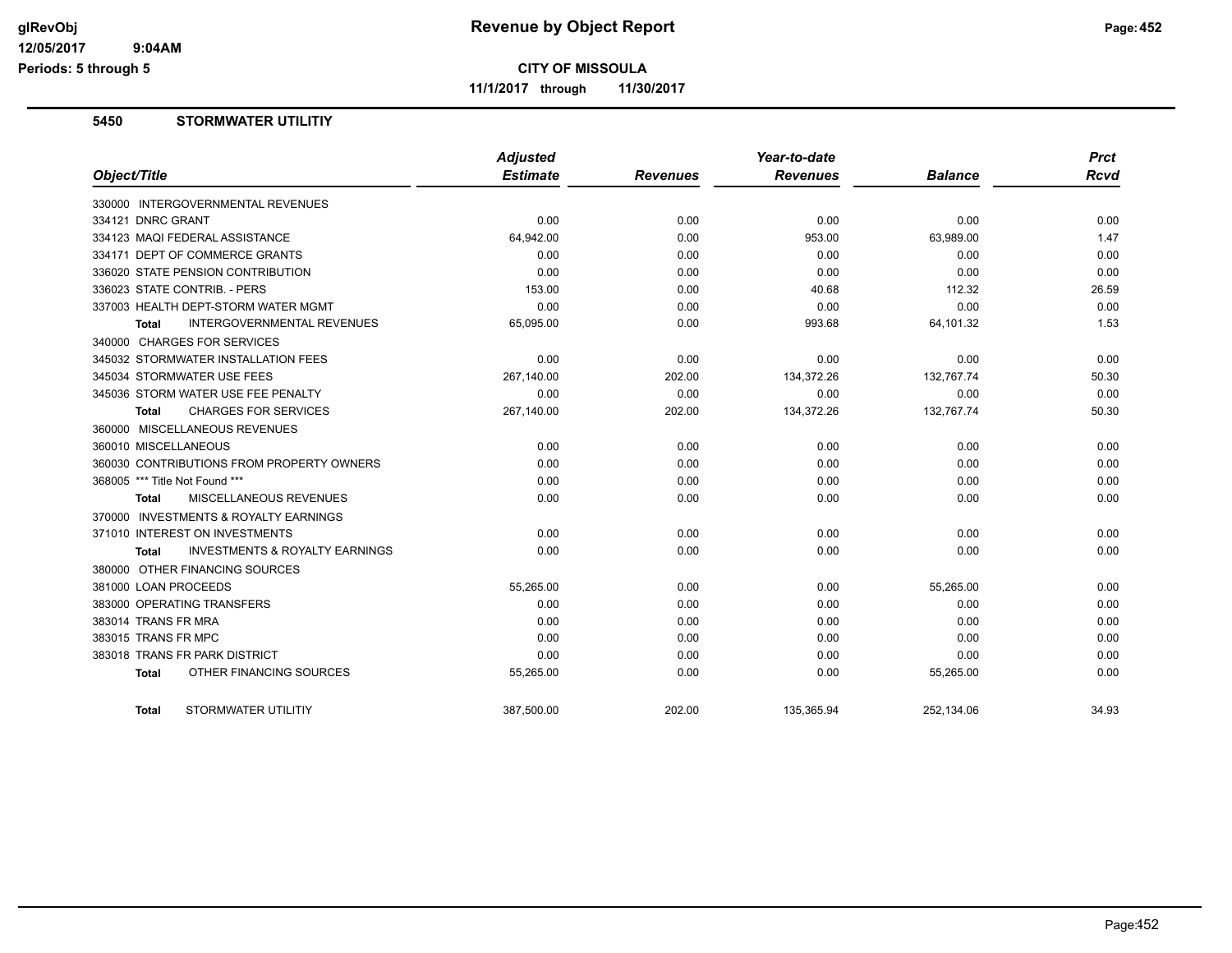# CITY OF MISSOULA

**11/1/2017 through 11/30/2017**

## 5450 STORMWATER UTILITIY

| Object/Title | Adjusted Estimate | Revenues | Year-to-date Revenues | Balance | Prct Rcvd |
|---|---|---|---|---|---|
| 330000 INTERGOVERNMENTAL REVENUES | | | | | |
| 334121 DNRC GRANT | 0.00 | 0.00 | 0.00 | 0.00 | 0.00 |
| 334123 MAQI FEDERAL ASSISTANCE | 64,942.00 | 0.00 | 953.00 | 63,989.00 | 1.47 |
| 334171 DEPT OF COMMERCE GRANTS | 0.00 | 0.00 | 0.00 | 0.00 | 0.00 |
| 336020 STATE PENSION CONTRIBUTION | 0.00 | 0.00 | 0.00 | 0.00 | 0.00 |
| 336023 STATE CONTRIB. - PERS | 153.00 | 0.00 | 40.68 | 112.32 | 26.59 |
| 337003 HEALTH DEPT-STORM WATER MGMT | 0.00 | 0.00 | 0.00 | 0.00 | 0.00 |
| **Total** INTERGOVERNMENTAL REVENUES | 65,095.00 | 0.00 | 993.68 | 64,101.32 | 1.53 |
| 340000 CHARGES FOR SERVICES | | | | | |
| 345032 STORMWATER INSTALLATION FEES | 0.00 | 0.00 | 0.00 | 0.00 | 0.00 |
| 345034 STORMWATER USE FEES | 267,140.00 | 202.00 | 134,372.26 | 132,767.74 | 50.30 |
| 345036 STORM WATER USE FEE PENALTY | 0.00 | 0.00 | 0.00 | 0.00 | 0.00 |
| **Total** CHARGES FOR SERVICES | 267,140.00 | 202.00 | 134,372.26 | 132,767.74 | 50.30 |
| 360000 MISCELLANEOUS REVENUES | | | | | |
| 360010 MISCELLANEOUS | 0.00 | 0.00 | 0.00 | 0.00 | 0.00 |
| 360030 CONTRIBUTIONS FROM PROPERTY OWNERS | 0.00 | 0.00 | 0.00 | 0.00 | 0.00 |
| 368005 *** Title Not Found *** | 0.00 | 0.00 | 0.00 | 0.00 | 0.00 |
| **Total** MISCELLANEOUS REVENUES | 0.00 | 0.00 | 0.00 | 0.00 | 0.00 |
| 370000 INVESTMENTS & ROYALTY EARNINGS | | | | | |
| 371010 INTEREST ON INVESTMENTS | 0.00 | 0.00 | 0.00 | 0.00 | 0.00 |
| **Total** INVESTMENTS & ROYALTY EARNINGS | 0.00 | 0.00 | 0.00 | 0.00 | 0.00 |
| 380000 OTHER FINANCING SOURCES | | | | | |
| 381000 LOAN PROCEEDS | 55,265.00 | 0.00 | 0.00 | 55,265.00 | 0.00 |
| 383000 OPERATING TRANSFERS | 0.00 | 0.00 | 0.00 | 0.00 | 0.00 |
| 383014 TRANS FR MRA | 0.00 | 0.00 | 0.00 | 0.00 | 0.00 |
| 383015 TRANS FR MPC | 0.00 | 0.00 | 0.00 | 0.00 | 0.00 |
| 383018 TRANS FR PARK DISTRICT | 0.00 | 0.00 | 0.00 | 0.00 | 0.00 |
| **Total** OTHER FINANCING SOURCES | 55,265.00 | 0.00 | 0.00 | 55,265.00 | 0.00 |
| **Total** STORMWATER UTILITIY | 387,500.00 | 202.00 | 135,365.94 | 252,134.06 | 34.93 |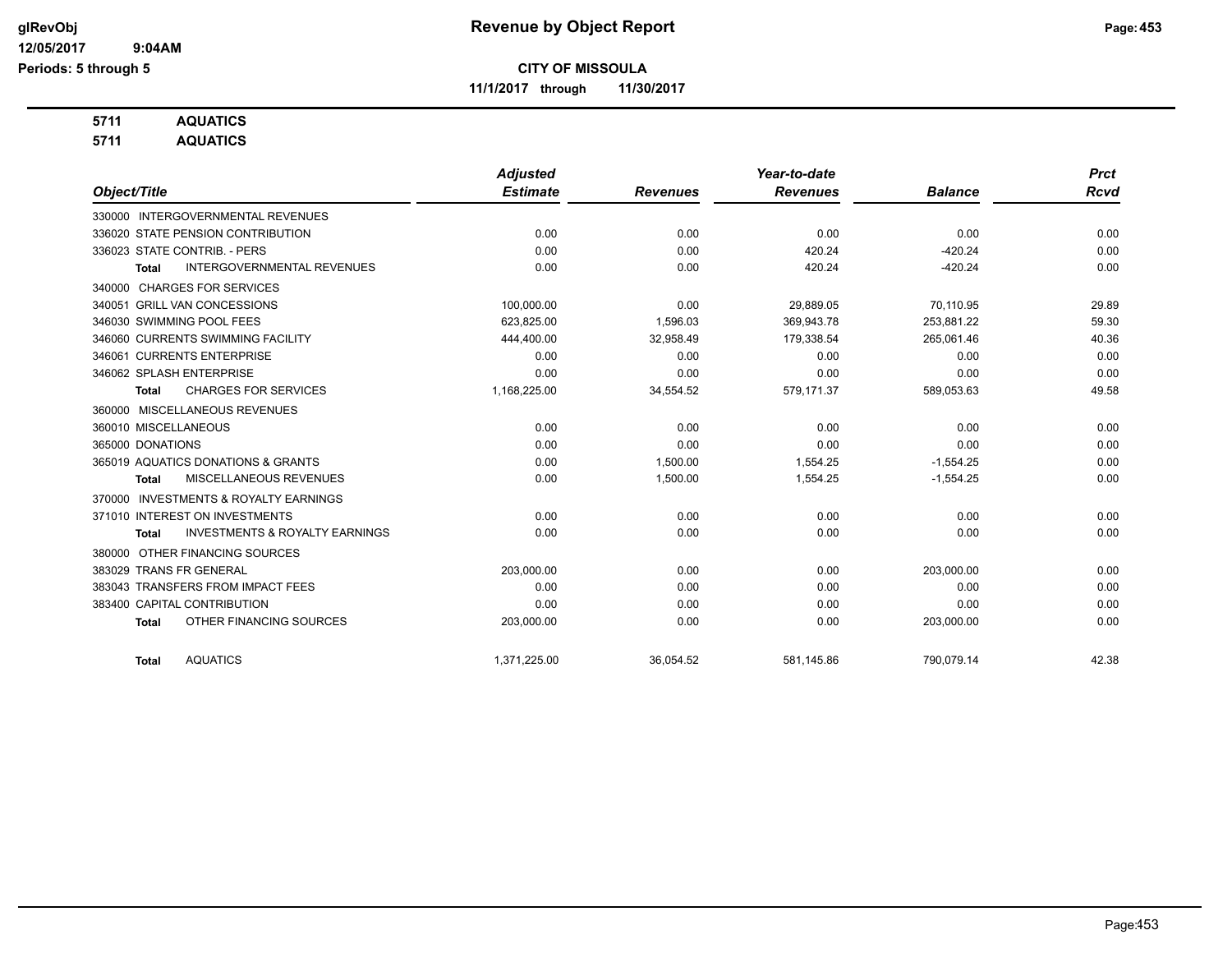# Revenue by Object Report

**CITY OF MISSOULA**

**11/1/2017 through 11/30/2017**

glRevObj
12/05/2017 9:04AM
Periods: 5 through 5

**5711 AQUATICS**
**5711 AQUATICS**

| Object/Title | Adjusted Estimate | Revenues | Year-to-date Revenues | Balance | Prct Rcvd |
|---|---|---|---|---|---|
| 330000 INTERGOVERNMENTAL REVENUES | | | | | |
| 336020 STATE PENSION CONTRIBUTION | 0.00 | 0.00 | 0.00 | 0.00 | 0.00 |
| 336023 STATE CONTRIB. - PERS | 0.00 | 0.00 | 420.24 | -420.24 | 0.00 |
| **Total** INTERGOVERNMENTAL REVENUES | 0.00 | 0.00 | 420.24 | -420.24 | 0.00 |
| 340000 CHARGES FOR SERVICES | | | | | |
| 340051 GRILL VAN CONCESSIONS | 100,000.00 | 0.00 | 29,889.05 | 70,110.95 | 29.89 |
| 346030 SWIMMING POOL FEES | 623,825.00 | 1,596.03 | 369,943.78 | 253,881.22 | 59.30 |
| 346060 CURRENTS SWIMMING FACILITY | 444,400.00 | 32,958.49 | 179,338.54 | 265,061.46 | 40.36 |
| 346061 CURRENTS ENTERPRISE | 0.00 | 0.00 | 0.00 | 0.00 | 0.00 |
| 346062 SPLASH ENTERPRISE | 0.00 | 0.00 | 0.00 | 0.00 | 0.00 |
| **Total** CHARGES FOR SERVICES | 1,168,225.00 | 34,554.52 | 579,171.37 | 589,053.63 | 49.58 |
| 360000 MISCELLANEOUS REVENUES | | | | | |
| 360010 MISCELLANEOUS | 0.00 | 0.00 | 0.00 | 0.00 | 0.00 |
| 365000 DONATIONS | 0.00 | 0.00 | 0.00 | 0.00 | 0.00 |
| 365019 AQUATICS DONATIONS & GRANTS | 0.00 | 1,500.00 | 1,554.25 | -1,554.25 | 0.00 |
| **Total** MISCELLANEOUS REVENUES | 0.00 | 1,500.00 | 1,554.25 | -1,554.25 | 0.00 |
| 370000 INVESTMENTS & ROYALTY EARNINGS | | | | | |
| 371010 INTEREST ON INVESTMENTS | 0.00 | 0.00 | 0.00 | 0.00 | 0.00 |
| **Total** INVESTMENTS & ROYALTY EARNINGS | 0.00 | 0.00 | 0.00 | 0.00 | 0.00 |
| 380000 OTHER FINANCING SOURCES | | | | | |
| 383029 TRANS FR GENERAL | 203,000.00 | 0.00 | 0.00 | 203,000.00 | 0.00 |
| 383043 TRANSFERS FROM IMPACT FEES | 0.00 | 0.00 | 0.00 | 0.00 | 0.00 |
| 383400 CAPITAL CONTRIBUTION | 0.00 | 0.00 | 0.00 | 0.00 | 0.00 |
| **Total** OTHER FINANCING SOURCES | 203,000.00 | 0.00 | 0.00 | 203,000.00 | 0.00 |
| **Total** AQUATICS | 1,371,225.00 | 36,054.52 | 581,145.86 | 790,079.14 | 42.38 |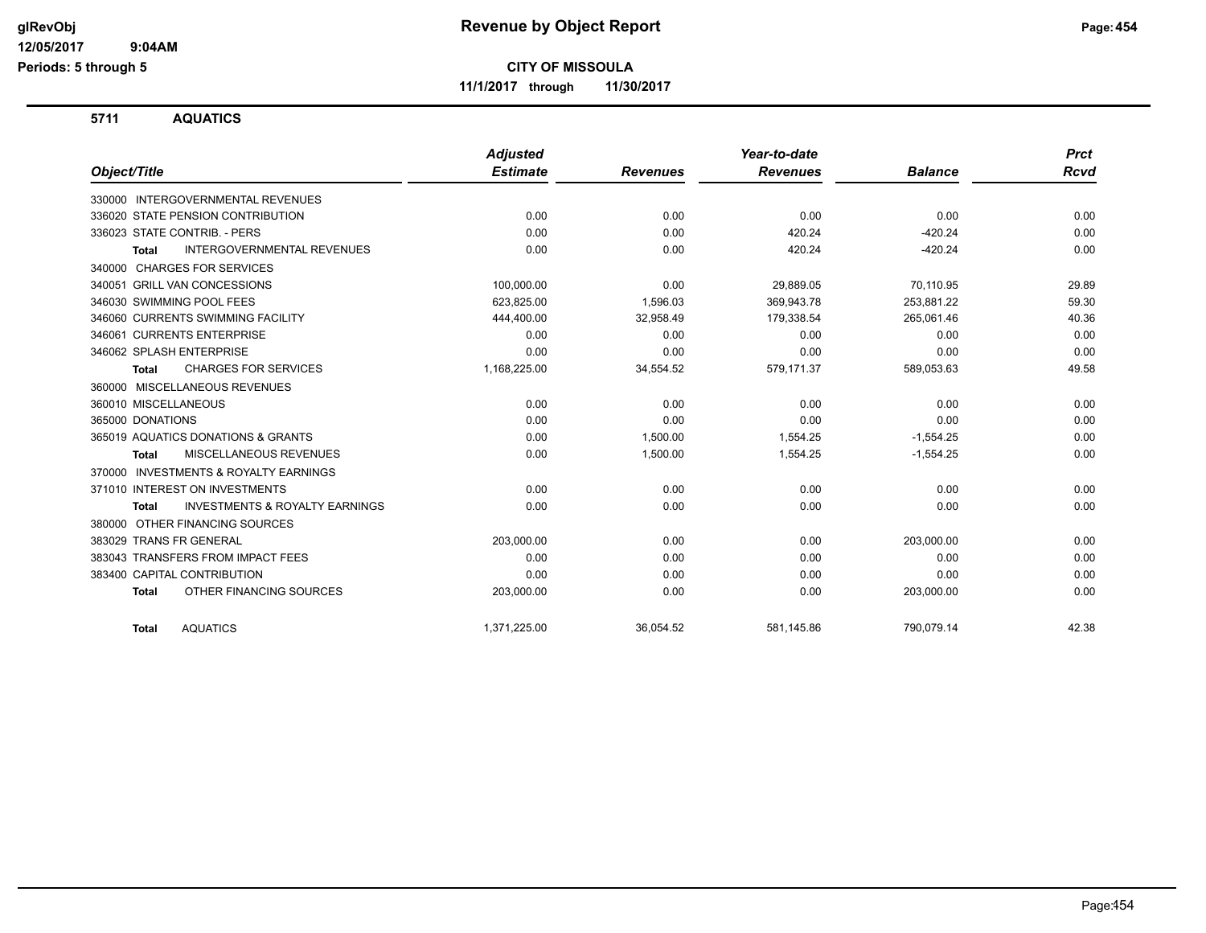# Revenue by Object Report

**CITY OF MISSOULA**

**11/1/2017 through 11/30/2017**

glRevObj
12/05/2017 9:04AM
Periods: 5 through 5

## 5711 AQUATICS

| Object/Title | Adjusted Estimate | Revenues | Year-to-date Revenues | Balance | Prct Rcvd |
|---|---|---|---|---|---|
| 330000 INTERGOVERNMENTAL REVENUES | | | | | |
| 336020 STATE PENSION CONTRIBUTION | 0.00 | 0.00 | 0.00 | 0.00 | 0.00 |
| 336023 STATE CONTRIB. - PERS | 0.00 | 0.00 | 420.24 | -420.24 | 0.00 |
| **Total** INTERGOVERNMENTAL REVENUES | 0.00 | 0.00 | 420.24 | -420.24 | 0.00 |
| 340000 CHARGES FOR SERVICES | | | | | |
| 340051 GRILL VAN CONCESSIONS | 100,000.00 | 0.00 | 29,889.05 | 70,110.95 | 29.89 |
| 346030 SWIMMING POOL FEES | 623,825.00 | 1,596.03 | 369,943.78 | 253,881.22 | 59.30 |
| 346060 CURRENTS SWIMMING FACILITY | 444,400.00 | 32,958.49 | 179,338.54 | 265,061.46 | 40.36 |
| 346061 CURRENTS ENTERPRISE | 0.00 | 0.00 | 0.00 | 0.00 | 0.00 |
| 346062 SPLASH ENTERPRISE | 0.00 | 0.00 | 0.00 | 0.00 | 0.00 |
| **Total** CHARGES FOR SERVICES | 1,168,225.00 | 34,554.52 | 579,171.37 | 589,053.63 | 49.58 |
| 360000 MISCELLANEOUS REVENUES | | | | | |
| 360010 MISCELLANEOUS | 0.00 | 0.00 | 0.00 | 0.00 | 0.00 |
| 365000 DONATIONS | 0.00 | 0.00 | 0.00 | 0.00 | 0.00 |
| 365019 AQUATICS DONATIONS & GRANTS | 0.00 | 1,500.00 | 1,554.25 | -1,554.25 | 0.00 |
| **Total** MISCELLANEOUS REVENUES | 0.00 | 1,500.00 | 1,554.25 | -1,554.25 | 0.00 |
| 370000 INVESTMENTS & ROYALTY EARNINGS | | | | | |
| 371010 INTEREST ON INVESTMENTS | 0.00 | 0.00 | 0.00 | 0.00 | 0.00 |
| **Total** INVESTMENTS & ROYALTY EARNINGS | 0.00 | 0.00 | 0.00 | 0.00 | 0.00 |
| 380000 OTHER FINANCING SOURCES | | | | | |
| 383029 TRANS FR GENERAL | 203,000.00 | 0.00 | 0.00 | 203,000.00 | 0.00 |
| 383043 TRANSFERS FROM IMPACT FEES | 0.00 | 0.00 | 0.00 | 0.00 | 0.00 |
| 383400 CAPITAL CONTRIBUTION | 0.00 | 0.00 | 0.00 | 0.00 | 0.00 |
| **Total** OTHER FINANCING SOURCES | 203,000.00 | 0.00 | 0.00 | 203,000.00 | 0.00 |
| **Total** AQUATICS | 1,371,225.00 | 36,054.52 | 581,145.86 | 790,079.14 | 42.38 |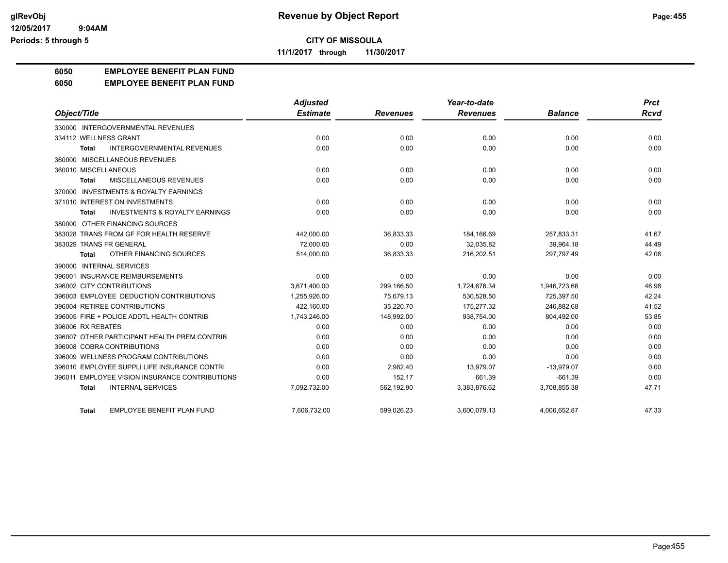# CITY OF MISSOULA

**11/1/2017 through 11/30/2017**

## 6050 EMPLOYEE BENEFIT PLAN FUND
## 6050 EMPLOYEE BENEFIT PLAN FUND

| Object/Title | Adjusted Estimate | Revenues | Year-to-date Revenues | Balance | Prct Rcvd |
|---|---|---|---|---|---|
| 330000 INTERGOVERNMENTAL REVENUES | | | | | |
| 334112 WELLNESS GRANT | 0.00 | 0.00 | 0.00 | 0.00 | 0.00 |
| **Total** INTERGOVERNMENTAL REVENUES | 0.00 | 0.00 | 0.00 | 0.00 | 0.00 |
| 360000 MISCELLANEOUS REVENUES | | | | | |
| 360010 MISCELLANEOUS | 0.00 | 0.00 | 0.00 | 0.00 | 0.00 |
| **Total** MISCELLANEOUS REVENUES | 0.00 | 0.00 | 0.00 | 0.00 | 0.00 |
| 370000 INVESTMENTS & ROYALTY EARNINGS | | | | | |
| 371010 INTEREST ON INVESTMENTS | 0.00 | 0.00 | 0.00 | 0.00 | 0.00 |
| **Total** INVESTMENTS & ROYALTY EARNINGS | 0.00 | 0.00 | 0.00 | 0.00 | 0.00 |
| 380000 OTHER FINANCING SOURCES | | | | | |
| 383028 TRANS FROM GF FOR HEALTH RESERVE | 442,000.00 | 36,833.33 | 184,166.69 | 257,833.31 | 41.67 |
| 383029 TRANS FR GENERAL | 72,000.00 | 0.00 | 32,035.82 | 39,964.18 | 44.49 |
| **Total** OTHER FINANCING SOURCES | 514,000.00 | 36,833.33 | 216,202.51 | 297,797.49 | 42.06 |
| 390000 INTERNAL SERVICES | | | | | |
| 396001 INSURANCE REIMBURSEMENTS | 0.00 | 0.00 | 0.00 | 0.00 | 0.00 |
| 396002 CITY CONTRIBUTIONS | 3,671,400.00 | 299,166.50 | 1,724,676.34 | 1,946,723.66 | 46.98 |
| 396003 EMPLOYEE DEDUCTION CONTRIBUTIONS | 1,255,926.00 | 75,679.13 | 530,528.50 | 725,397.50 | 42.24 |
| 396004 RETIREE CONTRIBUTIONS | 422,160.00 | 35,220.70 | 175,277.32 | 246,882.68 | 41.52 |
| 396005 FIRE + POLICE ADDTL HEALTH CONTRIB | 1,743,246.00 | 148,992.00 | 938,754.00 | 804,492.00 | 53.85 |
| 396006 RX REBATES | 0.00 | 0.00 | 0.00 | 0.00 | 0.00 |
| 396007 OTHER PARTICIPANT HEALTH PREM CONTRIB | 0.00 | 0.00 | 0.00 | 0.00 | 0.00 |
| 396008 COBRA CONTRIBUTIONS | 0.00 | 0.00 | 0.00 | 0.00 | 0.00 |
| 396009 WELLNESS PROGRAM CONTRIBUTIONS | 0.00 | 0.00 | 0.00 | 0.00 | 0.00 |
| 396010 EMPLOYEE SUPPLI LIFE INSURANCE CONTRI | 0.00 | 2,982.40 | 13,979.07 | -13,979.07 | 0.00 |
| 396011 EMPLOYEE VISION INSURANCE CONTRIBUTIONS | 0.00 | 152.17 | 661.39 | -661.39 | 0.00 |
| **Total** INTERNAL SERVICES | 7,092,732.00 | 562,192.90 | 3,383,876.62 | 3,708,855.38 | 47.71 |
| **Total** EMPLOYEE BENEFIT PLAN FUND | 7,606,732.00 | 599,026.23 | 3,600,079.13 | 4,006,652.87 | 47.33 |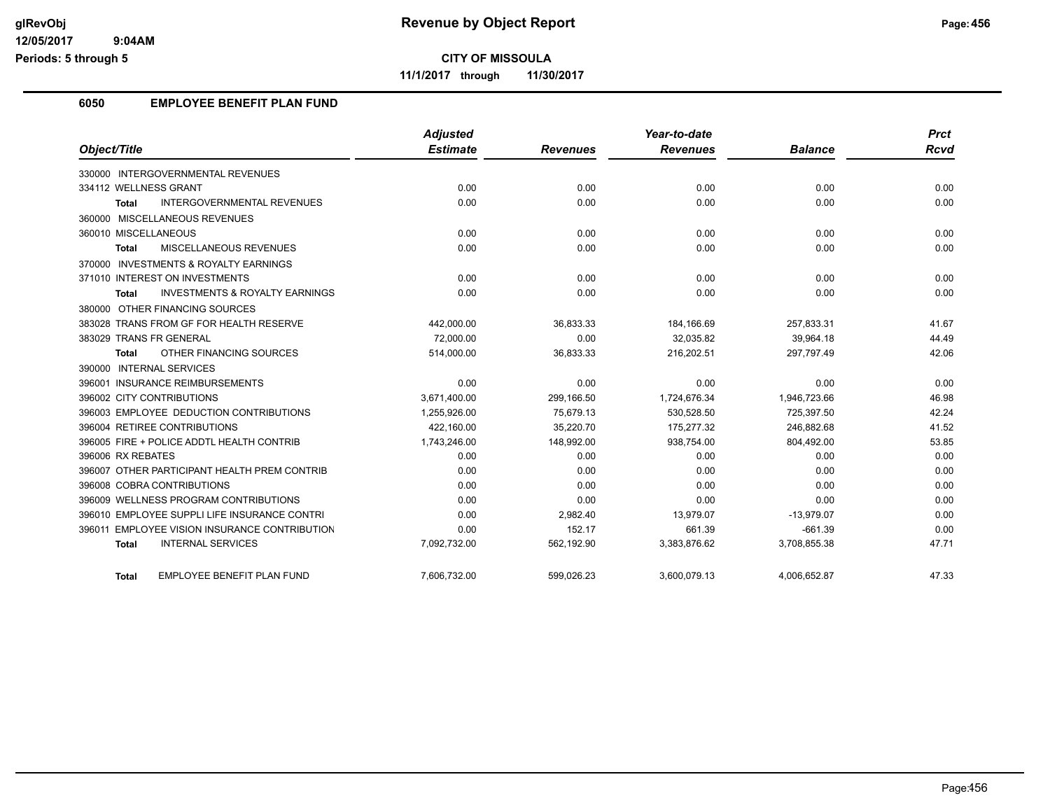**CITY OF MISSOULA**

**11/1/2017 through 11/30/2017**

## 6050 EMPLOYEE BENEFIT PLAN FUND

| Object/Title | Adjusted Estimate | Revenues | Year-to-date Revenues | Balance | Prct Rcvd |
|---|---|---|---|---|---|
| 330000 INTERGOVERNMENTAL REVENUES | | | | | |
| 334112 WELLNESS GRANT | 0.00 | 0.00 | 0.00 | 0.00 | 0.00 |
| **Total** INTERGOVERNMENTAL REVENUES | 0.00 | 0.00 | 0.00 | 0.00 | 0.00 |
| 360000 MISCELLANEOUS REVENUES | | | | | |
| 360010 MISCELLANEOUS | 0.00 | 0.00 | 0.00 | 0.00 | 0.00 |
| **Total** MISCELLANEOUS REVENUES | 0.00 | 0.00 | 0.00 | 0.00 | 0.00 |
| 370000 INVESTMENTS & ROYALTY EARNINGS | | | | | |
| 371010 INTEREST ON INVESTMENTS | 0.00 | 0.00 | 0.00 | 0.00 | 0.00 |
| **Total** INVESTMENTS & ROYALTY EARNINGS | 0.00 | 0.00 | 0.00 | 0.00 | 0.00 |
| 380000 OTHER FINANCING SOURCES | | | | | |
| 383028 TRANS FROM GF FOR HEALTH RESERVE | 442,000.00 | 36,833.33 | 184,166.69 | 257,833.31 | 41.67 |
| 383029 TRANS FR GENERAL | 72,000.00 | 0.00 | 32,035.82 | 39,964.18 | 44.49 |
| **Total** OTHER FINANCING SOURCES | 514,000.00 | 36,833.33 | 216,202.51 | 297,797.49 | 42.06 |
| 390000 INTERNAL SERVICES | | | | | |
| 396001 INSURANCE REIMBURSEMENTS | 0.00 | 0.00 | 0.00 | 0.00 | 0.00 |
| 396002 CITY CONTRIBUTIONS | 3,671,400.00 | 299,166.50 | 1,724,676.34 | 1,946,723.66 | 46.98 |
| 396003 EMPLOYEE DEDUCTION CONTRIBUTIONS | 1,255,926.00 | 75,679.13 | 530,528.50 | 725,397.50 | 42.24 |
| 396004 RETIREE CONTRIBUTIONS | 422,160.00 | 35,220.70 | 175,277.32 | 246,882.68 | 41.52 |
| 396005 FIRE + POLICE ADDTL HEALTH CONTRIB | 1,743,246.00 | 148,992.00 | 938,754.00 | 804,492.00 | 53.85 |
| 396006 RX REBATES | 0.00 | 0.00 | 0.00 | 0.00 | 0.00 |
| 396007 OTHER PARTICIPANT HEALTH PREM CONTRIB | 0.00 | 0.00 | 0.00 | 0.00 | 0.00 |
| 396008 COBRA CONTRIBUTIONS | 0.00 | 0.00 | 0.00 | 0.00 | 0.00 |
| 396009 WELLNESS PROGRAM CONTRIBUTIONS | 0.00 | 0.00 | 0.00 | 0.00 | 0.00 |
| 396010 EMPLOYEE SUPPLI LIFE INSURANCE CONTRI | 0.00 | 2,982.40 | 13,979.07 | -13,979.07 | 0.00 |
| 396011 EMPLOYEE VISION INSURANCE CONTRIBUTION | 0.00 | 152.17 | 661.39 | -661.39 | 0.00 |
| **Total** INTERNAL SERVICES | 7,092,732.00 | 562,192.90 | 3,383,876.62 | 3,708,855.38 | 47.71 |
| **Total** EMPLOYEE BENEFIT PLAN FUND | 7,606,732.00 | 599,026.23 | 3,600,079.13 | 4,006,652.87 | 47.33 |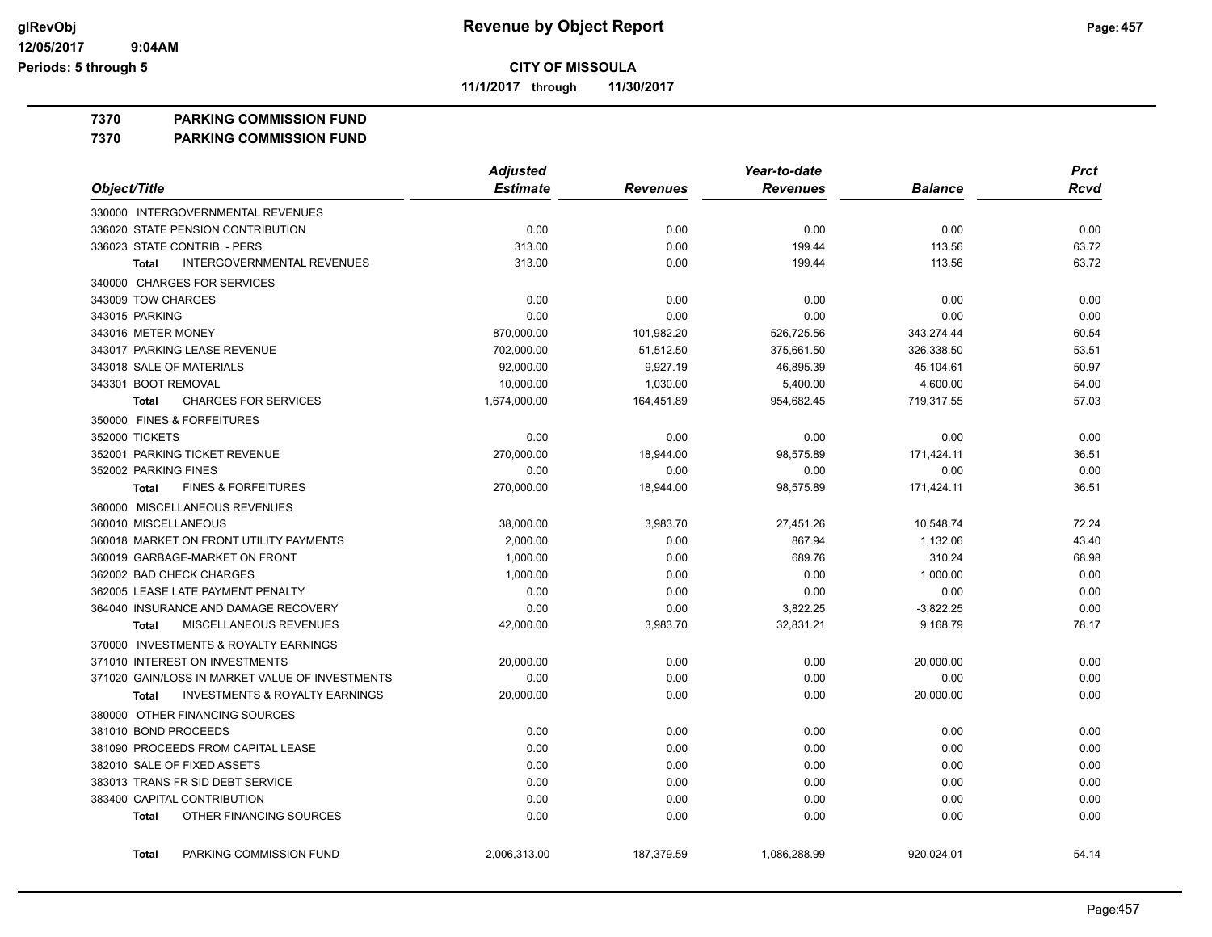**glRevObj**
**12/05/2017 9:04AM**
**Periods: 5 through 5**

# Revenue by Object Report

**CITY OF MISSOULA**

**11/1/2017 through 11/30/2017**

## 7370 PARKING COMMISSION FUND
## 7370 PARKING COMMISSION FUND

| Object/Title | Adjusted Estimate | Revenues | Year-to-date Revenues | Balance | Prct Rcvd |
|---|---|---|---|---|---|
| 330000 INTERGOVERNMENTAL REVENUES | | | | | |
| 336020 STATE PENSION CONTRIBUTION | 0.00 | 0.00 | 0.00 | 0.00 | 0.00 |
| 336023 STATE CONTRIB. - PERS | 313.00 | 0.00 | 199.44 | 113.56 | 63.72 |
| **Total** INTERGOVERNMENTAL REVENUES | 313.00 | 0.00 | 199.44 | 113.56 | 63.72 |
| 340000 CHARGES FOR SERVICES | | | | | |
| 343009 TOW CHARGES | 0.00 | 0.00 | 0.00 | 0.00 | 0.00 |
| 343015 PARKING | 0.00 | 0.00 | 0.00 | 0.00 | 0.00 |
| 343016 METER MONEY | 870,000.00 | 101,982.20 | 526,725.56 | 343,274.44 | 60.54 |
| 343017 PARKING LEASE REVENUE | 702,000.00 | 51,512.50 | 375,661.50 | 326,338.50 | 53.51 |
| 343018 SALE OF MATERIALS | 92,000.00 | 9,927.19 | 46,895.39 | 45,104.61 | 50.97 |
| 343301 BOOT REMOVAL | 10,000.00 | 1,030.00 | 5,400.00 | 4,600.00 | 54.00 |
| **Total** CHARGES FOR SERVICES | 1,674,000.00 | 164,451.89 | 954,682.45 | 719,317.55 | 57.03 |
| 350000 FINES & FORFEITURES | | | | | |
| 352000 TICKETS | 0.00 | 0.00 | 0.00 | 0.00 | 0.00 |
| 352001 PARKING TICKET REVENUE | 270,000.00 | 18,944.00 | 98,575.89 | 171,424.11 | 36.51 |
| 352002 PARKING FINES | 0.00 | 0.00 | 0.00 | 0.00 | 0.00 |
| **Total** FINES & FORFEITURES | 270,000.00 | 18,944.00 | 98,575.89 | 171,424.11 | 36.51 |
| 360000 MISCELLANEOUS REVENUES | | | | | |
| 360010 MISCELLANEOUS | 38,000.00 | 3,983.70 | 27,451.26 | 10,548.74 | 72.24 |
| 360018 MARKET ON FRONT UTILITY PAYMENTS | 2,000.00 | 0.00 | 867.94 | 1,132.06 | 43.40 |
| 360019 GARBAGE-MARKET ON FRONT | 1,000.00 | 0.00 | 689.76 | 310.24 | 68.98 |
| 362002 BAD CHECK CHARGES | 1,000.00 | 0.00 | 0.00 | 1,000.00 | 0.00 |
| 362005 LEASE LATE PAYMENT PENALTY | 0.00 | 0.00 | 0.00 | 0.00 | 0.00 |
| 364040 INSURANCE AND DAMAGE RECOVERY | 0.00 | 0.00 | 3,822.25 | -3,822.25 | 0.00 |
| **Total** MISCELLANEOUS REVENUES | 42,000.00 | 3,983.70 | 32,831.21 | 9,168.79 | 78.17 |
| 370000 INVESTMENTS & ROYALTY EARNINGS | | | | | |
| 371010 INTEREST ON INVESTMENTS | 20,000.00 | 0.00 | 0.00 | 20,000.00 | 0.00 |
| 371020 GAIN/LOSS IN MARKET VALUE OF INVESTMENTS | 0.00 | 0.00 | 0.00 | 0.00 | 0.00 |
| **Total** INVESTMENTS & ROYALTY EARNINGS | 20,000.00 | 0.00 | 0.00 | 20,000.00 | 0.00 |
| 380000 OTHER FINANCING SOURCES | | | | | |
| 381010 BOND PROCEEDS | 0.00 | 0.00 | 0.00 | 0.00 | 0.00 |
| 381090 PROCEEDS FROM CAPITAL LEASE | 0.00 | 0.00 | 0.00 | 0.00 | 0.00 |
| 382010 SALE OF FIXED ASSETS | 0.00 | 0.00 | 0.00 | 0.00 | 0.00 |
| 383013 TRANS FR SID DEBT SERVICE | 0.00 | 0.00 | 0.00 | 0.00 | 0.00 |
| 383400 CAPITAL CONTRIBUTION | 0.00 | 0.00 | 0.00 | 0.00 | 0.00 |
| **Total** OTHER FINANCING SOURCES | 0.00 | 0.00 | 0.00 | 0.00 | 0.00 |
| **Total** PARKING COMMISSION FUND | 2,006,313.00 | 187,379.59 | 1,086,288.99 | 920,024.01 | 54.14 |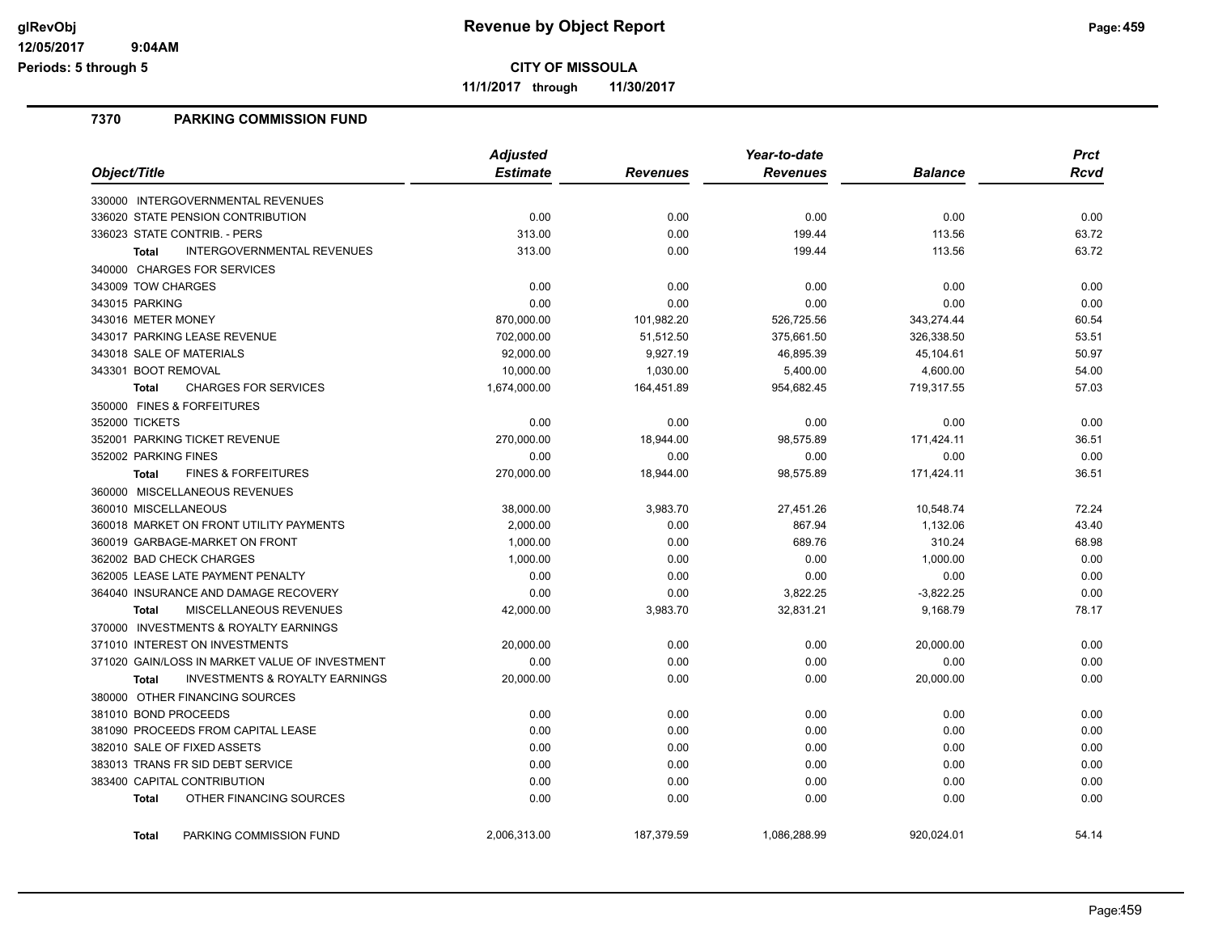**glRevObj**
**12/05/2017 9:04AM**
**Periods: 5 through 5**

# Revenue by Object Report

**CITY OF MISSOULA**

**11/1/2017 through 11/30/2017**

## 7370 PARKING COMMISSION FUND

| Object/Title | Adjusted Estimate | Revenues | Year-to-date Revenues | Balance | Prct Rcvd |
|---|---|---|---|---|---|
| 330000 INTERGOVERNMENTAL REVENUES | | | | | |
| 336020 STATE PENSION CONTRIBUTION | 0.00 | 0.00 | 0.00 | 0.00 | 0.00 |
| 336023 STATE CONTRIB. - PERS | 313.00 | 0.00 | 199.44 | 113.56 | 63.72 |
| **Total** INTERGOVERNMENTAL REVENUES | 313.00 | 0.00 | 199.44 | 113.56 | 63.72 |
| 340000 CHARGES FOR SERVICES | | | | | |
| 343009 TOW CHARGES | 0.00 | 0.00 | 0.00 | 0.00 | 0.00 |
| 343015 PARKING | 0.00 | 0.00 | 0.00 | 0.00 | 0.00 |
| 343016 METER MONEY | 870,000.00 | 101,982.20 | 526,725.56 | 343,274.44 | 60.54 |
| 343017 PARKING LEASE REVENUE | 702,000.00 | 51,512.50 | 375,661.50 | 326,338.50 | 53.51 |
| 343018 SALE OF MATERIALS | 92,000.00 | 9,927.19 | 46,895.39 | 45,104.61 | 50.97 |
| 343301 BOOT REMOVAL | 10,000.00 | 1,030.00 | 5,400.00 | 4,600.00 | 54.00 |
| **Total** CHARGES FOR SERVICES | 1,674,000.00 | 164,451.89 | 954,682.45 | 719,317.55 | 57.03 |
| 350000 FINES & FORFEITURES | | | | | |
| 352000 TICKETS | 0.00 | 0.00 | 0.00 | 0.00 | 0.00 |
| 352001 PARKING TICKET REVENUE | 270,000.00 | 18,944.00 | 98,575.89 | 171,424.11 | 36.51 |
| 352002 PARKING FINES | 0.00 | 0.00 | 0.00 | 0.00 | 0.00 |
| **Total** FINES & FORFEITURES | 270,000.00 | 18,944.00 | 98,575.89 | 171,424.11 | 36.51 |
| 360000 MISCELLANEOUS REVENUES | | | | | |
| 360010 MISCELLANEOUS | 38,000.00 | 3,983.70 | 27,451.26 | 10,548.74 | 72.24 |
| 360018 MARKET ON FRONT UTILITY PAYMENTS | 2,000.00 | 0.00 | 867.94 | 1,132.06 | 43.40 |
| 360019 GARBAGE-MARKET ON FRONT | 1,000.00 | 0.00 | 689.76 | 310.24 | 68.98 |
| 362002 BAD CHECK CHARGES | 1,000.00 | 0.00 | 0.00 | 1,000.00 | 0.00 |
| 362005 LEASE LATE PAYMENT PENALTY | 0.00 | 0.00 | 0.00 | 0.00 | 0.00 |
| 364040 INSURANCE AND DAMAGE RECOVERY | 0.00 | 0.00 | 3,822.25 | -3,822.25 | 0.00 |
| **Total** MISCELLANEOUS REVENUES | 42,000.00 | 3,983.70 | 32,831.21 | 9,168.79 | 78.17 |
| 370000 INVESTMENTS & ROYALTY EARNINGS | | | | | |
| 371010 INTEREST ON INVESTMENTS | 20,000.00 | 0.00 | 0.00 | 20,000.00 | 0.00 |
| 371020 GAIN/LOSS IN MARKET VALUE OF INVESTMENT | 0.00 | 0.00 | 0.00 | 0.00 | 0.00 |
| **Total** INVESTMENTS & ROYALTY EARNINGS | 20,000.00 | 0.00 | 0.00 | 20,000.00 | 0.00 |
| 380000 OTHER FINANCING SOURCES | | | | | |
| 381010 BOND PROCEEDS | 0.00 | 0.00 | 0.00 | 0.00 | 0.00 |
| 381090 PROCEEDS FROM CAPITAL LEASE | 0.00 | 0.00 | 0.00 | 0.00 | 0.00 |
| 382010 SALE OF FIXED ASSETS | 0.00 | 0.00 | 0.00 | 0.00 | 0.00 |
| 383013 TRANS FR SID DEBT SERVICE | 0.00 | 0.00 | 0.00 | 0.00 | 0.00 |
| 383400 CAPITAL CONTRIBUTION | 0.00 | 0.00 | 0.00 | 0.00 | 0.00 |
| **Total** OTHER FINANCING SOURCES | 0.00 | 0.00 | 0.00 | 0.00 | 0.00 |
| **Total** PARKING COMMISSION FUND | 2,006,313.00 | 187,379.59 | 1,086,288.99 | 920,024.01 | 54.14 |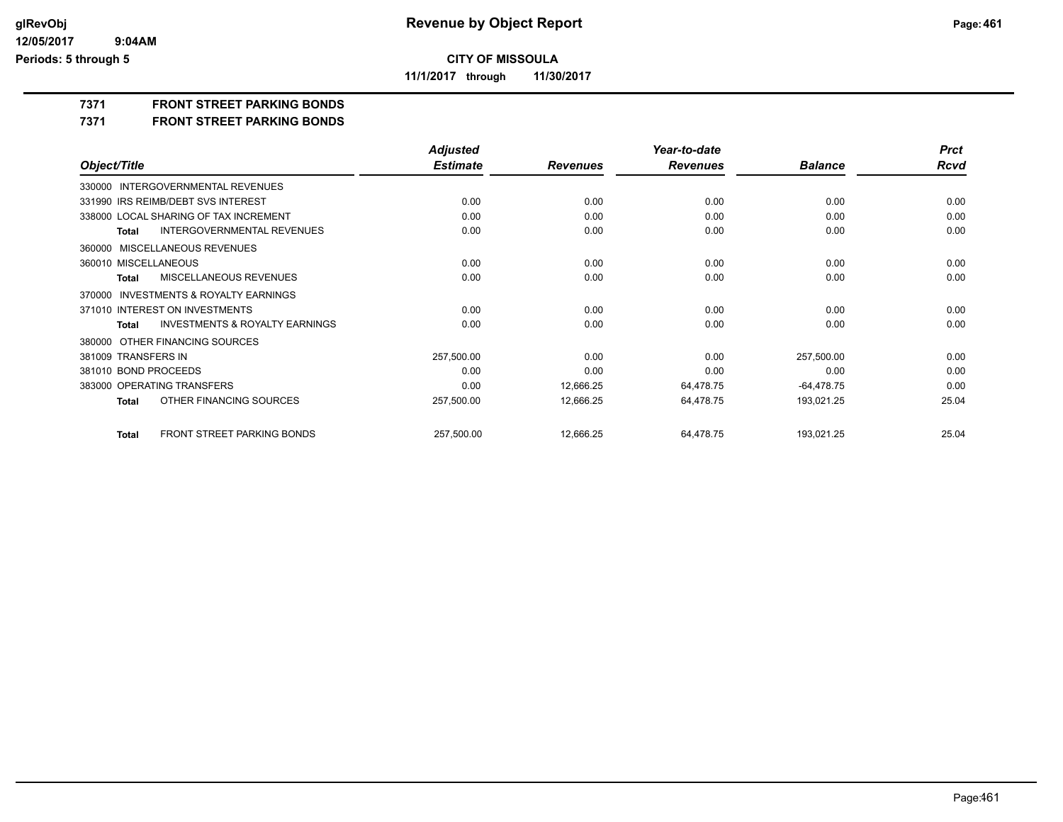# CITY OF MISSOULA

**11/1/2017 through 11/30/2017**

## 7371 FRONT STREET PARKING BONDS

## 7371 FRONT STREET PARKING BONDS

| Object/Title | Adjusted Estimate | Revenues | Year-to-date Revenues | Balance | Prct Rcvd |
|---|---|---|---|---|---|
| 330000 INTERGOVERNMENTAL REVENUES | | | | | |
| 331990 IRS REIMB/DEBT SVS INTEREST | 0.00 | 0.00 | 0.00 | 0.00 | 0.00 |
| 338000 LOCAL SHARING OF TAX INCREMENT | 0.00 | 0.00 | 0.00 | 0.00 | 0.00 |
| **Total** INTERGOVERNMENTAL REVENUES | 0.00 | 0.00 | 0.00 | 0.00 | 0.00 |
| 360000 MISCELLANEOUS REVENUES | | | | | |
| 360010 MISCELLANEOUS | 0.00 | 0.00 | 0.00 | 0.00 | 0.00 |
| **Total** MISCELLANEOUS REVENUES | 0.00 | 0.00 | 0.00 | 0.00 | 0.00 |
| 370000 INVESTMENTS & ROYALTY EARNINGS | | | | | |
| 371010 INTEREST ON INVESTMENTS | 0.00 | 0.00 | 0.00 | 0.00 | 0.00 |
| **Total** INVESTMENTS & ROYALTY EARNINGS | 0.00 | 0.00 | 0.00 | 0.00 | 0.00 |
| 380000 OTHER FINANCING SOURCES | | | | | |
| 381009 TRANSFERS IN | 257,500.00 | 0.00 | 0.00 | 257,500.00 | 0.00 |
| 381010 BOND PROCEEDS | 0.00 | 0.00 | 0.00 | 0.00 | 0.00 |
| 383000 OPERATING TRANSFERS | 0.00 | 12,666.25 | 64,478.75 | -64,478.75 | 0.00 |
| **Total** OTHER FINANCING SOURCES | 257,500.00 | 12,666.25 | 64,478.75 | 193,021.25 | 25.04 |
| **Total** FRONT STREET PARKING BONDS | 257,500.00 | 12,666.25 | 64,478.75 | 193,021.25 | 25.04 |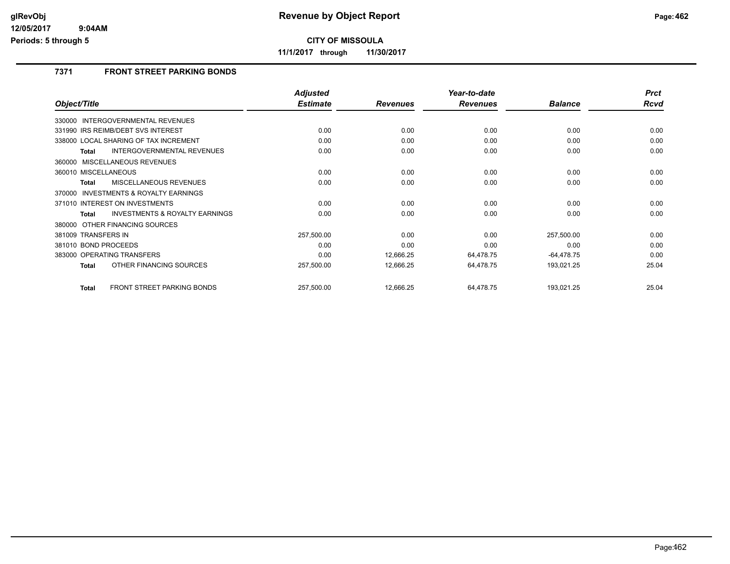# Revenue by Object Report

**CITY OF MISSOULA**

**11/1/2017 through 11/30/2017**

glRevObj
12/05/2017 9:04AM
Periods: 5 through 5

## 7371 FRONT STREET PARKING BONDS

| Object/Title | Adjusted Estimate | Revenues | Year-to-date Revenues | Balance | Prct Rcvd |
|---|---|---|---|---|---|
| 330000 INTERGOVERNMENTAL REVENUES | | | | | |
| 331990 IRS REIMB/DEBT SVS INTEREST | 0.00 | 0.00 | 0.00 | 0.00 | 0.00 |
| 338000 LOCAL SHARING OF TAX INCREMENT | 0.00 | 0.00 | 0.00 | 0.00 | 0.00 |
| **Total** INTERGOVERNMENTAL REVENUES | 0.00 | 0.00 | 0.00 | 0.00 | 0.00 |
| 360000 MISCELLANEOUS REVENUES | | | | | |
| 360010 MISCELLANEOUS | 0.00 | 0.00 | 0.00 | 0.00 | 0.00 |
| **Total** MISCELLANEOUS REVENUES | 0.00 | 0.00 | 0.00 | 0.00 | 0.00 |
| 370000 INVESTMENTS & ROYALTY EARNINGS | | | | | |
| 371010 INTEREST ON INVESTMENTS | 0.00 | 0.00 | 0.00 | 0.00 | 0.00 |
| **Total** INVESTMENTS & ROYALTY EARNINGS | 0.00 | 0.00 | 0.00 | 0.00 | 0.00 |
| 380000 OTHER FINANCING SOURCES | | | | | |
| 381009 TRANSFERS IN | 257,500.00 | 0.00 | 0.00 | 257,500.00 | 0.00 |
| 381010 BOND PROCEEDS | 0.00 | 0.00 | 0.00 | 0.00 | 0.00 |
| 383000 OPERATING TRANSFERS | 0.00 | 12,666.25 | 64,478.75 | -64,478.75 | 0.00 |
| **Total** OTHER FINANCING SOURCES | 257,500.00 | 12,666.25 | 64,478.75 | 193,021.25 | 25.04 |
| **Total** FRONT STREET PARKING BONDS | 257,500.00 | 12,666.25 | 64,478.75 | 193,021.25 | 25.04 |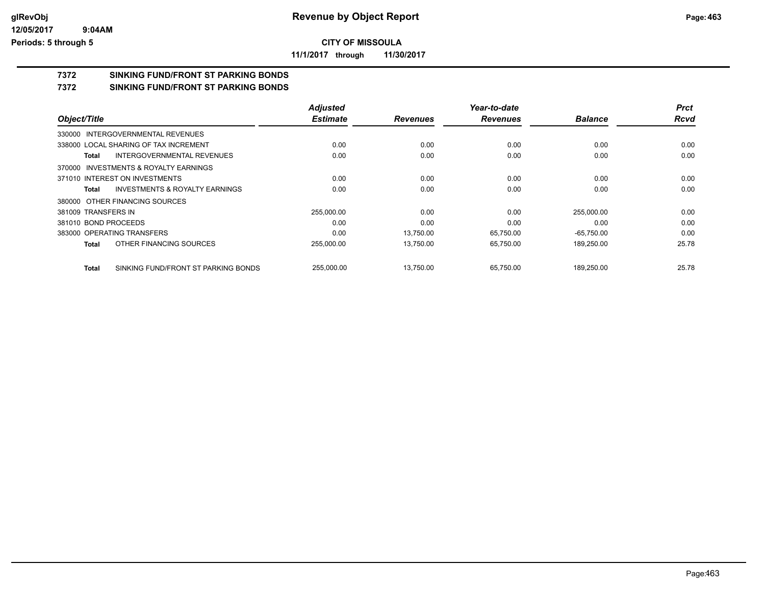**CITY OF MISSOULA**

**11/1/2017 through 11/30/2017**

# 7372 SINKING FUND/FRONT ST PARKING BONDS

## 7372 SINKING FUND/FRONT ST PARKING BONDS

| Object/Title | | Adjusted Estimate | Revenues | Year-to-date Revenues | Balance | Prct Rcvd |
|---|---|---|---|---|---|---|
| 330000 INTERGOVERNMENTAL REVENUES | | | | | | |
| 338000 LOCAL SHARING OF TAX INCREMENT | | 0.00 | 0.00 | 0.00 | 0.00 | 0.00 |
| **Total** | INTERGOVERNMENTAL REVENUES | 0.00 | 0.00 | 0.00 | 0.00 | 0.00 |
| 370000 INVESTMENTS & ROYALTY EARNINGS | | | | | | |
| 371010 INTEREST ON INVESTMENTS | | 0.00 | 0.00 | 0.00 | 0.00 | 0.00 |
| **Total** | INVESTMENTS & ROYALTY EARNINGS | 0.00 | 0.00 | 0.00 | 0.00 | 0.00 |
| 380000 OTHER FINANCING SOURCES | | | | | | |
| 381009 TRANSFERS IN | | 255,000.00 | 0.00 | 0.00 | 255,000.00 | 0.00 |
| 381010 BOND PROCEEDS | | 0.00 | 0.00 | 0.00 | 0.00 | 0.00 |
| 383000 OPERATING TRANSFERS | | 0.00 | 13,750.00 | 65,750.00 | -65,750.00 | 0.00 |
| **Total** | OTHER FINANCING SOURCES | 255,000.00 | 13,750.00 | 65,750.00 | 189,250.00 | 25.78 |
| **Total** | SINKING FUND/FRONT ST PARKING BONDS | 255,000.00 | 13,750.00 | 65,750.00 | 189,250.00 | 25.78 |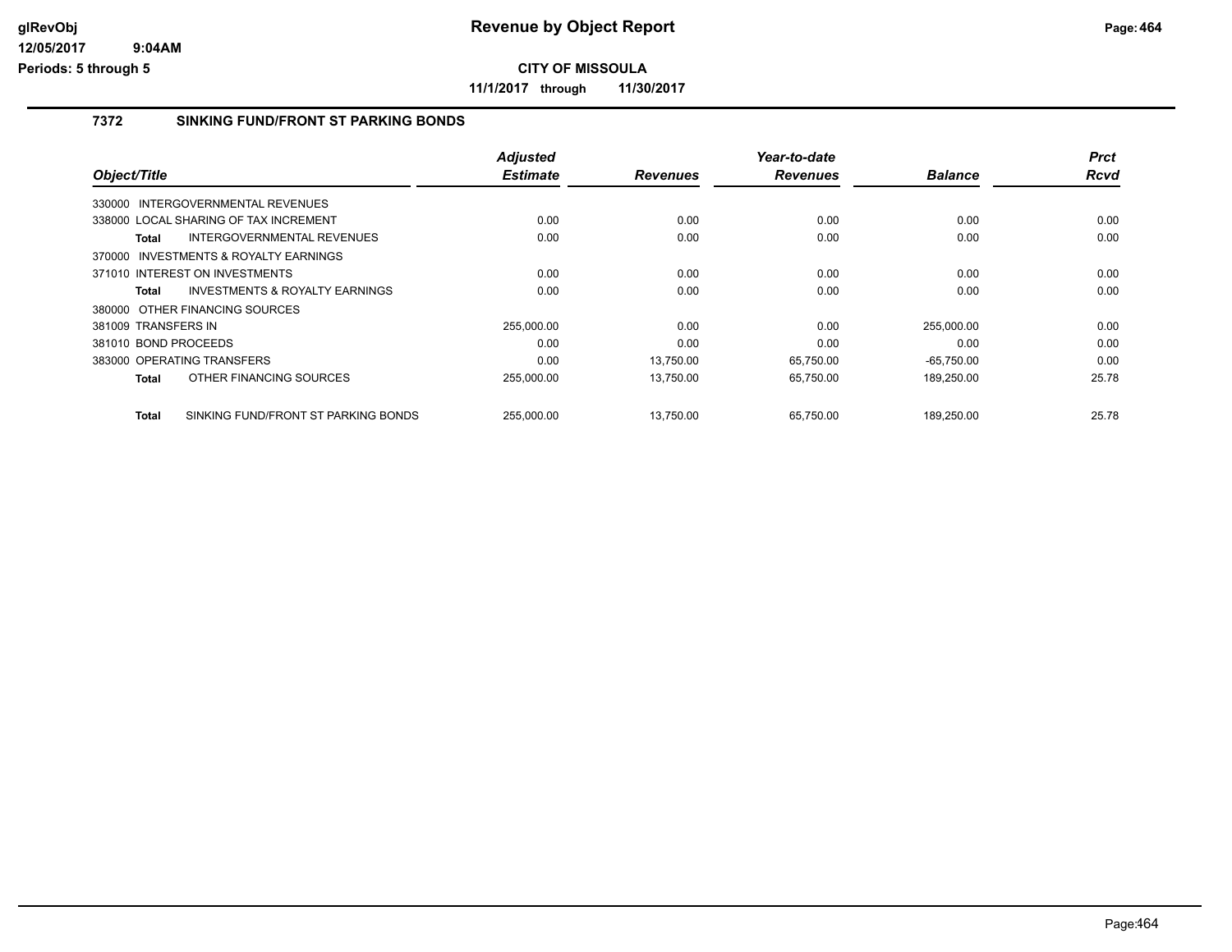**glRevObj**
**12/05/2017 9:04AM**
**Periods: 5 through 5**

# Revenue by Object Report

**CITY OF MISSOULA**

**11/1/2017 through 11/30/2017**

## 7372 SINKING FUND/FRONT ST PARKING BONDS

| Object/Title | Adjusted Estimate | Revenues | Year-to-date Revenues | Balance | Prct Rcvd |
|---|---|---|---|---|---|
| 330000 INTERGOVERNMENTAL REVENUES | | | | | |
| 338000 LOCAL SHARING OF TAX INCREMENT | 0.00 | 0.00 | 0.00 | 0.00 | 0.00 |
| **Total** INTERGOVERNMENTAL REVENUES | 0.00 | 0.00 | 0.00 | 0.00 | 0.00 |
| 370000 INVESTMENTS & ROYALTY EARNINGS | | | | | |
| 371010 INTEREST ON INVESTMENTS | 0.00 | 0.00 | 0.00 | 0.00 | 0.00 |
| **Total** INVESTMENTS & ROYALTY EARNINGS | 0.00 | 0.00 | 0.00 | 0.00 | 0.00 |
| 380000 OTHER FINANCING SOURCES | | | | | |
| 381009 TRANSFERS IN | 255,000.00 | 0.00 | 0.00 | 255,000.00 | 0.00 |
| 381010 BOND PROCEEDS | 0.00 | 0.00 | 0.00 | 0.00 | 0.00 |
| 383000 OPERATING TRANSFERS | 0.00 | 13,750.00 | 65,750.00 | -65,750.00 | 0.00 |
| **Total** OTHER FINANCING SOURCES | 255,000.00 | 13,750.00 | 65,750.00 | 189,250.00 | 25.78 |
| **Total** SINKING FUND/FRONT ST PARKING BONDS | 255,000.00 | 13,750.00 | 65,750.00 | 189,250.00 | 25.78 |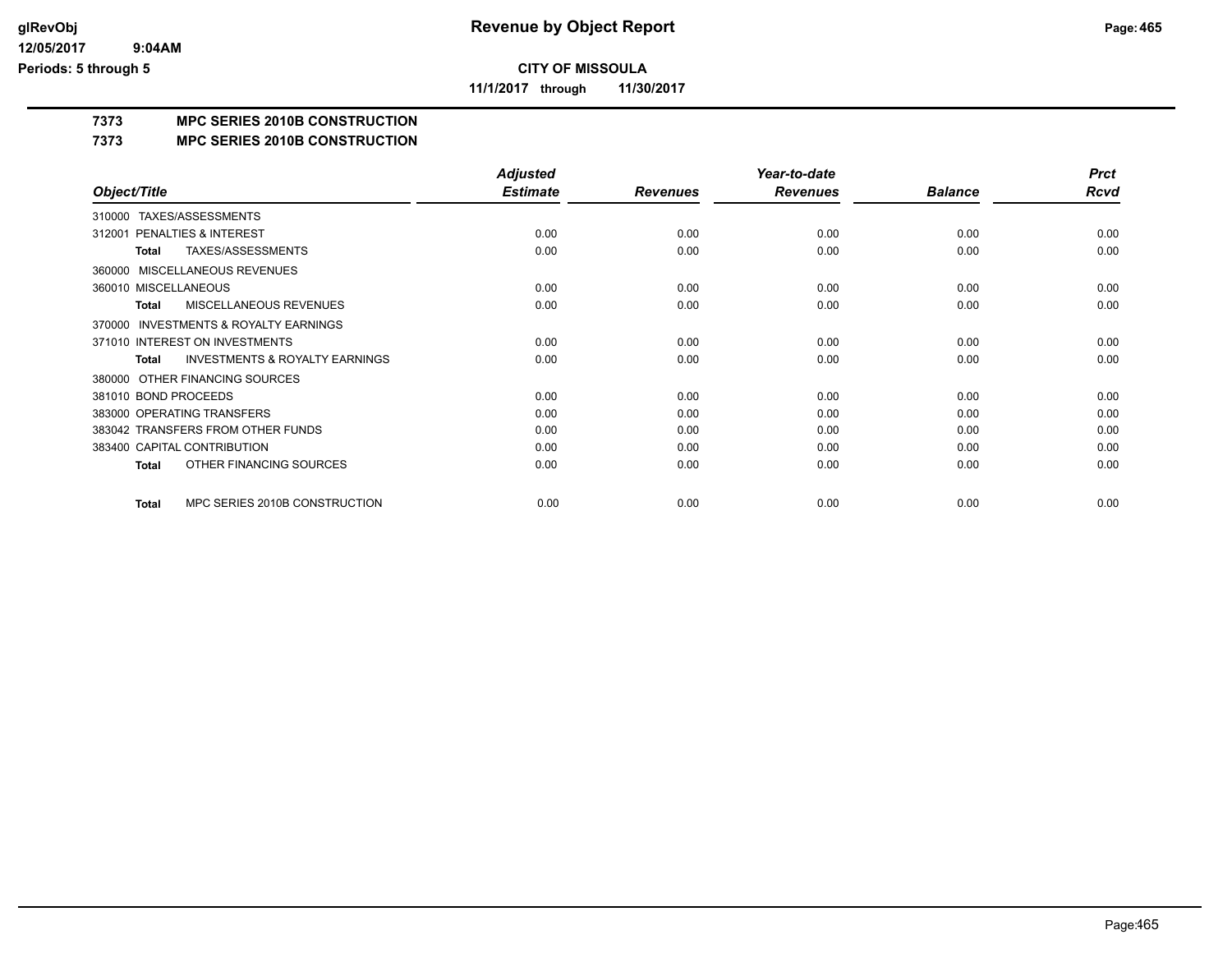**CITY OF MISSOULA**

**11/1/2017 through 11/30/2017**

# 7373 MPC SERIES 2010B CONSTRUCTION

## 7373 MPC SERIES 2010B CONSTRUCTION

| Object/Title | | Adjusted Estimate | Revenues | Year-to-date Revenues | Balance | Prct Rcvd |
|---|---|---|---|---|---|---|
| 310000 TAXES/ASSESSMENTS | | | | | | |
| 312001 PENALTIES & INTEREST | | 0.00 | 0.00 | 0.00 | 0.00 | 0.00 |
| Total | TAXES/ASSESSMENTS | 0.00 | 0.00 | 0.00 | 0.00 | 0.00 |
| 360000 MISCELLANEOUS REVENUES | | | | | | |
| 360010 MISCELLANEOUS | | 0.00 | 0.00 | 0.00 | 0.00 | 0.00 |
| Total | MISCELLANEOUS REVENUES | 0.00 | 0.00 | 0.00 | 0.00 | 0.00 |
| 370000 INVESTMENTS & ROYALTY EARNINGS | | | | | | |
| 371010 INTEREST ON INVESTMENTS | | 0.00 | 0.00 | 0.00 | 0.00 | 0.00 |
| Total | INVESTMENTS & ROYALTY EARNINGS | 0.00 | 0.00 | 0.00 | 0.00 | 0.00 |
| 380000 OTHER FINANCING SOURCES | | | | | | |
| 381010 BOND PROCEEDS | | 0.00 | 0.00 | 0.00 | 0.00 | 0.00 |
| 383000 OPERATING TRANSFERS | | 0.00 | 0.00 | 0.00 | 0.00 | 0.00 |
| 383042 TRANSFERS FROM OTHER FUNDS | | 0.00 | 0.00 | 0.00 | 0.00 | 0.00 |
| 383400 CAPITAL CONTRIBUTION | | 0.00 | 0.00 | 0.00 | 0.00 | 0.00 |
| Total | OTHER FINANCING SOURCES | 0.00 | 0.00 | 0.00 | 0.00 | 0.00 |
| Total | MPC SERIES 2010B CONSTRUCTION | 0.00 | 0.00 | 0.00 | 0.00 | 0.00 |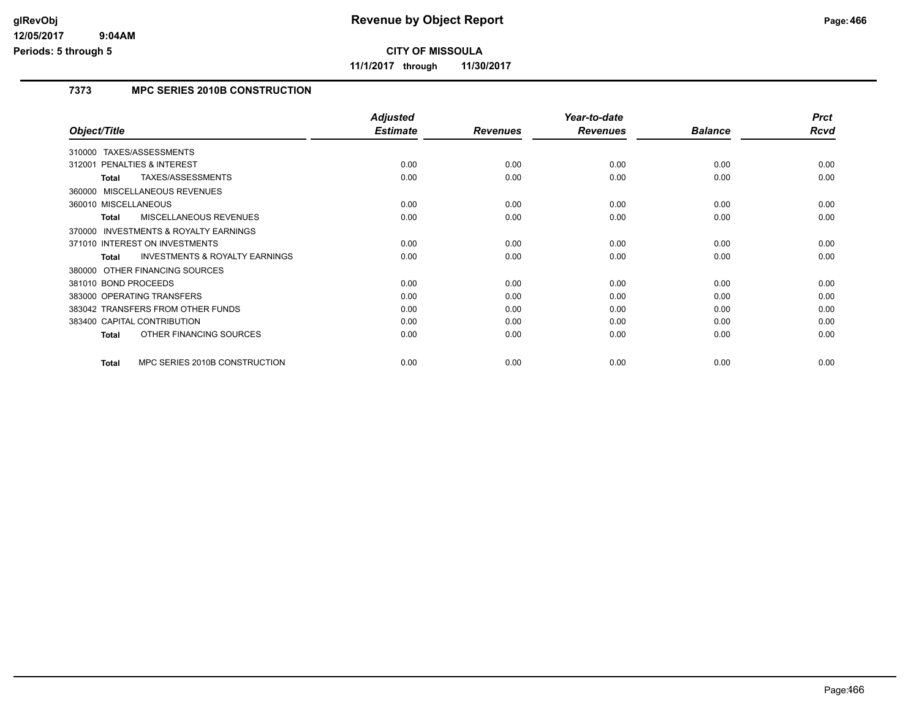# Revenue by Object Report

**CITY OF MISSOULA**

**11/1/2017 through 11/30/2017**

glRevObj
12/05/2017 9:04AM
Periods: 5 through 5

### 7373 MPC SERIES 2010B CONSTRUCTION

| Object/Title | Adjusted Estimate | Revenues | Year-to-date Revenues | Balance | Prct Rcvd |
|---|---|---|---|---|---|
| 310000 TAXES/ASSESSMENTS | | | | | |
| 312001 PENALTIES & INTEREST | 0.00 | 0.00 | 0.00 | 0.00 | 0.00 |
| **Total** TAXES/ASSESSMENTS | 0.00 | 0.00 | 0.00 | 0.00 | 0.00 |
| 360000 MISCELLANEOUS REVENUES | | | | | |
| 360010 MISCELLANEOUS | 0.00 | 0.00 | 0.00 | 0.00 | 0.00 |
| **Total** MISCELLANEOUS REVENUES | 0.00 | 0.00 | 0.00 | 0.00 | 0.00 |
| 370000 INVESTMENTS & ROYALTY EARNINGS | | | | | |
| 371010 INTEREST ON INVESTMENTS | 0.00 | 0.00 | 0.00 | 0.00 | 0.00 |
| **Total** INVESTMENTS & ROYALTY EARNINGS | 0.00 | 0.00 | 0.00 | 0.00 | 0.00 |
| 380000 OTHER FINANCING SOURCES | | | | | |
| 381010 BOND PROCEEDS | 0.00 | 0.00 | 0.00 | 0.00 | 0.00 |
| 383000 OPERATING TRANSFERS | 0.00 | 0.00 | 0.00 | 0.00 | 0.00 |
| 383042 TRANSFERS FROM OTHER FUNDS | 0.00 | 0.00 | 0.00 | 0.00 | 0.00 |
| 383400 CAPITAL CONTRIBUTION | 0.00 | 0.00 | 0.00 | 0.00 | 0.00 |
| **Total** OTHER FINANCING SOURCES | 0.00 | 0.00 | 0.00 | 0.00 | 0.00 |
| **Total** MPC SERIES 2010B CONSTRUCTION | 0.00 | 0.00 | 0.00 | 0.00 | 0.00 |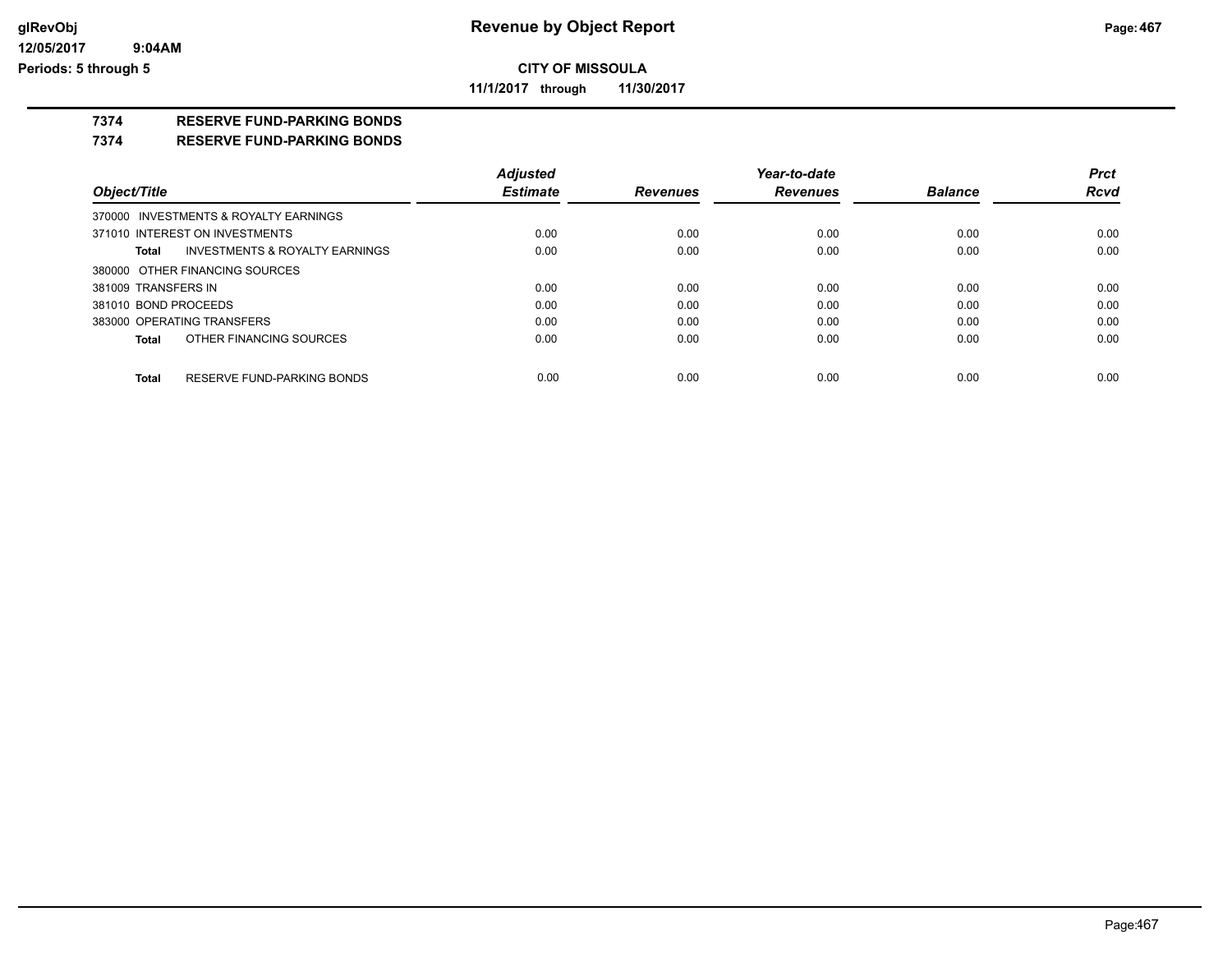**CITY OF MISSOULA**

**11/1/2017 through 11/30/2017**

## 7374 RESERVE FUND-PARKING BONDS

### 7374 RESERVE FUND-PARKING BONDS

| Object/Title | Adjusted Estimate | Revenues | Year-to-date Revenues | Balance | Prct Rcvd |
|---|---|---|---|---|---|
| 370000 INVESTMENTS & ROYALTY EARNINGS | | | | | |
| 371010 INTEREST ON INVESTMENTS | 0.00 | 0.00 | 0.00 | 0.00 | 0.00 |
| **Total** INVESTMENTS & ROYALTY EARNINGS | 0.00 | 0.00 | 0.00 | 0.00 | 0.00 |
| 380000 OTHER FINANCING SOURCES | | | | | |
| 381009 TRANSFERS IN | 0.00 | 0.00 | 0.00 | 0.00 | 0.00 |
| 381010 BOND PROCEEDS | 0.00 | 0.00 | 0.00 | 0.00 | 0.00 |
| 383000 OPERATING TRANSFERS | 0.00 | 0.00 | 0.00 | 0.00 | 0.00 |
| **Total** OTHER FINANCING SOURCES | 0.00 | 0.00 | 0.00 | 0.00 | 0.00 |
| **Total** RESERVE FUND-PARKING BONDS | 0.00 | 0.00 | 0.00 | 0.00 | 0.00 |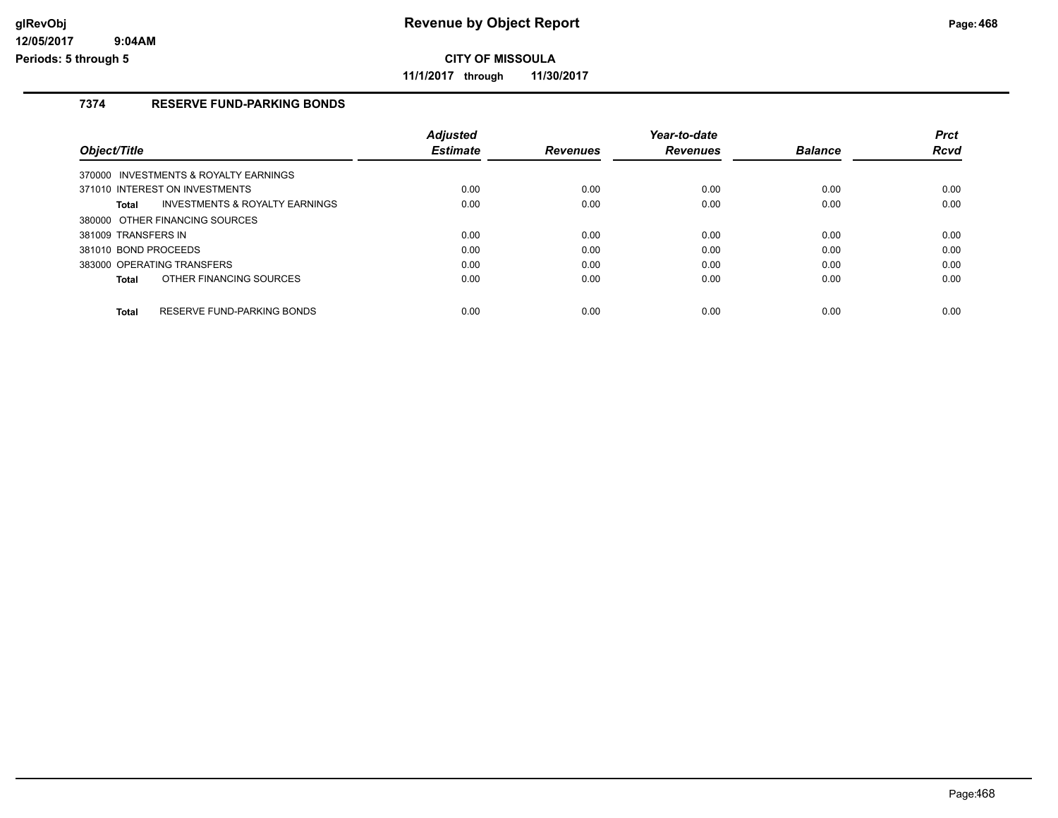# Revenue by Object Report

**CITY OF MISSOULA**

**11/1/2017 through 11/30/2017**

## 7374 RESERVE FUND-PARKING BONDS

| Object/Title | Adjusted Estimate | Revenues | Year-to-date Revenues | Balance | Prct Rcvd |
|---|---|---|---|---|---|
| 370000 INVESTMENTS & ROYALTY EARNINGS | | | | | |
| 371010 INTEREST ON INVESTMENTS | 0.00 | 0.00 | 0.00 | 0.00 | 0.00 |
| **Total** INVESTMENTS & ROYALTY EARNINGS | 0.00 | 0.00 | 0.00 | 0.00 | 0.00 |
| 380000 OTHER FINANCING SOURCES | | | | | |
| 381009 TRANSFERS IN | 0.00 | 0.00 | 0.00 | 0.00 | 0.00 |
| 381010 BOND PROCEEDS | 0.00 | 0.00 | 0.00 | 0.00 | 0.00 |
| 383000 OPERATING TRANSFERS | 0.00 | 0.00 | 0.00 | 0.00 | 0.00 |
| **Total** OTHER FINANCING SOURCES | 0.00 | 0.00 | 0.00 | 0.00 | 0.00 |
| **Total** RESERVE FUND-PARKING BONDS | 0.00 | 0.00 | 0.00 | 0.00 | 0.00 |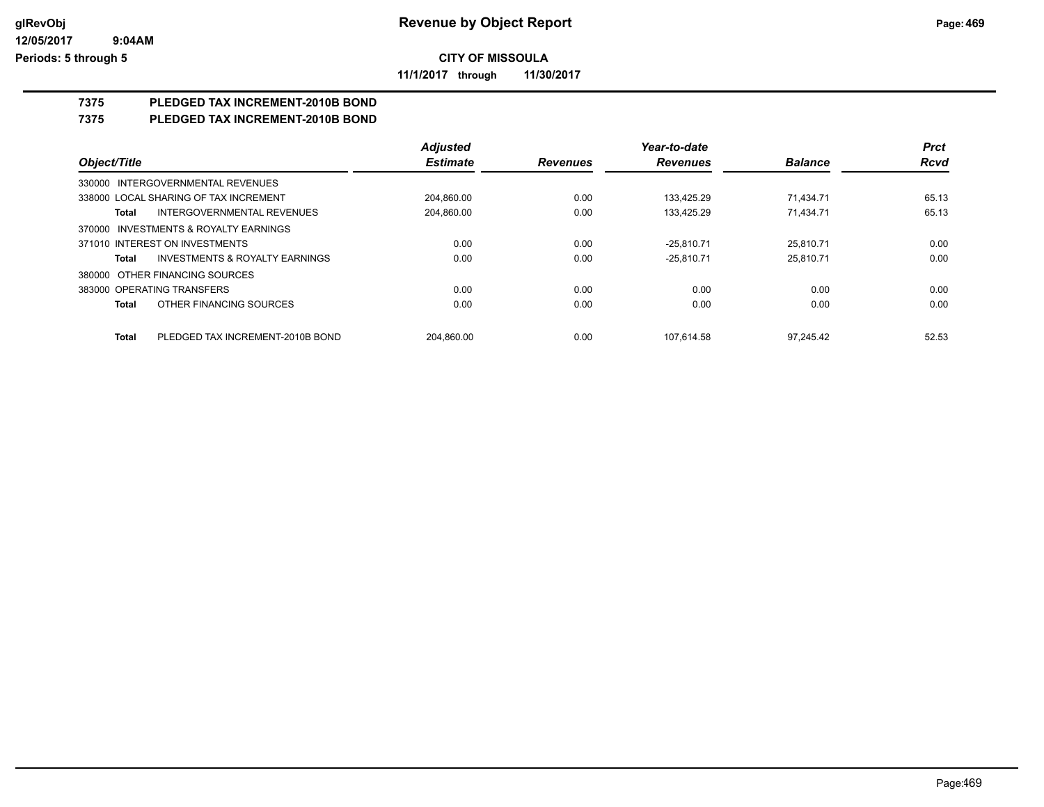**Revenue by Object Report**

**CITY OF MISSOULA**

**11/1/2017 through 11/30/2017**

glRevObj
12/05/2017 9:04AM
Periods: 5 through 5

# 7375 PLEDGED TAX INCREMENT-2010B BOND

## 7375 PLEDGED TAX INCREMENT-2010B BOND

| Object/Title | Adjusted Estimate | Revenues | Year-to-date Revenues | Balance | Prct Rcvd |
|---|---|---|---|---|---|
| 330000 INTERGOVERNMENTAL REVENUES | | | | | |
| 338000 LOCAL SHARING OF TAX INCREMENT | 204,860.00 | 0.00 | 133,425.29 | 71,434.71 | 65.13 |
| **Total** INTERGOVERNMENTAL REVENUES | 204,860.00 | 0.00 | 133,425.29 | 71,434.71 | 65.13 |
| 370000 INVESTMENTS & ROYALTY EARNINGS | | | | | |
| 371010 INTEREST ON INVESTMENTS | 0.00 | 0.00 | -25,810.71 | 25,810.71 | 0.00 |
| **Total** INVESTMENTS & ROYALTY EARNINGS | 0.00 | 0.00 | -25,810.71 | 25,810.71 | 0.00 |
| 380000 OTHER FINANCING SOURCES | | | | | |
| 383000 OPERATING TRANSFERS | 0.00 | 0.00 | 0.00 | 0.00 | 0.00 |
| **Total** OTHER FINANCING SOURCES | 0.00 | 0.00 | 0.00 | 0.00 | 0.00 |
| **Total** PLEDGED TAX INCREMENT-2010B BOND | 204,860.00 | 0.00 | 107,614.58 | 97,245.42 | 52.53 |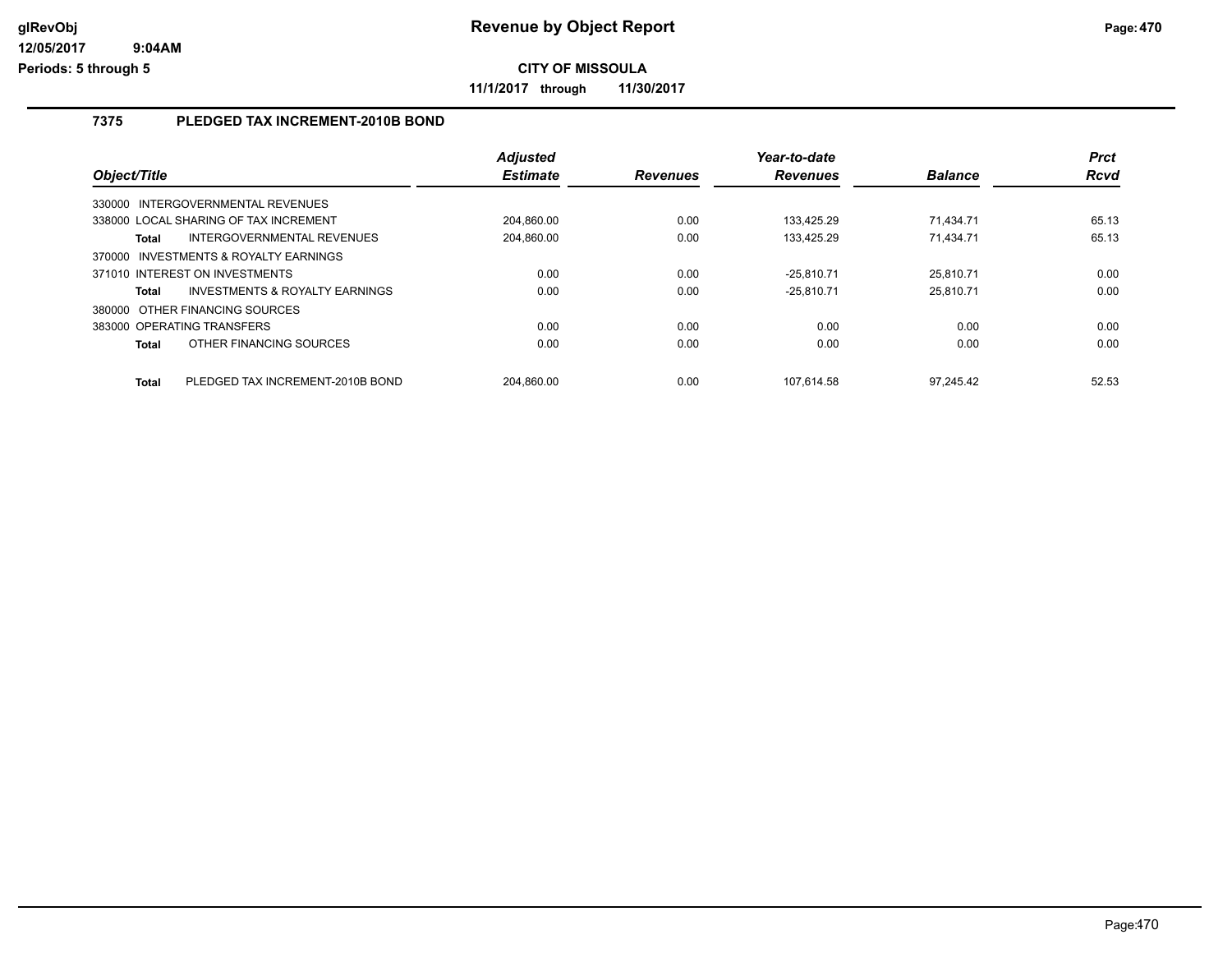**Revenue by Object Report**

**CITY OF MISSOULA**

**11/1/2017 through 11/30/2017**

glRevObj
12/05/2017 9:04AM
Periods: 5 through 5

## 7375 PLEDGED TAX INCREMENT-2010B BOND

| Object/Title | Adjusted Estimate | Revenues | Year-to-date Revenues | Balance | Prct Rcvd |
|---|---|---|---|---|---|
| 330000 INTERGOVERNMENTAL REVENUES | | | | | |
| 338000 LOCAL SHARING OF TAX INCREMENT | 204,860.00 | 0.00 | 133,425.29 | 71,434.71 | 65.13 |
| **Total** INTERGOVERNMENTAL REVENUES | 204,860.00 | 0.00 | 133,425.29 | 71,434.71 | 65.13 |
| 370000 INVESTMENTS & ROYALTY EARNINGS | | | | | |
| 371010 INTEREST ON INVESTMENTS | 0.00 | 0.00 | -25,810.71 | 25,810.71 | 0.00 |
| **Total** INVESTMENTS & ROYALTY EARNINGS | 0.00 | 0.00 | -25,810.71 | 25,810.71 | 0.00 |
| 380000 OTHER FINANCING SOURCES | | | | | |
| 383000 OPERATING TRANSFERS | 0.00 | 0.00 | 0.00 | 0.00 | 0.00 |
| **Total** OTHER FINANCING SOURCES | 0.00 | 0.00 | 0.00 | 0.00 | 0.00 |
| **Total** PLEDGED TAX INCREMENT-2010B BOND | 204,860.00 | 0.00 | 107,614.58 | 97,245.42 | 52.53 |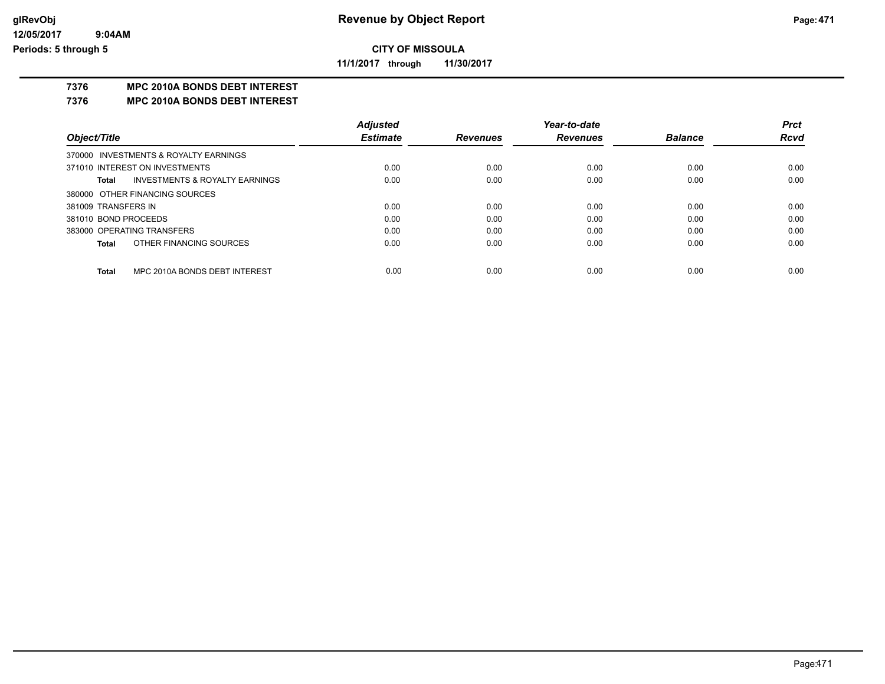# Revenue by Object Report

## CITY OF MISSOULA

**11/1/2017 through 11/30/2017**

### 7376 MPC 2010A BONDS DEBT INTEREST
### 7376 MPC 2010A BONDS DEBT INTEREST

| Object/Title | Adjusted Estimate | Revenues | Year-to-date Revenues | Balance | Prct Rcvd |
|---|---|---|---|---|---|
| 370000 INVESTMENTS & ROYALTY EARNINGS | | | | | |
| 371010 INTEREST ON INVESTMENTS | 0.00 | 0.00 | 0.00 | 0.00 | 0.00 |
| **Total** INVESTMENTS & ROYALTY EARNINGS | 0.00 | 0.00 | 0.00 | 0.00 | 0.00 |
| 380000 OTHER FINANCING SOURCES | | | | | |
| 381009 TRANSFERS IN | 0.00 | 0.00 | 0.00 | 0.00 | 0.00 |
| 381010 BOND PROCEEDS | 0.00 | 0.00 | 0.00 | 0.00 | 0.00 |
| 383000 OPERATING TRANSFERS | 0.00 | 0.00 | 0.00 | 0.00 | 0.00 |
| **Total** OTHER FINANCING SOURCES | 0.00 | 0.00 | 0.00 | 0.00 | 0.00 |
| **Total** MPC 2010A BONDS DEBT INTEREST | 0.00 | 0.00 | 0.00 | 0.00 | 0.00 |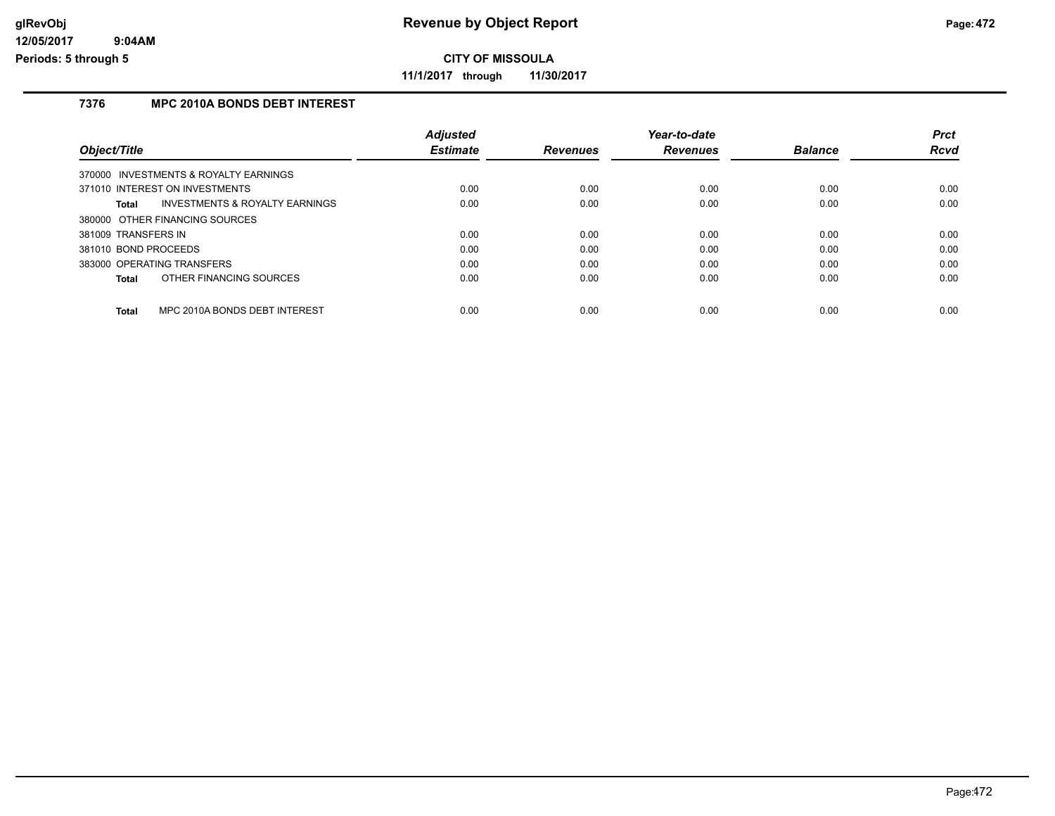**Revenue by Object Report**

**CITY OF MISSOULA**

**11/1/2017 through 11/30/2017**

## 7376 MPC 2010A BONDS DEBT INTEREST

| Object/Title | Adjusted Estimate | Revenues | Year-to-date Revenues | Balance | Prct Rcvd |
|---|---|---|---|---|---|
| 370000 INVESTMENTS & ROYALTY EARNINGS | | | | | |
| 371010 INTEREST ON INVESTMENTS | 0.00 | 0.00 | 0.00 | 0.00 | 0.00 |
| **Total** INVESTMENTS & ROYALTY EARNINGS | 0.00 | 0.00 | 0.00 | 0.00 | 0.00 |
| 380000 OTHER FINANCING SOURCES | | | | | |
| 381009 TRANSFERS IN | 0.00 | 0.00 | 0.00 | 0.00 | 0.00 |
| 381010 BOND PROCEEDS | 0.00 | 0.00 | 0.00 | 0.00 | 0.00 |
| 383000 OPERATING TRANSFERS | 0.00 | 0.00 | 0.00 | 0.00 | 0.00 |
| **Total** OTHER FINANCING SOURCES | 0.00 | 0.00 | 0.00 | 0.00 | 0.00 |
| **Total** MPC 2010A BONDS DEBT INTEREST | 0.00 | 0.00 | 0.00 | 0.00 | 0.00 |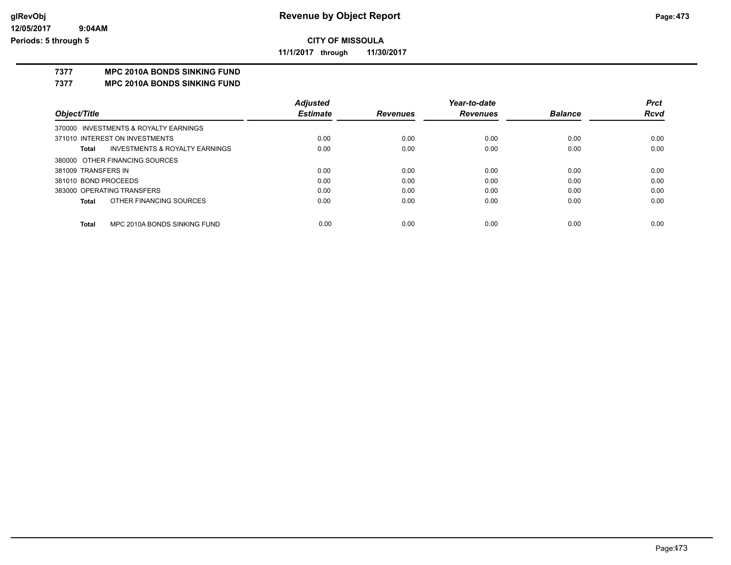**CITY OF MISSOULA**

**11/1/2017 through 11/30/2017**

## 7377 MPC 2010A BONDS SINKING FUND

### 7377 MPC 2010A BONDS SINKING FUND

| Object/Title | Adjusted Estimate | Revenues | Year-to-date Revenues | Balance | Prct Rcvd |
|---|---|---|---|---|---|
| 370000 INVESTMENTS & ROYALTY EARNINGS | | | | | |
| 371010 INTEREST ON INVESTMENTS | 0.00 | 0.00 | 0.00 | 0.00 | 0.00 |
| **Total** INVESTMENTS & ROYALTY EARNINGS | 0.00 | 0.00 | 0.00 | 0.00 | 0.00 |
| 380000 OTHER FINANCING SOURCES | | | | | |
| 381009 TRANSFERS IN | 0.00 | 0.00 | 0.00 | 0.00 | 0.00 |
| 381010 BOND PROCEEDS | 0.00 | 0.00 | 0.00 | 0.00 | 0.00 |
| 383000 OPERATING TRANSFERS | 0.00 | 0.00 | 0.00 | 0.00 | 0.00 |
| **Total** OTHER FINANCING SOURCES | 0.00 | 0.00 | 0.00 | 0.00 | 0.00 |
| **Total** MPC 2010A BONDS SINKING FUND | 0.00 | 0.00 | 0.00 | 0.00 | 0.00 |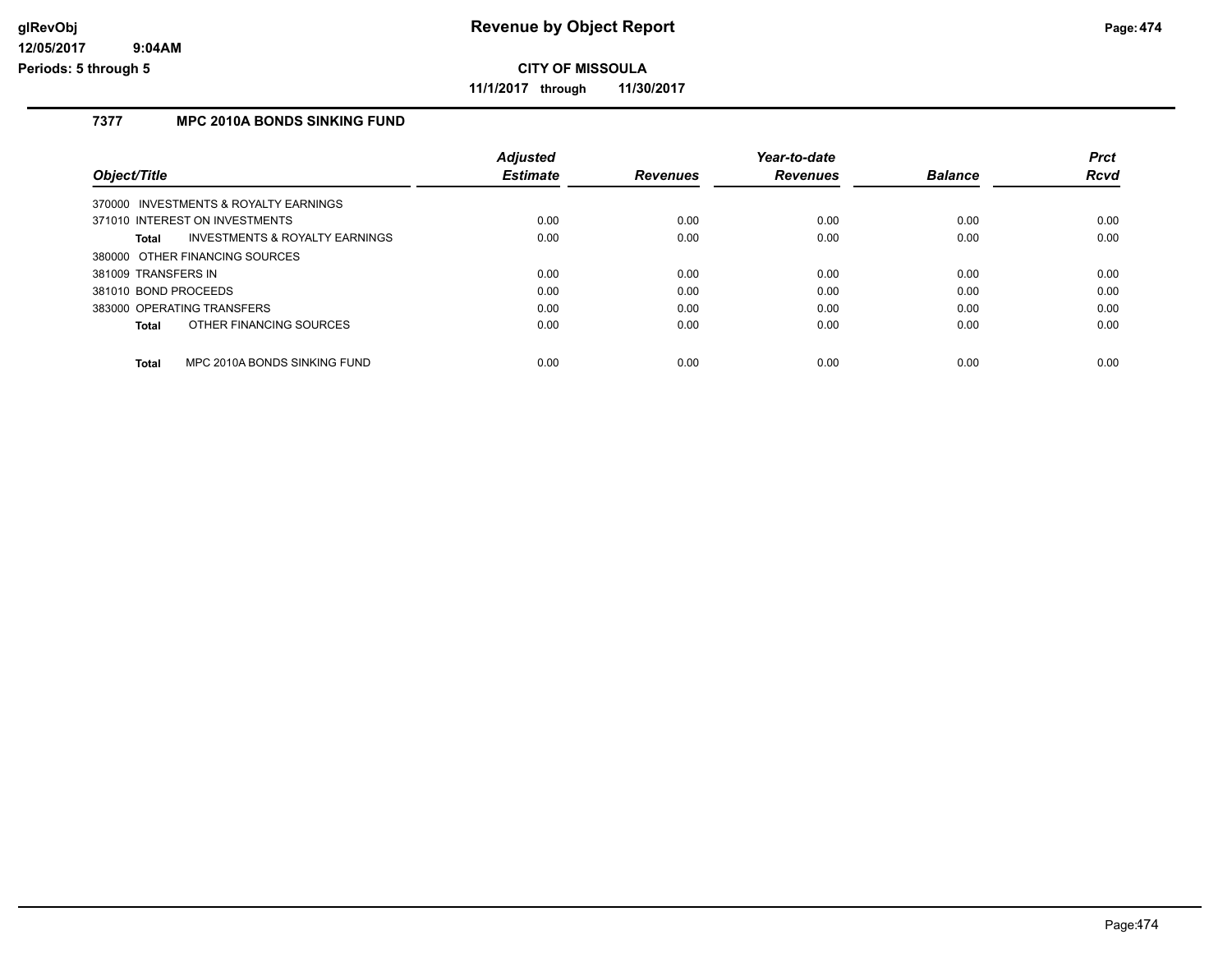# Revenue by Object Report

**CITY OF MISSOULA**

**11/1/2017 through 11/30/2017**

glRevObj
12/05/2017 9:04AM
Periods: 5 through 5

## 7377 MPC 2010A BONDS SINKING FUND

| Object/Title | Adjusted Estimate | Revenues | Year-to-date Revenues | Balance | Prct Rcvd |
|---|---|---|---|---|---|
| 370000 INVESTMENTS & ROYALTY EARNINGS | | | | | |
| 371010 INTEREST ON INVESTMENTS | 0.00 | 0.00 | 0.00 | 0.00 | 0.00 |
| **Total** INVESTMENTS & ROYALTY EARNINGS | 0.00 | 0.00 | 0.00 | 0.00 | 0.00 |
| 380000 OTHER FINANCING SOURCES | | | | | |
| 381009 TRANSFERS IN | 0.00 | 0.00 | 0.00 | 0.00 | 0.00 |
| 381010 BOND PROCEEDS | 0.00 | 0.00 | 0.00 | 0.00 | 0.00 |
| 383000 OPERATING TRANSFERS | 0.00 | 0.00 | 0.00 | 0.00 | 0.00 |
| **Total** OTHER FINANCING SOURCES | 0.00 | 0.00 | 0.00 | 0.00 | 0.00 |
| **Total** MPC 2010A BONDS SINKING FUND | 0.00 | 0.00 | 0.00 | 0.00 | 0.00 |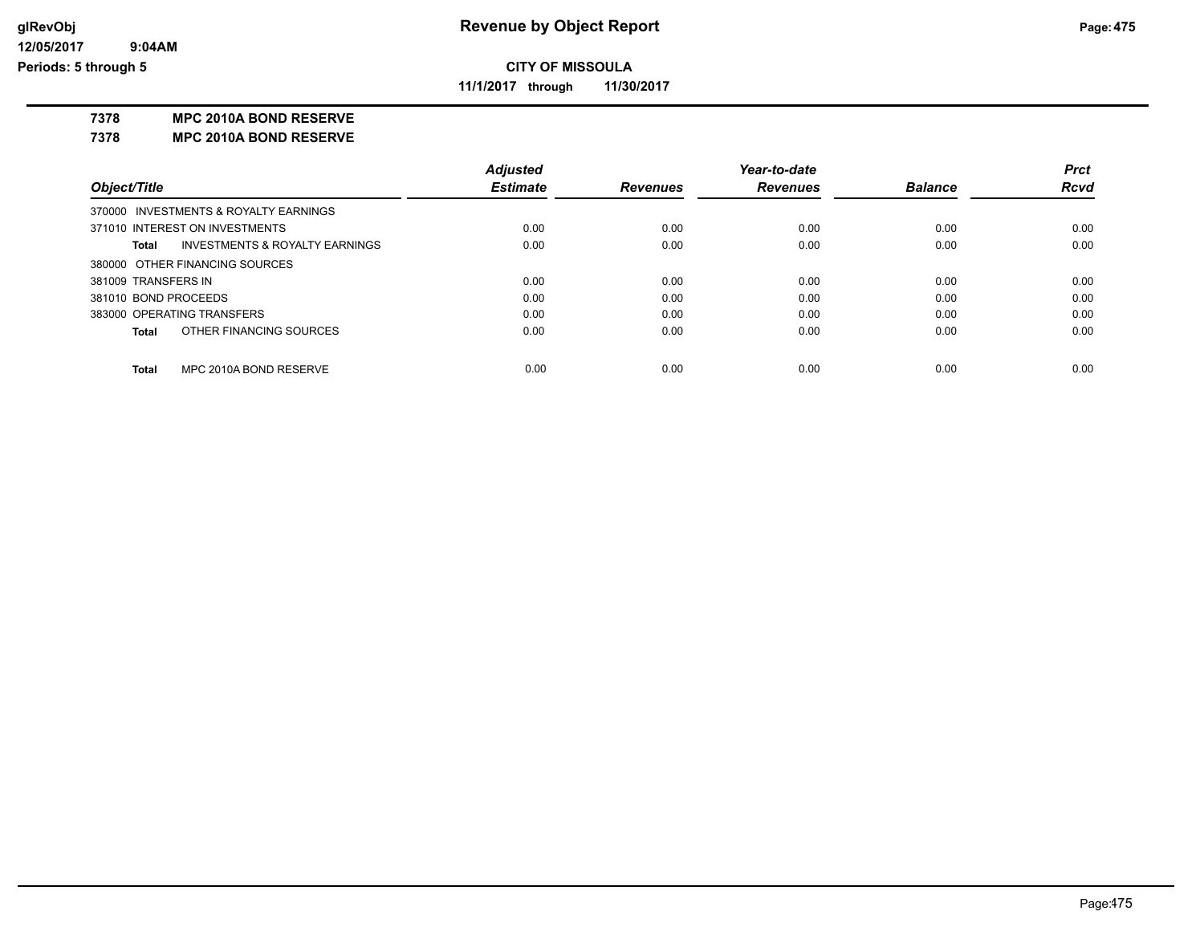**CITY OF MISSOULA**

**11/1/2017 through 11/30/2017**

**7378 MPC 2010A BOND RESERVE**

**7378 MPC 2010A BOND RESERVE**

| Object/Title | Adjusted Estimate | Revenues | Year-to-date Revenues | Balance | Prct Rcvd |
|---|---|---|---|---|---|
| 370000 INVESTMENTS & ROYALTY EARNINGS | | | | | |
| 371010 INTEREST ON INVESTMENTS | 0.00 | 0.00 | 0.00 | 0.00 | 0.00 |
| **Total** INVESTMENTS & ROYALTY EARNINGS | 0.00 | 0.00 | 0.00 | 0.00 | 0.00 |
| 380000 OTHER FINANCING SOURCES | | | | | |
| 381009 TRANSFERS IN | 0.00 | 0.00 | 0.00 | 0.00 | 0.00 |
| 381010 BOND PROCEEDS | 0.00 | 0.00 | 0.00 | 0.00 | 0.00 |
| 383000 OPERATING TRANSFERS | 0.00 | 0.00 | 0.00 | 0.00 | 0.00 |
| **Total** OTHER FINANCING SOURCES | 0.00 | 0.00 | 0.00 | 0.00 | 0.00 |
| **Total** MPC 2010A BOND RESERVE | 0.00 | 0.00 | 0.00 | 0.00 | 0.00 |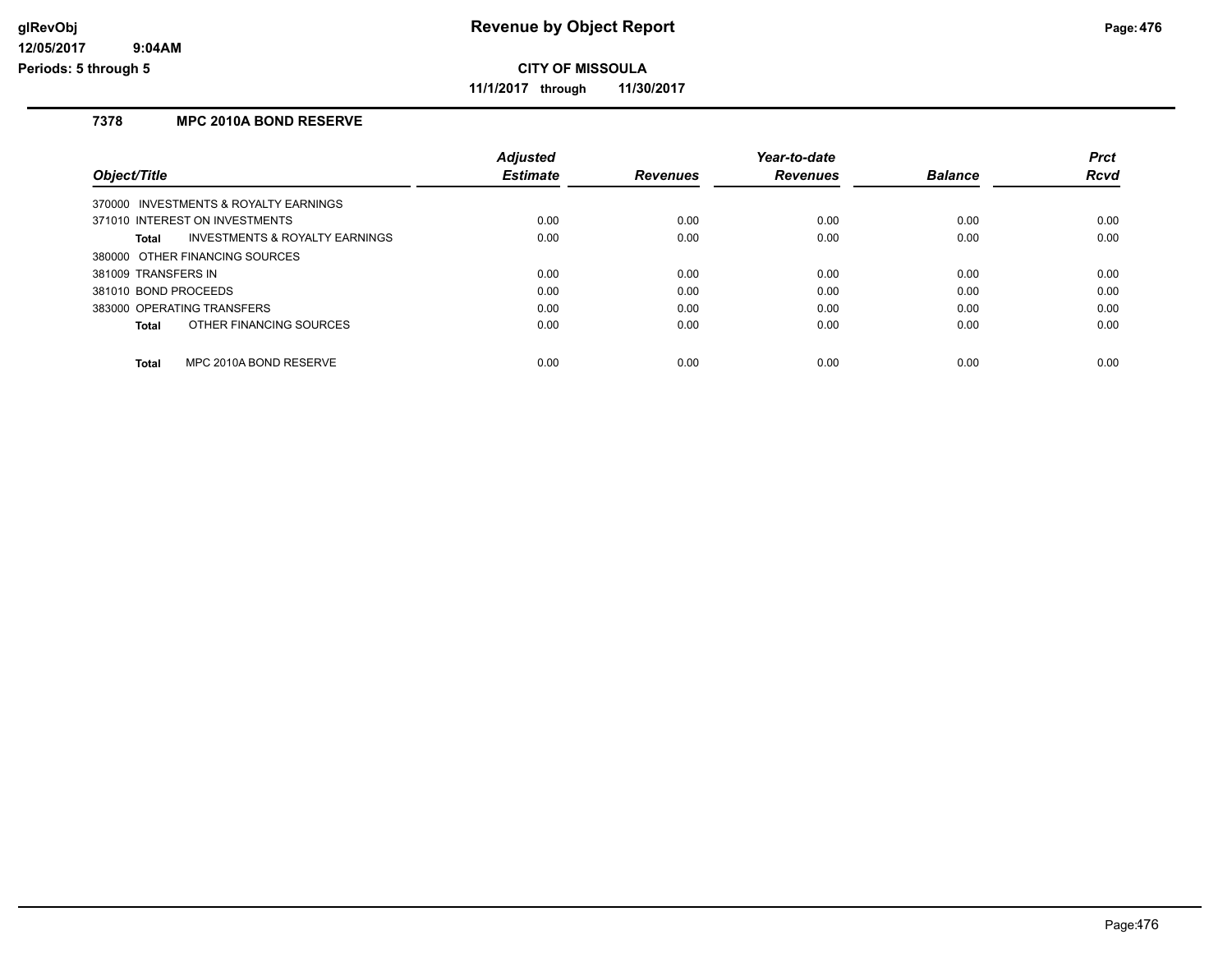# Revenue by Object Report

**CITY OF MISSOULA**

**11/1/2017 through 11/30/2017**

glRevObj
12/05/2017 9:04AM
Periods: 5 through 5

## 7378 MPC 2010A BOND RESERVE

| Object/Title | Adjusted Estimate | Revenues | Year-to-date Revenues | Balance | Prct Rcvd |
|---|---|---|---|---|---|
| 370000 INVESTMENTS & ROYALTY EARNINGS | | | | | |
| 371010 INTEREST ON INVESTMENTS | 0.00 | 0.00 | 0.00 | 0.00 | 0.00 |
| **Total** INVESTMENTS & ROYALTY EARNINGS | 0.00 | 0.00 | 0.00 | 0.00 | 0.00 |
| 380000 OTHER FINANCING SOURCES | | | | | |
| 381009 TRANSFERS IN | 0.00 | 0.00 | 0.00 | 0.00 | 0.00 |
| 381010 BOND PROCEEDS | 0.00 | 0.00 | 0.00 | 0.00 | 0.00 |
| 383000 OPERATING TRANSFERS | 0.00 | 0.00 | 0.00 | 0.00 | 0.00 |
| **Total** OTHER FINANCING SOURCES | 0.00 | 0.00 | 0.00 | 0.00 | 0.00 |
| **Total** MPC 2010A BOND RESERVE | 0.00 | 0.00 | 0.00 | 0.00 | 0.00 |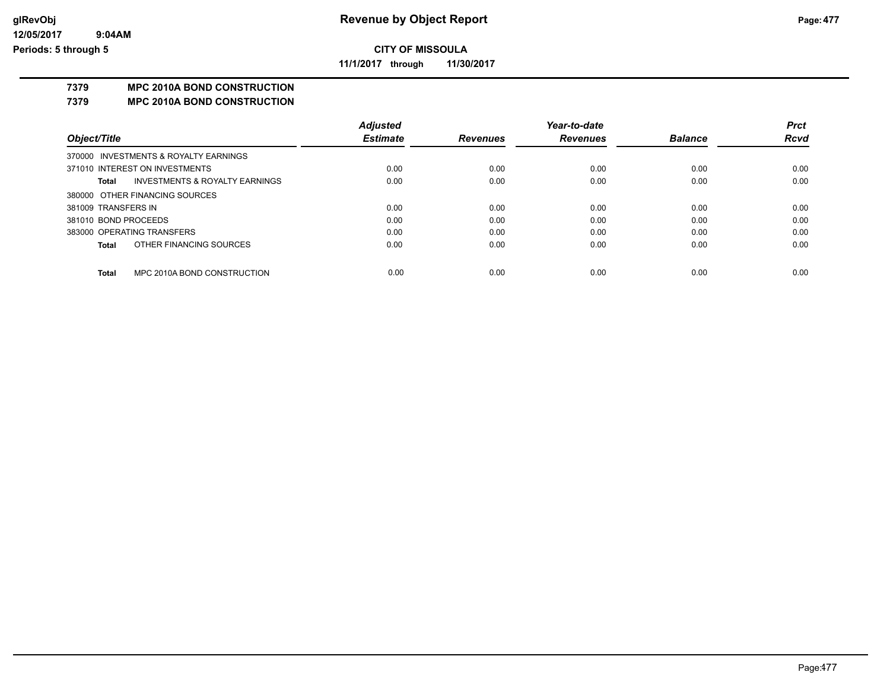**CITY OF MISSOULA**

**11/1/2017 through 11/30/2017**

# Revenue by Object Report

glRevObj
12/05/2017 9:04AM
Periods: 5 through 5

## 7379 MPC 2010A BOND CONSTRUCTION

### 7379 MPC 2010A BOND CONSTRUCTION

| Object/Title | Adjusted Estimate | Revenues | Year-to-date Revenues | Balance | Prct Rcvd |
|---|---|---|---|---|---|
| 370000 INVESTMENTS & ROYALTY EARNINGS | | | | | |
| 371010 INTEREST ON INVESTMENTS | 0.00 | 0.00 | 0.00 | 0.00 | 0.00 |
| **Total** INVESTMENTS & ROYALTY EARNINGS | 0.00 | 0.00 | 0.00 | 0.00 | 0.00 |
| 380000 OTHER FINANCING SOURCES | | | | | |
| 381009 TRANSFERS IN | 0.00 | 0.00 | 0.00 | 0.00 | 0.00 |
| 381010 BOND PROCEEDS | 0.00 | 0.00 | 0.00 | 0.00 | 0.00 |
| 383000 OPERATING TRANSFERS | 0.00 | 0.00 | 0.00 | 0.00 | 0.00 |
| **Total** OTHER FINANCING SOURCES | 0.00 | 0.00 | 0.00 | 0.00 | 0.00 |
| **Total** MPC 2010A BOND CONSTRUCTION | 0.00 | 0.00 | 0.00 | 0.00 | 0.00 |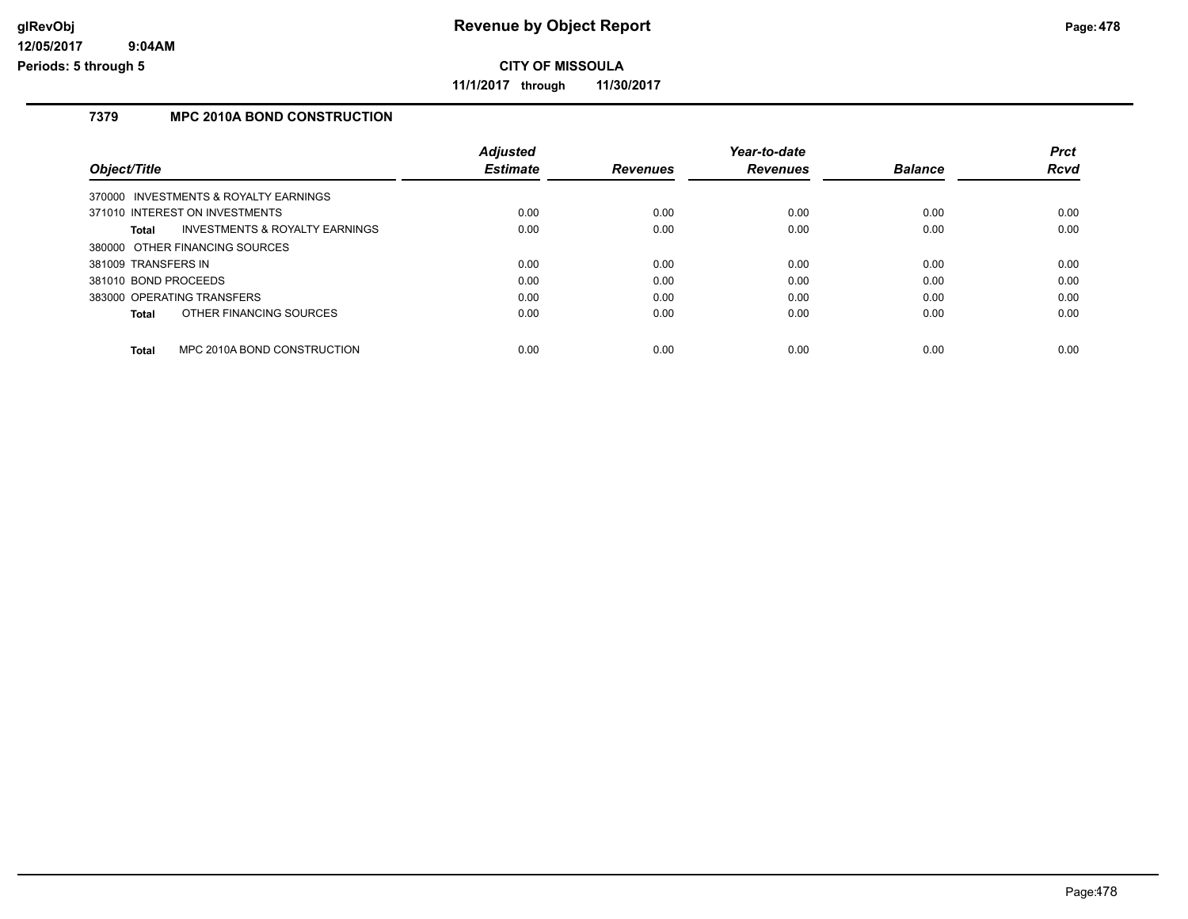**CITY OF MISSOULA**

**11/1/2017 through 11/30/2017**

### 7379 MPC 2010A BOND CONSTRUCTION

| Object/Title | Adjusted Estimate | Revenues | Year-to-date Revenues | Balance | Prct Rcvd |
|---|---|---|---|---|---|
| 370000 INVESTMENTS & ROYALTY EARNINGS | | | | | |
| 371010 INTEREST ON INVESTMENTS | 0.00 | 0.00 | 0.00 | 0.00 | 0.00 |
| **Total** INVESTMENTS & ROYALTY EARNINGS | 0.00 | 0.00 | 0.00 | 0.00 | 0.00 |
| 380000 OTHER FINANCING SOURCES | | | | | |
| 381009 TRANSFERS IN | 0.00 | 0.00 | 0.00 | 0.00 | 0.00 |
| 381010 BOND PROCEEDS | 0.00 | 0.00 | 0.00 | 0.00 | 0.00 |
| 383000 OPERATING TRANSFERS | 0.00 | 0.00 | 0.00 | 0.00 | 0.00 |
| **Total** OTHER FINANCING SOURCES | 0.00 | 0.00 | 0.00 | 0.00 | 0.00 |
| **Total** MPC 2010A BOND CONSTRUCTION | 0.00 | 0.00 | 0.00 | 0.00 | 0.00 |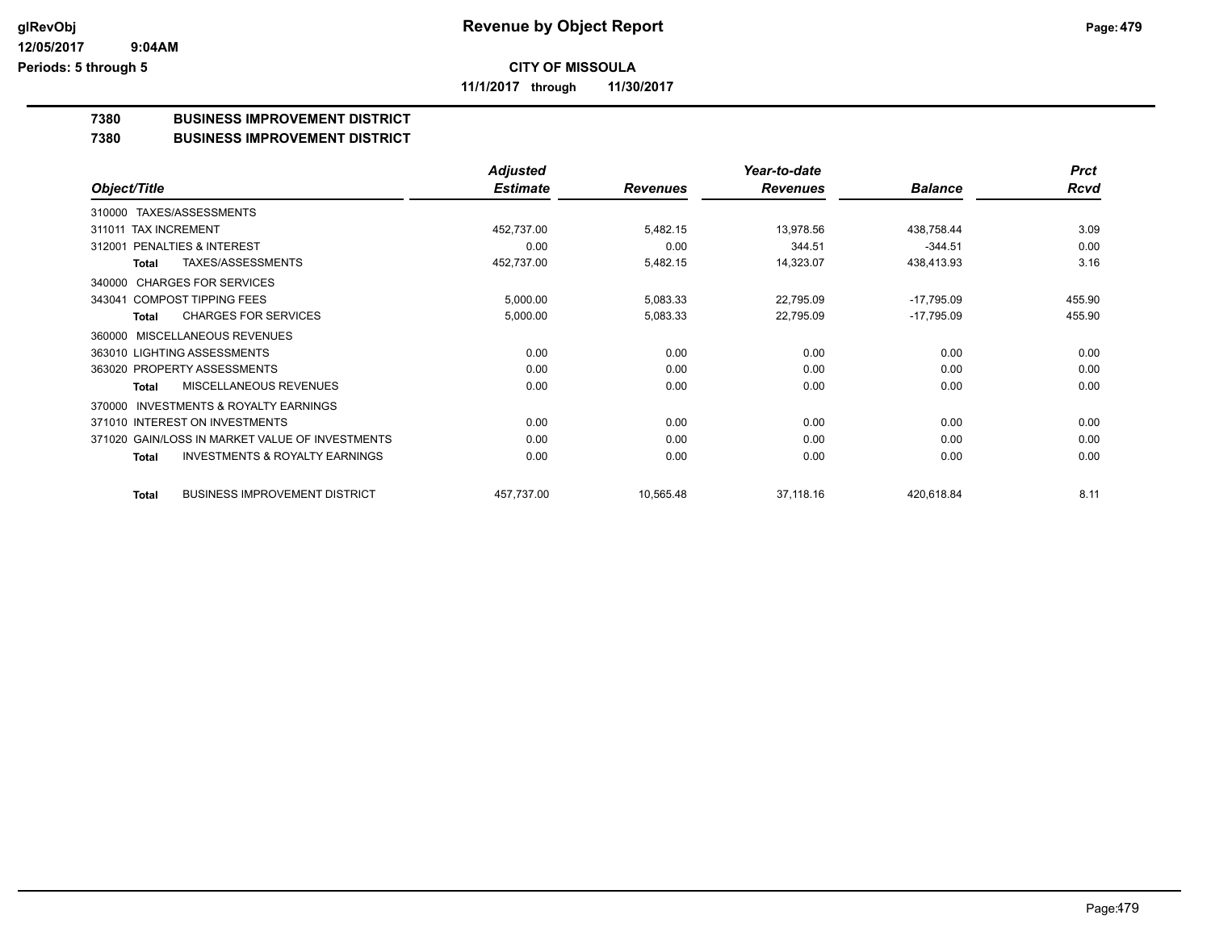**CITY OF MISSOULA**

**11/1/2017 through 11/30/2017**

## 7380 BUSINESS IMPROVEMENT DISTRICT

## 7380 BUSINESS IMPROVEMENT DISTRICT

| Object/Title | Adjusted Estimate | Revenues | Year-to-date Revenues | Balance | Prct Rcvd |
|---|---|---|---|---|---|
| 310000 TAXES/ASSESSMENTS | | | | | |
| 311011 TAX INCREMENT | 452,737.00 | 5,482.15 | 13,978.56 | 438,758.44 | 3.09 |
| 312001 PENALTIES & INTEREST | 0.00 | 0.00 | 344.51 | -344.51 | 0.00 |
| **Total** TAXES/ASSESSMENTS | 452,737.00 | 5,482.15 | 14,323.07 | 438,413.93 | 3.16 |
| 340000 CHARGES FOR SERVICES | | | | | |
| 343041 COMPOST TIPPING FEES | 5,000.00 | 5,083.33 | 22,795.09 | -17,795.09 | 455.90 |
| **Total** CHARGES FOR SERVICES | 5,000.00 | 5,083.33 | 22,795.09 | -17,795.09 | 455.90 |
| 360000 MISCELLANEOUS REVENUES | | | | | |
| 363010 LIGHTING ASSESSMENTS | 0.00 | 0.00 | 0.00 | 0.00 | 0.00 |
| 363020 PROPERTY ASSESSMENTS | 0.00 | 0.00 | 0.00 | 0.00 | 0.00 |
| **Total** MISCELLANEOUS REVENUES | 0.00 | 0.00 | 0.00 | 0.00 | 0.00 |
| 370000 INVESTMENTS & ROYALTY EARNINGS | | | | | |
| 371010 INTEREST ON INVESTMENTS | 0.00 | 0.00 | 0.00 | 0.00 | 0.00 |
| 371020 GAIN/LOSS IN MARKET VALUE OF INVESTMENTS | 0.00 | 0.00 | 0.00 | 0.00 | 0.00 |
| **Total** INVESTMENTS & ROYALTY EARNINGS | 0.00 | 0.00 | 0.00 | 0.00 | 0.00 |
| **Total** BUSINESS IMPROVEMENT DISTRICT | 457,737.00 | 10,565.48 | 37,118.16 | 420,618.84 | 8.11 |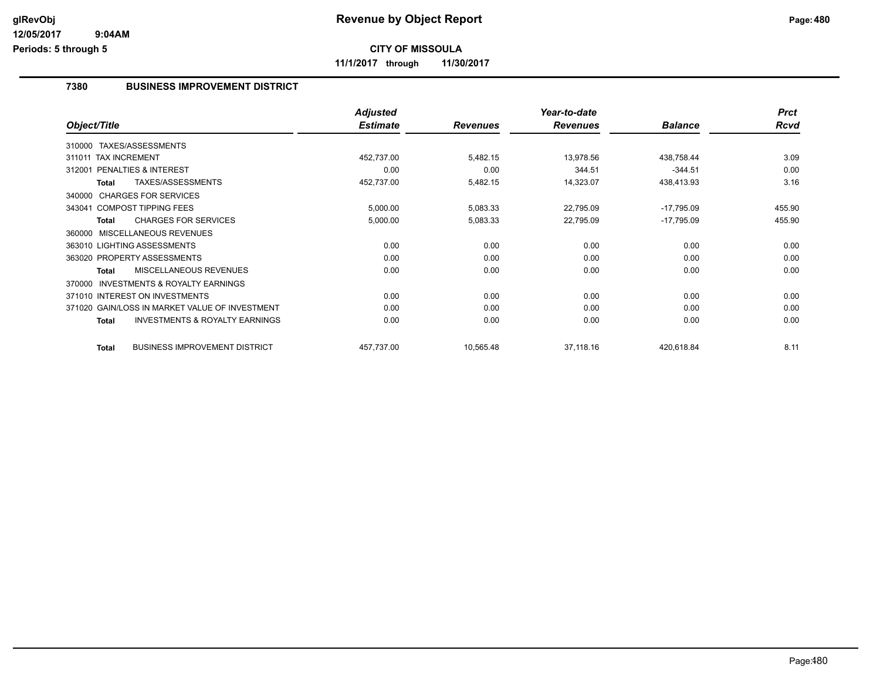# Revenue by Object Report

**CITY OF MISSOULA**

**11/1/2017 through 11/30/2017**

glRevObj
12/05/2017 9:04AM
Periods: 5 through 5

## 7380 BUSINESS IMPROVEMENT DISTRICT

| Object/Title | Adjusted Estimate | Revenues | Year-to-date Revenues | Balance | Prct Rcvd |
|---|---|---|---|---|---|
| 310000 TAXES/ASSESSMENTS | | | | | |
| 311011 TAX INCREMENT | 452,737.00 | 5,482.15 | 13,978.56 | 438,758.44 | 3.09 |
| 312001 PENALTIES & INTEREST | 0.00 | 0.00 | 344.51 | -344.51 | 0.00 |
| **Total** TAXES/ASSESSMENTS | 452,737.00 | 5,482.15 | 14,323.07 | 438,413.93 | 3.16 |
| 340000 CHARGES FOR SERVICES | | | | | |
| 343041 COMPOST TIPPING FEES | 5,000.00 | 5,083.33 | 22,795.09 | -17,795.09 | 455.90 |
| **Total** CHARGES FOR SERVICES | 5,000.00 | 5,083.33 | 22,795.09 | -17,795.09 | 455.90 |
| 360000 MISCELLANEOUS REVENUES | | | | | |
| 363010 LIGHTING ASSESSMENTS | 0.00 | 0.00 | 0.00 | 0.00 | 0.00 |
| 363020 PROPERTY ASSESSMENTS | 0.00 | 0.00 | 0.00 | 0.00 | 0.00 |
| **Total** MISCELLANEOUS REVENUES | 0.00 | 0.00 | 0.00 | 0.00 | 0.00 |
| 370000 INVESTMENTS & ROYALTY EARNINGS | | | | | |
| 371010 INTEREST ON INVESTMENTS | 0.00 | 0.00 | 0.00 | 0.00 | 0.00 |
| 371020 GAIN/LOSS IN MARKET VALUE OF INVESTMENT | 0.00 | 0.00 | 0.00 | 0.00 | 0.00 |
| **Total** INVESTMENTS & ROYALTY EARNINGS | 0.00 | 0.00 | 0.00 | 0.00 | 0.00 |
| **Total** BUSINESS IMPROVEMENT DISTRICT | 457,737.00 | 10,565.48 | 37,118.16 | 420,618.84 | 8.11 |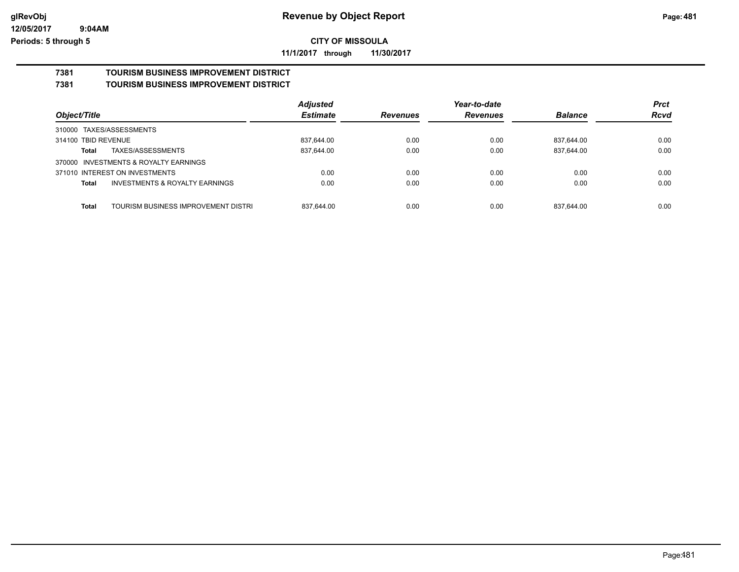# Revenue by Object Report

**CITY OF MISSOULA**

**11/1/2017 through 11/30/2017**

glRevObj
12/05/2017 9:04AM
Periods: 5 through 5

## 7381 TOURISM BUSINESS IMPROVEMENT DISTRICT
## 7381 TOURISM BUSINESS IMPROVEMENT DISTRICT

| Object/Title | Adjusted Estimate | Revenues | Year-to-date Revenues | Balance | Prct Rcvd |
|---|---|---|---|---|---|
| 310000 TAXES/ASSESSMENTS | | | | | |
| 314100 TBID REVENUE | 837,644.00 | 0.00 | 0.00 | 837,644.00 | 0.00 |
| **Total** TAXES/ASSESSMENTS | 837,644.00 | 0.00 | 0.00 | 837,644.00 | 0.00 |
| 370000 INVESTMENTS & ROYALTY EARNINGS | | | | | |
| 371010 INTEREST ON INVESTMENTS | 0.00 | 0.00 | 0.00 | 0.00 | 0.00 |
| **Total** INVESTMENTS & ROYALTY EARNINGS | 0.00 | 0.00 | 0.00 | 0.00 | 0.00 |
| **Total** TOURISM BUSINESS IMPROVEMENT DISTRI | 837,644.00 | 0.00 | 0.00 | 837,644.00 | 0.00 |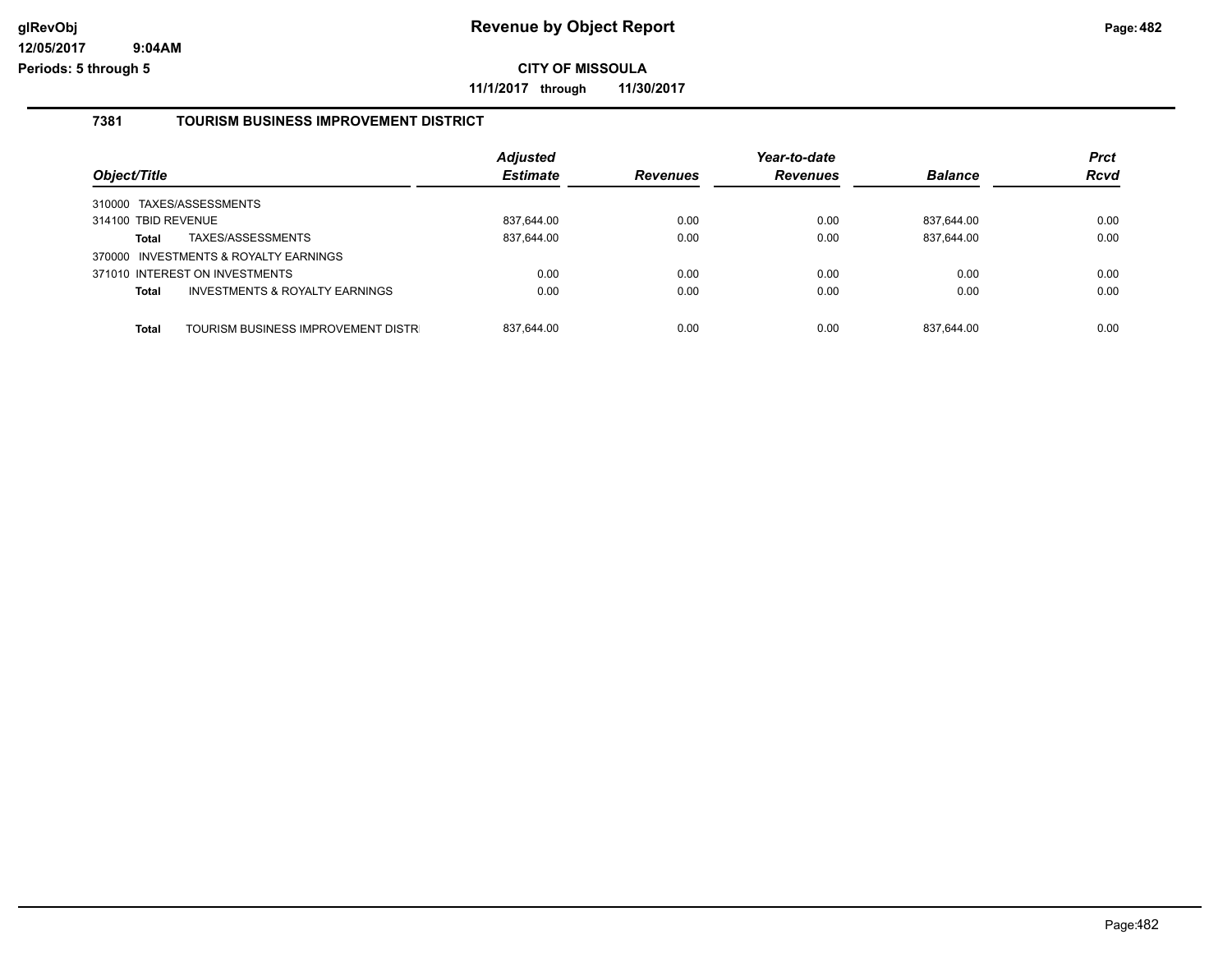# Revenue by Object Report

**CITY OF MISSOULA**

**11/1/2017 through 11/30/2017**

## 7381 TOURISM BUSINESS IMPROVEMENT DISTRICT

| Object/Title | Adjusted Estimate | Revenues | Year-to-date Revenues | Balance | Prct Rcvd |
|---|---|---|---|---|---|
| 310000 TAXES/ASSESSMENTS | | | | | |
| 314100 TBID REVENUE | 837,644.00 | 0.00 | 0.00 | 837,644.00 | 0.00 |
| **Total** TAXES/ASSESSMENTS | 837,644.00 | 0.00 | 0.00 | 837,644.00 | 0.00 |
| 370000 INVESTMENTS & ROYALTY EARNINGS | | | | | |
| 371010 INTEREST ON INVESTMENTS | 0.00 | 0.00 | 0.00 | 0.00 | 0.00 |
| **Total** INVESTMENTS & ROYALTY EARNINGS | 0.00 | 0.00 | 0.00 | 0.00 | 0.00 |
| **Total** TOURISM BUSINESS IMPROVEMENT DISTR | 837,644.00 | 0.00 | 0.00 | 837,644.00 | 0.00 |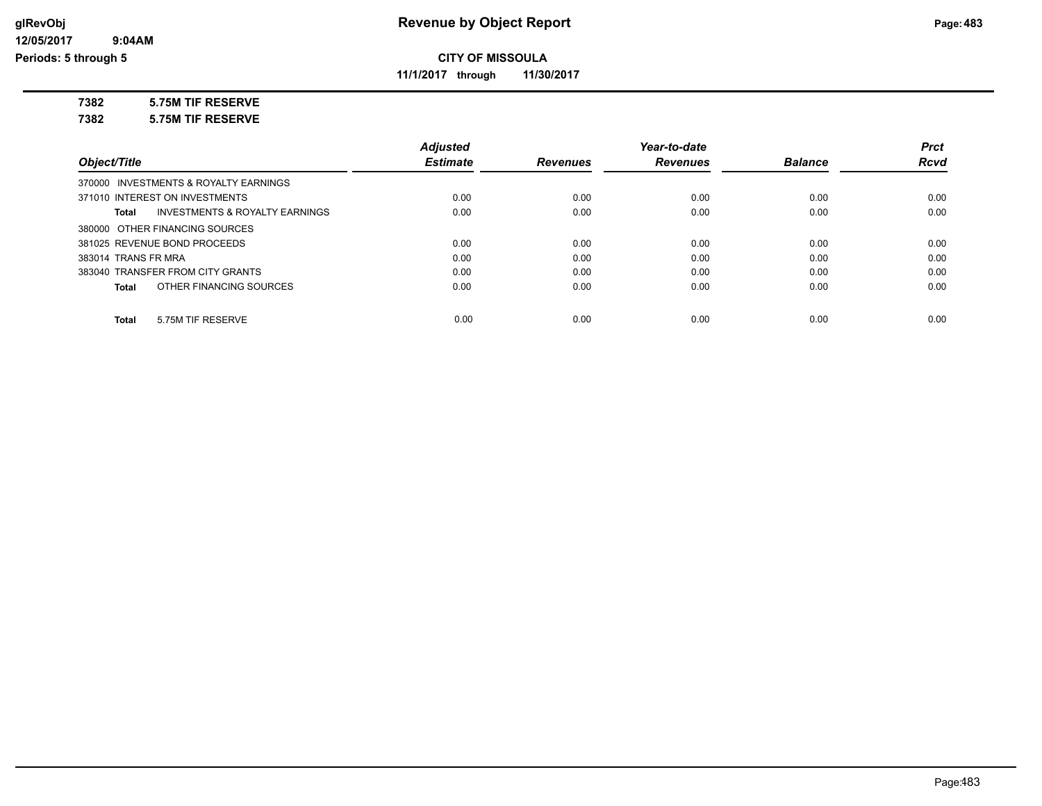# Revenue by Object Report

**CITY OF MISSOULA**

**11/1/2017 through 11/30/2017**

glRevObj
12/05/2017 9:04AM
Periods: 5 through 5

**7382 5.75M TIF RESERVE**

**7382 5.75M TIF RESERVE**

| Object/Title | Adjusted Estimate | Revenues | Year-to-date Revenues | Balance | Prct Rcvd |
|---|---|---|---|---|---|
| 370000 INVESTMENTS & ROYALTY EARNINGS | | | | | |
| 371010 INTEREST ON INVESTMENTS | 0.00 | 0.00 | 0.00 | 0.00 | 0.00 |
| **Total** INVESTMENTS & ROYALTY EARNINGS | 0.00 | 0.00 | 0.00 | 0.00 | 0.00 |
| 380000 OTHER FINANCING SOURCES | | | | | |
| 381025 REVENUE BOND PROCEEDS | 0.00 | 0.00 | 0.00 | 0.00 | 0.00 |
| 383014 TRANS FR MRA | 0.00 | 0.00 | 0.00 | 0.00 | 0.00 |
| 383040 TRANSFER FROM CITY GRANTS | 0.00 | 0.00 | 0.00 | 0.00 | 0.00 |
| **Total** OTHER FINANCING SOURCES | 0.00 | 0.00 | 0.00 | 0.00 | 0.00 |
| **Total** 5.75M TIF RESERVE | 0.00 | 0.00 | 0.00 | 0.00 | 0.00 |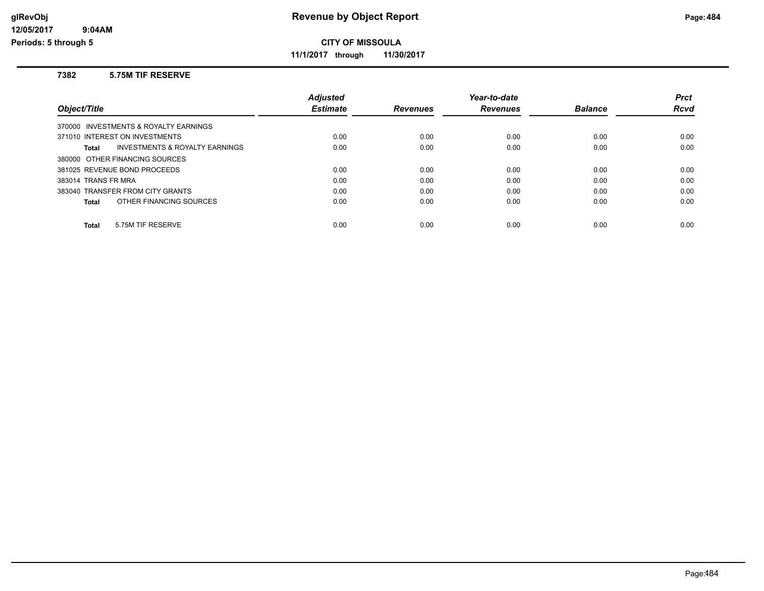# Revenue by Object Report

**CITY OF MISSOULA**

**11/1/2017 through 11/30/2017**

### 7382 5.75M TIF RESERVE

| Object/Title | Adjusted Estimate | Revenues | Year-to-date Revenues | Balance | Prct Rcvd |
|---|---|---|---|---|---|
| 370000 INVESTMENTS & ROYALTY EARNINGS | | | | | |
| 371010 INTEREST ON INVESTMENTS | 0.00 | 0.00 | 0.00 | 0.00 | 0.00 |
| **Total** INVESTMENTS & ROYALTY EARNINGS | 0.00 | 0.00 | 0.00 | 0.00 | 0.00 |
| 380000 OTHER FINANCING SOURCES | | | | | |
| 381025 REVENUE BOND PROCEEDS | 0.00 | 0.00 | 0.00 | 0.00 | 0.00 |
| 383014 TRANS FR MRA | 0.00 | 0.00 | 0.00 | 0.00 | 0.00 |
| 383040 TRANSFER FROM CITY GRANTS | 0.00 | 0.00 | 0.00 | 0.00 | 0.00 |
| **Total** OTHER FINANCING SOURCES | 0.00 | 0.00 | 0.00 | 0.00 | 0.00 |
| **Total** 5.75M TIF RESERVE | 0.00 | 0.00 | 0.00 | 0.00 | 0.00 |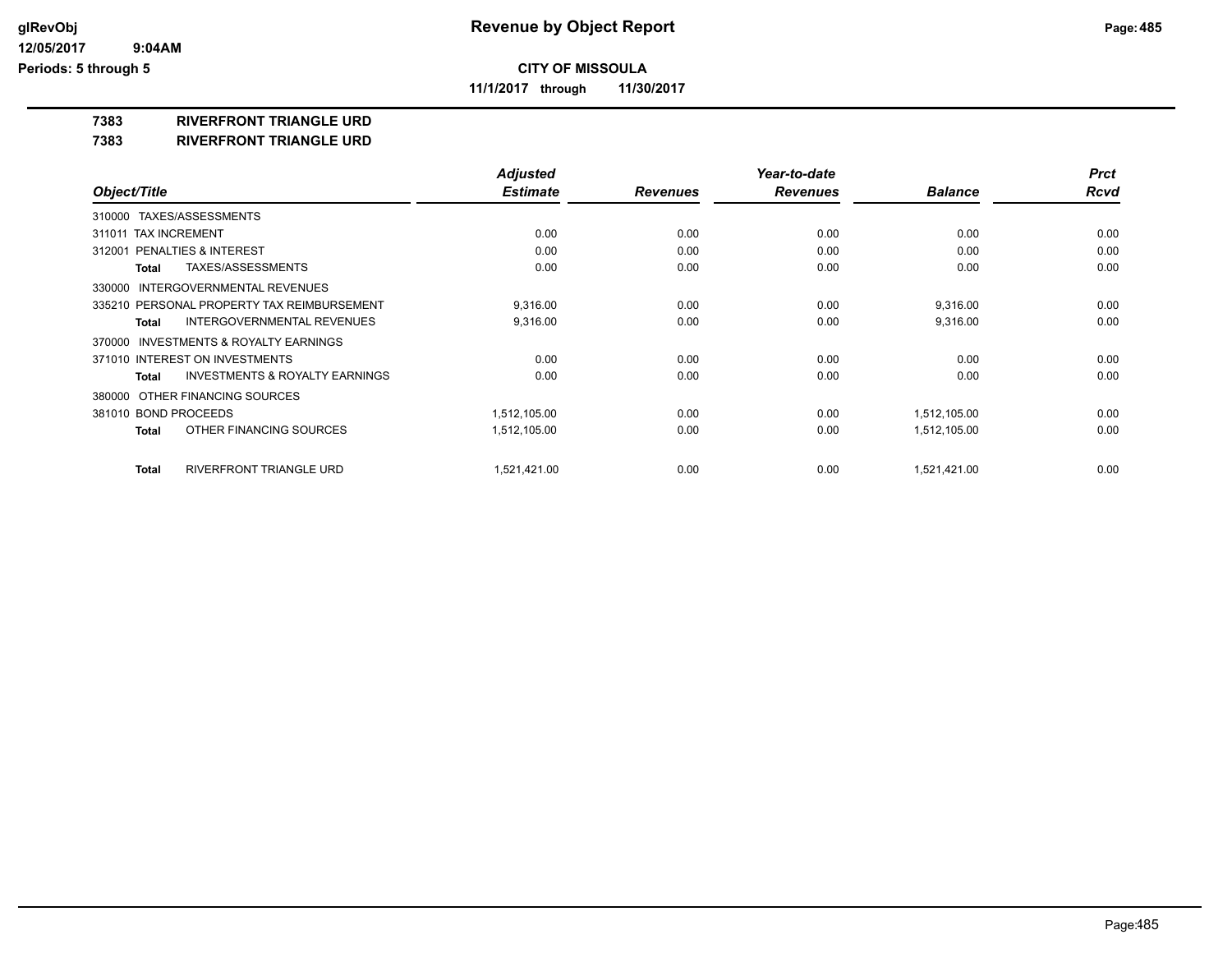# Revenue by Object Report

**CITY OF MISSOULA**

**11/1/2017 through 11/30/2017**

glRevObj
12/05/2017 9:04AM
Periods: 5 through 5

## 7383 RIVERFRONT TRIANGLE URD
## 7383 RIVERFRONT TRIANGLE URD

| Object/Title | Adjusted Estimate | Revenues | Year-to-date Revenues | Balance | Prct Rcvd |
|---|---|---|---|---|---|
| 310000 TAXES/ASSESSMENTS | | | | | |
| 311011 TAX INCREMENT | 0.00 | 0.00 | 0.00 | 0.00 | 0.00 |
| 312001 PENALTIES & INTEREST | 0.00 | 0.00 | 0.00 | 0.00 | 0.00 |
| **Total** TAXES/ASSESSMENTS | 0.00 | 0.00 | 0.00 | 0.00 | 0.00 |
| 330000 INTERGOVERNMENTAL REVENUES | | | | | |
| 335210 PERSONAL PROPERTY TAX REIMBURSEMENT | 9,316.00 | 0.00 | 0.00 | 9,316.00 | 0.00 |
| **Total** INTERGOVERNMENTAL REVENUES | 9,316.00 | 0.00 | 0.00 | 9,316.00 | 0.00 |
| 370000 INVESTMENTS & ROYALTY EARNINGS | | | | | |
| 371010 INTEREST ON INVESTMENTS | 0.00 | 0.00 | 0.00 | 0.00 | 0.00 |
| **Total** INVESTMENTS & ROYALTY EARNINGS | 0.00 | 0.00 | 0.00 | 0.00 | 0.00 |
| 380000 OTHER FINANCING SOURCES | | | | | |
| 381010 BOND PROCEEDS | 1,512,105.00 | 0.00 | 0.00 | 1,512,105.00 | 0.00 |
| **Total** OTHER FINANCING SOURCES | 1,512,105.00 | 0.00 | 0.00 | 1,512,105.00 | 0.00 |
| **Total** RIVERFRONT TRIANGLE URD | 1,521,421.00 | 0.00 | 0.00 | 1,521,421.00 | 0.00 |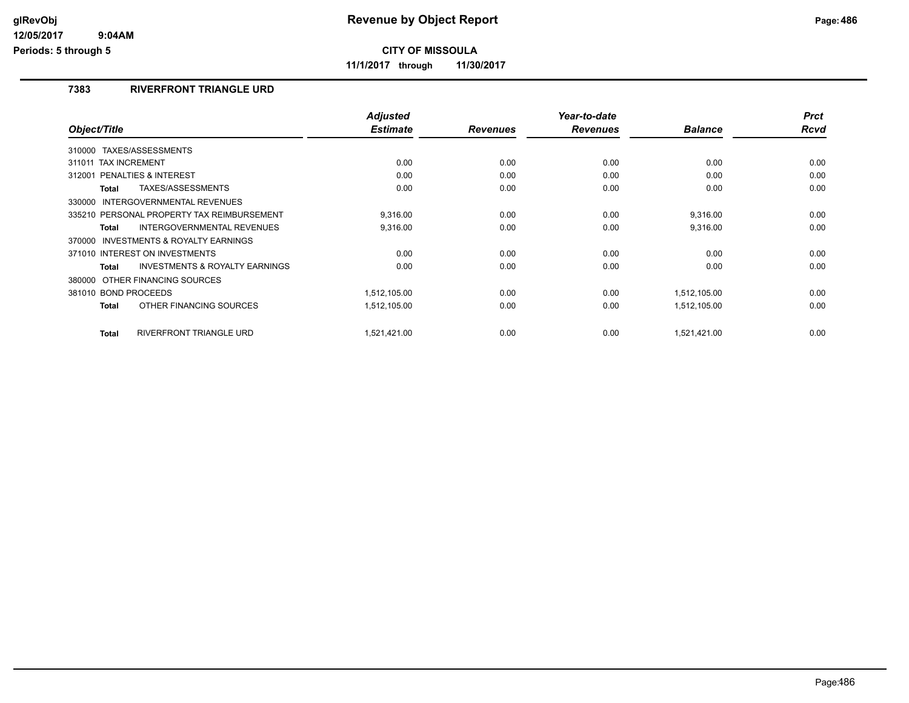# Revenue by Object Report

**CITY OF MISSOULA**

**11/1/2017 through 11/30/2017**

glRevObj
12/05/2017 9:04AM
Periods: 5 through 5

## 7383 RIVERFRONT TRIANGLE URD

| Object/Title | Adjusted Estimate | Revenues | Year-to-date Revenues | Balance | Prct Rcvd |
|---|---|---|---|---|---|
| 310000 TAXES/ASSESSMENTS | | | | | |
| 311011 TAX INCREMENT | 0.00 | 0.00 | 0.00 | 0.00 | 0.00 |
| 312001 PENALTIES & INTEREST | 0.00 | 0.00 | 0.00 | 0.00 | 0.00 |
| **Total** TAXES/ASSESSMENTS | 0.00 | 0.00 | 0.00 | 0.00 | 0.00 |
| 330000 INTERGOVERNMENTAL REVENUES | | | | | |
| 335210 PERSONAL PROPERTY TAX REIMBURSEMENT | 9,316.00 | 0.00 | 0.00 | 9,316.00 | 0.00 |
| **Total** INTERGOVERNMENTAL REVENUES | 9,316.00 | 0.00 | 0.00 | 9,316.00 | 0.00 |
| 370000 INVESTMENTS & ROYALTY EARNINGS | | | | | |
| 371010 INTEREST ON INVESTMENTS | 0.00 | 0.00 | 0.00 | 0.00 | 0.00 |
| **Total** INVESTMENTS & ROYALTY EARNINGS | 0.00 | 0.00 | 0.00 | 0.00 | 0.00 |
| 380000 OTHER FINANCING SOURCES | | | | | |
| 381010 BOND PROCEEDS | 1,512,105.00 | 0.00 | 0.00 | 1,512,105.00 | 0.00 |
| **Total** OTHER FINANCING SOURCES | 1,512,105.00 | 0.00 | 0.00 | 1,512,105.00 | 0.00 |
| **Total** RIVERFRONT TRIANGLE URD | 1,521,421.00 | 0.00 | 0.00 | 1,521,421.00 | 0.00 |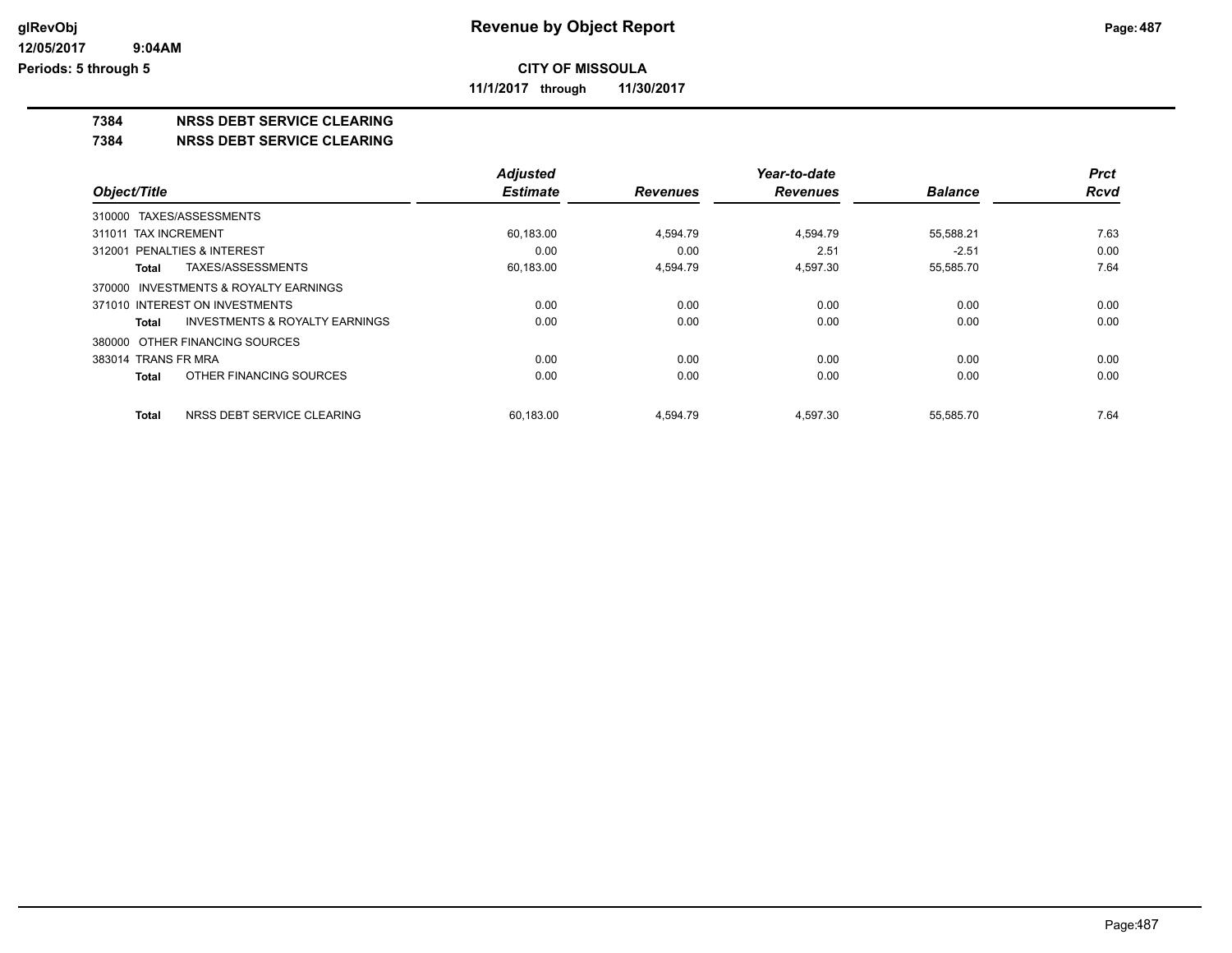# Revenue by Object Report

glRevObj
12/05/2017 9:04AM
Periods: 5 through 5

**CITY OF MISSOULA**

**11/1/2017 through 11/30/2017**

## 7384 NRSS DEBT SERVICE CLEARING

## 7384 NRSS DEBT SERVICE CLEARING

| Object/Title | Adjusted Estimate | Revenues | Year-to-date Revenues | Balance | Prct Rcvd |
|---|---|---|---|---|---|
| 310000 TAXES/ASSESSMENTS | | | | | |
| 311011 TAX INCREMENT | 60,183.00 | 4,594.79 | 4,594.79 | 55,588.21 | 7.63 |
| 312001 PENALTIES & INTEREST | 0.00 | 0.00 | 2.51 | -2.51 | 0.00 |
| **Total** TAXES/ASSESSMENTS | 60,183.00 | 4,594.79 | 4,597.30 | 55,585.70 | 7.64 |
| 370000 INVESTMENTS & ROYALTY EARNINGS | | | | | |
| 371010 INTEREST ON INVESTMENTS | 0.00 | 0.00 | 0.00 | 0.00 | 0.00 |
| **Total** INVESTMENTS & ROYALTY EARNINGS | 0.00 | 0.00 | 0.00 | 0.00 | 0.00 |
| 380000 OTHER FINANCING SOURCES | | | | | |
| 383014 TRANS FR MRA | 0.00 | 0.00 | 0.00 | 0.00 | 0.00 |
| **Total** OTHER FINANCING SOURCES | 0.00 | 0.00 | 0.00 | 0.00 | 0.00 |
| **Total** NRSS DEBT SERVICE CLEARING | 60,183.00 | 4,594.79 | 4,597.30 | 55,585.70 | 7.64 |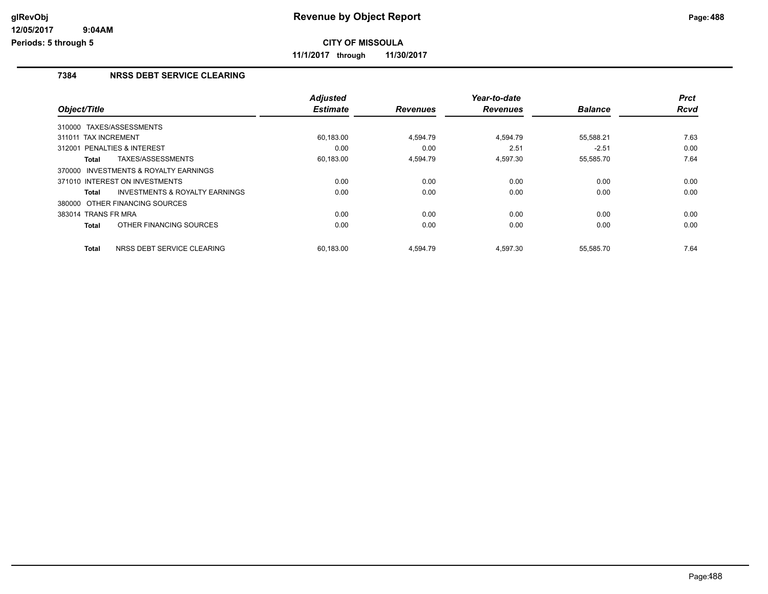# Revenue by Object Report

**CITY OF MISSOULA**

**11/1/2017 through 11/30/2017**

glRevObj
12/05/2017 9:04AM
Periods: 5 through 5

## 7384 NRSS DEBT SERVICE CLEARING

| Object/Title | Adjusted Estimate | Revenues | Year-to-date Revenues | Balance | Prct Rcvd |
|---|---|---|---|---|---|
| 310000 TAXES/ASSESSMENTS | | | | | |
| 311011 TAX INCREMENT | 60,183.00 | 4,594.79 | 4,594.79 | 55,588.21 | 7.63 |
| 312001 PENALTIES & INTEREST | 0.00 | 0.00 | 2.51 | -2.51 | 0.00 |
| **Total** TAXES/ASSESSMENTS | 60,183.00 | 4,594.79 | 4,597.30 | 55,585.70 | 7.64 |
| 370000 INVESTMENTS & ROYALTY EARNINGS | | | | | |
| 371010 INTEREST ON INVESTMENTS | 0.00 | 0.00 | 0.00 | 0.00 | 0.00 |
| **Total** INVESTMENTS & ROYALTY EARNINGS | 0.00 | 0.00 | 0.00 | 0.00 | 0.00 |
| 380000 OTHER FINANCING SOURCES | | | | | |
| 383014 TRANS FR MRA | 0.00 | 0.00 | 0.00 | 0.00 | 0.00 |
| **Total** OTHER FINANCING SOURCES | 0.00 | 0.00 | 0.00 | 0.00 | 0.00 |
| **Total** NRSS DEBT SERVICE CLEARING | 60,183.00 | 4,594.79 | 4,597.30 | 55,585.70 | 7.64 |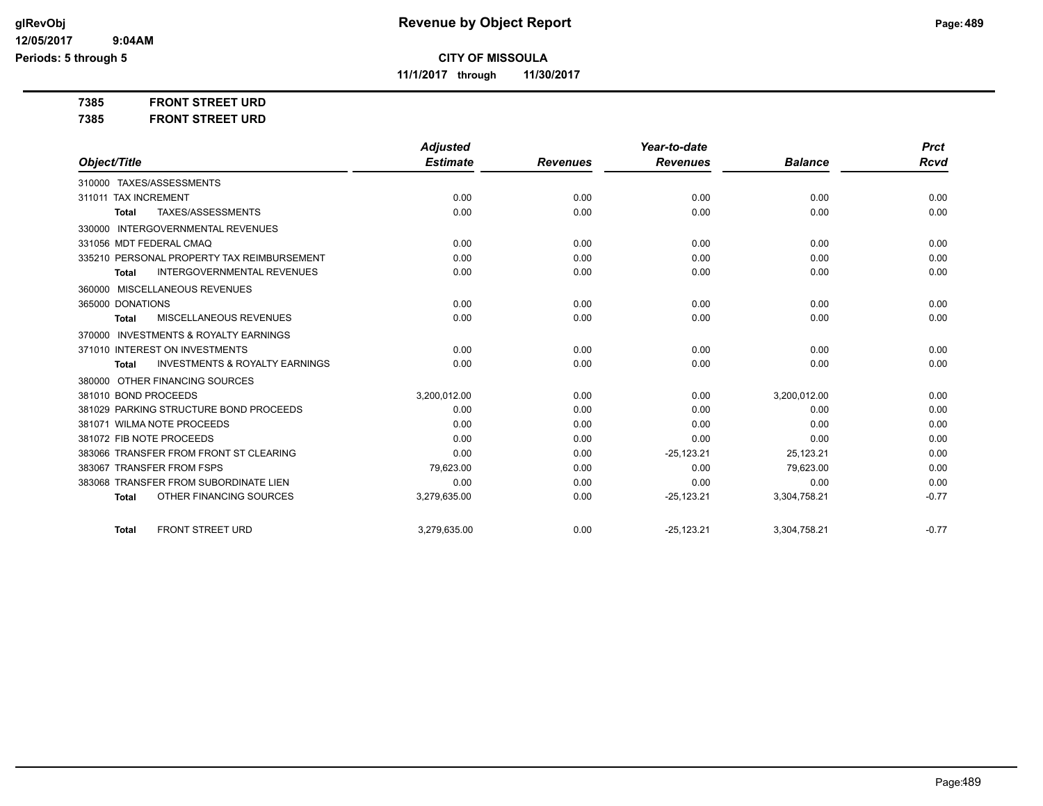# Revenue by Object Report

glRevObj
12/05/2017 9:04AM
Periods: 5 through 5

**CITY OF MISSOULA**

**11/1/2017 through 11/30/2017**

**7385 FRONT STREET URD**

**7385 FRONT STREET URD**

| Object/Title | Adjusted Estimate | Revenues | Year-to-date Revenues | Balance | Prct Rcvd |
|---|---|---|---|---|---|
| 310000 TAXES/ASSESSMENTS | | | | | |
| 311011 TAX INCREMENT | 0.00 | 0.00 | 0.00 | 0.00 | 0.00 |
| **Total** TAXES/ASSESSMENTS | 0.00 | 0.00 | 0.00 | 0.00 | 0.00 |
| 330000 INTERGOVERNMENTAL REVENUES | | | | | |
| 331056 MDT FEDERAL CMAQ | 0.00 | 0.00 | 0.00 | 0.00 | 0.00 |
| 335210 PERSONAL PROPERTY TAX REIMBURSEMENT | 0.00 | 0.00 | 0.00 | 0.00 | 0.00 |
| **Total** INTERGOVERNMENTAL REVENUES | 0.00 | 0.00 | 0.00 | 0.00 | 0.00 |
| 360000 MISCELLANEOUS REVENUES | | | | | |
| 365000 DONATIONS | 0.00 | 0.00 | 0.00 | 0.00 | 0.00 |
| **Total** MISCELLANEOUS REVENUES | 0.00 | 0.00 | 0.00 | 0.00 | 0.00 |
| 370000 INVESTMENTS & ROYALTY EARNINGS | | | | | |
| 371010 INTEREST ON INVESTMENTS | 0.00 | 0.00 | 0.00 | 0.00 | 0.00 |
| **Total** INVESTMENTS & ROYALTY EARNINGS | 0.00 | 0.00 | 0.00 | 0.00 | 0.00 |
| 380000 OTHER FINANCING SOURCES | | | | | |
| 381010 BOND PROCEEDS | 3,200,012.00 | 0.00 | 0.00 | 3,200,012.00 | 0.00 |
| 381029 PARKING STRUCTURE BOND PROCEEDS | 0.00 | 0.00 | 0.00 | 0.00 | 0.00 |
| 381071 WILMA NOTE PROCEEDS | 0.00 | 0.00 | 0.00 | 0.00 | 0.00 |
| 381072 FIB NOTE PROCEEDS | 0.00 | 0.00 | 0.00 | 0.00 | 0.00 |
| 383066 TRANSFER FROM FRONT ST CLEARING | 0.00 | 0.00 | -25,123.21 | 25,123.21 | 0.00 |
| 383067 TRANSFER FROM FSPS | 79,623.00 | 0.00 | 0.00 | 79,623.00 | 0.00 |
| 383068 TRANSFER FROM SUBORDINATE LIEN | 0.00 | 0.00 | 0.00 | 0.00 | 0.00 |
| **Total** OTHER FINANCING SOURCES | 3,279,635.00 | 0.00 | -25,123.21 | 3,304,758.21 | -0.77 |
| **Total** FRONT STREET URD | 3,279,635.00 | 0.00 | -25,123.21 | 3,304,758.21 | -0.77 |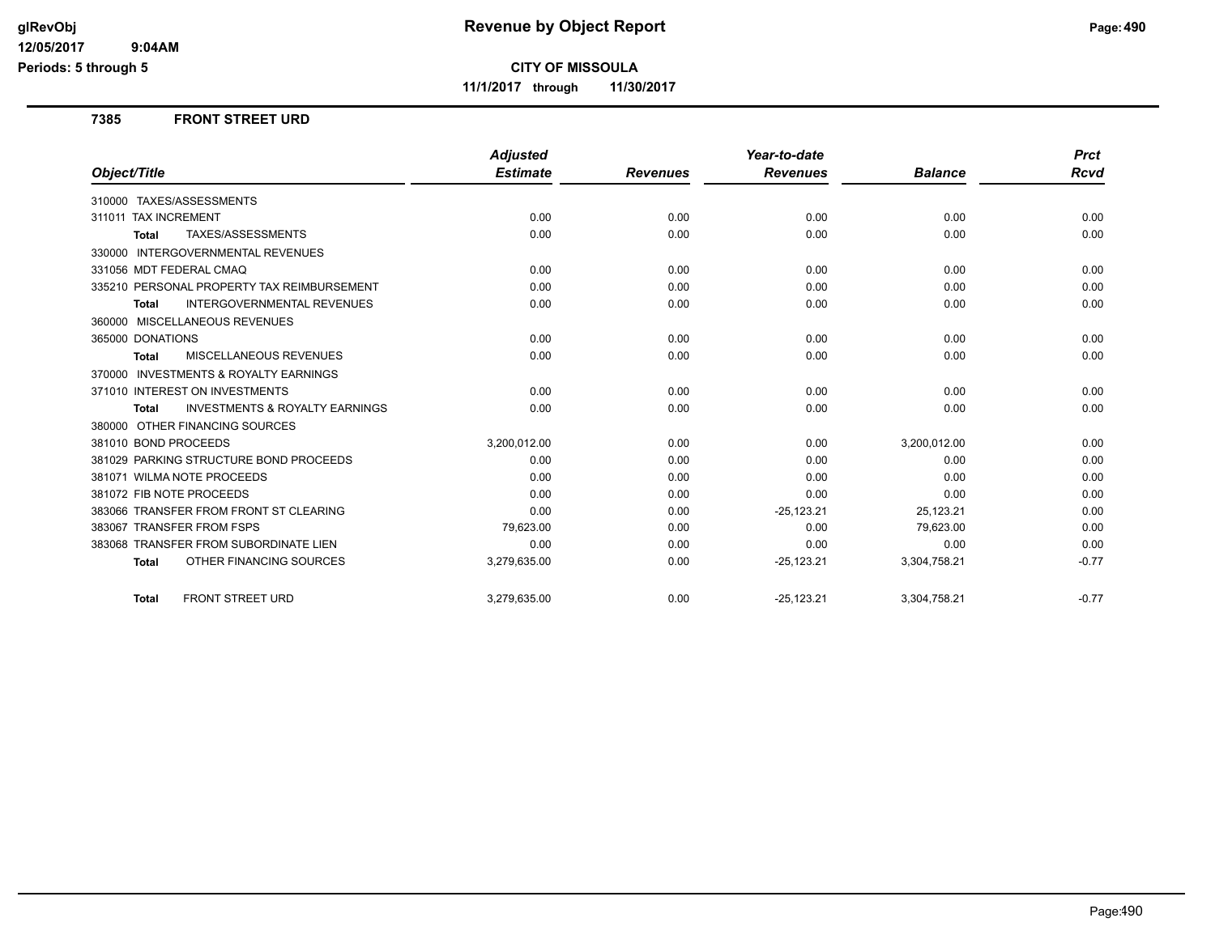**CITY OF MISSOULA**

**11/1/2017 through 11/30/2017**

### 7385 FRONT STREET URD

| Object/Title | Adjusted Estimate | Revenues | Year-to-date Revenues | Balance | Prct Rcvd |
|---|---|---|---|---|---|
| 310000 TAXES/ASSESSMENTS | | | | | |
| 311011 TAX INCREMENT | 0.00 | 0.00 | 0.00 | 0.00 | 0.00 |
| **Total** TAXES/ASSESSMENTS | 0.00 | 0.00 | 0.00 | 0.00 | 0.00 |
| 330000 INTERGOVERNMENTAL REVENUES | | | | | |
| 331056 MDT FEDERAL CMAQ | 0.00 | 0.00 | 0.00 | 0.00 | 0.00 |
| 335210 PERSONAL PROPERTY TAX REIMBURSEMENT | 0.00 | 0.00 | 0.00 | 0.00 | 0.00 |
| **Total** INTERGOVERNMENTAL REVENUES | 0.00 | 0.00 | 0.00 | 0.00 | 0.00 |
| 360000 MISCELLANEOUS REVENUES | | | | | |
| 365000 DONATIONS | 0.00 | 0.00 | 0.00 | 0.00 | 0.00 |
| **Total** MISCELLANEOUS REVENUES | 0.00 | 0.00 | 0.00 | 0.00 | 0.00 |
| 370000 INVESTMENTS & ROYALTY EARNINGS | | | | | |
| 371010 INTEREST ON INVESTMENTS | 0.00 | 0.00 | 0.00 | 0.00 | 0.00 |
| **Total** INVESTMENTS & ROYALTY EARNINGS | 0.00 | 0.00 | 0.00 | 0.00 | 0.00 |
| 380000 OTHER FINANCING SOURCES | | | | | |
| 381010 BOND PROCEEDS | 3,200,012.00 | 0.00 | 0.00 | 3,200,012.00 | 0.00 |
| 381029 PARKING STRUCTURE BOND PROCEEDS | 0.00 | 0.00 | 0.00 | 0.00 | 0.00 |
| 381071 WILMA NOTE PROCEEDS | 0.00 | 0.00 | 0.00 | 0.00 | 0.00 |
| 381072 FIB NOTE PROCEEDS | 0.00 | 0.00 | 0.00 | 0.00 | 0.00 |
| 383066 TRANSFER FROM FRONT ST CLEARING | 0.00 | 0.00 | -25,123.21 | 25,123.21 | 0.00 |
| 383067 TRANSFER FROM FSPS | 79,623.00 | 0.00 | 0.00 | 79,623.00 | 0.00 |
| 383068 TRANSFER FROM SUBORDINATE LIEN | 0.00 | 0.00 | 0.00 | 0.00 | 0.00 |
| **Total** OTHER FINANCING SOURCES | 3,279,635.00 | 0.00 | -25,123.21 | 3,304,758.21 | -0.77 |
| **Total** FRONT STREET URD | 3,279,635.00 | 0.00 | -25,123.21 | 3,304,758.21 | -0.77 |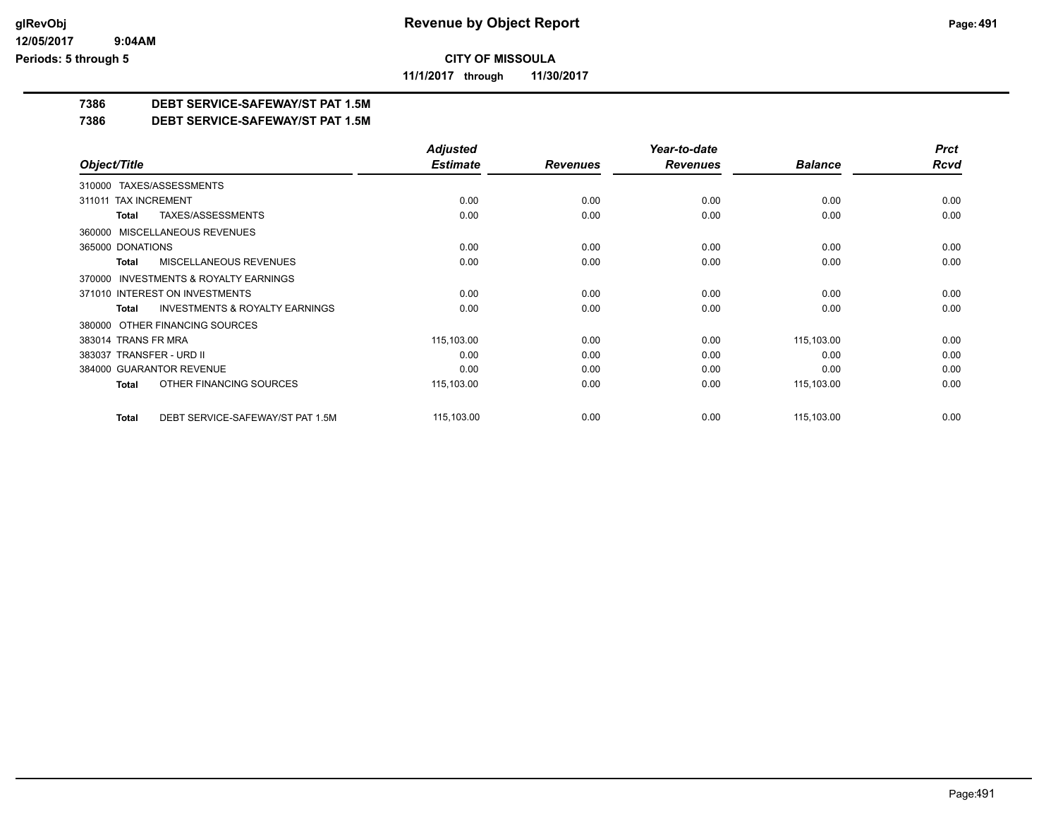# Revenue by Object Report

**CITY OF MISSOULA**

**11/1/2017 through 11/30/2017**

glRevObj
12/05/2017 9:04AM
Periods: 5 through 5

## 7386 DEBT SERVICE-SAFEWAY/ST PAT 1.5M

## 7386 DEBT SERVICE-SAFEWAY/ST PAT 1.5M

| Object/Title | Adjusted Estimate | Revenues | Year-to-date Revenues | Balance | Prct Rcvd |
|---|---|---|---|---|---|
| 310000 TAXES/ASSESSMENTS | | | | | |
| 311011 TAX INCREMENT | 0.00 | 0.00 | 0.00 | 0.00 | 0.00 |
| **Total** TAXES/ASSESSMENTS | 0.00 | 0.00 | 0.00 | 0.00 | 0.00 |
| 360000 MISCELLANEOUS REVENUES | | | | | |
| 365000 DONATIONS | 0.00 | 0.00 | 0.00 | 0.00 | 0.00 |
| **Total** MISCELLANEOUS REVENUES | 0.00 | 0.00 | 0.00 | 0.00 | 0.00 |
| 370000 INVESTMENTS & ROYALTY EARNINGS | | | | | |
| 371010 INTEREST ON INVESTMENTS | 0.00 | 0.00 | 0.00 | 0.00 | 0.00 |
| **Total** INVESTMENTS & ROYALTY EARNINGS | 0.00 | 0.00 | 0.00 | 0.00 | 0.00 |
| 380000 OTHER FINANCING SOURCES | | | | | |
| 383014 TRANS FR MRA | 115,103.00 | 0.00 | 0.00 | 115,103.00 | 0.00 |
| 383037 TRANSFER - URD II | 0.00 | 0.00 | 0.00 | 0.00 | 0.00 |
| 384000 GUARANTOR REVENUE | 0.00 | 0.00 | 0.00 | 0.00 | 0.00 |
| **Total** OTHER FINANCING SOURCES | 115,103.00 | 0.00 | 0.00 | 115,103.00 | 0.00 |
| **Total** DEBT SERVICE-SAFEWAY/ST PAT 1.5M | 115,103.00 | 0.00 | 0.00 | 115,103.00 | 0.00 |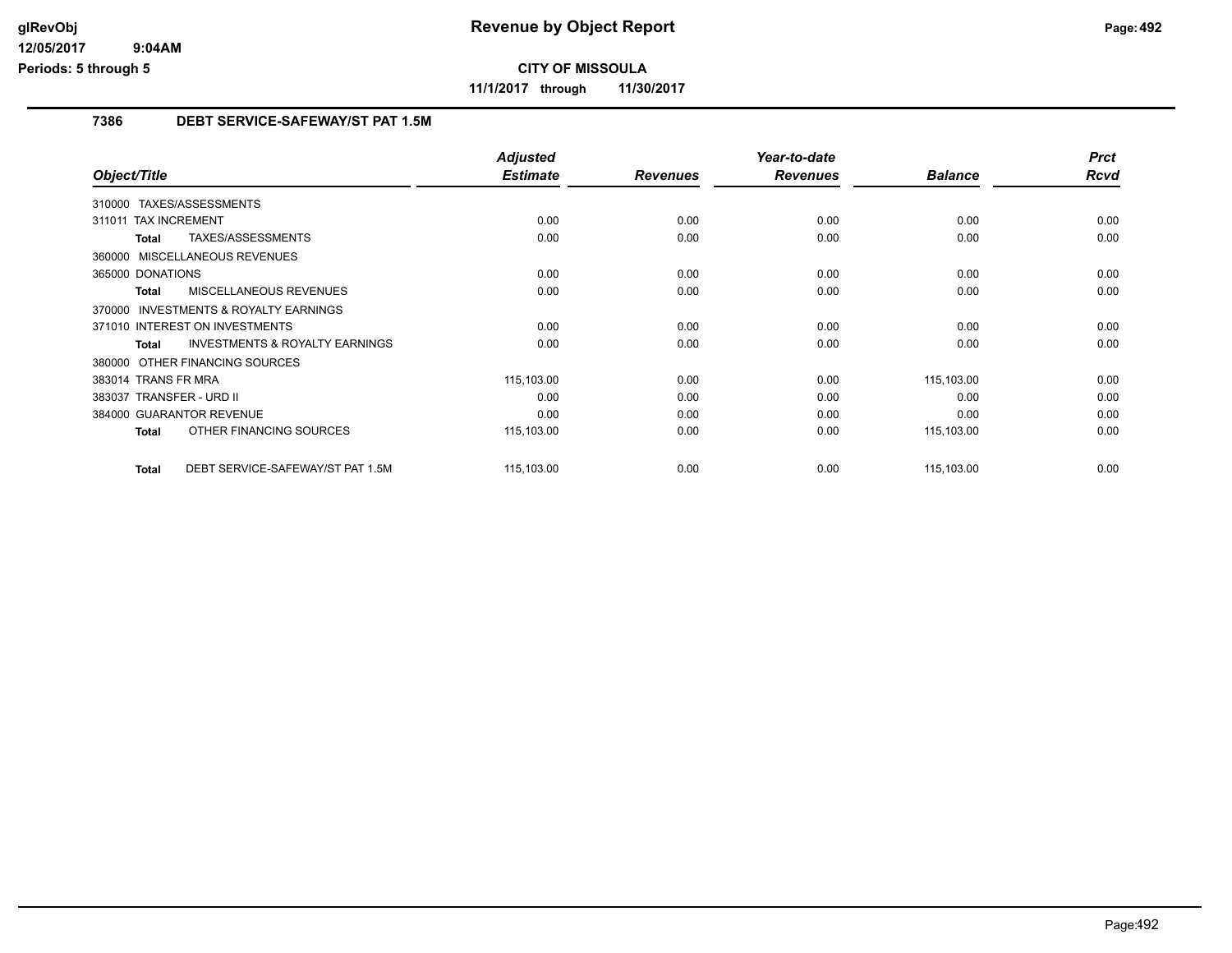# Revenue by Object Report

**CITY OF MISSOULA**

**11/1/2017 through 11/30/2017**

glRevObj
12/05/2017 9:04AM
Periods: 5 through 5

## 7386 DEBT SERVICE-SAFEWAY/ST PAT 1.5M

| Object/Title | Adjusted Estimate | Revenues | Year-to-date Revenues | Balance | Prct Rcvd |
|---|---|---|---|---|---|
| 310000 TAXES/ASSESSMENTS | | | | | |
| 311011 TAX INCREMENT | 0.00 | 0.00 | 0.00 | 0.00 | 0.00 |
| **Total** TAXES/ASSESSMENTS | 0.00 | 0.00 | 0.00 | 0.00 | 0.00 |
| 360000 MISCELLANEOUS REVENUES | | | | | |
| 365000 DONATIONS | 0.00 | 0.00 | 0.00 | 0.00 | 0.00 |
| **Total** MISCELLANEOUS REVENUES | 0.00 | 0.00 | 0.00 | 0.00 | 0.00 |
| 370000 INVESTMENTS & ROYALTY EARNINGS | | | | | |
| 371010 INTEREST ON INVESTMENTS | 0.00 | 0.00 | 0.00 | 0.00 | 0.00 |
| **Total** INVESTMENTS & ROYALTY EARNINGS | 0.00 | 0.00 | 0.00 | 0.00 | 0.00 |
| 380000 OTHER FINANCING SOURCES | | | | | |
| 383014 TRANS FR MRA | 115,103.00 | 0.00 | 0.00 | 115,103.00 | 0.00 |
| 383037 TRANSFER - URD II | 0.00 | 0.00 | 0.00 | 0.00 | 0.00 |
| 384000 GUARANTOR REVENUE | 0.00 | 0.00 | 0.00 | 0.00 | 0.00 |
| **Total** OTHER FINANCING SOURCES | 115,103.00 | 0.00 | 0.00 | 115,103.00 | 0.00 |
| **Total** DEBT SERVICE-SAFEWAY/ST PAT 1.5M | 115,103.00 | 0.00 | 0.00 | 115,103.00 | 0.00 |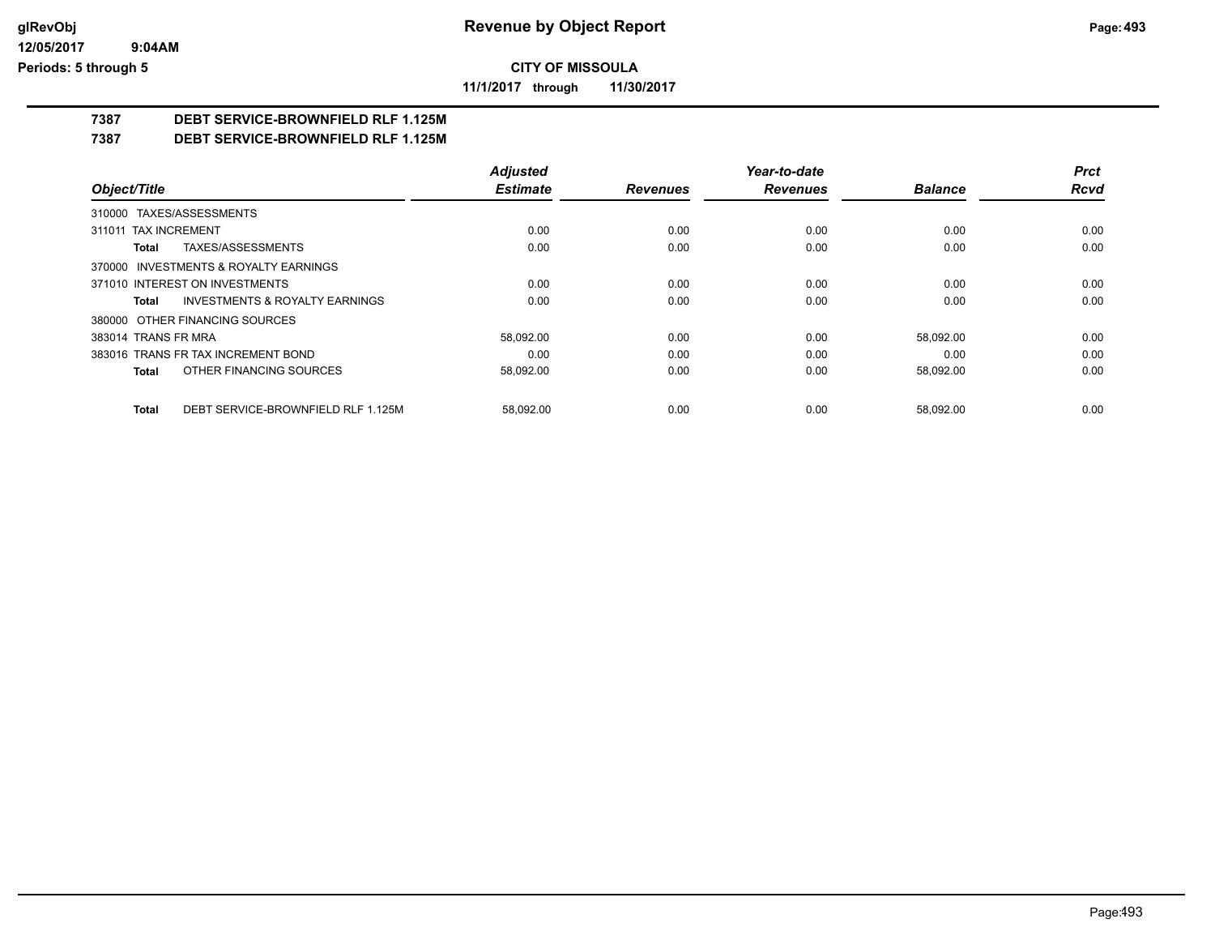**CITY OF MISSOULA**

**11/1/2017 through 11/30/2017**

**7387 DEBT SERVICE-BROWNFIELD RLF 1.125M**

**7387 DEBT SERVICE-BROWNFIELD RLF 1.125M**

| Object/Title | Adjusted Estimate | Revenues | Year-to-date Revenues | Balance | Prct Rcvd |
|---|---|---|---|---|---|
| 310000 TAXES/ASSESSMENTS | | | | | |
| 311011 TAX INCREMENT | 0.00 | 0.00 | 0.00 | 0.00 | 0.00 |
| **Total** TAXES/ASSESSMENTS | 0.00 | 0.00 | 0.00 | 0.00 | 0.00 |
| 370000 INVESTMENTS & ROYALTY EARNINGS | | | | | |
| 371010 INTEREST ON INVESTMENTS | 0.00 | 0.00 | 0.00 | 0.00 | 0.00 |
| **Total** INVESTMENTS & ROYALTY EARNINGS | 0.00 | 0.00 | 0.00 | 0.00 | 0.00 |
| 380000 OTHER FINANCING SOURCES | | | | | |
| 383014 TRANS FR MRA | 58,092.00 | 0.00 | 0.00 | 58,092.00 | 0.00 |
| 383016 TRANS FR TAX INCREMENT BOND | 0.00 | 0.00 | 0.00 | 0.00 | 0.00 |
| **Total** OTHER FINANCING SOURCES | 58,092.00 | 0.00 | 0.00 | 58,092.00 | 0.00 |
| **Total** DEBT SERVICE-BROWNFIELD RLF 1.125M | 58,092.00 | 0.00 | 0.00 | 58,092.00 | 0.00 |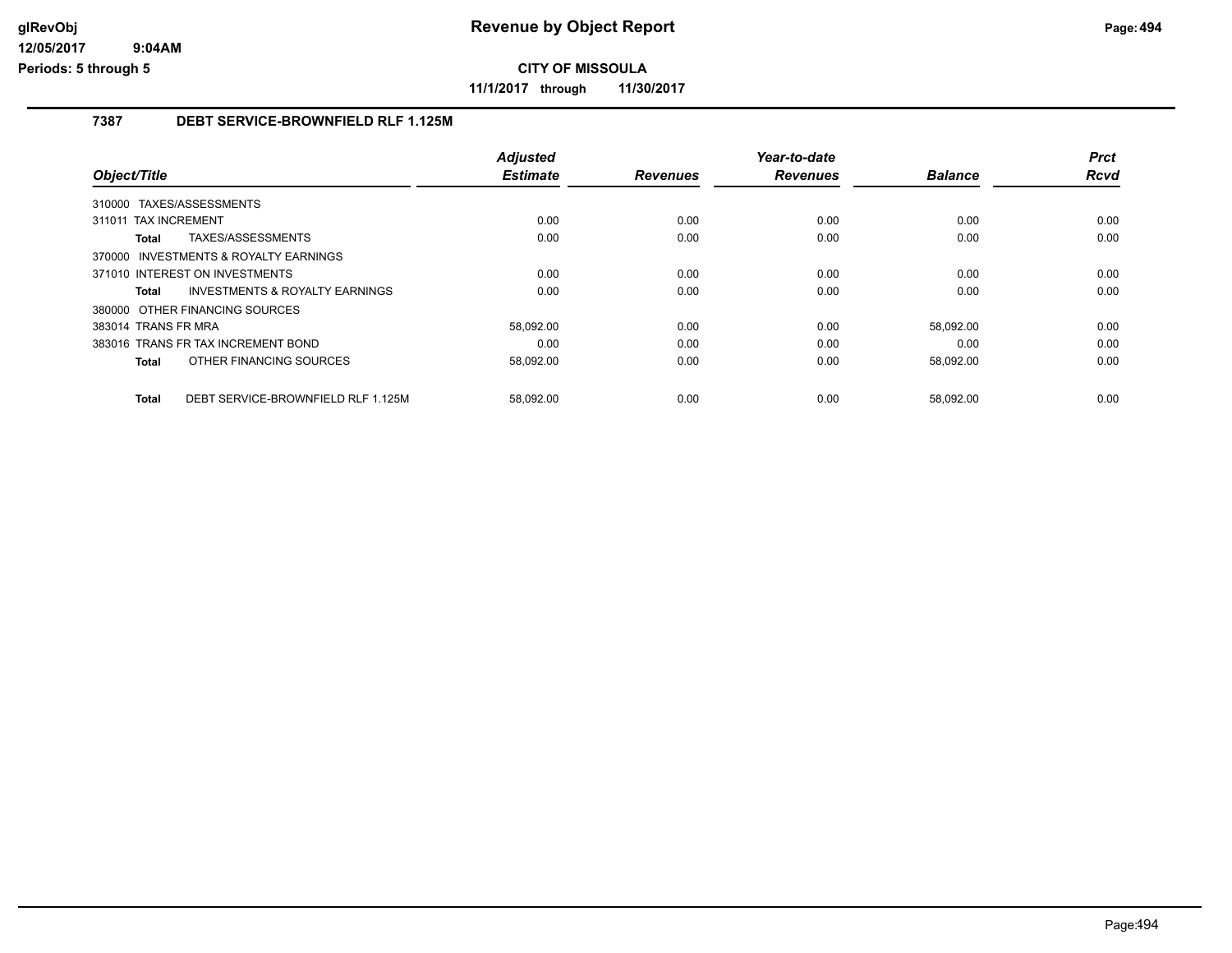# Revenue by Object Report

**CITY OF MISSOULA**

**11/1/2017 through 11/30/2017**

glRevObj
12/05/2017 9:04AM
Periods: 5 through 5

## 7387 DEBT SERVICE-BROWNFIELD RLF 1.125M

| Object/Title | Adjusted Estimate | Revenues | Year-to-date Revenues | Balance | Prct Rcvd |
|---|---|---|---|---|---|
| 310000 TAXES/ASSESSMENTS | | | | | |
| 311011 TAX INCREMENT | 0.00 | 0.00 | 0.00 | 0.00 | 0.00 |
| **Total** TAXES/ASSESSMENTS | 0.00 | 0.00 | 0.00 | 0.00 | 0.00 |
| 370000 INVESTMENTS & ROYALTY EARNINGS | | | | | |
| 371010 INTEREST ON INVESTMENTS | 0.00 | 0.00 | 0.00 | 0.00 | 0.00 |
| **Total** INVESTMENTS & ROYALTY EARNINGS | 0.00 | 0.00 | 0.00 | 0.00 | 0.00 |
| 380000 OTHER FINANCING SOURCES | | | | | |
| 383014 TRANS FR MRA | 58,092.00 | 0.00 | 0.00 | 58,092.00 | 0.00 |
| 383016 TRANS FR TAX INCREMENT BOND | 0.00 | 0.00 | 0.00 | 0.00 | 0.00 |
| **Total** OTHER FINANCING SOURCES | 58,092.00 | 0.00 | 0.00 | 58,092.00 | 0.00 |
| **Total** DEBT SERVICE-BROWNFIELD RLF 1.125M | 58,092.00 | 0.00 | 0.00 | 58,092.00 | 0.00 |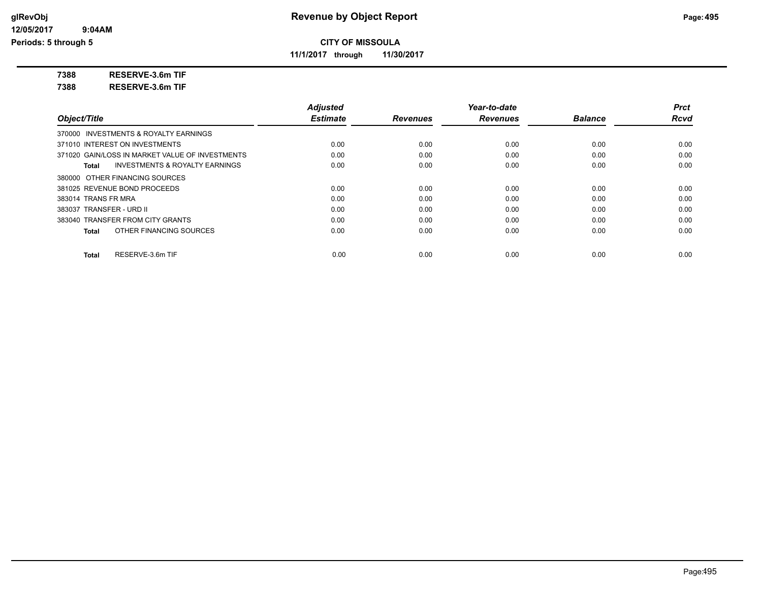**CITY OF MISSOULA**

**11/1/2017 through 11/30/2017**

**7388 RESERVE-3.6m TIF**

**7388 RESERVE-3.6m TIF**

| Object/Title | Adjusted Estimate | Revenues | Year-to-date Revenues | Balance | Prct Rcvd |
|---|---|---|---|---|---|
| 370000 INVESTMENTS & ROYALTY EARNINGS | | | | | |
| 371010 INTEREST ON INVESTMENTS | 0.00 | 0.00 | 0.00 | 0.00 | 0.00 |
| 371020 GAIN/LOSS IN MARKET VALUE OF INVESTMENTS | 0.00 | 0.00 | 0.00 | 0.00 | 0.00 |
| **Total** INVESTMENTS & ROYALTY EARNINGS | 0.00 | 0.00 | 0.00 | 0.00 | 0.00 |
| 380000 OTHER FINANCING SOURCES | | | | | |
| 381025 REVENUE BOND PROCEEDS | 0.00 | 0.00 | 0.00 | 0.00 | 0.00 |
| 383014 TRANS FR MRA | 0.00 | 0.00 | 0.00 | 0.00 | 0.00 |
| 383037 TRANSFER - URD II | 0.00 | 0.00 | 0.00 | 0.00 | 0.00 |
| 383040 TRANSFER FROM CITY GRANTS | 0.00 | 0.00 | 0.00 | 0.00 | 0.00 |
| **Total** OTHER FINANCING SOURCES | 0.00 | 0.00 | 0.00 | 0.00 | 0.00 |
| **Total** RESERVE-3.6m TIF | 0.00 | 0.00 | 0.00 | 0.00 | 0.00 |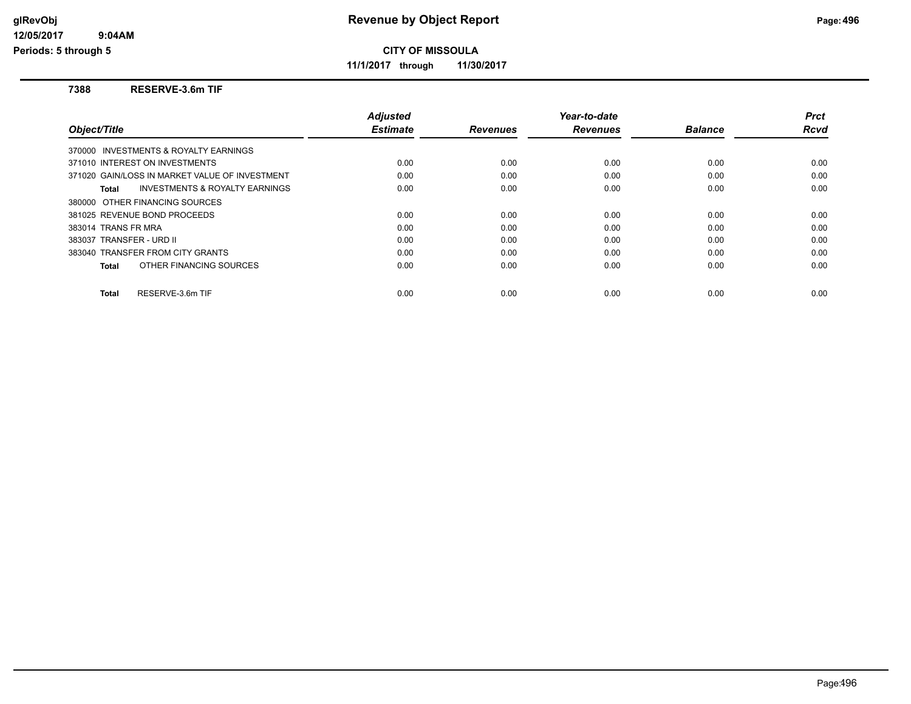# Revenue by Object Report

**CITY OF MISSOULA**

**11/1/2017 through 11/30/2017**

glRevObj
12/05/2017 9:04AM
Periods: 5 through 5

## 7388 RESERVE-3.6m TIF

| Object/Title | Adjusted Estimate | Revenues | Year-to-date Revenues | Balance | Prct Rcvd |
|---|---|---|---|---|---|
| 370000 INVESTMENTS & ROYALTY EARNINGS | | | | | |
| 371010 INTEREST ON INVESTMENTS | 0.00 | 0.00 | 0.00 | 0.00 | 0.00 |
| 371020 GAIN/LOSS IN MARKET VALUE OF INVESTMENT | 0.00 | 0.00 | 0.00 | 0.00 | 0.00 |
| **Total** INVESTMENTS & ROYALTY EARNINGS | 0.00 | 0.00 | 0.00 | 0.00 | 0.00 |
| 380000 OTHER FINANCING SOURCES | | | | | |
| 381025 REVENUE BOND PROCEEDS | 0.00 | 0.00 | 0.00 | 0.00 | 0.00 |
| 383014 TRANS FR MRA | 0.00 | 0.00 | 0.00 | 0.00 | 0.00 |
| 383037 TRANSFER - URD II | 0.00 | 0.00 | 0.00 | 0.00 | 0.00 |
| 383040 TRANSFER FROM CITY GRANTS | 0.00 | 0.00 | 0.00 | 0.00 | 0.00 |
| **Total** OTHER FINANCING SOURCES | 0.00 | 0.00 | 0.00 | 0.00 | 0.00 |
| **Total** RESERVE-3.6m TIF | 0.00 | 0.00 | 0.00 | 0.00 | 0.00 |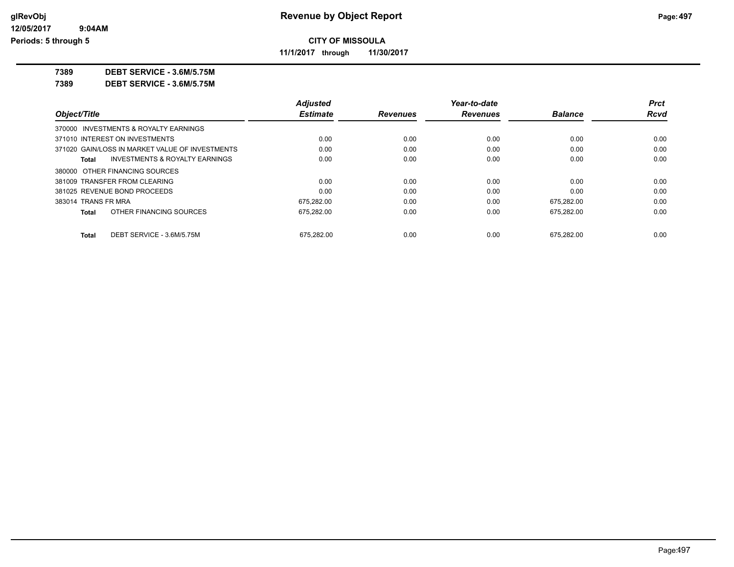# Revenue by Object Report

**CITY OF MISSOULA**

**11/1/2017 through 11/30/2017**

glRevObj
12/05/2017 9:04AM
Periods: 5 through 5

**7389 DEBT SERVICE - 3.6M/5.75M**

**7389 DEBT SERVICE - 3.6M/5.75M**

| Object/Title | Adjusted Estimate | Revenues | Year-to-date Revenues | Balance | Prct Rcvd |
|---|---|---|---|---|---|
| 370000 INVESTMENTS & ROYALTY EARNINGS | | | | | |
| 371010 INTEREST ON INVESTMENTS | 0.00 | 0.00 | 0.00 | 0.00 | 0.00 |
| 371020 GAIN/LOSS IN MARKET VALUE OF INVESTMENTS | 0.00 | 0.00 | 0.00 | 0.00 | 0.00 |
| **Total** INVESTMENTS & ROYALTY EARNINGS | 0.00 | 0.00 | 0.00 | 0.00 | 0.00 |
| 380000 OTHER FINANCING SOURCES | | | | | |
| 381009 TRANSFER FROM CLEARING | 0.00 | 0.00 | 0.00 | 0.00 | 0.00 |
| 381025 REVENUE BOND PROCEEDS | 0.00 | 0.00 | 0.00 | 0.00 | 0.00 |
| 383014 TRANS FR MRA | 675,282.00 | 0.00 | 0.00 | 675,282.00 | 0.00 |
| **Total** OTHER FINANCING SOURCES | 675,282.00 | 0.00 | 0.00 | 675,282.00 | 0.00 |
| **Total** DEBT SERVICE - 3.6M/5.75M | 675,282.00 | 0.00 | 0.00 | 675,282.00 | 0.00 |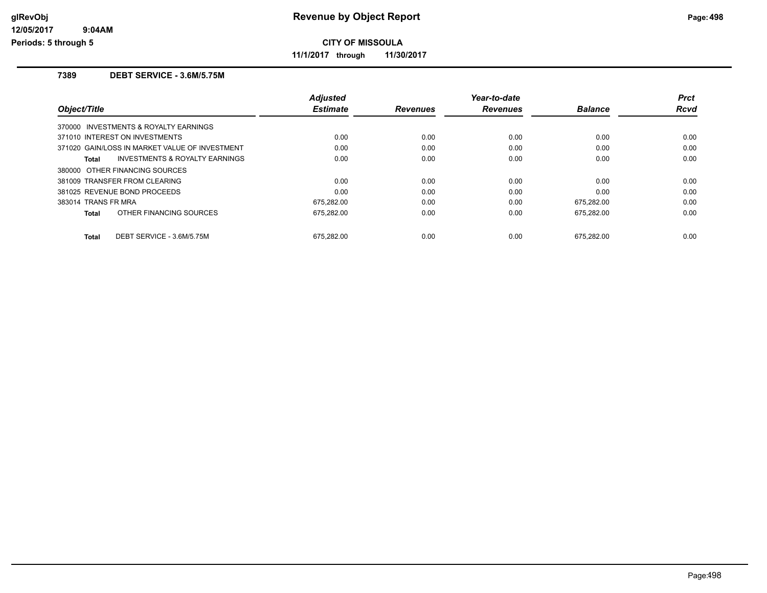# Revenue by Object Report

**CITY OF MISSOULA**

**11/1/2017 through 11/30/2017**

glRevObj
12/05/2017 9:04AM
Periods: 5 through 5

### 7389 DEBT SERVICE - 3.6M/5.75M

| Object/Title | Adjusted Estimate | Revenues | Year-to-date Revenues | Balance | Prct Rcvd |
|---|---|---|---|---|---|
| 370000 INVESTMENTS & ROYALTY EARNINGS | | | | | |
| 371010 INTEREST ON INVESTMENTS | 0.00 | 0.00 | 0.00 | 0.00 | 0.00 |
| 371020 GAIN/LOSS IN MARKET VALUE OF INVESTMENT | 0.00 | 0.00 | 0.00 | 0.00 | 0.00 |
| **Total** INVESTMENTS & ROYALTY EARNINGS | 0.00 | 0.00 | 0.00 | 0.00 | 0.00 |
| 380000 OTHER FINANCING SOURCES | | | | | |
| 381009 TRANSFER FROM CLEARING | 0.00 | 0.00 | 0.00 | 0.00 | 0.00 |
| 381025 REVENUE BOND PROCEEDS | 0.00 | 0.00 | 0.00 | 0.00 | 0.00 |
| 383014 TRANS FR MRA | 675,282.00 | 0.00 | 0.00 | 675,282.00 | 0.00 |
| **Total** OTHER FINANCING SOURCES | 675,282.00 | 0.00 | 0.00 | 675,282.00 | 0.00 |
| **Total** DEBT SERVICE - 3.6M/5.75M | 675,282.00 | 0.00 | 0.00 | 675,282.00 | 0.00 |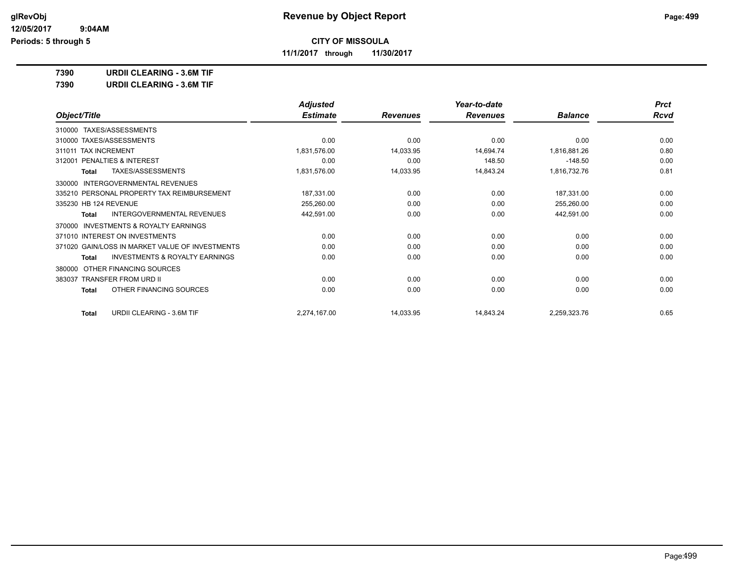# Revenue by Object Report

glRevObj
12/05/2017 9:04AM
Periods: 5 through 5

## CITY OF MISSOULA

11/1/2017 through 11/30/2017

**7390 URDII CLEARING - 3.6M TIF**

**7390 URDII CLEARING - 3.6M TIF**

| Object/Title | Adjusted Estimate | Revenues | Year-to-date Revenues | Balance | Prct Rcvd |
|---|---|---|---|---|---|
| 310000 TAXES/ASSESSMENTS | | | | | |
| 310000 TAXES/ASSESSMENTS | 0.00 | 0.00 | 0.00 | 0.00 | 0.00 |
| 311011 TAX INCREMENT | 1,831,576.00 | 14,033.95 | 14,694.74 | 1,816,881.26 | 0.80 |
| 312001 PENALTIES & INTEREST | 0.00 | 0.00 | 148.50 | -148.50 | 0.00 |
| **Total** TAXES/ASSESSMENTS | 1,831,576.00 | 14,033.95 | 14,843.24 | 1,816,732.76 | 0.81 |
| 330000 INTERGOVERNMENTAL REVENUES | | | | | |
| 335210 PERSONAL PROPERTY TAX REIMBURSEMENT | 187,331.00 | 0.00 | 0.00 | 187,331.00 | 0.00 |
| 335230 HB 124 REVENUE | 255,260.00 | 0.00 | 0.00 | 255,260.00 | 0.00 |
| **Total** INTERGOVERNMENTAL REVENUES | 442,591.00 | 0.00 | 0.00 | 442,591.00 | 0.00 |
| 370000 INVESTMENTS & ROYALTY EARNINGS | | | | | |
| 371010 INTEREST ON INVESTMENTS | 0.00 | 0.00 | 0.00 | 0.00 | 0.00 |
| 371020 GAIN/LOSS IN MARKET VALUE OF INVESTMENTS | 0.00 | 0.00 | 0.00 | 0.00 | 0.00 |
| **Total** INVESTMENTS & ROYALTY EARNINGS | 0.00 | 0.00 | 0.00 | 0.00 | 0.00 |
| 380000 OTHER FINANCING SOURCES | | | | | |
| 383037 TRANSFER FROM URD II | 0.00 | 0.00 | 0.00 | 0.00 | 0.00 |
| **Total** OTHER FINANCING SOURCES | 0.00 | 0.00 | 0.00 | 0.00 | 0.00 |
| **Total** URDII CLEARING - 3.6M TIF | 2,274,167.00 | 14,033.95 | 14,843.24 | 2,259,323.76 | 0.65 |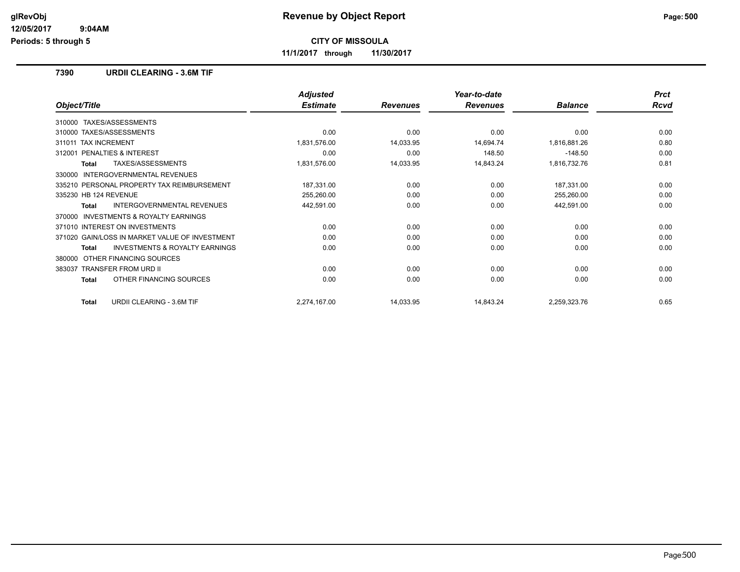# Revenue by Object Report

glRevObj
12/05/2017 9:04AM
Periods: 5 through 5

**CITY OF MISSOULA**

**11/1/2017 through 11/30/2017**

## 7390 URDII CLEARING - 3.6M TIF

| Object/Title | Adjusted Estimate | Revenues | Year-to-date Revenues | Balance | Prct Rcvd |
|---|---|---|---|---|---|
| 310000 TAXES/ASSESSMENTS | | | | | |
| 310000 TAXES/ASSESSMENTS | 0.00 | 0.00 | 0.00 | 0.00 | 0.00 |
| 311011 TAX INCREMENT | 1,831,576.00 | 14,033.95 | 14,694.74 | 1,816,881.26 | 0.80 |
| 312001 PENALTIES & INTEREST | 0.00 | 0.00 | 148.50 | -148.50 | 0.00 |
| **Total** TAXES/ASSESSMENTS | 1,831,576.00 | 14,033.95 | 14,843.24 | 1,816,732.76 | 0.81 |
| 330000 INTERGOVERNMENTAL REVENUES | | | | | |
| 335210 PERSONAL PROPERTY TAX REIMBURSEMENT | 187,331.00 | 0.00 | 0.00 | 187,331.00 | 0.00 |
| 335230 HB 124 REVENUE | 255,260.00 | 0.00 | 0.00 | 255,260.00 | 0.00 |
| **Total** INTERGOVERNMENTAL REVENUES | 442,591.00 | 0.00 | 0.00 | 442,591.00 | 0.00 |
| 370000 INVESTMENTS & ROYALTY EARNINGS | | | | | |
| 371010 INTEREST ON INVESTMENTS | 0.00 | 0.00 | 0.00 | 0.00 | 0.00 |
| 371020 GAIN/LOSS IN MARKET VALUE OF INVESTMENT | 0.00 | 0.00 | 0.00 | 0.00 | 0.00 |
| **Total** INVESTMENTS & ROYALTY EARNINGS | 0.00 | 0.00 | 0.00 | 0.00 | 0.00 |
| 380000 OTHER FINANCING SOURCES | | | | | |
| 383037 TRANSFER FROM URD II | 0.00 | 0.00 | 0.00 | 0.00 | 0.00 |
| **Total** OTHER FINANCING SOURCES | 0.00 | 0.00 | 0.00 | 0.00 | 0.00 |
| **Total** URDII CLEARING - 3.6M TIF | 2,274,167.00 | 14,033.95 | 14,843.24 | 2,259,323.76 | 0.65 |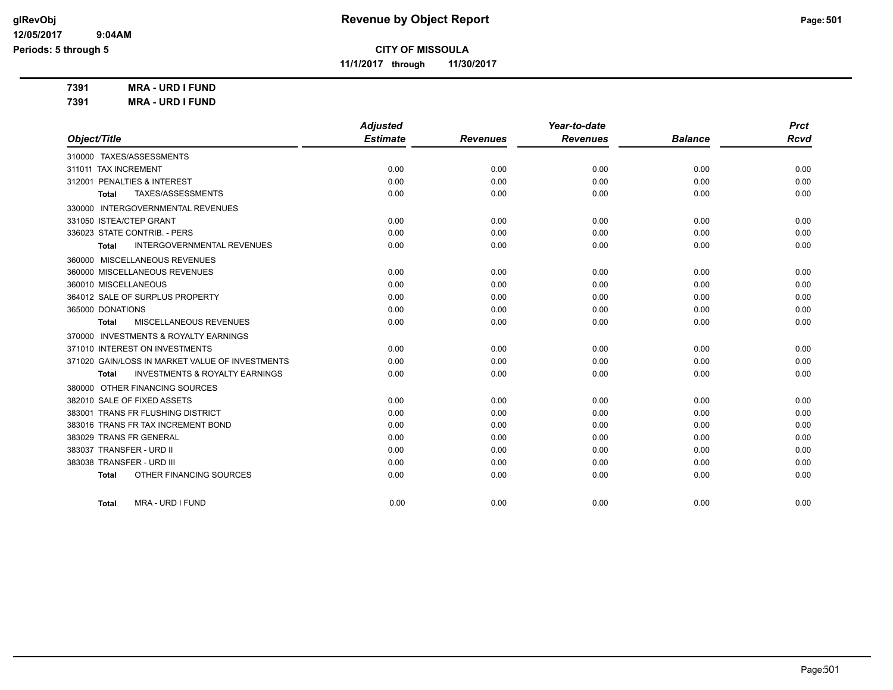# Revenue by Object Report

glRevObj
12/05/2017 9:04AM
Periods: 5 through 5

**CITY OF MISSOULA**

**11/1/2017 through 11/30/2017**

**7391 MRA - URD I FUND**

**7391 MRA - URD I FUND**

| Object/Title | Adjusted Estimate | Revenues | Year-to-date Revenues | Balance | Prct Rcvd |
|---|---|---|---|---|---|
| 310000 TAXES/ASSESSMENTS | | | | | |
| 311011 TAX INCREMENT | 0.00 | 0.00 | 0.00 | 0.00 | 0.00 |
| 312001 PENALTIES & INTEREST | 0.00 | 0.00 | 0.00 | 0.00 | 0.00 |
| **Total** TAXES/ASSESSMENTS | 0.00 | 0.00 | 0.00 | 0.00 | 0.00 |
| 330000 INTERGOVERNMENTAL REVENUES | | | | | |
| 331050 ISTEA/CTEP GRANT | 0.00 | 0.00 | 0.00 | 0.00 | 0.00 |
| 336023 STATE CONTRIB. - PERS | 0.00 | 0.00 | 0.00 | 0.00 | 0.00 |
| **Total** INTERGOVERNMENTAL REVENUES | 0.00 | 0.00 | 0.00 | 0.00 | 0.00 |
| 360000 MISCELLANEOUS REVENUES | | | | | |
| 360000 MISCELLANEOUS REVENUES | 0.00 | 0.00 | 0.00 | 0.00 | 0.00 |
| 360010 MISCELLANEOUS | 0.00 | 0.00 | 0.00 | 0.00 | 0.00 |
| 364012 SALE OF SURPLUS PROPERTY | 0.00 | 0.00 | 0.00 | 0.00 | 0.00 |
| 365000 DONATIONS | 0.00 | 0.00 | 0.00 | 0.00 | 0.00 |
| **Total** MISCELLANEOUS REVENUES | 0.00 | 0.00 | 0.00 | 0.00 | 0.00 |
| 370000 INVESTMENTS & ROYALTY EARNINGS | | | | | |
| 371010 INTEREST ON INVESTMENTS | 0.00 | 0.00 | 0.00 | 0.00 | 0.00 |
| 371020 GAIN/LOSS IN MARKET VALUE OF INVESTMENTS | 0.00 | 0.00 | 0.00 | 0.00 | 0.00 |
| **Total** INVESTMENTS & ROYALTY EARNINGS | 0.00 | 0.00 | 0.00 | 0.00 | 0.00 |
| 380000 OTHER FINANCING SOURCES | | | | | |
| 382010 SALE OF FIXED ASSETS | 0.00 | 0.00 | 0.00 | 0.00 | 0.00 |
| 383001 TRANS FR FLUSHING DISTRICT | 0.00 | 0.00 | 0.00 | 0.00 | 0.00 |
| 383016 TRANS FR TAX INCREMENT BOND | 0.00 | 0.00 | 0.00 | 0.00 | 0.00 |
| 383029 TRANS FR GENERAL | 0.00 | 0.00 | 0.00 | 0.00 | 0.00 |
| 383037 TRANSFER - URD II | 0.00 | 0.00 | 0.00 | 0.00 | 0.00 |
| 383038 TRANSFER - URD III | 0.00 | 0.00 | 0.00 | 0.00 | 0.00 |
| **Total** OTHER FINANCING SOURCES | 0.00 | 0.00 | 0.00 | 0.00 | 0.00 |
| **Total** MRA - URD I FUND | 0.00 | 0.00 | 0.00 | 0.00 | 0.00 |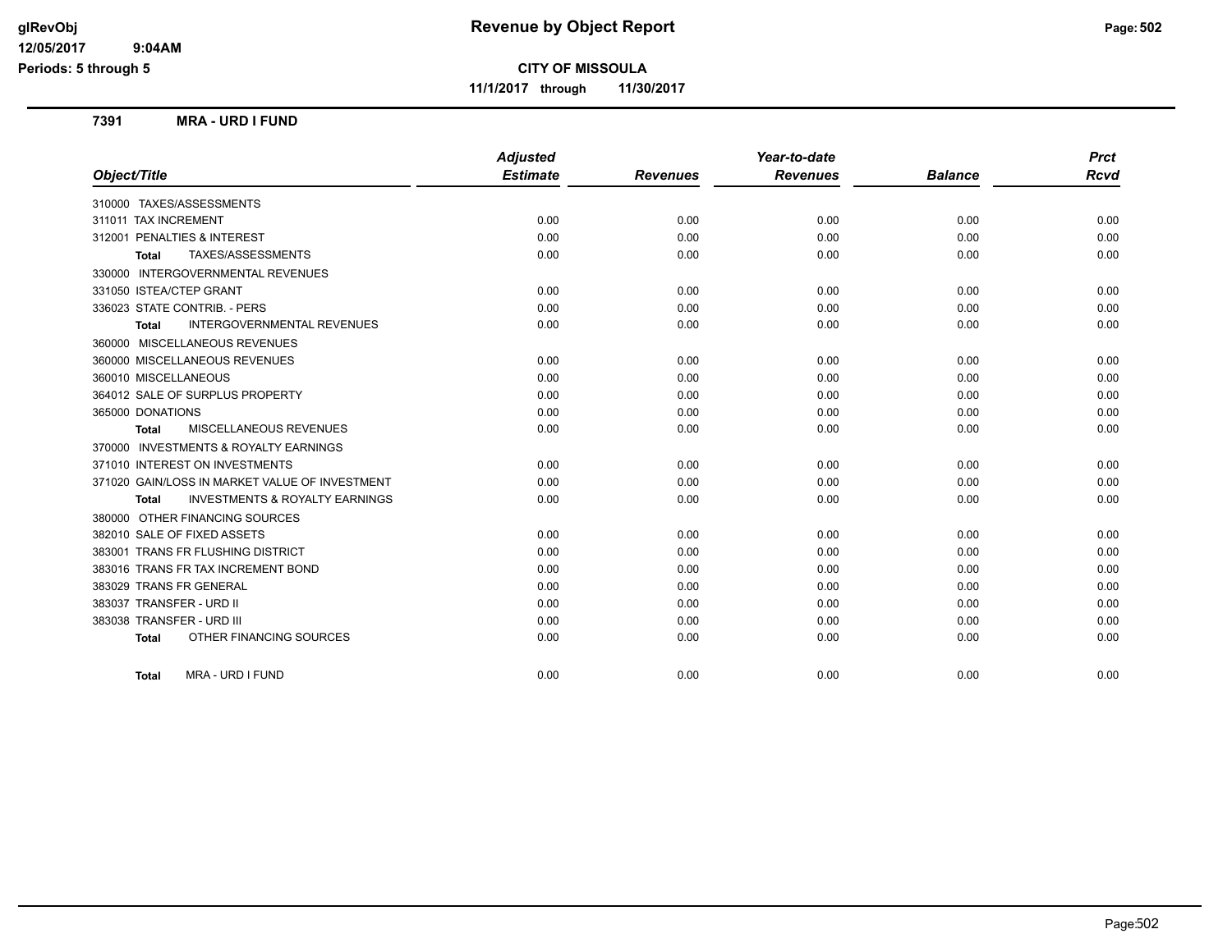# Revenue by Object Report

**CITY OF MISSOULA**

**11/1/2017 through 11/30/2017**

glRevObj
12/05/2017 9:04AM
Periods: 5 through 5

## 7391 MRA - URD I FUND

| Object/Title | Adjusted Estimate | Revenues | Year-to-date Revenues | Balance | Prct Rcvd |
|---|---|---|---|---|---|
| 310000 TAXES/ASSESSMENTS | | | | | |
| 311011 TAX INCREMENT | 0.00 | 0.00 | 0.00 | 0.00 | 0.00 |
| 312001 PENALTIES & INTEREST | 0.00 | 0.00 | 0.00 | 0.00 | 0.00 |
| **Total** TAXES/ASSESSMENTS | 0.00 | 0.00 | 0.00 | 0.00 | 0.00 |
| 330000 INTERGOVERNMENTAL REVENUES | | | | | |
| 331050 ISTEA/CTEP GRANT | 0.00 | 0.00 | 0.00 | 0.00 | 0.00 |
| 336023 STATE CONTRIB. - PERS | 0.00 | 0.00 | 0.00 | 0.00 | 0.00 |
| **Total** INTERGOVERNMENTAL REVENUES | 0.00 | 0.00 | 0.00 | 0.00 | 0.00 |
| 360000 MISCELLANEOUS REVENUES | | | | | |
| 360000 MISCELLANEOUS REVENUES | 0.00 | 0.00 | 0.00 | 0.00 | 0.00 |
| 360010 MISCELLANEOUS | 0.00 | 0.00 | 0.00 | 0.00 | 0.00 |
| 364012 SALE OF SURPLUS PROPERTY | 0.00 | 0.00 | 0.00 | 0.00 | 0.00 |
| 365000 DONATIONS | 0.00 | 0.00 | 0.00 | 0.00 | 0.00 |
| **Total** MISCELLANEOUS REVENUES | 0.00 | 0.00 | 0.00 | 0.00 | 0.00 |
| 370000 INVESTMENTS & ROYALTY EARNINGS | | | | | |
| 371010 INTEREST ON INVESTMENTS | 0.00 | 0.00 | 0.00 | 0.00 | 0.00 |
| 371020 GAIN/LOSS IN MARKET VALUE OF INVESTMENT | 0.00 | 0.00 | 0.00 | 0.00 | 0.00 |
| **Total** INVESTMENTS & ROYALTY EARNINGS | 0.00 | 0.00 | 0.00 | 0.00 | 0.00 |
| 380000 OTHER FINANCING SOURCES | | | | | |
| 382010 SALE OF FIXED ASSETS | 0.00 | 0.00 | 0.00 | 0.00 | 0.00 |
| 383001 TRANS FR FLUSHING DISTRICT | 0.00 | 0.00 | 0.00 | 0.00 | 0.00 |
| 383016 TRANS FR TAX INCREMENT BOND | 0.00 | 0.00 | 0.00 | 0.00 | 0.00 |
| 383029 TRANS FR GENERAL | 0.00 | 0.00 | 0.00 | 0.00 | 0.00 |
| 383037 TRANSFER - URD II | 0.00 | 0.00 | 0.00 | 0.00 | 0.00 |
| 383038 TRANSFER - URD III | 0.00 | 0.00 | 0.00 | 0.00 | 0.00 |
| **Total** OTHER FINANCING SOURCES | 0.00 | 0.00 | 0.00 | 0.00 | 0.00 |
| **Total** MRA - URD I FUND | 0.00 | 0.00 | 0.00 | 0.00 | 0.00 |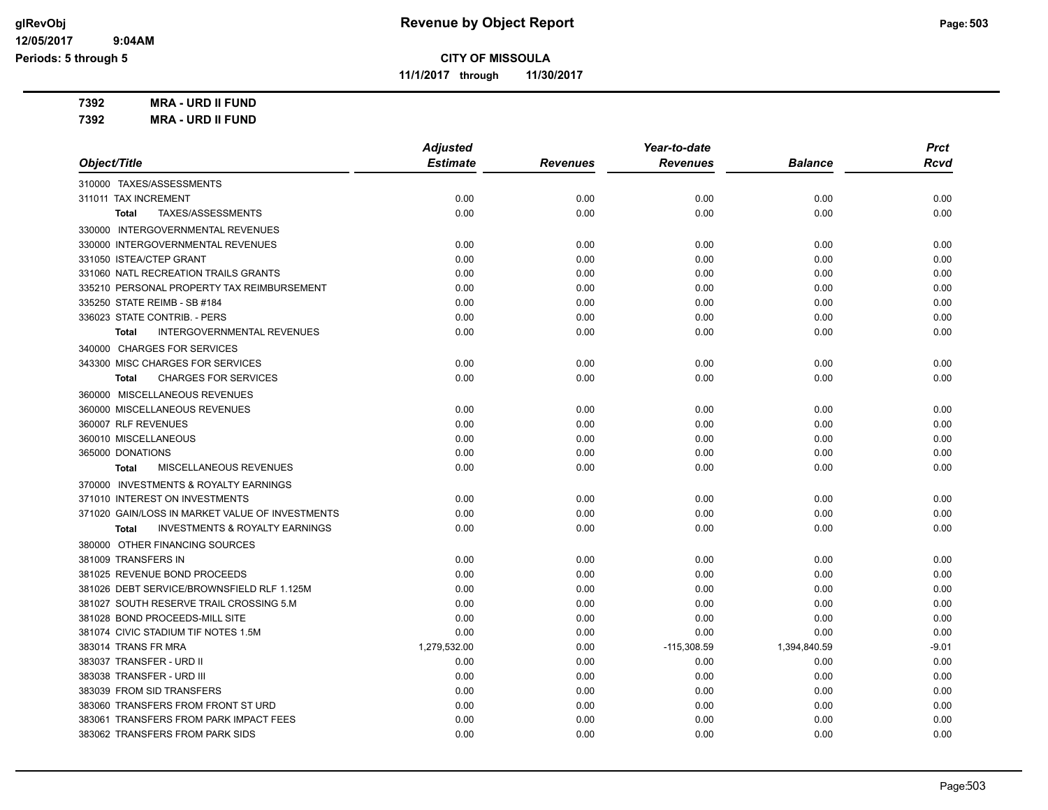# CITY OF MISSOULA

**11/1/2017 through 11/30/2017**

**7392 MRA - URD II FUND**

**7392 MRA - URD II FUND**

| Object/Title | Adjusted Estimate | Revenues | Year-to-date Revenues | Balance | Prct Rcvd |
|---|---|---|---|---|---|
| 310000 TAXES/ASSESSMENTS | | | | | |
| 311011 TAX INCREMENT | 0.00 | 0.00 | 0.00 | 0.00 | 0.00 |
| **Total** TAXES/ASSESSMENTS | 0.00 | 0.00 | 0.00 | 0.00 | 0.00 |
| 330000 INTERGOVERNMENTAL REVENUES | | | | | |
| 330000 INTERGOVERNMENTAL REVENUES | 0.00 | 0.00 | 0.00 | 0.00 | 0.00 |
| 331050 ISTEA/CTEP GRANT | 0.00 | 0.00 | 0.00 | 0.00 | 0.00 |
| 331060 NATL RECREATION TRAILS GRANTS | 0.00 | 0.00 | 0.00 | 0.00 | 0.00 |
| 335210 PERSONAL PROPERTY TAX REIMBURSEMENT | 0.00 | 0.00 | 0.00 | 0.00 | 0.00 |
| 335250 STATE REIMB - SB #184 | 0.00 | 0.00 | 0.00 | 0.00 | 0.00 |
| 336023 STATE CONTRIB. - PERS | 0.00 | 0.00 | 0.00 | 0.00 | 0.00 |
| **Total** INTERGOVERNMENTAL REVENUES | 0.00 | 0.00 | 0.00 | 0.00 | 0.00 |
| 340000 CHARGES FOR SERVICES | | | | | |
| 343300 MISC CHARGES FOR SERVICES | 0.00 | 0.00 | 0.00 | 0.00 | 0.00 |
| **Total** CHARGES FOR SERVICES | 0.00 | 0.00 | 0.00 | 0.00 | 0.00 |
| 360000 MISCELLANEOUS REVENUES | | | | | |
| 360000 MISCELLANEOUS REVENUES | 0.00 | 0.00 | 0.00 | 0.00 | 0.00 |
| 360007 RLF REVENUES | 0.00 | 0.00 | 0.00 | 0.00 | 0.00 |
| 360010 MISCELLANEOUS | 0.00 | 0.00 | 0.00 | 0.00 | 0.00 |
| 365000 DONATIONS | 0.00 | 0.00 | 0.00 | 0.00 | 0.00 |
| **Total** MISCELLANEOUS REVENUES | 0.00 | 0.00 | 0.00 | 0.00 | 0.00 |
| 370000 INVESTMENTS & ROYALTY EARNINGS | | | | | |
| 371010 INTEREST ON INVESTMENTS | 0.00 | 0.00 | 0.00 | 0.00 | 0.00 |
| 371020 GAIN/LOSS IN MARKET VALUE OF INVESTMENTS | 0.00 | 0.00 | 0.00 | 0.00 | 0.00 |
| **Total** INVESTMENTS & ROYALTY EARNINGS | 0.00 | 0.00 | 0.00 | 0.00 | 0.00 |
| 380000 OTHER FINANCING SOURCES | | | | | |
| 381009 TRANSFERS IN | 0.00 | 0.00 | 0.00 | 0.00 | 0.00 |
| 381025 REVENUE BOND PROCEEDS | 0.00 | 0.00 | 0.00 | 0.00 | 0.00 |
| 381026 DEBT SERVICE/BROWNSFIELD RLF 1.125M | 0.00 | 0.00 | 0.00 | 0.00 | 0.00 |
| 381027 SOUTH RESERVE TRAIL CROSSING 5.M | 0.00 | 0.00 | 0.00 | 0.00 | 0.00 |
| 381028 BOND PROCEEDS-MILL SITE | 0.00 | 0.00 | 0.00 | 0.00 | 0.00 |
| 381074 CIVIC STADIUM TIF NOTES 1.5M | 0.00 | 0.00 | 0.00 | 0.00 | 0.00 |
| 383014 TRANS FR MRA | 1,279,532.00 | 0.00 | -115,308.59 | 1,394,840.59 | -9.01 |
| 383037 TRANSFER - URD II | 0.00 | 0.00 | 0.00 | 0.00 | 0.00 |
| 383038 TRANSFER - URD III | 0.00 | 0.00 | 0.00 | 0.00 | 0.00 |
| 383039 FROM SID TRANSFERS | 0.00 | 0.00 | 0.00 | 0.00 | 0.00 |
| 383060 TRANSFERS FROM FRONT ST URD | 0.00 | 0.00 | 0.00 | 0.00 | 0.00 |
| 383061 TRANSFERS FROM PARK IMPACT FEES | 0.00 | 0.00 | 0.00 | 0.00 | 0.00 |
| 383062 TRANSFERS FROM PARK SIDS | 0.00 | 0.00 | 0.00 | 0.00 | 0.00 |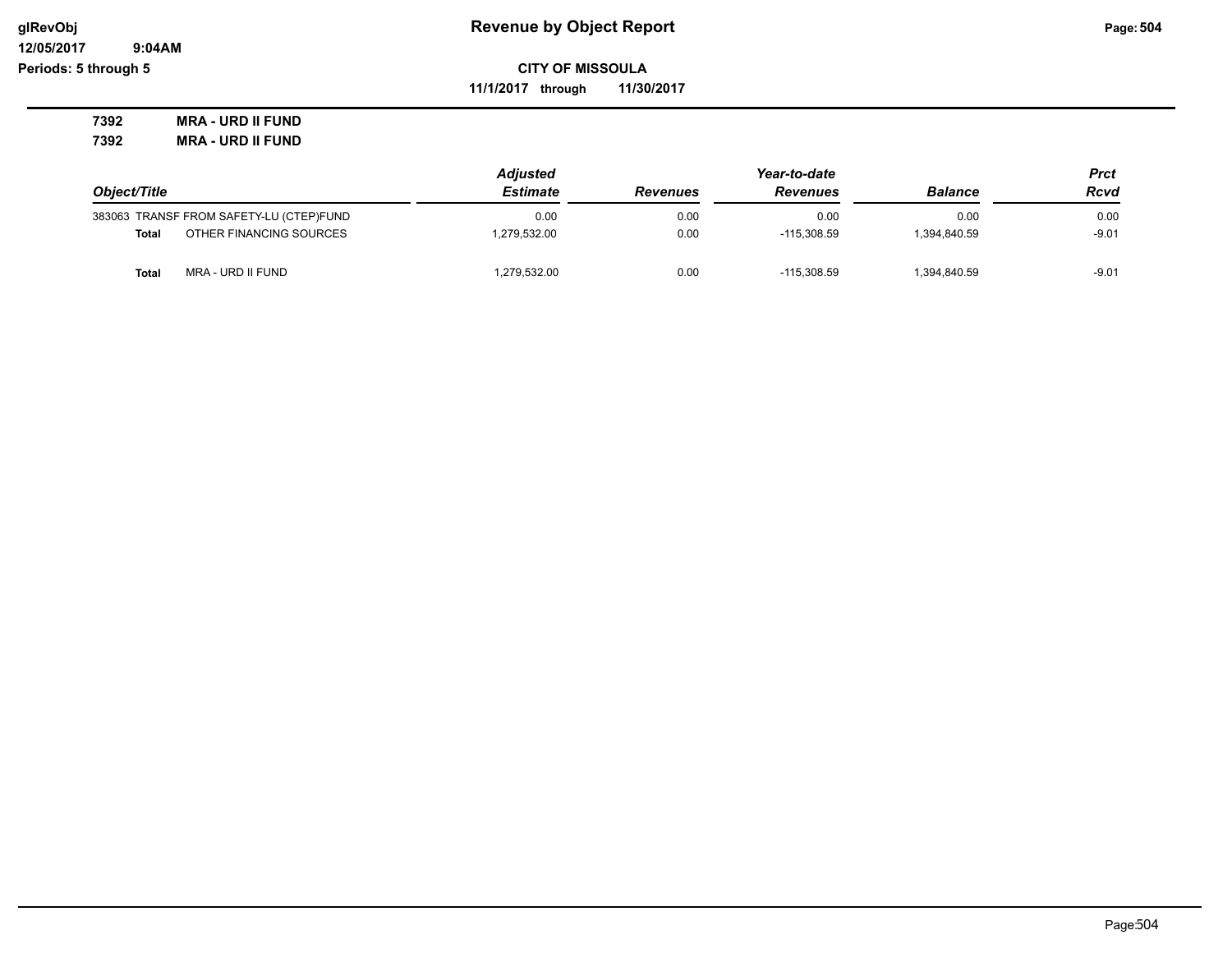**CITY OF MISSOULA**

**11/1/2017 through 11/30/2017**

**7392 MRA - URD II FUND**

**7392 MRA - URD II FUND**

| Object/Title | | Adjusted Estimate | Revenues | Year-to-date Revenues | Balance | Prct Rcvd |
|---|---|---|---|---|---|---|
| 383063 | TRANSF FROM SAFETY-LU (CTEP)FUND | 0.00 | 0.00 | 0.00 | 0.00 | 0.00 |
| **Total** | OTHER FINANCING SOURCES | 1,279,532.00 | 0.00 | -115,308.59 | 1,394,840.59 | -9.01 |
| **Total** | MRA - URD II FUND | 1,279,532.00 | 0.00 | -115,308.59 | 1,394,840.59 | -9.01 |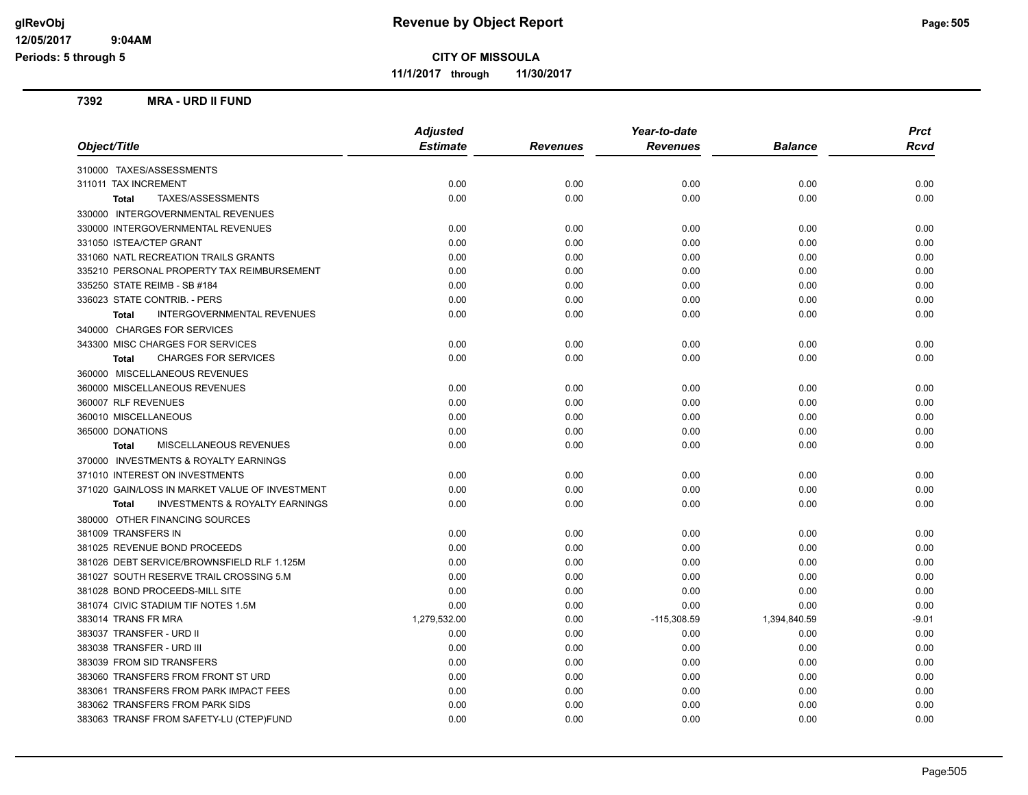# Revenue by Object Report

**CITY OF MISSOULA**

**11/1/2017 through 11/30/2017**

glRevObj
12/05/2017 9:04AM
Periods: 5 through 5

## 7392 MRA - URD II FUND

| Object/Title | Adjusted Estimate | Revenues | Year-to-date Revenues | Balance | Prct Rcvd |
|---|---|---|---|---|---|
| 310000 TAXES/ASSESSMENTS | | | | | |
| 311011 TAX INCREMENT | 0.00 | 0.00 | 0.00 | 0.00 | 0.00 |
| **Total** TAXES/ASSESSMENTS | 0.00 | 0.00 | 0.00 | 0.00 | 0.00 |
| 330000 INTERGOVERNMENTAL REVENUES | | | | | |
| 330000 INTERGOVERNMENTAL REVENUES | 0.00 | 0.00 | 0.00 | 0.00 | 0.00 |
| 331050 ISTEA/CTEP GRANT | 0.00 | 0.00 | 0.00 | 0.00 | 0.00 |
| 331060 NATL RECREATION TRAILS GRANTS | 0.00 | 0.00 | 0.00 | 0.00 | 0.00 |
| 335210 PERSONAL PROPERTY TAX REIMBURSEMENT | 0.00 | 0.00 | 0.00 | 0.00 | 0.00 |
| 335250 STATE REIMB - SB #184 | 0.00 | 0.00 | 0.00 | 0.00 | 0.00 |
| 336023 STATE CONTRIB. - PERS | 0.00 | 0.00 | 0.00 | 0.00 | 0.00 |
| **Total** INTERGOVERNMENTAL REVENUES | 0.00 | 0.00 | 0.00 | 0.00 | 0.00 |
| 340000 CHARGES FOR SERVICES | | | | | |
| 343300 MISC CHARGES FOR SERVICES | 0.00 | 0.00 | 0.00 | 0.00 | 0.00 |
| **Total** CHARGES FOR SERVICES | 0.00 | 0.00 | 0.00 | 0.00 | 0.00 |
| 360000 MISCELLANEOUS REVENUES | | | | | |
| 360000 MISCELLANEOUS REVENUES | 0.00 | 0.00 | 0.00 | 0.00 | 0.00 |
| 360007 RLF REVENUES | 0.00 | 0.00 | 0.00 | 0.00 | 0.00 |
| 360010 MISCELLANEOUS | 0.00 | 0.00 | 0.00 | 0.00 | 0.00 |
| 365000 DONATIONS | 0.00 | 0.00 | 0.00 | 0.00 | 0.00 |
| **Total** MISCELLANEOUS REVENUES | 0.00 | 0.00 | 0.00 | 0.00 | 0.00 |
| 370000 INVESTMENTS & ROYALTY EARNINGS | | | | | |
| 371010 INTEREST ON INVESTMENTS | 0.00 | 0.00 | 0.00 | 0.00 | 0.00 |
| 371020 GAIN/LOSS IN MARKET VALUE OF INVESTMENT | 0.00 | 0.00 | 0.00 | 0.00 | 0.00 |
| **Total** INVESTMENTS & ROYALTY EARNINGS | 0.00 | 0.00 | 0.00 | 0.00 | 0.00 |
| 380000 OTHER FINANCING SOURCES | | | | | |
| 381009 TRANSFERS IN | 0.00 | 0.00 | 0.00 | 0.00 | 0.00 |
| 381025 REVENUE BOND PROCEEDS | 0.00 | 0.00 | 0.00 | 0.00 | 0.00 |
| 381026 DEBT SERVICE/BROWNSFIELD RLF 1.125M | 0.00 | 0.00 | 0.00 | 0.00 | 0.00 |
| 381027 SOUTH RESERVE TRAIL CROSSING 5.M | 0.00 | 0.00 | 0.00 | 0.00 | 0.00 |
| 381028 BOND PROCEEDS-MILL SITE | 0.00 | 0.00 | 0.00 | 0.00 | 0.00 |
| 381074 CIVIC STADIUM TIF NOTES 1.5M | 0.00 | 0.00 | 0.00 | 0.00 | 0.00 |
| 383014 TRANS FR MRA | 1,279,532.00 | 0.00 | -115,308.59 | 1,394,840.59 | -9.01 |
| 383037 TRANSFER - URD II | 0.00 | 0.00 | 0.00 | 0.00 | 0.00 |
| 383038 TRANSFER - URD III | 0.00 | 0.00 | 0.00 | 0.00 | 0.00 |
| 383039 FROM SID TRANSFERS | 0.00 | 0.00 | 0.00 | 0.00 | 0.00 |
| 383060 TRANSFERS FROM FRONT ST URD | 0.00 | 0.00 | 0.00 | 0.00 | 0.00 |
| 383061 TRANSFERS FROM PARK IMPACT FEES | 0.00 | 0.00 | 0.00 | 0.00 | 0.00 |
| 383062 TRANSFERS FROM PARK SIDS | 0.00 | 0.00 | 0.00 | 0.00 | 0.00 |
| 383063 TRANSF FROM SAFETY-LU (CTEP)FUND | 0.00 | 0.00 | 0.00 | 0.00 | 0.00 |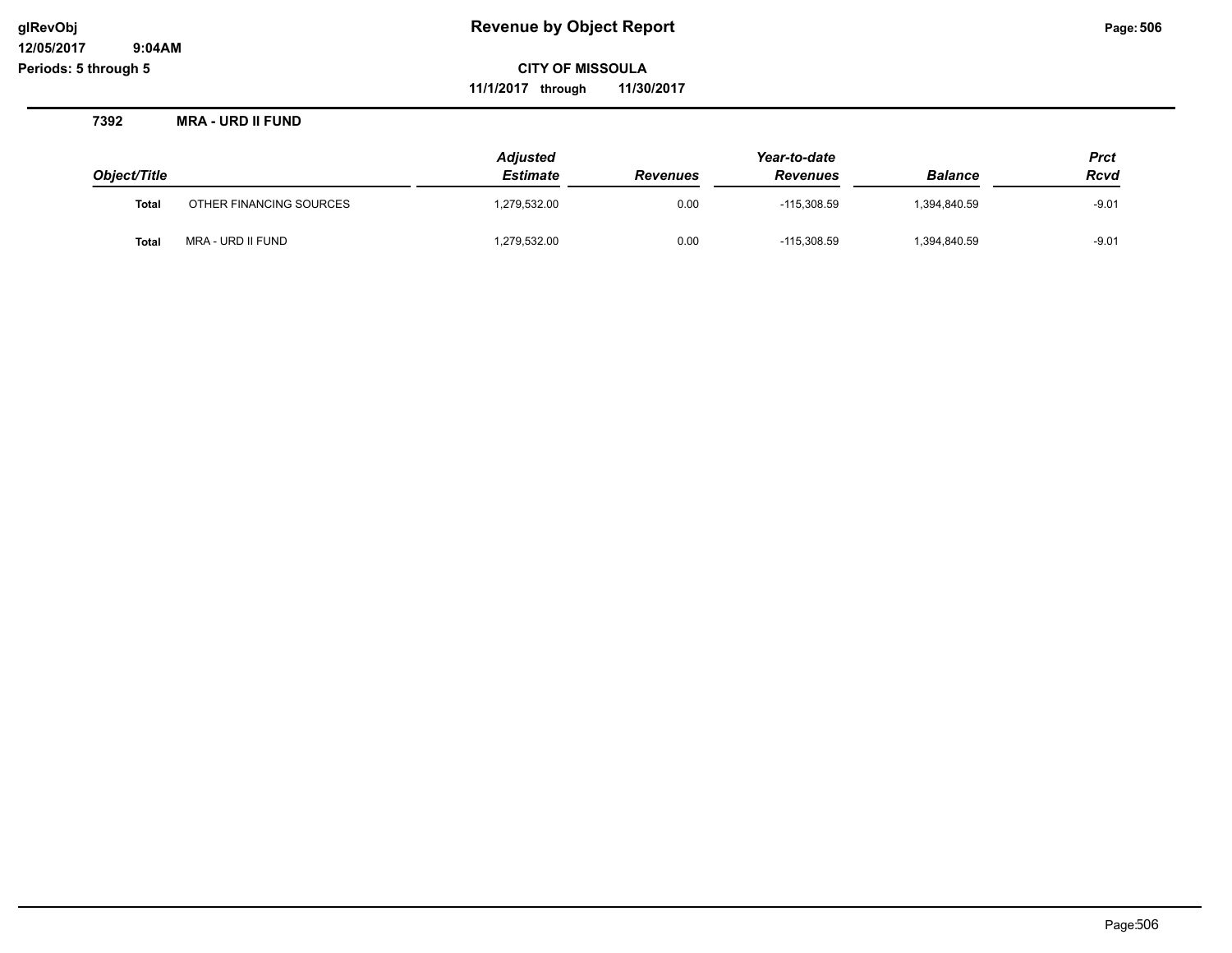# Revenue by Object Report

**CITY OF MISSOULA**

**11/1/2017 through 11/30/2017**

**7392 MRA - URD II FUND**

| Object/Title | | Adjusted Estimate | Revenues | Year-to-date Revenues | Balance | Prct Rcvd |
|---|---|---|---|---|---|---|
| **Total** | OTHER FINANCING SOURCES | 1,279,532.00 | 0.00 | -115,308.59 | 1,394,840.59 | -9.01 |
| **Total** | MRA - URD II FUND | 1,279,532.00 | 0.00 | -115,308.59 | 1,394,840.59 | -9.01 |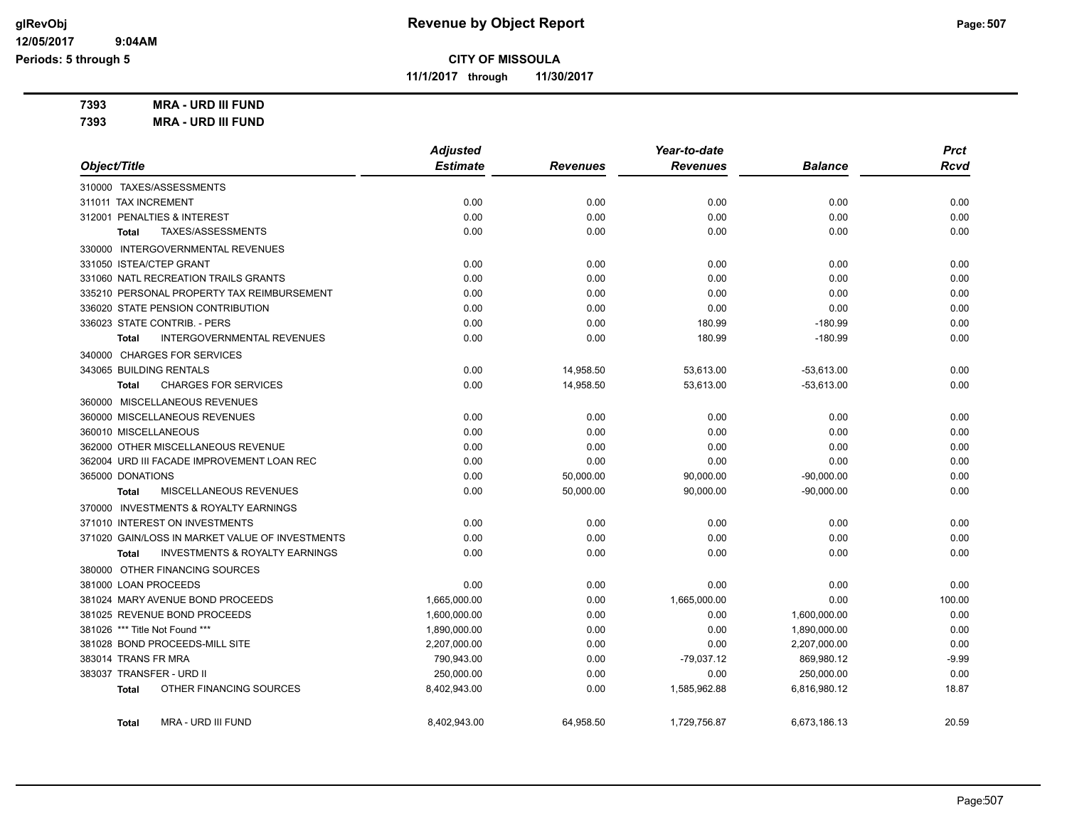**glRevObj**
**12/05/2017 9:04AM**
**Periods: 5 through 5**

# Revenue by Object Report

**CITY OF MISSOULA**

**11/1/2017 through 11/30/2017**

**7393 MRA - URD III FUND**

**7393 MRA - URD III FUND**

| Object/Title | Adjusted Estimate | Revenues | Year-to-date Revenues | Balance | Prct Rcvd |
|---|---|---|---|---|---|
| 310000 TAXES/ASSESSMENTS | | | | | |
| 311011 TAX INCREMENT | 0.00 | 0.00 | 0.00 | 0.00 | 0.00 |
| 312001 PENALTIES & INTEREST | 0.00 | 0.00 | 0.00 | 0.00 | 0.00 |
| **Total** TAXES/ASSESSMENTS | 0.00 | 0.00 | 0.00 | 0.00 | 0.00 |
| 330000 INTERGOVERNMENTAL REVENUES | | | | | |
| 331050 ISTEA/CTEP GRANT | 0.00 | 0.00 | 0.00 | 0.00 | 0.00 |
| 331060 NATL RECREATION TRAILS GRANTS | 0.00 | 0.00 | 0.00 | 0.00 | 0.00 |
| 335210 PERSONAL PROPERTY TAX REIMBURSEMENT | 0.00 | 0.00 | 0.00 | 0.00 | 0.00 |
| 336020 STATE PENSION CONTRIBUTION | 0.00 | 0.00 | 0.00 | 0.00 | 0.00 |
| 336023 STATE CONTRIB. - PERS | 0.00 | 0.00 | 180.99 | -180.99 | 0.00 |
| **Total** INTERGOVERNMENTAL REVENUES | 0.00 | 0.00 | 180.99 | -180.99 | 0.00 |
| 340000 CHARGES FOR SERVICES | | | | | |
| 343065 BUILDING RENTALS | 0.00 | 14,958.50 | 53,613.00 | -53,613.00 | 0.00 |
| **Total** CHARGES FOR SERVICES | 0.00 | 14,958.50 | 53,613.00 | -53,613.00 | 0.00 |
| 360000 MISCELLANEOUS REVENUES | | | | | |
| 360000 MISCELLANEOUS REVENUES | 0.00 | 0.00 | 0.00 | 0.00 | 0.00 |
| 360010 MISCELLANEOUS | 0.00 | 0.00 | 0.00 | 0.00 | 0.00 |
| 362000 OTHER MISCELLANEOUS REVENUE | 0.00 | 0.00 | 0.00 | 0.00 | 0.00 |
| 362004 URD III FACADE IMPROVEMENT LOAN REC | 0.00 | 0.00 | 0.00 | 0.00 | 0.00 |
| 365000 DONATIONS | 0.00 | 50,000.00 | 90,000.00 | -90,000.00 | 0.00 |
| **Total** MISCELLANEOUS REVENUES | 0.00 | 50,000.00 | 90,000.00 | -90,000.00 | 0.00 |
| 370000 INVESTMENTS & ROYALTY EARNINGS | | | | | |
| 371010 INTEREST ON INVESTMENTS | 0.00 | 0.00 | 0.00 | 0.00 | 0.00 |
| 371020 GAIN/LOSS IN MARKET VALUE OF INVESTMENTS | 0.00 | 0.00 | 0.00 | 0.00 | 0.00 |
| **Total** INVESTMENTS & ROYALTY EARNINGS | 0.00 | 0.00 | 0.00 | 0.00 | 0.00 |
| 380000 OTHER FINANCING SOURCES | | | | | |
| 381000 LOAN PROCEEDS | 0.00 | 0.00 | 0.00 | 0.00 | 0.00 |
| 381024 MARY AVENUE BOND PROCEEDS | 1,665,000.00 | 0.00 | 1,665,000.00 | 0.00 | 100.00 |
| 381025 REVENUE BOND PROCEEDS | 1,600,000.00 | 0.00 | 0.00 | 1,600,000.00 | 0.00 |
| 381026 *** Title Not Found *** | 1,890,000.00 | 0.00 | 0.00 | 1,890,000.00 | 0.00 |
| 381028 BOND PROCEEDS-MILL SITE | 2,207,000.00 | 0.00 | 0.00 | 2,207,000.00 | 0.00 |
| 383014 TRANS FR MRA | 790,943.00 | 0.00 | -79,037.12 | 869,980.12 | -9.99 |
| 383037 TRANSFER - URD II | 250,000.00 | 0.00 | 0.00 | 250,000.00 | 0.00 |
| **Total** OTHER FINANCING SOURCES | 8,402,943.00 | 0.00 | 1,585,962.88 | 6,816,980.12 | 18.87 |
| **Total** MRA - URD III FUND | 8,402,943.00 | 64,958.50 | 1,729,756.87 | 6,673,186.13 | 20.59 |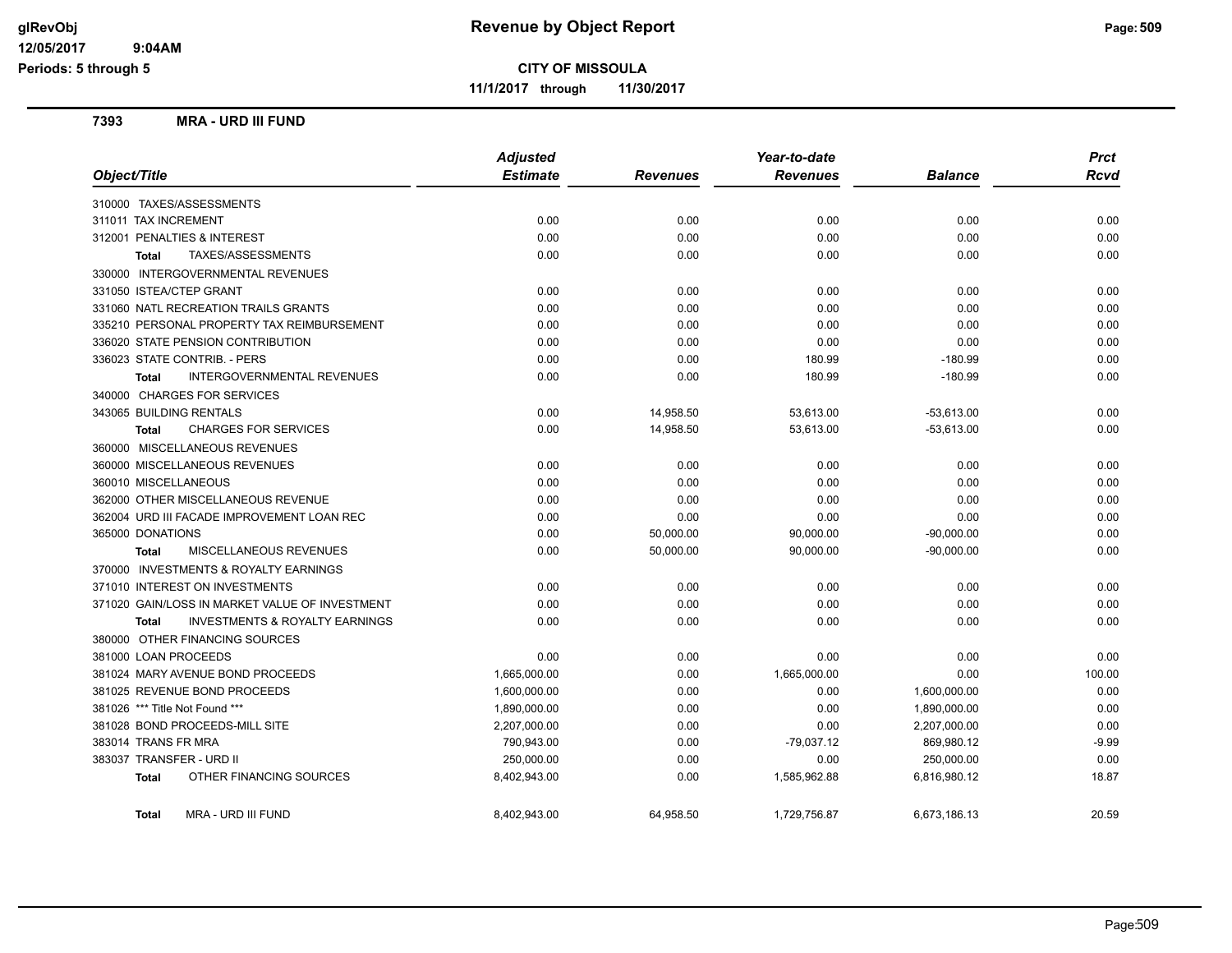**glRevObj** | **Revenue by Object Report**
**12/05/2017 9:04AM**
**Periods: 5 through 5**

**CITY OF MISSOULA**

**11/1/2017 through 11/30/2017**

### 7393 MRA - URD III FUND

| Object/Title | Adjusted Estimate | Revenues | Year-to-date Revenues | Balance | Prct Rcvd |
|---|---|---|---|---|---|
| 310000 TAXES/ASSESSMENTS | | | | | |
| 311011 TAX INCREMENT | 0.00 | 0.00 | 0.00 | 0.00 | 0.00 |
| 312001 PENALTIES & INTEREST | 0.00 | 0.00 | 0.00 | 0.00 | 0.00 |
| **Total** TAXES/ASSESSMENTS | 0.00 | 0.00 | 0.00 | 0.00 | 0.00 |
| 330000 INTERGOVERNMENTAL REVENUES | | | | | |
| 331050 ISTEA/CTEP GRANT | 0.00 | 0.00 | 0.00 | 0.00 | 0.00 |
| 331060 NATL RECREATION TRAILS GRANTS | 0.00 | 0.00 | 0.00 | 0.00 | 0.00 |
| 335210 PERSONAL PROPERTY TAX REIMBURSEMENT | 0.00 | 0.00 | 0.00 | 0.00 | 0.00 |
| 336020 STATE PENSION CONTRIBUTION | 0.00 | 0.00 | 0.00 | 0.00 | 0.00 |
| 336023 STATE CONTRIB. - PERS | 0.00 | 0.00 | 180.99 | -180.99 | 0.00 |
| **Total** INTERGOVERNMENTAL REVENUES | 0.00 | 0.00 | 180.99 | -180.99 | 0.00 |
| 340000 CHARGES FOR SERVICES | | | | | |
| 343065 BUILDING RENTALS | 0.00 | 14,958.50 | 53,613.00 | -53,613.00 | 0.00 |
| **Total** CHARGES FOR SERVICES | 0.00 | 14,958.50 | 53,613.00 | -53,613.00 | 0.00 |
| 360000 MISCELLANEOUS REVENUES | | | | | |
| 360000 MISCELLANEOUS REVENUES | 0.00 | 0.00 | 0.00 | 0.00 | 0.00 |
| 360010 MISCELLANEOUS | 0.00 | 0.00 | 0.00 | 0.00 | 0.00 |
| 362000 OTHER MISCELLANEOUS REVENUE | 0.00 | 0.00 | 0.00 | 0.00 | 0.00 |
| 362004 URD III FACADE IMPROVEMENT LOAN REC | 0.00 | 0.00 | 0.00 | 0.00 | 0.00 |
| 365000 DONATIONS | 0.00 | 50,000.00 | 90,000.00 | -90,000.00 | 0.00 |
| **Total** MISCELLANEOUS REVENUES | 0.00 | 50,000.00 | 90,000.00 | -90,000.00 | 0.00 |
| 370000 INVESTMENTS & ROYALTY EARNINGS | | | | | |
| 371010 INTEREST ON INVESTMENTS | 0.00 | 0.00 | 0.00 | 0.00 | 0.00 |
| 371020 GAIN/LOSS IN MARKET VALUE OF INVESTMENT | 0.00 | 0.00 | 0.00 | 0.00 | 0.00 |
| **Total** INVESTMENTS & ROYALTY EARNINGS | 0.00 | 0.00 | 0.00 | 0.00 | 0.00 |
| 380000 OTHER FINANCING SOURCES | | | | | |
| 381000 LOAN PROCEEDS | 0.00 | 0.00 | 0.00 | 0.00 | 0.00 |
| 381024 MARY AVENUE BOND PROCEEDS | 1,665,000.00 | 0.00 | 1,665,000.00 | 0.00 | 100.00 |
| 381025 REVENUE BOND PROCEEDS | 1,600,000.00 | 0.00 | 0.00 | 1,600,000.00 | 0.00 |
| 381026 *** Title Not Found *** | 1,890,000.00 | 0.00 | 0.00 | 1,890,000.00 | 0.00 |
| 381028 BOND PROCEEDS-MILL SITE | 2,207,000.00 | 0.00 | 0.00 | 2,207,000.00 | 0.00 |
| 383014 TRANS FR MRA | 790,943.00 | 0.00 | -79,037.12 | 869,980.12 | -9.99 |
| 383037 TRANSFER - URD II | 250,000.00 | 0.00 | 0.00 | 250,000.00 | 0.00 |
| **Total** OTHER FINANCING SOURCES | 8,402,943.00 | 0.00 | 1,585,962.88 | 6,816,980.12 | 18.87 |
| **Total** MRA - URD III FUND | 8,402,943.00 | 64,958.50 | 1,729,756.87 | 6,673,186.13 | 20.59 |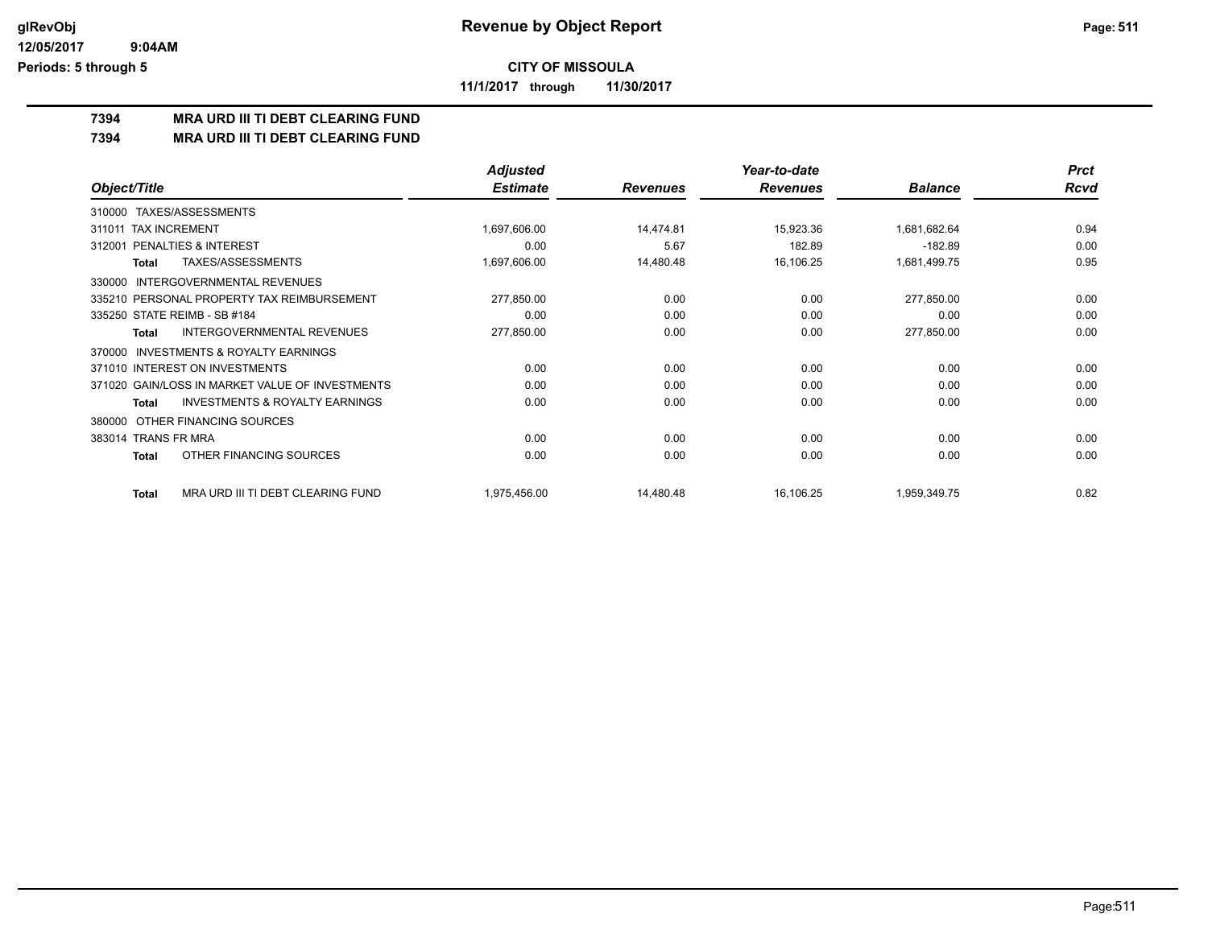# Revenue by Object Report

**CITY OF MISSOULA**

**11/1/2017 through 11/30/2017**

glRevObj
12/05/2017 9:04AM
Periods: 5 through 5

## 7394 MRA URD III TI DEBT CLEARING FUND
## 7394 MRA URD III TI DEBT CLEARING FUND

| Object/Title | Adjusted Estimate | Revenues | Year-to-date Revenues | Balance | Prct Rcvd |
|---|---|---|---|---|---|
| 310000 TAXES/ASSESSMENTS | | | | | |
| 311011 TAX INCREMENT | 1,697,606.00 | 14,474.81 | 15,923.36 | 1,681,682.64 | 0.94 |
| 312001 PENALTIES & INTEREST | 0.00 | 5.67 | 182.89 | -182.89 | 0.00 |
| **Total** TAXES/ASSESSMENTS | 1,697,606.00 | 14,480.48 | 16,106.25 | 1,681,499.75 | 0.95 |
| 330000 INTERGOVERNMENTAL REVENUES | | | | | |
| 335210 PERSONAL PROPERTY TAX REIMBURSEMENT | 277,850.00 | 0.00 | 0.00 | 277,850.00 | 0.00 |
| 335250 STATE REIMB - SB #184 | 0.00 | 0.00 | 0.00 | 0.00 | 0.00 |
| **Total** INTERGOVERNMENTAL REVENUES | 277,850.00 | 0.00 | 0.00 | 277,850.00 | 0.00 |
| 370000 INVESTMENTS & ROYALTY EARNINGS | | | | | |
| 371010 INTEREST ON INVESTMENTS | 0.00 | 0.00 | 0.00 | 0.00 | 0.00 |
| 371020 GAIN/LOSS IN MARKET VALUE OF INVESTMENTS | 0.00 | 0.00 | 0.00 | 0.00 | 0.00 |
| **Total** INVESTMENTS & ROYALTY EARNINGS | 0.00 | 0.00 | 0.00 | 0.00 | 0.00 |
| 380000 OTHER FINANCING SOURCES | | | | | |
| 383014 TRANS FR MRA | 0.00 | 0.00 | 0.00 | 0.00 | 0.00 |
| **Total** OTHER FINANCING SOURCES | 0.00 | 0.00 | 0.00 | 0.00 | 0.00 |
| **Total** MRA URD III TI DEBT CLEARING FUND | 1,975,456.00 | 14,480.48 | 16,106.25 | 1,959,349.75 | 0.82 |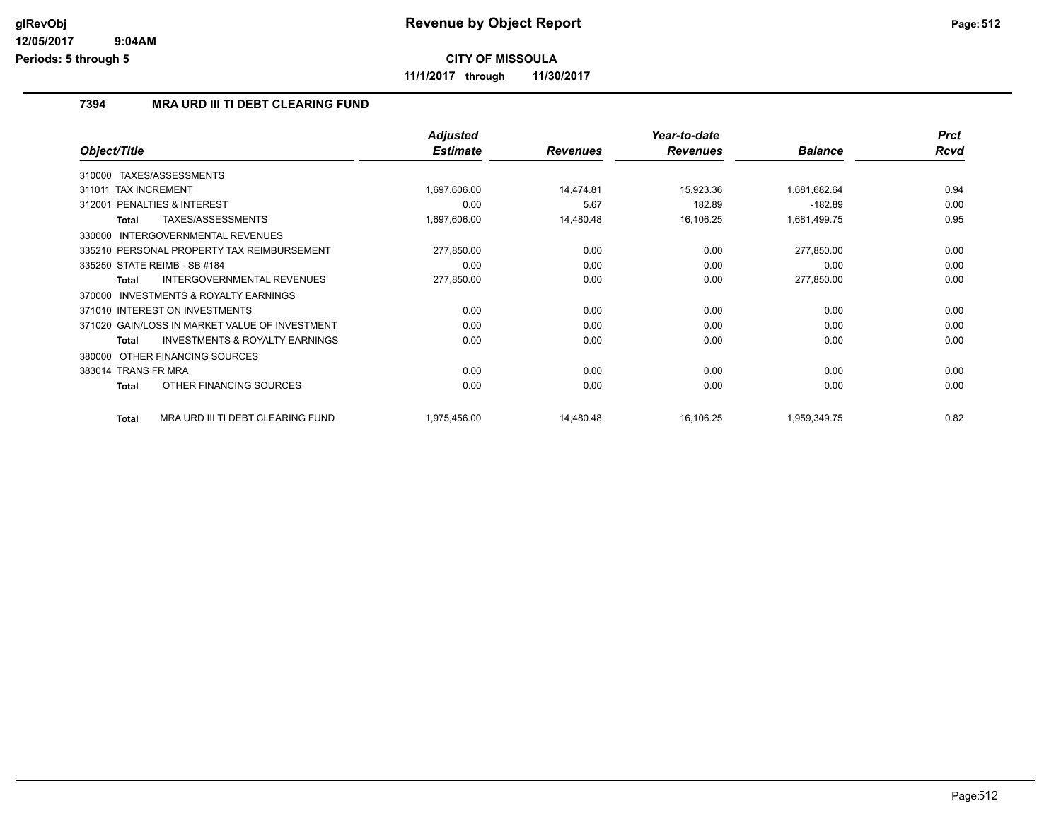# Revenue by Object Report

**CITY OF MISSOULA**

**11/1/2017 through 11/30/2017**

glRevObj
12/05/2017 9:04AM
Periods: 5 through 5

## 7394 MRA URD III TI DEBT CLEARING FUND

| Object/Title | Adjusted Estimate | Revenues | Year-to-date Revenues | Balance | Prct Rcvd |
|---|---|---|---|---|---|
| 310000 TAXES/ASSESSMENTS | | | | | |
| 311011 TAX INCREMENT | 1,697,606.00 | 14,474.81 | 15,923.36 | 1,681,682.64 | 0.94 |
| 312001 PENALTIES & INTEREST | 0.00 | 5.67 | 182.89 | -182.89 | 0.00 |
| **Total** TAXES/ASSESSMENTS | 1,697,606.00 | 14,480.48 | 16,106.25 | 1,681,499.75 | 0.95 |
| 330000 INTERGOVERNMENTAL REVENUES | | | | | |
| 335210 PERSONAL PROPERTY TAX REIMBURSEMENT | 277,850.00 | 0.00 | 0.00 | 277,850.00 | 0.00 |
| 335250 STATE REIMB - SB #184 | 0.00 | 0.00 | 0.00 | 0.00 | 0.00 |
| **Total** INTERGOVERNMENTAL REVENUES | 277,850.00 | 0.00 | 0.00 | 277,850.00 | 0.00 |
| 370000 INVESTMENTS & ROYALTY EARNINGS | | | | | |
| 371010 INTEREST ON INVESTMENTS | 0.00 | 0.00 | 0.00 | 0.00 | 0.00 |
| 371020 GAIN/LOSS IN MARKET VALUE OF INVESTMENT | 0.00 | 0.00 | 0.00 | 0.00 | 0.00 |
| **Total** INVESTMENTS & ROYALTY EARNINGS | 0.00 | 0.00 | 0.00 | 0.00 | 0.00 |
| 380000 OTHER FINANCING SOURCES | | | | | |
| 383014 TRANS FR MRA | 0.00 | 0.00 | 0.00 | 0.00 | 0.00 |
| **Total** OTHER FINANCING SOURCES | 0.00 | 0.00 | 0.00 | 0.00 | 0.00 |
| **Total** MRA URD III TI DEBT CLEARING FUND | 1,975,456.00 | 14,480.48 | 16,106.25 | 1,959,349.75 | 0.82 |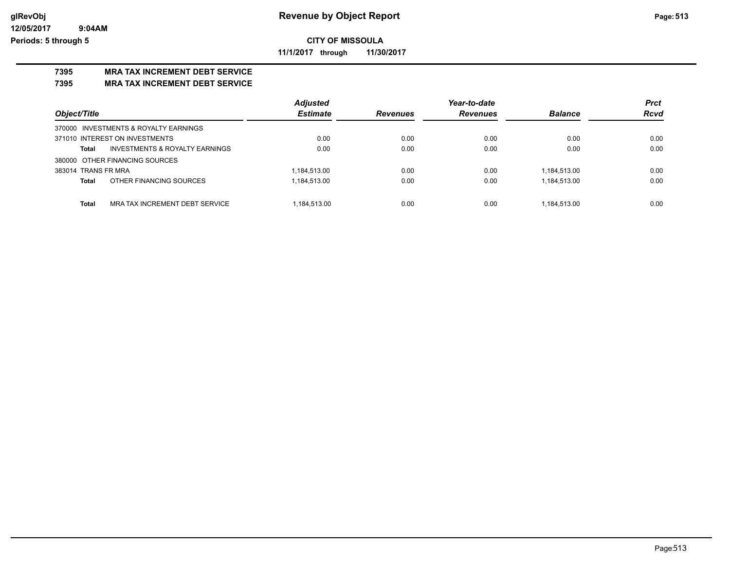# Revenue by Object Report

glRevObj
12/05/2017 9:04AM
Periods: 5 through 5

**CITY OF MISSOULA**

**11/1/2017 through 11/30/2017**

## 7395 MRA TAX INCREMENT DEBT SERVICE

## 7395 MRA TAX INCREMENT DEBT SERVICE

| Object/Title | | Adjusted Estimate | Revenues | Year-to-date Revenues | Balance | Prct Rcvd |
|---|---|---|---|---|---|---|
| 370000 INVESTMENTS & ROYALTY EARNINGS | | | | | | |
| 371010 INTEREST ON INVESTMENTS | | 0.00 | 0.00 | 0.00 | 0.00 | 0.00 |
| **Total** | INVESTMENTS & ROYALTY EARNINGS | 0.00 | 0.00 | 0.00 | 0.00 | 0.00 |
| 380000 OTHER FINANCING SOURCES | | | | | | |
| 383014 TRANS FR MRA | | 1,184,513.00 | 0.00 | 0.00 | 1,184,513.00 | 0.00 |
| **Total** | OTHER FINANCING SOURCES | 1,184,513.00 | 0.00 | 0.00 | 1,184,513.00 | 0.00 |
| **Total** | MRA TAX INCREMENT DEBT SERVICE | 1,184,513.00 | 0.00 | 0.00 | 1,184,513.00 | 0.00 |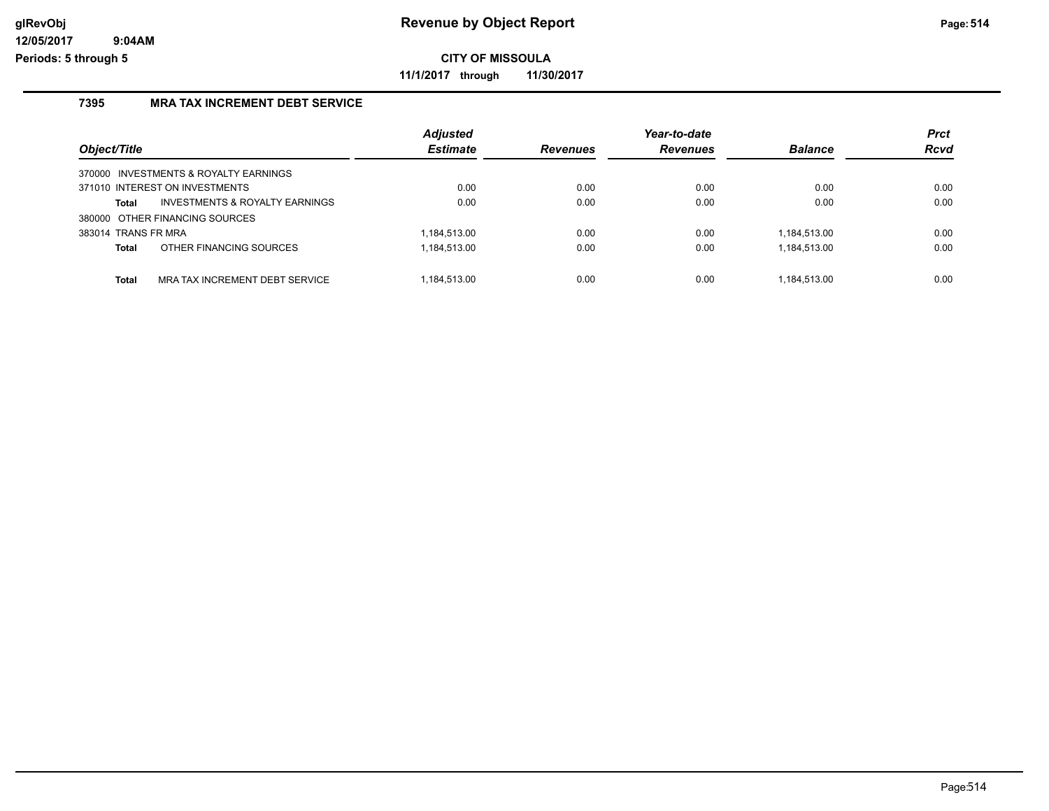# Revenue by Object Report

**CITY OF MISSOULA**

**11/1/2017 through 11/30/2017**

glRevObj
12/05/2017 9:04AM
Periods: 5 through 5

## 7395 MRA TAX INCREMENT DEBT SERVICE

| Object/Title | | Adjusted Estimate | Revenues | Year-to-date Revenues | Balance | Prct Rcvd |
|---|---|---|---|---|---|---|
| 370000 INVESTMENTS & ROYALTY EARNINGS | | | | | | |
| 371010 INTEREST ON INVESTMENTS | | 0.00 | 0.00 | 0.00 | 0.00 | 0.00 |
| **Total** | INVESTMENTS & ROYALTY EARNINGS | 0.00 | 0.00 | 0.00 | 0.00 | 0.00 |
| 380000 OTHER FINANCING SOURCES | | | | | | |
| 383014 TRANS FR MRA | | 1,184,513.00 | 0.00 | 0.00 | 1,184,513.00 | 0.00 |
| **Total** | OTHER FINANCING SOURCES | 1,184,513.00 | 0.00 | 0.00 | 1,184,513.00 | 0.00 |
| **Total** | MRA TAX INCREMENT DEBT SERVICE | 1,184,513.00 | 0.00 | 0.00 | 1,184,513.00 | 0.00 |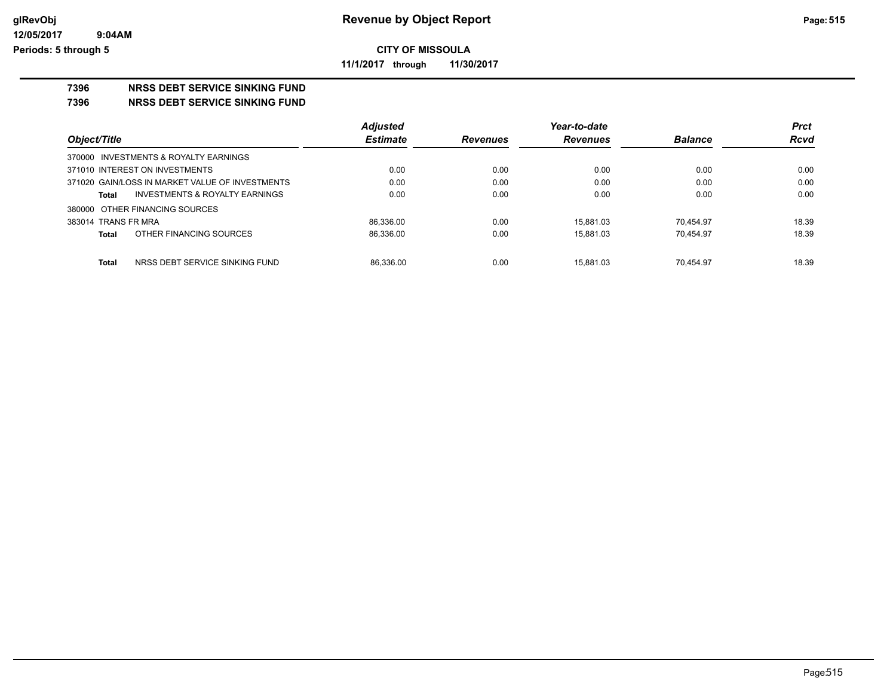**glRevObj**
**12/05/2017 9:04AM**
**Periods: 5 through 5**

# Revenue by Object Report

**CITY OF MISSOULA**

**11/1/2017 through 11/30/2017**

## 7396 NRSS DEBT SERVICE SINKING FUND

## 7396 NRSS DEBT SERVICE SINKING FUND

| Object/Title | Adjusted Estimate | Revenues | Year-to-date Revenues | Balance | Prct Rcvd |
|---|---|---|---|---|---|
| 370000 INVESTMENTS & ROYALTY EARNINGS | | | | | |
| 371010 INTEREST ON INVESTMENTS | 0.00 | 0.00 | 0.00 | 0.00 | 0.00 |
| 371020 GAIN/LOSS IN MARKET VALUE OF INVESTMENTS | 0.00 | 0.00 | 0.00 | 0.00 | 0.00 |
| **Total** INVESTMENTS & ROYALTY EARNINGS | 0.00 | 0.00 | 0.00 | 0.00 | 0.00 |
| 380000 OTHER FINANCING SOURCES | | | | | |
| 383014 TRANS FR MRA | 86,336.00 | 0.00 | 15,881.03 | 70,454.97 | 18.39 |
| **Total** OTHER FINANCING SOURCES | 86,336.00 | 0.00 | 15,881.03 | 70,454.97 | 18.39 |
| **Total** NRSS DEBT SERVICE SINKING FUND | 86,336.00 | 0.00 | 15,881.03 | 70,454.97 | 18.39 |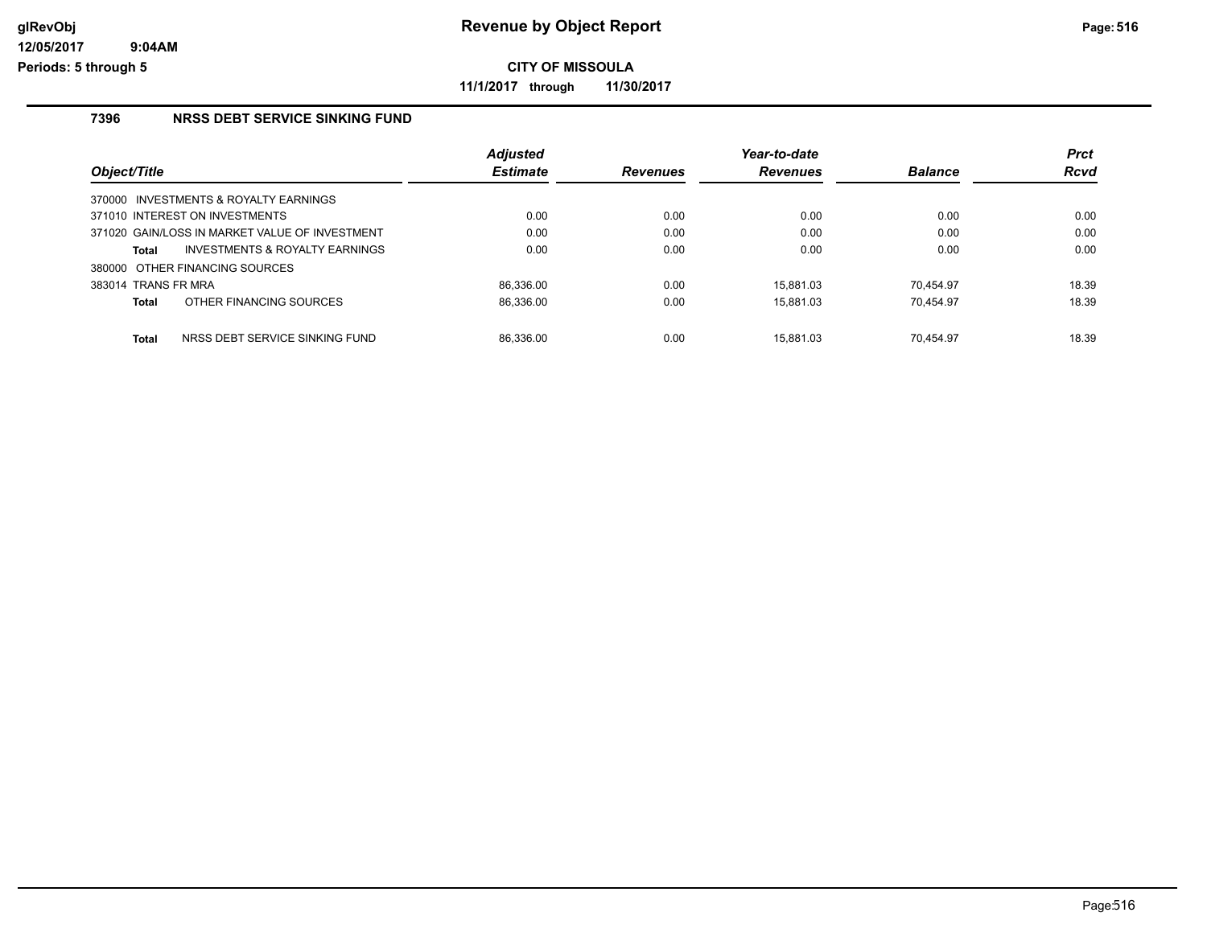# Revenue by Object Report

**CITY OF MISSOULA**

**11/1/2017 through 11/30/2017**

glRevObj
12/05/2017 9:04AM
Periods: 5 through 5

### 7396 NRSS DEBT SERVICE SINKING FUND

| Object/Title | Adjusted Estimate | Revenues | Year-to-date Revenues | Balance | Prct Rcvd |
|---|---|---|---|---|---|
| 370000 INVESTMENTS & ROYALTY EARNINGS | | | | | |
| 371010 INTEREST ON INVESTMENTS | 0.00 | 0.00 | 0.00 | 0.00 | 0.00 |
| 371020 GAIN/LOSS IN MARKET VALUE OF INVESTMENT | 0.00 | 0.00 | 0.00 | 0.00 | 0.00 |
| **Total** INVESTMENTS & ROYALTY EARNINGS | 0.00 | 0.00 | 0.00 | 0.00 | 0.00 |
| 380000 OTHER FINANCING SOURCES | | | | | |
| 383014 TRANS FR MRA | 86,336.00 | 0.00 | 15,881.03 | 70,454.97 | 18.39 |
| **Total** OTHER FINANCING SOURCES | 86,336.00 | 0.00 | 15,881.03 | 70,454.97 | 18.39 |
| **Total** NRSS DEBT SERVICE SINKING FUND | 86,336.00 | 0.00 | 15,881.03 | 70,454.97 | 18.39 |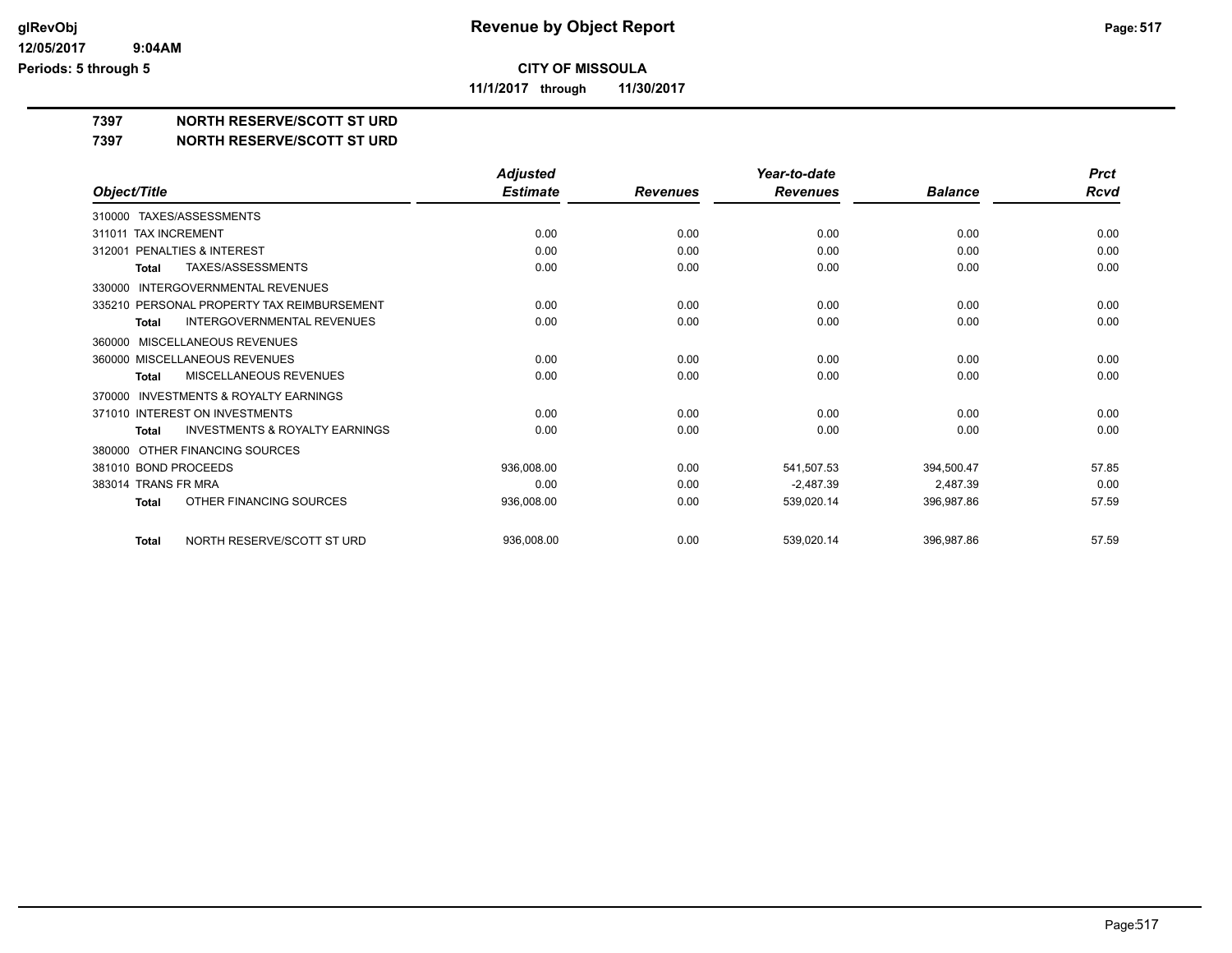# CITY OF MISSOULA

**11/1/2017 through 11/30/2017**

## 7397 NORTH RESERVE/SCOTT ST URD

## 7397 NORTH RESERVE/SCOTT ST URD

| Object/Title | Adjusted Estimate | Revenues | Year-to-date Revenues | Balance | Prct Rcvd |
|---|---|---|---|---|---|
| 310000 TAXES/ASSESSMENTS | | | | | |
| 311011 TAX INCREMENT | 0.00 | 0.00 | 0.00 | 0.00 | 0.00 |
| 312001 PENALTIES & INTEREST | 0.00 | 0.00 | 0.00 | 0.00 | 0.00 |
| **Total** TAXES/ASSESSMENTS | 0.00 | 0.00 | 0.00 | 0.00 | 0.00 |
| 330000 INTERGOVERNMENTAL REVENUES | | | | | |
| 335210 PERSONAL PROPERTY TAX REIMBURSEMENT | 0.00 | 0.00 | 0.00 | 0.00 | 0.00 |
| **Total** INTERGOVERNMENTAL REVENUES | 0.00 | 0.00 | 0.00 | 0.00 | 0.00 |
| 360000 MISCELLANEOUS REVENUES | | | | | |
| 360000 MISCELLANEOUS REVENUES | 0.00 | 0.00 | 0.00 | 0.00 | 0.00 |
| **Total** MISCELLANEOUS REVENUES | 0.00 | 0.00 | 0.00 | 0.00 | 0.00 |
| 370000 INVESTMENTS & ROYALTY EARNINGS | | | | | |
| 371010 INTEREST ON INVESTMENTS | 0.00 | 0.00 | 0.00 | 0.00 | 0.00 |
| **Total** INVESTMENTS & ROYALTY EARNINGS | 0.00 | 0.00 | 0.00 | 0.00 | 0.00 |
| 380000 OTHER FINANCING SOURCES | | | | | |
| 381010 BOND PROCEEDS | 936,008.00 | 0.00 | 541,507.53 | 394,500.47 | 57.85 |
| 383014 TRANS FR MRA | 0.00 | 0.00 | -2,487.39 | 2,487.39 | 0.00 |
| **Total** OTHER FINANCING SOURCES | 936,008.00 | 0.00 | 539,020.14 | 396,987.86 | 57.59 |
| **Total** NORTH RESERVE/SCOTT ST URD | 936,008.00 | 0.00 | 539,020.14 | 396,987.86 | 57.59 |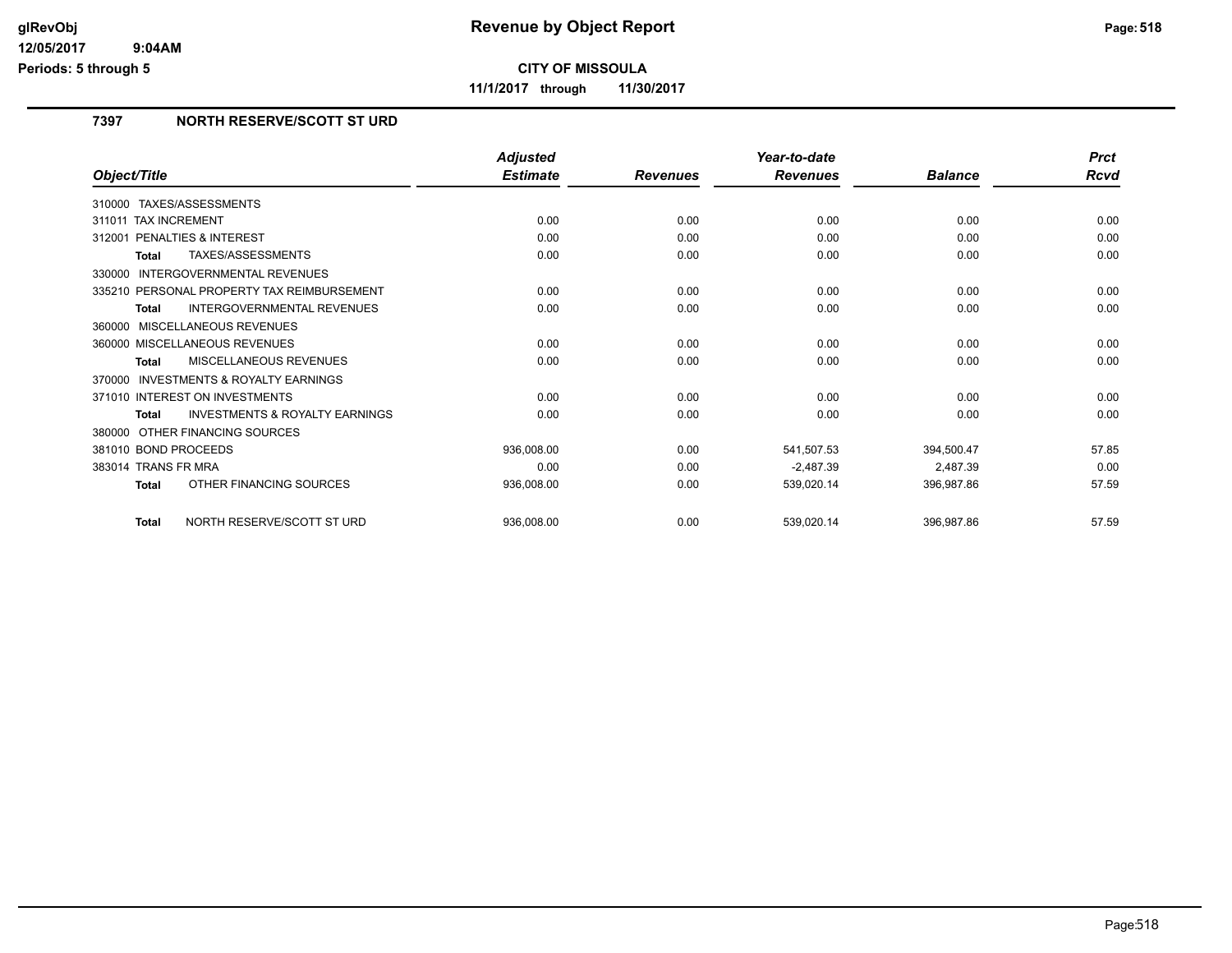**CITY OF MISSOULA**

**11/1/2017 through 11/30/2017**

### 7397 NORTH RESERVE/SCOTT ST URD

| Object/Title | Adjusted Estimate | Revenues | Year-to-date Revenues | Balance | Prct Rcvd |
|---|---|---|---|---|---|
| 310000 TAXES/ASSESSMENTS | | | | | |
| 311011 TAX INCREMENT | 0.00 | 0.00 | 0.00 | 0.00 | 0.00 |
| 312001 PENALTIES & INTEREST | 0.00 | 0.00 | 0.00 | 0.00 | 0.00 |
| **Total** TAXES/ASSESSMENTS | 0.00 | 0.00 | 0.00 | 0.00 | 0.00 |
| 330000 INTERGOVERNMENTAL REVENUES | | | | | |
| 335210 PERSONAL PROPERTY TAX REIMBURSEMENT | 0.00 | 0.00 | 0.00 | 0.00 | 0.00 |
| **Total** INTERGOVERNMENTAL REVENUES | 0.00 | 0.00 | 0.00 | 0.00 | 0.00 |
| 360000 MISCELLANEOUS REVENUES | | | | | |
| 360000 MISCELLANEOUS REVENUES | 0.00 | 0.00 | 0.00 | 0.00 | 0.00 |
| **Total** MISCELLANEOUS REVENUES | 0.00 | 0.00 | 0.00 | 0.00 | 0.00 |
| 370000 INVESTMENTS & ROYALTY EARNINGS | | | | | |
| 371010 INTEREST ON INVESTMENTS | 0.00 | 0.00 | 0.00 | 0.00 | 0.00 |
| **Total** INVESTMENTS & ROYALTY EARNINGS | 0.00 | 0.00 | 0.00 | 0.00 | 0.00 |
| 380000 OTHER FINANCING SOURCES | | | | | |
| 381010 BOND PROCEEDS | 936,008.00 | 0.00 | 541,507.53 | 394,500.47 | 57.85 |
| 383014 TRANS FR MRA | 0.00 | 0.00 | -2,487.39 | 2,487.39 | 0.00 |
| **Total** OTHER FINANCING SOURCES | 936,008.00 | 0.00 | 539,020.14 | 396,987.86 | 57.59 |
| **Total** NORTH RESERVE/SCOTT ST URD | 936,008.00 | 0.00 | 539,020.14 | 396,987.86 | 57.59 |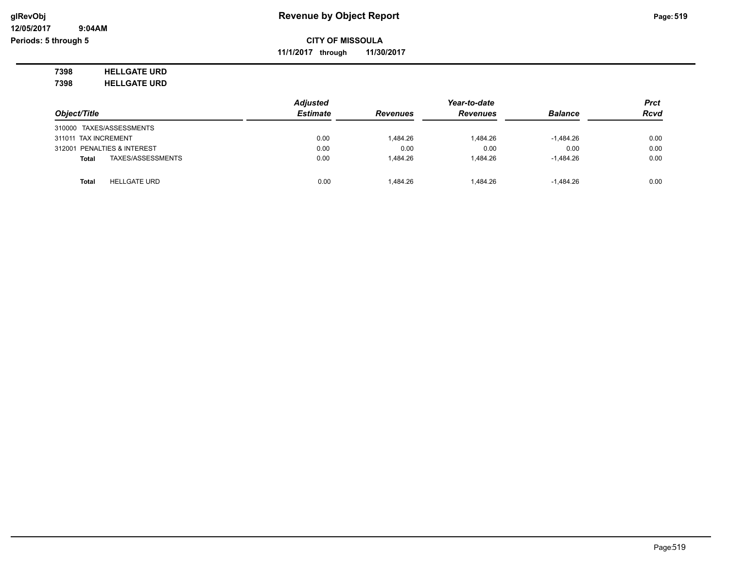**Revenue by Object Report**

**CITY OF MISSOULA**

**11/1/2017 through 11/30/2017**

**7398 HELLGATE URD**

**7398 HELLGATE URD**

| Object/Title | Adjusted Estimate | Revenues | Year-to-date Revenues | Balance | Prct Rcvd |
|---|---|---|---|---|---|
| 310000 TAXES/ASSESSMENTS | | | | | |
| 311011 TAX INCREMENT | 0.00 | 1,484.26 | 1,484.26 | -1,484.26 | 0.00 |
| 312001 PENALTIES & INTEREST | 0.00 | 0.00 | 0.00 | 0.00 | 0.00 |
| **Total** TAXES/ASSESSMENTS | 0.00 | 1,484.26 | 1,484.26 | -1,484.26 | 0.00 |
| **Total** HELLGATE URD | 0.00 | 1,484.26 | 1,484.26 | -1,484.26 | 0.00 |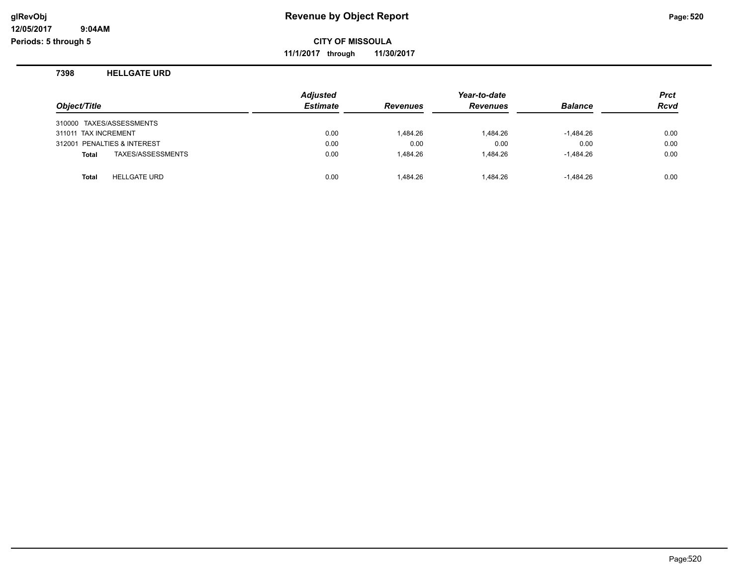# Revenue by Object Report

glRevObj
12/05/2017 9:04AM
Periods: 5 through 5

**CITY OF MISSOULA**

**11/1/2017 through 11/30/2017**

**7398 HELLGATE URD**

| Object/Title | Adjusted Estimate | Revenues | Year-to-date Revenues | Balance | Prct Rcvd |
|---|---|---|---|---|---|
| 310000 TAXES/ASSESSMENTS | | | | | |
| 311011 TAX INCREMENT | 0.00 | 1,484.26 | 1,484.26 | -1,484.26 | 0.00 |
| 312001 PENALTIES & INTEREST | 0.00 | 0.00 | 0.00 | 0.00 | 0.00 |
| **Total** TAXES/ASSESSMENTS | 0.00 | 1,484.26 | 1,484.26 | -1,484.26 | 0.00 |
| **Total** HELLGATE URD | 0.00 | 1,484.26 | 1,484.26 | -1,484.26 | 0.00 |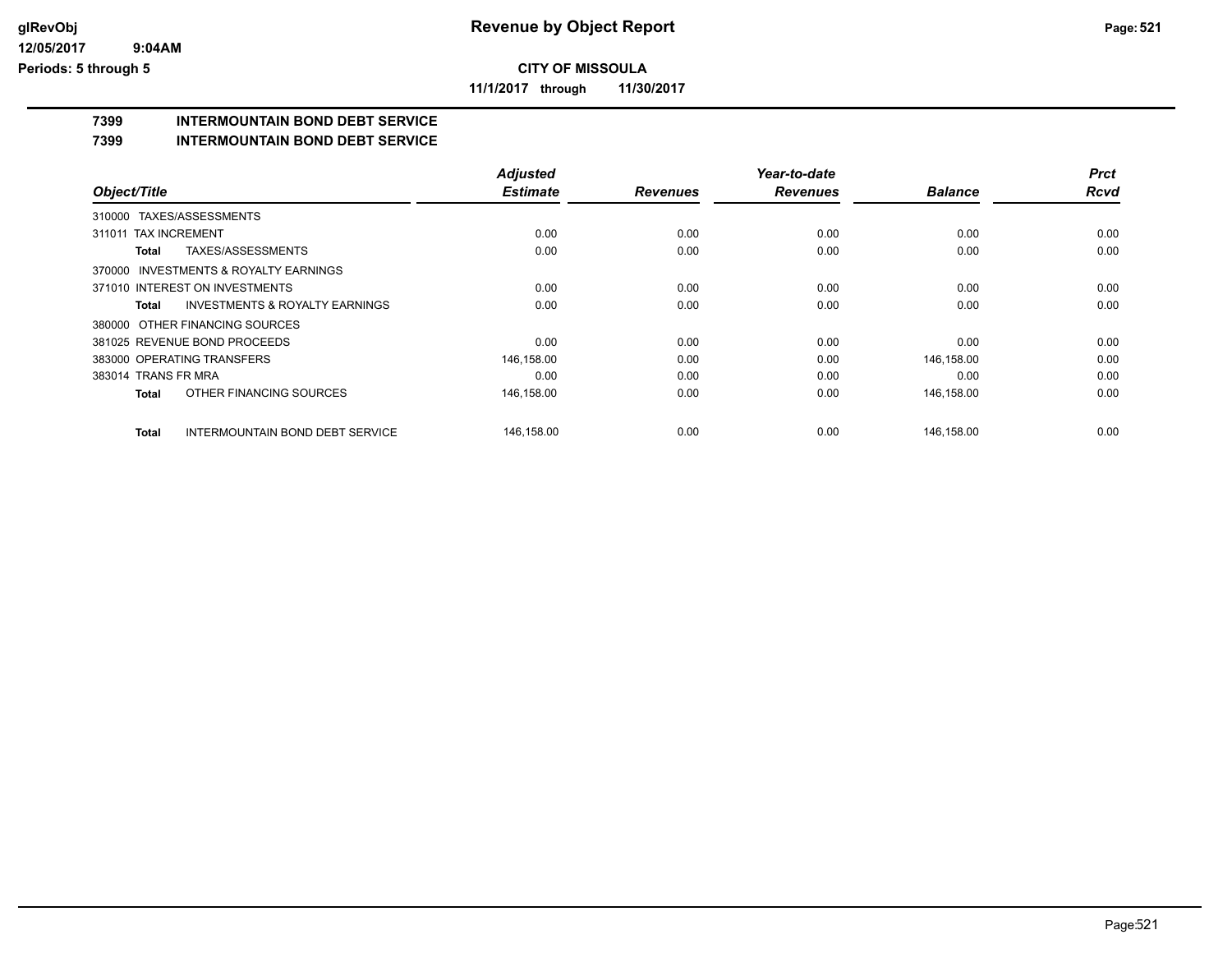**CITY OF MISSOULA**

**11/1/2017 through 11/30/2017**

## 7399 INTERMOUNTAIN BOND DEBT SERVICE

## 7399 INTERMOUNTAIN BOND DEBT SERVICE

| Object/Title | Adjusted Estimate | Revenues | Year-to-date Revenues | Balance | Prct Rcvd |
|---|---|---|---|---|---|
| 310000 TAXES/ASSESSMENTS | | | | | |
| 311011 TAX INCREMENT | 0.00 | 0.00 | 0.00 | 0.00 | 0.00 |
| **Total** TAXES/ASSESSMENTS | 0.00 | 0.00 | 0.00 | 0.00 | 0.00 |
| 370000 INVESTMENTS & ROYALTY EARNINGS | | | | | |
| 371010 INTEREST ON INVESTMENTS | 0.00 | 0.00 | 0.00 | 0.00 | 0.00 |
| **Total** INVESTMENTS & ROYALTY EARNINGS | 0.00 | 0.00 | 0.00 | 0.00 | 0.00 |
| 380000 OTHER FINANCING SOURCES | | | | | |
| 381025 REVENUE BOND PROCEEDS | 0.00 | 0.00 | 0.00 | 0.00 | 0.00 |
| 383000 OPERATING TRANSFERS | 146,158.00 | 0.00 | 0.00 | 146,158.00 | 0.00 |
| 383014 TRANS FR MRA | 0.00 | 0.00 | 0.00 | 0.00 | 0.00 |
| **Total** OTHER FINANCING SOURCES | 146,158.00 | 0.00 | 0.00 | 146,158.00 | 0.00 |
| **Total** INTERMOUNTAIN BOND DEBT SERVICE | 146,158.00 | 0.00 | 0.00 | 146,158.00 | 0.00 |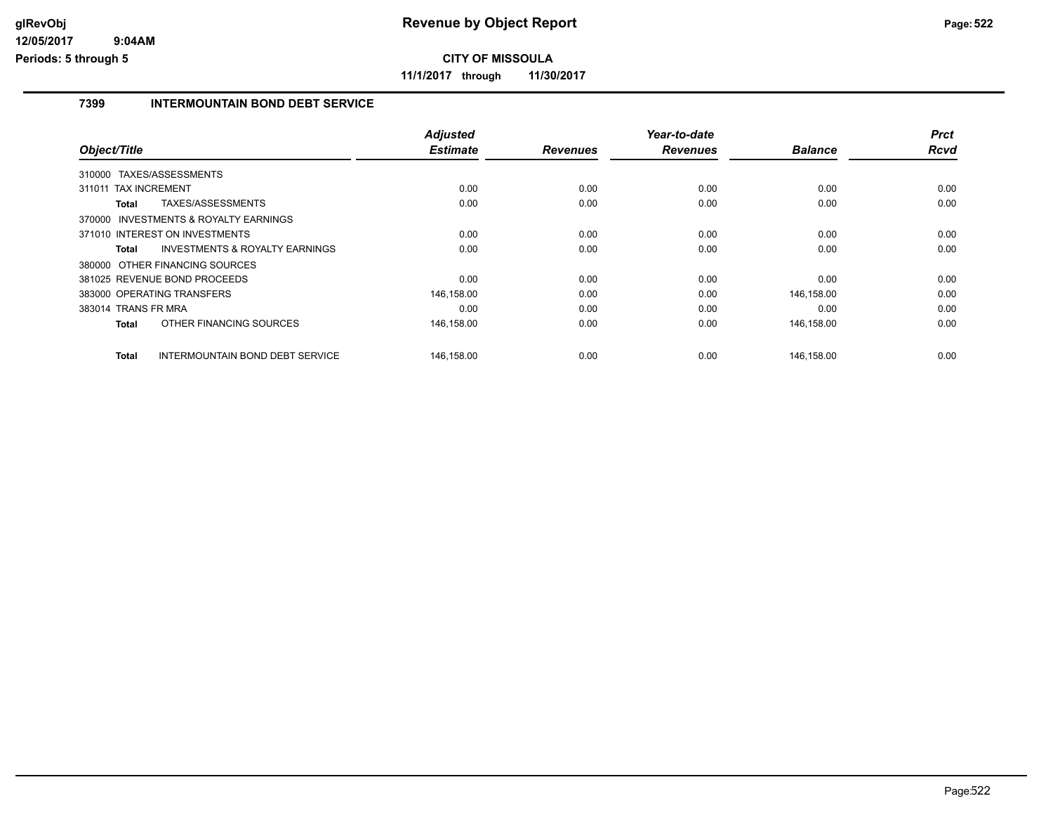# Revenue by Object Report

**CITY OF MISSOULA**

**11/1/2017 through 11/30/2017**

glRevObj
12/05/2017 9:04AM
Periods: 5 through 5

## 7399 INTERMOUNTAIN BOND DEBT SERVICE

| Object/Title | Adjusted Estimate | Revenues | Year-to-date Revenues | Balance | Prct Rcvd |
|---|---|---|---|---|---|
| 310000 TAXES/ASSESSMENTS | | | | | |
| 311011 TAX INCREMENT | 0.00 | 0.00 | 0.00 | 0.00 | 0.00 |
| **Total** TAXES/ASSESSMENTS | 0.00 | 0.00 | 0.00 | 0.00 | 0.00 |
| 370000 INVESTMENTS & ROYALTY EARNINGS | | | | | |
| 371010 INTEREST ON INVESTMENTS | 0.00 | 0.00 | 0.00 | 0.00 | 0.00 |
| **Total** INVESTMENTS & ROYALTY EARNINGS | 0.00 | 0.00 | 0.00 | 0.00 | 0.00 |
| 380000 OTHER FINANCING SOURCES | | | | | |
| 381025 REVENUE BOND PROCEEDS | 0.00 | 0.00 | 0.00 | 0.00 | 0.00 |
| 383000 OPERATING TRANSFERS | 146,158.00 | 0.00 | 0.00 | 146,158.00 | 0.00 |
| 383014 TRANS FR MRA | 0.00 | 0.00 | 0.00 | 0.00 | 0.00 |
| **Total** OTHER FINANCING SOURCES | 146,158.00 | 0.00 | 0.00 | 146,158.00 | 0.00 |
| **Total** INTERMOUNTAIN BOND DEBT SERVICE | 146,158.00 | 0.00 | 0.00 | 146,158.00 | 0.00 |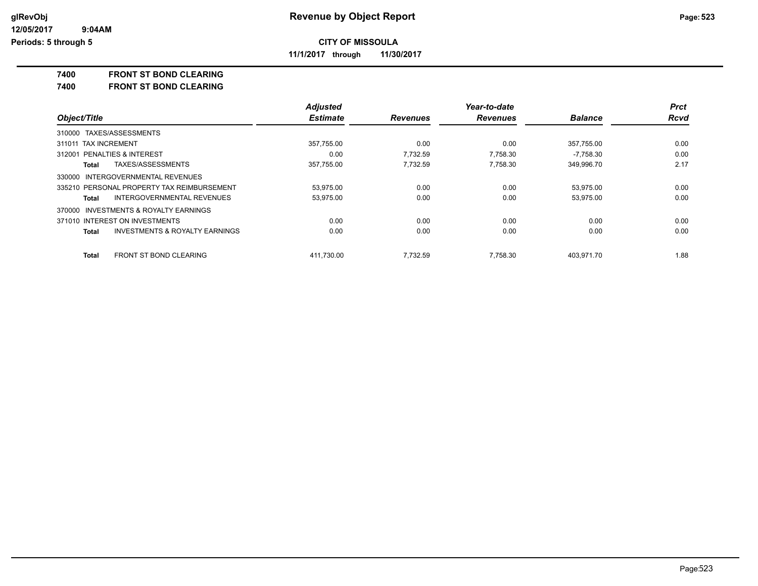# Revenue by Object Report

glRevObj
12/05/2017 9:04AM
Periods: 5 through 5

**CITY OF MISSOULA**

11/1/2017 through 11/30/2017

**7400 FRONT ST BOND CLEARING**

**7400 FRONT ST BOND CLEARING**

| Object/Title | Adjusted Estimate | Revenues | Year-to-date Revenues | Balance | Prct Rcvd |
|---|---|---|---|---|---|
| 310000 TAXES/ASSESSMENTS | | | | | |
| 311011 TAX INCREMENT | 357,755.00 | 0.00 | 0.00 | 357,755.00 | 0.00 |
| 312001 PENALTIES & INTEREST | 0.00 | 7,732.59 | 7,758.30 | -7,758.30 | 0.00 |
| **Total** TAXES/ASSESSMENTS | 357,755.00 | 7,732.59 | 7,758.30 | 349,996.70 | 2.17 |
| 330000 INTERGOVERNMENTAL REVENUES | | | | | |
| 335210 PERSONAL PROPERTY TAX REIMBURSEMENT | 53,975.00 | 0.00 | 0.00 | 53,975.00 | 0.00 |
| **Total** INTERGOVERNMENTAL REVENUES | 53,975.00 | 0.00 | 0.00 | 53,975.00 | 0.00 |
| 370000 INVESTMENTS & ROYALTY EARNINGS | | | | | |
| 371010 INTEREST ON INVESTMENTS | 0.00 | 0.00 | 0.00 | 0.00 | 0.00 |
| **Total** INVESTMENTS & ROYALTY EARNINGS | 0.00 | 0.00 | 0.00 | 0.00 | 0.00 |
| **Total** FRONT ST BOND CLEARING | 411,730.00 | 7,732.59 | 7,758.30 | 403,971.70 | 1.88 |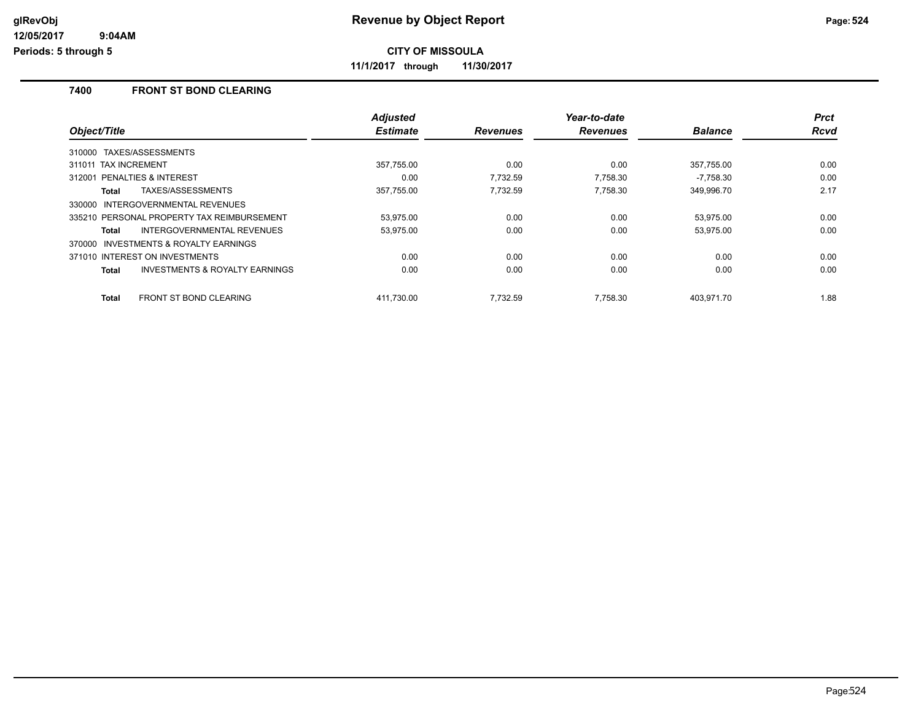# Revenue by Object Report

**CITY OF MISSOULA**

**11/1/2017 through 11/30/2017**

glRevObj
12/05/2017 9:04AM
Periods: 5 through 5

## 7400 FRONT ST BOND CLEARING

| Object/Title | | Adjusted Estimate | Revenues | Year-to-date Revenues | Balance | Prct Rcvd |
|---|---|---|---|---|---|---|
| 310000 TAXES/ASSESSMENTS | | | | | | |
| 311011 TAX INCREMENT | | 357,755.00 | 0.00 | 0.00 | 357,755.00 | 0.00 |
| 312001 PENALTIES & INTEREST | | 0.00 | 7,732.59 | 7,758.30 | -7,758.30 | 0.00 |
| **Total** | TAXES/ASSESSMENTS | 357,755.00 | 7,732.59 | 7,758.30 | 349,996.70 | 2.17 |
| 330000 INTERGOVERNMENTAL REVENUES | | | | | | |
| 335210 PERSONAL PROPERTY TAX REIMBURSEMENT | | 53,975.00 | 0.00 | 0.00 | 53,975.00 | 0.00 |
| **Total** | INTERGOVERNMENTAL REVENUES | 53,975.00 | 0.00 | 0.00 | 53,975.00 | 0.00 |
| 370000 INVESTMENTS & ROYALTY EARNINGS | | | | | | |
| 371010 INTEREST ON INVESTMENTS | | 0.00 | 0.00 | 0.00 | 0.00 | 0.00 |
| **Total** | INVESTMENTS & ROYALTY EARNINGS | 0.00 | 0.00 | 0.00 | 0.00 | 0.00 |
| **Total** | FRONT ST BOND CLEARING | 411,730.00 | 7,732.59 | 7,758.30 | 403,971.70 | 1.88 |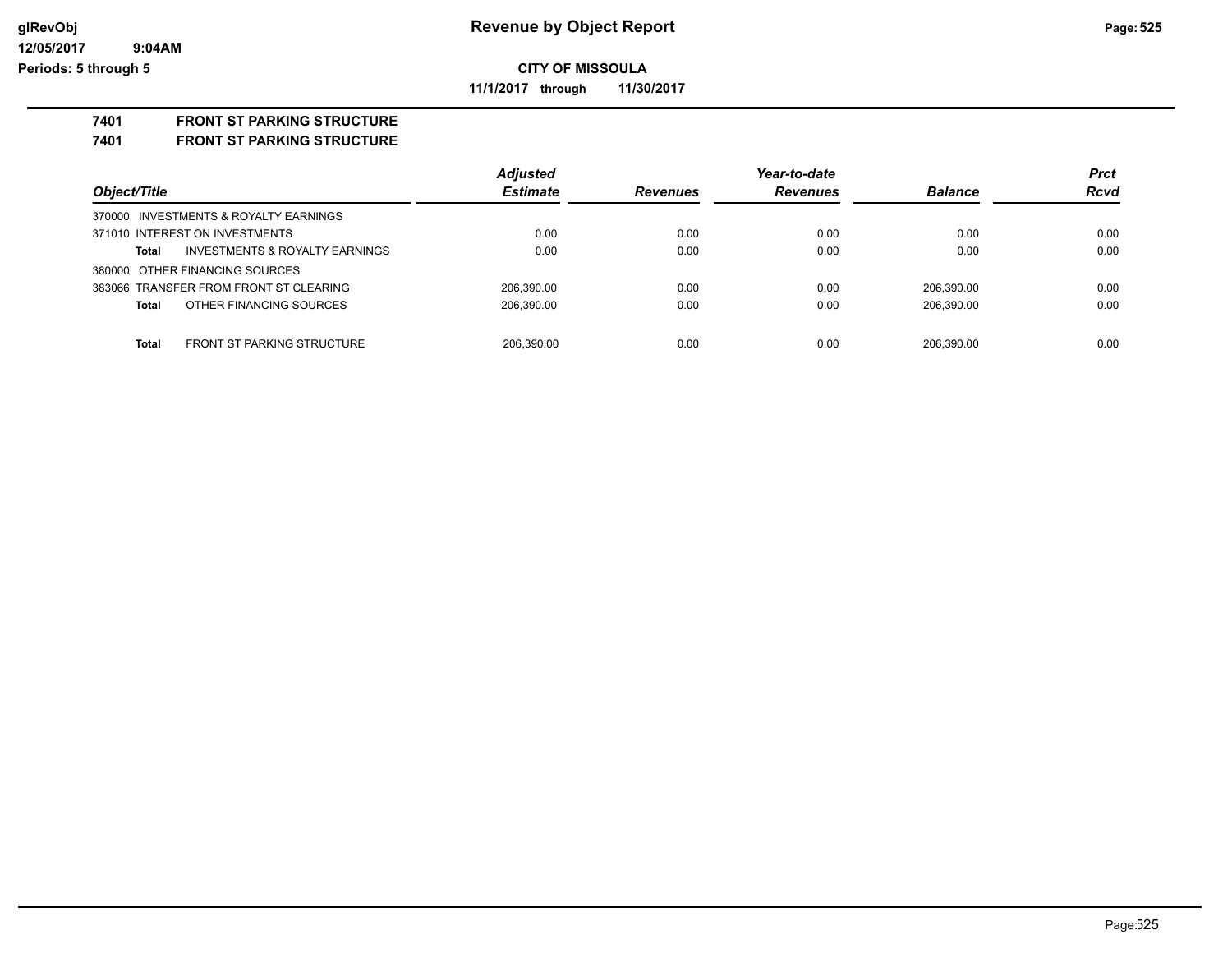# Revenue by Object Report

**CITY OF MISSOULA**

**11/1/2017 through 11/30/2017**

glRevObj
12/05/2017 9:04AM
Periods: 5 through 5

**7401 FRONT ST PARKING STRUCTURE**

**7401 FRONT ST PARKING STRUCTURE**

| Object/Title | | Adjusted Estimate | Revenues | Year-to-date Revenues | Balance | Prct Rcvd |
|---|---|---|---|---|---|---|
| 370000 INVESTMENTS & ROYALTY EARNINGS | | | | | | |
| 371010 INTEREST ON INVESTMENTS | | 0.00 | 0.00 | 0.00 | 0.00 | 0.00 |
| **Total** | INVESTMENTS & ROYALTY EARNINGS | 0.00 | 0.00 | 0.00 | 0.00 | 0.00 |
| 380000 OTHER FINANCING SOURCES | | | | | | |
| 383066 TRANSFER FROM FRONT ST CLEARING | | 206,390.00 | 0.00 | 0.00 | 206,390.00 | 0.00 |
| **Total** | OTHER FINANCING SOURCES | 206,390.00 | 0.00 | 0.00 | 206,390.00 | 0.00 |
| **Total** | FRONT ST PARKING STRUCTURE | 206,390.00 | 0.00 | 0.00 | 206,390.00 | 0.00 |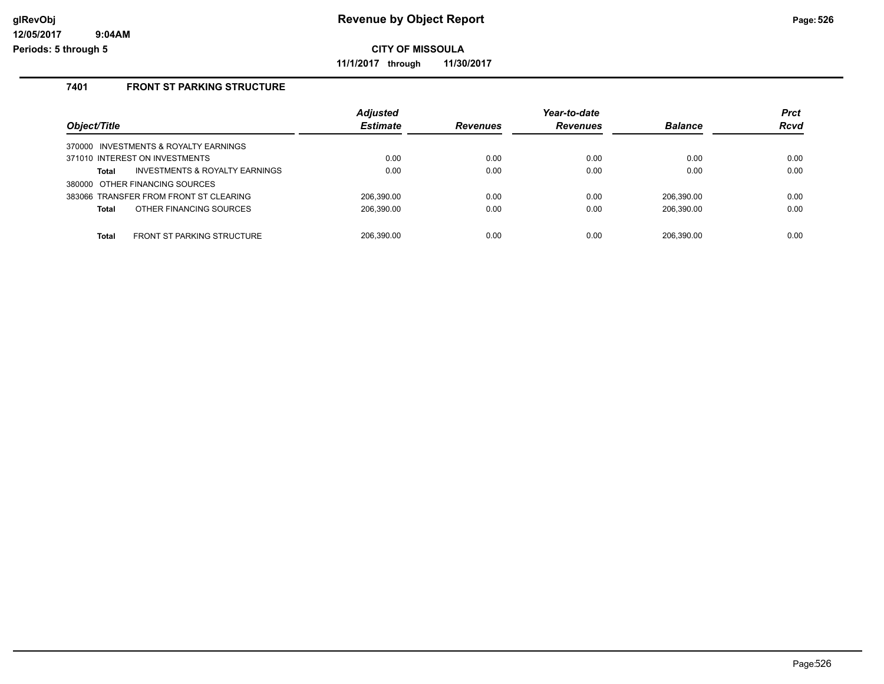# Revenue by Object Report

glRevObj
12/05/2017 9:04AM
Periods: 5 through 5

**CITY OF MISSOULA**

**11/1/2017 through 11/30/2017**

## 7401 FRONT ST PARKING STRUCTURE

| Object/Title | | Adjusted Estimate | Revenues | Year-to-date Revenues | Balance | Prct Rcvd |
|---|---|---|---|---|---|---|
| 370000 INVESTMENTS & ROYALTY EARNINGS | | | | | | |
| 371010 INTEREST ON INVESTMENTS | | 0.00 | 0.00 | 0.00 | 0.00 | 0.00 |
| **Total** | INVESTMENTS & ROYALTY EARNINGS | 0.00 | 0.00 | 0.00 | 0.00 | 0.00 |
| 380000 OTHER FINANCING SOURCES | | | | | | |
| 383066 TRANSFER FROM FRONT ST CLEARING | | 206,390.00 | 0.00 | 0.00 | 206,390.00 | 0.00 |
| **Total** | OTHER FINANCING SOURCES | 206,390.00 | 0.00 | 0.00 | 206,390.00 | 0.00 |
| **Total** | FRONT ST PARKING STRUCTURE | 206,390.00 | 0.00 | 0.00 | 206,390.00 | 0.00 |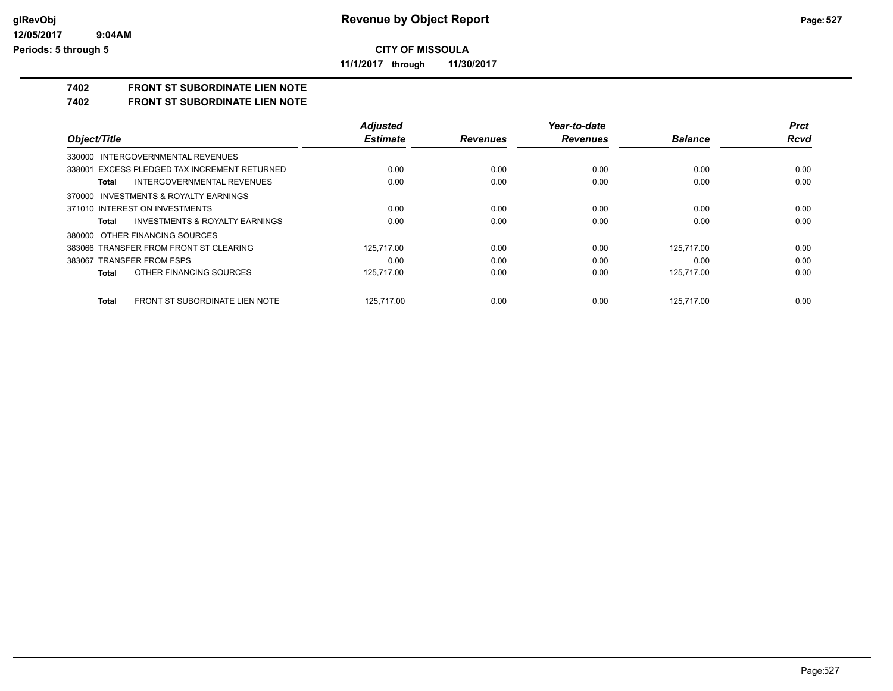# Revenue by Object Report

**CITY OF MISSOULA**

**11/1/2017 through 11/30/2017**

glRevObj
12/05/2017 9:04AM
Periods: 5 through 5

## 7402 FRONT ST SUBORDINATE LIEN NOTE

## 7402 FRONT ST SUBORDINATE LIEN NOTE

| Object/Title | Adjusted Estimate | Revenues | Year-to-date Revenues | Balance | Prct Rcvd |
|---|---|---|---|---|---|
| 330000 INTERGOVERNMENTAL REVENUES | | | | | |
| 338001 EXCESS PLEDGED TAX INCREMENT RETURNED | 0.00 | 0.00 | 0.00 | 0.00 | 0.00 |
| **Total** INTERGOVERNMENTAL REVENUES | 0.00 | 0.00 | 0.00 | 0.00 | 0.00 |
| 370000 INVESTMENTS & ROYALTY EARNINGS | | | | | |
| 371010 INTEREST ON INVESTMENTS | 0.00 | 0.00 | 0.00 | 0.00 | 0.00 |
| **Total** INVESTMENTS & ROYALTY EARNINGS | 0.00 | 0.00 | 0.00 | 0.00 | 0.00 |
| 380000 OTHER FINANCING SOURCES | | | | | |
| 383066 TRANSFER FROM FRONT ST CLEARING | 125,717.00 | 0.00 | 0.00 | 125,717.00 | 0.00 |
| 383067 TRANSFER FROM FSPS | 0.00 | 0.00 | 0.00 | 0.00 | 0.00 |
| **Total** OTHER FINANCING SOURCES | 125,717.00 | 0.00 | 0.00 | 125,717.00 | 0.00 |
| **Total** FRONT ST SUBORDINATE LIEN NOTE | 125,717.00 | 0.00 | 0.00 | 125,717.00 | 0.00 |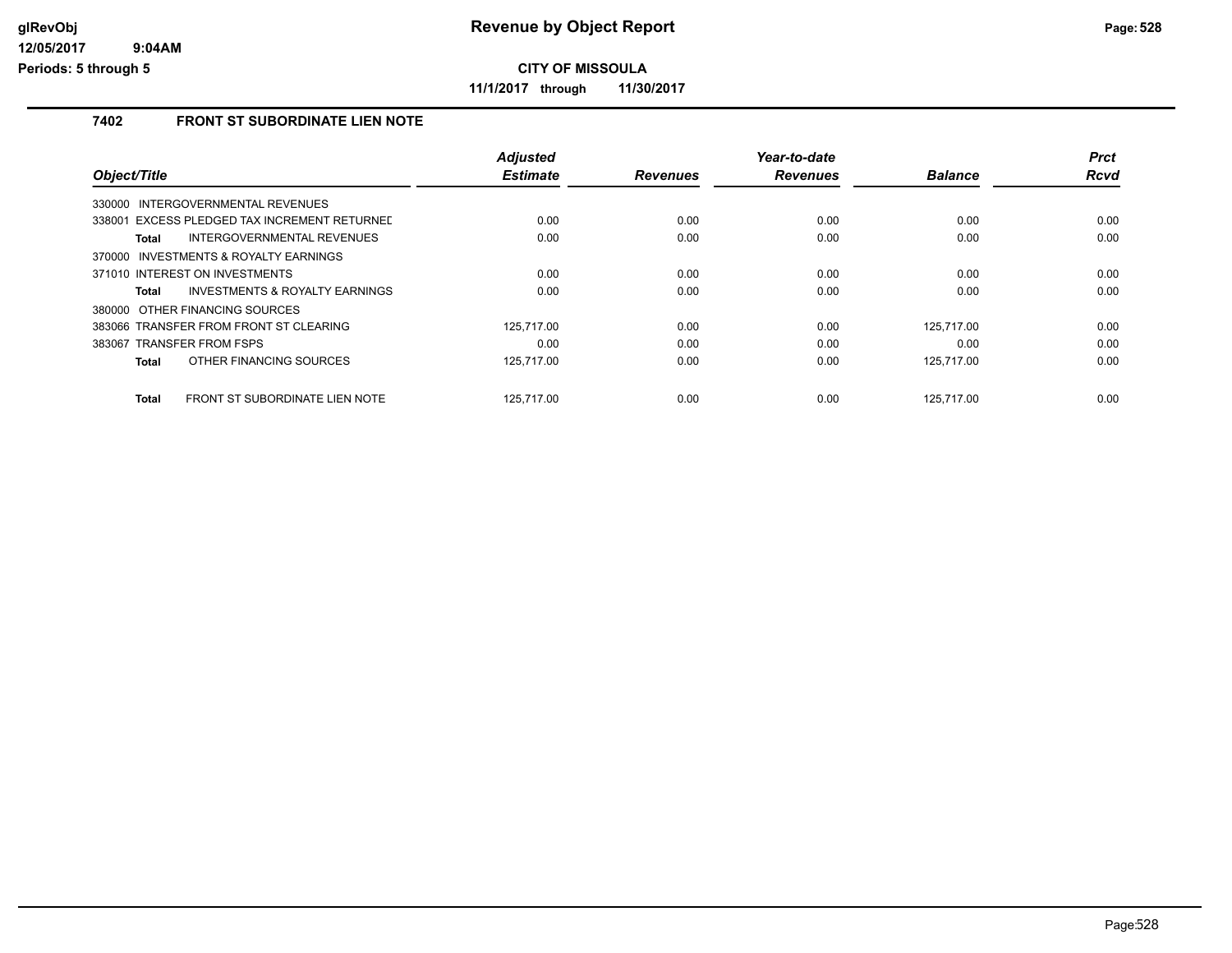# Revenue by Object Report

**CITY OF MISSOULA**

**11/1/2017 through 11/30/2017**

## 7402 FRONT ST SUBORDINATE LIEN NOTE

| Object/Title | Adjusted Estimate | Revenues | Year-to-date Revenues | Balance | Prct Rcvd |
|---|---|---|---|---|---|
| 330000 INTERGOVERNMENTAL REVENUES | | | | | |
| 338001 EXCESS PLEDGED TAX INCREMENT RETURNED | 0.00 | 0.00 | 0.00 | 0.00 | 0.00 |
| **Total** INTERGOVERNMENTAL REVENUES | 0.00 | 0.00 | 0.00 | 0.00 | 0.00 |
| 370000 INVESTMENTS & ROYALTY EARNINGS | | | | | |
| 371010 INTEREST ON INVESTMENTS | 0.00 | 0.00 | 0.00 | 0.00 | 0.00 |
| **Total** INVESTMENTS & ROYALTY EARNINGS | 0.00 | 0.00 | 0.00 | 0.00 | 0.00 |
| 380000 OTHER FINANCING SOURCES | | | | | |
| 383066 TRANSFER FROM FRONT ST CLEARING | 125,717.00 | 0.00 | 0.00 | 125,717.00 | 0.00 |
| 383067 TRANSFER FROM FSPS | 0.00 | 0.00 | 0.00 | 0.00 | 0.00 |
| **Total** OTHER FINANCING SOURCES | 125,717.00 | 0.00 | 0.00 | 125,717.00 | 0.00 |
| **Total** FRONT ST SUBORDINATE LIEN NOTE | 125,717.00 | 0.00 | 0.00 | 125,717.00 | 0.00 |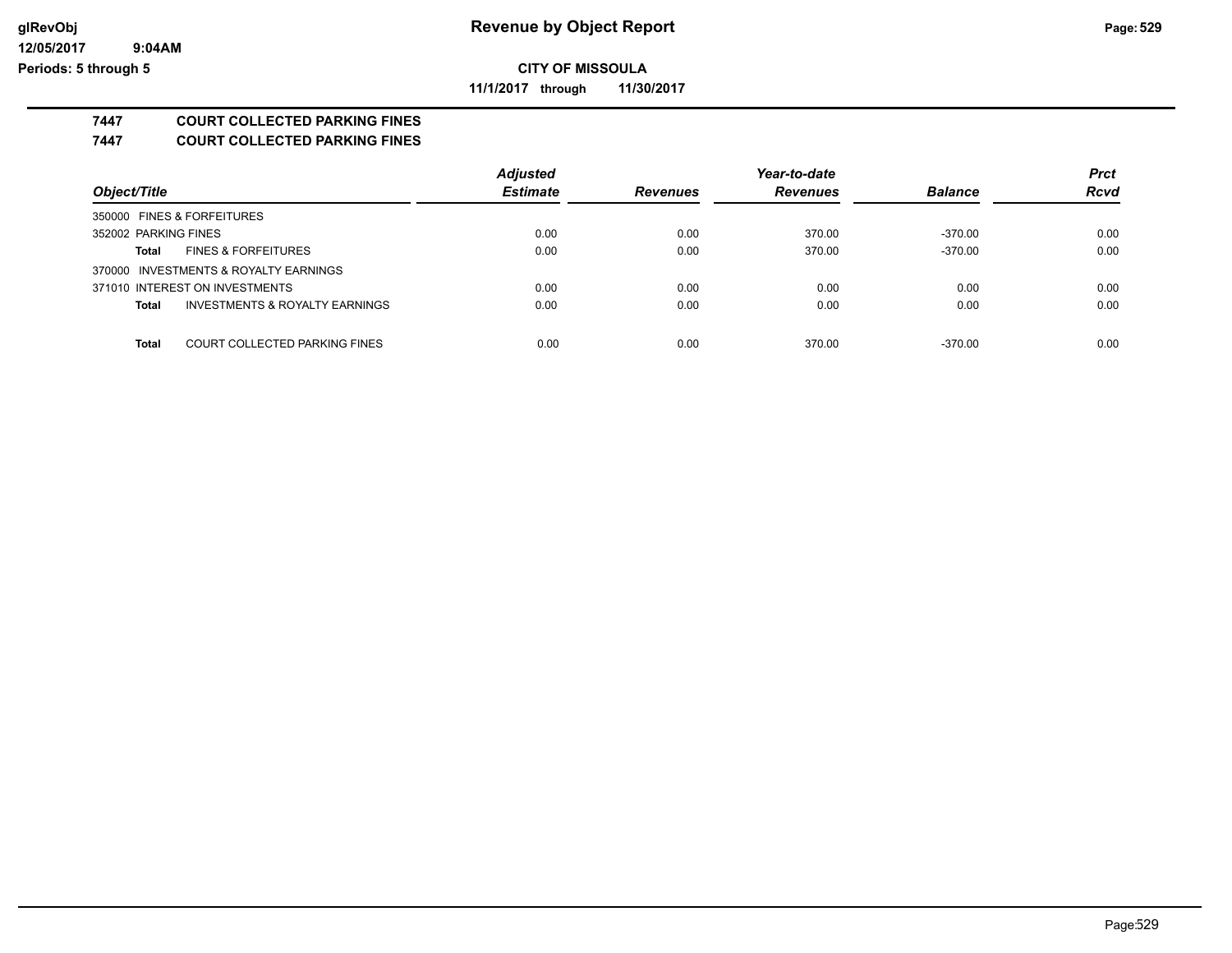**CITY OF MISSOULA**

**11/1/2017 through 11/30/2017**

## 7447 COURT COLLECTED PARKING FINES

## 7447 COURT COLLECTED PARKING FINES

| Object/Title | Adjusted Estimate | Revenues | Year-to-date Revenues | Balance | Prct Rcvd |
|---|---|---|---|---|---|
| 350000 FINES & FORFEITURES | | | | | |
| 352002 PARKING FINES | 0.00 | 0.00 | 370.00 | -370.00 | 0.00 |
| **Total** FINES & FORFEITURES | 0.00 | 0.00 | 370.00 | -370.00 | 0.00 |
| 370000 INVESTMENTS & ROYALTY EARNINGS | | | | | |
| 371010 INTEREST ON INVESTMENTS | 0.00 | 0.00 | 0.00 | 0.00 | 0.00 |
| **Total** INVESTMENTS & ROYALTY EARNINGS | 0.00 | 0.00 | 0.00 | 0.00 | 0.00 |
| **Total** COURT COLLECTED PARKING FINES | 0.00 | 0.00 | 370.00 | -370.00 | 0.00 |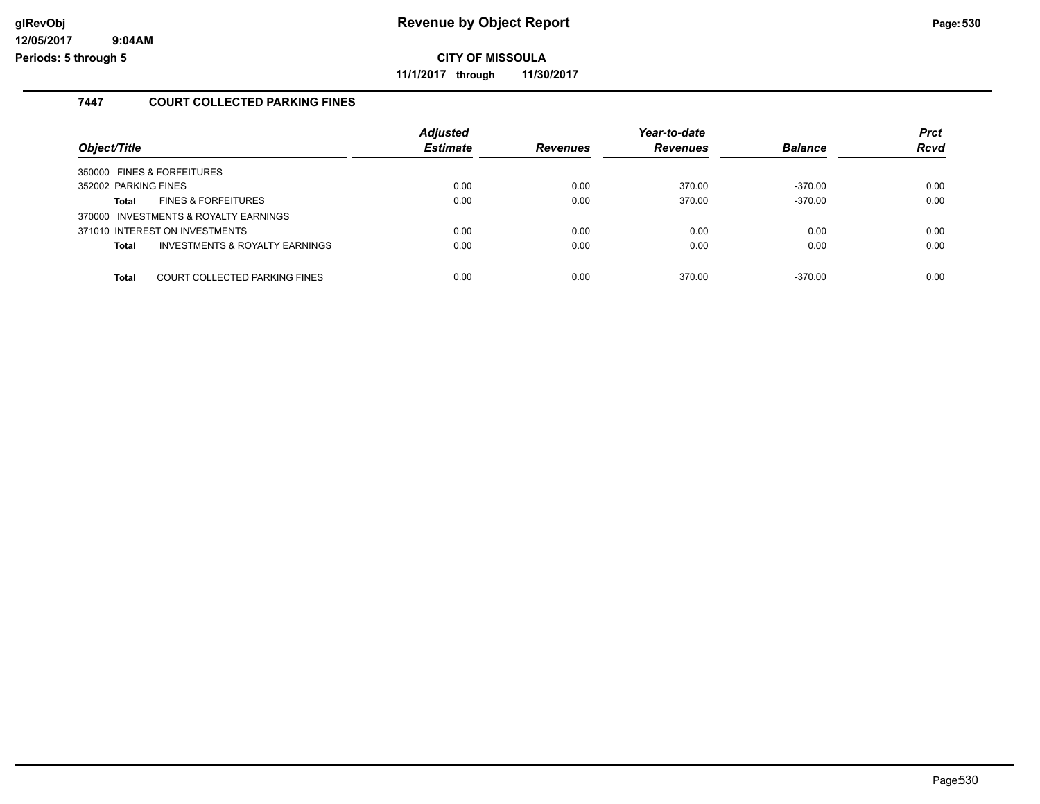# Revenue by Object Report

**CITY OF MISSOULA**

**11/1/2017 through 11/30/2017**

glRevObj
12/05/2017 9:04AM
Periods: 5 through 5

## 7447 COURT COLLECTED PARKING FINES

| Object/Title | Adjusted Estimate | Revenues | Year-to-date Revenues | Balance | Prct Rcvd |
|---|---|---|---|---|---|
| 350000 FINES & FORFEITURES | | | | | |
| 352002 PARKING FINES | 0.00 | 0.00 | 370.00 | -370.00 | 0.00 |
| **Total** FINES & FORFEITURES | 0.00 | 0.00 | 370.00 | -370.00 | 0.00 |
| 370000 INVESTMENTS & ROYALTY EARNINGS | | | | | |
| 371010 INTEREST ON INVESTMENTS | 0.00 | 0.00 | 0.00 | 0.00 | 0.00 |
| **Total** INVESTMENTS & ROYALTY EARNINGS | 0.00 | 0.00 | 0.00 | 0.00 | 0.00 |
| **Total** COURT COLLECTED PARKING FINES | 0.00 | 0.00 | 370.00 | -370.00 | 0.00 |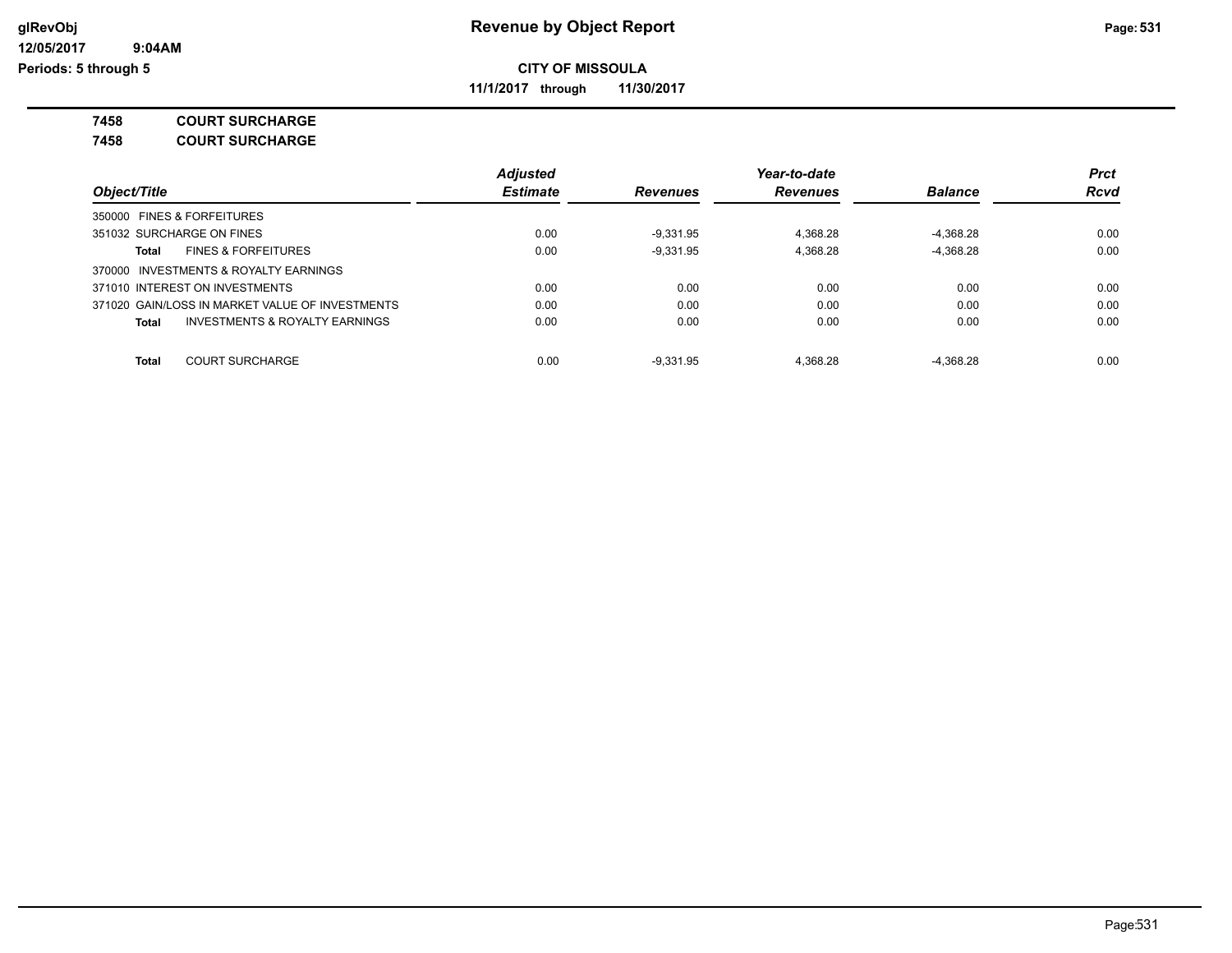**CITY OF MISSOULA**

**11/1/2017 through 11/30/2017**

**7458 COURT SURCHARGE**

**7458 COURT SURCHARGE**

| Object/Title | Adjusted Estimate | Revenues | Year-to-date Revenues | Balance | Prct Rcvd |
|---|---|---|---|---|---|
| 350000 FINES & FORFEITURES | | | | | |
| 351032 SURCHARGE ON FINES | 0.00 | -9,331.95 | 4,368.28 | -4,368.28 | 0.00 |
| **Total** FINES & FORFEITURES | 0.00 | -9,331.95 | 4,368.28 | -4,368.28 | 0.00 |
| 370000 INVESTMENTS & ROYALTY EARNINGS | | | | | |
| 371010 INTEREST ON INVESTMENTS | 0.00 | 0.00 | 0.00 | 0.00 | 0.00 |
| 371020 GAIN/LOSS IN MARKET VALUE OF INVESTMENTS | 0.00 | 0.00 | 0.00 | 0.00 | 0.00 |
| **Total** INVESTMENTS & ROYALTY EARNINGS | 0.00 | 0.00 | 0.00 | 0.00 | 0.00 |
| **Total** COURT SURCHARGE | 0.00 | -9,331.95 | 4,368.28 | -4,368.28 | 0.00 |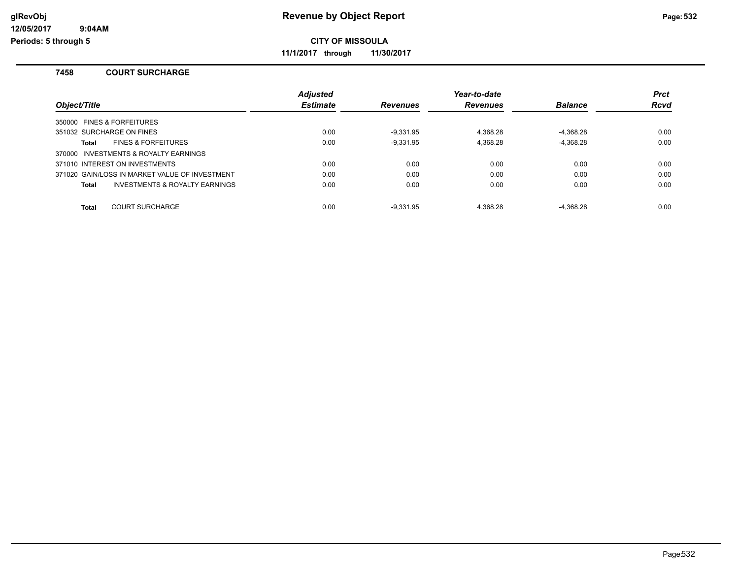# Revenue by Object Report

glRevObj
12/05/2017 9:04AM
Periods: 5 through 5

**CITY OF MISSOULA**

**11/1/2017 through 11/30/2017**

## 7458 COURT SURCHARGE

| Object/Title | Adjusted Estimate | Revenues | Year-to-date Revenues | Balance | Prct Rcvd |
|---|---|---|---|---|---|
| 350000 FINES & FORFEITURES | | | | | |
| 351032 SURCHARGE ON FINES | 0.00 | -9,331.95 | 4,368.28 | -4,368.28 | 0.00 |
| **Total** FINES & FORFEITURES | 0.00 | -9,331.95 | 4,368.28 | -4,368.28 | 0.00 |
| 370000 INVESTMENTS & ROYALTY EARNINGS | | | | | |
| 371010 INTEREST ON INVESTMENTS | 0.00 | 0.00 | 0.00 | 0.00 | 0.00 |
| 371020 GAIN/LOSS IN MARKET VALUE OF INVESTMENT | 0.00 | 0.00 | 0.00 | 0.00 | 0.00 |
| **Total** INVESTMENTS & ROYALTY EARNINGS | 0.00 | 0.00 | 0.00 | 0.00 | 0.00 |
| **Total** COURT SURCHARGE | 0.00 | -9,331.95 | 4,368.28 | -4,368.28 | 0.00 |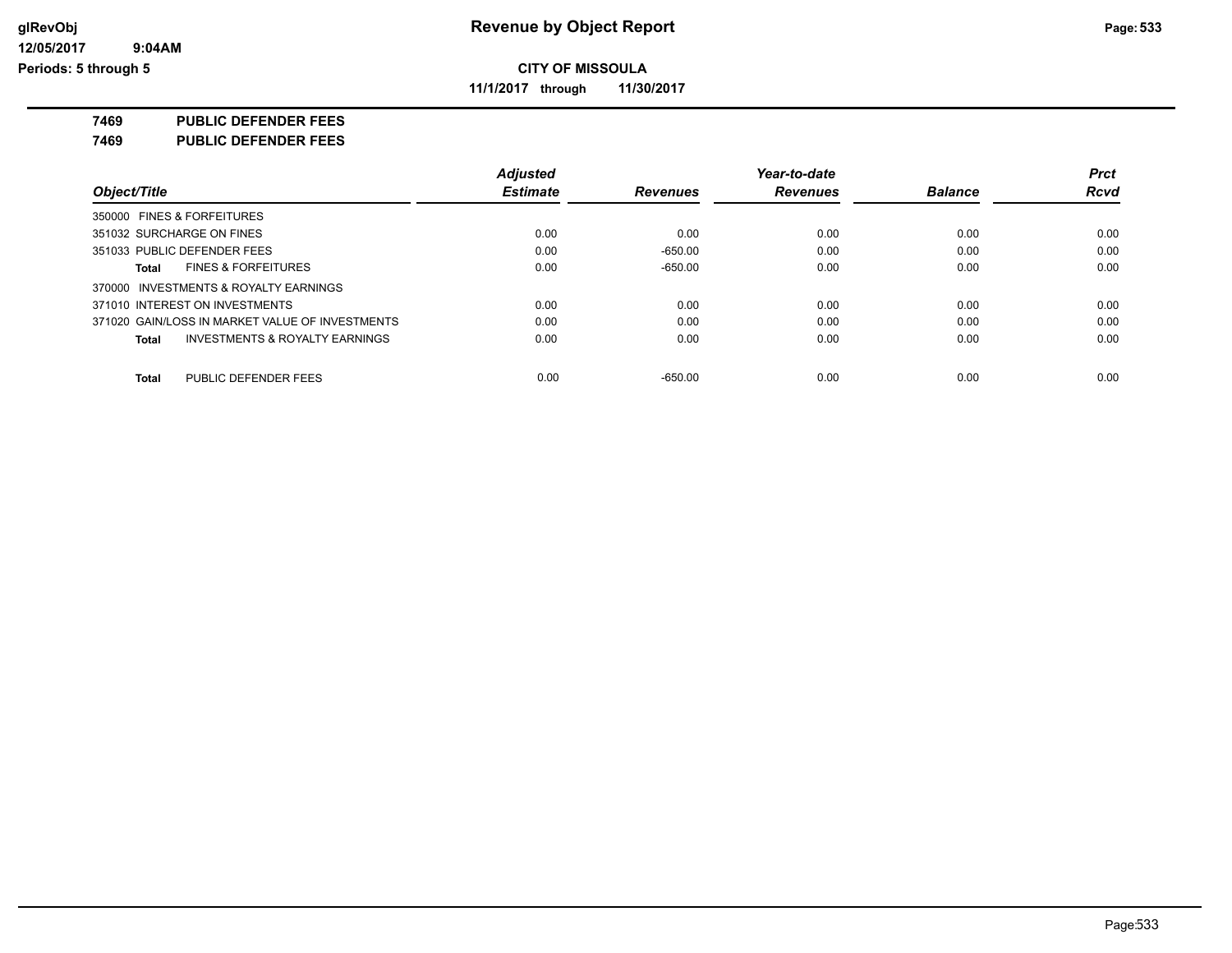**CITY OF MISSOULA**

**11/1/2017 through 11/30/2017**

**Revenue by Object Report**

glRevObj
12/05/2017 9:04AM
Periods: 5 through 5

## 7469 PUBLIC DEFENDER FEES

## 7469 PUBLIC DEFENDER FEES

| Object/Title | Adjusted Estimate | Revenues | Year-to-date Revenues | Balance | Prct Rcvd |
|---|---|---|---|---|---|
| 350000 FINES & FORFEITURES | | | | | |
| 351032 SURCHARGE ON FINES | 0.00 | 0.00 | 0.00 | 0.00 | 0.00 |
| 351033 PUBLIC DEFENDER FEES | 0.00 | -650.00 | 0.00 | 0.00 | 0.00 |
| **Total** FINES & FORFEITURES | 0.00 | -650.00 | 0.00 | 0.00 | 0.00 |
| 370000 INVESTMENTS & ROYALTY EARNINGS | | | | | |
| 371010 INTEREST ON INVESTMENTS | 0.00 | 0.00 | 0.00 | 0.00 | 0.00 |
| 371020 GAIN/LOSS IN MARKET VALUE OF INVESTMENTS | 0.00 | 0.00 | 0.00 | 0.00 | 0.00 |
| **Total** INVESTMENTS & ROYALTY EARNINGS | 0.00 | 0.00 | 0.00 | 0.00 | 0.00 |
| **Total** PUBLIC DEFENDER FEES | 0.00 | -650.00 | 0.00 | 0.00 | 0.00 |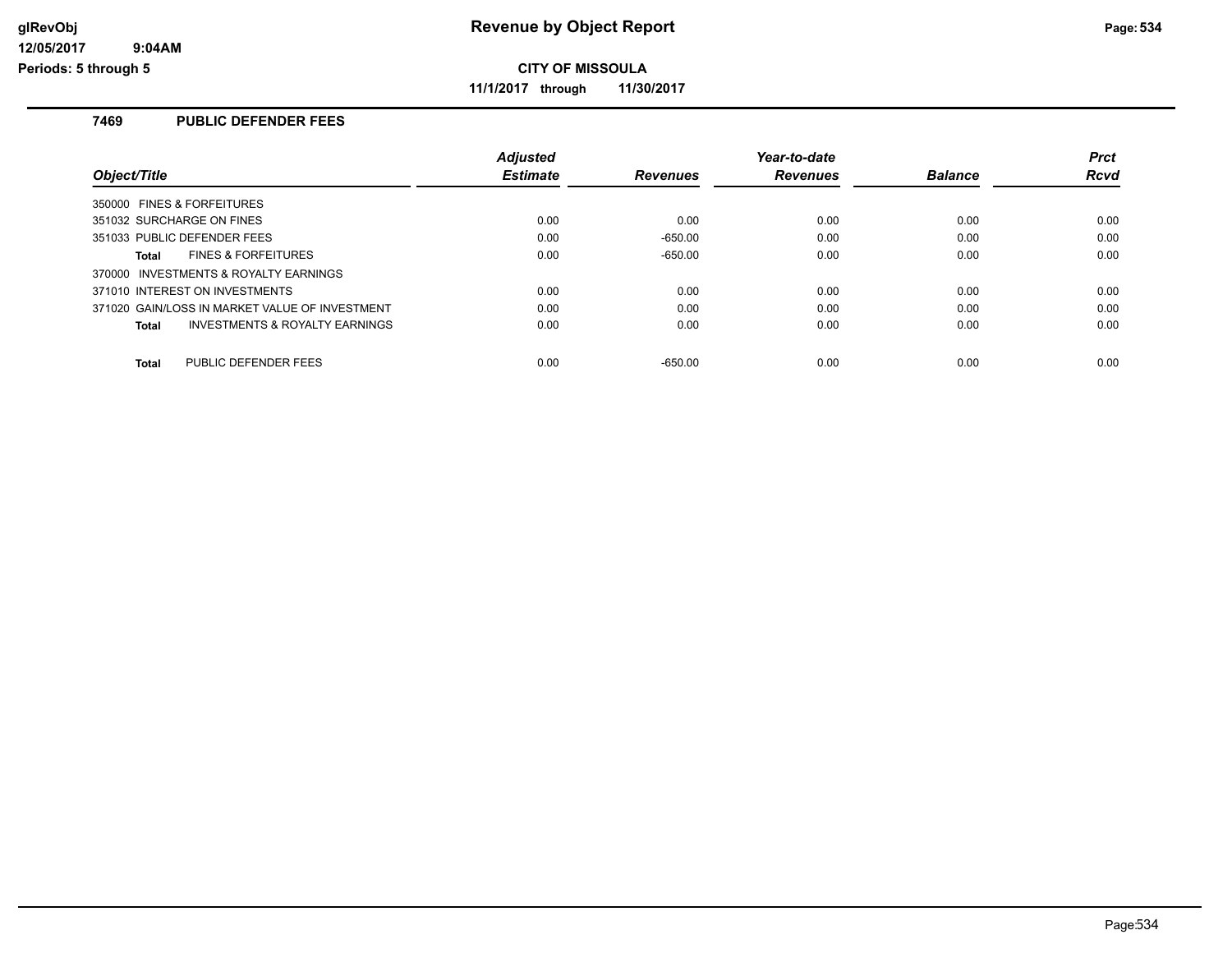**CITY OF MISSOULA**

**11/1/2017 through 11/30/2017**

### 7469 PUBLIC DEFENDER FEES

| Object/Title | Adjusted Estimate | Revenues | Year-to-date Revenues | Balance | Prct Rcvd |
|---|---|---|---|---|---|
| 350000 FINES & FORFEITURES | | | | | |
| 351032 SURCHARGE ON FINES | 0.00 | 0.00 | 0.00 | 0.00 | 0.00 |
| 351033 PUBLIC DEFENDER FEES | 0.00 | -650.00 | 0.00 | 0.00 | 0.00 |
| **Total** FINES & FORFEITURES | 0.00 | -650.00 | 0.00 | 0.00 | 0.00 |
| 370000 INVESTMENTS & ROYALTY EARNINGS | | | | | |
| 371010 INTEREST ON INVESTMENTS | 0.00 | 0.00 | 0.00 | 0.00 | 0.00 |
| 371020 GAIN/LOSS IN MARKET VALUE OF INVESTMENT | 0.00 | 0.00 | 0.00 | 0.00 | 0.00 |
| **Total** INVESTMENTS & ROYALTY EARNINGS | 0.00 | 0.00 | 0.00 | 0.00 | 0.00 |
| **Total** PUBLIC DEFENDER FEES | 0.00 | -650.00 | 0.00 | 0.00 | 0.00 |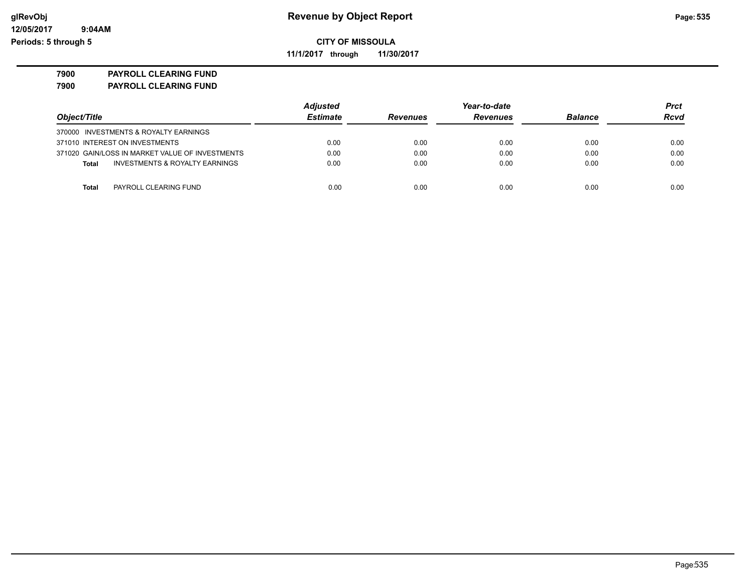# Revenue by Object Report

**CITY OF MISSOULA**

**11/1/2017 through 11/30/2017**

glRevObj
12/05/2017 9:04AM
Periods: 5 through 5

**7900 PAYROLL CLEARING FUND**

**7900 PAYROLL CLEARING FUND**

| Object/Title | Adjusted Estimate | Revenues | Year-to-date Revenues | Balance | Prct Rcvd |
|---|---|---|---|---|---|
| 370000 INVESTMENTS & ROYALTY EARNINGS | | | | | |
| 371010 INTEREST ON INVESTMENTS | 0.00 | 0.00 | 0.00 | 0.00 | 0.00 |
| 371020 GAIN/LOSS IN MARKET VALUE OF INVESTMENTS | 0.00 | 0.00 | 0.00 | 0.00 | 0.00 |
| **Total** INVESTMENTS & ROYALTY EARNINGS | 0.00 | 0.00 | 0.00 | 0.00 | 0.00 |
| | | | | | |
| **Total** PAYROLL CLEARING FUND | 0.00 | 0.00 | 0.00 | 0.00 | 0.00 |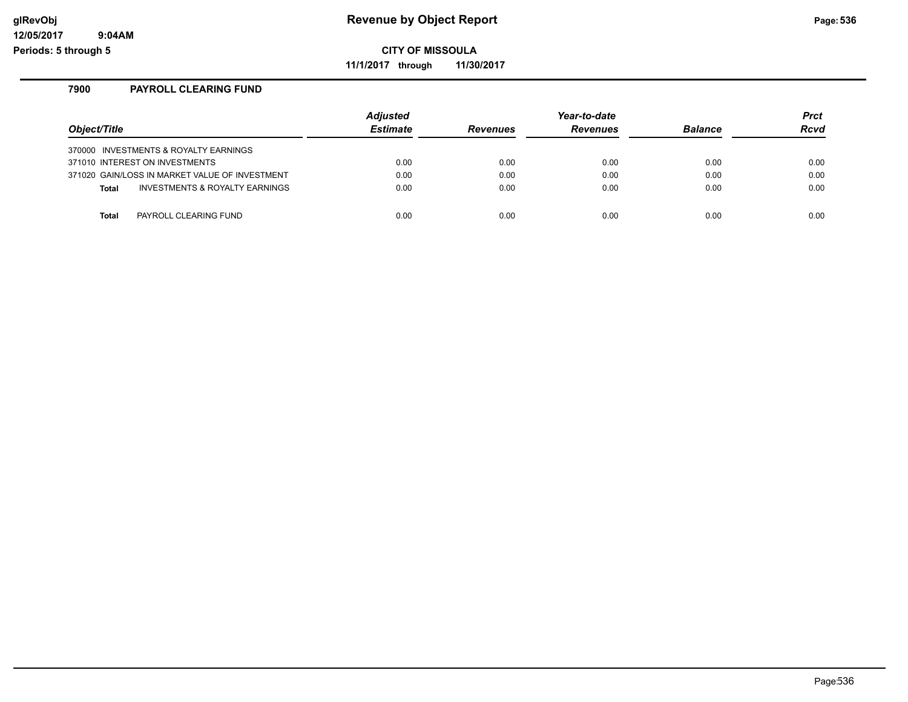**Revenue by Object Report**

**CITY OF MISSOULA**

**11/1/2017 through 11/30/2017**

### 7900 PAYROLL CLEARING FUND

| *Object/Title* | *Adjusted Estimate* | *Revenues* | *Year-to-date Revenues* | *Balance* | *Prct Rcvd* |
|---|---|---|---|---|---|
| 370000 INVESTMENTS & ROYALTY EARNINGS | | | | | |
| 371010 INTEREST ON INVESTMENTS | 0.00 | 0.00 | 0.00 | 0.00 | 0.00 |
| 371020 GAIN/LOSS IN MARKET VALUE OF INVESTMENT | 0.00 | 0.00 | 0.00 | 0.00 | 0.00 |
| **Total** INVESTMENTS & ROYALTY EARNINGS | 0.00 | 0.00 | 0.00 | 0.00 | 0.00 |
| **Total** PAYROLL CLEARING FUND | 0.00 | 0.00 | 0.00 | 0.00 | 0.00 |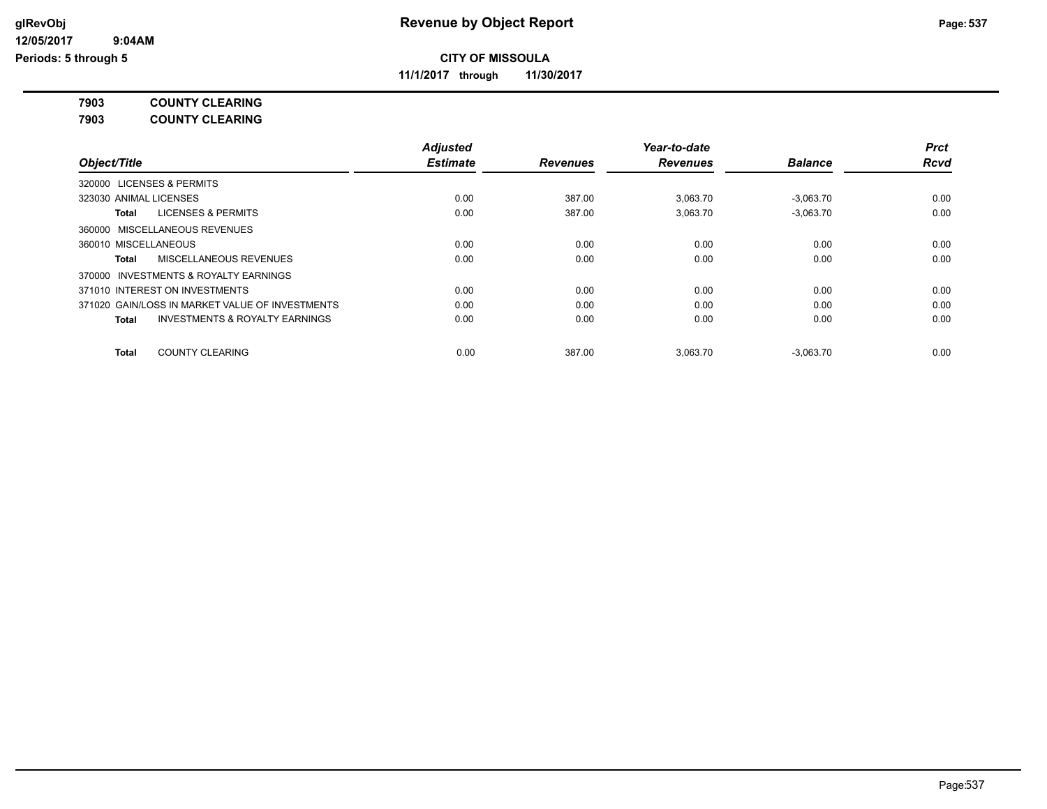# Revenue by Object Report

**CITY OF MISSOULA**

**11/1/2017 through 11/30/2017**

glRevObj
12/05/2017 9:04AM
Periods: 5 through 5

**7903 COUNTY CLEARING**

**7903 COUNTY CLEARING**

| Object/Title | Adjusted Estimate | Revenues | Year-to-date Revenues | Balance | Prct Rcvd |
|---|---|---|---|---|---|
| 320000 LICENSES & PERMITS | | | | | |
| 323030 ANIMAL LICENSES | 0.00 | 387.00 | 3,063.70 | -3,063.70 | 0.00 |
| **Total** LICENSES & PERMITS | 0.00 | 387.00 | 3,063.70 | -3,063.70 | 0.00 |
| 360000 MISCELLANEOUS REVENUES | | | | | |
| 360010 MISCELLANEOUS | 0.00 | 0.00 | 0.00 | 0.00 | 0.00 |
| **Total** MISCELLANEOUS REVENUES | 0.00 | 0.00 | 0.00 | 0.00 | 0.00 |
| 370000 INVESTMENTS & ROYALTY EARNINGS | | | | | |
| 371010 INTEREST ON INVESTMENTS | 0.00 | 0.00 | 0.00 | 0.00 | 0.00 |
| 371020 GAIN/LOSS IN MARKET VALUE OF INVESTMENTS | 0.00 | 0.00 | 0.00 | 0.00 | 0.00 |
| **Total** INVESTMENTS & ROYALTY EARNINGS | 0.00 | 0.00 | 0.00 | 0.00 | 0.00 |
| **Total** COUNTY CLEARING | 0.00 | 387.00 | 3,063.70 | -3,063.70 | 0.00 |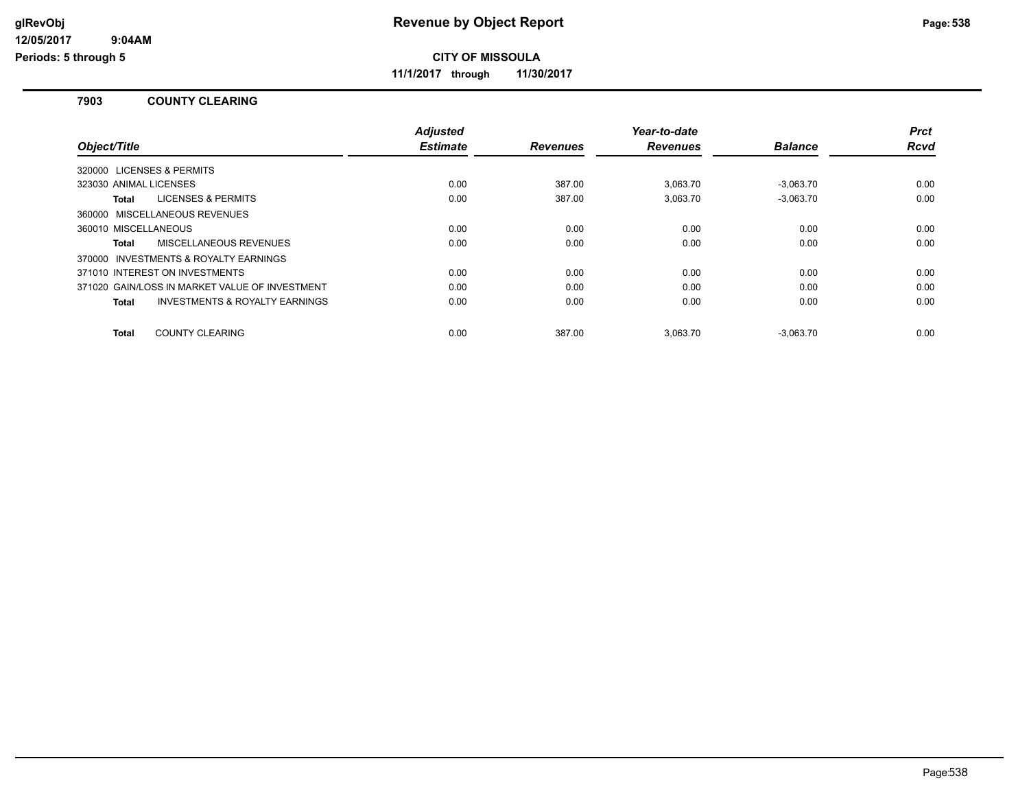# Revenue by Object Report

**CITY OF MISSOULA**

**11/1/2017 through 11/30/2017**

glRevObj
12/05/2017 9:04AM
Periods: 5 through 5

## 7903 COUNTY CLEARING

| Object/Title | Adjusted Estimate | Revenues | Year-to-date Revenues | Balance | Prct Rcvd |
|---|---|---|---|---|---|
| 320000 LICENSES & PERMITS | | | | | |
| 323030 ANIMAL LICENSES | 0.00 | 387.00 | 3,063.70 | -3,063.70 | 0.00 |
| **Total** LICENSES & PERMITS | 0.00 | 387.00 | 3,063.70 | -3,063.70 | 0.00 |
| 360000 MISCELLANEOUS REVENUES | | | | | |
| 360010 MISCELLANEOUS | 0.00 | 0.00 | 0.00 | 0.00 | 0.00 |
| **Total** MISCELLANEOUS REVENUES | 0.00 | 0.00 | 0.00 | 0.00 | 0.00 |
| 370000 INVESTMENTS & ROYALTY EARNINGS | | | | | |
| 371010 INTEREST ON INVESTMENTS | 0.00 | 0.00 | 0.00 | 0.00 | 0.00 |
| 371020 GAIN/LOSS IN MARKET VALUE OF INVESTMENT | 0.00 | 0.00 | 0.00 | 0.00 | 0.00 |
| **Total** INVESTMENTS & ROYALTY EARNINGS | 0.00 | 0.00 | 0.00 | 0.00 | 0.00 |
| **Total** COUNTY CLEARING | 0.00 | 387.00 | 3,063.70 | -3,063.70 | 0.00 |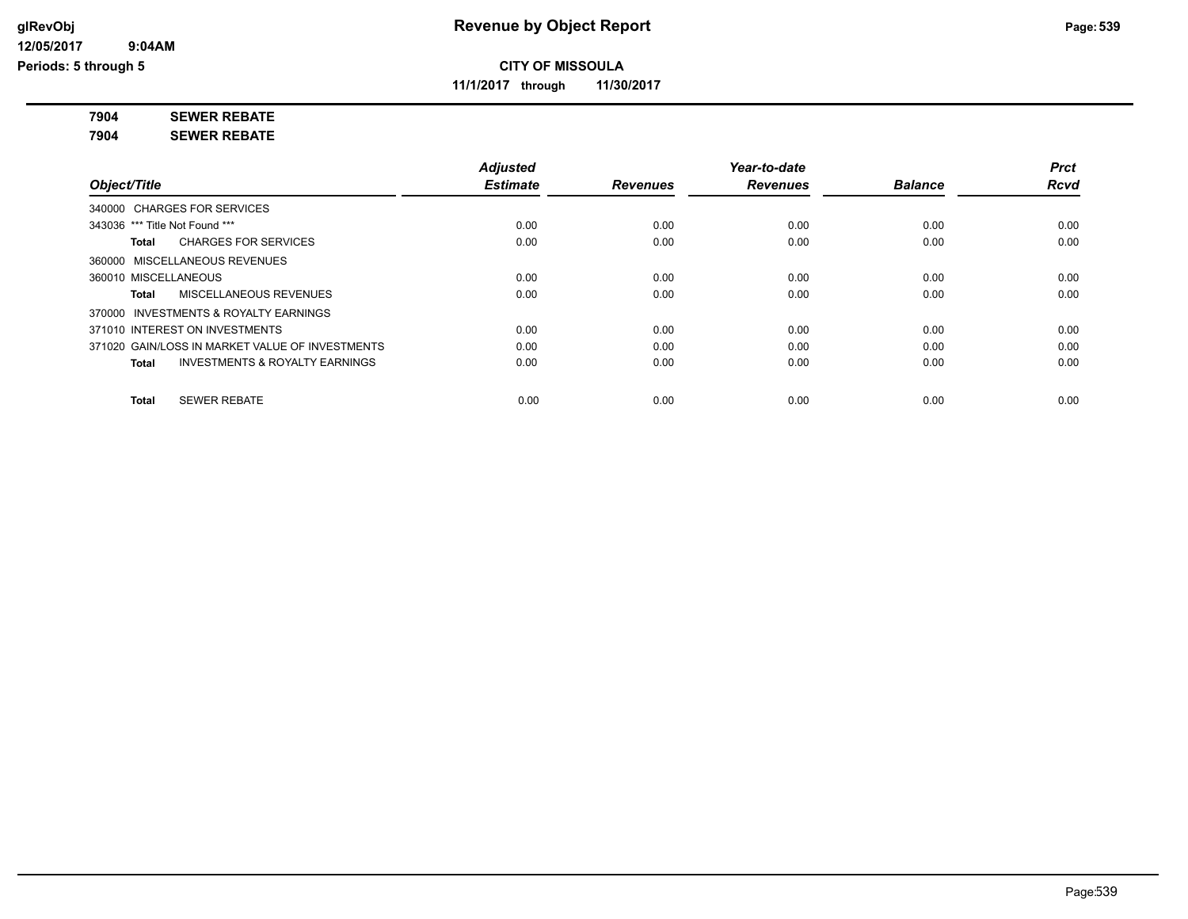# Revenue by Object Report

**CITY OF MISSOULA**

**11/1/2017 through 11/30/2017**

glRevObj
12/05/2017 9:04AM
Periods: 5 through 5

**7904 SEWER REBATE**

**7904 SEWER REBATE**

| Object/Title | Adjusted Estimate | Revenues | Year-to-date Revenues | Balance | Prct Rcvd |
|---|---|---|---|---|---|
| 340000 CHARGES FOR SERVICES | | | | | |
| 343036 *** Title Not Found *** | 0.00 | 0.00 | 0.00 | 0.00 | 0.00 |
| **Total** CHARGES FOR SERVICES | 0.00 | 0.00 | 0.00 | 0.00 | 0.00 |
| 360000 MISCELLANEOUS REVENUES | | | | | |
| 360010 MISCELLANEOUS | 0.00 | 0.00 | 0.00 | 0.00 | 0.00 |
| **Total** MISCELLANEOUS REVENUES | 0.00 | 0.00 | 0.00 | 0.00 | 0.00 |
| 370000 INVESTMENTS & ROYALTY EARNINGS | | | | | |
| 371010 INTEREST ON INVESTMENTS | 0.00 | 0.00 | 0.00 | 0.00 | 0.00 |
| 371020 GAIN/LOSS IN MARKET VALUE OF INVESTMENTS | 0.00 | 0.00 | 0.00 | 0.00 | 0.00 |
| **Total** INVESTMENTS & ROYALTY EARNINGS | 0.00 | 0.00 | 0.00 | 0.00 | 0.00 |
| **Total** SEWER REBATE | 0.00 | 0.00 | 0.00 | 0.00 | 0.00 |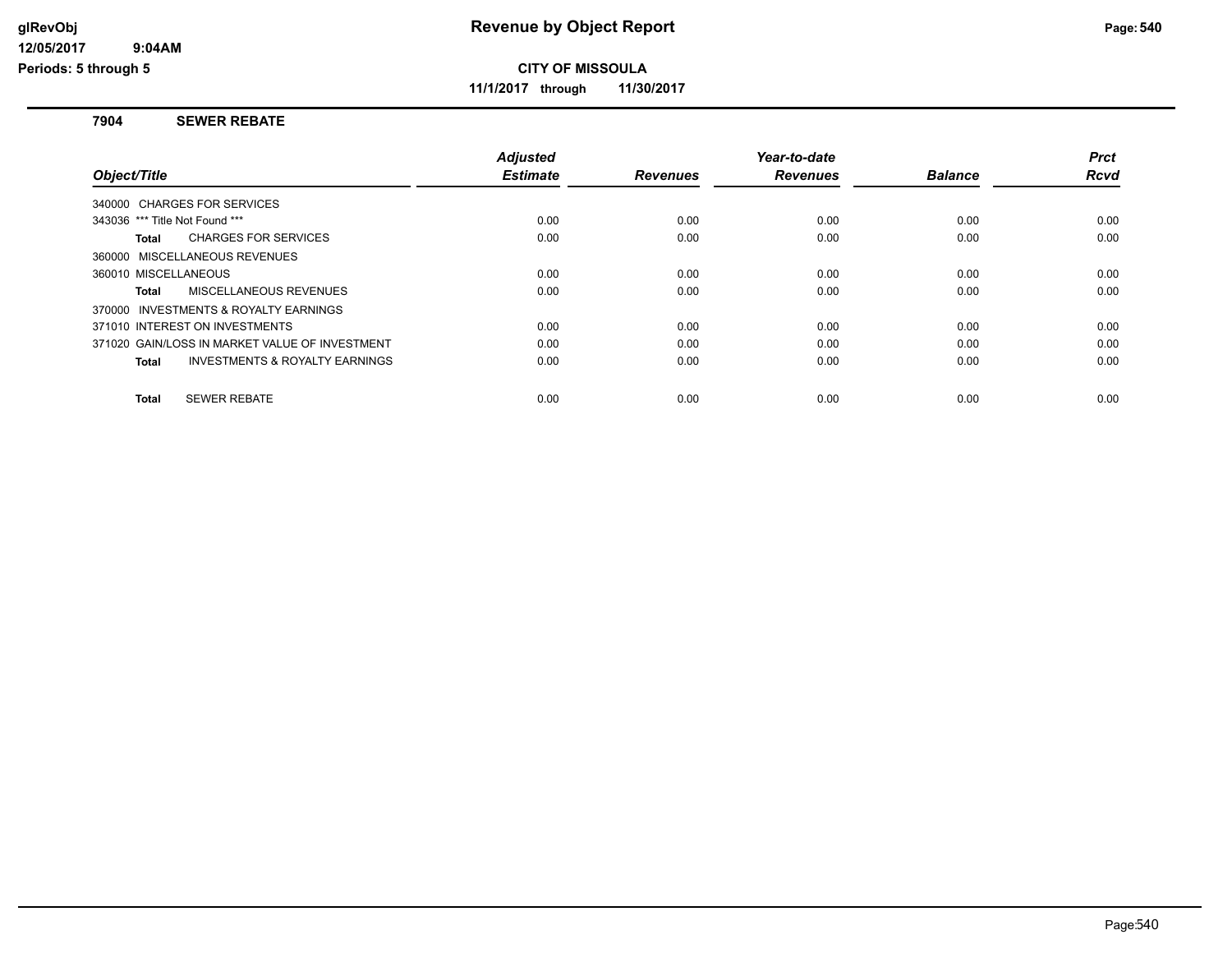# Revenue by Object Report

**CITY OF MISSOULA**

**11/1/2017 through 11/30/2017**

glRevObj
12/05/2017 9:04AM
Periods: 5 through 5

## 7904 SEWER REBATE

| Object/Title | Adjusted Estimate | Revenues | Year-to-date Revenues | Balance | Prct Rcvd |
|---|---|---|---|---|---|
| 340000 CHARGES FOR SERVICES | | | | | |
| 343036 *** Title Not Found *** | 0.00 | 0.00 | 0.00 | 0.00 | 0.00 |
| **Total** CHARGES FOR SERVICES | 0.00 | 0.00 | 0.00 | 0.00 | 0.00 |
| 360000 MISCELLANEOUS REVENUES | | | | | |
| 360010 MISCELLANEOUS | 0.00 | 0.00 | 0.00 | 0.00 | 0.00 |
| **Total** MISCELLANEOUS REVENUES | 0.00 | 0.00 | 0.00 | 0.00 | 0.00 |
| 370000 INVESTMENTS & ROYALTY EARNINGS | | | | | |
| 371010 INTEREST ON INVESTMENTS | 0.00 | 0.00 | 0.00 | 0.00 | 0.00 |
| 371020 GAIN/LOSS IN MARKET VALUE OF INVESTMENT | 0.00 | 0.00 | 0.00 | 0.00 | 0.00 |
| **Total** INVESTMENTS & ROYALTY EARNINGS | 0.00 | 0.00 | 0.00 | 0.00 | 0.00 |
| **Total** SEWER REBATE | 0.00 | 0.00 | 0.00 | 0.00 | 0.00 |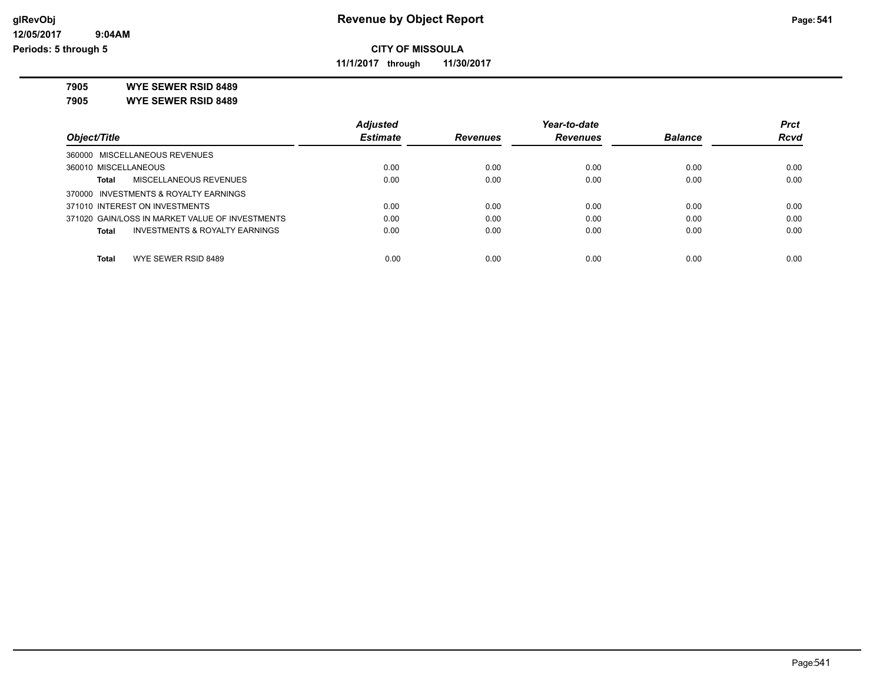# CITY OF MISSOULA

**11/1/2017 through 11/30/2017**

**7905 WYE SEWER RSID 8489**

**7905 WYE SEWER RSID 8489**

| Object/Title | Adjusted Estimate | Revenues | Year-to-date Revenues | Balance | Prct Rcvd |
|---|---|---|---|---|---|
| 360000 MISCELLANEOUS REVENUES | | | | | |
| 360010 MISCELLANEOUS | 0.00 | 0.00 | 0.00 | 0.00 | 0.00 |
| **Total** MISCELLANEOUS REVENUES | 0.00 | 0.00 | 0.00 | 0.00 | 0.00 |
| 370000 INVESTMENTS & ROYALTY EARNINGS | | | | | |
| 371010 INTEREST ON INVESTMENTS | 0.00 | 0.00 | 0.00 | 0.00 | 0.00 |
| 371020 GAIN/LOSS IN MARKET VALUE OF INVESTMENTS | 0.00 | 0.00 | 0.00 | 0.00 | 0.00 |
| **Total** INVESTMENTS & ROYALTY EARNINGS | 0.00 | 0.00 | 0.00 | 0.00 | 0.00 |
| **Total** WYE SEWER RSID 8489 | 0.00 | 0.00 | 0.00 | 0.00 | 0.00 |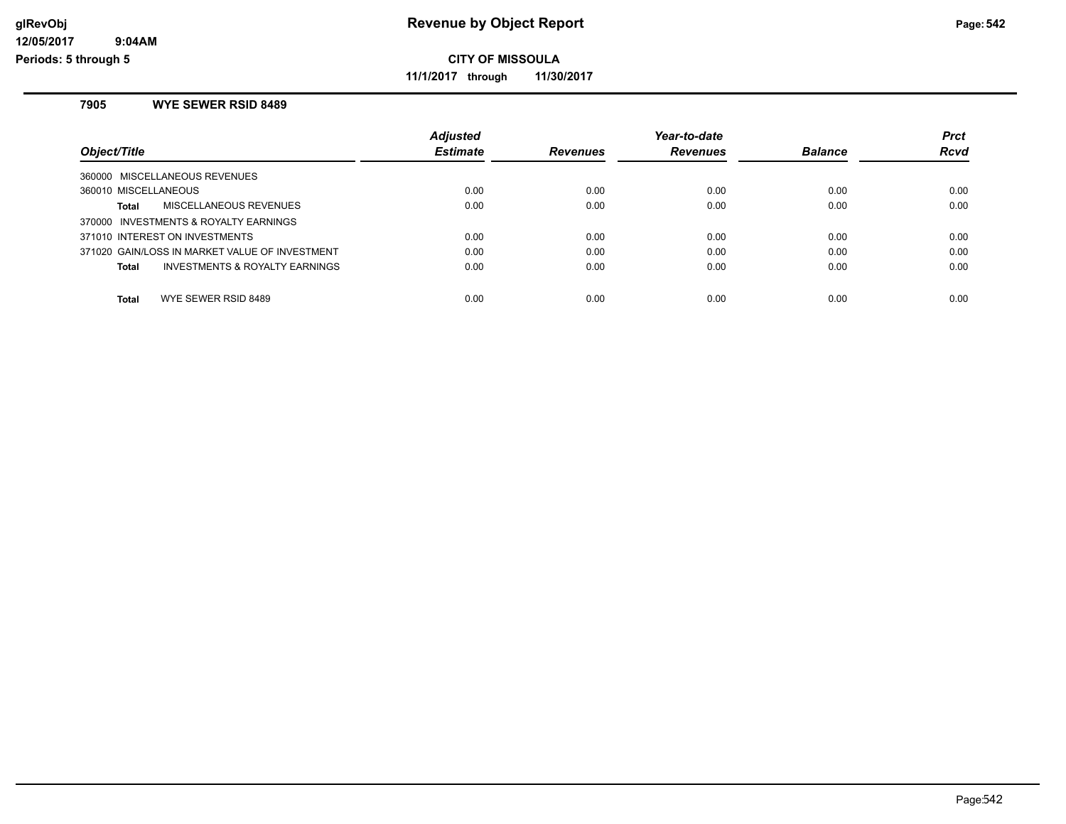# Revenue by Object Report

glRevObj
12/05/2017 9:04AM
Periods: 5 through 5

**CITY OF MISSOULA**

**11/1/2017 through 11/30/2017**

## 7905 WYE SEWER RSID 8489

| Object/Title | Adjusted Estimate | Revenues | Year-to-date Revenues | Balance | Prct Rcvd |
|---|---|---|---|---|---|
| 360000 MISCELLANEOUS REVENUES | | | | | |
| 360010 MISCELLANEOUS | 0.00 | 0.00 | 0.00 | 0.00 | 0.00 |
| **Total** MISCELLANEOUS REVENUES | 0.00 | 0.00 | 0.00 | 0.00 | 0.00 |
| 370000 INVESTMENTS & ROYALTY EARNINGS | | | | | |
| 371010 INTEREST ON INVESTMENTS | 0.00 | 0.00 | 0.00 | 0.00 | 0.00 |
| 371020 GAIN/LOSS IN MARKET VALUE OF INVESTMENT | 0.00 | 0.00 | 0.00 | 0.00 | 0.00 |
| **Total** INVESTMENTS & ROYALTY EARNINGS | 0.00 | 0.00 | 0.00 | 0.00 | 0.00 |
| **Total** WYE SEWER RSID 8489 | 0.00 | 0.00 | 0.00 | 0.00 | 0.00 |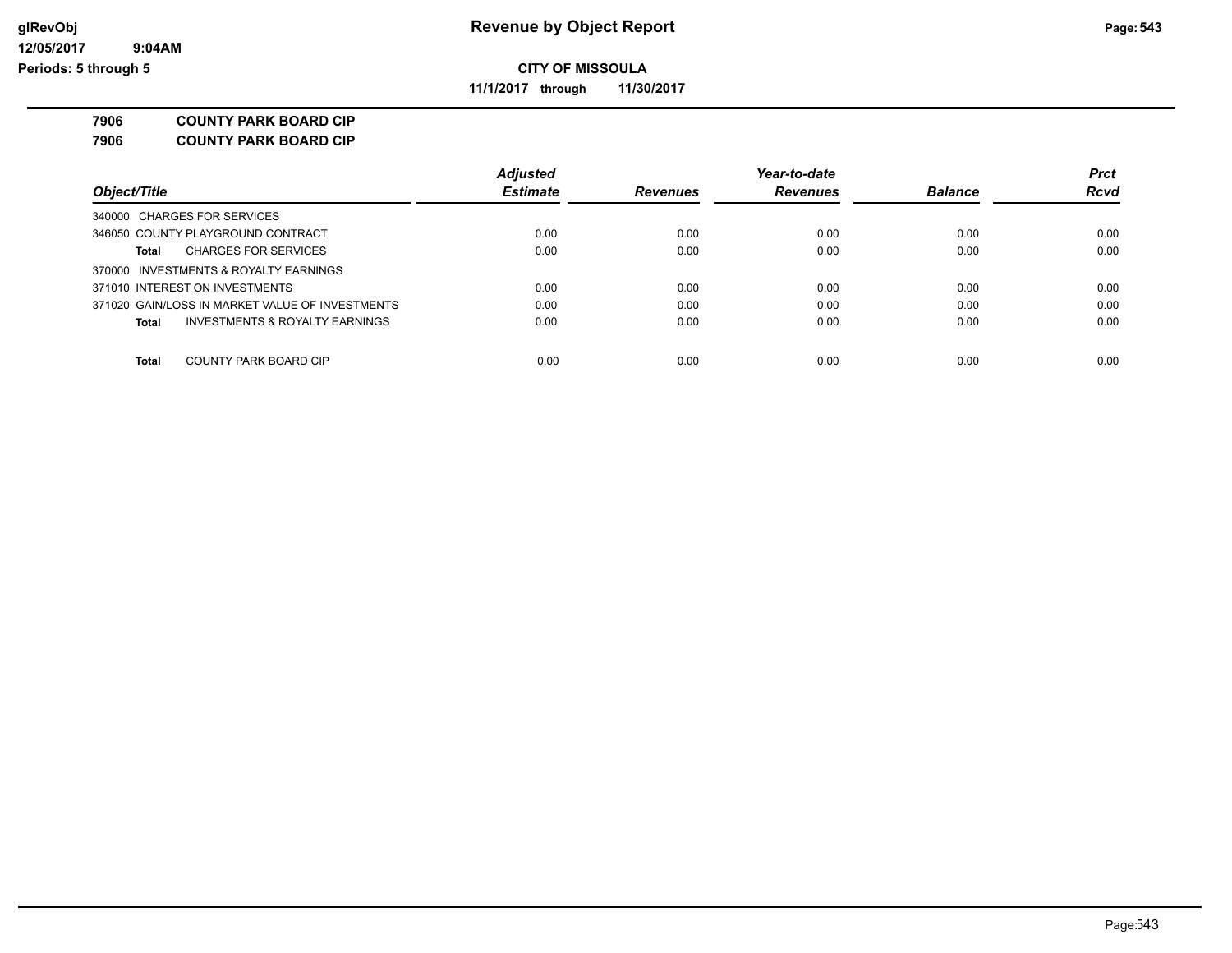**Revenue by Object Report**

**CITY OF MISSOULA**

**11/1/2017 through 11/30/2017**

**7906 COUNTY PARK BOARD CIP**

**7906 COUNTY PARK BOARD CIP**

| Object/Title | Adjusted Estimate | Revenues | Year-to-date Revenues | Balance | Prct Rcvd |
|---|---|---|---|---|---|
| 340000 CHARGES FOR SERVICES | | | | | |
| 346050 COUNTY PLAYGROUND CONTRACT | 0.00 | 0.00 | 0.00 | 0.00 | 0.00 |
| **Total** CHARGES FOR SERVICES | 0.00 | 0.00 | 0.00 | 0.00 | 0.00 |
| 370000 INVESTMENTS & ROYALTY EARNINGS | | | | | |
| 371010 INTEREST ON INVESTMENTS | 0.00 | 0.00 | 0.00 | 0.00 | 0.00 |
| 371020 GAIN/LOSS IN MARKET VALUE OF INVESTMENTS | 0.00 | 0.00 | 0.00 | 0.00 | 0.00 |
| **Total** INVESTMENTS & ROYALTY EARNINGS | 0.00 | 0.00 | 0.00 | 0.00 | 0.00 |
| **Total** COUNTY PARK BOARD CIP | 0.00 | 0.00 | 0.00 | 0.00 | 0.00 |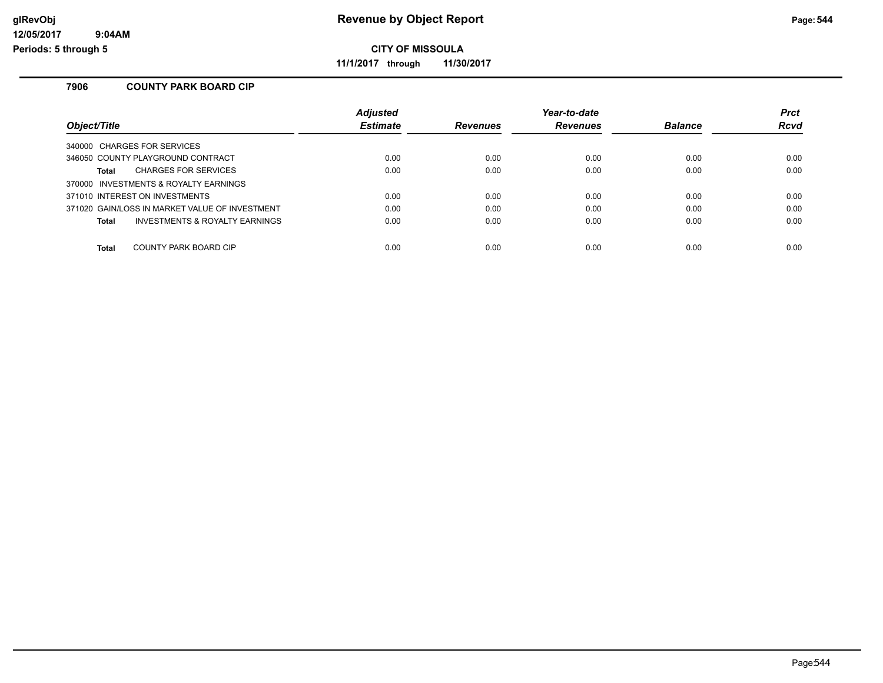# Revenue by Object Report

**CITY OF MISSOULA**

**11/1/2017 through 11/30/2017**

glRevObj
12/05/2017 9:04AM
Periods: 5 through 5

## 7906 COUNTY PARK BOARD CIP

| Object/Title | Adjusted Estimate | Revenues | Year-to-date Revenues | Balance | Prct Rcvd |
|---|---|---|---|---|---|
| 340000 CHARGES FOR SERVICES | | | | | |
| 346050 COUNTY PLAYGROUND CONTRACT | 0.00 | 0.00 | 0.00 | 0.00 | 0.00 |
| **Total** CHARGES FOR SERVICES | 0.00 | 0.00 | 0.00 | 0.00 | 0.00 |
| 370000 INVESTMENTS & ROYALTY EARNINGS | | | | | |
| 371010 INTEREST ON INVESTMENTS | 0.00 | 0.00 | 0.00 | 0.00 | 0.00 |
| 371020 GAIN/LOSS IN MARKET VALUE OF INVESTMENT | 0.00 | 0.00 | 0.00 | 0.00 | 0.00 |
| **Total** INVESTMENTS & ROYALTY EARNINGS | 0.00 | 0.00 | 0.00 | 0.00 | 0.00 |
| **Total** COUNTY PARK BOARD CIP | 0.00 | 0.00 | 0.00 | 0.00 | 0.00 |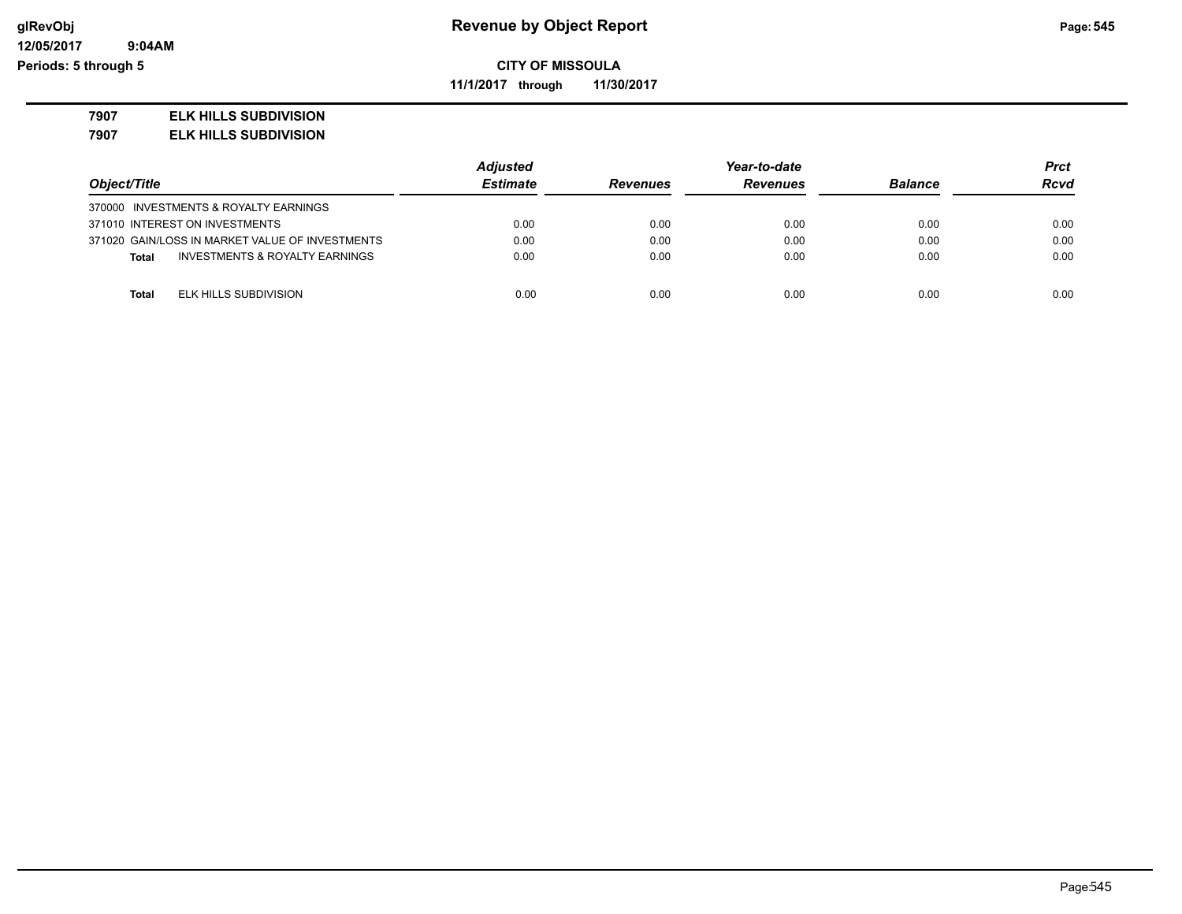# Revenue by Object Report

**CITY OF MISSOULA**

**11/1/2017 through 11/30/2017**

**7907 ELK HILLS SUBDIVISION**

**7907 ELK HILLS SUBDIVISION**

| Object/Title | Adjusted Estimate | Revenues | Year-to-date Revenues | Balance | Prct Rcvd |
|---|---|---|---|---|---|
| 370000 INVESTMENTS & ROYALTY EARNINGS | | | | | |
| 371010 INTEREST ON INVESTMENTS | 0.00 | 0.00 | 0.00 | 0.00 | 0.00 |
| 371020 GAIN/LOSS IN MARKET VALUE OF INVESTMENTS | 0.00 | 0.00 | 0.00 | 0.00 | 0.00 |
| **Total** INVESTMENTS & ROYALTY EARNINGS | 0.00 | 0.00 | 0.00 | 0.00 | 0.00 |
| | | | | | |
| **Total** ELK HILLS SUBDIVISION | 0.00 | 0.00 | 0.00 | 0.00 | 0.00 |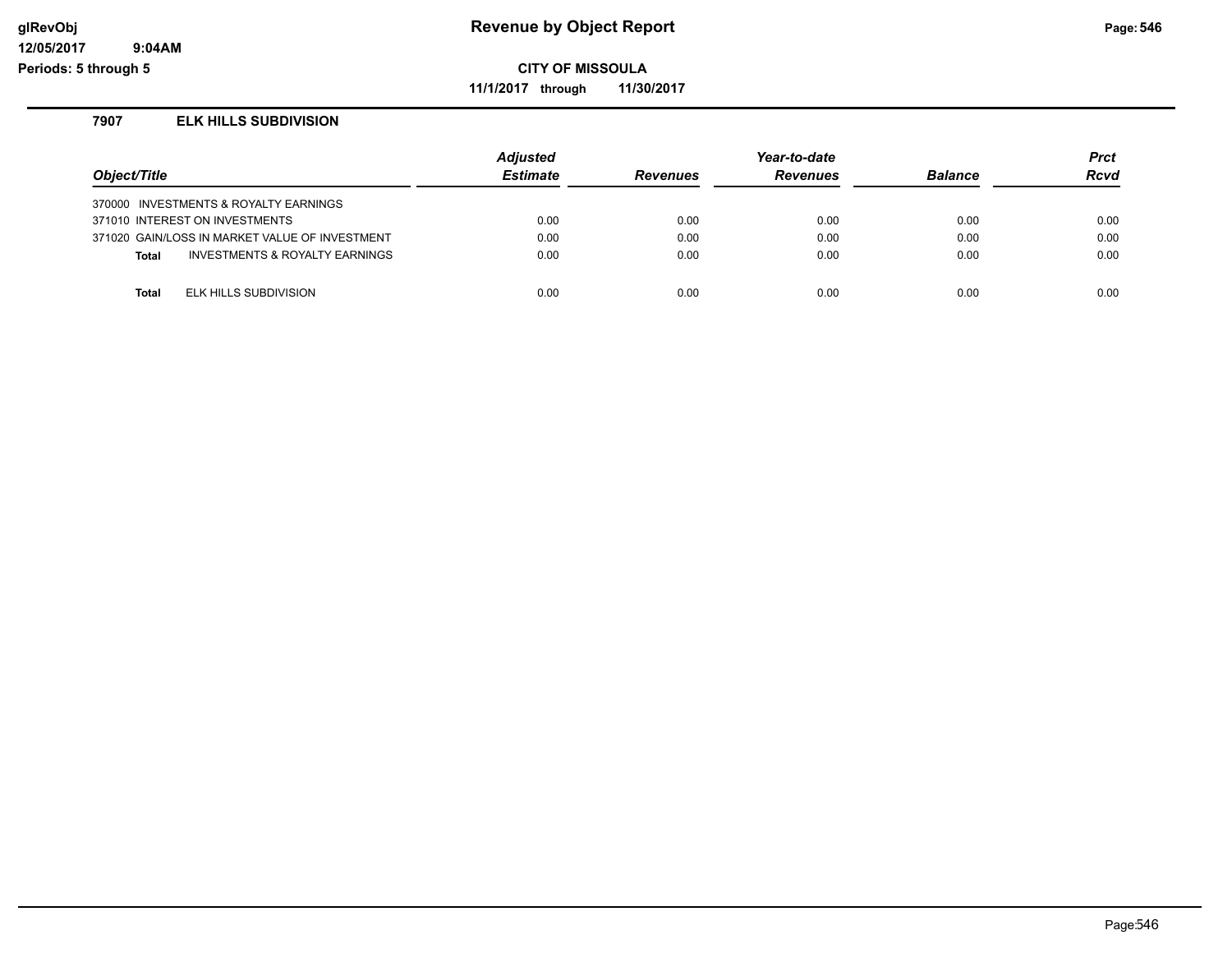**CITY OF MISSOULA**

**11/1/2017 through 11/30/2017**

### 7907 ELK HILLS SUBDIVISION

| Object/Title | Adjusted Estimate | Revenues | Year-to-date Revenues | Balance | Prct Rcvd |
|---|---|---|---|---|---|
| 370000 INVESTMENTS & ROYALTY EARNINGS | | | | | |
| 371010 INTEREST ON INVESTMENTS | 0.00 | 0.00 | 0.00 | 0.00 | 0.00 |
| 371020 GAIN/LOSS IN MARKET VALUE OF INVESTMENT | 0.00 | 0.00 | 0.00 | 0.00 | 0.00 |
| **Total** INVESTMENTS & ROYALTY EARNINGS | 0.00 | 0.00 | 0.00 | 0.00 | 0.00 |
| **Total** ELK HILLS SUBDIVISION | 0.00 | 0.00 | 0.00 | 0.00 | 0.00 |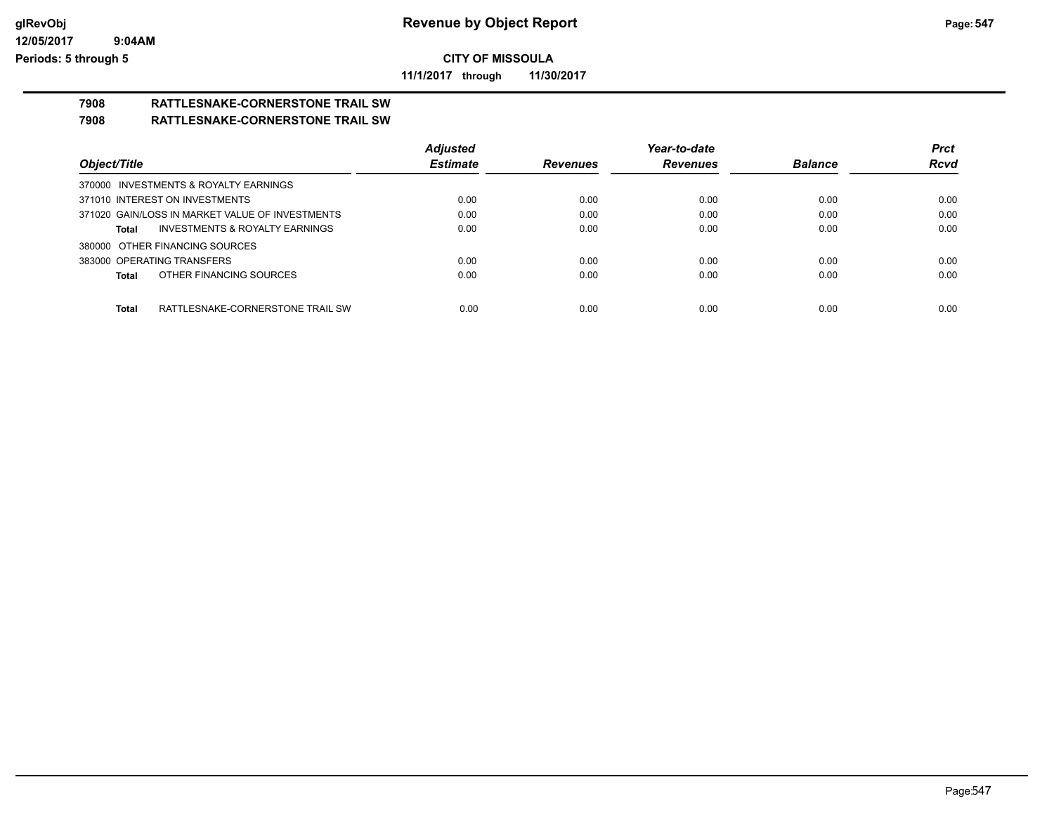**Revenue by Object Report**

**CITY OF MISSOULA**

**11/1/2017 through 11/30/2017**

glRevObj
12/05/2017 9:04AM
Periods: 5 through 5

## 7908 RATTLESNAKE-CORNERSTONE TRAIL SW

## 7908 RATTLESNAKE-CORNERSTONE TRAIL SW

| Object/Title | Adjusted Estimate | Revenues | Year-to-date Revenues | Balance | Prct Rcvd |
|---|---|---|---|---|---|
| 370000 INVESTMENTS & ROYALTY EARNINGS | | | | | |
| 371010 INTEREST ON INVESTMENTS | 0.00 | 0.00 | 0.00 | 0.00 | 0.00 |
| 371020 GAIN/LOSS IN MARKET VALUE OF INVESTMENTS | 0.00 | 0.00 | 0.00 | 0.00 | 0.00 |
| **Total** INVESTMENTS & ROYALTY EARNINGS | 0.00 | 0.00 | 0.00 | 0.00 | 0.00 |
| 380000 OTHER FINANCING SOURCES | | | | | |
| 383000 OPERATING TRANSFERS | 0.00 | 0.00 | 0.00 | 0.00 | 0.00 |
| **Total** OTHER FINANCING SOURCES | 0.00 | 0.00 | 0.00 | 0.00 | 0.00 |
| **Total** RATTLESNAKE-CORNERSTONE TRAIL SW | 0.00 | 0.00 | 0.00 | 0.00 | 0.00 |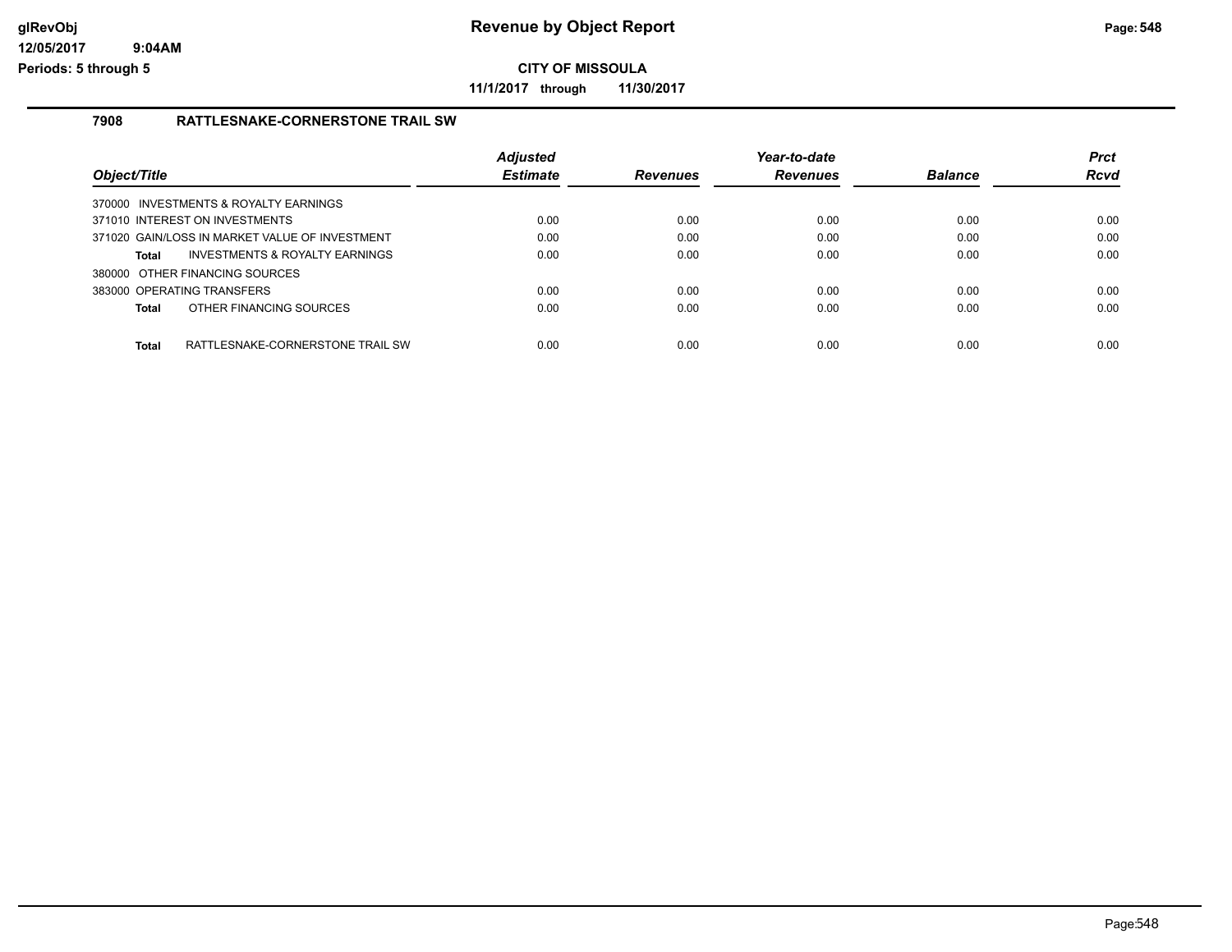# Revenue by Object Report

**CITY OF MISSOULA**

**11/1/2017 through 11/30/2017**

glRevObj
12/05/2017 9:04AM
Periods: 5 through 5

## 7908 RATTLESNAKE-CORNERSTONE TRAIL SW

| Object/Title | Adjusted Estimate | Revenues | Year-to-date Revenues | Balance | Prct Rcvd |
|---|---|---|---|---|---|
| 370000 INVESTMENTS & ROYALTY EARNINGS | | | | | |
| 371010 INTEREST ON INVESTMENTS | 0.00 | 0.00 | 0.00 | 0.00 | 0.00 |
| 371020 GAIN/LOSS IN MARKET VALUE OF INVESTMENT | 0.00 | 0.00 | 0.00 | 0.00 | 0.00 |
| **Total** INVESTMENTS & ROYALTY EARNINGS | 0.00 | 0.00 | 0.00 | 0.00 | 0.00 |
| 380000 OTHER FINANCING SOURCES | | | | | |
| 383000 OPERATING TRANSFERS | 0.00 | 0.00 | 0.00 | 0.00 | 0.00 |
| **Total** OTHER FINANCING SOURCES | 0.00 | 0.00 | 0.00 | 0.00 | 0.00 |
| **Total** RATTLESNAKE-CORNERSTONE TRAIL SW | 0.00 | 0.00 | 0.00 | 0.00 | 0.00 |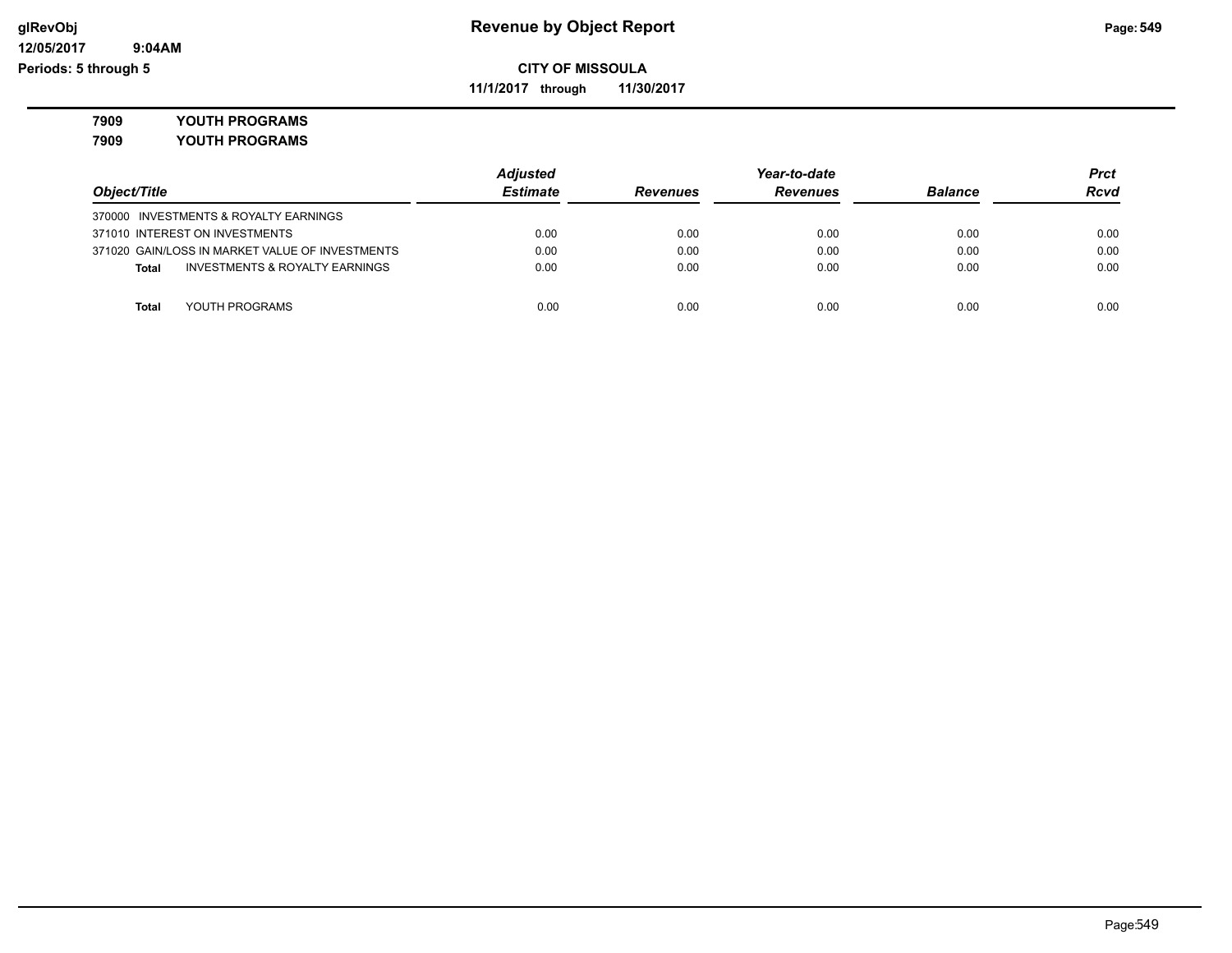# Revenue by Object Report

**CITY OF MISSOULA**

**11/1/2017 through 11/30/2017**

glRevObj
12/05/2017 9:04AM
Periods: 5 through 5

**7909 YOUTH PROGRAMS**

**7909 YOUTH PROGRAMS**

| Object/Title | Adjusted Estimate | Revenues | Year-to-date Revenues | Balance | Prct Rcvd |
|---|---|---|---|---|---|
| 370000 INVESTMENTS & ROYALTY EARNINGS | | | | | |
| 371010 INTEREST ON INVESTMENTS | 0.00 | 0.00 | 0.00 | 0.00 | 0.00 |
| 371020 GAIN/LOSS IN MARKET VALUE OF INVESTMENTS | 0.00 | 0.00 | 0.00 | 0.00 | 0.00 |
| **Total** INVESTMENTS & ROYALTY EARNINGS | 0.00 | 0.00 | 0.00 | 0.00 | 0.00 |
| **Total** YOUTH PROGRAMS | 0.00 | 0.00 | 0.00 | 0.00 | 0.00 |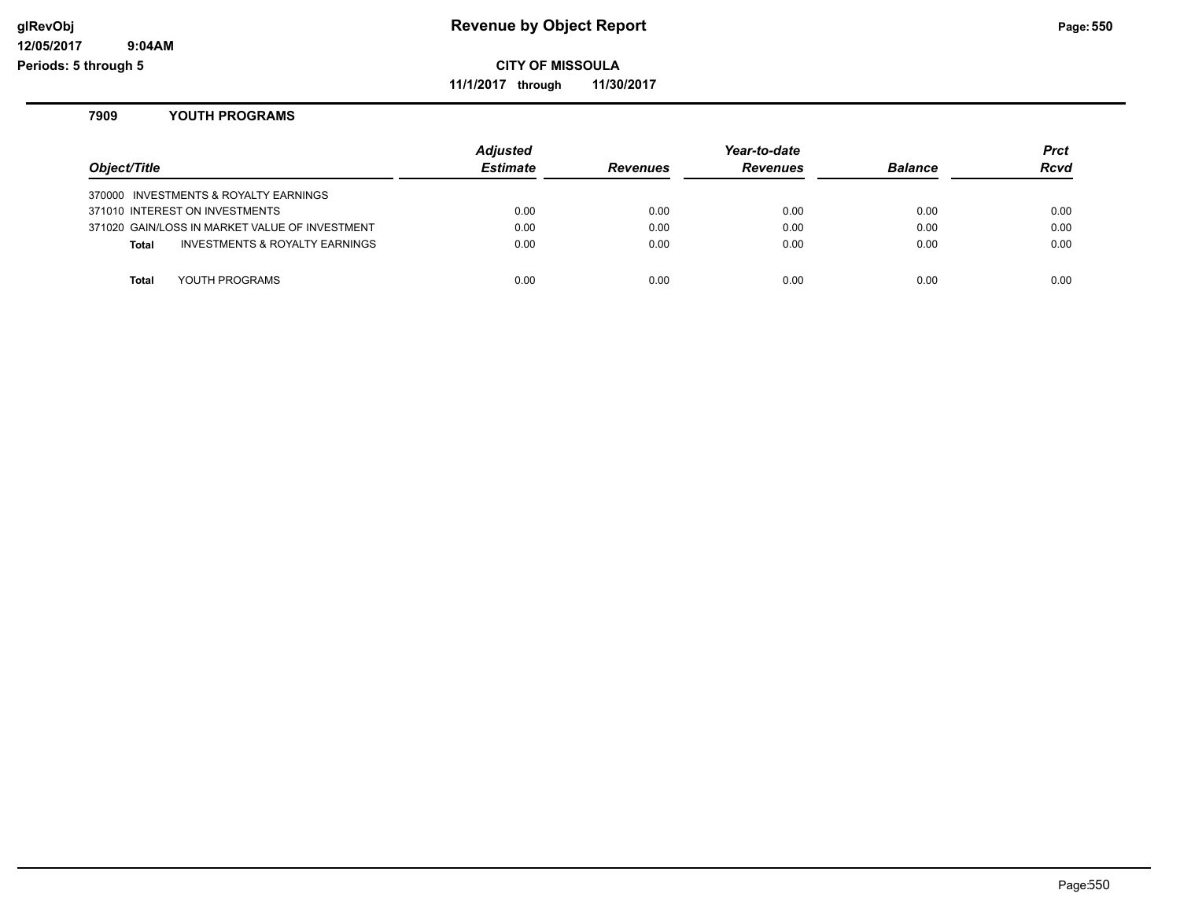# Revenue by Object Report

**CITY OF MISSOULA**

**11/1/2017 through 11/30/2017**

glRevObj
12/05/2017 9:04AM
Periods: 5 through 5

## 7909 YOUTH PROGRAMS

| Object/Title | Adjusted Estimate | Revenues | Year-to-date Revenues | Balance | Prct Rcvd |
|---|---|---|---|---|---|
| 370000 INVESTMENTS & ROYALTY EARNINGS | | | | | |
| 371010 INTEREST ON INVESTMENTS | 0.00 | 0.00 | 0.00 | 0.00 | 0.00 |
| 371020 GAIN/LOSS IN MARKET VALUE OF INVESTMENT | 0.00 | 0.00 | 0.00 | 0.00 | 0.00 |
| **Total** INVESTMENTS & ROYALTY EARNINGS | 0.00 | 0.00 | 0.00 | 0.00 | 0.00 |
| **Total** YOUTH PROGRAMS | 0.00 | 0.00 | 0.00 | 0.00 | 0.00 |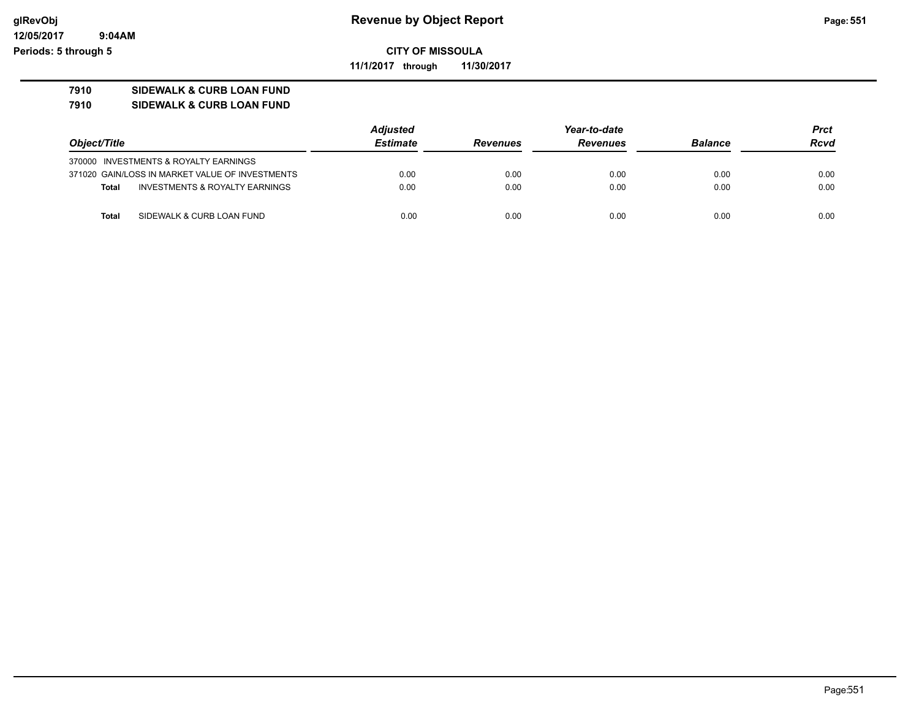# Revenue by Object Report

glRevObj
12/05/2017 9:04AM
Periods: 5 through 5

**CITY OF MISSOULA**

**11/1/2017 through 11/30/2017**

**7910 SIDEWALK & CURB LOAN FUND**

**7910 SIDEWALK & CURB LOAN FUND**

| Object/Title | Adjusted Estimate | Revenues | Year-to-date Revenues | Balance | Prct Rcvd |
|---|---|---|---|---|---|
| 370000 INVESTMENTS & ROYALTY EARNINGS | | | | | |
| 371020 GAIN/LOSS IN MARKET VALUE OF INVESTMENTS | 0.00 | 0.00 | 0.00 | 0.00 | 0.00 |
| **Total** INVESTMENTS & ROYALTY EARNINGS | 0.00 | 0.00 | 0.00 | 0.00 | 0.00 |
| **Total** SIDEWALK & CURB LOAN FUND | 0.00 | 0.00 | 0.00 | 0.00 | 0.00 |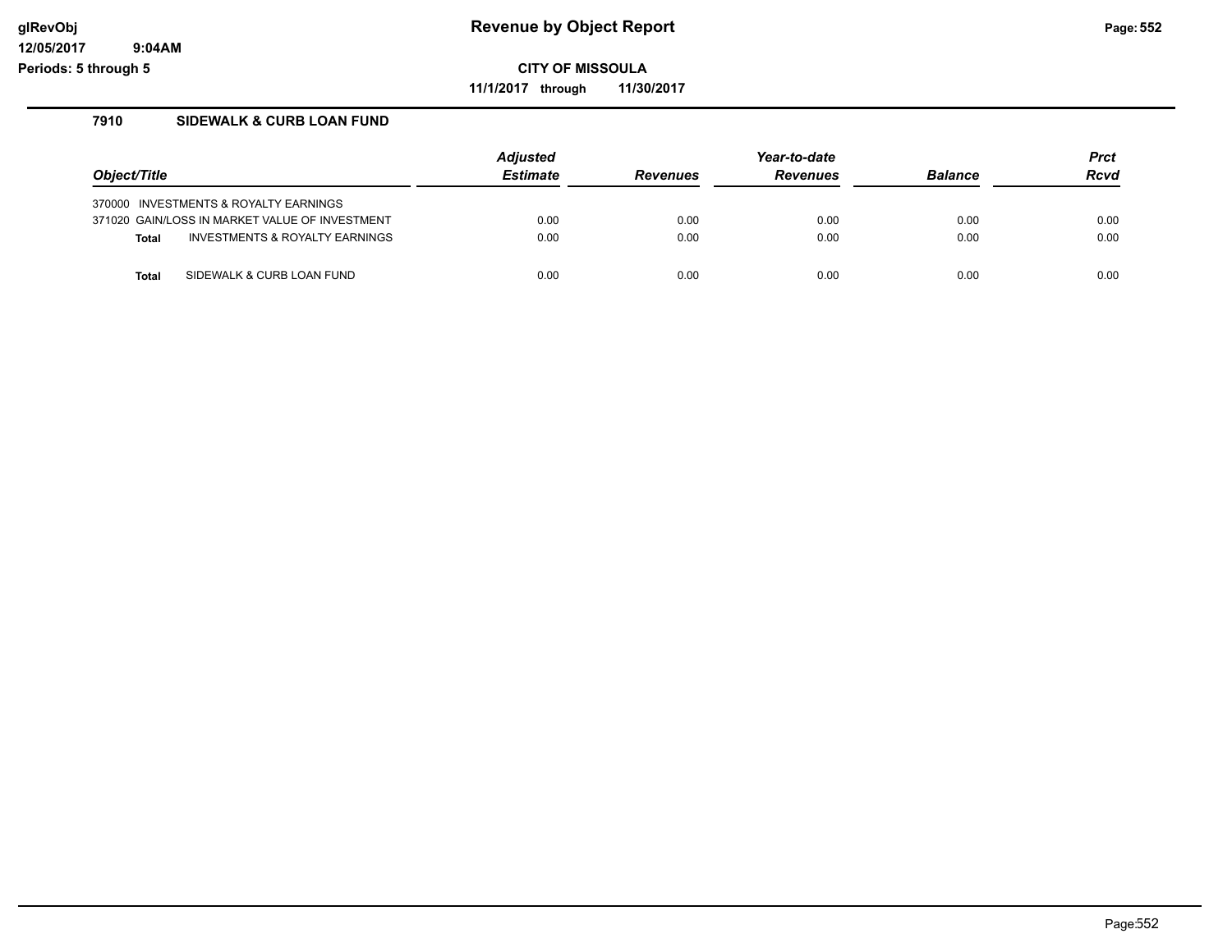# Revenue by Object Report

**CITY OF MISSOULA**

**11/1/2017 through 11/30/2017**

glRevObj
12/05/2017 9:04AM
Periods: 5 through 5

## 7910 SIDEWALK & CURB LOAN FUND

| Object/Title | Adjusted Estimate | Revenues | Year-to-date Revenues | Balance | Prct Rcvd |
|---|---|---|---|---|---|
| 370000 INVESTMENTS & ROYALTY EARNINGS | | | | | |
| 371020 GAIN/LOSS IN MARKET VALUE OF INVESTMENT | 0.00 | 0.00 | 0.00 | 0.00 | 0.00 |
| **Total** INVESTMENTS & ROYALTY EARNINGS | 0.00 | 0.00 | 0.00 | 0.00 | 0.00 |
| **Total** SIDEWALK & CURB LOAN FUND | 0.00 | 0.00 | 0.00 | 0.00 | 0.00 |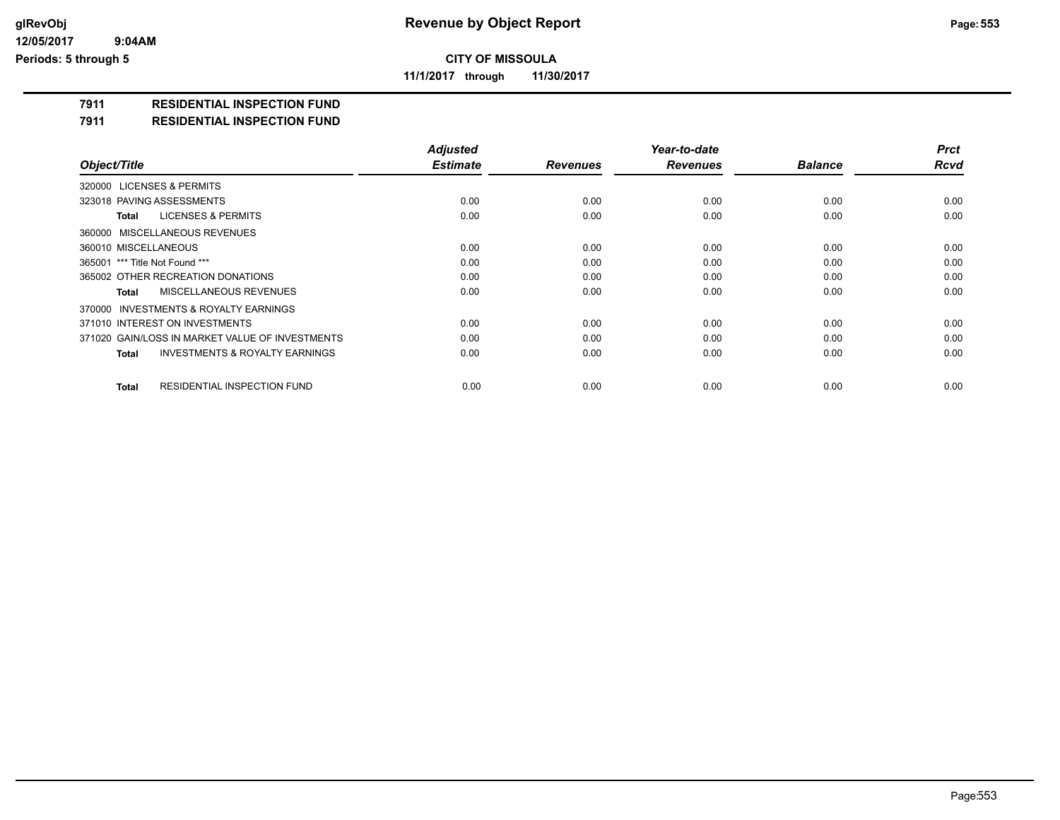**CITY OF MISSOULA**

**11/1/2017 through 11/30/2017**

**7911 RESIDENTIAL INSPECTION FUND**

**7911 RESIDENTIAL INSPECTION FUND**

| Object/Title | Adjusted Estimate | Revenues | Year-to-date Revenues | Balance | Prct Rcvd |
|---|---|---|---|---|---|
| 320000 LICENSES & PERMITS | | | | | |
| 323018 PAVING ASSESSMENTS | 0.00 | 0.00 | 0.00 | 0.00 | 0.00 |
| **Total** LICENSES & PERMITS | 0.00 | 0.00 | 0.00 | 0.00 | 0.00 |
| 360000 MISCELLANEOUS REVENUES | | | | | |
| 360010 MISCELLANEOUS | 0.00 | 0.00 | 0.00 | 0.00 | 0.00 |
| 365001 *** Title Not Found *** | 0.00 | 0.00 | 0.00 | 0.00 | 0.00 |
| 365002 OTHER RECREATION DONATIONS | 0.00 | 0.00 | 0.00 | 0.00 | 0.00 |
| **Total** MISCELLANEOUS REVENUES | 0.00 | 0.00 | 0.00 | 0.00 | 0.00 |
| 370000 INVESTMENTS & ROYALTY EARNINGS | | | | | |
| 371010 INTEREST ON INVESTMENTS | 0.00 | 0.00 | 0.00 | 0.00 | 0.00 |
| 371020 GAIN/LOSS IN MARKET VALUE OF INVESTMENTS | 0.00 | 0.00 | 0.00 | 0.00 | 0.00 |
| **Total** INVESTMENTS & ROYALTY EARNINGS | 0.00 | 0.00 | 0.00 | 0.00 | 0.00 |
| **Total** RESIDENTIAL INSPECTION FUND | 0.00 | 0.00 | 0.00 | 0.00 | 0.00 |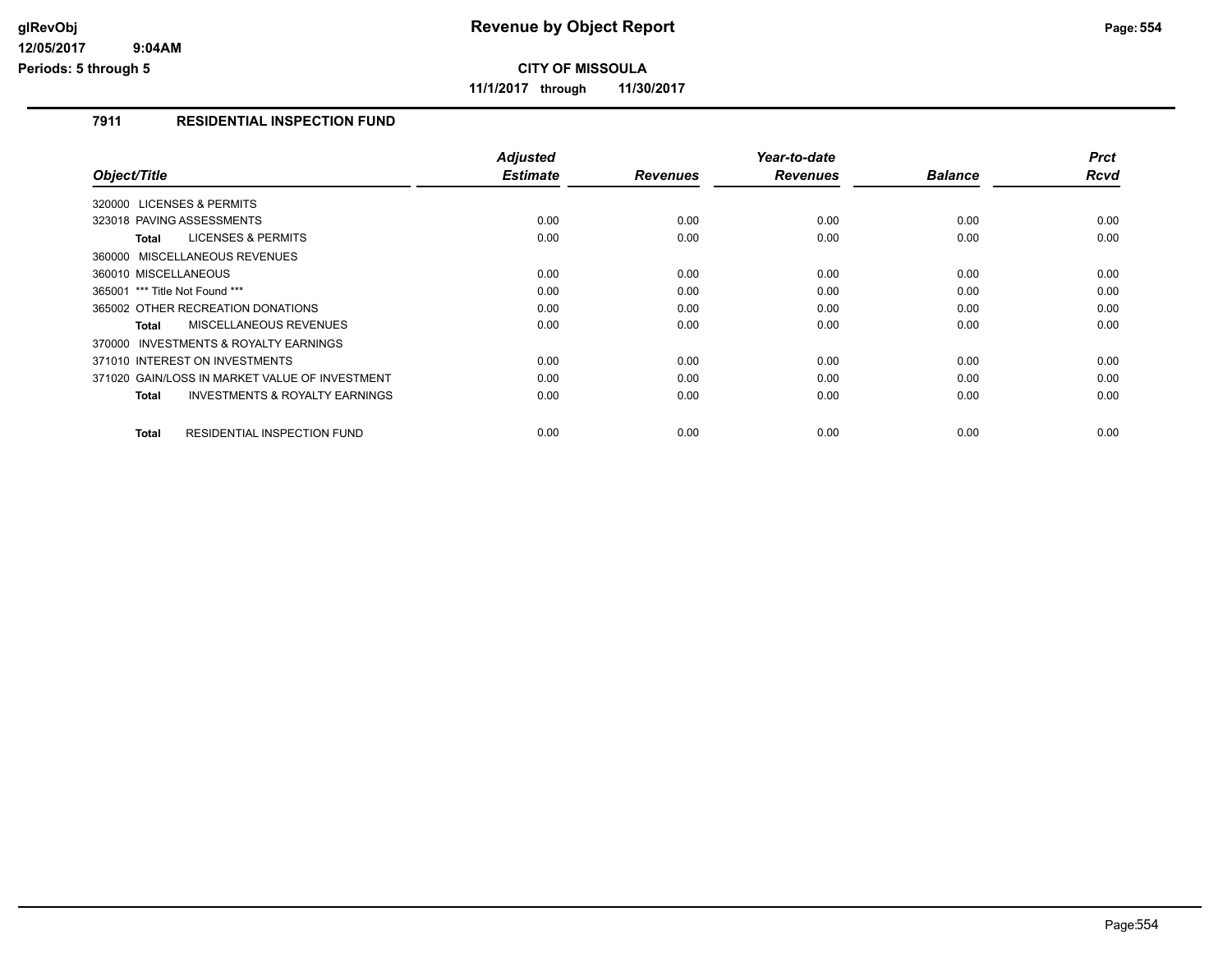**glRevObj**
**12/05/2017 9:04AM**
**Periods: 5 through 5**

# Revenue by Object Report

**CITY OF MISSOULA**

**11/1/2017 through 11/30/2017**

## 7911 RESIDENTIAL INSPECTION FUND

| Object/Title | Adjusted Estimate | Revenues | Year-to-date Revenues | Balance | Prct Rcvd |
|---|---|---|---|---|---|
| 320000 LICENSES & PERMITS | | | | | |
| 323018 PAVING ASSESSMENTS | 0.00 | 0.00 | 0.00 | 0.00 | 0.00 |
| **Total** LICENSES & PERMITS | 0.00 | 0.00 | 0.00 | 0.00 | 0.00 |
| 360000 MISCELLANEOUS REVENUES | | | | | |
| 360010 MISCELLANEOUS | 0.00 | 0.00 | 0.00 | 0.00 | 0.00 |
| 365001 *** Title Not Found *** | 0.00 | 0.00 | 0.00 | 0.00 | 0.00 |
| 365002 OTHER RECREATION DONATIONS | 0.00 | 0.00 | 0.00 | 0.00 | 0.00 |
| **Total** MISCELLANEOUS REVENUES | 0.00 | 0.00 | 0.00 | 0.00 | 0.00 |
| 370000 INVESTMENTS & ROYALTY EARNINGS | | | | | |
| 371010 INTEREST ON INVESTMENTS | 0.00 | 0.00 | 0.00 | 0.00 | 0.00 |
| 371020 GAIN/LOSS IN MARKET VALUE OF INVESTMENT | 0.00 | 0.00 | 0.00 | 0.00 | 0.00 |
| **Total** INVESTMENTS & ROYALTY EARNINGS | 0.00 | 0.00 | 0.00 | 0.00 | 0.00 |
| **Total** RESIDENTIAL INSPECTION FUND | 0.00 | 0.00 | 0.00 | 0.00 | 0.00 |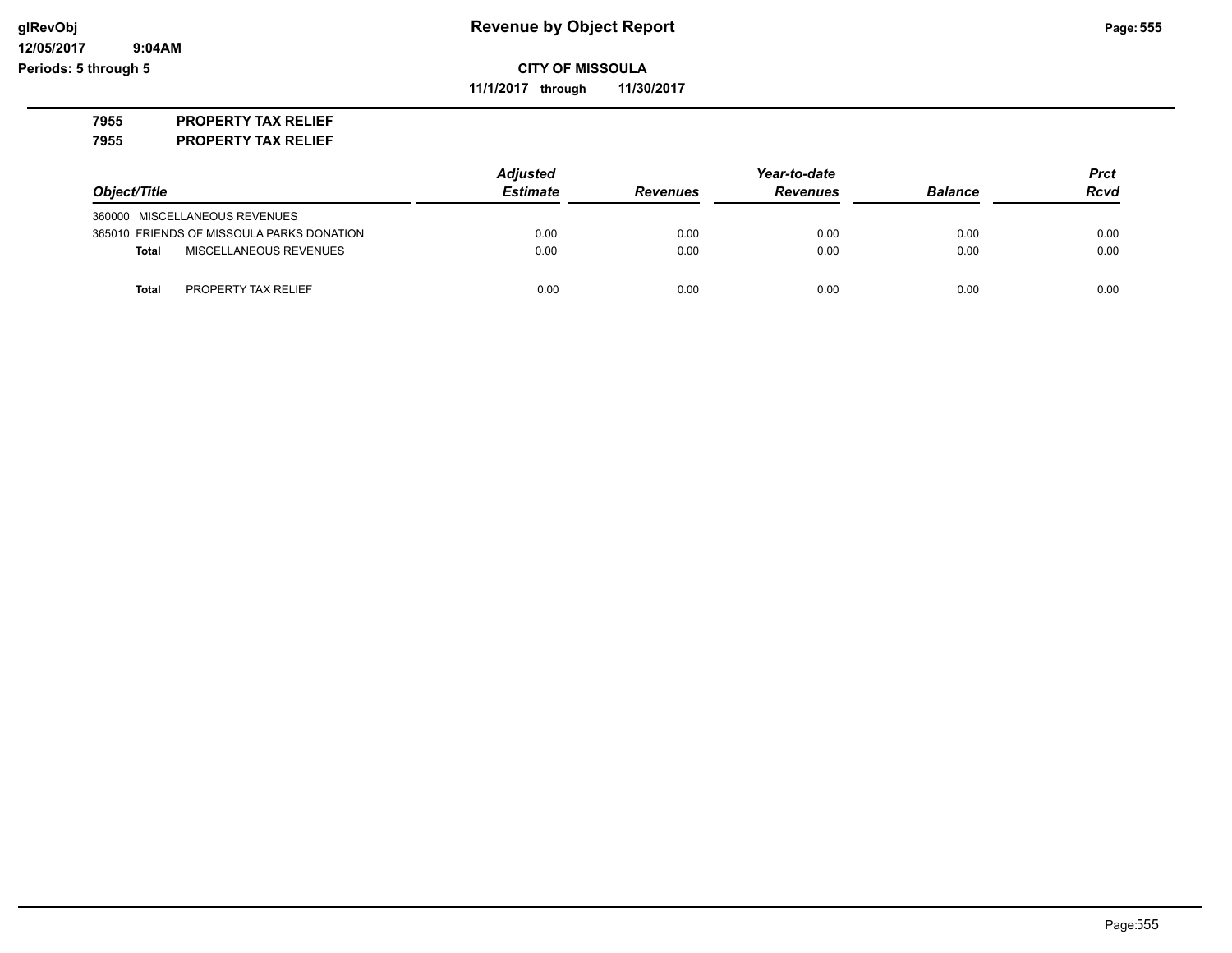**CITY OF MISSOULA**

**11/1/2017 through 11/30/2017**

**7955 PROPERTY TAX RELIEF**

**7955 PROPERTY TAX RELIEF**

| Object/Title | Adjusted Estimate | Revenues | Year-to-date Revenues | Balance | Prct Rcvd |
|---|---|---|---|---|---|
| 360000 MISCELLANEOUS REVENUES | | | | | |
| 365010 FRIENDS OF MISSOULA PARKS DONATION | 0.00 | 0.00 | 0.00 | 0.00 | 0.00 |
| **Total** MISCELLANEOUS REVENUES | 0.00 | 0.00 | 0.00 | 0.00 | 0.00 |
| **Total** PROPERTY TAX RELIEF | 0.00 | 0.00 | 0.00 | 0.00 | 0.00 |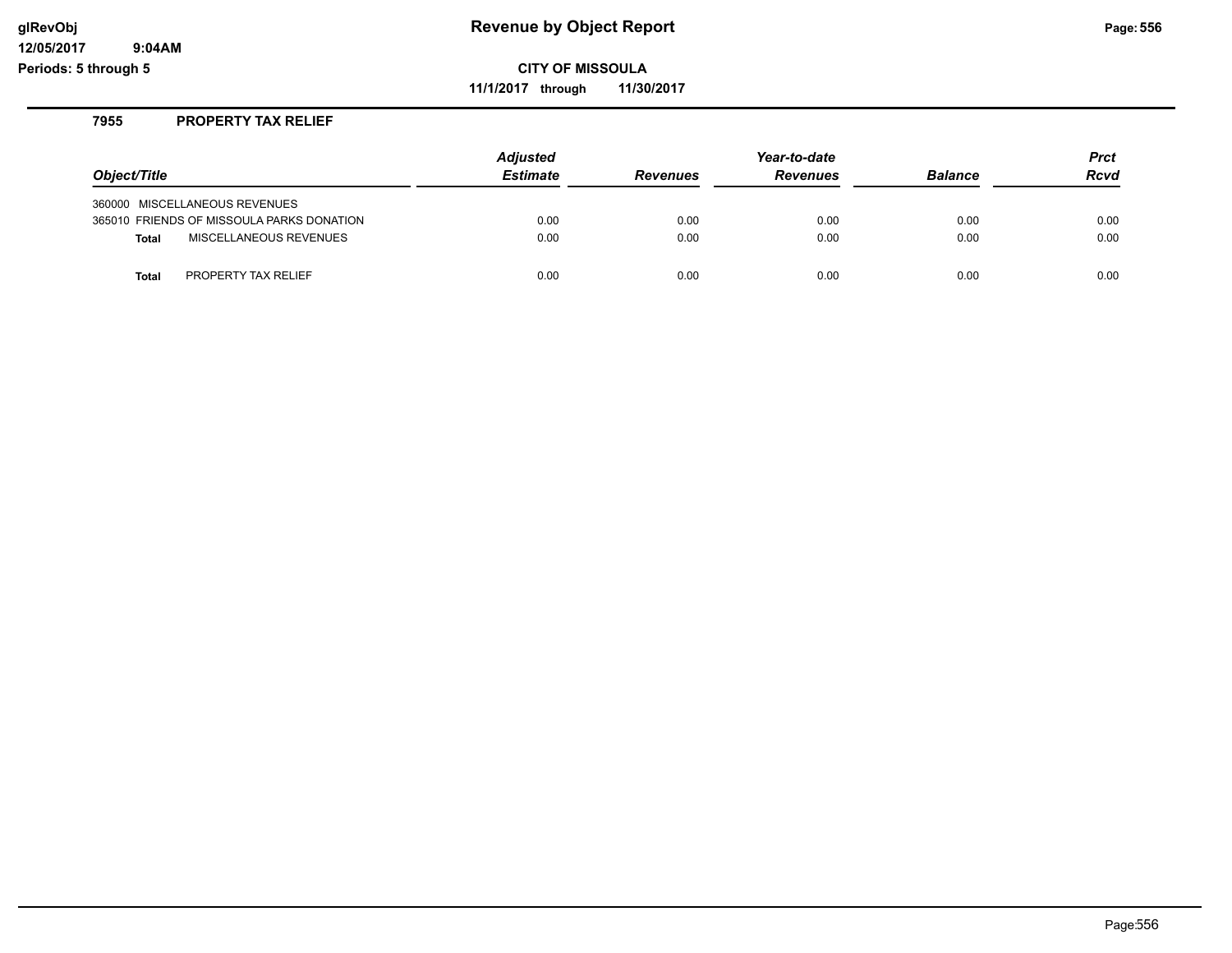# Revenue by Object Report

**CITY OF MISSOULA**

**11/1/2017 through 11/30/2017**

### 7955 PROPERTY TAX RELIEF

| Object/Title | | Adjusted Estimate | Revenues | Year-to-date Revenues | Balance | Prct Rcvd |
|---|---|---|---|---|---|---|
| 360000 MISCELLANEOUS REVENUES | | | | | | |
| 365010 FRIENDS OF MISSOULA PARKS DONATION | | 0.00 | 0.00 | 0.00 | 0.00 | 0.00 |
| **Total** | MISCELLANEOUS REVENUES | 0.00 | 0.00 | 0.00 | 0.00 | 0.00 |
| **Total** | PROPERTY TAX RELIEF | 0.00 | 0.00 | 0.00 | 0.00 | 0.00 |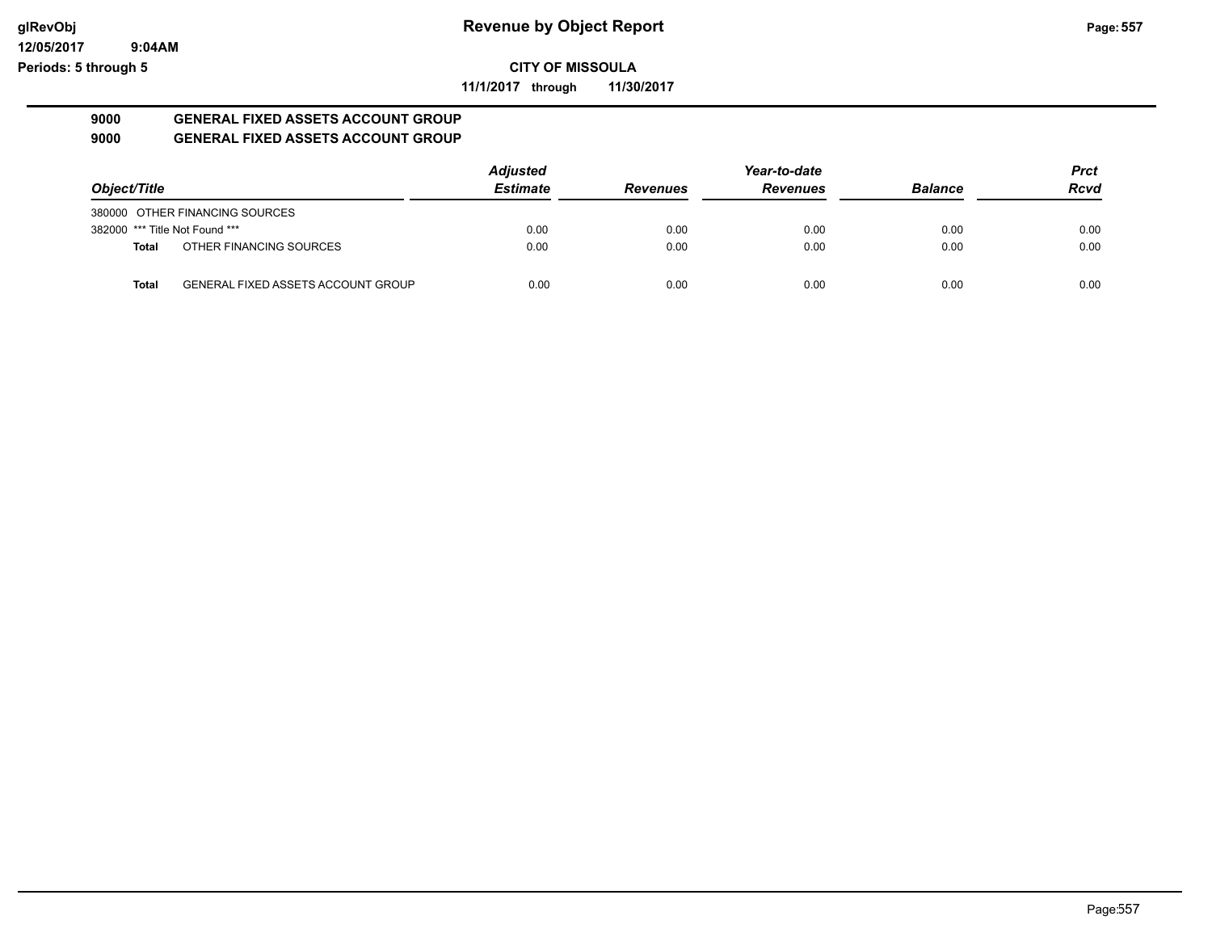**CITY OF MISSOULA**

**11/1/2017 through 11/30/2017**

**9000 GENERAL FIXED ASSETS ACCOUNT GROUP**

**9000 GENERAL FIXED ASSETS ACCOUNT GROUP**

| Object/Title | Adjusted Estimate | Revenues | Year-to-date Revenues | Balance | Prct Rcvd |
|---|---|---|---|---|---|
| 380000 OTHER FINANCING SOURCES | | | | | |
| 382000 *** Title Not Found *** | 0.00 | 0.00 | 0.00 | 0.00 | 0.00 |
| **Total** OTHER FINANCING SOURCES | 0.00 | 0.00 | 0.00 | 0.00 | 0.00 |
| **Total** GENERAL FIXED ASSETS ACCOUNT GROUP | 0.00 | 0.00 | 0.00 | 0.00 | 0.00 |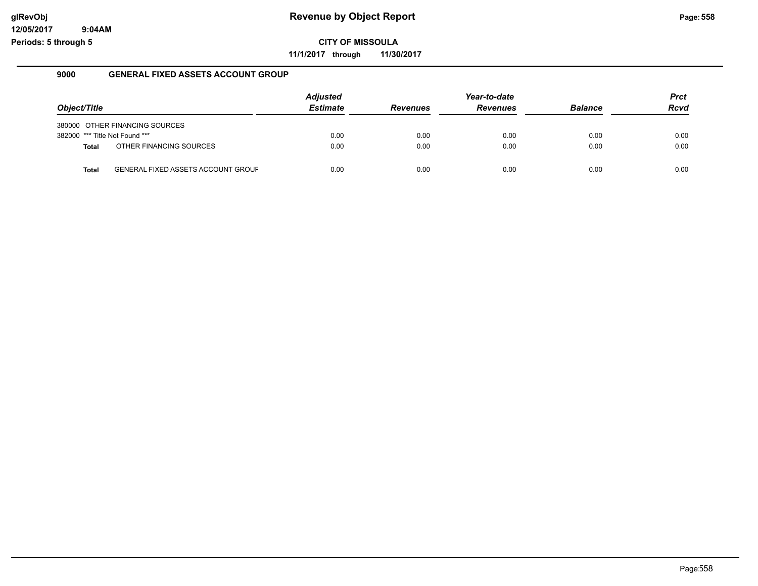# Revenue by Object Report

glRevObj
12/05/2017 9:04AM
Periods: 5 through 5

**CITY OF MISSOULA**

**11/1/2017 through 11/30/2017**

## 9000 GENERAL FIXED ASSETS ACCOUNT GROUP

| Object/Title | Adjusted Estimate | Revenues | Year-to-date Revenues | Balance | Prct Rcvd |
|---|---|---|---|---|---|
| 380000 OTHER FINANCING SOURCES | | | | | |
| 382000 *** Title Not Found *** | 0.00 | 0.00 | 0.00 | 0.00 | 0.00 |
| **Total** OTHER FINANCING SOURCES | 0.00 | 0.00 | 0.00 | 0.00 | 0.00 |
| **Total** GENERAL FIXED ASSETS ACCOUNT GROUF | 0.00 | 0.00 | 0.00 | 0.00 | 0.00 |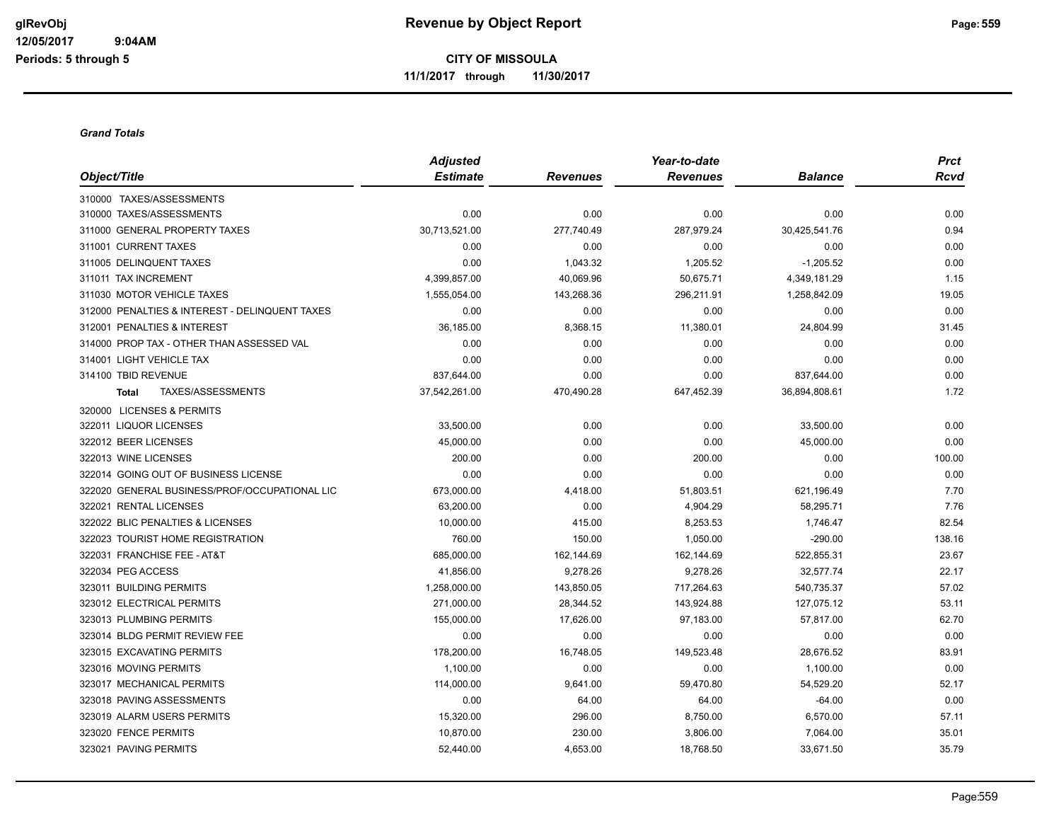# Revenue by Object Report

**CITY OF MISSOULA**

**11/1/2017 through 11/30/2017**

glRevObj
12/05/2017 9:04AM
Periods: 5 through 5

### *Grand Totals*

| Object/Title | Adjusted Estimate | Revenues | Year-to-date Revenues | Balance | Prct Rcvd |
|---|---|---|---|---|---|
| 310000 TAXES/ASSESSMENTS | | | | | |
| 310000 TAXES/ASSESSMENTS | 0.00 | 0.00 | 0.00 | 0.00 | 0.00 |
| 311000 GENERAL PROPERTY TAXES | 30,713,521.00 | 277,740.49 | 287,979.24 | 30,425,541.76 | 0.94 |
| 311001 CURRENT TAXES | 0.00 | 0.00 | 0.00 | 0.00 | 0.00 |
| 311005 DELINQUENT TAXES | 0.00 | 1,043.32 | 1,205.52 | -1,205.52 | 0.00 |
| 311011 TAX INCREMENT | 4,399,857.00 | 40,069.96 | 50,675.71 | 4,349,181.29 | 1.15 |
| 311030 MOTOR VEHICLE TAXES | 1,555,054.00 | 143,268.36 | 296,211.91 | 1,258,842.09 | 19.05 |
| 312000 PENALTIES & INTEREST - DELINQUENT TAXES | 0.00 | 0.00 | 0.00 | 0.00 | 0.00 |
| 312001 PENALTIES & INTEREST | 36,185.00 | 8,368.15 | 11,380.01 | 24,804.99 | 31.45 |
| 314000 PROP TAX - OTHER THAN ASSESSED VAL | 0.00 | 0.00 | 0.00 | 0.00 | 0.00 |
| 314001 LIGHT VEHICLE TAX | 0.00 | 0.00 | 0.00 | 0.00 | 0.00 |
| 314100 TBID REVENUE | 837,644.00 | 0.00 | 0.00 | 837,644.00 | 0.00 |
| **Total** TAXES/ASSESSMENTS | 37,542,261.00 | 470,490.28 | 647,452.39 | 36,894,808.61 | 1.72 |
| 320000 LICENSES & PERMITS | | | | | |
| 322011 LIQUOR LICENSES | 33,500.00 | 0.00 | 0.00 | 33,500.00 | 0.00 |
| 322012 BEER LICENSES | 45,000.00 | 0.00 | 0.00 | 45,000.00 | 0.00 |
| 322013 WINE LICENSES | 200.00 | 0.00 | 200.00 | 0.00 | 100.00 |
| 322014 GOING OUT OF BUSINESS LICENSE | 0.00 | 0.00 | 0.00 | 0.00 | 0.00 |
| 322020 GENERAL BUSINESS/PROF/OCCUPATIONAL LIC | 673,000.00 | 4,418.00 | 51,803.51 | 621,196.49 | 7.70 |
| 322021 RENTAL LICENSES | 63,200.00 | 0.00 | 4,904.29 | 58,295.71 | 7.76 |
| 322022 BLIC PENALTIES & LICENSES | 10,000.00 | 415.00 | 8,253.53 | 1,746.47 | 82.54 |
| 322023 TOURIST HOME REGISTRATION | 760.00 | 150.00 | 1,050.00 | -290.00 | 138.16 |
| 322031 FRANCHISE FEE - AT&T | 685,000.00 | 162,144.69 | 162,144.69 | 522,855.31 | 23.67 |
| 322034 PEG ACCESS | 41,856.00 | 9,278.26 | 9,278.26 | 32,577.74 | 22.17 |
| 323011 BUILDING PERMITS | 1,258,000.00 | 143,850.05 | 717,264.63 | 540,735.37 | 57.02 |
| 323012 ELECTRICAL PERMITS | 271,000.00 | 28,344.52 | 143,924.88 | 127,075.12 | 53.11 |
| 323013 PLUMBING PERMITS | 155,000.00 | 17,626.00 | 97,183.00 | 57,817.00 | 62.70 |
| 323014 BLDG PERMIT REVIEW FEE | 0.00 | 0.00 | 0.00 | 0.00 | 0.00 |
| 323015 EXCAVATING PERMITS | 178,200.00 | 16,748.05 | 149,523.48 | 28,676.52 | 83.91 |
| 323016 MOVING PERMITS | 1,100.00 | 0.00 | 0.00 | 1,100.00 | 0.00 |
| 323017 MECHANICAL PERMITS | 114,000.00 | 9,641.00 | 59,470.80 | 54,529.20 | 52.17 |
| 323018 PAVING ASSESSMENTS | 0.00 | 64.00 | 64.00 | -64.00 | 0.00 |
| 323019 ALARM USERS PERMITS | 15,320.00 | 296.00 | 8,750.00 | 6,570.00 | 57.11 |
| 323020 FENCE PERMITS | 10,870.00 | 230.00 | 3,806.00 | 7,064.00 | 35.01 |
| 323021 PAVING PERMITS | 52,440.00 | 4,653.00 | 18,768.50 | 33,671.50 | 35.79 |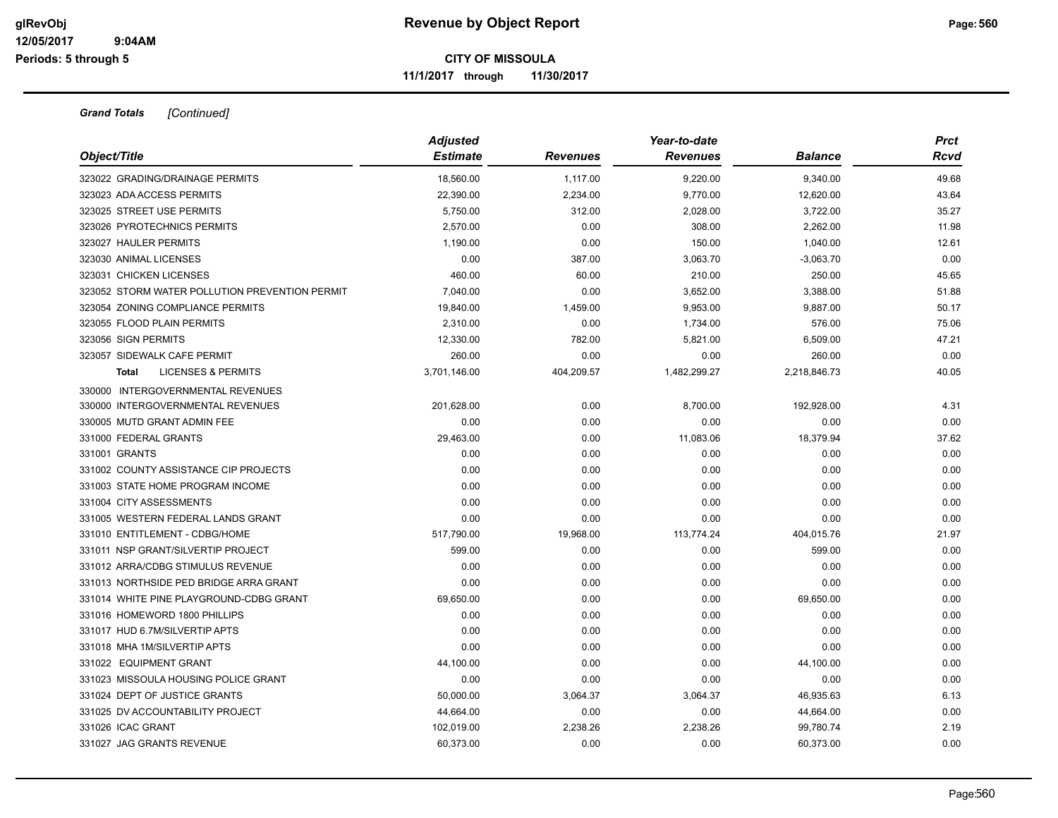**glRevObj**
**12/05/2017 9:04AM**
**Periods: 5 through 5**

# Revenue by Object Report

**CITY OF MISSOULA**

**11/1/2017 through 11/30/2017**

***Grand Totals*** *[Continued]*

| Object/Title | Adjusted Estimate | Revenues | Year-to-date Revenues | Balance | Prct Rcvd |
|---|---|---|---|---|---|
| 323022 GRADING/DRAINAGE PERMITS | 18,560.00 | 1,117.00 | 9,220.00 | 9,340.00 | 49.68 |
| 323023 ADA ACCESS PERMITS | 22,390.00 | 2,234.00 | 9,770.00 | 12,620.00 | 43.64 |
| 323025 STREET USE PERMITS | 5,750.00 | 312.00 | 2,028.00 | 3,722.00 | 35.27 |
| 323026 PYROTECHNICS PERMITS | 2,570.00 | 0.00 | 308.00 | 2,262.00 | 11.98 |
| 323027 HAULER PERMITS | 1,190.00 | 0.00 | 150.00 | 1,040.00 | 12.61 |
| 323030 ANIMAL LICENSES | 0.00 | 387.00 | 3,063.70 | -3,063.70 | 0.00 |
| 323031 CHICKEN LICENSES | 460.00 | 60.00 | 210.00 | 250.00 | 45.65 |
| 323052 STORM WATER POLLUTION PREVENTION PERMIT | 7,040.00 | 0.00 | 3,652.00 | 3,388.00 | 51.88 |
| 323054 ZONING COMPLIANCE PERMITS | 19,840.00 | 1,459.00 | 9,953.00 | 9,887.00 | 50.17 |
| 323055 FLOOD PLAIN PERMITS | 2,310.00 | 0.00 | 1,734.00 | 576.00 | 75.06 |
| 323056 SIGN PERMITS | 12,330.00 | 782.00 | 5,821.00 | 6,509.00 | 47.21 |
| 323057 SIDEWALK CAFE PERMIT | 260.00 | 0.00 | 0.00 | 260.00 | 0.00 |
| **Total** LICENSES & PERMITS | 3,701,146.00 | 404,209.57 | 1,482,299.27 | 2,218,846.73 | 40.05 |
| 330000 INTERGOVERNMENTAL REVENUES | | | | | |
| 330000 INTERGOVERNMENTAL REVENUES | 201,628.00 | 0.00 | 8,700.00 | 192,928.00 | 4.31 |
| 330005 MUTD GRANT ADMIN FEE | 0.00 | 0.00 | 0.00 | 0.00 | 0.00 |
| 331000 FEDERAL GRANTS | 29,463.00 | 0.00 | 11,083.06 | 18,379.94 | 37.62 |
| 331001 GRANTS | 0.00 | 0.00 | 0.00 | 0.00 | 0.00 |
| 331002 COUNTY ASSISTANCE CIP PROJECTS | 0.00 | 0.00 | 0.00 | 0.00 | 0.00 |
| 331003 STATE HOME PROGRAM INCOME | 0.00 | 0.00 | 0.00 | 0.00 | 0.00 |
| 331004 CITY ASSESSMENTS | 0.00 | 0.00 | 0.00 | 0.00 | 0.00 |
| 331005 WESTERN FEDERAL LANDS GRANT | 0.00 | 0.00 | 0.00 | 0.00 | 0.00 |
| 331010 ENTITLEMENT - CDBG/HOME | 517,790.00 | 19,968.00 | 113,774.24 | 404,015.76 | 21.97 |
| 331011 NSP GRANT/SILVERTIP PROJECT | 599.00 | 0.00 | 0.00 | 599.00 | 0.00 |
| 331012 ARRA/CDBG STIMULUS REVENUE | 0.00 | 0.00 | 0.00 | 0.00 | 0.00 |
| 331013 NORTHSIDE PED BRIDGE ARRA GRANT | 0.00 | 0.00 | 0.00 | 0.00 | 0.00 |
| 331014 WHITE PINE PLAYGROUND-CDBG GRANT | 69,650.00 | 0.00 | 0.00 | 69,650.00 | 0.00 |
| 331016 HOMEWORD 1800 PHILLIPS | 0.00 | 0.00 | 0.00 | 0.00 | 0.00 |
| 331017 HUD 6.7M/SILVERTIP APTS | 0.00 | 0.00 | 0.00 | 0.00 | 0.00 |
| 331018 MHA 1M/SILVERTIP APTS | 0.00 | 0.00 | 0.00 | 0.00 | 0.00 |
| 331022 EQUIPMENT GRANT | 44,100.00 | 0.00 | 0.00 | 44,100.00 | 0.00 |
| 331023 MISSOULA HOUSING POLICE GRANT | 0.00 | 0.00 | 0.00 | 0.00 | 0.00 |
| 331024 DEPT OF JUSTICE GRANTS | 50,000.00 | 3,064.37 | 3,064.37 | 46,935.63 | 6.13 |
| 331025 DV ACCOUNTABILITY PROJECT | 44,664.00 | 0.00 | 0.00 | 44,664.00 | 0.00 |
| 331026 ICAC GRANT | 102,019.00 | 2,238.26 | 2,238.26 | 99,780.74 | 2.19 |
| 331027 JAG GRANTS REVENUE | 60,373.00 | 0.00 | 0.00 | 60,373.00 | 0.00 |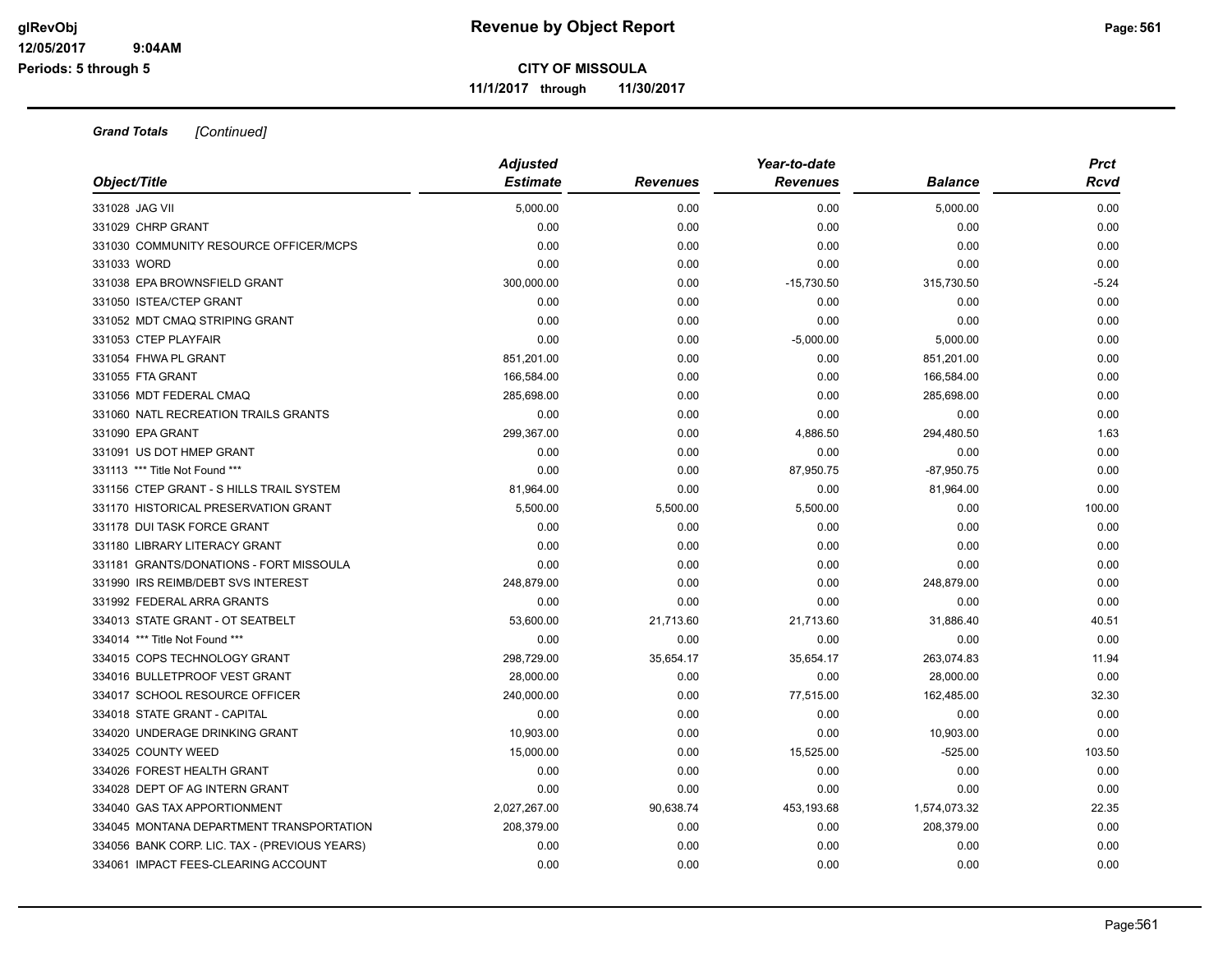**Revenue by Object Report**

**CITY OF MISSOULA**

**11/1/2017 through 11/30/2017**

***Grand Totals*** *[Continued]*

| Object/Title | Adjusted Estimate | Revenues | Year-to-date Revenues | Balance | Prct Rcvd |
|---|---|---|---|---|---|
| 331028 JAG VII | 5,000.00 | 0.00 | 0.00 | 5,000.00 | 0.00 |
| 331029 CHRP GRANT | 0.00 | 0.00 | 0.00 | 0.00 | 0.00 |
| 331030 COMMUNITY RESOURCE OFFICER/MCPS | 0.00 | 0.00 | 0.00 | 0.00 | 0.00 |
| 331033 WORD | 0.00 | 0.00 | 0.00 | 0.00 | 0.00 |
| 331038 EPA BROWNSFIELD GRANT | 300,000.00 | 0.00 | -15,730.50 | 315,730.50 | -5.24 |
| 331050 ISTEA/CTEP GRANT | 0.00 | 0.00 | 0.00 | 0.00 | 0.00 |
| 331052 MDT CMAQ STRIPING GRANT | 0.00 | 0.00 | 0.00 | 0.00 | 0.00 |
| 331053 CTEP PLAYFAIR | 0.00 | 0.00 | -5,000.00 | 5,000.00 | 0.00 |
| 331054 FHWA PL GRANT | 851,201.00 | 0.00 | 0.00 | 851,201.00 | 0.00 |
| 331055 FTA GRANT | 166,584.00 | 0.00 | 0.00 | 166,584.00 | 0.00 |
| 331056 MDT FEDERAL CMAQ | 285,698.00 | 0.00 | 0.00 | 285,698.00 | 0.00 |
| 331060 NATL RECREATION TRAILS GRANTS | 0.00 | 0.00 | 0.00 | 0.00 | 0.00 |
| 331090 EPA GRANT | 299,367.00 | 0.00 | 4,886.50 | 294,480.50 | 1.63 |
| 331091 US DOT HMEP GRANT | 0.00 | 0.00 | 0.00 | 0.00 | 0.00 |
| 331113 *** Title Not Found *** | 0.00 | 0.00 | 87,950.75 | -87,950.75 | 0.00 |
| 331156 CTEP GRANT - S HILLS TRAIL SYSTEM | 81,964.00 | 0.00 | 0.00 | 81,964.00 | 0.00 |
| 331170 HISTORICAL PRESERVATION GRANT | 5,500.00 | 5,500.00 | 5,500.00 | 0.00 | 100.00 |
| 331178 DUI TASK FORCE GRANT | 0.00 | 0.00 | 0.00 | 0.00 | 0.00 |
| 331180 LIBRARY LITERACY GRANT | 0.00 | 0.00 | 0.00 | 0.00 | 0.00 |
| 331181 GRANTS/DONATIONS - FORT MISSOULA | 0.00 | 0.00 | 0.00 | 0.00 | 0.00 |
| 331990 IRS REIMB/DEBT SVS INTEREST | 248,879.00 | 0.00 | 0.00 | 248,879.00 | 0.00 |
| 331992 FEDERAL ARRA GRANTS | 0.00 | 0.00 | 0.00 | 0.00 | 0.00 |
| 334013 STATE GRANT - OT SEATBELT | 53,600.00 | 21,713.60 | 21,713.60 | 31,886.40 | 40.51 |
| 334014 *** Title Not Found *** | 0.00 | 0.00 | 0.00 | 0.00 | 0.00 |
| 334015 COPS TECHNOLOGY GRANT | 298,729.00 | 35,654.17 | 35,654.17 | 263,074.83 | 11.94 |
| 334016 BULLETPROOF VEST GRANT | 28,000.00 | 0.00 | 0.00 | 28,000.00 | 0.00 |
| 334017 SCHOOL RESOURCE OFFICER | 240,000.00 | 0.00 | 77,515.00 | 162,485.00 | 32.30 |
| 334018 STATE GRANT - CAPITAL | 0.00 | 0.00 | 0.00 | 0.00 | 0.00 |
| 334020 UNDERAGE DRINKING GRANT | 10,903.00 | 0.00 | 0.00 | 10,903.00 | 0.00 |
| 334025 COUNTY WEED | 15,000.00 | 0.00 | 15,525.00 | -525.00 | 103.50 |
| 334026 FOREST HEALTH GRANT | 0.00 | 0.00 | 0.00 | 0.00 | 0.00 |
| 334028 DEPT OF AG INTERN GRANT | 0.00 | 0.00 | 0.00 | 0.00 | 0.00 |
| 334040 GAS TAX APPORTIONMENT | 2,027,267.00 | 90,638.74 | 453,193.68 | 1,574,073.32 | 22.35 |
| 334045 MONTANA DEPARTMENT TRANSPORTATION | 208,379.00 | 0.00 | 0.00 | 208,379.00 | 0.00 |
| 334056 BANK CORP. LIC. TAX - (PREVIOUS YEARS) | 0.00 | 0.00 | 0.00 | 0.00 | 0.00 |
| 334061 IMPACT FEES-CLEARING ACCOUNT | 0.00 | 0.00 | 0.00 | 0.00 | 0.00 |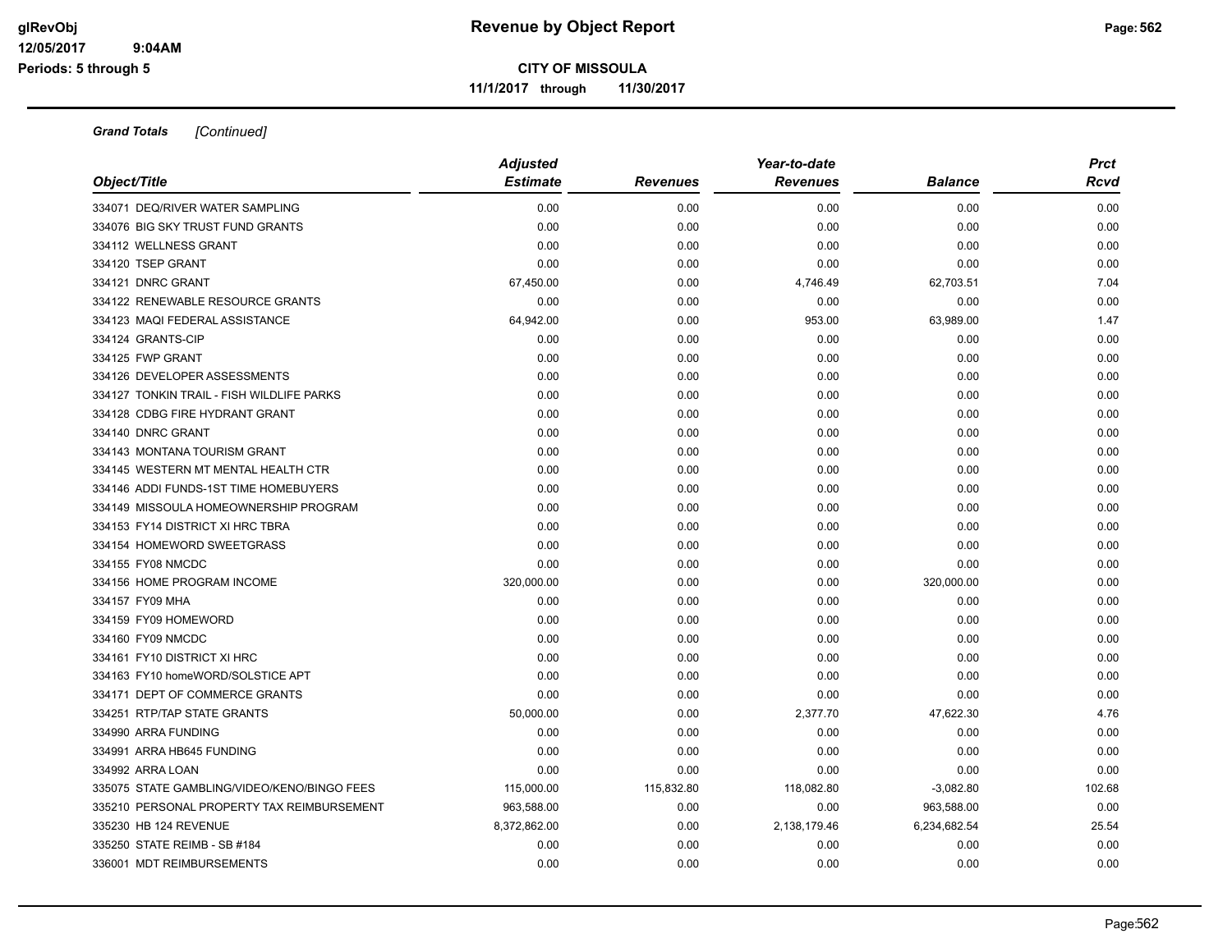**Revenue by Object Report**

**CITY OF MISSOULA**

**11/1/2017 through 11/30/2017**

glRevObj
12/05/2017 9:04AM
Periods: 5 through 5

***Grand Totals*** *[Continued]*

| *Object/Title* | *Adjusted Estimate* | *Revenues* | *Year-to-date Revenues* | *Balance* | *Prct Rcvd* |
|---|---|---|---|---|---|
| 334071 DEQ/RIVER WATER SAMPLING | 0.00 | 0.00 | 0.00 | 0.00 | 0.00 |
| 334076 BIG SKY TRUST FUND GRANTS | 0.00 | 0.00 | 0.00 | 0.00 | 0.00 |
| 334112 WELLNESS GRANT | 0.00 | 0.00 | 0.00 | 0.00 | 0.00 |
| 334120 TSEP GRANT | 0.00 | 0.00 | 0.00 | 0.00 | 0.00 |
| 334121 DNRC GRANT | 67,450.00 | 0.00 | 4,746.49 | 62,703.51 | 7.04 |
| 334122 RENEWABLE RESOURCE GRANTS | 0.00 | 0.00 | 0.00 | 0.00 | 0.00 |
| 334123 MAQI FEDERAL ASSISTANCE | 64,942.00 | 0.00 | 953.00 | 63,989.00 | 1.47 |
| 334124 GRANTS-CIP | 0.00 | 0.00 | 0.00 | 0.00 | 0.00 |
| 334125 FWP GRANT | 0.00 | 0.00 | 0.00 | 0.00 | 0.00 |
| 334126 DEVELOPER ASSESSMENTS | 0.00 | 0.00 | 0.00 | 0.00 | 0.00 |
| 334127 TONKIN TRAIL - FISH WILDLIFE PARKS | 0.00 | 0.00 | 0.00 | 0.00 | 0.00 |
| 334128 CDBG FIRE HYDRANT GRANT | 0.00 | 0.00 | 0.00 | 0.00 | 0.00 |
| 334140 DNRC GRANT | 0.00 | 0.00 | 0.00 | 0.00 | 0.00 |
| 334143 MONTANA TOURISM GRANT | 0.00 | 0.00 | 0.00 | 0.00 | 0.00 |
| 334145 WESTERN MT MENTAL HEALTH CTR | 0.00 | 0.00 | 0.00 | 0.00 | 0.00 |
| 334146 ADDI FUNDS-1ST TIME HOMEBUYERS | 0.00 | 0.00 | 0.00 | 0.00 | 0.00 |
| 334149 MISSOULA HOMEOWNERSHIP PROGRAM | 0.00 | 0.00 | 0.00 | 0.00 | 0.00 |
| 334153 FY14 DISTRICT XI HRC TBRA | 0.00 | 0.00 | 0.00 | 0.00 | 0.00 |
| 334154 HOMEWORD SWEETGRASS | 0.00 | 0.00 | 0.00 | 0.00 | 0.00 |
| 334155 FY08 NMCDC | 0.00 | 0.00 | 0.00 | 0.00 | 0.00 |
| 334156 HOME PROGRAM INCOME | 320,000.00 | 0.00 | 0.00 | 320,000.00 | 0.00 |
| 334157 FY09 MHA | 0.00 | 0.00 | 0.00 | 0.00 | 0.00 |
| 334159 FY09 HOMEWORD | 0.00 | 0.00 | 0.00 | 0.00 | 0.00 |
| 334160 FY09 NMCDC | 0.00 | 0.00 | 0.00 | 0.00 | 0.00 |
| 334161 FY10 DISTRICT XI HRC | 0.00 | 0.00 | 0.00 | 0.00 | 0.00 |
| 334163 FY10 homeWORD/SOLSTICE APT | 0.00 | 0.00 | 0.00 | 0.00 | 0.00 |
| 334171 DEPT OF COMMERCE GRANTS | 0.00 | 0.00 | 0.00 | 0.00 | 0.00 |
| 334251 RTP/TAP STATE GRANTS | 50,000.00 | 0.00 | 2,377.70 | 47,622.30 | 4.76 |
| 334990 ARRA FUNDING | 0.00 | 0.00 | 0.00 | 0.00 | 0.00 |
| 334991 ARRA HB645 FUNDING | 0.00 | 0.00 | 0.00 | 0.00 | 0.00 |
| 334992 ARRA LOAN | 0.00 | 0.00 | 0.00 | 0.00 | 0.00 |
| 335075 STATE GAMBLING/VIDEO/KENO/BINGO FEES | 115,000.00 | 115,832.80 | 118,082.80 | -3,082.80 | 102.68 |
| 335210 PERSONAL PROPERTY TAX REIMBURSEMENT | 963,588.00 | 0.00 | 0.00 | 963,588.00 | 0.00 |
| 335230 HB 124 REVENUE | 8,372,862.00 | 0.00 | 2,138,179.46 | 6,234,682.54 | 25.54 |
| 335250 STATE REIMB - SB #184 | 0.00 | 0.00 | 0.00 | 0.00 | 0.00 |
| 336001 MDT REIMBURSEMENTS | 0.00 | 0.00 | 0.00 | 0.00 | 0.00 |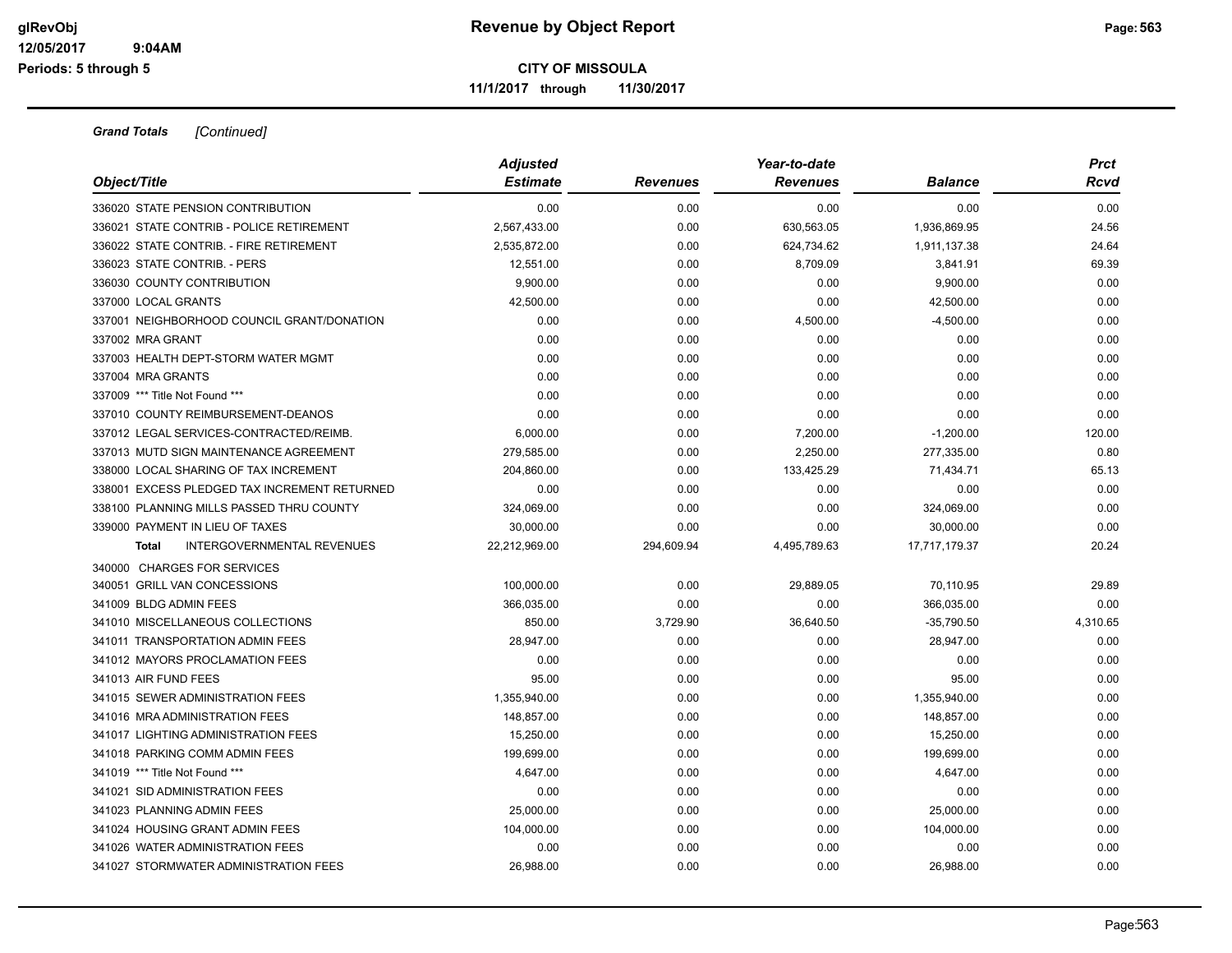# Revenue by Object Report

**CITY OF MISSOULA**

**11/1/2017 through 11/30/2017**

glRevObj
12/05/2017 9:04AM
Periods: 5 through 5

***Grand Totals*** *[Continued]*

| Object/Title | Adjusted Estimate | Revenues | Year-to-date Revenues | Balance | Prct Rcvd |
|---|---|---|---|---|---|
| 336020 STATE PENSION CONTRIBUTION | 0.00 | 0.00 | 0.00 | 0.00 | 0.00 |
| 336021 STATE CONTRIB - POLICE RETIREMENT | 2,567,433.00 | 0.00 | 630,563.05 | 1,936,869.95 | 24.56 |
| 336022 STATE CONTRIB. - FIRE RETIREMENT | 2,535,872.00 | 0.00 | 624,734.62 | 1,911,137.38 | 24.64 |
| 336023 STATE CONTRIB. - PERS | 12,551.00 | 0.00 | 8,709.09 | 3,841.91 | 69.39 |
| 336030 COUNTY CONTRIBUTION | 9,900.00 | 0.00 | 0.00 | 9,900.00 | 0.00 |
| 337000 LOCAL GRANTS | 42,500.00 | 0.00 | 0.00 | 42,500.00 | 0.00 |
| 337001 NEIGHBORHOOD COUNCIL GRANT/DONATION | 0.00 | 0.00 | 4,500.00 | -4,500.00 | 0.00 |
| 337002 MRA GRANT | 0.00 | 0.00 | 0.00 | 0.00 | 0.00 |
| 337003 HEALTH DEPT-STORM WATER MGMT | 0.00 | 0.00 | 0.00 | 0.00 | 0.00 |
| 337004 MRA GRANTS | 0.00 | 0.00 | 0.00 | 0.00 | 0.00 |
| 337009 *** Title Not Found *** | 0.00 | 0.00 | 0.00 | 0.00 | 0.00 |
| 337010 COUNTY REIMBURSEMENT-DEANOS | 0.00 | 0.00 | 0.00 | 0.00 | 0.00 |
| 337012 LEGAL SERVICES-CONTRACTED/REIMB. | 6,000.00 | 0.00 | 7,200.00 | -1,200.00 | 120.00 |
| 337013 MUTD SIGN MAINTENANCE AGREEMENT | 279,585.00 | 0.00 | 2,250.00 | 277,335.00 | 0.80 |
| 338000 LOCAL SHARING OF TAX INCREMENT | 204,860.00 | 0.00 | 133,425.29 | 71,434.71 | 65.13 |
| 338001 EXCESS PLEDGED TAX INCREMENT RETURNED | 0.00 | 0.00 | 0.00 | 0.00 | 0.00 |
| 338100 PLANNING MILLS PASSED THRU COUNTY | 324,069.00 | 0.00 | 0.00 | 324,069.00 | 0.00 |
| 339000 PAYMENT IN LIEU OF TAXES | 30,000.00 | 0.00 | 0.00 | 30,000.00 | 0.00 |
| **Total** INTERGOVERNMENTAL REVENUES | 22,212,969.00 | 294,609.94 | 4,495,789.63 | 17,717,179.37 | 20.24 |
| 340000 CHARGES FOR SERVICES | | | | | |
| 340051 GRILL VAN CONCESSIONS | 100,000.00 | 0.00 | 29,889.05 | 70,110.95 | 29.89 |
| 341009 BLDG ADMIN FEES | 366,035.00 | 0.00 | 0.00 | 366,035.00 | 0.00 |
| 341010 MISCELLANEOUS COLLECTIONS | 850.00 | 3,729.90 | 36,640.50 | -35,790.50 | 4,310.65 |
| 341011 TRANSPORTATION ADMIN FEES | 28,947.00 | 0.00 | 0.00 | 28,947.00 | 0.00 |
| 341012 MAYORS PROCLAMATION FEES | 0.00 | 0.00 | 0.00 | 0.00 | 0.00 |
| 341013 AIR FUND FEES | 95.00 | 0.00 | 0.00 | 95.00 | 0.00 |
| 341015 SEWER ADMINISTRATION FEES | 1,355,940.00 | 0.00 | 0.00 | 1,355,940.00 | 0.00 |
| 341016 MRA ADMINISTRATION FEES | 148,857.00 | 0.00 | 0.00 | 148,857.00 | 0.00 |
| 341017 LIGHTING ADMINISTRATION FEES | 15,250.00 | 0.00 | 0.00 | 15,250.00 | 0.00 |
| 341018 PARKING COMM ADMIN FEES | 199,699.00 | 0.00 | 0.00 | 199,699.00 | 0.00 |
| 341019 *** Title Not Found *** | 4,647.00 | 0.00 | 0.00 | 4,647.00 | 0.00 |
| 341021 SID ADMINISTRATION FEES | 0.00 | 0.00 | 0.00 | 0.00 | 0.00 |
| 341023 PLANNING ADMIN FEES | 25,000.00 | 0.00 | 0.00 | 25,000.00 | 0.00 |
| 341024 HOUSING GRANT ADMIN FEES | 104,000.00 | 0.00 | 0.00 | 104,000.00 | 0.00 |
| 341026 WATER ADMINISTRATION FEES | 0.00 | 0.00 | 0.00 | 0.00 | 0.00 |
| 341027 STORMWATER ADMINISTRATION FEES | 26,988.00 | 0.00 | 0.00 | 26,988.00 | 0.00 |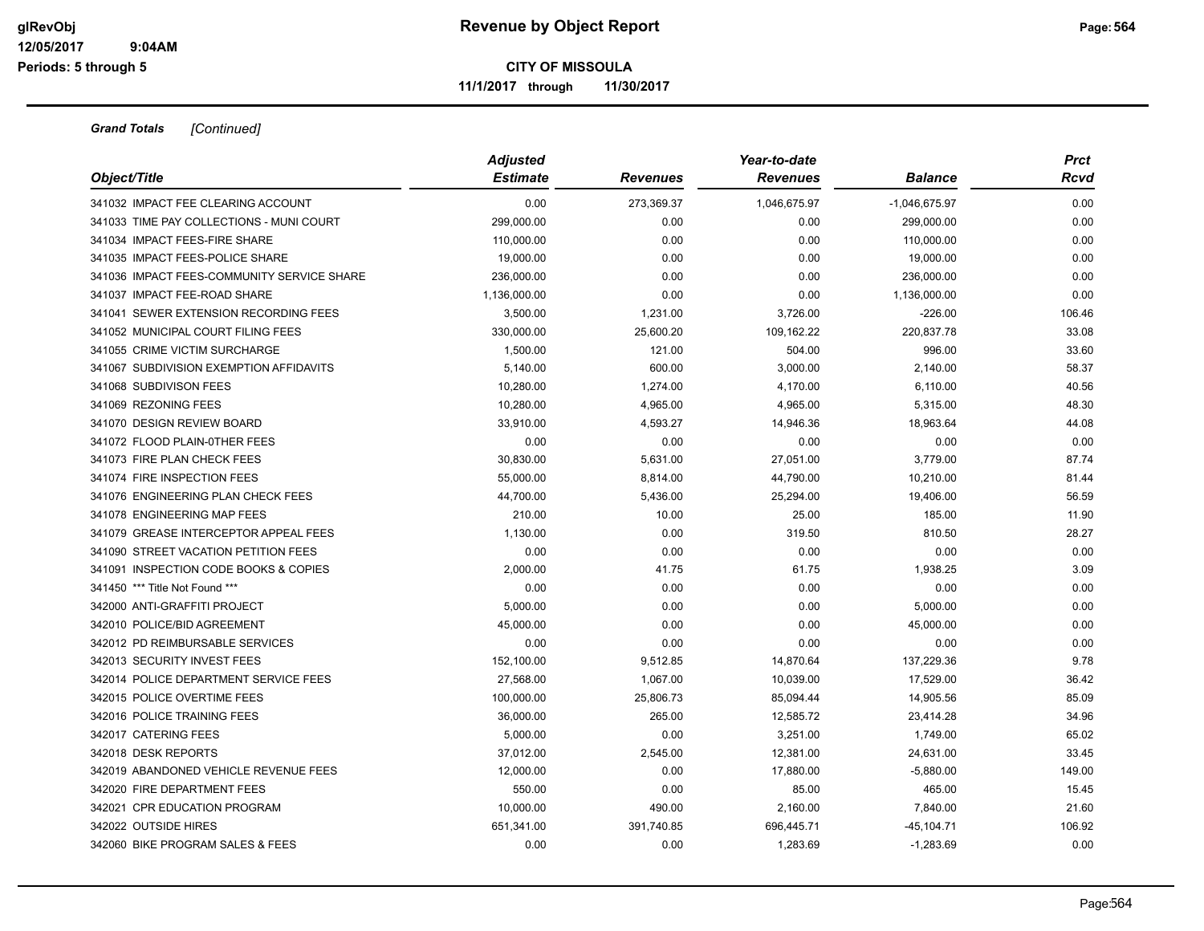**Revenue by Object Report**

**CITY OF MISSOULA**

**11/1/2017 through 11/30/2017**

glRevObj
12/05/2017 9:04AM
Periods: 5 through 5

***Grand Totals*** *[Continued]*

| Object/Title | Adjusted Estimate | Revenues | Year-to-date Revenues | Balance | Prct Rcvd |
|---|---|---|---|---|---|
| 341032 IMPACT FEE CLEARING ACCOUNT | 0.00 | 273,369.37 | 1,046,675.97 | -1,046,675.97 | 0.00 |
| 341033 TIME PAY COLLECTIONS - MUNI COURT | 299,000.00 | 0.00 | 0.00 | 299,000.00 | 0.00 |
| 341034 IMPACT FEES-FIRE SHARE | 110,000.00 | 0.00 | 0.00 | 110,000.00 | 0.00 |
| 341035 IMPACT FEES-POLICE SHARE | 19,000.00 | 0.00 | 0.00 | 19,000.00 | 0.00 |
| 341036 IMPACT FEES-COMMUNITY SERVICE SHARE | 236,000.00 | 0.00 | 0.00 | 236,000.00 | 0.00 |
| 341037 IMPACT FEE-ROAD SHARE | 1,136,000.00 | 0.00 | 0.00 | 1,136,000.00 | 0.00 |
| 341041 SEWER EXTENSION RECORDING FEES | 3,500.00 | 1,231.00 | 3,726.00 | -226.00 | 106.46 |
| 341052 MUNICIPAL COURT FILING FEES | 330,000.00 | 25,600.20 | 109,162.22 | 220,837.78 | 33.08 |
| 341055 CRIME VICTIM SURCHARGE | 1,500.00 | 121.00 | 504.00 | 996.00 | 33.60 |
| 341067 SUBDIVISION EXEMPTION AFFIDAVITS | 5,140.00 | 600.00 | 3,000.00 | 2,140.00 | 58.37 |
| 341068 SUBDIVISON FEES | 10,280.00 | 1,274.00 | 4,170.00 | 6,110.00 | 40.56 |
| 341069 REZONING FEES | 10,280.00 | 4,965.00 | 4,965.00 | 5,315.00 | 48.30 |
| 341070 DESIGN REVIEW BOARD | 33,910.00 | 4,593.27 | 14,946.36 | 18,963.64 | 44.08 |
| 341072 FLOOD PLAIN-0THER FEES | 0.00 | 0.00 | 0.00 | 0.00 | 0.00 |
| 341073 FIRE PLAN CHECK FEES | 30,830.00 | 5,631.00 | 27,051.00 | 3,779.00 | 87.74 |
| 341074 FIRE INSPECTION FEES | 55,000.00 | 8,814.00 | 44,790.00 | 10,210.00 | 81.44 |
| 341076 ENGINEERING PLAN CHECK FEES | 44,700.00 | 5,436.00 | 25,294.00 | 19,406.00 | 56.59 |
| 341078 ENGINEERING MAP FEES | 210.00 | 10.00 | 25.00 | 185.00 | 11.90 |
| 341079 GREASE INTERCEPTOR APPEAL FEES | 1,130.00 | 0.00 | 319.50 | 810.50 | 28.27 |
| 341090 STREET VACATION PETITION FEES | 0.00 | 0.00 | 0.00 | 0.00 | 0.00 |
| 341091 INSPECTION CODE BOOKS & COPIES | 2,000.00 | 41.75 | 61.75 | 1,938.25 | 3.09 |
| 341450 *** Title Not Found *** | 0.00 | 0.00 | 0.00 | 0.00 | 0.00 |
| 342000 ANTI-GRAFFITI PROJECT | 5,000.00 | 0.00 | 0.00 | 5,000.00 | 0.00 |
| 342010 POLICE/BID AGREEMENT | 45,000.00 | 0.00 | 0.00 | 45,000.00 | 0.00 |
| 342012 PD REIMBURSABLE SERVICES | 0.00 | 0.00 | 0.00 | 0.00 | 0.00 |
| 342013 SECURITY INVEST FEES | 152,100.00 | 9,512.85 | 14,870.64 | 137,229.36 | 9.78 |
| 342014 POLICE DEPARTMENT SERVICE FEES | 27,568.00 | 1,067.00 | 10,039.00 | 17,529.00 | 36.42 |
| 342015 POLICE OVERTIME FEES | 100,000.00 | 25,806.73 | 85,094.44 | 14,905.56 | 85.09 |
| 342016 POLICE TRAINING FEES | 36,000.00 | 265.00 | 12,585.72 | 23,414.28 | 34.96 |
| 342017 CATERING FEES | 5,000.00 | 0.00 | 3,251.00 | 1,749.00 | 65.02 |
| 342018 DESK REPORTS | 37,012.00 | 2,545.00 | 12,381.00 | 24,631.00 | 33.45 |
| 342019 ABANDONED VEHICLE REVENUE FEES | 12,000.00 | 0.00 | 17,880.00 | -5,880.00 | 149.00 |
| 342020 FIRE DEPARTMENT FEES | 550.00 | 0.00 | 85.00 | 465.00 | 15.45 |
| 342021 CPR EDUCATION PROGRAM | 10,000.00 | 490.00 | 2,160.00 | 7,840.00 | 21.60 |
| 342022 OUTSIDE HIRES | 651,341.00 | 391,740.85 | 696,445.71 | -45,104.71 | 106.92 |
| 342060 BIKE PROGRAM SALES & FEES | 0.00 | 0.00 | 1,283.69 | -1,283.69 | 0.00 |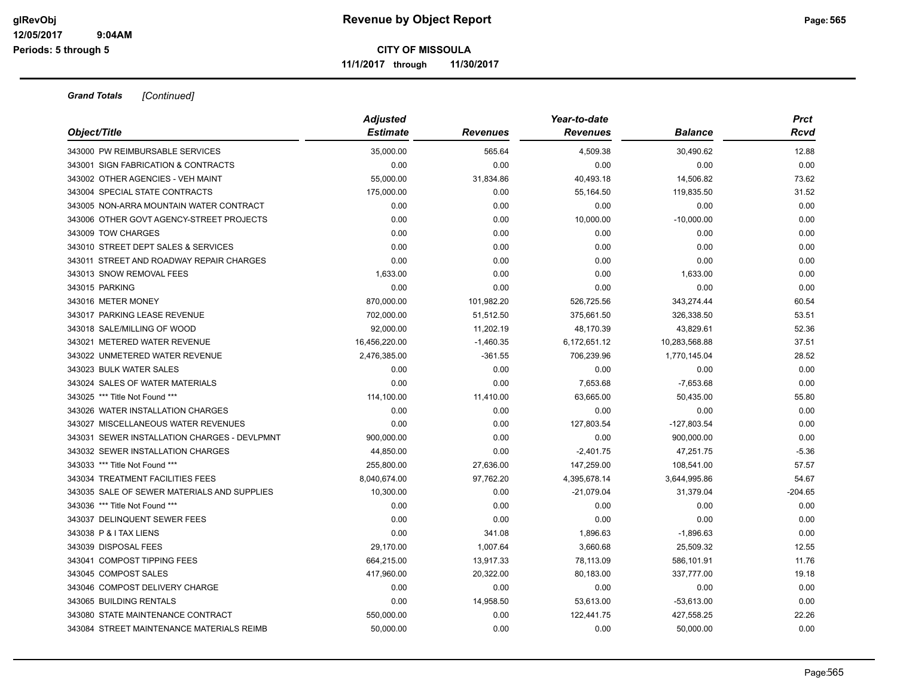**Grand Totals** *[Continued]*

| Object/Title | Adjusted Estimate | Revenues | Year-to-date Revenues | Balance | Prct Rcvd |
|---|---|---|---|---|---|
| 343000 PW REIMBURSABLE SERVICES | 35,000.00 | 565.64 | 4,509.38 | 30,490.62 | 12.88 |
| 343001 SIGN FABRICATION & CONTRACTS | 0.00 | 0.00 | 0.00 | 0.00 | 0.00 |
| 343002 OTHER AGENCIES - VEH MAINT | 55,000.00 | 31,834.86 | 40,493.18 | 14,506.82 | 73.62 |
| 343004 SPECIAL STATE CONTRACTS | 175,000.00 | 0.00 | 55,164.50 | 119,835.50 | 31.52 |
| 343005 NON-ARRA MOUNTAIN WATER CONTRACT | 0.00 | 0.00 | 0.00 | 0.00 | 0.00 |
| 343006 OTHER GOVT AGENCY-STREET PROJECTS | 0.00 | 0.00 | 10,000.00 | -10,000.00 | 0.00 |
| 343009 TOW CHARGES | 0.00 | 0.00 | 0.00 | 0.00 | 0.00 |
| 343010 STREET DEPT SALES & SERVICES | 0.00 | 0.00 | 0.00 | 0.00 | 0.00 |
| 343011 STREET AND ROADWAY REPAIR CHARGES | 0.00 | 0.00 | 0.00 | 0.00 | 0.00 |
| 343013 SNOW REMOVAL FEES | 1,633.00 | 0.00 | 0.00 | 1,633.00 | 0.00 |
| 343015 PARKING | 0.00 | 0.00 | 0.00 | 0.00 | 0.00 |
| 343016 METER MONEY | 870,000.00 | 101,982.20 | 526,725.56 | 343,274.44 | 60.54 |
| 343017 PARKING LEASE REVENUE | 702,000.00 | 51,512.50 | 375,661.50 | 326,338.50 | 53.51 |
| 343018 SALE/MILLING OF WOOD | 92,000.00 | 11,202.19 | 48,170.39 | 43,829.61 | 52.36 |
| 343021 METERED WATER REVENUE | 16,456,220.00 | -1,460.35 | 6,172,651.12 | 10,283,568.88 | 37.51 |
| 343022 UNMETERED WATER REVENUE | 2,476,385.00 | -361.55 | 706,239.96 | 1,770,145.04 | 28.52 |
| 343023 BULK WATER SALES | 0.00 | 0.00 | 0.00 | 0.00 | 0.00 |
| 343024 SALES OF WATER MATERIALS | 0.00 | 0.00 | 7,653.68 | -7,653.68 | 0.00 |
| 343025 *** Title Not Found *** | 114,100.00 | 11,410.00 | 63,665.00 | 50,435.00 | 55.80 |
| 343026 WATER INSTALLATION CHARGES | 0.00 | 0.00 | 0.00 | 0.00 | 0.00 |
| 343027 MISCELLANEOUS WATER REVENUES | 0.00 | 0.00 | 127,803.54 | -127,803.54 | 0.00 |
| 343031 SEWER INSTALLATION CHARGES - DEVLPMNT | 900,000.00 | 0.00 | 0.00 | 900,000.00 | 0.00 |
| 343032 SEWER INSTALLATION CHARGES | 44,850.00 | 0.00 | -2,401.75 | 47,251.75 | -5.36 |
| 343033 *** Title Not Found *** | 255,800.00 | 27,636.00 | 147,259.00 | 108,541.00 | 57.57 |
| 343034 TREATMENT FACILITIES FEES | 8,040,674.00 | 97,762.20 | 4,395,678.14 | 3,644,995.86 | 54.67 |
| 343035 SALE OF SEWER MATERIALS AND SUPPLIES | 10,300.00 | 0.00 | -21,079.04 | 31,379.04 | -204.65 |
| 343036 *** Title Not Found *** | 0.00 | 0.00 | 0.00 | 0.00 | 0.00 |
| 343037 DELINQUENT SEWER FEES | 0.00 | 0.00 | 0.00 | 0.00 | 0.00 |
| 343038 P & I TAX LIENS | 0.00 | 341.08 | 1,896.63 | -1,896.63 | 0.00 |
| 343039 DISPOSAL FEES | 29,170.00 | 1,007.64 | 3,660.68 | 25,509.32 | 12.55 |
| 343041 COMPOST TIPPING FEES | 664,215.00 | 13,917.33 | 78,113.09 | 586,101.91 | 11.76 |
| 343045 COMPOST SALES | 417,960.00 | 20,322.00 | 80,183.00 | 337,777.00 | 19.18 |
| 343046 COMPOST DELIVERY CHARGE | 0.00 | 0.00 | 0.00 | 0.00 | 0.00 |
| 343065 BUILDING RENTALS | 0.00 | 14,958.50 | 53,613.00 | -53,613.00 | 0.00 |
| 343080 STATE MAINTENANCE CONTRACT | 550,000.00 | 0.00 | 122,441.75 | 427,558.25 | 22.26 |
| 343084 STREET MAINTENANCE MATERIALS REIMB | 50,000.00 | 0.00 | 0.00 | 50,000.00 | 0.00 |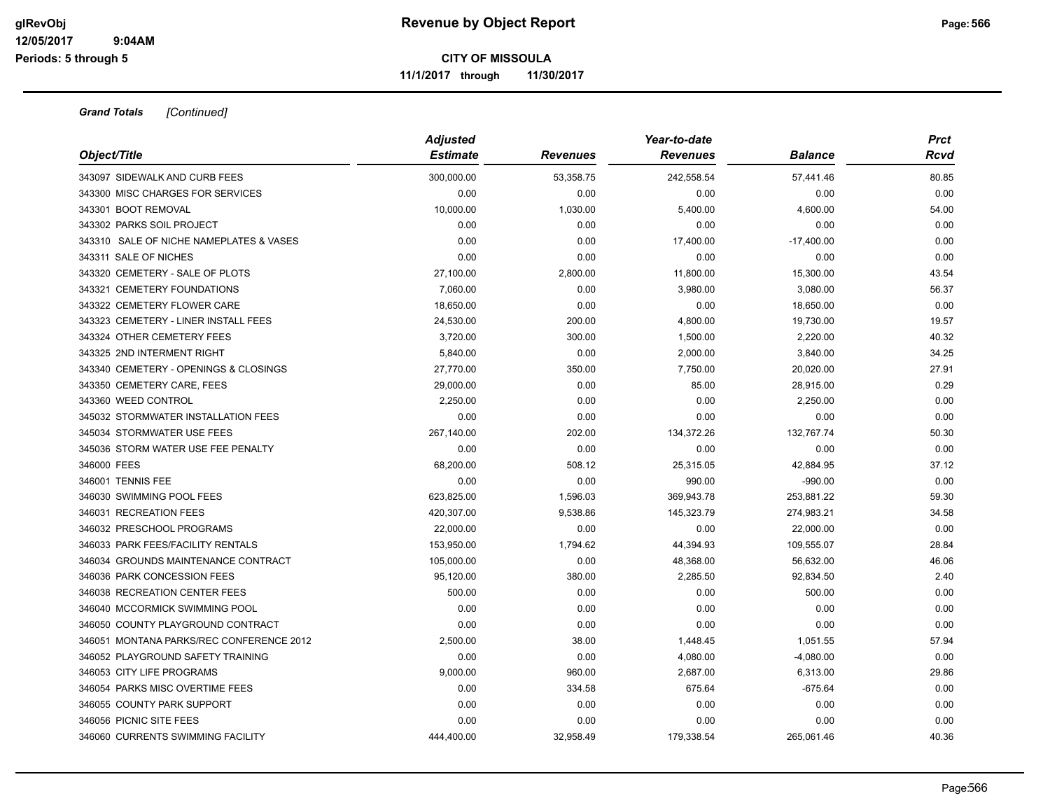**Revenue by Object Report**

**CITY OF MISSOULA**

**11/1/2017 through 11/30/2017**

glRevObj
12/05/2017 9:04AM
Periods: 5 through 5

***Grand Totals*** *[Continued]*

| Object/Title | Adjusted Estimate | Revenues | Year-to-date Revenues | Balance | Prct Rcvd |
|---|---|---|---|---|---|
| 343097 SIDEWALK AND CURB FEES | 300,000.00 | 53,358.75 | 242,558.54 | 57,441.46 | 80.85 |
| 343300 MISC CHARGES FOR SERVICES | 0.00 | 0.00 | 0.00 | 0.00 | 0.00 |
| 343301 BOOT REMOVAL | 10,000.00 | 1,030.00 | 5,400.00 | 4,600.00 | 54.00 |
| 343302 PARKS SOIL PROJECT | 0.00 | 0.00 | 0.00 | 0.00 | 0.00 |
| 343310 SALE OF NICHE NAMEPLATES & VASES | 0.00 | 0.00 | 17,400.00 | -17,400.00 | 0.00 |
| 343311 SALE OF NICHES | 0.00 | 0.00 | 0.00 | 0.00 | 0.00 |
| 343320 CEMETERY - SALE OF PLOTS | 27,100.00 | 2,800.00 | 11,800.00 | 15,300.00 | 43.54 |
| 343321 CEMETERY FOUNDATIONS | 7,060.00 | 0.00 | 3,980.00 | 3,080.00 | 56.37 |
| 343322 CEMETERY FLOWER CARE | 18,650.00 | 0.00 | 0.00 | 18,650.00 | 0.00 |
| 343323 CEMETERY - LINER INSTALL FEES | 24,530.00 | 200.00 | 4,800.00 | 19,730.00 | 19.57 |
| 343324 OTHER CEMETERY FEES | 3,720.00 | 300.00 | 1,500.00 | 2,220.00 | 40.32 |
| 343325 2ND INTERMENT RIGHT | 5,840.00 | 0.00 | 2,000.00 | 3,840.00 | 34.25 |
| 343340 CEMETERY - OPENINGS & CLOSINGS | 27,770.00 | 350.00 | 7,750.00 | 20,020.00 | 27.91 |
| 343350 CEMETERY CARE, FEES | 29,000.00 | 0.00 | 85.00 | 28,915.00 | 0.29 |
| 343360 WEED CONTROL | 2,250.00 | 0.00 | 0.00 | 2,250.00 | 0.00 |
| 345032 STORMWATER INSTALLATION FEES | 0.00 | 0.00 | 0.00 | 0.00 | 0.00 |
| 345034 STORMWATER USE FEES | 267,140.00 | 202.00 | 134,372.26 | 132,767.74 | 50.30 |
| 345036 STORM WATER USE FEE PENALTY | 0.00 | 0.00 | 0.00 | 0.00 | 0.00 |
| 346000 FEES | 68,200.00 | 508.12 | 25,315.05 | 42,884.95 | 37.12 |
| 346001 TENNIS FEE | 0.00 | 0.00 | 990.00 | -990.00 | 0.00 |
| 346030 SWIMMING POOL FEES | 623,825.00 | 1,596.03 | 369,943.78 | 253,881.22 | 59.30 |
| 346031 RECREATION FEES | 420,307.00 | 9,538.86 | 145,323.79 | 274,983.21 | 34.58 |
| 346032 PRESCHOOL PROGRAMS | 22,000.00 | 0.00 | 0.00 | 22,000.00 | 0.00 |
| 346033 PARK FEES/FACILITY RENTALS | 153,950.00 | 1,794.62 | 44,394.93 | 109,555.07 | 28.84 |
| 346034 GROUNDS MAINTENANCE CONTRACT | 105,000.00 | 0.00 | 48,368.00 | 56,632.00 | 46.06 |
| 346036 PARK CONCESSION FEES | 95,120.00 | 380.00 | 2,285.50 | 92,834.50 | 2.40 |
| 346038 RECREATION CENTER FEES | 500.00 | 0.00 | 0.00 | 500.00 | 0.00 |
| 346040 MCCORMICK SWIMMING POOL | 0.00 | 0.00 | 0.00 | 0.00 | 0.00 |
| 346050 COUNTY PLAYGROUND CONTRACT | 0.00 | 0.00 | 0.00 | 0.00 | 0.00 |
| 346051 MONTANA PARKS/REC CONFERENCE 2012 | 2,500.00 | 38.00 | 1,448.45 | 1,051.55 | 57.94 |
| 346052 PLAYGROUND SAFETY TRAINING | 0.00 | 0.00 | 4,080.00 | -4,080.00 | 0.00 |
| 346053 CITY LIFE PROGRAMS | 9,000.00 | 960.00 | 2,687.00 | 6,313.00 | 29.86 |
| 346054 PARKS MISC OVERTIME FEES | 0.00 | 334.58 | 675.64 | -675.64 | 0.00 |
| 346055 COUNTY PARK SUPPORT | 0.00 | 0.00 | 0.00 | 0.00 | 0.00 |
| 346056 PICNIC SITE FEES | 0.00 | 0.00 | 0.00 | 0.00 | 0.00 |
| 346060 CURRENTS SWIMMING FACILITY | 444,400.00 | 32,958.49 | 179,338.54 | 265,061.46 | 40.36 |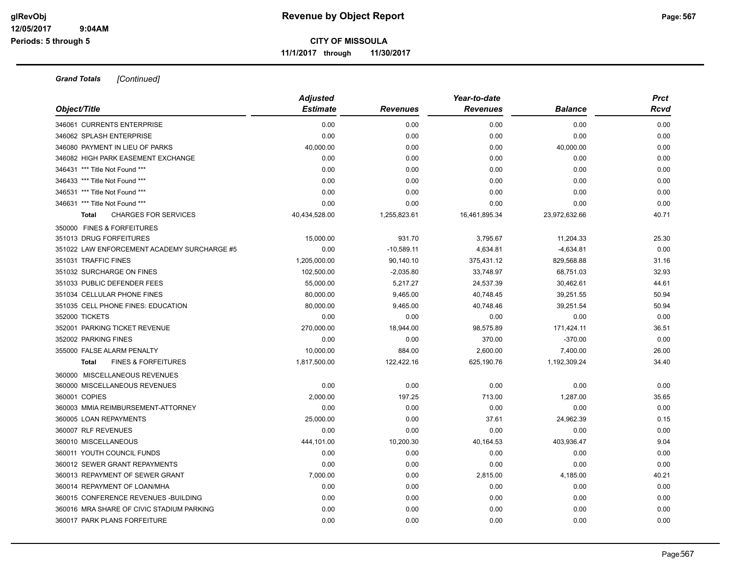# Revenue by Object Report

glRevObj
12/05/2017 9:04AM
Periods: 5 through 5

**CITY OF MISSOULA**

**11/1/2017 through 11/30/2017**

***Grand Totals*** *[Continued]*

| Object/Title | Adjusted Estimate | Revenues | Year-to-date Revenues | Balance | Prct Rcvd |
|---|---|---|---|---|---|
| 346061 CURRENTS ENTERPRISE | 0.00 | 0.00 | 0.00 | 0.00 | 0.00 |
| 346062 SPLASH ENTERPRISE | 0.00 | 0.00 | 0.00 | 0.00 | 0.00 |
| 346080 PAYMENT IN LIEU OF PARKS | 40,000.00 | 0.00 | 0.00 | 40,000.00 | 0.00 |
| 346082 HIGH PARK EASEMENT EXCHANGE | 0.00 | 0.00 | 0.00 | 0.00 | 0.00 |
| 346431 *** Title Not Found *** | 0.00 | 0.00 | 0.00 | 0.00 | 0.00 |
| 346433 *** Title Not Found *** | 0.00 | 0.00 | 0.00 | 0.00 | 0.00 |
| 346531 *** Title Not Found *** | 0.00 | 0.00 | 0.00 | 0.00 | 0.00 |
| 346631 *** Title Not Found *** | 0.00 | 0.00 | 0.00 | 0.00 | 0.00 |
| **Total** CHARGES FOR SERVICES | 40,434,528.00 | 1,255,823.61 | 16,461,895.34 | 23,972,632.66 | 40.71 |
| 350000 FINES & FORFEITURES | | | | | |
| 351013 DRUG FORFEITURES | 15,000.00 | 931.70 | 3,795.67 | 11,204.33 | 25.30 |
| 351022 LAW ENFORCEMENT ACADEMY SURCHARGE #5 | 0.00 | -10,589.11 | 4,634.81 | -4,634.81 | 0.00 |
| 351031 TRAFFIC FINES | 1,205,000.00 | 90,140.10 | 375,431.12 | 829,568.88 | 31.16 |
| 351032 SURCHARGE ON FINES | 102,500.00 | -2,035.80 | 33,748.97 | 68,751.03 | 32.93 |
| 351033 PUBLIC DEFENDER FEES | 55,000.00 | 5,217.27 | 24,537.39 | 30,462.61 | 44.61 |
| 351034 CELLULAR PHONE FINES | 80,000.00 | 9,465.00 | 40,748.45 | 39,251.55 | 50.94 |
| 351035 CELL PHONE FINES: EDUCATION | 80,000.00 | 9,465.00 | 40,748.46 | 39,251.54 | 50.94 |
| 352000 TICKETS | 0.00 | 0.00 | 0.00 | 0.00 | 0.00 |
| 352001 PARKING TICKET REVENUE | 270,000.00 | 18,944.00 | 98,575.89 | 171,424.11 | 36.51 |
| 352002 PARKING FINES | 0.00 | 0.00 | 370.00 | -370.00 | 0.00 |
| 355000 FALSE ALARM PENALTY | 10,000.00 | 884.00 | 2,600.00 | 7,400.00 | 26.00 |
| **Total** FINES & FORFEITURES | 1,817,500.00 | 122,422.16 | 625,190.76 | 1,192,309.24 | 34.40 |
| 360000 MISCELLANEOUS REVENUES | | | | | |
| 360000 MISCELLANEOUS REVENUES | 0.00 | 0.00 | 0.00 | 0.00 | 0.00 |
| 360001 COPIES | 2,000.00 | 197.25 | 713.00 | 1,287.00 | 35.65 |
| 360003 MMIA REIMBURSEMENT-ATTORNEY | 0.00 | 0.00 | 0.00 | 0.00 | 0.00 |
| 360005 LOAN REPAYMENTS | 25,000.00 | 0.00 | 37.61 | 24,962.39 | 0.15 |
| 360007 RLF REVENUES | 0.00 | 0.00 | 0.00 | 0.00 | 0.00 |
| 360010 MISCELLANEOUS | 444,101.00 | 10,200.30 | 40,164.53 | 403,936.47 | 9.04 |
| 360011 YOUTH COUNCIL FUNDS | 0.00 | 0.00 | 0.00 | 0.00 | 0.00 |
| 360012 SEWER GRANT REPAYMENTS | 0.00 | 0.00 | 0.00 | 0.00 | 0.00 |
| 360013 REPAYMENT OF SEWER GRANT | 7,000.00 | 0.00 | 2,815.00 | 4,185.00 | 40.21 |
| 360014 REPAYMENT OF LOAN/MHA | 0.00 | 0.00 | 0.00 | 0.00 | 0.00 |
| 360015 CONFERENCE REVENUES -BUILDING | 0.00 | 0.00 | 0.00 | 0.00 | 0.00 |
| 360016 MRA SHARE OF CIVIC STADIUM PARKING | 0.00 | 0.00 | 0.00 | 0.00 | 0.00 |
| 360017 PARK PLANS FORFEITURE | 0.00 | 0.00 | 0.00 | 0.00 | 0.00 |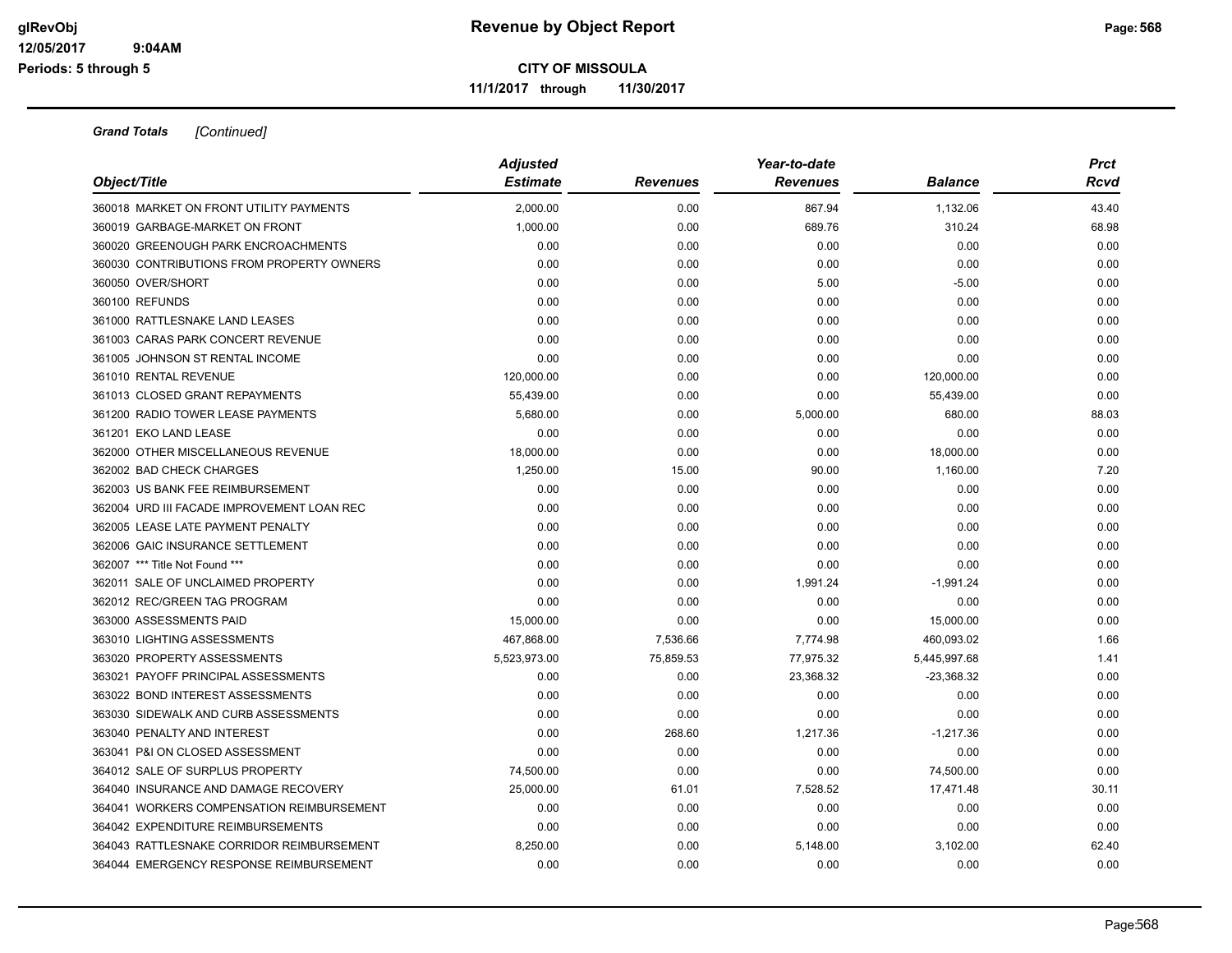**CITY OF MISSOULA**

**11/1/2017 through 11/30/2017**

***Grand Totals*** *[Continued]*

| Object/Title | Adjusted Estimate | Revenues | Year-to-date Revenues | Balance | Prct Rcvd |
|---|---|---|---|---|---|
| 360018 MARKET ON FRONT UTILITY PAYMENTS | 2,000.00 | 0.00 | 867.94 | 1,132.06 | 43.40 |
| 360019 GARBAGE-MARKET ON FRONT | 1,000.00 | 0.00 | 689.76 | 310.24 | 68.98 |
| 360020 GREENOUGH PARK ENCROACHMENTS | 0.00 | 0.00 | 0.00 | 0.00 | 0.00 |
| 360030 CONTRIBUTIONS FROM PROPERTY OWNERS | 0.00 | 0.00 | 0.00 | 0.00 | 0.00 |
| 360050 OVER/SHORT | 0.00 | 0.00 | 5.00 | -5.00 | 0.00 |
| 360100 REFUNDS | 0.00 | 0.00 | 0.00 | 0.00 | 0.00 |
| 361000 RATTLESNAKE LAND LEASES | 0.00 | 0.00 | 0.00 | 0.00 | 0.00 |
| 361003 CARAS PARK CONCERT REVENUE | 0.00 | 0.00 | 0.00 | 0.00 | 0.00 |
| 361005 JOHNSON ST RENTAL INCOME | 0.00 | 0.00 | 0.00 | 0.00 | 0.00 |
| 361010 RENTAL REVENUE | 120,000.00 | 0.00 | 0.00 | 120,000.00 | 0.00 |
| 361013 CLOSED GRANT REPAYMENTS | 55,439.00 | 0.00 | 0.00 | 55,439.00 | 0.00 |
| 361200 RADIO TOWER LEASE PAYMENTS | 5,680.00 | 0.00 | 5,000.00 | 680.00 | 88.03 |
| 361201 EKO LAND LEASE | 0.00 | 0.00 | 0.00 | 0.00 | 0.00 |
| 362000 OTHER MISCELLANEOUS REVENUE | 18,000.00 | 0.00 | 0.00 | 18,000.00 | 0.00 |
| 362002 BAD CHECK CHARGES | 1,250.00 | 15.00 | 90.00 | 1,160.00 | 7.20 |
| 362003 US BANK FEE REIMBURSEMENT | 0.00 | 0.00 | 0.00 | 0.00 | 0.00 |
| 362004 URD III FACADE IMPROVEMENT LOAN REC | 0.00 | 0.00 | 0.00 | 0.00 | 0.00 |
| 362005 LEASE LATE PAYMENT PENALTY | 0.00 | 0.00 | 0.00 | 0.00 | 0.00 |
| 362006 GAIC INSURANCE SETTLEMENT | 0.00 | 0.00 | 0.00 | 0.00 | 0.00 |
| 362007 *** Title Not Found *** | 0.00 | 0.00 | 0.00 | 0.00 | 0.00 |
| 362011 SALE OF UNCLAIMED PROPERTY | 0.00 | 0.00 | 1,991.24 | -1,991.24 | 0.00 |
| 362012 REC/GREEN TAG PROGRAM | 0.00 | 0.00 | 0.00 | 0.00 | 0.00 |
| 363000 ASSESSMENTS PAID | 15,000.00 | 0.00 | 0.00 | 15,000.00 | 0.00 |
| 363010 LIGHTING ASSESSMENTS | 467,868.00 | 7,536.66 | 7,774.98 | 460,093.02 | 1.66 |
| 363020 PROPERTY ASSESSMENTS | 5,523,973.00 | 75,859.53 | 77,975.32 | 5,445,997.68 | 1.41 |
| 363021 PAYOFF PRINCIPAL ASSESSMENTS | 0.00 | 0.00 | 23,368.32 | -23,368.32 | 0.00 |
| 363022 BOND INTEREST ASSESSMENTS | 0.00 | 0.00 | 0.00 | 0.00 | 0.00 |
| 363030 SIDEWALK AND CURB ASSESSMENTS | 0.00 | 0.00 | 0.00 | 0.00 | 0.00 |
| 363040 PENALTY AND INTEREST | 0.00 | 268.60 | 1,217.36 | -1,217.36 | 0.00 |
| 363041 P&I ON CLOSED ASSESSMENT | 0.00 | 0.00 | 0.00 | 0.00 | 0.00 |
| 364012 SALE OF SURPLUS PROPERTY | 74,500.00 | 0.00 | 0.00 | 74,500.00 | 0.00 |
| 364040 INSURANCE AND DAMAGE RECOVERY | 25,000.00 | 61.01 | 7,528.52 | 17,471.48 | 30.11 |
| 364041 WORKERS COMPENSATION REIMBURSEMENT | 0.00 | 0.00 | 0.00 | 0.00 | 0.00 |
| 364042 EXPENDITURE REIMBURSEMENTS | 0.00 | 0.00 | 0.00 | 0.00 | 0.00 |
| 364043 RATTLESNAKE CORRIDOR REIMBURSEMENT | 8,250.00 | 0.00 | 5,148.00 | 3,102.00 | 62.40 |
| 364044 EMERGENCY RESPONSE REIMBURSEMENT | 0.00 | 0.00 | 0.00 | 0.00 | 0.00 |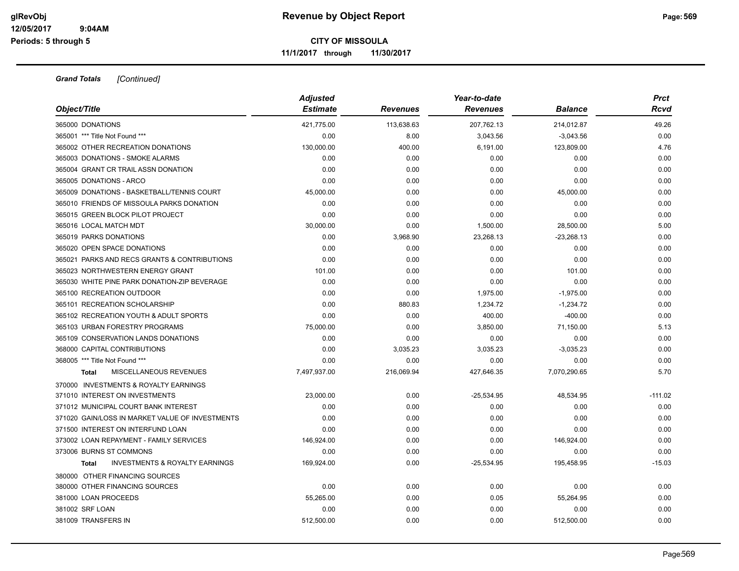**Revenue by Object Report**

**CITY OF MISSOULA**

**11/1/2017 through 11/30/2017**

glRevObj
12/05/2017 9:04AM
Periods: 5 through 5

***Grand Totals*** *[Continued]*

| Object/Title | Adjusted Estimate | Revenues | Year-to-date Revenues | Balance | Prct Rcvd |
|---|---|---|---|---|---|
| 365000 DONATIONS | 421,775.00 | 113,638.63 | 207,762.13 | 214,012.87 | 49.26 |
| 365001 *** Title Not Found *** | 0.00 | 8.00 | 3,043.56 | -3,043.56 | 0.00 |
| 365002 OTHER RECREATION DONATIONS | 130,000.00 | 400.00 | 6,191.00 | 123,809.00 | 4.76 |
| 365003 DONATIONS - SMOKE ALARMS | 0.00 | 0.00 | 0.00 | 0.00 | 0.00 |
| 365004 GRANT CR TRAIL ASSN DONATION | 0.00 | 0.00 | 0.00 | 0.00 | 0.00 |
| 365005 DONATIONS - ARCO | 0.00 | 0.00 | 0.00 | 0.00 | 0.00 |
| 365009 DONATIONS - BASKETBALL/TENNIS COURT | 45,000.00 | 0.00 | 0.00 | 45,000.00 | 0.00 |
| 365010 FRIENDS OF MISSOULA PARKS DONATION | 0.00 | 0.00 | 0.00 | 0.00 | 0.00 |
| 365015 GREEN BLOCK PILOT PROJECT | 0.00 | 0.00 | 0.00 | 0.00 | 0.00 |
| 365016 LOCAL MATCH MDT | 30,000.00 | 0.00 | 1,500.00 | 28,500.00 | 5.00 |
| 365019 PARKS DONATIONS | 0.00 | 3,968.90 | 23,268.13 | -23,268.13 | 0.00 |
| 365020 OPEN SPACE DONATIONS | 0.00 | 0.00 | 0.00 | 0.00 | 0.00 |
| 365021 PARKS AND RECS GRANTS & CONTRIBUTIONS | 0.00 | 0.00 | 0.00 | 0.00 | 0.00 |
| 365023 NORTHWESTERN ENERGY GRANT | 101.00 | 0.00 | 0.00 | 101.00 | 0.00 |
| 365030 WHITE PINE PARK DONATION-ZIP BEVERAGE | 0.00 | 0.00 | 0.00 | 0.00 | 0.00 |
| 365100 RECREATION OUTDOOR | 0.00 | 0.00 | 1,975.00 | -1,975.00 | 0.00 |
| 365101 RECREATION SCHOLARSHIP | 0.00 | 880.83 | 1,234.72 | -1,234.72 | 0.00 |
| 365102 RECREATION YOUTH & ADULT SPORTS | 0.00 | 0.00 | 400.00 | -400.00 | 0.00 |
| 365103 URBAN FORESTRY PROGRAMS | 75,000.00 | 0.00 | 3,850.00 | 71,150.00 | 5.13 |
| 365109 CONSERVATION LANDS DONATIONS | 0.00 | 0.00 | 0.00 | 0.00 | 0.00 |
| 368000 CAPITAL CONTRIBUTIONS | 0.00 | 3,035.23 | 3,035.23 | -3,035.23 | 0.00 |
| 368005 *** Title Not Found *** | 0.00 | 0.00 | 0.00 | 0.00 | 0.00 |
| **Total** MISCELLANEOUS REVENUES | 7,497,937.00 | 216,069.94 | 427,646.35 | 7,070,290.65 | 5.70 |
| 370000 INVESTMENTS & ROYALTY EARNINGS | | | | | |
| 371010 INTEREST ON INVESTMENTS | 23,000.00 | 0.00 | -25,534.95 | 48,534.95 | -111.02 |
| 371012 MUNICIPAL COURT BANK INTEREST | 0.00 | 0.00 | 0.00 | 0.00 | 0.00 |
| 371020 GAIN/LOSS IN MARKET VALUE OF INVESTMENTS | 0.00 | 0.00 | 0.00 | 0.00 | 0.00 |
| 371500 INTEREST ON INTERFUND LOAN | 0.00 | 0.00 | 0.00 | 0.00 | 0.00 |
| 373002 LOAN REPAYMENT - FAMILY SERVICES | 146,924.00 | 0.00 | 0.00 | 146,924.00 | 0.00 |
| 373006 BURNS ST COMMONS | 0.00 | 0.00 | 0.00 | 0.00 | 0.00 |
| **Total** INVESTMENTS & ROYALTY EARNINGS | 169,924.00 | 0.00 | -25,534.95 | 195,458.95 | -15.03 |
| 380000 OTHER FINANCING SOURCES | | | | | |
| 380000 OTHER FINANCING SOURCES | 0.00 | 0.00 | 0.00 | 0.00 | 0.00 |
| 381000 LOAN PROCEEDS | 55,265.00 | 0.00 | 0.05 | 55,264.95 | 0.00 |
| 381002 SRF LOAN | 0.00 | 0.00 | 0.00 | 0.00 | 0.00 |
| 381009 TRANSFERS IN | 512,500.00 | 0.00 | 0.00 | 512,500.00 | 0.00 |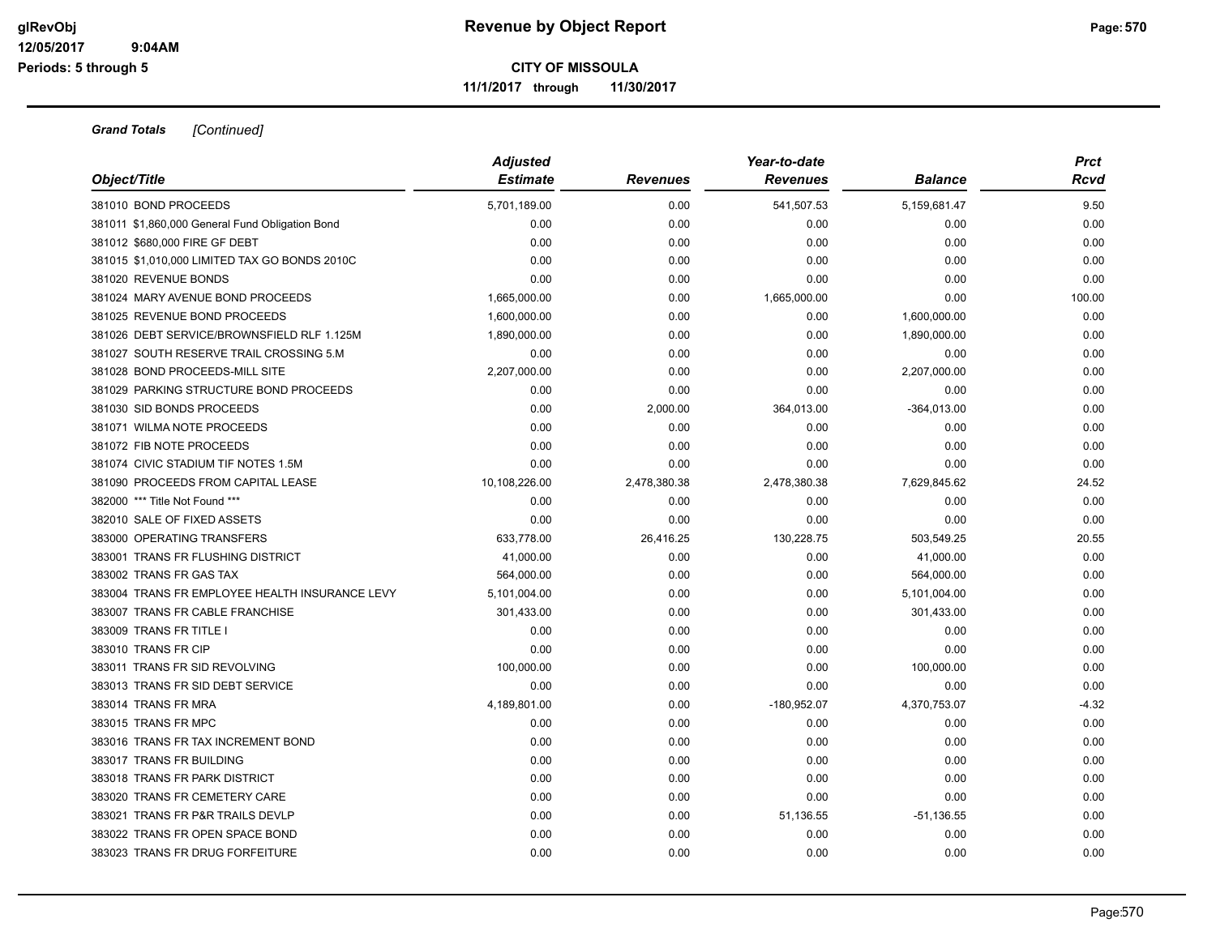**Grand Totals** *[Continued]*

| Object/Title | Adjusted Estimate | Revenues | Year-to-date Revenues | Balance | Prct Rcvd |
|---|---|---|---|---|---|
| 381010 BOND PROCEEDS | 5,701,189.00 | 0.00 | 541,507.53 | 5,159,681.47 | 9.50 |
| 381011 $1,860,000 General Fund Obligation Bond | 0.00 | 0.00 | 0.00 | 0.00 | 0.00 |
| 381012 $680,000 FIRE GF DEBT | 0.00 | 0.00 | 0.00 | 0.00 | 0.00 |
| 381015 $1,010,000 LIMITED TAX GO BONDS 2010C | 0.00 | 0.00 | 0.00 | 0.00 | 0.00 |
| 381020 REVENUE BONDS | 0.00 | 0.00 | 0.00 | 0.00 | 0.00 |
| 381024 MARY AVENUE BOND PROCEEDS | 1,665,000.00 | 0.00 | 1,665,000.00 | 0.00 | 100.00 |
| 381025 REVENUE BOND PROCEEDS | 1,600,000.00 | 0.00 | 0.00 | 1,600,000.00 | 0.00 |
| 381026 DEBT SERVICE/BROWNSFIELD RLF 1.125M | 1,890,000.00 | 0.00 | 0.00 | 1,890,000.00 | 0.00 |
| 381027 SOUTH RESERVE TRAIL CROSSING 5.M | 0.00 | 0.00 | 0.00 | 0.00 | 0.00 |
| 381028 BOND PROCEEDS-MILL SITE | 2,207,000.00 | 0.00 | 0.00 | 2,207,000.00 | 0.00 |
| 381029 PARKING STRUCTURE BOND PROCEEDS | 0.00 | 0.00 | 0.00 | 0.00 | 0.00 |
| 381030 SID BONDS PROCEEDS | 0.00 | 2,000.00 | 364,013.00 | -364,013.00 | 0.00 |
| 381071 WILMA NOTE PROCEEDS | 0.00 | 0.00 | 0.00 | 0.00 | 0.00 |
| 381072 FIB NOTE PROCEEDS | 0.00 | 0.00 | 0.00 | 0.00 | 0.00 |
| 381074 CIVIC STADIUM TIF NOTES 1.5M | 0.00 | 0.00 | 0.00 | 0.00 | 0.00 |
| 381090 PROCEEDS FROM CAPITAL LEASE | 10,108,226.00 | 2,478,380.38 | 2,478,380.38 | 7,629,845.62 | 24.52 |
| 382000 *** Title Not Found *** | 0.00 | 0.00 | 0.00 | 0.00 | 0.00 |
| 382010 SALE OF FIXED ASSETS | 0.00 | 0.00 | 0.00 | 0.00 | 0.00 |
| 383000 OPERATING TRANSFERS | 633,778.00 | 26,416.25 | 130,228.75 | 503,549.25 | 20.55 |
| 383001 TRANS FR FLUSHING DISTRICT | 41,000.00 | 0.00 | 0.00 | 41,000.00 | 0.00 |
| 383002 TRANS FR GAS TAX | 564,000.00 | 0.00 | 0.00 | 564,000.00 | 0.00 |
| 383004 TRANS FR EMPLOYEE HEALTH INSURANCE LEVY | 5,101,004.00 | 0.00 | 0.00 | 5,101,004.00 | 0.00 |
| 383007 TRANS FR CABLE FRANCHISE | 301,433.00 | 0.00 | 0.00 | 301,433.00 | 0.00 |
| 383009 TRANS FR TITLE I | 0.00 | 0.00 | 0.00 | 0.00 | 0.00 |
| 383010 TRANS FR CIP | 0.00 | 0.00 | 0.00 | 0.00 | 0.00 |
| 383011 TRANS FR SID REVOLVING | 100,000.00 | 0.00 | 0.00 | 100,000.00 | 0.00 |
| 383013 TRANS FR SID DEBT SERVICE | 0.00 | 0.00 | 0.00 | 0.00 | 0.00 |
| 383014 TRANS FR MRA | 4,189,801.00 | 0.00 | -180,952.07 | 4,370,753.07 | -4.32 |
| 383015 TRANS FR MPC | 0.00 | 0.00 | 0.00 | 0.00 | 0.00 |
| 383016 TRANS FR TAX INCREMENT BOND | 0.00 | 0.00 | 0.00 | 0.00 | 0.00 |
| 383017 TRANS FR BUILDING | 0.00 | 0.00 | 0.00 | 0.00 | 0.00 |
| 383018 TRANS FR PARK DISTRICT | 0.00 | 0.00 | 0.00 | 0.00 | 0.00 |
| 383020 TRANS FR CEMETERY CARE | 0.00 | 0.00 | 0.00 | 0.00 | 0.00 |
| 383021 TRANS FR P&R TRAILS DEVLP | 0.00 | 0.00 | 51,136.55 | -51,136.55 | 0.00 |
| 383022 TRANS FR OPEN SPACE BOND | 0.00 | 0.00 | 0.00 | 0.00 | 0.00 |
| 383023 TRANS FR DRUG FORFEITURE | 0.00 | 0.00 | 0.00 | 0.00 | 0.00 |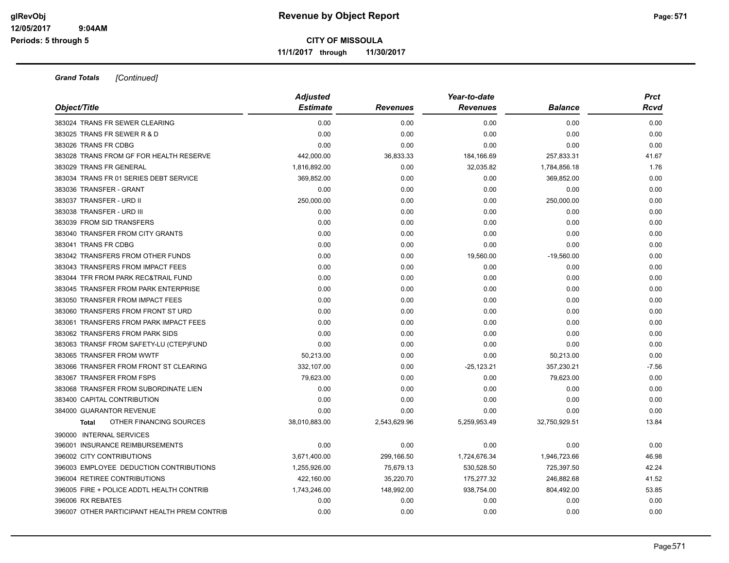**Revenue by Object Report**

**CITY OF MISSOULA**

**11/1/2017 through 11/30/2017**

***Grand Totals*** *[Continued]*

| Object/Title | Adjusted Estimate | Revenues | Year-to-date Revenues | Balance | Prct Rcvd |
|---|---|---|---|---|---|
| 383024 TRANS FR SEWER CLEARING | 0.00 | 0.00 | 0.00 | 0.00 | 0.00 |
| 383025 TRANS FR SEWER R & D | 0.00 | 0.00 | 0.00 | 0.00 | 0.00 |
| 383026 TRANS FR CDBG | 0.00 | 0.00 | 0.00 | 0.00 | 0.00 |
| 383028 TRANS FROM GF FOR HEALTH RESERVE | 442,000.00 | 36,833.33 | 184,166.69 | 257,833.31 | 41.67 |
| 383029 TRANS FR GENERAL | 1,816,892.00 | 0.00 | 32,035.82 | 1,784,856.18 | 1.76 |
| 383034 TRANS FR 01 SERIES DEBT SERVICE | 369,852.00 | 0.00 | 0.00 | 369,852.00 | 0.00 |
| 383036 TRANSFER - GRANT | 0.00 | 0.00 | 0.00 | 0.00 | 0.00 |
| 383037 TRANSFER - URD II | 250,000.00 | 0.00 | 0.00 | 250,000.00 | 0.00 |
| 383038 TRANSFER - URD III | 0.00 | 0.00 | 0.00 | 0.00 | 0.00 |
| 383039 FROM SID TRANSFERS | 0.00 | 0.00 | 0.00 | 0.00 | 0.00 |
| 383040 TRANSFER FROM CITY GRANTS | 0.00 | 0.00 | 0.00 | 0.00 | 0.00 |
| 383041 TRANS FR CDBG | 0.00 | 0.00 | 0.00 | 0.00 | 0.00 |
| 383042 TRANSFERS FROM OTHER FUNDS | 0.00 | 0.00 | 19,560.00 | -19,560.00 | 0.00 |
| 383043 TRANSFERS FROM IMPACT FEES | 0.00 | 0.00 | 0.00 | 0.00 | 0.00 |
| 383044 TFR FROM PARK REC&TRAIL FUND | 0.00 | 0.00 | 0.00 | 0.00 | 0.00 |
| 383045 TRANSFER FROM PARK ENTERPRISE | 0.00 | 0.00 | 0.00 | 0.00 | 0.00 |
| 383050 TRANSFER FROM IMPACT FEES | 0.00 | 0.00 | 0.00 | 0.00 | 0.00 |
| 383060 TRANSFERS FROM FRONT ST URD | 0.00 | 0.00 | 0.00 | 0.00 | 0.00 |
| 383061 TRANSFERS FROM PARK IMPACT FEES | 0.00 | 0.00 | 0.00 | 0.00 | 0.00 |
| 383062 TRANSFERS FROM PARK SIDS | 0.00 | 0.00 | 0.00 | 0.00 | 0.00 |
| 383063 TRANSF FROM SAFETY-LU (CTEP)FUND | 0.00 | 0.00 | 0.00 | 0.00 | 0.00 |
| 383065 TRANSFER FROM WWTF | 50,213.00 | 0.00 | 0.00 | 50,213.00 | 0.00 |
| 383066 TRANSFER FROM FRONT ST CLEARING | 332,107.00 | 0.00 | -25,123.21 | 357,230.21 | -7.56 |
| 383067 TRANSFER FROM FSPS | 79,623.00 | 0.00 | 0.00 | 79,623.00 | 0.00 |
| 383068 TRANSFER FROM SUBORDINATE LIEN | 0.00 | 0.00 | 0.00 | 0.00 | 0.00 |
| 383400 CAPITAL CONTRIBUTION | 0.00 | 0.00 | 0.00 | 0.00 | 0.00 |
| 384000 GUARANTOR REVENUE | 0.00 | 0.00 | 0.00 | 0.00 | 0.00 |
| **Total** OTHER FINANCING SOURCES | 38,010,883.00 | 2,543,629.96 | 5,259,953.49 | 32,750,929.51 | 13.84 |
| 390000 INTERNAL SERVICES | | | | | |
| 396001 INSURANCE REIMBURSEMENTS | 0.00 | 0.00 | 0.00 | 0.00 | 0.00 |
| 396002 CITY CONTRIBUTIONS | 3,671,400.00 | 299,166.50 | 1,724,676.34 | 1,946,723.66 | 46.98 |
| 396003 EMPLOYEE DEDUCTION CONTRIBUTIONS | 1,255,926.00 | 75,679.13 | 530,528.50 | 725,397.50 | 42.24 |
| 396004 RETIREE CONTRIBUTIONS | 422,160.00 | 35,220.70 | 175,277.32 | 246,882.68 | 41.52 |
| 396005 FIRE + POLICE ADDTL HEALTH CONTRIB | 1,743,246.00 | 148,992.00 | 938,754.00 | 804,492.00 | 53.85 |
| 396006 RX REBATES | 0.00 | 0.00 | 0.00 | 0.00 | 0.00 |
| 396007 OTHER PARTICIPANT HEALTH PREM CONTRIB | 0.00 | 0.00 | 0.00 | 0.00 | 0.00 |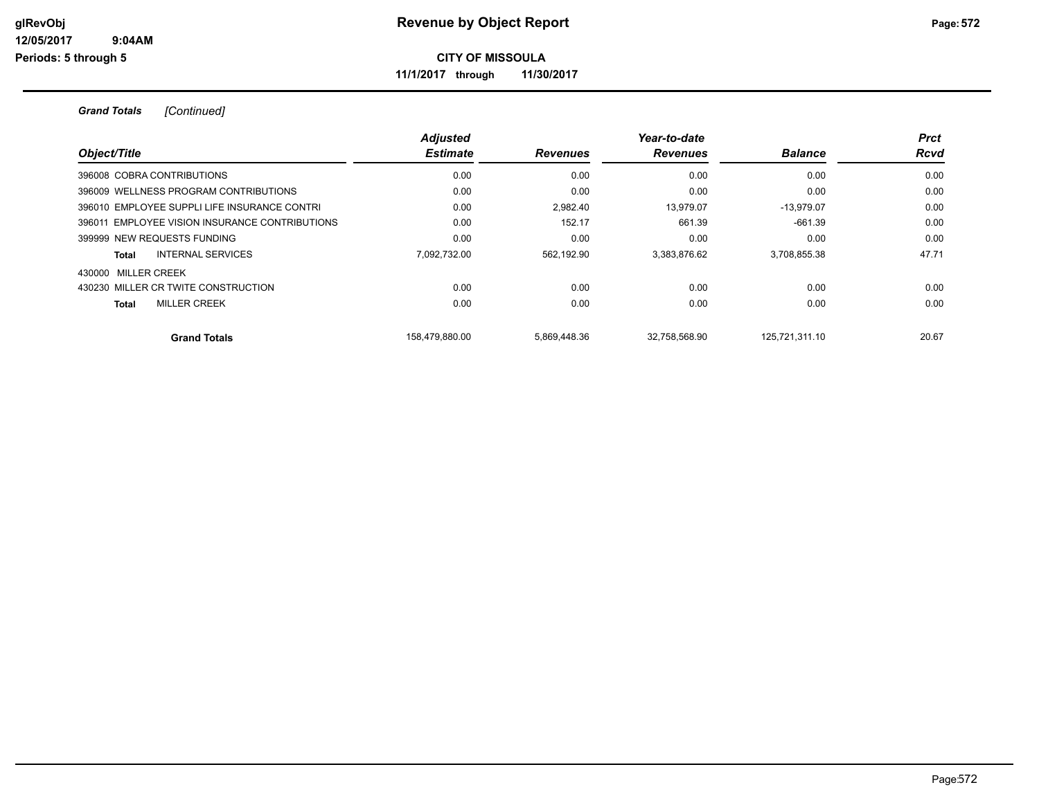# Revenue by Object Report

**CITY OF MISSOULA**

**11/1/2017 through 11/30/2017**

glRevObj
12/05/2017 9:04AM
Periods: 5 through 5

***Grand Totals*** *[Continued]*

| Object/Title | Adjusted Estimate | Revenues | Year-to-date Revenues | Balance | Prct Rcvd |
|---|---|---|---|---|---|
| 396008 COBRA CONTRIBUTIONS | 0.00 | 0.00 | 0.00 | 0.00 | 0.00 |
| 396009 WELLNESS PROGRAM CONTRIBUTIONS | 0.00 | 0.00 | 0.00 | 0.00 | 0.00 |
| 396010 EMPLOYEE SUPPLI LIFE INSURANCE CONTRI | 0.00 | 2,982.40 | 13,979.07 | -13,979.07 | 0.00 |
| 396011 EMPLOYEE VISION INSURANCE CONTRIBUTIONS | 0.00 | 152.17 | 661.39 | -661.39 | 0.00 |
| 399999 NEW REQUESTS FUNDING | 0.00 | 0.00 | 0.00 | 0.00 | 0.00 |
| **Total** INTERNAL SERVICES | 7,092,732.00 | 562,192.90 | 3,383,876.62 | 3,708,855.38 | 47.71 |
| 430000 MILLER CREEK | | | | | |
| 430230 MILLER CR TWITE CONSTRUCTION | 0.00 | 0.00 | 0.00 | 0.00 | 0.00 |
| **Total** MILLER CREEK | 0.00 | 0.00 | 0.00 | 0.00 | 0.00 |
| **Grand Totals** | 158,479,880.00 | 5,869,448.36 | 32,758,568.90 | 125,721,311.10 | 20.67 |